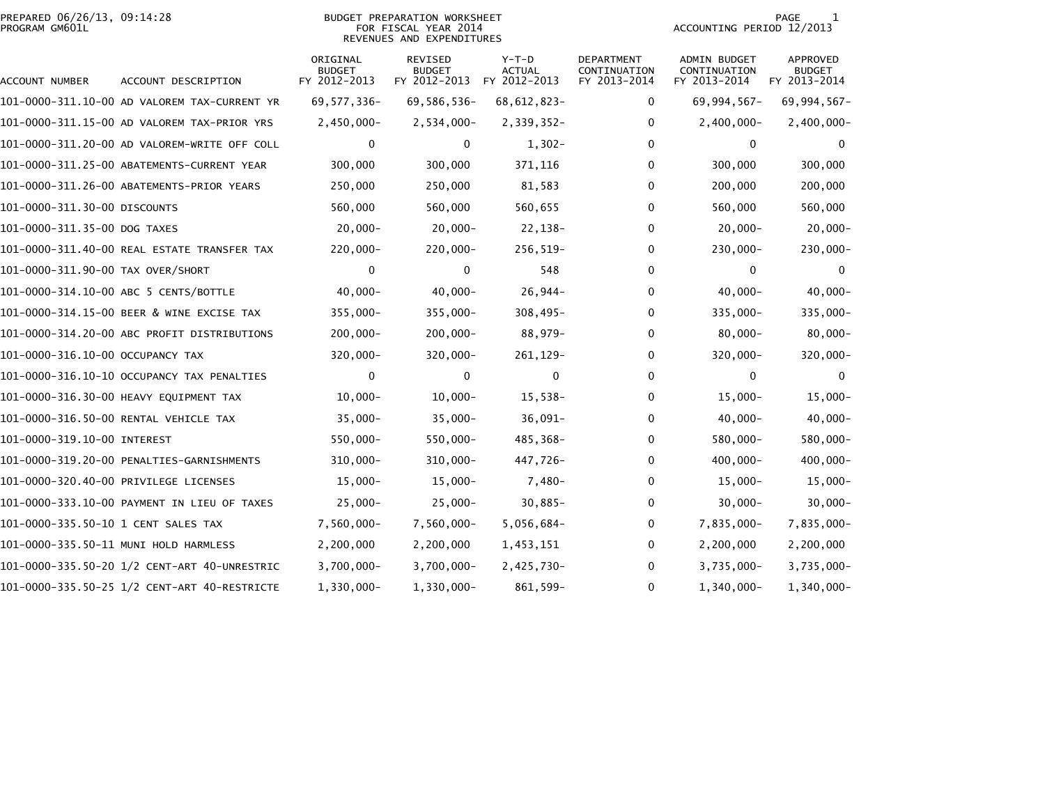PREPARED 06/26/13, 09:14:28
PROGRAM GM601L

BUDGET PREPARATION WORKSHEET
FOR FISCAL YEAR 2014
REVENUES AND EXPENDITURES

ACCOUNTING PERIOD 12/2013

| ACCOUNT NUMBER | ACCOUNT DESCRIPTION | ORIGINAL BUDGET FY 2012-2013 | REVISED BUDGET FY 2012-2013 | Y-T-D ACTUAL FY 2012-2013 | DEPARTMENT CONTINUATION FY 2013-2014 | ADMIN BUDGET CONTINUATION FY 2013-2014 | APPROVED BUDGET FY 2013-2014 |
|---|---|---|---|---|---|---|---|
| 101-0000-311.10-00 | AD VALOREM TAX-CURRENT YR | 69,577,336- | 69,586,536- | 68,612,823- | 0 | 69,994,567- | 69,994,567- |
| 101-0000-311.15-00 | AD VALOREM TAX-PRIOR YRS | 2,450,000- | 2,534,000- | 2,339,352- | 0 | 2,400,000- | 2,400,000- |
| 101-0000-311.20-00 | AD VALOREM-WRITE OFF COLL | 0 | 0 | 1,302- | 0 | 0 | 0 |
| 101-0000-311.25-00 | ABATEMENTS-CURRENT YEAR | 300,000 | 300,000 | 371,116 | 0 | 300,000 | 300,000 |
| 101-0000-311.26-00 | ABATEMENTS-PRIOR YEARS | 250,000 | 250,000 | 81,583 | 0 | 200,000 | 200,000 |
| 101-0000-311.30-00 | DISCOUNTS | 560,000 | 560,000 | 560,655 | 0 | 560,000 | 560,000 |
| 101-0000-311.35-00 | DOG TAXES | 20,000- | 20,000- | 22,138- | 0 | 20,000- | 20,000- |
| 101-0000-311.40-00 | REAL ESTATE TRANSFER TAX | 220,000- | 220,000- | 256,519- | 0 | 230,000- | 230,000- |
| 101-0000-311.90-00 | TAX OVER/SHORT | 0 | 0 | 548 | 0 | 0 | 0 |
| 101-0000-314.10-00 | ABC 5 CENTS/BOTTLE | 40,000- | 40,000- | 26,944- | 0 | 40,000- | 40,000- |
| 101-0000-314.15-00 | BEER & WINE EXCISE TAX | 355,000- | 355,000- | 308,495- | 0 | 335,000- | 335,000- |
| 101-0000-314.20-00 | ABC PROFIT DISTRIBUTIONS | 200,000- | 200,000- | 88,979- | 0 | 80,000- | 80,000- |
| 101-0000-316.10-00 | OCCUPANCY TAX | 320,000- | 320,000- | 261,129- | 0 | 320,000- | 320,000- |
| 101-0000-316.10-10 | OCCUPANCY TAX PENALTIES | 0 | 0 | 0 | 0 | 0 | 0 |
| 101-0000-316.30-00 | HEAVY EQUIPMENT TAX | 10,000- | 10,000- | 15,538- | 0 | 15,000- | 15,000- |
| 101-0000-316.50-00 | RENTAL VEHICLE TAX | 35,000- | 35,000- | 36,091- | 0 | 40,000- | 40,000- |
| 101-0000-319.10-00 | INTEREST | 550,000- | 550,000- | 485,368- | 0 | 580,000- | 580,000- |
| 101-0000-319.20-00 | PENALTIES-GARNISHMENTS | 310,000- | 310,000- | 447,726- | 0 | 400,000- | 400,000- |
| 101-0000-320.40-00 | PRIVILEGE LICENSES | 15,000- | 15,000- | 7,480- | 0 | 15,000- | 15,000- |
| 101-0000-333.10-00 | PAYMENT IN LIEU OF TAXES | 25,000- | 25,000- | 30,885- | 0 | 30,000- | 30,000- |
| 101-0000-335.50-10 | 1 CENT SALES TAX | 7,560,000- | 7,560,000- | 5,056,684- | 0 | 7,835,000- | 7,835,000- |
| 101-0000-335.50-11 | MUNI HOLD HARMLESS | 2,200,000 | 2,200,000 | 1,453,151 | 0 | 2,200,000 | 2,200,000 |
| 101-0000-335.50-20 | 1/2 CENT-ART 40-UNRESTRIC | 3,700,000- | 3,700,000- | 2,425,730- | 0 | 3,735,000- | 3,735,000- |
| 101-0000-335.50-25 | 1/2 CENT-ART 40-RESTRICTE | 1,330,000- | 1,330,000- | 861,599- | 0 | 1,340,000- | 1,340,000- |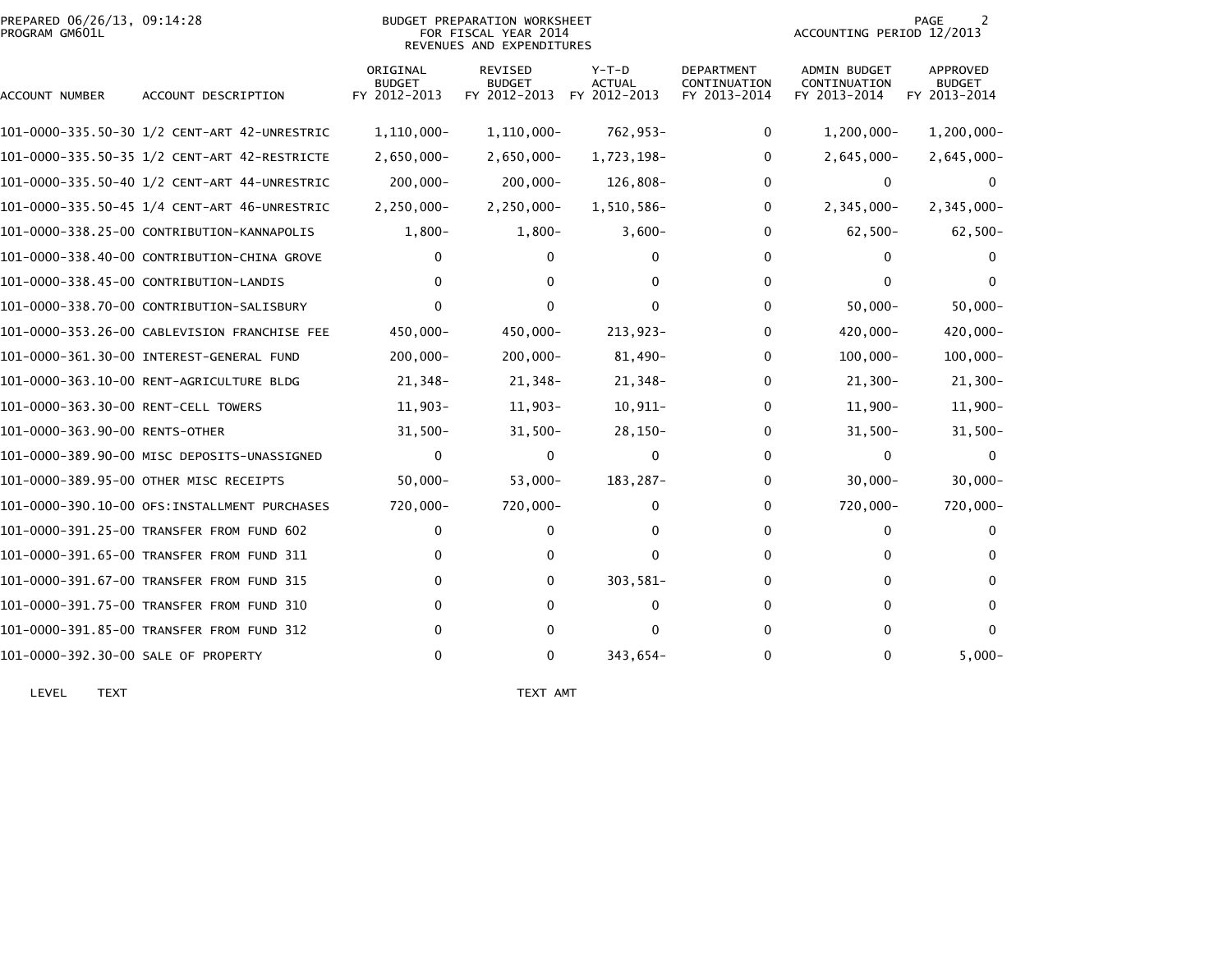PREPARED 06/26/13, 09:14:28
PROGRAM GM601L

BUDGET PREPARATION WORKSHEET
FOR FISCAL YEAR 2014
REVENUES AND EXPENDITURES

ACCOUNTING PERIOD 12/2013

| ACCOUNT NUMBER | ACCOUNT DESCRIPTION | ORIGINAL BUDGET FY 2012-2013 | REVISED BUDGET FY 2012-2013 | Y-T-D ACTUAL FY 2012-2013 | DEPARTMENT CONTINUATION FY 2013-2014 | ADMIN BUDGET CONTINUATION FY 2013-2014 | APPROVED BUDGET FY 2013-2014 |
|---|---|---|---|---|---|---|---|
| 101-0000-335.50-30 | 1/2 CENT-ART 42-UNRESTRIC | 1,110,000- | 1,110,000- | 762,953- | 0 | 1,200,000- | 1,200,000- |
| 101-0000-335.50-35 | 1/2 CENT-ART 42-RESTRICTE | 2,650,000- | 2,650,000- | 1,723,198- | 0 | 2,645,000- | 2,645,000- |
| 101-0000-335.50-40 | 1/2 CENT-ART 44-UNRESTRIC | 200,000- | 200,000- | 126,808- | 0 | 0 | 0 |
| 101-0000-335.50-45 | 1/4 CENT-ART 46-UNRESTRIC | 2,250,000- | 2,250,000- | 1,510,586- | 0 | 2,345,000- | 2,345,000- |
| 101-0000-338.25-00 | CONTRIBUTION-KANNAPOLIS | 1,800- | 1,800- | 3,600- | 0 | 62,500- | 62,500- |
| 101-0000-338.40-00 | CONTRIBUTION-CHINA GROVE | 0 | 0 | 0 | 0 | 0 | 0 |
| 101-0000-338.45-00 | CONTRIBUTION-LANDIS | 0 | 0 | 0 | 0 | 0 | 0 |
| 101-0000-338.70-00 | CONTRIBUTION-SALISBURY | 0 | 0 | 0 | 0 | 50,000- | 50,000- |
| 101-0000-353.26-00 | CABLEVISION FRANCHISE FEE | 450,000- | 450,000- | 213,923- | 0 | 420,000- | 420,000- |
| 101-0000-361.30-00 | INTEREST-GENERAL FUND | 200,000- | 200,000- | 81,490- | 0 | 100,000- | 100,000- |
| 101-0000-363.10-00 | RENT-AGRICULTURE BLDG | 21,348- | 21,348- | 21,348- | 0 | 21,300- | 21,300- |
| 101-0000-363.30-00 | RENT-CELL TOWERS | 11,903- | 11,903- | 10,911- | 0 | 11,900- | 11,900- |
| 101-0000-363.90-00 | RENTS-OTHER | 31,500- | 31,500- | 28,150- | 0 | 31,500- | 31,500- |
| 101-0000-389.90-00 | MISC DEPOSITS-UNASSIGNED | 0 | 0 | 0 | 0 | 0 | 0 |
| 101-0000-389.95-00 | OTHER MISC RECEIPTS | 50,000- | 53,000- | 183,287- | 0 | 30,000- | 30,000- |
| 101-0000-390.10-00 | OFS:INSTALLMENT PURCHASES | 720,000- | 720,000- | 0 | 0 | 720,000- | 720,000- |
| 101-0000-391.25-00 | TRANSFER FROM FUND 602 | 0 | 0 | 0 | 0 | 0 | 0 |
| 101-0000-391.65-00 | TRANSFER FROM FUND 311 | 0 | 0 | 0 | 0 | 0 | 0 |
| 101-0000-391.67-00 | TRANSFER FROM FUND 315 | 0 | 0 | 303,581- | 0 | 0 | 0 |
| 101-0000-391.75-00 | TRANSFER FROM FUND 310 | 0 | 0 | 0 | 0 | 0 | 0 |
| 101-0000-391.85-00 | TRANSFER FROM FUND 312 | 0 | 0 | 0 | 0 | 0 | 0 |
| 101-0000-392.30-00 | SALE OF PROPERTY | 0 | 0 | 343,654- | 0 | 0 | 5,000- |

| LEVEL | TEXT | TEXT AMT |
|---|---|---|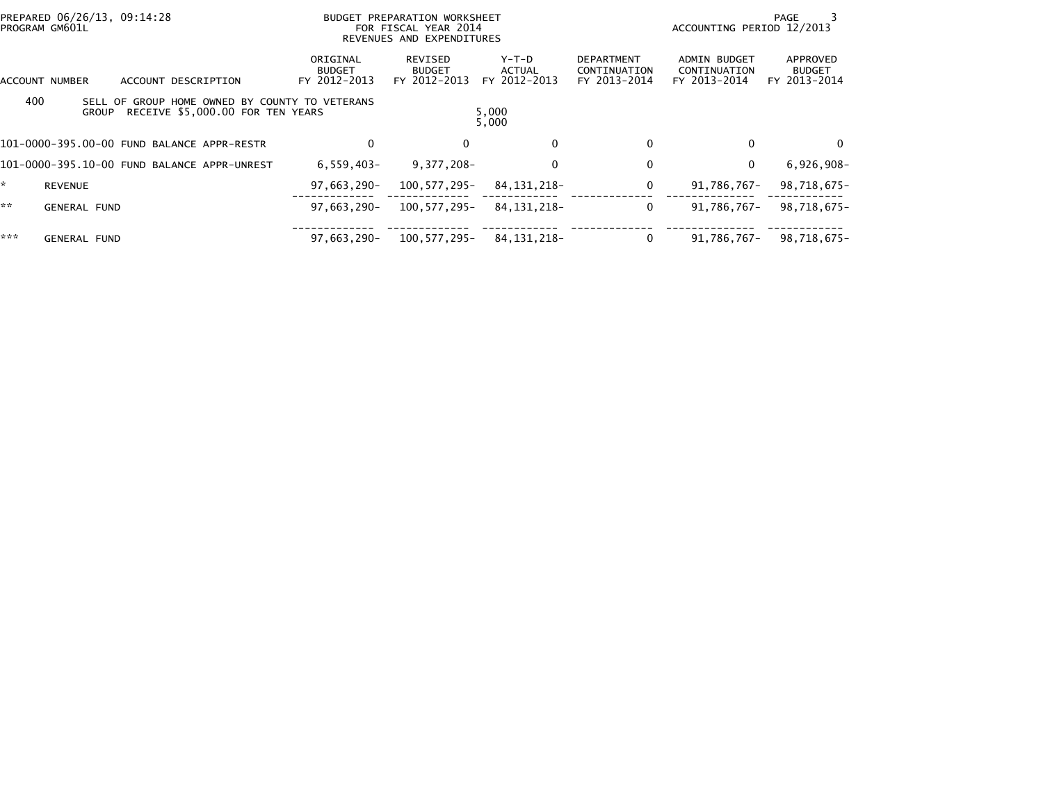PREPARED 06/26/13, 09:14:28
PROGRAM GM601L

BUDGET PREPARATION WORKSHEET
FOR FISCAL YEAR 2014
REVENUES AND EXPENDITURES

ACCOUNTING PERIOD 12/2013

| ACCOUNT NUMBER | ACCOUNT DESCRIPTION | ORIGINAL BUDGET FY 2012-2013 | REVISED BUDGET FY 2012-2013 | Y-T-D ACTUAL FY 2012-2013 | DEPARTMENT CONTINUATION FY 2013-2014 | ADMIN BUDGET CONTINUATION FY 2013-2014 | APPROVED BUDGET FY 2013-2014 |
|---|---|---|---|---|---|---|---|
| 400 | SELL OF GROUP HOME OWNED BY COUNTY TO VETERANS GROUP RECEIVE $5,000.00 FOR TEN YEARS | | | 5,000<br>5,000 | | | |
| 101-0000-395.00-00 | FUND BALANCE APPR-RESTR | 0 | 0 | 0 | 0 | 0 | 0 |
| 101-0000-395.10-00 | FUND BALANCE APPR-UNREST | 6,559,403- | 9,377,208- | 0 | 0 | 0 | 6,926,908- |
| * | REVENUE | 97,663,290- | 100,577,295- | 84,131,218- | 0 | 91,786,767- | 98,718,675- |
| ** | GENERAL FUND | 97,663,290- | 100,577,295- | 84,131,218- | 0 | 91,786,767- | 98,718,675- |
| *** | GENERAL FUND | 97,663,290- | 100,577,295- | 84,131,218- | 0 | 91,786,767- | 98,718,675- |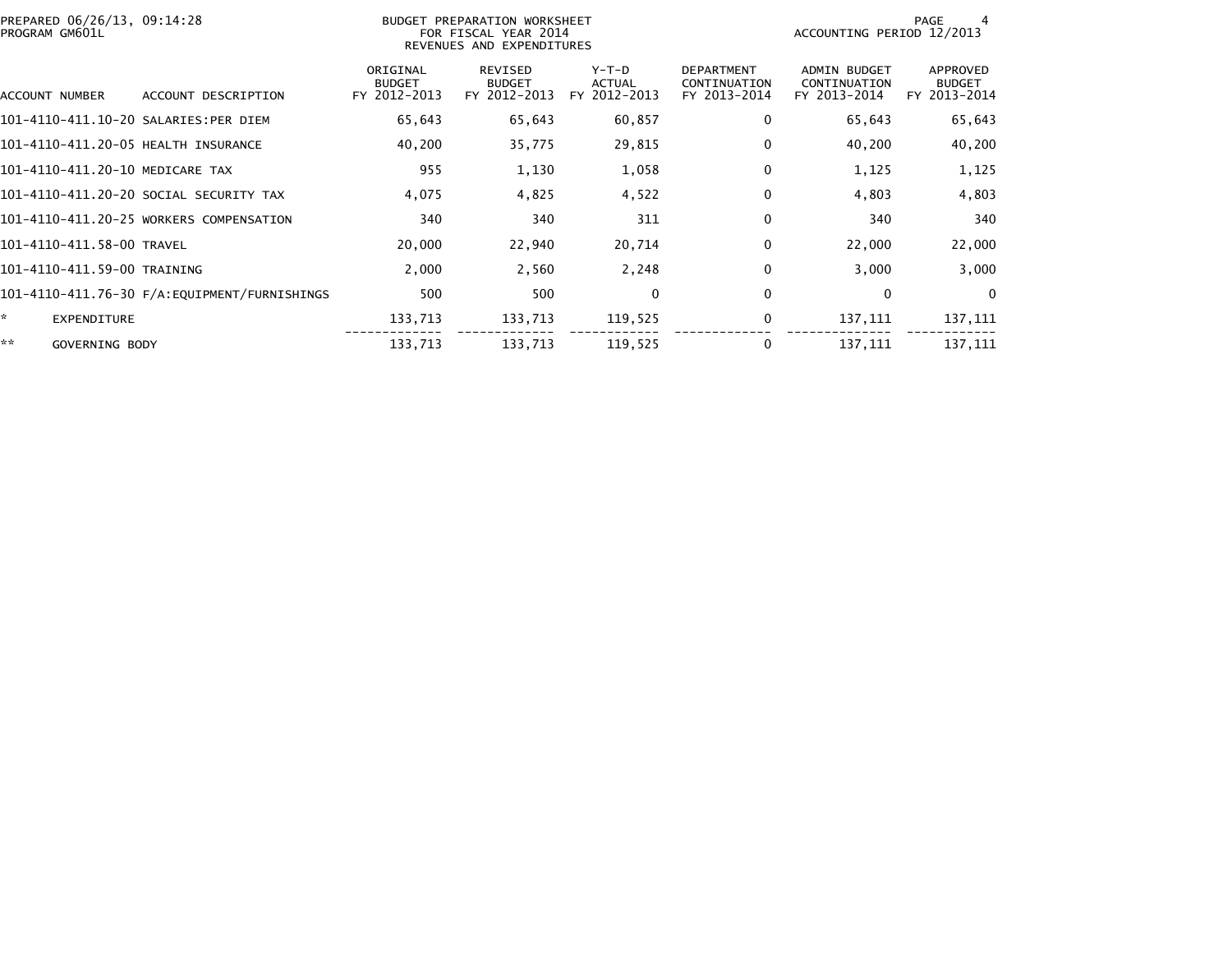PREPARED 06/26/13, 09:14:28
PROGRAM GM601L

BUDGET PREPARATION WORKSHEET
FOR FISCAL YEAR 2014
REVENUES AND EXPENDITURES

ACCOUNTING PERIOD 12/2013

| ACCOUNT NUMBER | ACCOUNT DESCRIPTION | ORIGINAL BUDGET FY 2012-2013 | REVISED BUDGET FY 2012-2013 | Y-T-D ACTUAL FY 2012-2013 | DEPARTMENT CONTINUATION FY 2013-2014 | ADMIN BUDGET CONTINUATION FY 2013-2014 | APPROVED BUDGET FY 2013-2014 |
|---|---|---|---|---|---|---|---|
| 101-4110-411.10-20 | SALARIES:PER DIEM | 65,643 | 65,643 | 60,857 | 0 | 65,643 | 65,643 |
| 101-4110-411.20-05 | HEALTH INSURANCE | 40,200 | 35,775 | 29,815 | 0 | 40,200 | 40,200 |
| 101-4110-411.20-10 | MEDICARE TAX | 955 | 1,130 | 1,058 | 0 | 1,125 | 1,125 |
| 101-4110-411.20-20 | SOCIAL SECURITY TAX | 4,075 | 4,825 | 4,522 | 0 | 4,803 | 4,803 |
| 101-4110-411.20-25 | WORKERS COMPENSATION | 340 | 340 | 311 | 0 | 340 | 340 |
| 101-4110-411.58-00 | TRAVEL | 20,000 | 22,940 | 20,714 | 0 | 22,000 | 22,000 |
| 101-4110-411.59-00 | TRAINING | 2,000 | 2,560 | 2,248 | 0 | 3,000 | 3,000 |
| 101-4110-411.76-30 | F/A:EQUIPMENT/FURNISHINGS | 500 | 500 | 0 | 0 | 0 | 0 |
| * | EXPENDITURE | 133,713 | 133,713 | 119,525 | 0 | 137,111 | 137,111 |
| ** | GOVERNING BODY | 133,713 | 133,713 | 119,525 | 0 | 137,111 | 137,111 |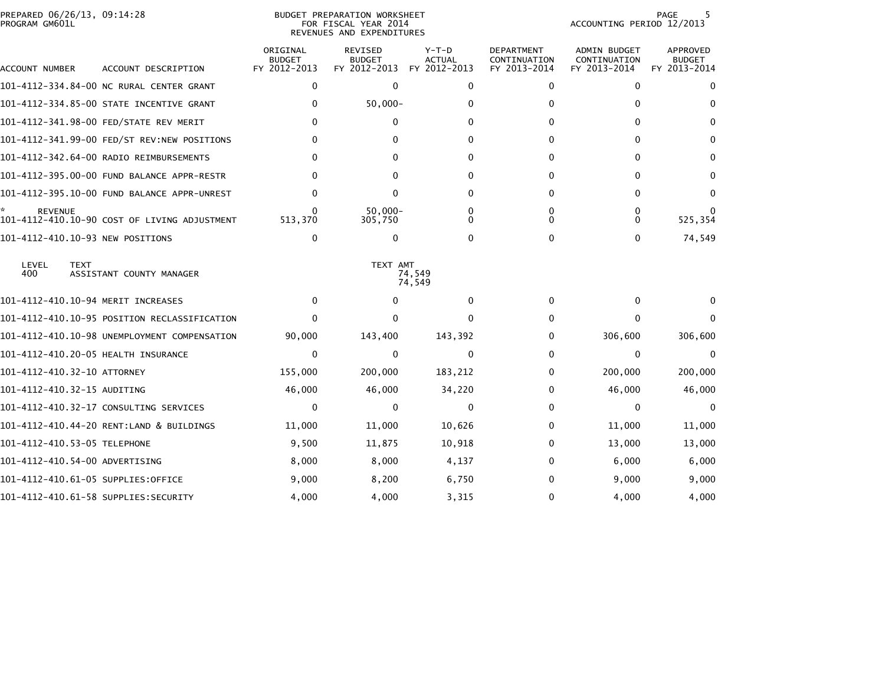PREPARED 06/26/13, 09:14:28
PROGRAM GM601L

BUDGET PREPARATION WORKSHEET
FOR FISCAL YEAR 2014
REVENUES AND EXPENDITURES

ACCOUNTING PERIOD 12/2013

| ACCOUNT NUMBER | ACCOUNT DESCRIPTION | ORIGINAL BUDGET FY 2012-2013 | REVISED BUDGET FY 2012-2013 | Y-T-D ACTUAL FY 2012-2013 | DEPARTMENT CONTINUATION FY 2013-2014 | ADMIN BUDGET CONTINUATION FY 2013-2014 | APPROVED BUDGET FY 2013-2014 |
|---|---|---|---|---|---|---|---|
| 101-4112-334.84-00 | NC RURAL CENTER GRANT | 0 | 0 | 0 | 0 | 0 | 0 |
| 101-4112-334.85-00 | STATE INCENTIVE GRANT | 0 | 50,000- | 0 | 0 | 0 | 0 |
| 101-4112-341.98-00 | FED/STATE REV MERIT | 0 | 0 | 0 | 0 | 0 | 0 |
| 101-4112-341.99-00 | FED/ST REV:NEW POSITIONS | 0 | 0 | 0 | 0 | 0 | 0 |
| 101-4112-342.64-00 | RADIO REIMBURSEMENTS | 0 | 0 | 0 | 0 | 0 | 0 |
| 101-4112-395.00-00 | FUND BALANCE APPR-RESTR | 0 | 0 | 0 | 0 | 0 | 0 |
| 101-4112-395.10-00 | FUND BALANCE APPR-UNREST | 0 | 0 | 0 | 0 | 0 | 0 |
| * REVENUE | | 0 | 50,000- | 0 | 0 | 0 | 0 |
| 101-4112-410.10-90 | COST OF LIVING ADJUSTMENT | 513,370 | 305,750 | 0 | 0 | 0 | 525,354 |
| 101-4112-410.10-93 | NEW POSITIONS | 0 | 0 | 0 | 0 | 0 | 74,549 |

| LEVEL | TEXT | TEXT AMT |
|---|---|---|
| 400 | ASSISTANT COUNTY MANAGER | 74,549 |
| | | 74,549 |

| ACCOUNT NUMBER | ACCOUNT DESCRIPTION | ORIGINAL BUDGET FY 2012-2013 | REVISED BUDGET FY 2012-2013 | Y-T-D ACTUAL FY 2012-2013 | DEPARTMENT CONTINUATION FY 2013-2014 | ADMIN BUDGET CONTINUATION FY 2013-2014 | APPROVED BUDGET FY 2013-2014 |
|---|---|---|---|---|---|---|---|
| 101-4112-410.10-94 | MERIT INCREASES | 0 | 0 | 0 | 0 | 0 | 0 |
| 101-4112-410.10-95 | POSITION RECLASSIFICATION | 0 | 0 | 0 | 0 | 0 | 0 |
| 101-4112-410.10-98 | UNEMPLOYMENT COMPENSATION | 90,000 | 143,400 | 143,392 | 0 | 306,600 | 306,600 |
| 101-4112-410.20-05 | HEALTH INSURANCE | 0 | 0 | 0 | 0 | 0 | 0 |
| 101-4112-410.32-10 | ATTORNEY | 155,000 | 200,000 | 183,212 | 0 | 200,000 | 200,000 |
| 101-4112-410.32-15 | AUDITING | 46,000 | 46,000 | 34,220 | 0 | 46,000 | 46,000 |
| 101-4112-410.32-17 | CONSULTING SERVICES | 0 | 0 | 0 | 0 | 0 | 0 |
| 101-4112-410.44-20 | RENT:LAND & BUILDINGS | 11,000 | 11,000 | 10,626 | 0 | 11,000 | 11,000 |
| 101-4112-410.53-05 | TELEPHONE | 9,500 | 11,875 | 10,918 | 0 | 13,000 | 13,000 |
| 101-4112-410.54-00 | ADVERTISING | 8,000 | 8,000 | 4,137 | 0 | 6,000 | 6,000 |
| 101-4112-410.61-05 | SUPPLIES:OFFICE | 9,000 | 8,200 | 6,750 | 0 | 9,000 | 9,000 |
| 101-4112-410.61-58 | SUPPLIES:SECURITY | 4,000 | 4,000 | 3,315 | 0 | 4,000 | 4,000 |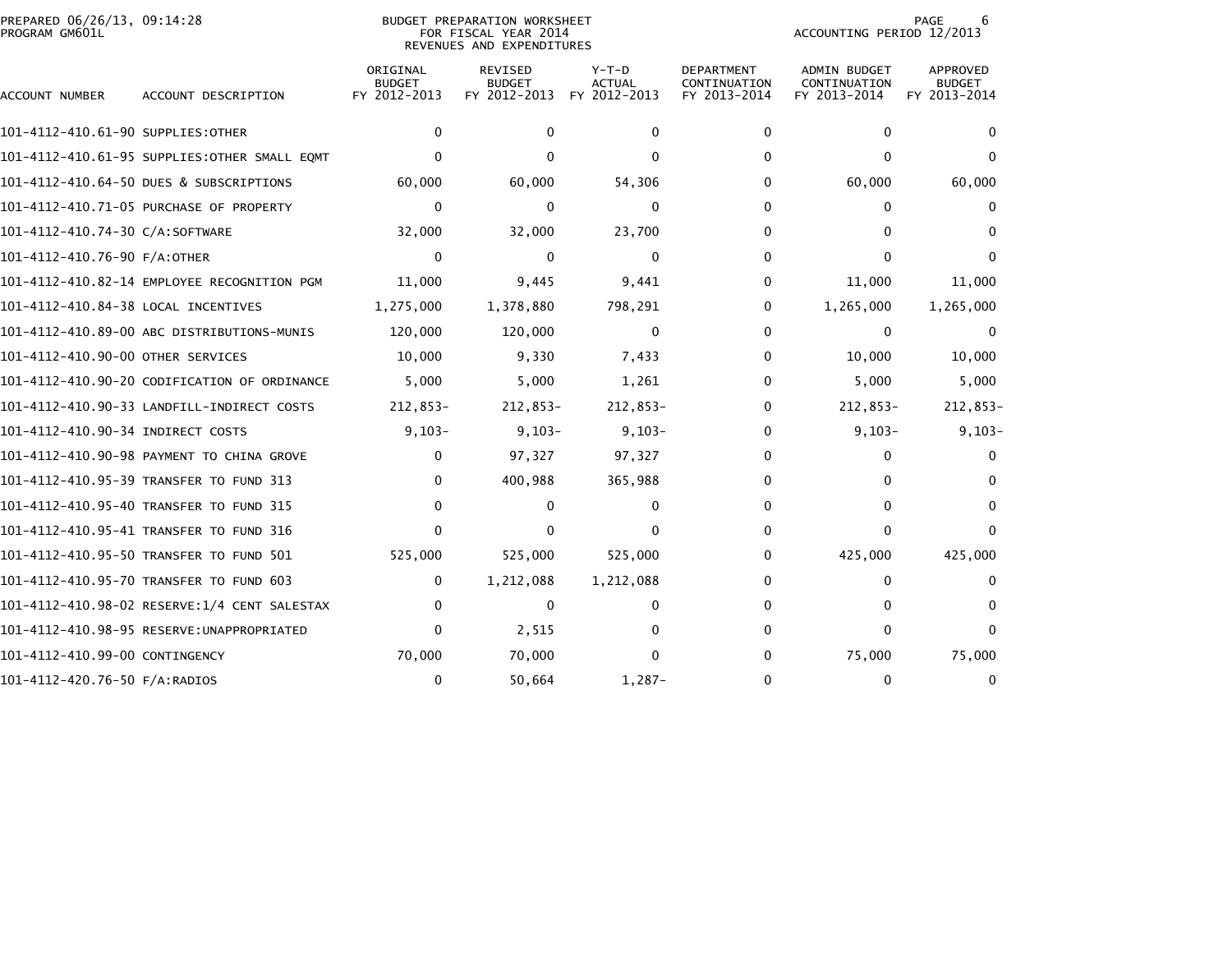BUDGET PREPARATION WORKSHEET
FOR FISCAL YEAR 2014
REVENUES AND EXPENDITURES

PREPARED 06/26/13, 09:14:28
PROGRAM GM601L

ACCOUNTING PERIOD 12/2013

| ACCOUNT NUMBER | ACCOUNT DESCRIPTION | ORIGINAL BUDGET FY 2012-2013 | REVISED BUDGET FY 2012-2013 | Y-T-D ACTUAL FY 2012-2013 | DEPARTMENT CONTINUATION FY 2013-2014 | ADMIN BUDGET CONTINUATION FY 2013-2014 | APPROVED BUDGET FY 2013-2014 |
|---|---|---|---|---|---|---|---|
| 101-4112-410.61-90 | SUPPLIES:OTHER | 0 | 0 | 0 | 0 | 0 | 0 |
| 101-4112-410.61-95 | SUPPLIES:OTHER SMALL EQMT | 0 | 0 | 0 | 0 | 0 | 0 |
| 101-4112-410.64-50 | DUES & SUBSCRIPTIONS | 60,000 | 60,000 | 54,306 | 0 | 60,000 | 60,000 |
| 101-4112-410.71-05 | PURCHASE OF PROPERTY | 0 | 0 | 0 | 0 | 0 | 0 |
| 101-4112-410.74-30 | C/A:SOFTWARE | 32,000 | 32,000 | 23,700 | 0 | 0 | 0 |
| 101-4112-410.76-90 | F/A:OTHER | 0 | 0 | 0 | 0 | 0 | 0 |
| 101-4112-410.82-14 | EMPLOYEE RECOGNITION PGM | 11,000 | 9,445 | 9,441 | 0 | 11,000 | 11,000 |
| 101-4112-410.84-38 | LOCAL INCENTIVES | 1,275,000 | 1,378,880 | 798,291 | 0 | 1,265,000 | 1,265,000 |
| 101-4112-410.89-00 | ABC DISTRIBUTIONS-MUNIS | 120,000 | 120,000 | 0 | 0 | 0 | 0 |
| 101-4112-410.90-00 | OTHER SERVICES | 10,000 | 9,330 | 7,433 | 0 | 10,000 | 10,000 |
| 101-4112-410.90-20 | CODIFICATION OF ORDINANCE | 5,000 | 5,000 | 1,261 | 0 | 5,000 | 5,000 |
| 101-4112-410.90-33 | LANDFILL-INDIRECT COSTS | 212,853- | 212,853- | 212,853- | 0 | 212,853- | 212,853- |
| 101-4112-410.90-34 | INDIRECT COSTS | 9,103- | 9,103- | 9,103- | 0 | 9,103- | 9,103- |
| 101-4112-410.90-98 | PAYMENT TO CHINA GROVE | 0 | 97,327 | 97,327 | 0 | 0 | 0 |
| 101-4112-410.95-39 | TRANSFER TO FUND 313 | 0 | 400,988 | 365,988 | 0 | 0 | 0 |
| 101-4112-410.95-40 | TRANSFER TO FUND 315 | 0 | 0 | 0 | 0 | 0 | 0 |
| 101-4112-410.95-41 | TRANSFER TO FUND 316 | 0 | 0 | 0 | 0 | 0 | 0 |
| 101-4112-410.95-50 | TRANSFER TO FUND 501 | 525,000 | 525,000 | 525,000 | 0 | 425,000 | 425,000 |
| 101-4112-410.95-70 | TRANSFER TO FUND 603 | 0 | 1,212,088 | 1,212,088 | 0 | 0 | 0 |
| 101-4112-410.98-02 | RESERVE:1/4 CENT SALESTAX | 0 | 0 | 0 | 0 | 0 | 0 |
| 101-4112-410.98-95 | RESERVE:UNAPPROPRIATED | 0 | 2,515 | 0 | 0 | 0 | 0 |
| 101-4112-410.99-00 | CONTINGENCY | 70,000 | 70,000 | 0 | 0 | 75,000 | 75,000 |
| 101-4112-420.76-50 | F/A:RADIOS | 0 | 50,664 | 1,287- | 0 | 0 | 0 |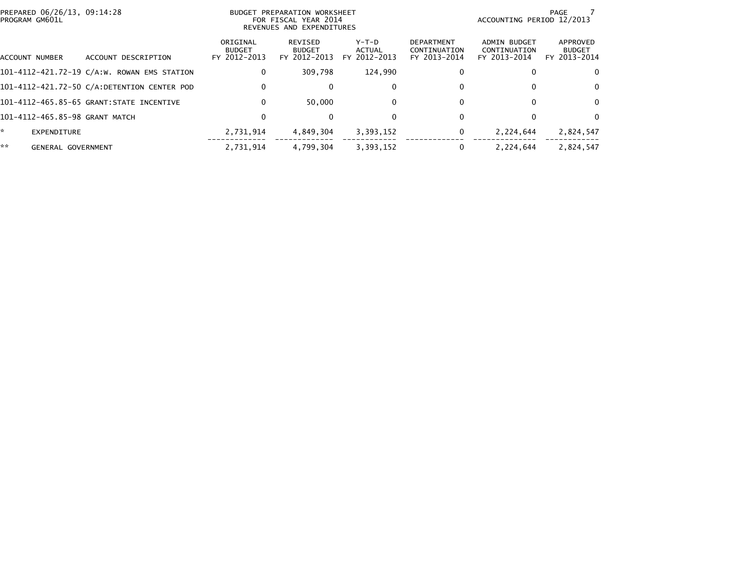PREPARED 06/26/13, 09:14:28
PROGRAM GM601L

BUDGET PREPARATION WORKSHEET
FOR FISCAL YEAR 2014
REVENUES AND EXPENDITURES

ACCOUNTING PERIOD 12/2013

| ACCOUNT NUMBER | ACCOUNT DESCRIPTION | ORIGINAL BUDGET FY 2012-2013 | REVISED BUDGET FY 2012-2013 | Y-T-D ACTUAL FY 2012-2013 | DEPARTMENT CONTINUATION FY 2013-2014 | ADMIN BUDGET CONTINUATION FY 2013-2014 | APPROVED BUDGET FY 2013-2014 |
|---|---|---|---|---|---|---|---|
| 101-4112-421.72-19 | C/A:W. ROWAN EMS STATION | 0 | 309,798 | 124,990 | 0 | 0 | 0 |
| 101-4112-421.72-50 | C/A:DETENTION CENTER POD | 0 | 0 | 0 | 0 | 0 | 0 |
| 101-4112-465.85-65 | GRANT:STATE INCENTIVE | 0 | 50,000 | 0 | 0 | 0 | 0 |
| 101-4112-465.85-98 | GRANT MATCH | 0 | 0 | 0 | 0 | 0 | 0 |
| * | EXPENDITURE | 2,731,914 | 4,849,304 | 3,393,152 | 0 | 2,224,644 | 2,824,547 |
| ** | GENERAL GOVERNMENT | 2,731,914 | 4,799,304 | 3,393,152 | 0 | 2,224,644 | 2,824,547 |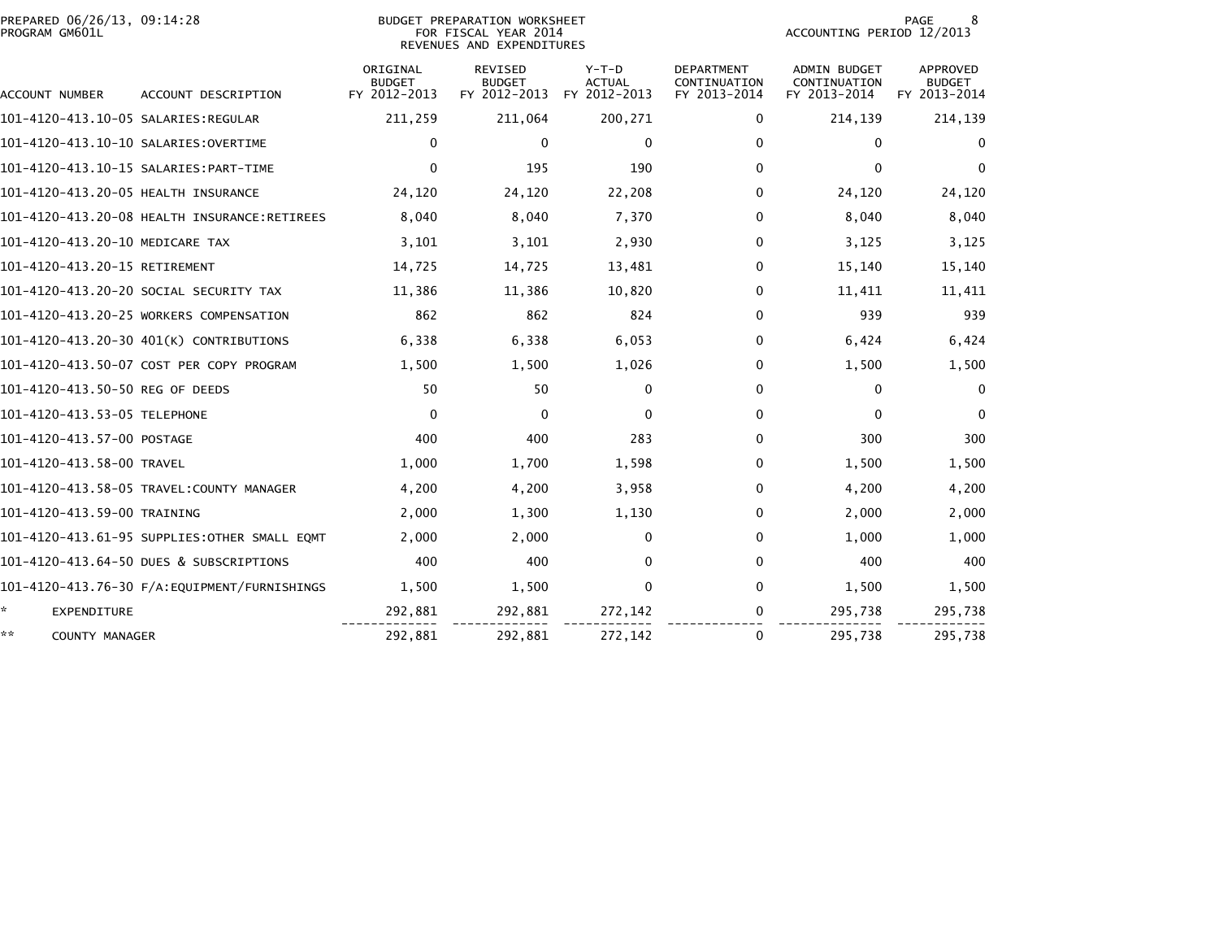PREPARED 06/26/13, 09:14:28
PROGRAM GM601L

BUDGET PREPARATION WORKSHEET
FOR FISCAL YEAR 2014
REVENUES AND EXPENDITURES

ACCOUNTING PERIOD 12/2013

| ACCOUNT NUMBER | ACCOUNT DESCRIPTION | ORIGINAL BUDGET FY 2012-2013 | REVISED BUDGET FY 2012-2013 | Y-T-D ACTUAL FY 2012-2013 | DEPARTMENT CONTINUATION FY 2013-2014 | ADMIN BUDGET CONTINUATION FY 2013-2014 | APPROVED BUDGET FY 2013-2014 |
|---|---|---|---|---|---|---|---|
| 101-4120-413.10-05 | SALARIES:REGULAR | 211,259 | 211,064 | 200,271 | 0 | 214,139 | 214,139 |
| 101-4120-413.10-10 | SALARIES:OVERTIME | 0 | 0 | 0 | 0 | 0 | 0 |
| 101-4120-413.10-15 | SALARIES:PART-TIME | 0 | 195 | 190 | 0 | 0 | 0 |
| 101-4120-413.20-05 | HEALTH INSURANCE | 24,120 | 24,120 | 22,208 | 0 | 24,120 | 24,120 |
| 101-4120-413.20-08 | HEALTH INSURANCE:RETIREES | 8,040 | 8,040 | 7,370 | 0 | 8,040 | 8,040 |
| 101-4120-413.20-10 | MEDICARE TAX | 3,101 | 3,101 | 2,930 | 0 | 3,125 | 3,125 |
| 101-4120-413.20-15 | RETIREMENT | 14,725 | 14,725 | 13,481 | 0 | 15,140 | 15,140 |
| 101-4120-413.20-20 | SOCIAL SECURITY TAX | 11,386 | 11,386 | 10,820 | 0 | 11,411 | 11,411 |
| 101-4120-413.20-25 | WORKERS COMPENSATION | 862 | 862 | 824 | 0 | 939 | 939 |
| 101-4120-413.20-30 | 401(K) CONTRIBUTIONS | 6,338 | 6,338 | 6,053 | 0 | 6,424 | 6,424 |
| 101-4120-413.50-07 | COST PER COPY PROGRAM | 1,500 | 1,500 | 1,026 | 0 | 1,500 | 1,500 |
| 101-4120-413.50-50 | REG OF DEEDS | 50 | 50 | 0 | 0 | 0 | 0 |
| 101-4120-413.53-05 | TELEPHONE | 0 | 0 | 0 | 0 | 0 | 0 |
| 101-4120-413.57-00 | POSTAGE | 400 | 400 | 283 | 0 | 300 | 300 |
| 101-4120-413.58-00 | TRAVEL | 1,000 | 1,700 | 1,598 | 0 | 1,500 | 1,500 |
| 101-4120-413.58-05 | TRAVEL:COUNTY MANAGER | 4,200 | 4,200 | 3,958 | 0 | 4,200 | 4,200 |
| 101-4120-413.59-00 | TRAINING | 2,000 | 1,300 | 1,130 | 0 | 2,000 | 2,000 |
| 101-4120-413.61-95 | SUPPLIES:OTHER SMALL EQMT | 2,000 | 2,000 | 0 | 0 | 1,000 | 1,000 |
| 101-4120-413.64-50 | DUES & SUBSCRIPTIONS | 400 | 400 | 0 | 0 | 400 | 400 |
| 101-4120-413.76-30 | F/A:EQUIPMENT/FURNISHINGS | 1,500 | 1,500 | 0 | 0 | 1,500 | 1,500 |
| * | EXPENDITURE | 292,881 | 292,881 | 272,142 | 0 | 295,738 | 295,738 |
| ** | COUNTY MANAGER | 292,881 | 292,881 | 272,142 | 0 | 295,738 | 295,738 |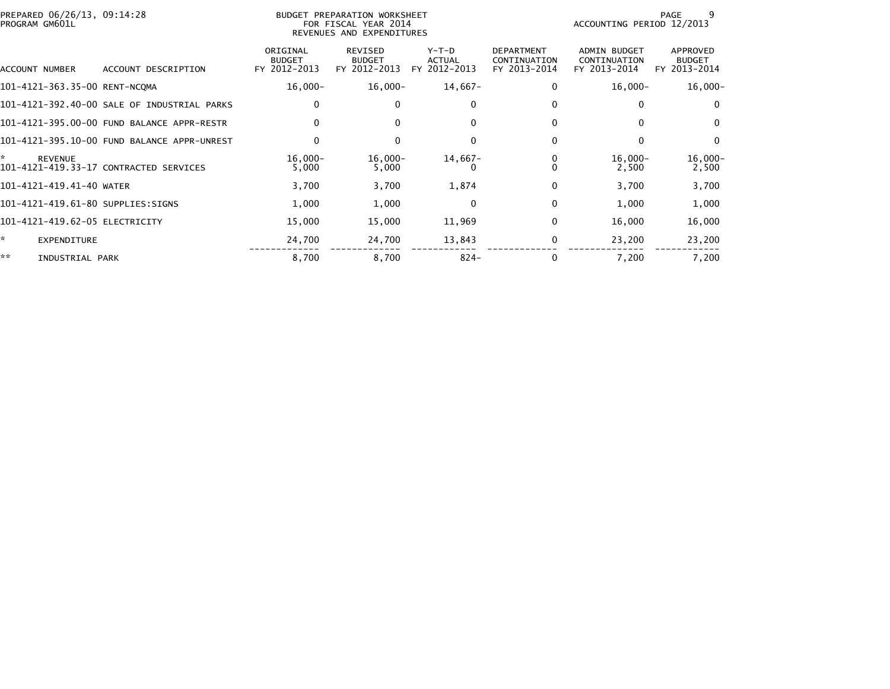PREPARED 06/26/13, 09:14:28
PROGRAM GM601L

BUDGET PREPARATION WORKSHEET
FOR FISCAL YEAR 2014
REVENUES AND EXPENDITURES

ACCOUNTING PERIOD 12/2013

| ACCOUNT NUMBER | ACCOUNT DESCRIPTION | ORIGINAL BUDGET FY 2012-2013 | REVISED BUDGET FY 2012-2013 | Y-T-D ACTUAL FY 2012-2013 | DEPARTMENT CONTINUATION FY 2013-2014 | ADMIN BUDGET CONTINUATION FY 2013-2014 | APPROVED BUDGET FY 2013-2014 |
|---|---|---|---|---|---|---|---|
| 101-4121-363.35-00 | RENT-NCQMA | 16,000- | 16,000- | 14,667- | 0 | 16,000- | 16,000- |
| 101-4121-392.40-00 | SALE OF INDUSTRIAL PARKS | 0 | 0 | 0 | 0 | 0 | 0 |
| 101-4121-395.00-00 | FUND BALANCE APPR-RESTR | 0 | 0 | 0 | 0 | 0 | 0 |
| 101-4121-395.10-00 | FUND BALANCE APPR-UNREST | 0 | 0 | 0 | 0 | 0 | 0 |
| * | REVENUE | 16,000- | 16,000- | 14,667- | 0 | 16,000- | 16,000- |
| 101-4121-419.33-17 | CONTRACTED SERVICES | 5,000 | 5,000 | 0 | 0 | 2,500 | 2,500 |
| 101-4121-419.41-40 | WATER | 3,700 | 3,700 | 1,874 | 0 | 3,700 | 3,700 |
| 101-4121-419.61-80 | SUPPLIES:SIGNS | 1,000 | 1,000 | 0 | 0 | 1,000 | 1,000 |
| 101-4121-419.62-05 | ELECTRICITY | 15,000 | 15,000 | 11,969 | 0 | 16,000 | 16,000 |
| * | EXPENDITURE | 24,700 | 24,700 | 13,843 | 0 | 23,200 | 23,200 |
| ** | INDUSTRIAL PARK | 8,700 | 8,700 | 824- | 0 | 7,200 | 7,200 |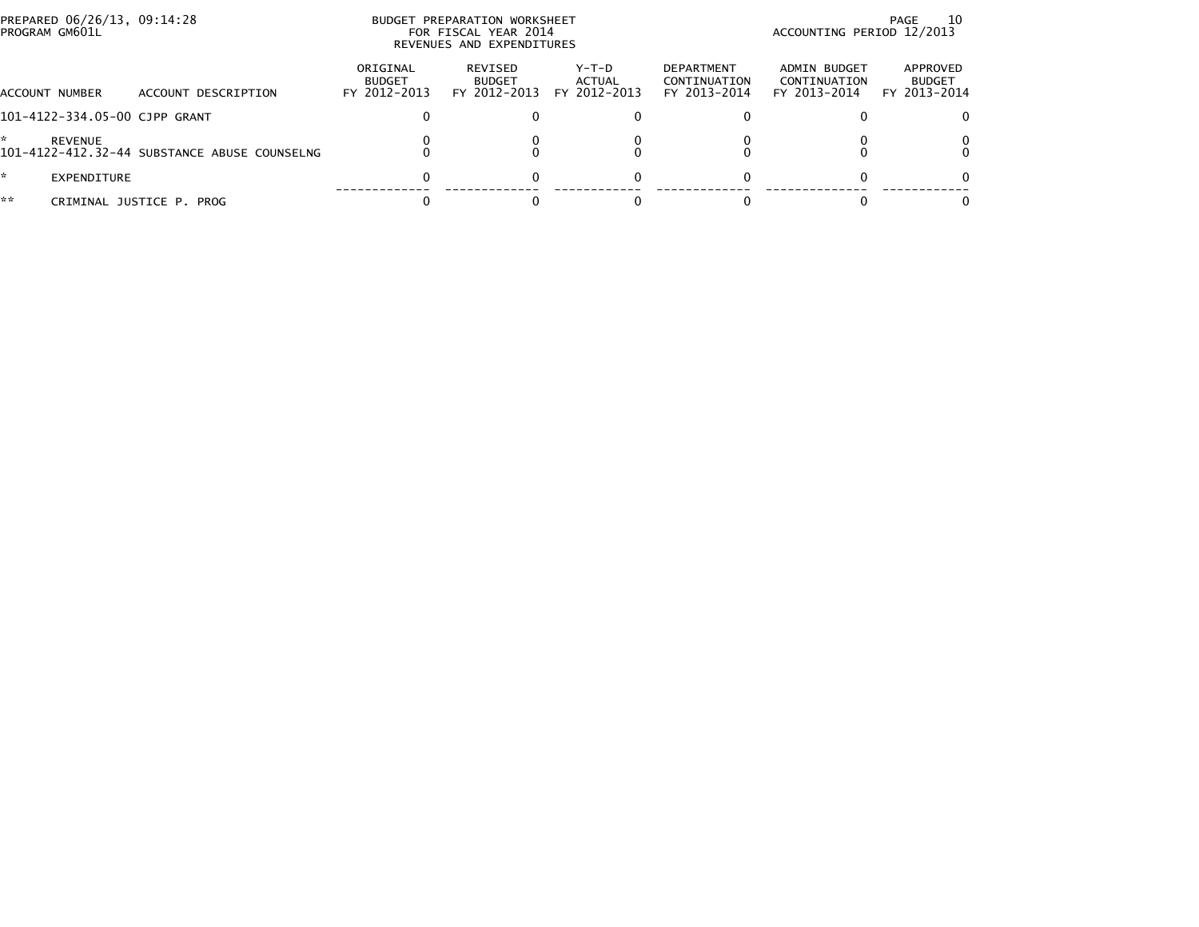PREPARED 06/26/13, 09:14:28
PROGRAM GM601L

BUDGET PREPARATION WORKSHEET
FOR FISCAL YEAR 2014
REVENUES AND EXPENDITURES

ACCOUNTING PERIOD 12/2013

| ACCOUNT NUMBER | ACCOUNT DESCRIPTION | ORIGINAL BUDGET FY 2012-2013 | REVISED BUDGET FY 2012-2013 | Y-T-D ACTUAL FY 2012-2013 | DEPARTMENT CONTINUATION FY 2013-2014 | ADMIN BUDGET CONTINUATION FY 2013-2014 | APPROVED BUDGET FY 2013-2014 |
|---|---|---|---|---|---|---|---|
| 101-4122-334.05-00 | CJPP GRANT | 0 | 0 | 0 | 0 | 0 | 0 |
| * | REVENUE | 0 | 0 | 0 | 0 | 0 | 0 |
| 101-4122-412.32-44 | SUBSTANCE ABUSE COUNSELNG | 0 | 0 | 0 | 0 | 0 | 0 |
| * | EXPENDITURE | 0 | 0 | 0 | 0 | 0 | 0 |
| ** | CRIMINAL JUSTICE P. PROG | 0 | 0 | 0 | 0 | 0 | 0 |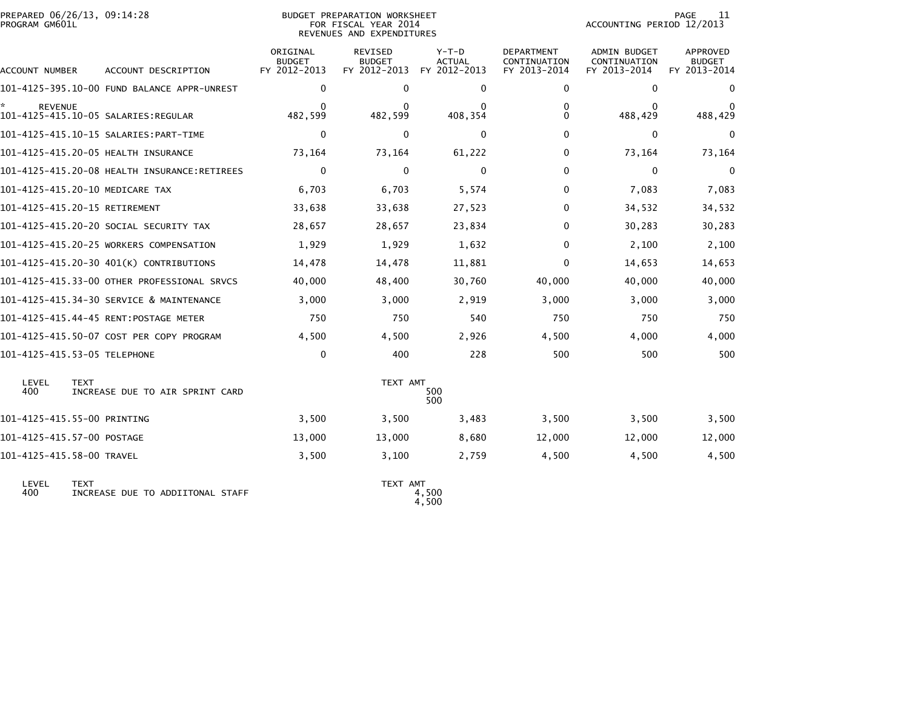PREPARED 06/26/13, 09:14:28
PROGRAM GM601L

BUDGET PREPARATION WORKSHEET
FOR FISCAL YEAR 2014
REVENUES AND EXPENDITURES

ACCOUNTING PERIOD 12/2013

| ACCOUNT NUMBER | ACCOUNT DESCRIPTION | ORIGINAL BUDGET FY 2012-2013 | REVISED BUDGET FY 2012-2013 | Y-T-D ACTUAL FY 2012-2013 | DEPARTMENT CONTINUATION FY 2013-2014 | ADMIN BUDGET CONTINUATION FY 2013-2014 | APPROVED BUDGET FY 2013-2014 |
|---|---|---|---|---|---|---|---|
| 101-4125-395.10-00 | FUND BALANCE APPR-UNREST | 0 | 0 | 0 | 0 | 0 | 0 |
| * REVENUE | | 0 | 0 | 0 | 0 | 0 | 0 |
| 101-4125-415.10-05 | SALARIES:REGULAR | 482,599 | 482,599 | 408,354 | 0 | 488,429 | 488,429 |
| 101-4125-415.10-15 | SALARIES:PART-TIME | 0 | 0 | 0 | 0 | 0 | 0 |
| 101-4125-415.20-05 | HEALTH INSURANCE | 73,164 | 73,164 | 61,222 | 0 | 73,164 | 73,164 |
| 101-4125-415.20-08 | HEALTH INSURANCE:RETIREES | 0 | 0 | 0 | 0 | 0 | 0 |
| 101-4125-415.20-10 | MEDICARE TAX | 6,703 | 6,703 | 5,574 | 0 | 7,083 | 7,083 |
| 101-4125-415.20-15 | RETIREMENT | 33,638 | 33,638 | 27,523 | 0 | 34,532 | 34,532 |
| 101-4125-415.20-20 | SOCIAL SECURITY TAX | 28,657 | 28,657 | 23,834 | 0 | 30,283 | 30,283 |
| 101-4125-415.20-25 | WORKERS COMPENSATION | 1,929 | 1,929 | 1,632 | 0 | 2,100 | 2,100 |
| 101-4125-415.20-30 | 401(K) CONTRIBUTIONS | 14,478 | 14,478 | 11,881 | 0 | 14,653 | 14,653 |
| 101-4125-415.33-00 | OTHER PROFESSIONAL SRVCS | 40,000 | 48,400 | 30,760 | 40,000 | 40,000 | 40,000 |
| 101-4125-415.34-30 | SERVICE & MAINTENANCE | 3,000 | 3,000 | 2,919 | 3,000 | 3,000 | 3,000 |
| 101-4125-415.44-45 | RENT:POSTAGE METER | 750 | 750 | 540 | 750 | 750 | 750 |
| 101-4125-415.50-07 | COST PER COPY PROGRAM | 4,500 | 4,500 | 2,926 | 4,500 | 4,000 | 4,000 |
| 101-4125-415.53-05 | TELEPHONE | 0 | 400 | 228 | 500 | 500 | 500 |

| LEVEL | TEXT | TEXT AMT |
|---|---|---|
| 400 | INCREASE DUE TO AIR SPRINT CARD | 500 |
| | | 500 |

| ACCOUNT NUMBER | ACCOUNT DESCRIPTION | ORIGINAL BUDGET FY 2012-2013 | REVISED BUDGET FY 2012-2013 | Y-T-D ACTUAL FY 2012-2013 | DEPARTMENT CONTINUATION FY 2013-2014 | ADMIN BUDGET CONTINUATION FY 2013-2014 | APPROVED BUDGET FY 2013-2014 |
|---|---|---|---|---|---|---|---|
| 101-4125-415.55-00 | PRINTING | 3,500 | 3,500 | 3,483 | 3,500 | 3,500 | 3,500 |
| 101-4125-415.57-00 | POSTAGE | 13,000 | 13,000 | 8,680 | 12,000 | 12,000 | 12,000 |
| 101-4125-415.58-00 | TRAVEL | 3,500 | 3,100 | 2,759 | 4,500 | 4,500 | 4,500 |

| LEVEL | TEXT | TEXT AMT |
|---|---|---|
| 400 | INCREASE DUE TO ADDIITONAL STAFF | 4,500 |
| | | 4,500 |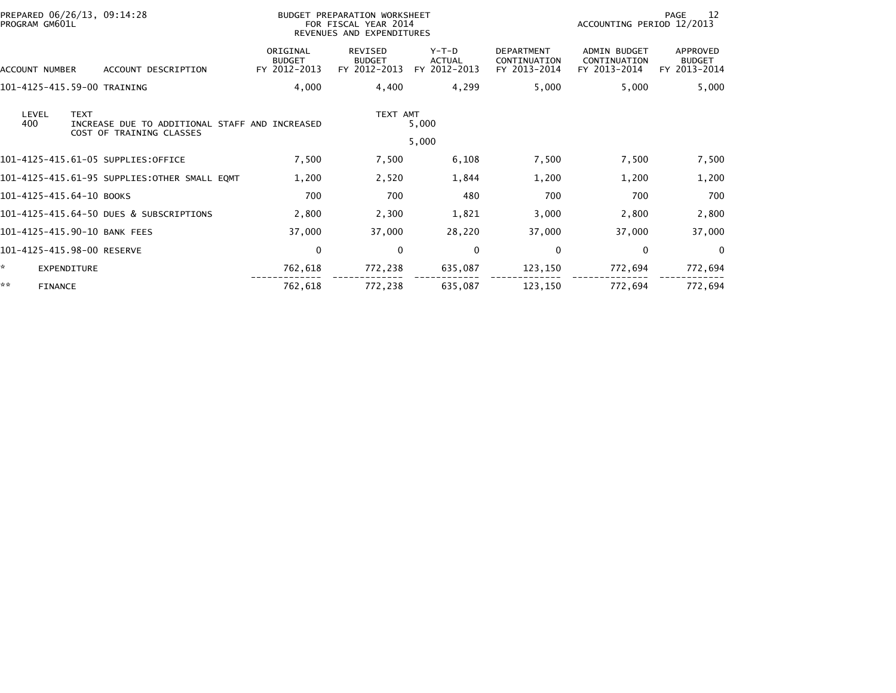BUDGET PREPARATION WORKSHEET
FOR FISCAL YEAR 2014
REVENUES AND EXPENDITURES

PREPARED 06/26/13, 09:14:28
PROGRAM GM601L

ACCOUNTING PERIOD 12/2013

| ACCOUNT NUMBER | ACCOUNT DESCRIPTION | ORIGINAL BUDGET FY 2012-2013 | REVISED BUDGET FY 2012-2013 | Y-T-D ACTUAL FY 2012-2013 | DEPARTMENT CONTINUATION FY 2013-2014 | ADMIN BUDGET CONTINUATION FY 2013-2014 | APPROVED BUDGET FY 2013-2014 |
|---|---|---|---|---|---|---|---|
| 101-4125-415.59-00 | TRAINING | 4,000 | 4,400 | 4,299 | 5,000 | 5,000 | 5,000 |
| LEVEL 400 | TEXT: INCREASE DUE TO ADDITIONAL STAFF AND INCREASED COST OF TRAINING CLASSES | | TEXT AMT | 5,000 | | | |
| | | | | 5,000 | | | |
| 101-4125-415.61-05 | SUPPLIES:OFFICE | 7,500 | 7,500 | 6,108 | 7,500 | 7,500 | 7,500 |
| 101-4125-415.61-95 | SUPPLIES:OTHER SMALL EQMT | 1,200 | 2,520 | 1,844 | 1,200 | 1,200 | 1,200 |
| 101-4125-415.64-10 | BOOKS | 700 | 700 | 480 | 700 | 700 | 700 |
| 101-4125-415.64-50 | DUES & SUBSCRIPTIONS | 2,800 | 2,300 | 1,821 | 3,000 | 2,800 | 2,800 |
| 101-4125-415.90-10 | BANK FEES | 37,000 | 37,000 | 28,220 | 37,000 | 37,000 | 37,000 |
| 101-4125-415.98-00 | RESERVE | 0 | 0 | 0 | 0 | 0 | 0 |
| * | EXPENDITURE | 762,618 | 772,238 | 635,087 | 123,150 | 772,694 | 772,694 |
| ** | FINANCE | 762,618 | 772,238 | 635,087 | 123,150 | 772,694 | 772,694 |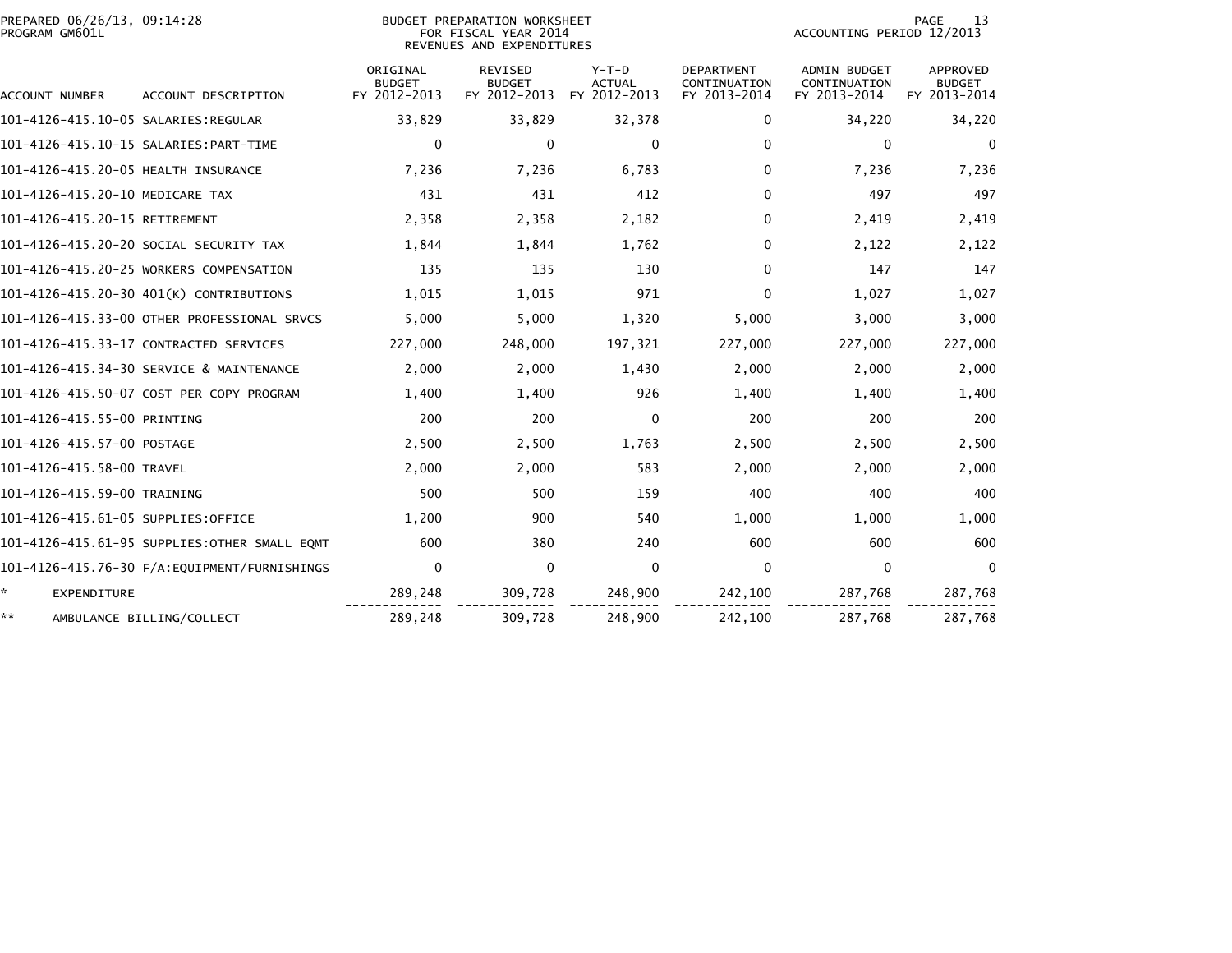PREPARED 06/26/13, 09:14:28
PROGRAM GM601L

BUDGET PREPARATION WORKSHEET
FOR FISCAL YEAR 2014
REVENUES AND EXPENDITURES

ACCOUNTING PERIOD 12/2013

| ACCOUNT NUMBER | ACCOUNT DESCRIPTION | ORIGINAL BUDGET FY 2012-2013 | REVISED BUDGET FY 2012-2013 | Y-T-D ACTUAL FY 2012-2013 | DEPARTMENT CONTINUATION FY 2013-2014 | ADMIN BUDGET CONTINUATION FY 2013-2014 | APPROVED BUDGET FY 2013-2014 |
|---|---|---|---|---|---|---|---|
| 101-4126-415.10-05 | SALARIES:REGULAR | 33,829 | 33,829 | 32,378 | 0 | 34,220 | 34,220 |
| 101-4126-415.10-15 | SALARIES:PART-TIME | 0 | 0 | 0 | 0 | 0 | 0 |
| 101-4126-415.20-05 | HEALTH INSURANCE | 7,236 | 7,236 | 6,783 | 0 | 7,236 | 7,236 |
| 101-4126-415.20-10 | MEDICARE TAX | 431 | 431 | 412 | 0 | 497 | 497 |
| 101-4126-415.20-15 | RETIREMENT | 2,358 | 2,358 | 2,182 | 0 | 2,419 | 2,419 |
| 101-4126-415.20-20 | SOCIAL SECURITY TAX | 1,844 | 1,844 | 1,762 | 0 | 2,122 | 2,122 |
| 101-4126-415.20-25 | WORKERS COMPENSATION | 135 | 135 | 130 | 0 | 147 | 147 |
| 101-4126-415.20-30 | 401(K) CONTRIBUTIONS | 1,015 | 1,015 | 971 | 0 | 1,027 | 1,027 |
| 101-4126-415.33-00 | OTHER PROFESSIONAL SRVCS | 5,000 | 5,000 | 1,320 | 5,000 | 3,000 | 3,000 |
| 101-4126-415.33-17 | CONTRACTED SERVICES | 227,000 | 248,000 | 197,321 | 227,000 | 227,000 | 227,000 |
| 101-4126-415.34-30 | SERVICE & MAINTENANCE | 2,000 | 2,000 | 1,430 | 2,000 | 2,000 | 2,000 |
| 101-4126-415.50-07 | COST PER COPY PROGRAM | 1,400 | 1,400 | 926 | 1,400 | 1,400 | 1,400 |
| 101-4126-415.55-00 | PRINTING | 200 | 200 | 0 | 200 | 200 | 200 |
| 101-4126-415.57-00 | POSTAGE | 2,500 | 2,500 | 1,763 | 2,500 | 2,500 | 2,500 |
| 101-4126-415.58-00 | TRAVEL | 2,000 | 2,000 | 583 | 2,000 | 2,000 | 2,000 |
| 101-4126-415.59-00 | TRAINING | 500 | 500 | 159 | 400 | 400 | 400 |
| 101-4126-415.61-05 | SUPPLIES:OFFICE | 1,200 | 900 | 540 | 1,000 | 1,000 | 1,000 |
| 101-4126-415.61-95 | SUPPLIES:OTHER SMALL EQMT | 600 | 380 | 240 | 600 | 600 | 600 |
| 101-4126-415.76-30 | F/A:EQUIPMENT/FURNISHINGS | 0 | 0 | 0 | 0 | 0 | 0 |
| * | EXPENDITURE | 289,248 | 309,728 | 248,900 | 242,100 | 287,768 | 287,768 |
| ** | AMBULANCE BILLING/COLLECT | 289,248 | 309,728 | 248,900 | 242,100 | 287,768 | 287,768 |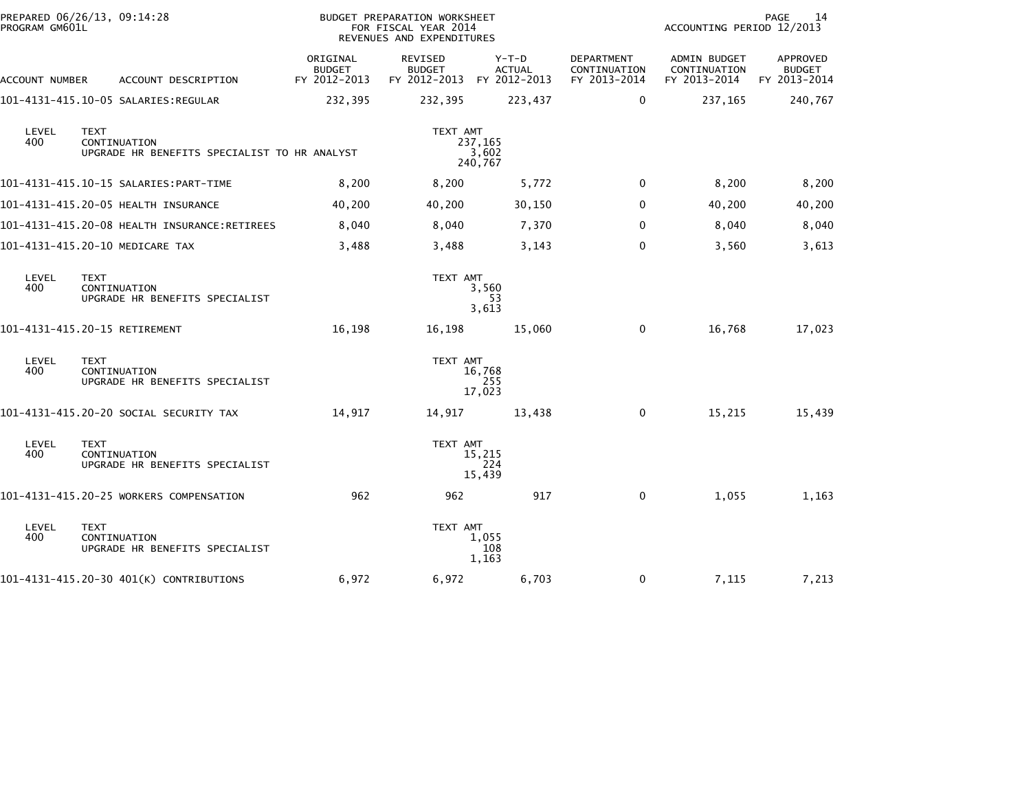PREPARED 06/26/13, 09:14:28
PROGRAM GM601L

BUDGET PREPARATION WORKSHEET
FOR FISCAL YEAR 2014
REVENUES AND EXPENDITURES

ACCOUNTING PERIOD 12/2013

| ACCOUNT NUMBER | ACCOUNT DESCRIPTION | ORIGINAL BUDGET FY 2012-2013 | REVISED BUDGET FY 2012-2013 | Y-T-D ACTUAL FY 2012-2013 | DEPARTMENT CONTINUATION FY 2013-2014 | ADMIN BUDGET CONTINUATION FY 2013-2014 | APPROVED BUDGET FY 2013-2014 |
|---|---|---|---|---|---|---|---|
| 101-4131-415.10-05 | SALARIES:REGULAR | 232,395 | 232,395 | 223,437 | 0 | 237,165 | 240,767 |

| LEVEL | TEXT | TEXT AMT |
|---|---|---|
| 400 | CONTINUATION | 237,165 |
| | UPGRADE HR BENEFITS SPECIALIST TO HR ANALYST | 3,602 |
| | | 240,767 |

| ACCOUNT NUMBER | ACCOUNT DESCRIPTION | ORIGINAL BUDGET FY 2012-2013 | REVISED BUDGET FY 2012-2013 | Y-T-D ACTUAL FY 2012-2013 | DEPARTMENT CONTINUATION FY 2013-2014 | ADMIN BUDGET CONTINUATION FY 2013-2014 | APPROVED BUDGET FY 2013-2014 |
|---|---|---|---|---|---|---|---|
| 101-4131-415.10-15 | SALARIES:PART-TIME | 8,200 | 8,200 | 5,772 | 0 | 8,200 | 8,200 |
| 101-4131-415.20-05 | HEALTH INSURANCE | 40,200 | 40,200 | 30,150 | 0 | 40,200 | 40,200 |
| 101-4131-415.20-08 | HEALTH INSURANCE:RETIREES | 8,040 | 8,040 | 7,370 | 0 | 8,040 | 8,040 |
| 101-4131-415.20-10 | MEDICARE TAX | 3,488 | 3,488 | 3,143 | 0 | 3,560 | 3,613 |

| LEVEL | TEXT | TEXT AMT |
|---|---|---|
| 400 | CONTINUATION | 3,560 |
| | UPGRADE HR BENEFITS SPECIALIST | 53 |
| | | 3,613 |

| ACCOUNT NUMBER | ACCOUNT DESCRIPTION | ORIGINAL BUDGET FY 2012-2013 | REVISED BUDGET FY 2012-2013 | Y-T-D ACTUAL FY 2012-2013 | DEPARTMENT CONTINUATION FY 2013-2014 | ADMIN BUDGET CONTINUATION FY 2013-2014 | APPROVED BUDGET FY 2013-2014 |
|---|---|---|---|---|---|---|---|
| 101-4131-415.20-15 | RETIREMENT | 16,198 | 16,198 | 15,060 | 0 | 16,768 | 17,023 |

| LEVEL | TEXT | TEXT AMT |
|---|---|---|
| 400 | CONTINUATION | 16,768 |
| | UPGRADE HR BENEFITS SPECIALIST | 255 |
| | | 17,023 |

| ACCOUNT NUMBER | ACCOUNT DESCRIPTION | ORIGINAL BUDGET FY 2012-2013 | REVISED BUDGET FY 2012-2013 | Y-T-D ACTUAL FY 2012-2013 | DEPARTMENT CONTINUATION FY 2013-2014 | ADMIN BUDGET CONTINUATION FY 2013-2014 | APPROVED BUDGET FY 2013-2014 |
|---|---|---|---|---|---|---|---|
| 101-4131-415.20-20 | SOCIAL SECURITY TAX | 14,917 | 14,917 | 13,438 | 0 | 15,215 | 15,439 |

| LEVEL | TEXT | TEXT AMT |
|---|---|---|
| 400 | CONTINUATION | 15,215 |
| | UPGRADE HR BENEFITS SPECIALIST | 224 |
| | | 15,439 |

| ACCOUNT NUMBER | ACCOUNT DESCRIPTION | ORIGINAL BUDGET FY 2012-2013 | REVISED BUDGET FY 2012-2013 | Y-T-D ACTUAL FY 2012-2013 | DEPARTMENT CONTINUATION FY 2013-2014 | ADMIN BUDGET CONTINUATION FY 2013-2014 | APPROVED BUDGET FY 2013-2014 |
|---|---|---|---|---|---|---|---|
| 101-4131-415.20-25 | WORKERS COMPENSATION | 962 | 962 | 917 | 0 | 1,055 | 1,163 |

| LEVEL | TEXT | TEXT AMT |
|---|---|---|
| 400 | CONTINUATION | 1,055 |
| | UPGRADE HR BENEFITS SPECIALIST | 108 |
| | | 1,163 |

| ACCOUNT NUMBER | ACCOUNT DESCRIPTION | ORIGINAL BUDGET FY 2012-2013 | REVISED BUDGET FY 2012-2013 | Y-T-D ACTUAL FY 2012-2013 | DEPARTMENT CONTINUATION FY 2013-2014 | ADMIN BUDGET CONTINUATION FY 2013-2014 | APPROVED BUDGET FY 2013-2014 |
|---|---|---|---|---|---|---|---|
| 101-4131-415.20-30 | 401(K) CONTRIBUTIONS | 6,972 | 6,972 | 6,703 | 0 | 7,115 | 7,213 |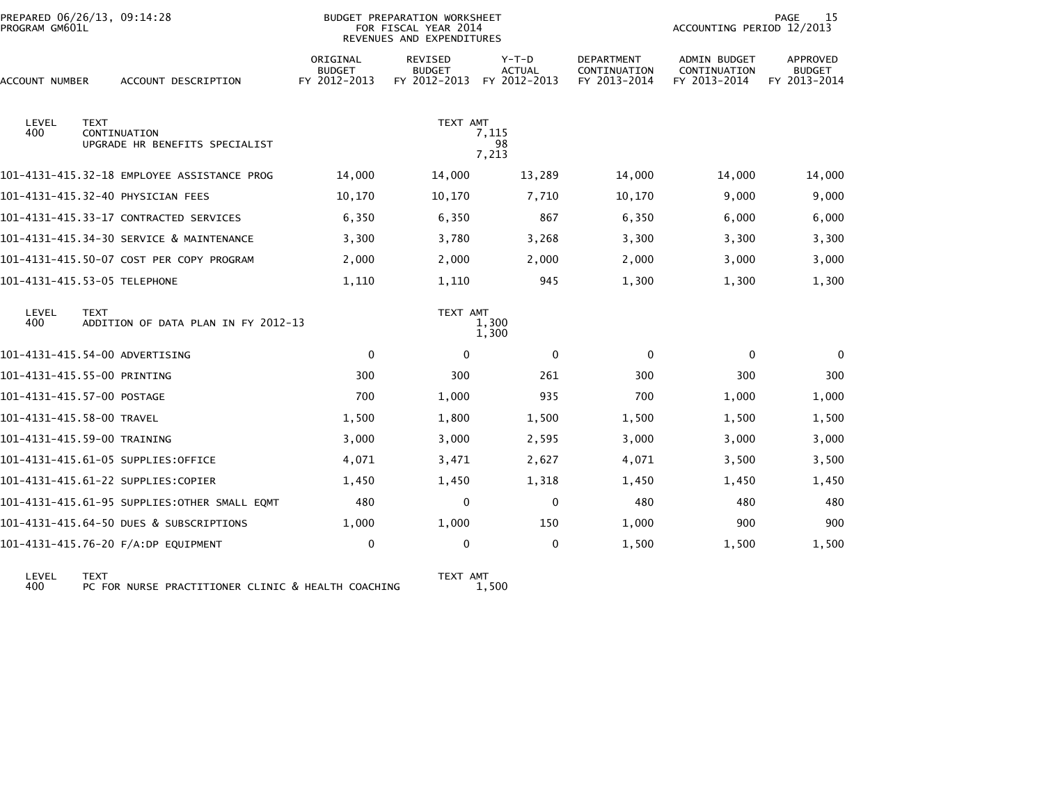PREPARED 06/26/13, 09:14:28
PROGRAM GM601L

BUDGET PREPARATION WORKSHEET
FOR FISCAL YEAR 2014
REVENUES AND EXPENDITURES

ACCOUNTING PERIOD 12/2013

| ACCOUNT NUMBER | ACCOUNT DESCRIPTION | ORIGINAL BUDGET FY 2012-2013 | REVISED BUDGET FY 2012-2013 | Y-T-D ACTUAL FY 2012-2013 | DEPARTMENT CONTINUATION FY 2013-2014 | ADMIN BUDGET CONTINUATION FY 2013-2014 | APPROVED BUDGET FY 2013-2014 |
|---|---|---|---|---|---|---|---|
| LEVEL 400 | TEXT CONTINUATION UPGRADE HR BENEFITS SPECIALIST | | TEXT AMT | 7,115 98 7,213 | | | |
| 101-4131-415.32-18 | EMPLOYEE ASSISTANCE PROG | 14,000 | 14,000 | 13,289 | 14,000 | 14,000 | 14,000 |
| 101-4131-415.32-40 | PHYSICIAN FEES | 10,170 | 10,170 | 7,710 | 10,170 | 9,000 | 9,000 |
| 101-4131-415.33-17 | CONTRACTED SERVICES | 6,350 | 6,350 | 867 | 6,350 | 6,000 | 6,000 |
| 101-4131-415.34-30 | SERVICE & MAINTENANCE | 3,300 | 3,780 | 3,268 | 3,300 | 3,300 | 3,300 |
| 101-4131-415.50-07 | COST PER COPY PROGRAM | 2,000 | 2,000 | 2,000 | 2,000 | 3,000 | 3,000 |
| 101-4131-415.53-05 | TELEPHONE | 1,110 | 1,110 | 945 | 1,300 | 1,300 | 1,300 |
| LEVEL 400 | TEXT ADDITION OF DATA PLAN IN FY 2012-13 | | TEXT AMT | 1,300 1,300 | | | |
| 101-4131-415.54-00 | ADVERTISING | 0 | 0 | 0 | 0 | 0 | 0 |
| 101-4131-415.55-00 | PRINTING | 300 | 300 | 261 | 300 | 300 | 300 |
| 101-4131-415.57-00 | POSTAGE | 700 | 1,000 | 935 | 700 | 1,000 | 1,000 |
| 101-4131-415.58-00 | TRAVEL | 1,500 | 1,800 | 1,500 | 1,500 | 1,500 | 1,500 |
| 101-4131-415.59-00 | TRAINING | 3,000 | 3,000 | 2,595 | 3,000 | 3,000 | 3,000 |
| 101-4131-415.61-05 | SUPPLIES:OFFICE | 4,071 | 3,471 | 2,627 | 4,071 | 3,500 | 3,500 |
| 101-4131-415.61-22 | SUPPLIES:COPIER | 1,450 | 1,450 | 1,318 | 1,450 | 1,450 | 1,450 |
| 101-4131-415.61-95 | SUPPLIES:OTHER SMALL EQMT | 480 | 0 | 0 | 480 | 480 | 480 |
| 101-4131-415.64-50 | DUES & SUBSCRIPTIONS | 1,000 | 1,000 | 150 | 1,000 | 900 | 900 |
| 101-4131-415.76-20 | F/A:DP EQUIPMENT | 0 | 0 | 0 | 1,500 | 1,500 | 1,500 |
| LEVEL 400 | TEXT PC FOR NURSE PRACTITIONER CLINIC & HEALTH COACHING | | TEXT AMT | 1,500 | | | |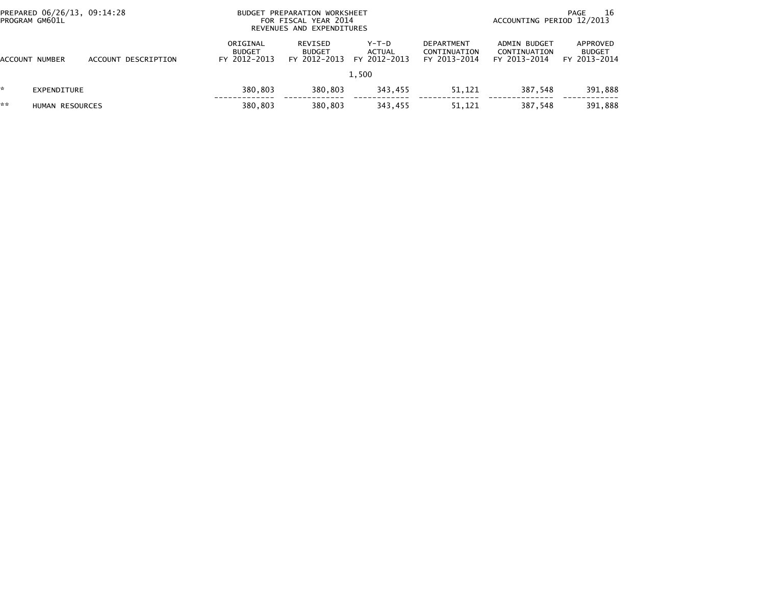PREPARED 06/26/13, 09:14:28
PROGRAM GM601L

BUDGET PREPARATION WORKSHEET
FOR FISCAL YEAR 2014
REVENUES AND EXPENDITURES

ACCOUNTING PERIOD 12/2013

| | ACCOUNT NUMBER | ACCOUNT DESCRIPTION | ORIGINAL BUDGET FY 2012-2013 | REVISED BUDGET FY 2012-2013 | Y-T-D ACTUAL FY 2012-2013 | DEPARTMENT CONTINUATION FY 2013-2014 | ADMIN BUDGET CONTINUATION FY 2013-2014 | APPROVED BUDGET FY 2013-2014 |
|---|---|---|---|---|---|---|---|---|
| | | | | | 1,500 | | | |
| * | EXPENDITURE | | 380,803 | 380,803 | 343,455 | 51,121 | 387,548 | 391,888 |
| ** | HUMAN RESOURCES | | 380,803 | 380,803 | 343,455 | 51,121 | 387,548 | 391,888 |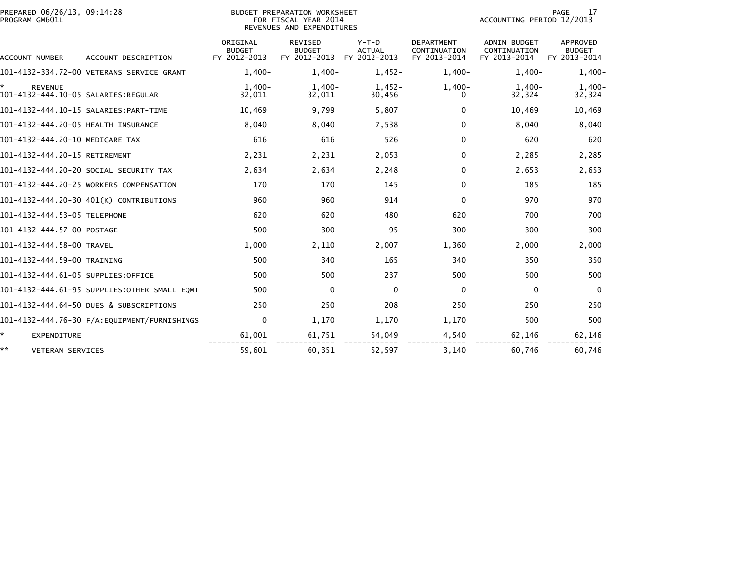BUDGET PREPARATION WORKSHEET
FOR FISCAL YEAR 2014
REVENUES AND EXPENDITURES

PREPARED 06/26/13, 09:14:28
PROGRAM GM601L

ACCOUNTING PERIOD 12/2013

| ACCOUNT NUMBER | ACCOUNT DESCRIPTION | ORIGINAL BUDGET FY 2012-2013 | REVISED BUDGET FY 2012-2013 | Y-T-D ACTUAL FY 2012-2013 | DEPARTMENT CONTINUATION FY 2013-2014 | ADMIN BUDGET CONTINUATION FY 2013-2014 | APPROVED BUDGET FY 2013-2014 |
|---|---|---|---|---|---|---|---|
| 101-4132-334.72-00 | VETERANS SERVICE GRANT | 1,400- | 1,400- | 1,452- | 1,400- | 1,400- | 1,400- |
| * | REVENUE | 1,400- | 1,400- | 1,452- | 1,400- | 1,400- | 1,400- |
| 101-4132-444.10-05 | SALARIES:REGULAR | 32,011 | 32,011 | 30,456 | 0 | 32,324 | 32,324 |
| 101-4132-444.10-15 | SALARIES:PART-TIME | 10,469 | 9,799 | 5,807 | 0 | 10,469 | 10,469 |
| 101-4132-444.20-05 | HEALTH INSURANCE | 8,040 | 8,040 | 7,538 | 0 | 8,040 | 8,040 |
| 101-4132-444.20-10 | MEDICARE TAX | 616 | 616 | 526 | 0 | 620 | 620 |
| 101-4132-444.20-15 | RETIREMENT | 2,231 | 2,231 | 2,053 | 0 | 2,285 | 2,285 |
| 101-4132-444.20-20 | SOCIAL SECURITY TAX | 2,634 | 2,634 | 2,248 | 0 | 2,653 | 2,653 |
| 101-4132-444.20-25 | WORKERS COMPENSATION | 170 | 170 | 145 | 0 | 185 | 185 |
| 101-4132-444.20-30 | 401(K) CONTRIBUTIONS | 960 | 960 | 914 | 0 | 970 | 970 |
| 101-4132-444.53-05 | TELEPHONE | 620 | 620 | 480 | 620 | 700 | 700 |
| 101-4132-444.57-00 | POSTAGE | 500 | 300 | 95 | 300 | 300 | 300 |
| 101-4132-444.58-00 | TRAVEL | 1,000 | 2,110 | 2,007 | 1,360 | 2,000 | 2,000 |
| 101-4132-444.59-00 | TRAINING | 500 | 340 | 165 | 340 | 350 | 350 |
| 101-4132-444.61-05 | SUPPLIES:OFFICE | 500 | 500 | 237 | 500 | 500 | 500 |
| 101-4132-444.61-95 | SUPPLIES:OTHER SMALL EQMT | 500 | 0 | 0 | 0 | 0 | 0 |
| 101-4132-444.64-50 | DUES & SUBSCRIPTIONS | 250 | 250 | 208 | 250 | 250 | 250 |
| 101-4132-444.76-30 | F/A:EQUIPMENT/FURNISHINGS | 0 | 1,170 | 1,170 | 1,170 | 500 | 500 |
| * | EXPENDITURE | 61,001 | 61,751 | 54,049 | 4,540 | 62,146 | 62,146 |
| ** | VETERAN SERVICES | 59,601 | 60,351 | 52,597 | 3,140 | 60,746 | 60,746 |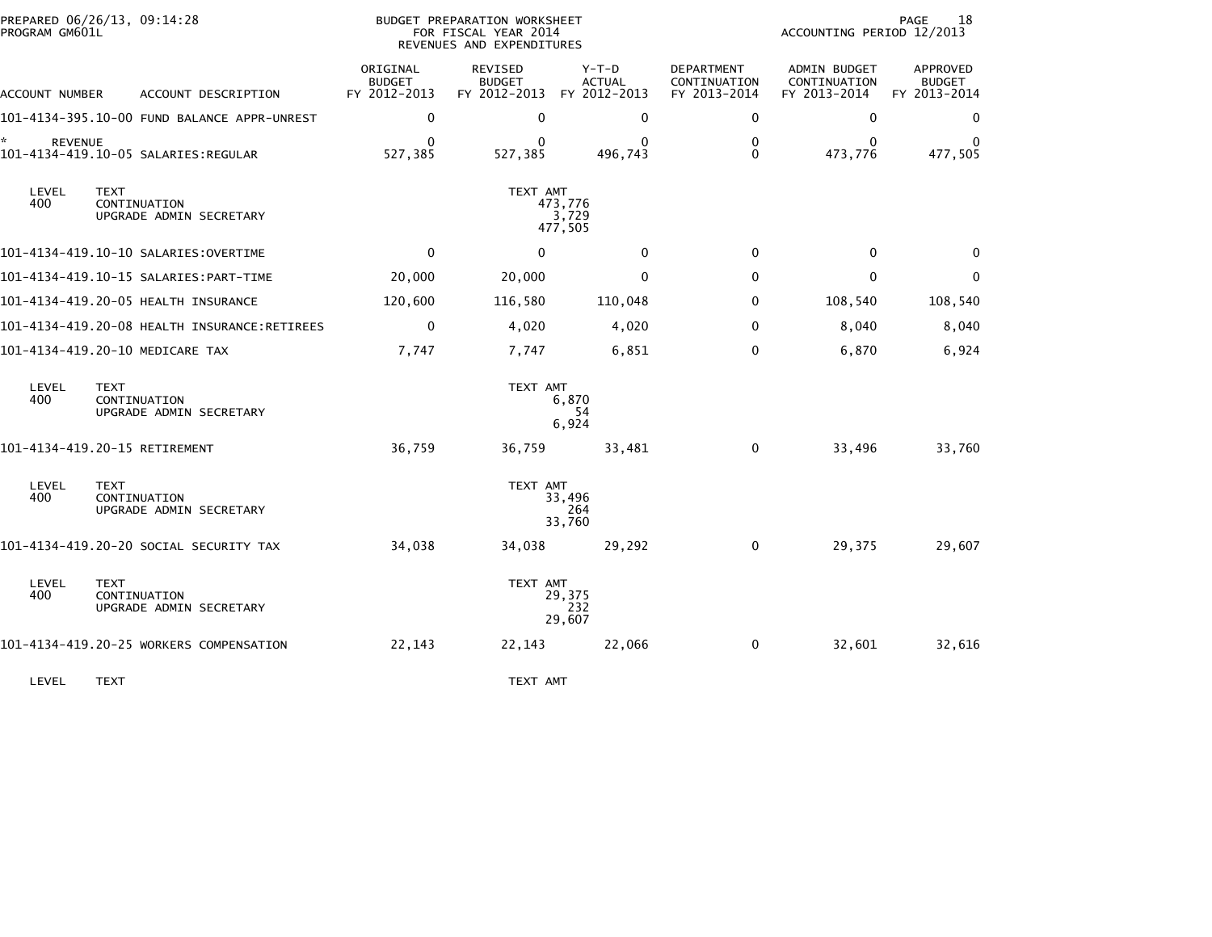BUDGET PREPARATION WORKSHEET
FOR FISCAL YEAR 2014
REVENUES AND EXPENDITURES

PREPARED 06/26/13, 09:14:28
PROGRAM GM601L

ACCOUNTING PERIOD 12/2013

| ACCOUNT NUMBER | ACCOUNT DESCRIPTION | ORIGINAL BUDGET FY 2012-2013 | REVISED BUDGET FY 2012-2013 | Y-T-D ACTUAL FY 2012-2013 | DEPARTMENT CONTINUATION FY 2013-2014 | ADMIN BUDGET CONTINUATION FY 2013-2014 | APPROVED BUDGET FY 2013-2014 |
|---|---|---|---|---|---|---|---|
| 101-4134-395.10-00 | FUND BALANCE APPR-UNREST | 0 | 0 | 0 | 0 | 0 | 0 |
| * REVENUE | | 0 | 0 | 0 | 0 | 0 | 0 |
| 101-4134-419.10-05 | SALARIES:REGULAR | 527,385 | 527,385 | 496,743 | 0 | 473,776 | 477,505 |
| LEVEL 400 | TEXT: CONTINUATION / UPGRADE ADMIN SECRETARY | | TEXT AMT: 473,776 / 3,729 / 477,505 | | | | |
| 101-4134-419.10-10 | SALARIES:OVERTIME | 0 | 0 | 0 | 0 | 0 | 0 |
| 101-4134-419.10-15 | SALARIES:PART-TIME | 20,000 | 20,000 | 0 | 0 | 0 | 0 |
| 101-4134-419.20-05 | HEALTH INSURANCE | 120,600 | 116,580 | 110,048 | 0 | 108,540 | 108,540 |
| 101-4134-419.20-08 | HEALTH INSURANCE:RETIREES | 0 | 4,020 | 4,020 | 0 | 8,040 | 8,040 |
| 101-4134-419.20-10 | MEDICARE TAX | 7,747 | 7,747 | 6,851 | 0 | 6,870 | 6,924 |
| LEVEL 400 | TEXT: CONTINUATION / UPGRADE ADMIN SECRETARY | | TEXT AMT: 6,870 / 54 / 6,924 | | | | |
| 101-4134-419.20-15 | RETIREMENT | 36,759 | 36,759 | 33,481 | 0 | 33,496 | 33,760 |
| LEVEL 400 | TEXT: CONTINUATION / UPGRADE ADMIN SECRETARY | | TEXT AMT: 33,496 / 264 / 33,760 | | | | |
| 101-4134-419.20-20 | SOCIAL SECURITY TAX | 34,038 | 34,038 | 29,292 | 0 | 29,375 | 29,607 |
| LEVEL 400 | TEXT: CONTINUATION / UPGRADE ADMIN SECRETARY | | TEXT AMT: 29,375 / 232 / 29,607 | | | | |
| 101-4134-419.20-25 | WORKERS COMPENSATION | 22,143 | 22,143 | 22,066 | 0 | 32,601 | 32,616 |
| LEVEL | TEXT | | TEXT AMT | | | | |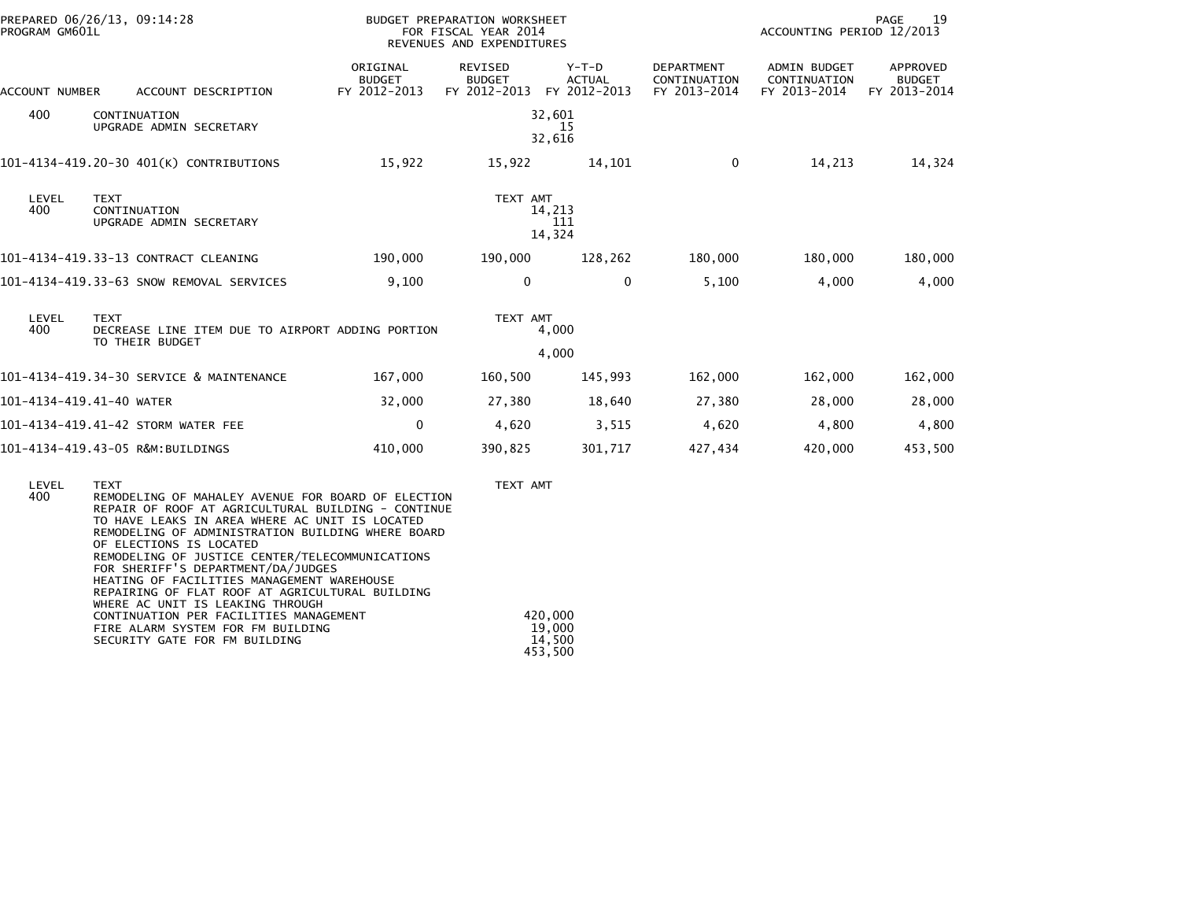BUDGET PREPARATION WORKSHEET
FOR FISCAL YEAR 2014
REVENUES AND EXPENDITURES

| ACCOUNT NUMBER | ACCOUNT DESCRIPTION | ORIGINAL BUDGET FY 2012-2013 | REVISED BUDGET FY 2012-2013 | Y-T-D ACTUAL FY 2012-2013 | DEPARTMENT CONTINUATION FY 2013-2014 | ADMIN BUDGET CONTINUATION FY 2013-2014 | APPROVED BUDGET FY 2013-2014 |
|---|---|---|---|---|---|---|---|
| 400 | CONTINUATION | | 32,601 | | | | |
| | UPGRADE ADMIN SECRETARY | | 15 | | | | |
| | | | 32,616 | | | | |
| 101-4134-419.20-30 | 401(K) CONTRIBUTIONS | 15,922 | 15,922 | 14,101 | 0 | 14,213 | 14,324 |
| LEVEL | TEXT | | TEXT AMT | | | | |
| 400 | CONTINUATION | | 14,213 | | | | |
| | UPGRADE ADMIN SECRETARY | | 111 | | | | |
| | | | 14,324 | | | | |
| 101-4134-419.33-13 | CONTRACT CLEANING | 190,000 | 190,000 | 128,262 | 180,000 | 180,000 | 180,000 |
| 101-4134-419.33-63 | SNOW REMOVAL SERVICES | 9,100 | 0 | 0 | 5,100 | 4,000 | 4,000 |
| LEVEL | TEXT | | TEXT AMT | | | | |
| 400 | DECREASE LINE ITEM DUE TO AIRPORT ADDING PORTION TO THEIR BUDGET | | 4,000 | | | | |
| | | | 4,000 | | | | |
| 101-4134-419.34-30 | SERVICE & MAINTENANCE | 167,000 | 160,500 | 145,993 | 162,000 | 162,000 | 162,000 |
| 101-4134-419.41-40 | WATER | 32,000 | 27,380 | 18,640 | 27,380 | 28,000 | 28,000 |
| 101-4134-419.41-42 | STORM WATER FEE | 0 | 4,620 | 3,515 | 4,620 | 4,800 | 4,800 |
| 101-4134-419.43-05 | R&M:BUILDINGS | 410,000 | 390,825 | 301,717 | 427,434 | 420,000 | 453,500 |
| LEVEL | TEXT | | TEXT AMT | | | | |
| 400 | REMODELING OF MAHALEY AVENUE FOR BOARD OF ELECTION<br>REPAIR OF ROOF AT AGRICULTURAL BUILDING - CONTINUE TO HAVE LEAKS IN AREA WHERE AC UNIT IS LOCATED<br>REMODELING OF ADMINISTRATION BUILDING WHERE BOARD OF ELECTIONS IS LOCATED<br>REMODELING OF JUSTICE CENTER/TELECOMMUNICATIONS FOR SHERIFF'S DEPARTMENT/DA/JUDGES<br>HEATING OF FACILITIES MANAGEMENT WAREHOUSE<br>REPAIRING OF FLAT ROOF AT AGRICULTURAL BUILDING WHERE AC UNIT IS LEAKING THROUGH | | | | | | |
| | CONTINUATION PER FACILITIES MANAGEMENT | | 420,000 | | | | |
| | FIRE ALARM SYSTEM FOR FM BUILDING | | 19,000 | | | | |
| | SECURITY GATE FOR FM BUILDING | | 14,500 | | | | |
| | | | 453,500 | | | | |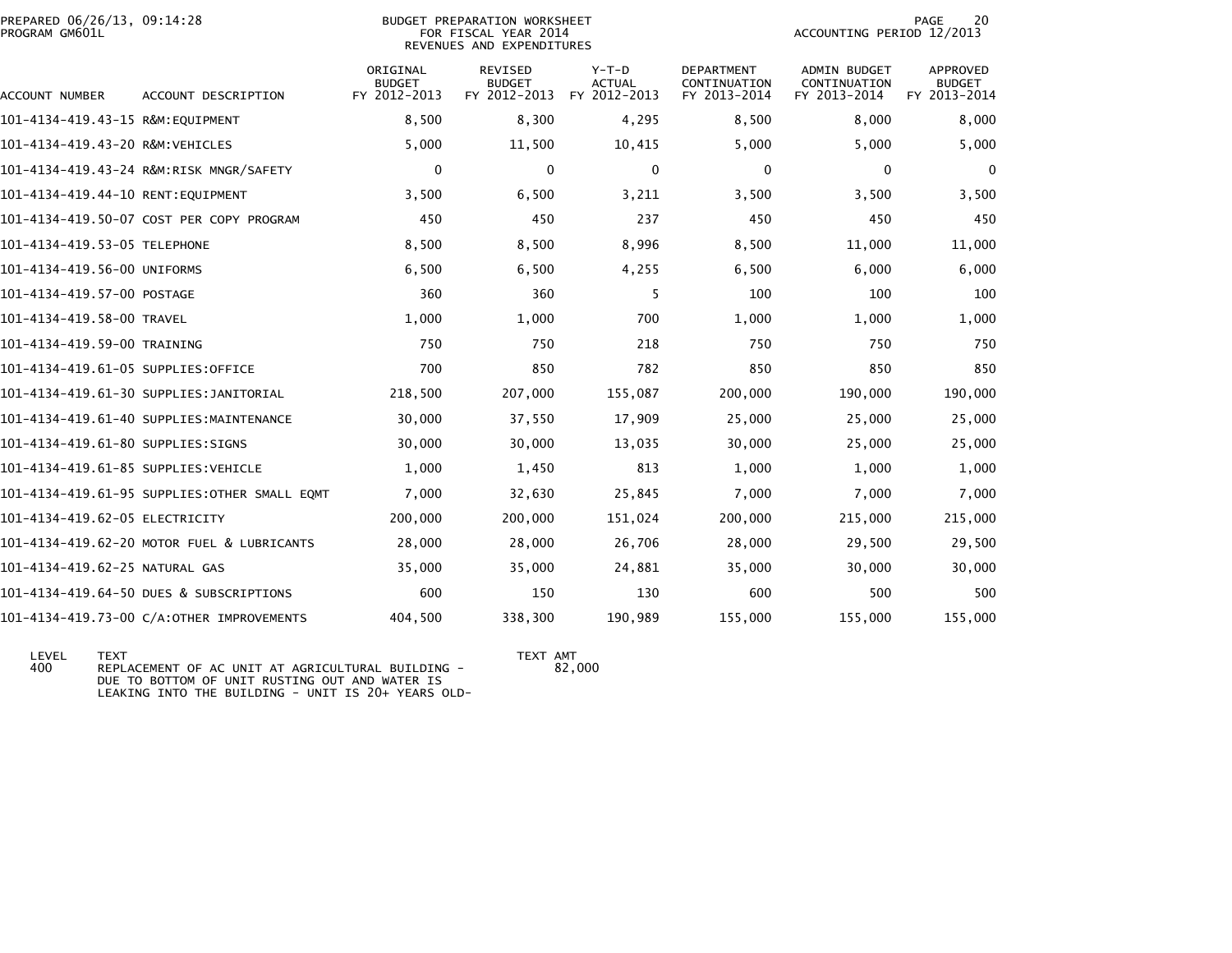PREPARED 06/26/13, 09:14:28
PROGRAM GM601L

BUDGET PREPARATION WORKSHEET
FOR FISCAL YEAR 2014
REVENUES AND EXPENDITURES

ACCOUNTING PERIOD 12/2013

| ACCOUNT NUMBER | ACCOUNT DESCRIPTION | ORIGINAL BUDGET FY 2012-2013 | REVISED BUDGET FY 2012-2013 | Y-T-D ACTUAL FY 2012-2013 | DEPARTMENT CONTINUATION FY 2013-2014 | ADMIN BUDGET CONTINUATION FY 2013-2014 | APPROVED BUDGET FY 2013-2014 |
|---|---|---|---|---|---|---|---|
| 101-4134-419.43-15 | R&M:EQUIPMENT | 8,500 | 8,300 | 4,295 | 8,500 | 8,000 | 8,000 |
| 101-4134-419.43-20 | R&M:VEHICLES | 5,000 | 11,500 | 10,415 | 5,000 | 5,000 | 5,000 |
| 101-4134-419.43-24 | R&M:RISK MNGR/SAFETY | 0 | 0 | 0 | 0 | 0 | 0 |
| 101-4134-419.44-10 | RENT:EQUIPMENT | 3,500 | 6,500 | 3,211 | 3,500 | 3,500 | 3,500 |
| 101-4134-419.50-07 | COST PER COPY PROGRAM | 450 | 450 | 237 | 450 | 450 | 450 |
| 101-4134-419.53-05 | TELEPHONE | 8,500 | 8,500 | 8,996 | 8,500 | 11,000 | 11,000 |
| 101-4134-419.56-00 | UNIFORMS | 6,500 | 6,500 | 4,255 | 6,500 | 6,000 | 6,000 |
| 101-4134-419.57-00 | POSTAGE | 360 | 360 | 5 | 100 | 100 | 100 |
| 101-4134-419.58-00 | TRAVEL | 1,000 | 1,000 | 700 | 1,000 | 1,000 | 1,000 |
| 101-4134-419.59-00 | TRAINING | 750 | 750 | 218 | 750 | 750 | 750 |
| 101-4134-419.61-05 | SUPPLIES:OFFICE | 700 | 850 | 782 | 850 | 850 | 850 |
| 101-4134-419.61-30 | SUPPLIES:JANITORIAL | 218,500 | 207,000 | 155,087 | 200,000 | 190,000 | 190,000 |
| 101-4134-419.61-40 | SUPPLIES:MAINTENANCE | 30,000 | 37,550 | 17,909 | 25,000 | 25,000 | 25,000 |
| 101-4134-419.61-80 | SUPPLIES:SIGNS | 30,000 | 30,000 | 13,035 | 30,000 | 25,000 | 25,000 |
| 101-4134-419.61-85 | SUPPLIES:VEHICLE | 1,000 | 1,450 | 813 | 1,000 | 1,000 | 1,000 |
| 101-4134-419.61-95 | SUPPLIES:OTHER SMALL EQMT | 7,000 | 32,630 | 25,845 | 7,000 | 7,000 | 7,000 |
| 101-4134-419.62-05 | ELECTRICITY | 200,000 | 200,000 | 151,024 | 200,000 | 215,000 | 215,000 |
| 101-4134-419.62-20 | MOTOR FUEL & LUBRICANTS | 28,000 | 28,000 | 26,706 | 28,000 | 29,500 | 29,500 |
| 101-4134-419.62-25 | NATURAL GAS | 35,000 | 35,000 | 24,881 | 35,000 | 30,000 | 30,000 |
| 101-4134-419.64-50 | DUES & SUBSCRIPTIONS | 600 | 150 | 130 | 600 | 500 | 500 |
| 101-4134-419.73-00 | C/A:OTHER IMPROVEMENTS | 404,500 | 338,300 | 190,989 | 155,000 | 155,000 | 155,000 |

| LEVEL | TEXT | TEXT AMT |
|---|---|---|
| 400 | REPLACEMENT OF AC UNIT AT AGRICULTURAL BUILDING - DUE TO BOTTOM OF UNIT RUSTING OUT AND WATER IS LEAKING INTO THE BUILDING - UNIT IS 20+ YEARS OLD- | 82,000 |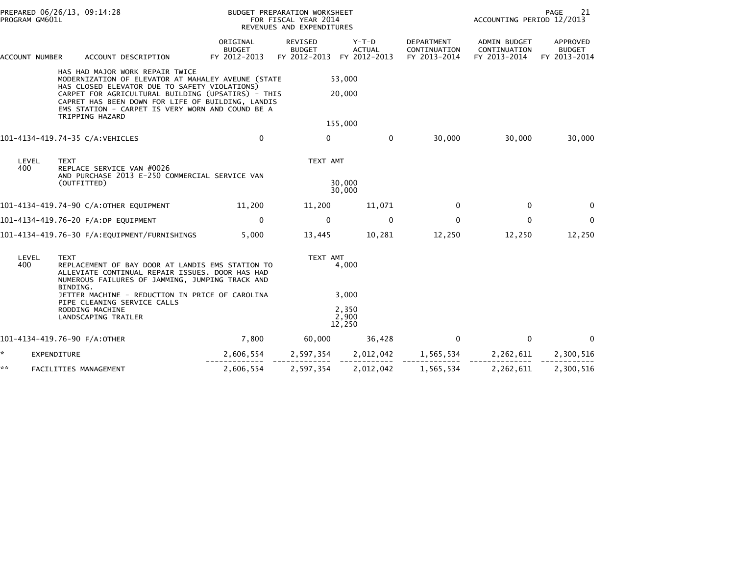PREPARED 06/26/13, 09:14:28
PROGRAM GM601L

BUDGET PREPARATION WORKSHEET
FOR FISCAL YEAR 2014
REVENUES AND EXPENDITURES

ACCOUNTING PERIOD 12/2013

| ACCOUNT NUMBER | ACCOUNT DESCRIPTION | ORIGINAL BUDGET FY 2012-2013 | REVISED BUDGET FY 2012-2013 | Y-T-D ACTUAL FY 2012-2013 | DEPARTMENT CONTINUATION FY 2013-2014 | ADMIN BUDGET CONTINUATION FY 2013-2014 | APPROVED BUDGET FY 2013-2014 |
|---|---|---|---|---|---|---|---|
| | HAS HAD MAJOR WORK REPAIR TWICE | | | | | | |
| | MODERNIZATION OF ELEVATOR AT MAHALEY AVEUNE (STATE HAS CLOSED ELEVATOR DUE TO SAFETY VIOLATIONS) | | 53,000 | | | | |
| | CARPET FOR AGRICULTURAL BUILDING (UPSATIRS) - THIS CAPRET HAS BEEN DOWN FOR LIFE OF BUILDING, LANDIS EMS STATION - CARPET IS VERY WORN AND COUND BE A TRIPPING HAZARD | | 20,000 | | | | |
| | | | 155,000 | | | | |
| 101-4134-419.74-35 | C/A:VEHICLES | 0 | 0 | 0 | 30,000 | 30,000 | 30,000 |
| LEVEL 400 | TEXT | | TEXT AMT | | | | |
| | REPLACE SERVICE VAN #0026 AND PURCHASE 2013 E-250 COMMERCIAL SERVICE VAN (OUTFITTED) | | 30,000 | | | | |
| | | | 30,000 | | | | |
| 101-4134-419.74-90 | C/A:OTHER EQUIPMENT | 11,200 | 11,200 | 11,071 | 0 | 0 | 0 |
| 101-4134-419.76-20 | F/A:DP EQUIPMENT | 0 | 0 | 0 | 0 | 0 | 0 |
| 101-4134-419.76-30 | F/A:EQUIPMENT/FURNISHINGS | 5,000 | 13,445 | 10,281 | 12,250 | 12,250 | 12,250 |
| LEVEL 400 | TEXT | | TEXT AMT | | | | |
| | REPLACEMENT OF BAY DOOR AT LANDIS EMS STATION TO ALLEVIATE CONTINUAL REPAIR ISSUES. DOOR HAS HAD NUMEROUS FAILURES OF JAMMING, JUMPING TRACK AND BINDING. | | 4,000 | | | | |
| | JETTER MACHINE - REDUCTION IN PRICE OF CAROLINA PIPE CLEANING SERVICE CALLS | | 3,000 | | | | |
| | RODDING MACHINE | | 2,350 | | | | |
| | LANDSCAPING TRAILER | | 2,900 | | | | |
| | | | 12,250 | | | | |
| 101-4134-419.76-90 | F/A:OTHER | 7,800 | 60,000 | 36,428 | 0 | 0 | 0 |
| * | EXPENDITURE | 2,606,554 | 2,597,354 | 2,012,042 | 1,565,534 | 2,262,611 | 2,300,516 |
| ** | FACILITIES MANAGEMENT | 2,606,554 | 2,597,354 | 2,012,042 | 1,565,534 | 2,262,611 | 2,300,516 |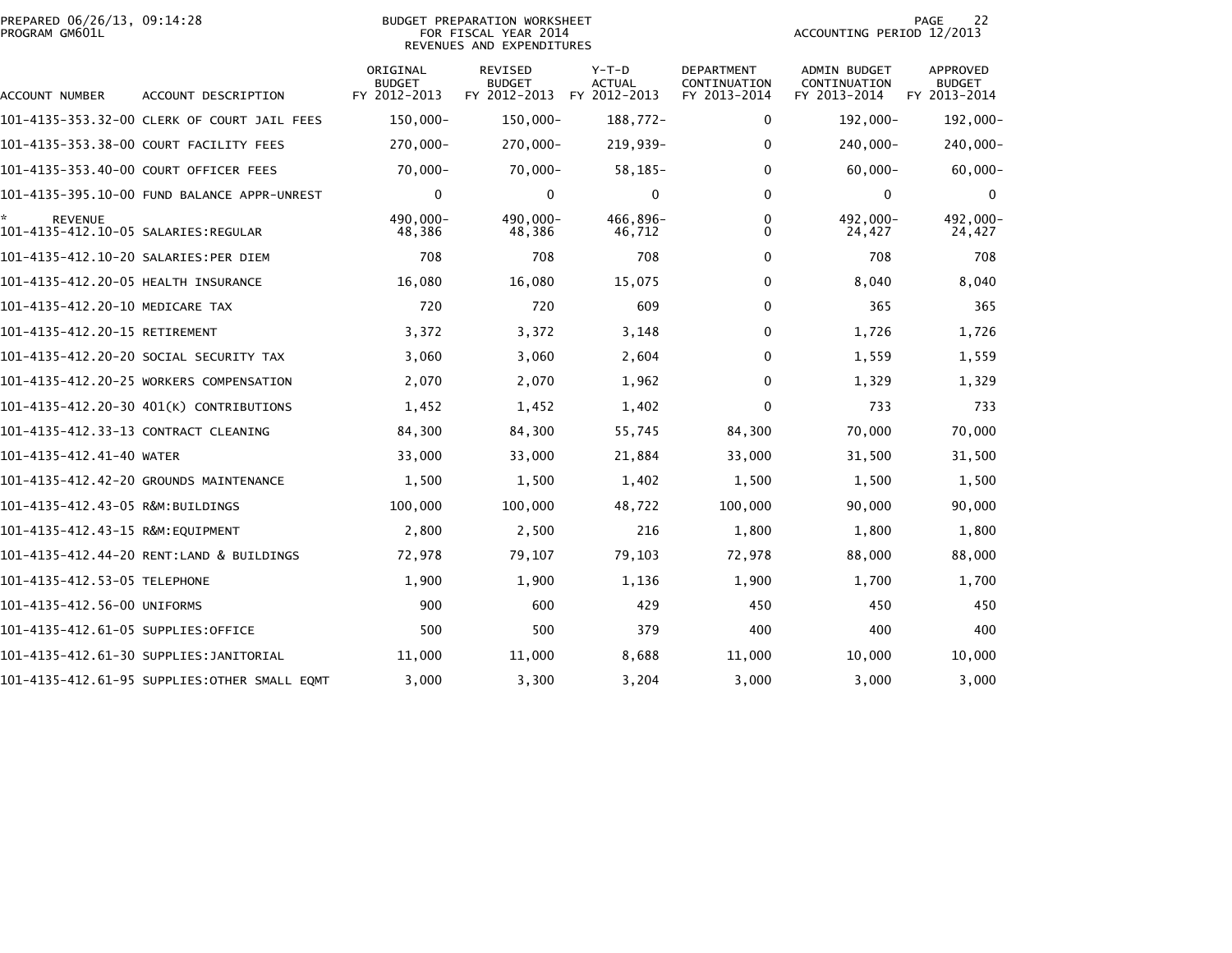PREPARED 06/26/13, 09:14:28
PROGRAM GM601L

BUDGET PREPARATION WORKSHEET
FOR FISCAL YEAR 2014
REVENUES AND EXPENDITURES

ACCOUNTING PERIOD 12/2013

| ACCOUNT NUMBER | ACCOUNT DESCRIPTION | ORIGINAL BUDGET FY 2012-2013 | REVISED BUDGET FY 2012-2013 | Y-T-D ACTUAL FY 2012-2013 | DEPARTMENT CONTINUATION FY 2013-2014 | ADMIN BUDGET CONTINUATION FY 2013-2014 | APPROVED BUDGET FY 2013-2014 |
|---|---|---|---|---|---|---|---|
| 101-4135-353.32-00 | CLERK OF COURT JAIL FEES | 150,000- | 150,000- | 188,772- | 0 | 192,000- | 192,000- |
| 101-4135-353.38-00 | COURT FACILITY FEES | 270,000- | 270,000- | 219,939- | 0 | 240,000- | 240,000- |
| 101-4135-353.40-00 | COURT OFFICER FEES | 70,000- | 70,000- | 58,185- | 0 | 60,000- | 60,000- |
| 101-4135-395.10-00 | FUND BALANCE APPR-UNREST | 0 | 0 | 0 | 0 | 0 | 0 |
| * | REVENUE | 490,000- | 490,000- | 466,896- | 0 | 492,000- | 492,000- |
| 101-4135-412.10-05 | SALARIES:REGULAR | 48,386 | 48,386 | 46,712 | 0 | 24,427 | 24,427 |
| 101-4135-412.10-20 | SALARIES:PER DIEM | 708 | 708 | 708 | 0 | 708 | 708 |
| 101-4135-412.20-05 | HEALTH INSURANCE | 16,080 | 16,080 | 15,075 | 0 | 8,040 | 8,040 |
| 101-4135-412.20-10 | MEDICARE TAX | 720 | 720 | 609 | 0 | 365 | 365 |
| 101-4135-412.20-15 | RETIREMENT | 3,372 | 3,372 | 3,148 | 0 | 1,726 | 1,726 |
| 101-4135-412.20-20 | SOCIAL SECURITY TAX | 3,060 | 3,060 | 2,604 | 0 | 1,559 | 1,559 |
| 101-4135-412.20-25 | WORKERS COMPENSATION | 2,070 | 2,070 | 1,962 | 0 | 1,329 | 1,329 |
| 101-4135-412.20-30 | 401(K) CONTRIBUTIONS | 1,452 | 1,452 | 1,402 | 0 | 733 | 733 |
| 101-4135-412.33-13 | CONTRACT CLEANING | 84,300 | 84,300 | 55,745 | 84,300 | 70,000 | 70,000 |
| 101-4135-412.41-40 | WATER | 33,000 | 33,000 | 21,884 | 33,000 | 31,500 | 31,500 |
| 101-4135-412.42-20 | GROUNDS MAINTENANCE | 1,500 | 1,500 | 1,402 | 1,500 | 1,500 | 1,500 |
| 101-4135-412.43-05 | R&M:BUILDINGS | 100,000 | 100,000 | 48,722 | 100,000 | 90,000 | 90,000 |
| 101-4135-412.43-15 | R&M:EQUIPMENT | 2,800 | 2,500 | 216 | 1,800 | 1,800 | 1,800 |
| 101-4135-412.44-20 | RENT:LAND & BUILDINGS | 72,978 | 79,107 | 79,103 | 72,978 | 88,000 | 88,000 |
| 101-4135-412.53-05 | TELEPHONE | 1,900 | 1,900 | 1,136 | 1,900 | 1,700 | 1,700 |
| 101-4135-412.56-00 | UNIFORMS | 900 | 600 | 429 | 450 | 450 | 450 |
| 101-4135-412.61-05 | SUPPLIES:OFFICE | 500 | 500 | 379 | 400 | 400 | 400 |
| 101-4135-412.61-30 | SUPPLIES:JANITORIAL | 11,000 | 11,000 | 8,688 | 11,000 | 10,000 | 10,000 |
| 101-4135-412.61-95 | SUPPLIES:OTHER SMALL EQMT | 3,000 | 3,300 | 3,204 | 3,000 | 3,000 | 3,000 |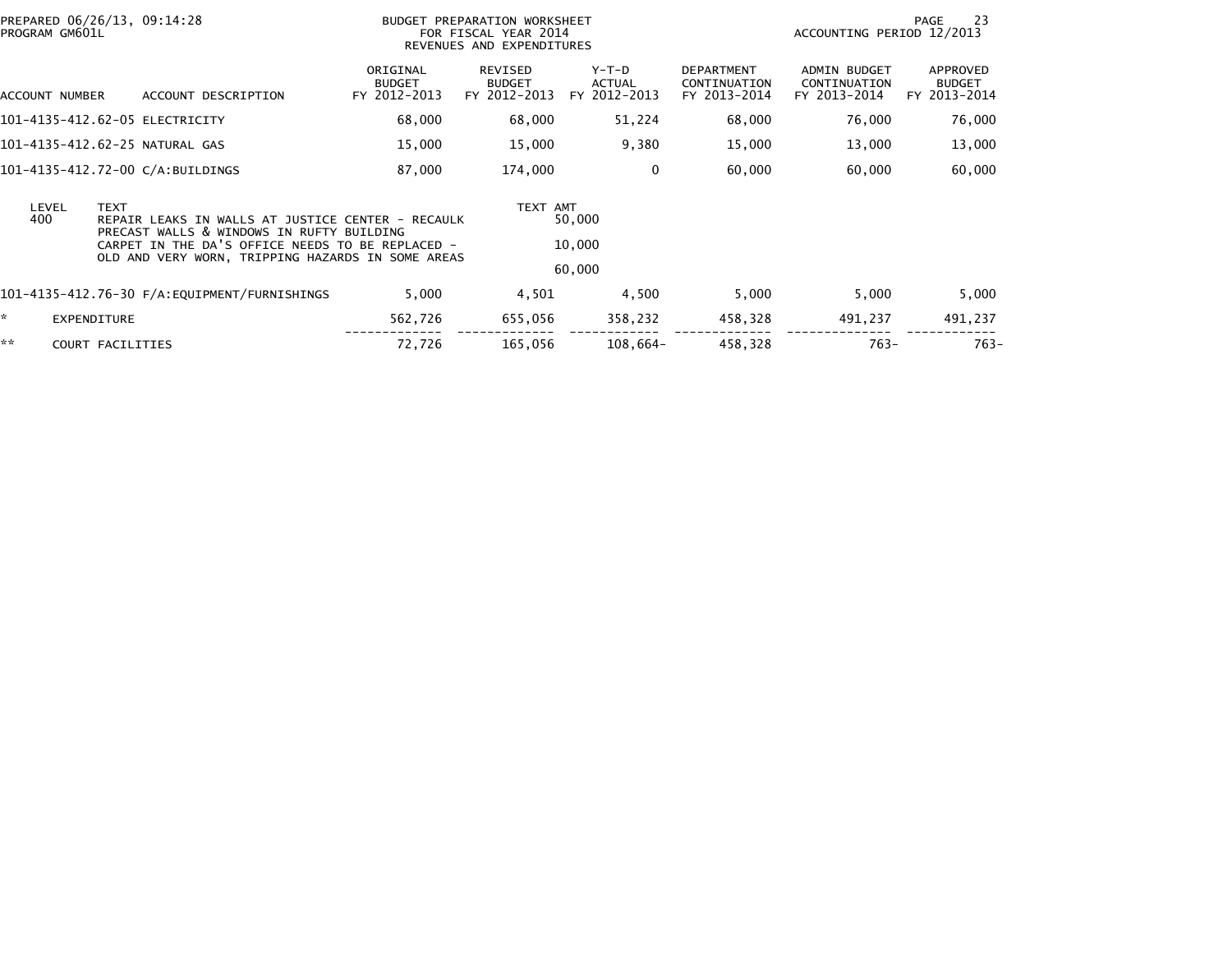PREPARED 06/26/13, 09:14:28
PROGRAM GM601L

BUDGET PREPARATION WORKSHEET
FOR FISCAL YEAR 2014
REVENUES AND EXPENDITURES

ACCOUNTING PERIOD 12/2013

| ACCOUNT NUMBER | ACCOUNT DESCRIPTION | ORIGINAL BUDGET FY 2012-2013 | REVISED BUDGET FY 2012-2013 | Y-T-D ACTUAL FY 2012-2013 | DEPARTMENT CONTINUATION FY 2013-2014 | ADMIN BUDGET CONTINUATION FY 2013-2014 | APPROVED BUDGET FY 2013-2014 |
|---|---|---|---|---|---|---|---|
| 101-4135-412.62-05 | ELECTRICITY | 68,000 | 68,000 | 51,224 | 68,000 | 76,000 | 76,000 |
| 101-4135-412.62-25 | NATURAL GAS | 15,000 | 15,000 | 9,380 | 15,000 | 13,000 | 13,000 |
| 101-4135-412.72-00 | C/A:BUILDINGS | 87,000 | 174,000 | 0 | 60,000 | 60,000 | 60,000 |

| LEVEL | TEXT | TEXT AMT |
|---|---|---|
| 400 | REPAIR LEAKS IN WALLS AT JUSTICE CENTER - RECAULK PRECAST WALLS & WINDOWS IN RUFTY BUILDING | 50,000 |
| | CARPET IN THE DA'S OFFICE NEEDS TO BE REPLACED - OLD AND VERY WORN, TRIPPING HAZARDS IN SOME AREAS | 10,000 |
| | | 60,000 |

| ACCOUNT NUMBER | ACCOUNT DESCRIPTION | ORIGINAL BUDGET FY 2012-2013 | REVISED BUDGET FY 2012-2013 | Y-T-D ACTUAL FY 2012-2013 | DEPARTMENT CONTINUATION FY 2013-2014 | ADMIN BUDGET CONTINUATION FY 2013-2014 | APPROVED BUDGET FY 2013-2014 |
|---|---|---|---|---|---|---|---|
| 101-4135-412.76-30 | F/A:EQUIPMENT/FURNISHINGS | 5,000 | 4,501 | 4,500 | 5,000 | 5,000 | 5,000 |
| * | EXPENDITURE | 562,726 | 655,056 | 358,232 | 458,328 | 491,237 | 491,237 |
| ** | COURT FACILITIES | 72,726 | 165,056 | 108,664- | 458,328 | 763- | 763- |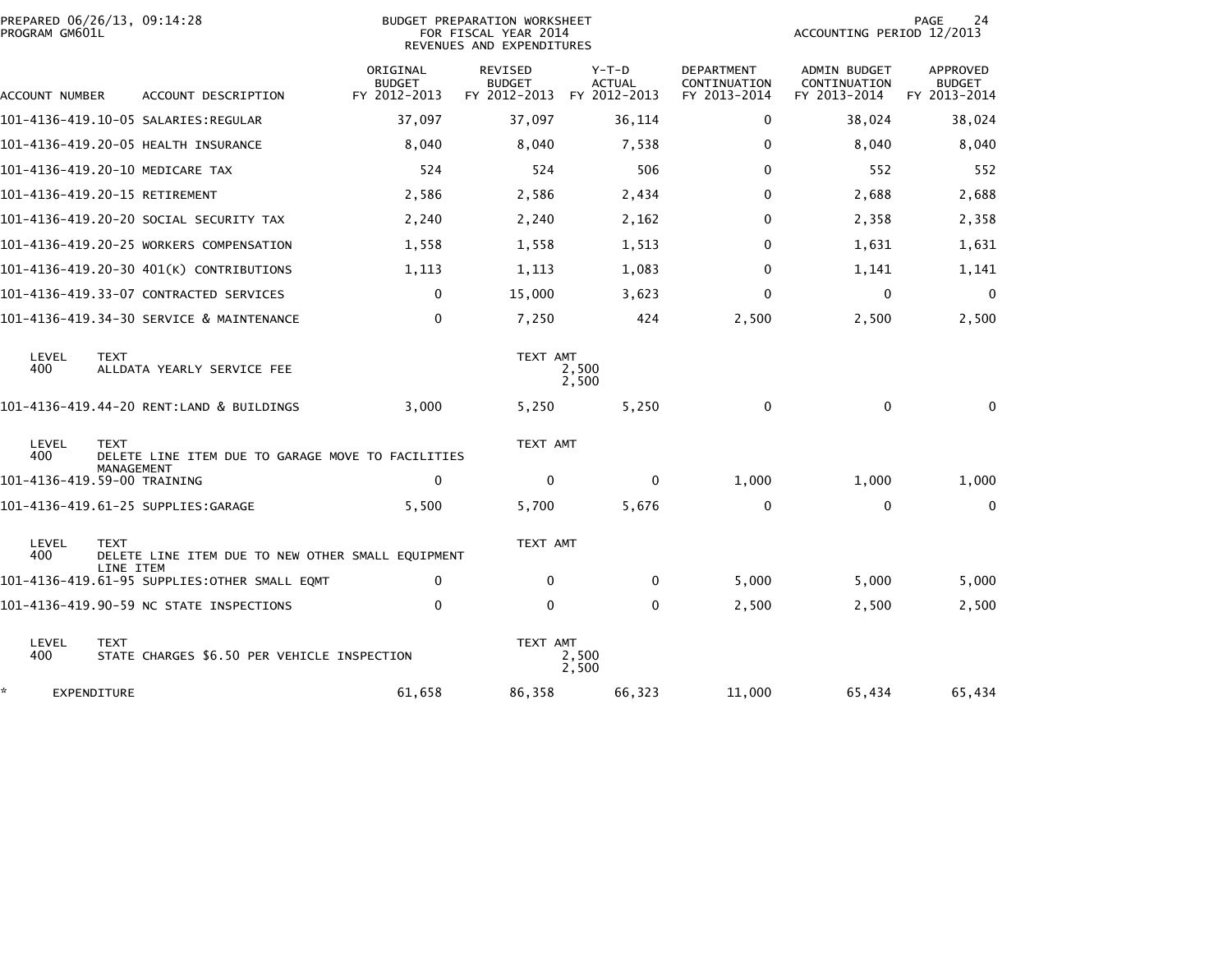PREPARED 06/26/13, 09:14:28
PROGRAM GM601L

BUDGET PREPARATION WORKSHEET
FOR FISCAL YEAR 2014
REVENUES AND EXPENDITURES

ACCOUNTING PERIOD 12/2013

| ACCOUNT NUMBER | ACCOUNT DESCRIPTION | ORIGINAL BUDGET FY 2012-2013 | REVISED BUDGET FY 2012-2013 | Y-T-D ACTUAL FY 2012-2013 | DEPARTMENT CONTINUATION FY 2013-2014 | ADMIN BUDGET CONTINUATION FY 2013-2014 | APPROVED BUDGET FY 2013-2014 |
|---|---|---|---|---|---|---|---|
| 101-4136-419.10-05 | SALARIES:REGULAR | 37,097 | 37,097 | 36,114 | 0 | 38,024 | 38,024 |
| 101-4136-419.20-05 | HEALTH INSURANCE | 8,040 | 8,040 | 7,538 | 0 | 8,040 | 8,040 |
| 101-4136-419.20-10 | MEDICARE TAX | 524 | 524 | 506 | 0 | 552 | 552 |
| 101-4136-419.20-15 | RETIREMENT | 2,586 | 2,586 | 2,434 | 0 | 2,688 | 2,688 |
| 101-4136-419.20-20 | SOCIAL SECURITY TAX | 2,240 | 2,240 | 2,162 | 0 | 2,358 | 2,358 |
| 101-4136-419.20-25 | WORKERS COMPENSATION | 1,558 | 1,558 | 1,513 | 0 | 1,631 | 1,631 |
| 101-4136-419.20-30 | 401(K) CONTRIBUTIONS | 1,113 | 1,113 | 1,083 | 0 | 1,141 | 1,141 |
| 101-4136-419.33-07 | CONTRACTED SERVICES | 0 | 15,000 | 3,623 | 0 | 0 | 0 |
| 101-4136-419.34-30 | SERVICE & MAINTENANCE | 0 | 7,250 | 424 | 2,500 | 2,500 | 2,500 |
| LEVEL 400 | TEXT: ALLDATA YEARLY SERVICE FEE | | TEXT AMT | 2,500 / 2,500 | | | |
| 101-4136-419.44-20 | RENT:LAND & BUILDINGS | 3,000 | 5,250 | 5,250 | 0 | 0 | 0 |
| LEVEL 400 | TEXT: DELETE LINE ITEM DUE TO GARAGE MOVE TO FACILITIES MANAGEMENT | | TEXT AMT | | | | |
| 101-4136-419.59-00 | TRAINING | 0 | 0 | 0 | 1,000 | 1,000 | 1,000 |
| 101-4136-419.61-25 | SUPPLIES:GARAGE | 5,500 | 5,700 | 5,676 | 0 | 0 | 0 |
| LEVEL 400 | TEXT: DELETE LINE ITEM DUE TO NEW OTHER SMALL EQUIPMENT LINE ITEM | | TEXT AMT | | | | |
| 101-4136-419.61-95 | SUPPLIES:OTHER SMALL EQMT | 0 | 0 | 0 | 5,000 | 5,000 | 5,000 |
| 101-4136-419.90-59 | NC STATE INSPECTIONS | 0 | 0 | 0 | 2,500 | 2,500 | 2,500 |
| LEVEL 400 | TEXT: STATE CHARGES $6.50 PER VEHICLE INSPECTION | | TEXT AMT | 2,500 / 2,500 | | | |
| * | EXPENDITURE | 61,658 | 86,358 | 66,323 | 11,000 | 65,434 | 65,434 |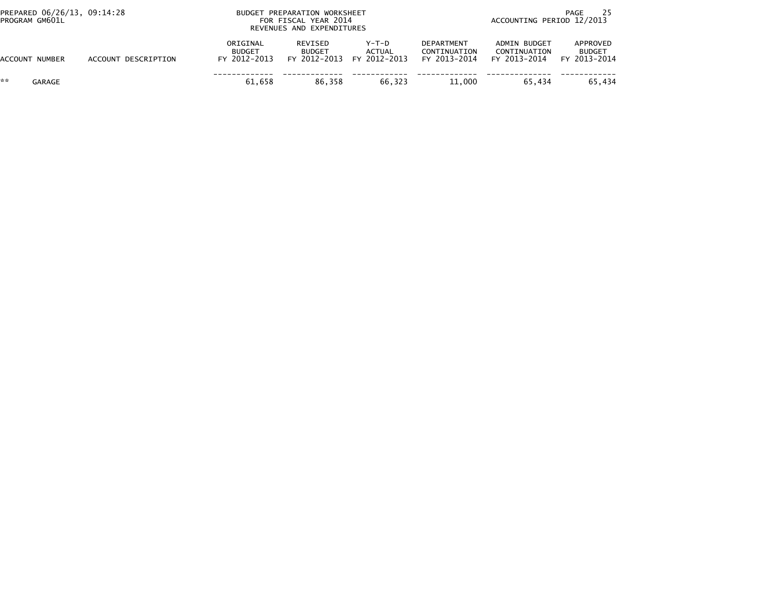PREPARED 06/26/13, 09:14:28
PROGRAM GM601L

BUDGET PREPARATION WORKSHEET
FOR FISCAL YEAR 2014
REVENUES AND EXPENDITURES

ACCOUNTING PERIOD 12/2013

| ACCOUNT NUMBER | ACCOUNT DESCRIPTION | ORIGINAL BUDGET FY 2012-2013 | REVISED BUDGET FY 2012-2013 | Y-T-D ACTUAL FY 2012-2013 | DEPARTMENT CONTINUATION FY 2013-2014 | ADMIN BUDGET CONTINUATION FY 2013-2014 | APPROVED BUDGET FY 2013-2014 |
|---|---|---|---|---|---|---|---|
| ** GARAGE | | 61,658 | 86,358 | 66,323 | 11,000 | 65,434 | 65,434 |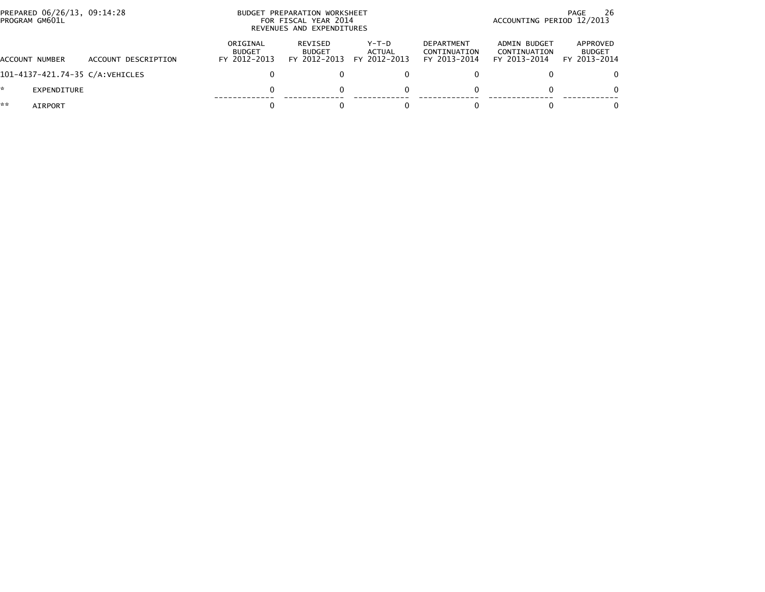PREPARED 06/26/13, 09:14:28
PROGRAM GM601L

BUDGET PREPARATION WORKSHEET
FOR FISCAL YEAR 2014
REVENUES AND EXPENDITURES

ACCOUNTING PERIOD 12/2013

| ACCOUNT NUMBER | ACCOUNT DESCRIPTION | ORIGINAL BUDGET FY 2012-2013 | REVISED BUDGET FY 2012-2013 | Y-T-D ACTUAL FY 2012-2013 | DEPARTMENT CONTINUATION FY 2013-2014 | ADMIN BUDGET CONTINUATION FY 2013-2014 | APPROVED BUDGET FY 2013-2014 |
|---|---|---|---|---|---|---|---|
| 101-4137-421.74-35 | C/A:VEHICLES | 0 | 0 | 0 | 0 | 0 | 0 |
| * | EXPENDITURE | 0 | 0 | 0 | 0 | 0 | 0 |
| ** | AIRPORT | 0 | 0 | 0 | 0 | 0 | 0 |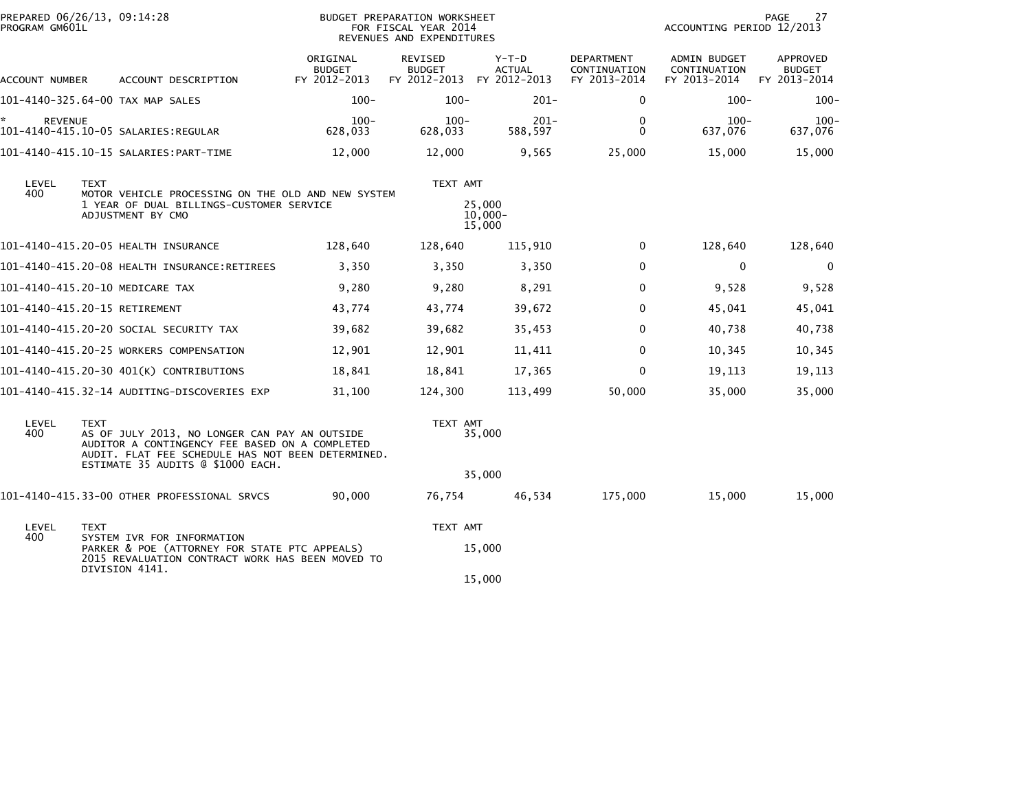PREPARED 06/26/13, 09:14:28
PROGRAM GM601L

BUDGET PREPARATION WORKSHEET
FOR FISCAL YEAR 2014
REVENUES AND EXPENDITURES

ACCOUNTING PERIOD 12/2013

| ACCOUNT NUMBER | ACCOUNT DESCRIPTION | ORIGINAL BUDGET FY 2012-2013 | REVISED BUDGET FY 2012-2013 | Y-T-D ACTUAL FY 2012-2013 | DEPARTMENT CONTINUATION FY 2013-2014 | ADMIN BUDGET CONTINUATION FY 2013-2014 | APPROVED BUDGET FY 2013-2014 |
|---|---|---|---|---|---|---|---|
| 101-4140-325.64-00 | TAX MAP SALES | 100- | 100- | 201- | 0 | 100- | 100- |
| * REVENUE | | 100- | 100- | 201- | 0 | 100- | 100- |
| 101-4140-415.10-05 | SALARIES:REGULAR | 628,033 | 628,033 | 588,597 | 0 | 637,076 | 637,076 |
| 101-4140-415.10-15 | SALARIES:PART-TIME | 12,000 | 12,000 | 9,565 | 25,000 | 15,000 | 15,000 |

| LEVEL | TEXT | TEXT AMT |
|---|---|---|
| 400 | MOTOR VEHICLE PROCESSING ON THE OLD AND NEW SYSTEM | |
| | 1 YEAR OF DUAL BILLINGS-CUSTOMER SERVICE | 25,000 |
| | ADJUSTMENT BY CMO | 10,000- |
| | | 15,000 |

| ACCOUNT NUMBER | ACCOUNT DESCRIPTION | ORIGINAL BUDGET FY 2012-2013 | REVISED BUDGET FY 2012-2013 | Y-T-D ACTUAL FY 2012-2013 | DEPARTMENT CONTINUATION FY 2013-2014 | ADMIN BUDGET CONTINUATION FY 2013-2014 | APPROVED BUDGET FY 2013-2014 |
|---|---|---|---|---|---|---|---|
| 101-4140-415.20-05 | HEALTH INSURANCE | 128,640 | 128,640 | 115,910 | 0 | 128,640 | 128,640 |
| 101-4140-415.20-08 | HEALTH INSURANCE:RETIREES | 3,350 | 3,350 | 3,350 | 0 | 0 | 0 |
| 101-4140-415.20-10 | MEDICARE TAX | 9,280 | 9,280 | 8,291 | 0 | 9,528 | 9,528 |
| 101-4140-415.20-15 | RETIREMENT | 43,774 | 43,774 | 39,672 | 0 | 45,041 | 45,041 |
| 101-4140-415.20-20 | SOCIAL SECURITY TAX | 39,682 | 39,682 | 35,453 | 0 | 40,738 | 40,738 |
| 101-4140-415.20-25 | WORKERS COMPENSATION | 12,901 | 12,901 | 11,411 | 0 | 10,345 | 10,345 |
| 101-4140-415.20-30 | 401(K) CONTRIBUTIONS | 18,841 | 18,841 | 17,365 | 0 | 19,113 | 19,113 |
| 101-4140-415.32-14 | AUDITING-DISCOVERIES EXP | 31,100 | 124,300 | 113,499 | 50,000 | 35,000 | 35,000 |

| LEVEL | TEXT | TEXT AMT |
|---|---|---|
| 400 | AS OF JULY 2013, NO LONGER CAN PAY AN OUTSIDE AUDITOR A CONTINGENCY FEE BASED ON A COMPLETED AUDIT. FLAT FEE SCHEDULE HAS NOT BEEN DETERMINED. ESTIMATE 35 AUDITS @ $1000 EACH. | 35,000 |
| | | 35,000 |

| ACCOUNT NUMBER | ACCOUNT DESCRIPTION | ORIGINAL BUDGET FY 2012-2013 | REVISED BUDGET FY 2012-2013 | Y-T-D ACTUAL FY 2012-2013 | DEPARTMENT CONTINUATION FY 2013-2014 | ADMIN BUDGET CONTINUATION FY 2013-2014 | APPROVED BUDGET FY 2013-2014 |
|---|---|---|---|---|---|---|---|
| 101-4140-415.33-00 | OTHER PROFESSIONAL SRVCS | 90,000 | 76,754 | 46,534 | 175,000 | 15,000 | 15,000 |

| LEVEL | TEXT | TEXT AMT |
|---|---|---|
| 400 | SYSTEM IVR FOR INFORMATION | |
| | PARKER & POE (ATTORNEY FOR STATE PTC APPEALS) | 15,000 |
| | 2015 REVALUATION CONTRACT WORK HAS BEEN MOVED TO DIVISION 4141. | |
| | | 15,000 |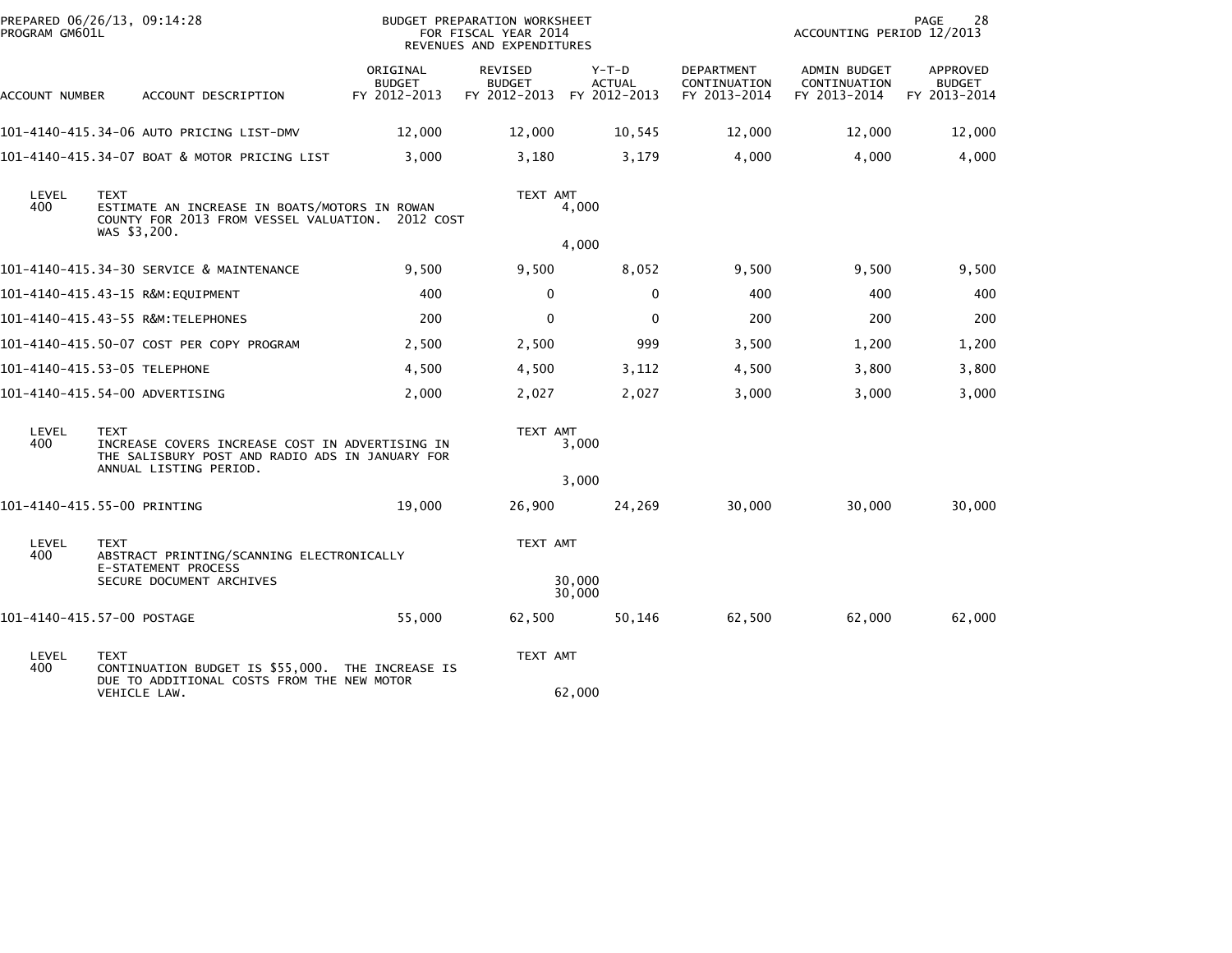PREPARED 06/26/13, 09:14:28
PROGRAM GM601L

BUDGET PREPARATION WORKSHEET
FOR FISCAL YEAR 2014
REVENUES AND EXPENDITURES

ACCOUNTING PERIOD 12/2013

| ACCOUNT NUMBER | ACCOUNT DESCRIPTION | ORIGINAL BUDGET FY 2012-2013 | REVISED BUDGET FY 2012-2013 | Y-T-D ACTUAL FY 2012-2013 | DEPARTMENT CONTINUATION FY 2013-2014 | ADMIN BUDGET CONTINUATION FY 2013-2014 | APPROVED BUDGET FY 2013-2014 |
|---|---|---|---|---|---|---|---|
| 101-4140-415.34-06 | AUTO PRICING LIST-DMV | 12,000 | 12,000 | 10,545 | 12,000 | 12,000 | 12,000 |
| 101-4140-415.34-07 | BOAT & MOTOR PRICING LIST | 3,000 | 3,180 | 3,179 | 4,000 | 4,000 | 4,000 |

| LEVEL | TEXT | TEXT AMT |
|---|---|---|
| 400 | ESTIMATE AN INCREASE IN BOATS/MOTORS IN ROWAN COUNTY FOR 2013 FROM VESSEL VALUATION. 2012 COST WAS $3,200. | 4,000 |
| | | 4,000 |

| ACCOUNT NUMBER | ACCOUNT DESCRIPTION | ORIGINAL BUDGET FY 2012-2013 | REVISED BUDGET FY 2012-2013 | Y-T-D ACTUAL FY 2012-2013 | DEPARTMENT CONTINUATION FY 2013-2014 | ADMIN BUDGET CONTINUATION FY 2013-2014 | APPROVED BUDGET FY 2013-2014 |
|---|---|---|---|---|---|---|---|
| 101-4140-415.34-30 | SERVICE & MAINTENANCE | 9,500 | 9,500 | 8,052 | 9,500 | 9,500 | 9,500 |
| 101-4140-415.43-15 | R&M:EQUIPMENT | 400 | 0 | 0 | 400 | 400 | 400 |
| 101-4140-415.43-55 | R&M:TELEPHONES | 200 | 0 | 0 | 200 | 200 | 200 |
| 101-4140-415.50-07 | COST PER COPY PROGRAM | 2,500 | 2,500 | 999 | 3,500 | 1,200 | 1,200 |
| 101-4140-415.53-05 | TELEPHONE | 4,500 | 4,500 | 3,112 | 4,500 | 3,800 | 3,800 |
| 101-4140-415.54-00 | ADVERTISING | 2,000 | 2,027 | 2,027 | 3,000 | 3,000 | 3,000 |

| LEVEL | TEXT | TEXT AMT |
|---|---|---|
| 400 | INCREASE COVERS INCREASE COST IN ADVERTISING IN THE SALISBURY POST AND RADIO ADS IN JANUARY FOR ANNUAL LISTING PERIOD. | 3,000 |
| | | 3,000 |

| ACCOUNT NUMBER | ACCOUNT DESCRIPTION | ORIGINAL BUDGET FY 2012-2013 | REVISED BUDGET FY 2012-2013 | Y-T-D ACTUAL FY 2012-2013 | DEPARTMENT CONTINUATION FY 2013-2014 | ADMIN BUDGET CONTINUATION FY 2013-2014 | APPROVED BUDGET FY 2013-2014 |
|---|---|---|---|---|---|---|---|
| 101-4140-415.55-00 | PRINTING | 19,000 | 26,900 | 24,269 | 30,000 | 30,000 | 30,000 |

| LEVEL | TEXT | TEXT AMT |
|---|---|---|
| 400 | ABSTRACT PRINTING/SCANNING ELECTRONICALLY E-STATEMENT PROCESS SECURE DOCUMENT ARCHIVES | 30,000 |
| | | 30,000 |

| ACCOUNT NUMBER | ACCOUNT DESCRIPTION | ORIGINAL BUDGET FY 2012-2013 | REVISED BUDGET FY 2012-2013 | Y-T-D ACTUAL FY 2012-2013 | DEPARTMENT CONTINUATION FY 2013-2014 | ADMIN BUDGET CONTINUATION FY 2013-2014 | APPROVED BUDGET FY 2013-2014 |
|---|---|---|---|---|---|---|---|
| 101-4140-415.57-00 | POSTAGE | 55,000 | 62,500 | 50,146 | 62,500 | 62,000 | 62,000 |

| LEVEL | TEXT | TEXT AMT |
|---|---|---|
| 400 | CONTINUATION BUDGET IS $55,000. THE INCREASE IS DUE TO ADDITIONAL COSTS FROM THE NEW MOTOR VEHICLE LAW. | 62,000 |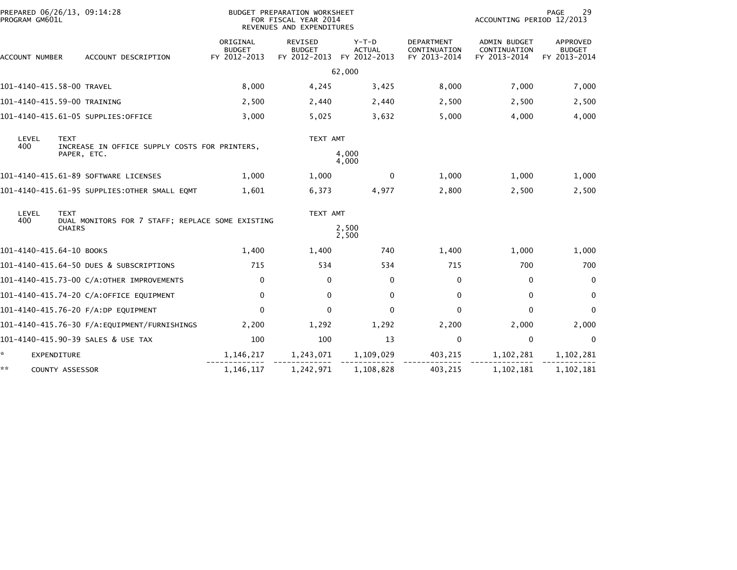PREPARED 06/26/13, 09:14:28
PROGRAM GM601L

BUDGET PREPARATION WORKSHEET
FOR FISCAL YEAR 2014
REVENUES AND EXPENDITURES

ACCOUNTING PERIOD 12/2013

| ACCOUNT NUMBER | ACCOUNT DESCRIPTION | ORIGINAL BUDGET FY 2012-2013 | REVISED BUDGET FY 2012-2013 | Y-T-D ACTUAL FY 2012-2013 | DEPARTMENT CONTINUATION FY 2013-2014 | ADMIN BUDGET CONTINUATION FY 2013-2014 | APPROVED BUDGET FY 2013-2014 |
|---|---|---|---|---|---|---|---|
| | | | | 62,000 | | | |
| 101-4140-415.58-00 | TRAVEL | 8,000 | 4,245 | 3,425 | 8,000 | 7,000 | 7,000 |
| 101-4140-415.59-00 | TRAINING | 2,500 | 2,440 | 2,440 | 2,500 | 2,500 | 2,500 |
| 101-4140-415.61-05 | SUPPLIES:OFFICE | 3,000 | 5,025 | 3,632 | 5,000 | 4,000 | 4,000 |

| LEVEL | TEXT | TEXT AMT |
|---|---|---|
| 400 | INCREASE IN OFFICE SUPPLY COSTS FOR PRINTERS, PAPER, ETC. | 4,000 |
| | | 4,000 |

| ACCOUNT NUMBER | ACCOUNT DESCRIPTION | ORIGINAL BUDGET FY 2012-2013 | REVISED BUDGET FY 2012-2013 | Y-T-D ACTUAL FY 2012-2013 | DEPARTMENT CONTINUATION FY 2013-2014 | ADMIN BUDGET CONTINUATION FY 2013-2014 | APPROVED BUDGET FY 2013-2014 |
|---|---|---|---|---|---|---|---|
| 101-4140-415.61-89 | SOFTWARE LICENSES | 1,000 | 1,000 | 0 | 1,000 | 1,000 | 1,000 |
| 101-4140-415.61-95 | SUPPLIES:OTHER SMALL EQMT | 1,601 | 6,373 | 4,977 | 2,800 | 2,500 | 2,500 |

| LEVEL | TEXT | TEXT AMT |
|---|---|---|
| 400 | DUAL MONITORS FOR 7 STAFF; REPLACE SOME EXISTING CHAIRS | 2,500 |
| | | 2,500 |

| ACCOUNT NUMBER | ACCOUNT DESCRIPTION | ORIGINAL BUDGET FY 2012-2013 | REVISED BUDGET FY 2012-2013 | Y-T-D ACTUAL FY 2012-2013 | DEPARTMENT CONTINUATION FY 2013-2014 | ADMIN BUDGET CONTINUATION FY 2013-2014 | APPROVED BUDGET FY 2013-2014 |
|---|---|---|---|---|---|---|---|
| 101-4140-415.64-10 | BOOKS | 1,400 | 1,400 | 740 | 1,400 | 1,000 | 1,000 |
| 101-4140-415.64-50 | DUES & SUBSCRIPTIONS | 715 | 534 | 534 | 715 | 700 | 700 |
| 101-4140-415.73-00 | C/A:OTHER IMPROVEMENTS | 0 | 0 | 0 | 0 | 0 | 0 |
| 101-4140-415.74-20 | C/A:OFFICE EQUIPMENT | 0 | 0 | 0 | 0 | 0 | 0 |
| 101-4140-415.76-20 | F/A:DP EQUIPMENT | 0 | 0 | 0 | 0 | 0 | 0 |
| 101-4140-415.76-30 | F/A:EQUIPMENT/FURNISHINGS | 2,200 | 1,292 | 1,292 | 2,200 | 2,000 | 2,000 |
| 101-4140-415.90-39 | SALES & USE TAX | 100 | 100 | 13 | 0 | 0 | 0 |
| * | EXPENDITURE | 1,146,217 | 1,243,071 | 1,109,029 | 403,215 | 1,102,281 | 1,102,281 |
| ** | COUNTY ASSESSOR | 1,146,117 | 1,242,971 | 1,108,828 | 403,215 | 1,102,181 | 1,102,181 |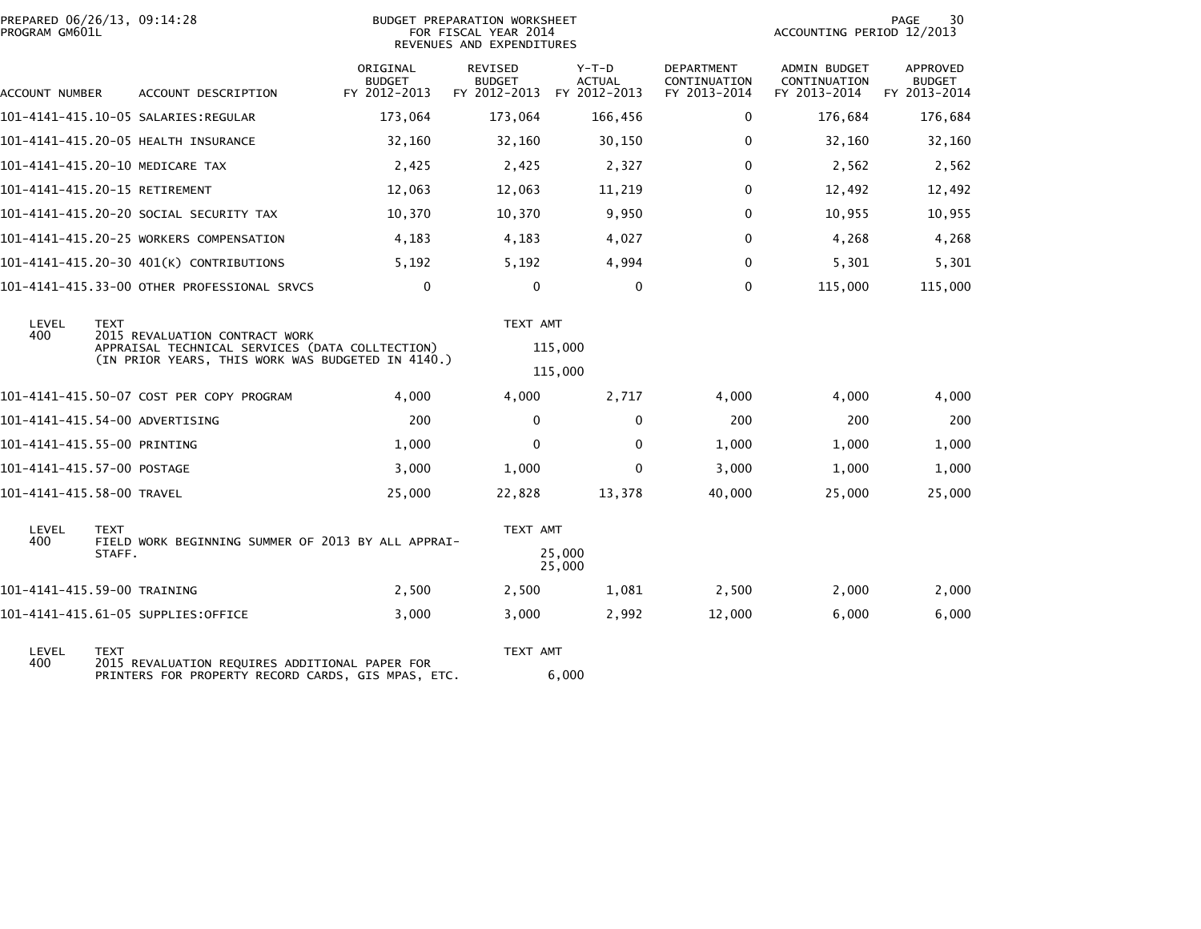PREPARED 06/26/13, 09:14:28
PROGRAM GM601L

BUDGET PREPARATION WORKSHEET
FOR FISCAL YEAR 2014
REVENUES AND EXPENDITURES

ACCOUNTING PERIOD 12/2013

| ACCOUNT NUMBER | ACCOUNT DESCRIPTION | ORIGINAL BUDGET FY 2012-2013 | REVISED BUDGET FY 2012-2013 | Y-T-D ACTUAL FY 2012-2013 | DEPARTMENT CONTINUATION FY 2013-2014 | ADMIN BUDGET CONTINUATION FY 2013-2014 | APPROVED BUDGET FY 2013-2014 |
|---|---|---|---|---|---|---|---|
| 101-4141-415.10-05 | SALARIES:REGULAR | 173,064 | 173,064 | 166,456 | 0 | 176,684 | 176,684 |
| 101-4141-415.20-05 | HEALTH INSURANCE | 32,160 | 32,160 | 30,150 | 0 | 32,160 | 32,160 |
| 101-4141-415.20-10 | MEDICARE TAX | 2,425 | 2,425 | 2,327 | 0 | 2,562 | 2,562 |
| 101-4141-415.20-15 | RETIREMENT | 12,063 | 12,063 | 11,219 | 0 | 12,492 | 12,492 |
| 101-4141-415.20-20 | SOCIAL SECURITY TAX | 10,370 | 10,370 | 9,950 | 0 | 10,955 | 10,955 |
| 101-4141-415.20-25 | WORKERS COMPENSATION | 4,183 | 4,183 | 4,027 | 0 | 4,268 | 4,268 |
| 101-4141-415.20-30 | 401(K) CONTRIBUTIONS | 5,192 | 5,192 | 4,994 | 0 | 5,301 | 5,301 |
| 101-4141-415.33-00 | OTHER PROFESSIONAL SRVCS | 0 | 0 | 0 | 0 | 115,000 | 115,000 |

| LEVEL | TEXT | TEXT AMT |
|---|---|---|
| 400 | 2015 REVALUATION CONTRACT WORK APPRAISAL TECHNICAL SERVICES (DATA COLLTECTION) (IN PRIOR YEARS, THIS WORK WAS BUDGETED IN 4140.) | 115,000 |
| | | 115,000 |

| ACCOUNT NUMBER | ACCOUNT DESCRIPTION | ORIGINAL BUDGET FY 2012-2013 | REVISED BUDGET FY 2012-2013 | Y-T-D ACTUAL FY 2012-2013 | DEPARTMENT CONTINUATION FY 2013-2014 | ADMIN BUDGET CONTINUATION FY 2013-2014 | APPROVED BUDGET FY 2013-2014 |
|---|---|---|---|---|---|---|---|
| 101-4141-415.50-07 | COST PER COPY PROGRAM | 4,000 | 4,000 | 2,717 | 4,000 | 4,000 | 4,000 |
| 101-4141-415.54-00 | ADVERTISING | 200 | 0 | 0 | 200 | 200 | 200 |
| 101-4141-415.55-00 | PRINTING | 1,000 | 0 | 0 | 1,000 | 1,000 | 1,000 |
| 101-4141-415.57-00 | POSTAGE | 3,000 | 1,000 | 0 | 3,000 | 1,000 | 1,000 |
| 101-4141-415.58-00 | TRAVEL | 25,000 | 22,828 | 13,378 | 40,000 | 25,000 | 25,000 |

| LEVEL | TEXT | TEXT AMT |
|---|---|---|
| 400 | FIELD WORK BEGINNING SUMMER OF 2013 BY ALL APPRAI- STAFF. | 25,000 |
| | | 25,000 |

| ACCOUNT NUMBER | ACCOUNT DESCRIPTION | ORIGINAL BUDGET FY 2012-2013 | REVISED BUDGET FY 2012-2013 | Y-T-D ACTUAL FY 2012-2013 | DEPARTMENT CONTINUATION FY 2013-2014 | ADMIN BUDGET CONTINUATION FY 2013-2014 | APPROVED BUDGET FY 2013-2014 |
|---|---|---|---|---|---|---|---|
| 101-4141-415.59-00 | TRAINING | 2,500 | 2,500 | 1,081 | 2,500 | 2,000 | 2,000 |
| 101-4141-415.61-05 | SUPPLIES:OFFICE | 3,000 | 3,000 | 2,992 | 12,000 | 6,000 | 6,000 |

| LEVEL | TEXT | TEXT AMT |
|---|---|---|
| 400 | 2015 REVALUATION REQUIRES ADDITIONAL PAPER FOR PRINTERS FOR PROPERTY RECORD CARDS, GIS MPAS, ETC. | 6,000 |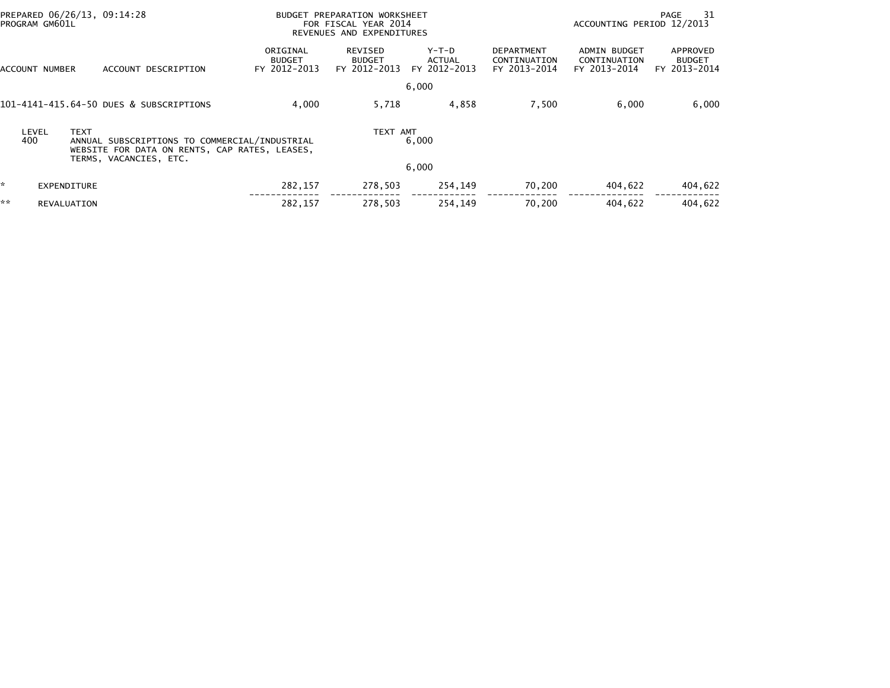PREPARED 06/26/13, 09:14:28
PROGRAM GM601L

BUDGET PREPARATION WORKSHEET
FOR FISCAL YEAR 2014
REVENUES AND EXPENDITURES

ACCOUNTING PERIOD 12/2013

| ACCOUNT NUMBER | ACCOUNT DESCRIPTION | ORIGINAL BUDGET FY 2012-2013 | REVISED BUDGET FY 2012-2013 | Y-T-D ACTUAL FY 2012-2013 | DEPARTMENT CONTINUATION FY 2013-2014 | ADMIN BUDGET CONTINUATION FY 2013-2014 | APPROVED BUDGET FY 2013-2014 |
|---|---|---|---|---|---|---|---|
| | | | | 6,000 | | | |
| 101-4141-415.64-50 | DUES & SUBSCRIPTIONS | 4,000 | 5,718 | 4,858 | 7,500 | 6,000 | 6,000 |

| LEVEL | TEXT | TEXT AMT |
|---|---|---|
| 400 | ANNUAL SUBSCRIPTIONS TO COMMERCIAL/INDUSTRIAL WEBSITE FOR DATA ON RENTS, CAP RATES, LEASES, TERMS, VACANCIES, ETC. | 6,000 |
| | | 6,000 |

| | | ORIGINAL BUDGET FY 2012-2013 | REVISED BUDGET FY 2012-2013 | Y-T-D ACTUAL FY 2012-2013 | DEPARTMENT CONTINUATION FY 2013-2014 | ADMIN BUDGET CONTINUATION FY 2013-2014 | APPROVED BUDGET FY 2013-2014 |
|---|---|---|---|---|---|---|---|
| * | EXPENDITURE | 282,157 | 278,503 | 254,149 | 70,200 | 404,622 | 404,622 |
| ** | REVALUATION | 282,157 | 278,503 | 254,149 | 70,200 | 404,622 | 404,622 |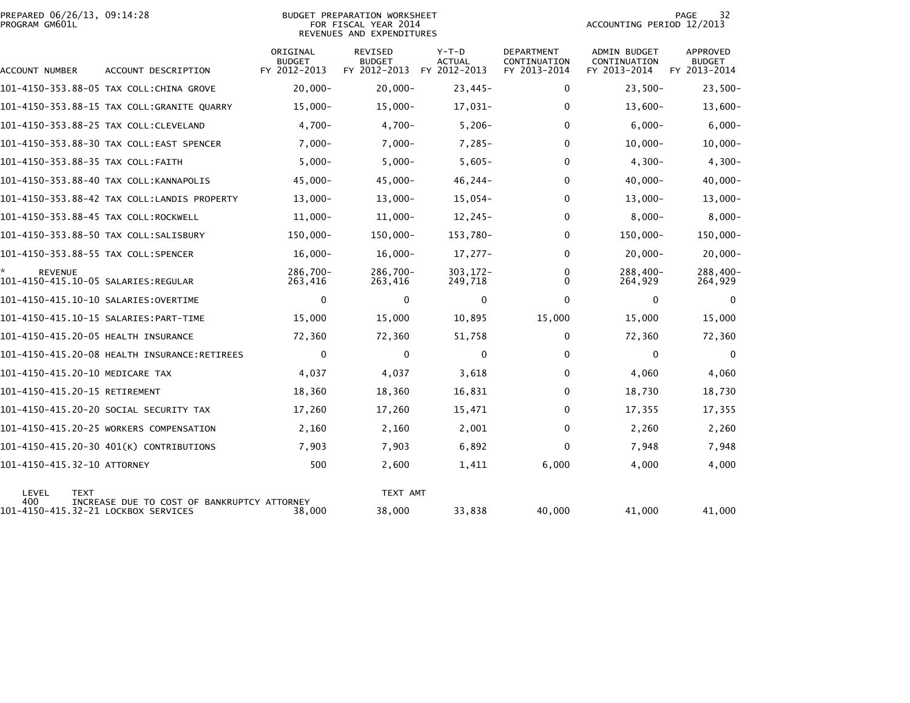PREPARED 06/26/13, 09:14:28
PROGRAM GM601L

BUDGET PREPARATION WORKSHEET
FOR FISCAL YEAR 2014
REVENUES AND EXPENDITURES

ACCOUNTING PERIOD 12/2013

| ACCOUNT NUMBER | ACCOUNT DESCRIPTION | ORIGINAL BUDGET FY 2012-2013 | REVISED BUDGET FY 2012-2013 | Y-T-D ACTUAL FY 2012-2013 | DEPARTMENT CONTINUATION FY 2013-2014 | ADMIN BUDGET CONTINUATION FY 2013-2014 | APPROVED BUDGET FY 2013-2014 |
|---|---|---|---|---|---|---|---|
| 101-4150-353.88-05 | TAX COLL:CHINA GROVE | 20,000- | 20,000- | 23,445- | 0 | 23,500- | 23,500- |
| 101-4150-353.88-15 | TAX COLL:GRANITE QUARRY | 15,000- | 15,000- | 17,031- | 0 | 13,600- | 13,600- |
| 101-4150-353.88-25 | TAX COLL:CLEVELAND | 4,700- | 4,700- | 5,206- | 0 | 6,000- | 6,000- |
| 101-4150-353.88-30 | TAX COLL:EAST SPENCER | 7,000- | 7,000- | 7,285- | 0 | 10,000- | 10,000- |
| 101-4150-353.88-35 | TAX COLL:FAITH | 5,000- | 5,000- | 5,605- | 0 | 4,300- | 4,300- |
| 101-4150-353.88-40 | TAX COLL:KANNAPOLIS | 45,000- | 45,000- | 46,244- | 0 | 40,000- | 40,000- |
| 101-4150-353.88-42 | TAX COLL:LANDIS PROPERTY | 13,000- | 13,000- | 15,054- | 0 | 13,000- | 13,000- |
| 101-4150-353.88-45 | TAX COLL:ROCKWELL | 11,000- | 11,000- | 12,245- | 0 | 8,000- | 8,000- |
| 101-4150-353.88-50 | TAX COLL:SALISBURY | 150,000- | 150,000- | 153,780- | 0 | 150,000- | 150,000- |
| 101-4150-353.88-55 | TAX COLL:SPENCER | 16,000- | 16,000- | 17,277- | 0 | 20,000- | 20,000- |
| * REVENUE | | 286,700- | 286,700- | 303,172- | 0 | 288,400- | 288,400- |
| 101-4150-415.10-05 | SALARIES:REGULAR | 263,416 | 263,416 | 249,718 | 0 | 264,929 | 264,929 |
| 101-4150-415.10-10 | SALARIES:OVERTIME | 0 | 0 | 0 | 0 | 0 | 0 |
| 101-4150-415.10-15 | SALARIES:PART-TIME | 15,000 | 15,000 | 10,895 | 15,000 | 15,000 | 15,000 |
| 101-4150-415.20-05 | HEALTH INSURANCE | 72,360 | 72,360 | 51,758 | 0 | 72,360 | 72,360 |
| 101-4150-415.20-08 | HEALTH INSURANCE:RETIREES | 0 | 0 | 0 | 0 | 0 | 0 |
| 101-4150-415.20-10 | MEDICARE TAX | 4,037 | 4,037 | 3,618 | 0 | 4,060 | 4,060 |
| 101-4150-415.20-15 | RETIREMENT | 18,360 | 18,360 | 16,831 | 0 | 18,730 | 18,730 |
| 101-4150-415.20-20 | SOCIAL SECURITY TAX | 17,260 | 17,260 | 15,471 | 0 | 17,355 | 17,355 |
| 101-4150-415.20-25 | WORKERS COMPENSATION | 2,160 | 2,160 | 2,001 | 0 | 2,260 | 2,260 |
| 101-4150-415.20-30 | 401(K) CONTRIBUTIONS | 7,903 | 7,903 | 6,892 | 0 | 7,948 | 7,948 |
| 101-4150-415.32-10 | ATTORNEY | 500 | 2,600 | 1,411 | 6,000 | 4,000 | 4,000 |

| LEVEL | TEXT | TEXT AMT |
|---|---|---|
| 400 | INCREASE DUE TO COST OF BANKRUPTCY ATTORNEY | |

| ACCOUNT NUMBER | ACCOUNT DESCRIPTION | ORIGINAL BUDGET FY 2012-2013 | REVISED BUDGET FY 2012-2013 | Y-T-D ACTUAL FY 2012-2013 | DEPARTMENT CONTINUATION FY 2013-2014 | ADMIN BUDGET CONTINUATION FY 2013-2014 | APPROVED BUDGET FY 2013-2014 |
|---|---|---|---|---|---|---|---|
| 101-4150-415.32-21 | LOCKBOX SERVICES | 38,000 | 38,000 | 33,838 | 40,000 | 41,000 | 41,000 |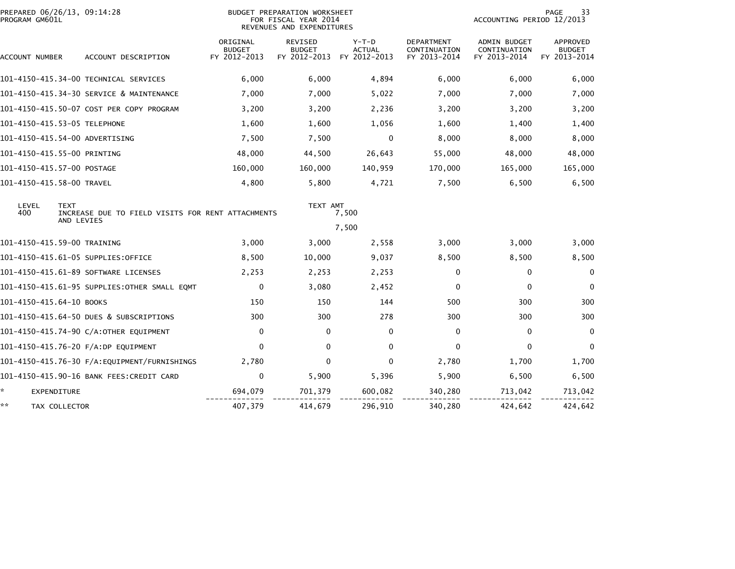PREPARED 06/26/13, 09:14:28
PROGRAM GM601L

BUDGET PREPARATION WORKSHEET
FOR FISCAL YEAR 2014
REVENUES AND EXPENDITURES

ACCOUNTING PERIOD 12/2013

| ACCOUNT NUMBER | ACCOUNT DESCRIPTION | ORIGINAL BUDGET FY 2012-2013 | REVISED BUDGET FY 2012-2013 | Y-T-D ACTUAL FY 2012-2013 | DEPARTMENT CONTINUATION FY 2013-2014 | ADMIN BUDGET CONTINUATION FY 2013-2014 | APPROVED BUDGET FY 2013-2014 |
|---|---|---|---|---|---|---|---|
| 101-4150-415.34-00 | TECHNICAL SERVICES | 6,000 | 6,000 | 4,894 | 6,000 | 6,000 | 6,000 |
| 101-4150-415.34-30 | SERVICE & MAINTENANCE | 7,000 | 7,000 | 5,022 | 7,000 | 7,000 | 7,000 |
| 101-4150-415.50-07 | COST PER COPY PROGRAM | 3,200 | 3,200 | 2,236 | 3,200 | 3,200 | 3,200 |
| 101-4150-415.53-05 | TELEPHONE | 1,600 | 1,600 | 1,056 | 1,600 | 1,400 | 1,400 |
| 101-4150-415.54-00 | ADVERTISING | 7,500 | 7,500 | 0 | 8,000 | 8,000 | 8,000 |
| 101-4150-415.55-00 | PRINTING | 48,000 | 44,500 | 26,643 | 55,000 | 48,000 | 48,000 |
| 101-4150-415.57-00 | POSTAGE | 160,000 | 160,000 | 140,959 | 170,000 | 165,000 | 165,000 |
| 101-4150-415.58-00 | TRAVEL | 4,800 | 5,800 | 4,721 | 7,500 | 6,500 | 6,500 |

| LEVEL | TEXT | TEXT AMT |
|---|---|---|
| 400 | INCREASE DUE TO FIELD VISITS FOR RENT ATTACHMENTS AND LEVIES | 7,500 |
| | | 7,500 |

| ACCOUNT NUMBER | ACCOUNT DESCRIPTION | ORIGINAL BUDGET FY 2012-2013 | REVISED BUDGET FY 2012-2013 | Y-T-D ACTUAL FY 2012-2013 | DEPARTMENT CONTINUATION FY 2013-2014 | ADMIN BUDGET CONTINUATION FY 2013-2014 | APPROVED BUDGET FY 2013-2014 |
|---|---|---|---|---|---|---|---|
| 101-4150-415.59-00 | TRAINING | 3,000 | 3,000 | 2,558 | 3,000 | 3,000 | 3,000 |
| 101-4150-415.61-05 | SUPPLIES:OFFICE | 8,500 | 10,000 | 9,037 | 8,500 | 8,500 | 8,500 |
| 101-4150-415.61-89 | SOFTWARE LICENSES | 2,253 | 2,253 | 2,253 | 0 | 0 | 0 |
| 101-4150-415.61-95 | SUPPLIES:OTHER SMALL EQMT | 0 | 3,080 | 2,452 | 0 | 0 | 0 |
| 101-4150-415.64-10 | BOOKS | 150 | 150 | 144 | 500 | 300 | 300 |
| 101-4150-415.64-50 | DUES & SUBSCRIPTIONS | 300 | 300 | 278 | 300 | 300 | 300 |
| 101-4150-415.74-90 | C/A:OTHER EQUIPMENT | 0 | 0 | 0 | 0 | 0 | 0 |
| 101-4150-415.76-20 | F/A:DP EQUIPMENT | 0 | 0 | 0 | 0 | 0 | 0 |
| 101-4150-415.76-30 | F/A:EQUIPMENT/FURNISHINGS | 2,780 | 0 | 0 | 2,780 | 1,700 | 1,700 |
| 101-4150-415.90-16 | BANK FEES:CREDIT CARD | 0 | 5,900 | 5,396 | 5,900 | 6,500 | 6,500 |
| * | EXPENDITURE | 694,079 | 701,379 | 600,082 | 340,280 | 713,042 | 713,042 |
| ** | TAX COLLECTOR | 407,379 | 414,679 | 296,910 | 340,280 | 424,642 | 424,642 |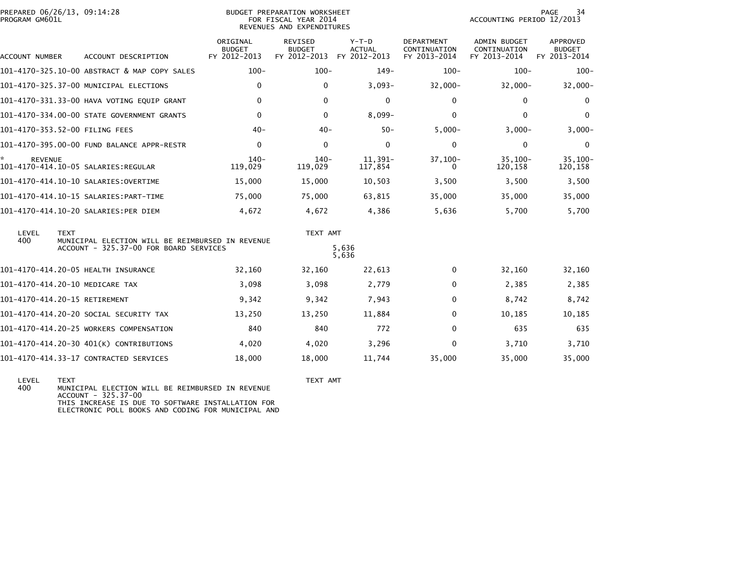PREPARED 06/26/13, 09:14:28
PROGRAM GM601L

BUDGET PREPARATION WORKSHEET
FOR FISCAL YEAR 2014
REVENUES AND EXPENDITURES

ACCOUNTING PERIOD 12/2013

| ACCOUNT NUMBER | ACCOUNT DESCRIPTION | ORIGINAL BUDGET FY 2012-2013 | REVISED BUDGET FY 2012-2013 | Y-T-D ACTUAL FY 2012-2013 | DEPARTMENT CONTINUATION FY 2013-2014 | ADMIN BUDGET CONTINUATION FY 2013-2014 | APPROVED BUDGET FY 2013-2014 |
|---|---|---|---|---|---|---|---|
| 101-4170-325.10-00 | ABSTRACT & MAP COPY SALES | 100- | 100- | 149- | 100- | 100- | 100- |
| 101-4170-325.37-00 | MUNICIPAL ELECTIONS | 0 | 0 | 3,093- | 32,000- | 32,000- | 32,000- |
| 101-4170-331.33-00 | HAVA VOTING EQUIP GRANT | 0 | 0 | 0 | 0 | 0 | 0 |
| 101-4170-334.00-00 | STATE GOVERNMENT GRANTS | 0 | 0 | 8,099- | 0 | 0 | 0 |
| 101-4170-353.52-00 | FILING FEES | 40- | 40- | 50- | 5,000- | 3,000- | 3,000- |
| 101-4170-395.00-00 | FUND BALANCE APPR-RESTR | 0 | 0 | 0 | 0 | 0 | 0 |
| * REVENUE | | 140- | 140- | 11,391- | 37,100- | 35,100- | 35,100- |
| 101-4170-414.10-05 | SALARIES:REGULAR | 119,029 | 119,029 | 117,854 | 0 | 120,158 | 120,158 |
| 101-4170-414.10-10 | SALARIES:OVERTIME | 15,000 | 15,000 | 10,503 | 3,500 | 3,500 | 3,500 |
| 101-4170-414.10-15 | SALARIES:PART-TIME | 75,000 | 75,000 | 63,815 | 35,000 | 35,000 | 35,000 |
| 101-4170-414.10-20 | SALARIES:PER DIEM | 4,672 | 4,672 | 4,386 | 5,636 | 5,700 | 5,700 |

| LEVEL | TEXT | TEXT AMT |
|---|---|---|
| 400 | MUNICIPAL ELECTION WILL BE REIMBURSED IN REVENUE ACCOUNT - 325.37-00 FOR BOARD SERVICES | 5,636 |
| | | 5,636 |

| ACCOUNT NUMBER | ACCOUNT DESCRIPTION | ORIGINAL BUDGET FY 2012-2013 | REVISED BUDGET FY 2012-2013 | Y-T-D ACTUAL FY 2012-2013 | DEPARTMENT CONTINUATION FY 2013-2014 | ADMIN BUDGET CONTINUATION FY 2013-2014 | APPROVED BUDGET FY 2013-2014 |
|---|---|---|---|---|---|---|---|
| 101-4170-414.20-05 | HEALTH INSURANCE | 32,160 | 32,160 | 22,613 | 0 | 32,160 | 32,160 |
| 101-4170-414.20-10 | MEDICARE TAX | 3,098 | 3,098 | 2,779 | 0 | 2,385 | 2,385 |
| 101-4170-414.20-15 | RETIREMENT | 9,342 | 9,342 | 7,943 | 0 | 8,742 | 8,742 |
| 101-4170-414.20-20 | SOCIAL SECURITY TAX | 13,250 | 13,250 | 11,884 | 0 | 10,185 | 10,185 |
| 101-4170-414.20-25 | WORKERS COMPENSATION | 840 | 840 | 772 | 0 | 635 | 635 |
| 101-4170-414.20-30 | 401(K) CONTRIBUTIONS | 4,020 | 4,020 | 3,296 | 0 | 3,710 | 3,710 |
| 101-4170-414.33-17 | CONTRACTED SERVICES | 18,000 | 18,000 | 11,744 | 35,000 | 35,000 | 35,000 |

| LEVEL | TEXT | TEXT AMT |
|---|---|---|
| 400 | MUNICIPAL ELECTION WILL BE REIMBURSED IN REVENUE ACCOUNT - 325.37-00<br>THIS INCREASE IS DUE TO SOFTWARE INSTALLATION FOR ELECTRONIC POLL BOOKS AND CODING FOR MUNICIPAL AND | |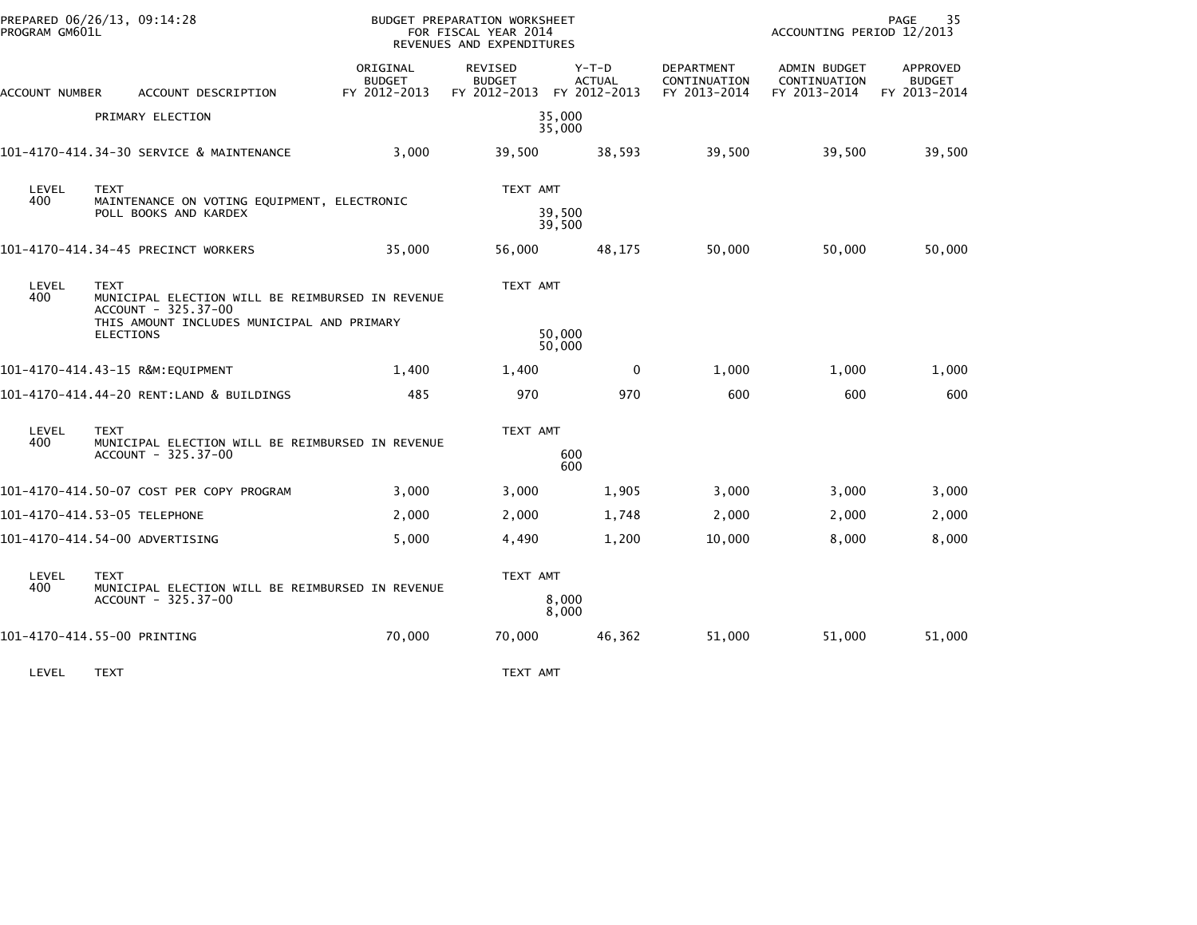BUDGET PREPARATION WORKSHEET
FOR FISCAL YEAR 2014
REVENUES AND EXPENDITURES

| ACCOUNT NUMBER | ACCOUNT DESCRIPTION | ORIGINAL BUDGET FY 2012-2013 | REVISED BUDGET FY 2012-2013 | Y-T-D ACTUAL FY 2012-2013 | DEPARTMENT CONTINUATION FY 2013-2014 | ADMIN BUDGET CONTINUATION FY 2013-2014 | APPROVED BUDGET FY 2013-2014 |
|---|---|---|---|---|---|---|---|
| | PRIMARY ELECTION | | 35,000 / 35,000 | | | | |
| 101-4170-414.34-30 | SERVICE & MAINTENANCE | 3,000 | 39,500 | 38,593 | 39,500 | 39,500 | 39,500 |
| LEVEL 400 | TEXT: MAINTENANCE ON VOTING EQUIPMENT, ELECTRONIC POLL BOOKS AND KARDEX | | TEXT AMT 39,500 / 39,500 | | | | |
| 101-4170-414.34-45 | PRECINCT WORKERS | 35,000 | 56,000 | 48,175 | 50,000 | 50,000 | 50,000 |
| LEVEL 400 | TEXT: MUNICIPAL ELECTION WILL BE REIMBURSED IN REVENUE ACCOUNT - 325.37-00 THIS AMOUNT INCLUDES MUNICIPAL AND PRIMARY ELECTIONS | | TEXT AMT 50,000 / 50,000 | | | | |
| 101-4170-414.43-15 | R&M:EQUIPMENT | 1,400 | 1,400 | 0 | 1,000 | 1,000 | 1,000 |
| 101-4170-414.44-20 | RENT:LAND & BUILDINGS | 485 | 970 | 970 | 600 | 600 | 600 |
| LEVEL 400 | TEXT: MUNICIPAL ELECTION WILL BE REIMBURSED IN REVENUE ACCOUNT - 325.37-00 | | TEXT AMT 600 / 600 | | | | |
| 101-4170-414.50-07 | COST PER COPY PROGRAM | 3,000 | 3,000 | 1,905 | 3,000 | 3,000 | 3,000 |
| 101-4170-414.53-05 | TELEPHONE | 2,000 | 2,000 | 1,748 | 2,000 | 2,000 | 2,000 |
| 101-4170-414.54-00 | ADVERTISING | 5,000 | 4,490 | 1,200 | 10,000 | 8,000 | 8,000 |
| LEVEL 400 | TEXT: MUNICIPAL ELECTION WILL BE REIMBURSED IN REVENUE ACCOUNT - 325.37-00 | | TEXT AMT 8,000 / 8,000 | | | | |
| 101-4170-414.55-00 | PRINTING | 70,000 | 70,000 | 46,362 | 51,000 | 51,000 | 51,000 |
| LEVEL | TEXT | | TEXT AMT | | | | |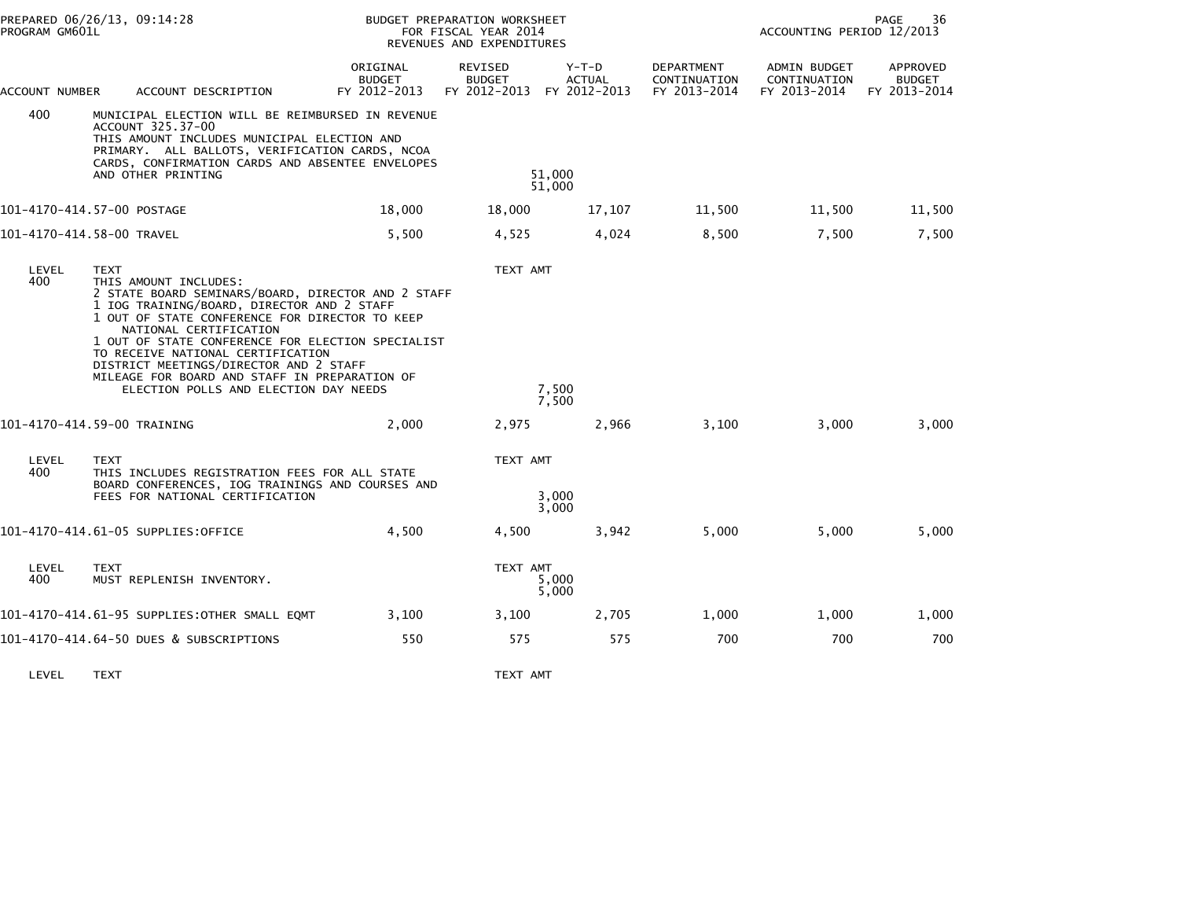BUDGET PREPARATION WORKSHEET
FOR FISCAL YEAR 2014
REVENUES AND EXPENDITURES

| ACCOUNT NUMBER | ACCOUNT DESCRIPTION | ORIGINAL BUDGET FY 2012-2013 | REVISED BUDGET FY 2012-2013 | Y-T-D ACTUAL FY 2012-2013 | DEPARTMENT CONTINUATION FY 2013-2014 | ADMIN BUDGET CONTINUATION FY 2013-2014 | APPROVED BUDGET FY 2013-2014 |
|---|---|---|---|---|---|---|---|
| 400 | MUNICIPAL ELECTION WILL BE REIMBURSED IN REVENUE ACCOUNT 325.37-00 THIS AMOUNT INCLUDES MUNICIPAL ELECTION AND PRIMARY. ALL BALLOTS, VERIFICATION CARDS, NCOA CARDS, CONFIRMATION CARDS AND ABSENTEE ENVELOPES AND OTHER PRINTING | | | 51,000 51,000 | | | |
| 101-4170-414.57-00 | POSTAGE | 18,000 | 18,000 | 17,107 | 11,500 | 11,500 | 11,500 |
| 101-4170-414.58-00 | TRAVEL | 5,500 | 4,525 | 4,024 | 8,500 | 7,500 | 7,500 |
| LEVEL | TEXT | | TEXT AMT | | | | |
| 400 | THIS AMOUNT INCLUDES: 2 STATE BOARD SEMINARS/BOARD, DIRECTOR AND 2 STAFF 1 IOG TRAINING/BOARD, DIRECTOR AND 2 STAFF 1 OUT OF STATE CONFERENCE FOR DIRECTOR TO KEEP NATIONAL CERTIFICATION 1 OUT OF STATE CONFERENCE FOR ELECTION SPECIALIST TO RECEIVE NATIONAL CERTIFICATION DISTRICT MEETINGS/DIRECTOR AND 2 STAFF MILEAGE FOR BOARD AND STAFF IN PREPARATION OF ELECTION POLLS AND ELECTION DAY NEEDS | | | 7,500 7,500 | | | |
| 101-4170-414.59-00 | TRAINING | 2,000 | 2,975 | 2,966 | 3,100 | 3,000 | 3,000 |
| LEVEL | TEXT | | TEXT AMT | | | | |
| 400 | THIS INCLUDES REGISTRATION FEES FOR ALL STATE BOARD CONFERENCES, IOG TRAININGS AND COURSES AND FEES FOR NATIONAL CERTIFICATION | | | 3,000 3,000 | | | |
| 101-4170-414.61-05 | SUPPLIES:OFFICE | 4,500 | 4,500 | 3,942 | 5,000 | 5,000 | 5,000 |
| LEVEL | TEXT | | TEXT AMT | | | | |
| 400 | MUST REPLENISH INVENTORY. | | | 5,000 5,000 | | | |
| 101-4170-414.61-95 | SUPPLIES:OTHER SMALL EQMT | 3,100 | 3,100 | 2,705 | 1,000 | 1,000 | 1,000 |
| 101-4170-414.64-50 | DUES & SUBSCRIPTIONS | 550 | 575 | 575 | 700 | 700 | 700 |
| LEVEL | TEXT | | TEXT AMT | | | | |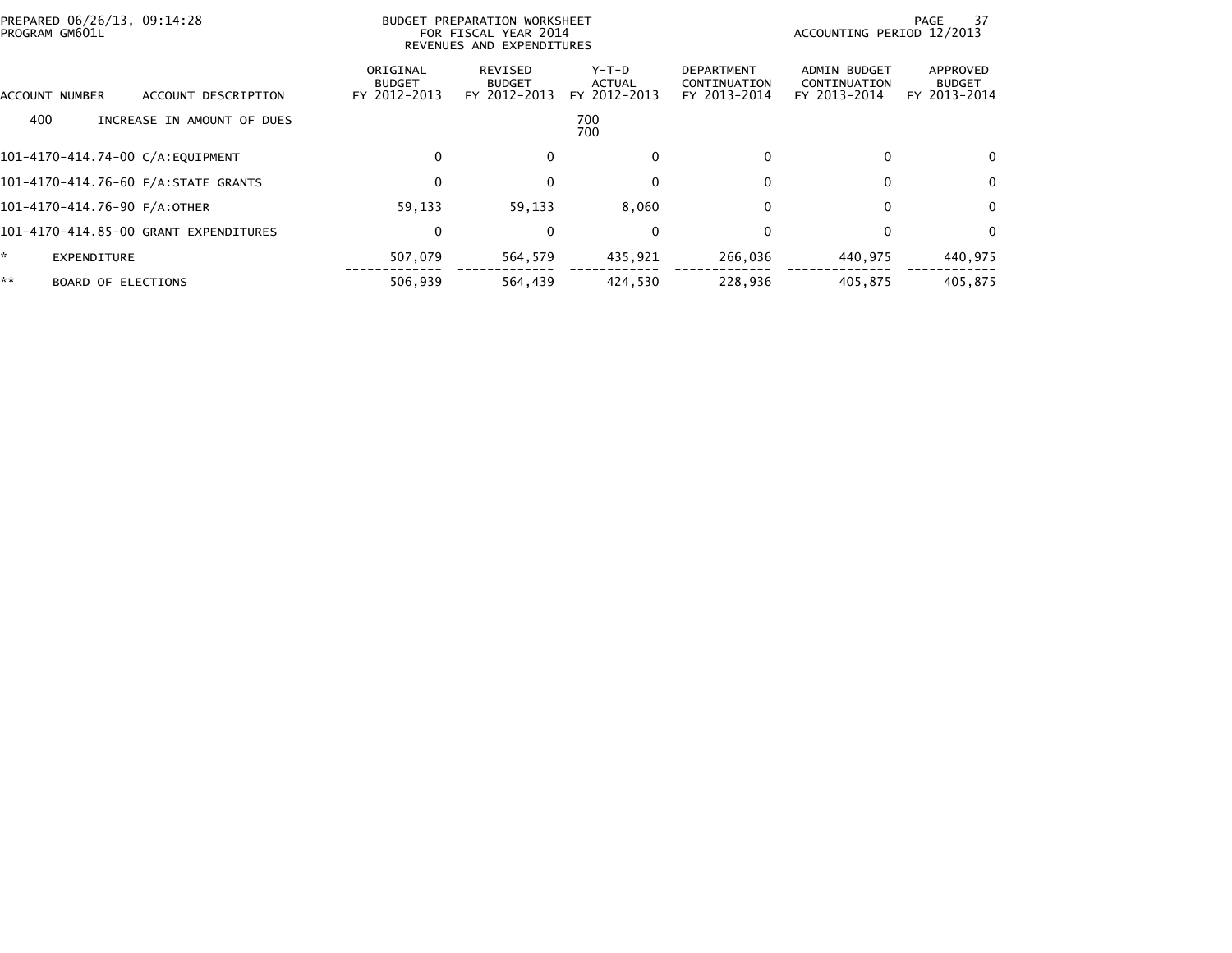PREPARED 06/26/13, 09:14:28
PROGRAM GM601L

BUDGET PREPARATION WORKSHEET
FOR FISCAL YEAR 2014
REVENUES AND EXPENDITURES

ACCOUNTING PERIOD 12/2013

| ACCOUNT NUMBER | ACCOUNT DESCRIPTION | ORIGINAL BUDGET FY 2012-2013 | REVISED BUDGET FY 2012-2013 | Y-T-D ACTUAL FY 2012-2013 | DEPARTMENT CONTINUATION FY 2013-2014 | ADMIN BUDGET CONTINUATION FY 2013-2014 | APPROVED BUDGET FY 2013-2014 |
|---|---|---|---|---|---|---|---|
| 400 | INCREASE IN AMOUNT OF DUES | | | 700<br>700 | | | |
| 101-4170-414.74-00 | C/A:EQUIPMENT | 0 | 0 | 0 | 0 | 0 | 0 |
| 101-4170-414.76-60 | F/A:STATE GRANTS | 0 | 0 | 0 | 0 | 0 | 0 |
| 101-4170-414.76-90 | F/A:OTHER | 59,133 | 59,133 | 8,060 | 0 | 0 | 0 |
| 101-4170-414.85-00 | GRANT EXPENDITURES | 0 | 0 | 0 | 0 | 0 | 0 |
| * | EXPENDITURE | 507,079 | 564,579 | 435,921 | 266,036 | 440,975 | 440,975 |
| ** | BOARD OF ELECTIONS | 506,939 | 564,439 | 424,530 | 228,936 | 405,875 | 405,875 |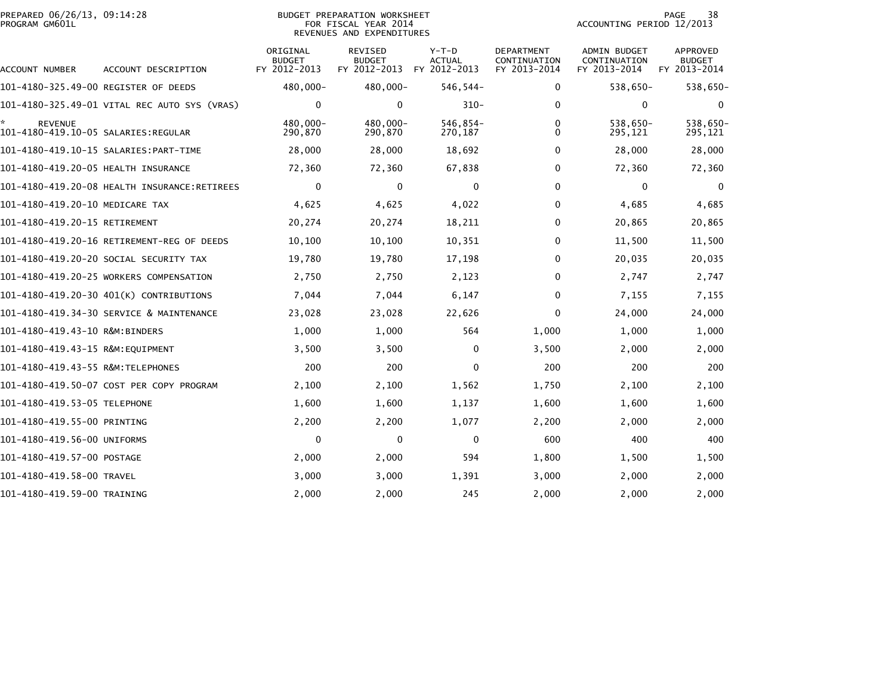PREPARED 06/26/13, 09:14:28
PROGRAM GM601L

BUDGET PREPARATION WORKSHEET
FOR FISCAL YEAR 2014
REVENUES AND EXPENDITURES

ACCOUNTING PERIOD 12/2013

| ACCOUNT NUMBER | ACCOUNT DESCRIPTION | ORIGINAL BUDGET FY 2012-2013 | REVISED BUDGET FY 2012-2013 | Y-T-D ACTUAL FY 2012-2013 | DEPARTMENT CONTINUATION FY 2013-2014 | ADMIN BUDGET CONTINUATION FY 2013-2014 | APPROVED BUDGET FY 2013-2014 |
|---|---|---|---|---|---|---|---|
| 101-4180-325.49-00 | REGISTER OF DEEDS | 480,000- | 480,000- | 546,544- | 0 | 538,650- | 538,650- |
| 101-4180-325.49-01 | VITAL REC AUTO SYS (VRAS) | 0 | 0 | 310- | 0 | 0 | 0 |
| * REVENUE | | 480,000- | 480,000- | 546,854- | 0 | 538,650- | 538,650- |
| 101-4180-419.10-05 | SALARIES:REGULAR | 290,870 | 290,870 | 270,187 | 0 | 295,121 | 295,121 |
| 101-4180-419.10-15 | SALARIES:PART-TIME | 28,000 | 28,000 | 18,692 | 0 | 28,000 | 28,000 |
| 101-4180-419.20-05 | HEALTH INSURANCE | 72,360 | 72,360 | 67,838 | 0 | 72,360 | 72,360 |
| 101-4180-419.20-08 | HEALTH INSURANCE:RETIREES | 0 | 0 | 0 | 0 | 0 | 0 |
| 101-4180-419.20-10 | MEDICARE TAX | 4,625 | 4,625 | 4,022 | 0 | 4,685 | 4,685 |
| 101-4180-419.20-15 | RETIREMENT | 20,274 | 20,274 | 18,211 | 0 | 20,865 | 20,865 |
| 101-4180-419.20-16 | RETIREMENT-REG OF DEEDS | 10,100 | 10,100 | 10,351 | 0 | 11,500 | 11,500 |
| 101-4180-419.20-20 | SOCIAL SECURITY TAX | 19,780 | 19,780 | 17,198 | 0 | 20,035 | 20,035 |
| 101-4180-419.20-25 | WORKERS COMPENSATION | 2,750 | 2,750 | 2,123 | 0 | 2,747 | 2,747 |
| 101-4180-419.20-30 | 401(K) CONTRIBUTIONS | 7,044 | 7,044 | 6,147 | 0 | 7,155 | 7,155 |
| 101-4180-419.34-30 | SERVICE & MAINTENANCE | 23,028 | 23,028 | 22,626 | 0 | 24,000 | 24,000 |
| 101-4180-419.43-10 | R&M:BINDERS | 1,000 | 1,000 | 564 | 1,000 | 1,000 | 1,000 |
| 101-4180-419.43-15 | R&M:EQUIPMENT | 3,500 | 3,500 | 0 | 3,500 | 2,000 | 2,000 |
| 101-4180-419.43-55 | R&M:TELEPHONES | 200 | 200 | 0 | 200 | 200 | 200 |
| 101-4180-419.50-07 | COST PER COPY PROGRAM | 2,100 | 2,100 | 1,562 | 1,750 | 2,100 | 2,100 |
| 101-4180-419.53-05 | TELEPHONE | 1,600 | 1,600 | 1,137 | 1,600 | 1,600 | 1,600 |
| 101-4180-419.55-00 | PRINTING | 2,200 | 2,200 | 1,077 | 2,200 | 2,000 | 2,000 |
| 101-4180-419.56-00 | UNIFORMS | 0 | 0 | 0 | 600 | 400 | 400 |
| 101-4180-419.57-00 | POSTAGE | 2,000 | 2,000 | 594 | 1,800 | 1,500 | 1,500 |
| 101-4180-419.58-00 | TRAVEL | 3,000 | 3,000 | 1,391 | 3,000 | 2,000 | 2,000 |
| 101-4180-419.59-00 | TRAINING | 2,000 | 2,000 | 245 | 2,000 | 2,000 | 2,000 |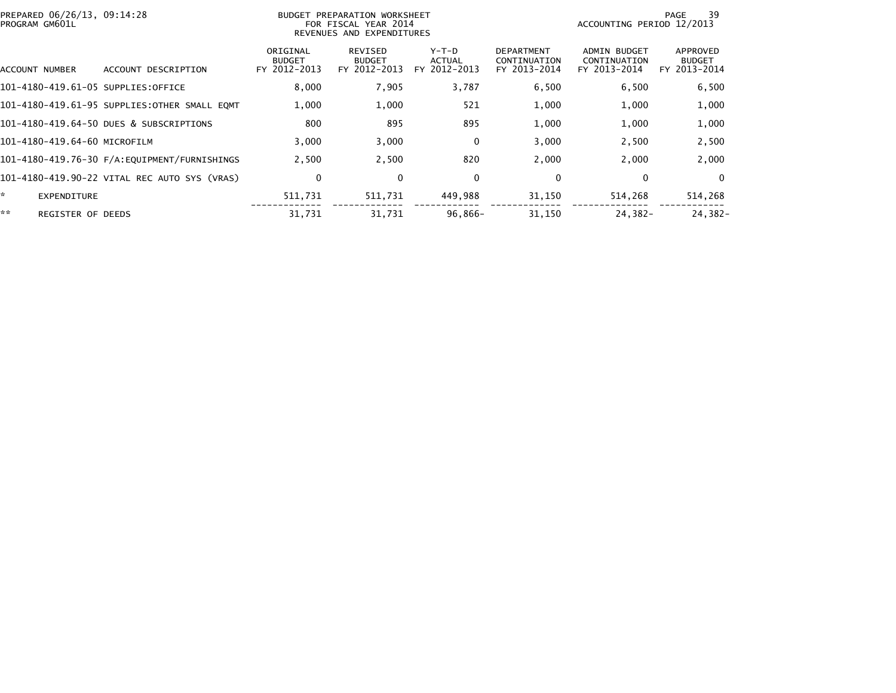PREPARED 06/26/13, 09:14:28
PROGRAM GM601L

BUDGET PREPARATION WORKSHEET
FOR FISCAL YEAR 2014
REVENUES AND EXPENDITURES

ACCOUNTING PERIOD 12/2013

| ACCOUNT NUMBER | ACCOUNT DESCRIPTION | ORIGINAL BUDGET FY 2012-2013 | REVISED BUDGET FY 2012-2013 | Y-T-D ACTUAL FY 2012-2013 | DEPARTMENT CONTINUATION FY 2013-2014 | ADMIN BUDGET CONTINUATION FY 2013-2014 | APPROVED BUDGET FY 2013-2014 |
|---|---|---|---|---|---|---|---|
| 101-4180-419.61-05 | SUPPLIES:OFFICE | 8,000 | 7,905 | 3,787 | 6,500 | 6,500 | 6,500 |
| 101-4180-419.61-95 | SUPPLIES:OTHER SMALL EQMT | 1,000 | 1,000 | 521 | 1,000 | 1,000 | 1,000 |
| 101-4180-419.64-50 | DUES & SUBSCRIPTIONS | 800 | 895 | 895 | 1,000 | 1,000 | 1,000 |
| 101-4180-419.64-60 | MICROFILM | 3,000 | 3,000 | 0 | 3,000 | 2,500 | 2,500 |
| 101-4180-419.76-30 | F/A:EQUIPMENT/FURNISHINGS | 2,500 | 2,500 | 820 | 2,000 | 2,000 | 2,000 |
| 101-4180-419.90-22 | VITAL REC AUTO SYS (VRAS) | 0 | 0 | 0 | 0 | 0 | 0 |
| * | EXPENDITURE | 511,731 | 511,731 | 449,988 | 31,150 | 514,268 | 514,268 |
| ** | REGISTER OF DEEDS | 31,731 | 31,731 | 96,866- | 31,150 | 24,382- | 24,382- |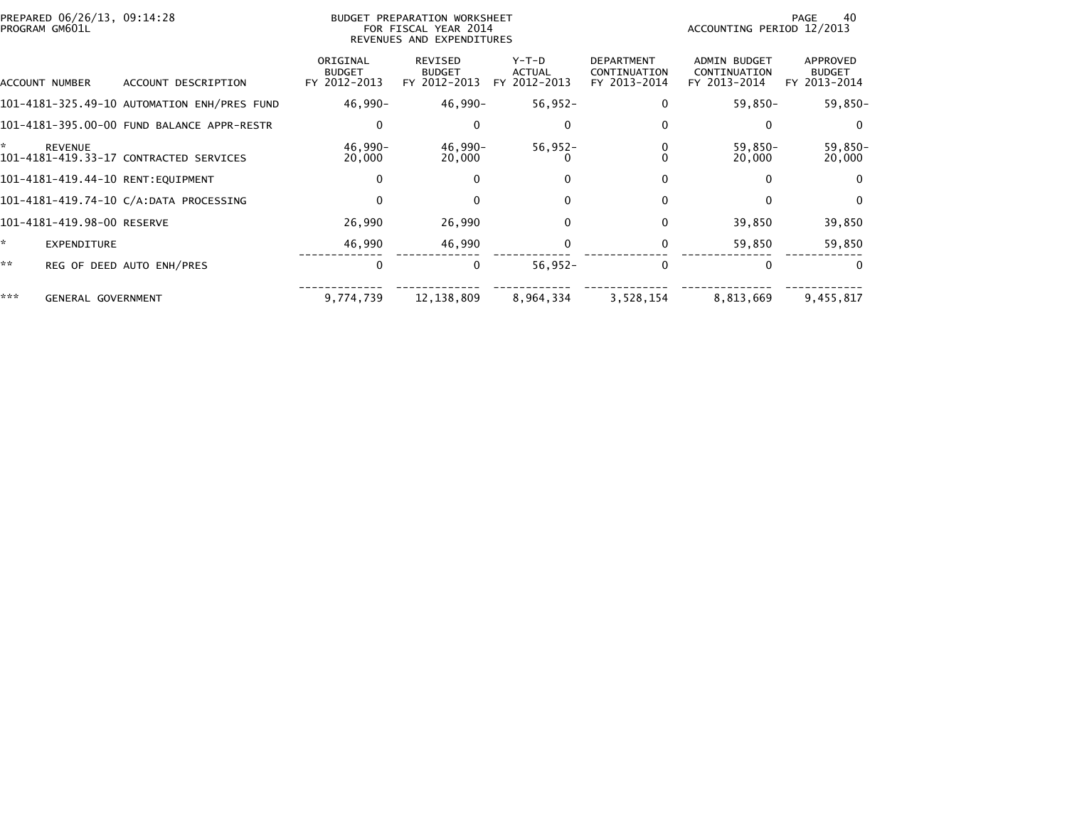PREPARED 06/26/13, 09:14:28
PROGRAM GM601L

BUDGET PREPARATION WORKSHEET
FOR FISCAL YEAR 2014
REVENUES AND EXPENDITURES

ACCOUNTING PERIOD 12/2013

| ACCOUNT NUMBER | ACCOUNT DESCRIPTION | ORIGINAL BUDGET FY 2012-2013 | REVISED BUDGET FY 2012-2013 | Y-T-D ACTUAL FY 2012-2013 | DEPARTMENT CONTINUATION FY 2013-2014 | ADMIN BUDGET CONTINUATION FY 2013-2014 | APPROVED BUDGET FY 2013-2014 |
|---|---|---|---|---|---|---|---|
| 101-4181-325.49-10 | AUTOMATION ENH/PRES FUND | 46,990- | 46,990- | 56,952- | 0 | 59,850- | 59,850- |
| 101-4181-395.00-00 | FUND BALANCE APPR-RESTR | 0 | 0 | 0 | 0 | 0 | 0 |
| * | REVENUE | 46,990- | 46,990- | 56,952- | 0 | 59,850- | 59,850- |
| 101-4181-419.33-17 | CONTRACTED SERVICES | 20,000 | 20,000 | 0 | 0 | 20,000 | 20,000 |
| 101-4181-419.44-10 | RENT:EQUIPMENT | 0 | 0 | 0 | 0 | 0 | 0 |
| 101-4181-419.74-10 | C/A:DATA PROCESSING | 0 | 0 | 0 | 0 | 0 | 0 |
| 101-4181-419.98-00 | RESERVE | 26,990 | 26,990 | 0 | 0 | 39,850 | 39,850 |
| * | EXPENDITURE | 46,990 | 46,990 | 0 | 0 | 59,850 | 59,850 |
| ** | REG OF DEED AUTO ENH/PRES | 0 | 0 | 56,952- | 0 | 0 | 0 |
| *** | GENERAL GOVERNMENT | 9,774,739 | 12,138,809 | 8,964,334 | 3,528,154 | 8,813,669 | 9,455,817 |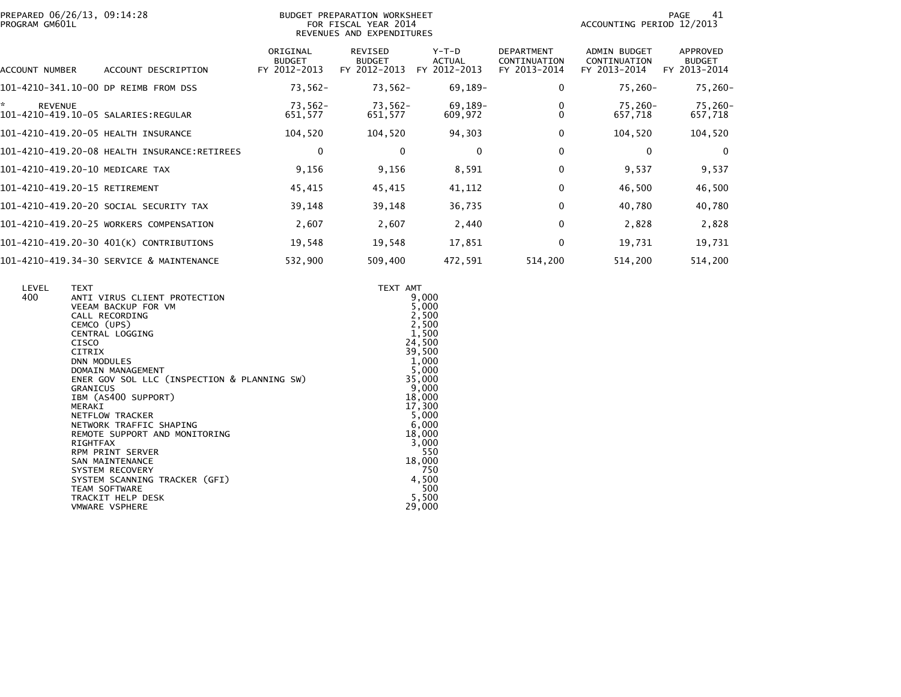PREPARED 06/26/13, 09:14:28
PROGRAM GM601L

BUDGET PREPARATION WORKSHEET
FOR FISCAL YEAR 2014
REVENUES AND EXPENDITURES

ACCOUNTING PERIOD 12/2013

| ACCOUNT NUMBER | ACCOUNT DESCRIPTION | ORIGINAL BUDGET FY 2012-2013 | REVISED BUDGET FY 2012-2013 | Y-T-D ACTUAL FY 2012-2013 | DEPARTMENT CONTINUATION FY 2013-2014 | ADMIN BUDGET CONTINUATION FY 2013-2014 | APPROVED BUDGET FY 2013-2014 |
|---|---|---|---|---|---|---|---|
| 101-4210-341.10-00 | DP REIMB FROM DSS | 73,562- | 73,562- | 69,189- | 0 | 75,260- | 75,260- |
| * REVENUE | | 73,562- | 73,562- | 69,189- | 0 | 75,260- | 75,260- |
| 101-4210-419.10-05 | SALARIES:REGULAR | 651,577 | 651,577 | 609,972 | 0 | 657,718 | 657,718 |
| 101-4210-419.20-05 | HEALTH INSURANCE | 104,520 | 104,520 | 94,303 | 0 | 104,520 | 104,520 |
| 101-4210-419.20-08 | HEALTH INSURANCE:RETIREES | 0 | 0 | 0 | 0 | 0 | 0 |
| 101-4210-419.20-10 | MEDICARE TAX | 9,156 | 9,156 | 8,591 | 0 | 9,537 | 9,537 |
| 101-4210-419.20-15 | RETIREMENT | 45,415 | 45,415 | 41,112 | 0 | 46,500 | 46,500 |
| 101-4210-419.20-20 | SOCIAL SECURITY TAX | 39,148 | 39,148 | 36,735 | 0 | 40,780 | 40,780 |
| 101-4210-419.20-25 | WORKERS COMPENSATION | 2,607 | 2,607 | 2,440 | 0 | 2,828 | 2,828 |
| 101-4210-419.20-30 | 401(K) CONTRIBUTIONS | 19,548 | 19,548 | 17,851 | 0 | 19,731 | 19,731 |
| 101-4210-419.34-30 | SERVICE & MAINTENANCE | 532,900 | 509,400 | 472,591 | 514,200 | 514,200 | 514,200 |

| LEVEL | TEXT | TEXT AMT |
|---|---|---|
| 400 | ANTI VIRUS CLIENT PROTECTION | 9,000 |
| | VEEAM BACKUP FOR VM | 5,000 |
| | CALL RECORDING | 2,500 |
| | CEMCO (UPS) | 2,500 |
| | CENTRAL LOGGING | 1,500 |
| | CISCO | 24,500 |
| | CITRIX | 39,500 |
| | DNN MODULES | 1,000 |
| | DOMAIN MANAGEMENT | 5,000 |
| | ENER GOV SOL LLC (INSPECTION & PLANNING SW) | 35,000 |
| | GRANICUS | 9,000 |
| | IBM (AS400 SUPPORT) | 18,000 |
| | MERAKI | 17,300 |
| | NETFLOW TRACKER | 5,000 |
| | NETWORK TRAFFIC SHAPING | 6,000 |
| | REMOTE SUPPORT AND MONITORING | 18,000 |
| | RIGHTFAX | 3,000 |
| | RPM PRINT SERVER | 550 |
| | SAN MAINTENANCE | 18,000 |
| | SYSTEM RECOVERY | 750 |
| | SYSTEM SCANNING TRACKER (GFI) | 4,500 |
| | TEAM SOFTWARE | 500 |
| | TRACKIT HELP DESK | 5,500 |
| | VMWARE VSPHERE | 29,000 |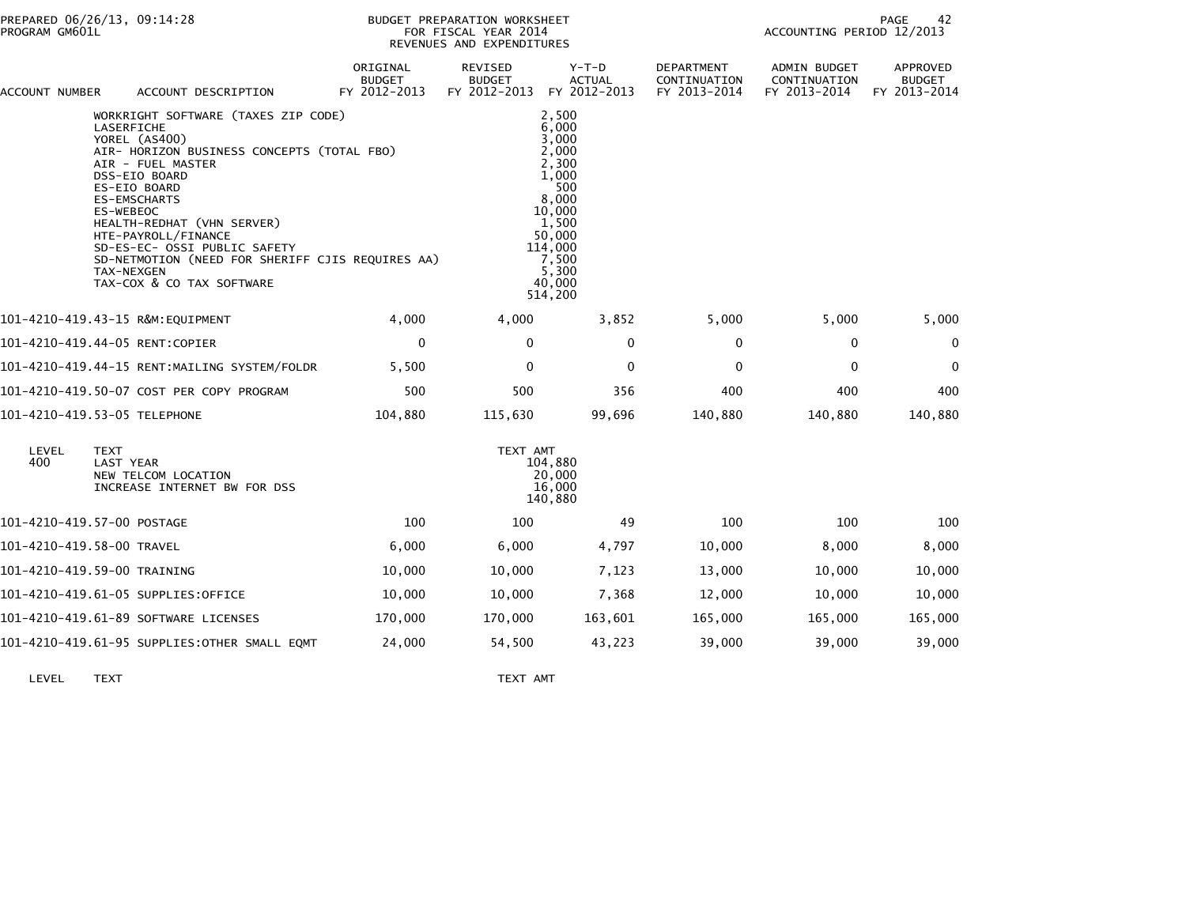BUDGET PREPARATION WORKSHEET
FOR FISCAL YEAR 2014
REVENUES AND EXPENDITURES

PREPARED 06/26/13, 09:14:28
PROGRAM GM601L

ACCOUNTING PERIOD 12/2013

| ACCOUNT NUMBER | ACCOUNT DESCRIPTION | ORIGINAL BUDGET FY 2012-2013 | REVISED BUDGET FY 2012-2013 | Y-T-D ACTUAL FY 2012-2013 | DEPARTMENT CONTINUATION FY 2013-2014 | ADMIN BUDGET CONTINUATION FY 2013-2014 | APPROVED BUDGET FY 2013-2014 |
|---|---|---|---|---|---|---|---|

| TEXT | TEXT AMT |
|---|---|
| WORKRIGHT SOFTWARE (TAXES ZIP CODE) | 2,500 |
| LASERFICHE | 6,000 |
| YOREL (AS400) | 3,000 |
| AIR- HORIZON BUSINESS CONCEPTS (TOTAL FBO) | 2,000 |
| AIR - FUEL MASTER | 2,300 |
| DSS-EIO BOARD | 1,000 |
| ES-EIO BOARD | 500 |
| ES-EMSCHARTS | 8,000 |
| ES-WEBEOC | 10,000 |
| HEALTH-REDHAT (VHN SERVER) | 1,500 |
| HTE-PAYROLL/FINANCE | 50,000 |
| SD-ES-EC- OSSI PUBLIC SAFETY | 114,000 |
| SD-NETMOTION (NEED FOR SHERIFF CJIS REQUIRES AA) | 7,500 |
| TAX-NEXGEN | 5,300 |
| TAX-COX & CO TAX SOFTWARE | 40,000 |
| | 514,200 |

| ACCOUNT NUMBER | ACCOUNT DESCRIPTION | ORIGINAL BUDGET FY 2012-2013 | REVISED BUDGET FY 2012-2013 | Y-T-D ACTUAL FY 2012-2013 | DEPARTMENT CONTINUATION FY 2013-2014 | ADMIN BUDGET CONTINUATION FY 2013-2014 | APPROVED BUDGET FY 2013-2014 |
|---|---|---|---|---|---|---|---|
| 101-4210-419.43-15 | R&M:EQUIPMENT | 4,000 | 4,000 | 3,852 | 5,000 | 5,000 | 5,000 |
| 101-4210-419.44-05 | RENT:COPIER | 0 | 0 | 0 | 0 | 0 | 0 |
| 101-4210-419.44-15 | RENT:MAILING SYSTEM/FOLDR | 5,500 | 0 | 0 | 0 | 0 | 0 |
| 101-4210-419.50-07 | COST PER COPY PROGRAM | 500 | 500 | 356 | 400 | 400 | 400 |
| 101-4210-419.53-05 | TELEPHONE | 104,880 | 115,630 | 99,696 | 140,880 | 140,880 | 140,880 |

| LEVEL | TEXT | TEXT AMT |
|---|---|---|
| 400 | LAST YEAR | 104,880 |
| | NEW TELCOM LOCATION | 20,000 |
| | INCREASE INTERNET BW FOR DSS | 16,000 |
| | | 140,880 |

| ACCOUNT NUMBER | ACCOUNT DESCRIPTION | ORIGINAL BUDGET FY 2012-2013 | REVISED BUDGET FY 2012-2013 | Y-T-D ACTUAL FY 2012-2013 | DEPARTMENT CONTINUATION FY 2013-2014 | ADMIN BUDGET CONTINUATION FY 2013-2014 | APPROVED BUDGET FY 2013-2014 |
|---|---|---|---|---|---|---|---|
| 101-4210-419.57-00 | POSTAGE | 100 | 100 | 49 | 100 | 100 | 100 |
| 101-4210-419.58-00 | TRAVEL | 6,000 | 6,000 | 4,797 | 10,000 | 8,000 | 8,000 |
| 101-4210-419.59-00 | TRAINING | 10,000 | 10,000 | 7,123 | 13,000 | 10,000 | 10,000 |
| 101-4210-419.61-05 | SUPPLIES:OFFICE | 10,000 | 10,000 | 7,368 | 12,000 | 10,000 | 10,000 |
| 101-4210-419.61-89 | SOFTWARE LICENSES | 170,000 | 170,000 | 163,601 | 165,000 | 165,000 | 165,000 |
| 101-4210-419.61-95 | SUPPLIES:OTHER SMALL EQMT | 24,000 | 54,500 | 43,223 | 39,000 | 39,000 | 39,000 |

| LEVEL | TEXT | TEXT AMT |
|---|---|---|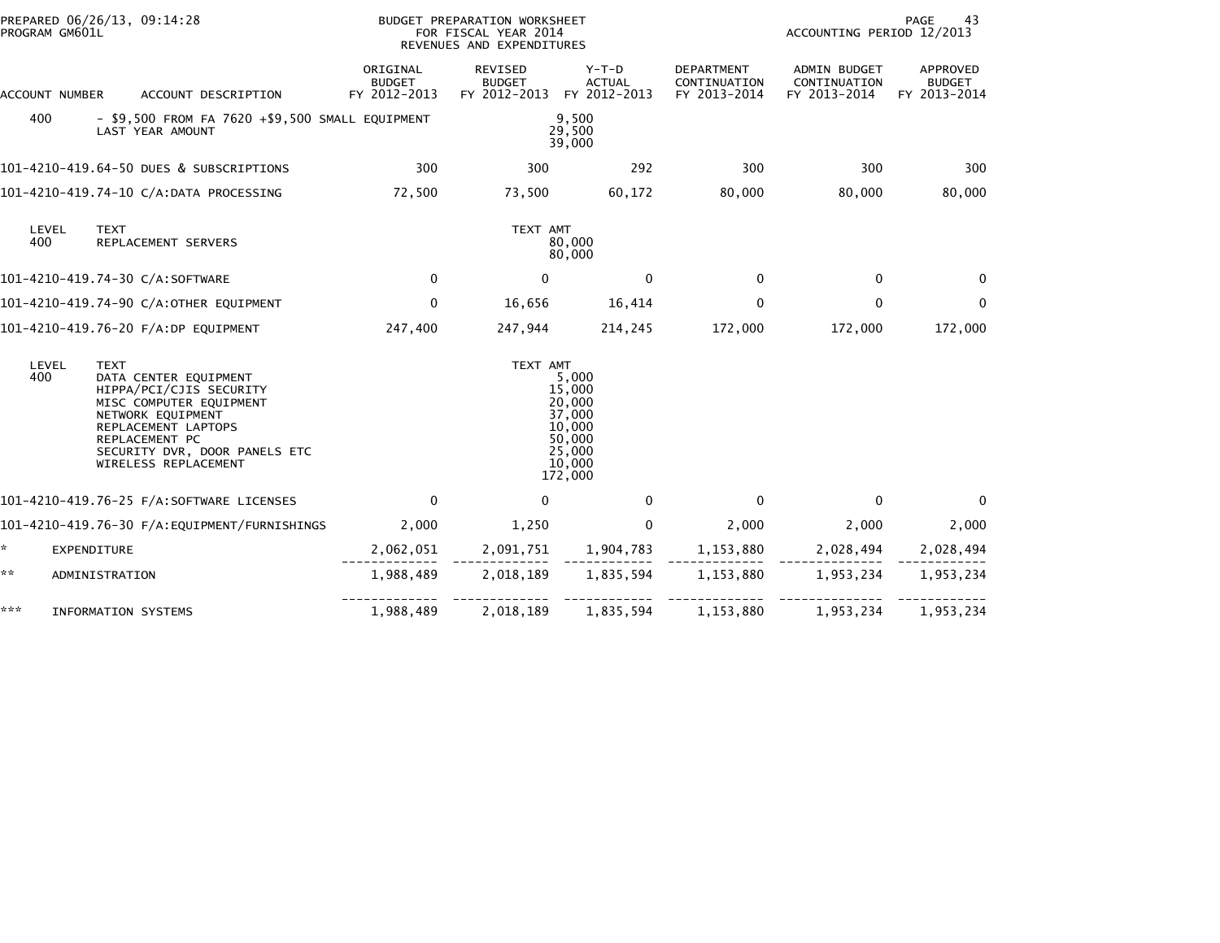PREPARED 06/26/13, 09:14:28
PROGRAM GM601L

BUDGET PREPARATION WORKSHEET
FOR FISCAL YEAR 2014
REVENUES AND EXPENDITURES

ACCOUNTING PERIOD 12/2013

| ACCOUNT NUMBER | ACCOUNT DESCRIPTION | ORIGINAL BUDGET FY 2012-2013 | REVISED BUDGET FY 2012-2013 | Y-T-D ACTUAL FY 2012-2013 | DEPARTMENT CONTINUATION FY 2013-2014 | ADMIN BUDGET CONTINUATION FY 2013-2014 | APPROVED BUDGET FY 2013-2014 |
|---|---|---|---|---|---|---|---|
| 400 | - $9,500 FROM FA 7620 +$9,500 SMALL EQUIPMENT | | | 9,500 | | | |
| | LAST YEAR AMOUNT | | | 29,500 | | | |
| | | | | 39,000 | | | |
| 101-4210-419.64-50 | DUES & SUBSCRIPTIONS | 300 | 300 | 292 | 300 | 300 | 300 |
| 101-4210-419.74-10 | C/A:DATA PROCESSING | 72,500 | 73,500 | 60,172 | 80,000 | 80,000 | 80,000 |
| LEVEL | TEXT | | TEXT AMT | | | | |
| 400 | REPLACEMENT SERVERS | | | 80,000 | | | |
| | | | | 80,000 | | | |
| 101-4210-419.74-30 | C/A:SOFTWARE | 0 | 0 | 0 | 0 | 0 | 0 |
| 101-4210-419.74-90 | C/A:OTHER EQUIPMENT | 0 | 16,656 | 16,414 | 0 | 0 | 0 |
| 101-4210-419.76-20 | F/A:DP EQUIPMENT | 247,400 | 247,944 | 214,245 | 172,000 | 172,000 | 172,000 |
| LEVEL | TEXT | | TEXT AMT | | | | |
| 400 | DATA CENTER EQUIPMENT | | | 5,000 | | | |
| | HIPPA/PCI/CJIS SECURITY | | | 15,000 | | | |
| | MISC COMPUTER EQUIPMENT | | | 20,000 | | | |
| | NETWORK EQUIPMENT | | | 37,000 | | | |
| | REPLACEMENT LAPTOPS | | | 10,000 | | | |
| | REPLACEMENT PC | | | 50,000 | | | |
| | SECURITY DVR, DOOR PANELS ETC | | | 25,000 | | | |
| | WIRELESS REPLACEMENT | | | 10,000 | | | |
| | | | | 172,000 | | | |
| 101-4210-419.76-25 | F/A:SOFTWARE LICENSES | 0 | 0 | 0 | 0 | 0 | 0 |
| 101-4210-419.76-30 | F/A:EQUIPMENT/FURNISHINGS | 2,000 | 1,250 | 0 | 2,000 | 2,000 | 2,000 |
| * | EXPENDITURE | 2,062,051 | 2,091,751 | 1,904,783 | 1,153,880 | 2,028,494 | 2,028,494 |
| ** | ADMINISTRATION | 1,988,489 | 2,018,189 | 1,835,594 | 1,153,880 | 1,953,234 | 1,953,234 |
| *** | INFORMATION SYSTEMS | 1,988,489 | 2,018,189 | 1,835,594 | 1,153,880 | 1,953,234 | 1,953,234 |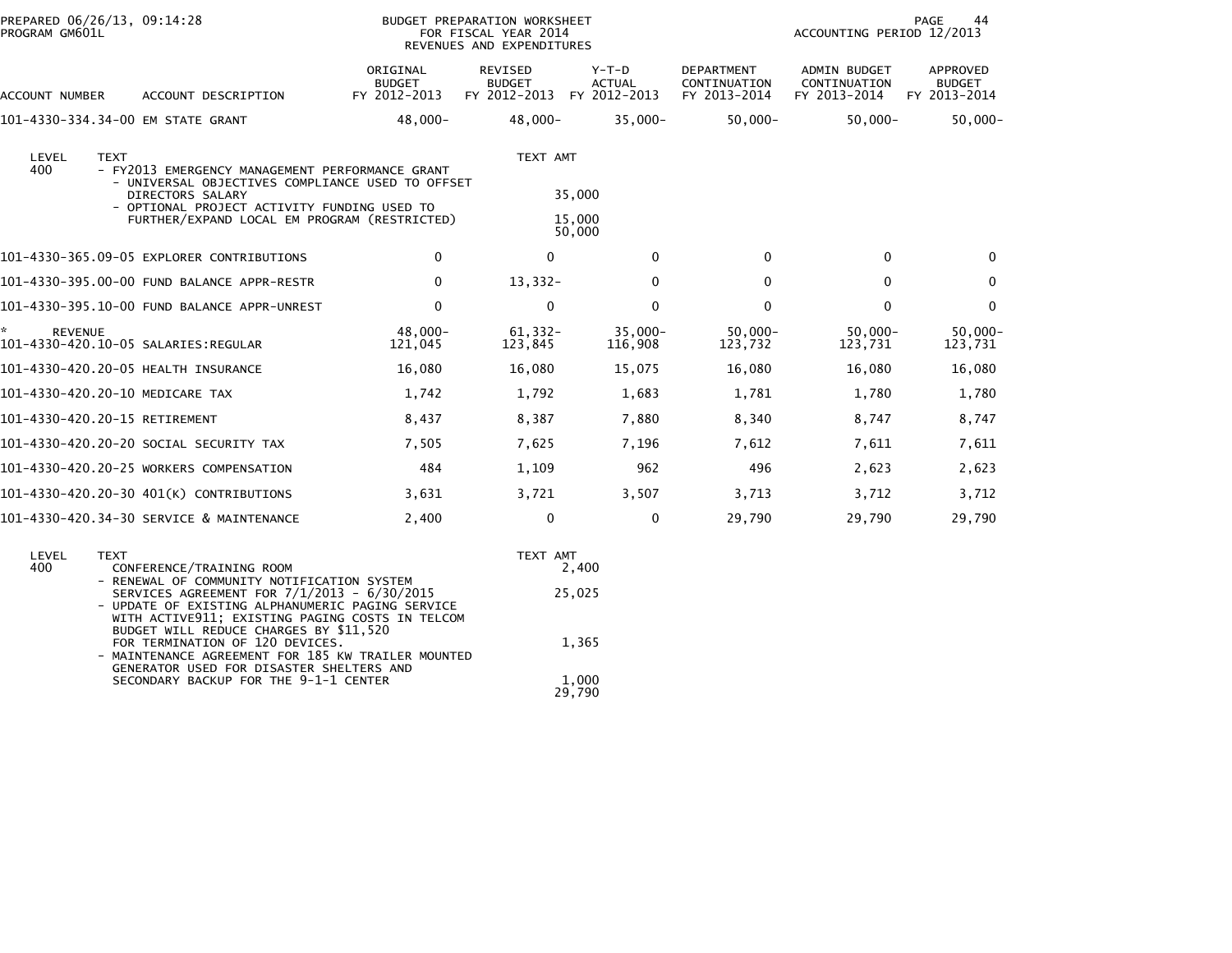PREPARED 06/26/13, 09:14:28
PROGRAM GM601L

BUDGET PREPARATION WORKSHEET
FOR FISCAL YEAR 2014
REVENUES AND EXPENDITURES

ACCOUNTING PERIOD 12/2013

| ACCOUNT NUMBER | ACCOUNT DESCRIPTION | ORIGINAL BUDGET FY 2012-2013 | REVISED BUDGET FY 2012-2013 | Y-T-D ACTUAL FY 2012-2013 | DEPARTMENT CONTINUATION FY 2013-2014 | ADMIN BUDGET CONTINUATION FY 2013-2014 | APPROVED BUDGET FY 2013-2014 |
|---|---|---|---|---|---|---|---|
| 101-4330-334.34-00 | EM STATE GRANT | 48,000- | 48,000- | 35,000- | 50,000- | 50,000- | 50,000- |

| LEVEL | TEXT | TEXT AMT |
|---|---|---|
| 400 | - FY2013 EMERGENCY MANAGEMENT PERFORMANCE GRANT | |
| | - UNIVERSAL OBJECTIVES COMPLIANCE USED TO OFFSET DIRECTORS SALARY | 35,000 |
| | - OPTIONAL PROJECT ACTIVITY FUNDING USED TO FURTHER/EXPAND LOCAL EM PROGRAM (RESTRICTED) | 15,000 |
| | | 50,000 |

| ACCOUNT NUMBER | ACCOUNT DESCRIPTION | ORIGINAL BUDGET FY 2012-2013 | REVISED BUDGET FY 2012-2013 | Y-T-D ACTUAL FY 2012-2013 | DEPARTMENT CONTINUATION FY 2013-2014 | ADMIN BUDGET CONTINUATION FY 2013-2014 | APPROVED BUDGET FY 2013-2014 |
|---|---|---|---|---|---|---|---|
| 101-4330-365.09-05 | EXPLORER CONTRIBUTIONS | 0 | 0 | 0 | 0 | 0 | 0 |
| 101-4330-395.00-00 | FUND BALANCE APPR-RESTR | 0 | 13,332- | 0 | 0 | 0 | 0 |
| 101-4330-395.10-00 | FUND BALANCE APPR-UNREST | 0 | 0 | 0 | 0 | 0 | 0 |
| * REVENUE | | 48,000- | 61,332- | 35,000- | 50,000- | 50,000- | 50,000- |
| 101-4330-420.10-05 | SALARIES:REGULAR | 121,045 | 123,845 | 116,908 | 123,732 | 123,731 | 123,731 |
| 101-4330-420.20-05 | HEALTH INSURANCE | 16,080 | 16,080 | 15,075 | 16,080 | 16,080 | 16,080 |
| 101-4330-420.20-10 | MEDICARE TAX | 1,742 | 1,792 | 1,683 | 1,781 | 1,780 | 1,780 |
| 101-4330-420.20-15 | RETIREMENT | 8,437 | 8,387 | 7,880 | 8,340 | 8,747 | 8,747 |
| 101-4330-420.20-20 | SOCIAL SECURITY TAX | 7,505 | 7,625 | 7,196 | 7,612 | 7,611 | 7,611 |
| 101-4330-420.20-25 | WORKERS COMPENSATION | 484 | 1,109 | 962 | 496 | 2,623 | 2,623 |
| 101-4330-420.20-30 | 401(K) CONTRIBUTIONS | 3,631 | 3,721 | 3,507 | 3,713 | 3,712 | 3,712 |
| 101-4330-420.34-30 | SERVICE & MAINTENANCE | 2,400 | 0 | 0 | 29,790 | 29,790 | 29,790 |

| LEVEL | TEXT | TEXT AMT |
|---|---|---|
| 400 | CONFERENCE/TRAINING ROOM | 2,400 |
| | - RENEWAL OF COMMUNITY NOTIFICATION SYSTEM SERVICES AGREEMENT FOR 7/1/2013 - 6/30/2015 | 25,025 |
| | - UPDATE OF EXISTING ALPHANUMERIC PAGING SERVICE WITH ACTIVE911; EXISTING PAGING COSTS IN TELCOM BUDGET WILL REDUCE CHARGES BY $11,520 FOR TERMINATION OF 120 DEVICES. | 1,365 |
| | - MAINTENANCE AGREEMENT FOR 185 KW TRAILER MOUNTED GENERATOR USED FOR DISASTER SHELTERS AND SECONDARY BACKUP FOR THE 9-1-1 CENTER | 1,000 |
| | | 29,790 |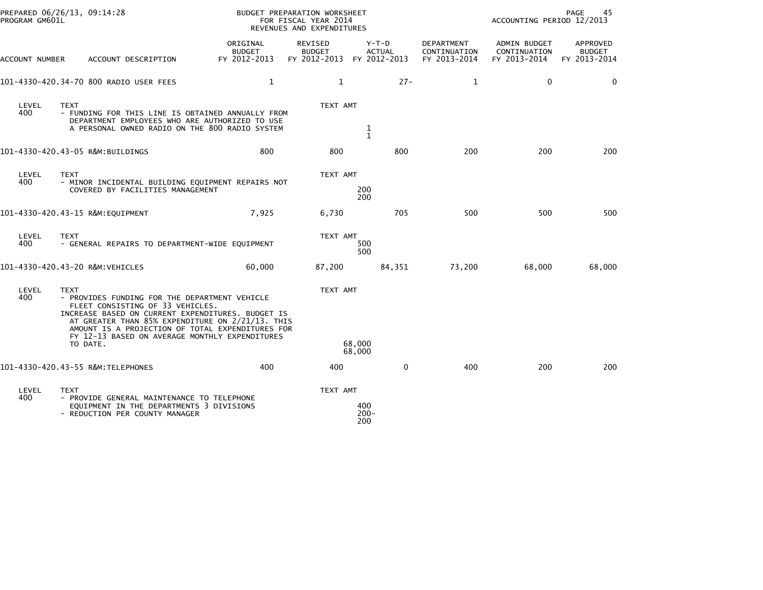BUDGET PREPARATION WORKSHEET
FOR FISCAL YEAR 2014
REVENUES AND EXPENDITURES

| ACCOUNT NUMBER | ACCOUNT DESCRIPTION | ORIGINAL BUDGET FY 2012-2013 | REVISED BUDGET FY 2012-2013 | Y-T-D ACTUAL FY 2012-2013 | DEPARTMENT CONTINUATION FY 2013-2014 | ADMIN BUDGET CONTINUATION FY 2013-2014 | APPROVED BUDGET FY 2013-2014 |
|---|---|---|---|---|---|---|---|
| 101-4330-420.34-70 | 800 RADIO USER FEES | 1 | 1 | 27- | 1 | 0 | 0 |
| 101-4330-420.43-05 | R&M:BUILDINGS | 800 | 800 | 800 | 200 | 200 | 200 |
| 101-4330-420.43-15 | R&M:EQUIPMENT | 7,925 | 6,730 | 705 | 500 | 500 | 500 |
| 101-4330-420.43-20 | R&M:VEHICLES | 60,000 | 87,200 | 84,351 | 73,200 | 68,000 | 68,000 |
| 101-4330-420.43-55 | R&M:TELEPHONES | 400 | 400 | 0 | 400 | 200 | 200 |

**101-4330-420.34-70 800 RADIO USER FEES**

| LEVEL | TEXT | TEXT AMT |
|---|---|---|
| 400 | - FUNDING FOR THIS LINE IS OBTAINED ANNUALLY FROM DEPARTMENT EMPLOYEES WHO ARE AUTHORIZED TO USE A PERSONAL OWNED RADIO ON THE 800 RADIO SYSTEM | 1 |
| | | 1 |

**101-4330-420.43-05 R&M:BUILDINGS**

| LEVEL | TEXT | TEXT AMT |
|---|---|---|
| 400 | - MINOR INCIDENTAL BUILDING EQUIPMENT REPAIRS NOT COVERED BY FACILITIES MANAGEMENT | 200 |
| | | 200 |

**101-4330-420.43-15 R&M:EQUIPMENT**

| LEVEL | TEXT | TEXT AMT |
|---|---|---|
| 400 | - GENERAL REPAIRS TO DEPARTMENT-WIDE EQUIPMENT | 500 |
| | | 500 |

**101-4330-420.43-20 R&M:VEHICLES**

| LEVEL | TEXT | TEXT AMT |
|---|---|---|
| 400 | - PROVIDES FUNDING FOR THE DEPARTMENT VEHICLE FLEET CONSISTING OF 33 VEHICLES. INCREASE BASED ON CURRENT EXPENDITURES. BUDGET IS AT GREATER THAN 85% EXPENDITURE ON 2/21/13. THIS AMOUNT IS A PROJECTION OF TOTAL EXPENDITURES FOR FY 12-13 BASED ON AVERAGE MONTHLY EXPENDITURES TO DATE. | 68,000 |
| | | 68,000 |

**101-4330-420.43-55 R&M:TELEPHONES**

| LEVEL | TEXT | TEXT AMT |
|---|---|---|
| 400 | - PROVIDE GENERAL MAINTENANCE TO TELEPHONE EQUIPMENT IN THE DEPARTMENTS 3 DIVISIONS | 400 |
| | - REDUCTION PER COUNTY MANAGER | 200- |
| | | 200 |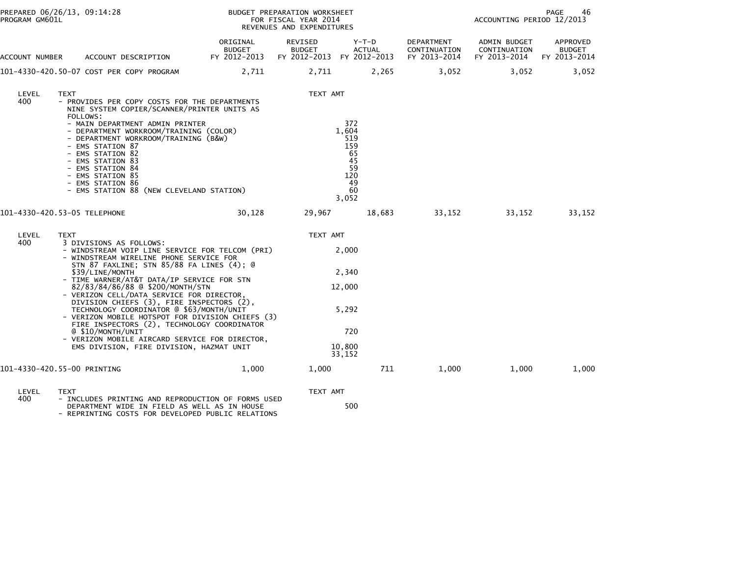BUDGET PREPARATION WORKSHEET
FOR FISCAL YEAR 2014
REVENUES AND EXPENDITURES

PREPARED 06/26/13, 09:14:28
PROGRAM GM601L

ACCOUNTING PERIOD 12/2013

| ACCOUNT NUMBER | ACCOUNT DESCRIPTION | ORIGINAL BUDGET FY 2012-2013 | REVISED BUDGET FY 2012-2013 | Y-T-D ACTUAL FY 2012-2013 | DEPARTMENT CONTINUATION FY 2013-2014 | ADMIN BUDGET CONTINUATION FY 2013-2014 | APPROVED BUDGET FY 2013-2014 |
|---|---|---|---|---|---|---|---|
| 101-4330-420.50-07 | COST PER COPY PROGRAM | 2,711 | 2,711 | 2,265 | 3,052 | 3,052 | 3,052 |

| LEVEL | TEXT | TEXT AMT |
|---|---|---|
| 400 | - PROVIDES PER COPY COSTS FOR THE DEPARTMENTS NINE SYSTEM COPIER/SCANNER/PRINTER UNITS AS FOLLOWS: | |
| | - MAIN DEPARTMENT ADMIN PRINTER | 372 |
| | - DEPARTMENT WORKROOM/TRAINING (COLOR) | 1,604 |
| | - DEPARTMENT WORKROOM/TRAINING (B&W) | 519 |
| | - EMS STATION 87 | 159 |
| | - EMS STATION 82 | 65 |
| | - EMS STATION 83 | 45 |
| | - EMS STATION 84 | 59 |
| | - EMS STATION 85 | 120 |
| | - EMS STATION 86 | 49 |
| | - EMS STATION 88 (NEW CLEVELAND STATION) | 60 |
| | | 3,052 |

| ACCOUNT NUMBER | ACCOUNT DESCRIPTION | ORIGINAL BUDGET FY 2012-2013 | REVISED BUDGET FY 2012-2013 | Y-T-D ACTUAL FY 2012-2013 | DEPARTMENT CONTINUATION FY 2013-2014 | ADMIN BUDGET CONTINUATION FY 2013-2014 | APPROVED BUDGET FY 2013-2014 |
|---|---|---|---|---|---|---|---|
| 101-4330-420.53-05 | TELEPHONE | 30,128 | 29,967 | 18,683 | 33,152 | 33,152 | 33,152 |

| LEVEL | TEXT | TEXT AMT |
|---|---|---|
| 400 | 3 DIVISIONS AS FOLLOWS: | |
| | - WINDSTREAM VOIP LINE SERVICE FOR TELCOM (PRI) | 2,000 |
| | - WINDSTREAM WIRELINE PHONE SERVICE FOR STN 87 FAXLINE; STN 85/88 FA LINES (4); @ $39/LINE/MONTH | 2,340 |
| | - TIME WARNER/AT&T DATA/IP SERVICE FOR STN 82/83/84/86/88 @ $200/MONTH/STN | 12,000 |
| | - VERIZON CELL/DATA SERVICE FOR DIRECTOR, DIVISION CHIEFS (3), FIRE INSPECTORS (2), TECHNOLOGY COORDINATOR @ $63/MONTH/UNIT | 5,292 |
| | - VERIZON MOBILE HOTSPOT FOR DIVISION CHIEFS (3) FIRE INSPECTORS (2), TECHNOLOGY COORDINATOR @ $10/MONTH/UNIT | 720 |
| | - VERIZON MOBILE AIRCARD SERVICE FOR DIRECTOR, EMS DIVISION, FIRE DIVISION, HAZMAT UNIT | 10,800 |
| | | 33,152 |

| ACCOUNT NUMBER | ACCOUNT DESCRIPTION | ORIGINAL BUDGET FY 2012-2013 | REVISED BUDGET FY 2012-2013 | Y-T-D ACTUAL FY 2012-2013 | DEPARTMENT CONTINUATION FY 2013-2014 | ADMIN BUDGET CONTINUATION FY 2013-2014 | APPROVED BUDGET FY 2013-2014 |
|---|---|---|---|---|---|---|---|
| 101-4330-420.55-00 | PRINTING | 1,000 | 1,000 | 711 | 1,000 | 1,000 | 1,000 |

| LEVEL | TEXT | TEXT AMT |
|---|---|---|
| 400 | - INCLUDES PRINTING AND REPRODUCTION OF FORMS USED DEPARTMENT WIDE IN FIELD AS WELL AS IN HOUSE | 500 |
| | - REPRINTING COSTS FOR DEVELOPED PUBLIC RELATIONS | |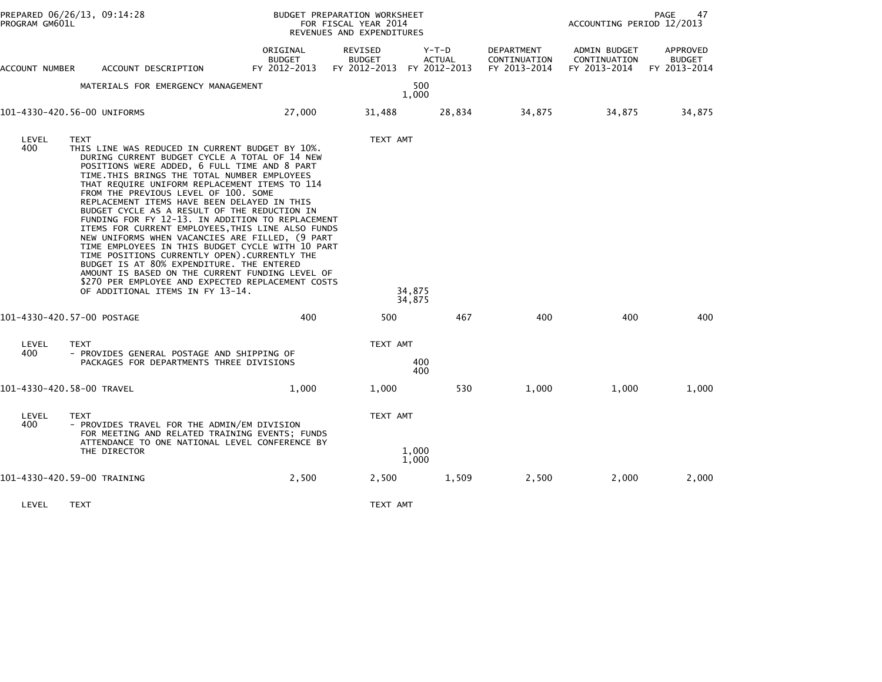BUDGET PREPARATION WORKSHEET
FOR FISCAL YEAR 2014
REVENUES AND EXPENDITURES

PREPARED 06/26/13, 09:14:28
PROGRAM GM601L

ACCOUNTING PERIOD 12/2013

| ACCOUNT NUMBER | ACCOUNT DESCRIPTION | ORIGINAL BUDGET FY 2012-2013 | REVISED BUDGET FY 2012-2013 | Y-T-D ACTUAL FY 2012-2013 | DEPARTMENT CONTINUATION FY 2013-2014 | ADMIN BUDGET CONTINUATION FY 2013-2014 | APPROVED BUDGET FY 2013-2014 |
|---|---|---|---|---|---|---|---|
| | MATERIALS FOR EMERGENCY MANAGEMENT | | 500<br>1,000 | | | | |
| 101-4330-420.56-00 | UNIFORMS | 27,000 | 31,488 | 28,834 | 34,875 | 34,875 | 34,875 |

| LEVEL | TEXT | TEXT AMT |
|---|---|---|
| 400 | THIS LINE WAS REDUCED IN CURRENT BUDGET BY 10%. DURING CURRENT BUDGET CYCLE A TOTAL OF 14 NEW POSITIONS WERE ADDED, 6 FULL TIME AND 8 PART TIME.THIS BRINGS THE TOTAL NUMBER EMPLOYEES THAT REQUIRE UNIFORM REPLACEMENT ITEMS TO 114 FROM THE PREVIOUS LEVEL OF 100. SOME REPLACEMENT ITEMS HAVE BEEN DELAYED IN THIS BUDGET CYCLE AS A RESULT OF THE REDUCTION IN FUNDING FOR FY 12-13. IN ADDITION TO REPLACEMENT ITEMS FOR CURRENT EMPLOYEES,THIS LINE ALSO FUNDS NEW UNIFORMS WHEN VACANCIES ARE FILLED, (9 PART TIME EMPLOYEES IN THIS BUDGET CYCLE WITH 10 PART TIME POSITIONS CURRENTLY OPEN).CURRENTLY THE BUDGET IS AT 80% EXPENDITURE. THE ENTERED AMOUNT IS BASED ON THE CURRENT FUNDING LEVEL OF $270 PER EMPLOYEE AND EXPECTED REPLACEMENT COSTS OF ADDITIONAL ITEMS IN FY 13-14. | 34,875<br>34,875 |

| ACCOUNT NUMBER | ACCOUNT DESCRIPTION | ORIGINAL BUDGET FY 2012-2013 | REVISED BUDGET FY 2012-2013 | Y-T-D ACTUAL FY 2012-2013 | DEPARTMENT CONTINUATION FY 2013-2014 | ADMIN BUDGET CONTINUATION FY 2013-2014 | APPROVED BUDGET FY 2013-2014 |
|---|---|---|---|---|---|---|---|
| 101-4330-420.57-00 | POSTAGE | 400 | 500 | 467 | 400 | 400 | 400 |

| LEVEL | TEXT | TEXT AMT |
|---|---|---|
| 400 | - PROVIDES GENERAL POSTAGE AND SHIPPING OF PACKAGES FOR DEPARTMENTS THREE DIVISIONS | 400<br>400 |

| ACCOUNT NUMBER | ACCOUNT DESCRIPTION | ORIGINAL BUDGET FY 2012-2013 | REVISED BUDGET FY 2012-2013 | Y-T-D ACTUAL FY 2012-2013 | DEPARTMENT CONTINUATION FY 2013-2014 | ADMIN BUDGET CONTINUATION FY 2013-2014 | APPROVED BUDGET FY 2013-2014 |
|---|---|---|---|---|---|---|---|
| 101-4330-420.58-00 | TRAVEL | 1,000 | 1,000 | 530 | 1,000 | 1,000 | 1,000 |

| LEVEL | TEXT | TEXT AMT |
|---|---|---|
| 400 | - PROVIDES TRAVEL FOR THE ADMIN/EM DIVISION FOR MEETING AND RELATED TRAINING EVENTS; FUNDS ATTENDANCE TO ONE NATIONAL LEVEL CONFERENCE BY THE DIRECTOR | 1,000<br>1,000 |

| ACCOUNT NUMBER | ACCOUNT DESCRIPTION | ORIGINAL BUDGET FY 2012-2013 | REVISED BUDGET FY 2012-2013 | Y-T-D ACTUAL FY 2012-2013 | DEPARTMENT CONTINUATION FY 2013-2014 | ADMIN BUDGET CONTINUATION FY 2013-2014 | APPROVED BUDGET FY 2013-2014 |
|---|---|---|---|---|---|---|---|
| 101-4330-420.59-00 | TRAINING | 2,500 | 2,500 | 1,509 | 2,500 | 2,000 | 2,000 |

| LEVEL | TEXT | TEXT AMT |
|---|---|---|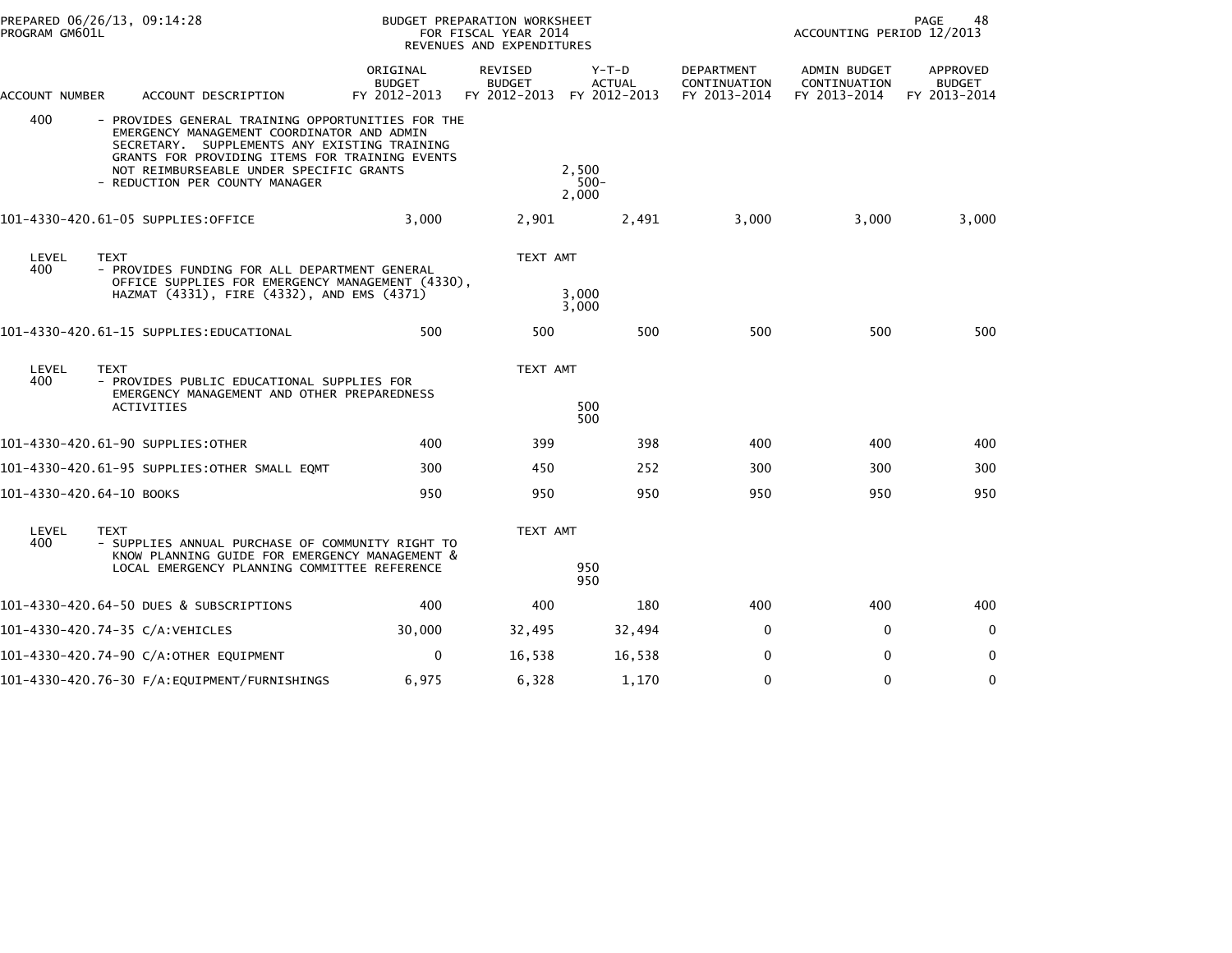PREPARED 06/26/13, 09:14:28
PROGRAM GM601L

BUDGET PREPARATION WORKSHEET
FOR FISCAL YEAR 2014
REVENUES AND EXPENDITURES

ACCOUNTING PERIOD 12/2013

| ACCOUNT NUMBER | ACCOUNT DESCRIPTION | ORIGINAL BUDGET FY 2012-2013 | REVISED BUDGET FY 2012-2013 | Y-T-D ACTUAL FY 2012-2013 | DEPARTMENT CONTINUATION FY 2013-2014 | ADMIN BUDGET CONTINUATION FY 2013-2014 | APPROVED BUDGET FY 2013-2014 |
|---|---|---|---|---|---|---|---|
| 400 | - PROVIDES GENERAL TRAINING OPPORTUNITIES FOR THE EMERGENCY MANAGEMENT COORDINATOR AND ADMIN SECRETARY. SUPPLEMENTS ANY EXISTING TRAINING GRANTS FOR PROVIDING ITEMS FOR TRAINING EVENTS NOT REIMBURSEABLE UNDER SPECIFIC GRANTS | | 2,500 | | | | |
| | - REDUCTION PER COUNTY MANAGER | | 500- | | | | |
| | | | 2,000 | | | | |
| 101-4330-420.61-05 | SUPPLIES:OFFICE | 3,000 | 2,901 | 2,491 | 3,000 | 3,000 | 3,000 |
| LEVEL | TEXT | | TEXT AMT | | | | |
| 400 | - PROVIDES FUNDING FOR ALL DEPARTMENT GENERAL OFFICE SUPPLIES FOR EMERGENCY MANAGEMENT (4330), HAZMAT (4331), FIRE (4332), AND EMS (4371) | | 3,000 | | | | |
| | | | 3,000 | | | | |
| 101-4330-420.61-15 | SUPPLIES:EDUCATIONAL | 500 | 500 | 500 | 500 | 500 | 500 |
| LEVEL | TEXT | | TEXT AMT | | | | |
| 400 | - PROVIDES PUBLIC EDUCATIONAL SUPPLIES FOR EMERGENCY MANAGEMENT AND OTHER PREPAREDNESS ACTIVITIES | | 500 | | | | |
| | | | 500 | | | | |
| 101-4330-420.61-90 | SUPPLIES:OTHER | 400 | 399 | 398 | 400 | 400 | 400 |
| 101-4330-420.61-95 | SUPPLIES:OTHER SMALL EQMT | 300 | 450 | 252 | 300 | 300 | 300 |
| 101-4330-420.64-10 | BOOKS | 950 | 950 | 950 | 950 | 950 | 950 |
| LEVEL | TEXT | | TEXT AMT | | | | |
| 400 | - SUPPLIES ANNUAL PURCHASE OF COMMUNITY RIGHT TO KNOW PLANNING GUIDE FOR EMERGENCY MANAGEMENT & LOCAL EMERGENCY PLANNING COMMITTEE REFERENCE | | 950 | | | | |
| | | | 950 | | | | |
| 101-4330-420.64-50 | DUES & SUBSCRIPTIONS | 400 | 400 | 180 | 400 | 400 | 400 |
| 101-4330-420.74-35 | C/A:VEHICLES | 30,000 | 32,495 | 32,494 | 0 | 0 | 0 |
| 101-4330-420.74-90 | C/A:OTHER EQUIPMENT | 0 | 16,538 | 16,538 | 0 | 0 | 0 |
| 101-4330-420.76-30 | F/A:EQUIPMENT/FURNISHINGS | 6,975 | 6,328 | 1,170 | 0 | 0 | 0 |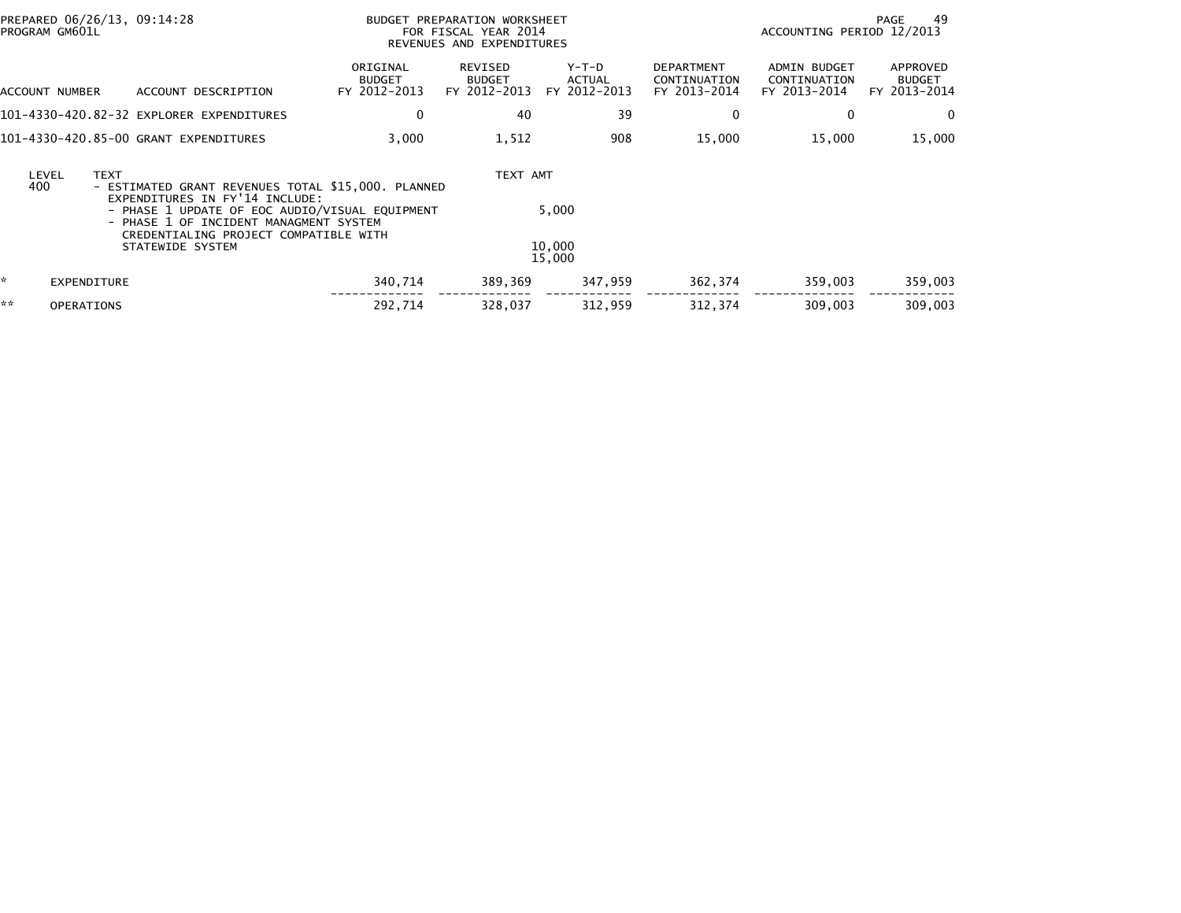PREPARED 06/26/13, 09:14:28
PROGRAM GM601L

BUDGET PREPARATION WORKSHEET
FOR FISCAL YEAR 2014
REVENUES AND EXPENDITURES

ACCOUNTING PERIOD 12/2013

| ACCOUNT NUMBER | ACCOUNT DESCRIPTION | ORIGINAL BUDGET FY 2012-2013 | REVISED BUDGET FY 2012-2013 | Y-T-D ACTUAL FY 2012-2013 | DEPARTMENT CONTINUATION FY 2013-2014 | ADMIN BUDGET CONTINUATION FY 2013-2014 | APPROVED BUDGET FY 2013-2014 |
|---|---|---|---|---|---|---|---|
| 101-4330-420.82-32 | EXPLORER EXPENDITURES | 0 | 40 | 39 | 0 | 0 | 0 |
| 101-4330-420.85-00 | GRANT EXPENDITURES | 3,000 | 1,512 | 908 | 15,000 | 15,000 | 15,000 |

| LEVEL | TEXT | TEXT AMT |
|---|---|---|
| 400 | - ESTIMATED GRANT REVENUES TOTAL $15,000. PLANNED EXPENDITURES IN FY'14 INCLUDE: | |
| | - PHASE 1 UPDATE OF EOC AUDIO/VISUAL EQUIPMENT | 5,000 |
| | - PHASE 1 OF INCIDENT MANAGMENT SYSTEM CREDENTIALING PROJECT COMPATIBLE WITH STATEWIDE SYSTEM | 10,000 |
| | | 15,000 |

| | | ORIGINAL BUDGET FY 2012-2013 | REVISED BUDGET FY 2012-2013 | Y-T-D ACTUAL FY 2012-2013 | DEPARTMENT CONTINUATION FY 2013-2014 | ADMIN BUDGET CONTINUATION FY 2013-2014 | APPROVED BUDGET FY 2013-2014 |
|---|---|---|---|---|---|---|---|
| * | EXPENDITURE | 340,714 | 389,369 | 347,959 | 362,374 | 359,003 | 359,003 |
| ** | OPERATIONS | 292,714 | 328,037 | 312,959 | 312,374 | 309,003 | 309,003 |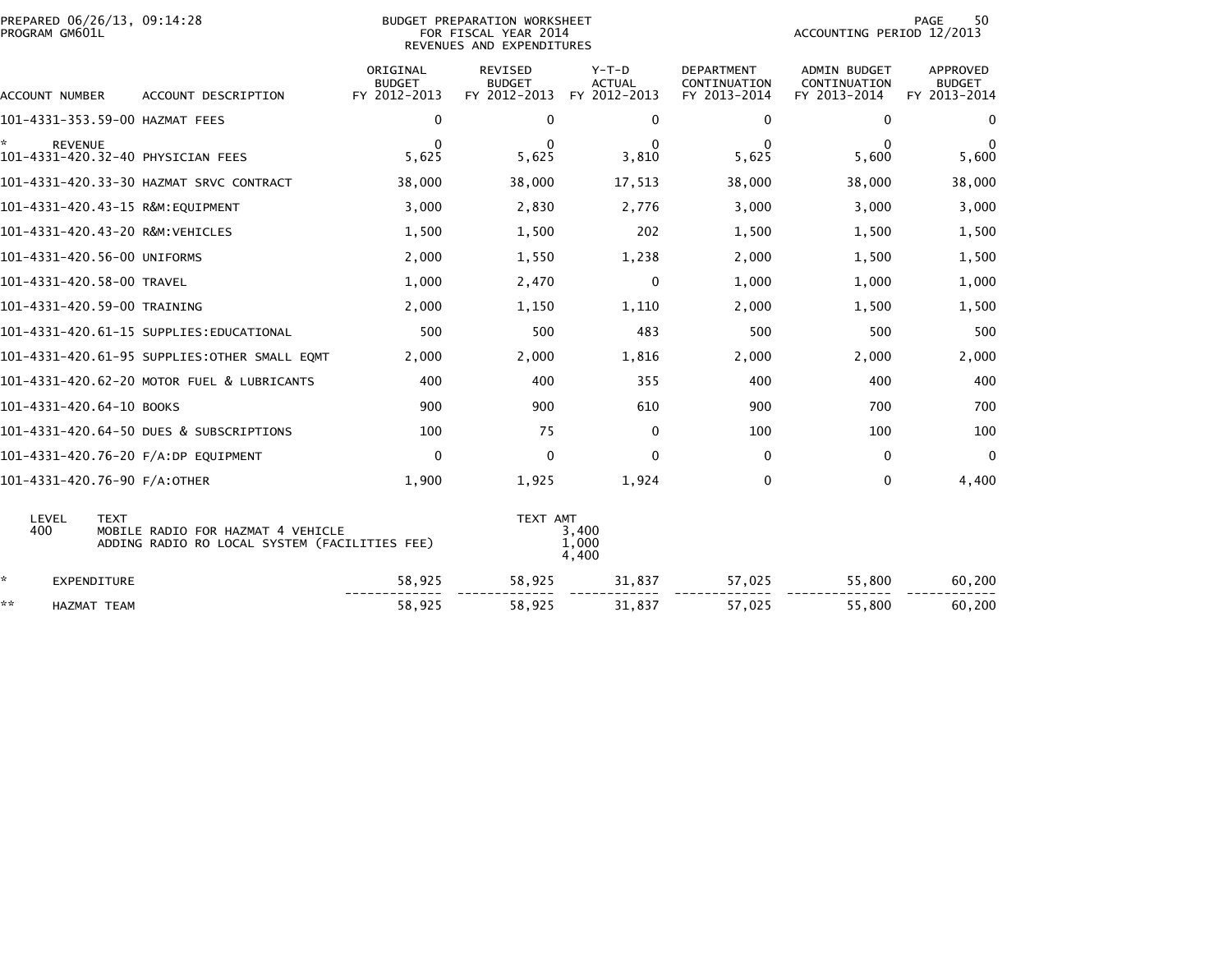PREPARED 06/26/13, 09:14:28
PROGRAM GM601L

BUDGET PREPARATION WORKSHEET
FOR FISCAL YEAR 2014
REVENUES AND EXPENDITURES

ACCOUNTING PERIOD 12/2013

| ACCOUNT NUMBER | ACCOUNT DESCRIPTION | ORIGINAL BUDGET FY 2012-2013 | REVISED BUDGET FY 2012-2013 | Y-T-D ACTUAL FY 2012-2013 | DEPARTMENT CONTINUATION FY 2013-2014 | ADMIN BUDGET CONTINUATION FY 2013-2014 | APPROVED BUDGET FY 2013-2014 |
|---|---|---|---|---|---|---|---|
| 101-4331-353.59-00 | HAZMAT FEES | 0 | 0 | 0 | 0 | 0 | 0 |
| * REVENUE | | 0 | 0 | 0 | 0 | 0 | 0 |
| 101-4331-420.32-40 | PHYSICIAN FEES | 5,625 | 5,625 | 3,810 | 5,625 | 5,600 | 5,600 |
| 101-4331-420.33-30 | HAZMAT SRVC CONTRACT | 38,000 | 38,000 | 17,513 | 38,000 | 38,000 | 38,000 |
| 101-4331-420.43-15 | R&M:EQUIPMENT | 3,000 | 2,830 | 2,776 | 3,000 | 3,000 | 3,000 |
| 101-4331-420.43-20 | R&M:VEHICLES | 1,500 | 1,500 | 202 | 1,500 | 1,500 | 1,500 |
| 101-4331-420.56-00 | UNIFORMS | 2,000 | 1,550 | 1,238 | 2,000 | 1,500 | 1,500 |
| 101-4331-420.58-00 | TRAVEL | 1,000 | 2,470 | 0 | 1,000 | 1,000 | 1,000 |
| 101-4331-420.59-00 | TRAINING | 2,000 | 1,150 | 1,110 | 2,000 | 1,500 | 1,500 |
| 101-4331-420.61-15 | SUPPLIES:EDUCATIONAL | 500 | 500 | 483 | 500 | 500 | 500 |
| 101-4331-420.61-95 | SUPPLIES:OTHER SMALL EQMT | 2,000 | 2,000 | 1,816 | 2,000 | 2,000 | 2,000 |
| 101-4331-420.62-20 | MOTOR FUEL & LUBRICANTS | 400 | 400 | 355 | 400 | 400 | 400 |
| 101-4331-420.64-10 | BOOKS | 900 | 900 | 610 | 900 | 700 | 700 |
| 101-4331-420.64-50 | DUES & SUBSCRIPTIONS | 100 | 75 | 0 | 100 | 100 | 100 |
| 101-4331-420.76-20 | F/A:DP EQUIPMENT | 0 | 0 | 0 | 0 | 0 | 0 |
| 101-4331-420.76-90 | F/A:OTHER | 1,900 | 1,925 | 1,924 | 0 | 0 | 4,400 |

| LEVEL | TEXT | TEXT AMT |
|---|---|---|
| 400 | MOBILE RADIO FOR HAZMAT 4 VEHICLE | 3,400 |
| | ADDING RADIO RO LOCAL SYSTEM (FACILITIES FEE) | 1,000 |
| | | 4,400 |

| | | ORIGINAL BUDGET FY 2012-2013 | REVISED BUDGET FY 2012-2013 | Y-T-D ACTUAL FY 2012-2013 | DEPARTMENT CONTINUATION FY 2013-2014 | ADMIN BUDGET CONTINUATION FY 2013-2014 | APPROVED BUDGET FY 2013-2014 |
|---|---|---|---|---|---|---|---|
| * | EXPENDITURE | 58,925 | 58,925 | 31,837 | 57,025 | 55,800 | 60,200 |
| ** | HAZMAT TEAM | 58,925 | 58,925 | 31,837 | 57,025 | 55,800 | 60,200 |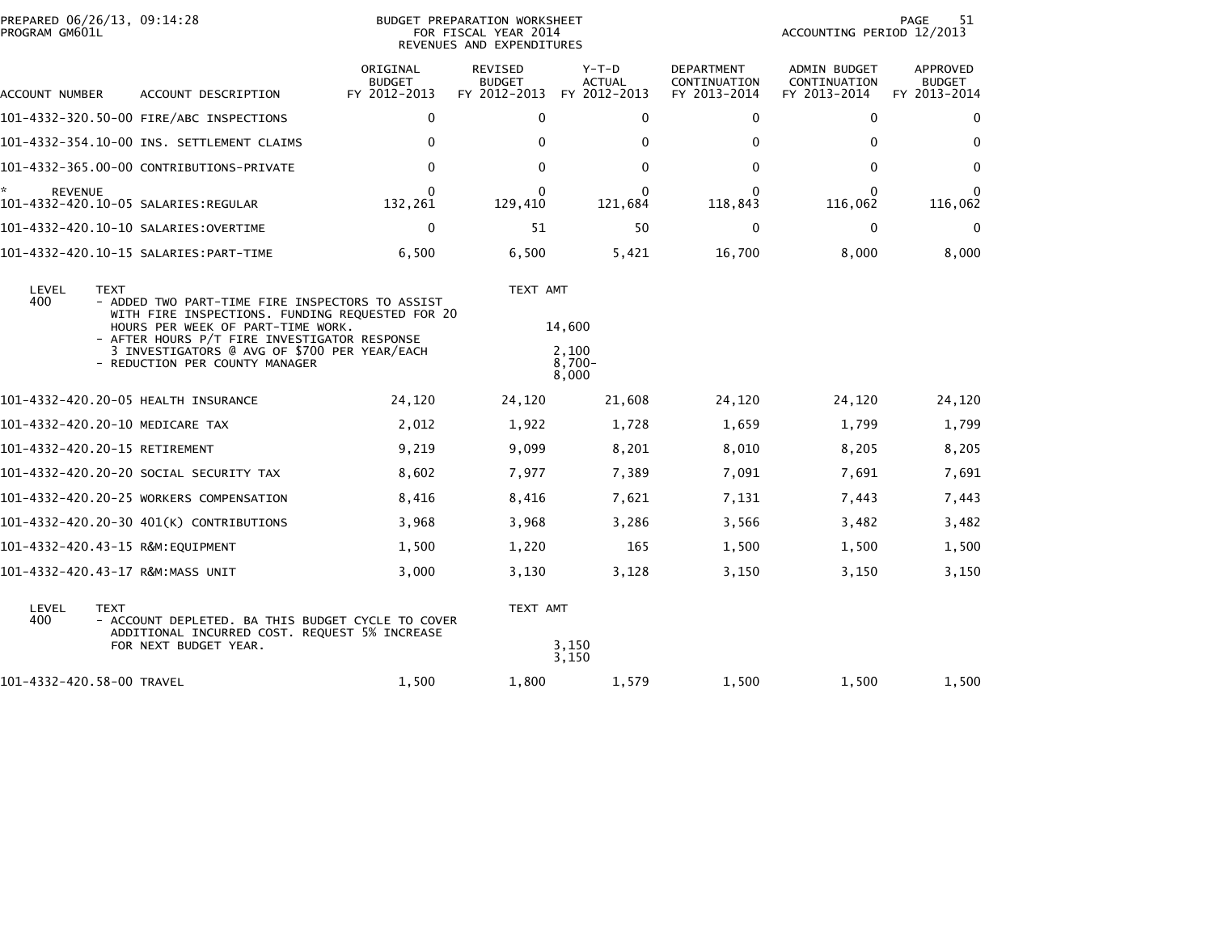PREPARED 06/26/13, 09:14:28
PROGRAM GM601L

BUDGET PREPARATION WORKSHEET
FOR FISCAL YEAR 2014
REVENUES AND EXPENDITURES

ACCOUNTING PERIOD 12/2013

| ACCOUNT NUMBER | ACCOUNT DESCRIPTION | ORIGINAL BUDGET FY 2012-2013 | REVISED BUDGET FY 2012-2013 | Y-T-D ACTUAL FY 2012-2013 | DEPARTMENT CONTINUATION FY 2013-2014 | ADMIN BUDGET CONTINUATION FY 2013-2014 | APPROVED BUDGET FY 2013-2014 |
|---|---|---|---|---|---|---|---|
| 101-4332-320.50-00 | FIRE/ABC INSPECTIONS | 0 | 0 | 0 | 0 | 0 | 0 |
| 101-4332-354.10-00 | INS. SETTLEMENT CLAIMS | 0 | 0 | 0 | 0 | 0 | 0 |
| 101-4332-365.00-00 | CONTRIBUTIONS-PRIVATE | 0 | 0 | 0 | 0 | 0 | 0 |
| * REVENUE | | 0 | 0 | 0 | 0 | 0 | 0 |
| 101-4332-420.10-05 | SALARIES:REGULAR | 132,261 | 129,410 | 121,684 | 118,843 | 116,062 | 116,062 |
| 101-4332-420.10-10 | SALARIES:OVERTIME | 0 | 51 | 50 | 0 | 0 | 0 |
| 101-4332-420.10-15 | SALARIES:PART-TIME | 6,500 | 6,500 | 5,421 | 16,700 | 8,000 | 8,000 |

| LEVEL | TEXT | TEXT AMT |
|---|---|---|
| 400 | - ADDED TWO PART-TIME FIRE INSPECTORS TO ASSIST WITH FIRE INSPECTIONS. FUNDING REQUESTED FOR 20 HOURS PER WEEK OF PART-TIME WORK. | 14,600 |
| | - AFTER HOURS P/T FIRE INVESTIGATOR RESPONSE 3 INVESTIGATORS @ AVG OF $700 PER YEAR/EACH | 2,100 |
| | - REDUCTION PER COUNTY MANAGER | 8,700- |
| | | 8,000 |

| ACCOUNT NUMBER | ACCOUNT DESCRIPTION | ORIGINAL BUDGET FY 2012-2013 | REVISED BUDGET FY 2012-2013 | Y-T-D ACTUAL FY 2012-2013 | DEPARTMENT CONTINUATION FY 2013-2014 | ADMIN BUDGET CONTINUATION FY 2013-2014 | APPROVED BUDGET FY 2013-2014 |
|---|---|---|---|---|---|---|---|
| 101-4332-420.20-05 | HEALTH INSURANCE | 24,120 | 24,120 | 21,608 | 24,120 | 24,120 | 24,120 |
| 101-4332-420.20-10 | MEDICARE TAX | 2,012 | 1,922 | 1,728 | 1,659 | 1,799 | 1,799 |
| 101-4332-420.20-15 | RETIREMENT | 9,219 | 9,099 | 8,201 | 8,010 | 8,205 | 8,205 |
| 101-4332-420.20-20 | SOCIAL SECURITY TAX | 8,602 | 7,977 | 7,389 | 7,091 | 7,691 | 7,691 |
| 101-4332-420.20-25 | WORKERS COMPENSATION | 8,416 | 8,416 | 7,621 | 7,131 | 7,443 | 7,443 |
| 101-4332-420.20-30 | 401(K) CONTRIBUTIONS | 3,968 | 3,968 | 3,286 | 3,566 | 3,482 | 3,482 |
| 101-4332-420.43-15 | R&M:EQUIPMENT | 1,500 | 1,220 | 165 | 1,500 | 1,500 | 1,500 |
| 101-4332-420.43-17 | R&M:MASS UNIT | 3,000 | 3,130 | 3,128 | 3,150 | 3,150 | 3,150 |

| LEVEL | TEXT | TEXT AMT |
|---|---|---|
| 400 | - ACCOUNT DEPLETED. BA THIS BUDGET CYCLE TO COVER ADDITIONAL INCURRED COST. REQUEST 5% INCREASE FOR NEXT BUDGET YEAR. | 3,150 |
| | | 3,150 |

| ACCOUNT NUMBER | ACCOUNT DESCRIPTION | ORIGINAL BUDGET FY 2012-2013 | REVISED BUDGET FY 2012-2013 | Y-T-D ACTUAL FY 2012-2013 | DEPARTMENT CONTINUATION FY 2013-2014 | ADMIN BUDGET CONTINUATION FY 2013-2014 | APPROVED BUDGET FY 2013-2014 |
|---|---|---|---|---|---|---|---|
| 101-4332-420.58-00 | TRAVEL | 1,500 | 1,800 | 1,579 | 1,500 | 1,500 | 1,500 |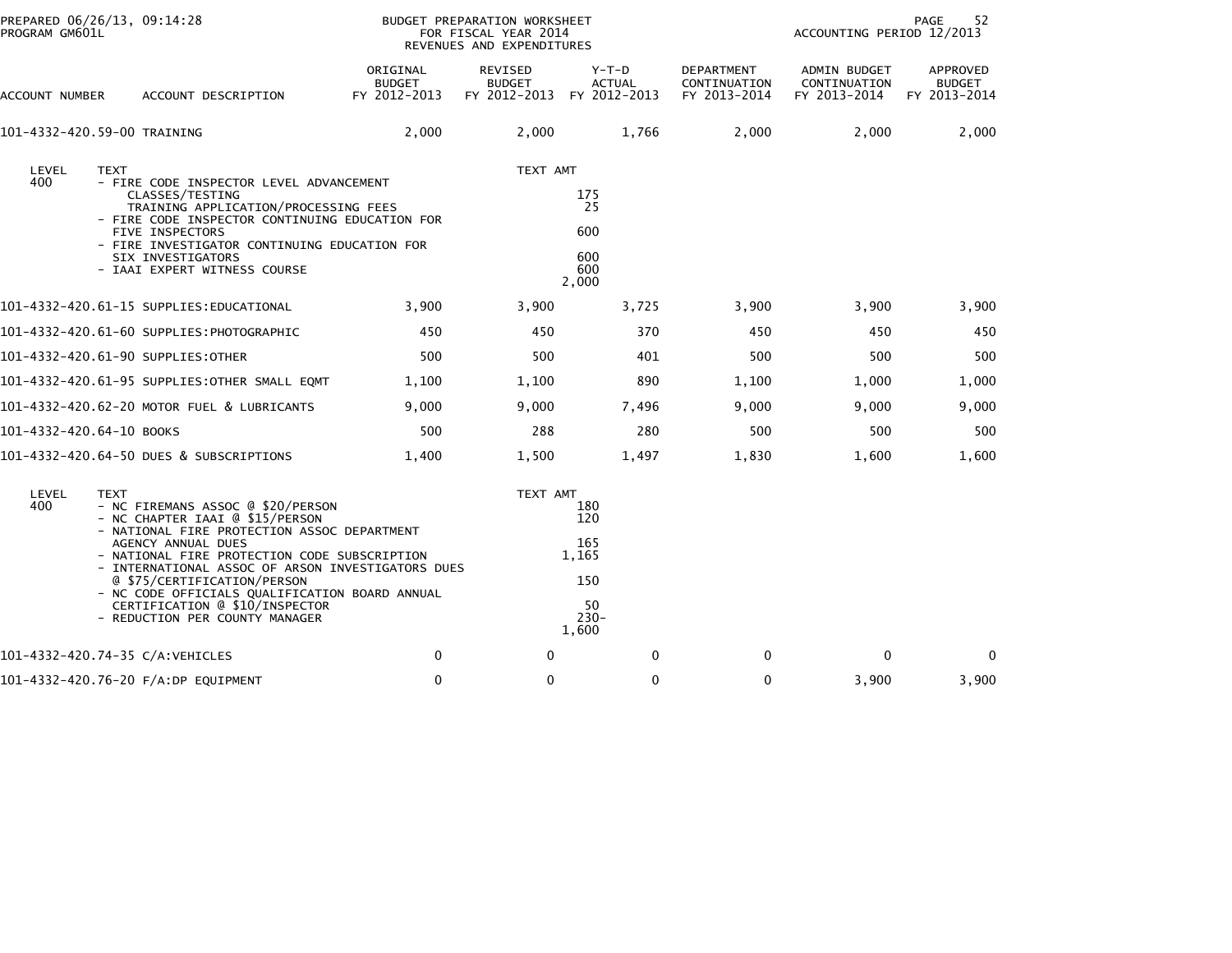PREPARED 06/26/13, 09:14:28
PROGRAM GM601L

BUDGET PREPARATION WORKSHEET
FOR FISCAL YEAR 2014
REVENUES AND EXPENDITURES

ACCOUNTING PERIOD 12/2013

| ACCOUNT NUMBER | ACCOUNT DESCRIPTION | ORIGINAL BUDGET FY 2012-2013 | REVISED BUDGET FY 2012-2013 | Y-T-D ACTUAL FY 2012-2013 | DEPARTMENT CONTINUATION FY 2013-2014 | ADMIN BUDGET CONTINUATION FY 2013-2014 | APPROVED BUDGET FY 2013-2014 |
|---|---|---|---|---|---|---|---|
| 101-4332-420.59-00 | TRAINING | 2,000 | 2,000 | 1,766 | 2,000 | 2,000 | 2,000 |

| LEVEL | TEXT | TEXT AMT |
|---|---|---|
| 400 | - FIRE CODE INSPECTOR LEVEL ADVANCEMENT CLASSES/TESTING | 175 |
| | TRAINING APPLICATION/PROCESSING FEES | 25 |
| | - FIRE CODE INSPECTOR CONTINUING EDUCATION FOR FIVE INSPECTORS | 600 |
| | - FIRE INVESTIGATOR CONTINUING EDUCATION FOR SIX INVESTIGATORS | 600 |
| | - IAAI EXPERT WITNESS COURSE | 600 |
| | | 2,000 |

| ACCOUNT NUMBER | ACCOUNT DESCRIPTION | ORIGINAL BUDGET FY 2012-2013 | REVISED BUDGET FY 2012-2013 | Y-T-D ACTUAL FY 2012-2013 | DEPARTMENT CONTINUATION FY 2013-2014 | ADMIN BUDGET CONTINUATION FY 2013-2014 | APPROVED BUDGET FY 2013-2014 |
|---|---|---|---|---|---|---|---|
| 101-4332-420.61-15 | SUPPLIES:EDUCATIONAL | 3,900 | 3,900 | 3,725 | 3,900 | 3,900 | 3,900 |
| 101-4332-420.61-60 | SUPPLIES:PHOTOGRAPHIC | 450 | 450 | 370 | 450 | 450 | 450 |
| 101-4332-420.61-90 | SUPPLIES:OTHER | 500 | 500 | 401 | 500 | 500 | 500 |
| 101-4332-420.61-95 | SUPPLIES:OTHER SMALL EQMT | 1,100 | 1,100 | 890 | 1,100 | 1,000 | 1,000 |
| 101-4332-420.62-20 | MOTOR FUEL & LUBRICANTS | 9,000 | 9,000 | 7,496 | 9,000 | 9,000 | 9,000 |
| 101-4332-420.64-10 | BOOKS | 500 | 288 | 280 | 500 | 500 | 500 |
| 101-4332-420.64-50 | DUES & SUBSCRIPTIONS | 1,400 | 1,500 | 1,497 | 1,830 | 1,600 | 1,600 |

| LEVEL | TEXT | TEXT AMT |
|---|---|---|
| 400 | - NC FIREMANS ASSOC @ $20/PERSON | 180 |
| | - NC CHAPTER IAAI @ $15/PERSON | 120 |
| | - NATIONAL FIRE PROTECTION ASSOC DEPARTMENT AGENCY ANNUAL DUES | 165 |
| | - NATIONAL FIRE PROTECTION CODE SUBSCRIPTION | 1,165 |
| | - INTERNATIONAL ASSOC OF ARSON INVESTIGATORS DUES @ $75/CERTIFICATION/PERSON | 150 |
| | - NC CODE OFFICIALS QUALIFICATION BOARD ANNUAL CERTIFICATION @ $10/INSPECTOR | 50 |
| | - REDUCTION PER COUNTY MANAGER | 230- |
| | | 1,600 |

| ACCOUNT NUMBER | ACCOUNT DESCRIPTION | ORIGINAL BUDGET FY 2012-2013 | REVISED BUDGET FY 2012-2013 | Y-T-D ACTUAL FY 2012-2013 | DEPARTMENT CONTINUATION FY 2013-2014 | ADMIN BUDGET CONTINUATION FY 2013-2014 | APPROVED BUDGET FY 2013-2014 |
|---|---|---|---|---|---|---|---|
| 101-4332-420.74-35 | C/A:VEHICLES | 0 | 0 | 0 | 0 | 0 | 0 |
| 101-4332-420.76-20 | F/A:DP EQUIPMENT | 0 | 0 | 0 | 0 | 3,900 | 3,900 |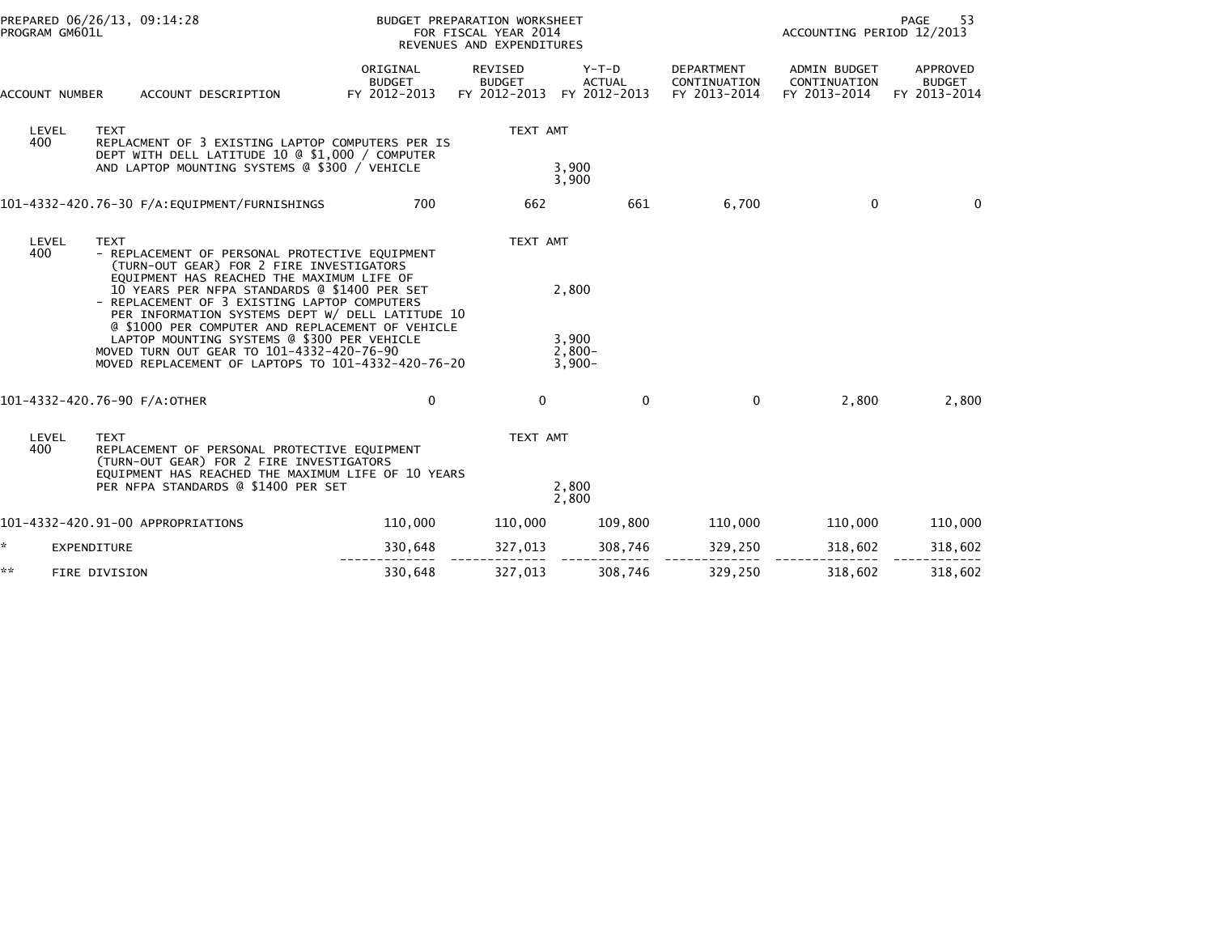PREPARED 06/26/13, 09:14:28
PROGRAM GM601L

BUDGET PREPARATION WORKSHEET
FOR FISCAL YEAR 2014
REVENUES AND EXPENDITURES

ACCOUNTING PERIOD 12/2013

| ACCOUNT NUMBER | ACCOUNT DESCRIPTION | ORIGINAL BUDGET FY 2012-2013 | REVISED BUDGET FY 2012-2013 | Y-T-D ACTUAL FY 2012-2013 | DEPARTMENT CONTINUATION FY 2013-2014 | ADMIN BUDGET CONTINUATION FY 2013-2014 | APPROVED BUDGET FY 2013-2014 |
|---|---|---|---|---|---|---|---|
| LEVEL 400 | TEXT<br>REPLACMENT OF 3 EXISTING LAPTOP COMPUTERS PER IS DEPT WITH DELL LATITUDE 10 @ $1,000 / COMPUTER AND LAPTOP MOUNTING SYSTEMS @ $300 / VEHICLE | | TEXT AMT<br>3,900<br>3,900 | | | | |
| 101-4332-420.76-30 | F/A:EQUIPMENT/FURNISHINGS | 700 | 662 | 661 | 6,700 | 0 | 0 |
| LEVEL 400 | TEXT<br>- REPLACEMENT OF PERSONAL PROTECTIVE EQUIPMENT (TURN-OUT GEAR) FOR 2 FIRE INVESTIGATORS EQUIPMENT HAS REACHED THE MAXIMUM LIFE OF 10 YEARS PER NFPA STANDARDS @ $1400 PER SET<br>- REPLACEMENT OF 3 EXISTING LAPTOP COMPUTERS PER INFORMATION SYSTEMS DEPT W/ DELL LATITUDE 10 @ $1000 PER COMPUTER AND REPLACEMENT OF VEHICLE LAPTOP MOUNTING SYSTEMS @ $300 PER VEHICLE<br>MOVED TURN OUT GEAR TO 101-4332-420-76-90<br>MOVED REPLACEMENT OF LAPTOPS TO 101-4332-420-76-20 | | TEXT AMT<br>2,800<br>3,900<br>2,800-<br>3,900- | | | | |
| 101-4332-420.76-90 | F/A:OTHER | 0 | 0 | 0 | 0 | 2,800 | 2,800 |
| LEVEL 400 | TEXT<br>REPLACEMENT OF PERSONAL PROTECTIVE EQUIPMENT (TURN-OUT GEAR) FOR 2 FIRE INVESTIGATORS EQUIPMENT HAS REACHED THE MAXIMUM LIFE OF 10 YEARS PER NFPA STANDARDS @ $1400 PER SET | | TEXT AMT<br>2,800<br>2,800 | | | | |
| 101-4332-420.91-00 | APPROPRIATIONS | 110,000 | 110,000 | 109,800 | 110,000 | 110,000 | 110,000 |
| * | EXPENDITURE | 330,648 | 327,013 | 308,746 | 329,250 | 318,602 | 318,602 |
| ** | FIRE DIVISION | 330,648 | 327,013 | 308,746 | 329,250 | 318,602 | 318,602 |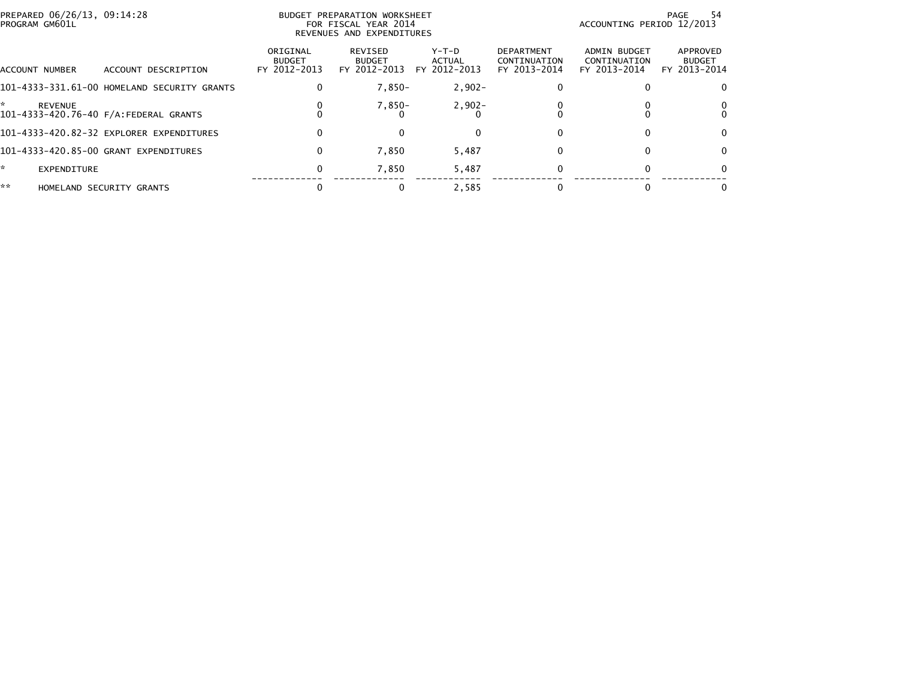BUDGET PREPARATION WORKSHEET
FOR FISCAL YEAR 2014
REVENUES AND EXPENDITURES

PREPARED 06/26/13, 09:14:28
PROGRAM GM601L

ACCOUNTING PERIOD 12/2013

| ACCOUNT NUMBER | ACCOUNT DESCRIPTION | ORIGINAL BUDGET FY 2012-2013 | REVISED BUDGET FY 2012-2013 | Y-T-D ACTUAL FY 2012-2013 | DEPARTMENT CONTINUATION FY 2013-2014 | ADMIN BUDGET CONTINUATION FY 2013-2014 | APPROVED BUDGET FY 2013-2014 |
|---|---|---|---|---|---|---|---|
| 101-4333-331.61-00 | HOMELAND SECURITY GRANTS | 0 | 7,850- | 2,902- | 0 | 0 | 0 |
| * | REVENUE | 0 | 7,850- | 2,902- | 0 | 0 | 0 |
| 101-4333-420.76-40 | F/A:FEDERAL GRANTS | 0 | 0 | 0 | 0 | 0 | 0 |
| 101-4333-420.82-32 | EXPLORER EXPENDITURES | 0 | 0 | 0 | 0 | 0 | 0 |
| 101-4333-420.85-00 | GRANT EXPENDITURES | 0 | 7,850 | 5,487 | 0 | 0 | 0 |
| * | EXPENDITURE | 0 | 7,850 | 5,487 | 0 | 0 | 0 |
| ** | HOMELAND SECURITY GRANTS | 0 | 0 | 2,585 | 0 | 0 | 0 |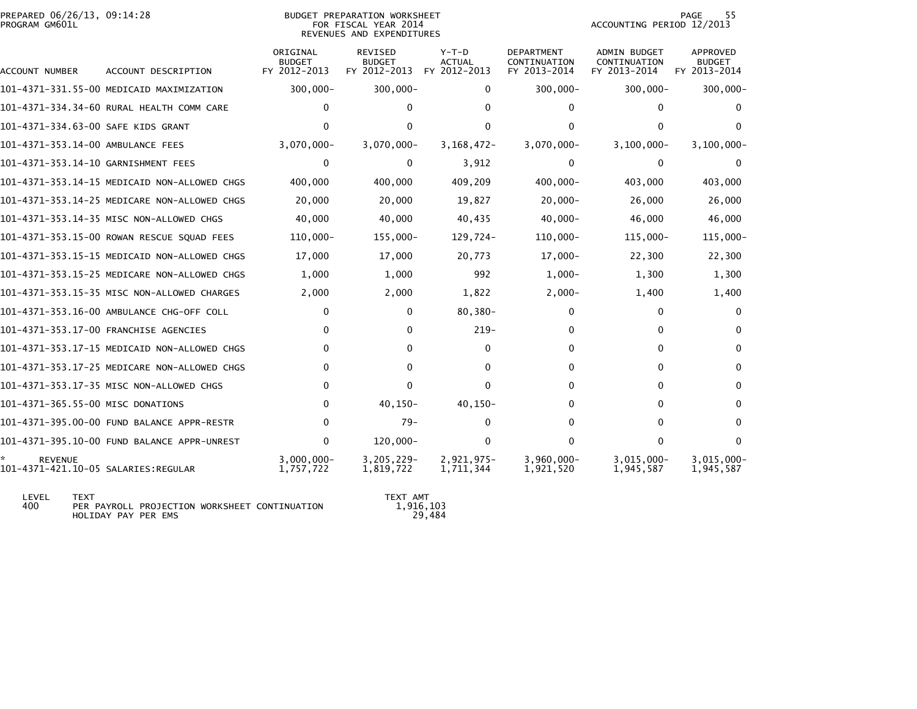PREPARED 06/26/13, 09:14:28
PROGRAM GM601L

BUDGET PREPARATION WORKSHEET
FOR FISCAL YEAR 2014
REVENUES AND EXPENDITURES

ACCOUNTING PERIOD 12/2013

| ACCOUNT NUMBER | ACCOUNT DESCRIPTION | ORIGINAL BUDGET FY 2012-2013 | REVISED BUDGET FY 2012-2013 | Y-T-D ACTUAL FY 2012-2013 | DEPARTMENT CONTINUATION FY 2013-2014 | ADMIN BUDGET CONTINUATION FY 2013-2014 | APPROVED BUDGET FY 2013-2014 |
|---|---|---|---|---|---|---|---|
| 101-4371-331.55-00 | MEDICAID MAXIMIZATION | 300,000- | 300,000- | 0 | 300,000- | 300,000- | 300,000- |
| 101-4371-334.34-60 | RURAL HEALTH COMM CARE | 0 | 0 | 0 | 0 | 0 | 0 |
| 101-4371-334.63-00 | SAFE KIDS GRANT | 0 | 0 | 0 | 0 | 0 | 0 |
| 101-4371-353.14-00 | AMBULANCE FEES | 3,070,000- | 3,070,000- | 3,168,472- | 3,070,000- | 3,100,000- | 3,100,000- |
| 101-4371-353.14-10 | GARNISHMENT FEES | 0 | 0 | 3,912 | 0 | 0 | 0 |
| 101-4371-353.14-15 | MEDICAID NON-ALLOWED CHGS | 400,000 | 400,000 | 409,209 | 400,000- | 403,000 | 403,000 |
| 101-4371-353.14-25 | MEDICARE NON-ALLOWED CHGS | 20,000 | 20,000 | 19,827 | 20,000- | 26,000 | 26,000 |
| 101-4371-353.14-35 | MISC NON-ALLOWED CHGS | 40,000 | 40,000 | 40,435 | 40,000- | 46,000 | 46,000 |
| 101-4371-353.15-00 | ROWAN RESCUE SQUAD FEES | 110,000- | 155,000- | 129,724- | 110,000- | 115,000- | 115,000- |
| 101-4371-353.15-15 | MEDICAID NON-ALLOWED CHGS | 17,000 | 17,000 | 20,773 | 17,000- | 22,300 | 22,300 |
| 101-4371-353.15-25 | MEDICARE NON-ALLOWED CHGS | 1,000 | 1,000 | 992 | 1,000- | 1,300 | 1,300 |
| 101-4371-353.15-35 | MISC NON-ALLOWED CHARGES | 2,000 | 2,000 | 1,822 | 2,000- | 1,400 | 1,400 |
| 101-4371-353.16-00 | AMBULANCE CHG-OFF COLL | 0 | 0 | 80,380- | 0 | 0 | 0 |
| 101-4371-353.17-00 | FRANCHISE AGENCIES | 0 | 0 | 219- | 0 | 0 | 0 |
| 101-4371-353.17-15 | MEDICAID NON-ALLOWED CHGS | 0 | 0 | 0 | 0 | 0 | 0 |
| 101-4371-353.17-25 | MEDICARE NON-ALLOWED CHGS | 0 | 0 | 0 | 0 | 0 | 0 |
| 101-4371-353.17-35 | MISC NON-ALLOWED CHGS | 0 | 0 | 0 | 0 | 0 | 0 |
| 101-4371-365.55-00 | MISC DONATIONS | 0 | 40,150- | 40,150- | 0 | 0 | 0 |
| 101-4371-395.00-00 | FUND BALANCE APPR-RESTR | 0 | 79- | 0 | 0 | 0 | 0 |
| 101-4371-395.10-00 | FUND BALANCE APPR-UNREST | 0 | 120,000- | 0 | 0 | 0 | 0 |
| * REVENUE | | 3,000,000- | 3,205,229- | 2,921,975- | 3,960,000- | 3,015,000- | 3,015,000- |
| 101-4371-421.10-05 | SALARIES:REGULAR | 1,757,722 | 1,819,722 | 1,711,344 | 1,921,520 | 1,945,587 | 1,945,587 |

| LEVEL | TEXT | TEXT AMT |
|---|---|---|
| 400 | PER PAYROLL PROJECTION WORKSHEET CONTINUATION | 1,916,103 |
| | HOLIDAY PAY PER EMS | 29,484 |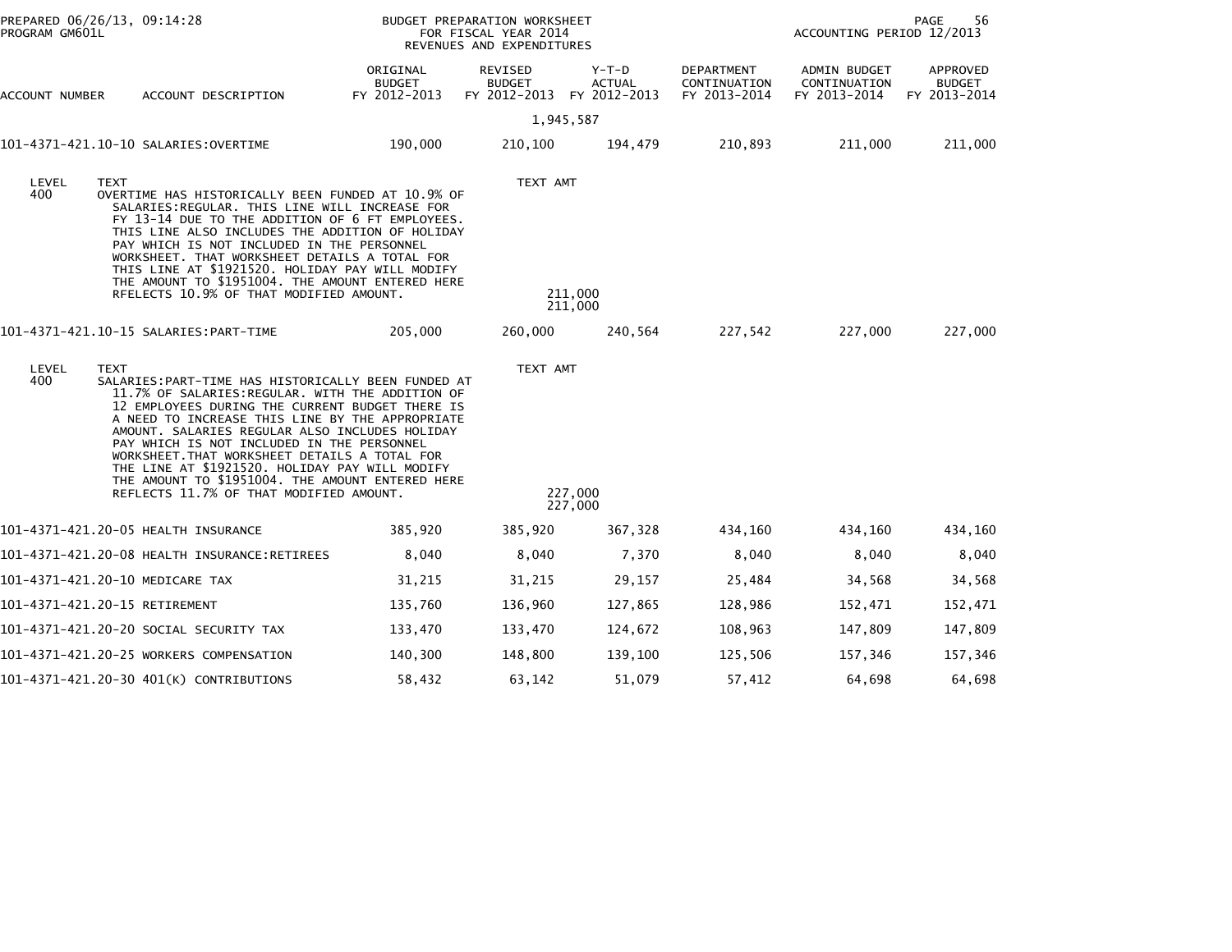| ACCOUNT NUMBER | ACCOUNT DESCRIPTION | ORIGINAL BUDGET FY 2012-2013 | REVISED BUDGET FY 2012-2013 | Y-T-D ACTUAL FY 2012-2013 | DEPARTMENT CONTINUATION FY 2013-2014 | ADMIN BUDGET CONTINUATION FY 2013-2014 | APPROVED BUDGET FY 2013-2014 |
|---|---|---|---|---|---|---|---|
| | | | 1,945,587 | | | | |
| 101-4371-421.10-10 | SALARIES:OVERTIME | 190,000 | 210,100 | 194,479 | 210,893 | 211,000 | 211,000 |

LEVEL 400 TEXT: OVERTIME HAS HISTORICALLY BEEN FUNDED AT 10.9% OF SALARIES:REGULAR. THIS LINE WILL INCREASE FOR FY 13-14 DUE TO THE ADDITION OF 6 FT EMPLOYEES. THIS LINE ALSO INCLUDES THE ADDITION OF HOLIDAY PAY WHICH IS NOT INCLUDED IN THE PERSONNEL WORKSHEET. THAT WORKSHEET DETAILS A TOTAL FOR THIS LINE AT $1921520. HOLIDAY PAY WILL MODIFY THE AMOUNT TO $1951004. THE AMOUNT ENTERED HERE RFELECTS 10.9% OF THAT MODIFIED AMOUNT.

TEXT AMT: 211,000
211,000

| ACCOUNT NUMBER | ACCOUNT DESCRIPTION | ORIGINAL BUDGET FY 2012-2013 | REVISED BUDGET FY 2012-2013 | Y-T-D ACTUAL FY 2012-2013 | DEPARTMENT CONTINUATION FY 2013-2014 | ADMIN BUDGET CONTINUATION FY 2013-2014 | APPROVED BUDGET FY 2013-2014 |
|---|---|---|---|---|---|---|---|
| 101-4371-421.10-15 | SALARIES:PART-TIME | 205,000 | 260,000 | 240,564 | 227,542 | 227,000 | 227,000 |

LEVEL 400 TEXT: SALARIES:PART-TIME HAS HISTORICALLY BEEN FUNDED AT 11.7% OF SALARIES:REGULAR. WITH THE ADDITION OF 12 EMPLOYEES DURING THE CURRENT BUDGET THERE IS A NEED TO INCREASE THIS LINE BY THE APPROPRIATE AMOUNT. SALARIES REGULAR ALSO INCLUDES HOLIDAY PAY WHICH IS NOT INCLUDED IN THE PERSONNEL WORKSHEET.THAT WORKSHEET DETAILS A TOTAL FOR THE LINE AT $1921520. HOLIDAY PAY WILL MODIFY THE AMOUNT TO $1951004. THE AMOUNT ENTERED HERE REFLECTS 11.7% OF THAT MODIFIED AMOUNT.

TEXT AMT: 227,000
227,000

| ACCOUNT NUMBER | ACCOUNT DESCRIPTION | ORIGINAL BUDGET FY 2012-2013 | REVISED BUDGET FY 2012-2013 | Y-T-D ACTUAL FY 2012-2013 | DEPARTMENT CONTINUATION FY 2013-2014 | ADMIN BUDGET CONTINUATION FY 2013-2014 | APPROVED BUDGET FY 2013-2014 |
|---|---|---|---|---|---|---|---|
| 101-4371-421.20-05 | HEALTH INSURANCE | 385,920 | 385,920 | 367,328 | 434,160 | 434,160 | 434,160 |
| 101-4371-421.20-08 | HEALTH INSURANCE:RETIREES | 8,040 | 8,040 | 7,370 | 8,040 | 8,040 | 8,040 |
| 101-4371-421.20-10 | MEDICARE TAX | 31,215 | 31,215 | 29,157 | 25,484 | 34,568 | 34,568 |
| 101-4371-421.20-15 | RETIREMENT | 135,760 | 136,960 | 127,865 | 128,986 | 152,471 | 152,471 |
| 101-4371-421.20-20 | SOCIAL SECURITY TAX | 133,470 | 133,470 | 124,672 | 108,963 | 147,809 | 147,809 |
| 101-4371-421.20-25 | WORKERS COMPENSATION | 140,300 | 148,800 | 139,100 | 125,506 | 157,346 | 157,346 |
| 101-4371-421.20-30 | 401(K) CONTRIBUTIONS | 58,432 | 63,142 | 51,079 | 57,412 | 64,698 | 64,698 |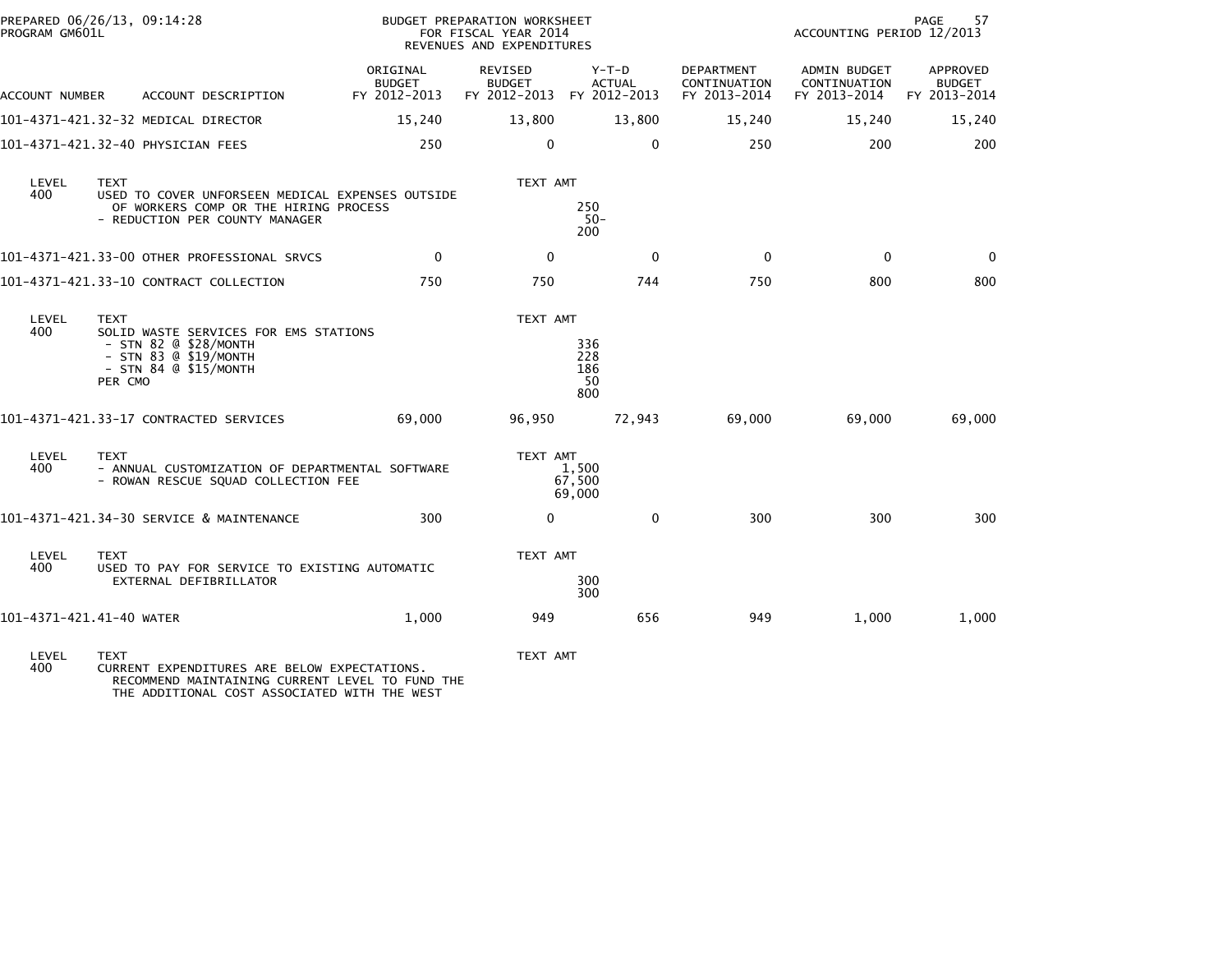PREPARED 06/26/13, 09:14:28 PROGRAM GM601L

BUDGET PREPARATION WORKSHEET FOR FISCAL YEAR 2014 REVENUES AND EXPENDITURES

ACCOUNTING PERIOD 12/2013

| ACCOUNT NUMBER | ACCOUNT DESCRIPTION | ORIGINAL BUDGET FY 2012-2013 | REVISED BUDGET FY 2012-2013 | Y-T-D ACTUAL FY 2012-2013 | DEPARTMENT CONTINUATION FY 2013-2014 | ADMIN BUDGET CONTINUATION FY 2013-2014 | APPROVED BUDGET FY 2013-2014 |
|---|---|---|---|---|---|---|---|
| 101-4371-421.32-32 | MEDICAL DIRECTOR | 15,240 | 13,800 | 13,800 | 15,240 | 15,240 | 15,240 |
| 101-4371-421.32-40 | PHYSICIAN FEES | 250 | 0 | 0 | 250 | 200 | 200 |

| LEVEL | TEXT | TEXT AMT |
|---|---|---|
| 400 | USED TO COVER UNFORSEEN MEDICAL EXPENSES OUTSIDE OF WORKERS COMP OR THE HIRING PROCESS | 250 |
| | - REDUCTION PER COUNTY MANAGER | 50- |
| | | 200 |

| ACCOUNT NUMBER | ACCOUNT DESCRIPTION | ORIGINAL BUDGET FY 2012-2013 | REVISED BUDGET FY 2012-2013 | Y-T-D ACTUAL FY 2012-2013 | DEPARTMENT CONTINUATION FY 2013-2014 | ADMIN BUDGET CONTINUATION FY 2013-2014 | APPROVED BUDGET FY 2013-2014 |
|---|---|---|---|---|---|---|---|
| 101-4371-421.33-00 | OTHER PROFESSIONAL SRVCS | 0 | 0 | 0 | 0 | 0 | 0 |
| 101-4371-421.33-10 | CONTRACT COLLECTION | 750 | 750 | 744 | 750 | 800 | 800 |

| LEVEL | TEXT | TEXT AMT |
|---|---|---|
| 400 | SOLID WASTE SERVICES FOR EMS STATIONS | |
| | - STN 82 @ $28/MONTH | 336 |
| | - STN 83 @ $19/MONTH | 228 |
| | - STN 84 @ $15/MONTH | 186 |
| | PER CMO | 50 |
| | | 800 |

| ACCOUNT NUMBER | ACCOUNT DESCRIPTION | ORIGINAL BUDGET FY 2012-2013 | REVISED BUDGET FY 2012-2013 | Y-T-D ACTUAL FY 2012-2013 | DEPARTMENT CONTINUATION FY 2013-2014 | ADMIN BUDGET CONTINUATION FY 2013-2014 | APPROVED BUDGET FY 2013-2014 |
|---|---|---|---|---|---|---|---|
| 101-4371-421.33-17 | CONTRACTED SERVICES | 69,000 | 96,950 | 72,943 | 69,000 | 69,000 | 69,000 |

| LEVEL | TEXT | TEXT AMT |
|---|---|---|
| 400 | - ANNUAL CUSTOMIZATION OF DEPARTMENTAL SOFTWARE | 1,500 |
| | - ROWAN RESCUE SQUAD COLLECTION FEE | 67,500 |
| | | 69,000 |

| ACCOUNT NUMBER | ACCOUNT DESCRIPTION | ORIGINAL BUDGET FY 2012-2013 | REVISED BUDGET FY 2012-2013 | Y-T-D ACTUAL FY 2012-2013 | DEPARTMENT CONTINUATION FY 2013-2014 | ADMIN BUDGET CONTINUATION FY 2013-2014 | APPROVED BUDGET FY 2013-2014 |
|---|---|---|---|---|---|---|---|
| 101-4371-421.34-30 | SERVICE & MAINTENANCE | 300 | 0 | 0 | 300 | 300 | 300 |

| LEVEL | TEXT | TEXT AMT |
|---|---|---|
| 400 | USED TO PAY FOR SERVICE TO EXISTING AUTOMATIC EXTERNAL DEFIBRILLATOR | 300 |
| | | 300 |

| ACCOUNT NUMBER | ACCOUNT DESCRIPTION | ORIGINAL BUDGET FY 2012-2013 | REVISED BUDGET FY 2012-2013 | Y-T-D ACTUAL FY 2012-2013 | DEPARTMENT CONTINUATION FY 2013-2014 | ADMIN BUDGET CONTINUATION FY 2013-2014 | APPROVED BUDGET FY 2013-2014 |
|---|---|---|---|---|---|---|---|
| 101-4371-421.41-40 | WATER | 1,000 | 949 | 656 | 949 | 1,000 | 1,000 |

| LEVEL | TEXT | TEXT AMT |
|---|---|---|
| 400 | CURRENT EXPENDITURES ARE BELOW EXPECTATIONS. RECOMMEND MAINTAINING CURRENT LEVEL TO FUND THE THE ADDITIONAL COST ASSOCIATED WITH THE WEST | |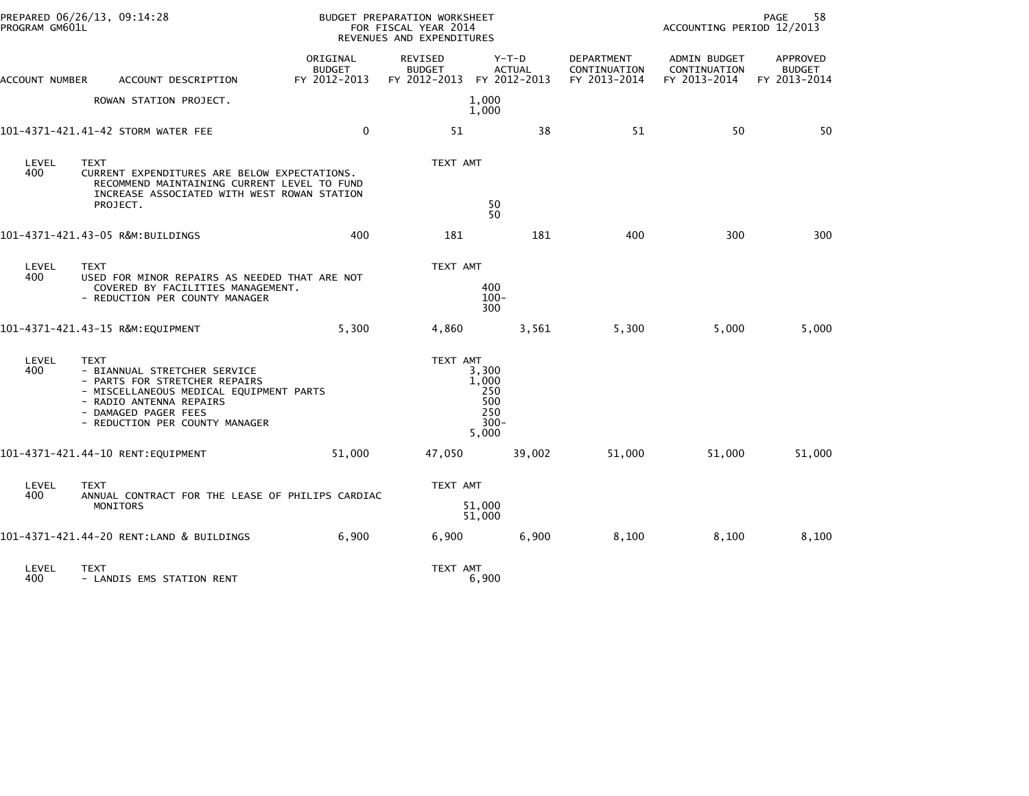BUDGET PREPARATION WORKSHEET
FOR FISCAL YEAR 2014
REVENUES AND EXPENDITURES

PREPARED 06/26/13, 09:14:28
PROGRAM GM601L

ACCOUNTING PERIOD 12/2013

| ACCOUNT NUMBER | ACCOUNT DESCRIPTION | ORIGINAL BUDGET FY 2012-2013 | REVISED BUDGET FY 2012-2013 | Y-T-D ACTUAL FY 2012-2013 | DEPARTMENT CONTINUATION FY 2013-2014 | ADMIN BUDGET CONTINUATION FY 2013-2014 | APPROVED BUDGET FY 2013-2014 |
|---|---|---|---|---|---|---|---|
| | ROWAN STATION PROJECT. | | 1,000<br>1,000 | | | | |
| 101-4371-421.41-42 | STORM WATER FEE | 0 | 51 | 38 | 51 | 50 | 50 |
| LEVEL 400 | TEXT<br>CURRENT EXPENDITURES ARE BELOW EXPECTATIONS. RECOMMEND MAINTAINING CURRENT LEVEL TO FUND INCREASE ASSOCIATED WITH WEST ROWAN STATION PROJECT. | | TEXT AMT<br>50<br>50 | | | | |
| 101-4371-421.43-05 | R&M:BUILDINGS | 400 | 181 | 181 | 400 | 300 | 300 |
| LEVEL 400 | TEXT<br>USED FOR MINOR REPAIRS AS NEEDED THAT ARE NOT COVERED BY FACILITIES MANAGEMENT.<br>- REDUCTION PER COUNTY MANAGER | | TEXT AMT<br>400<br>100-<br>300 | | | | |
| 101-4371-421.43-15 | R&M:EQUIPMENT | 5,300 | 4,860 | 3,561 | 5,300 | 5,000 | 5,000 |
| LEVEL 400 | TEXT<br>- BIANNUAL STRETCHER SERVICE<br>- PARTS FOR STRETCHER REPAIRS<br>- MISCELLANEOUS MEDICAL EQUIPMENT PARTS<br>- RADIO ANTENNA REPAIRS<br>- DAMAGED PAGER FEES<br>- REDUCTION PER COUNTY MANAGER | | TEXT AMT<br>3,300<br>1,000<br>250<br>500<br>250<br>300-<br>5,000 | | | | |
| 101-4371-421.44-10 | RENT:EQUIPMENT | 51,000 | 47,050 | 39,002 | 51,000 | 51,000 | 51,000 |
| LEVEL 400 | TEXT<br>ANNUAL CONTRACT FOR THE LEASE OF PHILIPS CARDIAC MONITORS | | TEXT AMT<br>51,000<br>51,000 | | | | |
| 101-4371-421.44-20 | RENT:LAND & BUILDINGS | 6,900 | 6,900 | 6,900 | 8,100 | 8,100 | 8,100 |
| LEVEL 400 | TEXT<br>- LANDIS EMS STATION RENT | | TEXT AMT<br>6,900 | | | | |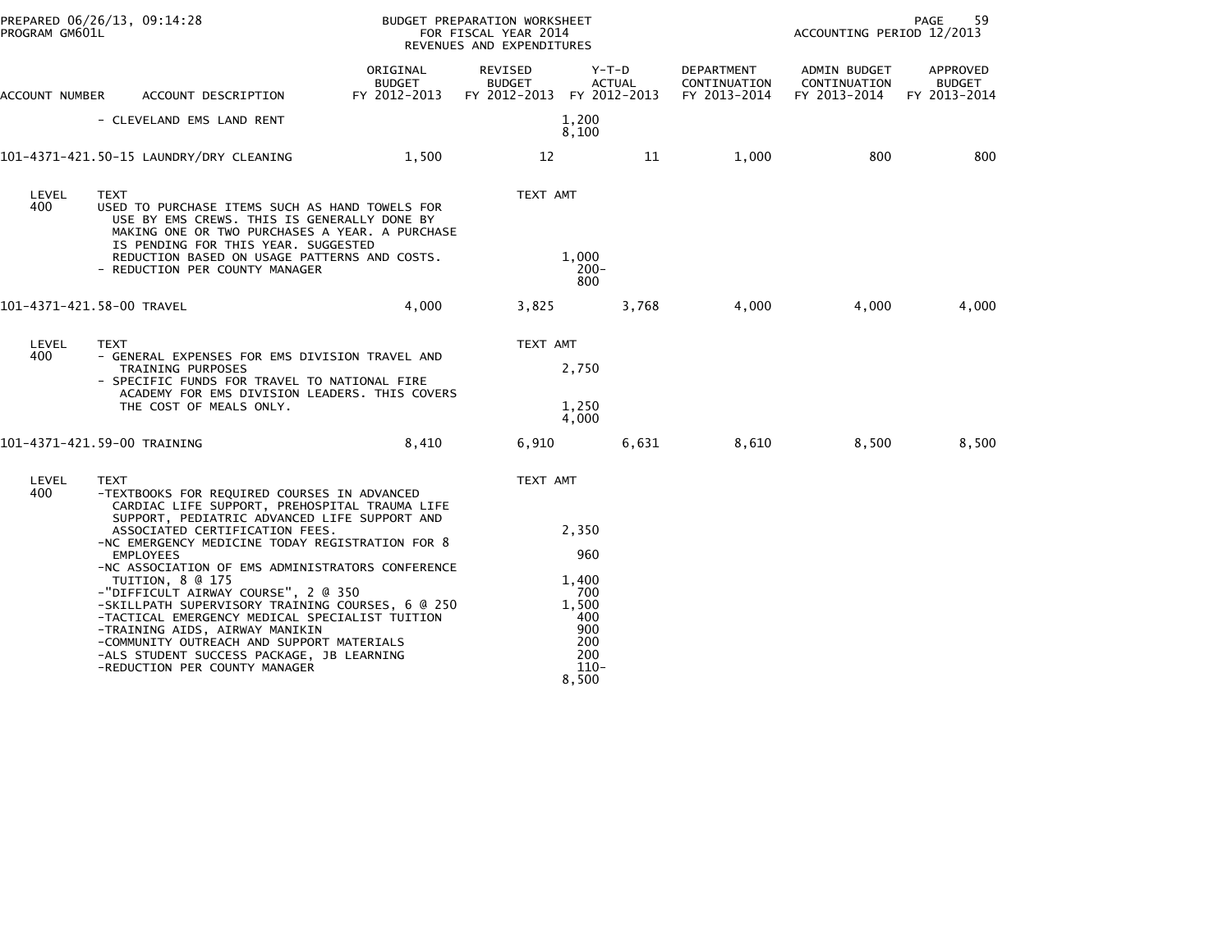BUDGET PREPARATION WORKSHEET
FOR FISCAL YEAR 2014
REVENUES AND EXPENDITURES

PREPARED 06/26/13, 09:14:28
PROGRAM GM601L

ACCOUNTING PERIOD 12/2013

| ACCOUNT NUMBER | ACCOUNT DESCRIPTION | ORIGINAL BUDGET FY 2012-2013 | REVISED BUDGET FY 2012-2013 | Y-T-D ACTUAL FY 2012-2013 | DEPARTMENT CONTINUATION FY 2013-2014 | ADMIN BUDGET CONTINUATION FY 2013-2014 | APPROVED BUDGET FY 2013-2014 |
|---|---|---|---|---|---|---|---|
| | - CLEVELAND EMS LAND RENT | | 1,200<br>8,100 | | | | |
| 101-4371-421.50-15 | LAUNDRY/DRY CLEANING | 1,500 | 12 | 11 | 1,000 | 800 | 800 |

| LEVEL | TEXT | TEXT AMT |
|---|---|---|
| 400 | USED TO PURCHASE ITEMS SUCH AS HAND TOWELS FOR USE BY EMS CREWS. THIS IS GENERALLY DONE BY MAKING ONE OR TWO PURCHASES A YEAR. A PURCHASE IS PENDING FOR THIS YEAR. SUGGESTED REDUCTION BASED ON USAGE PATTERNS AND COSTS. | 1,000 |
| | - REDUCTION PER COUNTY MANAGER | 200- |
| | | 800 |

| ACCOUNT NUMBER | ACCOUNT DESCRIPTION | ORIGINAL BUDGET FY 2012-2013 | REVISED BUDGET FY 2012-2013 | Y-T-D ACTUAL FY 2012-2013 | DEPARTMENT CONTINUATION FY 2013-2014 | ADMIN BUDGET CONTINUATION FY 2013-2014 | APPROVED BUDGET FY 2013-2014 |
|---|---|---|---|---|---|---|---|
| 101-4371-421.58-00 | TRAVEL | 4,000 | 3,825 | 3,768 | 4,000 | 4,000 | 4,000 |

| LEVEL | TEXT | TEXT AMT |
|---|---|---|
| 400 | - GENERAL EXPENSES FOR EMS DIVISION TRAVEL AND TRAINING PURPOSES | 2,750 |
| | - SPECIFIC FUNDS FOR TRAVEL TO NATIONAL FIRE ACADEMY FOR EMS DIVISION LEADERS. THIS COVERS THE COST OF MEALS ONLY. | 1,250 |
| | | 4,000 |

| ACCOUNT NUMBER | ACCOUNT DESCRIPTION | ORIGINAL BUDGET FY 2012-2013 | REVISED BUDGET FY 2012-2013 | Y-T-D ACTUAL FY 2012-2013 | DEPARTMENT CONTINUATION FY 2013-2014 | ADMIN BUDGET CONTINUATION FY 2013-2014 | APPROVED BUDGET FY 2013-2014 |
|---|---|---|---|---|---|---|---|
| 101-4371-421.59-00 | TRAINING | 8,410 | 6,910 | 6,631 | 8,610 | 8,500 | 8,500 |

| LEVEL | TEXT | TEXT AMT |
|---|---|---|
| 400 | -TEXTBOOKS FOR REQUIRED COURSES IN ADVANCED CARDIAC LIFE SUPPORT, PREHOSPITAL TRAUMA LIFE SUPPORT, PEDIATRIC ADVANCED LIFE SUPPORT AND ASSOCIATED CERTIFICATION FEES. | 2,350 |
| | -NC EMERGENCY MEDICINE TODAY REGISTRATION FOR 8 EMPLOYEES | 960 |
| | -NC ASSOCIATION OF EMS ADMINISTRATORS CONFERENCE TUITION, 8 @ 175 | 1,400 |
| | -"DIFFICULT AIRWAY COURSE", 2 @ 350 | 700 |
| | -SKILLPATH SUPERVISORY TRAINING COURSES, 6 @ 250 | 1,500 |
| | -TACTICAL EMERGENCY MEDICAL SPECIALIST TUITION | 400 |
| | -TRAINING AIDS, AIRWAY MANIKIN | 900 |
| | -COMMUNITY OUTREACH AND SUPPORT MATERIALS | 200 |
| | -ALS STUDENT SUCCESS PACKAGE, JB LEARNING | 200 |
| | -REDUCTION PER COUNTY MANAGER | 110- |
| | | 8,500 |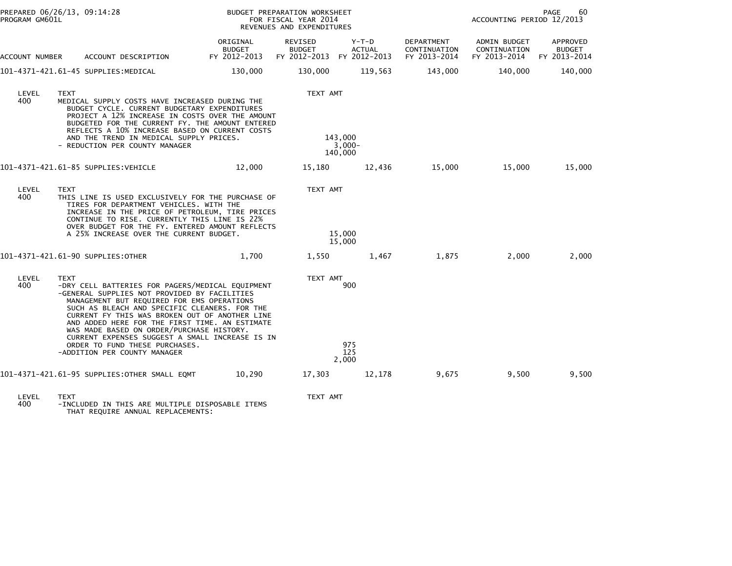PREPARED 06/26/13, 09:14:28
PROGRAM GM601L

BUDGET PREPARATION WORKSHEET
FOR FISCAL YEAR 2014
REVENUES AND EXPENDITURES

ACCOUNTING PERIOD 12/2013

| ACCOUNT NUMBER | ACCOUNT DESCRIPTION | ORIGINAL BUDGET FY 2012-2013 | REVISED BUDGET FY 2012-2013 | Y-T-D ACTUAL FY 2012-2013 | DEPARTMENT CONTINUATION FY 2013-2014 | ADMIN BUDGET CONTINUATION FY 2013-2014 | APPROVED BUDGET FY 2013-2014 |
|---|---|---|---|---|---|---|---|
| 101-4371-421.61-45 | SUPPLIES:MEDICAL | 130,000 | 130,000 | 119,563 | 143,000 | 140,000 | 140,000 |

| LEVEL | TEXT | TEXT AMT |
|---|---|---|
| 400 | MEDICAL SUPPLY COSTS HAVE INCREASED DURING THE BUDGET CYCLE. CURRENT BUDGETARY EXPENDITURES PROJECT A 12% INCREASE IN COSTS OVER THE AMOUNT BUDGETED FOR THE CURRENT FY. THE AMOUNT ENTERED REFLECTS A 10% INCREASE BASED ON CURRENT COSTS AND THE TREND IN MEDICAL SUPPLY PRICES. | 143,000 |
| | - REDUCTION PER COUNTY MANAGER | 3,000- |
| | | 140,000 |

| ACCOUNT NUMBER | ACCOUNT DESCRIPTION | ORIGINAL BUDGET FY 2012-2013 | REVISED BUDGET FY 2012-2013 | Y-T-D ACTUAL FY 2012-2013 | DEPARTMENT CONTINUATION FY 2013-2014 | ADMIN BUDGET CONTINUATION FY 2013-2014 | APPROVED BUDGET FY 2013-2014 |
|---|---|---|---|---|---|---|---|
| 101-4371-421.61-85 | SUPPLIES:VEHICLE | 12,000 | 15,180 | 12,436 | 15,000 | 15,000 | 15,000 |

| LEVEL | TEXT | TEXT AMT |
|---|---|---|
| 400 | THIS LINE IS USED EXCLUSIVELY FOR THE PURCHASE OF TIRES FOR DEPARTMENT VEHICLES. WITH THE INCREASE IN THE PRICE OF PETROLEUM, TIRE PRICES CONTINUE TO RISE. CURRENTLY THIS LINE IS 22% OVER BUDGET FOR THE FY. ENTERED AMOUNT REFLECTS A 25% INCREASE OVER THE CURRENT BUDGET. | 15,000 |
| | | 15,000 |

| ACCOUNT NUMBER | ACCOUNT DESCRIPTION | ORIGINAL BUDGET FY 2012-2013 | REVISED BUDGET FY 2012-2013 | Y-T-D ACTUAL FY 2012-2013 | DEPARTMENT CONTINUATION FY 2013-2014 | ADMIN BUDGET CONTINUATION FY 2013-2014 | APPROVED BUDGET FY 2013-2014 |
|---|---|---|---|---|---|---|---|
| 101-4371-421.61-90 | SUPPLIES:OTHER | 1,700 | 1,550 | 1,467 | 1,875 | 2,000 | 2,000 |

| LEVEL | TEXT | TEXT AMT |
|---|---|---|
| 400 | -DRY CELL BATTERIES FOR PAGERS/MEDICAL EQUIPMENT | 900 |
| | -GENERAL SUPPLIES NOT PROVIDED BY FACILITIES MANAGEMENT BUT REQUIRED FOR EMS OPERATIONS SUCH AS BLEACH AND SPECIFIC CLEANERS. FOR THE CURRENT FY THIS WAS BROKEN OUT OF ANOTHER LINE AND ADDED HERE FOR THE FIRST TIME. AN ESTIMATE WAS MADE BASED ON ORDER/PURCHASE HISTORY. CURRENT EXPENSES SUGGEST A SMALL INCREASE IS IN ORDER TO FUND THESE PURCHASES. | 975 |
| | -ADDITION PER COUNTY MANAGER | 125 |
| | | 2,000 |

| ACCOUNT NUMBER | ACCOUNT DESCRIPTION | ORIGINAL BUDGET FY 2012-2013 | REVISED BUDGET FY 2012-2013 | Y-T-D ACTUAL FY 2012-2013 | DEPARTMENT CONTINUATION FY 2013-2014 | ADMIN BUDGET CONTINUATION FY 2013-2014 | APPROVED BUDGET FY 2013-2014 |
|---|---|---|---|---|---|---|---|
| 101-4371-421.61-95 | SUPPLIES:OTHER SMALL EQMT | 10,290 | 17,303 | 12,178 | 9,675 | 9,500 | 9,500 |

| LEVEL | TEXT | TEXT AMT |
|---|---|---|
| 400 | -INCLUDED IN THIS ARE MULTIPLE DISPOSABLE ITEMS THAT REQUIRE ANNUAL REPLACEMENTS: | |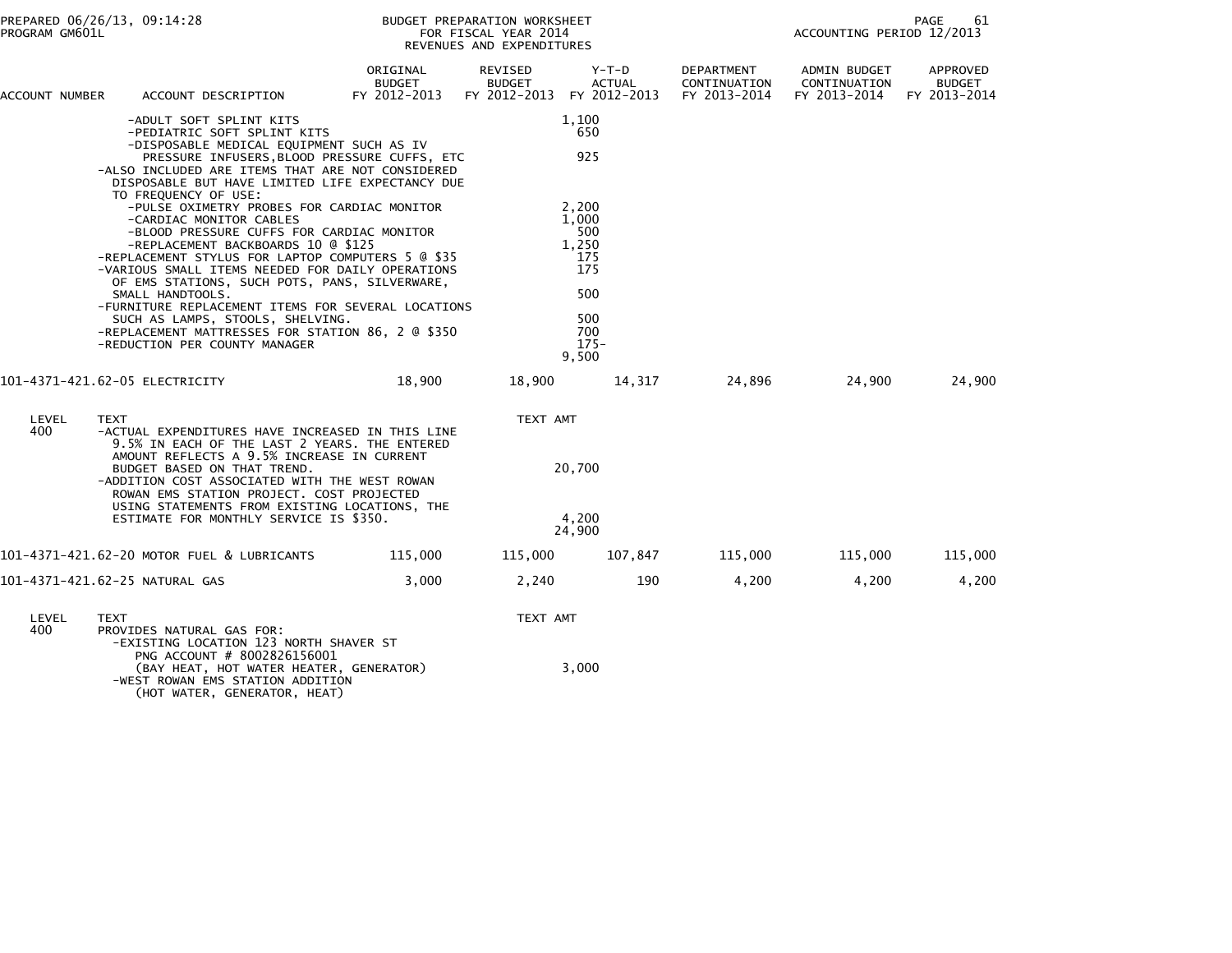BUDGET PREPARATION WORKSHEET
FOR FISCAL YEAR 2014
REVENUES AND EXPENDITURES

PREPARED 06/26/13, 09:14:28
PROGRAM GM601L

ACCOUNTING PERIOD 12/2013

| ACCOUNT NUMBER | ACCOUNT DESCRIPTION | ORIGINAL BUDGET FY 2012-2013 | REVISED BUDGET FY 2012-2013 | Y-T-D ACTUAL FY 2012-2013 | DEPARTMENT CONTINUATION FY 2013-2014 | ADMIN BUDGET CONTINUATION FY 2013-2014 | APPROVED BUDGET FY 2013-2014 |
|---|---|---|---|---|---|---|---|
| | -ADULT SOFT SPLINT KITS | | | 1,100 | | | |
| | -PEDIATRIC SOFT SPLINT KITS | | | 650 | | | |
| | -DISPOSABLE MEDICAL EQUIPMENT SUCH AS IV PRESSURE INFUSERS,BLOOD PRESSURE CUFFS, ETC | | | 925 | | | |
| | -ALSO INCLUDED ARE ITEMS THAT ARE NOT CONSIDERED DISPOSABLE BUT HAVE LIMITED LIFE EXPECTANCY DUE TO FREQUENCY OF USE: | | | | | | |
| | -PULSE OXIMETRY PROBES FOR CARDIAC MONITOR | | | 2,200 | | | |
| | -CARDIAC MONITOR CABLES | | | 1,000 | | | |
| | -BLOOD PRESSURE CUFFS FOR CARDIAC MONITOR | | | 500 | | | |
| | -REPLACEMENT BACKBOARDS 10 @ $125 | | | 1,250 | | | |
| | -REPLACEMENT STYLUS FOR LAPTOP COMPUTERS 5 @ $35 | | | 175 | | | |
| | -VARIOUS SMALL ITEMS NEEDED FOR DAILY OPERATIONS OF EMS STATIONS, SUCH POTS, PANS, SILVERWARE, | | | 175 | | | |
| | SMALL HANDTOOLS. | | | 500 | | | |
| | -FURNITURE REPLACEMENT ITEMS FOR SEVERAL LOCATIONS SUCH AS LAMPS, STOOLS, SHELVING. | | | 500 | | | |
| | -REPLACEMENT MATTRESSES FOR STATION 86, 2 @ $350 | | | 700 | | | |
| | -REDUCTION PER COUNTY MANAGER | | | 175- | | | |
| | | | | 9,500 | | | |
| 101-4371-421.62-05 | ELECTRICITY | 18,900 | 18,900 | 14,317 | 24,896 | 24,900 | 24,900 |
| LEVEL 400 | TEXT | | TEXT AMT | | | | |
| | -ACTUAL EXPENDITURES HAVE INCREASED IN THIS LINE 9.5% IN EACH OF THE LAST 2 YEARS. THE ENTERED AMOUNT REFLECTS A 9.5% INCREASE IN CURRENT BUDGET BASED ON THAT TREND. | | | 20,700 | | | |
| | -ADDITION COST ASSOCIATED WITH THE WEST ROWAN ROWAN EMS STATION PROJECT. COST PROJECTED USING STATEMENTS FROM EXISTING LOCATIONS, THE ESTIMATE FOR MONTHLY SERVICE IS $350. | | | 4,200 | | | |
| | | | | 24,900 | | | |
| 101-4371-421.62-20 | MOTOR FUEL & LUBRICANTS | 115,000 | 115,000 | 107,847 | 115,000 | 115,000 | 115,000 |
| 101-4371-421.62-25 | NATURAL GAS | 3,000 | 2,240 | 190 | 4,200 | 4,200 | 4,200 |
| LEVEL 400 | TEXT | | TEXT AMT | | | | |
| | PROVIDES NATURAL GAS FOR: | | | | | | |
| | -EXISTING LOCATION 123 NORTH SHAVER ST PNG ACCOUNT # 8002826156001 (BAY HEAT, HOT WATER HEATER, GENERATOR) | | | 3,000 | | | |
| | -WEST ROWAN EMS STATION ADDITION (HOT WATER, GENERATOR, HEAT) | | | | | | |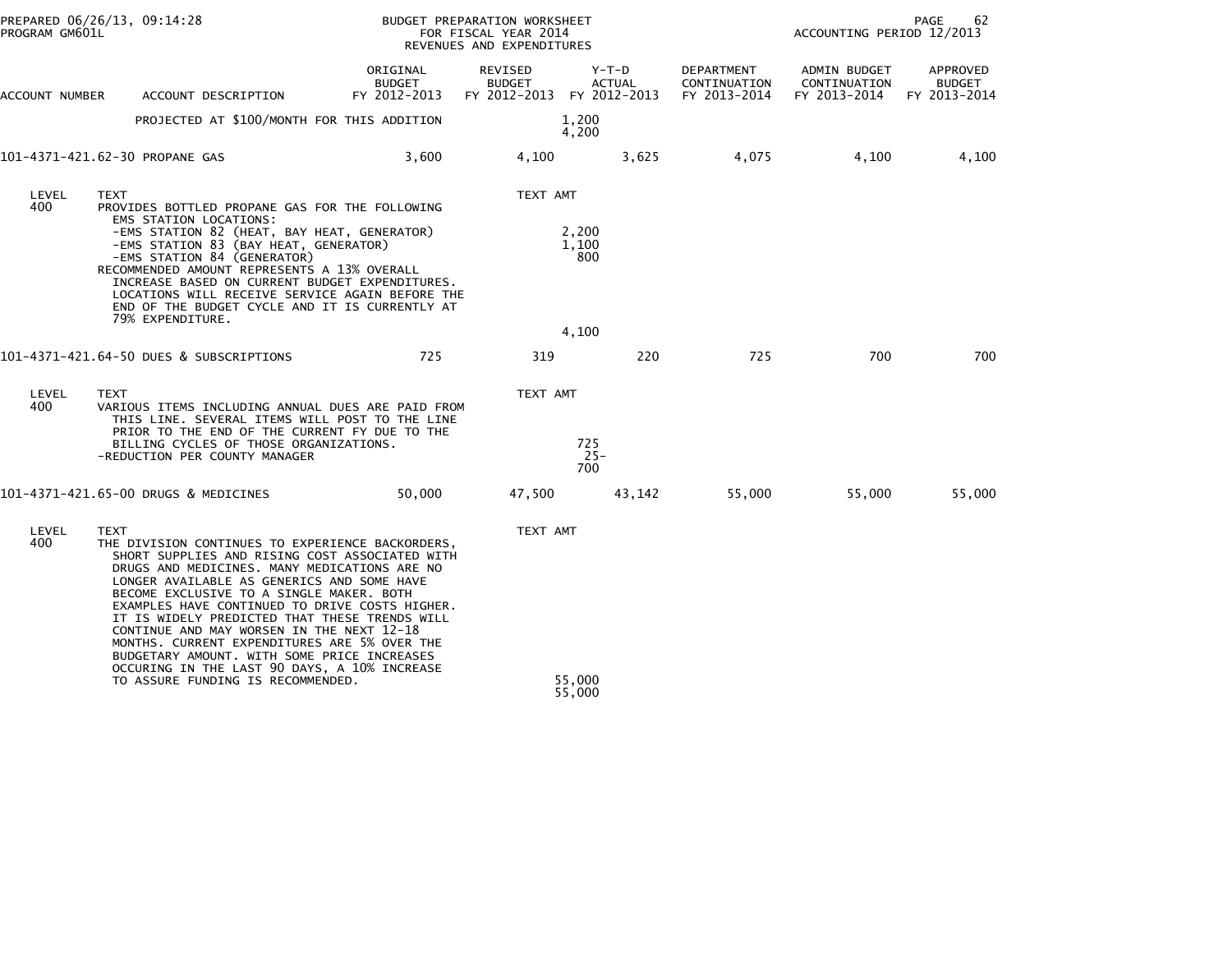BUDGET PREPARATION WORKSHEET
FOR FISCAL YEAR 2014
REVENUES AND EXPENDITURES

| ACCOUNT NUMBER | ACCOUNT DESCRIPTION | ORIGINAL BUDGET FY 2012-2013 | REVISED BUDGET FY 2012-2013 | Y-T-D ACTUAL FY 2012-2013 | DEPARTMENT CONTINUATION FY 2013-2014 | ADMIN BUDGET CONTINUATION FY 2013-2014 | APPROVED BUDGET FY 2013-2014 |
|---|---|---|---|---|---|---|---|
| | PROJECTED AT $100/MONTH FOR THIS ADDITION | | | 1,200<br>4,200 | | | |
| 101-4371-421.62-30 | PROPANE GAS | 3,600 | 4,100 | 3,625 | 4,075 | 4,100 | 4,100 |
| 101-4371-421.64-50 | DUES & SUBSCRIPTIONS | 725 | 319 | 220 | 725 | 700 | 700 |
| 101-4371-421.65-00 | DRUGS & MEDICINES | 50,000 | 47,500 | 43,142 | 55,000 | 55,000 | 55,000 |

**101-4371-421.62-30 PROPANE GAS**

| LEVEL | TEXT | TEXT AMT |
|---|---|---|
| 400 | PROVIDES BOTTLED PROPANE GAS FOR THE FOLLOWING EMS STATION LOCATIONS: | |
| | -EMS STATION 82 (HEAT, BAY HEAT, GENERATOR) | 2,200 |
| | -EMS STATION 83 (BAY HEAT, GENERATOR) | 1,100 |
| | -EMS STATION 84 (GENERATOR) | 800 |
| | RECOMMENDED AMOUNT REPRESENTS A 13% OVERALL INCREASE BASED ON CURRENT BUDGET EXPENDITURES. LOCATIONS WILL RECEIVE SERVICE AGAIN BEFORE THE END OF THE BUDGET CYCLE AND IT IS CURRENTLY AT 79% EXPENDITURE. | |
| | | 4,100 |

**101-4371-421.64-50 DUES & SUBSCRIPTIONS**

| LEVEL | TEXT | TEXT AMT |
|---|---|---|
| 400 | VARIOUS ITEMS INCLUDING ANNUAL DUES ARE PAID FROM THIS LINE. SEVERAL ITEMS WILL POST TO THE LINE PRIOR TO THE END OF THE CURRENT FY DUE TO THE BILLING CYCLES OF THOSE ORGANIZATIONS. | 725 |
| | -REDUCTION PER COUNTY MANAGER | 25- |
| | | 700 |

**101-4371-421.65-00 DRUGS & MEDICINES**

| LEVEL | TEXT | TEXT AMT |
|---|---|---|
| 400 | THE DIVISION CONTINUES TO EXPERIENCE BACKORDERS, SHORT SUPPLIES AND RISING COST ASSOCIATED WITH DRUGS AND MEDICINES. MANY MEDICATIONS ARE NO LONGER AVAILABLE AS GENERICS AND SOME HAVE BECOME EXCLUSIVE TO A SINGLE MAKER. BOTH EXAMPLES HAVE CONTINUED TO DRIVE COSTS HIGHER. IT IS WIDELY PREDICTED THAT THESE TRENDS WILL CONTINUE AND MAY WORSEN IN THE NEXT 12-18 MONTHS. CURRENT EXPENDITURES ARE 5% OVER THE BUDGETARY AMOUNT. WITH SOME PRICE INCREASES OCCURING IN THE LAST 90 DAYS, A 10% INCREASE TO ASSURE FUNDING IS RECOMMENDED. | 55,000 |
| | | 55,000 |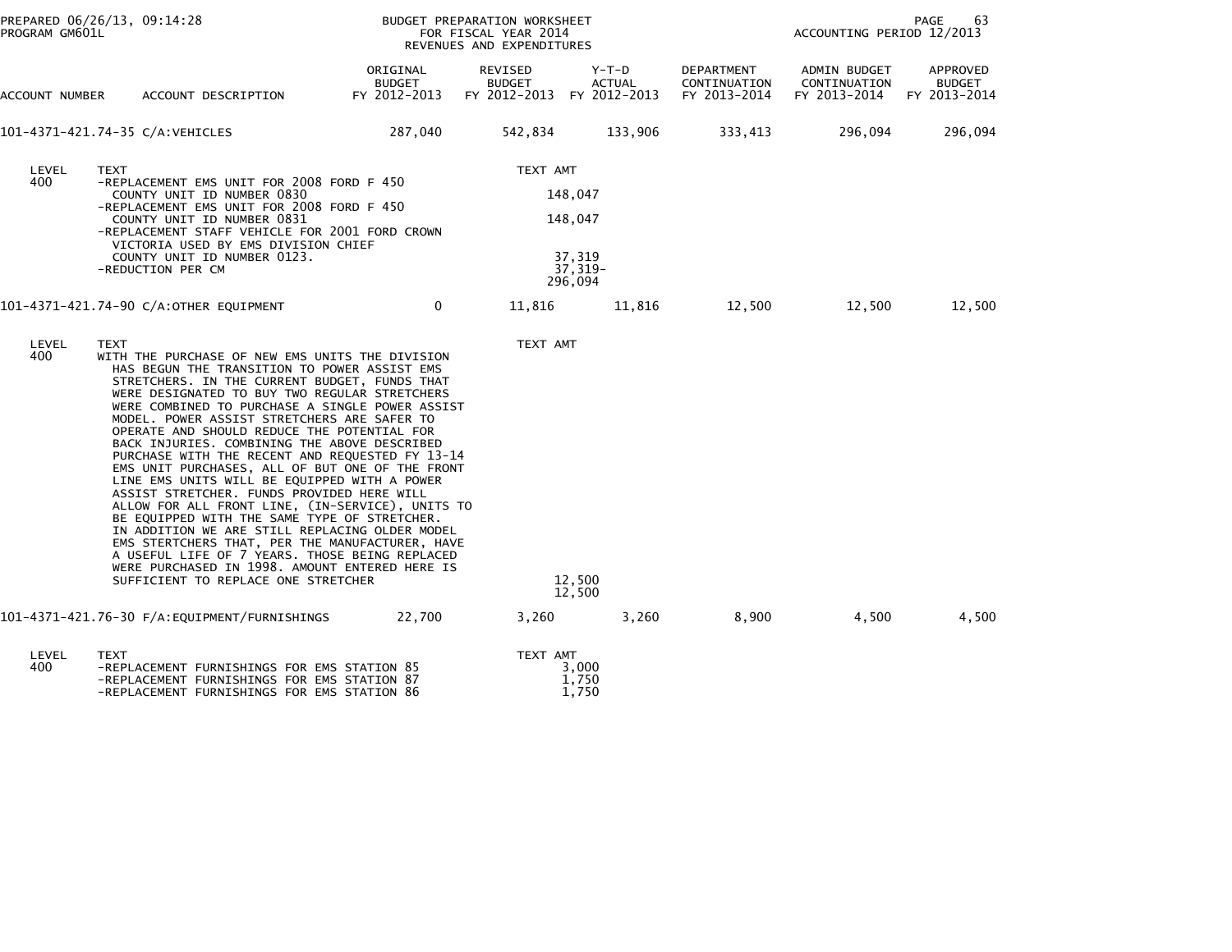PREPARED 06/26/13, 09:14:28
PROGRAM GM601L

BUDGET PREPARATION WORKSHEET
FOR FISCAL YEAR 2014
REVENUES AND EXPENDITURES

ACCOUNTING PERIOD 12/2013

| ACCOUNT NUMBER | ACCOUNT DESCRIPTION | ORIGINAL BUDGET FY 2012-2013 | REVISED BUDGET FY 2012-2013 | Y-T-D ACTUAL FY 2012-2013 | DEPARTMENT CONTINUATION FY 2013-2014 | ADMIN BUDGET CONTINUATION FY 2013-2014 | APPROVED BUDGET FY 2013-2014 |
|---|---|---|---|---|---|---|---|
| 101-4371-421.74-35 | C/A:VEHICLES | 287,040 | 542,834 | 133,906 | 333,413 | 296,094 | 296,094 |

| LEVEL | TEXT | TEXT AMT |
|---|---|---|
| 400 | -REPLACEMENT EMS UNIT FOR 2008 FORD F 450 COUNTY UNIT ID NUMBER 0830 | 148,047 |
| | -REPLACEMENT EMS UNIT FOR 2008 FORD F 450 COUNTY UNIT ID NUMBER 0831 | 148,047 |
| | -REPLACEMENT STAFF VEHICLE FOR 2001 FORD CROWN VICTORIA USED BY EMS DIVISION CHIEF COUNTY UNIT ID NUMBER 0123. | 37,319 |
| | -REDUCTION PER CM | 37,319- |
| | | 296,094 |

| ACCOUNT NUMBER | ACCOUNT DESCRIPTION | ORIGINAL BUDGET FY 2012-2013 | REVISED BUDGET FY 2012-2013 | Y-T-D ACTUAL FY 2012-2013 | DEPARTMENT CONTINUATION FY 2013-2014 | ADMIN BUDGET CONTINUATION FY 2013-2014 | APPROVED BUDGET FY 2013-2014 |
|---|---|---|---|---|---|---|---|
| 101-4371-421.74-90 | C/A:OTHER EQUIPMENT | 0 | 11,816 | 11,816 | 12,500 | 12,500 | 12,500 |

| LEVEL | TEXT | TEXT AMT |
|---|---|---|
| 400 | WITH THE PURCHASE OF NEW EMS UNITS THE DIVISION HAS BEGUN THE TRANSITION TO POWER ASSIST EMS STRETCHERS. IN THE CURRENT BUDGET, FUNDS THAT WERE DESIGNATED TO BUY TWO REGULAR STRETCHERS WERE COMBINED TO PURCHASE A SINGLE POWER ASSIST MODEL. POWER ASSIST STRETCHERS ARE SAFER TO OPERATE AND SHOULD REDUCE THE POTENTIAL FOR BACK INJURIES. COMBINING THE ABOVE DESCRIBED PURCHASE WITH THE RECENT AND REQUESTED FY 13-14 EMS UNIT PURCHASES, ALL OF BUT ONE OF THE FRONT LINE EMS UNITS WILL BE EQUIPPED WITH A POWER ASSIST STRETCHER. FUNDS PROVIDED HERE WILL ALLOW FOR ALL FRONT LINE, (IN-SERVICE), UNITS TO BE EQUIPPED WITH THE SAME TYPE OF STRETCHER. IN ADDITION WE ARE STILL REPLACING OLDER MODEL EMS STERTCHERS THAT, PER THE MANUFACTURER, HAVE A USEFUL LIFE OF 7 YEARS. THOSE BEING REPLACED WERE PURCHASED IN 1998. AMOUNT ENTERED HERE IS SUFFICIENT TO REPLACE ONE STRETCHER | 12,500 |
| | | 12,500 |

| ACCOUNT NUMBER | ACCOUNT DESCRIPTION | ORIGINAL BUDGET FY 2012-2013 | REVISED BUDGET FY 2012-2013 | Y-T-D ACTUAL FY 2012-2013 | DEPARTMENT CONTINUATION FY 2013-2014 | ADMIN BUDGET CONTINUATION FY 2013-2014 | APPROVED BUDGET FY 2013-2014 |
|---|---|---|---|---|---|---|---|
| 101-4371-421.76-30 | F/A:EQUIPMENT/FURNISHINGS | 22,700 | 3,260 | 3,260 | 8,900 | 4,500 | 4,500 |

| LEVEL | TEXT | TEXT AMT |
|---|---|---|
| 400 | -REPLACEMENT FURNISHINGS FOR EMS STATION 85 | 3,000 |
| | -REPLACEMENT FURNISHINGS FOR EMS STATION 87 | 1,750 |
| | -REPLACEMENT FURNISHINGS FOR EMS STATION 86 | 1,750 |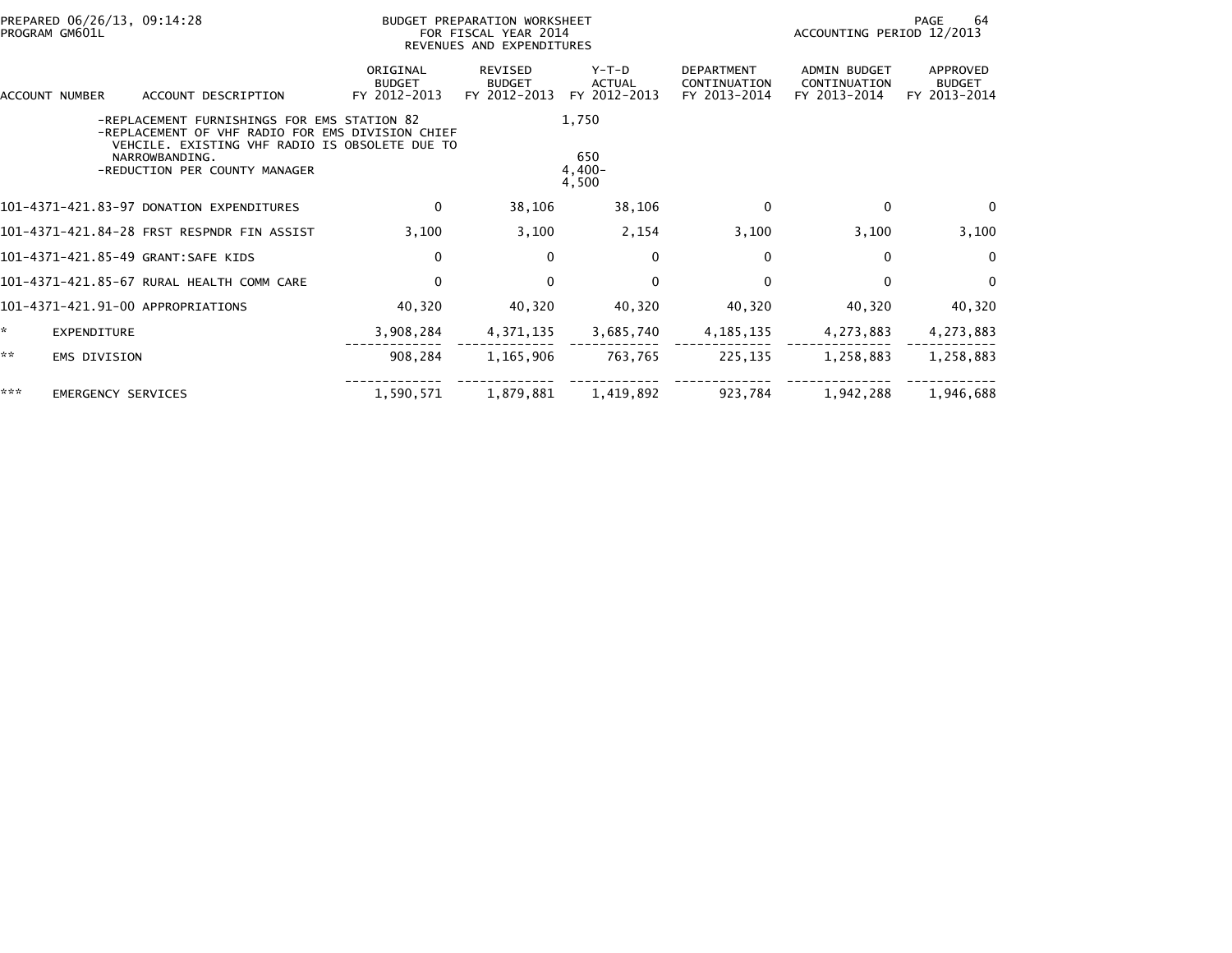PREPARED 06/26/13, 09:14:28
PROGRAM GM601L

BUDGET PREPARATION WORKSHEET
FOR FISCAL YEAR 2014
REVENUES AND EXPENDITURES

ACCOUNTING PERIOD 12/2013

| ACCOUNT NUMBER | ACCOUNT DESCRIPTION | ORIGINAL BUDGET FY 2012-2013 | REVISED BUDGET FY 2012-2013 | Y-T-D ACTUAL FY 2012-2013 | DEPARTMENT CONTINUATION FY 2013-2014 | ADMIN BUDGET CONTINUATION FY 2013-2014 | APPROVED BUDGET FY 2013-2014 |
|---|---|---|---|---|---|---|---|
| | -REPLACEMENT FURNISHINGS FOR EMS STATION 82 | | | 1,750 | | | |
| | -REPLACEMENT OF VHF RADIO FOR EMS DIVISION CHIEF VEHCILE. EXISTING VHF RADIO IS OBSOLETE DUE TO NARROWBANDING. | | | 650 | | | |
| | -REDUCTION PER COUNTY MANAGER | | | 4,400- | | | |
| | | | | 4,500 | | | |
| 101-4371-421.83-97 | DONATION EXPENDITURES | 0 | 38,106 | 38,106 | 0 | 0 | 0 |
| 101-4371-421.84-28 | FRST RESPNDR FIN ASSIST | 3,100 | 3,100 | 2,154 | 3,100 | 3,100 | 3,100 |
| 101-4371-421.85-49 | GRANT:SAFE KIDS | 0 | 0 | 0 | 0 | 0 | 0 |
| 101-4371-421.85-67 | RURAL HEALTH COMM CARE | 0 | 0 | 0 | 0 | 0 | 0 |
| 101-4371-421.91-00 | APPROPRIATIONS | 40,320 | 40,320 | 40,320 | 40,320 | 40,320 | 40,320 |
| * | EXPENDITURE | 3,908,284 | 4,371,135 | 3,685,740 | 4,185,135 | 4,273,883 | 4,273,883 |
| ** | EMS DIVISION | 908,284 | 1,165,906 | 763,765 | 225,135 | 1,258,883 | 1,258,883 |
| *** | EMERGENCY SERVICES | 1,590,571 | 1,879,881 | 1,419,892 | 923,784 | 1,942,288 | 1,946,688 |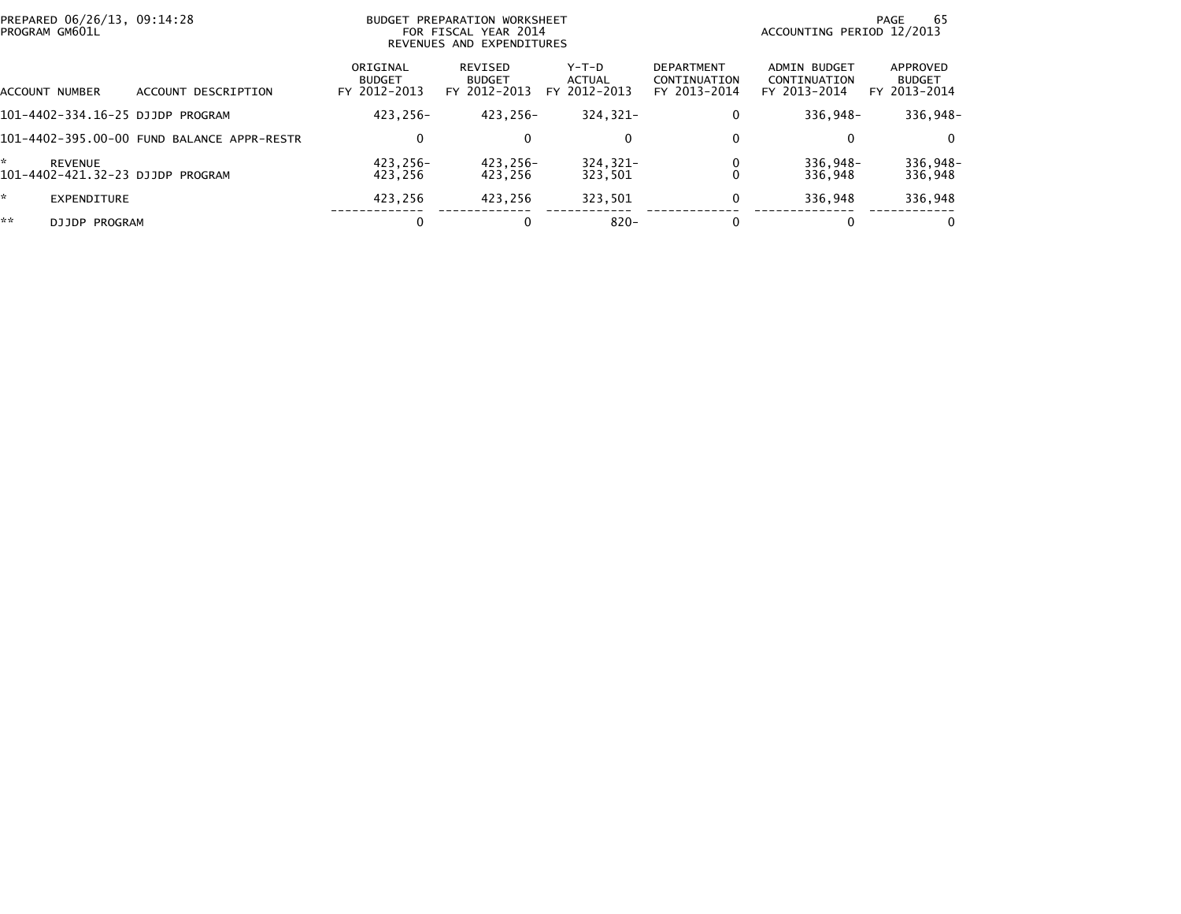PREPARED 06/26/13, 09:14:28
PROGRAM GM601L

BUDGET PREPARATION WORKSHEET
FOR FISCAL YEAR 2014
REVENUES AND EXPENDITURES

ACCOUNTING PERIOD 12/2013

| ACCOUNT NUMBER | ACCOUNT DESCRIPTION | ORIGINAL BUDGET FY 2012-2013 | REVISED BUDGET FY 2012-2013 | Y-T-D ACTUAL FY 2012-2013 | DEPARTMENT CONTINUATION FY 2013-2014 | ADMIN BUDGET CONTINUATION FY 2013-2014 | APPROVED BUDGET FY 2013-2014 |
|---|---|---|---|---|---|---|---|
| 101-4402-334.16-25 | DJJDP PROGRAM | 423,256- | 423,256- | 324,321- | 0 | 336,948- | 336,948- |
| 101-4402-395.00-00 | FUND BALANCE APPR-RESTR | 0 | 0 | 0 | 0 | 0 | 0 |
| * | REVENUE | 423,256- | 423,256- | 324,321- | 0 | 336,948- | 336,948- |
| 101-4402-421.32-23 | DJJDP PROGRAM | 423,256 | 423,256 | 323,501 | 0 | 336,948 | 336,948 |
| * | EXPENDITURE | 423,256 | 423,256 | 323,501 | 0 | 336,948 | 336,948 |
| ** | DJJDP PROGRAM | 0 | 0 | 820- | 0 | 0 | 0 |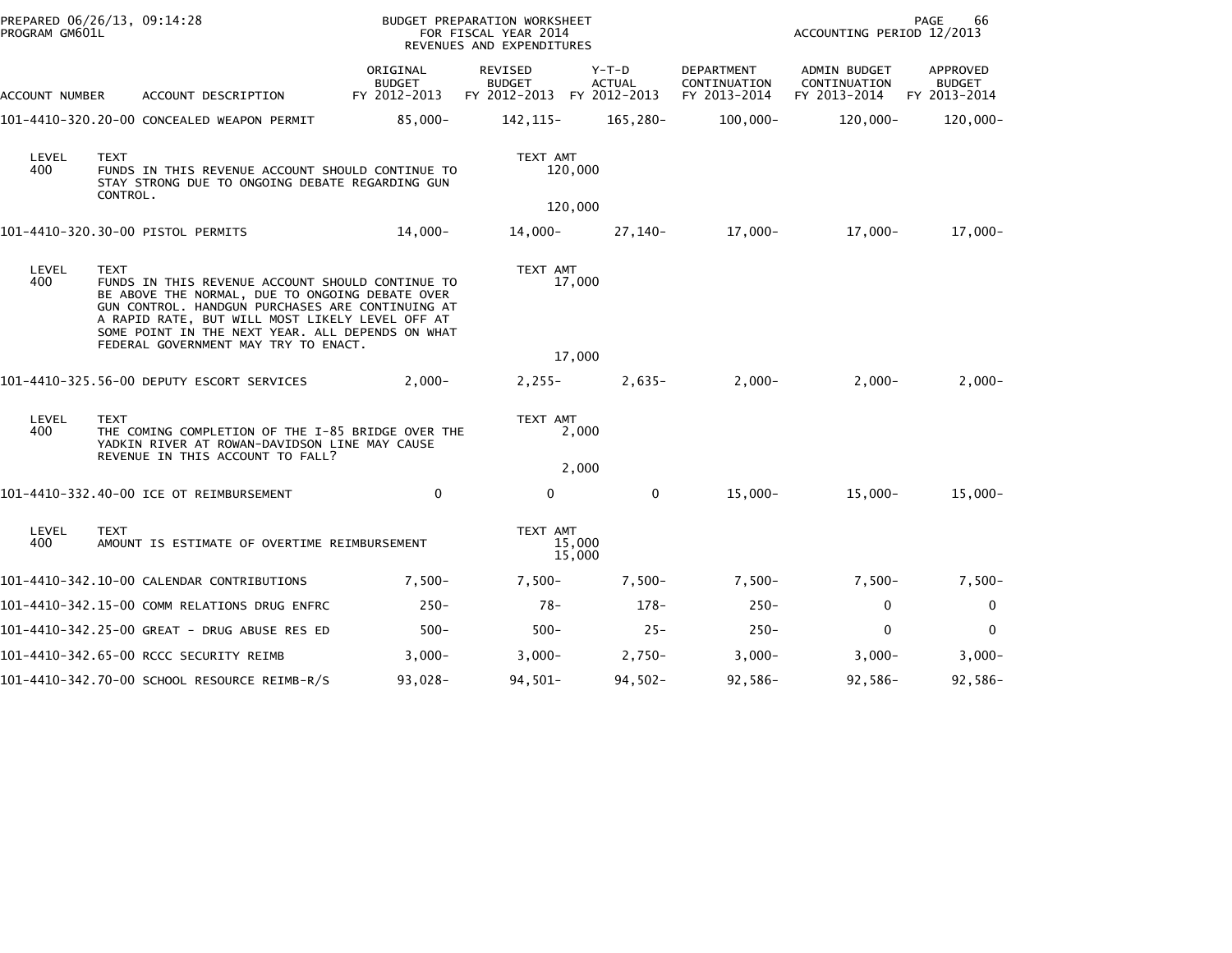BUDGET PREPARATION WORKSHEET
FOR FISCAL YEAR 2014
REVENUES AND EXPENDITURES

PREPARED 06/26/13, 09:14:28
PROGRAM GM601L

ACCOUNTING PERIOD 12/2013

| ACCOUNT NUMBER | ACCOUNT DESCRIPTION | ORIGINAL BUDGET FY 2012-2013 | REVISED BUDGET FY 2012-2013 | Y-T-D ACTUAL FY 2012-2013 | DEPARTMENT CONTINUATION FY 2013-2014 | ADMIN BUDGET CONTINUATION FY 2013-2014 | APPROVED BUDGET FY 2013-2014 |
|---|---|---|---|---|---|---|---|
| 101-4410-320.20-00 | CONCEALED WEAPON PERMIT | 85,000- | 142,115- | 165,280- | 100,000- | 120,000- | 120,000- |

| LEVEL | TEXT | TEXT AMT |
|---|---|---|
| 400 | FUNDS IN THIS REVENUE ACCOUNT SHOULD CONTINUE TO STAY STRONG DUE TO ONGOING DEBATE REGARDING GUN CONTROL. | 120,000 |
| | | 120,000 |

| ACCOUNT NUMBER | ACCOUNT DESCRIPTION | ORIGINAL BUDGET FY 2012-2013 | REVISED BUDGET FY 2012-2013 | Y-T-D ACTUAL FY 2012-2013 | DEPARTMENT CONTINUATION FY 2013-2014 | ADMIN BUDGET CONTINUATION FY 2013-2014 | APPROVED BUDGET FY 2013-2014 |
|---|---|---|---|---|---|---|---|
| 101-4410-320.30-00 | PISTOL PERMITS | 14,000- | 14,000- | 27,140- | 17,000- | 17,000- | 17,000- |

| LEVEL | TEXT | TEXT AMT |
|---|---|---|
| 400 | FUNDS IN THIS REVENUE ACCOUNT SHOULD CONTINUE TO BE ABOVE THE NORMAL, DUE TO ONGOING DEBATE OVER GUN CONTROL. HANDGUN PURCHASES ARE CONTINUING AT A RAPID RATE, BUT WILL MOST LIKELY LEVEL OFF AT SOME POINT IN THE NEXT YEAR. ALL DEPENDS ON WHAT FEDERAL GOVERNMENT MAY TRY TO ENACT. | 17,000 |
| | | 17,000 |

| ACCOUNT NUMBER | ACCOUNT DESCRIPTION | ORIGINAL BUDGET FY 2012-2013 | REVISED BUDGET FY 2012-2013 | Y-T-D ACTUAL FY 2012-2013 | DEPARTMENT CONTINUATION FY 2013-2014 | ADMIN BUDGET CONTINUATION FY 2013-2014 | APPROVED BUDGET FY 2013-2014 |
|---|---|---|---|---|---|---|---|
| 101-4410-325.56-00 | DEPUTY ESCORT SERVICES | 2,000- | 2,255- | 2,635- | 2,000- | 2,000- | 2,000- |

| LEVEL | TEXT | TEXT AMT |
|---|---|---|
| 400 | THE COMING COMPLETION OF THE I-85 BRIDGE OVER THE YADKIN RIVER AT ROWAN-DAVIDSON LINE MAY CAUSE REVENUE IN THIS ACCOUNT TO FALL? | 2,000 |
| | | 2,000 |

| ACCOUNT NUMBER | ACCOUNT DESCRIPTION | ORIGINAL BUDGET FY 2012-2013 | REVISED BUDGET FY 2012-2013 | Y-T-D ACTUAL FY 2012-2013 | DEPARTMENT CONTINUATION FY 2013-2014 | ADMIN BUDGET CONTINUATION FY 2013-2014 | APPROVED BUDGET FY 2013-2014 |
|---|---|---|---|---|---|---|---|
| 101-4410-332.40-00 | ICE OT REIMBURSEMENT | 0 | 0 | 0 | 15,000- | 15,000- | 15,000- |

| LEVEL | TEXT | TEXT AMT |
|---|---|---|
| 400 | AMOUNT IS ESTIMATE OF OVERTIME REIMBURSEMENT | 15,000 |
| | | 15,000 |

| ACCOUNT NUMBER | ACCOUNT DESCRIPTION | ORIGINAL BUDGET FY 2012-2013 | REVISED BUDGET FY 2012-2013 | Y-T-D ACTUAL FY 2012-2013 | DEPARTMENT CONTINUATION FY 2013-2014 | ADMIN BUDGET CONTINUATION FY 2013-2014 | APPROVED BUDGET FY 2013-2014 |
|---|---|---|---|---|---|---|---|
| 101-4410-342.10-00 | CALENDAR CONTRIBUTIONS | 7,500- | 7,500- | 7,500- | 7,500- | 7,500- | 7,500- |
| 101-4410-342.15-00 | COMM RELATIONS DRUG ENFRC | 250- | 78- | 178- | 250- | 0 | 0 |
| 101-4410-342.25-00 | GREAT - DRUG ABUSE RES ED | 500- | 500- | 25- | 250- | 0 | 0 |
| 101-4410-342.65-00 | RCCC SECURITY REIMB | 3,000- | 3,000- | 2,750- | 3,000- | 3,000- | 3,000- |
| 101-4410-342.70-00 | SCHOOL RESOURCE REIMB-R/S | 93,028- | 94,501- | 94,502- | 92,586- | 92,586- | 92,586- |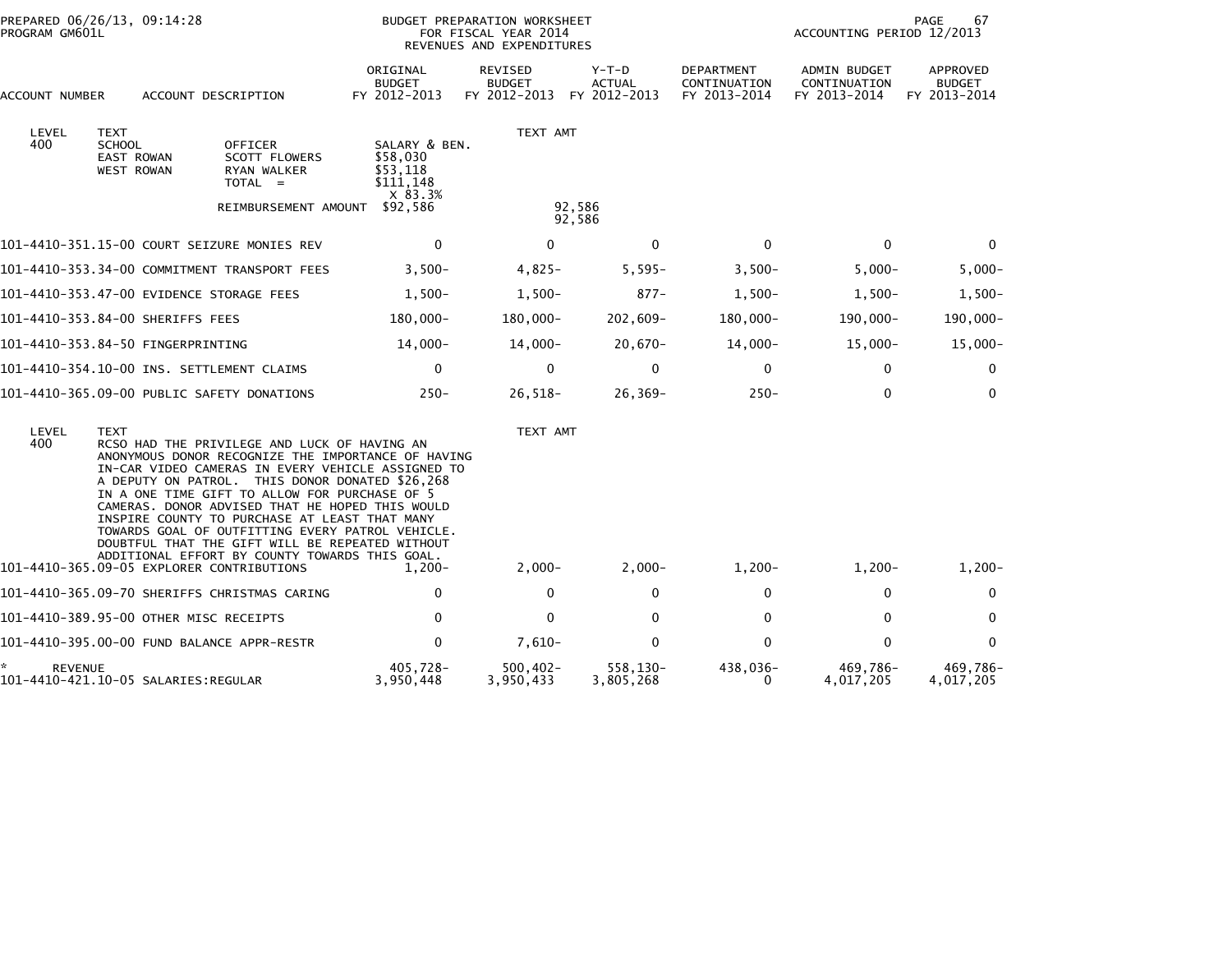PREPARED 06/26/13, 09:14:28 — PROGRAM GM601L

BUDGET PREPARATION WORKSHEET FOR FISCAL YEAR 2014 REVENUES AND EXPENDITURES

ACCOUNTING PERIOD 12/2013

| ACCOUNT NUMBER | ACCOUNT DESCRIPTION | ORIGINAL BUDGET FY 2012-2013 | REVISED BUDGET FY 2012-2013 | Y-T-D ACTUAL FY 2012-2013 | DEPARTMENT CONTINUATION FY 2013-2014 | ADMIN BUDGET CONTINUATION FY 2013-2014 | APPROVED BUDGET FY 2013-2014 |
|---|---|---|---|---|---|---|---|

```
LEVEL   TEXT                                                    TEXT AMT
400     SCHOOL        OFFICER          SALARY & BEN.
        EAST ROWAN    SCOTT FLOWERS    $58,030
        WEST ROWAN    RYAN WALKER      $53,118
                      TOTAL  =         $111,148
                                        X 83.3%
                      REIMBURSEMENT AMOUNT  $92,586             92,586
                                                                92,586
```

| ACCOUNT NUMBER | ACCOUNT DESCRIPTION | ORIGINAL BUDGET FY 2012-2013 | REVISED BUDGET FY 2012-2013 | Y-T-D ACTUAL FY 2012-2013 | DEPARTMENT CONTINUATION FY 2013-2014 | ADMIN BUDGET CONTINUATION FY 2013-2014 | APPROVED BUDGET FY 2013-2014 |
|---|---|---|---|---|---|---|---|
| 101-4410-351.15-00 | COURT SEIZURE MONIES REV | 0 | 0 | 0 | 0 | 0 | 0 |
| 101-4410-353.34-00 | COMMITMENT TRANSPORT FEES | 3,500- | 4,825- | 5,595- | 3,500- | 5,000- | 5,000- |
| 101-4410-353.47-00 | EVIDENCE STORAGE FEES | 1,500- | 1,500- | 877- | 1,500- | 1,500- | 1,500- |
| 101-4410-353.84-00 | SHERIFFS FEES | 180,000- | 180,000- | 202,609- | 180,000- | 190,000- | 190,000- |
| 101-4410-353.84-50 | FINGERPRINTING | 14,000- | 14,000- | 20,670- | 14,000- | 15,000- | 15,000- |
| 101-4410-354.10-00 | INS. SETTLEMENT CLAIMS | 0 | 0 | 0 | 0 | 0 | 0 |
| 101-4410-365.09-00 | PUBLIC SAFETY DONATIONS | 250- | 26,518- | 26,369- | 250- | 0 | 0 |

```
LEVEL   TEXT                                                    TEXT AMT
400     RCSO HAD THE PRIVILEGE AND LUCK OF HAVING AN
        ANONYMOUS DONOR RECOGNIZE THE IMPORTANCE OF HAVING
        IN-CAR VIDEO CAMERAS IN EVERY VEHICLE ASSIGNED TO
        A DEPUTY ON PATROL.  THIS DONOR DONATED $26,268
        IN A ONE TIME GIFT TO ALLOW FOR PURCHASE OF 5
        CAMERAS. DONOR ADVISED THAT HE HOPED THIS WOULD
        INSPIRE COUNTY TO PURCHASE AT LEAST THAT MANY
        TOWARDS GOAL OF OUTFITTING EVERY PATROL VEHICLE.
        DOUBTFUL THAT THE GIFT WILL BE REPEATED WITHOUT
        ADDITIONAL EFFORT BY COUNTY TOWARDS THIS GOAL.
```

| ACCOUNT NUMBER | ACCOUNT DESCRIPTION | ORIGINAL BUDGET FY 2012-2013 | REVISED BUDGET FY 2012-2013 | Y-T-D ACTUAL FY 2012-2013 | DEPARTMENT CONTINUATION FY 2013-2014 | ADMIN BUDGET CONTINUATION FY 2013-2014 | APPROVED BUDGET FY 2013-2014 |
|---|---|---|---|---|---|---|---|
| 101-4410-365.09-05 | EXPLORER CONTRIBUTIONS | 1,200- | 2,000- | 2,000- | 1,200- | 1,200- | 1,200- |
| 101-4410-365.09-70 | SHERIFFS CHRISTMAS CARING | 0 | 0 | 0 | 0 | 0 | 0 |
| 101-4410-389.95-00 | OTHER MISC RECEIPTS | 0 | 0 | 0 | 0 | 0 | 0 |
| 101-4410-395.00-00 | FUND BALANCE APPR-RESTR | 0 | 7,610- | 0 | 0 | 0 | 0 |
| * | REVENUE | 405,728- | 500,402- | 558,130- | 438,036- | 469,786- | 469,786- |
| 101-4410-421.10-05 | SALARIES:REGULAR | 3,950,448 | 3,950,433 | 3,805,268 | 0 | 4,017,205 | 4,017,205 |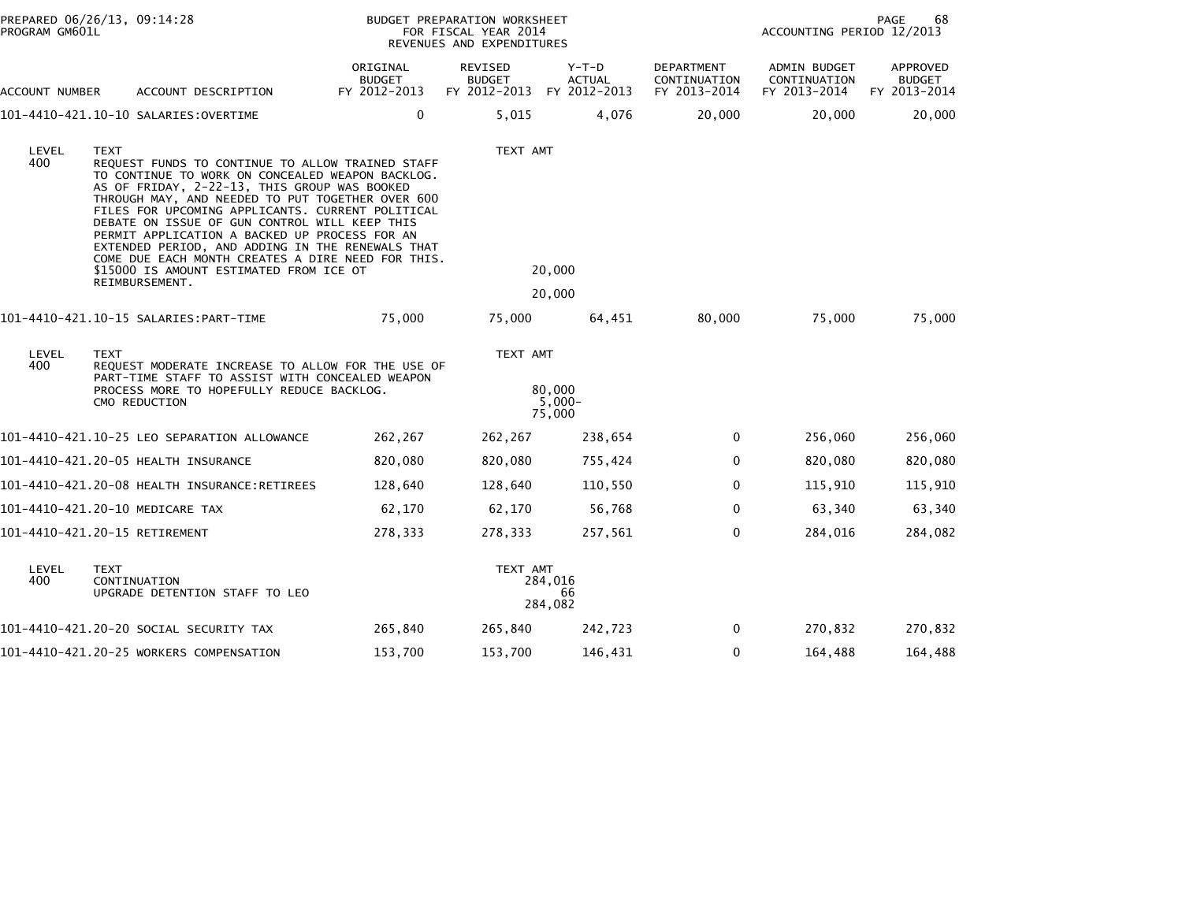PREPARED 06/26/13, 09:14:28
PROGRAM GM601L

BUDGET PREPARATION WORKSHEET
FOR FISCAL YEAR 2014
REVENUES AND EXPENDITURES

ACCOUNTING PERIOD 12/2013

| ACCOUNT NUMBER | ACCOUNT DESCRIPTION | ORIGINAL BUDGET FY 2012-2013 | REVISED BUDGET FY 2012-2013 | Y-T-D ACTUAL FY 2012-2013 | DEPARTMENT CONTINUATION FY 2013-2014 | ADMIN BUDGET CONTINUATION FY 2013-2014 | APPROVED BUDGET FY 2013-2014 |
|---|---|---|---|---|---|---|---|
| 101-4410-421.10-10 | SALARIES:OVERTIME | 0 | 5,015 | 4,076 | 20,000 | 20,000 | 20,000 |

LEVEL 400 TEXT:
REQUEST FUNDS TO CONTINUE TO ALLOW TRAINED STAFF TO CONTINUE TO WORK ON CONCEALED WEAPON BACKLOG. AS OF FRIDAY, 2-22-13, THIS GROUP WAS BOOKED THROUGH MAY, AND NEEDED TO PUT TOGETHER OVER 600 FILES FOR UPCOMING APPLICANTS. CURRENT POLITICAL DEBATE ON ISSUE OF GUN CONTROL WILL KEEP THIS PERMIT APPLICATION A BACKED UP PROCESS FOR AN EXTENDED PERIOD, AND ADDING IN THE RENEWALS THAT COME DUE EACH MONTH CREATES A DIRE NEED FOR THIS. $15000 IS AMOUNT ESTIMATED FROM ICE OT REIMBURSEMENT.

TEXT AMT: 20,000
20,000

| ACCOUNT NUMBER | ACCOUNT DESCRIPTION | ORIGINAL BUDGET FY 2012-2013 | REVISED BUDGET FY 2012-2013 | Y-T-D ACTUAL FY 2012-2013 | DEPARTMENT CONTINUATION FY 2013-2014 | ADMIN BUDGET CONTINUATION FY 2013-2014 | APPROVED BUDGET FY 2013-2014 |
|---|---|---|---|---|---|---|---|
| 101-4410-421.10-15 | SALARIES:PART-TIME | 75,000 | 75,000 | 64,451 | 80,000 | 75,000 | 75,000 |

LEVEL 400 TEXT:
REQUEST MODERATE INCREASE TO ALLOW FOR THE USE OF PART-TIME STAFF TO ASSIST WITH CONCEALED WEAPON PROCESS MORE TO HOPEFULLY REDUCE BACKLOG. — TEXT AMT: 80,000
CMO REDUCTION — 5,000-
75,000

| ACCOUNT NUMBER | ACCOUNT DESCRIPTION | ORIGINAL BUDGET FY 2012-2013 | REVISED BUDGET FY 2012-2013 | Y-T-D ACTUAL FY 2012-2013 | DEPARTMENT CONTINUATION FY 2013-2014 | ADMIN BUDGET CONTINUATION FY 2013-2014 | APPROVED BUDGET FY 2013-2014 |
|---|---|---|---|---|---|---|---|
| 101-4410-421.10-25 | LEO SEPARATION ALLOWANCE | 262,267 | 262,267 | 238,654 | 0 | 256,060 | 256,060 |
| 101-4410-421.20-05 | HEALTH INSURANCE | 820,080 | 820,080 | 755,424 | 0 | 820,080 | 820,080 |
| 101-4410-421.20-08 | HEALTH INSURANCE:RETIREES | 128,640 | 128,640 | 110,550 | 0 | 115,910 | 115,910 |
| 101-4410-421.20-10 | MEDICARE TAX | 62,170 | 62,170 | 56,768 | 0 | 63,340 | 63,340 |
| 101-4410-421.20-15 | RETIREMENT | 278,333 | 278,333 | 257,561 | 0 | 284,016 | 284,082 |

LEVEL 400 TEXT:
CONTINUATION — TEXT AMT: 284,016
UPGRADE DETENTION STAFF TO LEO — 66
284,082

| ACCOUNT NUMBER | ACCOUNT DESCRIPTION | ORIGINAL BUDGET FY 2012-2013 | REVISED BUDGET FY 2012-2013 | Y-T-D ACTUAL FY 2012-2013 | DEPARTMENT CONTINUATION FY 2013-2014 | ADMIN BUDGET CONTINUATION FY 2013-2014 | APPROVED BUDGET FY 2013-2014 |
|---|---|---|---|---|---|---|---|
| 101-4410-421.20-20 | SOCIAL SECURITY TAX | 265,840 | 265,840 | 242,723 | 0 | 270,832 | 270,832 |
| 101-4410-421.20-25 | WORKERS COMPENSATION | 153,700 | 153,700 | 146,431 | 0 | 164,488 | 164,488 |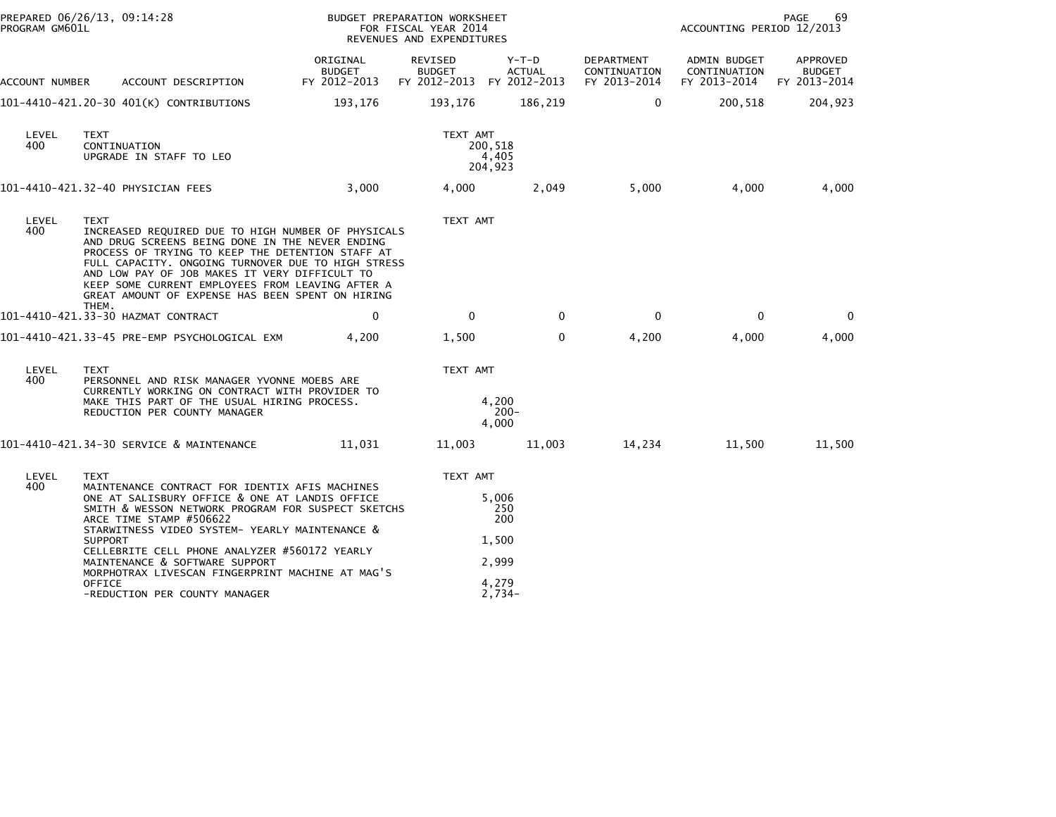PREPARED 06/26/13, 09:14:28
PROGRAM GM601L

BUDGET PREPARATION WORKSHEET
FOR FISCAL YEAR 2014
REVENUES AND EXPENDITURES

ACCOUNTING PERIOD 12/2013

| ACCOUNT NUMBER | ACCOUNT DESCRIPTION | ORIGINAL BUDGET FY 2012-2013 | REVISED BUDGET FY 2012-2013 | Y-T-D ACTUAL FY 2012-2013 | DEPARTMENT CONTINUATION FY 2013-2014 | ADMIN BUDGET CONTINUATION FY 2013-2014 | APPROVED BUDGET FY 2013-2014 |
|---|---|---|---|---|---|---|---|
| 101-4410-421.20-30 | 401(K) CONTRIBUTIONS | 193,176 | 193,176 | 186,219 | 0 | 200,518 | 204,923 |

| LEVEL | TEXT | TEXT AMT |
|---|---|---|
| 400 | CONTINUATION | 200,518 |
| | UPGRADE IN STAFF TO LEO | 4,405 |
| | | 204,923 |

| ACCOUNT NUMBER | ACCOUNT DESCRIPTION | ORIGINAL BUDGET FY 2012-2013 | REVISED BUDGET FY 2012-2013 | Y-T-D ACTUAL FY 2012-2013 | DEPARTMENT CONTINUATION FY 2013-2014 | ADMIN BUDGET CONTINUATION FY 2013-2014 | APPROVED BUDGET FY 2013-2014 |
|---|---|---|---|---|---|---|---|
| 101-4410-421.32-40 | PHYSICIAN FEES | 3,000 | 4,000 | 2,049 | 5,000 | 4,000 | 4,000 |

| LEVEL | TEXT | TEXT AMT |
|---|---|---|
| 400 | INCREASED REQUIRED DUE TO HIGH NUMBER OF PHYSICALS AND DRUG SCREENS BEING DONE IN THE NEVER ENDING PROCESS OF TRYING TO KEEP THE DETENTION STAFF AT FULL CAPACITY. ONGOING TURNOVER DUE TO HIGH STRESS AND LOW PAY OF JOB MAKES IT VERY DIFFICULT TO KEEP SOME CURRENT EMPLOYEES FROM LEAVING AFTER A GREAT AMOUNT OF EXPENSE HAS BEEN SPENT ON HIRING THEM. | |

| ACCOUNT NUMBER | ACCOUNT DESCRIPTION | ORIGINAL BUDGET FY 2012-2013 | REVISED BUDGET FY 2012-2013 | Y-T-D ACTUAL FY 2012-2013 | DEPARTMENT CONTINUATION FY 2013-2014 | ADMIN BUDGET CONTINUATION FY 2013-2014 | APPROVED BUDGET FY 2013-2014 |
|---|---|---|---|---|---|---|---|
| 101-4410-421.33-30 | HAZMAT CONTRACT | 0 | 0 | 0 | 0 | 0 | 0 |
| 101-4410-421.33-45 | PRE-EMP PSYCHOLOGICAL EXM | 4,200 | 1,500 | 0 | 4,200 | 4,000 | 4,000 |

| LEVEL | TEXT | TEXT AMT |
|---|---|---|
| 400 | PERSONNEL AND RISK MANAGER YVONNE MOEBS ARE CURRENTLY WORKING ON CONTRACT WITH PROVIDER TO MAKE THIS PART OF THE USUAL HIRING PROCESS. | 4,200 |
| | REDUCTION PER COUNTY MANAGER | 200- |
| | | 4,000 |

| ACCOUNT NUMBER | ACCOUNT DESCRIPTION | ORIGINAL BUDGET FY 2012-2013 | REVISED BUDGET FY 2012-2013 | Y-T-D ACTUAL FY 2012-2013 | DEPARTMENT CONTINUATION FY 2013-2014 | ADMIN BUDGET CONTINUATION FY 2013-2014 | APPROVED BUDGET FY 2013-2014 |
|---|---|---|---|---|---|---|---|
| 101-4410-421.34-30 | SERVICE & MAINTENANCE | 11,031 | 11,003 | 11,003 | 14,234 | 11,500 | 11,500 |

| LEVEL | TEXT | TEXT AMT |
|---|---|---|
| 400 | MAINTENANCE CONTRACT FOR IDENTIX AFIS MACHINES ONE AT SALISBURY OFFICE & ONE AT LANDIS OFFICE | 5,006 |
| | SMITH & WESSON NETWORK PROGRAM FOR SUSPECT SKETCHS | 250 |
| | ARCE TIME STAMP #506622 | 200 |
| | STARWITNESS VIDEO SYSTEM- YEARLY MAINTENANCE & SUPPORT | 1,500 |
| | CELLEBRITE CELL PHONE ANALYZER #560172 YEARLY MAINTENANCE & SOFTWARE SUPPORT | 2,999 |
| | MORPHOTRAX LIVESCAN FINGERPRINT MACHINE AT MAG'S OFFICE | 4,279 |
| | -REDUCTION PER COUNTY MANAGER | 2,734- |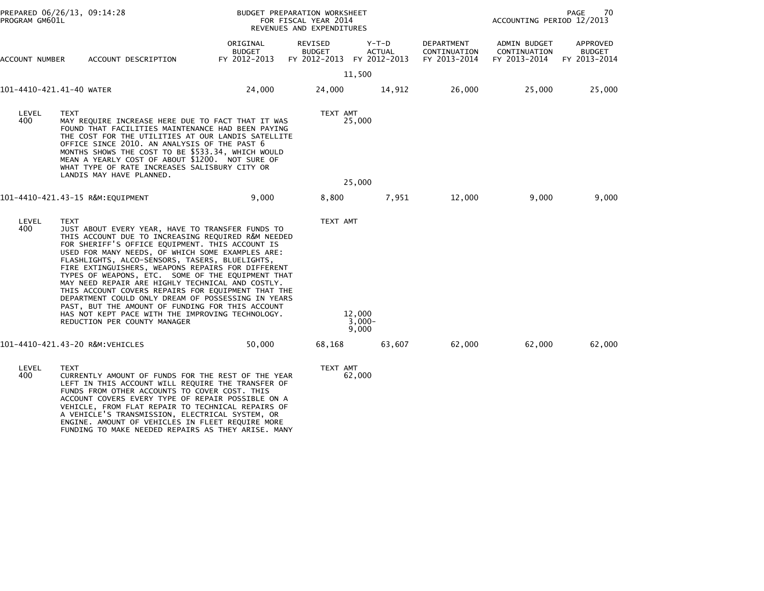PREPARED 06/26/13, 09:14:28 PROGRAM GM601L

BUDGET PREPARATION WORKSHEET FOR FISCAL YEAR 2014 REVENUES AND EXPENDITURES

ACCOUNTING PERIOD 12/2013

| ACCOUNT NUMBER | ACCOUNT DESCRIPTION | ORIGINAL BUDGET FY 2012-2013 | REVISED BUDGET FY 2012-2013 | Y-T-D ACTUAL FY 2012-2013 | DEPARTMENT CONTINUATION FY 2013-2014 | ADMIN BUDGET CONTINUATION FY 2013-2014 | APPROVED BUDGET FY 2013-2014 |
|---|---|---|---|---|---|---|---|
| | | | 11,500 | | | | |
| 101-4410-421.41-40 | WATER | 24,000 | 24,000 | 14,912 | 26,000 | 25,000 | 25,000 |

LEVEL 400 TEXT — TEXT AMT 25,000

MAY REQUIRE INCREASE HERE DUE TO FACT THAT IT WAS FOUND THAT FACILITIES MAINTENANCE HAD BEEN PAYING THE COST FOR THE UTILITIES AT OUR LANDIS SATELLITE OFFICE SINCE 2010. AN ANALYSIS OF THE PAST 6 MONTHS SHOWS THE COST TO BE $533.34, WHICH WOULD MEAN A YEARLY COST OF ABOUT $1200. NOT SURE OF WHAT TYPE OF RATE INCREASES SALISBURY CITY OR LANDIS MAY HAVE PLANNED.

25,000

| ACCOUNT NUMBER | ACCOUNT DESCRIPTION | ORIGINAL BUDGET FY 2012-2013 | REVISED BUDGET FY 2012-2013 | Y-T-D ACTUAL FY 2012-2013 | DEPARTMENT CONTINUATION FY 2013-2014 | ADMIN BUDGET CONTINUATION FY 2013-2014 | APPROVED BUDGET FY 2013-2014 |
|---|---|---|---|---|---|---|---|
| 101-4410-421.43-15 | R&M:EQUIPMENT | 9,000 | 8,800 | 7,951 | 12,000 | 9,000 | 9,000 |

LEVEL 400 TEXT — TEXT AMT

JUST ABOUT EVERY YEAR, HAVE TO TRANSFER FUNDS TO THIS ACCOUNT DUE TO INCREASING REQUIRED R&M NEEDED FOR SHERIFF'S OFFICE EQUIPMENT. THIS ACCOUNT IS USED FOR MANY NEEDS, OF WHICH SOME EXAMPLES ARE: FLASHLIGHTS, ALCO-SENSORS, TASERS, BLUELIGHTS, FIRE EXTINGUISHERS, WEAPONS REPAIRS FOR DIFFERENT TYPES OF WEAPONS, ETC. SOME OF THE EQUIPMENT THAT MAY NEED REPAIR ARE HIGHLY TECHNICAL AND COSTLY. THIS ACCOUNT COVERS REPAIRS FOR EQUIPMENT THAT THE DEPARTMENT COULD ONLY DREAM OF POSSESSING IN YEARS PAST, BUT THE AMOUNT OF FUNDING FOR THIS ACCOUNT HAS NOT KEPT PACE WITH THE IMPROVING TECHNOLOGY. — 12,000

REDUCTION PER COUNTY MANAGER — 3,000-

9,000

| ACCOUNT NUMBER | ACCOUNT DESCRIPTION | ORIGINAL BUDGET FY 2012-2013 | REVISED BUDGET FY 2012-2013 | Y-T-D ACTUAL FY 2012-2013 | DEPARTMENT CONTINUATION FY 2013-2014 | ADMIN BUDGET CONTINUATION FY 2013-2014 | APPROVED BUDGET FY 2013-2014 |
|---|---|---|---|---|---|---|---|
| 101-4410-421.43-20 | R&M:VEHICLES | 50,000 | 68,168 | 63,607 | 62,000 | 62,000 | 62,000 |

LEVEL 400 TEXT — TEXT AMT 62,000

CURRENTLY AMOUNT OF FUNDS FOR THE REST OF THE YEAR LEFT IN THIS ACCOUNT WILL REQUIRE THE TRANSFER OF FUNDS FROM OTHER ACCOUNTS TO COVER COST. THIS ACCOUNT COVERS EVERY TYPE OF REPAIR POSSIBLE ON A VEHICLE, FROM FLAT REPAIR TO TECHNICAL REPAIRS OF A VEHICLE'S TRANSMISSION, ELECTRICAL SYSTEM, OR ENGINE. AMOUNT OF VEHICLES IN FLEET REQUIRE MORE FUNDING TO MAKE NEEDED REPAIRS AS THEY ARISE. MANY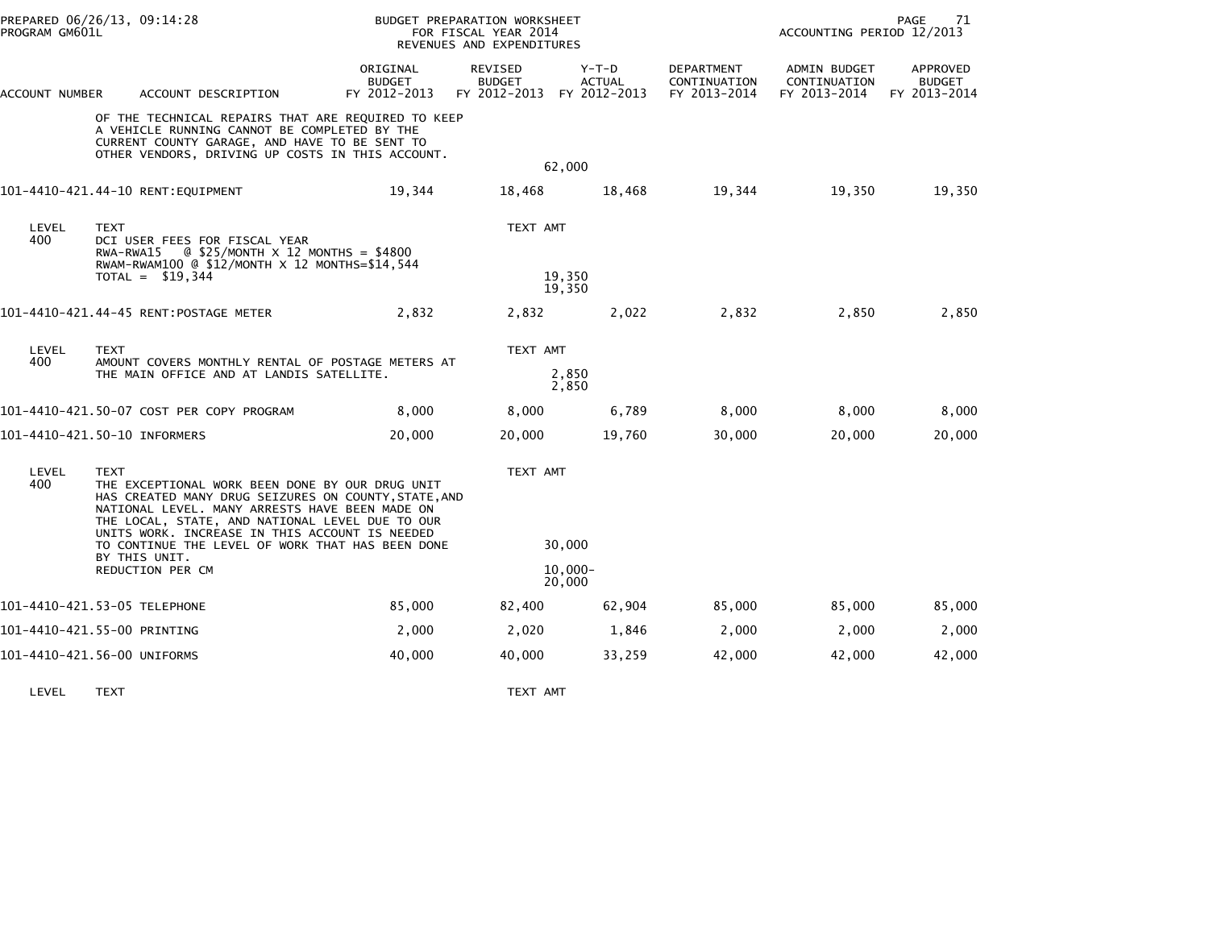| ACCOUNT NUMBER | ACCOUNT DESCRIPTION | ORIGINAL BUDGET FY 2012-2013 | REVISED BUDGET FY 2012-2013 | Y-T-D ACTUAL FY 2012-2013 | DEPARTMENT CONTINUATION FY 2013-2014 | ADMIN BUDGET CONTINUATION FY 2013-2014 | APPROVED BUDGET FY 2013-2014 |
|---|---|---|---|---|---|---|---|
| | OF THE TECHNICAL REPAIRS THAT ARE REQUIRED TO KEEP A VEHICLE RUNNING CANNOT BE COMPLETED BY THE CURRENT COUNTY GARAGE, AND HAVE TO BE SENT TO OTHER VENDORS, DRIVING UP COSTS IN THIS ACCOUNT. | | 62,000 | | | | |
| 101-4410-421.44-10 | RENT:EQUIPMENT | 19,344 | 18,468 | 18,468 | 19,344 | 19,350 | 19,350 |
| LEVEL 400 | TEXT<br>DCI USER FEES FOR FISCAL YEAR<br>RWA-RWA15 @ $25/MONTH X 12 MONTHS = $4800<br>RWAM-RWAM100 @ $12/MONTH X 12 MONTHS=$14,544<br>TOTAL = $19,344 | | TEXT AMT<br>19,350<br>19,350 | | | | |
| 101-4410-421.44-45 | RENT:POSTAGE METER | 2,832 | 2,832 | 2,022 | 2,832 | 2,850 | 2,850 |
| LEVEL 400 | TEXT<br>AMOUNT COVERS MONTHLY RENTAL OF POSTAGE METERS AT THE MAIN OFFICE AND AT LANDIS SATELLITE. | | TEXT AMT<br>2,850<br>2,850 | | | | |
| 101-4410-421.50-07 | COST PER COPY PROGRAM | 8,000 | 8,000 | 6,789 | 8,000 | 8,000 | 8,000 |
| 101-4410-421.50-10 | INFORMERS | 20,000 | 20,000 | 19,760 | 30,000 | 20,000 | 20,000 |
| LEVEL 400 | TEXT<br>THE EXCEPTIONAL WORK BEEN DONE BY OUR DRUG UNIT HAS CREATED MANY DRUG SEIZURES ON COUNTY,STATE,AND NATIONAL LEVEL. MANY ARRESTS HAVE BEEN MADE ON THE LOCAL, STATE, AND NATIONAL LEVEL DUE TO OUR UNITS WORK. INCREASE IN THIS ACCOUNT IS NEEDED TO CONTINUE THE LEVEL OF WORK THAT HAS BEEN DONE BY THIS UNIT.<br>REDUCTION PER CM | | TEXT AMT<br>30,000<br>10,000-<br>20,000 | | | | |
| 101-4410-421.53-05 | TELEPHONE | 85,000 | 82,400 | 62,904 | 85,000 | 85,000 | 85,000 |
| 101-4410-421.55-00 | PRINTING | 2,000 | 2,020 | 1,846 | 2,000 | 2,000 | 2,000 |
| 101-4410-421.56-00 | UNIFORMS | 40,000 | 40,000 | 33,259 | 42,000 | 42,000 | 42,000 |
| LEVEL | TEXT | | TEXT AMT | | | | |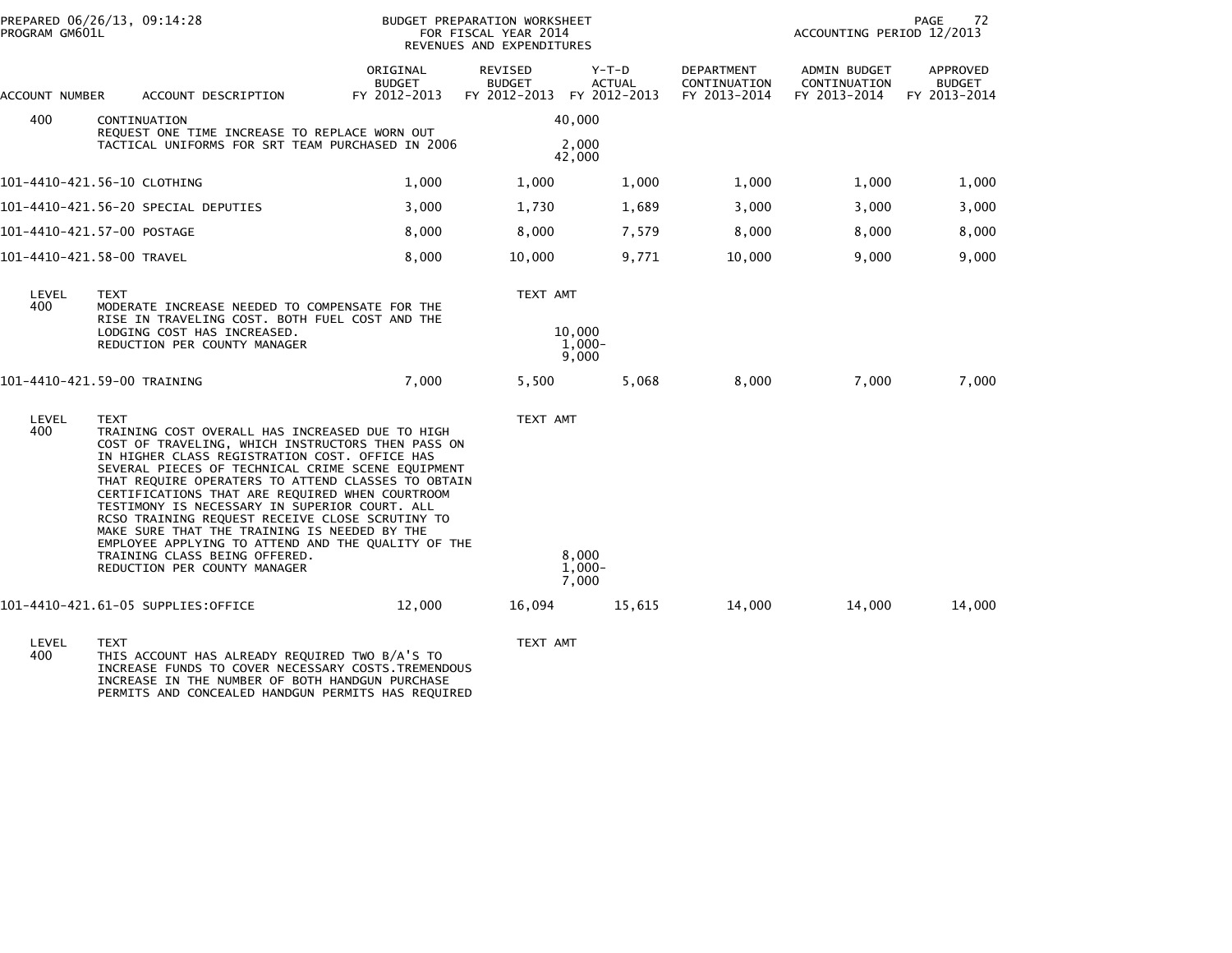PREPARED 06/26/13, 09:14:28
PROGRAM GM601L

BUDGET PREPARATION WORKSHEET
FOR FISCAL YEAR 2014
REVENUES AND EXPENDITURES

ACCOUNTING PERIOD 12/2013

| ACCOUNT NUMBER | ACCOUNT DESCRIPTION | ORIGINAL BUDGET FY 2012-2013 | REVISED BUDGET FY 2012-2013 | Y-T-D ACTUAL FY 2012-2013 | DEPARTMENT CONTINUATION FY 2013-2014 | ADMIN BUDGET CONTINUATION FY 2013-2014 | APPROVED BUDGET FY 2013-2014 |
|---|---|---|---|---|---|---|---|
| 400 | CONTINUATION | | | 40,000 | | | |
| | REQUEST ONE TIME INCREASE TO REPLACE WORN OUT TACTICAL UNIFORMS FOR SRT TEAM PURCHASED IN 2006 | | | 2,000<br>42,000 | | | |
| 101-4410-421.56-10 | CLOTHING | 1,000 | 1,000 | 1,000 | 1,000 | 1,000 | 1,000 |
| 101-4410-421.56-20 | SPECIAL DEPUTIES | 3,000 | 1,730 | 1,689 | 3,000 | 3,000 | 3,000 |
| 101-4410-421.57-00 | POSTAGE | 8,000 | 8,000 | 7,579 | 8,000 | 8,000 | 8,000 |
| 101-4410-421.58-00 | TRAVEL | 8,000 | 10,000 | 9,771 | 10,000 | 9,000 | 9,000 |

| LEVEL | TEXT | TEXT AMT |
|---|---|---|
| 400 | MODERATE INCREASE NEEDED TO COMPENSATE FOR THE RISE IN TRAVELING COST. BOTH FUEL COST AND THE LODGING COST HAS INCREASED. | 10,000 |
| | REDUCTION PER COUNTY MANAGER | 1,000-<br>9,000 |

| ACCOUNT NUMBER | ACCOUNT DESCRIPTION | ORIGINAL BUDGET FY 2012-2013 | REVISED BUDGET FY 2012-2013 | Y-T-D ACTUAL FY 2012-2013 | DEPARTMENT CONTINUATION FY 2013-2014 | ADMIN BUDGET CONTINUATION FY 2013-2014 | APPROVED BUDGET FY 2013-2014 |
|---|---|---|---|---|---|---|---|
| 101-4410-421.59-00 | TRAINING | 7,000 | 5,500 | 5,068 | 8,000 | 7,000 | 7,000 |

| LEVEL | TEXT | TEXT AMT |
|---|---|---|
| 400 | TRAINING COST OVERALL HAS INCREASED DUE TO HIGH COST OF TRAVELING, WHICH INSTRUCTORS THEN PASS ON IN HIGHER CLASS REGISTRATION COST. OFFICE HAS SEVERAL PIECES OF TECHNICAL CRIME SCENE EQUIPMENT THAT REQUIRE OPERATERS TO ATTEND CLASSES TO OBTAIN CERTIFICATIONS THAT ARE REQUIRED WHEN COURTROOM TESTIMONY IS NECESSARY IN SUPERIOR COURT. ALL RCSO TRAINING REQUEST RECEIVE CLOSE SCRUTINY TO MAKE SURE THAT THE TRAINING IS NEEDED BY THE EMPLOYEE APPLYING TO ATTEND AND THE QUALITY OF THE TRAINING CLASS BEING OFFERED. | 8,000 |
| | REDUCTION PER COUNTY MANAGER | 1,000-<br>7,000 |

| ACCOUNT NUMBER | ACCOUNT DESCRIPTION | ORIGINAL BUDGET FY 2012-2013 | REVISED BUDGET FY 2012-2013 | Y-T-D ACTUAL FY 2012-2013 | DEPARTMENT CONTINUATION FY 2013-2014 | ADMIN BUDGET CONTINUATION FY 2013-2014 | APPROVED BUDGET FY 2013-2014 |
|---|---|---|---|---|---|---|---|
| 101-4410-421.61-05 | SUPPLIES:OFFICE | 12,000 | 16,094 | 15,615 | 14,000 | 14,000 | 14,000 |

| LEVEL | TEXT | TEXT AMT |
|---|---|---|
| 400 | THIS ACCOUNT HAS ALREADY REQUIRED TWO B/A'S TO INCREASE FUNDS TO COVER NECESSARY COSTS.TREMENDOUS INCREASE IN THE NUMBER OF BOTH HANDGUN PURCHASE PERMITS AND CONCEALED HANDGUN PERMITS HAS REQUIRED | |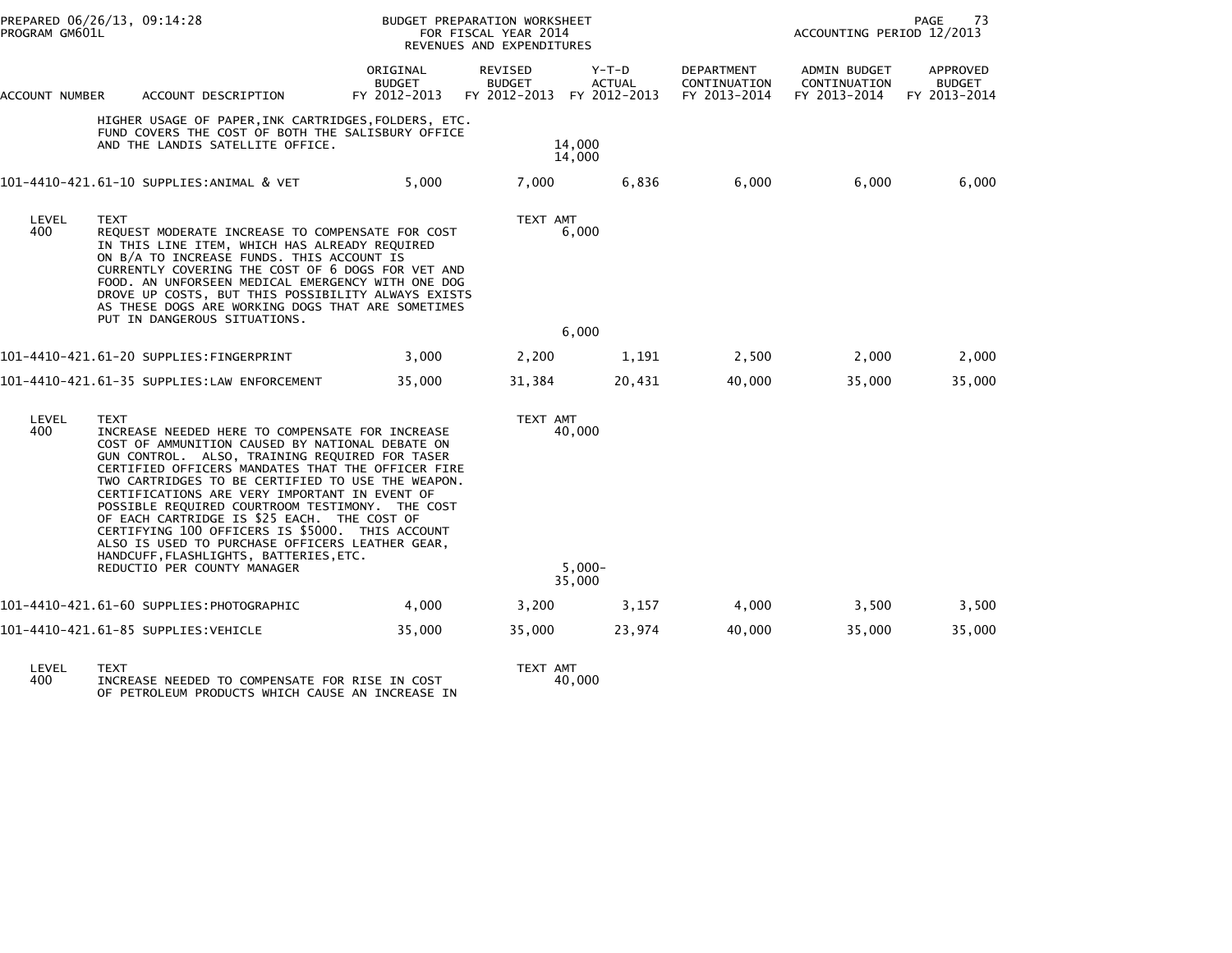BUDGET PREPARATION WORKSHEET
FOR FISCAL YEAR 2014
REVENUES AND EXPENDITURES

| ACCOUNT NUMBER | ACCOUNT DESCRIPTION | ORIGINAL BUDGET FY 2012-2013 | REVISED BUDGET FY 2012-2013 | Y-T-D ACTUAL FY 2012-2013 | DEPARTMENT CONTINUATION FY 2013-2014 | ADMIN BUDGET CONTINUATION FY 2013-2014 | APPROVED BUDGET FY 2013-2014 |
|---|---|---|---|---|---|---|---|
| | HIGHER USAGE OF PAPER,INK CARTRIDGES,FOLDERS, ETC. FUND COVERS THE COST OF BOTH THE SALISBURY OFFICE AND THE LANDIS SATELLITE OFFICE. | | 14,000 / 14,000 | | | | |
| 101-4410-421.61-10 | SUPPLIES:ANIMAL & VET | 5,000 | 7,000 | 6,836 | 6,000 | 6,000 | 6,000 |

| LEVEL | TEXT | TEXT AMT |
|---|---|---|
| 400 | REQUEST MODERATE INCREASE TO COMPENSATE FOR COST IN THIS LINE ITEM, WHICH HAS ALREADY REQUIRED ON B/A TO INCREASE FUNDS. THIS ACCOUNT IS CURRENTLY COVERING THE COST OF 6 DOGS FOR VET AND FOOD. AN UNFORSEEN MEDICAL EMERGENCY WITH ONE DOG DROVE UP COSTS, BUT THIS POSSIBILITY ALWAYS EXISTS AS THESE DOGS ARE WORKING DOGS THAT ARE SOMETIMES PUT IN DANGEROUS SITUATIONS. | 6,000 |
| | | 6,000 |

| ACCOUNT NUMBER | ACCOUNT DESCRIPTION | ORIGINAL BUDGET FY 2012-2013 | REVISED BUDGET FY 2012-2013 | Y-T-D ACTUAL FY 2012-2013 | DEPARTMENT CONTINUATION FY 2013-2014 | ADMIN BUDGET CONTINUATION FY 2013-2014 | APPROVED BUDGET FY 2013-2014 |
|---|---|---|---|---|---|---|---|
| 101-4410-421.61-20 | SUPPLIES:FINGERPRINT | 3,000 | 2,200 | 1,191 | 2,500 | 2,000 | 2,000 |
| 101-4410-421.61-35 | SUPPLIES:LAW ENFORCEMENT | 35,000 | 31,384 | 20,431 | 40,000 | 35,000 | 35,000 |

| LEVEL | TEXT | TEXT AMT |
|---|---|---|
| 400 | INCREASE NEEDED HERE TO COMPENSATE FOR INCREASE COST OF AMMUNITION CAUSED BY NATIONAL DEBATE ON GUN CONTROL. ALSO, TRAINING REQUIRED FOR TASER CERTIFIED OFFICERS MANDATES THAT THE OFFICER FIRE TWO CARTRIDGES TO BE CERTIFIED TO USE THE WEAPON. CERTIFICATIONS ARE VERY IMPORTANT IN EVENT OF POSSIBLE REQUIRED COURTROOM TESTIMONY. THE COST OF EACH CARTRIDGE IS $25 EACH. THE COST OF CERTIFYING 100 OFFICERS IS $5000. THIS ACCOUNT ALSO IS USED TO PURCHASE OFFICERS LEATHER GEAR, HANDCUFF,FLASHLIGHTS, BATTERIES,ETC. | 40,000 |
| | REDUCTIO PER COUNTY MANAGER | 5,000- |
| | | 35,000 |

| ACCOUNT NUMBER | ACCOUNT DESCRIPTION | ORIGINAL BUDGET FY 2012-2013 | REVISED BUDGET FY 2012-2013 | Y-T-D ACTUAL FY 2012-2013 | DEPARTMENT CONTINUATION FY 2013-2014 | ADMIN BUDGET CONTINUATION FY 2013-2014 | APPROVED BUDGET FY 2013-2014 |
|---|---|---|---|---|---|---|---|
| 101-4410-421.61-60 | SUPPLIES:PHOTOGRAPHIC | 4,000 | 3,200 | 3,157 | 4,000 | 3,500 | 3,500 |
| 101-4410-421.61-85 | SUPPLIES:VEHICLE | 35,000 | 35,000 | 23,974 | 40,000 | 35,000 | 35,000 |

| LEVEL | TEXT | TEXT AMT |
|---|---|---|
| 400 | INCREASE NEEDED TO COMPENSATE FOR RISE IN COST OF PETROLEUM PRODUCTS WHICH CAUSE AN INCREASE IN | 40,000 |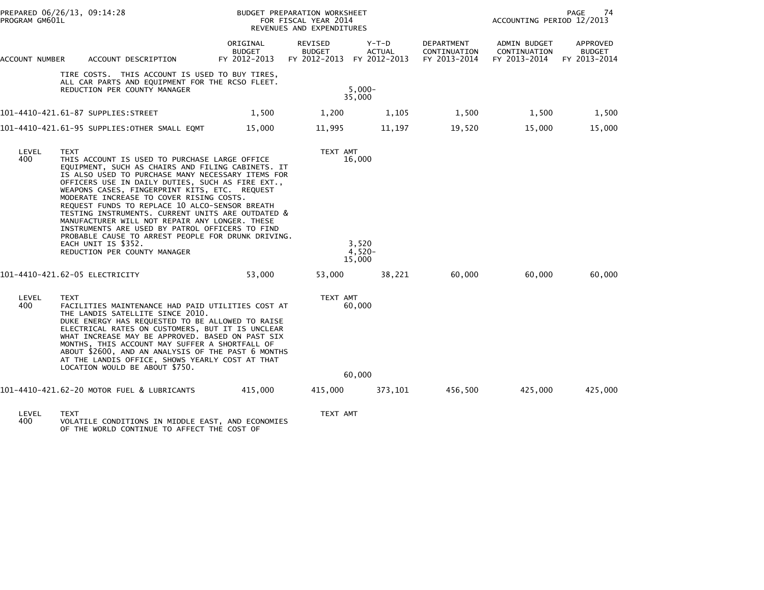BUDGET PREPARATION WORKSHEET
FOR FISCAL YEAR 2014
REVENUES AND EXPENDITURES

PREPARED 06/26/13, 09:14:28
PROGRAM GM601L
ACCOUNTING PERIOD 12/2013

| ACCOUNT NUMBER | ACCOUNT DESCRIPTION | ORIGINAL BUDGET FY 2012-2013 | REVISED BUDGET FY 2012-2013 | Y-T-D ACTUAL FY 2012-2013 | DEPARTMENT CONTINUATION FY 2013-2014 | ADMIN BUDGET CONTINUATION FY 2013-2014 | APPROVED BUDGET FY 2013-2014 |
|---|---|---|---|---|---|---|---|
| | TIRE COSTS. THIS ACCOUNT IS USED TO BUY TIRES, ALL CAR PARTS AND EQUIPMENT FOR THE RCSO FLEET. | | | | | | |
| | REDUCTION PER COUNTY MANAGER | | 5,000- | | | | |
| | | | 35,000 | | | | |
| 101-4410-421.61-87 | SUPPLIES:STREET | 1,500 | 1,200 | 1,105 | 1,500 | 1,500 | 1,500 |
| 101-4410-421.61-95 | SUPPLIES:OTHER SMALL EQMT | 15,000 | 11,995 | 11,197 | 19,520 | 15,000 | 15,000 |

| LEVEL | TEXT | TEXT AMT |
|---|---|---|
| 400 | THIS ACCOUNT IS USED TO PURCHASE LARGE OFFICE EQUIPMENT, SUCH AS CHAIRS AND FILING CABINETS. IT IS ALSO USED TO PURCHASE MANY NECESSARY ITEMS FOR OFFICERS USE IN DAILY DUTIES, SUCH AS FIRE EXT., WEAPONS CASES, FINGERPRINT KITS, ETC. REQUEST MODERATE INCREASE TO COVER RISING COSTS. | 16,000 |
| | REQUEST FUNDS TO REPLACE 10 ALCO-SENSOR BREATH TESTING INSTRUMENTS. CURRENT UNITS ARE OUTDATED & MANUFACTURER WILL NOT REPAIR ANY LONGER. THESE INSTRUMENTS ARE USED BY PATROL OFFICERS TO FIND PROBABLE CAUSE TO ARREST PEOPLE FOR DRUNK DRIVING. EACH UNIT IS $352. | 3,520 |
| | REDUCTION PER COUNTY MANAGER | 4,520- |
| | | 15,000 |

| ACCOUNT NUMBER | ACCOUNT DESCRIPTION | ORIGINAL BUDGET FY 2012-2013 | REVISED BUDGET FY 2012-2013 | Y-T-D ACTUAL FY 2012-2013 | DEPARTMENT CONTINUATION FY 2013-2014 | ADMIN BUDGET CONTINUATION FY 2013-2014 | APPROVED BUDGET FY 2013-2014 |
|---|---|---|---|---|---|---|---|
| 101-4410-421.62-05 | ELECTRICITY | 53,000 | 53,000 | 38,221 | 60,000 | 60,000 | 60,000 |

| LEVEL | TEXT | TEXT AMT |
|---|---|---|
| 400 | FACILITIES MAINTENANCE HAD PAID UTILITIES COST AT THE LANDIS SATELLITE SINCE 2010. DUKE ENERGY HAS REQUESTED TO BE ALLOWED TO RAISE ELECTRICAL RATES ON CUSTOMERS, BUT IT IS UNCLEAR WHAT INCREASE MAY BE APPROVED. BASED ON PAST SIX MONTHS, THIS ACCOUNT MAY SUFFER A SHORTFALL OF ABOUT $2600, AND AN ANALYSIS OF THE PAST 6 MONTHS AT THE LANDIS OFFICE, SHOWS YEARLY COST AT THAT LOCATION WOULD BE ABOUT $750. | 60,000 |
| | | 60,000 |

| ACCOUNT NUMBER | ACCOUNT DESCRIPTION | ORIGINAL BUDGET FY 2012-2013 | REVISED BUDGET FY 2012-2013 | Y-T-D ACTUAL FY 2012-2013 | DEPARTMENT CONTINUATION FY 2013-2014 | ADMIN BUDGET CONTINUATION FY 2013-2014 | APPROVED BUDGET FY 2013-2014 |
|---|---|---|---|---|---|---|---|
| 101-4410-421.62-20 | MOTOR FUEL & LUBRICANTS | 415,000 | 415,000 | 373,101 | 456,500 | 425,000 | 425,000 |

| LEVEL | TEXT | TEXT AMT |
|---|---|---|
| 400 | VOLATILE CONDITIONS IN MIDDLE EAST, AND ECONOMIES OF THE WORLD CONTINUE TO AFFECT THE COST OF | |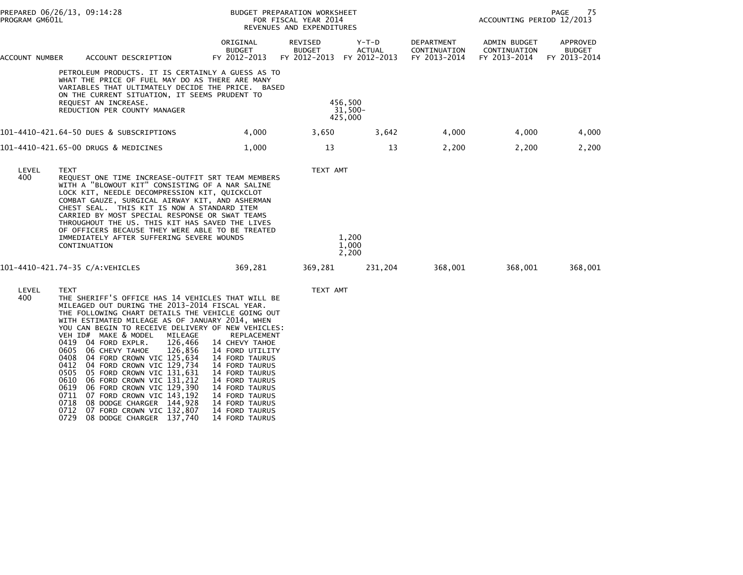| ACCOUNT NUMBER | ACCOUNT DESCRIPTION | ORIGINAL BUDGET FY 2012-2013 | REVISED BUDGET FY 2012-2013 | Y-T-D ACTUAL FY 2012-2013 | DEPARTMENT CONTINUATION FY 2013-2014 | ADMIN BUDGET CONTINUATION FY 2013-2014 | APPROVED BUDGET FY 2013-2014 |
|---|---|---|---|---|---|---|---|
| | PETROLEUM PRODUCTS. IT IS CERTAINLY A GUESS AS TO WHAT THE PRICE OF FUEL MAY DO AS THERE ARE MANY VARIABLES THAT ULTIMATELY DECIDE THE PRICE. BASED ON THE CURRENT SITUATION, IT SEEMS PRUDENT TO REQUEST AN INCREASE. | | 456,500 | | | | |
| | REDUCTION PER COUNTY MANAGER | | 31,500- | | | | |
| | | | 425,000 | | | | |
| 101-4410-421.64-50 | DUES & SUBSCRIPTIONS | 4,000 | 3,650 | 3,642 | 4,000 | 4,000 | 4,000 |
| 101-4410-421.65-00 | DRUGS & MEDICINES | 1,000 | 13 | 13 | 2,200 | 2,200 | 2,200 |

| LEVEL | TEXT | TEXT AMT |
|---|---|---|
| 400 | REQUEST ONE TIME INCREASE-OUTFIT SRT TEAM MEMBERS WITH A "BLOWOUT KIT" CONSISTING OF A NAR SALINE LOCK KIT, NEEDLE DECOMPRESSION KIT, QUICKCLOT COMBAT GAUZE, SURGICAL AIRWAY KIT, AND ASHERMAN CHEST SEAL. THIS KIT IS NOW A STANDARD ITEM CARRIED BY MOST SPECIAL RESPONSE OR SWAT TEAMS THROUGHOUT THE US. THIS KIT HAS SAVED THE LIVES OF OFFICERS BECAUSE THEY WERE ABLE TO BE TREATED IMMEDIATELY AFTER SUFFERING SEVERE WOUNDS | 1,200 |
| | CONTINUATION | 1,000 |
| | | 2,200 |

| ACCOUNT NUMBER | ACCOUNT DESCRIPTION | ORIGINAL BUDGET FY 2012-2013 | REVISED BUDGET FY 2012-2013 | Y-T-D ACTUAL FY 2012-2013 | DEPARTMENT CONTINUATION FY 2013-2014 | ADMIN BUDGET CONTINUATION FY 2013-2014 | APPROVED BUDGET FY 2013-2014 |
|---|---|---|---|---|---|---|---|
| 101-4410-421.74-35 | C/A:VEHICLES | 369,281 | 369,281 | 231,204 | 368,001 | 368,001 | 368,001 |

LEVEL 400 — TEXT (TEXT AMT)

THE SHERIFF'S OFFICE HAS 14 VEHICLES THAT WILL BE MILEAGED OUT DURING THE 2013-2014 FISCAL YEAR. THE FOLLOWING CHART DETAILS THE VEHICLE GOING OUT WITH ESTIMATED MILEAGE AS OF JANUARY 2014, WHEN YOU CAN BEGIN TO RECEIVE DELIVERY OF NEW VEHICLES:

| VEH ID# | MAKE & MODEL | MILEAGE | REPLACEMENT |
|---|---|---|---|
| 0419 | 04 FORD EXPLR. | 126,466 | 14 CHEVY TAHOE |
| 0605 | 06 CHEVY TAHOE | 126,856 | 14 FORD UTILITY |
| 0408 | 04 FORD CROWN VIC | 125,634 | 14 FORD TAURUS |
| 0412 | 04 FORD CROWN VIC | 129,734 | 14 FORD TAURUS |
| 0505 | 05 FORD CROWN VIC | 131,631 | 14 FORD TAURUS |
| 0610 | 06 FORD CROWN VIC | 131,212 | 14 FORD TAURUS |
| 0619 | 06 FORD CROWN VIC | 129,390 | 14 FORD TAURUS |
| 0711 | 07 FORD CROWN VIC | 143,192 | 14 FORD TAURUS |
| 0718 | 08 DODGE CHARGER | 144,928 | 14 FORD TAURUS |
| 0712 | 07 FORD CROWN VIC | 132,807 | 14 FORD TAURUS |
| 0729 | 08 DODGE CHARGER | 137,740 | 14 FORD TAURUS |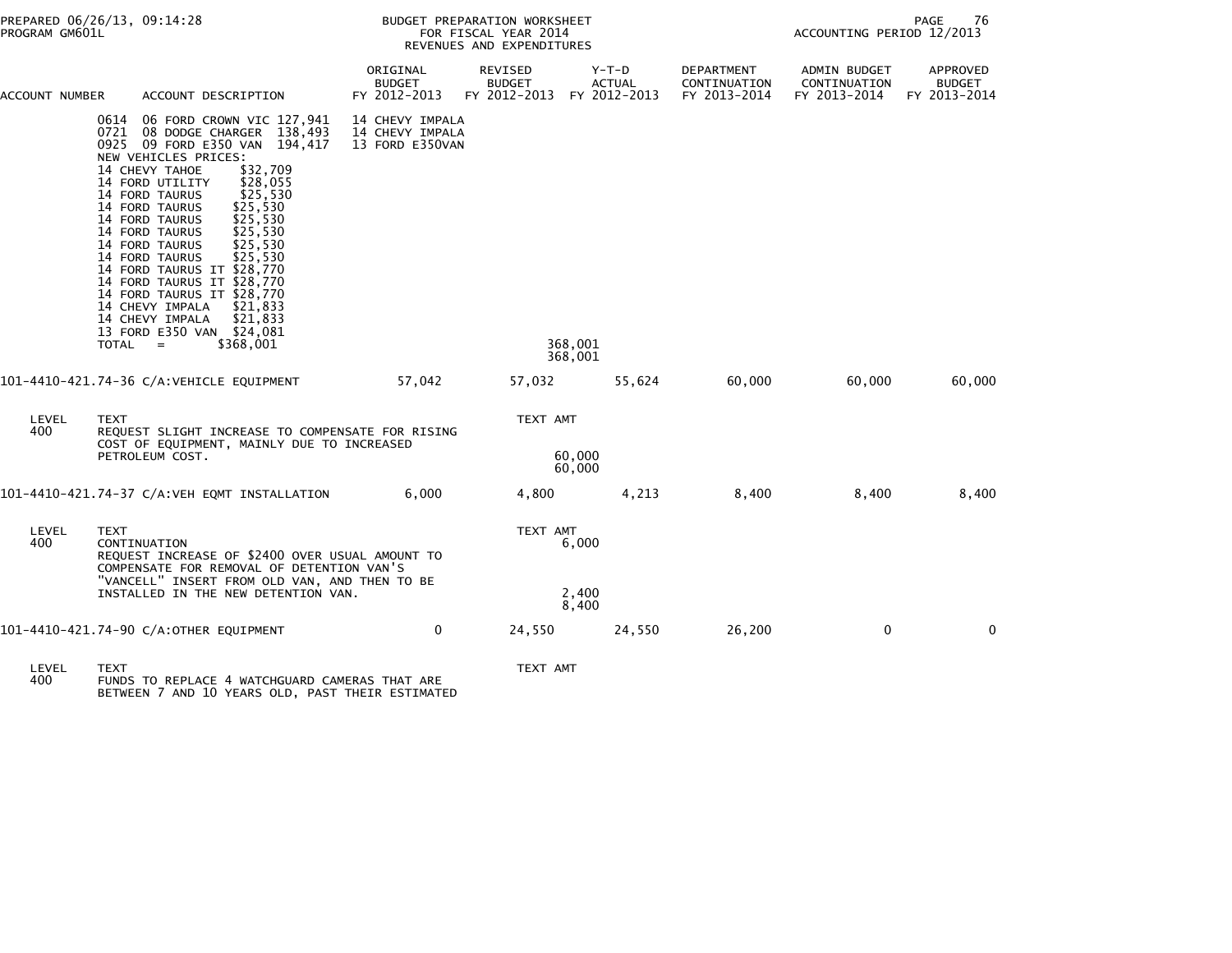| ACCOUNT NUMBER | ACCOUNT DESCRIPTION | ORIGINAL BUDGET FY 2012-2013 | REVISED BUDGET FY 2012-2013 | Y-T-D ACTUAL FY 2012-2013 | DEPARTMENT CONTINUATION FY 2013-2014 | ADMIN BUDGET CONTINUATION FY 2013-2014 | APPROVED BUDGET FY 2013-2014 |
|---|---|---|---|---|---|---|---|
| | 0614 06 FORD CROWN VIC 127,941 | 14 CHEVY IMPALA | | | | | |
| | 0721 08 DODGE CHARGER 138,493 | 14 CHEVY IMPALA | | | | | |
| | 0925 09 FORD E350 VAN 194,417 | 13 FORD E350VAN | | | | | |
| | NEW VEHICLES PRICES: | | | | | | |
| | 14 CHEVY TAHOE $32,709 | | | | | | |
| | 14 FORD UTILITY $28,055 | | | | | | |
| | 14 FORD TAURUS $25,530 | | | | | | |
| | 14 FORD TAURUS $25,530 | | | | | | |
| | 14 FORD TAURUS $25,530 | | | | | | |
| | 14 FORD TAURUS $25,530 | | | | | | |
| | 14 FORD TAURUS $25,530 | | | | | | |
| | 14 FORD TAURUS $25,530 | | | | | | |
| | 14 FORD TAURUS IT $28,770 | | | | | | |
| | 14 FORD TAURUS IT $28,770 | | | | | | |
| | 14 FORD TAURUS IT $28,770 | | | | | | |
| | 14 CHEVY IMPALA $21,833 | | | | | | |
| | 14 CHEVY IMPALA $21,833 | | | | | | |
| | 13 FORD E350 VAN $24,081 | | | | | | |
| | TOTAL = $368,001 | | | 368,001 | | | |
| | | | | 368,001 | | | |
| 101-4410-421.74-36 | C/A:VEHICLE EQUIPMENT | 57,042 | 57,032 | 55,624 | 60,000 | 60,000 | 60,000 |
| LEVEL 400 | TEXT | | TEXT AMT | | | | |
| | REQUEST SLIGHT INCREASE TO COMPENSATE FOR RISING COST OF EQUIPMENT, MAINLY DUE TO INCREASED PETROLEUM COST. | | | 60,000 | | | |
| | | | | 60,000 | | | |
| 101-4410-421.74-37 | C/A:VEH EQMT INSTALLATION | 6,000 | 4,800 | 4,213 | 8,400 | 8,400 | 8,400 |
| LEVEL 400 | TEXT | | TEXT AMT | | | | |
| | CONTINUATION | | | 6,000 | | | |
| | REQUEST INCREASE OF $2400 OVER USUAL AMOUNT TO COMPENSATE FOR REMOVAL OF DETENTION VAN'S "VANCELL" INSERT FROM OLD VAN, AND THEN TO BE INSTALLED IN THE NEW DETENTION VAN. | | | 2,400 | | | |
| | | | | 8,400 | | | |
| 101-4410-421.74-90 | C/A:OTHER EQUIPMENT | 0 | 24,550 | 24,550 | 26,200 | 0 | 0 |
| LEVEL 400 | TEXT | | TEXT AMT | | | | |
| | FUNDS TO REPLACE 4 WATCHGUARD CAMERAS THAT ARE BETWEEN 7 AND 10 YEARS OLD, PAST THEIR ESTIMATED | | | | | | |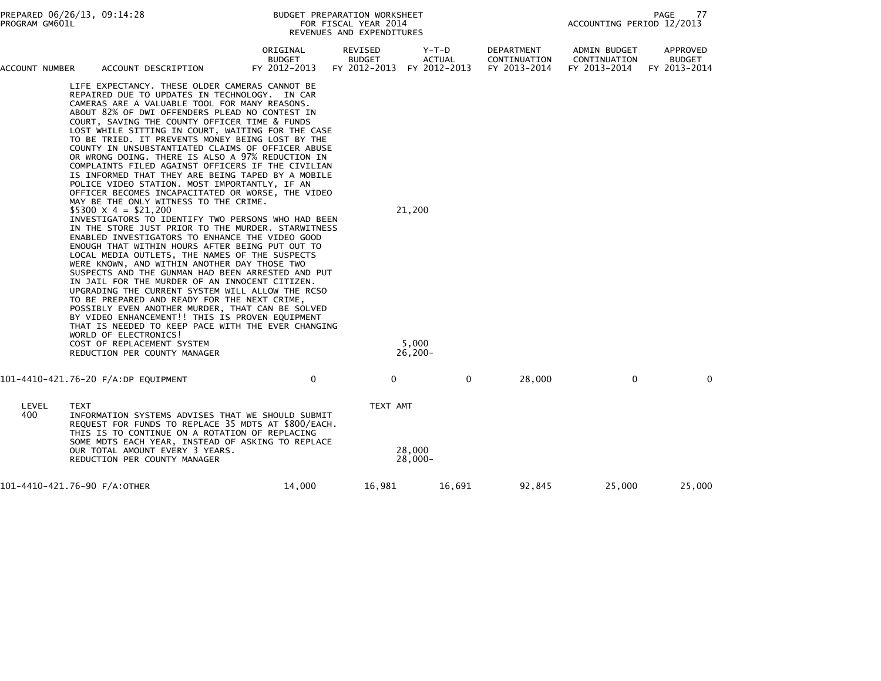| ACCOUNT NUMBER | ACCOUNT DESCRIPTION | ORIGINAL BUDGET FY 2012-2013 | REVISED BUDGET FY 2012-2013 | Y-T-D ACTUAL FY 2012-2013 | DEPARTMENT CONTINUATION FY 2013-2014 | ADMIN BUDGET CONTINUATION FY 2013-2014 | APPROVED BUDGET FY 2013-2014 |
|---|---|---|---|---|---|---|---|

LIFE EXPECTANCY. THESE OLDER CAMERAS CANNOT BE REPAIRED DUE TO UPDATES IN TECHNOLOGY. IN CAR CAMERAS ARE A VALUABLE TOOL FOR MANY REASONS. ABOUT 82% OF DWI OFFENDERS PLEAD NO CONTEST IN COURT, SAVING THE COUNTY OFFICER TIME & FUNDS LOST WHILE SITTING IN COURT, WAITING FOR THE CASE TO BE TRIED. IT PREVENTS MONEY BEING LOST BY THE COUNTY IN UNSUBSTANTIATED CLAIMS OF OFFICER ABUSE OR WRONG DOING. THERE IS ALSO A 97% REDUCTION IN COMPLAINTS FILED AGAINST OFFICERS IF THE CIVILIAN IS INFORMED THAT THEY ARE BEING TAPED BY A MOBILE POLICE VIDEO STATION. MOST IMPORTANTLY, IF AN OFFICER BECOMES INCAPACITATED OR WORSE, THE VIDEO MAY BE THE ONLY WITNESS TO THE CRIME.

$5300 X 4 = $21,200 — 21,200

INVESTIGATORS TO IDENTIFY TWO PERSONS WHO HAD BEEN IN THE STORE JUST PRIOR TO THE MURDER. STARWITNESS ENABLED INVESTIGATORS TO ENHANCE THE VIDEO GOOD ENOUGH THAT WITHIN HOURS AFTER BEING PUT OUT TO LOCAL MEDIA OUTLETS, THE NAMES OF THE SUSPECTS WERE KNOWN, AND WITHIN ANOTHER DAY THOSE TWO SUSPECTS AND THE GUNMAN HAD BEEN ARRESTED AND PUT IN JAIL FOR THE MURDER OF AN INNOCENT CITIZEN. UPGRADING THE CURRENT SYSTEM WILL ALLOW THE RCSO TO BE PREPARED AND READY FOR THE NEXT CRIME, POSSIBLY EVEN ANOTHER MURDER, THAT CAN BE SOLVED BY VIDEO ENHANCEMENT!! THIS IS PROVEN EQUIPMENT THAT IS NEEDED TO KEEP PACE WITH THE EVER CHANGING WORLD OF ELECTRONICS!

| | TEXT AMT |
|---|---|
| COST OF REPLACEMENT SYSTEM | 5,000 |
| REDUCTION PER COUNTY MANAGER | 26,200- |

| ACCOUNT NUMBER | ACCOUNT DESCRIPTION | ORIGINAL BUDGET FY 2012-2013 | REVISED BUDGET FY 2012-2013 | Y-T-D ACTUAL FY 2012-2013 | DEPARTMENT CONTINUATION FY 2013-2014 | ADMIN BUDGET CONTINUATION FY 2013-2014 | APPROVED BUDGET FY 2013-2014 |
|---|---|---|---|---|---|---|---|
| 101-4410-421.76-20 | F/A:DP EQUIPMENT | 0 | 0 | 0 | 28,000 | 0 | 0 |

| LEVEL | TEXT | TEXT AMT |
|---|---|---|
| 400 | INFORMATION SYSTEMS ADVISES THAT WE SHOULD SUBMIT REQUEST FOR FUNDS TO REPLACE 35 MDTS AT $800/EACH. THIS IS TO CONTINUE ON A ROTATION OF REPLACING SOME MDTS EACH YEAR, INSTEAD OF ASKING TO REPLACE OUR TOTAL AMOUNT EVERY 3 YEARS. | 28,000 |
| | REDUCTION PER COUNTY MANAGER | 28,000- |

| ACCOUNT NUMBER | ACCOUNT DESCRIPTION | ORIGINAL BUDGET FY 2012-2013 | REVISED BUDGET FY 2012-2013 | Y-T-D ACTUAL FY 2012-2013 | DEPARTMENT CONTINUATION FY 2013-2014 | ADMIN BUDGET CONTINUATION FY 2013-2014 | APPROVED BUDGET FY 2013-2014 |
|---|---|---|---|---|---|---|---|
| 101-4410-421.76-90 | F/A:OTHER | 14,000 | 16,981 | 16,691 | 92,845 | 25,000 | 25,000 |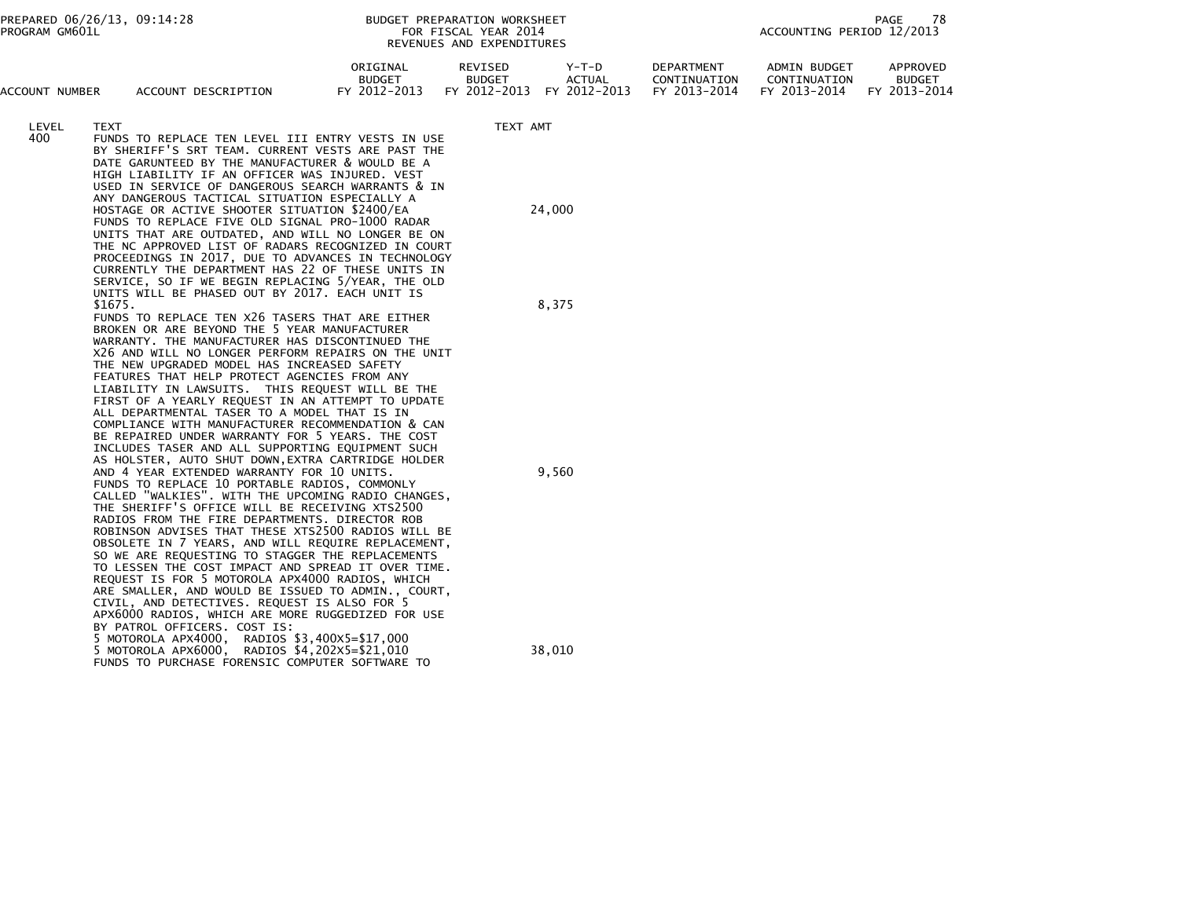PREPARED 06/26/13, 09:14:28
PROGRAM GM601L

BUDGET PREPARATION WORKSHEET
FOR FISCAL YEAR 2014
REVENUES AND EXPENDITURES

ACCOUNTING PERIOD 12/2013

| ACCOUNT NUMBER | ACCOUNT DESCRIPTION | ORIGINAL BUDGET FY 2012-2013 | REVISED BUDGET FY 2012-2013 | Y-T-D ACTUAL FY 2012-2013 | DEPARTMENT CONTINUATION FY 2013-2014 | ADMIN BUDGET CONTINUATION FY 2013-2014 | APPROVED BUDGET FY 2013-2014 |
|---|---|---|---|---|---|---|---|

| LEVEL | TEXT | TEXT AMT |
|---|---|---|
| 400 | FUNDS TO REPLACE TEN LEVEL III ENTRY VESTS IN USE BY SHERIFF'S SRT TEAM. CURRENT VESTS ARE PAST THE DATE GARUNTEED BY THE MANUFACTURER & WOULD BE A HIGH LIABILITY IF AN OFFICER WAS INJURED. VEST USED IN SERVICE OF DANGEROUS SEARCH WARRANTS & IN ANY DANGEROUS TACTICAL SITUATION ESPECIALLY A HOSTAGE OR ACTIVE SHOOTER SITUATION $2400/EA | 24,000 |
| | FUNDS TO REPLACE FIVE OLD SIGNAL PRO-1000 RADAR UNITS THAT ARE OUTDATED, AND WILL NO LONGER BE ON THE NC APPROVED LIST OF RADARS RECOGNIZED IN COURT PROCEEDINGS IN 2017, DUE TO ADVANCES IN TECHNOLOGY CURRENTLY THE DEPARTMENT HAS 22 OF THESE UNITS IN SERVICE, SO IF WE BEGIN REPLACING 5/YEAR, THE OLD UNITS WILL BE PHASED OUT BY 2017. EACH UNIT IS $1675. | 8,375 |
| | FUNDS TO REPLACE TEN X26 TASERS THAT ARE EITHER BROKEN OR ARE BEYOND THE 5 YEAR MANUFACTURER WARRANTY. THE MANUFACTURER HAS DISCONTINUED THE X26 AND WILL NO LONGER PERFORM REPAIRS ON THE UNIT THE NEW UPGRADED MODEL HAS INCREASED SAFETY FEATURES THAT HELP PROTECT AGENCIES FROM ANY LIABILITY IN LAWSUITS. THIS REQUEST WILL BE THE FIRST OF A YEARLY REQUEST IN AN ATTEMPT TO UPDATE ALL DEPARTMENTAL TASER TO A MODEL THAT IS IN COMPLIANCE WITH MANUFACTURER RECOMMENDATION & CAN BE REPAIRED UNDER WARRANTY FOR 5 YEARS. THE COST INCLUDES TASER AND ALL SUPPORTING EQUIPMENT SUCH AS HOLSTER, AUTO SHUT DOWN, EXTRA CARTRIDGE HOLDER AND 4 YEAR EXTENDED WARRANTY FOR 10 UNITS. | 9,560 |
| | FUNDS TO REPLACE 10 PORTABLE RADIOS, COMMONLY CALLED "WALKIES". WITH THE UPCOMING RADIO CHANGES, THE SHERIFF'S OFFICE WILL BE RECEIVING XTS2500 RADIOS FROM THE FIRE DEPARTMENTS. DIRECTOR ROB ROBINSON ADVISES THAT THESE XTS2500 RADIOS WILL BE OBSOLETE IN 7 YEARS, AND WILL REQUIRE REPLACEMENT, SO WE ARE REQUESTING TO STAGGER THE REPLACEMENTS TO LESSEN THE COST IMPACT AND SPREAD IT OVER TIME. REQUEST IS FOR 5 MOTOROLA APX4000 RADIOS, WHICH ARE SMALLER, AND WOULD BE ISSUED TO ADMIN., COURT, CIVIL, AND DETECTIVES. REQUEST IS ALSO FOR 5 APX6000 RADIOS, WHICH ARE MORE RUGGEDIZED FOR USE BY PATROL OFFICERS. COST IS:<br>5 MOTOROLA APX4000, RADIOS $3,400X5=$17,000<br>5 MOTOROLA APX6000, RADIOS $4,202X5=$21,010 | 38,010 |
| | FUNDS TO PURCHASE FORENSIC COMPUTER SOFTWARE TO | |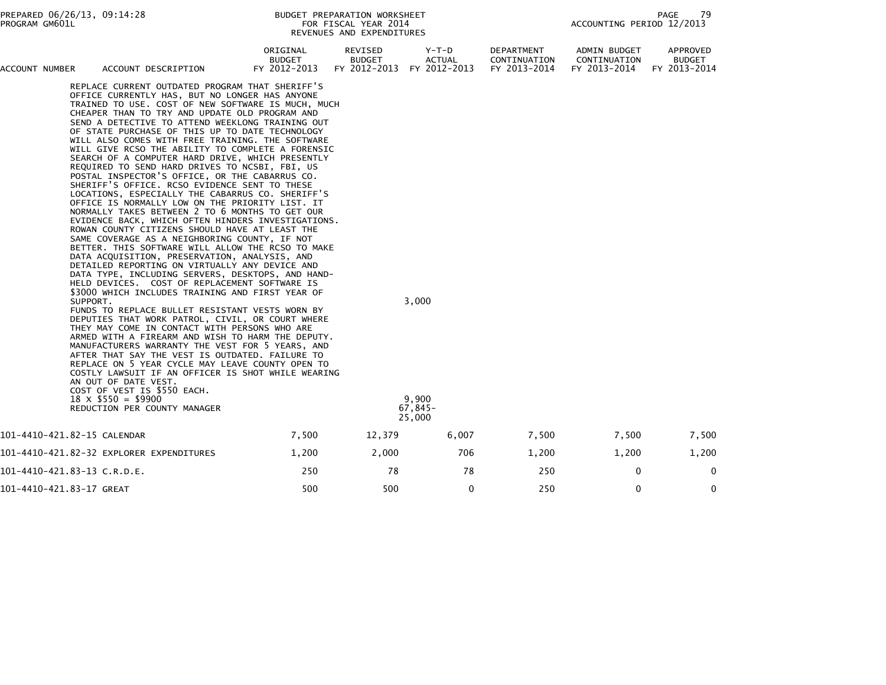| ACCOUNT NUMBER | ACCOUNT DESCRIPTION | ORIGINAL BUDGET FY 2012-2013 | REVISED BUDGET FY 2012-2013 | Y-T-D ACTUAL FY 2012-2013 | DEPARTMENT CONTINUATION FY 2013-2014 | ADMIN BUDGET CONTINUATION FY 2013-2014 | APPROVED BUDGET FY 2013-2014 |
|---|---|---|---|---|---|---|---|
| | REPLACE CURRENT OUTDATED PROGRAM THAT SHERIFF'S OFFICE CURRENTLY HAS, BUT NO LONGER HAS ANYONE TRAINED TO USE. COST OF NEW SOFTWARE IS MUCH, MUCH CHEAPER THAN TO TRY AND UPDATE OLD PROGRAM AND SEND A DETECTIVE TO ATTEND WEEKLONG TRAINING OUT OF STATE PURCHASE OF THIS UP TO DATE TECHNOLOGY WILL ALSO COMES WITH FREE TRAINING. THE SOFTWARE WILL GIVE RCSO THE ABILITY TO COMPLETE A FORENSIC SEARCH OF A COMPUTER HARD DRIVE, WHICH PRESENTLY REQUIRED TO SEND HARD DRIVES TO NCSBI, FBI, US POSTAL INSPECTOR'S OFFICE, OR THE CABARRUS CO. SHERIFF'S OFFICE. RCSO EVIDENCE SENT TO THESE LOCATIONS, ESPECIALLY THE CABARRUS CO. SHERIFF'S OFFICE IS NORMALLY LOW ON THE PRIORITY LIST. IT NORMALLY TAKES BETWEEN 2 TO 6 MONTHS TO GET OUR EVIDENCE BACK, WHICH OFTEN HINDERS INVESTIGATIONS. ROWAN COUNTY CITIZENS SHOULD HAVE AT LEAST THE SAME COVERAGE AS A NEIGHBORING COUNTY, IF NOT BETTER. THIS SOFTWARE WILL ALLOW THE RCSO TO MAKE DATA ACQUISITION, PRESERVATION, ANALYSIS, AND DETAILED REPORTING ON VIRTUALLY ANY DEVICE AND DATA TYPE, INCLUDING SERVERS, DESKTOPS, AND HAND-HELD DEVICES. COST OF REPLACEMENT SOFTWARE IS $3000 WHICH INCLUDES TRAINING AND FIRST YEAR OF SUPPORT. | | 3,000 | | | | |
| | FUNDS TO REPLACE BULLET RESISTANT VESTS WORN BY DEPUTIES THAT WORK PATROL, CIVIL, OR COURT WHERE THEY MAY COME IN CONTACT WITH PERSONS WHO ARE ARMED WITH A FIREARM AND WISH TO HARM THE DEPUTY. MANUFACTURERS WARRANTY THE VEST FOR 5 YEARS, AND AFTER THAT SAY THE VEST IS OUTDATED. FAILURE TO REPLACE ON 5 YEAR CYCLE MAY LEAVE COUNTY OPEN TO COSTLY LAWSUIT IF AN OFFICER IS SHOT WHILE WEARING AN OUT OF DATE VEST. COST OF VEST IS $550 EACH. 18 X $550 = $9900 | | 9,900 | | | | |
| | REDUCTION PER COUNTY MANAGER | | 67,845- | | | | |
| | | | 25,000 | | | | |
| 101-4410-421.82-15 | CALENDAR | 7,500 | 12,379 | 6,007 | 7,500 | 7,500 | 7,500 |
| 101-4410-421.82-32 | EXPLORER EXPENDITURES | 1,200 | 2,000 | 706 | 1,200 | 1,200 | 1,200 |
| 101-4410-421.83-13 | C.R.D.E. | 250 | 78 | 78 | 250 | 0 | 0 |
| 101-4410-421.83-17 | GREAT | 500 | 500 | 0 | 250 | 0 | 0 |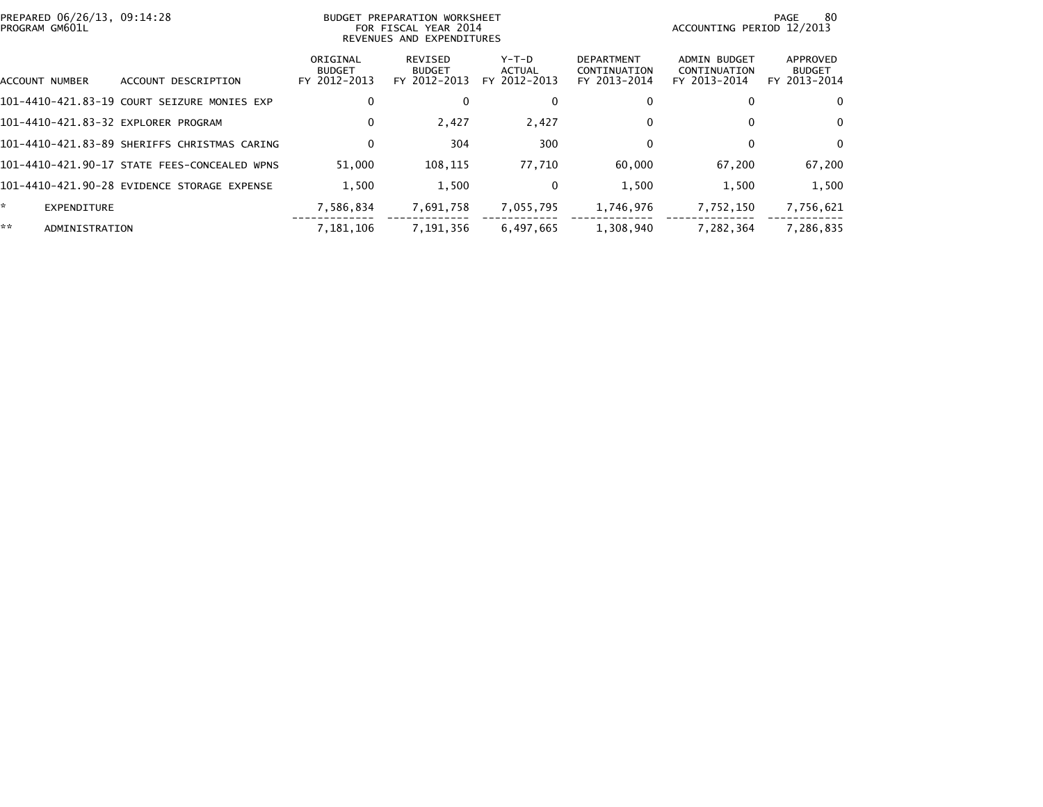BUDGET PREPARATION WORKSHEET
FOR FISCAL YEAR 2014
REVENUES AND EXPENDITURES

PREPARED 06/26/13, 09:14:28
PROGRAM GM601L

ACCOUNTING PERIOD 12/2013

| ACCOUNT NUMBER | ACCOUNT DESCRIPTION | ORIGINAL BUDGET FY 2012-2013 | REVISED BUDGET FY 2012-2013 | Y-T-D ACTUAL FY 2012-2013 | DEPARTMENT CONTINUATION FY 2013-2014 | ADMIN BUDGET CONTINUATION FY 2013-2014 | APPROVED BUDGET FY 2013-2014 |
|---|---|---|---|---|---|---|---|
| 101-4410-421.83-19 | COURT SEIZURE MONIES EXP | 0 | 0 | 0 | 0 | 0 | 0 |
| 101-4410-421.83-32 | EXPLORER PROGRAM | 0 | 2,427 | 2,427 | 0 | 0 | 0 |
| 101-4410-421.83-89 | SHERIFFS CHRISTMAS CARING | 0 | 304 | 300 | 0 | 0 | 0 |
| 101-4410-421.90-17 | STATE FEES-CONCEALED WPNS | 51,000 | 108,115 | 77,710 | 60,000 | 67,200 | 67,200 |
| 101-4410-421.90-28 | EVIDENCE STORAGE EXPENSE | 1,500 | 1,500 | 0 | 1,500 | 1,500 | 1,500 |
| * | EXPENDITURE | 7,586,834 | 7,691,758 | 7,055,795 | 1,746,976 | 7,752,150 | 7,756,621 |
| ** | ADMINISTRATION | 7,181,106 | 7,191,356 | 6,497,665 | 1,308,940 | 7,282,364 | 7,286,835 |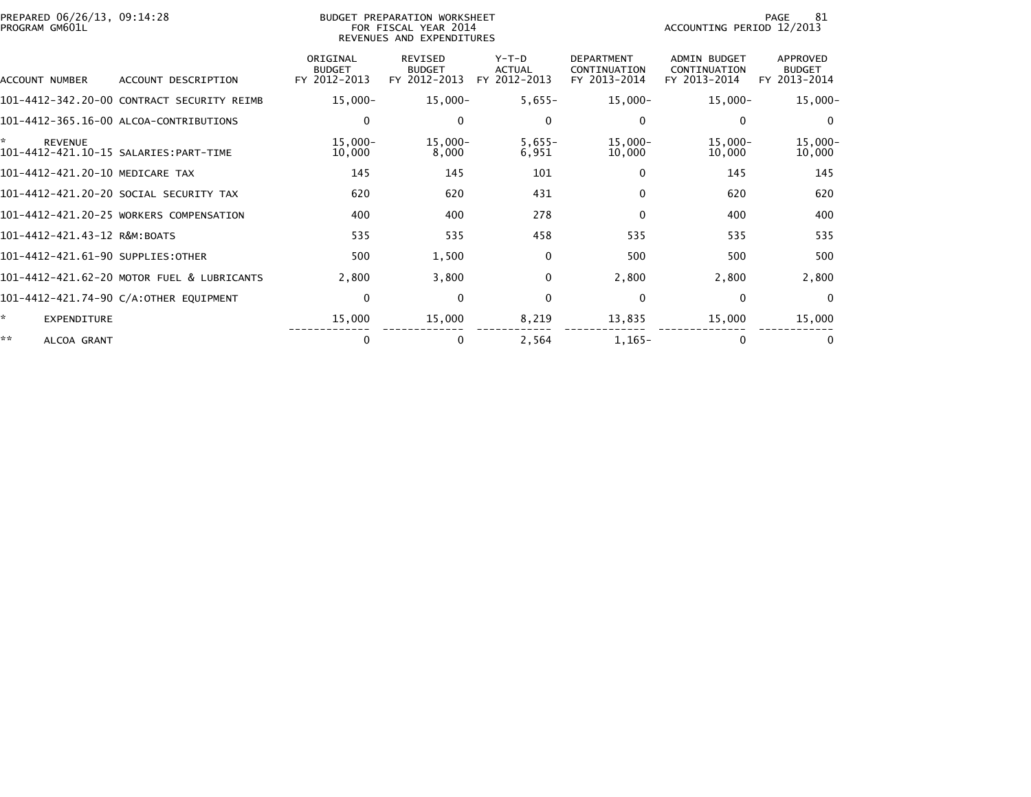PREPARED 06/26/13, 09:14:28
PROGRAM GM601L

BUDGET PREPARATION WORKSHEET
FOR FISCAL YEAR 2014
REVENUES AND EXPENDITURES

ACCOUNTING PERIOD 12/2013

| ACCOUNT NUMBER | ACCOUNT DESCRIPTION | ORIGINAL BUDGET FY 2012-2013 | REVISED BUDGET FY 2012-2013 | Y-T-D ACTUAL FY 2012-2013 | DEPARTMENT CONTINUATION FY 2013-2014 | ADMIN BUDGET CONTINUATION FY 2013-2014 | APPROVED BUDGET FY 2013-2014 |
|---|---|---|---|---|---|---|---|
| 101-4412-342.20-00 | CONTRACT SECURITY REIMB | 15,000- | 15,000- | 5,655- | 15,000- | 15,000- | 15,000- |
| 101-4412-365.16-00 | ALCOA-CONTRIBUTIONS | 0 | 0 | 0 | 0 | 0 | 0 |
| * | REVENUE | 15,000- | 15,000- | 5,655- | 15,000- | 15,000- | 15,000- |
| 101-4412-421.10-15 | SALARIES:PART-TIME | 10,000 | 8,000 | 6,951 | 10,000 | 10,000 | 10,000 |
| 101-4412-421.20-10 | MEDICARE TAX | 145 | 145 | 101 | 0 | 145 | 145 |
| 101-4412-421.20-20 | SOCIAL SECURITY TAX | 620 | 620 | 431 | 0 | 620 | 620 |
| 101-4412-421.20-25 | WORKERS COMPENSATION | 400 | 400 | 278 | 0 | 400 | 400 |
| 101-4412-421.43-12 | R&M:BOATS | 535 | 535 | 458 | 535 | 535 | 535 |
| 101-4412-421.61-90 | SUPPLIES:OTHER | 500 | 1,500 | 0 | 500 | 500 | 500 |
| 101-4412-421.62-20 | MOTOR FUEL & LUBRICANTS | 2,800 | 3,800 | 0 | 2,800 | 2,800 | 2,800 |
| 101-4412-421.74-90 | C/A:OTHER EQUIPMENT | 0 | 0 | 0 | 0 | 0 | 0 |
| * | EXPENDITURE | 15,000 | 15,000 | 8,219 | 13,835 | 15,000 | 15,000 |
| ** | ALCOA GRANT | 0 | 0 | 2,564 | 1,165- | 0 | 0 |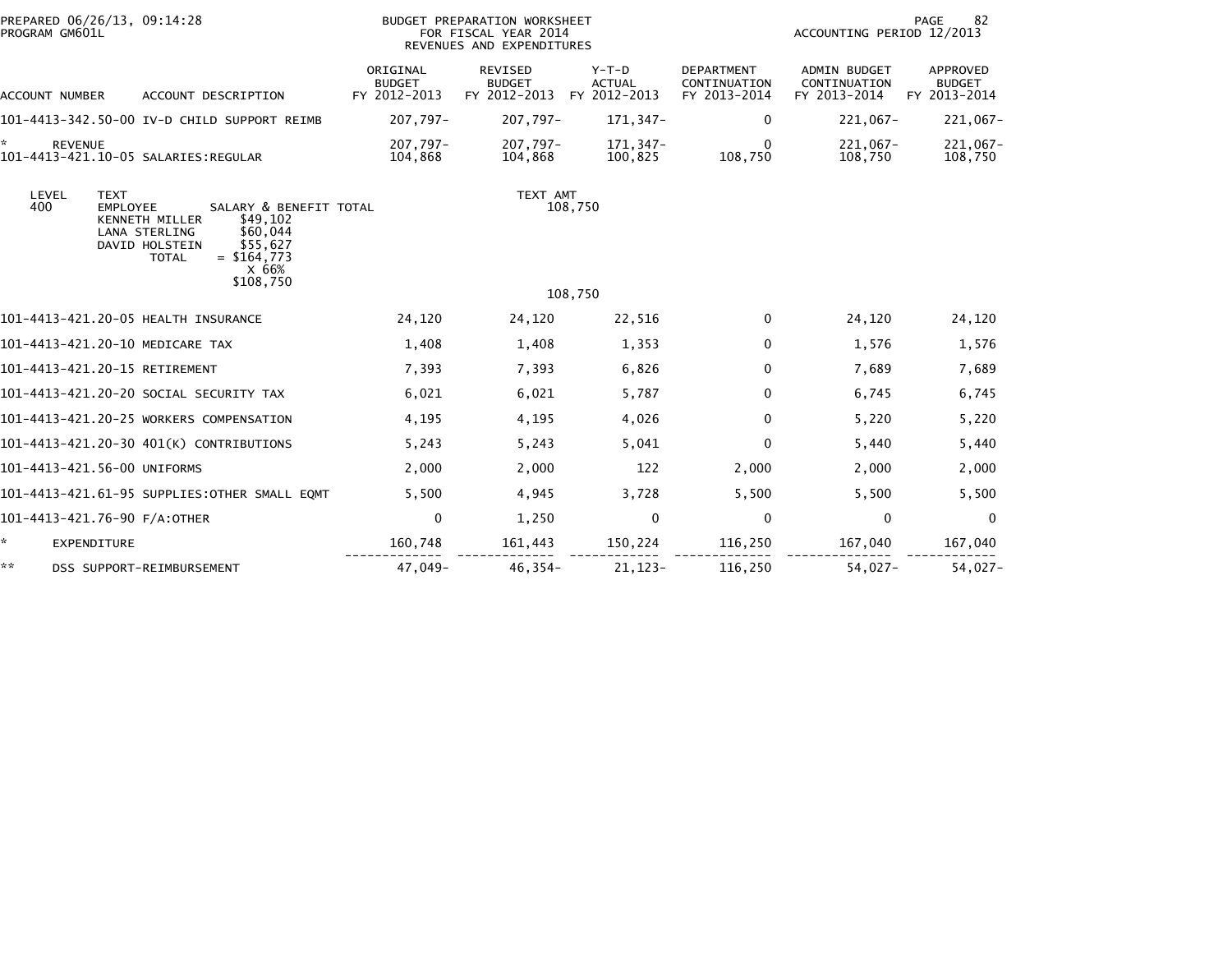PREPARED 06/26/13, 09:14:28
PROGRAM GM601L

BUDGET PREPARATION WORKSHEET
FOR FISCAL YEAR 2014
REVENUES AND EXPENDITURES

ACCOUNTING PERIOD 12/2013

| ACCOUNT NUMBER | ACCOUNT DESCRIPTION | ORIGINAL BUDGET FY 2012-2013 | REVISED BUDGET FY 2012-2013 | Y-T-D ACTUAL FY 2012-2013 | DEPARTMENT CONTINUATION FY 2013-2014 | ADMIN BUDGET CONTINUATION FY 2013-2014 | APPROVED BUDGET FY 2013-2014 |
|---|---|---|---|---|---|---|---|
| 101-4413-342.50-00 | IV-D CHILD SUPPORT REIMB | 207,797- | 207,797- | 171,347- | 0 | 221,067- | 221,067- |
| * | REVENUE | 207,797- | 207,797- | 171,347- | 0 | 221,067- | 221,067- |
| 101-4413-421.10-05 | SALARIES:REGULAR | 104,868 | 104,868 | 100,825 | 108,750 | 108,750 | 108,750 |

| LEVEL | TEXT | TEXT AMT |
|---|---|---|
| 400 | EMPLOYEE SALARY & BENEFIT TOTAL | 108,750 |
| | KENNETH MILLER $49,102 | |
| | LANA STERLING $60,044 | |
| | DAVID HOLSTEIN $55,627 | |
| | TOTAL = $164,773 | |
| | X 66% | |
| | $108,750 | |
| | | 108,750 |

| ACCOUNT NUMBER | ACCOUNT DESCRIPTION | ORIGINAL BUDGET FY 2012-2013 | REVISED BUDGET FY 2012-2013 | Y-T-D ACTUAL FY 2012-2013 | DEPARTMENT CONTINUATION FY 2013-2014 | ADMIN BUDGET CONTINUATION FY 2013-2014 | APPROVED BUDGET FY 2013-2014 |
|---|---|---|---|---|---|---|---|
| 101-4413-421.20-05 | HEALTH INSURANCE | 24,120 | 24,120 | 22,516 | 0 | 24,120 | 24,120 |
| 101-4413-421.20-10 | MEDICARE TAX | 1,408 | 1,408 | 1,353 | 0 | 1,576 | 1,576 |
| 101-4413-421.20-15 | RETIREMENT | 7,393 | 7,393 | 6,826 | 0 | 7,689 | 7,689 |
| 101-4413-421.20-20 | SOCIAL SECURITY TAX | 6,021 | 6,021 | 5,787 | 0 | 6,745 | 6,745 |
| 101-4413-421.20-25 | WORKERS COMPENSATION | 4,195 | 4,195 | 4,026 | 0 | 5,220 | 5,220 |
| 101-4413-421.20-30 | 401(K) CONTRIBUTIONS | 5,243 | 5,243 | 5,041 | 0 | 5,440 | 5,440 |
| 101-4413-421.56-00 | UNIFORMS | 2,000 | 2,000 | 122 | 2,000 | 2,000 | 2,000 |
| 101-4413-421.61-95 | SUPPLIES:OTHER SMALL EQMT | 5,500 | 4,945 | 3,728 | 5,500 | 5,500 | 5,500 |
| 101-4413-421.76-90 | F/A:OTHER | 0 | 1,250 | 0 | 0 | 0 | 0 |
| * | EXPENDITURE | 160,748 | 161,443 | 150,224 | 116,250 | 167,040 | 167,040 |
| ** | DSS SUPPORT-REIMBURSEMENT | 47,049- | 46,354- | 21,123- | 116,250 | 54,027- | 54,027- |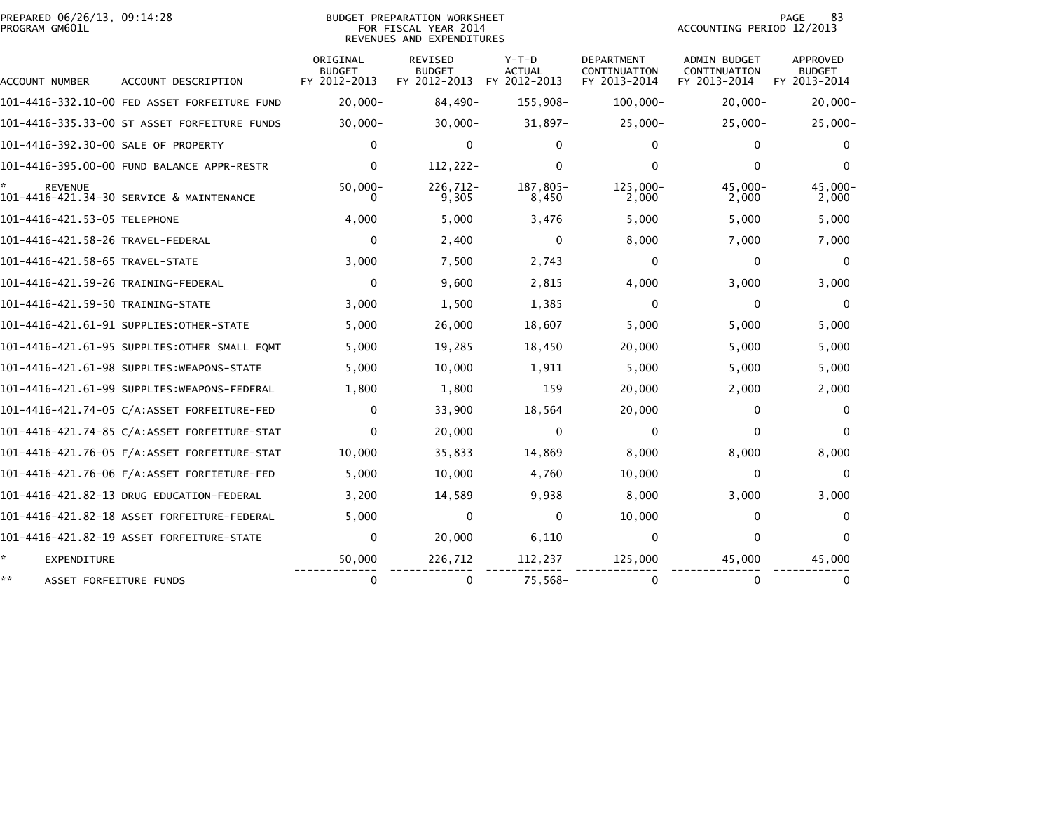PREPARED 06/26/13, 09:14:28
PROGRAM GM601L

BUDGET PREPARATION WORKSHEET
FOR FISCAL YEAR 2014
REVENUES AND EXPENDITURES

ACCOUNTING PERIOD 12/2013

| ACCOUNT NUMBER | ACCOUNT DESCRIPTION | ORIGINAL BUDGET FY 2012-2013 | REVISED BUDGET FY 2012-2013 | Y-T-D ACTUAL FY 2012-2013 | DEPARTMENT CONTINUATION FY 2013-2014 | ADMIN BUDGET CONTINUATION FY 2013-2014 | APPROVED BUDGET FY 2013-2014 |
|---|---|---|---|---|---|---|---|
| 101-4416-332.10-00 | FED ASSET FORFEITURE FUND | 20,000- | 84,490- | 155,908- | 100,000- | 20,000- | 20,000- |
| 101-4416-335.33-00 | ST ASSET FORFEITURE FUNDS | 30,000- | 30,000- | 31,897- | 25,000- | 25,000- | 25,000- |
| 101-4416-392.30-00 | SALE OF PROPERTY | 0 | 0 | 0 | 0 | 0 | 0 |
| 101-4416-395.00-00 | FUND BALANCE APPR-RESTR | 0 | 112,222- | 0 | 0 | 0 | 0 |
| * | REVENUE | 50,000- | 226,712- | 187,805- | 125,000- | 45,000- | 45,000- |
| 101-4416-421.34-30 | SERVICE & MAINTENANCE | 0 | 9,305 | 8,450 | 2,000 | 2,000 | 2,000 |
| 101-4416-421.53-05 | TELEPHONE | 4,000 | 5,000 | 3,476 | 5,000 | 5,000 | 5,000 |
| 101-4416-421.58-26 | TRAVEL-FEDERAL | 0 | 2,400 | 0 | 8,000 | 7,000 | 7,000 |
| 101-4416-421.58-65 | TRAVEL-STATE | 3,000 | 7,500 | 2,743 | 0 | 0 | 0 |
| 101-4416-421.59-26 | TRAINING-FEDERAL | 0 | 9,600 | 2,815 | 4,000 | 3,000 | 3,000 |
| 101-4416-421.59-50 | TRAINING-STATE | 3,000 | 1,500 | 1,385 | 0 | 0 | 0 |
| 101-4416-421.61-91 | SUPPLIES:OTHER-STATE | 5,000 | 26,000 | 18,607 | 5,000 | 5,000 | 5,000 |
| 101-4416-421.61-95 | SUPPLIES:OTHER SMALL EQMT | 5,000 | 19,285 | 18,450 | 20,000 | 5,000 | 5,000 |
| 101-4416-421.61-98 | SUPPLIES:WEAPONS-STATE | 5,000 | 10,000 | 1,911 | 5,000 | 5,000 | 5,000 |
| 101-4416-421.61-99 | SUPPLIES:WEAPONS-FEDERAL | 1,800 | 1,800 | 159 | 20,000 | 2,000 | 2,000 |
| 101-4416-421.74-05 | C/A:ASSET FORFEITURE-FED | 0 | 33,900 | 18,564 | 20,000 | 0 | 0 |
| 101-4416-421.74-85 | C/A:ASSET FORFEITURE-STAT | 0 | 20,000 | 0 | 0 | 0 | 0 |
| 101-4416-421.76-05 | F/A:ASSET FORFEITURE-STAT | 10,000 | 35,833 | 14,869 | 8,000 | 8,000 | 8,000 |
| 101-4416-421.76-06 | F/A:ASSET FORFIETURE-FED | 5,000 | 10,000 | 4,760 | 10,000 | 0 | 0 |
| 101-4416-421.82-13 | DRUG EDUCATION-FEDERAL | 3,200 | 14,589 | 9,938 | 8,000 | 3,000 | 3,000 |
| 101-4416-421.82-18 | ASSET FORFEITURE-FEDERAL | 5,000 | 0 | 0 | 10,000 | 0 | 0 |
| 101-4416-421.82-19 | ASSET FORFEITURE-STATE | 0 | 20,000 | 6,110 | 0 | 0 | 0 |
| * | EXPENDITURE | 50,000 | 226,712 | 112,237 | 125,000 | 45,000 | 45,000 |
| ** | ASSET FORFEITURE FUNDS | 0 | 0 | 75,568- | 0 | 0 | 0 |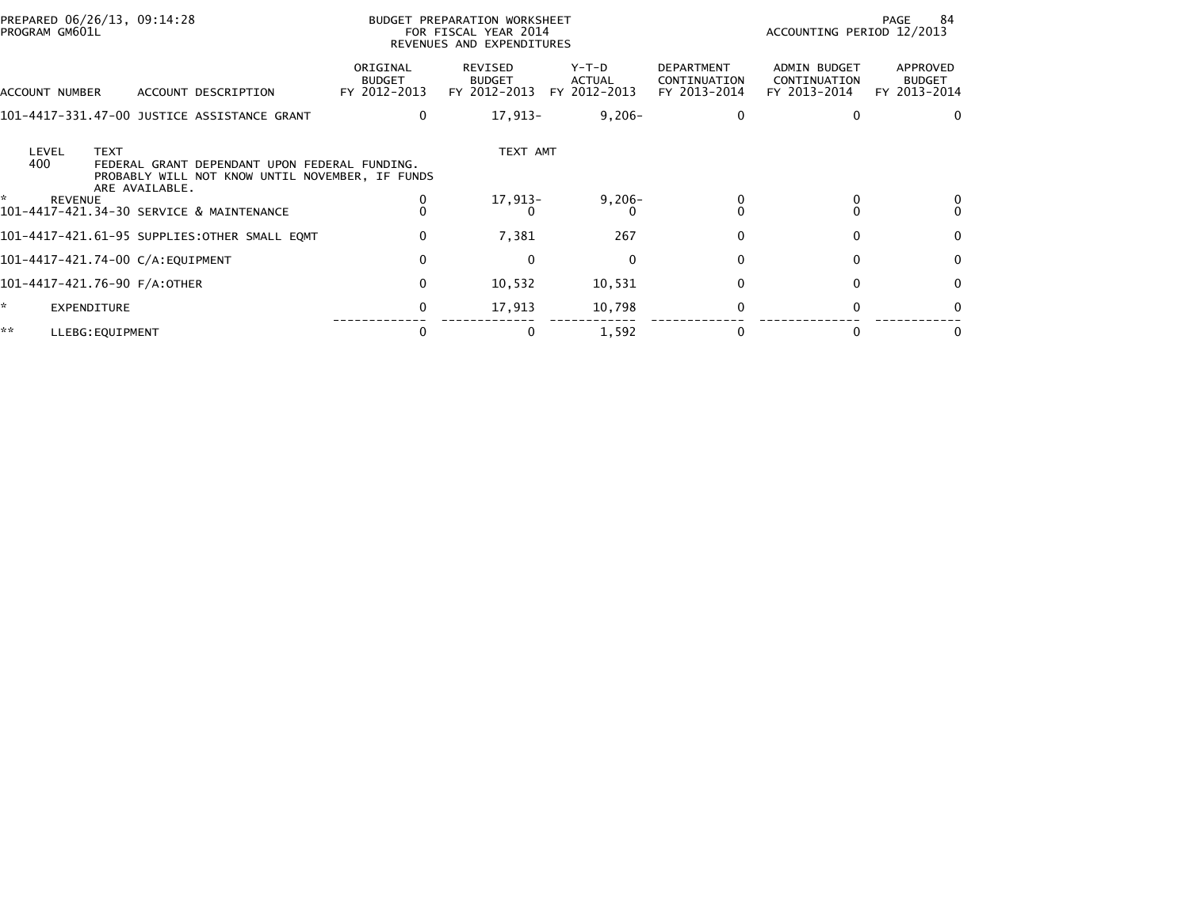PREPARED 06/26/13, 09:14:28
PROGRAM GM601L

BUDGET PREPARATION WORKSHEET
FOR FISCAL YEAR 2014
REVENUES AND EXPENDITURES

ACCOUNTING PERIOD 12/2013

| ACCOUNT NUMBER | ACCOUNT DESCRIPTION | ORIGINAL BUDGET FY 2012-2013 | REVISED BUDGET FY 2012-2013 | Y-T-D ACTUAL FY 2012-2013 | DEPARTMENT CONTINUATION FY 2013-2014 | ADMIN BUDGET CONTINUATION FY 2013-2014 | APPROVED BUDGET FY 2013-2014 |
|---|---|---|---|---|---|---|---|
| 101-4417-331.47-00 | JUSTICE ASSISTANCE GRANT | 0 | 17,913- | 9,206- | 0 | 0 | 0 |

| LEVEL | TEXT | TEXT AMT |
|---|---|---|
| 400 | FEDERAL GRANT DEPENDANT UPON FEDERAL FUNDING. PROBABLY WILL NOT KNOW UNTIL NOVEMBER, IF FUNDS ARE AVAILABLE. | |

| ACCOUNT NUMBER | ACCOUNT DESCRIPTION | ORIGINAL BUDGET FY 2012-2013 | REVISED BUDGET FY 2012-2013 | Y-T-D ACTUAL FY 2012-2013 | DEPARTMENT CONTINUATION FY 2013-2014 | ADMIN BUDGET CONTINUATION FY 2013-2014 | APPROVED BUDGET FY 2013-2014 |
|---|---|---|---|---|---|---|---|
| * | REVENUE | 0 | 17,913- | 9,206- | 0 | 0 | 0 |
| 101-4417-421.34-30 | SERVICE & MAINTENANCE | 0 | 0 | 0 | 0 | 0 | 0 |
| 101-4417-421.61-95 | SUPPLIES:OTHER SMALL EQMT | 0 | 7,381 | 267 | 0 | 0 | 0 |
| 101-4417-421.74-00 | C/A:EQUIPMENT | 0 | 0 | 0 | 0 | 0 | 0 |
| 101-4417-421.76-90 | F/A:OTHER | 0 | 10,532 | 10,531 | 0 | 0 | 0 |
| * | EXPENDITURE | 0 | 17,913 | 10,798 | 0 | 0 | 0 |
| ** | LLEBG:EQUIPMENT | 0 | 0 | 1,592 | 0 | 0 | 0 |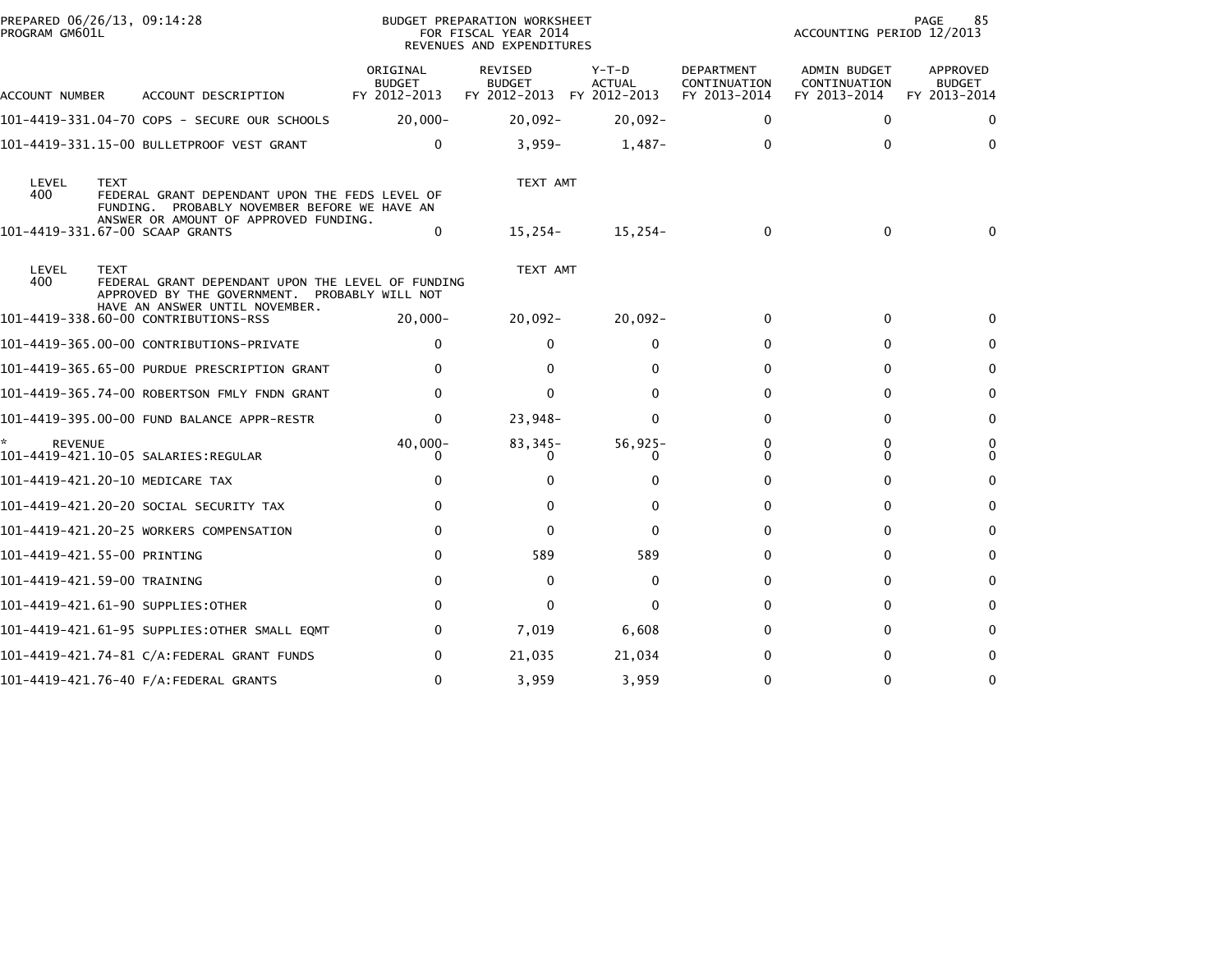PREPARED 06/26/13, 09:14:28
PROGRAM GM601L

BUDGET PREPARATION WORKSHEET
FOR FISCAL YEAR 2014
REVENUES AND EXPENDITURES

ACCOUNTING PERIOD 12/2013

| ACCOUNT NUMBER | ACCOUNT DESCRIPTION | ORIGINAL BUDGET FY 2012-2013 | REVISED BUDGET FY 2012-2013 | Y-T-D ACTUAL FY 2012-2013 | DEPARTMENT CONTINUATION FY 2013-2014 | ADMIN BUDGET CONTINUATION FY 2013-2014 | APPROVED BUDGET FY 2013-2014 |
|---|---|---|---|---|---|---|---|
| 101-4419-331.04-70 | COPS - SECURE OUR SCHOOLS | 20,000- | 20,092- | 20,092- | 0 | 0 | 0 |
| 101-4419-331.15-00 | BULLETPROOF VEST GRANT | 0 | 3,959- | 1,487- | 0 | 0 | 0 |
| LEVEL 400 | TEXT: FEDERAL GRANT DEPENDANT UPON THE FEDS LEVEL OF FUNDING. PROBABLY NOVEMBER BEFORE WE HAVE AN ANSWER OR AMOUNT OF APPROVED FUNDING. | | TEXT AMT | | | | |
| 101-4419-331.67-00 | SCAAP GRANTS | 0 | 15,254- | 15,254- | 0 | 0 | 0 |
| LEVEL 400 | TEXT: FEDERAL GRANT DEPENDANT UPON THE LEVEL OF FUNDING APPROVED BY THE GOVERNMENT. PROBABLY WILL NOT HAVE AN ANSWER UNTIL NOVEMBER. | | TEXT AMT | | | | |
| 101-4419-338.60-00 | CONTRIBUTIONS-RSS | 20,000- | 20,092- | 20,092- | 0 | 0 | 0 |
| 101-4419-365.00-00 | CONTRIBUTIONS-PRIVATE | 0 | 0 | 0 | 0 | 0 | 0 |
| 101-4419-365.65-00 | PURDUE PRESCRIPTION GRANT | 0 | 0 | 0 | 0 | 0 | 0 |
| 101-4419-365.74-00 | ROBERTSON FMLY FNDN GRANT | 0 | 0 | 0 | 0 | 0 | 0 |
| 101-4419-395.00-00 | FUND BALANCE APPR-RESTR | 0 | 23,948- | 0 | 0 | 0 | 0 |
| * REVENUE | | 40,000- | 83,345- | 56,925- | 0 | 0 | 0 |
| 101-4419-421.10-05 | SALARIES:REGULAR | 0 | 0 | 0 | 0 | 0 | 0 |
| 101-4419-421.20-10 | MEDICARE TAX | 0 | 0 | 0 | 0 | 0 | 0 |
| 101-4419-421.20-20 | SOCIAL SECURITY TAX | 0 | 0 | 0 | 0 | 0 | 0 |
| 101-4419-421.20-25 | WORKERS COMPENSATION | 0 | 0 | 0 | 0 | 0 | 0 |
| 101-4419-421.55-00 | PRINTING | 0 | 589 | 589 | 0 | 0 | 0 |
| 101-4419-421.59-00 | TRAINING | 0 | 0 | 0 | 0 | 0 | 0 |
| 101-4419-421.61-90 | SUPPLIES:OTHER | 0 | 0 | 0 | 0 | 0 | 0 |
| 101-4419-421.61-95 | SUPPLIES:OTHER SMALL EQMT | 0 | 7,019 | 6,608 | 0 | 0 | 0 |
| 101-4419-421.74-81 | C/A:FEDERAL GRANT FUNDS | 0 | 21,035 | 21,034 | 0 | 0 | 0 |
| 101-4419-421.76-40 | F/A:FEDERAL GRANTS | 0 | 3,959 | 3,959 | 0 | 0 | 0 |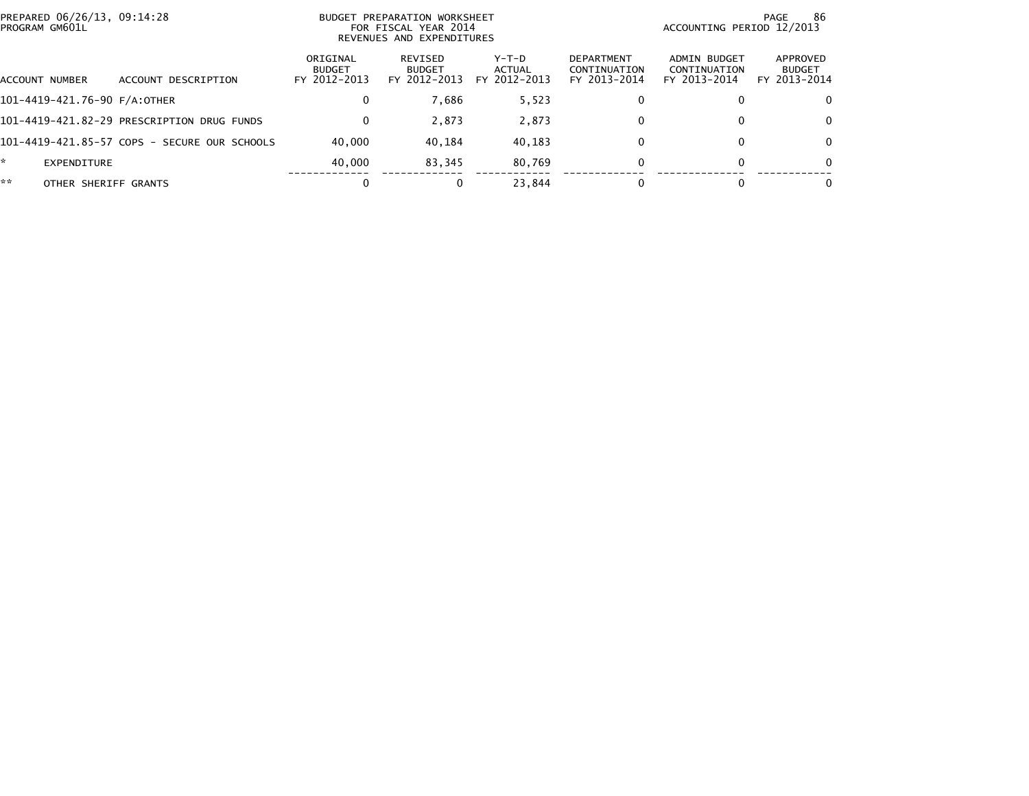PREPARED 06/26/13, 09:14:28
PROGRAM GM601L

BUDGET PREPARATION WORKSHEET
FOR FISCAL YEAR 2014
REVENUES AND EXPENDITURES

ACCOUNTING PERIOD 12/2013

| ACCOUNT NUMBER | ACCOUNT DESCRIPTION | ORIGINAL BUDGET FY 2012-2013 | REVISED BUDGET FY 2012-2013 | Y-T-D ACTUAL FY 2012-2013 | DEPARTMENT CONTINUATION FY 2013-2014 | ADMIN BUDGET CONTINUATION FY 2013-2014 | APPROVED BUDGET FY 2013-2014 |
|---|---|---|---|---|---|---|---|
| 101-4419-421.76-90 | F/A:OTHER | 0 | 7,686 | 5,523 | 0 | 0 | 0 |
| 101-4419-421.82-29 | PRESCRIPTION DRUG FUNDS | 0 | 2,873 | 2,873 | 0 | 0 | 0 |
| 101-4419-421.85-57 | COPS - SECURE OUR SCHOOLS | 40,000 | 40,184 | 40,183 | 0 | 0 | 0 |
| * | EXPENDITURE | 40,000 | 83,345 | 80,769 | 0 | 0 | 0 |
| ** | OTHER SHERIFF GRANTS | 0 | 0 | 23,844 | 0 | 0 | 0 |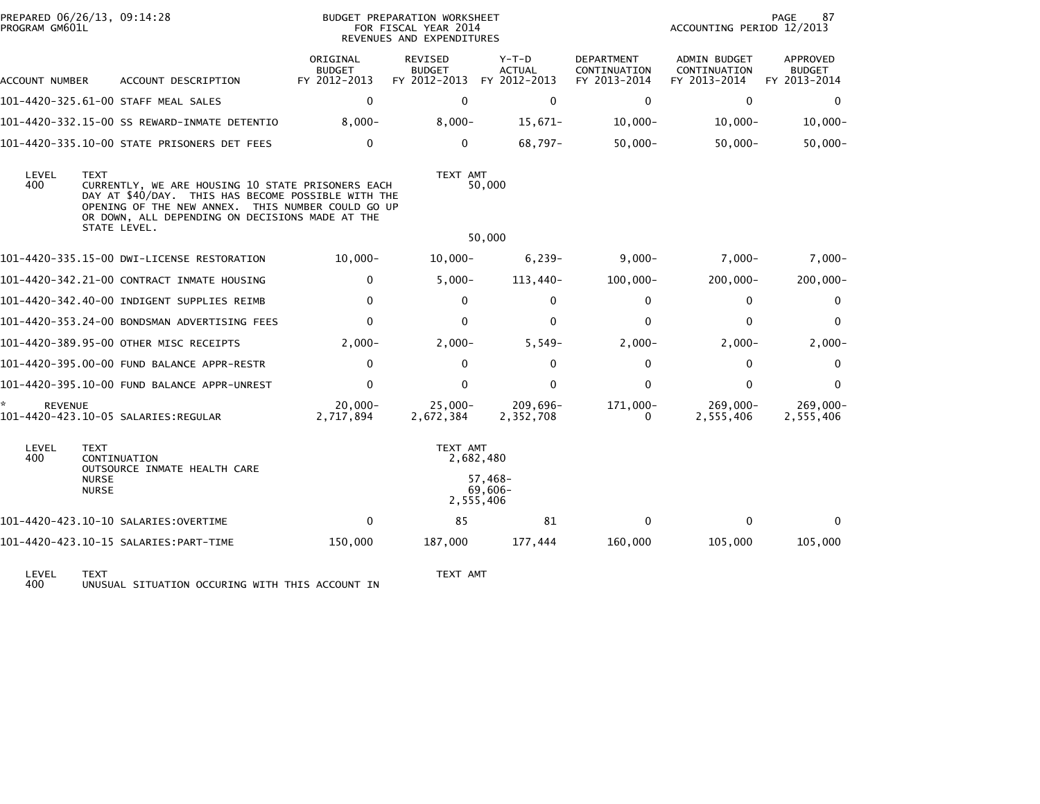PREPARED 06/26/13, 09:14:28
PROGRAM GM601L

BUDGET PREPARATION WORKSHEET
FOR FISCAL YEAR 2014
REVENUES AND EXPENDITURES

ACCOUNTING PERIOD 12/2013

| ACCOUNT NUMBER | ACCOUNT DESCRIPTION | ORIGINAL BUDGET FY 2012-2013 | REVISED BUDGET FY 2012-2013 | Y-T-D ACTUAL FY 2012-2013 | DEPARTMENT CONTINUATION FY 2013-2014 | ADMIN BUDGET CONTINUATION FY 2013-2014 | APPROVED BUDGET FY 2013-2014 |
|---|---|---|---|---|---|---|---|
| 101-4420-325.61-00 | STAFF MEAL SALES | 0 | 0 | 0 | 0 | 0 | 0 |
| 101-4420-332.15-00 | SS REWARD-INMATE DETENTIO | 8,000- | 8,000- | 15,671- | 10,000- | 10,000- | 10,000- |
| 101-4420-335.10-00 | STATE PRISONERS DET FEES | 0 | 0 | 68,797- | 50,000- | 50,000- | 50,000- |

| LEVEL | TEXT | TEXT AMT |
|---|---|---|
| 400 | CURRENTLY, WE ARE HOUSING 10 STATE PRISONERS EACH DAY AT $40/DAY. THIS HAS BECOME POSSIBLE WITH THE OPENING OF THE NEW ANNEX. THIS NUMBER COULD GO UP OR DOWN, ALL DEPENDING ON DECISIONS MADE AT THE STATE LEVEL. | 50,000 |
| | | 50,000 |

| ACCOUNT NUMBER | ACCOUNT DESCRIPTION | ORIGINAL BUDGET FY 2012-2013 | REVISED BUDGET FY 2012-2013 | Y-T-D ACTUAL FY 2012-2013 | DEPARTMENT CONTINUATION FY 2013-2014 | ADMIN BUDGET CONTINUATION FY 2013-2014 | APPROVED BUDGET FY 2013-2014 |
|---|---|---|---|---|---|---|---|
| 101-4420-335.15-00 | DWI-LICENSE RESTORATION | 10,000- | 10,000- | 6,239- | 9,000- | 7,000- | 7,000- |
| 101-4420-342.21-00 | CONTRACT INMATE HOUSING | 0 | 5,000- | 113,440- | 100,000- | 200,000- | 200,000- |
| 101-4420-342.40-00 | INDIGENT SUPPLIES REIMB | 0 | 0 | 0 | 0 | 0 | 0 |
| 101-4420-353.24-00 | BONDSMAN ADVERTISING FEES | 0 | 0 | 0 | 0 | 0 | 0 |
| 101-4420-389.95-00 | OTHER MISC RECEIPTS | 2,000- | 2,000- | 5,549- | 2,000- | 2,000- | 2,000- |
| 101-4420-395.00-00 | FUND BALANCE APPR-RESTR | 0 | 0 | 0 | 0 | 0 | 0 |
| 101-4420-395.10-00 | FUND BALANCE APPR-UNREST | 0 | 0 | 0 | 0 | 0 | 0 |
| * REVENUE | | 20,000- | 25,000- | 209,696- | 171,000- | 269,000- | 269,000- |
| 101-4420-423.10-05 | SALARIES:REGULAR | 2,717,894 | 2,672,384 | 2,352,708 | 0 | 2,555,406 | 2,555,406 |

| LEVEL | TEXT | TEXT AMT |
|---|---|---|
| 400 | CONTINUATION | 2,682,480 |
| | OUTSOURCE INMATE HEALTH CARE | |
| | NURSE | 57,468- |
| | NURSE | 69,606- |
| | | 2,555,406 |

| ACCOUNT NUMBER | ACCOUNT DESCRIPTION | ORIGINAL BUDGET FY 2012-2013 | REVISED BUDGET FY 2012-2013 | Y-T-D ACTUAL FY 2012-2013 | DEPARTMENT CONTINUATION FY 2013-2014 | ADMIN BUDGET CONTINUATION FY 2013-2014 | APPROVED BUDGET FY 2013-2014 |
|---|---|---|---|---|---|---|---|
| 101-4420-423.10-10 | SALARIES:OVERTIME | 0 | 85 | 81 | 0 | 0 | 0 |
| 101-4420-423.10-15 | SALARIES:PART-TIME | 150,000 | 187,000 | 177,444 | 160,000 | 105,000 | 105,000 |

| LEVEL | TEXT | TEXT AMT |
|---|---|---|
| 400 | UNUSUAL SITUATION OCCURING WITH THIS ACCOUNT IN | |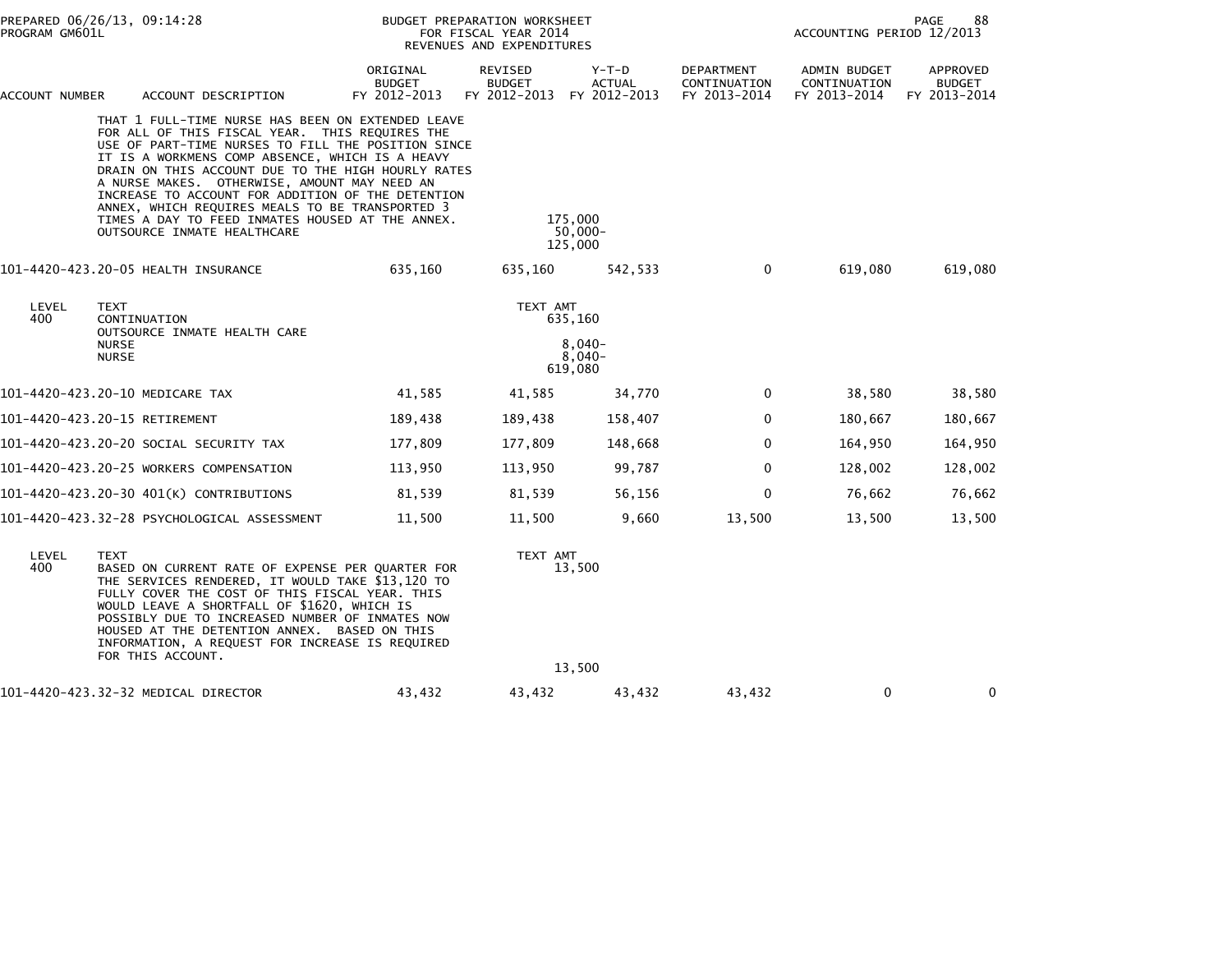PREPARED 06/26/13, 09:14:28
PROGRAM GM601L

BUDGET PREPARATION WORKSHEET
FOR FISCAL YEAR 2014
REVENUES AND EXPENDITURES

ACCOUNTING PERIOD 12/2013

| ACCOUNT NUMBER | ACCOUNT DESCRIPTION | ORIGINAL BUDGET FY 2012-2013 | REVISED BUDGET FY 2012-2013 | Y-T-D ACTUAL FY 2012-2013 | DEPARTMENT CONTINUATION FY 2013-2014 | ADMIN BUDGET CONTINUATION FY 2013-2014 | APPROVED BUDGET FY 2013-2014 |
|---|---|---|---|---|---|---|---|
| | THAT 1 FULL-TIME NURSE HAS BEEN ON EXTENDED LEAVE FOR ALL OF THIS FISCAL YEAR. THIS REQUIRES THE USE OF PART-TIME NURSES TO FILL THE POSITION SINCE IT IS A WORKMENS COMP ABSENCE, WHICH IS A HEAVY DRAIN ON THIS ACCOUNT DUE TO THE HIGH HOURLY RATES A NURSE MAKES. OTHERWISE, AMOUNT MAY NEED AN INCREASE TO ACCOUNT FOR ADDITION OF THE DETENTION ANNEX, WHICH REQUIRES MEALS TO BE TRANSPORTED 3 TIMES A DAY TO FEED INMATES HOUSED AT THE ANNEX. | | 175,000 | | | | |
| | OUTSOURCE INMATE HEALTHCARE | | 50,000- | | | | |
| | | | 125,000 | | | | |
| 101-4420-423.20-05 | HEALTH INSURANCE | 635,160 | 635,160 | 542,533 | 0 | 619,080 | 619,080 |
| LEVEL 400 | TEXT | | TEXT AMT | | | | |
| | CONTINUATION | | 635,160 | | | | |
| | OUTSOURCE INMATE HEALTH CARE | | | | | | |
| | NURSE | | 8,040- | | | | |
| | NURSE | | 8,040- | | | | |
| | | | 619,080 | | | | |
| 101-4420-423.20-10 | MEDICARE TAX | 41,585 | 41,585 | 34,770 | 0 | 38,580 | 38,580 |
| 101-4420-423.20-15 | RETIREMENT | 189,438 | 189,438 | 158,407 | 0 | 180,667 | 180,667 |
| 101-4420-423.20-20 | SOCIAL SECURITY TAX | 177,809 | 177,809 | 148,668 | 0 | 164,950 | 164,950 |
| 101-4420-423.20-25 | WORKERS COMPENSATION | 113,950 | 113,950 | 99,787 | 0 | 128,002 | 128,002 |
| 101-4420-423.20-30 | 401(K) CONTRIBUTIONS | 81,539 | 81,539 | 56,156 | 0 | 76,662 | 76,662 |
| 101-4420-423.32-28 | PSYCHOLOGICAL ASSESSMENT | 11,500 | 11,500 | 9,660 | 13,500 | 13,500 | 13,500 |
| LEVEL 400 | TEXT | | TEXT AMT | | | | |
| | BASED ON CURRENT RATE OF EXPENSE PER QUARTER FOR THE SERVICES RENDERED, IT WOULD TAKE $13,120 TO FULLY COVER THE COST OF THIS FISCAL YEAR. THIS WOULD LEAVE A SHORTFALL OF $1620, WHICH IS POSSIBLY DUE TO INCREASED NUMBER OF INMATES NOW HOUSED AT THE DETENTION ANNEX. BASED ON THIS INFORMATION, A REQUEST FOR INCREASE IS REQUIRED FOR THIS ACCOUNT. | | 13,500 | | | | |
| | | | 13,500 | | | | |
| 101-4420-423.32-32 | MEDICAL DIRECTOR | 43,432 | 43,432 | 43,432 | 43,432 | 0 | 0 |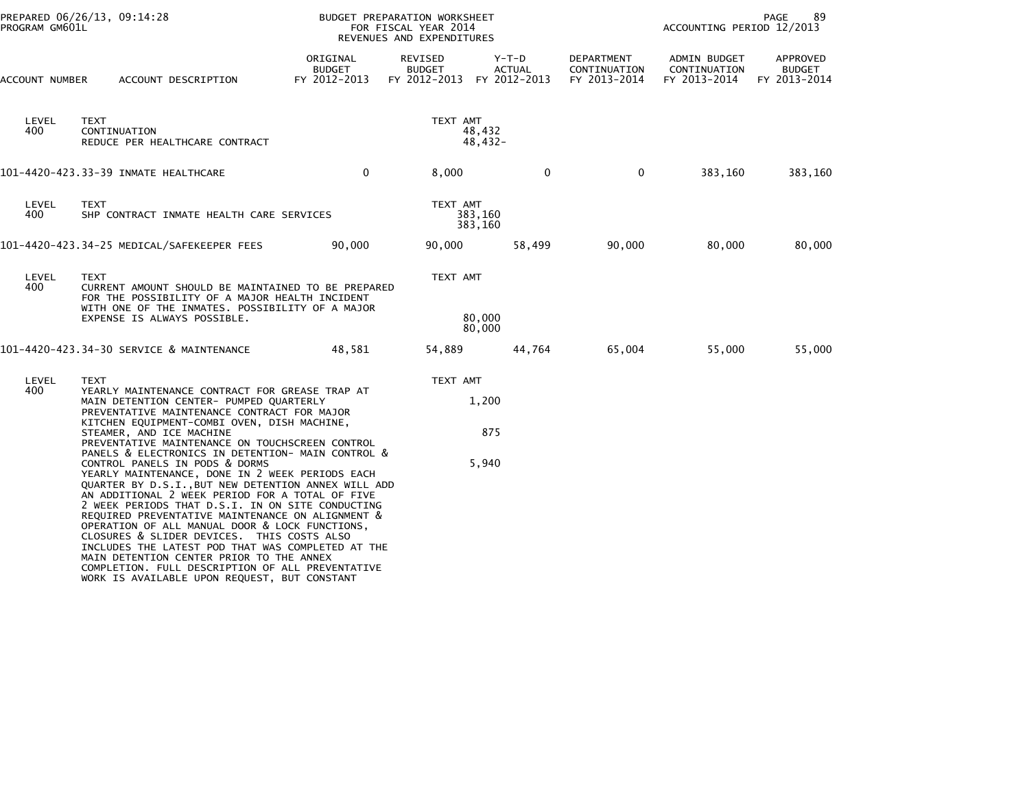PREPARED 06/26/13, 09:14:28
PROGRAM GM601L

BUDGET PREPARATION WORKSHEET
FOR FISCAL YEAR 2014
REVENUES AND EXPENDITURES

ACCOUNTING PERIOD 12/2013

| ACCOUNT NUMBER | ACCOUNT DESCRIPTION | ORIGINAL BUDGET FY 2012-2013 | REVISED BUDGET FY 2012-2013 | Y-T-D ACTUAL FY 2012-2013 | DEPARTMENT CONTINUATION FY 2013-2014 | ADMIN BUDGET CONTINUATION FY 2013-2014 | APPROVED BUDGET FY 2013-2014 |
|---|---|---|---|---|---|---|---|
| LEVEL 400 | TEXT<br>CONTINUATION<br>REDUCE PER HEALTHCARE CONTRACT | | TEXT AMT<br>48,432<br>48,432- | | | | |
| 101-4420-423.33-39 | INMATE HEALTHCARE | 0 | 8,000 | 0 | 0 | 383,160 | 383,160 |
| LEVEL 400 | TEXT<br>SHP CONTRACT INMATE HEALTH CARE SERVICES | | TEXT AMT<br>383,160<br>383,160 | | | | |
| 101-4420-423.34-25 | MEDICAL/SAFEKEEPER FEES | 90,000 | 90,000 | 58,499 | 90,000 | 80,000 | 80,000 |
| LEVEL 400 | TEXT<br>CURRENT AMOUNT SHOULD BE MAINTAINED TO BE PREPARED FOR THE POSSIBILITY OF A MAJOR HEALTH INCIDENT WITH ONE OF THE INMATES. POSSIBILITY OF A MAJOR EXPENSE IS ALWAYS POSSIBLE. | | TEXT AMT<br>80,000<br>80,000 | | | | |
| 101-4420-423.34-30 | SERVICE & MAINTENANCE | 48,581 | 54,889 | 44,764 | 65,004 | 55,000 | 55,000 |
| LEVEL 400 | TEXT<br>YEARLY MAINTENANCE CONTRACT FOR GREASE TRAP AT MAIN DETENTION CENTER- PUMPED QUARTERLY | | TEXT AMT<br>1,200 | | | | |
| | PREVENTATIVE MAINTENANCE CONTRACT FOR MAJOR KITCHEN EQUIPMENT-COMBI OVEN, DISH MACHINE, STEAMER, AND ICE MACHINE | | 875 | | | | |
| | PREVENTATIVE MAINTENANCE ON TOUCHSCREEN CONTROL PANELS & ELECTRONICS IN DETENTION- MAIN CONTROL & CONTROL PANELS IN PODS & DORMS | | 5,940 | | | | |
| | YEARLY MAINTENANCE, DONE IN 2 WEEK PERIODS EACH QUARTER BY D.S.I.,BUT NEW DETENTION ANNEX WILL ADD AN ADDITIONAL 2 WEEK PERIOD FOR A TOTAL OF FIVE 2 WEEK PERIODS THAT D.S.I. IN ON SITE CONDUCTING REQUIRED PREVENTATIVE MAINTENANCE ON ALIGNMENT & OPERATION OF ALL MANUAL DOOR & LOCK FUNCTIONS, CLOSURES & SLIDER DEVICES. THIS COSTS ALSO INCLUDES THE LATEST POD THAT WAS COMPLETED AT THE MAIN DETENTION CENTER PRIOR TO THE ANNEX COMPLETION. FULL DESCRIPTION OF ALL PREVENTATIVE WORK IS AVAILABLE UPON REQUEST, BUT CONSTANT | | | | | | |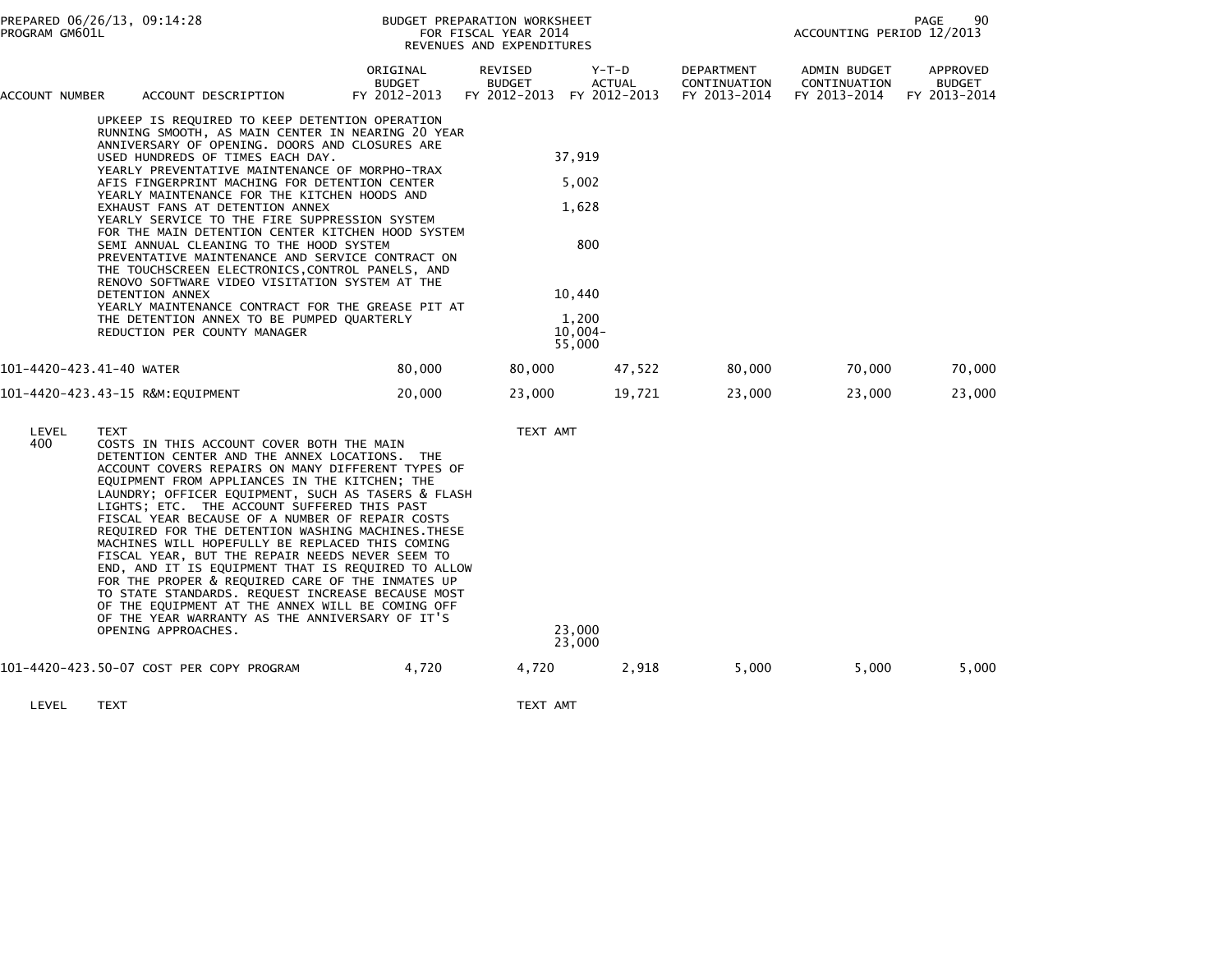BUDGET PREPARATION WORKSHEET
FOR FISCAL YEAR 2014
REVENUES AND EXPENDITURES

PREPARED 06/26/13, 09:14:28
PROGRAM GM601L
ACCOUNTING PERIOD 12/2013

| ACCOUNT NUMBER | ACCOUNT DESCRIPTION | ORIGINAL BUDGET FY 2012-2013 | REVISED BUDGET FY 2012-2013 | Y-T-D ACTUAL FY 2012-2013 | DEPARTMENT CONTINUATION FY 2013-2014 | ADMIN BUDGET CONTINUATION FY 2013-2014 | APPROVED BUDGET FY 2013-2014 |
|---|---|---|---|---|---|---|---|
| | UPKEEP IS REQUIRED TO KEEP DETENTION OPERATION RUNNING SMOOTH, AS MAIN CENTER IN NEARING 20 YEAR ANNIVERSARY OF OPENING. DOORS AND CLOSURES ARE USED HUNDREDS OF TIMES EACH DAY. | | 37,919 | | | | |
| | YEARLY PREVENTATIVE MAINTENANCE OF MORPHO-TRAX AFIS FINGERPRINT MACHING FOR DETENTION CENTER | | 5,002 | | | | |
| | YEARLY MAINTENANCE FOR THE KITCHEN HOODS AND EXHAUST FANS AT DETENTION ANNEX | | 1,628 | | | | |
| | YEARLY SERVICE TO THE FIRE SUPPRESSION SYSTEM FOR THE MAIN DETENTION CENTER KITCHEN HOOD SYSTEM SEMI ANNUAL CLEANING TO THE HOOD SYSTEM | | 800 | | | | |
| | PREVENTATIVE MAINTENANCE AND SERVICE CONTRACT ON THE TOUCHSCREEN ELECTRONICS,CONTROL PANELS, AND RENOVO SOFTWARE VIDEO VISITATION SYSTEM AT THE DETENTION ANNEX | | 10,440 | | | | |
| | YEARLY MAINTENANCE CONTRACT FOR THE GREASE PIT AT THE DETENTION ANNEX TO BE PUMPED QUARTERLY | | 1,200 | | | | |
| | REDUCTION PER COUNTY MANAGER | | 10,004- | | | | |
| | | | 55,000 | | | | |
| 101-4420-423.41-40 | WATER | 80,000 | 80,000 | 47,522 | 80,000 | 70,000 | 70,000 |
| 101-4420-423.43-15 | R&M:EQUIPMENT | 20,000 | 23,000 | 19,721 | 23,000 | 23,000 | 23,000 |

| LEVEL | TEXT | TEXT AMT |
|---|---|---|
| 400 | COSTS IN THIS ACCOUNT COVER BOTH THE MAIN DETENTION CENTER AND THE ANNEX LOCATIONS. THE ACCOUNT COVERS REPAIRS ON MANY DIFFERENT TYPES OF EQUIPMENT FROM APPLIANCES IN THE KITCHEN; THE LAUNDRY; OFFICER EQUIPMENT, SUCH AS TASERS & FLASH LIGHTS; ETC. THE ACCOUNT SUFFERED THIS PAST FISCAL YEAR BECAUSE OF A NUMBER OF REPAIR COSTS REQUIRED FOR THE DETENTION WASHING MACHINES.THESE MACHINES WILL HOPEFULLY BE REPLACED THIS COMING FISCAL YEAR, BUT THE REPAIR NEEDS NEVER SEEM TO END, AND IT IS EQUIPMENT THAT IS REQUIRED TO ALLOW FOR THE PROPER & REQUIRED CARE OF THE INMATES UP TO STATE STANDARDS. REQUEST INCREASE BECAUSE MOST OF THE EQUIPMENT AT THE ANNEX WILL BE COMING OFF OF THE YEAR WARRANTY AS THE ANNIVERSARY OF IT'S OPENING APPROACHES. | 23,000 |
| | | 23,000 |

| ACCOUNT NUMBER | ACCOUNT DESCRIPTION | ORIGINAL BUDGET FY 2012-2013 | REVISED BUDGET FY 2012-2013 | Y-T-D ACTUAL FY 2012-2013 | DEPARTMENT CONTINUATION FY 2013-2014 | ADMIN BUDGET CONTINUATION FY 2013-2014 | APPROVED BUDGET FY 2013-2014 |
|---|---|---|---|---|---|---|---|
| 101-4420-423.50-07 | COST PER COPY PROGRAM | 4,720 | 4,720 | 2,918 | 5,000 | 5,000 | 5,000 |

| LEVEL | TEXT | TEXT AMT |
|---|---|---|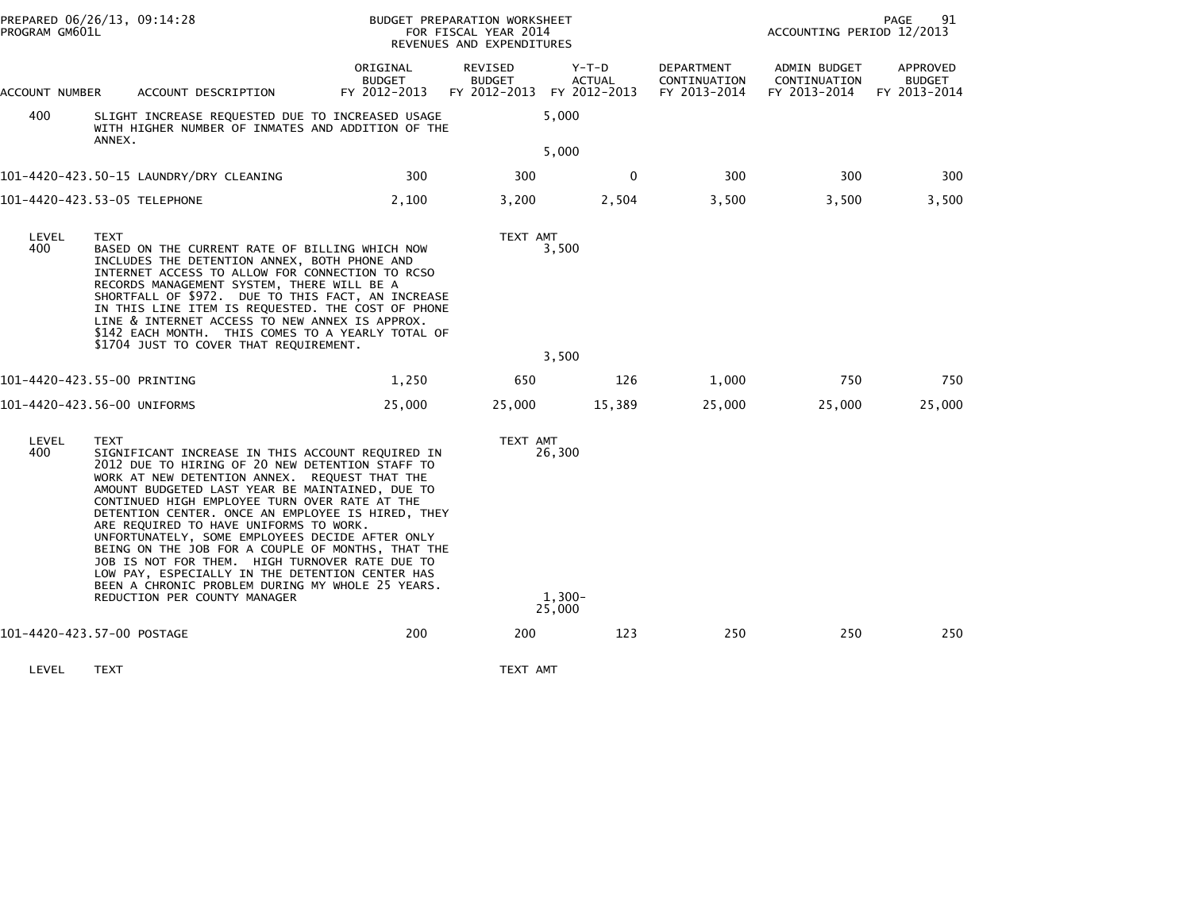BUDGET PREPARATION WORKSHEET
FOR FISCAL YEAR 2014
REVENUES AND EXPENDITURES

PREPARED 06/26/13, 09:14:28
PROGRAM GM601L

ACCOUNTING PERIOD 12/2013

| ACCOUNT NUMBER | ACCOUNT DESCRIPTION | ORIGINAL BUDGET FY 2012-2013 | REVISED BUDGET FY 2012-2013 | Y-T-D ACTUAL FY 2012-2013 | DEPARTMENT CONTINUATION FY 2013-2014 | ADMIN BUDGET CONTINUATION FY 2013-2014 | APPROVED BUDGET FY 2013-2014 |
|---|---|---|---|---|---|---|---|
| 400 | SLIGHT INCREASE REQUESTED DUE TO INCREASED USAGE WITH HIGHER NUMBER OF INMATES AND ADDITION OF THE ANNEX. | | 5,000 | | | | |
| | | | 5,000 | | | | |
| 101-4420-423.50-15 | LAUNDRY/DRY CLEANING | 300 | 300 | 0 | 300 | 300 | 300 |
| 101-4420-423.53-05 | TELEPHONE | 2,100 | 3,200 | 2,504 | 3,500 | 3,500 | 3,500 |
| LEVEL | TEXT | | TEXT AMT | | | | |
| 400 | BASED ON THE CURRENT RATE OF BILLING WHICH NOW INCLUDES THE DETENTION ANNEX, BOTH PHONE AND INTERNET ACCESS TO ALLOW FOR CONNECTION TO RCSO RECORDS MANAGEMENT SYSTEM, THERE WILL BE A SHORTFALL OF $972. DUE TO THIS FACT, AN INCREASE IN THIS LINE ITEM IS REQUESTED. THE COST OF PHONE LINE & INTERNET ACCESS TO NEW ANNEX IS APPROX. $142 EACH MONTH. THIS COMES TO A YEARLY TOTAL OF $1704 JUST TO COVER THAT REQUIREMENT. | | 3,500 | | | | |
| | | | 3,500 | | | | |
| 101-4420-423.55-00 | PRINTING | 1,250 | 650 | 126 | 1,000 | 750 | 750 |
| 101-4420-423.56-00 | UNIFORMS | 25,000 | 25,000 | 15,389 | 25,000 | 25,000 | 25,000 |
| LEVEL | TEXT | | TEXT AMT | | | | |
| 400 | SIGNIFICANT INCREASE IN THIS ACCOUNT REQUIRED IN 2012 DUE TO HIRING OF 20 NEW DETENTION STAFF TO WORK AT NEW DETENTION ANNEX. REQUEST THAT THE AMOUNT BUDGETED LAST YEAR BE MAINTAINED, DUE TO CONTINUED HIGH EMPLOYEE TURN OVER RATE AT THE DETENTION CENTER. ONCE AN EMPLOYEE IS HIRED, THEY ARE REQUIRED TO HAVE UNIFORMS TO WORK. UNFORTUNATELY, SOME EMPLOYEES DECIDE AFTER ONLY BEING ON THE JOB FOR A COUPLE OF MONTHS, THAT THE JOB IS NOT FOR THEM. HIGH TURNOVER RATE DUE TO LOW PAY, ESPECIALLY IN THE DETENTION CENTER HAS BEEN A CHRONIC PROBLEM DURING MY WHOLE 25 YEARS. | | 26,300 | | | | |
| | REDUCTION PER COUNTY MANAGER | | 1,300- | | | | |
| | | | 25,000 | | | | |
| 101-4420-423.57-00 | POSTAGE | 200 | 200 | 123 | 250 | 250 | 250 |
| LEVEL | TEXT | | TEXT AMT | | | | |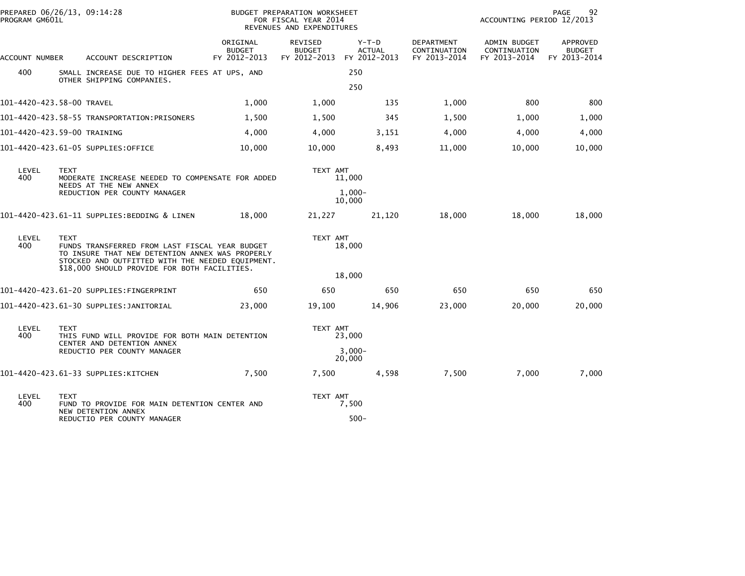| ACCOUNT NUMBER | ACCOUNT DESCRIPTION | ORIGINAL BUDGET FY 2012-2013 | REVISED BUDGET FY 2012-2013 | Y-T-D ACTUAL FY 2012-2013 | DEPARTMENT CONTINUATION FY 2013-2014 | ADMIN BUDGET CONTINUATION FY 2013-2014 | APPROVED BUDGET FY 2013-2014 |
|---|---|---|---|---|---|---|---|
| 400 | SMALL INCREASE DUE TO HIGHER FEES AT UPS, AND OTHER SHIPPING COMPANIES. | | | 250 | | | |
| | | | | 250 | | | |
| 101-4420-423.58-00 | TRAVEL | 1,000 | 1,000 | 135 | 1,000 | 800 | 800 |
| 101-4420-423.58-55 | TRANSPORTATION:PRISONERS | 1,500 | 1,500 | 345 | 1,500 | 1,000 | 1,000 |
| 101-4420-423.59-00 | TRAINING | 4,000 | 4,000 | 3,151 | 4,000 | 4,000 | 4,000 |
| 101-4420-423.61-05 | SUPPLIES:OFFICE | 10,000 | 10,000 | 8,493 | 11,000 | 10,000 | 10,000 |

| LEVEL | TEXT | TEXT AMT |
|---|---|---|
| 400 | MODERATE INCREASE NEEDED TO COMPENSATE FOR ADDED NEEDS AT THE NEW ANNEX | 11,000 |
| | REDUCTION PER COUNTY MANAGER | 1,000- |
| | | 10,000 |

| ACCOUNT NUMBER | ACCOUNT DESCRIPTION | ORIGINAL BUDGET FY 2012-2013 | REVISED BUDGET FY 2012-2013 | Y-T-D ACTUAL FY 2012-2013 | DEPARTMENT CONTINUATION FY 2013-2014 | ADMIN BUDGET CONTINUATION FY 2013-2014 | APPROVED BUDGET FY 2013-2014 |
|---|---|---|---|---|---|---|---|
| 101-4420-423.61-11 | SUPPLIES:BEDDING & LINEN | 18,000 | 21,227 | 21,120 | 18,000 | 18,000 | 18,000 |

| LEVEL | TEXT | TEXT AMT |
|---|---|---|
| 400 | FUNDS TRANSFERRED FROM LAST FISCAL YEAR BUDGET TO INSURE THAT NEW DETENTION ANNEX WAS PROPERLY STOCKED AND OUTFITTED WITH THE NEEDED EQUIPMENT. $18,000 SHOULD PROVIDE FOR BOTH FACILITIES. | 18,000 |
| | | 18,000 |

| ACCOUNT NUMBER | ACCOUNT DESCRIPTION | ORIGINAL BUDGET FY 2012-2013 | REVISED BUDGET FY 2012-2013 | Y-T-D ACTUAL FY 2012-2013 | DEPARTMENT CONTINUATION FY 2013-2014 | ADMIN BUDGET CONTINUATION FY 2013-2014 | APPROVED BUDGET FY 2013-2014 |
|---|---|---|---|---|---|---|---|
| 101-4420-423.61-20 | SUPPLIES:FINGERPRINT | 650 | 650 | 650 | 650 | 650 | 650 |
| 101-4420-423.61-30 | SUPPLIES:JANITORIAL | 23,000 | 19,100 | 14,906 | 23,000 | 20,000 | 20,000 |

| LEVEL | TEXT | TEXT AMT |
|---|---|---|
| 400 | THIS FUND WILL PROVIDE FOR BOTH MAIN DETENTION CENTER AND DETENTION ANNEX | 23,000 |
| | REDUCTIO PER COUNTY MANAGER | 3,000- |
| | | 20,000 |

| ACCOUNT NUMBER | ACCOUNT DESCRIPTION | ORIGINAL BUDGET FY 2012-2013 | REVISED BUDGET FY 2012-2013 | Y-T-D ACTUAL FY 2012-2013 | DEPARTMENT CONTINUATION FY 2013-2014 | ADMIN BUDGET CONTINUATION FY 2013-2014 | APPROVED BUDGET FY 2013-2014 |
|---|---|---|---|---|---|---|---|
| 101-4420-423.61-33 | SUPPLIES:KITCHEN | 7,500 | 7,500 | 4,598 | 7,500 | 7,000 | 7,000 |

| LEVEL | TEXT | TEXT AMT |
|---|---|---|
| 400 | FUND TO PROVIDE FOR MAIN DETENTION CENTER AND NEW DETENTION ANNEX | 7,500 |
| | REDUCTIO PER COUNTY MANAGER | 500- |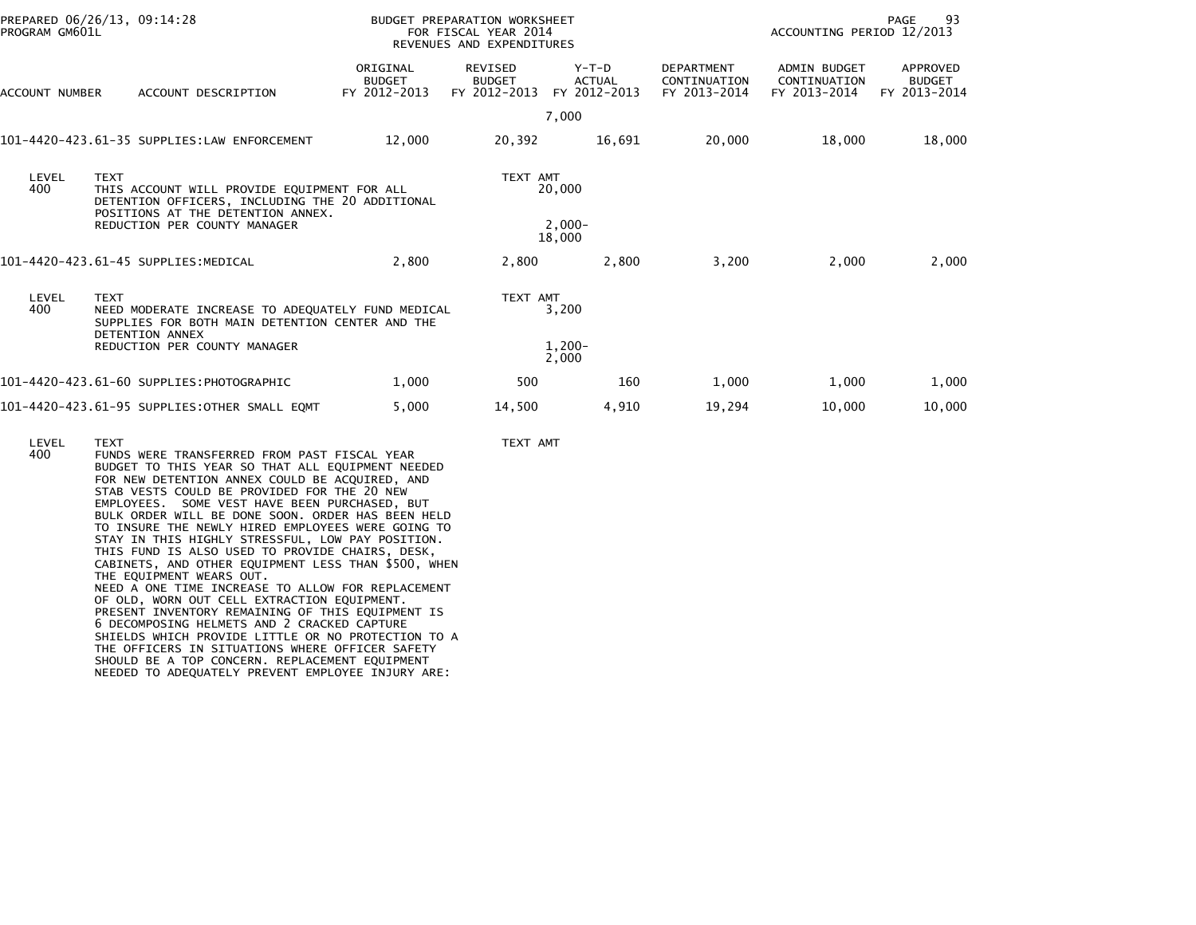BUDGET PREPARATION WORKSHEET
FOR FISCAL YEAR 2014
REVENUES AND EXPENDITURES

PREPARED 06/26/13, 09:14:28
PROGRAM GM601L

ACCOUNTING PERIOD 12/2013

| ACCOUNT NUMBER | ACCOUNT DESCRIPTION | ORIGINAL BUDGET FY 2012-2013 | REVISED BUDGET FY 2012-2013 | Y-T-D ACTUAL FY 2012-2013 | DEPARTMENT CONTINUATION FY 2013-2014 | ADMIN BUDGET CONTINUATION FY 2013-2014 | APPROVED BUDGET FY 2013-2014 |
|---|---|---|---|---|---|---|---|
| | | | | 7,000 | | | |
| 101-4420-423.61-35 | SUPPLIES:LAW ENFORCEMENT | 12,000 | 20,392 | 16,691 | 20,000 | 18,000 | 18,000 |

| LEVEL | TEXT | TEXT AMT |
|---|---|---|
| 400 | THIS ACCOUNT WILL PROVIDE EQUIPMENT FOR ALL DETENTION OFFICERS, INCLUDING THE 20 ADDITIONAL POSITIONS AT THE DETENTION ANNEX. | 20,000 |
| | REDUCTION PER COUNTY MANAGER | 2,000- |
| | | 18,000 |

| ACCOUNT NUMBER | ACCOUNT DESCRIPTION | ORIGINAL BUDGET FY 2012-2013 | REVISED BUDGET FY 2012-2013 | Y-T-D ACTUAL FY 2012-2013 | DEPARTMENT CONTINUATION FY 2013-2014 | ADMIN BUDGET CONTINUATION FY 2013-2014 | APPROVED BUDGET FY 2013-2014 |
|---|---|---|---|---|---|---|---|
| 101-4420-423.61-45 | SUPPLIES:MEDICAL | 2,800 | 2,800 | 2,800 | 3,200 | 2,000 | 2,000 |

| LEVEL | TEXT | TEXT AMT |
|---|---|---|
| 400 | NEED MODERATE INCREASE TO ADEQUATELY FUND MEDICAL SUPPLIES FOR BOTH MAIN DETENTION CENTER AND THE DETENTION ANNEX | 3,200 |
| | REDUCTION PER COUNTY MANAGER | 1,200- |
| | | 2,000 |

| ACCOUNT NUMBER | ACCOUNT DESCRIPTION | ORIGINAL BUDGET FY 2012-2013 | REVISED BUDGET FY 2012-2013 | Y-T-D ACTUAL FY 2012-2013 | DEPARTMENT CONTINUATION FY 2013-2014 | ADMIN BUDGET CONTINUATION FY 2013-2014 | APPROVED BUDGET FY 2013-2014 |
|---|---|---|---|---|---|---|---|
| 101-4420-423.61-60 | SUPPLIES:PHOTOGRAPHIC | 1,000 | 500 | 160 | 1,000 | 1,000 | 1,000 |
| 101-4420-423.61-95 | SUPPLIES:OTHER SMALL EQMT | 5,000 | 14,500 | 4,910 | 19,294 | 10,000 | 10,000 |

| LEVEL | TEXT | TEXT AMT |
|---|---|---|
| 400 | FUNDS WERE TRANSFERRED FROM PAST FISCAL YEAR BUDGET TO THIS YEAR SO THAT ALL EQUIPMENT NEEDED FOR NEW DETENTION ANNEX COULD BE ACQUIRED, AND STAB VESTS COULD BE PROVIDED FOR THE 20 NEW EMPLOYEES. SOME VEST HAVE BEEN PURCHASED, BUT BULK ORDER WILL BE DONE SOON. ORDER HAS BEEN HELD TO INSURE THE NEWLY HIRED EMPLOYEES WERE GOING TO STAY IN THIS HIGHLY STRESSFUL, LOW PAY POSITION. THIS FUND IS ALSO USED TO PROVIDE CHAIRS, DESK, CABINETS, AND OTHER EQUIPMENT LESS THAN $500, WHEN THE EQUIPMENT WEARS OUT. NEED A ONE TIME INCREASE TO ALLOW FOR REPLACEMENT OF OLD, WORN OUT CELL EXTRACTION EQUIPMENT. PRESENT INVENTORY REMAINING OF THIS EQUIPMENT IS 6 DECOMPOSING HELMETS AND 2 CRACKED CAPTURE SHIELDS WHICH PROVIDE LITTLE OR NO PROTECTION TO A THE OFFICERS IN SITUATIONS WHERE OFFICER SAFETY SHOULD BE A TOP CONCERN. REPLACEMENT EQUIPMENT NEEDED TO ADEQUATELY PREVENT EMPLOYEE INJURY ARE: | |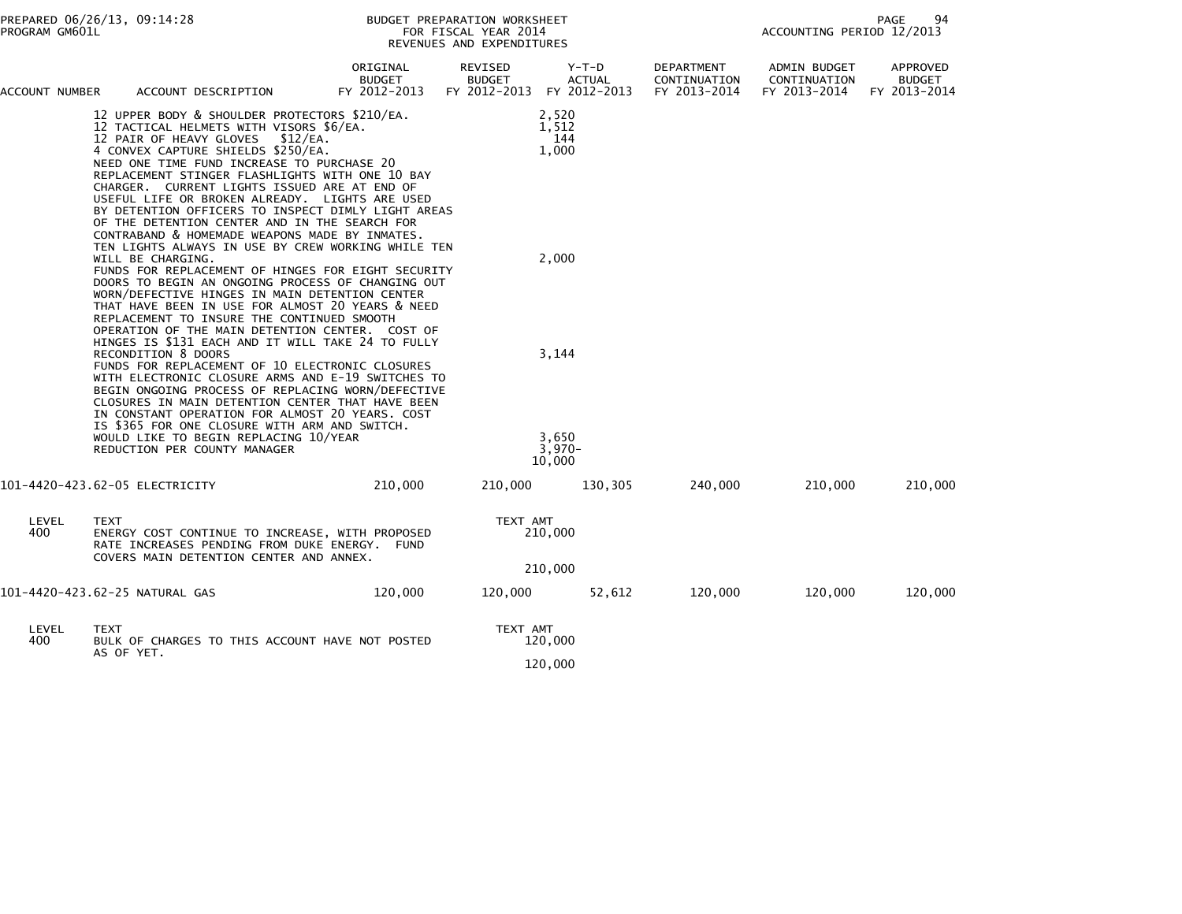| ACCOUNT NUMBER | ACCOUNT DESCRIPTION | ORIGINAL BUDGET FY 2012-2013 | REVISED BUDGET FY 2012-2013 | Y-T-D ACTUAL FY 2012-2013 | DEPARTMENT CONTINUATION FY 2013-2014 | ADMIN BUDGET CONTINUATION FY 2013-2014 | APPROVED BUDGET FY 2013-2014 |
|---|---|---|---|---|---|---|---|
| | 12 UPPER BODY & SHOULDER PROTECTORS $210/EA. | | | 2,520 | | | |
| | 12 TACTICAL HELMETS WITH VISORS $6/EA. | | | 1,512 | | | |
| | 12 PAIR OF HEAVY GLOVES $12/EA. | | | 144 | | | |
| | 4 CONVEX CAPTURE SHIELDS $250/EA. | | | 1,000 | | | |
| | NEED ONE TIME FUND INCREASE TO PURCHASE 20 REPLACEMENT STINGER FLASHLIGHTS WITH ONE 10 BAY CHARGER. CURRENT LIGHTS ISSUED ARE AT END OF USEFUL LIFE OR BROKEN ALREADY. LIGHTS ARE USED BY DETENTION OFFICERS TO INSPECT DIMLY LIGHT AREAS OF THE DETENTION CENTER AND IN THE SEARCH FOR CONTRABAND & HOMEMADE WEAPONS MADE BY INMATES. TEN LIGHTS ALWAYS IN USE BY CREW WORKING WHILE TEN WILL BE CHARGING. | | | 2,000 | | | |
| | FUNDS FOR REPLACEMENT OF HINGES FOR EIGHT SECURITY DOORS TO BEGIN AN ONGOING PROCESS OF CHANGING OUT WORN/DEFECTIVE HINGES IN MAIN DETENTION CENTER THAT HAVE BEEN IN USE FOR ALMOST 20 YEARS & NEED REPLACEMENT TO INSURE THE CONTINUED SMOOTH OPERATION OF THE MAIN DETENTION CENTER. COST OF HINGES IS $131 EACH AND IT WILL TAKE 24 TO FULLY RECONDITION 8 DOORS | | | 3,144 | | | |
| | FUNDS FOR REPLACEMENT OF 10 ELECTRONIC CLOSURES WITH ELECTRONIC CLOSURE ARMS AND E-19 SWITCHES TO BEGIN ONGOING PROCESS OF REPLACING WORN/DEFECTIVE CLOSURES IN MAIN DETENTION CENTER THAT HAVE BEEN IN CONSTANT OPERATION FOR ALMOST 20 YEARS. COST IS $365 FOR ONE CLOSURE WITH ARM AND SWITCH. WOULD LIKE TO BEGIN REPLACING 10/YEAR | | | 3,650 | | | |
| | REDUCTION PER COUNTY MANAGER | | | 3,970- | | | |
| | | | | 10,000 | | | |
| 101-4420-423.62-05 | ELECTRICITY | 210,000 | 210,000 | 130,305 | 240,000 | 210,000 | 210,000 |
| LEVEL | TEXT | | TEXT AMT | | | | |
| 400 | ENERGY COST CONTINUE TO INCREASE, WITH PROPOSED RATE INCREASES PENDING FROM DUKE ENERGY. FUND COVERS MAIN DETENTION CENTER AND ANNEX. | | 210,000 | | | | |
| | | | 210,000 | | | | |
| 101-4420-423.62-25 | NATURAL GAS | 120,000 | 120,000 | 52,612 | 120,000 | 120,000 | 120,000 |
| LEVEL | TEXT | | TEXT AMT | | | | |
| 400 | BULK OF CHARGES TO THIS ACCOUNT HAVE NOT POSTED AS OF YET. | | 120,000 | | | | |
| | | | 120,000 | | | | |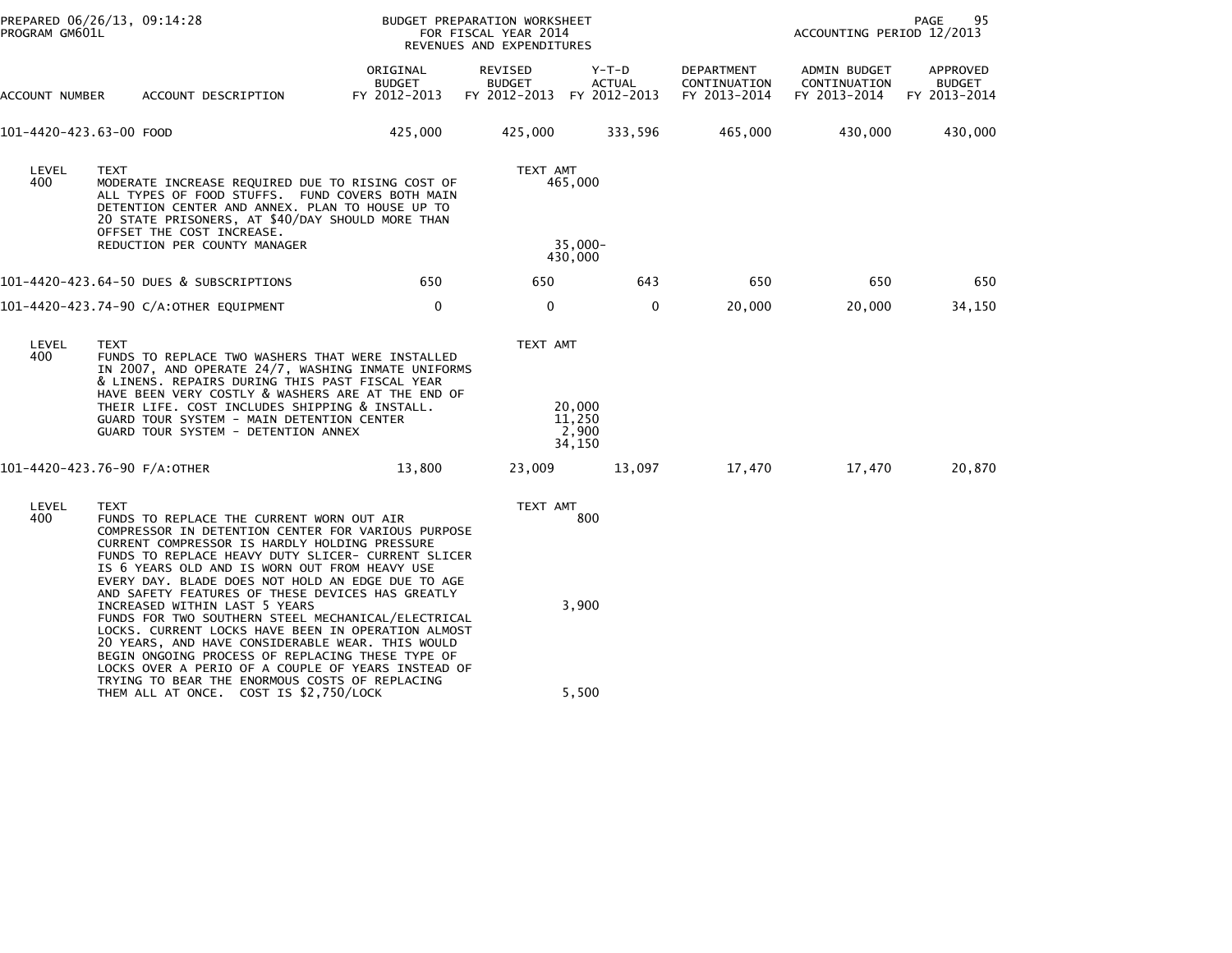PREPARED 06/26/13, 09:14:28
PROGRAM GM601L

BUDGET PREPARATION WORKSHEET
FOR FISCAL YEAR 2014
REVENUES AND EXPENDITURES

ACCOUNTING PERIOD 12/2013

| ACCOUNT NUMBER | ACCOUNT DESCRIPTION | ORIGINAL BUDGET FY 2012-2013 | REVISED BUDGET FY 2012-2013 | Y-T-D ACTUAL FY 2012-2013 | DEPARTMENT CONTINUATION FY 2013-2014 | ADMIN BUDGET CONTINUATION FY 2013-2014 | APPROVED BUDGET FY 2013-2014 |
|---|---|---|---|---|---|---|---|
| 101-4420-423.63-00 | FOOD | 425,000 | 425,000 | 333,596 | 465,000 | 430,000 | 430,000 |

| LEVEL | TEXT | TEXT AMT |
|---|---|---|
| 400 | MODERATE INCREASE REQUIRED DUE TO RISING COST OF ALL TYPES OF FOOD STUFFS. FUND COVERS BOTH MAIN DETENTION CENTER AND ANNEX. PLAN TO HOUSE UP TO 20 STATE PRISONERS, AT $40/DAY SHOULD MORE THAN OFFSET THE COST INCREASE. | 465,000 |
| | REDUCTION PER COUNTY MANAGER | 35,000- |
| | | 430,000 |

| ACCOUNT NUMBER | ACCOUNT DESCRIPTION | ORIGINAL BUDGET FY 2012-2013 | REVISED BUDGET FY 2012-2013 | Y-T-D ACTUAL FY 2012-2013 | DEPARTMENT CONTINUATION FY 2013-2014 | ADMIN BUDGET CONTINUATION FY 2013-2014 | APPROVED BUDGET FY 2013-2014 |
|---|---|---|---|---|---|---|---|
| 101-4420-423.64-50 | DUES & SUBSCRIPTIONS | 650 | 650 | 643 | 650 | 650 | 650 |
| 101-4420-423.74-90 | C/A:OTHER EQUIPMENT | 0 | 0 | 0 | 20,000 | 20,000 | 34,150 |

| LEVEL | TEXT | TEXT AMT |
|---|---|---|
| 400 | FUNDS TO REPLACE TWO WASHERS THAT WERE INSTALLED IN 2007, AND OPERATE 24/7, WASHING INMATE UNIFORMS & LINENS. REPAIRS DURING THIS PAST FISCAL YEAR HAVE BEEN VERY COSTLY & WASHERS ARE AT THE END OF THEIR LIFE. COST INCLUDES SHIPPING & INSTALL. | 20,000 |
| | GUARD TOUR SYSTEM - MAIN DETENTION CENTER | 11,250 |
| | GUARD TOUR SYSTEM - DETENTION ANNEX | 2,900 |
| | | 34,150 |

| ACCOUNT NUMBER | ACCOUNT DESCRIPTION | ORIGINAL BUDGET FY 2012-2013 | REVISED BUDGET FY 2012-2013 | Y-T-D ACTUAL FY 2012-2013 | DEPARTMENT CONTINUATION FY 2013-2014 | ADMIN BUDGET CONTINUATION FY 2013-2014 | APPROVED BUDGET FY 2013-2014 |
|---|---|---|---|---|---|---|---|
| 101-4420-423.76-90 | F/A:OTHER | 13,800 | 23,009 | 13,097 | 17,470 | 17,470 | 20,870 |

| LEVEL | TEXT | TEXT AMT |
|---|---|---|
| 400 | FUNDS TO REPLACE THE CURRENT WORN OUT AIR COMPRESSOR IN DETENTION CENTER FOR VARIOUS PURPOSE CURRENT COMPRESSOR IS HARDLY HOLDING PRESSURE | 800 |
| | FUNDS TO REPLACE HEAVY DUTY SLICER- CURRENT SLICER IS 6 YEARS OLD AND IS WORN OUT FROM HEAVY USE EVERY DAY. BLADE DOES NOT HOLD AN EDGE DUE TO AGE AND SAFETY FEATURES OF THESE DEVICES HAS GREATLY INCREASED WITHIN LAST 5 YEARS | 3,900 |
| | FUNDS FOR TWO SOUTHERN STEEL MECHANICAL/ELECTRICAL LOCKS. CURRENT LOCKS HAVE BEEN IN OPERATION ALMOST 20 YEARS, AND HAVE CONSIDERABLE WEAR. THIS WOULD BEGIN ONGOING PROCESS OF REPLACING THESE TYPE OF LOCKS OVER A PERIO OF A COUPLE OF YEARS INSTEAD OF TRYING TO BEAR THE ENORMOUS COSTS OF REPLACING THEM ALL AT ONCE. COST IS $2,750/LOCK | 5,500 |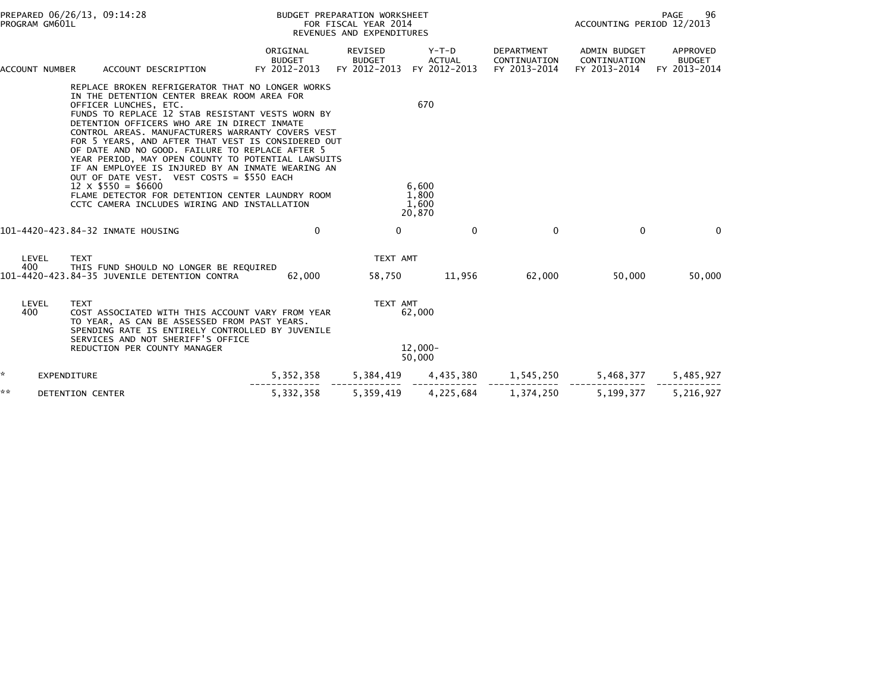PREPARED 06/26/13, 09:14:28 BUDGET PREPARATION WORKSHEET
PROGRAM GM601L FOR FISCAL YEAR 2014 ACCOUNTING PERIOD 12/2013
REVENUES AND EXPENDITURES

| ACCOUNT NUMBER | ACCOUNT DESCRIPTION | ORIGINAL BUDGET FY 2012-2013 | REVISED BUDGET FY 2012-2013 | Y-T-D ACTUAL FY 2012-2013 | DEPARTMENT CONTINUATION FY 2013-2014 | ADMIN BUDGET CONTINUATION FY 2013-2014 | APPROVED BUDGET FY 2013-2014 |
|---|---|---|---|---|---|---|---|
| | REPLACE BROKEN REFRIGERATOR THAT NO LONGER WORKS IN THE DETENTION CENTER BREAK ROOM AREA FOR OFFICER LUNCHES, ETC. | | | 670 | | | |
| | FUNDS TO REPLACE 12 STAB RESISTANT VESTS WORN BY DETENTION OFFICERS WHO ARE IN DIRECT INMATE CONTROL AREAS. MANUFACTURERS WARRANTY COVERS VEST FOR 5 YEARS, AND AFTER THAT VEST IS CONSIDERED OUT OF DATE AND NO GOOD. FAILURE TO REPLACE AFTER 5 YEAR PERIOD, MAY OPEN COUNTY TO POTENTIAL LAWSUITS IF AN EMPLOYEE IS INJURED BY AN INMATE WEARING AN OUT OF DATE VEST. VEST COSTS = $550 EACH 12 X $550 = $6600 | | | 6,600 | | | |
| | FLAME DETECTOR FOR DETENTION CENTER LAUNDRY ROOM | | | 1,800 | | | |
| | CCTC CAMERA INCLUDES WIRING AND INSTALLATION | | | 1,600 | | | |
| | | | | 20,870 | | | |
| 101-4420-423.84-32 | INMATE HOUSING | 0 | 0 | 0 | 0 | 0 | 0 |
| LEVEL 400 | TEXT: THIS FUND SHOULD NO LONGER BE REQUIRED | | TEXT AMT | | | | |
| 101-4420-423.84-35 | JUVENILE DETENTION CONTRA | 62,000 | 58,750 | 11,956 | 62,000 | 50,000 | 50,000 |
| LEVEL 400 | TEXT: COST ASSOCIATED WITH THIS ACCOUNT VARY FROM YEAR TO YEAR, AS CAN BE ASSESSED FROM PAST YEARS. SPENDING RATE IS ENTIRELY CONTROLLED BY JUVENILE SERVICES AND NOT SHERIFF'S OFFICE | | TEXT AMT | 62,000 | | | |
| | REDUCTION PER COUNTY MANAGER | | | 12,000- | | | |
| | | | | 50,000 | | | |
| * | EXPENDITURE | 5,352,358 | 5,384,419 | 4,435,380 | 1,545,250 | 5,468,377 | 5,485,927 |
| ** | DETENTION CENTER | 5,332,358 | 5,359,419 | 4,225,684 | 1,374,250 | 5,199,377 | 5,216,927 |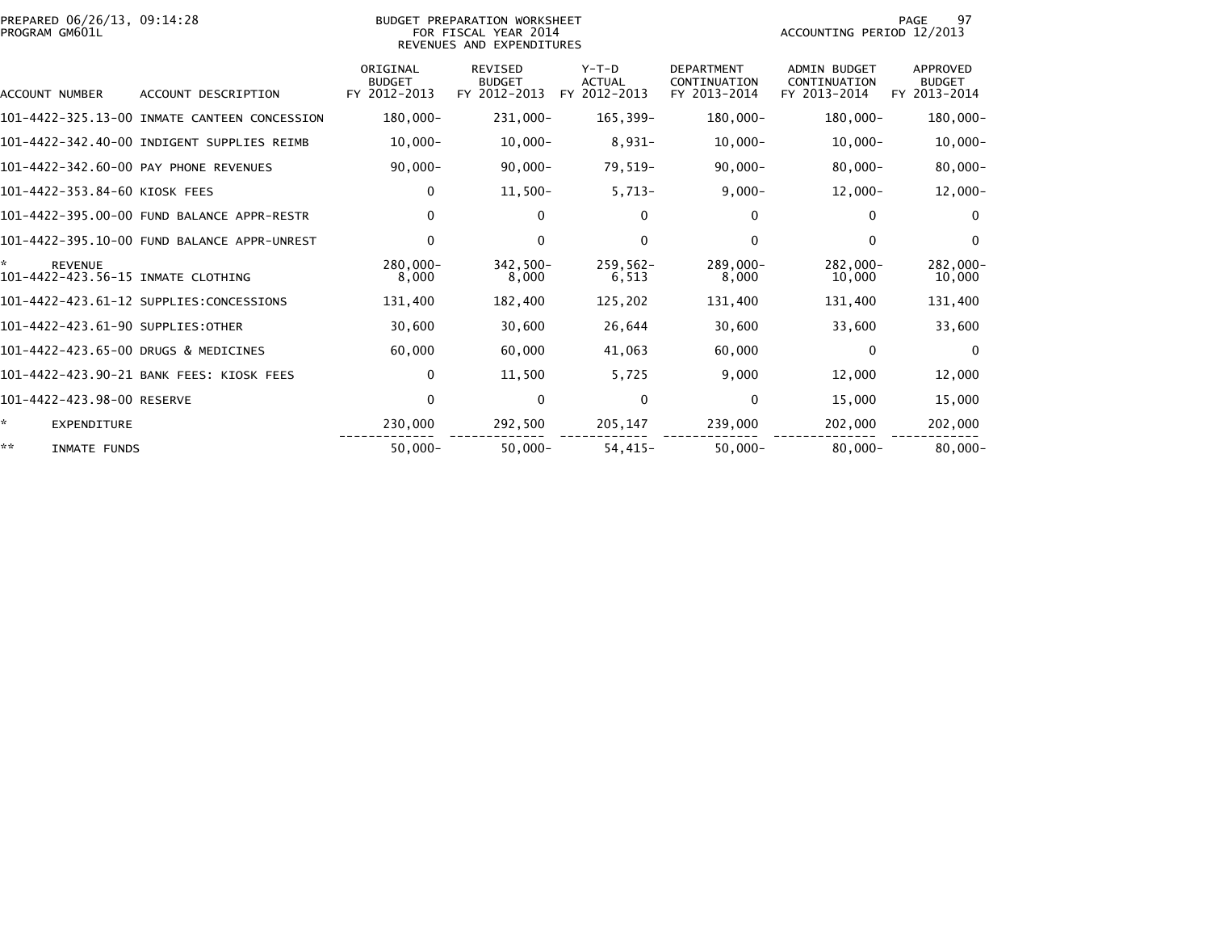PREPARED 06/26/13, 09:14:28
PROGRAM GM601L

BUDGET PREPARATION WORKSHEET
FOR FISCAL YEAR 2014
REVENUES AND EXPENDITURES

ACCOUNTING PERIOD 12/2013

| ACCOUNT NUMBER | ACCOUNT DESCRIPTION | ORIGINAL BUDGET FY 2012-2013 | REVISED BUDGET FY 2012-2013 | Y-T-D ACTUAL FY 2012-2013 | DEPARTMENT CONTINUATION FY 2013-2014 | ADMIN BUDGET CONTINUATION FY 2013-2014 | APPROVED BUDGET FY 2013-2014 |
|---|---|---|---|---|---|---|---|
| 101-4422-325.13-00 | INMATE CANTEEN CONCESSION | 180,000- | 231,000- | 165,399- | 180,000- | 180,000- | 180,000- |
| 101-4422-342.40-00 | INDIGENT SUPPLIES REIMB | 10,000- | 10,000- | 8,931- | 10,000- | 10,000- | 10,000- |
| 101-4422-342.60-00 | PAY PHONE REVENUES | 90,000- | 90,000- | 79,519- | 90,000- | 80,000- | 80,000- |
| 101-4422-353.84-60 | KIOSK FEES | 0 | 11,500- | 5,713- | 9,000- | 12,000- | 12,000- |
| 101-4422-395.00-00 | FUND BALANCE APPR-RESTR | 0 | 0 | 0 | 0 | 0 | 0 |
| 101-4422-395.10-00 | FUND BALANCE APPR-UNREST | 0 | 0 | 0 | 0 | 0 | 0 |
| * | REVENUE | 280,000- | 342,500- | 259,562- | 289,000- | 282,000- | 282,000- |
| 101-4422-423.56-15 | INMATE CLOTHING | 8,000 | 8,000 | 6,513 | 8,000 | 10,000 | 10,000 |
| 101-4422-423.61-12 | SUPPLIES:CONCESSIONS | 131,400 | 182,400 | 125,202 | 131,400 | 131,400 | 131,400 |
| 101-4422-423.61-90 | SUPPLIES:OTHER | 30,600 | 30,600 | 26,644 | 30,600 | 33,600 | 33,600 |
| 101-4422-423.65-00 | DRUGS & MEDICINES | 60,000 | 60,000 | 41,063 | 60,000 | 0 | 0 |
| 101-4422-423.90-21 | BANK FEES: KIOSK FEES | 0 | 11,500 | 5,725 | 9,000 | 12,000 | 12,000 |
| 101-4422-423.98-00 | RESERVE | 0 | 0 | 0 | 0 | 15,000 | 15,000 |
| * | EXPENDITURE | 230,000 | 292,500 | 205,147 | 239,000 | 202,000 | 202,000 |
| ** | INMATE FUNDS | 50,000- | 50,000- | 54,415- | 50,000- | 80,000- | 80,000- |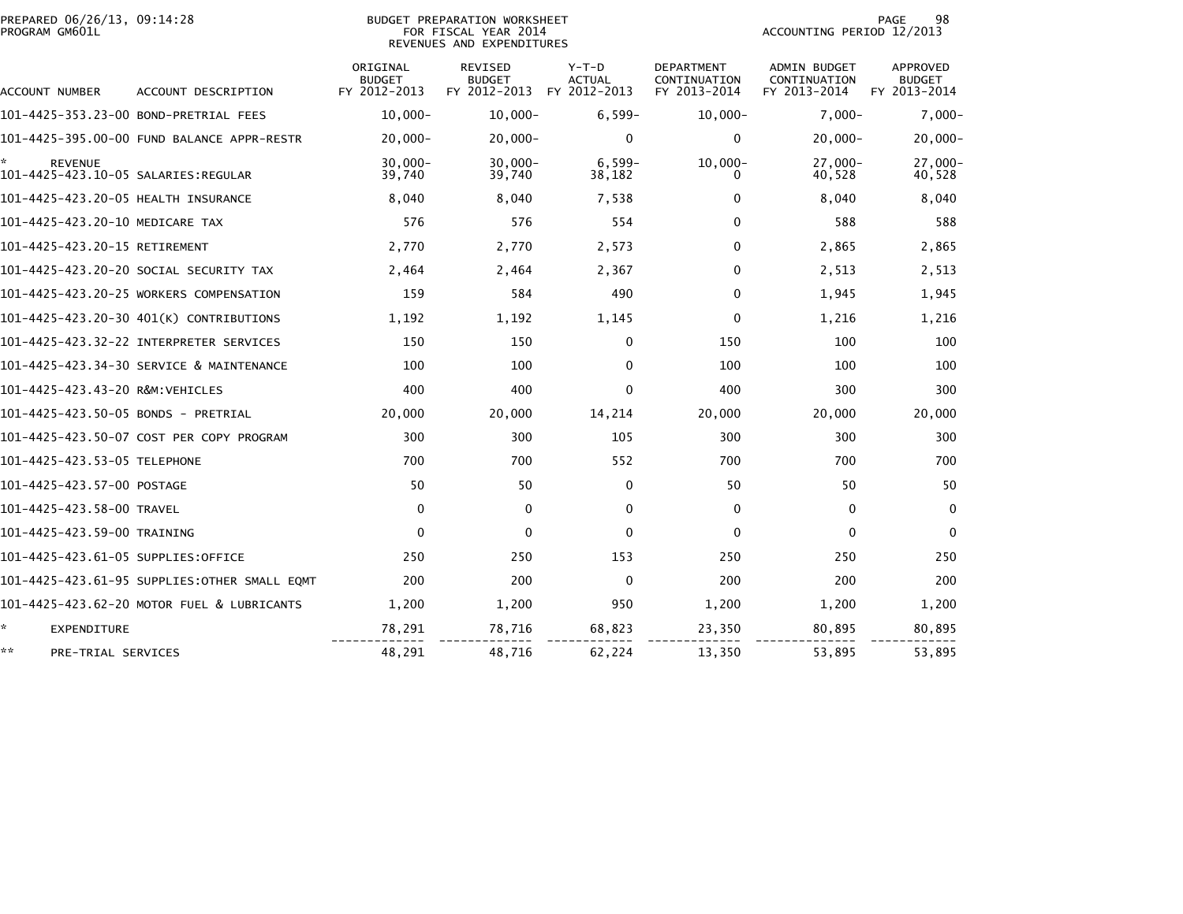PREPARED 06/26/13, 09:14:28
PROGRAM GM601L

BUDGET PREPARATION WORKSHEET
FOR FISCAL YEAR 2014
REVENUES AND EXPENDITURES

ACCOUNTING PERIOD 12/2013

| ACCOUNT NUMBER | ACCOUNT DESCRIPTION | ORIGINAL BUDGET FY 2012-2013 | REVISED BUDGET FY 2012-2013 | Y-T-D ACTUAL FY 2012-2013 | DEPARTMENT CONTINUATION FY 2013-2014 | ADMIN BUDGET CONTINUATION FY 2013-2014 | APPROVED BUDGET FY 2013-2014 |
|---|---|---|---|---|---|---|---|
| 101-4425-353.23-00 | BOND-PRETRIAL FEES | 10,000- | 10,000- | 6,599- | 10,000- | 7,000- | 7,000- |
| 101-4425-395.00-00 | FUND BALANCE APPR-RESTR | 20,000- | 20,000- | 0 | 0 | 20,000- | 20,000- |
| * | REVENUE | 30,000- | 30,000- | 6,599- | 10,000- | 27,000- | 27,000- |
| 101-4425-423.10-05 | SALARIES:REGULAR | 39,740 | 39,740 | 38,182 | 0 | 40,528 | 40,528 |
| 101-4425-423.20-05 | HEALTH INSURANCE | 8,040 | 8,040 | 7,538 | 0 | 8,040 | 8,040 |
| 101-4425-423.20-10 | MEDICARE TAX | 576 | 576 | 554 | 0 | 588 | 588 |
| 101-4425-423.20-15 | RETIREMENT | 2,770 | 2,770 | 2,573 | 0 | 2,865 | 2,865 |
| 101-4425-423.20-20 | SOCIAL SECURITY TAX | 2,464 | 2,464 | 2,367 | 0 | 2,513 | 2,513 |
| 101-4425-423.20-25 | WORKERS COMPENSATION | 159 | 584 | 490 | 0 | 1,945 | 1,945 |
| 101-4425-423.20-30 | 401(K) CONTRIBUTIONS | 1,192 | 1,192 | 1,145 | 0 | 1,216 | 1,216 |
| 101-4425-423.32-22 | INTERPRETER SERVICES | 150 | 150 | 0 | 150 | 100 | 100 |
| 101-4425-423.34-30 | SERVICE & MAINTENANCE | 100 | 100 | 0 | 100 | 100 | 100 |
| 101-4425-423.43-20 | R&M:VEHICLES | 400 | 400 | 0 | 400 | 300 | 300 |
| 101-4425-423.50-05 | BONDS - PRETRIAL | 20,000 | 20,000 | 14,214 | 20,000 | 20,000 | 20,000 |
| 101-4425-423.50-07 | COST PER COPY PROGRAM | 300 | 300 | 105 | 300 | 300 | 300 |
| 101-4425-423.53-05 | TELEPHONE | 700 | 700 | 552 | 700 | 700 | 700 |
| 101-4425-423.57-00 | POSTAGE | 50 | 50 | 0 | 50 | 50 | 50 |
| 101-4425-423.58-00 | TRAVEL | 0 | 0 | 0 | 0 | 0 | 0 |
| 101-4425-423.59-00 | TRAINING | 0 | 0 | 0 | 0 | 0 | 0 |
| 101-4425-423.61-05 | SUPPLIES:OFFICE | 250 | 250 | 153 | 250 | 250 | 250 |
| 101-4425-423.61-95 | SUPPLIES:OTHER SMALL EQMT | 200 | 200 | 0 | 200 | 200 | 200 |
| 101-4425-423.62-20 | MOTOR FUEL & LUBRICANTS | 1,200 | 1,200 | 950 | 1,200 | 1,200 | 1,200 |
| * | EXPENDITURE | 78,291 | 78,716 | 68,823 | 23,350 | 80,895 | 80,895 |
| ** | PRE-TRIAL SERVICES | 48,291 | 48,716 | 62,224 | 13,350 | 53,895 | 53,895 |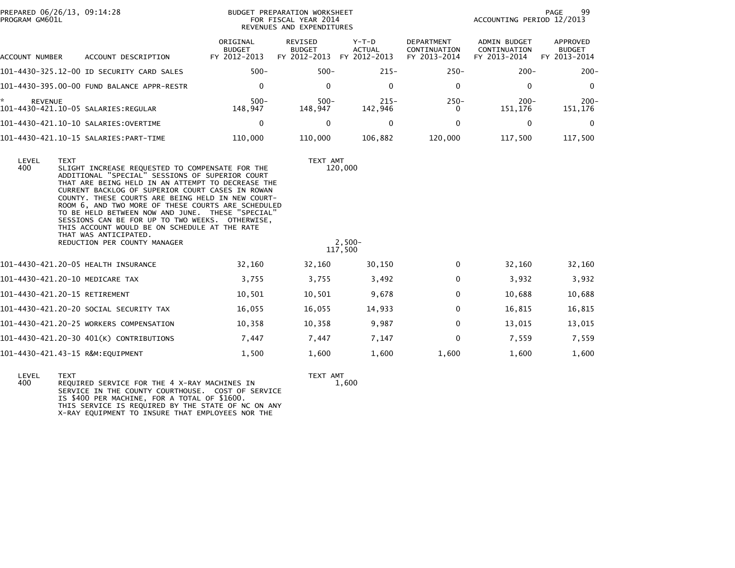PREPARED 06/26/13, 09:14:28
PROGRAM GM601L

BUDGET PREPARATION WORKSHEET
FOR FISCAL YEAR 2014
REVENUES AND EXPENDITURES

ACCOUNTING PERIOD 12/2013

| ACCOUNT NUMBER | ACCOUNT DESCRIPTION | ORIGINAL BUDGET FY 2012-2013 | REVISED BUDGET FY 2012-2013 | Y-T-D ACTUAL FY 2012-2013 | DEPARTMENT CONTINUATION FY 2013-2014 | ADMIN BUDGET CONTINUATION FY 2013-2014 | APPROVED BUDGET FY 2013-2014 |
|---|---|---|---|---|---|---|---|
| 101-4430-325.12-00 | ID SECURITY CARD SALES | 500- | 500- | 215- | 250- | 200- | 200- |
| 101-4430-395.00-00 | FUND BALANCE APPR-RESTR | 0 | 0 | 0 | 0 | 0 | 0 |
| * REVENUE | | 500- | 500- | 215- | 250- | 200- | 200- |
| 101-4430-421.10-05 | SALARIES:REGULAR | 148,947 | 148,947 | 142,946 | 0 | 151,176 | 151,176 |
| 101-4430-421.10-10 | SALARIES:OVERTIME | 0 | 0 | 0 | 0 | 0 | 0 |
| 101-4430-421.10-15 | SALARIES:PART-TIME | 110,000 | 110,000 | 106,882 | 120,000 | 117,500 | 117,500 |

| LEVEL | TEXT | TEXT AMT |
|---|---|---|
| 400 | SLIGHT INCREASE REQUESTED TO COMPENSATE FOR THE ADDITIONAL "SPECIAL" SESSIONS OF SUPERIOR COURT THAT ARE BEING HELD IN AN ATTEMPT TO DECREASE THE CURRENT BACKLOG OF SUPERIOR COURT CASES IN ROWAN COUNTY. THESE COURTS ARE BEING HELD IN NEW COURT-ROOM 6, AND TWO MORE OF THESE COURTS ARE SCHEDULED TO BE HELD BETWEEN NOW AND JUNE. THESE "SPECIAL" SESSIONS CAN BE FOR UP TO TWO WEEKS. OTHERWISE, THIS ACCOUNT WOULD BE ON SCHEDULE AT THE RATE THAT WAS ANTICIPATED. | 120,000 |
| | REDUCTION PER COUNTY MANAGER | 2,500- |
| | | 117,500 |

| ACCOUNT NUMBER | ACCOUNT DESCRIPTION | ORIGINAL BUDGET FY 2012-2013 | REVISED BUDGET FY 2012-2013 | Y-T-D ACTUAL FY 2012-2013 | DEPARTMENT CONTINUATION FY 2013-2014 | ADMIN BUDGET CONTINUATION FY 2013-2014 | APPROVED BUDGET FY 2013-2014 |
|---|---|---|---|---|---|---|---|
| 101-4430-421.20-05 | HEALTH INSURANCE | 32,160 | 32,160 | 30,150 | 0 | 32,160 | 32,160 |
| 101-4430-421.20-10 | MEDICARE TAX | 3,755 | 3,755 | 3,492 | 0 | 3,932 | 3,932 |
| 101-4430-421.20-15 | RETIREMENT | 10,501 | 10,501 | 9,678 | 0 | 10,688 | 10,688 |
| 101-4430-421.20-20 | SOCIAL SECURITY TAX | 16,055 | 16,055 | 14,933 | 0 | 16,815 | 16,815 |
| 101-4430-421.20-25 | WORKERS COMPENSATION | 10,358 | 10,358 | 9,987 | 0 | 13,015 | 13,015 |
| 101-4430-421.20-30 | 401(K) CONTRIBUTIONS | 7,447 | 7,447 | 7,147 | 0 | 7,559 | 7,559 |
| 101-4430-421.43-15 | R&M:EQUIPMENT | 1,500 | 1,600 | 1,600 | 1,600 | 1,600 | 1,600 |

| LEVEL | TEXT | TEXT AMT |
|---|---|---|
| 400 | REQUIRED SERVICE FOR THE 4 X-RAY MACHINES IN SERVICE IN THE COUNTY COURTHOUSE. COST OF SERVICE IS $400 PER MACHINE, FOR A TOTAL OF $1600. THIS SERVICE IS REQUIRED BY THE STATE OF NC ON ANY X-RAY EQUIPMENT TO INSURE THAT EMPLOYEES NOR THE | 1,600 |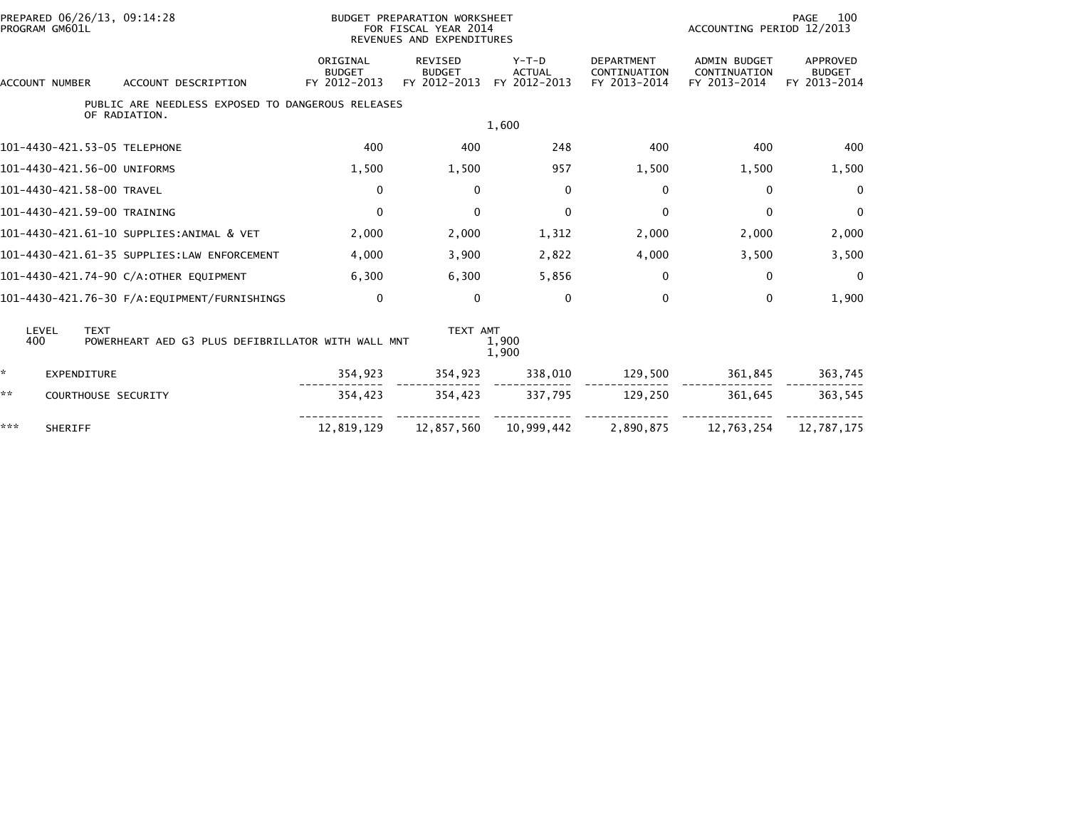PREPARED 06/26/13, 09:14:28
PROGRAM GM601L

BUDGET PREPARATION WORKSHEET
FOR FISCAL YEAR 2014
REVENUES AND EXPENDITURES

ACCOUNTING PERIOD 12/2013

| ACCOUNT NUMBER | ACCOUNT DESCRIPTION | ORIGINAL BUDGET FY 2012-2013 | REVISED BUDGET FY 2012-2013 | Y-T-D ACTUAL FY 2012-2013 | DEPARTMENT CONTINUATION FY 2013-2014 | ADMIN BUDGET CONTINUATION FY 2013-2014 | APPROVED BUDGET FY 2013-2014 |
|---|---|---|---|---|---|---|---|
| | PUBLIC ARE NEEDLESS EXPOSED TO DANGEROUS RELEASES OF RADIATION. | | | | | | |
| | | | | 1,600 | | | |
| 101-4430-421.53-05 | TELEPHONE | 400 | 400 | 248 | 400 | 400 | 400 |
| 101-4430-421.56-00 | UNIFORMS | 1,500 | 1,500 | 957 | 1,500 | 1,500 | 1,500 |
| 101-4430-421.58-00 | TRAVEL | 0 | 0 | 0 | 0 | 0 | 0 |
| 101-4430-421.59-00 | TRAINING | 0 | 0 | 0 | 0 | 0 | 0 |
| 101-4430-421.61-10 | SUPPLIES:ANIMAL & VET | 2,000 | 2,000 | 1,312 | 2,000 | 2,000 | 2,000 |
| 101-4430-421.61-35 | SUPPLIES:LAW ENFORCEMENT | 4,000 | 3,900 | 2,822 | 4,000 | 3,500 | 3,500 |
| 101-4430-421.74-90 | C/A:OTHER EQUIPMENT | 6,300 | 6,300 | 5,856 | 0 | 0 | 0 |
| 101-4430-421.76-30 | F/A:EQUIPMENT/FURNISHINGS | 0 | 0 | 0 | 0 | 0 | 1,900 |

| LEVEL | TEXT | TEXT AMT |
|---|---|---|
| 400 | POWERHEART AED G3 PLUS DEFIBRILLATOR WITH WALL MNT | 1,900 |
| | | 1,900 |

| | | ORIGINAL BUDGET FY 2012-2013 | REVISED BUDGET FY 2012-2013 | Y-T-D ACTUAL FY 2012-2013 | DEPARTMENT CONTINUATION FY 2013-2014 | ADMIN BUDGET CONTINUATION FY 2013-2014 | APPROVED BUDGET FY 2013-2014 |
|---|---|---|---|---|---|---|---|
| * | EXPENDITURE | 354,923 | 354,923 | 338,010 | 129,500 | 361,845 | 363,745 |
| ** | COURTHOUSE SECURITY | 354,423 | 354,423 | 337,795 | 129,250 | 361,645 | 363,545 |
| *** | SHERIFF | 12,819,129 | 12,857,560 | 10,999,442 | 2,890,875 | 12,763,254 | 12,787,175 |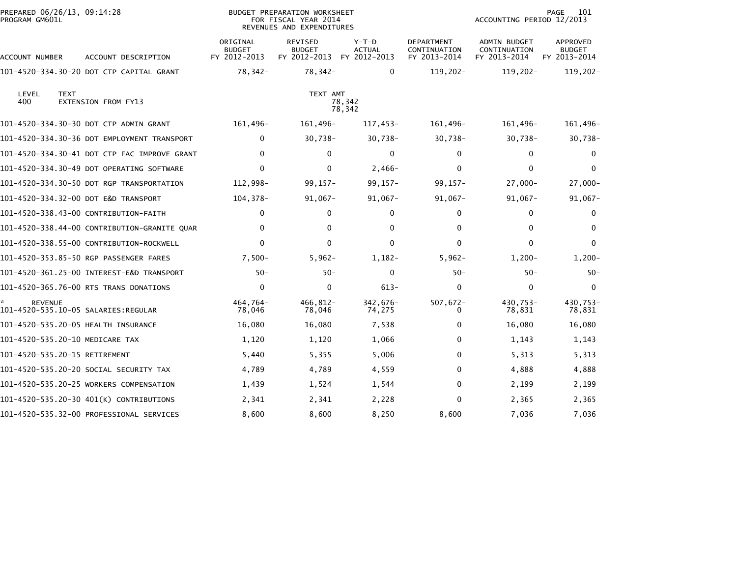PREPARED 06/26/13, 09:14:28
PROGRAM GM601L

BUDGET PREPARATION WORKSHEET
FOR FISCAL YEAR 2014
REVENUES AND EXPENDITURES

ACCOUNTING PERIOD 12/2013

| ACCOUNT NUMBER | ACCOUNT DESCRIPTION | ORIGINAL BUDGET FY 2012-2013 | REVISED BUDGET FY 2012-2013 | Y-T-D ACTUAL FY 2012-2013 | DEPARTMENT CONTINUATION FY 2013-2014 | ADMIN BUDGET CONTINUATION FY 2013-2014 | APPROVED BUDGET FY 2013-2014 |
|---|---|---|---|---|---|---|---|
| 101-4520-334.30-20 | DOT CTP CAPITAL GRANT | 78,342- | 78,342- | 0 | 119,202- | 119,202- | 119,202- |
| LEVEL 400 | TEXT: EXTENSION FROM FY13 | | TEXT AMT | 78,342 / 78,342 | | | |
| 101-4520-334.30-30 | DOT CTP ADMIN GRANT | 161,496- | 161,496- | 117,453- | 161,496- | 161,496- | 161,496- |
| 101-4520-334.30-36 | DOT EMPLOYMENT TRANSPORT | 0 | 30,738- | 30,738- | 30,738- | 30,738- | 30,738- |
| 101-4520-334.30-41 | DOT CTP FAC IMPROVE GRANT | 0 | 0 | 0 | 0 | 0 | 0 |
| 101-4520-334.30-49 | DOT OPERATING SOFTWARE | 0 | 0 | 2,466- | 0 | 0 | 0 |
| 101-4520-334.30-50 | DOT RGP TRANSPORTATION | 112,998- | 99,157- | 99,157- | 99,157- | 27,000- | 27,000- |
| 101-4520-334.32-00 | DOT E&D TRANSPORT | 104,378- | 91,067- | 91,067- | 91,067- | 91,067- | 91,067- |
| 101-4520-338.43-00 | CONTRIBUTION-FAITH | 0 | 0 | 0 | 0 | 0 | 0 |
| 101-4520-338.44-00 | CONTRIBUTION-GRANITE QUAR | 0 | 0 | 0 | 0 | 0 | 0 |
| 101-4520-338.55-00 | CONTRIBUTION-ROCKWELL | 0 | 0 | 0 | 0 | 0 | 0 |
| 101-4520-353.85-50 | RGP PASSENGER FARES | 7,500- | 5,962- | 1,182- | 5,962- | 1,200- | 1,200- |
| 101-4520-361.25-00 | INTEREST-E&D TRANSPORT | 50- | 50- | 0 | 50- | 50- | 50- |
| 101-4520-365.76-00 | RTS TRANS DONATIONS | 0 | 0 | 613- | 0 | 0 | 0 |
| * REVENUE | | 464,764- | 466,812- | 342,676- | 507,672- | 430,753- | 430,753- |
| 101-4520-535.10-05 | SALARIES:REGULAR | 78,046 | 78,046 | 74,275 | 0 | 78,831 | 78,831 |
| 101-4520-535.20-05 | HEALTH INSURANCE | 16,080 | 16,080 | 7,538 | 0 | 16,080 | 16,080 |
| 101-4520-535.20-10 | MEDICARE TAX | 1,120 | 1,120 | 1,066 | 0 | 1,143 | 1,143 |
| 101-4520-535.20-15 | RETIREMENT | 5,440 | 5,355 | 5,006 | 0 | 5,313 | 5,313 |
| 101-4520-535.20-20 | SOCIAL SECURITY TAX | 4,789 | 4,789 | 4,559 | 0 | 4,888 | 4,888 |
| 101-4520-535.20-25 | WORKERS COMPENSATION | 1,439 | 1,524 | 1,544 | 0 | 2,199 | 2,199 |
| 101-4520-535.20-30 | 401(K) CONTRIBUTIONS | 2,341 | 2,341 | 2,228 | 0 | 2,365 | 2,365 |
| 101-4520-535.32-00 | PROFESSIONAL SERVICES | 8,600 | 8,600 | 8,250 | 8,600 | 7,036 | 7,036 |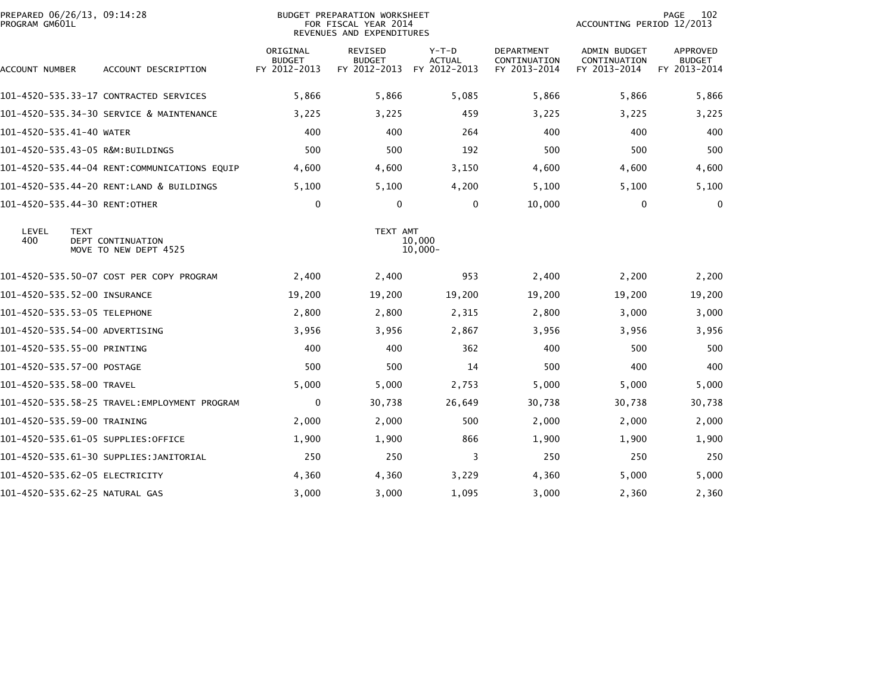PREPARED 06/26/13, 09:14:28
PROGRAM GM601L

BUDGET PREPARATION WORKSHEET
FOR FISCAL YEAR 2014
REVENUES AND EXPENDITURES

ACCOUNTING PERIOD 12/2013

| ACCOUNT NUMBER | ACCOUNT DESCRIPTION | ORIGINAL BUDGET FY 2012-2013 | REVISED BUDGET FY 2012-2013 | Y-T-D ACTUAL FY 2012-2013 | DEPARTMENT CONTINUATION FY 2013-2014 | ADMIN BUDGET CONTINUATION FY 2013-2014 | APPROVED BUDGET FY 2013-2014 |
|---|---|---|---|---|---|---|---|
| 101-4520-535.33-17 | CONTRACTED SERVICES | 5,866 | 5,866 | 5,085 | 5,866 | 5,866 | 5,866 |
| 101-4520-535.34-30 | SERVICE & MAINTENANCE | 3,225 | 3,225 | 459 | 3,225 | 3,225 | 3,225 |
| 101-4520-535.41-40 | WATER | 400 | 400 | 264 | 400 | 400 | 400 |
| 101-4520-535.43-05 | R&M:BUILDINGS | 500 | 500 | 192 | 500 | 500 | 500 |
| 101-4520-535.44-04 | RENT:COMMUNICATIONS EQUIP | 4,600 | 4,600 | 3,150 | 4,600 | 4,600 | 4,600 |
| 101-4520-535.44-20 | RENT:LAND & BUILDINGS | 5,100 | 5,100 | 4,200 | 5,100 | 5,100 | 5,100 |
| 101-4520-535.44-30 | RENT:OTHER | 0 | 0 | 0 | 10,000 | 0 | 0 |

| LEVEL | TEXT | TEXT AMT |
|---|---|---|
| 400 | DEPT CONTINUATION | 10,000 |
| | MOVE TO NEW DEPT 4525 | 10,000- |

| ACCOUNT NUMBER | ACCOUNT DESCRIPTION | ORIGINAL BUDGET FY 2012-2013 | REVISED BUDGET FY 2012-2013 | Y-T-D ACTUAL FY 2012-2013 | DEPARTMENT CONTINUATION FY 2013-2014 | ADMIN BUDGET CONTINUATION FY 2013-2014 | APPROVED BUDGET FY 2013-2014 |
|---|---|---|---|---|---|---|---|
| 101-4520-535.50-07 | COST PER COPY PROGRAM | 2,400 | 2,400 | 953 | 2,400 | 2,200 | 2,200 |
| 101-4520-535.52-00 | INSURANCE | 19,200 | 19,200 | 19,200 | 19,200 | 19,200 | 19,200 |
| 101-4520-535.53-05 | TELEPHONE | 2,800 | 2,800 | 2,315 | 2,800 | 3,000 | 3,000 |
| 101-4520-535.54-00 | ADVERTISING | 3,956 | 3,956 | 2,867 | 3,956 | 3,956 | 3,956 |
| 101-4520-535.55-00 | PRINTING | 400 | 400 | 362 | 400 | 500 | 500 |
| 101-4520-535.57-00 | POSTAGE | 500 | 500 | 14 | 500 | 400 | 400 |
| 101-4520-535.58-00 | TRAVEL | 5,000 | 5,000 | 2,753 | 5,000 | 5,000 | 5,000 |
| 101-4520-535.58-25 | TRAVEL:EMPLOYMENT PROGRAM | 0 | 30,738 | 26,649 | 30,738 | 30,738 | 30,738 |
| 101-4520-535.59-00 | TRAINING | 2,000 | 2,000 | 500 | 2,000 | 2,000 | 2,000 |
| 101-4520-535.61-05 | SUPPLIES:OFFICE | 1,900 | 1,900 | 866 | 1,900 | 1,900 | 1,900 |
| 101-4520-535.61-30 | SUPPLIES:JANITORIAL | 250 | 250 | 3 | 250 | 250 | 250 |
| 101-4520-535.62-05 | ELECTRICITY | 4,360 | 4,360 | 3,229 | 4,360 | 5,000 | 5,000 |
| 101-4520-535.62-25 | NATURAL GAS | 3,000 | 3,000 | 1,095 | 3,000 | 2,360 | 2,360 |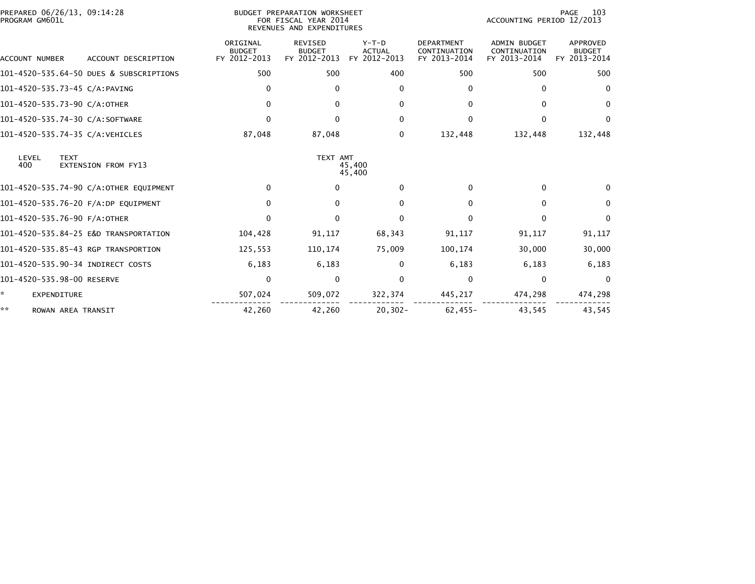BUDGET PREPARATION WORKSHEET
FOR FISCAL YEAR 2014
REVENUES AND EXPENDITURES

PREPARED 06/26/13, 09:14:28
PROGRAM GM601L

ACCOUNTING PERIOD 12/2013

| ACCOUNT NUMBER | ACCOUNT DESCRIPTION | ORIGINAL BUDGET FY 2012-2013 | REVISED BUDGET FY 2012-2013 | Y-T-D ACTUAL FY 2012-2013 | DEPARTMENT CONTINUATION FY 2013-2014 | ADMIN BUDGET CONTINUATION FY 2013-2014 | APPROVED BUDGET FY 2013-2014 |
|---|---|---|---|---|---|---|---|
| 101-4520-535.64-50 | DUES & SUBSCRIPTIONS | 500 | 500 | 400 | 500 | 500 | 500 |
| 101-4520-535.73-45 | C/A:PAVING | 0 | 0 | 0 | 0 | 0 | 0 |
| 101-4520-535.73-90 | C/A:OTHER | 0 | 0 | 0 | 0 | 0 | 0 |
| 101-4520-535.74-30 | C/A:SOFTWARE | 0 | 0 | 0 | 0 | 0 | 0 |
| 101-4520-535.74-35 | C/A:VEHICLES | 87,048 | 87,048 | 0 | 132,448 | 132,448 | 132,448 |
| LEVEL 400 | TEXT: EXTENSION FROM FY13 | | TEXT AMT: 45,400 | 45,400 | | | |
| 101-4520-535.74-90 | C/A:OTHER EQUIPMENT | 0 | 0 | 0 | 0 | 0 | 0 |
| 101-4520-535.76-20 | F/A:DP EQUIPMENT | 0 | 0 | 0 | 0 | 0 | 0 |
| 101-4520-535.76-90 | F/A:OTHER | 0 | 0 | 0 | 0 | 0 | 0 |
| 101-4520-535.84-25 | E&D TRANSPORTATION | 104,428 | 91,117 | 68,343 | 91,117 | 91,117 | 91,117 |
| 101-4520-535.85-43 | RGP TRANSPORTION | 125,553 | 110,174 | 75,009 | 100,174 | 30,000 | 30,000 |
| 101-4520-535.90-34 | INDIRECT COSTS | 6,183 | 6,183 | 0 | 6,183 | 6,183 | 6,183 |
| 101-4520-535.98-00 | RESERVE | 0 | 0 | 0 | 0 | 0 | 0 |
| * | EXPENDITURE | 507,024 | 509,072 | 322,374 | 445,217 | 474,298 | 474,298 |
| ** | ROWAN AREA TRANSIT | 42,260 | 42,260 | 20,302- | 62,455- | 43,545 | 43,545 |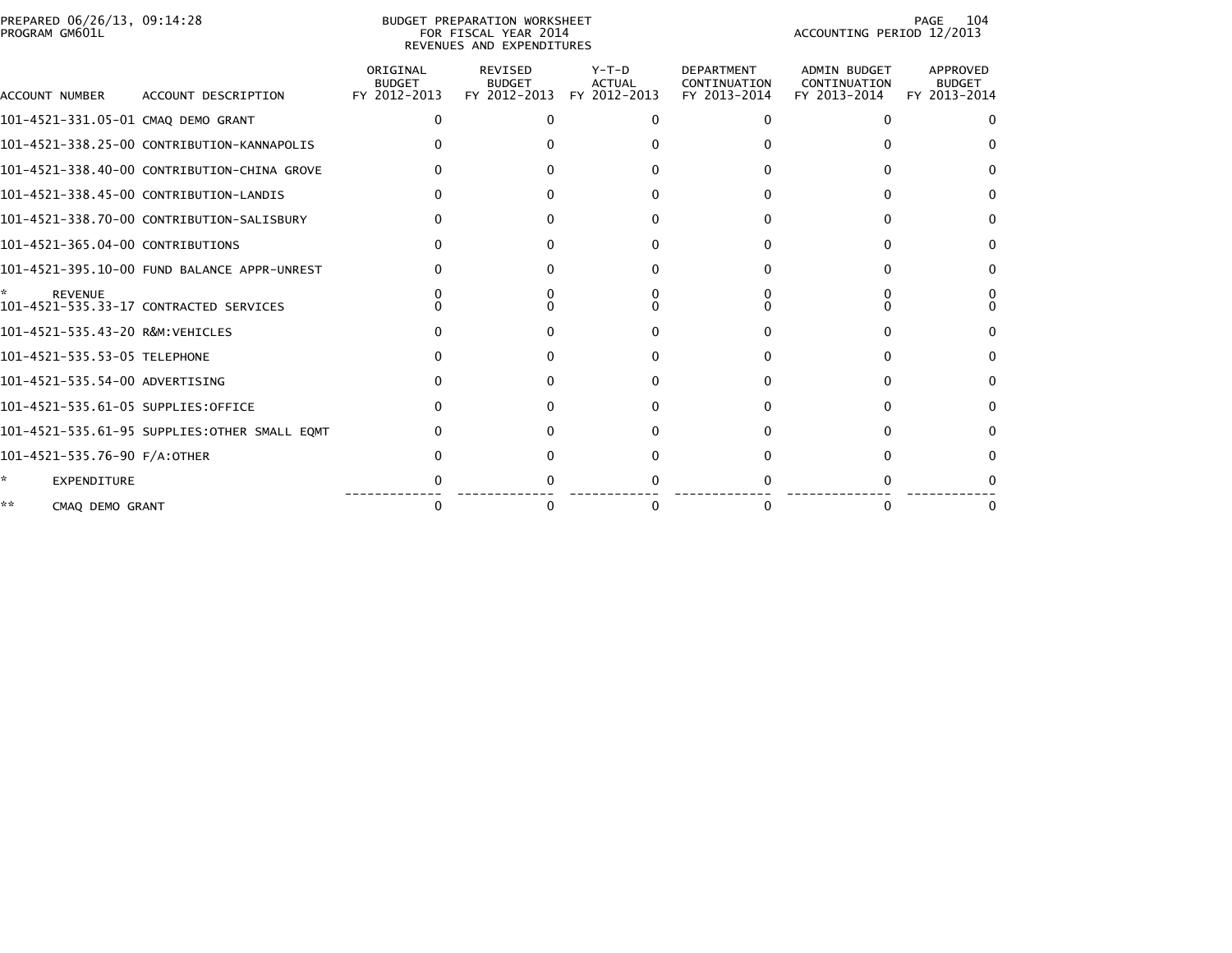BUDGET PREPARATION WORKSHEET
FOR FISCAL YEAR 2014
REVENUES AND EXPENDITURES

PREPARED 06/26/13, 09:14:28
PROGRAM GM601L

ACCOUNTING PERIOD 12/2013

| ACCOUNT NUMBER | ACCOUNT DESCRIPTION | ORIGINAL BUDGET FY 2012-2013 | REVISED BUDGET FY 2012-2013 | Y-T-D ACTUAL FY 2012-2013 | DEPARTMENT CONTINUATION FY 2013-2014 | ADMIN BUDGET CONTINUATION FY 2013-2014 | APPROVED BUDGET FY 2013-2014 |
|---|---|---|---|---|---|---|---|
| 101-4521-331.05-01 | CMAQ DEMO GRANT | 0 | 0 | 0 | 0 | 0 | 0 |
| 101-4521-338.25-00 | CONTRIBUTION-KANNAPOLIS | 0 | 0 | 0 | 0 | 0 | 0 |
| 101-4521-338.40-00 | CONTRIBUTION-CHINA GROVE | 0 | 0 | 0 | 0 | 0 | 0 |
| 101-4521-338.45-00 | CONTRIBUTION-LANDIS | 0 | 0 | 0 | 0 | 0 | 0 |
| 101-4521-338.70-00 | CONTRIBUTION-SALISBURY | 0 | 0 | 0 | 0 | 0 | 0 |
| 101-4521-365.04-00 | CONTRIBUTIONS | 0 | 0 | 0 | 0 | 0 | 0 |
| 101-4521-395.10-00 | FUND BALANCE APPR-UNREST | 0 | 0 | 0 | 0 | 0 | 0 |
| * | REVENUE | 0 | 0 | 0 | 0 | 0 | 0 |
| 101-4521-535.33-17 | CONTRACTED SERVICES | 0 | 0 | 0 | 0 | 0 | 0 |
| 101-4521-535.43-20 | R&M:VEHICLES | 0 | 0 | 0 | 0 | 0 | 0 |
| 101-4521-535.53-05 | TELEPHONE | 0 | 0 | 0 | 0 | 0 | 0 |
| 101-4521-535.54-00 | ADVERTISING | 0 | 0 | 0 | 0 | 0 | 0 |
| 101-4521-535.61-05 | SUPPLIES:OFFICE | 0 | 0 | 0 | 0 | 0 | 0 |
| 101-4521-535.61-95 | SUPPLIES:OTHER SMALL EQMT | 0 | 0 | 0 | 0 | 0 | 0 |
| 101-4521-535.76-90 | F/A:OTHER | 0 | 0 | 0 | 0 | 0 | 0 |
| * | EXPENDITURE | 0 | 0 | 0 | 0 | 0 | 0 |
| ** | CMAQ DEMO GRANT | 0 | 0 | 0 | 0 | 0 | 0 |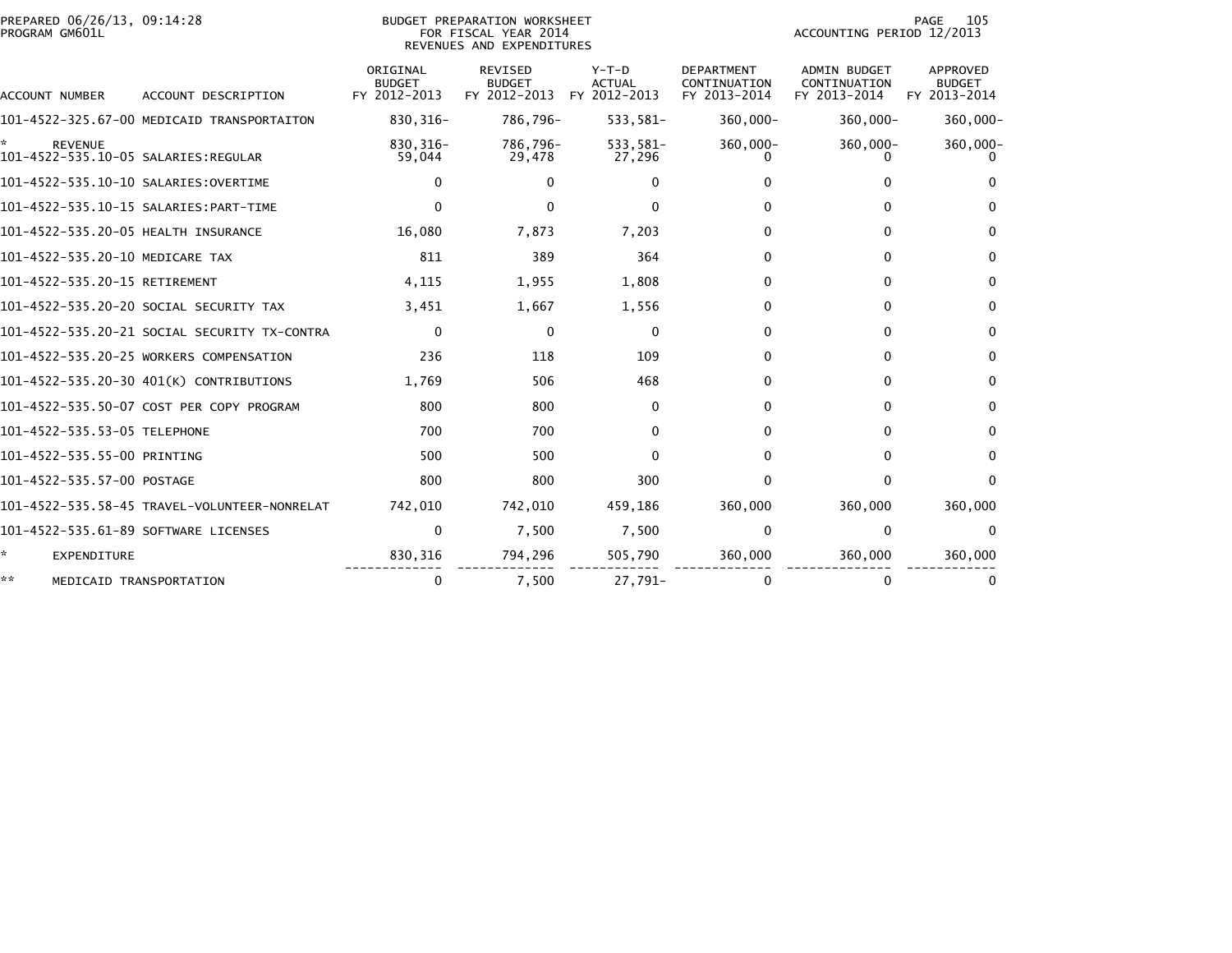PREPARED 06/26/13, 09:14:28
PROGRAM GM601L

BUDGET PREPARATION WORKSHEET
FOR FISCAL YEAR 2014
REVENUES AND EXPENDITURES

ACCOUNTING PERIOD 12/2013

| ACCOUNT NUMBER | ACCOUNT DESCRIPTION | ORIGINAL BUDGET FY 2012-2013 | REVISED BUDGET FY 2012-2013 | Y-T-D ACTUAL FY 2012-2013 | DEPARTMENT CONTINUATION FY 2013-2014 | ADMIN BUDGET CONTINUATION FY 2013-2014 | APPROVED BUDGET FY 2013-2014 |
|---|---|---|---|---|---|---|---|
| 101-4522-325.67-00 | MEDICAID TRANSPORTAITON | 830,316- | 786,796- | 533,581- | 360,000- | 360,000- | 360,000- |
| * | REVENUE | 830,316- | 786,796- | 533,581- | 360,000- | 360,000- | 360,000- |
| 101-4522-535.10-05 | SALARIES:REGULAR | 59,044 | 29,478 | 27,296 | 0 | 0 | 0 |
| 101-4522-535.10-10 | SALARIES:OVERTIME | 0 | 0 | 0 | 0 | 0 | 0 |
| 101-4522-535.10-15 | SALARIES:PART-TIME | 0 | 0 | 0 | 0 | 0 | 0 |
| 101-4522-535.20-05 | HEALTH INSURANCE | 16,080 | 7,873 | 7,203 | 0 | 0 | 0 |
| 101-4522-535.20-10 | MEDICARE TAX | 811 | 389 | 364 | 0 | 0 | 0 |
| 101-4522-535.20-15 | RETIREMENT | 4,115 | 1,955 | 1,808 | 0 | 0 | 0 |
| 101-4522-535.20-20 | SOCIAL SECURITY TAX | 3,451 | 1,667 | 1,556 | 0 | 0 | 0 |
| 101-4522-535.20-21 | SOCIAL SECURITY TX-CONTRA | 0 | 0 | 0 | 0 | 0 | 0 |
| 101-4522-535.20-25 | WORKERS COMPENSATION | 236 | 118 | 109 | 0 | 0 | 0 |
| 101-4522-535.20-30 | 401(K) CONTRIBUTIONS | 1,769 | 506 | 468 | 0 | 0 | 0 |
| 101-4522-535.50-07 | COST PER COPY PROGRAM | 800 | 800 | 0 | 0 | 0 | 0 |
| 101-4522-535.53-05 | TELEPHONE | 700 | 700 | 0 | 0 | 0 | 0 |
| 101-4522-535.55-00 | PRINTING | 500 | 500 | 0 | 0 | 0 | 0 |
| 101-4522-535.57-00 | POSTAGE | 800 | 800 | 300 | 0 | 0 | 0 |
| 101-4522-535.58-45 | TRAVEL-VOLUNTEER-NONRELAT | 742,010 | 742,010 | 459,186 | 360,000 | 360,000 | 360,000 |
| 101-4522-535.61-89 | SOFTWARE LICENSES | 0 | 7,500 | 7,500 | 0 | 0 | 0 |
| * | EXPENDITURE | 830,316 | 794,296 | 505,790 | 360,000 | 360,000 | 360,000 |
| ** | MEDICAID TRANSPORTATION | 0 | 7,500 | 27,791- | 0 | 0 | 0 |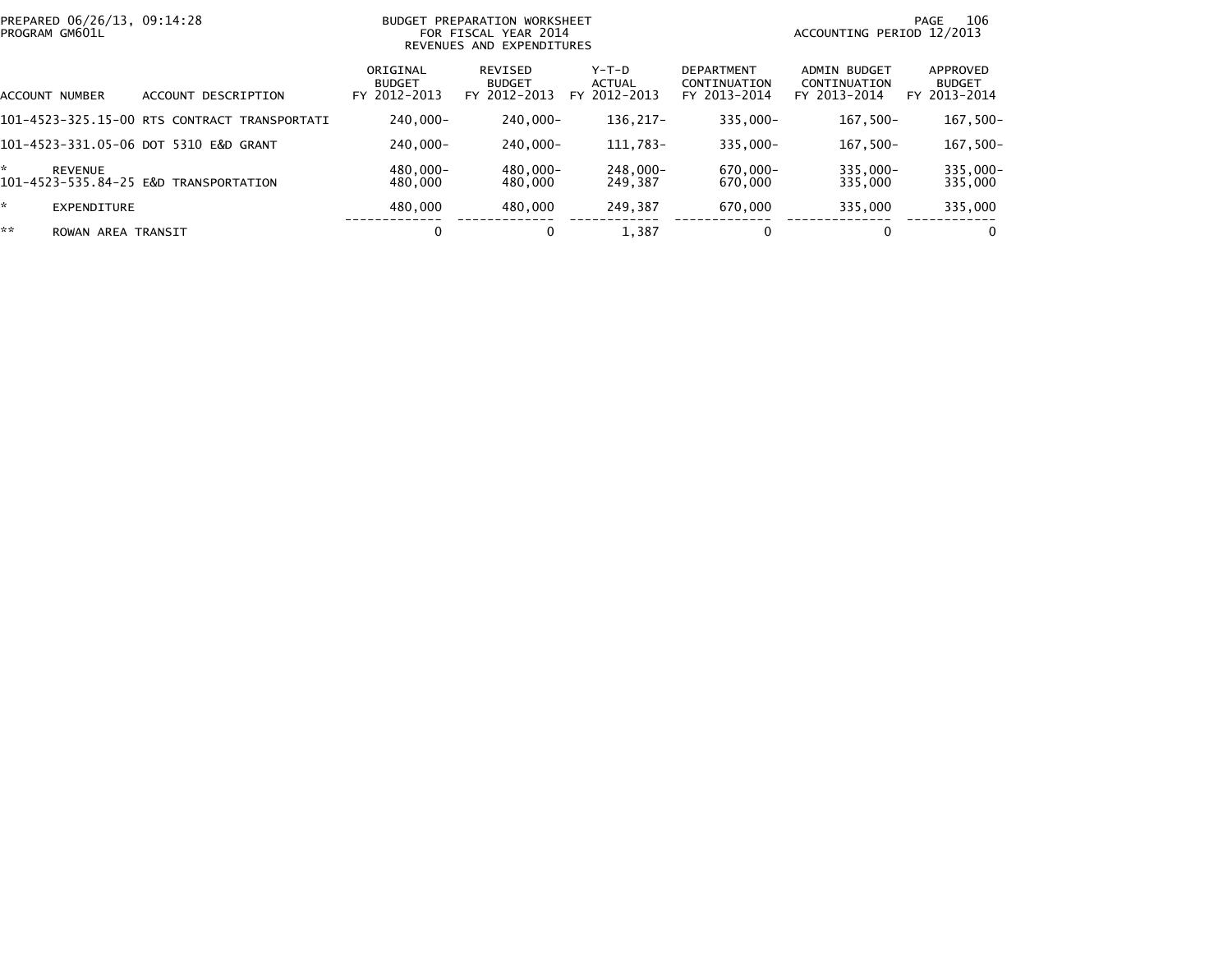PREPARED 06/26/13, 09:14:28
PROGRAM GM601L

BUDGET PREPARATION WORKSHEET
FOR FISCAL YEAR 2014
REVENUES AND EXPENDITURES

ACCOUNTING PERIOD 12/2013

| ACCOUNT NUMBER | ACCOUNT DESCRIPTION | ORIGINAL BUDGET FY 2012-2013 | REVISED BUDGET FY 2012-2013 | Y-T-D ACTUAL FY 2012-2013 | DEPARTMENT CONTINUATION FY 2013-2014 | ADMIN BUDGET CONTINUATION FY 2013-2014 | APPROVED BUDGET FY 2013-2014 |
|---|---|---|---|---|---|---|---|
| 101-4523-325.15-00 | RTS CONTRACT TRANSPORTATI | 240,000- | 240,000- | 136,217- | 335,000- | 167,500- | 167,500- |
| 101-4523-331.05-06 | DOT 5310 E&D GRANT | 240,000- | 240,000- | 111,783- | 335,000- | 167,500- | 167,500- |
| * | REVENUE | 480,000- | 480,000- | 248,000- | 670,000- | 335,000- | 335,000- |
| 101-4523-535.84-25 | E&D TRANSPORTATION | 480,000 | 480,000 | 249,387 | 670,000 | 335,000 | 335,000 |
| * | EXPENDITURE | 480,000 | 480,000 | 249,387 | 670,000 | 335,000 | 335,000 |
| ** | ROWAN AREA TRANSIT | 0 | 0 | 1,387 | 0 | 0 | 0 |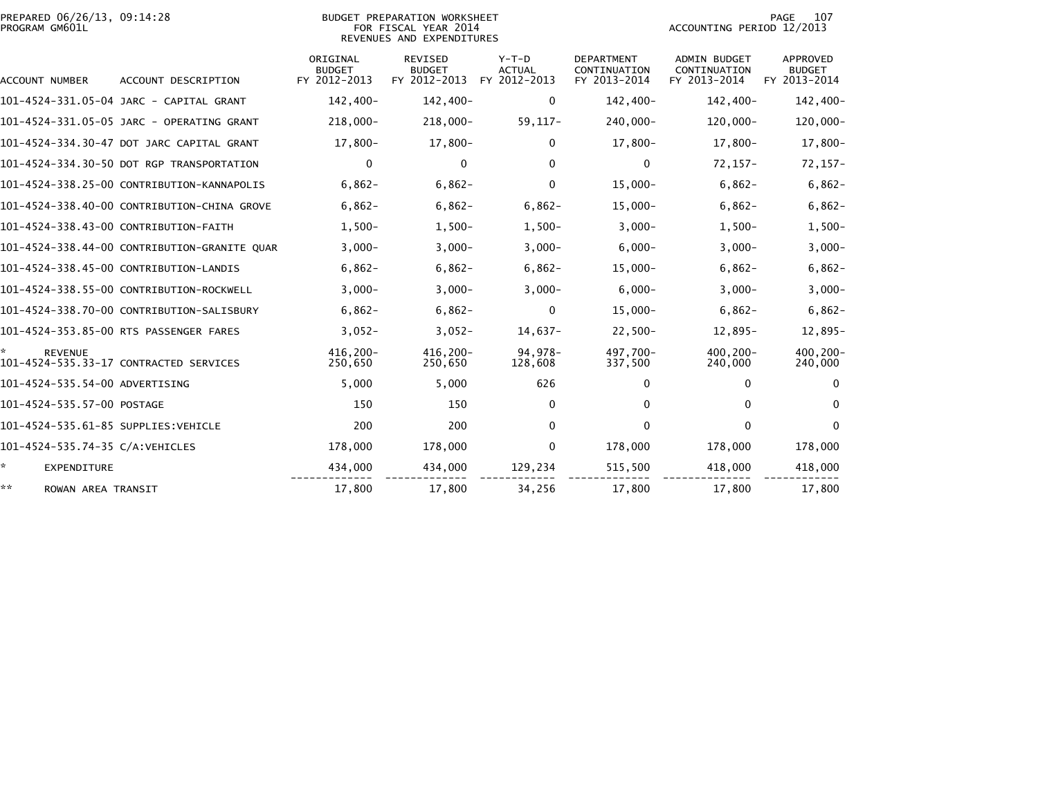BUDGET PREPARATION WORKSHEET
FOR FISCAL YEAR 2014
REVENUES AND EXPENDITURES

PREPARED 06/26/13, 09:14:28
PROGRAM GM601L

ACCOUNTING PERIOD 12/2013

| ACCOUNT NUMBER | ACCOUNT DESCRIPTION | ORIGINAL BUDGET FY 2012-2013 | REVISED BUDGET FY 2012-2013 | Y-T-D ACTUAL FY 2012-2013 | DEPARTMENT CONTINUATION FY 2013-2014 | ADMIN BUDGET CONTINUATION FY 2013-2014 | APPROVED BUDGET FY 2013-2014 |
|---|---|---|---|---|---|---|---|
| 101-4524-331.05-04 | JARC - CAPITAL GRANT | 142,400- | 142,400- | 0 | 142,400- | 142,400- | 142,400- |
| 101-4524-331.05-05 | JARC - OPERATING GRANT | 218,000- | 218,000- | 59,117- | 240,000- | 120,000- | 120,000- |
| 101-4524-334.30-47 | DOT JARC CAPITAL GRANT | 17,800- | 17,800- | 0 | 17,800- | 17,800- | 17,800- |
| 101-4524-334.30-50 | DOT RGP TRANSPORTATION | 0 | 0 | 0 | 0 | 72,157- | 72,157- |
| 101-4524-338.25-00 | CONTRIBUTION-KANNAPOLIS | 6,862- | 6,862- | 0 | 15,000- | 6,862- | 6,862- |
| 101-4524-338.40-00 | CONTRIBUTION-CHINA GROVE | 6,862- | 6,862- | 6,862- | 15,000- | 6,862- | 6,862- |
| 101-4524-338.43-00 | CONTRIBUTION-FAITH | 1,500- | 1,500- | 1,500- | 3,000- | 1,500- | 1,500- |
| 101-4524-338.44-00 | CONTRIBUTION-GRANITE QUAR | 3,000- | 3,000- | 3,000- | 6,000- | 3,000- | 3,000- |
| 101-4524-338.45-00 | CONTRIBUTION-LANDIS | 6,862- | 6,862- | 6,862- | 15,000- | 6,862- | 6,862- |
| 101-4524-338.55-00 | CONTRIBUTION-ROCKWELL | 3,000- | 3,000- | 3,000- | 6,000- | 3,000- | 3,000- |
| 101-4524-338.70-00 | CONTRIBUTION-SALISBURY | 6,862- | 6,862- | 0 | 15,000- | 6,862- | 6,862- |
| 101-4524-353.85-00 | RTS PASSENGER FARES | 3,052- | 3,052- | 14,637- | 22,500- | 12,895- | 12,895- |
| * | REVENUE | 416,200- | 416,200- | 94,978- | 497,700- | 400,200- | 400,200- |
| 101-4524-535.33-17 | CONTRACTED SERVICES | 250,650 | 250,650 | 128,608 | 337,500 | 240,000 | 240,000 |
| 101-4524-535.54-00 | ADVERTISING | 5,000 | 5,000 | 626 | 0 | 0 | 0 |
| 101-4524-535.57-00 | POSTAGE | 150 | 150 | 0 | 0 | 0 | 0 |
| 101-4524-535.61-85 | SUPPLIES:VEHICLE | 200 | 200 | 0 | 0 | 0 | 0 |
| 101-4524-535.74-35 | C/A:VEHICLES | 178,000 | 178,000 | 0 | 178,000 | 178,000 | 178,000 |
| * | EXPENDITURE | 434,000 | 434,000 | 129,234 | 515,500 | 418,000 | 418,000 |
| ** | ROWAN AREA TRANSIT | 17,800 | 17,800 | 34,256 | 17,800 | 17,800 | 17,800 |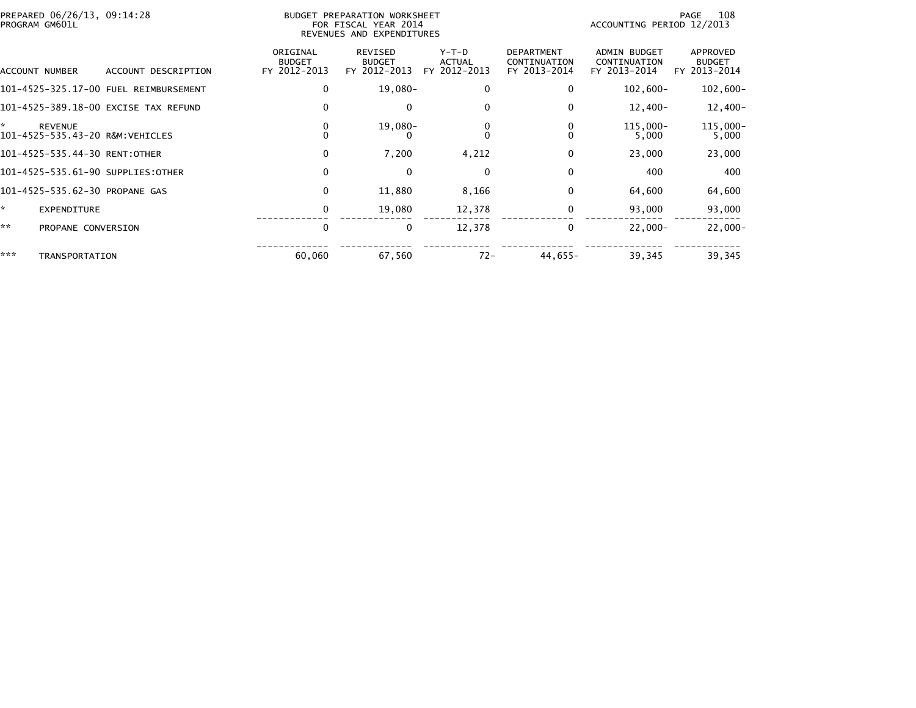PREPARED 06/26/13, 09:14:28
PROGRAM GM601L

BUDGET PREPARATION WORKSHEET
FOR FISCAL YEAR 2014
REVENUES AND EXPENDITURES

ACCOUNTING PERIOD 12/2013

| ACCOUNT NUMBER | ACCOUNT DESCRIPTION | ORIGINAL BUDGET FY 2012-2013 | REVISED BUDGET FY 2012-2013 | Y-T-D ACTUAL FY 2012-2013 | DEPARTMENT CONTINUATION FY 2013-2014 | ADMIN BUDGET CONTINUATION FY 2013-2014 | APPROVED BUDGET FY 2013-2014 |
|---|---|---|---|---|---|---|---|
| 101-4525-325.17-00 | FUEL REIMBURSEMENT | 0 | 19,080- | 0 | 0 | 102,600- | 102,600- |
| 101-4525-389.18-00 | EXCISE TAX REFUND | 0 | 0 | 0 | 0 | 12,400- | 12,400- |
| * | REVENUE | 0 | 19,080- | 0 | 0 | 115,000- | 115,000- |
| 101-4525-535.43-20 | R&M:VEHICLES | 0 | 0 | 0 | 0 | 5,000 | 5,000 |
| 101-4525-535.44-30 | RENT:OTHER | 0 | 7,200 | 4,212 | 0 | 23,000 | 23,000 |
| 101-4525-535.61-90 | SUPPLIES:OTHER | 0 | 0 | 0 | 0 | 400 | 400 |
| 101-4525-535.62-30 | PROPANE GAS | 0 | 11,880 | 8,166 | 0 | 64,600 | 64,600 |
| * | EXPENDITURE | 0 | 19,080 | 12,378 | 0 | 93,000 | 93,000 |
| ** | PROPANE CONVERSION | 0 | 0 | 12,378 | 0 | 22,000- | 22,000- |
| *** | TRANSPORTATION | 60,060 | 67,560 | 72- | 44,655- | 39,345 | 39,345 |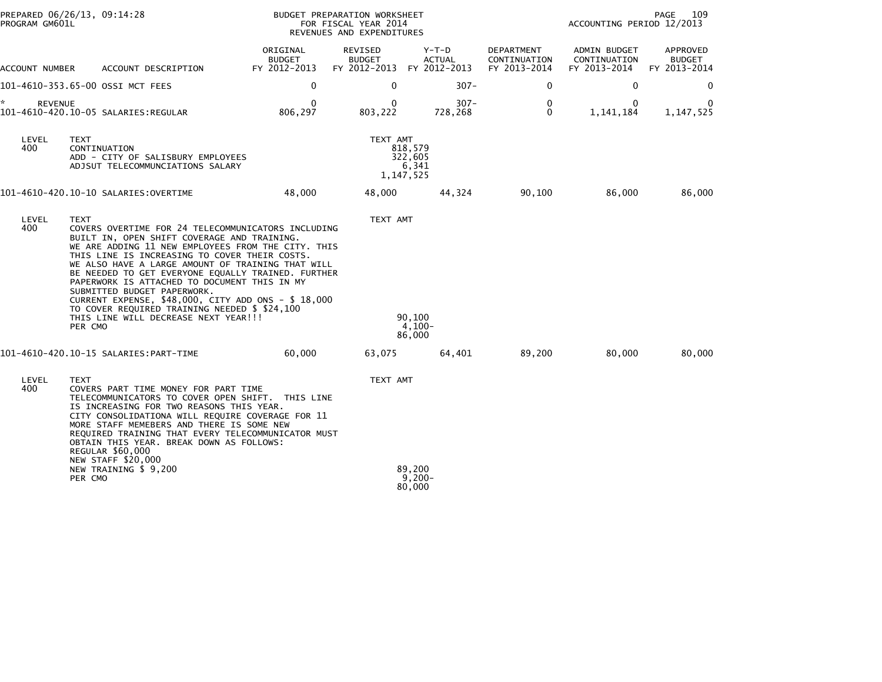PREPARED 06/26/13, 09:14:28
PROGRAM GM601L

BUDGET PREPARATION WORKSHEET
FOR FISCAL YEAR 2014
REVENUES AND EXPENDITURES

ACCOUNTING PERIOD 12/2013

| ACCOUNT NUMBER | ACCOUNT DESCRIPTION | ORIGINAL BUDGET FY 2012-2013 | REVISED BUDGET FY 2012-2013 | Y-T-D ACTUAL FY 2012-2013 | DEPARTMENT CONTINUATION FY 2013-2014 | ADMIN BUDGET CONTINUATION FY 2013-2014 | APPROVED BUDGET FY 2013-2014 |
|---|---|---|---|---|---|---|---|
| 101-4610-353.65-00 | OSSI MCT FEES | 0 | 0 | 307- | 0 | 0 | 0 |
| * REVENUE | | 0 | 0 | 307- | 0 | 0 | 0 |
| 101-4610-420.10-05 | SALARIES:REGULAR | 806,297 | 803,222 | 728,268 | 0 | 1,141,184 | 1,147,525 |

| LEVEL | TEXT | TEXT AMT |
|---|---|---|
| 400 | CONTINUATION | 818,579 |
| | ADD - CITY OF SALISBURY EMPLOYEES | 322,605 |
| | ADJSUT TELECOMMUNCIATIONS SALARY | 6,341 |
| | | 1,147,525 |

| ACCOUNT NUMBER | ACCOUNT DESCRIPTION | ORIGINAL BUDGET FY 2012-2013 | REVISED BUDGET FY 2012-2013 | Y-T-D ACTUAL FY 2012-2013 | DEPARTMENT CONTINUATION FY 2013-2014 | ADMIN BUDGET CONTINUATION FY 2013-2014 | APPROVED BUDGET FY 2013-2014 |
|---|---|---|---|---|---|---|---|
| 101-4610-420.10-10 | SALARIES:OVERTIME | 48,000 | 48,000 | 44,324 | 90,100 | 86,000 | 86,000 |

| LEVEL | TEXT | TEXT AMT |
|---|---|---|
| 400 | COVERS OVERTIME FOR 24 TELECOMMUNICATORS INCLUDING BUILT IN, OPEN SHIFT COVERAGE AND TRAINING. WE ARE ADDING 11 NEW EMPLOYEES FROM THE CITY. THIS THIS LINE IS INCREASING TO COVER THEIR COSTS. WE ALSO HAVE A LARGE AMOUNT OF TRAINING THAT WILL BE NEEDED TO GET EVERYONE EQUALLY TRAINED. FURTHER PAPERWORK IS ATTACHED TO DOCUMENT THIS IN MY SUBMITTED BUDGET PAPERWORK. CURRENT EXPENSE, $48,000, CITY ADD ONS - $ 18,000 TO COVER REQUIRED TRAINING NEEDED $ $24,100 | |
| | THIS LINE WILL DECREASE NEXT YEAR!!! | 90,100 |
| | PER CMO | 4,100- |
| | | 86,000 |

| ACCOUNT NUMBER | ACCOUNT DESCRIPTION | ORIGINAL BUDGET FY 2012-2013 | REVISED BUDGET FY 2012-2013 | Y-T-D ACTUAL FY 2012-2013 | DEPARTMENT CONTINUATION FY 2013-2014 | ADMIN BUDGET CONTINUATION FY 2013-2014 | APPROVED BUDGET FY 2013-2014 |
|---|---|---|---|---|---|---|---|
| 101-4610-420.10-15 | SALARIES:PART-TIME | 60,000 | 63,075 | 64,401 | 89,200 | 80,000 | 80,000 |

| LEVEL | TEXT | TEXT AMT |
|---|---|---|
| 400 | COVERS PART TIME MONEY FOR PART TIME TELECOMMUNICATORS TO COVER OPEN SHIFT. THIS LINE IS INCREASING FOR TWO REASONS THIS YEAR. CITY CONSOLIDATIONA WILL REQUIRE COVERAGE FOR 11 MORE STAFF MEMEBERS AND THERE IS SOME NEW REQUIRED TRAINING THAT EVERY TELECOMMUNICATOR MUST OBTAIN THIS YEAR. BREAK DOWN AS FOLLOWS: REGULAR $60,000 NEW STAFF $20,000 | |
| | NEW TRAINING $ 9,200 | 89,200 |
| | PER CMO | 9,200- |
| | | 80,000 |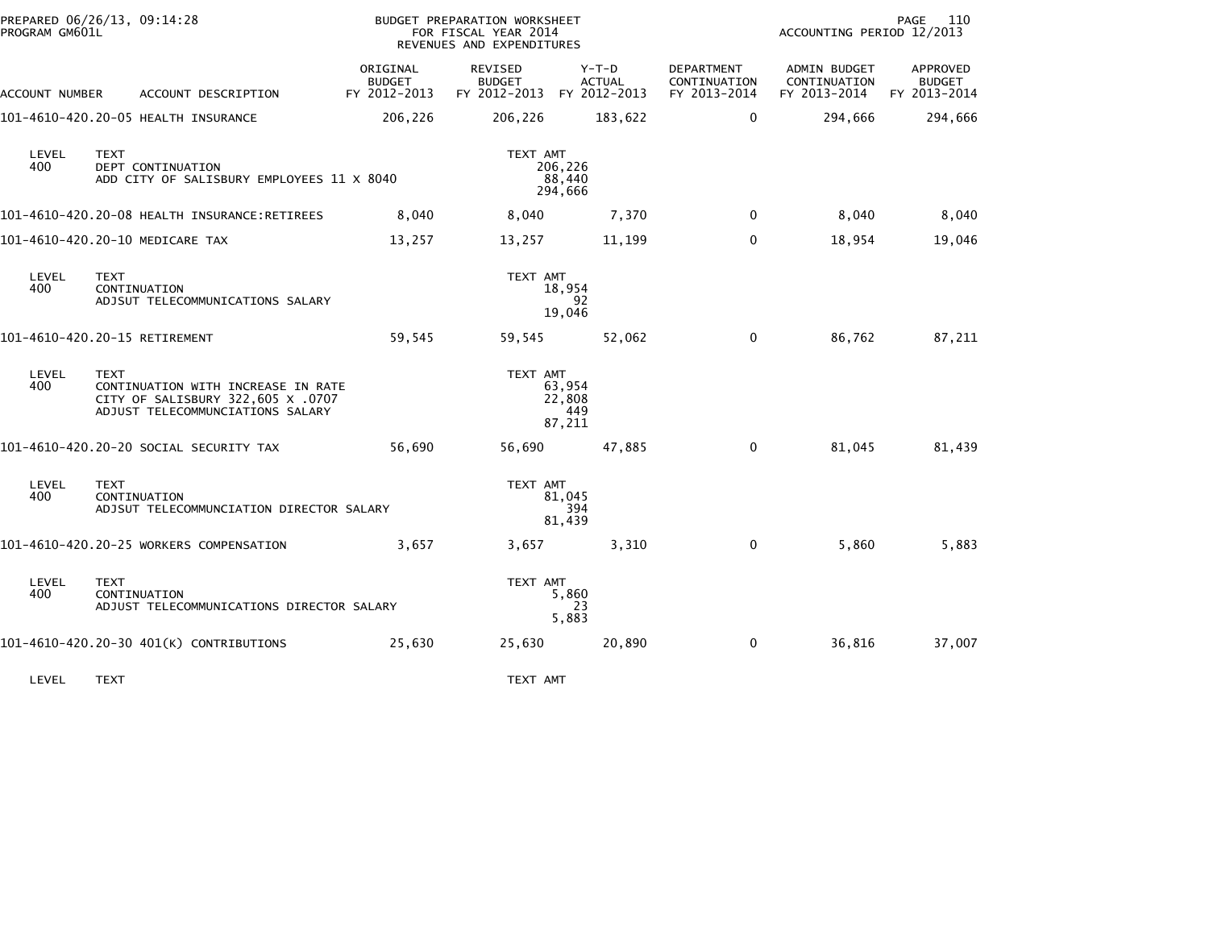PREPARED 06/26/13, 09:14:28
PROGRAM GM601L

BUDGET PREPARATION WORKSHEET
FOR FISCAL YEAR 2014
REVENUES AND EXPENDITURES

ACCOUNTING PERIOD 12/2013

| ACCOUNT NUMBER | ACCOUNT DESCRIPTION | ORIGINAL BUDGET FY 2012-2013 | REVISED BUDGET FY 2012-2013 | Y-T-D ACTUAL FY 2012-2013 | DEPARTMENT CONTINUATION FY 2013-2014 | ADMIN BUDGET CONTINUATION FY 2013-2014 | APPROVED BUDGET FY 2013-2014 |
|---|---|---|---|---|---|---|---|
| 101-4610-420.20-05 | HEALTH INSURANCE | 206,226 | 206,226 | 183,622 | 0 | 294,666 | 294,666 |

| LEVEL | TEXT | TEXT AMT |
|---|---|---|
| 400 | DEPT CONTINUATION | 206,226 |
| | ADD CITY OF SALISBURY EMPLOYEES 11 X 8040 | 88,440 |
| | | 294,666 |

| ACCOUNT NUMBER | ACCOUNT DESCRIPTION | ORIGINAL BUDGET FY 2012-2013 | REVISED BUDGET FY 2012-2013 | Y-T-D ACTUAL FY 2012-2013 | DEPARTMENT CONTINUATION FY 2013-2014 | ADMIN BUDGET CONTINUATION FY 2013-2014 | APPROVED BUDGET FY 2013-2014 |
|---|---|---|---|---|---|---|---|
| 101-4610-420.20-08 | HEALTH INSURANCE:RETIREES | 8,040 | 8,040 | 7,370 | 0 | 8,040 | 8,040 |
| 101-4610-420.20-10 | MEDICARE TAX | 13,257 | 13,257 | 11,199 | 0 | 18,954 | 19,046 |

| LEVEL | TEXT | TEXT AMT |
|---|---|---|
| 400 | CONTINUATION | 18,954 |
| | ADJSUT TELECOMMUNICATIONS SALARY | 92 |
| | | 19,046 |

| ACCOUNT NUMBER | ACCOUNT DESCRIPTION | ORIGINAL BUDGET FY 2012-2013 | REVISED BUDGET FY 2012-2013 | Y-T-D ACTUAL FY 2012-2013 | DEPARTMENT CONTINUATION FY 2013-2014 | ADMIN BUDGET CONTINUATION FY 2013-2014 | APPROVED BUDGET FY 2013-2014 |
|---|---|---|---|---|---|---|---|
| 101-4610-420.20-15 | RETIREMENT | 59,545 | 59,545 | 52,062 | 0 | 86,762 | 87,211 |

| LEVEL | TEXT | TEXT AMT |
|---|---|---|
| 400 | CONTINUATION WITH INCREASE IN RATE | 63,954 |
| | CITY OF SALISBURY 322,605 X .0707 | 22,808 |
| | ADJUST TELECOMMUNCIATIONS SALARY | 449 |
| | | 87,211 |

| ACCOUNT NUMBER | ACCOUNT DESCRIPTION | ORIGINAL BUDGET FY 2012-2013 | REVISED BUDGET FY 2012-2013 | Y-T-D ACTUAL FY 2012-2013 | DEPARTMENT CONTINUATION FY 2013-2014 | ADMIN BUDGET CONTINUATION FY 2013-2014 | APPROVED BUDGET FY 2013-2014 |
|---|---|---|---|---|---|---|---|
| 101-4610-420.20-20 | SOCIAL SECURITY TAX | 56,690 | 56,690 | 47,885 | 0 | 81,045 | 81,439 |

| LEVEL | TEXT | TEXT AMT |
|---|---|---|
| 400 | CONTINUATION | 81,045 |
| | ADJSUT TELECOMMUNCIATION DIRECTOR SALARY | 394 |
| | | 81,439 |

| ACCOUNT NUMBER | ACCOUNT DESCRIPTION | ORIGINAL BUDGET FY 2012-2013 | REVISED BUDGET FY 2012-2013 | Y-T-D ACTUAL FY 2012-2013 | DEPARTMENT CONTINUATION FY 2013-2014 | ADMIN BUDGET CONTINUATION FY 2013-2014 | APPROVED BUDGET FY 2013-2014 |
|---|---|---|---|---|---|---|---|
| 101-4610-420.20-25 | WORKERS COMPENSATION | 3,657 | 3,657 | 3,310 | 0 | 5,860 | 5,883 |

| LEVEL | TEXT | TEXT AMT |
|---|---|---|
| 400 | CONTINUATION | 5,860 |
| | ADJUST TELECOMMUNICATIONS DIRECTOR SALARY | 23 |
| | | 5,883 |

| ACCOUNT NUMBER | ACCOUNT DESCRIPTION | ORIGINAL BUDGET FY 2012-2013 | REVISED BUDGET FY 2012-2013 | Y-T-D ACTUAL FY 2012-2013 | DEPARTMENT CONTINUATION FY 2013-2014 | ADMIN BUDGET CONTINUATION FY 2013-2014 | APPROVED BUDGET FY 2013-2014 |
|---|---|---|---|---|---|---|---|
| 101-4610-420.20-30 | 401(K) CONTRIBUTIONS | 25,630 | 25,630 | 20,890 | 0 | 36,816 | 37,007 |

| LEVEL | TEXT | TEXT AMT |
|---|---|---|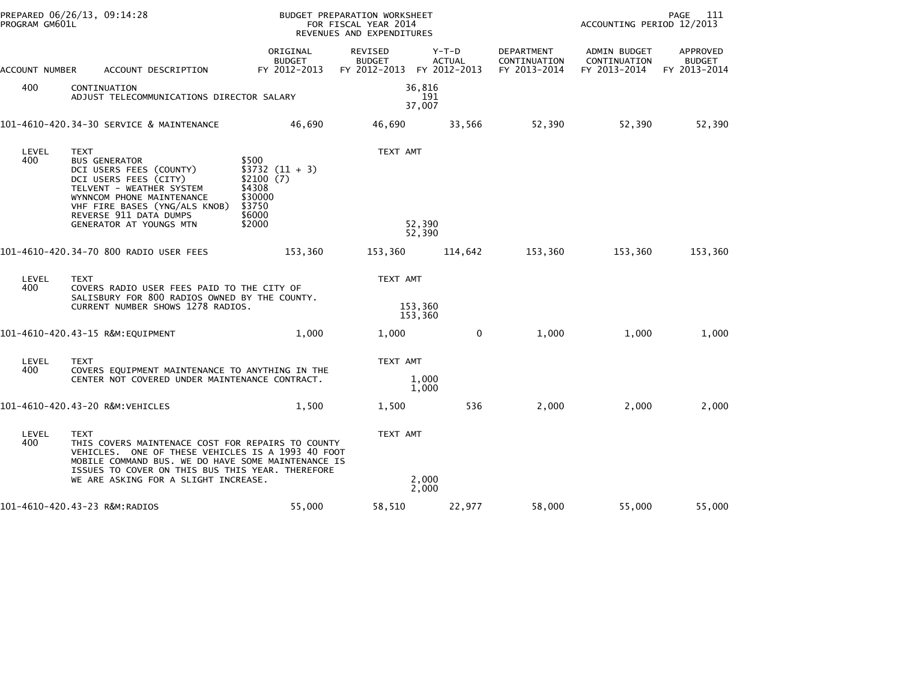PREPARED 06/26/13, 09:14:28
PROGRAM GM601L

BUDGET PREPARATION WORKSHEET
FOR FISCAL YEAR 2014
REVENUES AND EXPENDITURES

ACCOUNTING PERIOD 12/2013

| ACCOUNT NUMBER | ACCOUNT DESCRIPTION | ORIGINAL BUDGET FY 2012-2013 | REVISED BUDGET FY 2012-2013 | Y-T-D ACTUAL FY 2012-2013 | DEPARTMENT CONTINUATION FY 2013-2014 | ADMIN BUDGET CONTINUATION FY 2013-2014 | APPROVED BUDGET FY 2013-2014 |
|---|---|---|---|---|---|---|---|
| 400 | CONTINUATION<br>ADJUST TELECOMMUNICATIONS DIRECTOR SALARY | | 36,816<br>191<br>37,007 | | | | |
| 101-4610-420.34-30 | SERVICE & MAINTENANCE | 46,690 | 46,690 | 33,566 | 52,390 | 52,390 | 52,390 |

| LEVEL | TEXT | | TEXT AMT |
|---|---|---|---|
| 400 | BUS GENERATOR | $500 | |
| | DCI USERS FEES (COUNTY) | $3732 (11 + 3) | |
| | DCI USERS FEES (CITY) | $2100 (7) | |
| | TELVENT - WEATHER SYSTEM | $4308 | |
| | WYNNCOM PHONE MAINTENANCE | $30000 | |
| | VHF FIRE BASES (YNG/ALS KNOB) | $3750 | |
| | REVERSE 911 DATA DUMPS | $6000 | |
| | GENERATOR AT YOUNGS MTN | $2000 | 52,390 |
| | | | 52,390 |

| ACCOUNT NUMBER | ACCOUNT DESCRIPTION | ORIGINAL BUDGET FY 2012-2013 | REVISED BUDGET FY 2012-2013 | Y-T-D ACTUAL FY 2012-2013 | DEPARTMENT CONTINUATION FY 2013-2014 | ADMIN BUDGET CONTINUATION FY 2013-2014 | APPROVED BUDGET FY 2013-2014 |
|---|---|---|---|---|---|---|---|
| 101-4610-420.34-70 | 800 RADIO USER FEES | 153,360 | 153,360 | 114,642 | 153,360 | 153,360 | 153,360 |

| LEVEL | TEXT | TEXT AMT |
|---|---|---|
| 400 | COVERS RADIO USER FEES PAID TO THE CITY OF SALISBURY FOR 800 RADIOS OWNED BY THE COUNTY. CURRENT NUMBER SHOWS 1278 RADIOS. | 153,360<br>153,360 |

| ACCOUNT NUMBER | ACCOUNT DESCRIPTION | ORIGINAL BUDGET FY 2012-2013 | REVISED BUDGET FY 2012-2013 | Y-T-D ACTUAL FY 2012-2013 | DEPARTMENT CONTINUATION FY 2013-2014 | ADMIN BUDGET CONTINUATION FY 2013-2014 | APPROVED BUDGET FY 2013-2014 |
|---|---|---|---|---|---|---|---|
| 101-4610-420.43-15 | R&M:EQUIPMENT | 1,000 | 1,000 | 0 | 1,000 | 1,000 | 1,000 |

| LEVEL | TEXT | TEXT AMT |
|---|---|---|
| 400 | COVERS EQUIPMENT MAINTENANCE TO ANYTHING IN THE CENTER NOT COVERED UNDER MAINTENANCE CONTRACT. | 1,000<br>1,000 |

| ACCOUNT NUMBER | ACCOUNT DESCRIPTION | ORIGINAL BUDGET FY 2012-2013 | REVISED BUDGET FY 2012-2013 | Y-T-D ACTUAL FY 2012-2013 | DEPARTMENT CONTINUATION FY 2013-2014 | ADMIN BUDGET CONTINUATION FY 2013-2014 | APPROVED BUDGET FY 2013-2014 |
|---|---|---|---|---|---|---|---|
| 101-4610-420.43-20 | R&M:VEHICLES | 1,500 | 1,500 | 536 | 2,000 | 2,000 | 2,000 |

| LEVEL | TEXT | TEXT AMT |
|---|---|---|
| 400 | THIS COVERS MAINTENACE COST FOR REPAIRS TO COUNTY VEHICLES. ONE OF THESE VEHICLES IS A 1993 40 FOOT MOBILE COMMAND BUS. WE DO HAVE SOME MAINTENANCE IS ISSUES TO COVER ON THIS BUS THIS YEAR. THEREFORE WE ARE ASKING FOR A SLIGHT INCREASE. | 2,000<br>2,000 |

| ACCOUNT NUMBER | ACCOUNT DESCRIPTION | ORIGINAL BUDGET FY 2012-2013 | REVISED BUDGET FY 2012-2013 | Y-T-D ACTUAL FY 2012-2013 | DEPARTMENT CONTINUATION FY 2013-2014 | ADMIN BUDGET CONTINUATION FY 2013-2014 | APPROVED BUDGET FY 2013-2014 |
|---|---|---|---|---|---|---|---|
| 101-4610-420.43-23 | R&M:RADIOS | 55,000 | 58,510 | 22,977 | 58,000 | 55,000 | 55,000 |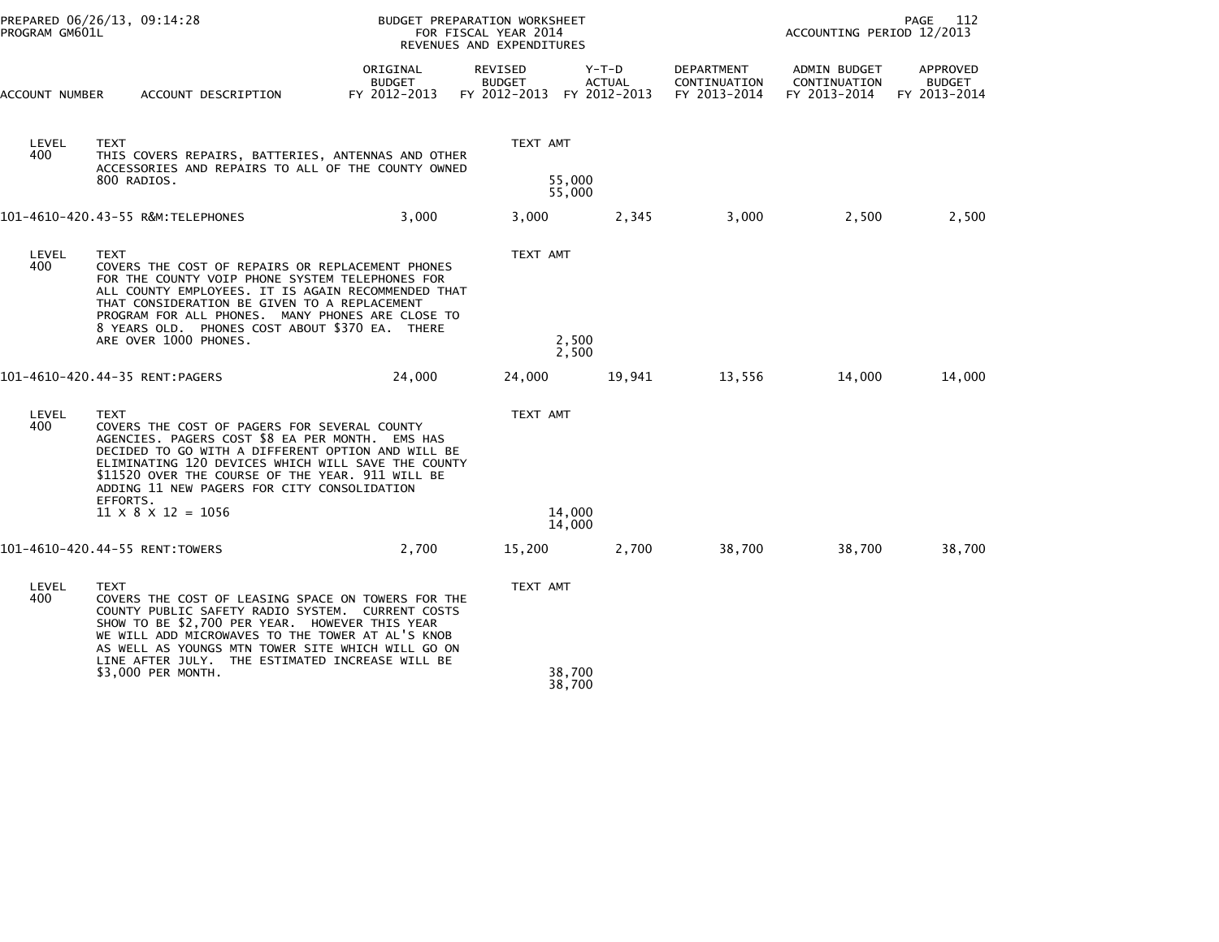BUDGET PREPARATION WORKSHEET
FOR FISCAL YEAR 2014
REVENUES AND EXPENDITURES

PREPARED 06/26/13, 09:14:28
PROGRAM GM601L

ACCOUNTING PERIOD 12/2013

| ACCOUNT NUMBER | ACCOUNT DESCRIPTION | ORIGINAL BUDGET FY 2012-2013 | REVISED BUDGET FY 2012-2013 | Y-T-D ACTUAL FY 2012-2013 | DEPARTMENT CONTINUATION FY 2013-2014 | ADMIN BUDGET CONTINUATION FY 2013-2014 | APPROVED BUDGET FY 2013-2014 |
|---|---|---|---|---|---|---|---|
| LEVEL 400 | TEXT<br>THIS COVERS REPAIRS, BATTERIES, ANTENNAS AND OTHER ACCESSORIES AND REPAIRS TO ALL OF THE COUNTY OWNED 800 RADIOS. | | TEXT AMT<br>55,000<br>55,000 | | | | |
| 101-4610-420.43-55 | R&M:TELEPHONES | 3,000 | 3,000 | 2,345 | 3,000 | 2,500 | 2,500 |
| LEVEL 400 | TEXT<br>COVERS THE COST OF REPAIRS OR REPLACEMENT PHONES FOR THE COUNTY VOIP PHONE SYSTEM TELEPHONES FOR ALL COUNTY EMPLOYEES. IT IS AGAIN RECOMMENDED THAT THAT CONSIDERATION BE GIVEN TO A REPLACEMENT PROGRAM FOR ALL PHONES. MANY PHONES ARE CLOSE TO 8 YEARS OLD. PHONES COST ABOUT $370 EA. THERE ARE OVER 1000 PHONES. | | TEXT AMT<br>2,500<br>2,500 | | | | |
| 101-4610-420.44-35 | RENT:PAGERS | 24,000 | 24,000 | 19,941 | 13,556 | 14,000 | 14,000 |
| LEVEL 400 | TEXT<br>COVERS THE COST OF PAGERS FOR SEVERAL COUNTY AGENCIES. PAGERS COST $8 EA PER MONTH. EMS HAS DECIDED TO GO WITH A DIFFERENT OPTION AND WILL BE ELIMINATING 120 DEVICES WHICH WILL SAVE THE COUNTY $11520 OVER THE COURSE OF THE YEAR. 911 WILL BE ADDING 11 NEW PAGERS FOR CITY CONSOLIDATION EFFORTS.<br>11 X 8 X 12 = 1056 | | TEXT AMT<br>14,000<br>14,000 | | | | |
| 101-4610-420.44-55 | RENT:TOWERS | 2,700 | 15,200 | 2,700 | 38,700 | 38,700 | 38,700 |
| LEVEL 400 | TEXT<br>COVERS THE COST OF LEASING SPACE ON TOWERS FOR THE COUNTY PUBLIC SAFETY RADIO SYSTEM. CURRENT COSTS SHOW TO BE $2,700 PER YEAR. HOWEVER THIS YEAR WE WILL ADD MICROWAVES TO THE TOWER AT AL'S KNOB AS WELL AS YOUNGS MTN TOWER SITE WHICH WILL GO ON LINE AFTER JULY. THE ESTIMATED INCREASE WILL BE $3,000 PER MONTH. | | TEXT AMT<br>38,700<br>38,700 | | | | |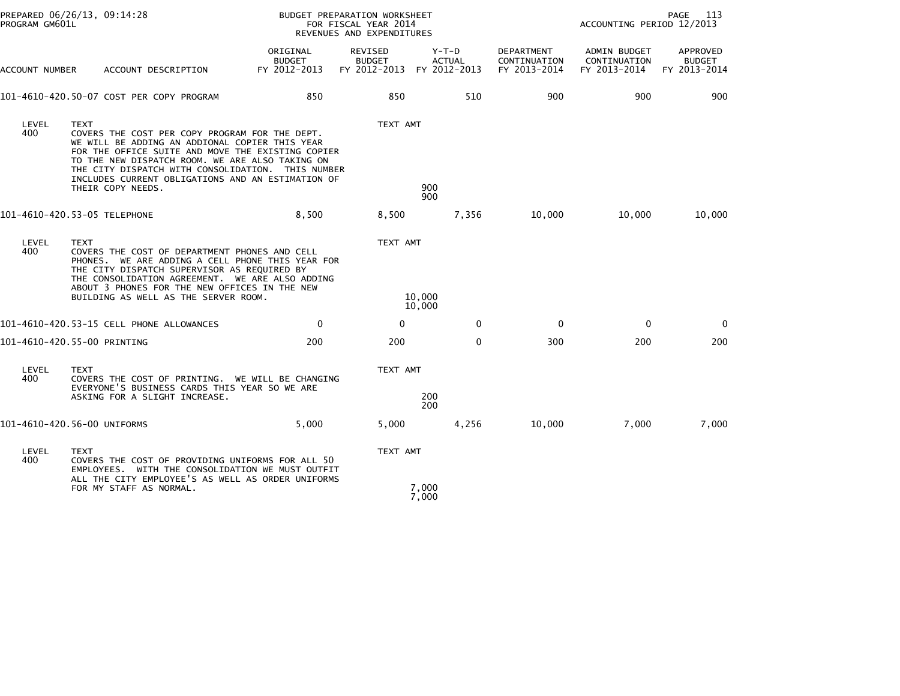BUDGET PREPARATION WORKSHEET
FOR FISCAL YEAR 2014
REVENUES AND EXPENDITURES

PREPARED 06/26/13, 09:14:28
PROGRAM GM601L

ACCOUNTING PERIOD 12/2013

| ACCOUNT NUMBER | ACCOUNT DESCRIPTION | ORIGINAL BUDGET FY 2012-2013 | REVISED BUDGET FY 2012-2013 | Y-T-D ACTUAL FY 2012-2013 | DEPARTMENT CONTINUATION FY 2013-2014 | ADMIN BUDGET CONTINUATION FY 2013-2014 | APPROVED BUDGET FY 2013-2014 |
|---|---|---|---|---|---|---|---|
| 101-4610-420.50-07 | COST PER COPY PROGRAM | 850 | 850 | 510 | 900 | 900 | 900 |

LEVEL 400 TEXT: COVERS THE COST PER COPY PROGRAM FOR THE DEPT. WE WILL BE ADDING AN ADDIONAL COPIER THIS YEAR FOR THE OFFICE SUITE AND MOVE THE EXISTING COPIER TO THE NEW DISPATCH ROOM. WE ARE ALSO TAKING ON THE CITY DISPATCH WITH CONSOLIDATION. THIS NUMBER INCLUDES CURRENT OBLIGATIONS AND AN ESTIMATION OF THEIR COPY NEEDS.

TEXT AMT: 900
900

| ACCOUNT NUMBER | ACCOUNT DESCRIPTION | ORIGINAL BUDGET FY 2012-2013 | REVISED BUDGET FY 2012-2013 | Y-T-D ACTUAL FY 2012-2013 | DEPARTMENT CONTINUATION FY 2013-2014 | ADMIN BUDGET CONTINUATION FY 2013-2014 | APPROVED BUDGET FY 2013-2014 |
|---|---|---|---|---|---|---|---|
| 101-4610-420.53-05 | TELEPHONE | 8,500 | 8,500 | 7,356 | 10,000 | 10,000 | 10,000 |

LEVEL 400 TEXT: COVERS THE COST OF DEPARTMENT PHONES AND CELL PHONES. WE ARE ADDING A CELL PHONE THIS YEAR FOR THE CITY DISPATCH SUPERVISOR AS REQUIRED BY THE CONSOLIDATION AGREEMENT. WE ARE ALSO ADDING ABOUT 3 PHONES FOR THE NEW OFFICES IN THE NEW BUILDING AS WELL AS THE SERVER ROOM.

TEXT AMT: 10,000
10,000

| ACCOUNT NUMBER | ACCOUNT DESCRIPTION | ORIGINAL BUDGET FY 2012-2013 | REVISED BUDGET FY 2012-2013 | Y-T-D ACTUAL FY 2012-2013 | DEPARTMENT CONTINUATION FY 2013-2014 | ADMIN BUDGET CONTINUATION FY 2013-2014 | APPROVED BUDGET FY 2013-2014 |
|---|---|---|---|---|---|---|---|
| 101-4610-420.53-15 | CELL PHONE ALLOWANCES | 0 | 0 | 0 | 0 | 0 | 0 |
| 101-4610-420.55-00 | PRINTING | 200 | 200 | 0 | 300 | 200 | 200 |

LEVEL 400 TEXT: COVERS THE COST OF PRINTING. WE WILL BE CHANGING EVERYONE'S BUSINESS CARDS THIS YEAR SO WE ARE ASKING FOR A SLIGHT INCREASE.

TEXT AMT: 200
200

| ACCOUNT NUMBER | ACCOUNT DESCRIPTION | ORIGINAL BUDGET FY 2012-2013 | REVISED BUDGET FY 2012-2013 | Y-T-D ACTUAL FY 2012-2013 | DEPARTMENT CONTINUATION FY 2013-2014 | ADMIN BUDGET CONTINUATION FY 2013-2014 | APPROVED BUDGET FY 2013-2014 |
|---|---|---|---|---|---|---|---|
| 101-4610-420.56-00 | UNIFORMS | 5,000 | 5,000 | 4,256 | 10,000 | 7,000 | 7,000 |

LEVEL 400 TEXT: COVERS THE COST OF PROVIDING UNIFORMS FOR ALL 50 EMPLOYEES. WITH THE CONSOLIDATION WE MUST OUTFIT ALL THE CITY EMPLOYEE'S AS WELL AS ORDER UNIFORMS FOR MY STAFF AS NORMAL.

TEXT AMT: 7,000
7,000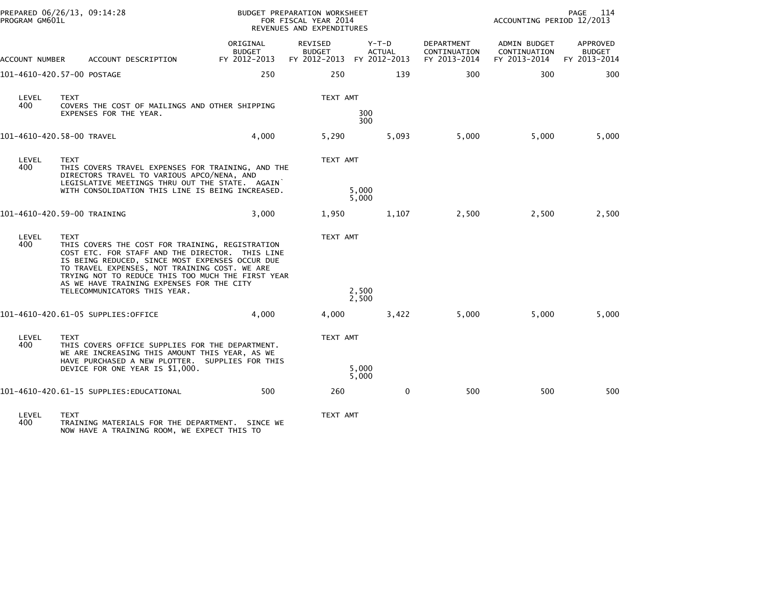PREPARED 06/26/13, 09:14:28
PROGRAM GM601L

BUDGET PREPARATION WORKSHEET
FOR FISCAL YEAR 2014
REVENUES AND EXPENDITURES

ACCOUNTING PERIOD 12/2013

| ACCOUNT NUMBER | ACCOUNT DESCRIPTION | ORIGINAL BUDGET FY 2012-2013 | REVISED BUDGET FY 2012-2013 | Y-T-D ACTUAL FY 2012-2013 | DEPARTMENT CONTINUATION FY 2013-2014 | ADMIN BUDGET CONTINUATION FY 2013-2014 | APPROVED BUDGET FY 2013-2014 |
|---|---|---|---|---|---|---|---|
| 101-4610-420.57-00 | POSTAGE | 250 | 250 | 139 | 300 | 300 | 300 |

| LEVEL | TEXT | TEXT AMT |
|---|---|---|
| 400 | COVERS THE COST OF MAILINGS AND OTHER SHIPPING EXPENSES FOR THE YEAR. | 300 |
| | | 300 |

| ACCOUNT NUMBER | ACCOUNT DESCRIPTION | ORIGINAL BUDGET FY 2012-2013 | REVISED BUDGET FY 2012-2013 | Y-T-D ACTUAL FY 2012-2013 | DEPARTMENT CONTINUATION FY 2013-2014 | ADMIN BUDGET CONTINUATION FY 2013-2014 | APPROVED BUDGET FY 2013-2014 |
|---|---|---|---|---|---|---|---|
| 101-4610-420.58-00 | TRAVEL | 4,000 | 5,290 | 5,093 | 5,000 | 5,000 | 5,000 |

| LEVEL | TEXT | TEXT AMT |
|---|---|---|
| 400 | THIS COVERS TRAVEL EXPENSES FOR TRAINING, AND THE DIRECTORS TRAVEL TO VARIOUS APCO/NENA, AND LEGISLATIVE MEETINGS THRU OUT THE STATE. AGAIN` WITH CONSOLIDATION THIS LINE IS BEING INCREASED. | 5,000 |
| | | 5,000 |

| ACCOUNT NUMBER | ACCOUNT DESCRIPTION | ORIGINAL BUDGET FY 2012-2013 | REVISED BUDGET FY 2012-2013 | Y-T-D ACTUAL FY 2012-2013 | DEPARTMENT CONTINUATION FY 2013-2014 | ADMIN BUDGET CONTINUATION FY 2013-2014 | APPROVED BUDGET FY 2013-2014 |
|---|---|---|---|---|---|---|---|
| 101-4610-420.59-00 | TRAINING | 3,000 | 1,950 | 1,107 | 2,500 | 2,500 | 2,500 |

| LEVEL | TEXT | TEXT AMT |
|---|---|---|
| 400 | THIS COVERS THE COST FOR TRAINING, REGISTRATION COST ETC. FOR STAFF AND THE DIRECTOR. THIS LINE IS BEING REDUCED, SINCE MOST EXPENSES OCCUR DUE TO TRAVEL EXPENSES, NOT TRAINING COST. WE ARE TRYING NOT TO REDUCE THIS TOO MUCH THE FIRST YEAR AS WE HAVE TRAINING EXPENSES FOR THE CITY TELECOMMUNICATORS THIS YEAR. | 2,500 |
| | | 2,500 |

| ACCOUNT NUMBER | ACCOUNT DESCRIPTION | ORIGINAL BUDGET FY 2012-2013 | REVISED BUDGET FY 2012-2013 | Y-T-D ACTUAL FY 2012-2013 | DEPARTMENT CONTINUATION FY 2013-2014 | ADMIN BUDGET CONTINUATION FY 2013-2014 | APPROVED BUDGET FY 2013-2014 |
|---|---|---|---|---|---|---|---|
| 101-4610-420.61-05 | SUPPLIES:OFFICE | 4,000 | 4,000 | 3,422 | 5,000 | 5,000 | 5,000 |

| LEVEL | TEXT | TEXT AMT |
|---|---|---|
| 400 | THIS COVERS OFFICE SUPPLIES FOR THE DEPARTMENT. WE ARE INCREASING THIS AMOUNT THIS YEAR, AS WE HAVE PURCHASED A NEW PLOTTER. SUPPLIES FOR THIS DEVICE FOR ONE YEAR IS $1,000. | 5,000 |
| | | 5,000 |

| ACCOUNT NUMBER | ACCOUNT DESCRIPTION | ORIGINAL BUDGET FY 2012-2013 | REVISED BUDGET FY 2012-2013 | Y-T-D ACTUAL FY 2012-2013 | DEPARTMENT CONTINUATION FY 2013-2014 | ADMIN BUDGET CONTINUATION FY 2013-2014 | APPROVED BUDGET FY 2013-2014 |
|---|---|---|---|---|---|---|---|
| 101-4610-420.61-15 | SUPPLIES:EDUCATIONAL | 500 | 260 | 0 | 500 | 500 | 500 |

| LEVEL | TEXT | TEXT AMT |
|---|---|---|
| 400 | TRAINING MATERIALS FOR THE DEPARTMENT. SINCE WE NOW HAVE A TRAINING ROOM, WE EXPECT THIS TO | |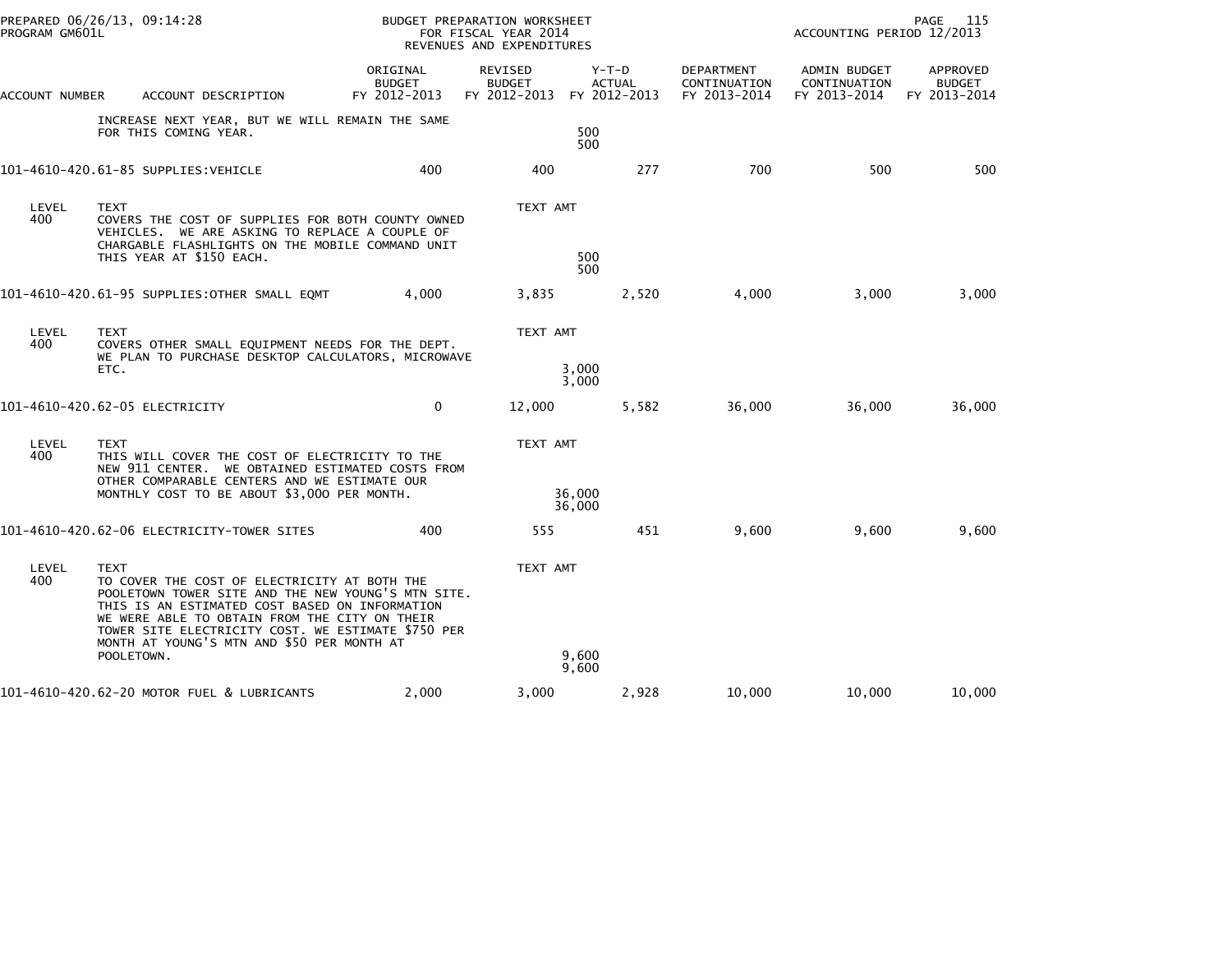PREPARED 06/26/13, 09:14:28
PROGRAM GM601L

BUDGET PREPARATION WORKSHEET
FOR FISCAL YEAR 2014
REVENUES AND EXPENDITURES

ACCOUNTING PERIOD 12/2013

| ACCOUNT NUMBER | ACCOUNT DESCRIPTION | ORIGINAL BUDGET FY 2012-2013 | REVISED BUDGET FY 2012-2013 | Y-T-D ACTUAL FY 2012-2013 | DEPARTMENT CONTINUATION FY 2013-2014 | ADMIN BUDGET CONTINUATION FY 2013-2014 | APPROVED BUDGET FY 2013-2014 |
|---|---|---|---|---|---|---|---|
| | INCREASE NEXT YEAR, BUT WE WILL REMAIN THE SAME FOR THIS COMING YEAR. | | | 500<br>500 | | | |
| 101-4610-420.61-85 | SUPPLIES:VEHICLE | 400 | 400 | 277 | 700 | 500 | 500 |
| LEVEL 400 | TEXT<br>COVERS THE COST OF SUPPLIES FOR BOTH COUNTY OWNED VEHICLES. WE ARE ASKING TO REPLACE A COUPLE OF CHARGABLE FLASHLIGHTS ON THE MOBILE COMMAND UNIT THIS YEAR AT $150 EACH. | | TEXT AMT | 500<br>500 | | | |
| 101-4610-420.61-95 | SUPPLIES:OTHER SMALL EQMT | 4,000 | 3,835 | 2,520 | 4,000 | 3,000 | 3,000 |
| LEVEL 400 | TEXT<br>COVERS OTHER SMALL EQUIPMENT NEEDS FOR THE DEPT. WE PLAN TO PURCHASE DESKTOP CALCULATORS, MICROWAVE ETC. | | TEXT AMT | 3,000<br>3,000 | | | |
| 101-4610-420.62-05 | ELECTRICITY | 0 | 12,000 | 5,582 | 36,000 | 36,000 | 36,000 |
| LEVEL 400 | TEXT<br>THIS WILL COVER THE COST OF ELECTRICITY TO THE NEW 911 CENTER. WE OBTAINED ESTIMATED COSTS FROM OTHER COMPARABLE CENTERS AND WE ESTIMATE OUR MONTHLY COST TO BE ABOUT $3,000 PER MONTH. | | TEXT AMT | 36,000<br>36,000 | | | |
| 101-4610-420.62-06 | ELECTRICITY-TOWER SITES | 400 | 555 | 451 | 9,600 | 9,600 | 9,600 |
| LEVEL 400 | TEXT<br>TO COVER THE COST OF ELECTRICITY AT BOTH THE POOLETOWN TOWER SITE AND THE NEW YOUNG'S MTN SITE. THIS IS AN ESTIMATED COST BASED ON INFORMATION WE WERE ABLE TO OBTAIN FROM THE CITY ON THEIR TOWER SITE ELECTRICITY COST. WE ESTIMATE $750 PER MONTH AT YOUNG'S MTN AND $50 PER MONTH AT POOLETOWN. | | TEXT AMT | 9,600<br>9,600 | | | |
| 101-4610-420.62-20 | MOTOR FUEL & LUBRICANTS | 2,000 | 3,000 | 2,928 | 10,000 | 10,000 | 10,000 |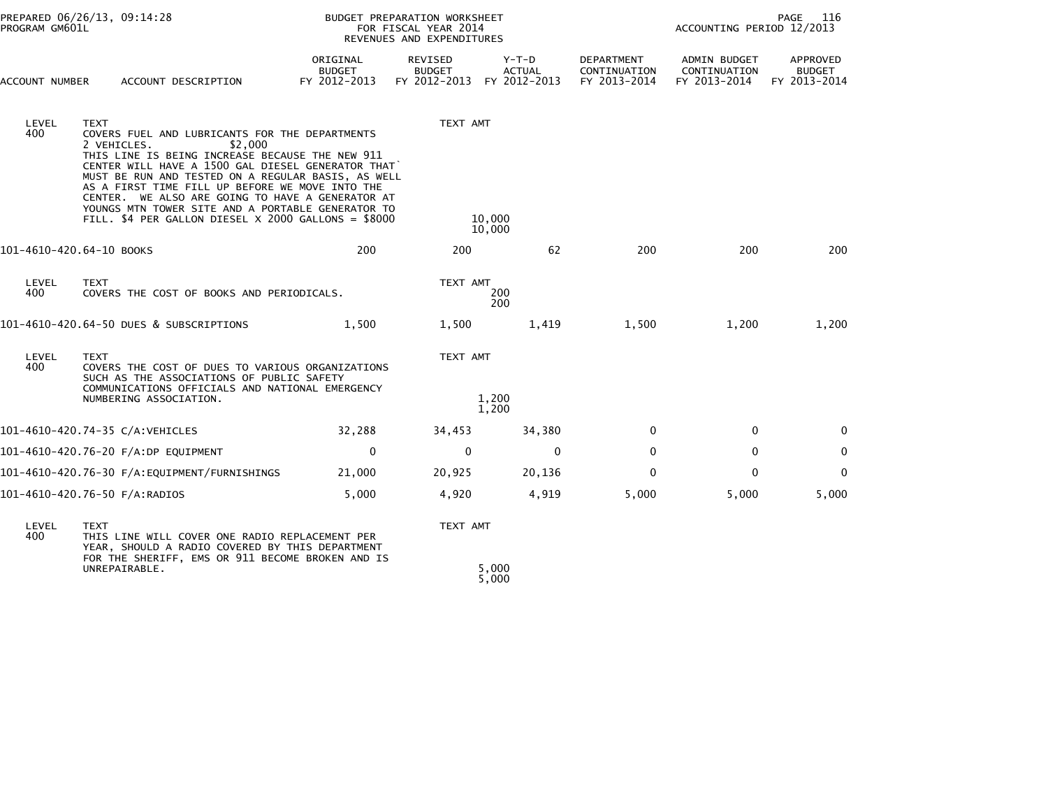BUDGET PREPARATION WORKSHEET
FOR FISCAL YEAR 2014
REVENUES AND EXPENDITURES

PREPARED 06/26/13, 09:14:28
PROGRAM GM601L
ACCOUNTING PERIOD 12/2013

| ACCOUNT NUMBER | ACCOUNT DESCRIPTION | ORIGINAL BUDGET FY 2012-2013 | REVISED BUDGET FY 2012-2013 | Y-T-D ACTUAL FY 2012-2013 | DEPARTMENT CONTINUATION FY 2013-2014 | ADMIN BUDGET CONTINUATION FY 2013-2014 | APPROVED BUDGET FY 2013-2014 |
|---|---|---|---|---|---|---|---|
| LEVEL 400 | TEXT: COVERS FUEL AND LUBRICANTS FOR THE DEPARTMENTS 2 VEHICLES. $2,000 THIS LINE IS BEING INCREASE BECAUSE THE NEW 911 CENTER WILL HAVE A 1500 GAL DIESEL GENERATOR THAT` MUST BE RUN AND TESTED ON A REGULAR BASIS, AS WELL AS A FIRST TIME FILL UP BEFORE WE MOVE INTO THE CENTER. WE ALSO ARE GOING TO HAVE A GENERATOR AT YOUNGS MTN TOWER SITE AND A PORTABLE GENERATOR TO FILL. $4 PER GALLON DIESEL X 2000 GALLONS = $8000 | | TEXT AMT 10,000 10,000 | | | | |
| 101-4610-420.64-10 | BOOKS | 200 | 200 | 62 | 200 | 200 | 200 |
| LEVEL 400 | TEXT: COVERS THE COST OF BOOKS AND PERIODICALS. | | TEXT AMT 200 200 | | | | |
| 101-4610-420.64-50 | DUES & SUBSCRIPTIONS | 1,500 | 1,500 | 1,419 | 1,500 | 1,200 | 1,200 |
| LEVEL 400 | TEXT: COVERS THE COST OF DUES TO VARIOUS ORGANIZATIONS SUCH AS THE ASSOCIATIONS OF PUBLIC SAFETY COMMUNICATIONS OFFICIALS AND NATIONAL EMERGENCY NUMBERING ASSOCIATION. | | TEXT AMT 1,200 1,200 | | | | |
| 101-4610-420.74-35 | C/A:VEHICLES | 32,288 | 34,453 | 34,380 | 0 | 0 | 0 |
| 101-4610-420.76-20 | F/A:DP EQUIPMENT | 0 | 0 | 0 | 0 | 0 | 0 |
| 101-4610-420.76-30 | F/A:EQUIPMENT/FURNISHINGS | 21,000 | 20,925 | 20,136 | 0 | 0 | 0 |
| 101-4610-420.76-50 | F/A:RADIOS | 5,000 | 4,920 | 4,919 | 5,000 | 5,000 | 5,000 |
| LEVEL 400 | TEXT: THIS LINE WILL COVER ONE RADIO REPLACEMENT PER YEAR, SHOULD A RADIO COVERED BY THIS DEPARTMENT FOR THE SHERIFF, EMS OR 911 BECOME BROKEN AND IS UNREPAIRABLE. | | TEXT AMT 5,000 5,000 | | | | |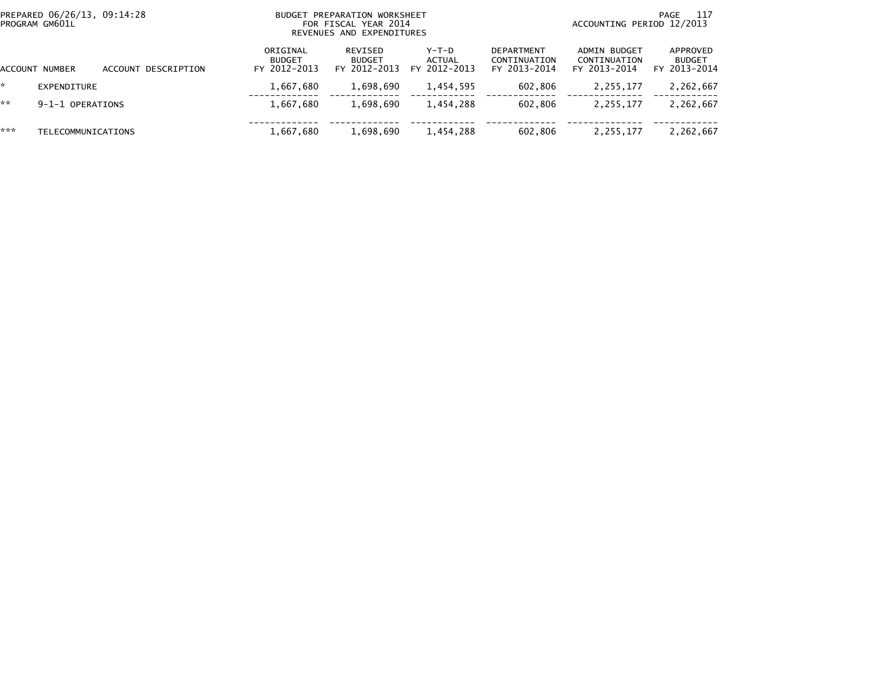PREPARED 06/26/13, 09:14:28
PROGRAM GM601L

BUDGET PREPARATION WORKSHEET
FOR FISCAL YEAR 2014
REVENUES AND EXPENDITURES

ACCOUNTING PERIOD 12/2013

| ACCOUNT NUMBER | ACCOUNT DESCRIPTION | ORIGINAL BUDGET FY 2012-2013 | REVISED BUDGET FY 2012-2013 | Y-T-D ACTUAL FY 2012-2013 | DEPARTMENT CONTINUATION FY 2013-2014 | ADMIN BUDGET CONTINUATION FY 2013-2014 | APPROVED BUDGET FY 2013-2014 |
|---|---|---|---|---|---|---|---|
| * | EXPENDITURE | 1,667,680 | 1,698,690 | 1,454,595 | 602,806 | 2,255,177 | 2,262,667 |
| ** | 9-1-1 OPERATIONS | 1,667,680 | 1,698,690 | 1,454,288 | 602,806 | 2,255,177 | 2,262,667 |
| *** | TELECOMMUNICATIONS | 1,667,680 | 1,698,690 | 1,454,288 | 602,806 | 2,255,177 | 2,262,667 |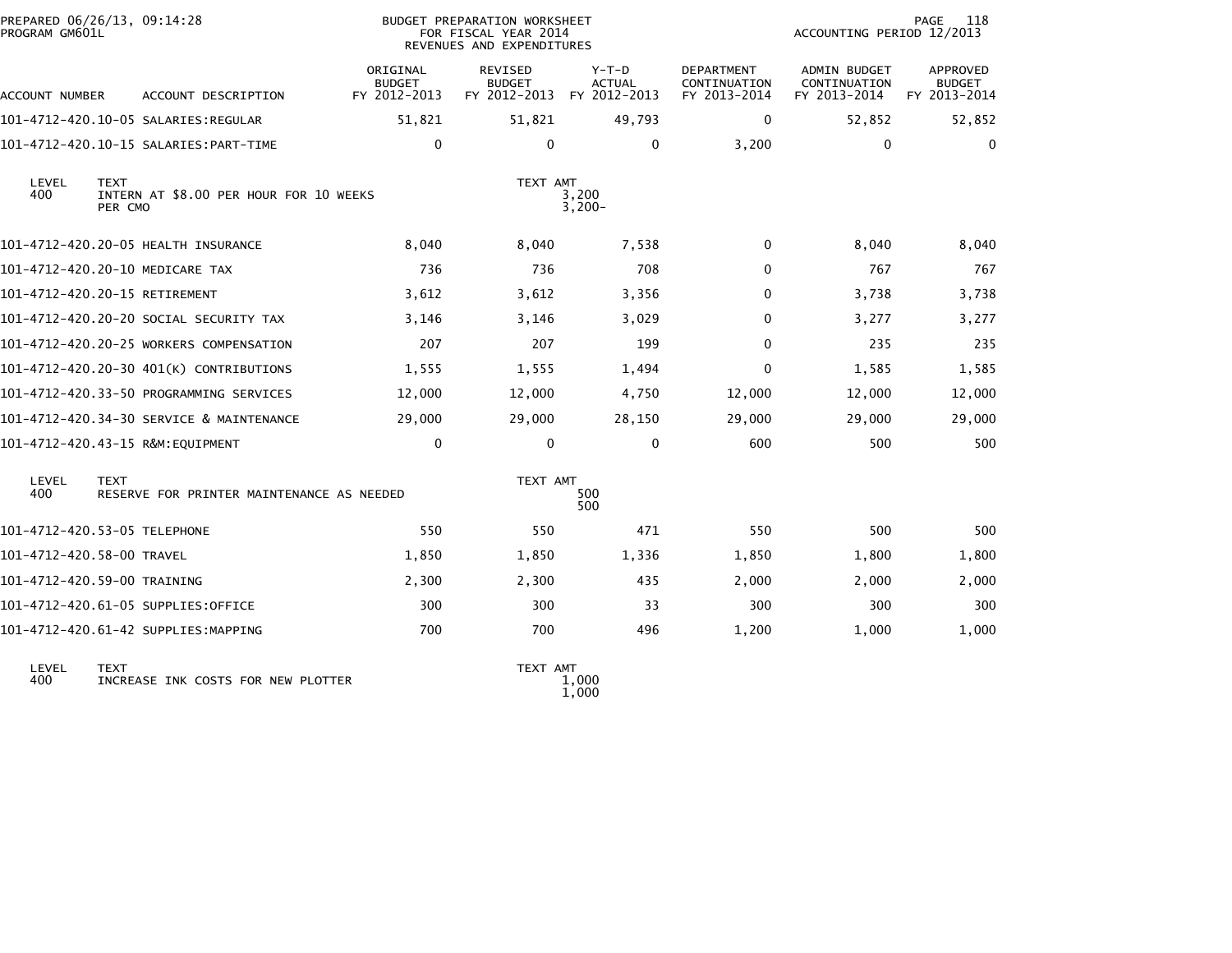PREPARED 06/26/13, 09:14:28
PROGRAM GM601L

BUDGET PREPARATION WORKSHEET
FOR FISCAL YEAR 2014
REVENUES AND EXPENDITURES

ACCOUNTING PERIOD 12/2013

| ACCOUNT NUMBER | ACCOUNT DESCRIPTION | ORIGINAL BUDGET FY 2012-2013 | REVISED BUDGET FY 2012-2013 | Y-T-D ACTUAL FY 2012-2013 | DEPARTMENT CONTINUATION FY 2013-2014 | ADMIN BUDGET CONTINUATION FY 2013-2014 | APPROVED BUDGET FY 2013-2014 |
|---|---|---|---|---|---|---|---|
| 101-4712-420.10-05 | SALARIES:REGULAR | 51,821 | 51,821 | 49,793 | 0 | 52,852 | 52,852 |
| 101-4712-420.10-15 | SALARIES:PART-TIME | 0 | 0 | 0 | 3,200 | 0 | 0 |

| LEVEL | TEXT | TEXT AMT |
|---|---|---|
| 400 | INTERN AT $8.00 PER HOUR FOR 10 WEEKS | 3,200 |
| | PER CMO | 3,200- |

| ACCOUNT NUMBER | ACCOUNT DESCRIPTION | ORIGINAL BUDGET FY 2012-2013 | REVISED BUDGET FY 2012-2013 | Y-T-D ACTUAL FY 2012-2013 | DEPARTMENT CONTINUATION FY 2013-2014 | ADMIN BUDGET CONTINUATION FY 2013-2014 | APPROVED BUDGET FY 2013-2014 |
|---|---|---|---|---|---|---|---|
| 101-4712-420.20-05 | HEALTH INSURANCE | 8,040 | 8,040 | 7,538 | 0 | 8,040 | 8,040 |
| 101-4712-420.20-10 | MEDICARE TAX | 736 | 736 | 708 | 0 | 767 | 767 |
| 101-4712-420.20-15 | RETIREMENT | 3,612 | 3,612 | 3,356 | 0 | 3,738 | 3,738 |
| 101-4712-420.20-20 | SOCIAL SECURITY TAX | 3,146 | 3,146 | 3,029 | 0 | 3,277 | 3,277 |
| 101-4712-420.20-25 | WORKERS COMPENSATION | 207 | 207 | 199 | 0 | 235 | 235 |
| 101-4712-420.20-30 | 401(K) CONTRIBUTIONS | 1,555 | 1,555 | 1,494 | 0 | 1,585 | 1,585 |
| 101-4712-420.33-50 | PROGRAMMING SERVICES | 12,000 | 12,000 | 4,750 | 12,000 | 12,000 | 12,000 |
| 101-4712-420.34-30 | SERVICE & MAINTENANCE | 29,000 | 29,000 | 28,150 | 29,000 | 29,000 | 29,000 |
| 101-4712-420.43-15 | R&M:EQUIPMENT | 0 | 0 | 0 | 600 | 500 | 500 |

| LEVEL | TEXT | TEXT AMT |
|---|---|---|
| 400 | RESERVE FOR PRINTER MAINTENANCE AS NEEDED | 500 |
| | | 500 |

| ACCOUNT NUMBER | ACCOUNT DESCRIPTION | ORIGINAL BUDGET FY 2012-2013 | REVISED BUDGET FY 2012-2013 | Y-T-D ACTUAL FY 2012-2013 | DEPARTMENT CONTINUATION FY 2013-2014 | ADMIN BUDGET CONTINUATION FY 2013-2014 | APPROVED BUDGET FY 2013-2014 |
|---|---|---|---|---|---|---|---|
| 101-4712-420.53-05 | TELEPHONE | 550 | 550 | 471 | 550 | 500 | 500 |
| 101-4712-420.58-00 | TRAVEL | 1,850 | 1,850 | 1,336 | 1,850 | 1,800 | 1,800 |
| 101-4712-420.59-00 | TRAINING | 2,300 | 2,300 | 435 | 2,000 | 2,000 | 2,000 |
| 101-4712-420.61-05 | SUPPLIES:OFFICE | 300 | 300 | 33 | 300 | 300 | 300 |
| 101-4712-420.61-42 | SUPPLIES:MAPPING | 700 | 700 | 496 | 1,200 | 1,000 | 1,000 |

| LEVEL | TEXT | TEXT AMT |
|---|---|---|
| 400 | INCREASE INK COSTS FOR NEW PLOTTER | 1,000 |
| | | 1,000 |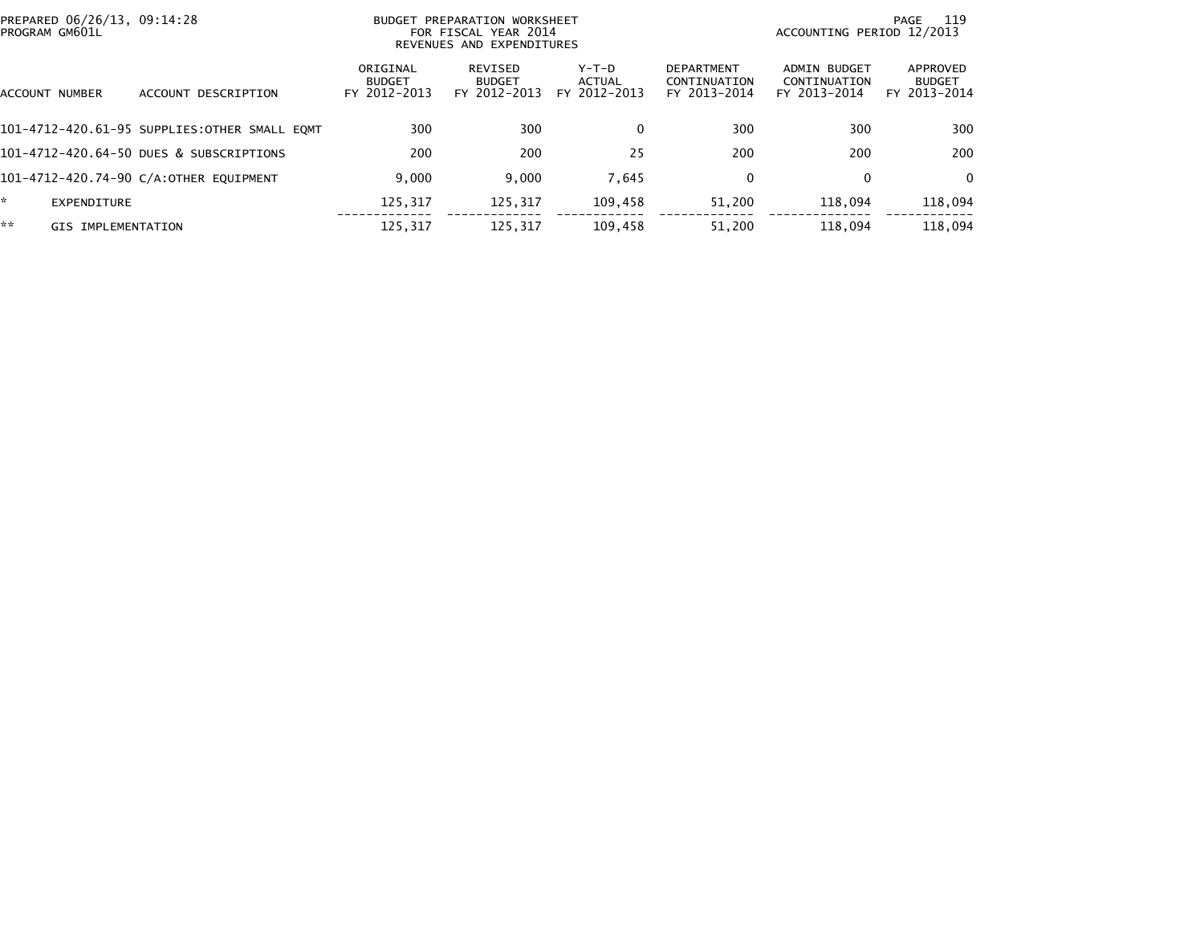BUDGET PREPARATION WORKSHEET
FOR FISCAL YEAR 2014
REVENUES AND EXPENDITURES

PREPARED 06/26/13, 09:14:28
PROGRAM GM601L

ACCOUNTING PERIOD 12/2013

| ACCOUNT NUMBER | ACCOUNT DESCRIPTION | ORIGINAL BUDGET FY 2012-2013 | REVISED BUDGET FY 2012-2013 | Y-T-D ACTUAL FY 2012-2013 | DEPARTMENT CONTINUATION FY 2013-2014 | ADMIN BUDGET CONTINUATION FY 2013-2014 | APPROVED BUDGET FY 2013-2014 |
|---|---|---|---|---|---|---|---|
| 101-4712-420.61-95 | SUPPLIES:OTHER SMALL EQMT | 300 | 300 | 0 | 300 | 300 | 300 |
| 101-4712-420.64-50 | DUES & SUBSCRIPTIONS | 200 | 200 | 25 | 200 | 200 | 200 |
| 101-4712-420.74-90 | C/A:OTHER EQUIPMENT | 9,000 | 9,000 | 7,645 | 0 | 0 | 0 |
| * | EXPENDITURE | 125,317 | 125,317 | 109,458 | 51,200 | 118,094 | 118,094 |
| ** | GIS IMPLEMENTATION | 125,317 | 125,317 | 109,458 | 51,200 | 118,094 | 118,094 |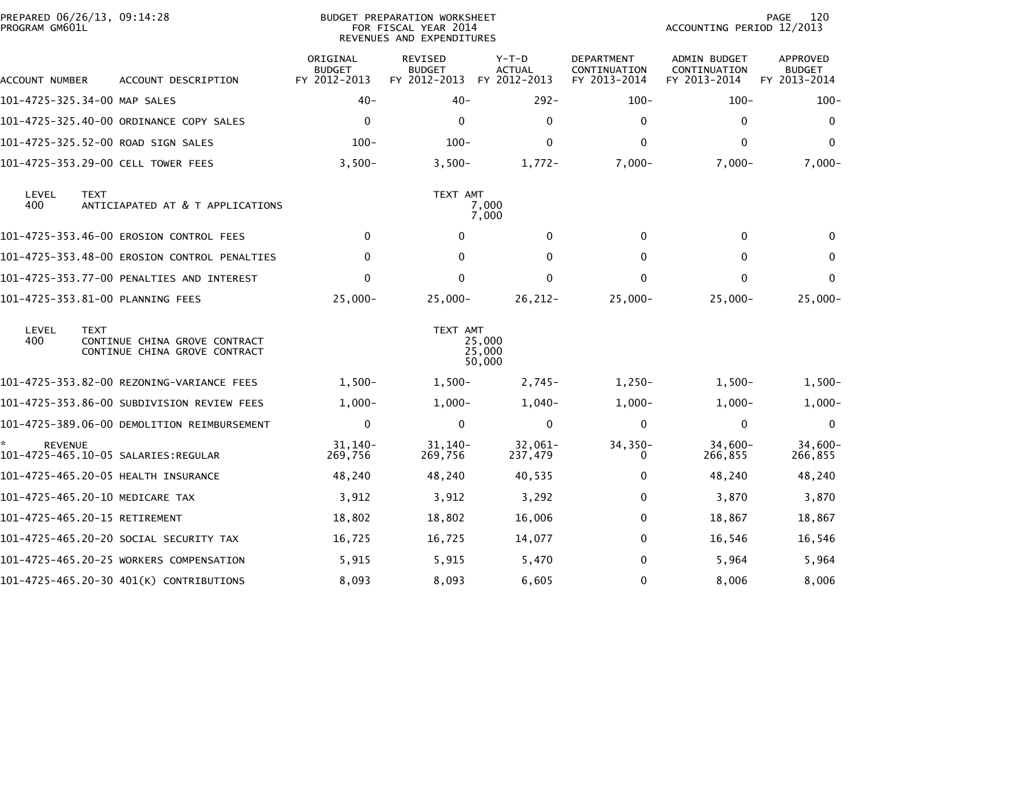PREPARED 06/26/13, 09:14:28
PROGRAM GM601L

BUDGET PREPARATION WORKSHEET
FOR FISCAL YEAR 2014
REVENUES AND EXPENDITURES

ACCOUNTING PERIOD 12/2013

| ACCOUNT NUMBER | ACCOUNT DESCRIPTION | ORIGINAL BUDGET FY 2012-2013 | REVISED BUDGET FY 2012-2013 | Y-T-D ACTUAL FY 2012-2013 | DEPARTMENT CONTINUATION FY 2013-2014 | ADMIN BUDGET CONTINUATION FY 2013-2014 | APPROVED BUDGET FY 2013-2014 |
|---|---|---|---|---|---|---|---|
| 101-4725-325.34-00 | MAP SALES | 40- | 40- | 292- | 100- | 100- | 100- |
| 101-4725-325.40-00 | ORDINANCE COPY SALES | 0 | 0 | 0 | 0 | 0 | 0 |
| 101-4725-325.52-00 | ROAD SIGN SALES | 100- | 100- | 0 | 0 | 0 | 0 |
| 101-4725-353.29-00 | CELL TOWER FEES | 3,500- | 3,500- | 1,772- | 7,000- | 7,000- | 7,000- |

| LEVEL | TEXT | TEXT AMT |
|---|---|---|
| 400 | ANTICIAPATED AT & T APPLICATIONS | 7,000 |
| | | 7,000 |

| ACCOUNT NUMBER | ACCOUNT DESCRIPTION | ORIGINAL BUDGET FY 2012-2013 | REVISED BUDGET FY 2012-2013 | Y-T-D ACTUAL FY 2012-2013 | DEPARTMENT CONTINUATION FY 2013-2014 | ADMIN BUDGET CONTINUATION FY 2013-2014 | APPROVED BUDGET FY 2013-2014 |
|---|---|---|---|---|---|---|---|
| 101-4725-353.46-00 | EROSION CONTROL FEES | 0 | 0 | 0 | 0 | 0 | 0 |
| 101-4725-353.48-00 | EROSION CONTROL PENALTIES | 0 | 0 | 0 | 0 | 0 | 0 |
| 101-4725-353.77-00 | PENALTIES AND INTEREST | 0 | 0 | 0 | 0 | 0 | 0 |
| 101-4725-353.81-00 | PLANNING FEES | 25,000- | 25,000- | 26,212- | 25,000- | 25,000- | 25,000- |

| LEVEL | TEXT | TEXT AMT |
|---|---|---|
| 400 | CONTINUE CHINA GROVE CONTRACT | 25,000 |
| | CONTINUE CHINA GROVE CONTRACT | 25,000 |
| | | 50,000 |

| ACCOUNT NUMBER | ACCOUNT DESCRIPTION | ORIGINAL BUDGET FY 2012-2013 | REVISED BUDGET FY 2012-2013 | Y-T-D ACTUAL FY 2012-2013 | DEPARTMENT CONTINUATION FY 2013-2014 | ADMIN BUDGET CONTINUATION FY 2013-2014 | APPROVED BUDGET FY 2013-2014 |
|---|---|---|---|---|---|---|---|
| 101-4725-353.82-00 | REZONING-VARIANCE FEES | 1,500- | 1,500- | 2,745- | 1,250- | 1,500- | 1,500- |
| 101-4725-353.86-00 | SUBDIVISION REVIEW FEES | 1,000- | 1,000- | 1,040- | 1,000- | 1,000- | 1,000- |
| 101-4725-389.06-00 | DEMOLITION REIMBURSEMENT | 0 | 0 | 0 | 0 | 0 | 0 |
| * | REVENUE | 31,140- | 31,140- | 32,061- | 34,350- | 34,600- | 34,600- |
| 101-4725-465.10-05 | SALARIES:REGULAR | 269,756 | 269,756 | 237,479 | 0 | 266,855 | 266,855 |
| 101-4725-465.20-05 | HEALTH INSURANCE | 48,240 | 48,240 | 40,535 | 0 | 48,240 | 48,240 |
| 101-4725-465.20-10 | MEDICARE TAX | 3,912 | 3,912 | 3,292 | 0 | 3,870 | 3,870 |
| 101-4725-465.20-15 | RETIREMENT | 18,802 | 18,802 | 16,006 | 0 | 18,867 | 18,867 |
| 101-4725-465.20-20 | SOCIAL SECURITY TAX | 16,725 | 16,725 | 14,077 | 0 | 16,546 | 16,546 |
| 101-4725-465.20-25 | WORKERS COMPENSATION | 5,915 | 5,915 | 5,470 | 0 | 5,964 | 5,964 |
| 101-4725-465.20-30 | 401(K) CONTRIBUTIONS | 8,093 | 8,093 | 6,605 | 0 | 8,006 | 8,006 |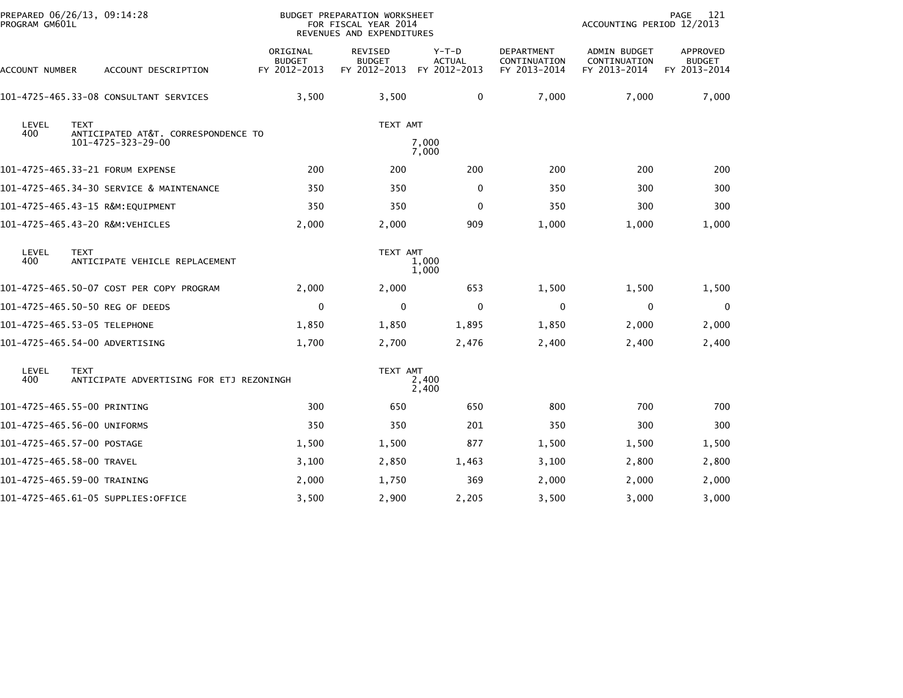BUDGET PREPARATION WORKSHEET
FOR FISCAL YEAR 2014
REVENUES AND EXPENDITURES

ACCOUNTING PERIOD 12/2013

| ACCOUNT NUMBER | ACCOUNT DESCRIPTION | ORIGINAL BUDGET FY 2012-2013 | REVISED BUDGET FY 2012-2013 | Y-T-D ACTUAL FY 2012-2013 | DEPARTMENT CONTINUATION FY 2013-2014 | ADMIN BUDGET CONTINUATION FY 2013-2014 | APPROVED BUDGET FY 2013-2014 |
|---|---|---|---|---|---|---|---|
| 101-4725-465.33-08 | CONSULTANT SERVICES | 3,500 | 3,500 | 0 | 7,000 | 7,000 | 7,000 |
| LEVEL 400 | TEXT: ANTICIPATED AT&T. CORRESPONDENCE TO 101-4725-323-29-00 | | TEXT AMT 7,000 / 7,000 | | | | |
| 101-4725-465.33-21 | FORUM EXPENSE | 200 | 200 | 200 | 200 | 200 | 200 |
| 101-4725-465.34-30 | SERVICE & MAINTENANCE | 350 | 350 | 0 | 350 | 300 | 300 |
| 101-4725-465.43-15 | R&M:EQUIPMENT | 350 | 350 | 0 | 350 | 300 | 300 |
| 101-4725-465.43-20 | R&M:VEHICLES | 2,000 | 2,000 | 909 | 1,000 | 1,000 | 1,000 |
| LEVEL 400 | TEXT: ANTICIPATE VEHICLE REPLACEMENT | | TEXT AMT 1,000 / 1,000 | | | | |
| 101-4725-465.50-07 | COST PER COPY PROGRAM | 2,000 | 2,000 | 653 | 1,500 | 1,500 | 1,500 |
| 101-4725-465.50-50 | REG OF DEEDS | 0 | 0 | 0 | 0 | 0 | 0 |
| 101-4725-465.53-05 | TELEPHONE | 1,850 | 1,850 | 1,895 | 1,850 | 2,000 | 2,000 |
| 101-4725-465.54-00 | ADVERTISING | 1,700 | 2,700 | 2,476 | 2,400 | 2,400 | 2,400 |
| LEVEL 400 | TEXT: ANTICIPATE ADVERTISING FOR ETJ REZONINGH | | TEXT AMT 2,400 / 2,400 | | | | |
| 101-4725-465.55-00 | PRINTING | 300 | 650 | 650 | 800 | 700 | 700 |
| 101-4725-465.56-00 | UNIFORMS | 350 | 350 | 201 | 350 | 300 | 300 |
| 101-4725-465.57-00 | POSTAGE | 1,500 | 1,500 | 877 | 1,500 | 1,500 | 1,500 |
| 101-4725-465.58-00 | TRAVEL | 3,100 | 2,850 | 1,463 | 3,100 | 2,800 | 2,800 |
| 101-4725-465.59-00 | TRAINING | 2,000 | 1,750 | 369 | 2,000 | 2,000 | 2,000 |
| 101-4725-465.61-05 | SUPPLIES:OFFICE | 3,500 | 2,900 | 2,205 | 3,500 | 3,000 | 3,000 |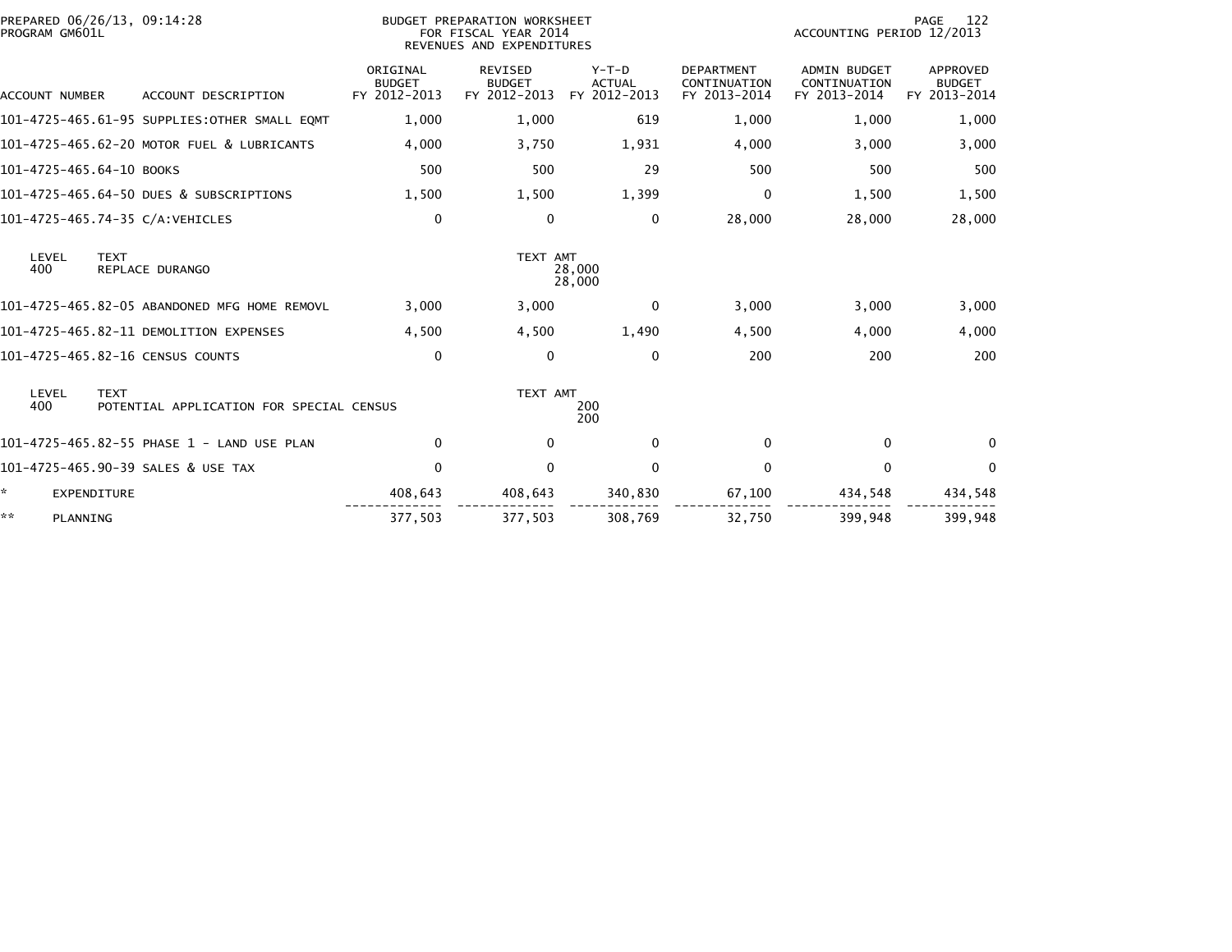PREPARED 06/26/13, 09:14:28
PROGRAM GM601L

BUDGET PREPARATION WORKSHEET
FOR FISCAL YEAR 2014
REVENUES AND EXPENDITURES

ACCOUNTING PERIOD 12/2013

| ACCOUNT NUMBER | ACCOUNT DESCRIPTION | ORIGINAL BUDGET FY 2012-2013 | REVISED BUDGET FY 2012-2013 | Y-T-D ACTUAL FY 2012-2013 | DEPARTMENT CONTINUATION FY 2013-2014 | ADMIN BUDGET CONTINUATION FY 2013-2014 | APPROVED BUDGET FY 2013-2014 |
|---|---|---|---|---|---|---|---|
| 101-4725-465.61-95 | SUPPLIES:OTHER SMALL EQMT | 1,000 | 1,000 | 619 | 1,000 | 1,000 | 1,000 |
| 101-4725-465.62-20 | MOTOR FUEL & LUBRICANTS | 4,000 | 3,750 | 1,931 | 4,000 | 3,000 | 3,000 |
| 101-4725-465.64-10 | BOOKS | 500 | 500 | 29 | 500 | 500 | 500 |
| 101-4725-465.64-50 | DUES & SUBSCRIPTIONS | 1,500 | 1,500 | 1,399 | 0 | 1,500 | 1,500 |
| 101-4725-465.74-35 | C/A:VEHICLES | 0 | 0 | 0 | 28,000 | 28,000 | 28,000 |

| LEVEL | TEXT | TEXT AMT |
|---|---|---|
| 400 | REPLACE DURANGO | 28,000 |
| | | 28,000 |

| ACCOUNT NUMBER | ACCOUNT DESCRIPTION | ORIGINAL BUDGET FY 2012-2013 | REVISED BUDGET FY 2012-2013 | Y-T-D ACTUAL FY 2012-2013 | DEPARTMENT CONTINUATION FY 2013-2014 | ADMIN BUDGET CONTINUATION FY 2013-2014 | APPROVED BUDGET FY 2013-2014 |
|---|---|---|---|---|---|---|---|
| 101-4725-465.82-05 | ABANDONED MFG HOME REMOVL | 3,000 | 3,000 | 0 | 3,000 | 3,000 | 3,000 |
| 101-4725-465.82-11 | DEMOLITION EXPENSES | 4,500 | 4,500 | 1,490 | 4,500 | 4,000 | 4,000 |
| 101-4725-465.82-16 | CENSUS COUNTS | 0 | 0 | 0 | 200 | 200 | 200 |

| LEVEL | TEXT | TEXT AMT |
|---|---|---|
| 400 | POTENTIAL APPLICATION FOR SPECIAL CENSUS | 200 |
| | | 200 |

| ACCOUNT NUMBER | ACCOUNT DESCRIPTION | ORIGINAL BUDGET FY 2012-2013 | REVISED BUDGET FY 2012-2013 | Y-T-D ACTUAL FY 2012-2013 | DEPARTMENT CONTINUATION FY 2013-2014 | ADMIN BUDGET CONTINUATION FY 2013-2014 | APPROVED BUDGET FY 2013-2014 |
|---|---|---|---|---|---|---|---|
| 101-4725-465.82-55 | PHASE 1 - LAND USE PLAN | 0 | 0 | 0 | 0 | 0 | 0 |
| 101-4725-465.90-39 | SALES & USE TAX | 0 | 0 | 0 | 0 | 0 | 0 |
| * | EXPENDITURE | 408,643 | 408,643 | 340,830 | 67,100 | 434,548 | 434,548 |
| ** | PLANNING | 377,503 | 377,503 | 308,769 | 32,750 | 399,948 | 399,948 |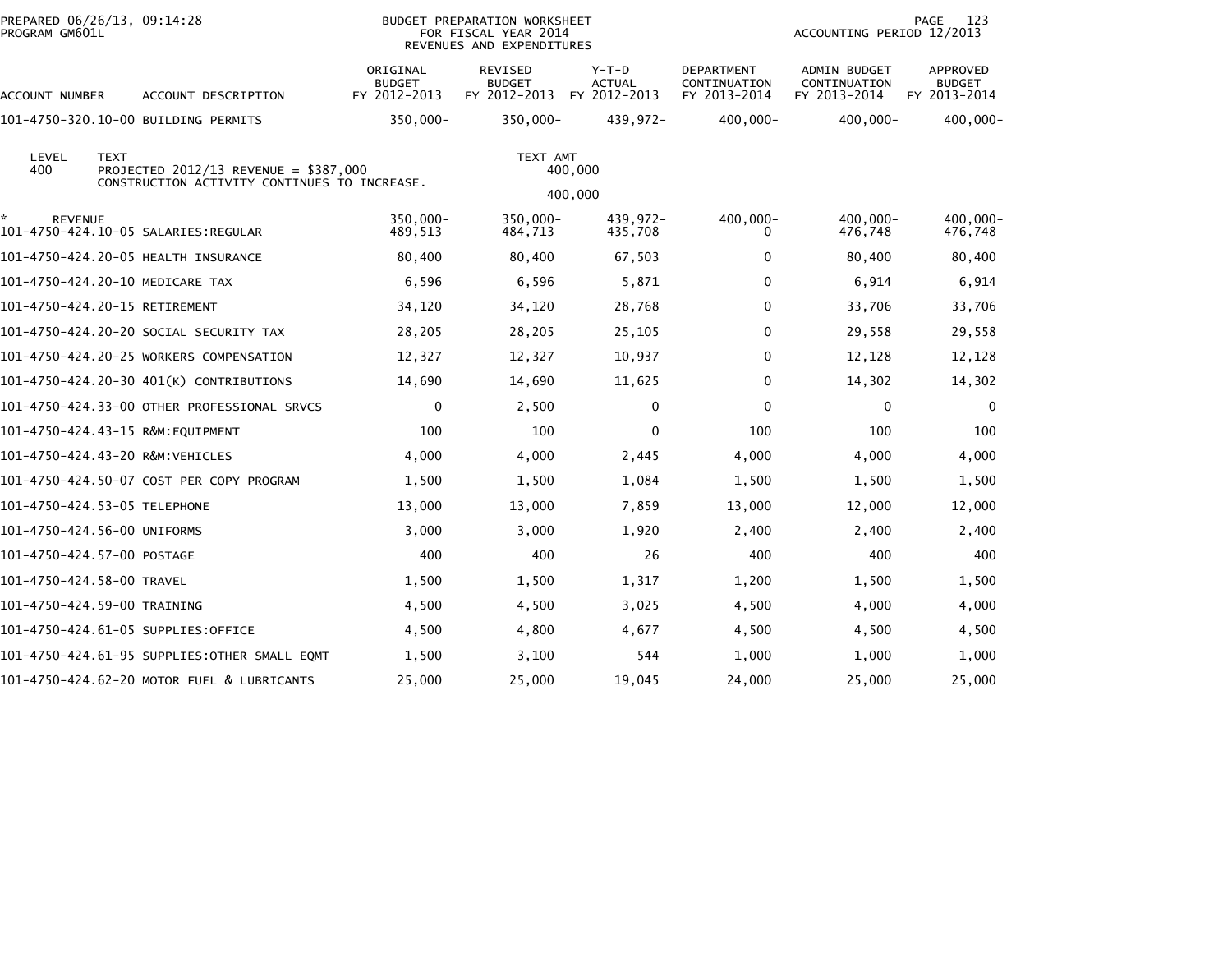PREPARED 06/26/13, 09:14:28
PROGRAM GM601L

BUDGET PREPARATION WORKSHEET
FOR FISCAL YEAR 2014
REVENUES AND EXPENDITURES

ACCOUNTING PERIOD 12/2013

| ACCOUNT NUMBER | ACCOUNT DESCRIPTION | ORIGINAL BUDGET FY 2012-2013 | REVISED BUDGET FY 2012-2013 | Y-T-D ACTUAL FY 2012-2013 | DEPARTMENT CONTINUATION FY 2013-2014 | ADMIN BUDGET CONTINUATION FY 2013-2014 | APPROVED BUDGET FY 2013-2014 |
|---|---|---|---|---|---|---|---|
| 101-4750-320.10-00 | BUILDING PERMITS | 350,000- | 350,000- | 439,972- | 400,000- | 400,000- | 400,000- |

| LEVEL | TEXT | TEXT AMT |
|---|---|---|
| 400 | PROJECTED 2012/13 REVENUE = $387,000<br>CONSTRUCTION ACTIVITY CONTINUES TO INCREASE. | 400,000 |
| | | 400,000 |

| ACCOUNT NUMBER | ACCOUNT DESCRIPTION | ORIGINAL BUDGET FY 2012-2013 | REVISED BUDGET FY 2012-2013 | Y-T-D ACTUAL FY 2012-2013 | DEPARTMENT CONTINUATION FY 2013-2014 | ADMIN BUDGET CONTINUATION FY 2013-2014 | APPROVED BUDGET FY 2013-2014 |
|---|---|---|---|---|---|---|---|
| * REVENUE | | 350,000- | 350,000- | 439,972- | 400,000- | 400,000- | 400,000- |
| 101-4750-424.10-05 | SALARIES:REGULAR | 489,513 | 484,713 | 435,708 | 0 | 476,748 | 476,748 |
| 101-4750-424.20-05 | HEALTH INSURANCE | 80,400 | 80,400 | 67,503 | 0 | 80,400 | 80,400 |
| 101-4750-424.20-10 | MEDICARE TAX | 6,596 | 6,596 | 5,871 | 0 | 6,914 | 6,914 |
| 101-4750-424.20-15 | RETIREMENT | 34,120 | 34,120 | 28,768 | 0 | 33,706 | 33,706 |
| 101-4750-424.20-20 | SOCIAL SECURITY TAX | 28,205 | 28,205 | 25,105 | 0 | 29,558 | 29,558 |
| 101-4750-424.20-25 | WORKERS COMPENSATION | 12,327 | 12,327 | 10,937 | 0 | 12,128 | 12,128 |
| 101-4750-424.20-30 | 401(K) CONTRIBUTIONS | 14,690 | 14,690 | 11,625 | 0 | 14,302 | 14,302 |
| 101-4750-424.33-00 | OTHER PROFESSIONAL SRVCS | 0 | 2,500 | 0 | 0 | 0 | 0 |
| 101-4750-424.43-15 | R&M:EQUIPMENT | 100 | 100 | 0 | 100 | 100 | 100 |
| 101-4750-424.43-20 | R&M:VEHICLES | 4,000 | 4,000 | 2,445 | 4,000 | 4,000 | 4,000 |
| 101-4750-424.50-07 | COST PER COPY PROGRAM | 1,500 | 1,500 | 1,084 | 1,500 | 1,500 | 1,500 |
| 101-4750-424.53-05 | TELEPHONE | 13,000 | 13,000 | 7,859 | 13,000 | 12,000 | 12,000 |
| 101-4750-424.56-00 | UNIFORMS | 3,000 | 3,000 | 1,920 | 2,400 | 2,400 | 2,400 |
| 101-4750-424.57-00 | POSTAGE | 400 | 400 | 26 | 400 | 400 | 400 |
| 101-4750-424.58-00 | TRAVEL | 1,500 | 1,500 | 1,317 | 1,200 | 1,500 | 1,500 |
| 101-4750-424.59-00 | TRAINING | 4,500 | 4,500 | 3,025 | 4,500 | 4,000 | 4,000 |
| 101-4750-424.61-05 | SUPPLIES:OFFICE | 4,500 | 4,800 | 4,677 | 4,500 | 4,500 | 4,500 |
| 101-4750-424.61-95 | SUPPLIES:OTHER SMALL EQMT | 1,500 | 3,100 | 544 | 1,000 | 1,000 | 1,000 |
| 101-4750-424.62-20 | MOTOR FUEL & LUBRICANTS | 25,000 | 25,000 | 19,045 | 24,000 | 25,000 | 25,000 |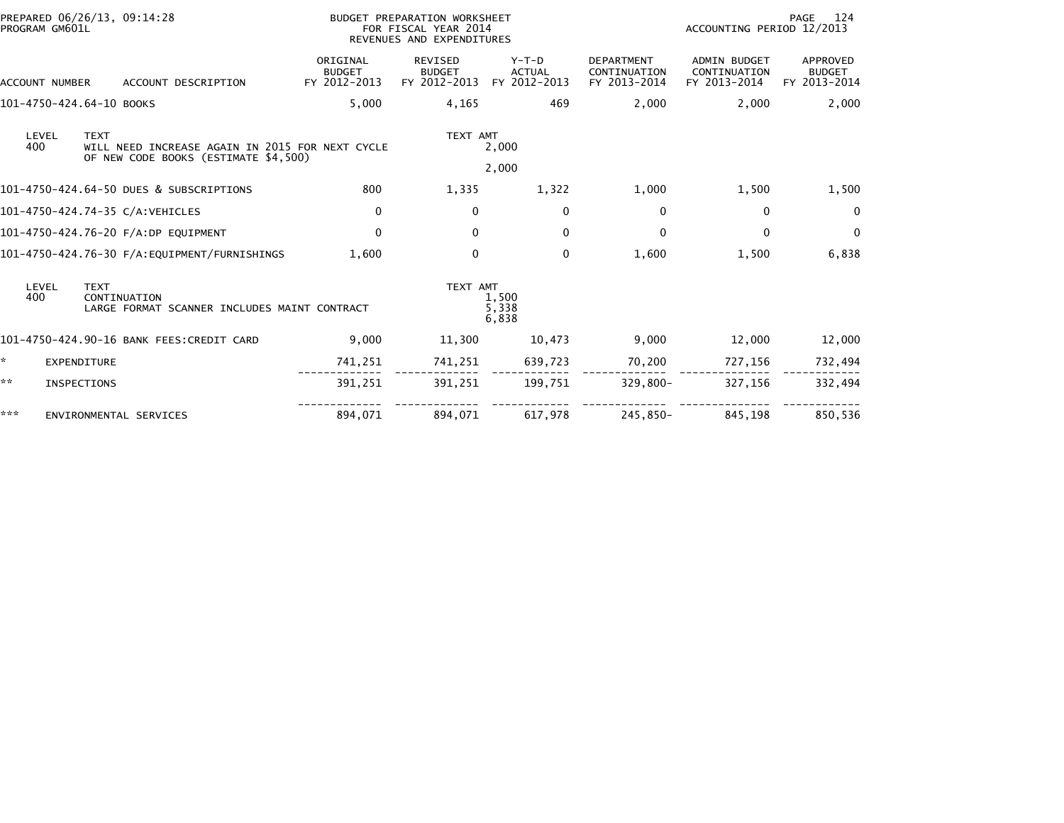PREPARED 06/26/13, 09:14:28
PROGRAM GM601L

BUDGET PREPARATION WORKSHEET
FOR FISCAL YEAR 2014
REVENUES AND EXPENDITURES

ACCOUNTING PERIOD 12/2013

| ACCOUNT NUMBER | ACCOUNT DESCRIPTION | ORIGINAL BUDGET FY 2012-2013 | REVISED BUDGET FY 2012-2013 | Y-T-D ACTUAL FY 2012-2013 | DEPARTMENT CONTINUATION FY 2013-2014 | ADMIN BUDGET CONTINUATION FY 2013-2014 | APPROVED BUDGET FY 2013-2014 |
|---|---|---|---|---|---|---|---|
| 101-4750-424.64-10 | BOOKS | 5,000 | 4,165 | 469 | 2,000 | 2,000 | 2,000 |
| LEVEL 400 | TEXT: WILL NEED INCREASE AGAIN IN 2015 FOR NEXT CYCLE OF NEW CODE BOOKS (ESTIMATE $4,500) | | TEXT AMT | 2,000 | | | |
| | | | | 2,000 | | | |
| 101-4750-424.64-50 | DUES & SUBSCRIPTIONS | 800 | 1,335 | 1,322 | 1,000 | 1,500 | 1,500 |
| 101-4750-424.74-35 | C/A:VEHICLES | 0 | 0 | 0 | 0 | 0 | 0 |
| 101-4750-424.76-20 | F/A:DP EQUIPMENT | 0 | 0 | 0 | 0 | 0 | 0 |
| 101-4750-424.76-30 | F/A:EQUIPMENT/FURNISHINGS | 1,600 | 0 | 0 | 1,600 | 1,500 | 6,838 |
| LEVEL 400 | TEXT: CONTINUATION | | TEXT AMT | 1,500 | | | |
| | LARGE FORMAT SCANNER INCLUDES MAINT CONTRACT | | | 5,338 | | | |
| | | | | 6,838 | | | |
| 101-4750-424.90-16 | BANK FEES:CREDIT CARD | 9,000 | 11,300 | 10,473 | 9,000 | 12,000 | 12,000 |
| * | EXPENDITURE | 741,251 | 741,251 | 639,723 | 70,200 | 727,156 | 732,494 |
| ** | INSPECTIONS | 391,251 | 391,251 | 199,751 | 329,800- | 327,156 | 332,494 |
| *** | ENVIRONMENTAL SERVICES | 894,071 | 894,071 | 617,978 | 245,850- | 845,198 | 850,536 |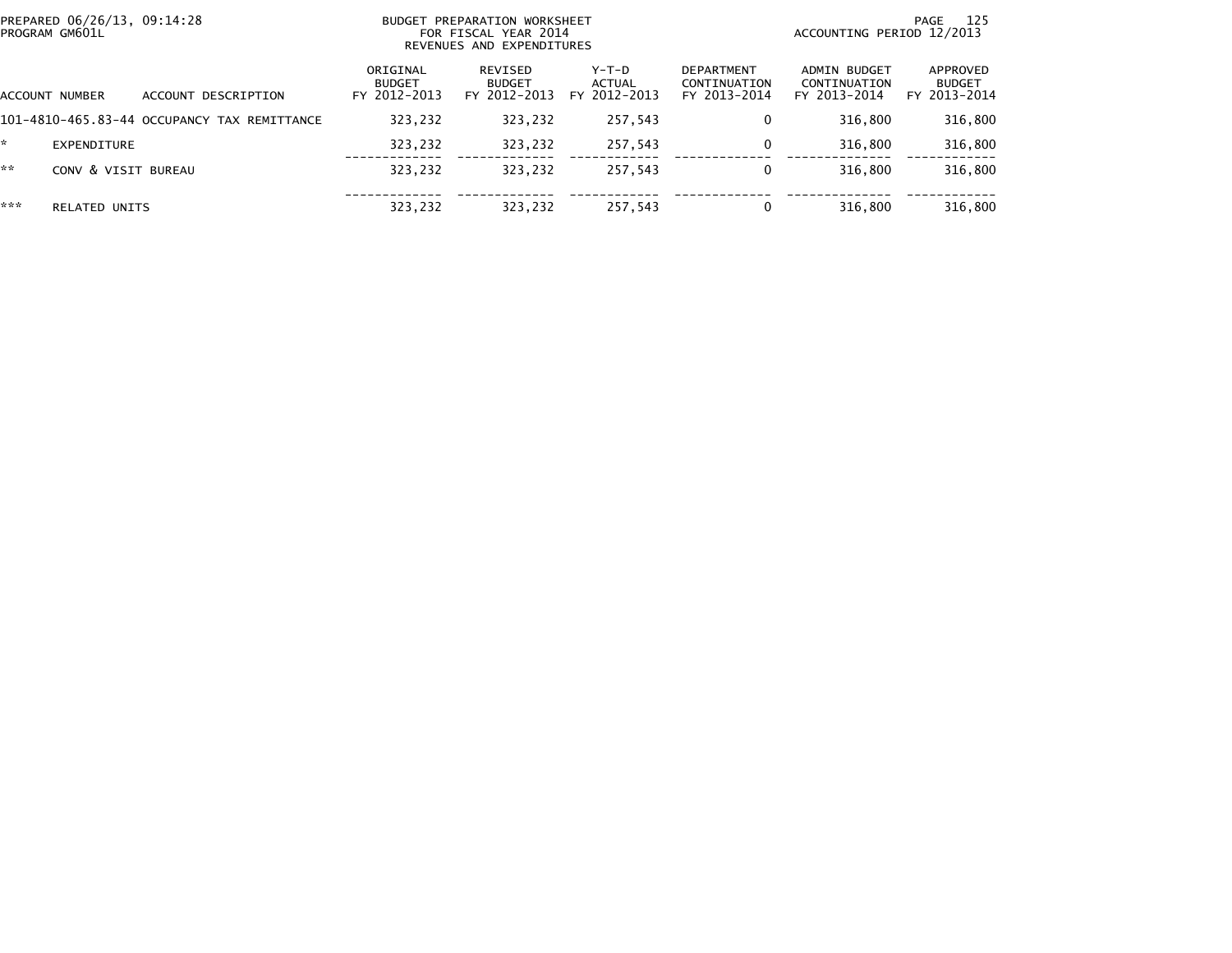PREPARED 06/26/13, 09:14:28
PROGRAM GM601L

BUDGET PREPARATION WORKSHEET
FOR FISCAL YEAR 2014
REVENUES AND EXPENDITURES

ACCOUNTING PERIOD 12/2013

| ACCOUNT NUMBER | ACCOUNT DESCRIPTION | ORIGINAL BUDGET FY 2012-2013 | REVISED BUDGET FY 2012-2013 | Y-T-D ACTUAL FY 2012-2013 | DEPARTMENT CONTINUATION FY 2013-2014 | ADMIN BUDGET CONTINUATION FY 2013-2014 | APPROVED BUDGET FY 2013-2014 |
|---|---|---|---|---|---|---|---|
| 101-4810-465.83-44 | OCCUPANCY TAX REMITTANCE | 323,232 | 323,232 | 257,543 | 0 | 316,800 | 316,800 |
| * | EXPENDITURE | 323,232 | 323,232 | 257,543 | 0 | 316,800 | 316,800 |
| ** | CONV & VISIT BUREAU | 323,232 | 323,232 | 257,543 | 0 | 316,800 | 316,800 |
| *** | RELATED UNITS | 323,232 | 323,232 | 257,543 | 0 | 316,800 | 316,800 |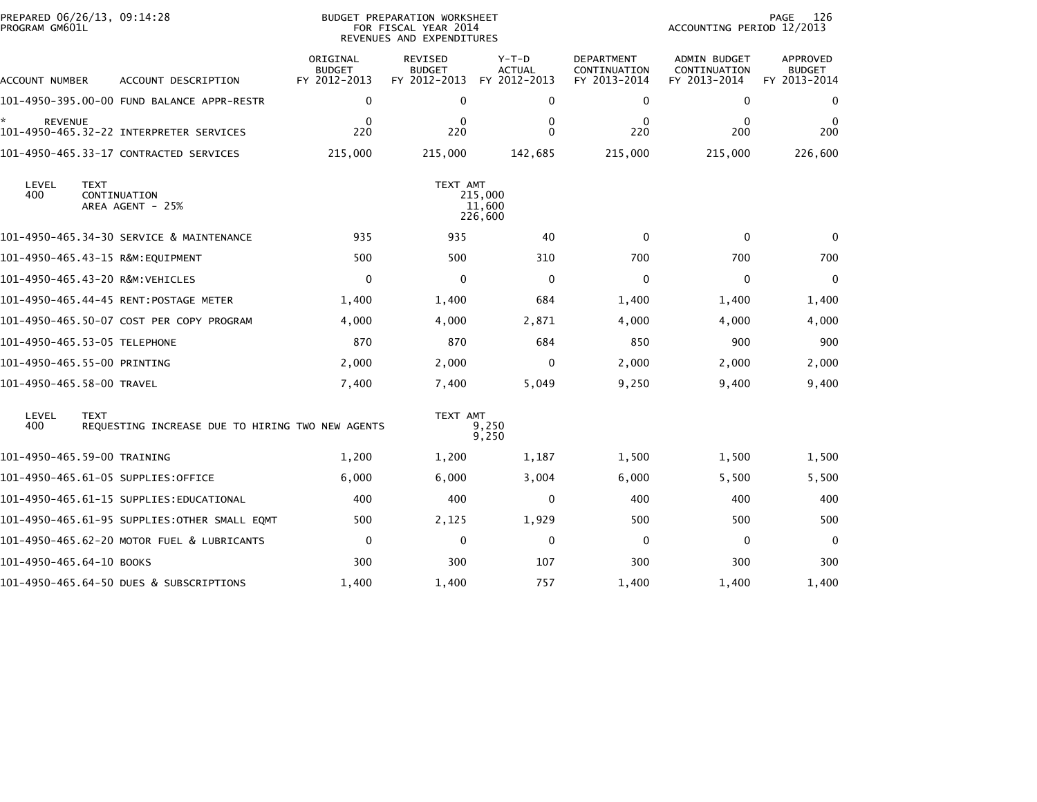PREPARED 06/26/13, 09:14:28
PROGRAM GM601L

BUDGET PREPARATION WORKSHEET
FOR FISCAL YEAR 2014
REVENUES AND EXPENDITURES

ACCOUNTING PERIOD 12/2013

| ACCOUNT NUMBER | ACCOUNT DESCRIPTION | ORIGINAL BUDGET FY 2012-2013 | REVISED BUDGET FY 2012-2013 | Y-T-D ACTUAL FY 2012-2013 | DEPARTMENT CONTINUATION FY 2013-2014 | ADMIN BUDGET CONTINUATION FY 2013-2014 | APPROVED BUDGET FY 2013-2014 |
|---|---|---|---|---|---|---|---|
| 101-4950-395.00-00 | FUND BALANCE APPR-RESTR | 0 | 0 | 0 | 0 | 0 | 0 |
| * REVENUE | | 0 | 0 | 0 | 0 | 0 | 0 |
| 101-4950-465.32-22 | INTERPRETER SERVICES | 220 | 220 | 0 | 220 | 200 | 200 |
| 101-4950-465.33-17 | CONTRACTED SERVICES | 215,000 | 215,000 | 142,685 | 215,000 | 215,000 | 226,600 |

| LEVEL | TEXT | TEXT AMT |
|---|---|---|
| 400 | CONTINUATION | 215,000 |
| | AREA AGENT - 25% | 11,600 |
| | | 226,600 |

| ACCOUNT NUMBER | ACCOUNT DESCRIPTION | ORIGINAL BUDGET FY 2012-2013 | REVISED BUDGET FY 2012-2013 | Y-T-D ACTUAL FY 2012-2013 | DEPARTMENT CONTINUATION FY 2013-2014 | ADMIN BUDGET CONTINUATION FY 2013-2014 | APPROVED BUDGET FY 2013-2014 |
|---|---|---|---|---|---|---|---|
| 101-4950-465.34-30 | SERVICE & MAINTENANCE | 935 | 935 | 40 | 0 | 0 | 0 |
| 101-4950-465.43-15 | R&M:EQUIPMENT | 500 | 500 | 310 | 700 | 700 | 700 |
| 101-4950-465.43-20 | R&M:VEHICLES | 0 | 0 | 0 | 0 | 0 | 0 |
| 101-4950-465.44-45 | RENT:POSTAGE METER | 1,400 | 1,400 | 684 | 1,400 | 1,400 | 1,400 |
| 101-4950-465.50-07 | COST PER COPY PROGRAM | 4,000 | 4,000 | 2,871 | 4,000 | 4,000 | 4,000 |
| 101-4950-465.53-05 | TELEPHONE | 870 | 870 | 684 | 850 | 900 | 900 |
| 101-4950-465.55-00 | PRINTING | 2,000 | 2,000 | 0 | 2,000 | 2,000 | 2,000 |
| 101-4950-465.58-00 | TRAVEL | 7,400 | 7,400 | 5,049 | 9,250 | 9,400 | 9,400 |

| LEVEL | TEXT | TEXT AMT |
|---|---|---|
| 400 | REQUESTING INCREASE DUE TO HIRING TWO NEW AGENTS | 9,250 |
| | | 9,250 |

| ACCOUNT NUMBER | ACCOUNT DESCRIPTION | ORIGINAL BUDGET FY 2012-2013 | REVISED BUDGET FY 2012-2013 | Y-T-D ACTUAL FY 2012-2013 | DEPARTMENT CONTINUATION FY 2013-2014 | ADMIN BUDGET CONTINUATION FY 2013-2014 | APPROVED BUDGET FY 2013-2014 |
|---|---|---|---|---|---|---|---|
| 101-4950-465.59-00 | TRAINING | 1,200 | 1,200 | 1,187 | 1,500 | 1,500 | 1,500 |
| 101-4950-465.61-05 | SUPPLIES:OFFICE | 6,000 | 6,000 | 3,004 | 6,000 | 5,500 | 5,500 |
| 101-4950-465.61-15 | SUPPLIES:EDUCATIONAL | 400 | 400 | 0 | 400 | 400 | 400 |
| 101-4950-465.61-95 | SUPPLIES:OTHER SMALL EQMT | 500 | 2,125 | 1,929 | 500 | 500 | 500 |
| 101-4950-465.62-20 | MOTOR FUEL & LUBRICANTS | 0 | 0 | 0 | 0 | 0 | 0 |
| 101-4950-465.64-10 | BOOKS | 300 | 300 | 107 | 300 | 300 | 300 |
| 101-4950-465.64-50 | DUES & SUBSCRIPTIONS | 1,400 | 1,400 | 757 | 1,400 | 1,400 | 1,400 |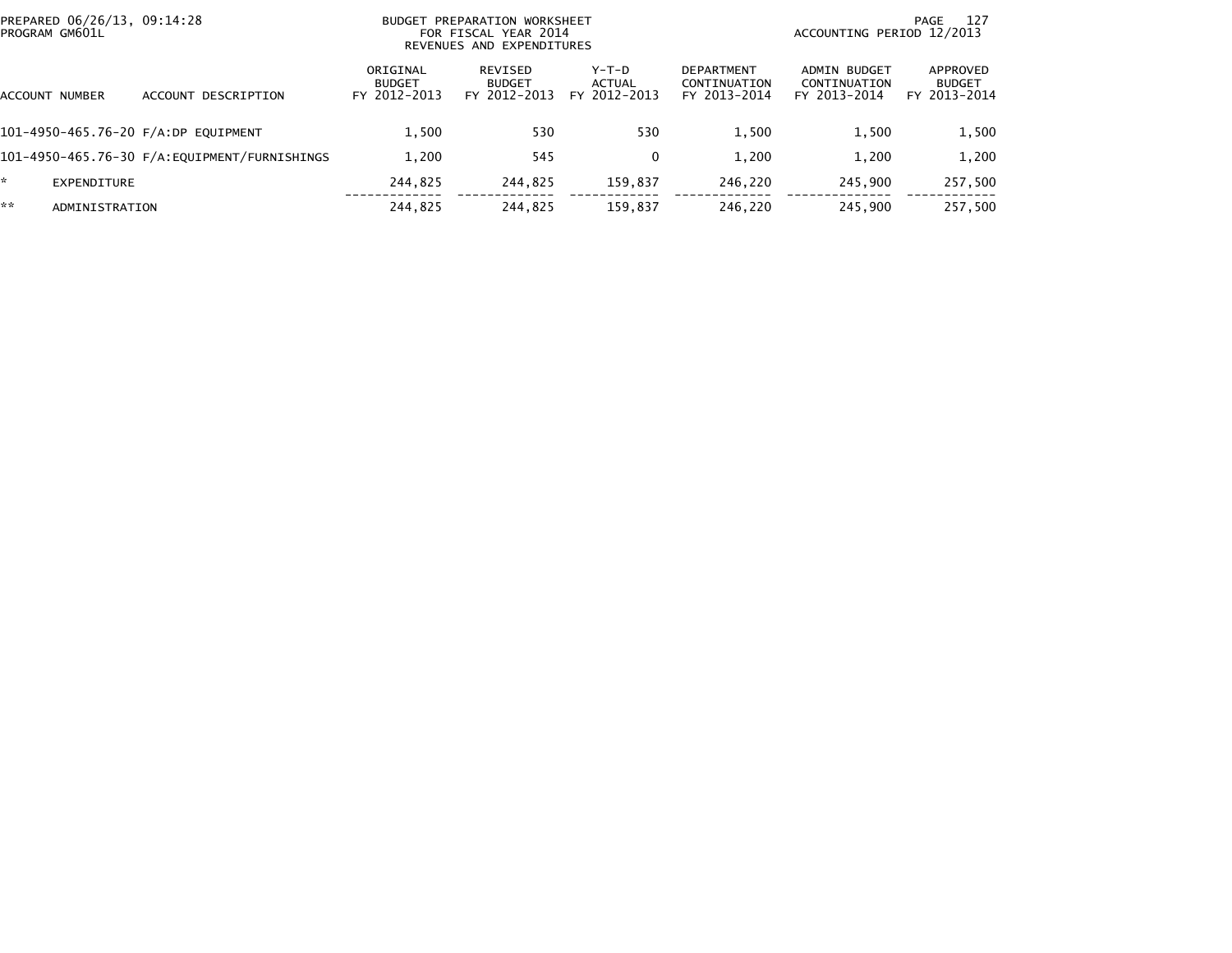BUDGET PREPARATION WORKSHEET
FOR FISCAL YEAR 2014
REVENUES AND EXPENDITURES

PREPARED 06/26/13, 09:14:28
PROGRAM GM601L

ACCOUNTING PERIOD 12/2013

| ACCOUNT NUMBER | ACCOUNT DESCRIPTION | ORIGINAL BUDGET FY 2012-2013 | REVISED BUDGET FY 2012-2013 | Y-T-D ACTUAL FY 2012-2013 | DEPARTMENT CONTINUATION FY 2013-2014 | ADMIN BUDGET CONTINUATION FY 2013-2014 | APPROVED BUDGET FY 2013-2014 |
|---|---|---|---|---|---|---|---|
| 101-4950-465.76-20 | F/A:DP EQUIPMENT | 1,500 | 530 | 530 | 1,500 | 1,500 | 1,500 |
| 101-4950-465.76-30 | F/A:EQUIPMENT/FURNISHINGS | 1,200 | 545 | 0 | 1,200 | 1,200 | 1,200 |
| * | EXPENDITURE | 244,825 | 244,825 | 159,837 | 246,220 | 245,900 | 257,500 |
| ** | ADMINISTRATION | 244,825 | 244,825 | 159,837 | 246,220 | 245,900 | 257,500 |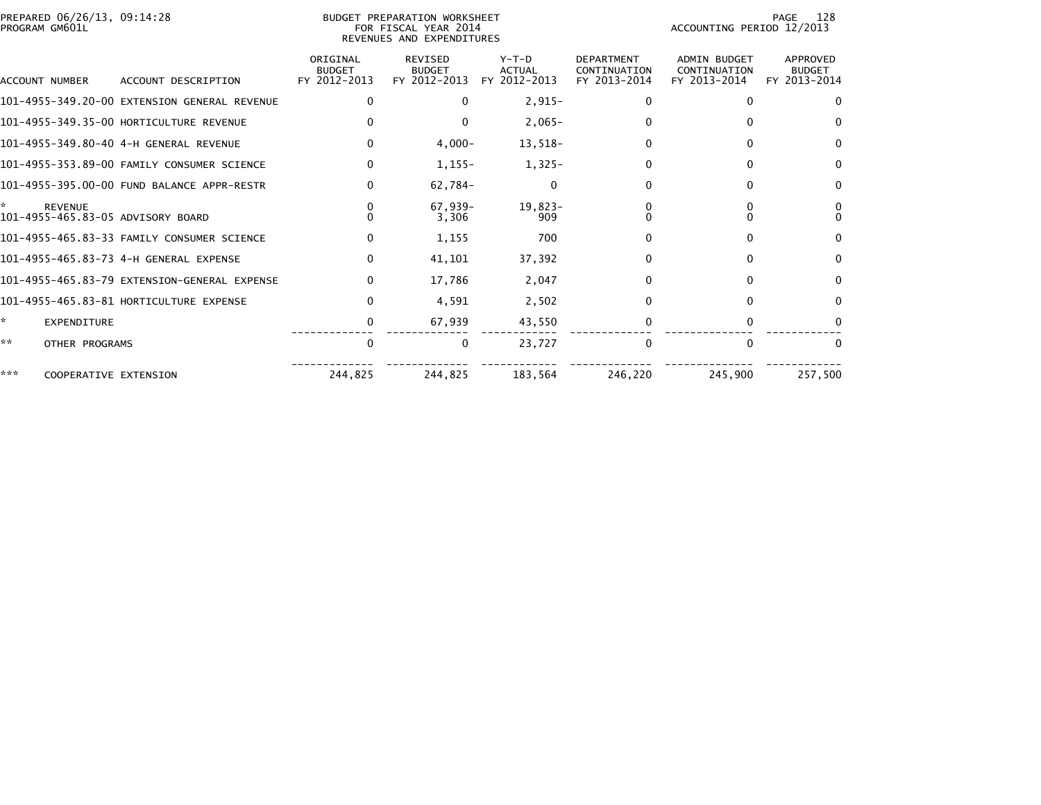PREPARED 06/26/13, 09:14:28
PROGRAM GM601L

BUDGET PREPARATION WORKSHEET
FOR FISCAL YEAR 2014
REVENUES AND EXPENDITURES

ACCOUNTING PERIOD 12/2013

| ACCOUNT NUMBER | ACCOUNT DESCRIPTION | ORIGINAL BUDGET FY 2012-2013 | REVISED BUDGET FY 2012-2013 | Y-T-D ACTUAL FY 2012-2013 | DEPARTMENT CONTINUATION FY 2013-2014 | ADMIN BUDGET CONTINUATION FY 2013-2014 | APPROVED BUDGET FY 2013-2014 |
|---|---|---|---|---|---|---|---|
| 101-4955-349.20-00 | EXTENSION GENERAL REVENUE | 0 | 0 | 2,915- | 0 | 0 | 0 |
| 101-4955-349.35-00 | HORTICULTURE REVENUE | 0 | 0 | 2,065- | 0 | 0 | 0 |
| 101-4955-349.80-40 | 4-H GENERAL REVENUE | 0 | 4,000- | 13,518- | 0 | 0 | 0 |
| 101-4955-353.89-00 | FAMILY CONSUMER SCIENCE | 0 | 1,155- | 1,325- | 0 | 0 | 0 |
| 101-4955-395.00-00 | FUND BALANCE APPR-RESTR | 0 | 62,784- | 0 | 0 | 0 | 0 |
| * | REVENUE | 0 | 67,939- | 19,823- | 0 | 0 | 0 |
| 101-4955-465.83-05 | ADVISORY BOARD | 0 | 3,306 | 909 | 0 | 0 | 0 |
| 101-4955-465.83-33 | FAMILY CONSUMER SCIENCE | 0 | 1,155 | 700 | 0 | 0 | 0 |
| 101-4955-465.83-73 | 4-H GENERAL EXPENSE | 0 | 41,101 | 37,392 | 0 | 0 | 0 |
| 101-4955-465.83-79 | EXTENSION-GENERAL EXPENSE | 0 | 17,786 | 2,047 | 0 | 0 | 0 |
| 101-4955-465.83-81 | HORTICULTURE EXPENSE | 0 | 4,591 | 2,502 | 0 | 0 | 0 |
| * | EXPENDITURE | 0 | 67,939 | 43,550 | 0 | 0 | 0 |
| ** | OTHER PROGRAMS | 0 | 0 | 23,727 | 0 | 0 | 0 |
| *** | COOPERATIVE EXTENSION | 244,825 | 244,825 | 183,564 | 246,220 | 245,900 | 257,500 |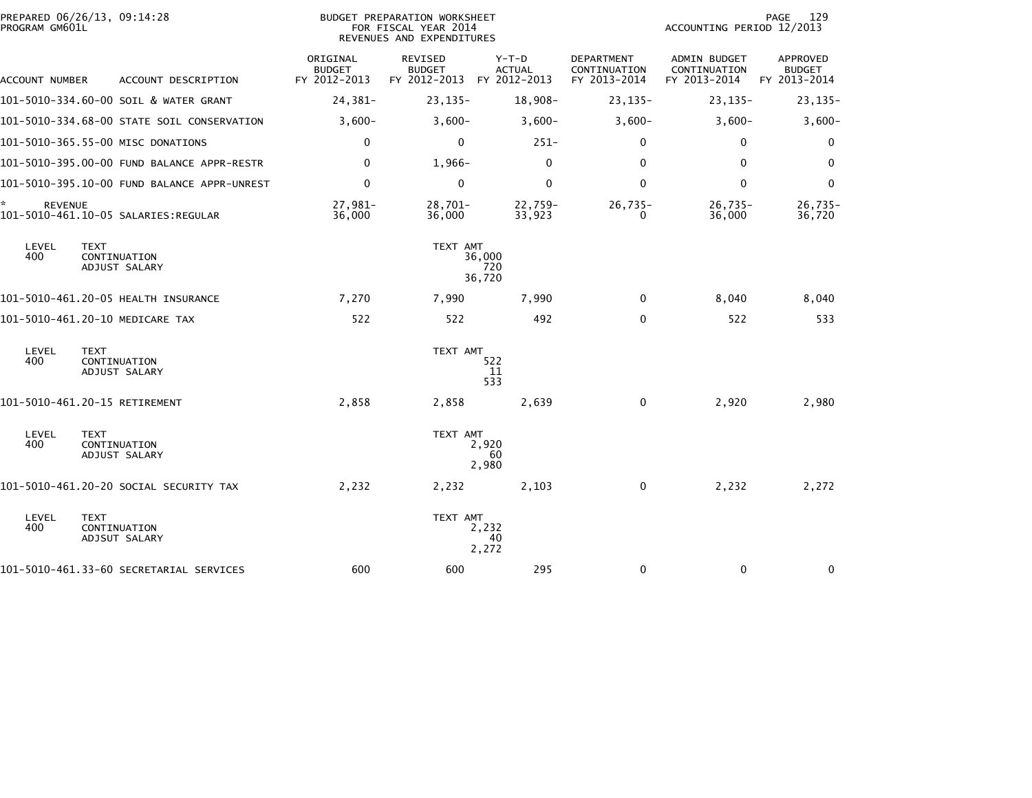PREPARED 06/26/13, 09:14:28
PROGRAM GM601L

BUDGET PREPARATION WORKSHEET
FOR FISCAL YEAR 2014
REVENUES AND EXPENDITURES

ACCOUNTING PERIOD 12/2013

| ACCOUNT NUMBER | ACCOUNT DESCRIPTION | ORIGINAL BUDGET FY 2012-2013 | REVISED BUDGET FY 2012-2013 | Y-T-D ACTUAL FY 2012-2013 | DEPARTMENT CONTINUATION FY 2013-2014 | ADMIN BUDGET CONTINUATION FY 2013-2014 | APPROVED BUDGET FY 2013-2014 |
|---|---|---|---|---|---|---|---|
| 101-5010-334.60-00 | SOIL & WATER GRANT | 24,381- | 23,135- | 18,908- | 23,135- | 23,135- | 23,135- |
| 101-5010-334.68-00 | STATE SOIL CONSERVATION | 3,600- | 3,600- | 3,600- | 3,600- | 3,600- | 3,600- |
| 101-5010-365.55-00 | MISC DONATIONS | 0 | 0 | 251- | 0 | 0 | 0 |
| 101-5010-395.00-00 | FUND BALANCE APPR-RESTR | 0 | 1,966- | 0 | 0 | 0 | 0 |
| 101-5010-395.10-00 | FUND BALANCE APPR-UNREST | 0 | 0 | 0 | 0 | 0 | 0 |
| * REVENUE | | 27,981- | 28,701- | 22,759- | 26,735- | 26,735- | 26,735- |
| 101-5010-461.10-05 | SALARIES:REGULAR | 36,000 | 36,000 | 33,923 | 0 | 36,000 | 36,720 |

| LEVEL | TEXT | TEXT AMT |
|---|---|---|
| 400 | CONTINUATION | 36,000 |
| | ADJUST SALARY | 720 |
| | | 36,720 |

| ACCOUNT NUMBER | ACCOUNT DESCRIPTION | ORIGINAL BUDGET FY 2012-2013 | REVISED BUDGET FY 2012-2013 | Y-T-D ACTUAL FY 2012-2013 | DEPARTMENT CONTINUATION FY 2013-2014 | ADMIN BUDGET CONTINUATION FY 2013-2014 | APPROVED BUDGET FY 2013-2014 |
|---|---|---|---|---|---|---|---|
| 101-5010-461.20-05 | HEALTH INSURANCE | 7,270 | 7,990 | 7,990 | 0 | 8,040 | 8,040 |
| 101-5010-461.20-10 | MEDICARE TAX | 522 | 522 | 492 | 0 | 522 | 533 |

| LEVEL | TEXT | TEXT AMT |
|---|---|---|
| 400 | CONTINUATION | 522 |
| | ADJUST SALARY | 11 |
| | | 533 |

| ACCOUNT NUMBER | ACCOUNT DESCRIPTION | ORIGINAL BUDGET FY 2012-2013 | REVISED BUDGET FY 2012-2013 | Y-T-D ACTUAL FY 2012-2013 | DEPARTMENT CONTINUATION FY 2013-2014 | ADMIN BUDGET CONTINUATION FY 2013-2014 | APPROVED BUDGET FY 2013-2014 |
|---|---|---|---|---|---|---|---|
| 101-5010-461.20-15 | RETIREMENT | 2,858 | 2,858 | 2,639 | 0 | 2,920 | 2,980 |

| LEVEL | TEXT | TEXT AMT |
|---|---|---|
| 400 | CONTINUATION | 2,920 |
| | ADJUST SALARY | 60 |
| | | 2,980 |

| ACCOUNT NUMBER | ACCOUNT DESCRIPTION | ORIGINAL BUDGET FY 2012-2013 | REVISED BUDGET FY 2012-2013 | Y-T-D ACTUAL FY 2012-2013 | DEPARTMENT CONTINUATION FY 2013-2014 | ADMIN BUDGET CONTINUATION FY 2013-2014 | APPROVED BUDGET FY 2013-2014 |
|---|---|---|---|---|---|---|---|
| 101-5010-461.20-20 | SOCIAL SECURITY TAX | 2,232 | 2,232 | 2,103 | 0 | 2,232 | 2,272 |

| LEVEL | TEXT | TEXT AMT |
|---|---|---|
| 400 | CONTINUATION | 2,232 |
| | ADJSUT SALARY | 40 |
| | | 2,272 |

| ACCOUNT NUMBER | ACCOUNT DESCRIPTION | ORIGINAL BUDGET FY 2012-2013 | REVISED BUDGET FY 2012-2013 | Y-T-D ACTUAL FY 2012-2013 | DEPARTMENT CONTINUATION FY 2013-2014 | ADMIN BUDGET CONTINUATION FY 2013-2014 | APPROVED BUDGET FY 2013-2014 |
|---|---|---|---|---|---|---|---|
| 101-5010-461.33-60 | SECRETARIAL SERVICES | 600 | 600 | 295 | 0 | 0 | 0 |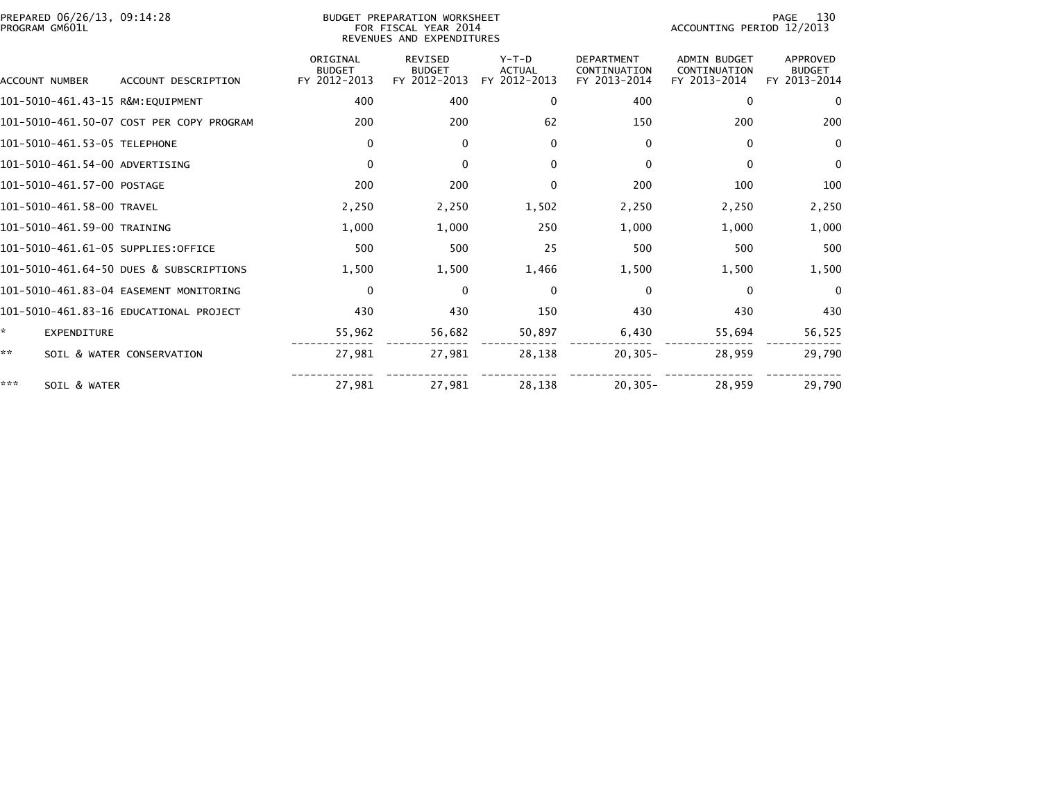PREPARED 06/26/13, 09:14:28
PROGRAM GM601L

BUDGET PREPARATION WORKSHEET
FOR FISCAL YEAR 2014
REVENUES AND EXPENDITURES

ACCOUNTING PERIOD 12/2013

| ACCOUNT NUMBER | ACCOUNT DESCRIPTION | ORIGINAL BUDGET FY 2012-2013 | REVISED BUDGET FY 2012-2013 | Y-T-D ACTUAL FY 2012-2013 | DEPARTMENT CONTINUATION FY 2013-2014 | ADMIN BUDGET CONTINUATION FY 2013-2014 | APPROVED BUDGET FY 2013-2014 |
|---|---|---|---|---|---|---|---|
| 101-5010-461.43-15 | R&M:EQUIPMENT | 400 | 400 | 0 | 400 | 0 | 0 |
| 101-5010-461.50-07 | COST PER COPY PROGRAM | 200 | 200 | 62 | 150 | 200 | 200 |
| 101-5010-461.53-05 | TELEPHONE | 0 | 0 | 0 | 0 | 0 | 0 |
| 101-5010-461.54-00 | ADVERTISING | 0 | 0 | 0 | 0 | 0 | 0 |
| 101-5010-461.57-00 | POSTAGE | 200 | 200 | 0 | 200 | 100 | 100 |
| 101-5010-461.58-00 | TRAVEL | 2,250 | 2,250 | 1,502 | 2,250 | 2,250 | 2,250 |
| 101-5010-461.59-00 | TRAINING | 1,000 | 1,000 | 250 | 1,000 | 1,000 | 1,000 |
| 101-5010-461.61-05 | SUPPLIES:OFFICE | 500 | 500 | 25 | 500 | 500 | 500 |
| 101-5010-461.64-50 | DUES & SUBSCRIPTIONS | 1,500 | 1,500 | 1,466 | 1,500 | 1,500 | 1,500 |
| 101-5010-461.83-04 | EASEMENT MONITORING | 0 | 0 | 0 | 0 | 0 | 0 |
| 101-5010-461.83-16 | EDUCATIONAL PROJECT | 430 | 430 | 150 | 430 | 430 | 430 |
| * | EXPENDITURE | 55,962 | 56,682 | 50,897 | 6,430 | 55,694 | 56,525 |
| ** | SOIL & WATER CONSERVATION | 27,981 | 27,981 | 28,138 | 20,305- | 28,959 | 29,790 |
| *** | SOIL & WATER | 27,981 | 27,981 | 28,138 | 20,305- | 28,959 | 29,790 |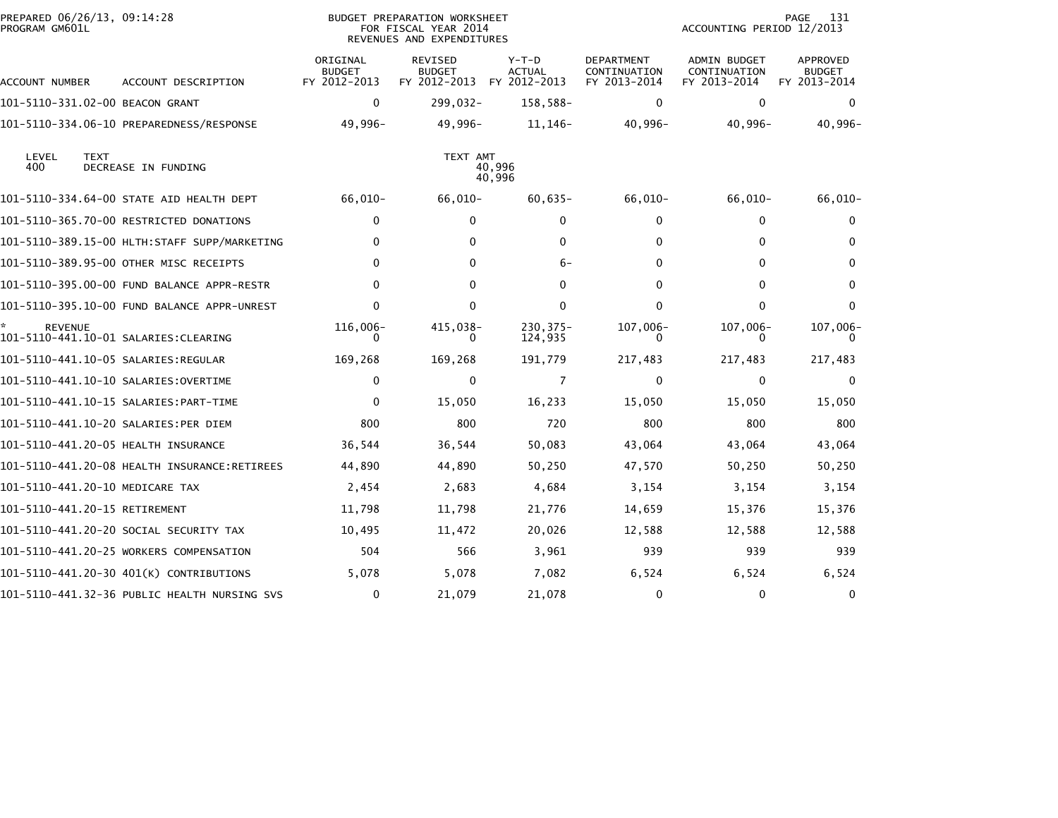PREPARED 06/26/13, 09:14:28
PROGRAM GM601L

BUDGET PREPARATION WORKSHEET
FOR FISCAL YEAR 2014
REVENUES AND EXPENDITURES

ACCOUNTING PERIOD 12/2013

| ACCOUNT NUMBER | ACCOUNT DESCRIPTION | ORIGINAL BUDGET FY 2012-2013 | REVISED BUDGET FY 2012-2013 | Y-T-D ACTUAL FY 2012-2013 | DEPARTMENT CONTINUATION FY 2013-2014 | ADMIN BUDGET CONTINUATION FY 2013-2014 | APPROVED BUDGET FY 2013-2014 |
|---|---|---|---|---|---|---|---|
| 101-5110-331.02-00 | BEACON GRANT | 0 | 299,032- | 158,588- | 0 | 0 | 0 |
| 101-5110-334.06-10 | PREPAREDNESS/RESPONSE | 49,996- | 49,996- | 11,146- | 40,996- | 40,996- | 40,996- |

| LEVEL | TEXT | TEXT AMT |
|---|---|---|
| 400 | DECREASE IN FUNDING | 40,996 |
| | | 40,996 |

| ACCOUNT NUMBER | ACCOUNT DESCRIPTION | ORIGINAL BUDGET FY 2012-2013 | REVISED BUDGET FY 2012-2013 | Y-T-D ACTUAL FY 2012-2013 | DEPARTMENT CONTINUATION FY 2013-2014 | ADMIN BUDGET CONTINUATION FY 2013-2014 | APPROVED BUDGET FY 2013-2014 |
|---|---|---|---|---|---|---|---|
| 101-5110-334.64-00 | STATE AID HEALTH DEPT | 66,010- | 66,010- | 60,635- | 66,010- | 66,010- | 66,010- |
| 101-5110-365.70-00 | RESTRICTED DONATIONS | 0 | 0 | 0 | 0 | 0 | 0 |
| 101-5110-389.15-00 | HLTH:STAFF SUPP/MARKETING | 0 | 0 | 0 | 0 | 0 | 0 |
| 101-5110-389.95-00 | OTHER MISC RECEIPTS | 0 | 0 | 6- | 0 | 0 | 0 |
| 101-5110-395.00-00 | FUND BALANCE APPR-RESTR | 0 | 0 | 0 | 0 | 0 | 0 |
| 101-5110-395.10-00 | FUND BALANCE APPR-UNREST | 0 | 0 | 0 | 0 | 0 | 0 |
| * REVENUE | | 116,006- | 415,038- | 230,375- | 107,006- | 107,006- | 107,006- |
| 101-5110-441.10-01 | SALARIES:CLEARING | 0 | 0 | 124,935 | 0 | 0 | 0 |
| 101-5110-441.10-05 | SALARIES:REGULAR | 169,268 | 169,268 | 191,779 | 217,483 | 217,483 | 217,483 |
| 101-5110-441.10-10 | SALARIES:OVERTIME | 0 | 0 | 7 | 0 | 0 | 0 |
| 101-5110-441.10-15 | SALARIES:PART-TIME | 0 | 15,050 | 16,233 | 15,050 | 15,050 | 15,050 |
| 101-5110-441.10-20 | SALARIES:PER DIEM | 800 | 800 | 720 | 800 | 800 | 800 |
| 101-5110-441.20-05 | HEALTH INSURANCE | 36,544 | 36,544 | 50,083 | 43,064 | 43,064 | 43,064 |
| 101-5110-441.20-08 | HEALTH INSURANCE:RETIREES | 44,890 | 44,890 | 50,250 | 47,570 | 50,250 | 50,250 |
| 101-5110-441.20-10 | MEDICARE TAX | 2,454 | 2,683 | 4,684 | 3,154 | 3,154 | 3,154 |
| 101-5110-441.20-15 | RETIREMENT | 11,798 | 11,798 | 21,776 | 14,659 | 15,376 | 15,376 |
| 101-5110-441.20-20 | SOCIAL SECURITY TAX | 10,495 | 11,472 | 20,026 | 12,588 | 12,588 | 12,588 |
| 101-5110-441.20-25 | WORKERS COMPENSATION | 504 | 566 | 3,961 | 939 | 939 | 939 |
| 101-5110-441.20-30 | 401(K) CONTRIBUTIONS | 5,078 | 5,078 | 7,082 | 6,524 | 6,524 | 6,524 |
| 101-5110-441.32-36 | PUBLIC HEALTH NURSING SVS | 0 | 21,079 | 21,078 | 0 | 0 | 0 |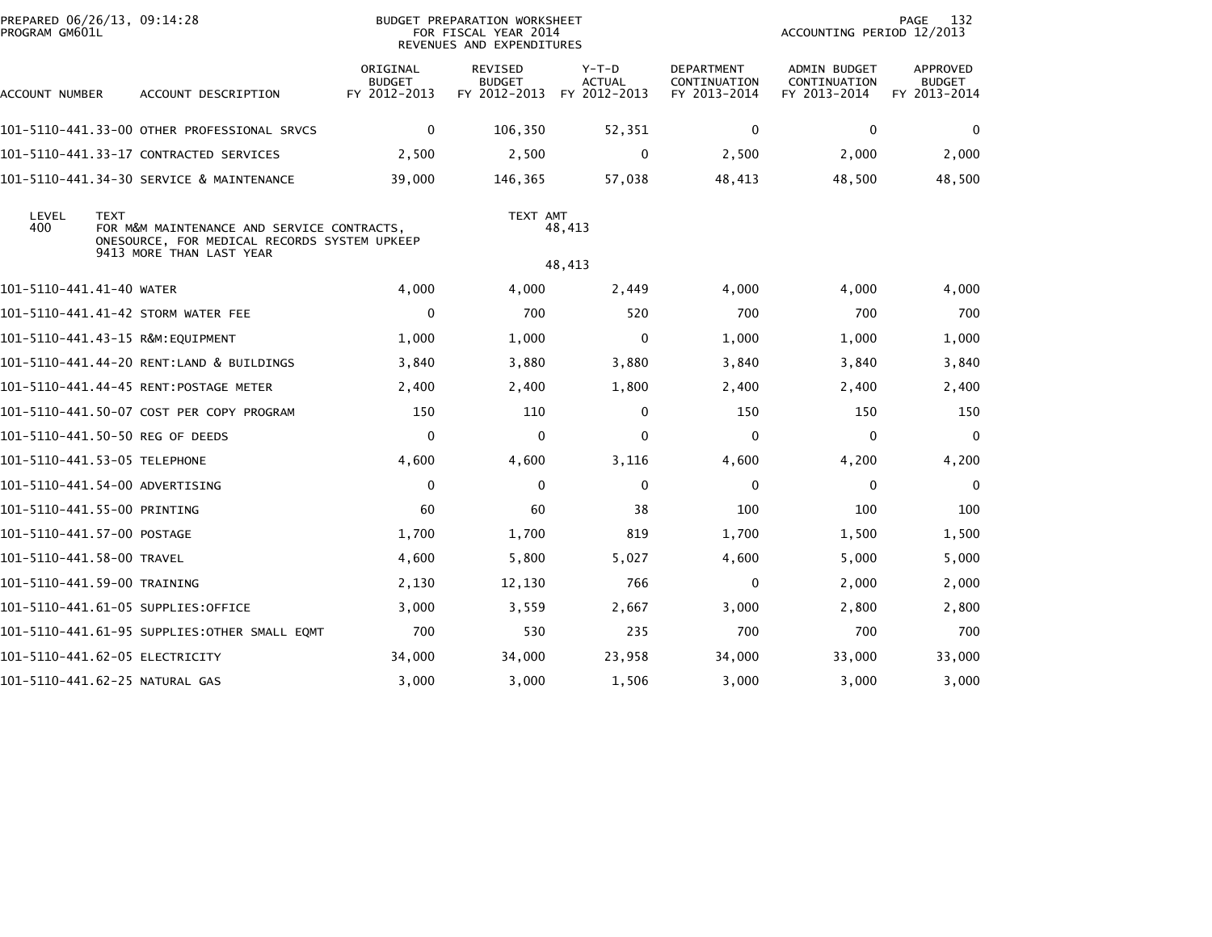BUDGET PREPARATION WORKSHEET
FOR FISCAL YEAR 2014
REVENUES AND EXPENDITURES

PREPARED 06/26/13, 09:14:28
PROGRAM GM601L

ACCOUNTING PERIOD 12/2013

| ACCOUNT NUMBER | ACCOUNT DESCRIPTION | ORIGINAL BUDGET FY 2012-2013 | REVISED BUDGET FY 2012-2013 | Y-T-D ACTUAL FY 2012-2013 | DEPARTMENT CONTINUATION FY 2013-2014 | ADMIN BUDGET CONTINUATION FY 2013-2014 | APPROVED BUDGET FY 2013-2014 |
|---|---|---|---|---|---|---|---|
| 101-5110-441.33-00 | OTHER PROFESSIONAL SRVCS | 0 | 106,350 | 52,351 | 0 | 0 | 0 |
| 101-5110-441.33-17 | CONTRACTED SERVICES | 2,500 | 2,500 | 0 | 2,500 | 2,000 | 2,000 |
| 101-5110-441.34-30 | SERVICE & MAINTENANCE | 39,000 | 146,365 | 57,038 | 48,413 | 48,500 | 48,500 |

| LEVEL | TEXT | TEXT AMT |
|---|---|---|
| 400 | FOR M&M MAINTENANCE AND SERVICE CONTRACTS, ONESOURCE, FOR MEDICAL RECORDS SYSTEM UPKEEP 9413 MORE THAN LAST YEAR | 48,413 |
| | | 48,413 |

| ACCOUNT NUMBER | ACCOUNT DESCRIPTION | ORIGINAL BUDGET FY 2012-2013 | REVISED BUDGET FY 2012-2013 | Y-T-D ACTUAL FY 2012-2013 | DEPARTMENT CONTINUATION FY 2013-2014 | ADMIN BUDGET CONTINUATION FY 2013-2014 | APPROVED BUDGET FY 2013-2014 |
|---|---|---|---|---|---|---|---|
| 101-5110-441.41-40 | WATER | 4,000 | 4,000 | 2,449 | 4,000 | 4,000 | 4,000 |
| 101-5110-441.41-42 | STORM WATER FEE | 0 | 700 | 520 | 700 | 700 | 700 |
| 101-5110-441.43-15 | R&M:EQUIPMENT | 1,000 | 1,000 | 0 | 1,000 | 1,000 | 1,000 |
| 101-5110-441.44-20 | RENT:LAND & BUILDINGS | 3,840 | 3,880 | 3,880 | 3,840 | 3,840 | 3,840 |
| 101-5110-441.44-45 | RENT:POSTAGE METER | 2,400 | 2,400 | 1,800 | 2,400 | 2,400 | 2,400 |
| 101-5110-441.50-07 | COST PER COPY PROGRAM | 150 | 110 | 0 | 150 | 150 | 150 |
| 101-5110-441.50-50 | REG OF DEEDS | 0 | 0 | 0 | 0 | 0 | 0 |
| 101-5110-441.53-05 | TELEPHONE | 4,600 | 4,600 | 3,116 | 4,600 | 4,200 | 4,200 |
| 101-5110-441.54-00 | ADVERTISING | 0 | 0 | 0 | 0 | 0 | 0 |
| 101-5110-441.55-00 | PRINTING | 60 | 60 | 38 | 100 | 100 | 100 |
| 101-5110-441.57-00 | POSTAGE | 1,700 | 1,700 | 819 | 1,700 | 1,500 | 1,500 |
| 101-5110-441.58-00 | TRAVEL | 4,600 | 5,800 | 5,027 | 4,600 | 5,000 | 5,000 |
| 101-5110-441.59-00 | TRAINING | 2,130 | 12,130 | 766 | 0 | 2,000 | 2,000 |
| 101-5110-441.61-05 | SUPPLIES:OFFICE | 3,000 | 3,559 | 2,667 | 3,000 | 2,800 | 2,800 |
| 101-5110-441.61-95 | SUPPLIES:OTHER SMALL EQMT | 700 | 530 | 235 | 700 | 700 | 700 |
| 101-5110-441.62-05 | ELECTRICITY | 34,000 | 34,000 | 23,958 | 34,000 | 33,000 | 33,000 |
| 101-5110-441.62-25 | NATURAL GAS | 3,000 | 3,000 | 1,506 | 3,000 | 3,000 | 3,000 |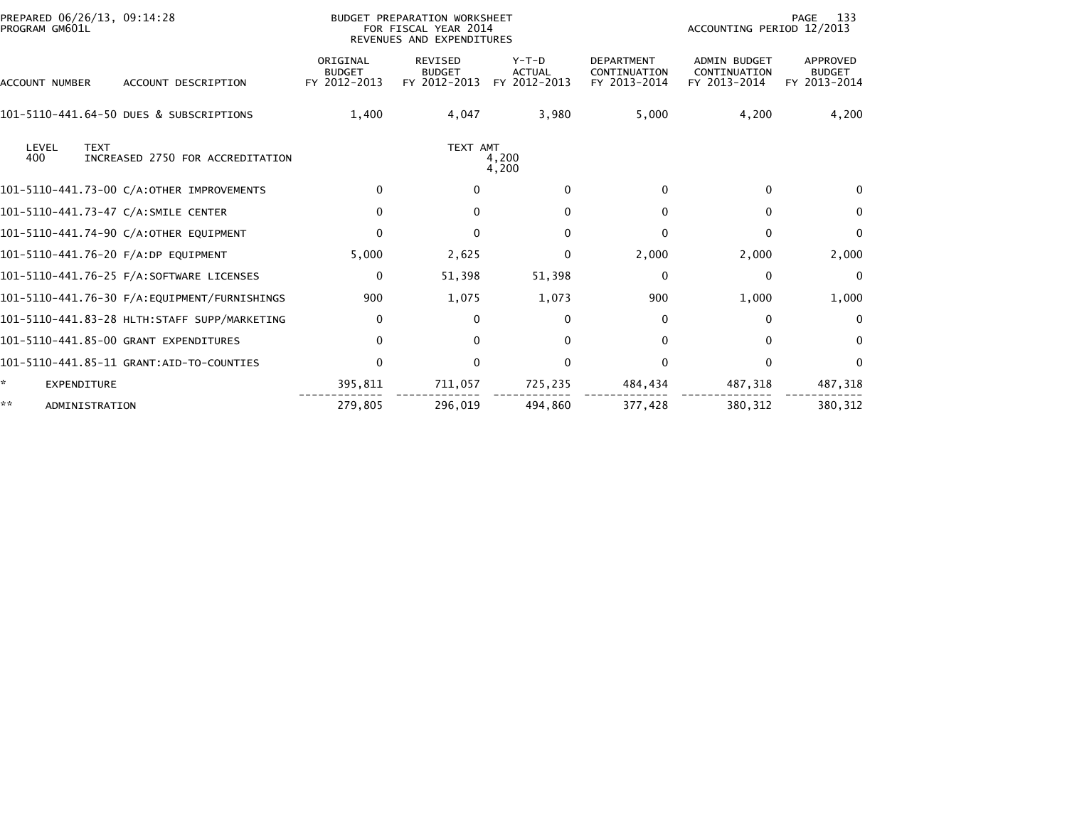PREPARED 06/26/13, 09:14:28
PROGRAM GM601L

BUDGET PREPARATION WORKSHEET
FOR FISCAL YEAR 2014
REVENUES AND EXPENDITURES

ACCOUNTING PERIOD 12/2013

| ACCOUNT NUMBER | ACCOUNT DESCRIPTION | ORIGINAL BUDGET FY 2012-2013 | REVISED BUDGET FY 2012-2013 | Y-T-D ACTUAL FY 2012-2013 | DEPARTMENT CONTINUATION FY 2013-2014 | ADMIN BUDGET CONTINUATION FY 2013-2014 | APPROVED BUDGET FY 2013-2014 |
|---|---|---|---|---|---|---|---|
| 101-5110-441.64-50 | DUES & SUBSCRIPTIONS | 1,400 | 4,047 | 3,980 | 5,000 | 4,200 | 4,200 |
| LEVEL 400 | TEXT: INCREASED 2750 FOR ACCREDITATION | | TEXT AMT | 4,200 / 4,200 | | | |
| 101-5110-441.73-00 | C/A:OTHER IMPROVEMENTS | 0 | 0 | 0 | 0 | 0 | 0 |
| 101-5110-441.73-47 | C/A:SMILE CENTER | 0 | 0 | 0 | 0 | 0 | 0 |
| 101-5110-441.74-90 | C/A:OTHER EQUIPMENT | 0 | 0 | 0 | 0 | 0 | 0 |
| 101-5110-441.76-20 | F/A:DP EQUIPMENT | 5,000 | 2,625 | 0 | 2,000 | 2,000 | 2,000 |
| 101-5110-441.76-25 | F/A:SOFTWARE LICENSES | 0 | 51,398 | 51,398 | 0 | 0 | 0 |
| 101-5110-441.76-30 | F/A:EQUIPMENT/FURNISHINGS | 900 | 1,075 | 1,073 | 900 | 1,000 | 1,000 |
| 101-5110-441.83-28 | HLTH:STAFF SUPP/MARKETING | 0 | 0 | 0 | 0 | 0 | 0 |
| 101-5110-441.85-00 | GRANT EXPENDITURES | 0 | 0 | 0 | 0 | 0 | 0 |
| 101-5110-441.85-11 | GRANT:AID-TO-COUNTIES | 0 | 0 | 0 | 0 | 0 | 0 |
| * | EXPENDITURE | 395,811 | 711,057 | 725,235 | 484,434 | 487,318 | 487,318 |
| ** | ADMINISTRATION | 279,805 | 296,019 | 494,860 | 377,428 | 380,312 | 380,312 |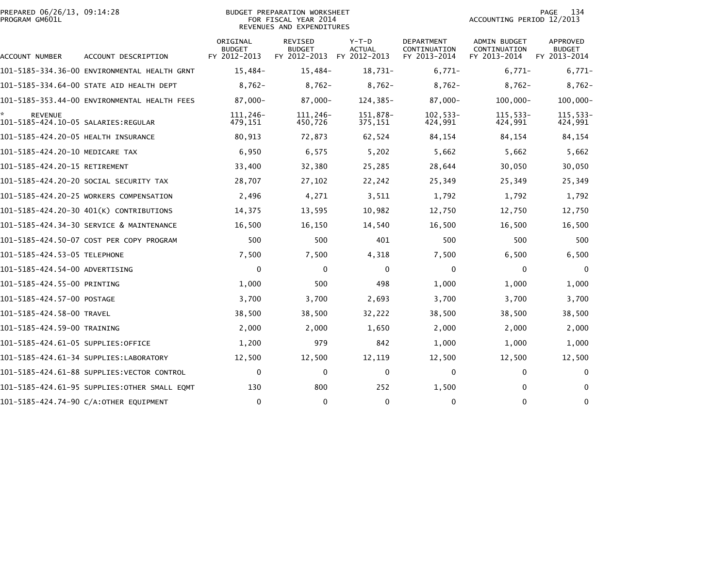PREPARED 06/26/13, 09:14:28
PROGRAM GM601L

BUDGET PREPARATION WORKSHEET
FOR FISCAL YEAR 2014
REVENUES AND EXPENDITURES

ACCOUNTING PERIOD 12/2013

| ACCOUNT NUMBER | ACCOUNT DESCRIPTION | ORIGINAL BUDGET FY 2012-2013 | REVISED BUDGET FY 2012-2013 | Y-T-D ACTUAL FY 2012-2013 | DEPARTMENT CONTINUATION FY 2013-2014 | ADMIN BUDGET CONTINUATION FY 2013-2014 | APPROVED BUDGET FY 2013-2014 |
|---|---|---|---|---|---|---|---|
| 101-5185-334.36-00 | ENVIRONMENTAL HEALTH GRNT | 15,484- | 15,484- | 18,731- | 6,771- | 6,771- | 6,771- |
| 101-5185-334.64-00 | STATE AID HEALTH DEPT | 8,762- | 8,762- | 8,762- | 8,762- | 8,762- | 8,762- |
| 101-5185-353.44-00 | ENVIRONMENTAL HEALTH FEES | 87,000- | 87,000- | 124,385- | 87,000- | 100,000- | 100,000- |
| * REVENUE | | 111,246- | 111,246- | 151,878- | 102,533- | 115,533- | 115,533- |
| 101-5185-424.10-05 | SALARIES:REGULAR | 479,151 | 450,726 | 375,151 | 424,991 | 424,991 | 424,991 |
| 101-5185-424.20-05 | HEALTH INSURANCE | 80,913 | 72,873 | 62,524 | 84,154 | 84,154 | 84,154 |
| 101-5185-424.20-10 | MEDICARE TAX | 6,950 | 6,575 | 5,202 | 5,662 | 5,662 | 5,662 |
| 101-5185-424.20-15 | RETIREMENT | 33,400 | 32,380 | 25,285 | 28,644 | 30,050 | 30,050 |
| 101-5185-424.20-20 | SOCIAL SECURITY TAX | 28,707 | 27,102 | 22,242 | 25,349 | 25,349 | 25,349 |
| 101-5185-424.20-25 | WORKERS COMPENSATION | 2,496 | 4,271 | 3,511 | 1,792 | 1,792 | 1,792 |
| 101-5185-424.20-30 | 401(K) CONTRIBUTIONS | 14,375 | 13,595 | 10,982 | 12,750 | 12,750 | 12,750 |
| 101-5185-424.34-30 | SERVICE & MAINTENANCE | 16,500 | 16,150 | 14,540 | 16,500 | 16,500 | 16,500 |
| 101-5185-424.50-07 | COST PER COPY PROGRAM | 500 | 500 | 401 | 500 | 500 | 500 |
| 101-5185-424.53-05 | TELEPHONE | 7,500 | 7,500 | 4,318 | 7,500 | 6,500 | 6,500 |
| 101-5185-424.54-00 | ADVERTISING | 0 | 0 | 0 | 0 | 0 | 0 |
| 101-5185-424.55-00 | PRINTING | 1,000 | 500 | 498 | 1,000 | 1,000 | 1,000 |
| 101-5185-424.57-00 | POSTAGE | 3,700 | 3,700 | 2,693 | 3,700 | 3,700 | 3,700 |
| 101-5185-424.58-00 | TRAVEL | 38,500 | 38,500 | 32,222 | 38,500 | 38,500 | 38,500 |
| 101-5185-424.59-00 | TRAINING | 2,000 | 2,000 | 1,650 | 2,000 | 2,000 | 2,000 |
| 101-5185-424.61-05 | SUPPLIES:OFFICE | 1,200 | 979 | 842 | 1,000 | 1,000 | 1,000 |
| 101-5185-424.61-34 | SUPPLIES:LABORATORY | 12,500 | 12,500 | 12,119 | 12,500 | 12,500 | 12,500 |
| 101-5185-424.61-88 | SUPPLIES:VECTOR CONTROL | 0 | 0 | 0 | 0 | 0 | 0 |
| 101-5185-424.61-95 | SUPPLIES:OTHER SMALL EQMT | 130 | 800 | 252 | 1,500 | 0 | 0 |
| 101-5185-424.74-90 | C/A:OTHER EQUIPMENT | 0 | 0 | 0 | 0 | 0 | 0 |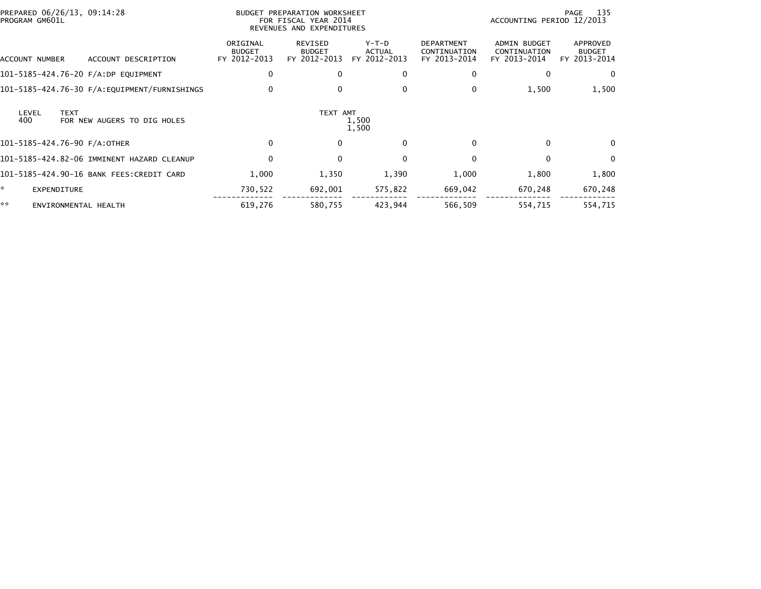PREPARED 06/26/13, 09:14:28
PROGRAM GM601L

BUDGET PREPARATION WORKSHEET
FOR FISCAL YEAR 2014
REVENUES AND EXPENDITURES

ACCOUNTING PERIOD 12/2013

| ACCOUNT NUMBER | ACCOUNT DESCRIPTION | ORIGINAL BUDGET FY 2012-2013 | REVISED BUDGET FY 2012-2013 | Y-T-D ACTUAL FY 2012-2013 | DEPARTMENT CONTINUATION FY 2013-2014 | ADMIN BUDGET CONTINUATION FY 2013-2014 | APPROVED BUDGET FY 2013-2014 |
|---|---|---|---|---|---|---|---|
| 101-5185-424.76-20 | F/A:DP EQUIPMENT | 0 | 0 | 0 | 0 | 0 | 0 |
| 101-5185-424.76-30 | F/A:EQUIPMENT/FURNISHINGS | 0 | 0 | 0 | 0 | 1,500 | 1,500 |

| LEVEL | TEXT | TEXT AMT |
|---|---|---|
| 400 | FOR NEW AUGERS TO DIG HOLES | 1,500 |
| | | 1,500 |

| ACCOUNT NUMBER | ACCOUNT DESCRIPTION | ORIGINAL BUDGET FY 2012-2013 | REVISED BUDGET FY 2012-2013 | Y-T-D ACTUAL FY 2012-2013 | DEPARTMENT CONTINUATION FY 2013-2014 | ADMIN BUDGET CONTINUATION FY 2013-2014 | APPROVED BUDGET FY 2013-2014 |
|---|---|---|---|---|---|---|---|
| 101-5185-424.76-90 | F/A:OTHER | 0 | 0 | 0 | 0 | 0 | 0 |
| 101-5185-424.82-06 | IMMINENT HAZARD CLEANUP | 0 | 0 | 0 | 0 | 0 | 0 |
| 101-5185-424.90-16 | BANK FEES:CREDIT CARD | 1,000 | 1,350 | 1,390 | 1,000 | 1,800 | 1,800 |
| * | EXPENDITURE | 730,522 | 692,001 | 575,822 | 669,042 | 670,248 | 670,248 |
| ** | ENVIRONMENTAL HEALTH | 619,276 | 580,755 | 423,944 | 566,509 | 554,715 | 554,715 |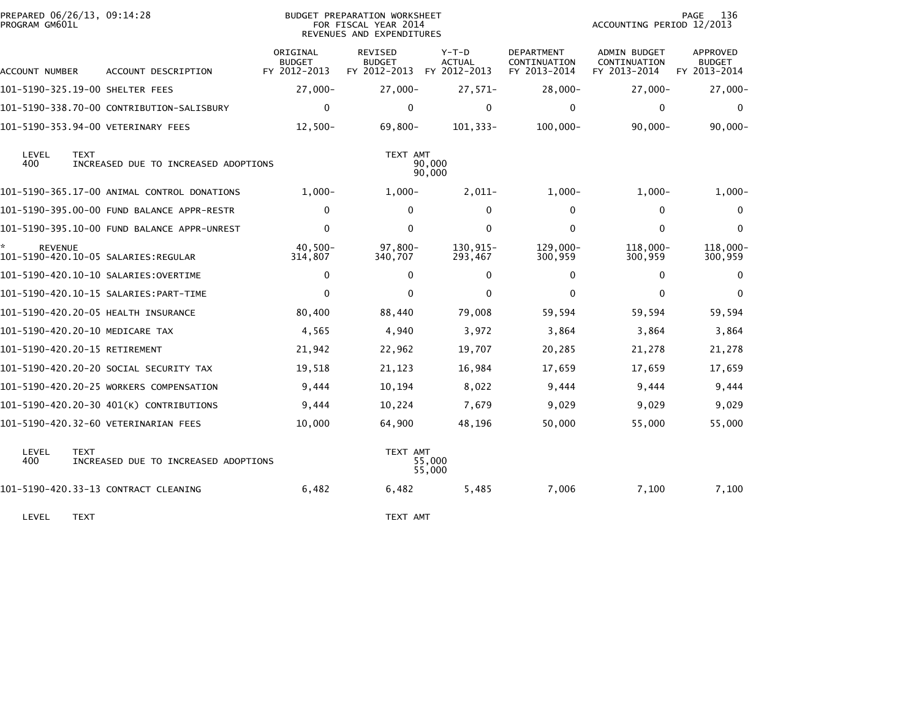BUDGET PREPARATION WORKSHEET
FOR FISCAL YEAR 2014
REVENUES AND EXPENDITURES

PREPARED 06/26/13, 09:14:28
PROGRAM GM601L

ACCOUNTING PERIOD 12/2013

| ACCOUNT NUMBER | ACCOUNT DESCRIPTION | ORIGINAL BUDGET FY 2012-2013 | REVISED BUDGET FY 2012-2013 | Y-T-D ACTUAL FY 2012-2013 | DEPARTMENT CONTINUATION FY 2013-2014 | ADMIN BUDGET CONTINUATION FY 2013-2014 | APPROVED BUDGET FY 2013-2014 |
|---|---|---|---|---|---|---|---|
| 101-5190-325.19-00 | SHELTER FEES | 27,000- | 27,000- | 27,571- | 28,000- | 27,000- | 27,000- |
| 101-5190-338.70-00 | CONTRIBUTION-SALISBURY | 0 | 0 | 0 | 0 | 0 | 0 |
| 101-5190-353.94-00 | VETERINARY FEES | 12,500- | 69,800- | 101,333- | 100,000- | 90,000- | 90,000- |
| LEVEL 400 | TEXT: INCREASED DUE TO INCREASED ADOPTIONS | | TEXT AMT 90,000 / 90,000 | | | | |
| 101-5190-365.17-00 | ANIMAL CONTROL DONATIONS | 1,000- | 1,000- | 2,011- | 1,000- | 1,000- | 1,000- |
| 101-5190-395.00-00 | FUND BALANCE APPR-RESTR | 0 | 0 | 0 | 0 | 0 | 0 |
| 101-5190-395.10-00 | FUND BALANCE APPR-UNREST | 0 | 0 | 0 | 0 | 0 | 0 |
| * REVENUE | | 40,500- | 97,800- | 130,915- | 129,000- | 118,000- | 118,000- |
| 101-5190-420.10-05 | SALARIES:REGULAR | 314,807 | 340,707 | 293,467 | 300,959 | 300,959 | 300,959 |
| 101-5190-420.10-10 | SALARIES:OVERTIME | 0 | 0 | 0 | 0 | 0 | 0 |
| 101-5190-420.10-15 | SALARIES:PART-TIME | 0 | 0 | 0 | 0 | 0 | 0 |
| 101-5190-420.20-05 | HEALTH INSURANCE | 80,400 | 88,440 | 79,008 | 59,594 | 59,594 | 59,594 |
| 101-5190-420.20-10 | MEDICARE TAX | 4,565 | 4,940 | 3,972 | 3,864 | 3,864 | 3,864 |
| 101-5190-420.20-15 | RETIREMENT | 21,942 | 22,962 | 19,707 | 20,285 | 21,278 | 21,278 |
| 101-5190-420.20-20 | SOCIAL SECURITY TAX | 19,518 | 21,123 | 16,984 | 17,659 | 17,659 | 17,659 |
| 101-5190-420.20-25 | WORKERS COMPENSATION | 9,444 | 10,194 | 8,022 | 9,444 | 9,444 | 9,444 |
| 101-5190-420.20-30 | 401(K) CONTRIBUTIONS | 9,444 | 10,224 | 7,679 | 9,029 | 9,029 | 9,029 |
| 101-5190-420.32-60 | VETERINARIAN FEES | 10,000 | 64,900 | 48,196 | 50,000 | 55,000 | 55,000 |
| LEVEL 400 | TEXT: INCREASED DUE TO INCREASED ADOPTIONS | | TEXT AMT 55,000 / 55,000 | | | | |
| 101-5190-420.33-13 | CONTRACT CLEANING | 6,482 | 6,482 | 5,485 | 7,006 | 7,100 | 7,100 |
| LEVEL | TEXT | | TEXT AMT | | | | |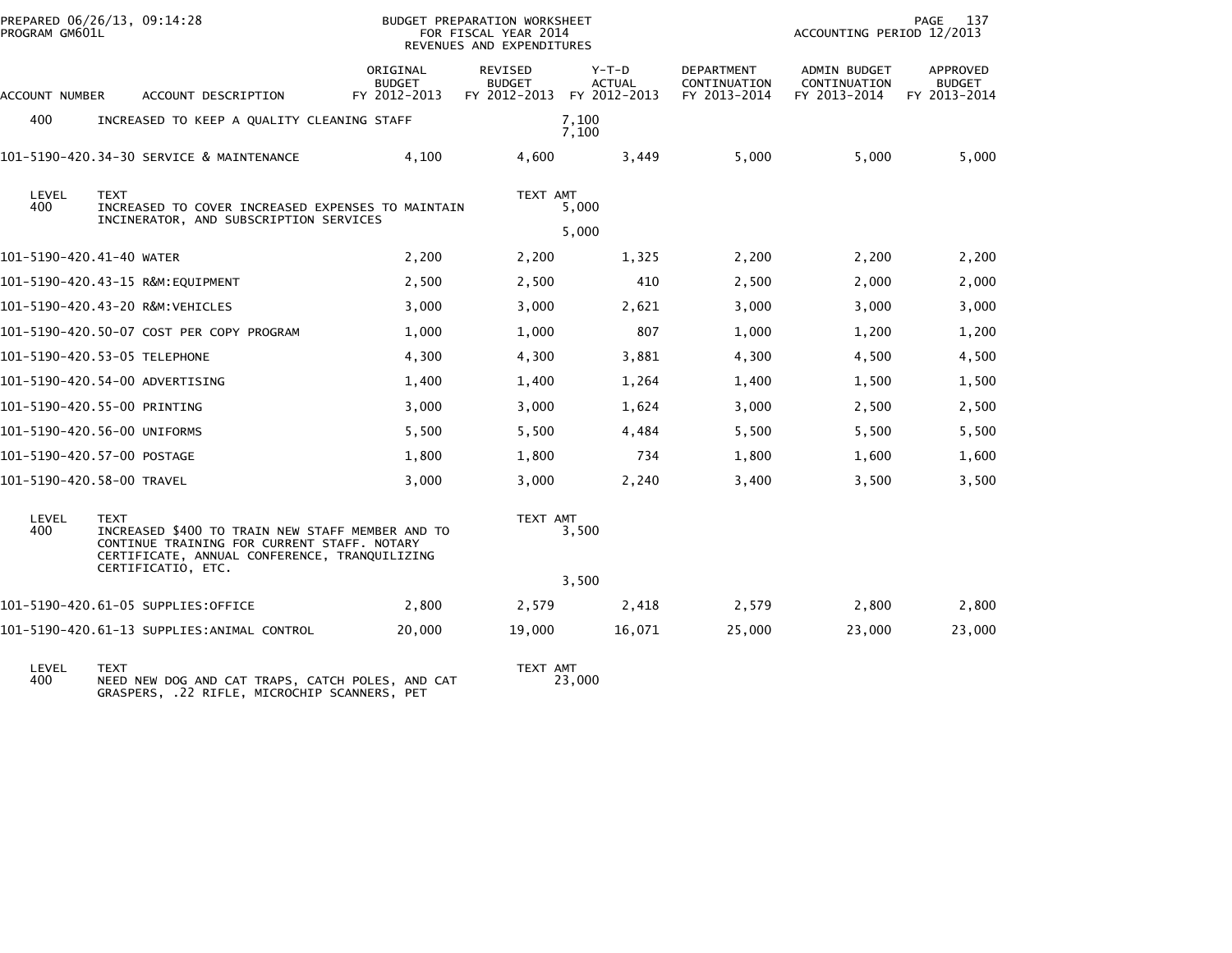BUDGET PREPARATION WORKSHEET
FOR FISCAL YEAR 2014
REVENUES AND EXPENDITURES

| ACCOUNT NUMBER | ACCOUNT DESCRIPTION | ORIGINAL BUDGET FY 2012-2013 | REVISED BUDGET FY 2012-2013 | Y-T-D ACTUAL FY 2012-2013 | DEPARTMENT CONTINUATION FY 2013-2014 | ADMIN BUDGET CONTINUATION FY 2013-2014 | APPROVED BUDGET FY 2013-2014 |
|---|---|---|---|---|---|---|---|
| 400 | INCREASED TO KEEP A QUALITY CLEANING STAFF | | 7,100<br>7,100 | | | | |
| 101-5190-420.34-30 | SERVICE & MAINTENANCE | 4,100 | 4,600 | 3,449 | 5,000 | 5,000 | 5,000 |
| LEVEL 400 | TEXT<br>INCREASED TO COVER INCREASED EXPENSES TO MAINTAIN INCINERATOR, AND SUBSCRIPTION SERVICES | | TEXT AMT<br>5,000<br><br>5,000 | | | | |
| 101-5190-420.41-40 | WATER | 2,200 | 2,200 | 1,325 | 2,200 | 2,200 | 2,200 |
| 101-5190-420.43-15 | R&M:EQUIPMENT | 2,500 | 2,500 | 410 | 2,500 | 2,000 | 2,000 |
| 101-5190-420.43-20 | R&M:VEHICLES | 3,000 | 3,000 | 2,621 | 3,000 | 3,000 | 3,000 |
| 101-5190-420.50-07 | COST PER COPY PROGRAM | 1,000 | 1,000 | 807 | 1,000 | 1,200 | 1,200 |
| 101-5190-420.53-05 | TELEPHONE | 4,300 | 4,300 | 3,881 | 4,300 | 4,500 | 4,500 |
| 101-5190-420.54-00 | ADVERTISING | 1,400 | 1,400 | 1,264 | 1,400 | 1,500 | 1,500 |
| 101-5190-420.55-00 | PRINTING | 3,000 | 3,000 | 1,624 | 3,000 | 2,500 | 2,500 |
| 101-5190-420.56-00 | UNIFORMS | 5,500 | 5,500 | 4,484 | 5,500 | 5,500 | 5,500 |
| 101-5190-420.57-00 | POSTAGE | 1,800 | 1,800 | 734 | 1,800 | 1,600 | 1,600 |
| 101-5190-420.58-00 | TRAVEL | 3,000 | 3,000 | 2,240 | 3,400 | 3,500 | 3,500 |
| LEVEL 400 | TEXT<br>INCREASED $400 TO TRAIN NEW STAFF MEMBER AND TO CONTINUE TRAINING FOR CURRENT STAFF. NOTARY CERTIFICATE, ANNUAL CONFERENCE, TRANQUILIZING CERTIFICATIO, ETC. | | TEXT AMT<br>3,500<br><br>3,500 | | | | |
| 101-5190-420.61-05 | SUPPLIES:OFFICE | 2,800 | 2,579 | 2,418 | 2,579 | 2,800 | 2,800 |
| 101-5190-420.61-13 | SUPPLIES:ANIMAL CONTROL | 20,000 | 19,000 | 16,071 | 25,000 | 23,000 | 23,000 |
| LEVEL 400 | TEXT<br>NEED NEW DOG AND CAT TRAPS, CATCH POLES, AND CAT GRASPERS, .22 RIFLE, MICROCHIP SCANNERS, PET | | TEXT AMT<br>23,000 | | | | |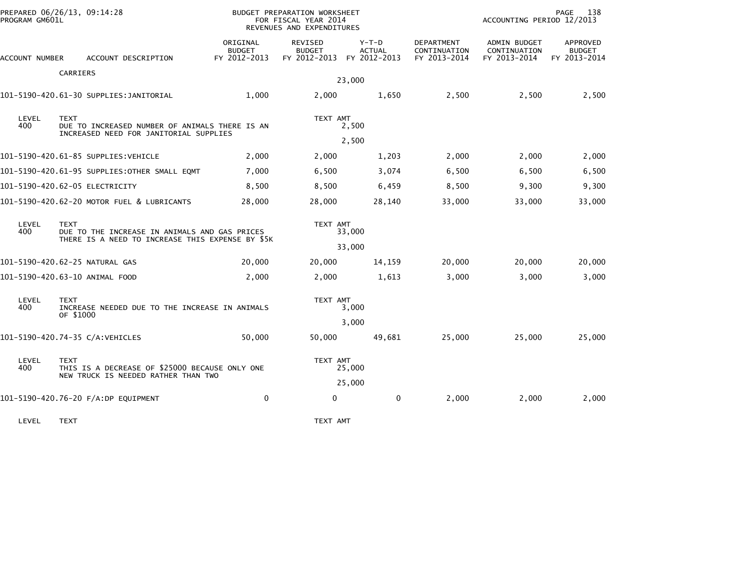PREPARED 06/26/13, 09:14:28
PROGRAM GM601L

BUDGET PREPARATION WORKSHEET
FOR FISCAL YEAR 2014
REVENUES AND EXPENDITURES

ACCOUNTING PERIOD 12/2013

| ACCOUNT NUMBER | ACCOUNT DESCRIPTION | ORIGINAL BUDGET FY 2012-2013 | REVISED BUDGET FY 2012-2013 | Y-T-D ACTUAL FY 2012-2013 | DEPARTMENT CONTINUATION FY 2013-2014 | ADMIN BUDGET CONTINUATION FY 2013-2014 | APPROVED BUDGET FY 2013-2014 |
|---|---|---|---|---|---|---|---|
| | CARRIERS | | | | | | |
| | | | 23,000 | | | | |
| 101-5190-420.61-30 | SUPPLIES:JANITORIAL | 1,000 | 2,000 | 1,650 | 2,500 | 2,500 | 2,500 |
| LEVEL 400 | TEXT DUE TO INCREASED NUMBER OF ANIMALS THERE IS AN INCREASED NEED FOR JANITORIAL SUPPLIES | | TEXT AMT 2,500 | | | | |
| | | | 2,500 | | | | |
| 101-5190-420.61-85 | SUPPLIES:VEHICLE | 2,000 | 2,000 | 1,203 | 2,000 | 2,000 | 2,000 |
| 101-5190-420.61-95 | SUPPLIES:OTHER SMALL EQMT | 7,000 | 6,500 | 3,074 | 6,500 | 6,500 | 6,500 |
| 101-5190-420.62-05 | ELECTRICITY | 8,500 | 8,500 | 6,459 | 8,500 | 9,300 | 9,300 |
| 101-5190-420.62-20 | MOTOR FUEL & LUBRICANTS | 28,000 | 28,000 | 28,140 | 33,000 | 33,000 | 33,000 |
| LEVEL 400 | TEXT DUE TO THE INCREASE IN ANIMALS AND GAS PRICES THERE IS A NEED TO INCREASE THIS EXPENSE BY $5K | | TEXT AMT 33,000 | | | | |
| | | | 33,000 | | | | |
| 101-5190-420.62-25 | NATURAL GAS | 20,000 | 20,000 | 14,159 | 20,000 | 20,000 | 20,000 |
| 101-5190-420.63-10 | ANIMAL FOOD | 2,000 | 2,000 | 1,613 | 3,000 | 3,000 | 3,000 |
| LEVEL 400 | TEXT INCREASE NEEDED DUE TO THE INCREASE IN ANIMALS OF $1000 | | TEXT AMT 3,000 | | | | |
| | | | 3,000 | | | | |
| 101-5190-420.74-35 | C/A:VEHICLES | 50,000 | 50,000 | 49,681 | 25,000 | 25,000 | 25,000 |
| LEVEL 400 | TEXT THIS IS A DECREASE OF $25000 BECAUSE ONLY ONE NEW TRUCK IS NEEDED RATHER THAN TWO | | TEXT AMT 25,000 | | | | |
| | | | 25,000 | | | | |
| 101-5190-420.76-20 | F/A:DP EQUIPMENT | 0 | 0 | 0 | 2,000 | 2,000 | 2,000 |
| LEVEL | TEXT | | TEXT AMT | | | | |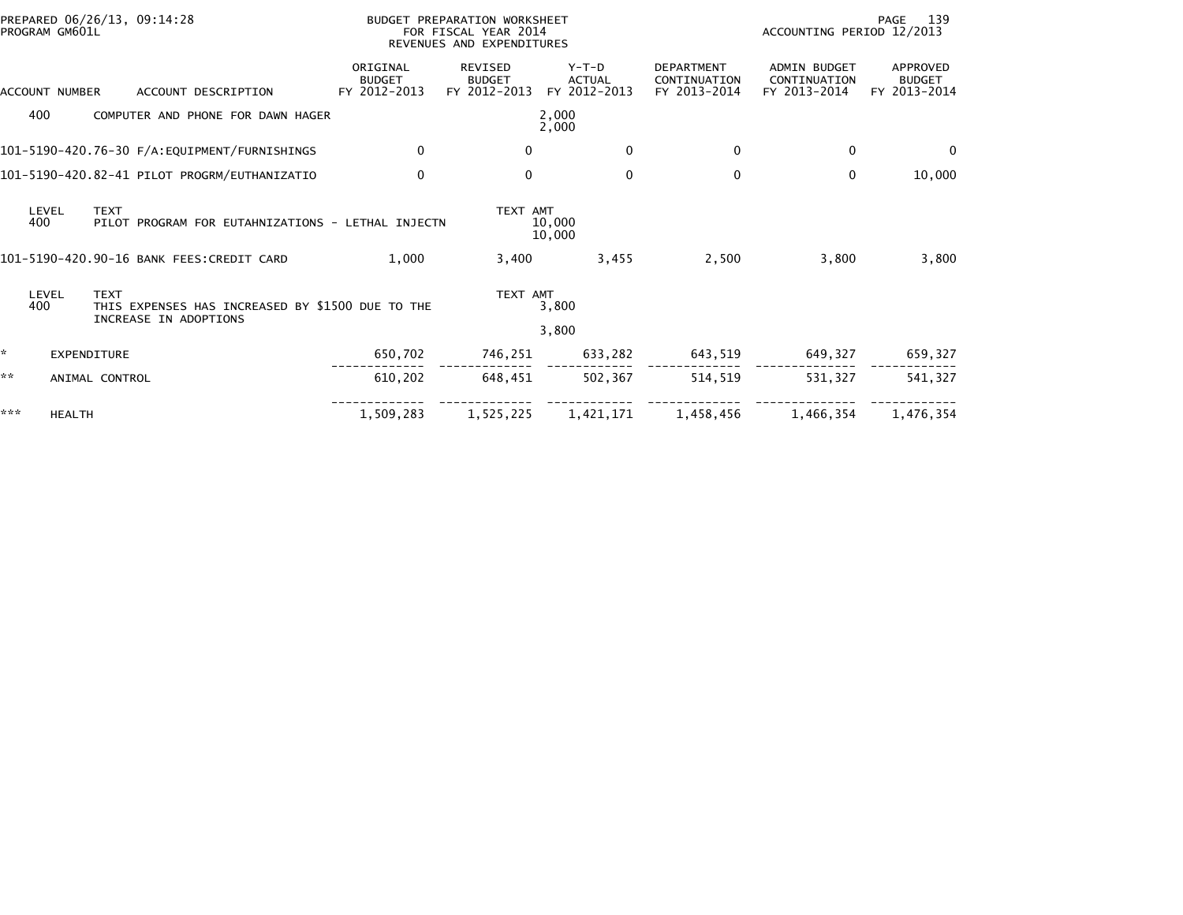BUDGET PREPARATION WORKSHEET
FOR FISCAL YEAR 2014
REVENUES AND EXPENDITURES

PREPARED 06/26/13, 09:14:28
PROGRAM GM601L

ACCOUNTING PERIOD 12/2013

| ACCOUNT NUMBER | ACCOUNT DESCRIPTION | ORIGINAL BUDGET FY 2012-2013 | REVISED BUDGET FY 2012-2013 | Y-T-D ACTUAL FY 2012-2013 | DEPARTMENT CONTINUATION FY 2013-2014 | ADMIN BUDGET CONTINUATION FY 2013-2014 | APPROVED BUDGET FY 2013-2014 |
|---|---|---|---|---|---|---|---|
| 400 | COMPUTER AND PHONE FOR DAWN HAGER | | | 2,000<br>2,000 | | | |
| 101-5190-420.76-30 | F/A:EQUIPMENT/FURNISHINGS | 0 | 0 | 0 | 0 | 0 | 0 |
| 101-5190-420.82-41 | PILOT PROGRM/EUTHANIZATIO | 0 | 0 | 0 | 0 | 0 | 10,000 |
| LEVEL | TEXT | | TEXT AMT | | | | |
| 400 | PILOT PROGRAM FOR EUTAHNIZATIONS - LETHAL INJECTN | | | 10,000<br>10,000 | | | |
| 101-5190-420.90-16 | BANK FEES:CREDIT CARD | 1,000 | 3,400 | 3,455 | 2,500 | 3,800 | 3,800 |
| LEVEL | TEXT | | TEXT AMT | | | | |
| 400 | THIS EXPENSES HAS INCREASED BY $1500 DUE TO THE INCREASE IN ADOPTIONS | | | 3,800<br>3,800 | | | |
| * | EXPENDITURE | 650,702 | 746,251 | 633,282 | 643,519 | 649,327 | 659,327 |
| ** | ANIMAL CONTROL | 610,202 | 648,451 | 502,367 | 514,519 | 531,327 | 541,327 |
| *** | HEALTH | 1,509,283 | 1,525,225 | 1,421,171 | 1,458,456 | 1,466,354 | 1,476,354 |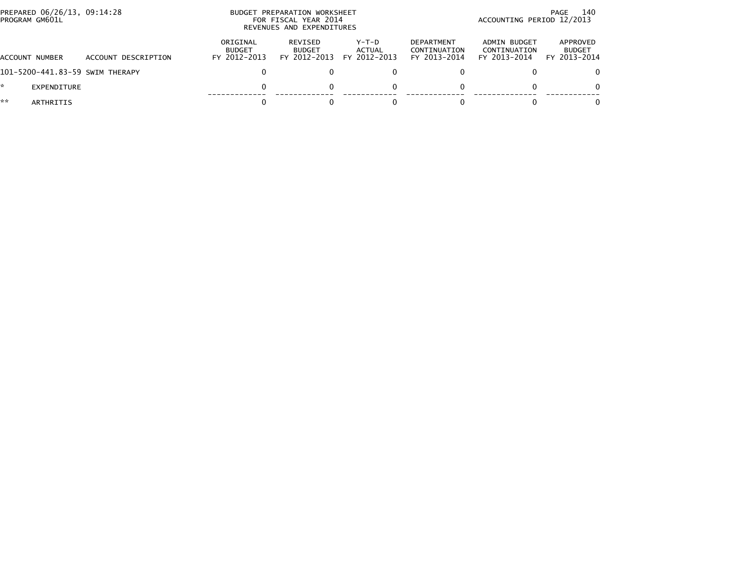PREPARED 06/26/13, 09:14:28
PROGRAM GM601L

BUDGET PREPARATION WORKSHEET
FOR FISCAL YEAR 2014
REVENUES AND EXPENDITURES

ACCOUNTING PERIOD 12/2013

| ACCOUNT NUMBER | ACCOUNT DESCRIPTION | ORIGINAL BUDGET FY 2012-2013 | REVISED BUDGET FY 2012-2013 | Y-T-D ACTUAL FY 2012-2013 | DEPARTMENT CONTINUATION FY 2013-2014 | ADMIN BUDGET CONTINUATION FY 2013-2014 | APPROVED BUDGET FY 2013-2014 |
|---|---|---|---|---|---|---|---|
| 101-5200-441.83-59 | SWIM THERAPY | 0 | 0 | 0 | 0 | 0 | 0 |
| * | EXPENDITURE | 0 | 0 | 0 | 0 | 0 | 0 |
| ** | ARTHRITIS | 0 | 0 | 0 | 0 | 0 | 0 |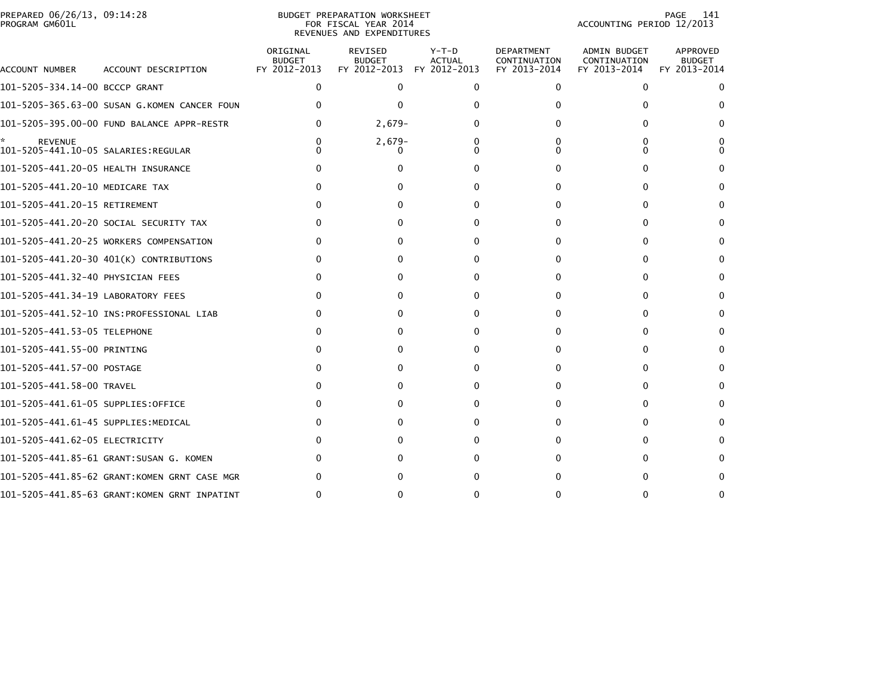PREPARED 06/26/13, 09:14:28
PROGRAM GM601L

BUDGET PREPARATION WORKSHEET
FOR FISCAL YEAR 2014
REVENUES AND EXPENDITURES

ACCOUNTING PERIOD 12/2013

| ACCOUNT NUMBER | ACCOUNT DESCRIPTION | ORIGINAL BUDGET FY 2012-2013 | REVISED BUDGET FY 2012-2013 | Y-T-D ACTUAL FY 2012-2013 | DEPARTMENT CONTINUATION FY 2013-2014 | ADMIN BUDGET CONTINUATION FY 2013-2014 | APPROVED BUDGET FY 2013-2014 |
|---|---|---|---|---|---|---|---|
| 101-5205-334.14-00 | BCCCP GRANT | 0 | 0 | 0 | 0 | 0 | 0 |
| 101-5205-365.63-00 | SUSAN G.KOMEN CANCER FOUN | 0 | 0 | 0 | 0 | 0 | 0 |
| 101-5205-395.00-00 | FUND BALANCE APPR-RESTR | 0 | 2,679- | 0 | 0 | 0 | 0 |
| * | REVENUE | 0 | 2,679- | 0 | 0 | 0 | 0 |
| 101-5205-441.10-05 | SALARIES:REGULAR | 0 | 0 | 0 | 0 | 0 | 0 |
| 101-5205-441.20-05 | HEALTH INSURANCE | 0 | 0 | 0 | 0 | 0 | 0 |
| 101-5205-441.20-10 | MEDICARE TAX | 0 | 0 | 0 | 0 | 0 | 0 |
| 101-5205-441.20-15 | RETIREMENT | 0 | 0 | 0 | 0 | 0 | 0 |
| 101-5205-441.20-20 | SOCIAL SECURITY TAX | 0 | 0 | 0 | 0 | 0 | 0 |
| 101-5205-441.20-25 | WORKERS COMPENSATION | 0 | 0 | 0 | 0 | 0 | 0 |
| 101-5205-441.20-30 | 401(K) CONTRIBUTIONS | 0 | 0 | 0 | 0 | 0 | 0 |
| 101-5205-441.32-40 | PHYSICIAN FEES | 0 | 0 | 0 | 0 | 0 | 0 |
| 101-5205-441.34-19 | LABORATORY FEES | 0 | 0 | 0 | 0 | 0 | 0 |
| 101-5205-441.52-10 | INS:PROFESSIONAL LIAB | 0 | 0 | 0 | 0 | 0 | 0 |
| 101-5205-441.53-05 | TELEPHONE | 0 | 0 | 0 | 0 | 0 | 0 |
| 101-5205-441.55-00 | PRINTING | 0 | 0 | 0 | 0 | 0 | 0 |
| 101-5205-441.57-00 | POSTAGE | 0 | 0 | 0 | 0 | 0 | 0 |
| 101-5205-441.58-00 | TRAVEL | 0 | 0 | 0 | 0 | 0 | 0 |
| 101-5205-441.61-05 | SUPPLIES:OFFICE | 0 | 0 | 0 | 0 | 0 | 0 |
| 101-5205-441.61-45 | SUPPLIES:MEDICAL | 0 | 0 | 0 | 0 | 0 | 0 |
| 101-5205-441.62-05 | ELECTRICITY | 0 | 0 | 0 | 0 | 0 | 0 |
| 101-5205-441.85-61 | GRANT:SUSAN G. KOMEN | 0 | 0 | 0 | 0 | 0 | 0 |
| 101-5205-441.85-62 | GRANT:KOMEN GRNT CASE MGR | 0 | 0 | 0 | 0 | 0 | 0 |
| 101-5205-441.85-63 | GRANT:KOMEN GRNT INPATINT | 0 | 0 | 0 | 0 | 0 | 0 |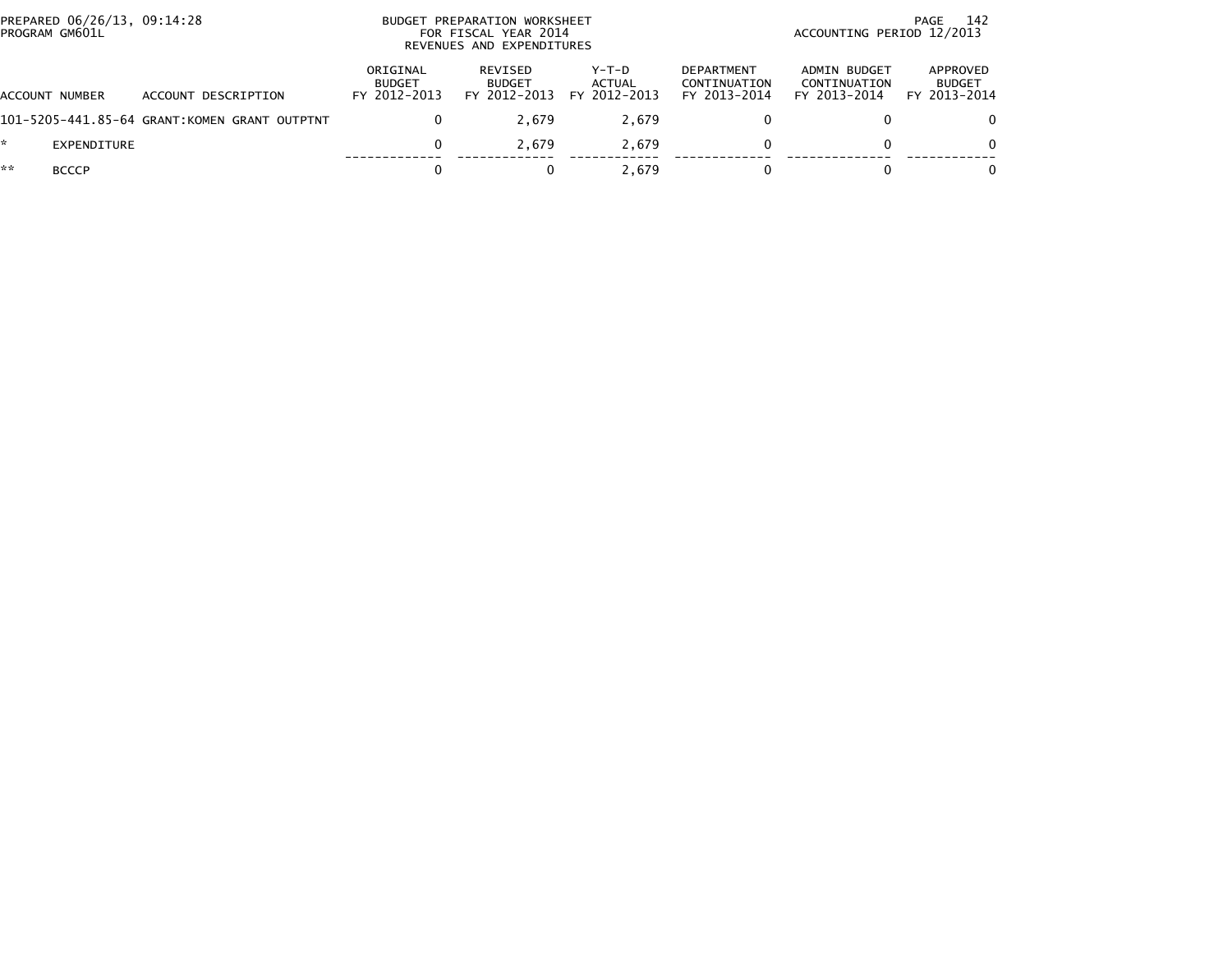PREPARED 06/26/13, 09:14:28
PROGRAM GM601L

BUDGET PREPARATION WORKSHEET
FOR FISCAL YEAR 2014
REVENUES AND EXPENDITURES

ACCOUNTING PERIOD 12/2013

| ACCOUNT NUMBER | ACCOUNT DESCRIPTION | ORIGINAL BUDGET FY 2012-2013 | REVISED BUDGET FY 2012-2013 | Y-T-D ACTUAL FY 2012-2013 | DEPARTMENT CONTINUATION FY 2013-2014 | ADMIN BUDGET CONTINUATION FY 2013-2014 | APPROVED BUDGET FY 2013-2014 |
|---|---|---|---|---|---|---|---|
| 101-5205-441.85-64 | GRANT:KOMEN GRANT OUTPTNT | 0 | 2,679 | 2,679 | 0 | 0 | 0 |
| * | EXPENDITURE | 0 | 2,679 | 2,679 | 0 | 0 | 0 |
| ** | BCCCP | 0 | 0 | 2,679 | 0 | 0 | 0 |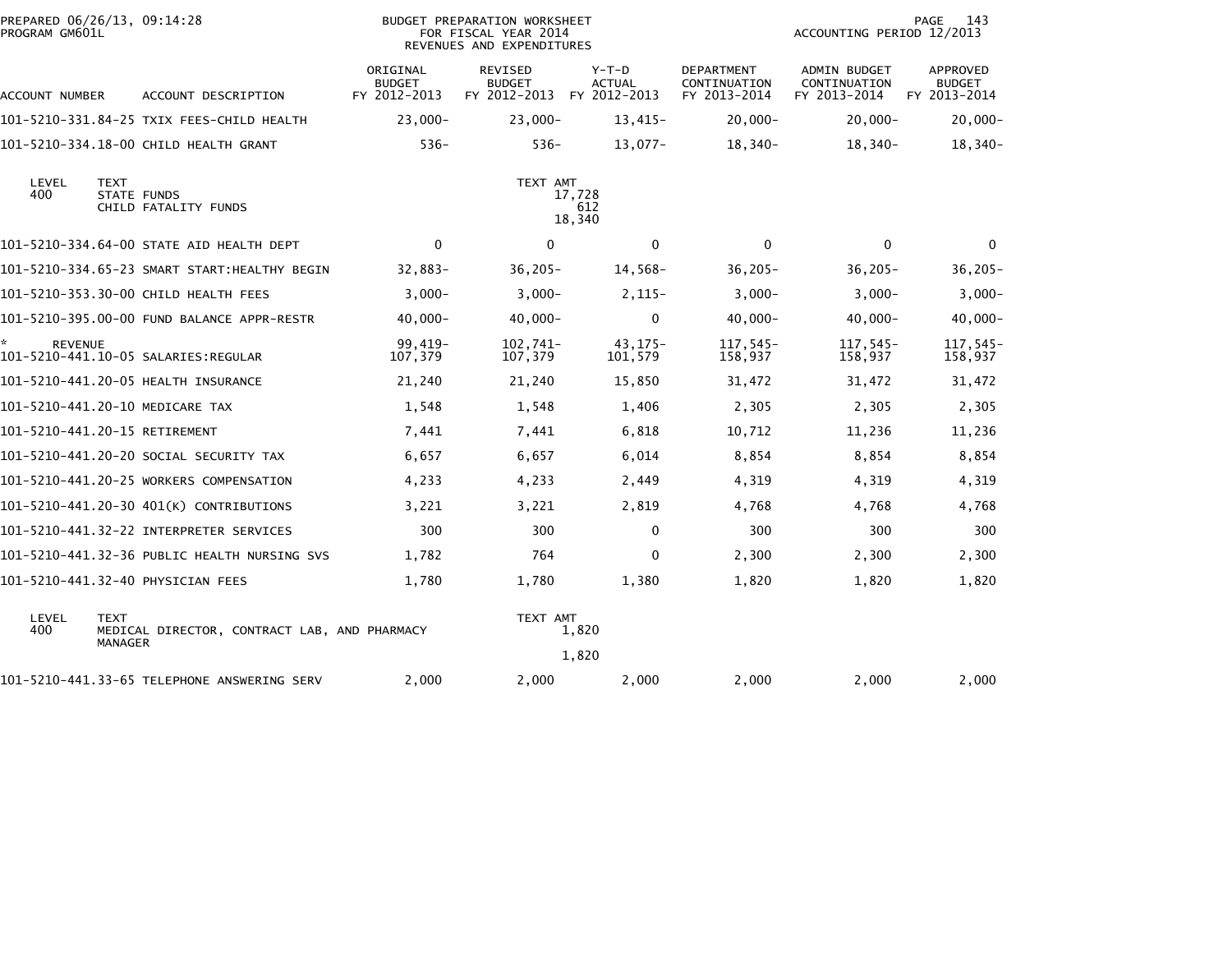PREPARED 06/26/13, 09:14:28
PROGRAM GM601L

BUDGET PREPARATION WORKSHEET
FOR FISCAL YEAR 2014
REVENUES AND EXPENDITURES

ACCOUNTING PERIOD 12/2013

| ACCOUNT NUMBER | ACCOUNT DESCRIPTION | ORIGINAL BUDGET FY 2012-2013 | REVISED BUDGET FY 2012-2013 | Y-T-D ACTUAL FY 2012-2013 | DEPARTMENT CONTINUATION FY 2013-2014 | ADMIN BUDGET CONTINUATION FY 2013-2014 | APPROVED BUDGET FY 2013-2014 |
|---|---|---|---|---|---|---|---|
| 101-5210-331.84-25 | TXIX FEES-CHILD HEALTH | 23,000- | 23,000- | 13,415- | 20,000- | 20,000- | 20,000- |
| 101-5210-334.18-00 | CHILD HEALTH GRANT | 536- | 536- | 13,077- | 18,340- | 18,340- | 18,340- |

| LEVEL | TEXT | TEXT AMT |
|---|---|---|
| 400 | STATE FUNDS | 17,728 |
| | CHILD FATALITY FUNDS | 612 |
| | | 18,340 |

| ACCOUNT NUMBER | ACCOUNT DESCRIPTION | ORIGINAL BUDGET FY 2012-2013 | REVISED BUDGET FY 2012-2013 | Y-T-D ACTUAL FY 2012-2013 | DEPARTMENT CONTINUATION FY 2013-2014 | ADMIN BUDGET CONTINUATION FY 2013-2014 | APPROVED BUDGET FY 2013-2014 |
|---|---|---|---|---|---|---|---|
| 101-5210-334.64-00 | STATE AID HEALTH DEPT | 0 | 0 | 0 | 0 | 0 | 0 |
| 101-5210-334.65-23 | SMART START:HEALTHY BEGIN | 32,883- | 36,205- | 14,568- | 36,205- | 36,205- | 36,205- |
| 101-5210-353.30-00 | CHILD HEALTH FEES | 3,000- | 3,000- | 2,115- | 3,000- | 3,000- | 3,000- |
| 101-5210-395.00-00 | FUND BALANCE APPR-RESTR | 40,000- | 40,000- | 0 | 40,000- | 40,000- | 40,000- |
| * REVENUE | | 99,419- | 102,741- | 43,175- | 117,545- | 117,545- | 117,545- |
| 101-5210-441.10-05 | SALARIES:REGULAR | 107,379 | 107,379 | 101,579 | 158,937 | 158,937 | 158,937 |
| 101-5210-441.20-05 | HEALTH INSURANCE | 21,240 | 21,240 | 15,850 | 31,472 | 31,472 | 31,472 |
| 101-5210-441.20-10 | MEDICARE TAX | 1,548 | 1,548 | 1,406 | 2,305 | 2,305 | 2,305 |
| 101-5210-441.20-15 | RETIREMENT | 7,441 | 7,441 | 6,818 | 10,712 | 11,236 | 11,236 |
| 101-5210-441.20-20 | SOCIAL SECURITY TAX | 6,657 | 6,657 | 6,014 | 8,854 | 8,854 | 8,854 |
| 101-5210-441.20-25 | WORKERS COMPENSATION | 4,233 | 4,233 | 2,449 | 4,319 | 4,319 | 4,319 |
| 101-5210-441.20-30 | 401(K) CONTRIBUTIONS | 3,221 | 3,221 | 2,819 | 4,768 | 4,768 | 4,768 |
| 101-5210-441.32-22 | INTERPRETER SERVICES | 300 | 300 | 0 | 300 | 300 | 300 |
| 101-5210-441.32-36 | PUBLIC HEALTH NURSING SVS | 1,782 | 764 | 0 | 2,300 | 2,300 | 2,300 |
| 101-5210-441.32-40 | PHYSICIAN FEES | 1,780 | 1,780 | 1,380 | 1,820 | 1,820 | 1,820 |

| LEVEL | TEXT | TEXT AMT |
|---|---|---|
| 400 | MEDICAL DIRECTOR, CONTRACT LAB, AND PHARMACY MANAGER | 1,820 |
| | | 1,820 |

| ACCOUNT NUMBER | ACCOUNT DESCRIPTION | ORIGINAL BUDGET FY 2012-2013 | REVISED BUDGET FY 2012-2013 | Y-T-D ACTUAL FY 2012-2013 | DEPARTMENT CONTINUATION FY 2013-2014 | ADMIN BUDGET CONTINUATION FY 2013-2014 | APPROVED BUDGET FY 2013-2014 |
|---|---|---|---|---|---|---|---|
| 101-5210-441.33-65 | TELEPHONE ANSWERING SERV | 2,000 | 2,000 | 2,000 | 2,000 | 2,000 | 2,000 |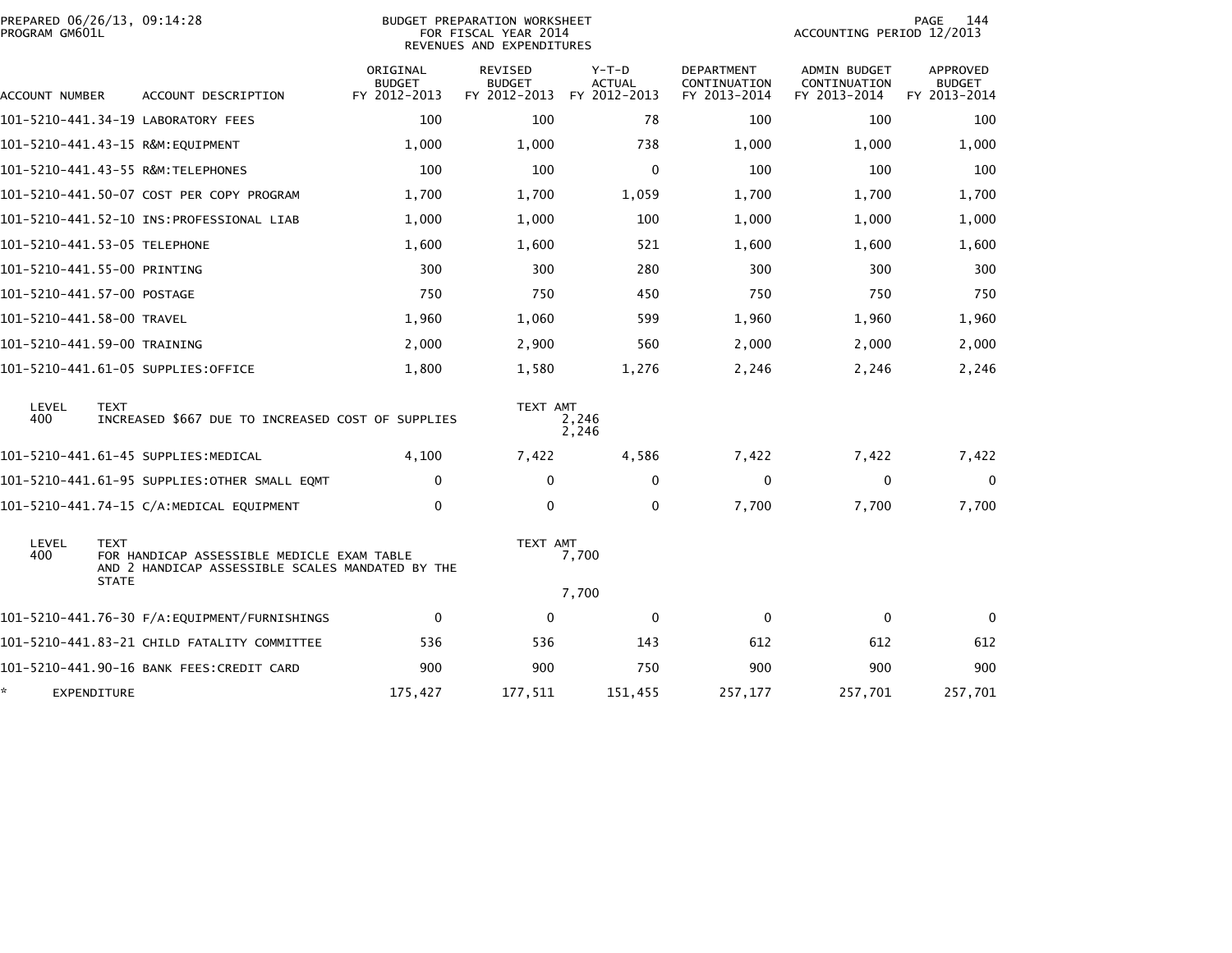BUDGET PREPARATION WORKSHEET
FOR FISCAL YEAR 2014
REVENUES AND EXPENDITURES

PREPARED 06/26/13, 09:14:28
PROGRAM GM601L

ACCOUNTING PERIOD 12/2013

| ACCOUNT NUMBER | ACCOUNT DESCRIPTION | ORIGINAL BUDGET FY 2012-2013 | REVISED BUDGET FY 2012-2013 | Y-T-D ACTUAL FY 2012-2013 | DEPARTMENT CONTINUATION FY 2013-2014 | ADMIN BUDGET CONTINUATION FY 2013-2014 | APPROVED BUDGET FY 2013-2014 |
|---|---|---|---|---|---|---|---|
| 101-5210-441.34-19 | LABORATORY FEES | 100 | 100 | 78 | 100 | 100 | 100 |
| 101-5210-441.43-15 | R&M:EQUIPMENT | 1,000 | 1,000 | 738 | 1,000 | 1,000 | 1,000 |
| 101-5210-441.43-55 | R&M:TELEPHONES | 100 | 100 | 0 | 100 | 100 | 100 |
| 101-5210-441.50-07 | COST PER COPY PROGRAM | 1,700 | 1,700 | 1,059 | 1,700 | 1,700 | 1,700 |
| 101-5210-441.52-10 | INS:PROFESSIONAL LIAB | 1,000 | 1,000 | 100 | 1,000 | 1,000 | 1,000 |
| 101-5210-441.53-05 | TELEPHONE | 1,600 | 1,600 | 521 | 1,600 | 1,600 | 1,600 |
| 101-5210-441.55-00 | PRINTING | 300 | 300 | 280 | 300 | 300 | 300 |
| 101-5210-441.57-00 | POSTAGE | 750 | 750 | 450 | 750 | 750 | 750 |
| 101-5210-441.58-00 | TRAVEL | 1,960 | 1,060 | 599 | 1,960 | 1,960 | 1,960 |
| 101-5210-441.59-00 | TRAINING | 2,000 | 2,900 | 560 | 2,000 | 2,000 | 2,000 |
| 101-5210-441.61-05 | SUPPLIES:OFFICE | 1,800 | 1,580 | 1,276 | 2,246 | 2,246 | 2,246 |

| LEVEL | TEXT | TEXT AMT |
|---|---|---|
| 400 | INCREASED $667 DUE TO INCREASED COST OF SUPPLIES | 2,246 |
| | | 2,246 |

| ACCOUNT NUMBER | ACCOUNT DESCRIPTION | ORIGINAL BUDGET FY 2012-2013 | REVISED BUDGET FY 2012-2013 | Y-T-D ACTUAL FY 2012-2013 | DEPARTMENT CONTINUATION FY 2013-2014 | ADMIN BUDGET CONTINUATION FY 2013-2014 | APPROVED BUDGET FY 2013-2014 |
|---|---|---|---|---|---|---|---|
| 101-5210-441.61-45 | SUPPLIES:MEDICAL | 4,100 | 7,422 | 4,586 | 7,422 | 7,422 | 7,422 |
| 101-5210-441.61-95 | SUPPLIES:OTHER SMALL EQMT | 0 | 0 | 0 | 0 | 0 | 0 |
| 101-5210-441.74-15 | C/A:MEDICAL EQUIPMENT | 0 | 0 | 0 | 7,700 | 7,700 | 7,700 |

| LEVEL | TEXT | TEXT AMT |
|---|---|---|
| 400 | FOR HANDICAP ASSESSIBLE MEDICLE EXAM TABLE AND 2 HANDICAP ASSESSIBLE SCALES MANDATED BY THE STATE | 7,700 |
| | | 7,700 |

| ACCOUNT NUMBER | ACCOUNT DESCRIPTION | ORIGINAL BUDGET FY 2012-2013 | REVISED BUDGET FY 2012-2013 | Y-T-D ACTUAL FY 2012-2013 | DEPARTMENT CONTINUATION FY 2013-2014 | ADMIN BUDGET CONTINUATION FY 2013-2014 | APPROVED BUDGET FY 2013-2014 |
|---|---|---|---|---|---|---|---|
| 101-5210-441.76-30 | F/A:EQUIPMENT/FURNISHINGS | 0 | 0 | 0 | 0 | 0 | 0 |
| 101-5210-441.83-21 | CHILD FATALITY COMMITTEE | 536 | 536 | 143 | 612 | 612 | 612 |
| 101-5210-441.90-16 | BANK FEES:CREDIT CARD | 900 | 900 | 750 | 900 | 900 | 900 |
| * | EXPENDITURE | 175,427 | 177,511 | 151,455 | 257,177 | 257,701 | 257,701 |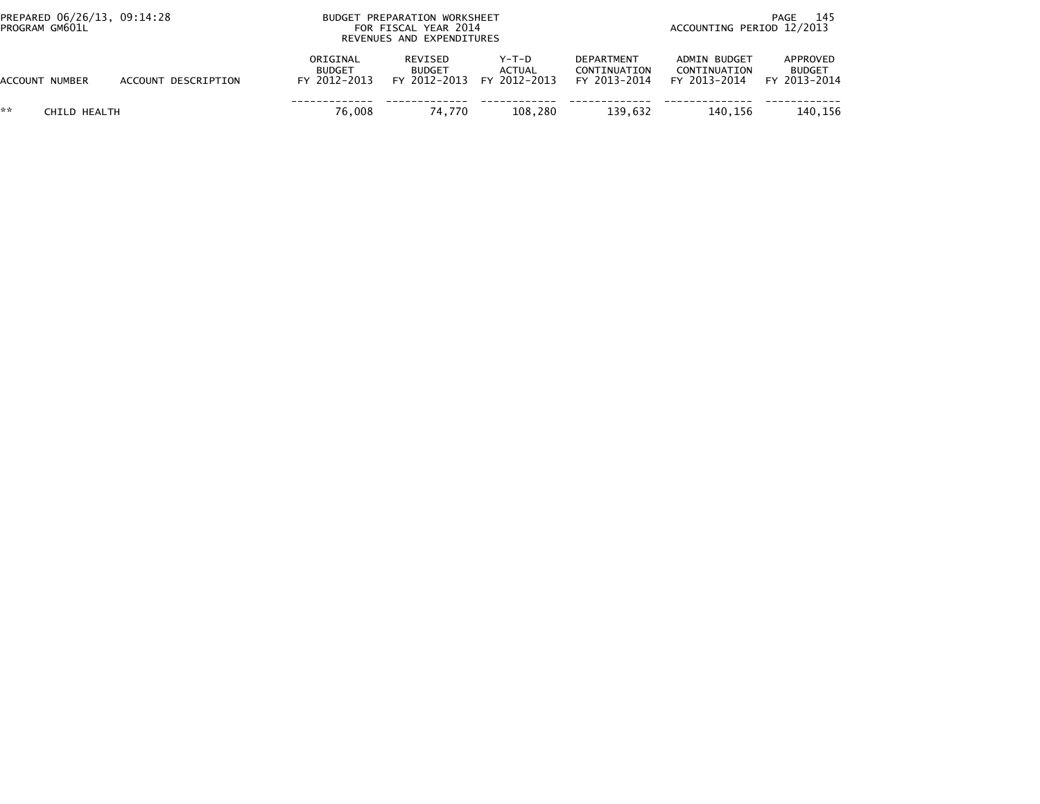PREPARED 06/26/13, 09:14:28
PROGRAM GM601L

BUDGET PREPARATION WORKSHEET
FOR FISCAL YEAR 2014
REVENUES AND EXPENDITURES

ACCOUNTING PERIOD 12/2013

| ACCOUNT NUMBER | ACCOUNT DESCRIPTION | ORIGINAL BUDGET FY 2012-2013 | REVISED BUDGET FY 2012-2013 | Y-T-D ACTUAL FY 2012-2013 | DEPARTMENT CONTINUATION FY 2013-2014 | ADMIN BUDGET CONTINUATION FY 2013-2014 | APPROVED BUDGET FY 2013-2014 |
|---|---|---|---|---|---|---|---|
| ** | CHILD HEALTH | 76,008 | 74,770 | 108,280 | 139,632 | 140,156 | 140,156 |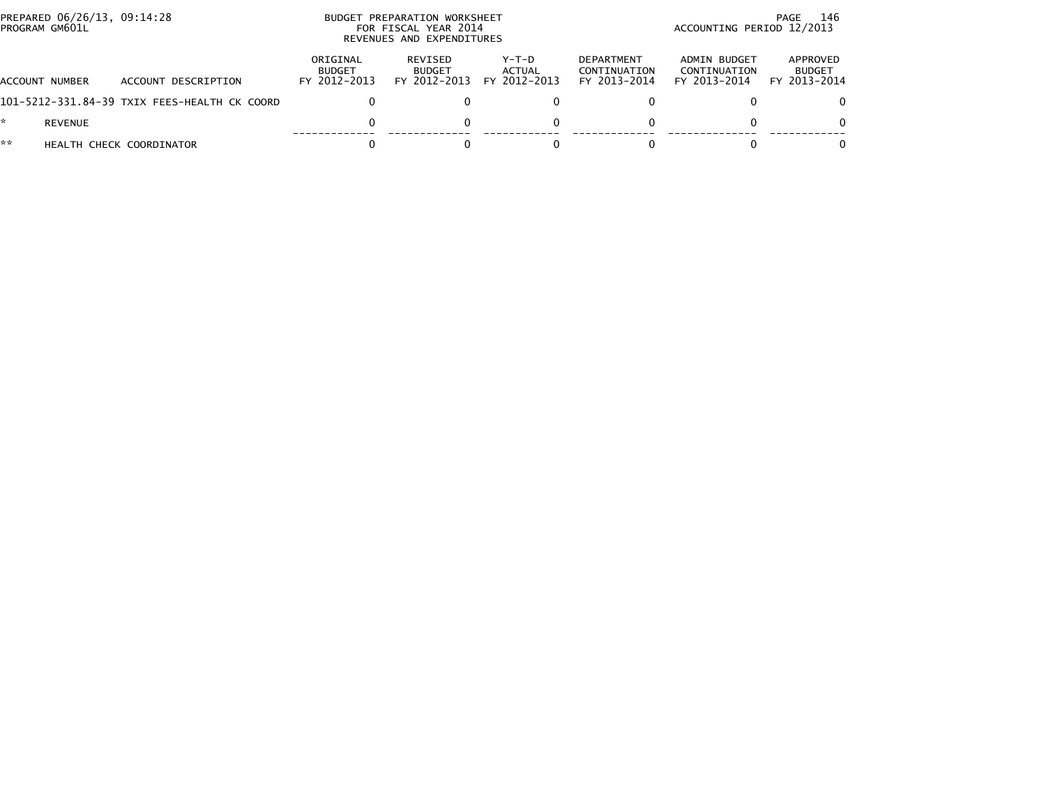BUDGET PREPARATION WORKSHEET
FOR FISCAL YEAR 2014
REVENUES AND EXPENDITURES

PREPARED 06/26/13, 09:14:28
PROGRAM GM601L

ACCOUNTING PERIOD 12/2013

| ACCOUNT NUMBER | ACCOUNT DESCRIPTION | ORIGINAL BUDGET FY 2012-2013 | REVISED BUDGET FY 2012-2013 | Y-T-D ACTUAL FY 2012-2013 | DEPARTMENT CONTINUATION FY 2013-2014 | ADMIN BUDGET CONTINUATION FY 2013-2014 | APPROVED BUDGET FY 2013-2014 |
|---|---|---|---|---|---|---|---|
| 101-5212-331.84-39 | TXIX FEES-HEALTH CK COORD | 0 | 0 | 0 | 0 | 0 | 0 |
| * | REVENUE | 0 | 0 | 0 | 0 | 0 | 0 |
| ** | HEALTH CHECK COORDINATOR | 0 | 0 | 0 | 0 | 0 | 0 |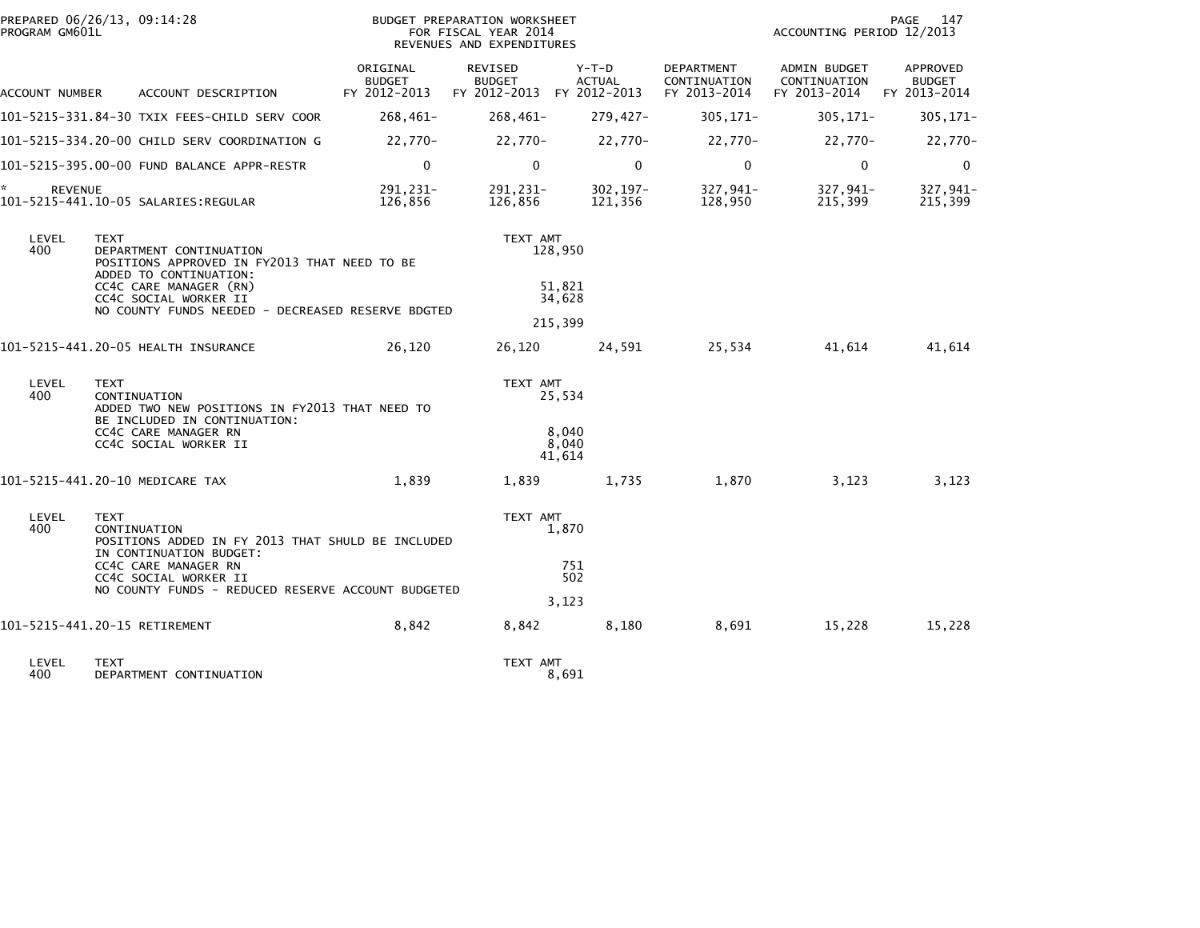PREPARED 06/26/13, 09:14:28
PROGRAM GM601L

BUDGET PREPARATION WORKSHEET
FOR FISCAL YEAR 2014
REVENUES AND EXPENDITURES

ACCOUNTING PERIOD 12/2013

| ACCOUNT NUMBER | ACCOUNT DESCRIPTION | ORIGINAL BUDGET FY 2012-2013 | REVISED BUDGET FY 2012-2013 | Y-T-D ACTUAL FY 2012-2013 | DEPARTMENT CONTINUATION FY 2013-2014 | ADMIN BUDGET CONTINUATION FY 2013-2014 | APPROVED BUDGET FY 2013-2014 |
|---|---|---|---|---|---|---|---|
| 101-5215-331.84-30 | TXIX FEES-CHILD SERV COOR | 268,461- | 268,461- | 279,427- | 305,171- | 305,171- | 305,171- |
| 101-5215-334.20-00 | CHILD SERV COORDINATION G | 22,770- | 22,770- | 22,770- | 22,770- | 22,770- | 22,770- |
| 101-5215-395.00-00 | FUND BALANCE APPR-RESTR | 0 | 0 | 0 | 0 | 0 | 0 |
| * REVENUE | | 291,231- | 291,231- | 302,197- | 327,941- | 327,941- | 327,941- |
| 101-5215-441.10-05 | SALARIES:REGULAR | 126,856 | 126,856 | 121,356 | 128,950 | 215,399 | 215,399 |

| LEVEL | TEXT | TEXT AMT |
|---|---|---|
| 400 | DEPARTMENT CONTINUATION | 128,950 |
| | POSITIONS APPROVED IN FY2013 THAT NEED TO BE ADDED TO CONTINUATION: | |
| | CC4C CARE MANAGER (RN) | 51,821 |
| | CC4C SOCIAL WORKER II | 34,628 |
| | NO COUNTY FUNDS NEEDED - DECREASED RESERVE BDGTED | |
| | | 215,399 |

| ACCOUNT NUMBER | ACCOUNT DESCRIPTION | ORIGINAL BUDGET FY 2012-2013 | REVISED BUDGET FY 2012-2013 | Y-T-D ACTUAL FY 2012-2013 | DEPARTMENT CONTINUATION FY 2013-2014 | ADMIN BUDGET CONTINUATION FY 2013-2014 | APPROVED BUDGET FY 2013-2014 |
|---|---|---|---|---|---|---|---|
| 101-5215-441.20-05 | HEALTH INSURANCE | 26,120 | 26,120 | 24,591 | 25,534 | 41,614 | 41,614 |

| LEVEL | TEXT | TEXT AMT |
|---|---|---|
| 400 | CONTINUATION | 25,534 |
| | ADDED TWO NEW POSITIONS IN FY2013 THAT NEED TO BE INCLUDED IN CONTINUATION: | |
| | CC4C CARE MANAGER RN | 8,040 |
| | CC4C SOCIAL WORKER II | 8,040 |
| | | 41,614 |

| ACCOUNT NUMBER | ACCOUNT DESCRIPTION | ORIGINAL BUDGET FY 2012-2013 | REVISED BUDGET FY 2012-2013 | Y-T-D ACTUAL FY 2012-2013 | DEPARTMENT CONTINUATION FY 2013-2014 | ADMIN BUDGET CONTINUATION FY 2013-2014 | APPROVED BUDGET FY 2013-2014 |
|---|---|---|---|---|---|---|---|
| 101-5215-441.20-10 | MEDICARE TAX | 1,839 | 1,839 | 1,735 | 1,870 | 3,123 | 3,123 |

| LEVEL | TEXT | TEXT AMT |
|---|---|---|
| 400 | CONTINUATION | 1,870 |
| | POSITIONS ADDED IN FY 2013 THAT SHULD BE INCLUDED IN CONTINUATION BUDGET: | |
| | CC4C CARE MANAGER RN | 751 |
| | CC4C SOCIAL WORKER II | 502 |
| | NO COUNTY FUNDS - REDUCED RESERVE ACCOUNT BUDGETED | |
| | | 3,123 |

| ACCOUNT NUMBER | ACCOUNT DESCRIPTION | ORIGINAL BUDGET FY 2012-2013 | REVISED BUDGET FY 2012-2013 | Y-T-D ACTUAL FY 2012-2013 | DEPARTMENT CONTINUATION FY 2013-2014 | ADMIN BUDGET CONTINUATION FY 2013-2014 | APPROVED BUDGET FY 2013-2014 |
|---|---|---|---|---|---|---|---|
| 101-5215-441.20-15 | RETIREMENT | 8,842 | 8,842 | 8,180 | 8,691 | 15,228 | 15,228 |

| LEVEL | TEXT | TEXT AMT |
|---|---|---|
| 400 | DEPARTMENT CONTINUATION | 8,691 |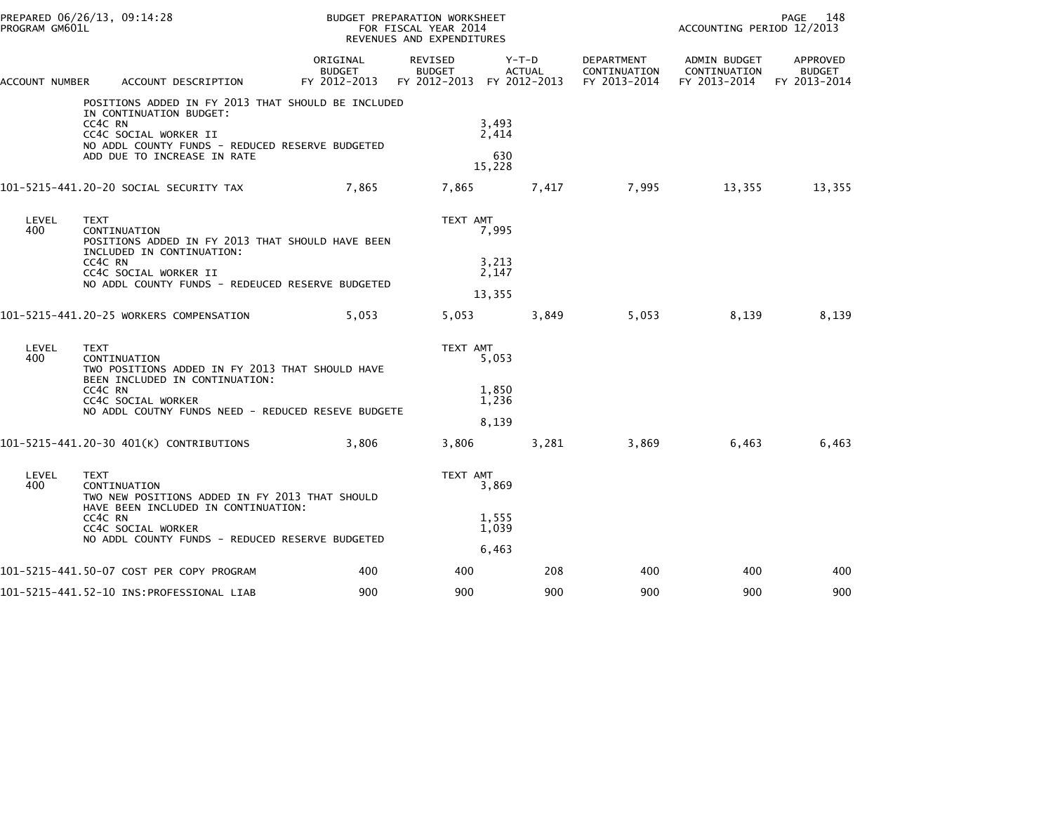| ACCOUNT NUMBER | ACCOUNT DESCRIPTION | ORIGINAL BUDGET FY 2012-2013 | REVISED BUDGET FY 2012-2013 | Y-T-D ACTUAL FY 2012-2013 | DEPARTMENT CONTINUATION FY 2013-2014 | ADMIN BUDGET CONTINUATION FY 2013-2014 | APPROVED BUDGET FY 2013-2014 |
|---|---|---|---|---|---|---|---|
| | POSITIONS ADDED IN FY 2013 THAT SHOULD BE INCLUDED IN CONTINUATION BUDGET: | | | | | | |
| | CC4C RN | | | 3,493 | | | |
| | CC4C SOCIAL WORKER II | | | 2,414 | | | |
| | NO ADDL COUNTY FUNDS - REDUCED RESERVE BUDGETED | | | | | | |
| | ADD DUE TO INCREASE IN RATE | | | 630 | | | |
| | | | | 15,228 | | | |
| 101-5215-441.20-20 | SOCIAL SECURITY TAX | 7,865 | 7,865 | 7,417 | 7,995 | 13,355 | 13,355 |
| LEVEL | TEXT | | TEXT AMT | | | | |
| 400 | CONTINUATION | | | 7,995 | | | |
| | POSITIONS ADDED IN FY 2013 THAT SHOULD HAVE BEEN INCLUDED IN CONTINUATION: | | | | | | |
| | CC4C RN | | | 3,213 | | | |
| | CC4C SOCIAL WORKER II | | | 2,147 | | | |
| | NO ADDL COUNTY FUNDS - REDEUCED RESERVE BUDGETED | | | | | | |
| | | | | 13,355 | | | |
| 101-5215-441.20-25 | WORKERS COMPENSATION | 5,053 | 5,053 | 3,849 | 5,053 | 8,139 | 8,139 |
| LEVEL | TEXT | | TEXT AMT | | | | |
| 400 | CONTINUATION | | | 5,053 | | | |
| | TWO POSITIONS ADDED IN FY 2013 THAT SHOULD HAVE BEEN INCLUDED IN CONTINUATION: | | | | | | |
| | CC4C RN | | | 1,850 | | | |
| | CC4C SOCIAL WORKER | | | 1,236 | | | |
| | NO ADDL COUTNY FUNDS NEED - REDUCED RESEVE BUDGETE | | | | | | |
| | | | | 8,139 | | | |
| 101-5215-441.20-30 | 401(K) CONTRIBUTIONS | 3,806 | 3,806 | 3,281 | 3,869 | 6,463 | 6,463 |
| LEVEL | TEXT | | TEXT AMT | | | | |
| 400 | CONTINUATION | | | 3,869 | | | |
| | TWO NEW POSITIONS ADDED IN FY 2013 THAT SHOULD HAVE BEEN INCLUDED IN CONTINUATION: | | | | | | |
| | CC4C RN | | | 1,555 | | | |
| | CC4C SOCIAL WORKER | | | 1,039 | | | |
| | NO ADDL COUNTY FUNDS - REDUCED RESERVE BUDGETED | | | | | | |
| | | | | 6,463 | | | |
| 101-5215-441.50-07 | COST PER COPY PROGRAM | 400 | 400 | 208 | 400 | 400 | 400 |
| 101-5215-441.52-10 | INS:PROFESSIONAL LIAB | 900 | 900 | 900 | 900 | 900 | 900 |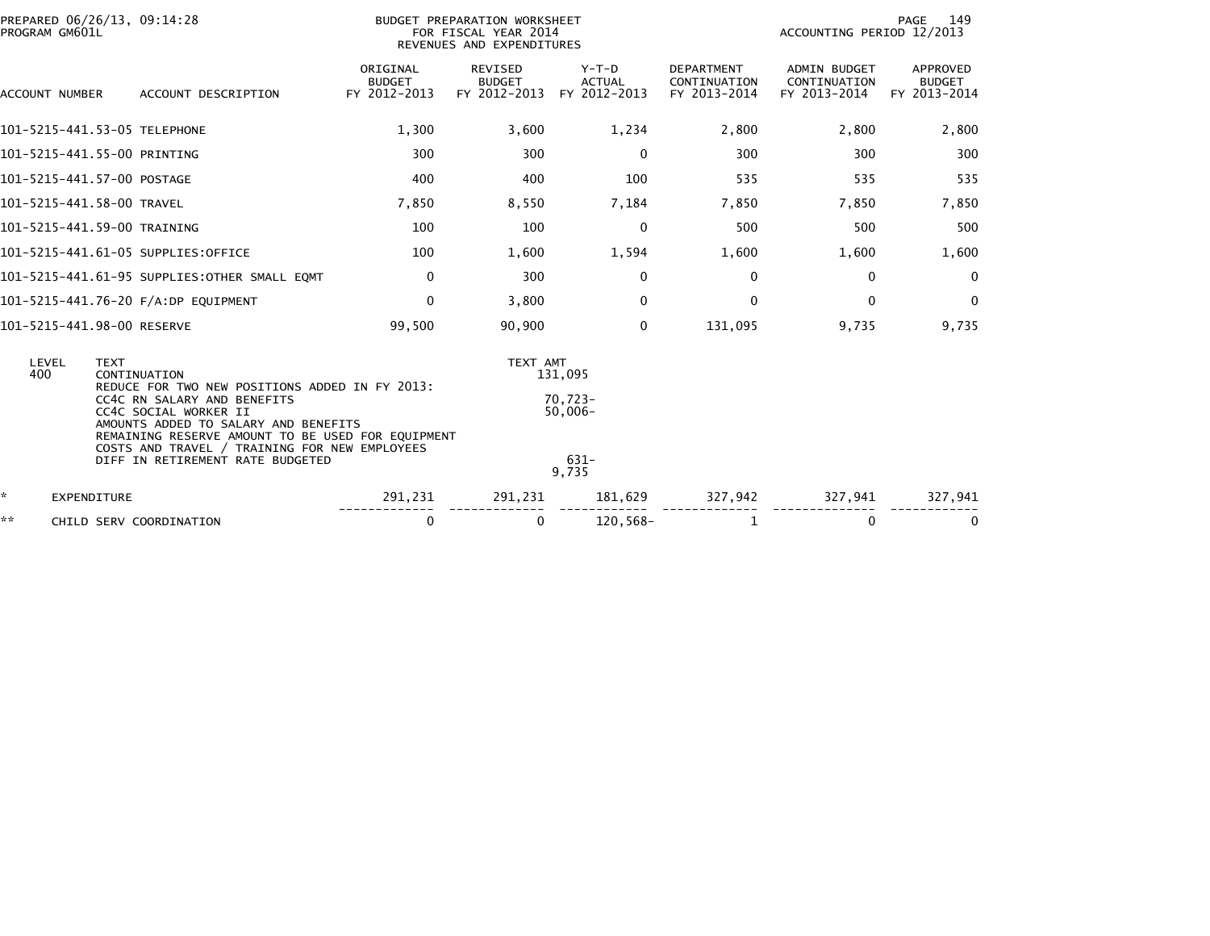PREPARED 06/26/13, 09:14:28
PROGRAM GM601L

BUDGET PREPARATION WORKSHEET
FOR FISCAL YEAR 2014
REVENUES AND EXPENDITURES

ACCOUNTING PERIOD 12/2013

| ACCOUNT NUMBER | ACCOUNT DESCRIPTION | ORIGINAL BUDGET FY 2012-2013 | REVISED BUDGET FY 2012-2013 | Y-T-D ACTUAL FY 2012-2013 | DEPARTMENT CONTINUATION FY 2013-2014 | ADMIN BUDGET CONTINUATION FY 2013-2014 | APPROVED BUDGET FY 2013-2014 |
|---|---|---|---|---|---|---|---|
| 101-5215-441.53-05 | TELEPHONE | 1,300 | 3,600 | 1,234 | 2,800 | 2,800 | 2,800 |
| 101-5215-441.55-00 | PRINTING | 300 | 300 | 0 | 300 | 300 | 300 |
| 101-5215-441.57-00 | POSTAGE | 400 | 400 | 100 | 535 | 535 | 535 |
| 101-5215-441.58-00 | TRAVEL | 7,850 | 8,550 | 7,184 | 7,850 | 7,850 | 7,850 |
| 101-5215-441.59-00 | TRAINING | 100 | 100 | 0 | 500 | 500 | 500 |
| 101-5215-441.61-05 | SUPPLIES:OFFICE | 100 | 1,600 | 1,594 | 1,600 | 1,600 | 1,600 |
| 101-5215-441.61-95 | SUPPLIES:OTHER SMALL EQMT | 0 | 300 | 0 | 0 | 0 | 0 |
| 101-5215-441.76-20 | F/A:DP EQUIPMENT | 0 | 3,800 | 0 | 0 | 0 | 0 |
| 101-5215-441.98-00 | RESERVE | 99,500 | 90,900 | 0 | 131,095 | 9,735 | 9,735 |

| LEVEL | TEXT | TEXT AMT |
|---|---|---|
| 400 | CONTINUATION | 131,095 |
| | REDUCE FOR TWO NEW POSITIONS ADDED IN FY 2013: | |
| | CC4C RN SALARY AND BENEFITS | 70,723- |
| | CC4C SOCIAL WORKER II | 50,006- |
| | AMOUNTS ADDED TO SALARY AND BENEFITS | |
| | REMAINING RESERVE AMOUNT TO BE USED FOR EQUIPMENT | |
| | COSTS AND TRAVEL / TRAINING FOR NEW EMPLOYEES | |
| | DIFF IN RETIREMENT RATE BUDGETED | 631- |
| | | 9,735 |

| | | ORIGINAL BUDGET FY 2012-2013 | REVISED BUDGET FY 2012-2013 | Y-T-D ACTUAL FY 2012-2013 | DEPARTMENT CONTINUATION FY 2013-2014 | ADMIN BUDGET CONTINUATION FY 2013-2014 | APPROVED BUDGET FY 2013-2014 |
|---|---|---|---|---|---|---|---|
| * | EXPENDITURE | 291,231 | 291,231 | 181,629 | 327,942 | 327,941 | 327,941 |
| ** | CHILD SERV COORDINATION | 0 | 0 | 120,568- | 1 | 0 | 0 |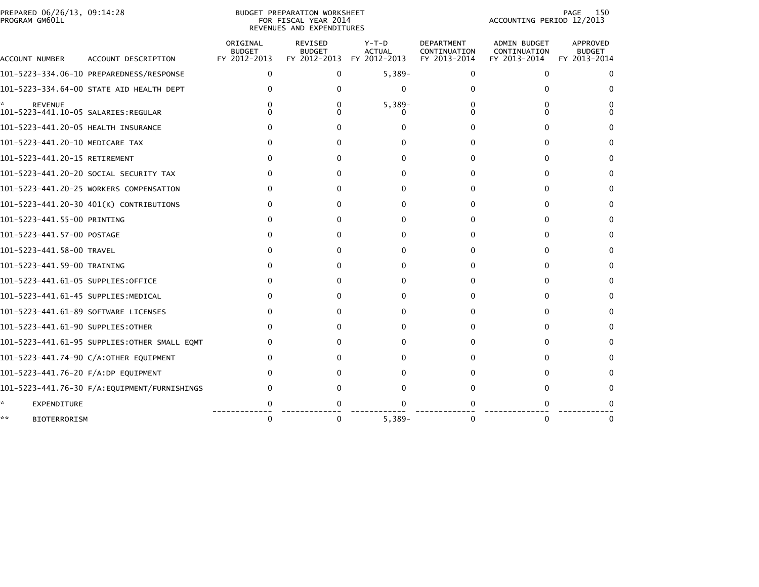PREPARED 06/26/13, 09:14:28
PROGRAM GM601L

BUDGET PREPARATION WORKSHEET
FOR FISCAL YEAR 2014
REVENUES AND EXPENDITURES

ACCOUNTING PERIOD 12/2013

| ACCOUNT NUMBER | ACCOUNT DESCRIPTION | ORIGINAL BUDGET FY 2012-2013 | REVISED BUDGET FY 2012-2013 | Y-T-D ACTUAL FY 2012-2013 | DEPARTMENT CONTINUATION FY 2013-2014 | ADMIN BUDGET CONTINUATION FY 2013-2014 | APPROVED BUDGET FY 2013-2014 |
|---|---|---|---|---|---|---|---|
| 101-5223-334.06-10 | PREPAREDNESS/RESPONSE | 0 | 0 | 5,389- | 0 | 0 | 0 |
| 101-5223-334.64-00 | STATE AID HEALTH DEPT | 0 | 0 | 0 | 0 | 0 | 0 |
| * | REVENUE | 0 | 0 | 5,389- | 0 | 0 | 0 |
| 101-5223-441.10-05 | SALARIES:REGULAR | 0 | 0 | 0 | 0 | 0 | 0 |
| 101-5223-441.20-05 | HEALTH INSURANCE | 0 | 0 | 0 | 0 | 0 | 0 |
| 101-5223-441.20-10 | MEDICARE TAX | 0 | 0 | 0 | 0 | 0 | 0 |
| 101-5223-441.20-15 | RETIREMENT | 0 | 0 | 0 | 0 | 0 | 0 |
| 101-5223-441.20-20 | SOCIAL SECURITY TAX | 0 | 0 | 0 | 0 | 0 | 0 |
| 101-5223-441.20-25 | WORKERS COMPENSATION | 0 | 0 | 0 | 0 | 0 | 0 |
| 101-5223-441.20-30 | 401(K) CONTRIBUTIONS | 0 | 0 | 0 | 0 | 0 | 0 |
| 101-5223-441.55-00 | PRINTING | 0 | 0 | 0 | 0 | 0 | 0 |
| 101-5223-441.57-00 | POSTAGE | 0 | 0 | 0 | 0 | 0 | 0 |
| 101-5223-441.58-00 | TRAVEL | 0 | 0 | 0 | 0 | 0 | 0 |
| 101-5223-441.59-00 | TRAINING | 0 | 0 | 0 | 0 | 0 | 0 |
| 101-5223-441.61-05 | SUPPLIES:OFFICE | 0 | 0 | 0 | 0 | 0 | 0 |
| 101-5223-441.61-45 | SUPPLIES:MEDICAL | 0 | 0 | 0 | 0 | 0 | 0 |
| 101-5223-441.61-89 | SOFTWARE LICENSES | 0 | 0 | 0 | 0 | 0 | 0 |
| 101-5223-441.61-90 | SUPPLIES:OTHER | 0 | 0 | 0 | 0 | 0 | 0 |
| 101-5223-441.61-95 | SUPPLIES:OTHER SMALL EQMT | 0 | 0 | 0 | 0 | 0 | 0 |
| 101-5223-441.74-90 | C/A:OTHER EQUIPMENT | 0 | 0 | 0 | 0 | 0 | 0 |
| 101-5223-441.76-20 | F/A:DP EQUIPMENT | 0 | 0 | 0 | 0 | 0 | 0 |
| 101-5223-441.76-30 | F/A:EQUIPMENT/FURNISHINGS | 0 | 0 | 0 | 0 | 0 | 0 |
| * | EXPENDITURE | 0 | 0 | 0 | 0 | 0 | 0 |
| ** | BIOTERRORISM | 0 | 0 | 5,389- | 0 | 0 | 0 |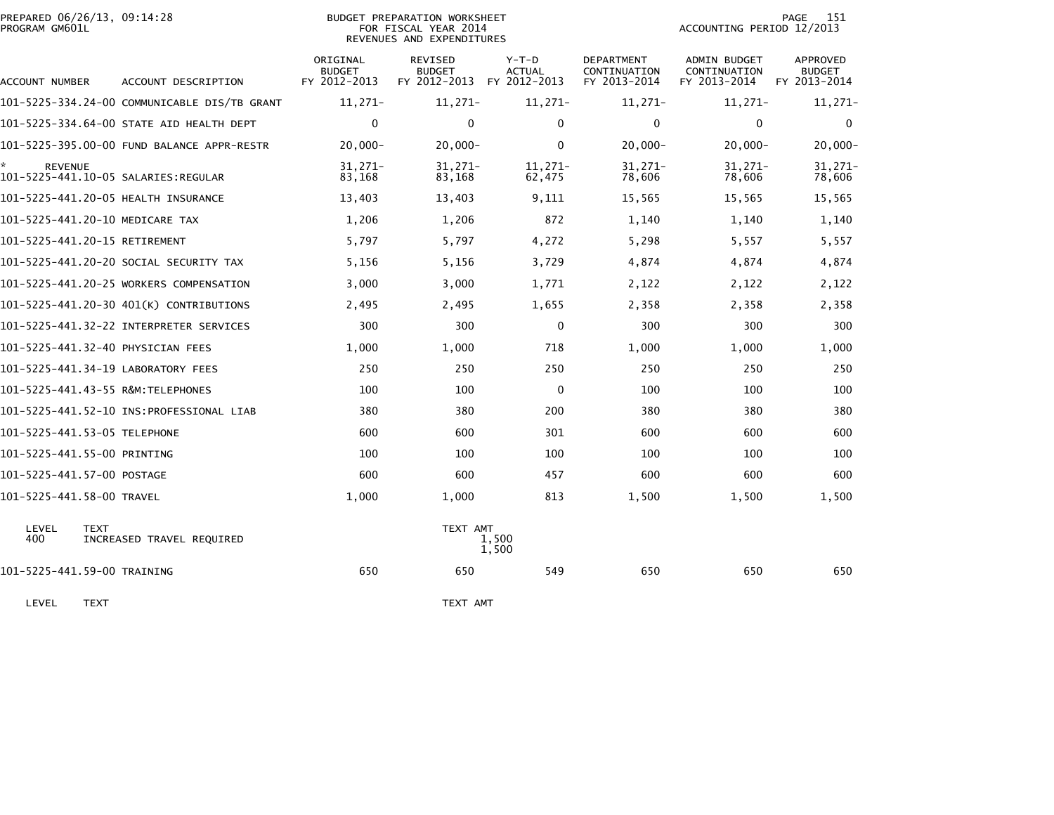PREPARED 06/26/13, 09:14:28
PROGRAM GM601L

BUDGET PREPARATION WORKSHEET
FOR FISCAL YEAR 2014
REVENUES AND EXPENDITURES

ACCOUNTING PERIOD 12/2013

| ACCOUNT NUMBER | ACCOUNT DESCRIPTION | ORIGINAL BUDGET FY 2012-2013 | REVISED BUDGET FY 2012-2013 | Y-T-D ACTUAL FY 2012-2013 | DEPARTMENT CONTINUATION FY 2013-2014 | ADMIN BUDGET CONTINUATION FY 2013-2014 | APPROVED BUDGET FY 2013-2014 |
|---|---|---|---|---|---|---|---|
| 101-5225-334.24-00 | COMMUNICABLE DIS/TB GRANT | 11,271- | 11,271- | 11,271- | 11,271- | 11,271- | 11,271- |
| 101-5225-334.64-00 | STATE AID HEALTH DEPT | 0 | 0 | 0 | 0 | 0 | 0 |
| 101-5225-395.00-00 | FUND BALANCE APPR-RESTR | 20,000- | 20,000- | 0 | 20,000- | 20,000- | 20,000- |
| * REVENUE | | 31,271- | 31,271- | 11,271- | 31,271- | 31,271- | 31,271- |
| 101-5225-441.10-05 | SALARIES:REGULAR | 83,168 | 83,168 | 62,475 | 78,606 | 78,606 | 78,606 |
| 101-5225-441.20-05 | HEALTH INSURANCE | 13,403 | 13,403 | 9,111 | 15,565 | 15,565 | 15,565 |
| 101-5225-441.20-10 | MEDICARE TAX | 1,206 | 1,206 | 872 | 1,140 | 1,140 | 1,140 |
| 101-5225-441.20-15 | RETIREMENT | 5,797 | 5,797 | 4,272 | 5,298 | 5,557 | 5,557 |
| 101-5225-441.20-20 | SOCIAL SECURITY TAX | 5,156 | 5,156 | 3,729 | 4,874 | 4,874 | 4,874 |
| 101-5225-441.20-25 | WORKERS COMPENSATION | 3,000 | 3,000 | 1,771 | 2,122 | 2,122 | 2,122 |
| 101-5225-441.20-30 | 401(K) CONTRIBUTIONS | 2,495 | 2,495 | 1,655 | 2,358 | 2,358 | 2,358 |
| 101-5225-441.32-22 | INTERPRETER SERVICES | 300 | 300 | 0 | 300 | 300 | 300 |
| 101-5225-441.32-40 | PHYSICIAN FEES | 1,000 | 1,000 | 718 | 1,000 | 1,000 | 1,000 |
| 101-5225-441.34-19 | LABORATORY FEES | 250 | 250 | 250 | 250 | 250 | 250 |
| 101-5225-441.43-55 | R&M:TELEPHONES | 100 | 100 | 0 | 100 | 100 | 100 |
| 101-5225-441.52-10 | INS:PROFESSIONAL LIAB | 380 | 380 | 200 | 380 | 380 | 380 |
| 101-5225-441.53-05 | TELEPHONE | 600 | 600 | 301 | 600 | 600 | 600 |
| 101-5225-441.55-00 | PRINTING | 100 | 100 | 100 | 100 | 100 | 100 |
| 101-5225-441.57-00 | POSTAGE | 600 | 600 | 457 | 600 | 600 | 600 |
| 101-5225-441.58-00 | TRAVEL | 1,000 | 1,000 | 813 | 1,500 | 1,500 | 1,500 |

| LEVEL | TEXT | TEXT AMT |
|---|---|---|
| 400 | INCREASED TRAVEL REQUIRED | 1,500 |
| | | 1,500 |

| ACCOUNT NUMBER | ACCOUNT DESCRIPTION | ORIGINAL BUDGET FY 2012-2013 | REVISED BUDGET FY 2012-2013 | Y-T-D ACTUAL FY 2012-2013 | DEPARTMENT CONTINUATION FY 2013-2014 | ADMIN BUDGET CONTINUATION FY 2013-2014 | APPROVED BUDGET FY 2013-2014 |
|---|---|---|---|---|---|---|---|
| 101-5225-441.59-00 | TRAINING | 650 | 650 | 549 | 650 | 650 | 650 |

| LEVEL | TEXT | TEXT AMT |
|---|---|---|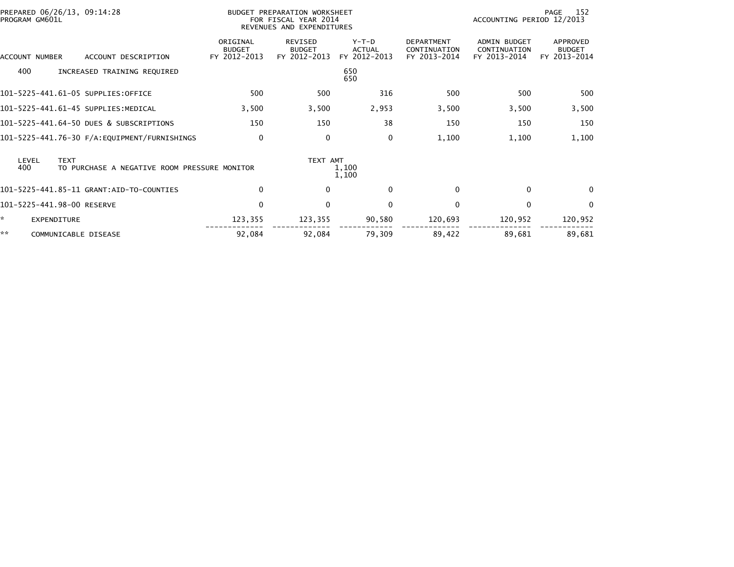PREPARED 06/26/13, 09:14:28
PROGRAM GM601L

BUDGET PREPARATION WORKSHEET
FOR FISCAL YEAR 2014
REVENUES AND EXPENDITURES

ACCOUNTING PERIOD 12/2013

| ACCOUNT NUMBER | ACCOUNT DESCRIPTION | ORIGINAL BUDGET FY 2012-2013 | REVISED BUDGET FY 2012-2013 | Y-T-D ACTUAL FY 2012-2013 | DEPARTMENT CONTINUATION FY 2013-2014 | ADMIN BUDGET CONTINUATION FY 2013-2014 | APPROVED BUDGET FY 2013-2014 |
|---|---|---|---|---|---|---|---|
| 400 | INCREASED TRAINING REQUIRED | | | 650<br>650 | | | |
| 101-5225-441.61-05 | SUPPLIES:OFFICE | 500 | 500 | 316 | 500 | 500 | 500 |
| 101-5225-441.61-45 | SUPPLIES:MEDICAL | 3,500 | 3,500 | 2,953 | 3,500 | 3,500 | 3,500 |
| 101-5225-441.64-50 | DUES & SUBSCRIPTIONS | 150 | 150 | 38 | 150 | 150 | 150 |
| 101-5225-441.76-30 | F/A:EQUIPMENT/FURNISHINGS | 0 | 0 | 0 | 1,100 | 1,100 | 1,100 |
| LEVEL | TEXT | | TEXT AMT | | | | |
| 400 | TO PURCHASE A NEGATIVE ROOM PRESSURE MONITOR | | | 1,100<br>1,100 | | | |
| 101-5225-441.85-11 | GRANT:AID-TO-COUNTIES | 0 | 0 | 0 | 0 | 0 | 0 |
| 101-5225-441.98-00 | RESERVE | 0 | 0 | 0 | 0 | 0 | 0 |
| * | EXPENDITURE | 123,355 | 123,355 | 90,580 | 120,693 | 120,952 | 120,952 |
| ** | COMMUNICABLE DISEASE | 92,084 | 92,084 | 79,309 | 89,422 | 89,681 | 89,681 |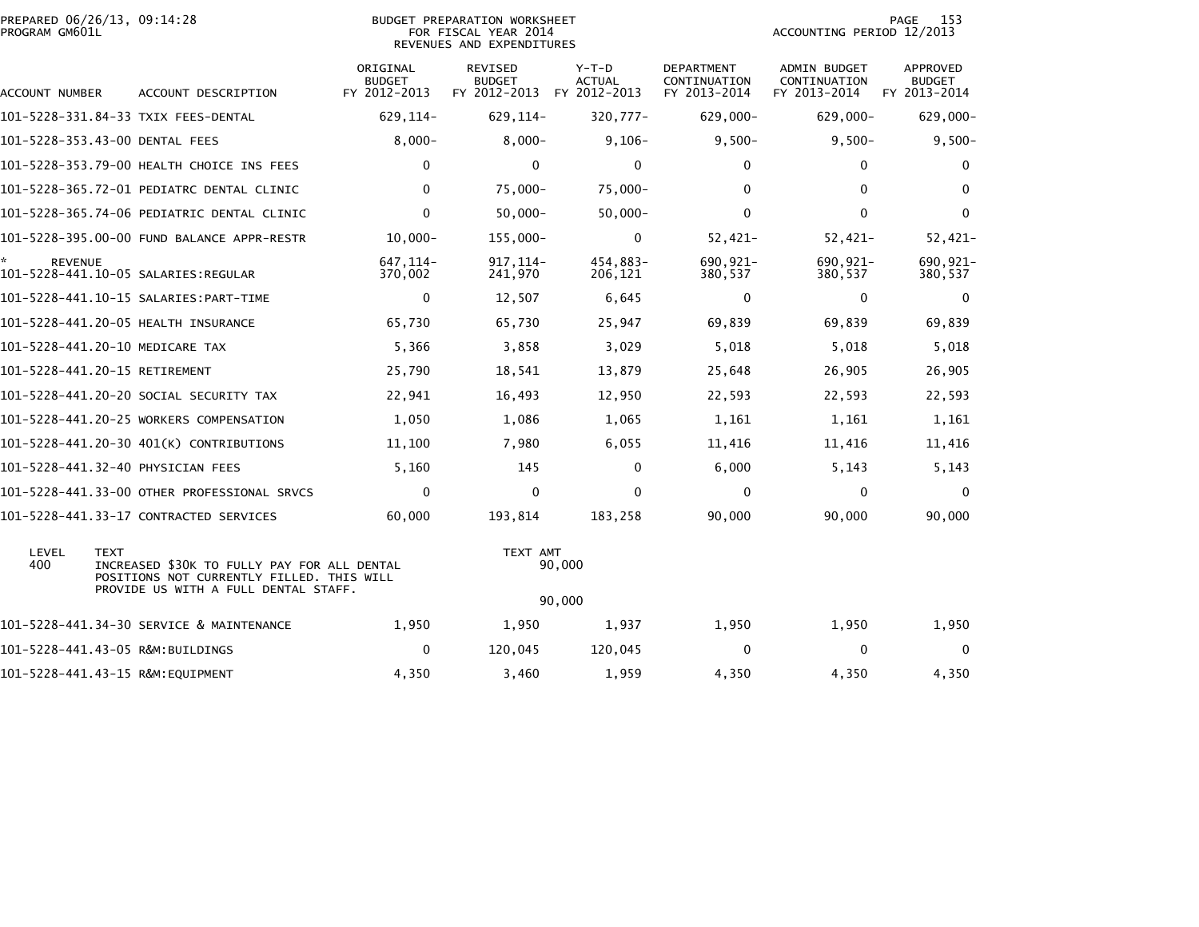PREPARED 06/26/13, 09:14:28
PROGRAM GM601L

BUDGET PREPARATION WORKSHEET
FOR FISCAL YEAR 2014
REVENUES AND EXPENDITURES

ACCOUNTING PERIOD 12/2013

| ACCOUNT NUMBER | ACCOUNT DESCRIPTION | ORIGINAL BUDGET FY 2012-2013 | REVISED BUDGET FY 2012-2013 | Y-T-D ACTUAL FY 2012-2013 | DEPARTMENT CONTINUATION FY 2013-2014 | ADMIN BUDGET CONTINUATION FY 2013-2014 | APPROVED BUDGET FY 2013-2014 |
|---|---|---|---|---|---|---|---|
| 101-5228-331.84-33 | TXIX FEES-DENTAL | 629,114- | 629,114- | 320,777- | 629,000- | 629,000- | 629,000- |
| 101-5228-353.43-00 | DENTAL FEES | 8,000- | 8,000- | 9,106- | 9,500- | 9,500- | 9,500- |
| 101-5228-353.79-00 | HEALTH CHOICE INS FEES | 0 | 0 | 0 | 0 | 0 | 0 |
| 101-5228-365.72-01 | PEDIATRC DENTAL CLINIC | 0 | 75,000- | 75,000- | 0 | 0 | 0 |
| 101-5228-365.74-06 | PEDIATRIC DENTAL CLINIC | 0 | 50,000- | 50,000- | 0 | 0 | 0 |
| 101-5228-395.00-00 | FUND BALANCE APPR-RESTR | 10,000- | 155,000- | 0 | 52,421- | 52,421- | 52,421- |
| * REVENUE | | 647,114- | 917,114- | 454,883- | 690,921- | 690,921- | 690,921- |
| 101-5228-441.10-05 | SALARIES:REGULAR | 370,002 | 241,970 | 206,121 | 380,537 | 380,537 | 380,537 |
| 101-5228-441.10-15 | SALARIES:PART-TIME | 0 | 12,507 | 6,645 | 0 | 0 | 0 |
| 101-5228-441.20-05 | HEALTH INSURANCE | 65,730 | 65,730 | 25,947 | 69,839 | 69,839 | 69,839 |
| 101-5228-441.20-10 | MEDICARE TAX | 5,366 | 3,858 | 3,029 | 5,018 | 5,018 | 5,018 |
| 101-5228-441.20-15 | RETIREMENT | 25,790 | 18,541 | 13,879 | 25,648 | 26,905 | 26,905 |
| 101-5228-441.20-20 | SOCIAL SECURITY TAX | 22,941 | 16,493 | 12,950 | 22,593 | 22,593 | 22,593 |
| 101-5228-441.20-25 | WORKERS COMPENSATION | 1,050 | 1,086 | 1,065 | 1,161 | 1,161 | 1,161 |
| 101-5228-441.20-30 | 401(K) CONTRIBUTIONS | 11,100 | 7,980 | 6,055 | 11,416 | 11,416 | 11,416 |
| 101-5228-441.32-40 | PHYSICIAN FEES | 5,160 | 145 | 0 | 6,000 | 5,143 | 5,143 |
| 101-5228-441.33-00 | OTHER PROFESSIONAL SRVCS | 0 | 0 | 0 | 0 | 0 | 0 |
| 101-5228-441.33-17 | CONTRACTED SERVICES | 60,000 | 193,814 | 183,258 | 90,000 | 90,000 | 90,000 |

| LEVEL | TEXT | TEXT AMT |
|---|---|---|
| 400 | INCREASED $30K TO FULLY PAY FOR ALL DENTAL POSITIONS NOT CURRENTLY FILLED. THIS WILL PROVIDE US WITH A FULL DENTAL STAFF. | 90,000 |
| | | 90,000 |

| ACCOUNT NUMBER | ACCOUNT DESCRIPTION | ORIGINAL BUDGET FY 2012-2013 | REVISED BUDGET FY 2012-2013 | Y-T-D ACTUAL FY 2012-2013 | DEPARTMENT CONTINUATION FY 2013-2014 | ADMIN BUDGET CONTINUATION FY 2013-2014 | APPROVED BUDGET FY 2013-2014 |
|---|---|---|---|---|---|---|---|
| 101-5228-441.34-30 | SERVICE & MAINTENANCE | 1,950 | 1,950 | 1,937 | 1,950 | 1,950 | 1,950 |
| 101-5228-441.43-05 | R&M:BUILDINGS | 0 | 120,045 | 120,045 | 0 | 0 | 0 |
| 101-5228-441.43-15 | R&M:EQUIPMENT | 4,350 | 3,460 | 1,959 | 4,350 | 4,350 | 4,350 |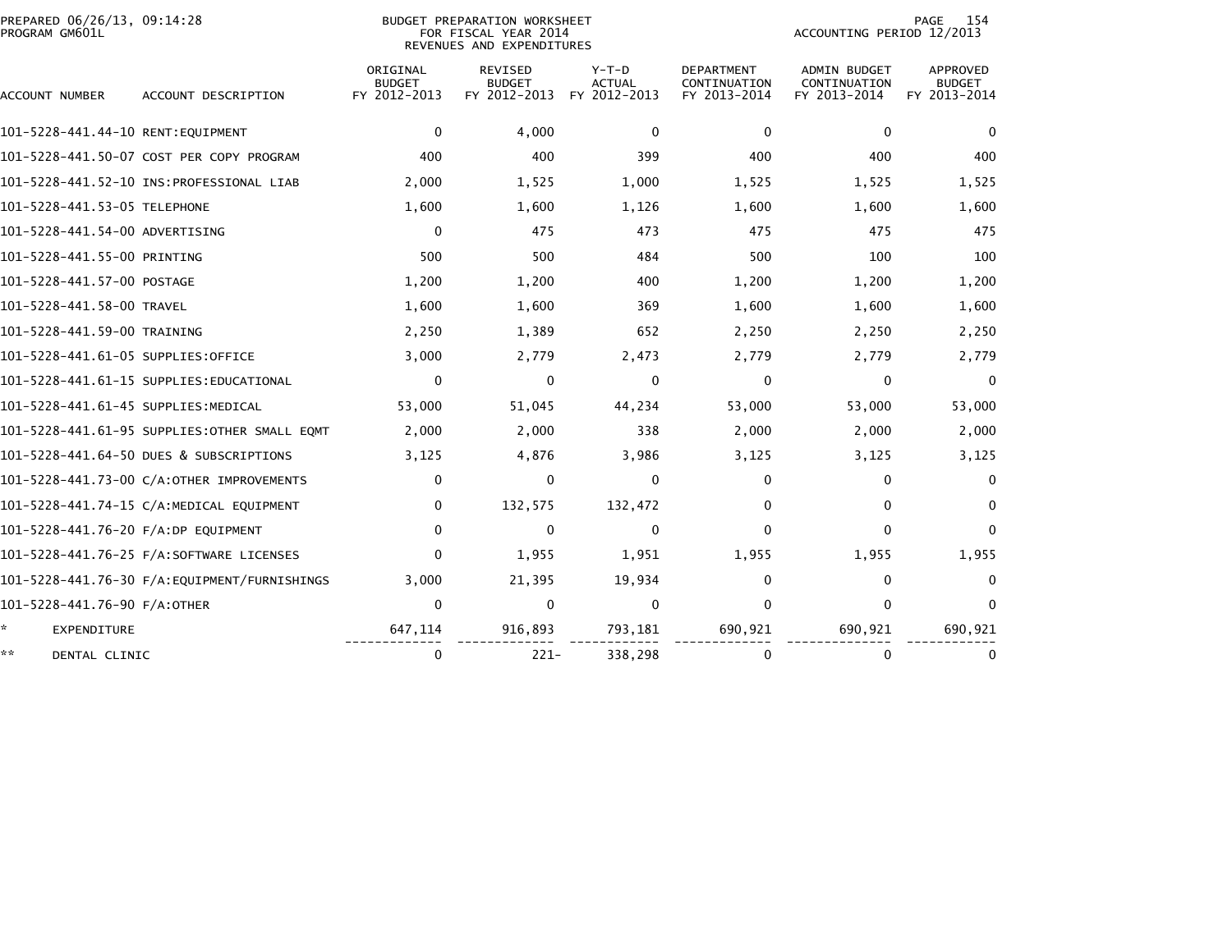PREPARED 06/26/13, 09:14:28
PROGRAM GM601L

BUDGET PREPARATION WORKSHEET
FOR FISCAL YEAR 2014
REVENUES AND EXPENDITURES

ACCOUNTING PERIOD 12/2013

| ACCOUNT NUMBER | ACCOUNT DESCRIPTION | ORIGINAL BUDGET FY 2012-2013 | REVISED BUDGET FY 2012-2013 | Y-T-D ACTUAL FY 2012-2013 | DEPARTMENT CONTINUATION FY 2013-2014 | ADMIN BUDGET CONTINUATION FY 2013-2014 | APPROVED BUDGET FY 2013-2014 |
|---|---|---|---|---|---|---|---|
| 101-5228-441.44-10 | RENT:EQUIPMENT | 0 | 4,000 | 0 | 0 | 0 | 0 |
| 101-5228-441.50-07 | COST PER COPY PROGRAM | 400 | 400 | 399 | 400 | 400 | 400 |
| 101-5228-441.52-10 | INS:PROFESSIONAL LIAB | 2,000 | 1,525 | 1,000 | 1,525 | 1,525 | 1,525 |
| 101-5228-441.53-05 | TELEPHONE | 1,600 | 1,600 | 1,126 | 1,600 | 1,600 | 1,600 |
| 101-5228-441.54-00 | ADVERTISING | 0 | 475 | 473 | 475 | 475 | 475 |
| 101-5228-441.55-00 | PRINTING | 500 | 500 | 484 | 500 | 100 | 100 |
| 101-5228-441.57-00 | POSTAGE | 1,200 | 1,200 | 400 | 1,200 | 1,200 | 1,200 |
| 101-5228-441.58-00 | TRAVEL | 1,600 | 1,600 | 369 | 1,600 | 1,600 | 1,600 |
| 101-5228-441.59-00 | TRAINING | 2,250 | 1,389 | 652 | 2,250 | 2,250 | 2,250 |
| 101-5228-441.61-05 | SUPPLIES:OFFICE | 3,000 | 2,779 | 2,473 | 2,779 | 2,779 | 2,779 |
| 101-5228-441.61-15 | SUPPLIES:EDUCATIONAL | 0 | 0 | 0 | 0 | 0 | 0 |
| 101-5228-441.61-45 | SUPPLIES:MEDICAL | 53,000 | 51,045 | 44,234 | 53,000 | 53,000 | 53,000 |
| 101-5228-441.61-95 | SUPPLIES:OTHER SMALL EQMT | 2,000 | 2,000 | 338 | 2,000 | 2,000 | 2,000 |
| 101-5228-441.64-50 | DUES & SUBSCRIPTIONS | 3,125 | 4,876 | 3,986 | 3,125 | 3,125 | 3,125 |
| 101-5228-441.73-00 | C/A:OTHER IMPROVEMENTS | 0 | 0 | 0 | 0 | 0 | 0 |
| 101-5228-441.74-15 | C/A:MEDICAL EQUIPMENT | 0 | 132,575 | 132,472 | 0 | 0 | 0 |
| 101-5228-441.76-20 | F/A:DP EQUIPMENT | 0 | 0 | 0 | 0 | 0 | 0 |
| 101-5228-441.76-25 | F/A:SOFTWARE LICENSES | 0 | 1,955 | 1,951 | 1,955 | 1,955 | 1,955 |
| 101-5228-441.76-30 | F/A:EQUIPMENT/FURNISHINGS | 3,000 | 21,395 | 19,934 | 0 | 0 | 0 |
| 101-5228-441.76-90 | F/A:OTHER | 0 | 0 | 0 | 0 | 0 | 0 |
| * | EXPENDITURE | 647,114 | 916,893 | 793,181 | 690,921 | 690,921 | 690,921 |
| ** | DENTAL CLINIC | 0 | 221- | 338,298 | 0 | 0 | 0 |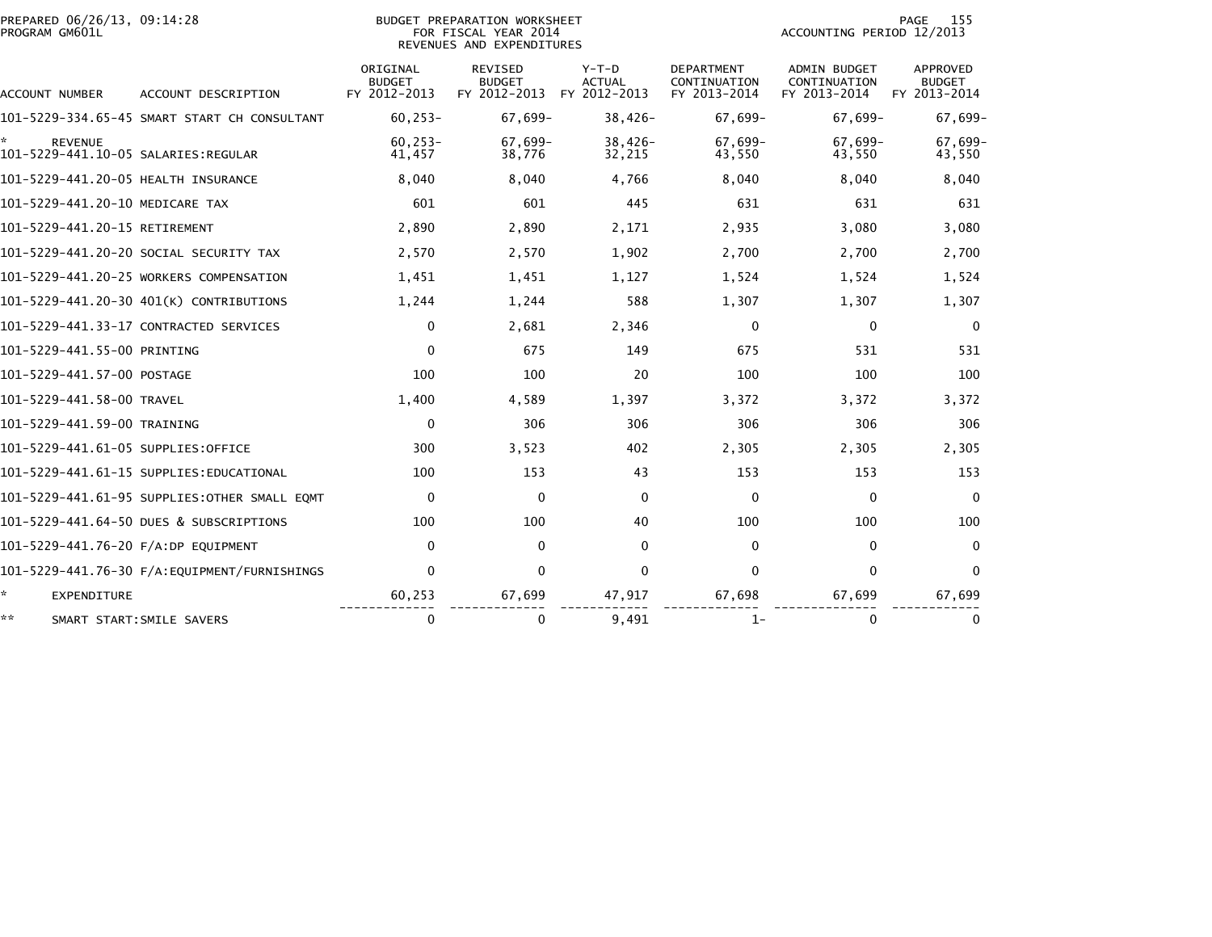PREPARED 06/26/13, 09:14:28
PROGRAM GM601L

BUDGET PREPARATION WORKSHEET
FOR FISCAL YEAR 2014
REVENUES AND EXPENDITURES

ACCOUNTING PERIOD 12/2013

| ACCOUNT NUMBER | ACCOUNT DESCRIPTION | ORIGINAL BUDGET FY 2012-2013 | REVISED BUDGET FY 2012-2013 | Y-T-D ACTUAL FY 2012-2013 | DEPARTMENT CONTINUATION FY 2013-2014 | ADMIN BUDGET CONTINUATION FY 2013-2014 | APPROVED BUDGET FY 2013-2014 |
|---|---|---|---|---|---|---|---|
| 101-5229-334.65-45 | SMART START CH CONSULTANT | 60,253- | 67,699- | 38,426- | 67,699- | 67,699- | 67,699- |
| * | REVENUE | 60,253- | 67,699- | 38,426- | 67,699- | 67,699- | 67,699- |
| 101-5229-441.10-05 | SALARIES:REGULAR | 41,457 | 38,776 | 32,215 | 43,550 | 43,550 | 43,550 |
| 101-5229-441.20-05 | HEALTH INSURANCE | 8,040 | 8,040 | 4,766 | 8,040 | 8,040 | 8,040 |
| 101-5229-441.20-10 | MEDICARE TAX | 601 | 601 | 445 | 631 | 631 | 631 |
| 101-5229-441.20-15 | RETIREMENT | 2,890 | 2,890 | 2,171 | 2,935 | 3,080 | 3,080 |
| 101-5229-441.20-20 | SOCIAL SECURITY TAX | 2,570 | 2,570 | 1,902 | 2,700 | 2,700 | 2,700 |
| 101-5229-441.20-25 | WORKERS COMPENSATION | 1,451 | 1,451 | 1,127 | 1,524 | 1,524 | 1,524 |
| 101-5229-441.20-30 | 401(K) CONTRIBUTIONS | 1,244 | 1,244 | 588 | 1,307 | 1,307 | 1,307 |
| 101-5229-441.33-17 | CONTRACTED SERVICES | 0 | 2,681 | 2,346 | 0 | 0 | 0 |
| 101-5229-441.55-00 | PRINTING | 0 | 675 | 149 | 675 | 531 | 531 |
| 101-5229-441.57-00 | POSTAGE | 100 | 100 | 20 | 100 | 100 | 100 |
| 101-5229-441.58-00 | TRAVEL | 1,400 | 4,589 | 1,397 | 3,372 | 3,372 | 3,372 |
| 101-5229-441.59-00 | TRAINING | 0 | 306 | 306 | 306 | 306 | 306 |
| 101-5229-441.61-05 | SUPPLIES:OFFICE | 300 | 3,523 | 402 | 2,305 | 2,305 | 2,305 |
| 101-5229-441.61-15 | SUPPLIES:EDUCATIONAL | 100 | 153 | 43 | 153 | 153 | 153 |
| 101-5229-441.61-95 | SUPPLIES:OTHER SMALL EQMT | 0 | 0 | 0 | 0 | 0 | 0 |
| 101-5229-441.64-50 | DUES & SUBSCRIPTIONS | 100 | 100 | 40 | 100 | 100 | 100 |
| 101-5229-441.76-20 | F/A:DP EQUIPMENT | 0 | 0 | 0 | 0 | 0 | 0 |
| 101-5229-441.76-30 | F/A:EQUIPMENT/FURNISHINGS | 0 | 0 | 0 | 0 | 0 | 0 |
| * | EXPENDITURE | 60,253 | 67,699 | 47,917 | 67,698 | 67,699 | 67,699 |
| ** | SMART START:SMILE SAVERS | 0 | 0 | 9,491 | 1- | 0 | 0 |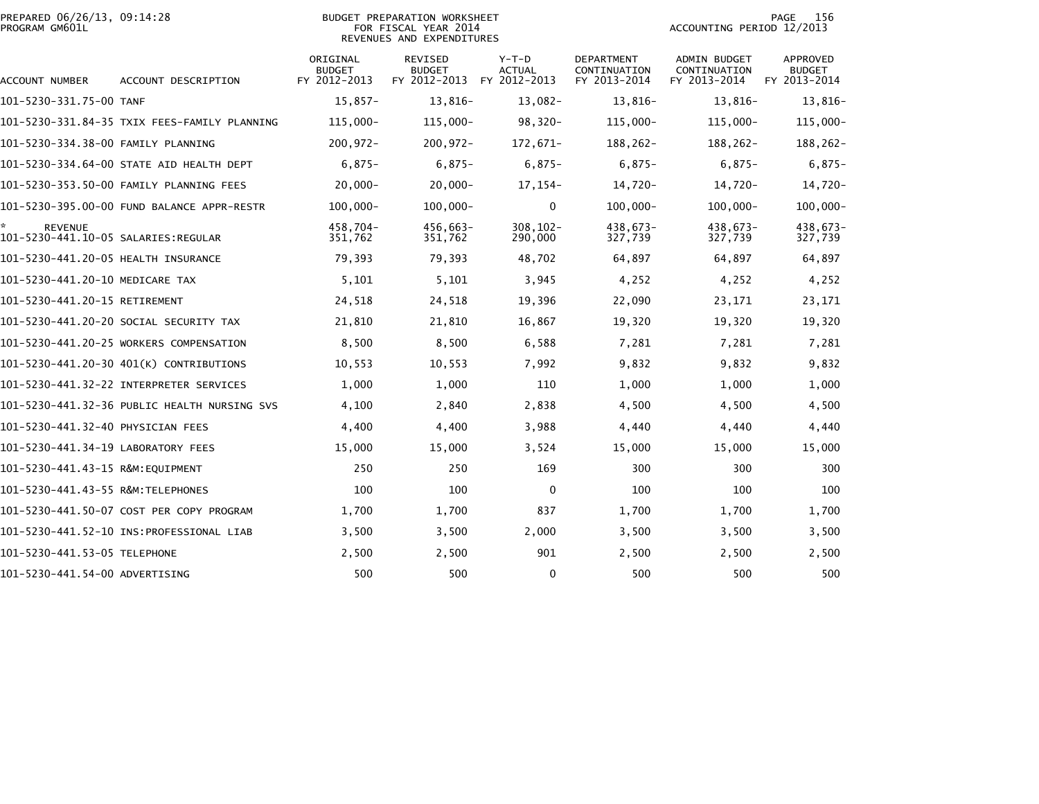PREPARED 06/26/13, 09:14:28
PROGRAM GM601L

BUDGET PREPARATION WORKSHEET
FOR FISCAL YEAR 2014
REVENUES AND EXPENDITURES

ACCOUNTING PERIOD 12/2013

| ACCOUNT NUMBER | ACCOUNT DESCRIPTION | ORIGINAL BUDGET FY 2012-2013 | REVISED BUDGET FY 2012-2013 | Y-T-D ACTUAL FY 2012-2013 | DEPARTMENT CONTINUATION FY 2013-2014 | ADMIN BUDGET CONTINUATION FY 2013-2014 | APPROVED BUDGET FY 2013-2014 |
|---|---|---|---|---|---|---|---|
| 101-5230-331.75-00 | TANF | 15,857- | 13,816- | 13,082- | 13,816- | 13,816- | 13,816- |
| 101-5230-331.84-35 | TXIX FEES-FAMILY PLANNING | 115,000- | 115,000- | 98,320- | 115,000- | 115,000- | 115,000- |
| 101-5230-334.38-00 | FAMILY PLANNING | 200,972- | 200,972- | 172,671- | 188,262- | 188,262- | 188,262- |
| 101-5230-334.64-00 | STATE AID HEALTH DEPT | 6,875- | 6,875- | 6,875- | 6,875- | 6,875- | 6,875- |
| 101-5230-353.50-00 | FAMILY PLANNING FEES | 20,000- | 20,000- | 17,154- | 14,720- | 14,720- | 14,720- |
| 101-5230-395.00-00 | FUND BALANCE APPR-RESTR | 100,000- | 100,000- | 0 | 100,000- | 100,000- | 100,000- |
| * | REVENUE | 458,704- | 456,663- | 308,102- | 438,673- | 438,673- | 438,673- |
| 101-5230-441.10-05 | SALARIES:REGULAR | 351,762 | 351,762 | 290,000 | 327,739 | 327,739 | 327,739 |
| 101-5230-441.20-05 | HEALTH INSURANCE | 79,393 | 79,393 | 48,702 | 64,897 | 64,897 | 64,897 |
| 101-5230-441.20-10 | MEDICARE TAX | 5,101 | 5,101 | 3,945 | 4,252 | 4,252 | 4,252 |
| 101-5230-441.20-15 | RETIREMENT | 24,518 | 24,518 | 19,396 | 22,090 | 23,171 | 23,171 |
| 101-5230-441.20-20 | SOCIAL SECURITY TAX | 21,810 | 21,810 | 16,867 | 19,320 | 19,320 | 19,320 |
| 101-5230-441.20-25 | WORKERS COMPENSATION | 8,500 | 8,500 | 6,588 | 7,281 | 7,281 | 7,281 |
| 101-5230-441.20-30 | 401(K) CONTRIBUTIONS | 10,553 | 10,553 | 7,992 | 9,832 | 9,832 | 9,832 |
| 101-5230-441.32-22 | INTERPRETER SERVICES | 1,000 | 1,000 | 110 | 1,000 | 1,000 | 1,000 |
| 101-5230-441.32-36 | PUBLIC HEALTH NURSING SVS | 4,100 | 2,840 | 2,838 | 4,500 | 4,500 | 4,500 |
| 101-5230-441.32-40 | PHYSICIAN FEES | 4,400 | 4,400 | 3,988 | 4,440 | 4,440 | 4,440 |
| 101-5230-441.34-19 | LABORATORY FEES | 15,000 | 15,000 | 3,524 | 15,000 | 15,000 | 15,000 |
| 101-5230-441.43-15 | R&M:EQUIPMENT | 250 | 250 | 169 | 300 | 300 | 300 |
| 101-5230-441.43-55 | R&M:TELEPHONES | 100 | 100 | 0 | 100 | 100 | 100 |
| 101-5230-441.50-07 | COST PER COPY PROGRAM | 1,700 | 1,700 | 837 | 1,700 | 1,700 | 1,700 |
| 101-5230-441.52-10 | INS:PROFESSIONAL LIAB | 3,500 | 3,500 | 2,000 | 3,500 | 3,500 | 3,500 |
| 101-5230-441.53-05 | TELEPHONE | 2,500 | 2,500 | 901 | 2,500 | 2,500 | 2,500 |
| 101-5230-441.54-00 | ADVERTISING | 500 | 500 | 0 | 500 | 500 | 500 |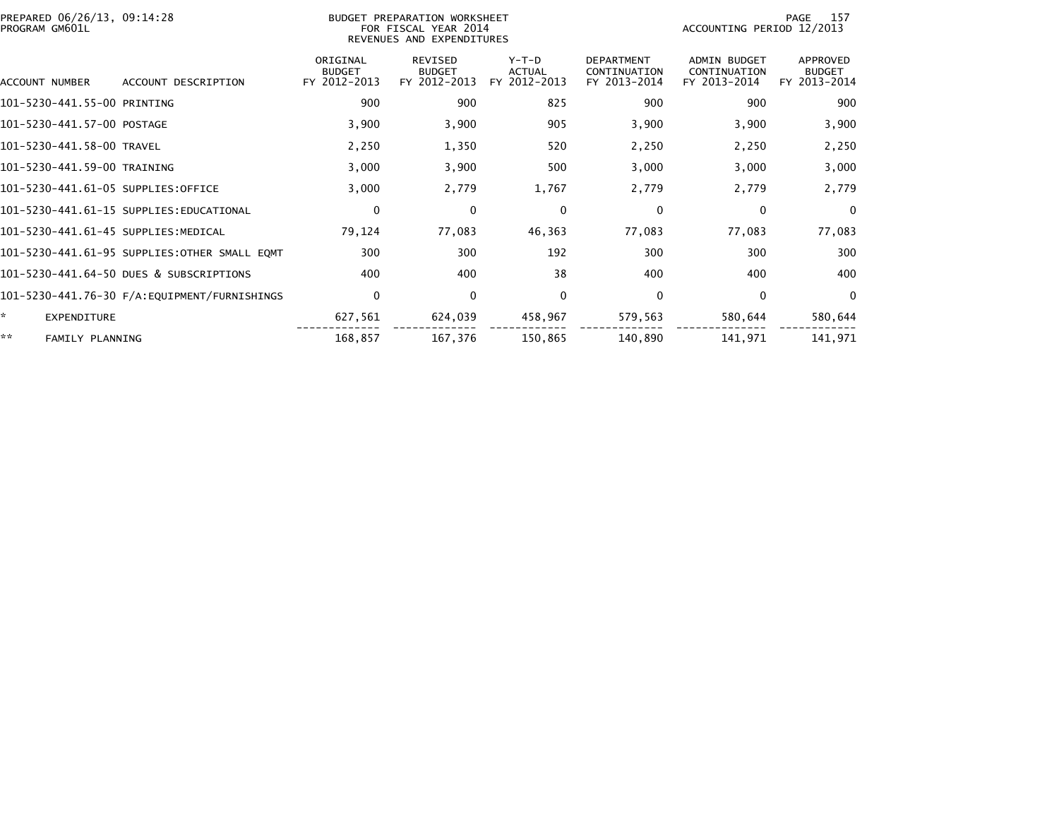PREPARED 06/26/13, 09:14:28
PROGRAM GM601L

BUDGET PREPARATION WORKSHEET
FOR FISCAL YEAR 2014
REVENUES AND EXPENDITURES

ACCOUNTING PERIOD 12/2013

| ACCOUNT NUMBER | ACCOUNT DESCRIPTION | ORIGINAL BUDGET FY 2012-2013 | REVISED BUDGET FY 2012-2013 | Y-T-D ACTUAL FY 2012-2013 | DEPARTMENT CONTINUATION FY 2013-2014 | ADMIN BUDGET CONTINUATION FY 2013-2014 | APPROVED BUDGET FY 2013-2014 |
|---|---|---|---|---|---|---|---|
| 101-5230-441.55-00 | PRINTING | 900 | 900 | 825 | 900 | 900 | 900 |
| 101-5230-441.57-00 | POSTAGE | 3,900 | 3,900 | 905 | 3,900 | 3,900 | 3,900 |
| 101-5230-441.58-00 | TRAVEL | 2,250 | 1,350 | 520 | 2,250 | 2,250 | 2,250 |
| 101-5230-441.59-00 | TRAINING | 3,000 | 3,900 | 500 | 3,000 | 3,000 | 3,000 |
| 101-5230-441.61-05 | SUPPLIES:OFFICE | 3,000 | 2,779 | 1,767 | 2,779 | 2,779 | 2,779 |
| 101-5230-441.61-15 | SUPPLIES:EDUCATIONAL | 0 | 0 | 0 | 0 | 0 | 0 |
| 101-5230-441.61-45 | SUPPLIES:MEDICAL | 79,124 | 77,083 | 46,363 | 77,083 | 77,083 | 77,083 |
| 101-5230-441.61-95 | SUPPLIES:OTHER SMALL EQMT | 300 | 300 | 192 | 300 | 300 | 300 |
| 101-5230-441.64-50 | DUES & SUBSCRIPTIONS | 400 | 400 | 38 | 400 | 400 | 400 |
| 101-5230-441.76-30 | F/A:EQUIPMENT/FURNISHINGS | 0 | 0 | 0 | 0 | 0 | 0 |
| * | EXPENDITURE | 627,561 | 624,039 | 458,967 | 579,563 | 580,644 | 580,644 |
| ** | FAMILY PLANNING | 168,857 | 167,376 | 150,865 | 140,890 | 141,971 | 141,971 |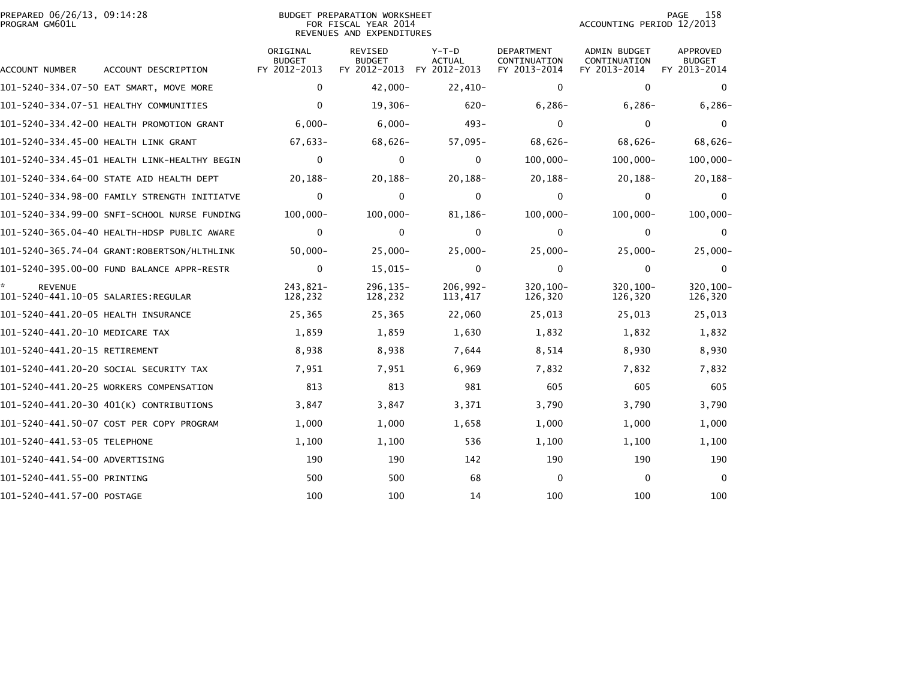PREPARED 06/26/13, 09:14:28
PROGRAM GM601L

BUDGET PREPARATION WORKSHEET
FOR FISCAL YEAR 2014
REVENUES AND EXPENDITURES

ACCOUNTING PERIOD 12/2013

| ACCOUNT NUMBER | ACCOUNT DESCRIPTION | ORIGINAL BUDGET FY 2012-2013 | REVISED BUDGET FY 2012-2013 | Y-T-D ACTUAL FY 2012-2013 | DEPARTMENT CONTINUATION FY 2013-2014 | ADMIN BUDGET CONTINUATION FY 2013-2014 | APPROVED BUDGET FY 2013-2014 |
|---|---|---|---|---|---|---|---|
| 101-5240-334.07-50 | EAT SMART, MOVE MORE | 0 | 42,000- | 22,410- | 0 | 0 | 0 |
| 101-5240-334.07-51 | HEALTHY COMMUNITIES | 0 | 19,306- | 620- | 6,286- | 6,286- | 6,286- |
| 101-5240-334.42-00 | HEALTH PROMOTION GRANT | 6,000- | 6,000- | 493- | 0 | 0 | 0 |
| 101-5240-334.45-00 | HEALTH LINK GRANT | 67,633- | 68,626- | 57,095- | 68,626- | 68,626- | 68,626- |
| 101-5240-334.45-01 | HEALTH LINK-HEALTHY BEGIN | 0 | 0 | 0 | 100,000- | 100,000- | 100,000- |
| 101-5240-334.64-00 | STATE AID HEALTH DEPT | 20,188- | 20,188- | 20,188- | 20,188- | 20,188- | 20,188- |
| 101-5240-334.98-00 | FAMILY STRENGTH INITIATVE | 0 | 0 | 0 | 0 | 0 | 0 |
| 101-5240-334.99-00 | SNFI-SCHOOL NURSE FUNDING | 100,000- | 100,000- | 81,186- | 100,000- | 100,000- | 100,000- |
| 101-5240-365.04-40 | HEALTH-HDSP PUBLIC AWARE | 0 | 0 | 0 | 0 | 0 | 0 |
| 101-5240-365.74-04 | GRANT:ROBERTSON/HLTHLINK | 50,000- | 25,000- | 25,000- | 25,000- | 25,000- | 25,000- |
| 101-5240-395.00-00 | FUND BALANCE APPR-RESTR | 0 | 15,015- | 0 | 0 | 0 | 0 |
| * | REVENUE | 243,821- | 296,135- | 206,992- | 320,100- | 320,100- | 320,100- |
| 101-5240-441.10-05 | SALARIES:REGULAR | 128,232 | 128,232 | 113,417 | 126,320 | 126,320 | 126,320 |
| 101-5240-441.20-05 | HEALTH INSURANCE | 25,365 | 25,365 | 22,060 | 25,013 | 25,013 | 25,013 |
| 101-5240-441.20-10 | MEDICARE TAX | 1,859 | 1,859 | 1,630 | 1,832 | 1,832 | 1,832 |
| 101-5240-441.20-15 | RETIREMENT | 8,938 | 8,938 | 7,644 | 8,514 | 8,930 | 8,930 |
| 101-5240-441.20-20 | SOCIAL SECURITY TAX | 7,951 | 7,951 | 6,969 | 7,832 | 7,832 | 7,832 |
| 101-5240-441.20-25 | WORKERS COMPENSATION | 813 | 813 | 981 | 605 | 605 | 605 |
| 101-5240-441.20-30 | 401(K) CONTRIBUTIONS | 3,847 | 3,847 | 3,371 | 3,790 | 3,790 | 3,790 |
| 101-5240-441.50-07 | COST PER COPY PROGRAM | 1,000 | 1,000 | 1,658 | 1,000 | 1,000 | 1,000 |
| 101-5240-441.53-05 | TELEPHONE | 1,100 | 1,100 | 536 | 1,100 | 1,100 | 1,100 |
| 101-5240-441.54-00 | ADVERTISING | 190 | 190 | 142 | 190 | 190 | 190 |
| 101-5240-441.55-00 | PRINTING | 500 | 500 | 68 | 0 | 0 | 0 |
| 101-5240-441.57-00 | POSTAGE | 100 | 100 | 14 | 100 | 100 | 100 |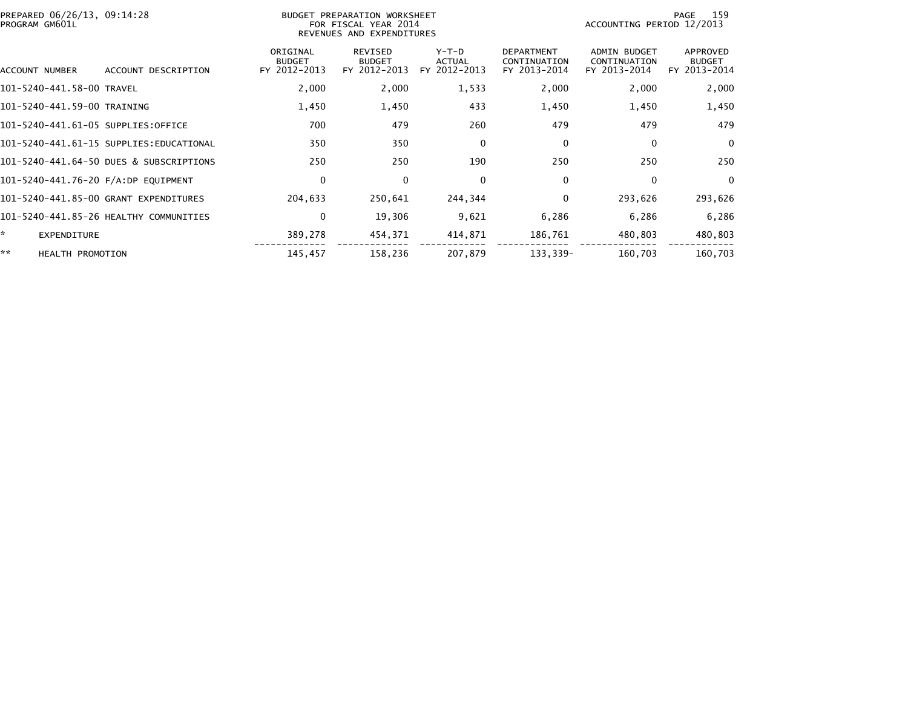PREPARED 06/26/13, 09:14:28
PROGRAM GM601L

BUDGET PREPARATION WORKSHEET
FOR FISCAL YEAR 2014
REVENUES AND EXPENDITURES

ACCOUNTING PERIOD 12/2013

| ACCOUNT NUMBER | ACCOUNT DESCRIPTION | ORIGINAL BUDGET FY 2012-2013 | REVISED BUDGET FY 2012-2013 | Y-T-D ACTUAL FY 2012-2013 | DEPARTMENT CONTINUATION FY 2013-2014 | ADMIN BUDGET CONTINUATION FY 2013-2014 | APPROVED BUDGET FY 2013-2014 |
|---|---|---|---|---|---|---|---|
| 101-5240-441.58-00 | TRAVEL | 2,000 | 2,000 | 1,533 | 2,000 | 2,000 | 2,000 |
| 101-5240-441.59-00 | TRAINING | 1,450 | 1,450 | 433 | 1,450 | 1,450 | 1,450 |
| 101-5240-441.61-05 | SUPPLIES:OFFICE | 700 | 479 | 260 | 479 | 479 | 479 |
| 101-5240-441.61-15 | SUPPLIES:EDUCATIONAL | 350 | 350 | 0 | 0 | 0 | 0 |
| 101-5240-441.64-50 | DUES & SUBSCRIPTIONS | 250 | 250 | 190 | 250 | 250 | 250 |
| 101-5240-441.76-20 | F/A:DP EQUIPMENT | 0 | 0 | 0 | 0 | 0 | 0 |
| 101-5240-441.85-00 | GRANT EXPENDITURES | 204,633 | 250,641 | 244,344 | 0 | 293,626 | 293,626 |
| 101-5240-441.85-26 | HEALTHY COMMUNITIES | 0 | 19,306 | 9,621 | 6,286 | 6,286 | 6,286 |
| * | EXPENDITURE | 389,278 | 454,371 | 414,871 | 186,761 | 480,803 | 480,803 |
| ** | HEALTH PROMOTION | 145,457 | 158,236 | 207,879 | 133,339- | 160,703 | 160,703 |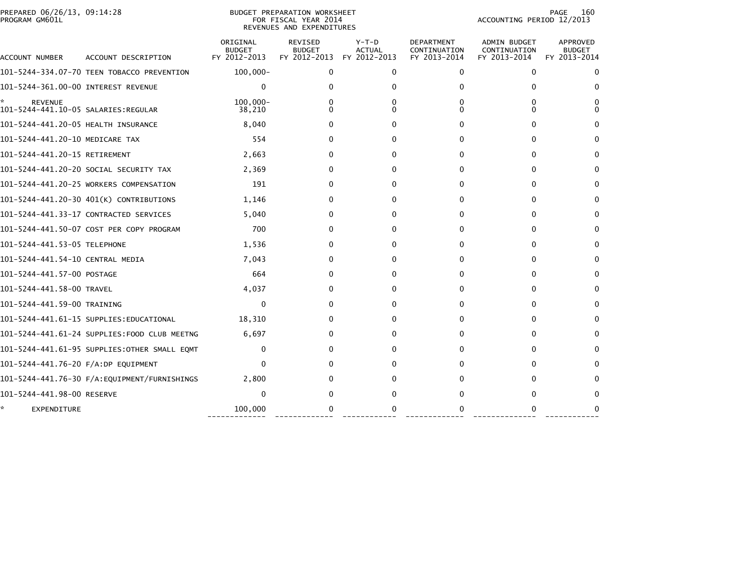PREPARED 06/26/13, 09:14:28
PROGRAM GM601L

BUDGET PREPARATION WORKSHEET
FOR FISCAL YEAR 2014
REVENUES AND EXPENDITURES

ACCOUNTING PERIOD 12/2013

| ACCOUNT NUMBER | ACCOUNT DESCRIPTION | ORIGINAL BUDGET FY 2012-2013 | REVISED BUDGET FY 2012-2013 | Y-T-D ACTUAL FY 2012-2013 | DEPARTMENT CONTINUATION FY 2013-2014 | ADMIN BUDGET CONTINUATION FY 2013-2014 | APPROVED BUDGET FY 2013-2014 |
|---|---|---|---|---|---|---|---|
| 101-5244-334.07-70 | TEEN TOBACCO PREVENTION | 100,000- | 0 | 0 | 0 | 0 | 0 |
| 101-5244-361.00-00 | INTEREST REVENUE | 0 | 0 | 0 | 0 | 0 | 0 |
| * | REVENUE | 100,000- | 0 | 0 | 0 | 0 | 0 |
| 101-5244-441.10-05 | SALARIES:REGULAR | 38,210 | 0 | 0 | 0 | 0 | 0 |
| 101-5244-441.20-05 | HEALTH INSURANCE | 8,040 | 0 | 0 | 0 | 0 | 0 |
| 101-5244-441.20-10 | MEDICARE TAX | 554 | 0 | 0 | 0 | 0 | 0 |
| 101-5244-441.20-15 | RETIREMENT | 2,663 | 0 | 0 | 0 | 0 | 0 |
| 101-5244-441.20-20 | SOCIAL SECURITY TAX | 2,369 | 0 | 0 | 0 | 0 | 0 |
| 101-5244-441.20-25 | WORKERS COMPENSATION | 191 | 0 | 0 | 0 | 0 | 0 |
| 101-5244-441.20-30 | 401(K) CONTRIBUTIONS | 1,146 | 0 | 0 | 0 | 0 | 0 |
| 101-5244-441.33-17 | CONTRACTED SERVICES | 5,040 | 0 | 0 | 0 | 0 | 0 |
| 101-5244-441.50-07 | COST PER COPY PROGRAM | 700 | 0 | 0 | 0 | 0 | 0 |
| 101-5244-441.53-05 | TELEPHONE | 1,536 | 0 | 0 | 0 | 0 | 0 |
| 101-5244-441.54-10 | CENTRAL MEDIA | 7,043 | 0 | 0 | 0 | 0 | 0 |
| 101-5244-441.57-00 | POSTAGE | 664 | 0 | 0 | 0 | 0 | 0 |
| 101-5244-441.58-00 | TRAVEL | 4,037 | 0 | 0 | 0 | 0 | 0 |
| 101-5244-441.59-00 | TRAINING | 0 | 0 | 0 | 0 | 0 | 0 |
| 101-5244-441.61-15 | SUPPLIES:EDUCATIONAL | 18,310 | 0 | 0 | 0 | 0 | 0 |
| 101-5244-441.61-24 | SUPPLIES:FOOD CLUB MEETNG | 6,697 | 0 | 0 | 0 | 0 | 0 |
| 101-5244-441.61-95 | SUPPLIES:OTHER SMALL EQMT | 0 | 0 | 0 | 0 | 0 | 0 |
| 101-5244-441.76-20 | F/A:DP EQUIPMENT | 0 | 0 | 0 | 0 | 0 | 0 |
| 101-5244-441.76-30 | F/A:EQUIPMENT/FURNISHINGS | 2,800 | 0 | 0 | 0 | 0 | 0 |
| 101-5244-441.98-00 | RESERVE | 0 | 0 | 0 | 0 | 0 | 0 |
| * | EXPENDITURE | 100,000 | 0 | 0 | 0 | 0 | 0 |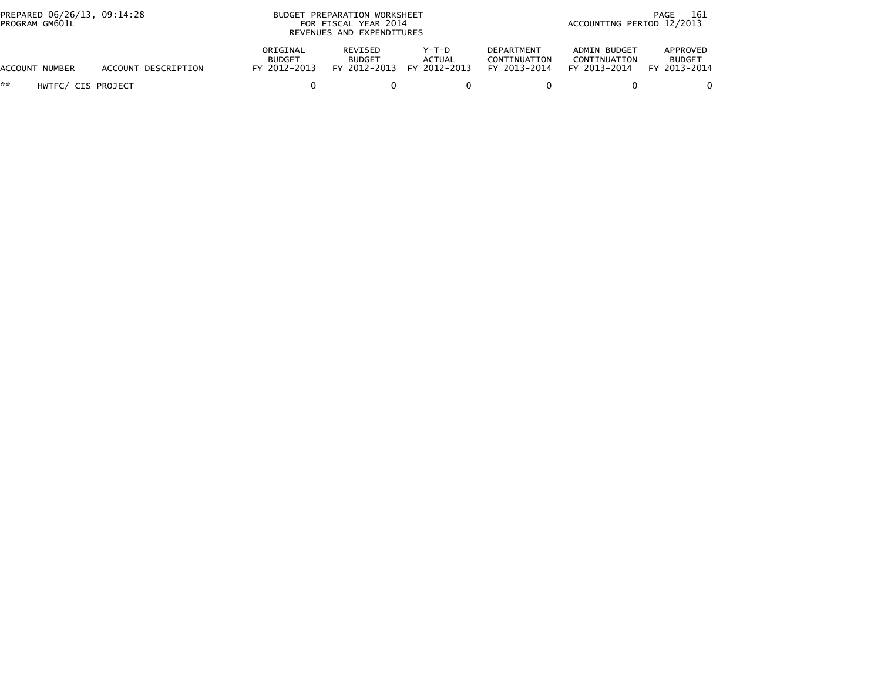PREPARED 06/26/13, 09:14:28
PROGRAM GM601L

BUDGET PREPARATION WORKSHEET
FOR FISCAL YEAR 2014
REVENUES AND EXPENDITURES

ACCOUNTING PERIOD 12/2013

| ACCOUNT NUMBER | ACCOUNT DESCRIPTION | ORIGINAL BUDGET FY 2012-2013 | REVISED BUDGET FY 2012-2013 | Y-T-D ACTUAL FY 2012-2013 | DEPARTMENT CONTINUATION FY 2013-2014 | ADMIN BUDGET CONTINUATION FY 2013-2014 | APPROVED BUDGET FY 2013-2014 |
|---|---|---|---|---|---|---|---|
| ** | HWTFC/ CIS PROJECT | 0 | 0 | 0 | 0 | 0 | 0 |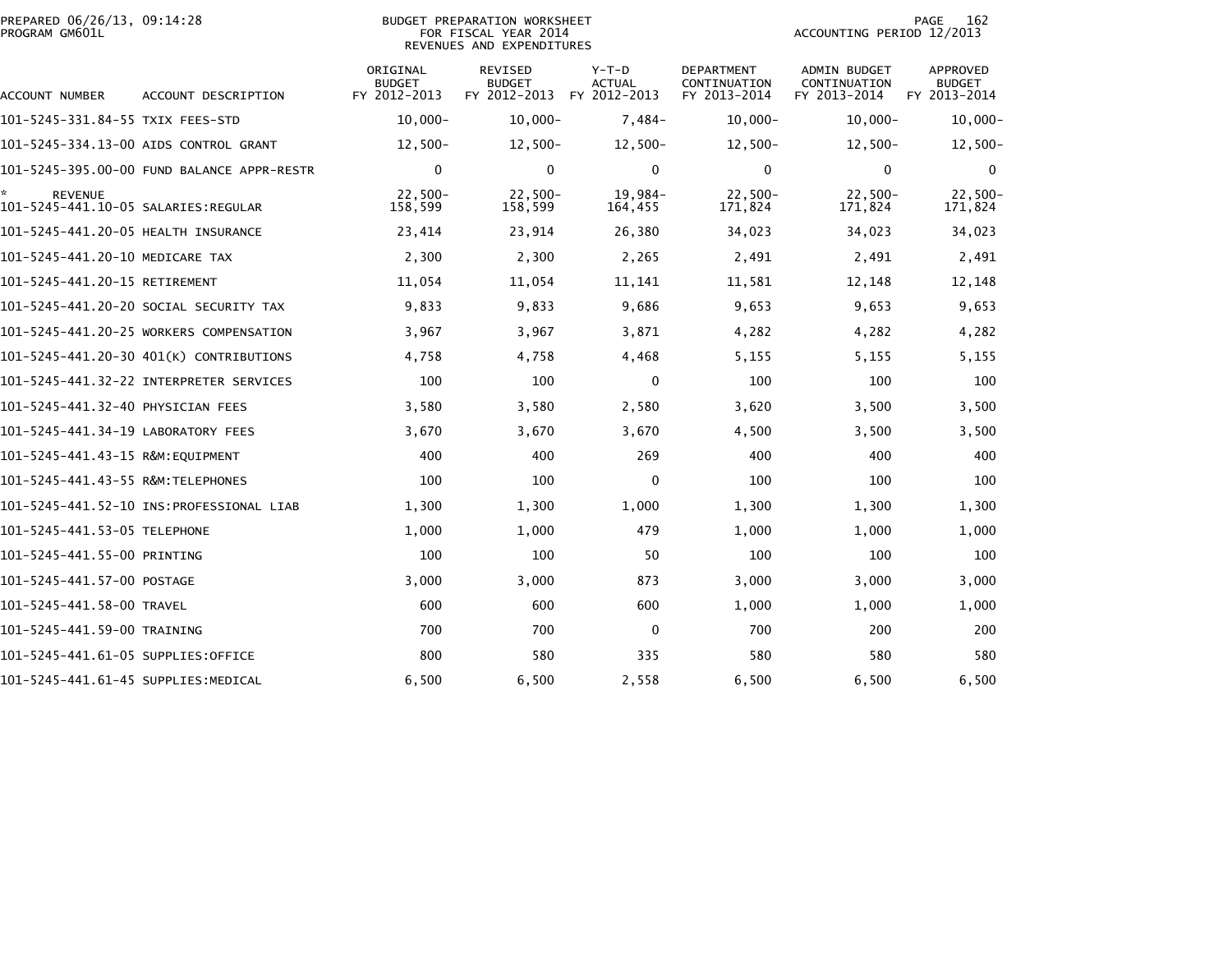PREPARED 06/26/13, 09:14:28
PROGRAM GM601L

BUDGET PREPARATION WORKSHEET
FOR FISCAL YEAR 2014
REVENUES AND EXPENDITURES

ACCOUNTING PERIOD 12/2013

| ACCOUNT NUMBER | ACCOUNT DESCRIPTION | ORIGINAL BUDGET FY 2012-2013 | REVISED BUDGET FY 2012-2013 | Y-T-D ACTUAL FY 2012-2013 | DEPARTMENT CONTINUATION FY 2013-2014 | ADMIN BUDGET CONTINUATION FY 2013-2014 | APPROVED BUDGET FY 2013-2014 |
|---|---|---|---|---|---|---|---|
| 101-5245-331.84-55 | TXIX FEES-STD | 10,000- | 10,000- | 7,484- | 10,000- | 10,000- | 10,000- |
| 101-5245-334.13-00 | AIDS CONTROL GRANT | 12,500- | 12,500- | 12,500- | 12,500- | 12,500- | 12,500- |
| 101-5245-395.00-00 | FUND BALANCE APPR-RESTR | 0 | 0 | 0 | 0 | 0 | 0 |
| * REVENUE | | 22,500- | 22,500- | 19,984- | 22,500- | 22,500- | 22,500- |
| 101-5245-441.10-05 | SALARIES:REGULAR | 158,599 | 158,599 | 164,455 | 171,824 | 171,824 | 171,824 |
| 101-5245-441.20-05 | HEALTH INSURANCE | 23,414 | 23,914 | 26,380 | 34,023 | 34,023 | 34,023 |
| 101-5245-441.20-10 | MEDICARE TAX | 2,300 | 2,300 | 2,265 | 2,491 | 2,491 | 2,491 |
| 101-5245-441.20-15 | RETIREMENT | 11,054 | 11,054 | 11,141 | 11,581 | 12,148 | 12,148 |
| 101-5245-441.20-20 | SOCIAL SECURITY TAX | 9,833 | 9,833 | 9,686 | 9,653 | 9,653 | 9,653 |
| 101-5245-441.20-25 | WORKERS COMPENSATION | 3,967 | 3,967 | 3,871 | 4,282 | 4,282 | 4,282 |
| 101-5245-441.20-30 | 401(K) CONTRIBUTIONS | 4,758 | 4,758 | 4,468 | 5,155 | 5,155 | 5,155 |
| 101-5245-441.32-22 | INTERPRETER SERVICES | 100 | 100 | 0 | 100 | 100 | 100 |
| 101-5245-441.32-40 | PHYSICIAN FEES | 3,580 | 3,580 | 2,580 | 3,620 | 3,500 | 3,500 |
| 101-5245-441.34-19 | LABORATORY FEES | 3,670 | 3,670 | 3,670 | 4,500 | 3,500 | 3,500 |
| 101-5245-441.43-15 | R&M:EQUIPMENT | 400 | 400 | 269 | 400 | 400 | 400 |
| 101-5245-441.43-55 | R&M:TELEPHONES | 100 | 100 | 0 | 100 | 100 | 100 |
| 101-5245-441.52-10 | INS:PROFESSIONAL LIAB | 1,300 | 1,300 | 1,000 | 1,300 | 1,300 | 1,300 |
| 101-5245-441.53-05 | TELEPHONE | 1,000 | 1,000 | 479 | 1,000 | 1,000 | 1,000 |
| 101-5245-441.55-00 | PRINTING | 100 | 100 | 50 | 100 | 100 | 100 |
| 101-5245-441.57-00 | POSTAGE | 3,000 | 3,000 | 873 | 3,000 | 3,000 | 3,000 |
| 101-5245-441.58-00 | TRAVEL | 600 | 600 | 600 | 1,000 | 1,000 | 1,000 |
| 101-5245-441.59-00 | TRAINING | 700 | 700 | 0 | 700 | 200 | 200 |
| 101-5245-441.61-05 | SUPPLIES:OFFICE | 800 | 580 | 335 | 580 | 580 | 580 |
| 101-5245-441.61-45 | SUPPLIES:MEDICAL | 6,500 | 6,500 | 2,558 | 6,500 | 6,500 | 6,500 |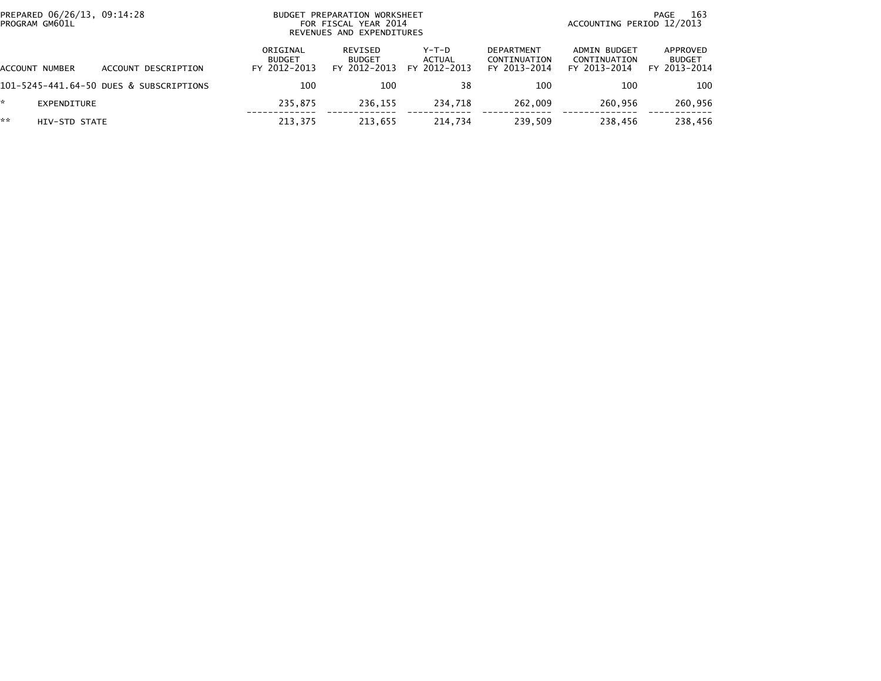PREPARED 06/26/13, 09:14:28
PROGRAM GM601L

BUDGET PREPARATION WORKSHEET
FOR FISCAL YEAR 2014
REVENUES AND EXPENDITURES

ACCOUNTING PERIOD 12/2013

| ACCOUNT NUMBER | ACCOUNT DESCRIPTION | ORIGINAL BUDGET FY 2012-2013 | REVISED BUDGET FY 2012-2013 | Y-T-D ACTUAL FY 2012-2013 | DEPARTMENT CONTINUATION FY 2013-2014 | ADMIN BUDGET CONTINUATION FY 2013-2014 | APPROVED BUDGET FY 2013-2014 |
|---|---|---|---|---|---|---|---|
| 101-5245-441.64-50 | DUES & SUBSCRIPTIONS | 100 | 100 | 38 | 100 | 100 | 100 |
| * | EXPENDITURE | 235,875 | 236,155 | 234,718 | 262,009 | 260,956 | 260,956 |
| ** | HIV-STD STATE | 213,375 | 213,655 | 214,734 | 239,509 | 238,456 | 238,456 |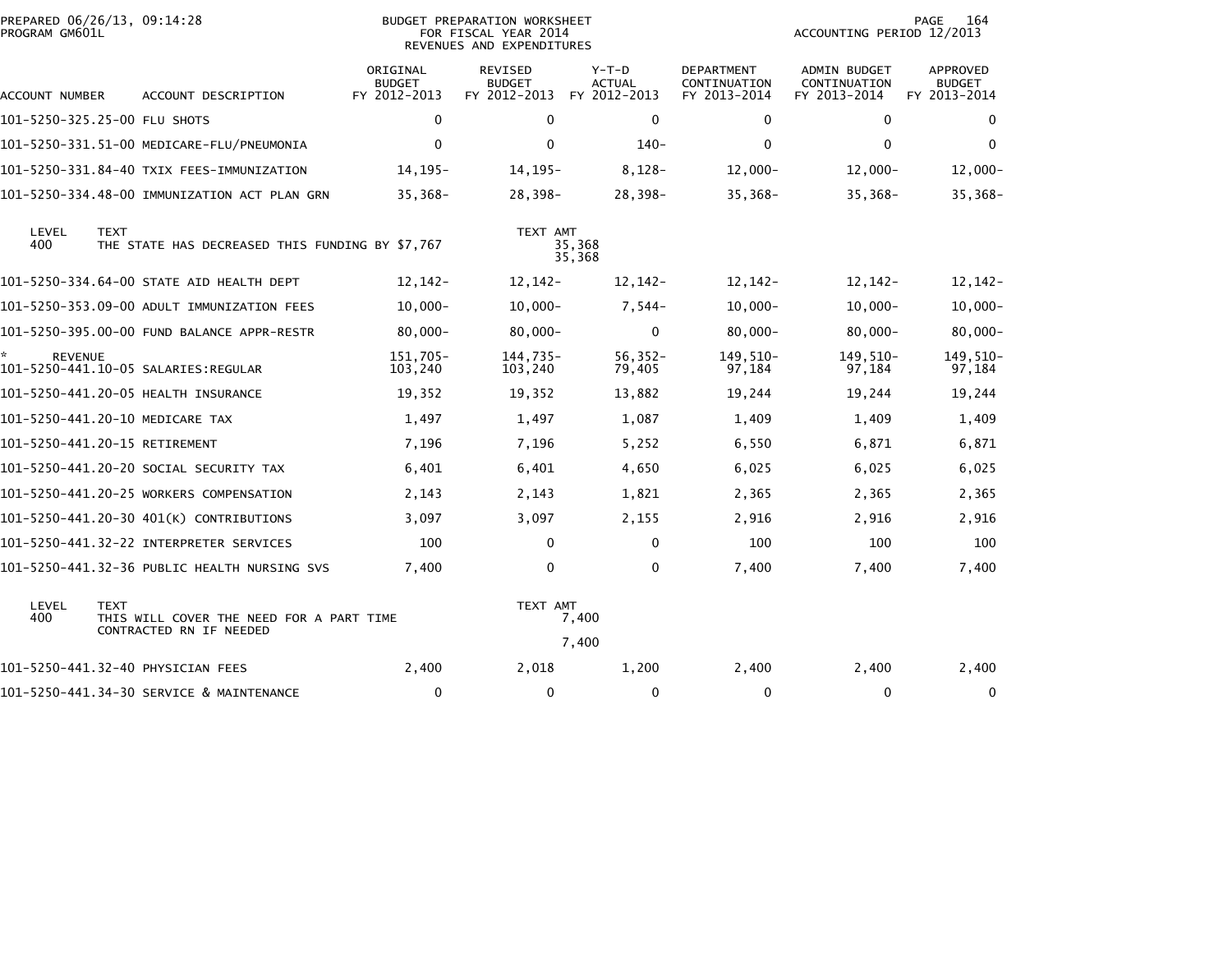PREPARED 06/26/13, 09:14:28
PROGRAM GM601L

BUDGET PREPARATION WORKSHEET
FOR FISCAL YEAR 2014
REVENUES AND EXPENDITURES

ACCOUNTING PERIOD 12/2013

| ACCOUNT NUMBER | ACCOUNT DESCRIPTION | ORIGINAL BUDGET FY 2012-2013 | REVISED BUDGET FY 2012-2013 | Y-T-D ACTUAL FY 2012-2013 | DEPARTMENT CONTINUATION FY 2013-2014 | ADMIN BUDGET CONTINUATION FY 2013-2014 | APPROVED BUDGET FY 2013-2014 |
|---|---|---|---|---|---|---|---|
| 101-5250-325.25-00 | FLU SHOTS | 0 | 0 | 0 | 0 | 0 | 0 |
| 101-5250-331.51-00 | MEDICARE-FLU/PNEUMONIA | 0 | 0 | 140- | 0 | 0 | 0 |
| 101-5250-331.84-40 | TXIX FEES-IMMUNIZATION | 14,195- | 14,195- | 8,128- | 12,000- | 12,000- | 12,000- |
| 101-5250-334.48-00 | IMMUNIZATION ACT PLAN GRN | 35,368- | 28,398- | 28,398- | 35,368- | 35,368- | 35,368- |

| LEVEL | TEXT | TEXT AMT |
|---|---|---|
| 400 | THE STATE HAS DECREASED THIS FUNDING BY $7,767 | 35,368 |
| | | 35,368 |

| ACCOUNT NUMBER | ACCOUNT DESCRIPTION | ORIGINAL BUDGET FY 2012-2013 | REVISED BUDGET FY 2012-2013 | Y-T-D ACTUAL FY 2012-2013 | DEPARTMENT CONTINUATION FY 2013-2014 | ADMIN BUDGET CONTINUATION FY 2013-2014 | APPROVED BUDGET FY 2013-2014 |
|---|---|---|---|---|---|---|---|
| 101-5250-334.64-00 | STATE AID HEALTH DEPT | 12,142- | 12,142- | 12,142- | 12,142- | 12,142- | 12,142- |
| 101-5250-353.09-00 | ADULT IMMUNIZATION FEES | 10,000- | 10,000- | 7,544- | 10,000- | 10,000- | 10,000- |
| 101-5250-395.00-00 | FUND BALANCE APPR-RESTR | 80,000- | 80,000- | 0 | 80,000- | 80,000- | 80,000- |
| * REVENUE | | 151,705- | 144,735- | 56,352- | 149,510- | 149,510- | 149,510- |
| 101-5250-441.10-05 | SALARIES:REGULAR | 103,240 | 103,240 | 79,405 | 97,184 | 97,184 | 97,184 |
| 101-5250-441.20-05 | HEALTH INSURANCE | 19,352 | 19,352 | 13,882 | 19,244 | 19,244 | 19,244 |
| 101-5250-441.20-10 | MEDICARE TAX | 1,497 | 1,497 | 1,087 | 1,409 | 1,409 | 1,409 |
| 101-5250-441.20-15 | RETIREMENT | 7,196 | 7,196 | 5,252 | 6,550 | 6,871 | 6,871 |
| 101-5250-441.20-20 | SOCIAL SECURITY TAX | 6,401 | 6,401 | 4,650 | 6,025 | 6,025 | 6,025 |
| 101-5250-441.20-25 | WORKERS COMPENSATION | 2,143 | 2,143 | 1,821 | 2,365 | 2,365 | 2,365 |
| 101-5250-441.20-30 | 401(K) CONTRIBUTIONS | 3,097 | 3,097 | 2,155 | 2,916 | 2,916 | 2,916 |
| 101-5250-441.32-22 | INTERPRETER SERVICES | 100 | 0 | 0 | 100 | 100 | 100 |
| 101-5250-441.32-36 | PUBLIC HEALTH NURSING SVS | 7,400 | 0 | 0 | 7,400 | 7,400 | 7,400 |

| LEVEL | TEXT | TEXT AMT |
|---|---|---|
| 400 | THIS WILL COVER THE NEED FOR A PART TIME CONTRACTED RN IF NEEDED | 7,400 |
| | | 7,400 |

| ACCOUNT NUMBER | ACCOUNT DESCRIPTION | ORIGINAL BUDGET FY 2012-2013 | REVISED BUDGET FY 2012-2013 | Y-T-D ACTUAL FY 2012-2013 | DEPARTMENT CONTINUATION FY 2013-2014 | ADMIN BUDGET CONTINUATION FY 2013-2014 | APPROVED BUDGET FY 2013-2014 |
|---|---|---|---|---|---|---|---|
| 101-5250-441.32-40 | PHYSICIAN FEES | 2,400 | 2,018 | 1,200 | 2,400 | 2,400 | 2,400 |
| 101-5250-441.34-30 | SERVICE & MAINTENANCE | 0 | 0 | 0 | 0 | 0 | 0 |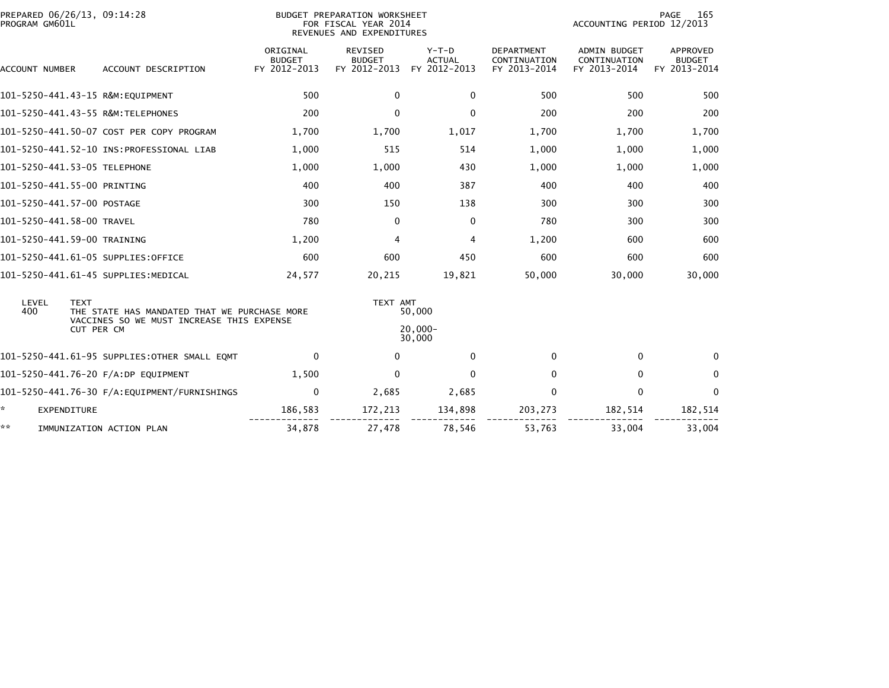BUDGET PREPARATION WORKSHEET
FOR FISCAL YEAR 2014
REVENUES AND EXPENDITURES

| ACCOUNT NUMBER | ACCOUNT DESCRIPTION | ORIGINAL BUDGET FY 2012-2013 | REVISED BUDGET FY 2012-2013 | Y-T-D ACTUAL FY 2012-2013 | DEPARTMENT CONTINUATION FY 2013-2014 | ADMIN BUDGET CONTINUATION FY 2013-2014 | APPROVED BUDGET FY 2013-2014 |
|---|---|---|---|---|---|---|---|
| 101-5250-441.43-15 | R&M:EQUIPMENT | 500 | 0 | 0 | 500 | 500 | 500 |
| 101-5250-441.43-55 | R&M:TELEPHONES | 200 | 0 | 0 | 200 | 200 | 200 |
| 101-5250-441.50-07 | COST PER COPY PROGRAM | 1,700 | 1,700 | 1,017 | 1,700 | 1,700 | 1,700 |
| 101-5250-441.52-10 | INS:PROFESSIONAL LIAB | 1,000 | 515 | 514 | 1,000 | 1,000 | 1,000 |
| 101-5250-441.53-05 | TELEPHONE | 1,000 | 1,000 | 430 | 1,000 | 1,000 | 1,000 |
| 101-5250-441.55-00 | PRINTING | 400 | 400 | 387 | 400 | 400 | 400 |
| 101-5250-441.57-00 | POSTAGE | 300 | 150 | 138 | 300 | 300 | 300 |
| 101-5250-441.58-00 | TRAVEL | 780 | 0 | 0 | 780 | 300 | 300 |
| 101-5250-441.59-00 | TRAINING | 1,200 | 4 | 4 | 1,200 | 600 | 600 |
| 101-5250-441.61-05 | SUPPLIES:OFFICE | 600 | 600 | 450 | 600 | 600 | 600 |
| 101-5250-441.61-45 | SUPPLIES:MEDICAL | 24,577 | 20,215 | 19,821 | 50,000 | 30,000 | 30,000 |

| LEVEL | TEXT | TEXT AMT |
|---|---|---|
| 400 | THE STATE HAS MANDATED THAT WE PURCHASE MORE VACCINES SO WE MUST INCREASE THIS EXPENSE | 50,000 |
| | CUT PER CM | 20,000- |
| | | 30,000 |

| ACCOUNT NUMBER | ACCOUNT DESCRIPTION | ORIGINAL BUDGET FY 2012-2013 | REVISED BUDGET FY 2012-2013 | Y-T-D ACTUAL FY 2012-2013 | DEPARTMENT CONTINUATION FY 2013-2014 | ADMIN BUDGET CONTINUATION FY 2013-2014 | APPROVED BUDGET FY 2013-2014 |
|---|---|---|---|---|---|---|---|
| 101-5250-441.61-95 | SUPPLIES:OTHER SMALL EQMT | 0 | 0 | 0 | 0 | 0 | 0 |
| 101-5250-441.76-20 | F/A:DP EQUIPMENT | 1,500 | 0 | 0 | 0 | 0 | 0 |
| 101-5250-441.76-30 | F/A:EQUIPMENT/FURNISHINGS | 0 | 2,685 | 2,685 | 0 | 0 | 0 |
| * | EXPENDITURE | 186,583 | 172,213 | 134,898 | 203,273 | 182,514 | 182,514 |
| ** | IMMUNIZATION ACTION PLAN | 34,878 | 27,478 | 78,546 | 53,763 | 33,004 | 33,004 |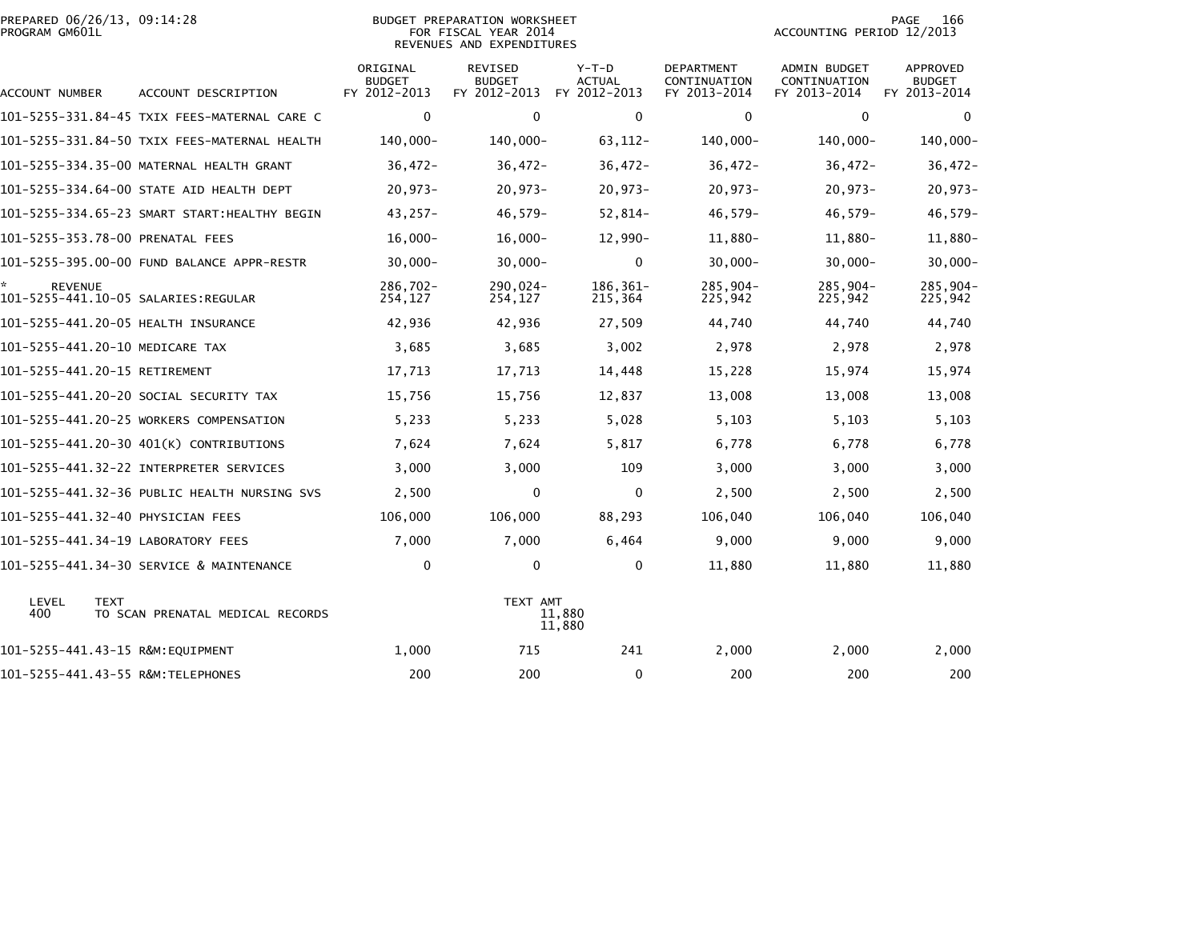PREPARED 06/26/13, 09:14:28
PROGRAM GM601L

BUDGET PREPARATION WORKSHEET
FOR FISCAL YEAR 2014
REVENUES AND EXPENDITURES

ACCOUNTING PERIOD 12/2013

| ACCOUNT NUMBER | ACCOUNT DESCRIPTION | ORIGINAL BUDGET FY 2012-2013 | REVISED BUDGET FY 2012-2013 | Y-T-D ACTUAL FY 2012-2013 | DEPARTMENT CONTINUATION FY 2013-2014 | ADMIN BUDGET CONTINUATION FY 2013-2014 | APPROVED BUDGET FY 2013-2014 |
|---|---|---|---|---|---|---|---|
| 101-5255-331.84-45 | TXIX FEES-MATERNAL CARE C | 0 | 0 | 0 | 0 | 0 | 0 |
| 101-5255-331.84-50 | TXIX FEES-MATERNAL HEALTH | 140,000- | 140,000- | 63,112- | 140,000- | 140,000- | 140,000- |
| 101-5255-334.35-00 | MATERNAL HEALTH GRANT | 36,472- | 36,472- | 36,472- | 36,472- | 36,472- | 36,472- |
| 101-5255-334.64-00 | STATE AID HEALTH DEPT | 20,973- | 20,973- | 20,973- | 20,973- | 20,973- | 20,973- |
| 101-5255-334.65-23 | SMART START:HEALTHY BEGIN | 43,257- | 46,579- | 52,814- | 46,579- | 46,579- | 46,579- |
| 101-5255-353.78-00 | PRENATAL FEES | 16,000- | 16,000- | 12,990- | 11,880- | 11,880- | 11,880- |
| 101-5255-395.00-00 | FUND BALANCE APPR-RESTR | 30,000- | 30,000- | 0 | 30,000- | 30,000- | 30,000- |
| * REVENUE | | 286,702- | 290,024- | 186,361- | 285,904- | 285,904- | 285,904- |
| 101-5255-441.10-05 | SALARIES:REGULAR | 254,127 | 254,127 | 215,364 | 225,942 | 225,942 | 225,942 |
| 101-5255-441.20-05 | HEALTH INSURANCE | 42,936 | 42,936 | 27,509 | 44,740 | 44,740 | 44,740 |
| 101-5255-441.20-10 | MEDICARE TAX | 3,685 | 3,685 | 3,002 | 2,978 | 2,978 | 2,978 |
| 101-5255-441.20-15 | RETIREMENT | 17,713 | 17,713 | 14,448 | 15,228 | 15,974 | 15,974 |
| 101-5255-441.20-20 | SOCIAL SECURITY TAX | 15,756 | 15,756 | 12,837 | 13,008 | 13,008 | 13,008 |
| 101-5255-441.20-25 | WORKERS COMPENSATION | 5,233 | 5,233 | 5,028 | 5,103 | 5,103 | 5,103 |
| 101-5255-441.20-30 | 401(K) CONTRIBUTIONS | 7,624 | 7,624 | 5,817 | 6,778 | 6,778 | 6,778 |
| 101-5255-441.32-22 | INTERPRETER SERVICES | 3,000 | 3,000 | 109 | 3,000 | 3,000 | 3,000 |
| 101-5255-441.32-36 | PUBLIC HEALTH NURSING SVS | 2,500 | 0 | 0 | 2,500 | 2,500 | 2,500 |
| 101-5255-441.32-40 | PHYSICIAN FEES | 106,000 | 106,000 | 88,293 | 106,040 | 106,040 | 106,040 |
| 101-5255-441.34-19 | LABORATORY FEES | 7,000 | 7,000 | 6,464 | 9,000 | 9,000 | 9,000 |
| 101-5255-441.34-30 | SERVICE & MAINTENANCE | 0 | 0 | 0 | 11,880 | 11,880 | 11,880 |

| LEVEL | TEXT | TEXT AMT |
|---|---|---|
| 400 | TO SCAN PRENATAL MEDICAL RECORDS | 11,880 |
| | | 11,880 |

| ACCOUNT NUMBER | ACCOUNT DESCRIPTION | ORIGINAL BUDGET FY 2012-2013 | REVISED BUDGET FY 2012-2013 | Y-T-D ACTUAL FY 2012-2013 | DEPARTMENT CONTINUATION FY 2013-2014 | ADMIN BUDGET CONTINUATION FY 2013-2014 | APPROVED BUDGET FY 2013-2014 |
|---|---|---|---|---|---|---|---|
| 101-5255-441.43-15 | R&M:EQUIPMENT | 1,000 | 715 | 241 | 2,000 | 2,000 | 2,000 |
| 101-5255-441.43-55 | R&M:TELEPHONES | 200 | 200 | 0 | 200 | 200 | 200 |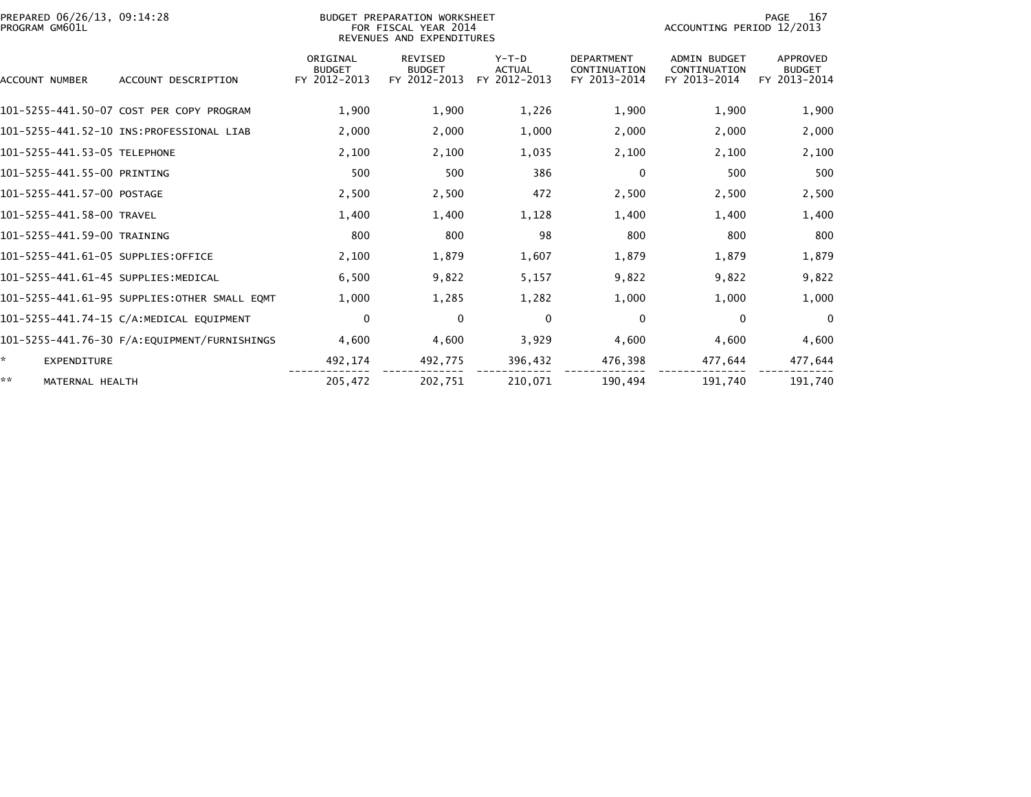PREPARED 06/26/13, 09:14:28
PROGRAM GM601L

BUDGET PREPARATION WORKSHEET
FOR FISCAL YEAR 2014
REVENUES AND EXPENDITURES

ACCOUNTING PERIOD 12/2013

| ACCOUNT NUMBER | ACCOUNT DESCRIPTION | ORIGINAL BUDGET FY 2012-2013 | REVISED BUDGET FY 2012-2013 | Y-T-D ACTUAL FY 2012-2013 | DEPARTMENT CONTINUATION FY 2013-2014 | ADMIN BUDGET CONTINUATION FY 2013-2014 | APPROVED BUDGET FY 2013-2014 |
|---|---|---|---|---|---|---|---|
| 101-5255-441.50-07 | COST PER COPY PROGRAM | 1,900 | 1,900 | 1,226 | 1,900 | 1,900 | 1,900 |
| 101-5255-441.52-10 | INS:PROFESSIONAL LIAB | 2,000 | 2,000 | 1,000 | 2,000 | 2,000 | 2,000 |
| 101-5255-441.53-05 | TELEPHONE | 2,100 | 2,100 | 1,035 | 2,100 | 2,100 | 2,100 |
| 101-5255-441.55-00 | PRINTING | 500 | 500 | 386 | 0 | 500 | 500 |
| 101-5255-441.57-00 | POSTAGE | 2,500 | 2,500 | 472 | 2,500 | 2,500 | 2,500 |
| 101-5255-441.58-00 | TRAVEL | 1,400 | 1,400 | 1,128 | 1,400 | 1,400 | 1,400 |
| 101-5255-441.59-00 | TRAINING | 800 | 800 | 98 | 800 | 800 | 800 |
| 101-5255-441.61-05 | SUPPLIES:OFFICE | 2,100 | 1,879 | 1,607 | 1,879 | 1,879 | 1,879 |
| 101-5255-441.61-45 | SUPPLIES:MEDICAL | 6,500 | 9,822 | 5,157 | 9,822 | 9,822 | 9,822 |
| 101-5255-441.61-95 | SUPPLIES:OTHER SMALL EQMT | 1,000 | 1,285 | 1,282 | 1,000 | 1,000 | 1,000 |
| 101-5255-441.74-15 | C/A:MEDICAL EQUIPMENT | 0 | 0 | 0 | 0 | 0 | 0 |
| 101-5255-441.76-30 | F/A:EQUIPMENT/FURNISHINGS | 4,600 | 4,600 | 3,929 | 4,600 | 4,600 | 4,600 |
| * | EXPENDITURE | 492,174 | 492,775 | 396,432 | 476,398 | 477,644 | 477,644 |
| ** | MATERNAL HEALTH | 205,472 | 202,751 | 210,071 | 190,494 | 191,740 | 191,740 |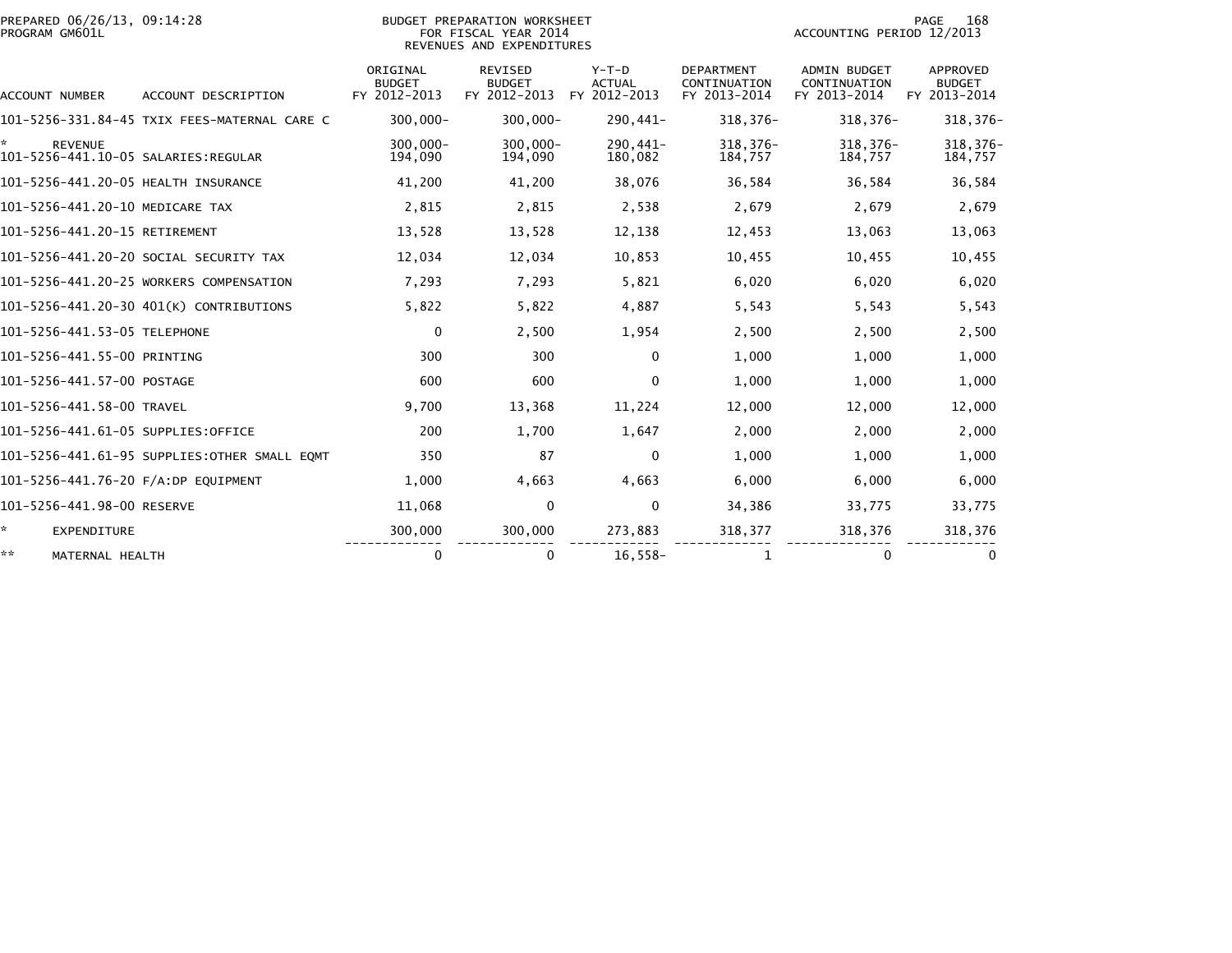PREPARED 06/26/13, 09:14:28
PROGRAM GM601L

BUDGET PREPARATION WORKSHEET
FOR FISCAL YEAR 2014
REVENUES AND EXPENDITURES

ACCOUNTING PERIOD 12/2013

| ACCOUNT NUMBER | ACCOUNT DESCRIPTION | ORIGINAL BUDGET FY 2012-2013 | REVISED BUDGET FY 2012-2013 | Y-T-D ACTUAL FY 2012-2013 | DEPARTMENT CONTINUATION FY 2013-2014 | ADMIN BUDGET CONTINUATION FY 2013-2014 | APPROVED BUDGET FY 2013-2014 |
|---|---|---|---|---|---|---|---|
| 101-5256-331.84-45 | TXIX FEES-MATERNAL CARE C | 300,000- | 300,000- | 290,441- | 318,376- | 318,376- | 318,376- |
| * | REVENUE | 300,000- | 300,000- | 290,441- | 318,376- | 318,376- | 318,376- |
| 101-5256-441.10-05 | SALARIES:REGULAR | 194,090 | 194,090 | 180,082 | 184,757 | 184,757 | 184,757 |
| 101-5256-441.20-05 | HEALTH INSURANCE | 41,200 | 41,200 | 38,076 | 36,584 | 36,584 | 36,584 |
| 101-5256-441.20-10 | MEDICARE TAX | 2,815 | 2,815 | 2,538 | 2,679 | 2,679 | 2,679 |
| 101-5256-441.20-15 | RETIREMENT | 13,528 | 13,528 | 12,138 | 12,453 | 13,063 | 13,063 |
| 101-5256-441.20-20 | SOCIAL SECURITY TAX | 12,034 | 12,034 | 10,853 | 10,455 | 10,455 | 10,455 |
| 101-5256-441.20-25 | WORKERS COMPENSATION | 7,293 | 7,293 | 5,821 | 6,020 | 6,020 | 6,020 |
| 101-5256-441.20-30 | 401(K) CONTRIBUTIONS | 5,822 | 5,822 | 4,887 | 5,543 | 5,543 | 5,543 |
| 101-5256-441.53-05 | TELEPHONE | 0 | 2,500 | 1,954 | 2,500 | 2,500 | 2,500 |
| 101-5256-441.55-00 | PRINTING | 300 | 300 | 0 | 1,000 | 1,000 | 1,000 |
| 101-5256-441.57-00 | POSTAGE | 600 | 600 | 0 | 1,000 | 1,000 | 1,000 |
| 101-5256-441.58-00 | TRAVEL | 9,700 | 13,368 | 11,224 | 12,000 | 12,000 | 12,000 |
| 101-5256-441.61-05 | SUPPLIES:OFFICE | 200 | 1,700 | 1,647 | 2,000 | 2,000 | 2,000 |
| 101-5256-441.61-95 | SUPPLIES:OTHER SMALL EQMT | 350 | 87 | 0 | 1,000 | 1,000 | 1,000 |
| 101-5256-441.76-20 | F/A:DP EQUIPMENT | 1,000 | 4,663 | 4,663 | 6,000 | 6,000 | 6,000 |
| 101-5256-441.98-00 | RESERVE | 11,068 | 0 | 0 | 34,386 | 33,775 | 33,775 |
| * | EXPENDITURE | 300,000 | 300,000 | 273,883 | 318,377 | 318,376 | 318,376 |
| ** | MATERNAL HEALTH | 0 | 0 | 16,558- | 1 | 0 | 0 |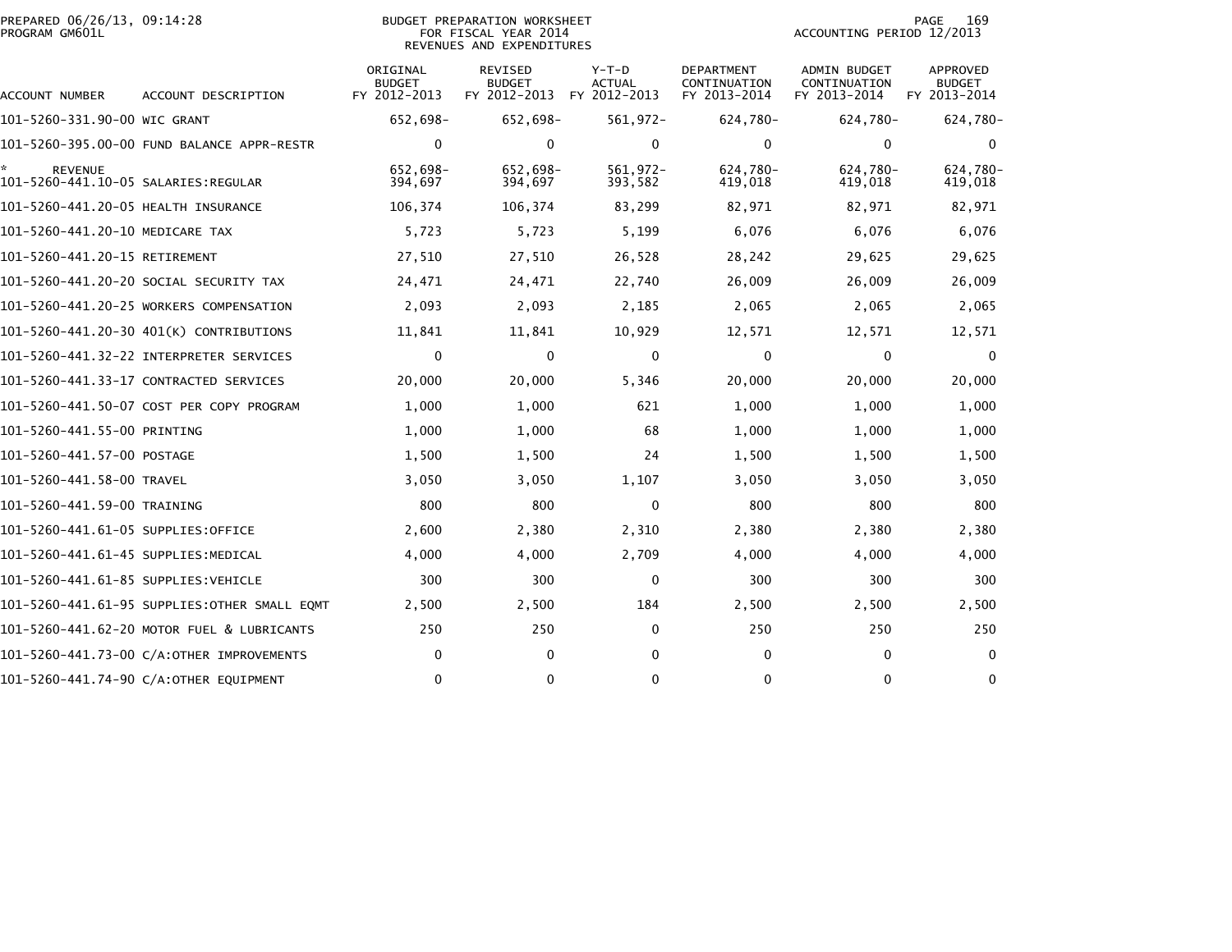PREPARED 06/26/13, 09:14:28
PROGRAM GM601L

BUDGET PREPARATION WORKSHEET
FOR FISCAL YEAR 2014
REVENUES AND EXPENDITURES

ACCOUNTING PERIOD 12/2013

| ACCOUNT NUMBER | ACCOUNT DESCRIPTION | ORIGINAL BUDGET FY 2012-2013 | REVISED BUDGET FY 2012-2013 | Y-T-D ACTUAL FY 2012-2013 | DEPARTMENT CONTINUATION FY 2013-2014 | ADMIN BUDGET CONTINUATION FY 2013-2014 | APPROVED BUDGET FY 2013-2014 |
|---|---|---|---|---|---|---|---|
| 101-5260-331.90-00 | WIC GRANT | 652,698- | 652,698- | 561,972- | 624,780- | 624,780- | 624,780- |
| 101-5260-395.00-00 | FUND BALANCE APPR-RESTR | 0 | 0 | 0 | 0 | 0 | 0 |
| * REVENUE | | 652,698- | 652,698- | 561,972- | 624,780- | 624,780- | 624,780- |
| 101-5260-441.10-05 | SALARIES:REGULAR | 394,697 | 394,697 | 393,582 | 419,018 | 419,018 | 419,018 |
| 101-5260-441.20-05 | HEALTH INSURANCE | 106,374 | 106,374 | 83,299 | 82,971 | 82,971 | 82,971 |
| 101-5260-441.20-10 | MEDICARE TAX | 5,723 | 5,723 | 5,199 | 6,076 | 6,076 | 6,076 |
| 101-5260-441.20-15 | RETIREMENT | 27,510 | 27,510 | 26,528 | 28,242 | 29,625 | 29,625 |
| 101-5260-441.20-20 | SOCIAL SECURITY TAX | 24,471 | 24,471 | 22,740 | 26,009 | 26,009 | 26,009 |
| 101-5260-441.20-25 | WORKERS COMPENSATION | 2,093 | 2,093 | 2,185 | 2,065 | 2,065 | 2,065 |
| 101-5260-441.20-30 | 401(K) CONTRIBUTIONS | 11,841 | 11,841 | 10,929 | 12,571 | 12,571 | 12,571 |
| 101-5260-441.32-22 | INTERPRETER SERVICES | 0 | 0 | 0 | 0 | 0 | 0 |
| 101-5260-441.33-17 | CONTRACTED SERVICES | 20,000 | 20,000 | 5,346 | 20,000 | 20,000 | 20,000 |
| 101-5260-441.50-07 | COST PER COPY PROGRAM | 1,000 | 1,000 | 621 | 1,000 | 1,000 | 1,000 |
| 101-5260-441.55-00 | PRINTING | 1,000 | 1,000 | 68 | 1,000 | 1,000 | 1,000 |
| 101-5260-441.57-00 | POSTAGE | 1,500 | 1,500 | 24 | 1,500 | 1,500 | 1,500 |
| 101-5260-441.58-00 | TRAVEL | 3,050 | 3,050 | 1,107 | 3,050 | 3,050 | 3,050 |
| 101-5260-441.59-00 | TRAINING | 800 | 800 | 0 | 800 | 800 | 800 |
| 101-5260-441.61-05 | SUPPLIES:OFFICE | 2,600 | 2,380 | 2,310 | 2,380 | 2,380 | 2,380 |
| 101-5260-441.61-45 | SUPPLIES:MEDICAL | 4,000 | 4,000 | 2,709 | 4,000 | 4,000 | 4,000 |
| 101-5260-441.61-85 | SUPPLIES:VEHICLE | 300 | 300 | 0 | 300 | 300 | 300 |
| 101-5260-441.61-95 | SUPPLIES:OTHER SMALL EQMT | 2,500 | 2,500 | 184 | 2,500 | 2,500 | 2,500 |
| 101-5260-441.62-20 | MOTOR FUEL & LUBRICANTS | 250 | 250 | 0 | 250 | 250 | 250 |
| 101-5260-441.73-00 | C/A:OTHER IMPROVEMENTS | 0 | 0 | 0 | 0 | 0 | 0 |
| 101-5260-441.74-90 | C/A:OTHER EQUIPMENT | 0 | 0 | 0 | 0 | 0 | 0 |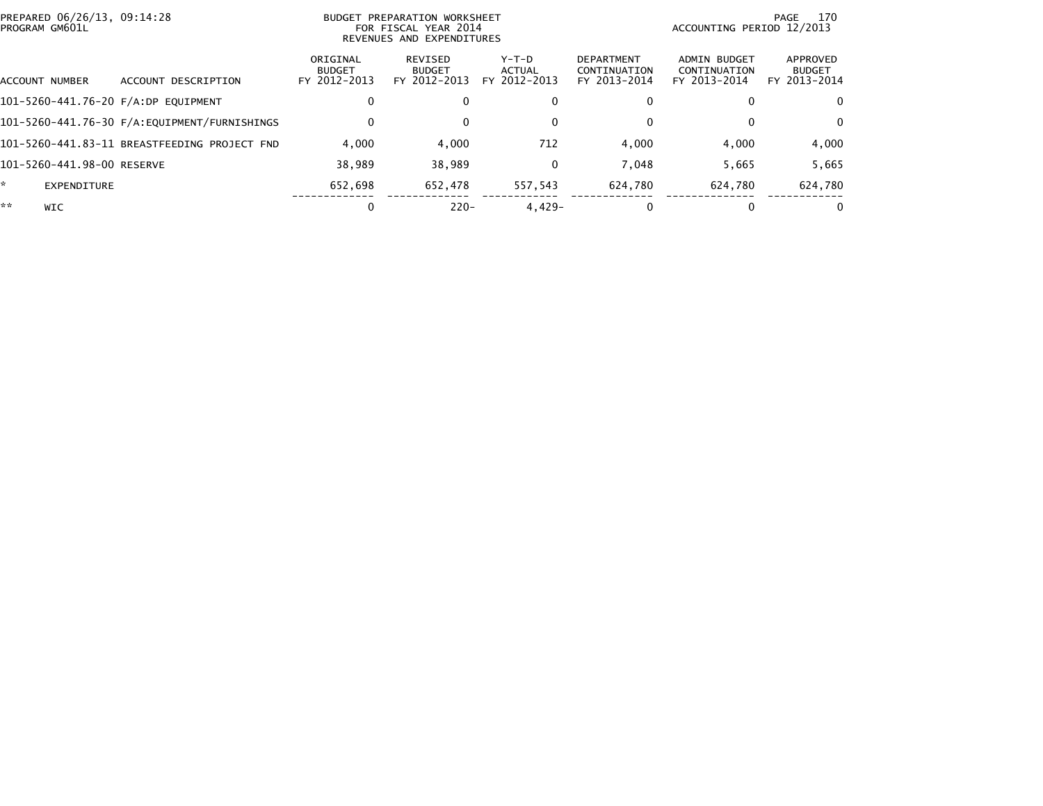PREPARED 06/26/13, 09:14:28
PROGRAM GM601L

BUDGET PREPARATION WORKSHEET
FOR FISCAL YEAR 2014
REVENUES AND EXPENDITURES

ACCOUNTING PERIOD 12/2013

| ACCOUNT NUMBER | ACCOUNT DESCRIPTION | ORIGINAL BUDGET FY 2012-2013 | REVISED BUDGET FY 2012-2013 | Y-T-D ACTUAL FY 2012-2013 | DEPARTMENT CONTINUATION FY 2013-2014 | ADMIN BUDGET CONTINUATION FY 2013-2014 | APPROVED BUDGET FY 2013-2014 |
|---|---|---|---|---|---|---|---|
| 101-5260-441.76-20 | F/A:DP EQUIPMENT | 0 | 0 | 0 | 0 | 0 | 0 |
| 101-5260-441.76-30 | F/A:EQUIPMENT/FURNISHINGS | 0 | 0 | 0 | 0 | 0 | 0 |
| 101-5260-441.83-11 | BREASTFEEDING PROJECT FND | 4,000 | 4,000 | 712 | 4,000 | 4,000 | 4,000 |
| 101-5260-441.98-00 | RESERVE | 38,989 | 38,989 | 0 | 7,048 | 5,665 | 5,665 |
| * | EXPENDITURE | 652,698 | 652,478 | 557,543 | 624,780 | 624,780 | 624,780 |
| ** | WIC | 0 | 220- | 4,429- | 0 | 0 | 0 |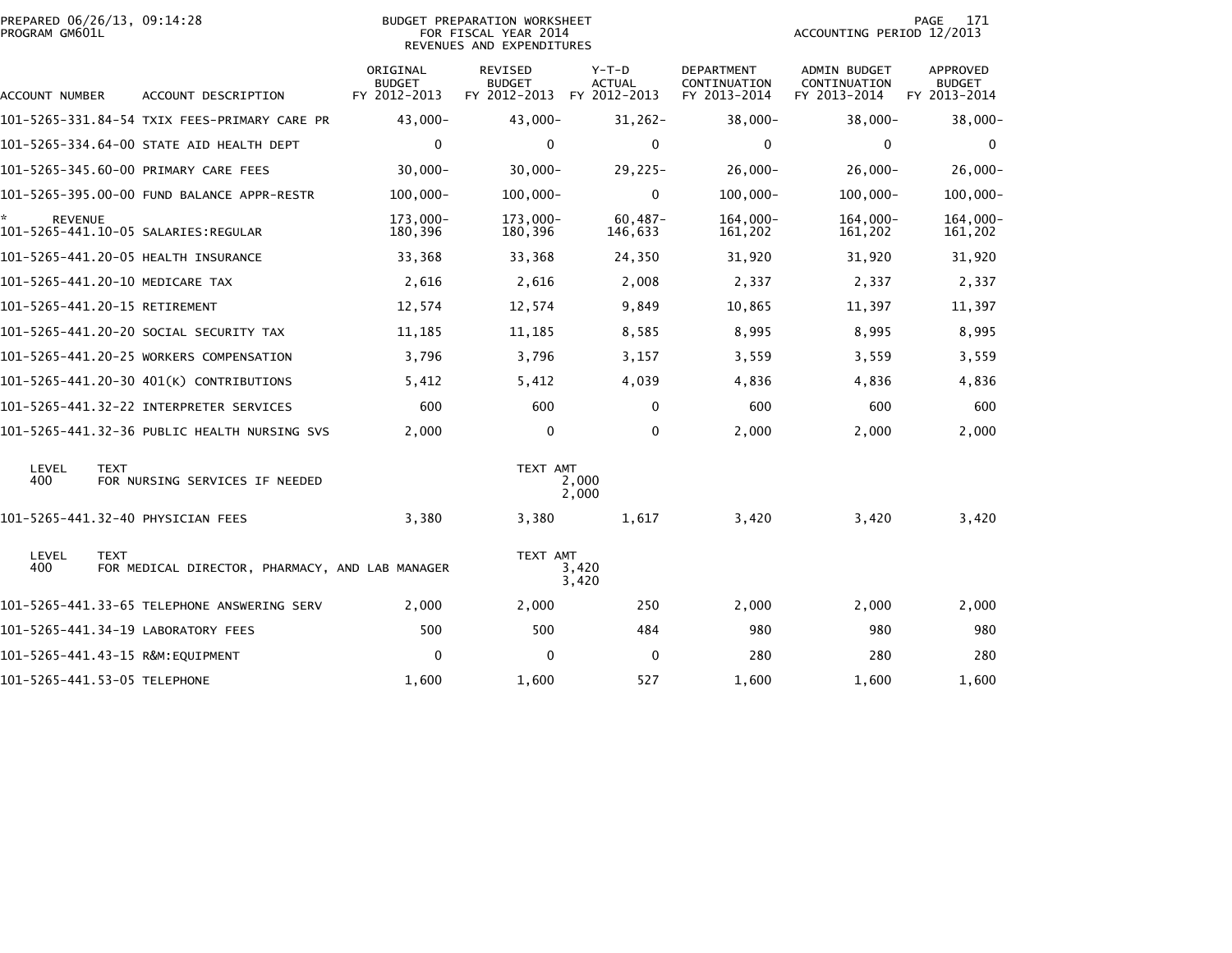BUDGET PREPARATION WORKSHEET
FOR FISCAL YEAR 2014
REVENUES AND EXPENDITURES

PREPARED 06/26/13, 09:14:28
PROGRAM GM601L

ACCOUNTING PERIOD 12/2013

| ACCOUNT NUMBER | ACCOUNT DESCRIPTION | ORIGINAL BUDGET FY 2012-2013 | REVISED BUDGET FY 2012-2013 | Y-T-D ACTUAL FY 2012-2013 | DEPARTMENT CONTINUATION FY 2013-2014 | ADMIN BUDGET CONTINUATION FY 2013-2014 | APPROVED BUDGET FY 2013-2014 |
|---|---|---|---|---|---|---|---|
| 101-5265-331.84-54 | TXIX FEES-PRIMARY CARE PR | 43,000- | 43,000- | 31,262- | 38,000- | 38,000- | 38,000- |
| 101-5265-334.64-00 | STATE AID HEALTH DEPT | 0 | 0 | 0 | 0 | 0 | 0 |
| 101-5265-345.60-00 | PRIMARY CARE FEES | 30,000- | 30,000- | 29,225- | 26,000- | 26,000- | 26,000- |
| 101-5265-395.00-00 | FUND BALANCE APPR-RESTR | 100,000- | 100,000- | 0 | 100,000- | 100,000- | 100,000- |
| * REVENUE | | 173,000- | 173,000- | 60,487- | 164,000- | 164,000- | 164,000- |
| 101-5265-441.10-05 | SALARIES:REGULAR | 180,396 | 180,396 | 146,633 | 161,202 | 161,202 | 161,202 |
| 101-5265-441.20-05 | HEALTH INSURANCE | 33,368 | 33,368 | 24,350 | 31,920 | 31,920 | 31,920 |
| 101-5265-441.20-10 | MEDICARE TAX | 2,616 | 2,616 | 2,008 | 2,337 | 2,337 | 2,337 |
| 101-5265-441.20-15 | RETIREMENT | 12,574 | 12,574 | 9,849 | 10,865 | 11,397 | 11,397 |
| 101-5265-441.20-20 | SOCIAL SECURITY TAX | 11,185 | 11,185 | 8,585 | 8,995 | 8,995 | 8,995 |
| 101-5265-441.20-25 | WORKERS COMPENSATION | 3,796 | 3,796 | 3,157 | 3,559 | 3,559 | 3,559 |
| 101-5265-441.20-30 | 401(K) CONTRIBUTIONS | 5,412 | 5,412 | 4,039 | 4,836 | 4,836 | 4,836 |
| 101-5265-441.32-22 | INTERPRETER SERVICES | 600 | 600 | 0 | 600 | 600 | 600 |
| 101-5265-441.32-36 | PUBLIC HEALTH NURSING SVS | 2,000 | 0 | 0 | 2,000 | 2,000 | 2,000 |
| LEVEL 400 | TEXT: FOR NURSING SERVICES IF NEEDED | | TEXT AMT 2,000 | 2,000 | | | |
| 101-5265-441.32-40 | PHYSICIAN FEES | 3,380 | 3,380 | 1,617 | 3,420 | 3,420 | 3,420 |
| LEVEL 400 | TEXT: FOR MEDICAL DIRECTOR, PHARMACY, AND LAB MANAGER | | TEXT AMT 3,420 | 3,420 | | | |
| 101-5265-441.33-65 | TELEPHONE ANSWERING SERV | 2,000 | 2,000 | 250 | 2,000 | 2,000 | 2,000 |
| 101-5265-441.34-19 | LABORATORY FEES | 500 | 500 | 484 | 980 | 980 | 980 |
| 101-5265-441.43-15 | R&M:EQUIPMENT | 0 | 0 | 0 | 280 | 280 | 280 |
| 101-5265-441.53-05 | TELEPHONE | 1,600 | 1,600 | 527 | 1,600 | 1,600 | 1,600 |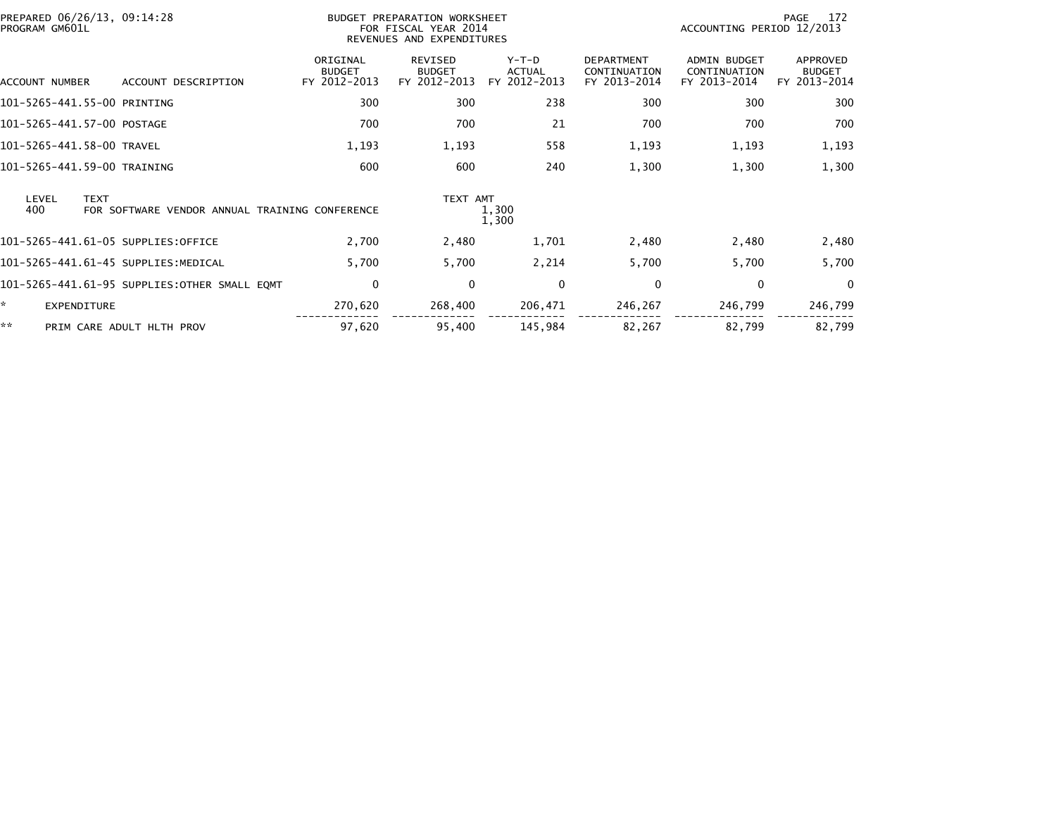PREPARED 06/26/13, 09:14:28
PROGRAM GM601L

BUDGET PREPARATION WORKSHEET
FOR FISCAL YEAR 2014
REVENUES AND EXPENDITURES

ACCOUNTING PERIOD 12/2013

| ACCOUNT NUMBER | ACCOUNT DESCRIPTION | ORIGINAL BUDGET FY 2012-2013 | REVISED BUDGET FY 2012-2013 | Y-T-D ACTUAL FY 2012-2013 | DEPARTMENT CONTINUATION FY 2013-2014 | ADMIN BUDGET CONTINUATION FY 2013-2014 | APPROVED BUDGET FY 2013-2014 |
|---|---|---|---|---|---|---|---|
| 101-5265-441.55-00 | PRINTING | 300 | 300 | 238 | 300 | 300 | 300 |
| 101-5265-441.57-00 | POSTAGE | 700 | 700 | 21 | 700 | 700 | 700 |
| 101-5265-441.58-00 | TRAVEL | 1,193 | 1,193 | 558 | 1,193 | 1,193 | 1,193 |
| 101-5265-441.59-00 | TRAINING | 600 | 600 | 240 | 1,300 | 1,300 | 1,300 |

| LEVEL | TEXT | TEXT AMT |
|---|---|---|
| 400 | FOR SOFTWARE VENDOR ANNUAL TRAINING CONFERENCE | 1,300 |
| | | 1,300 |

| ACCOUNT NUMBER | ACCOUNT DESCRIPTION | ORIGINAL BUDGET FY 2012-2013 | REVISED BUDGET FY 2012-2013 | Y-T-D ACTUAL FY 2012-2013 | DEPARTMENT CONTINUATION FY 2013-2014 | ADMIN BUDGET CONTINUATION FY 2013-2014 | APPROVED BUDGET FY 2013-2014 |
|---|---|---|---|---|---|---|---|
| 101-5265-441.61-05 | SUPPLIES:OFFICE | 2,700 | 2,480 | 1,701 | 2,480 | 2,480 | 2,480 |
| 101-5265-441.61-45 | SUPPLIES:MEDICAL | 5,700 | 5,700 | 2,214 | 5,700 | 5,700 | 5,700 |
| 101-5265-441.61-95 | SUPPLIES:OTHER SMALL EQMT | 0 | 0 | 0 | 0 | 0 | 0 |
| * | EXPENDITURE | 270,620 | 268,400 | 206,471 | 246,267 | 246,799 | 246,799 |
| ** | PRIM CARE ADULT HLTH PROV | 97,620 | 95,400 | 145,984 | 82,267 | 82,799 | 82,799 |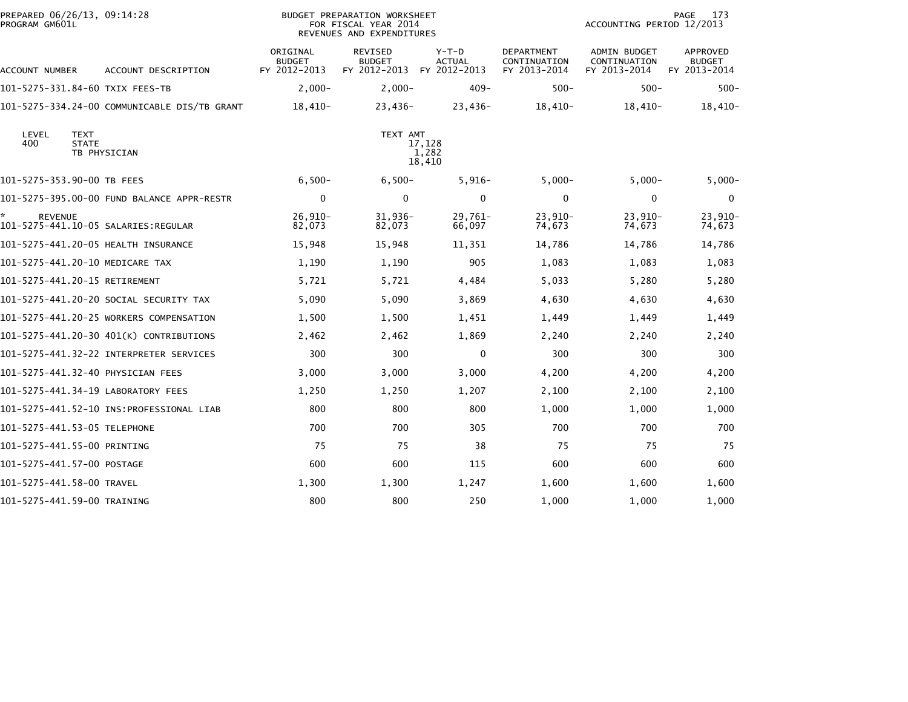PREPARED 06/26/13, 09:14:28
PROGRAM GM601L

BUDGET PREPARATION WORKSHEET
FOR FISCAL YEAR 2014
REVENUES AND EXPENDITURES

ACCOUNTING PERIOD 12/2013

| ACCOUNT NUMBER | ACCOUNT DESCRIPTION | ORIGINAL BUDGET FY 2012-2013 | REVISED BUDGET FY 2012-2013 | Y-T-D ACTUAL FY 2012-2013 | DEPARTMENT CONTINUATION FY 2013-2014 | ADMIN BUDGET CONTINUATION FY 2013-2014 | APPROVED BUDGET FY 2013-2014 |
|---|---|---|---|---|---|---|---|
| 101-5275-331.84-60 | TXIX FEES-TB | 2,000- | 2,000- | 409- | 500- | 500- | 500- |
| 101-5275-334.24-00 | COMMUNICABLE DIS/TB GRANT | 18,410- | 23,436- | 23,436- | 18,410- | 18,410- | 18,410- |

| LEVEL | TEXT | TEXT AMT |
|---|---|---|
| 400 | STATE | 17,128 |
| | TB PHYSICIAN | 1,282 |
| | | 18,410 |

| ACCOUNT NUMBER | ACCOUNT DESCRIPTION | ORIGINAL BUDGET FY 2012-2013 | REVISED BUDGET FY 2012-2013 | Y-T-D ACTUAL FY 2012-2013 | DEPARTMENT CONTINUATION FY 2013-2014 | ADMIN BUDGET CONTINUATION FY 2013-2014 | APPROVED BUDGET FY 2013-2014 |
|---|---|---|---|---|---|---|---|
| 101-5275-353.90-00 | TB FEES | 6,500- | 6,500- | 5,916- | 5,000- | 5,000- | 5,000- |
| 101-5275-395.00-00 | FUND BALANCE APPR-RESTR | 0 | 0 | 0 | 0 | 0 | 0 |
| * | REVENUE | 26,910- | 31,936- | 29,761- | 23,910- | 23,910- | 23,910- |
| 101-5275-441.10-05 | SALARIES:REGULAR | 82,073 | 82,073 | 66,097 | 74,673 | 74,673 | 74,673 |
| 101-5275-441.20-05 | HEALTH INSURANCE | 15,948 | 15,948 | 11,351 | 14,786 | 14,786 | 14,786 |
| 101-5275-441.20-10 | MEDICARE TAX | 1,190 | 1,190 | 905 | 1,083 | 1,083 | 1,083 |
| 101-5275-441.20-15 | RETIREMENT | 5,721 | 5,721 | 4,484 | 5,033 | 5,280 | 5,280 |
| 101-5275-441.20-20 | SOCIAL SECURITY TAX | 5,090 | 5,090 | 3,869 | 4,630 | 4,630 | 4,630 |
| 101-5275-441.20-25 | WORKERS COMPENSATION | 1,500 | 1,500 | 1,451 | 1,449 | 1,449 | 1,449 |
| 101-5275-441.20-30 | 401(K) CONTRIBUTIONS | 2,462 | 2,462 | 1,869 | 2,240 | 2,240 | 2,240 |
| 101-5275-441.32-22 | INTERPRETER SERVICES | 300 | 300 | 0 | 300 | 300 | 300 |
| 101-5275-441.32-40 | PHYSICIAN FEES | 3,000 | 3,000 | 3,000 | 4,200 | 4,200 | 4,200 |
| 101-5275-441.34-19 | LABORATORY FEES | 1,250 | 1,250 | 1,207 | 2,100 | 2,100 | 2,100 |
| 101-5275-441.52-10 | INS:PROFESSIONAL LIAB | 800 | 800 | 800 | 1,000 | 1,000 | 1,000 |
| 101-5275-441.53-05 | TELEPHONE | 700 | 700 | 305 | 700 | 700 | 700 |
| 101-5275-441.55-00 | PRINTING | 75 | 75 | 38 | 75 | 75 | 75 |
| 101-5275-441.57-00 | POSTAGE | 600 | 600 | 115 | 600 | 600 | 600 |
| 101-5275-441.58-00 | TRAVEL | 1,300 | 1,300 | 1,247 | 1,600 | 1,600 | 1,600 |
| 101-5275-441.59-00 | TRAINING | 800 | 800 | 250 | 1,000 | 1,000 | 1,000 |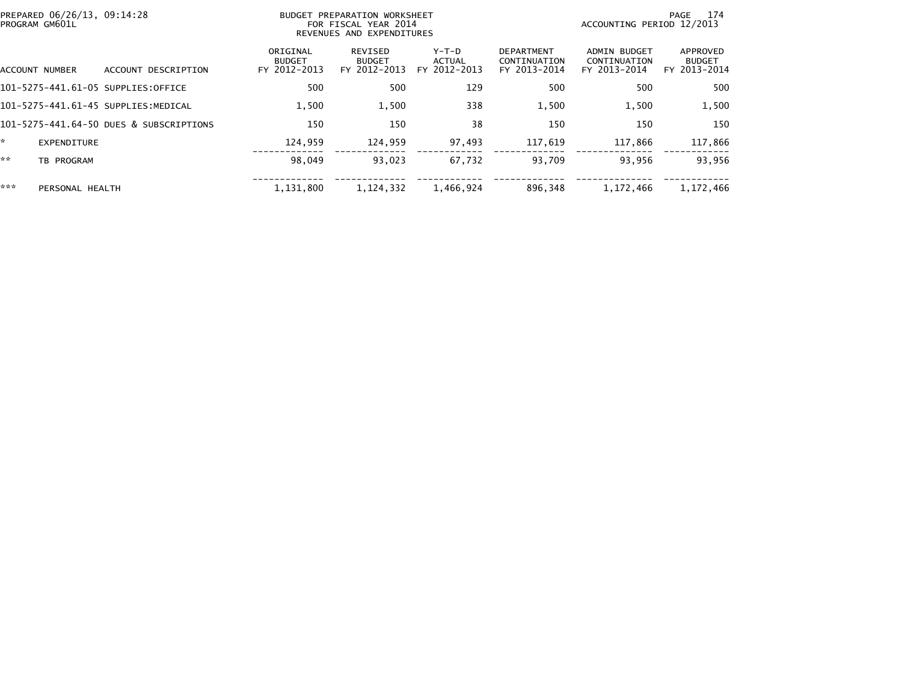BUDGET PREPARATION WORKSHEET
FOR FISCAL YEAR 2014
REVENUES AND EXPENDITURES

PREPARED 06/26/13, 09:14:28
PROGRAM GM601L

ACCOUNTING PERIOD 12/2013

| ACCOUNT NUMBER | ACCOUNT DESCRIPTION | ORIGINAL BUDGET FY 2012-2013 | REVISED BUDGET FY 2012-2013 | Y-T-D ACTUAL FY 2012-2013 | DEPARTMENT CONTINUATION FY 2013-2014 | ADMIN BUDGET CONTINUATION FY 2013-2014 | APPROVED BUDGET FY 2013-2014 |
|---|---|---|---|---|---|---|---|
| 101-5275-441.61-05 | SUPPLIES:OFFICE | 500 | 500 | 129 | 500 | 500 | 500 |
| 101-5275-441.61-45 | SUPPLIES:MEDICAL | 1,500 | 1,500 | 338 | 1,500 | 1,500 | 1,500 |
| 101-5275-441.64-50 | DUES & SUBSCRIPTIONS | 150 | 150 | 38 | 150 | 150 | 150 |
| * | EXPENDITURE | 124,959 | 124,959 | 97,493 | 117,619 | 117,866 | 117,866 |
| ** | TB PROGRAM | 98,049 | 93,023 | 67,732 | 93,709 | 93,956 | 93,956 |
| *** | PERSONAL HEALTH | 1,131,800 | 1,124,332 | 1,466,924 | 896,348 | 1,172,466 | 1,172,466 |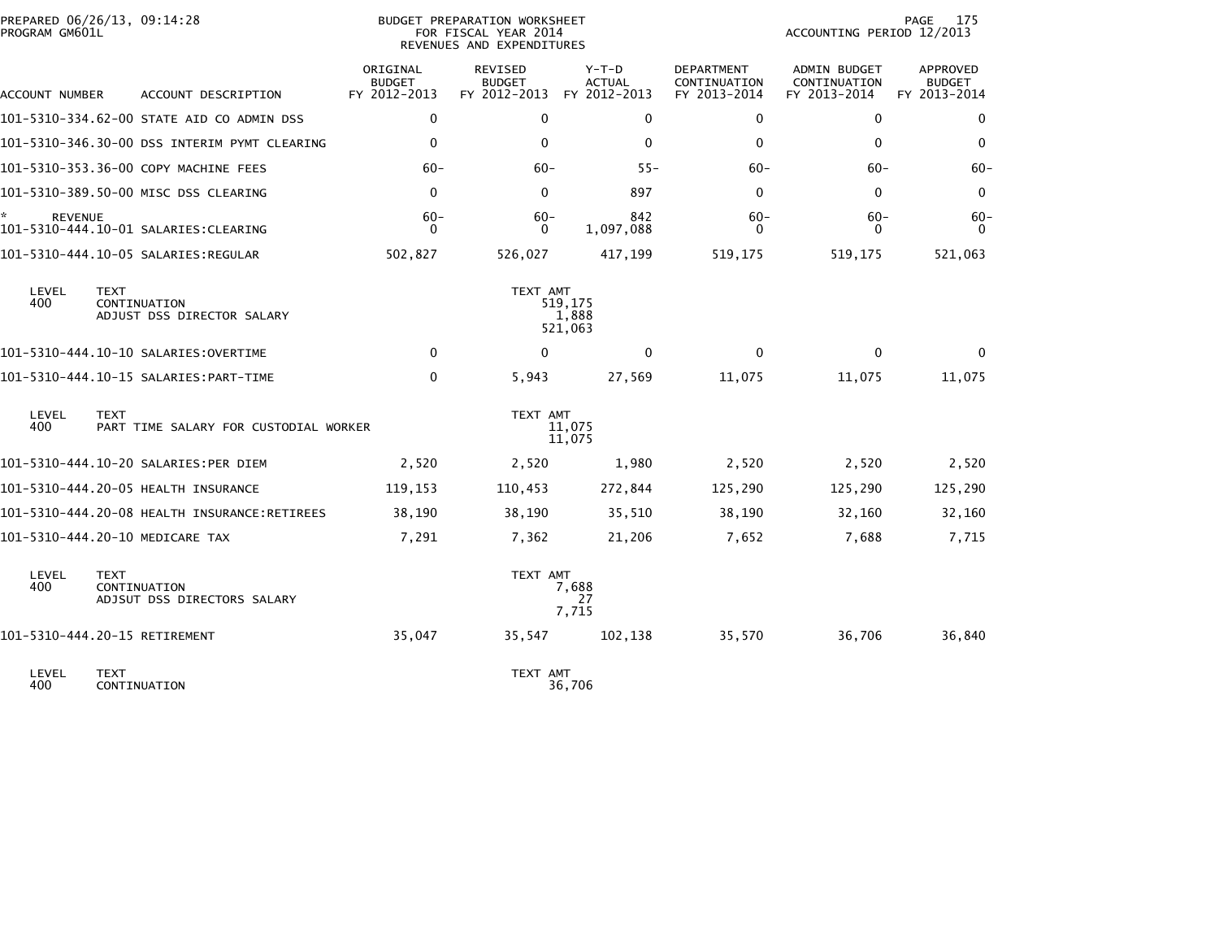BUDGET PREPARATION WORKSHEET
FOR FISCAL YEAR 2014
REVENUES AND EXPENDITURES

PREPARED 06/26/13, 09:14:28
PROGRAM GM601L

ACCOUNTING PERIOD 12/2013

| ACCOUNT NUMBER | ACCOUNT DESCRIPTION | ORIGINAL BUDGET FY 2012-2013 | REVISED BUDGET FY 2012-2013 | Y-T-D ACTUAL FY 2012-2013 | DEPARTMENT CONTINUATION FY 2013-2014 | ADMIN BUDGET CONTINUATION FY 2013-2014 | APPROVED BUDGET FY 2013-2014 |
|---|---|---|---|---|---|---|---|
| 101-5310-334.62-00 | STATE AID CO ADMIN DSS | 0 | 0 | 0 | 0 | 0 | 0 |
| 101-5310-346.30-00 | DSS INTERIM PYMT CLEARING | 0 | 0 | 0 | 0 | 0 | 0 |
| 101-5310-353.36-00 | COPY MACHINE FEES | 60- | 60- | 55- | 60- | 60- | 60- |
| 101-5310-389.50-00 | MISC DSS CLEARING | 0 | 0 | 897 | 0 | 0 | 0 |
| * REVENUE | | 60- | 60- | 842 | 60- | 60- | 60- |
| 101-5310-444.10-01 | SALARIES:CLEARING | 0 | 0 | 1,097,088 | 0 | 0 | 0 |
| 101-5310-444.10-05 | SALARIES:REGULAR | 502,827 | 526,027 | 417,199 | 519,175 | 519,175 | 521,063 |

| LEVEL | TEXT | TEXT AMT |
|---|---|---|
| 400 | CONTINUATION | 519,175 |
| | ADJUST DSS DIRECTOR SALARY | 1,888 |
| | | 521,063 |

| ACCOUNT NUMBER | ACCOUNT DESCRIPTION | ORIGINAL BUDGET FY 2012-2013 | REVISED BUDGET FY 2012-2013 | Y-T-D ACTUAL FY 2012-2013 | DEPARTMENT CONTINUATION FY 2013-2014 | ADMIN BUDGET CONTINUATION FY 2013-2014 | APPROVED BUDGET FY 2013-2014 |
|---|---|---|---|---|---|---|---|
| 101-5310-444.10-10 | SALARIES:OVERTIME | 0 | 0 | 0 | 0 | 0 | 0 |
| 101-5310-444.10-15 | SALARIES:PART-TIME | 0 | 5,943 | 27,569 | 11,075 | 11,075 | 11,075 |

| LEVEL | TEXT | TEXT AMT |
|---|---|---|
| 400 | PART TIME SALARY FOR CUSTODIAL WORKER | 11,075 |
| | | 11,075 |

| ACCOUNT NUMBER | ACCOUNT DESCRIPTION | ORIGINAL BUDGET FY 2012-2013 | REVISED BUDGET FY 2012-2013 | Y-T-D ACTUAL FY 2012-2013 | DEPARTMENT CONTINUATION FY 2013-2014 | ADMIN BUDGET CONTINUATION FY 2013-2014 | APPROVED BUDGET FY 2013-2014 |
|---|---|---|---|---|---|---|---|
| 101-5310-444.10-20 | SALARIES:PER DIEM | 2,520 | 2,520 | 1,980 | 2,520 | 2,520 | 2,520 |
| 101-5310-444.20-05 | HEALTH INSURANCE | 119,153 | 110,453 | 272,844 | 125,290 | 125,290 | 125,290 |
| 101-5310-444.20-08 | HEALTH INSURANCE:RETIREES | 38,190 | 38,190 | 35,510 | 38,190 | 32,160 | 32,160 |
| 101-5310-444.20-10 | MEDICARE TAX | 7,291 | 7,362 | 21,206 | 7,652 | 7,688 | 7,715 |

| LEVEL | TEXT | TEXT AMT |
|---|---|---|
| 400 | CONTINUATION | 7,688 |
| | ADJSUT DSS DIRECTORS SALARY | 27 |
| | | 7,715 |

| ACCOUNT NUMBER | ACCOUNT DESCRIPTION | ORIGINAL BUDGET FY 2012-2013 | REVISED BUDGET FY 2012-2013 | Y-T-D ACTUAL FY 2012-2013 | DEPARTMENT CONTINUATION FY 2013-2014 | ADMIN BUDGET CONTINUATION FY 2013-2014 | APPROVED BUDGET FY 2013-2014 |
|---|---|---|---|---|---|---|---|
| 101-5310-444.20-15 | RETIREMENT | 35,047 | 35,547 | 102,138 | 35,570 | 36,706 | 36,840 |

| LEVEL | TEXT | TEXT AMT |
|---|---|---|
| 400 | CONTINUATION | 36,706 |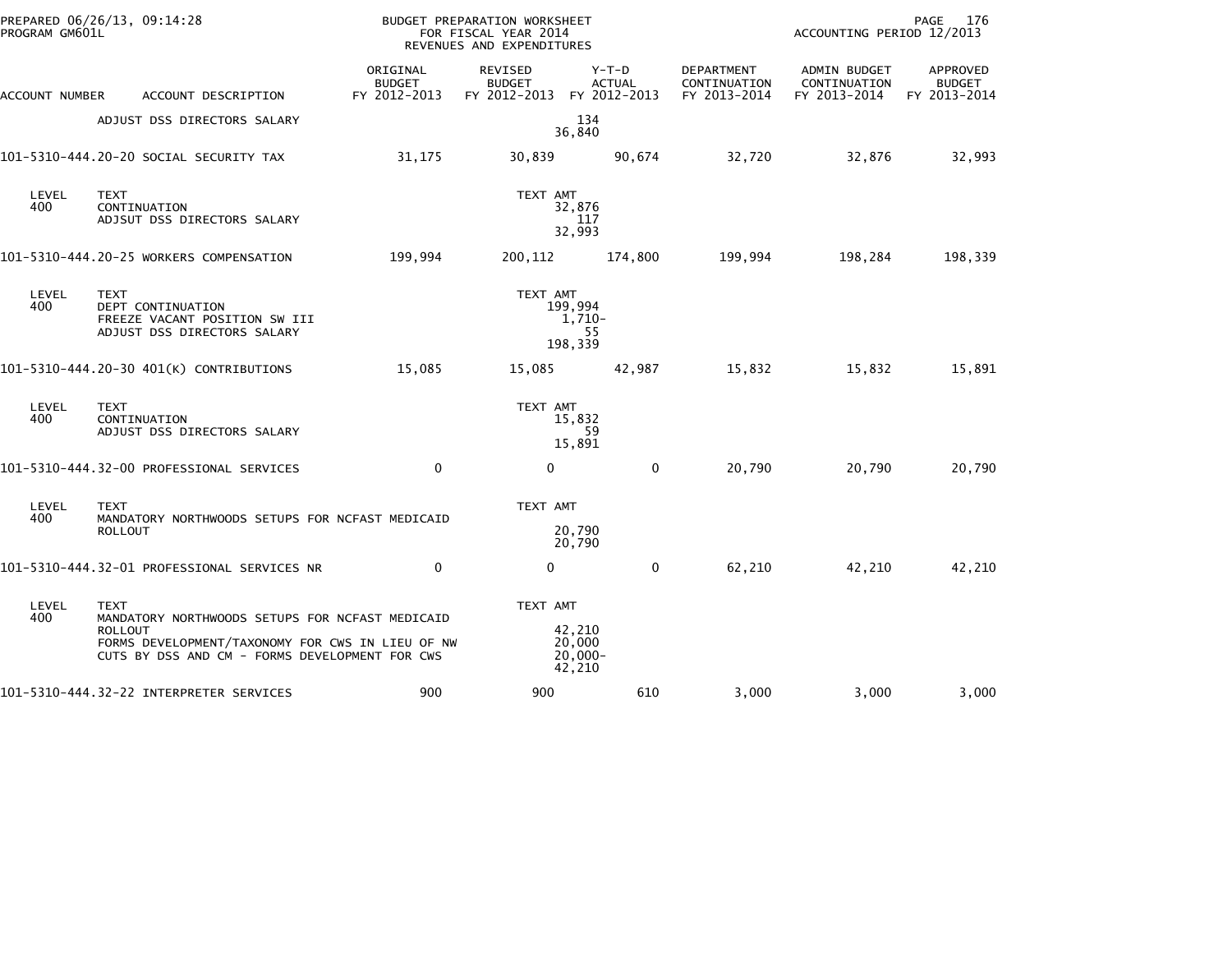| ACCOUNT NUMBER | ACCOUNT DESCRIPTION | ORIGINAL BUDGET FY 2012-2013 | REVISED BUDGET FY 2012-2013 | Y-T-D ACTUAL FY 2012-2013 | DEPARTMENT CONTINUATION FY 2013-2014 | ADMIN BUDGET CONTINUATION FY 2013-2014 | APPROVED BUDGET FY 2013-2014 |
|---|---|---|---|---|---|---|---|
| | ADJUST DSS DIRECTORS SALARY | | | 134 | | | |
| | | | | 36,840 | | | |
| 101-5310-444.20-20 | SOCIAL SECURITY TAX | 31,175 | 30,839 | 90,674 | 32,720 | 32,876 | 32,993 |
| LEVEL 400 | TEXT | | TEXT AMT | | | | |
| | CONTINUATION | | | 32,876 | | | |
| | ADJSUT DSS DIRECTORS SALARY | | | 117 | | | |
| | | | | 32,993 | | | |
| 101-5310-444.20-25 | WORKERS COMPENSATION | 199,994 | 200,112 | 174,800 | 199,994 | 198,284 | 198,339 |
| LEVEL 400 | TEXT | | TEXT AMT | | | | |
| | DEPT CONTINUATION | | | 199,994 | | | |
| | FREEZE VACANT POSITION SW III | | | 1,710- | | | |
| | ADJUST DSS DIRECTORS SALARY | | | 55 | | | |
| | | | | 198,339 | | | |
| 101-5310-444.20-30 | 401(K) CONTRIBUTIONS | 15,085 | 15,085 | 42,987 | 15,832 | 15,832 | 15,891 |
| LEVEL 400 | TEXT | | TEXT AMT | | | | |
| | CONTINUATION | | | 15,832 | | | |
| | ADJUST DSS DIRECTORS SALARY | | | 59 | | | |
| | | | | 15,891 | | | |
| 101-5310-444.32-00 | PROFESSIONAL SERVICES | 0 | 0 | 0 | 20,790 | 20,790 | 20,790 |
| LEVEL 400 | TEXT | | TEXT AMT | | | | |
| | MANDATORY NORTHWOODS SETUPS FOR NCFAST MEDICAID ROLLOUT | | | 20,790 | | | |
| | | | | 20,790 | | | |
| 101-5310-444.32-01 | PROFESSIONAL SERVICES NR | 0 | 0 | 0 | 62,210 | 42,210 | 42,210 |
| LEVEL 400 | TEXT | | TEXT AMT | | | | |
| | MANDATORY NORTHWOODS SETUPS FOR NCFAST MEDICAID ROLLOUT | | | 42,210 | | | |
| | FORMS DEVELOPMENT/TAXONOMY FOR CWS IN LIEU OF NW | | | 20,000 | | | |
| | CUTS BY DSS AND CM - FORMS DEVELOPMENT FOR CWS | | | 20,000- | | | |
| | | | | 42,210 | | | |
| 101-5310-444.32-22 | INTERPRETER SERVICES | 900 | 900 | 610 | 3,000 | 3,000 | 3,000 |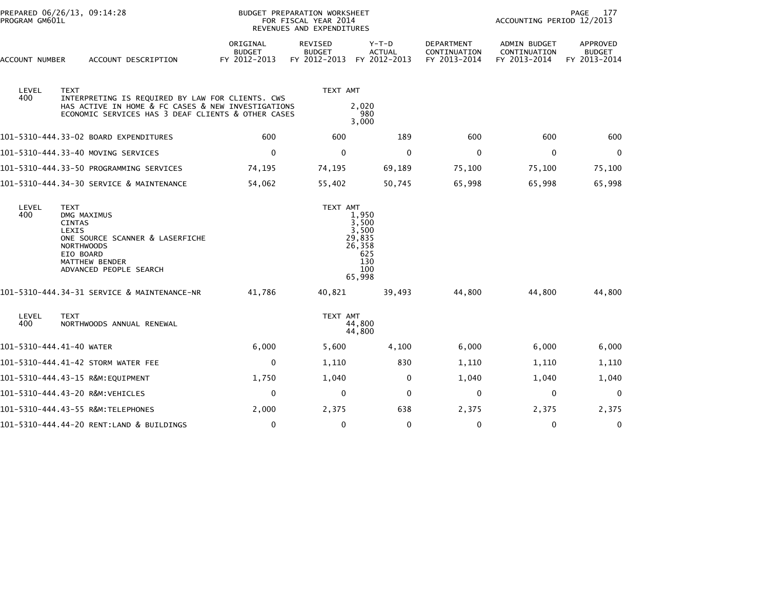PREPARED 06/26/13, 09:14:28
PROGRAM GM601L

BUDGET PREPARATION WORKSHEET
FOR FISCAL YEAR 2014
REVENUES AND EXPENDITURES

ACCOUNTING PERIOD 12/2013

| ACCOUNT NUMBER | ACCOUNT DESCRIPTION | ORIGINAL BUDGET FY 2012-2013 | REVISED BUDGET FY 2012-2013 | Y-T-D ACTUAL FY 2012-2013 | DEPARTMENT CONTINUATION FY 2013-2014 | ADMIN BUDGET CONTINUATION FY 2013-2014 | APPROVED BUDGET FY 2013-2014 |
|---|---|---|---|---|---|---|---|

| LEVEL | TEXT | TEXT AMT |
|---|---|---|
| 400 | INTERPRETING IS REQUIRED BY LAW FOR CLIENTS. CWS HAS ACTIVE IN HOME & FC CASES & NEW INVESTIGATIONS | 2,020 |
| | ECONOMIC SERVICES HAS 3 DEAF CLIENTS & OTHER CASES | 980 |
| | | 3,000 |

| ACCOUNT NUMBER | ACCOUNT DESCRIPTION | ORIGINAL BUDGET FY 2012-2013 | REVISED BUDGET FY 2012-2013 | Y-T-D ACTUAL FY 2012-2013 | DEPARTMENT CONTINUATION FY 2013-2014 | ADMIN BUDGET CONTINUATION FY 2013-2014 | APPROVED BUDGET FY 2013-2014 |
|---|---|---|---|---|---|---|---|
| 101-5310-444.33-02 | BOARD EXPENDITURES | 600 | 600 | 189 | 600 | 600 | 600 |
| 101-5310-444.33-40 | MOVING SERVICES | 0 | 0 | 0 | 0 | 0 | 0 |
| 101-5310-444.33-50 | PROGRAMMING SERVICES | 74,195 | 74,195 | 69,189 | 75,100 | 75,100 | 75,100 |
| 101-5310-444.34-30 | SERVICE & MAINTENANCE | 54,062 | 55,402 | 50,745 | 65,998 | 65,998 | 65,998 |

| LEVEL | TEXT | TEXT AMT |
|---|---|---|
| 400 | DMG MAXIMUS | 1,950 |
| | CINTAS | 3,500 |
| | LEXIS | 3,500 |
| | ONE SOURCE SCANNER & LASERFICHE | 29,835 |
| | NORTHWOODS | 26,358 |
| | EIO BOARD | 625 |
| | MATTHEW BENDER | 130 |
| | ADVANCED PEOPLE SEARCH | 100 |
| | | 65,998 |

| ACCOUNT NUMBER | ACCOUNT DESCRIPTION | ORIGINAL BUDGET FY 2012-2013 | REVISED BUDGET FY 2012-2013 | Y-T-D ACTUAL FY 2012-2013 | DEPARTMENT CONTINUATION FY 2013-2014 | ADMIN BUDGET CONTINUATION FY 2013-2014 | APPROVED BUDGET FY 2013-2014 |
|---|---|---|---|---|---|---|---|
| 101-5310-444.34-31 | SERVICE & MAINTENANCE-NR | 41,786 | 40,821 | 39,493 | 44,800 | 44,800 | 44,800 |

| LEVEL | TEXT | TEXT AMT |
|---|---|---|
| 400 | NORTHWOODS ANNUAL RENEWAL | 44,800 |
| | | 44,800 |

| ACCOUNT NUMBER | ACCOUNT DESCRIPTION | ORIGINAL BUDGET FY 2012-2013 | REVISED BUDGET FY 2012-2013 | Y-T-D ACTUAL FY 2012-2013 | DEPARTMENT CONTINUATION FY 2013-2014 | ADMIN BUDGET CONTINUATION FY 2013-2014 | APPROVED BUDGET FY 2013-2014 |
|---|---|---|---|---|---|---|---|
| 101-5310-444.41-40 | WATER | 6,000 | 5,600 | 4,100 | 6,000 | 6,000 | 6,000 |
| 101-5310-444.41-42 | STORM WATER FEE | 0 | 1,110 | 830 | 1,110 | 1,110 | 1,110 |
| 101-5310-444.43-15 | R&M:EQUIPMENT | 1,750 | 1,040 | 0 | 1,040 | 1,040 | 1,040 |
| 101-5310-444.43-20 | R&M:VEHICLES | 0 | 0 | 0 | 0 | 0 | 0 |
| 101-5310-444.43-55 | R&M:TELEPHONES | 2,000 | 2,375 | 638 | 2,375 | 2,375 | 2,375 |
| 101-5310-444.44-20 | RENT:LAND & BUILDINGS | 0 | 0 | 0 | 0 | 0 | 0 |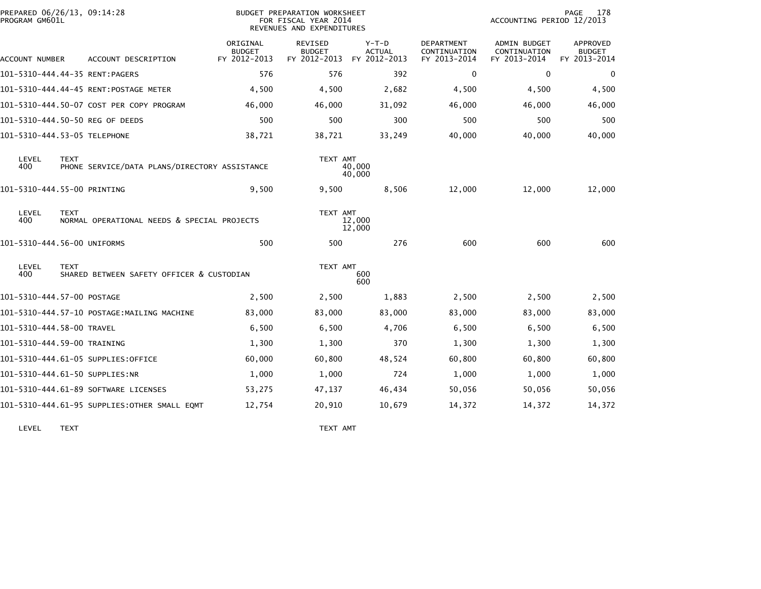PREPARED 06/26/13, 09:14:28
PROGRAM GM601L

BUDGET PREPARATION WORKSHEET
FOR FISCAL YEAR 2014
REVENUES AND EXPENDITURES

ACCOUNTING PERIOD 12/2013

| ACCOUNT NUMBER | ACCOUNT DESCRIPTION | ORIGINAL BUDGET FY 2012-2013 | REVISED BUDGET FY 2012-2013 | Y-T-D ACTUAL FY 2012-2013 | DEPARTMENT CONTINUATION FY 2013-2014 | ADMIN BUDGET CONTINUATION FY 2013-2014 | APPROVED BUDGET FY 2013-2014 |
|---|---|---|---|---|---|---|---|
| 101-5310-444.44-35 | RENT:PAGERS | 576 | 576 | 392 | 0 | 0 | 0 |
| 101-5310-444.44-45 | RENT:POSTAGE METER | 4,500 | 4,500 | 2,682 | 4,500 | 4,500 | 4,500 |
| 101-5310-444.50-07 | COST PER COPY PROGRAM | 46,000 | 46,000 | 31,092 | 46,000 | 46,000 | 46,000 |
| 101-5310-444.50-50 | REG OF DEEDS | 500 | 500 | 300 | 500 | 500 | 500 |
| 101-5310-444.53-05 | TELEPHONE | 38,721 | 38,721 | 33,249 | 40,000 | 40,000 | 40,000 |

| LEVEL | TEXT | TEXT AMT |
|---|---|---|
| 400 | PHONE SERVICE/DATA PLANS/DIRECTORY ASSISTANCE | 40,000 |
| | | 40,000 |

| ACCOUNT NUMBER | ACCOUNT DESCRIPTION | ORIGINAL BUDGET FY 2012-2013 | REVISED BUDGET FY 2012-2013 | Y-T-D ACTUAL FY 2012-2013 | DEPARTMENT CONTINUATION FY 2013-2014 | ADMIN BUDGET CONTINUATION FY 2013-2014 | APPROVED BUDGET FY 2013-2014 |
|---|---|---|---|---|---|---|---|
| 101-5310-444.55-00 | PRINTING | 9,500 | 9,500 | 8,506 | 12,000 | 12,000 | 12,000 |

| LEVEL | TEXT | TEXT AMT |
|---|---|---|
| 400 | NORMAL OPERATIONAL NEEDS & SPECIAL PROJECTS | 12,000 |
| | | 12,000 |

| ACCOUNT NUMBER | ACCOUNT DESCRIPTION | ORIGINAL BUDGET FY 2012-2013 | REVISED BUDGET FY 2012-2013 | Y-T-D ACTUAL FY 2012-2013 | DEPARTMENT CONTINUATION FY 2013-2014 | ADMIN BUDGET CONTINUATION FY 2013-2014 | APPROVED BUDGET FY 2013-2014 |
|---|---|---|---|---|---|---|---|
| 101-5310-444.56-00 | UNIFORMS | 500 | 500 | 276 | 600 | 600 | 600 |

| LEVEL | TEXT | TEXT AMT |
|---|---|---|
| 400 | SHARED BETWEEN SAFETY OFFICER & CUSTODIAN | 600 |
| | | 600 |

| ACCOUNT NUMBER | ACCOUNT DESCRIPTION | ORIGINAL BUDGET FY 2012-2013 | REVISED BUDGET FY 2012-2013 | Y-T-D ACTUAL FY 2012-2013 | DEPARTMENT CONTINUATION FY 2013-2014 | ADMIN BUDGET CONTINUATION FY 2013-2014 | APPROVED BUDGET FY 2013-2014 |
|---|---|---|---|---|---|---|---|
| 101-5310-444.57-00 | POSTAGE | 2,500 | 2,500 | 1,883 | 2,500 | 2,500 | 2,500 |
| 101-5310-444.57-10 | POSTAGE:MAILING MACHINE | 83,000 | 83,000 | 83,000 | 83,000 | 83,000 | 83,000 |
| 101-5310-444.58-00 | TRAVEL | 6,500 | 6,500 | 4,706 | 6,500 | 6,500 | 6,500 |
| 101-5310-444.59-00 | TRAINING | 1,300 | 1,300 | 370 | 1,300 | 1,300 | 1,300 |
| 101-5310-444.61-05 | SUPPLIES:OFFICE | 60,000 | 60,800 | 48,524 | 60,800 | 60,800 | 60,800 |
| 101-5310-444.61-50 | SUPPLIES:NR | 1,000 | 1,000 | 724 | 1,000 | 1,000 | 1,000 |
| 101-5310-444.61-89 | SOFTWARE LICENSES | 53,275 | 47,137 | 46,434 | 50,056 | 50,056 | 50,056 |
| 101-5310-444.61-95 | SUPPLIES:OTHER SMALL EQMT | 12,754 | 20,910 | 10,679 | 14,372 | 14,372 | 14,372 |

| LEVEL | TEXT | TEXT AMT |
|---|---|---|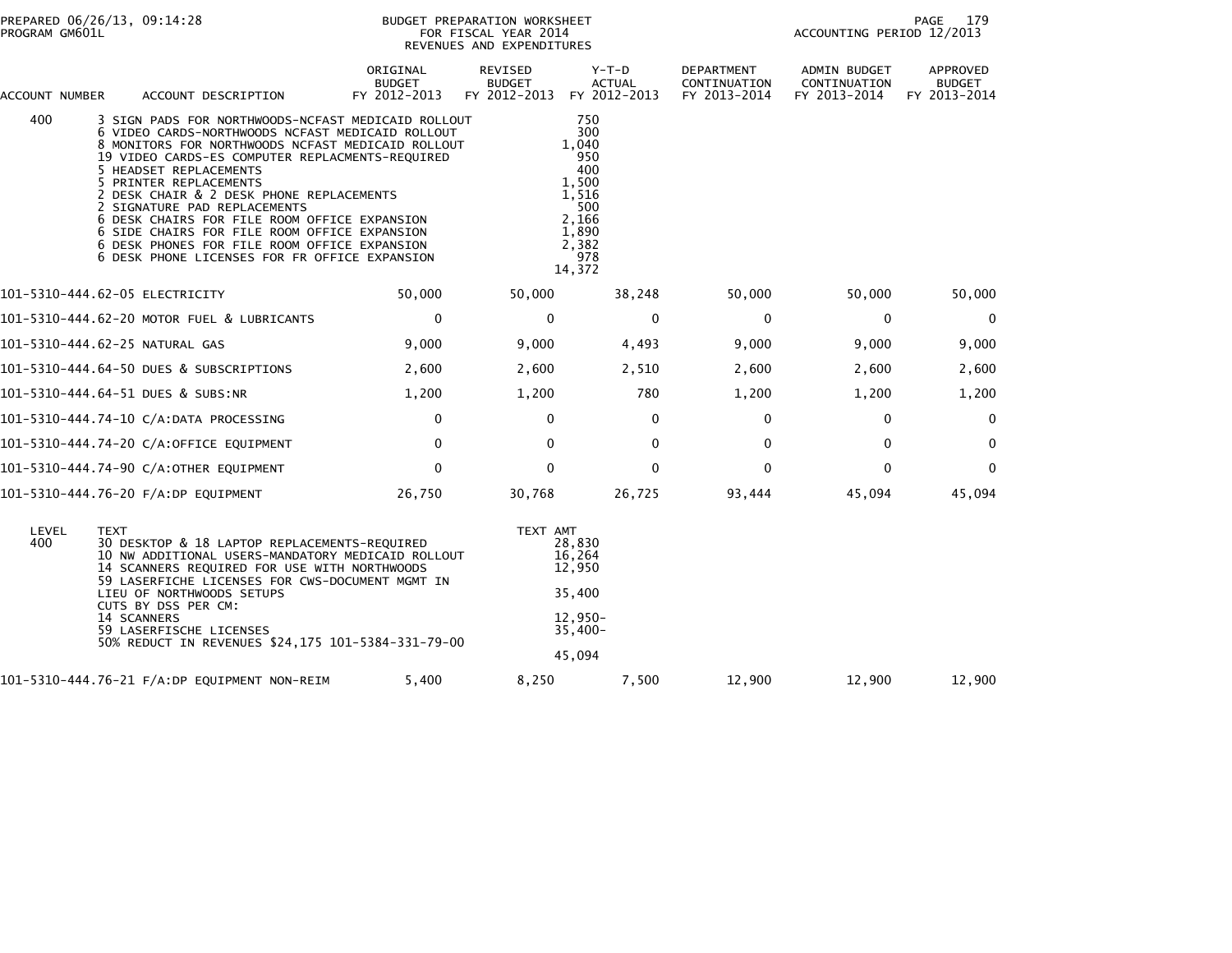PREPARED 06/26/13, 09:14:28
PROGRAM GM601L

BUDGET PREPARATION WORKSHEET
FOR FISCAL YEAR 2014
REVENUES AND EXPENDITURES

ACCOUNTING PERIOD 12/2013

| ACCOUNT NUMBER | ACCOUNT DESCRIPTION | ORIGINAL BUDGET FY 2012-2013 | REVISED BUDGET FY 2012-2013 | Y-T-D ACTUAL FY 2012-2013 | DEPARTMENT CONTINUATION FY 2013-2014 | ADMIN BUDGET CONTINUATION FY 2013-2014 | APPROVED BUDGET FY 2013-2014 |
|---|---|---|---|---|---|---|---|
| 400 | 3 SIGN PADS FOR NORTHWOODS-NCFAST MEDICAID ROLLOUT | | 750 | | | | |
| | 6 VIDEO CARDS-NORTHWOODS NCFAST MEDICAID ROLLOUT | | 300 | | | | |
| | 8 MONITORS FOR NORTHWOODS NCFAST MEDICAID ROLLOUT | | 1,040 | | | | |
| | 19 VIDEO CARDS-ES COMPUTER REPLACMENTS-REQUIRED | | 950 | | | | |
| | 5 HEADSET REPLACEMENTS | | 400 | | | | |
| | 5 PRINTER REPLACEMENTS | | 1,500 | | | | |
| | 2 DESK CHAIR & 2 DESK PHONE REPLACEMENTS | | 1,516 | | | | |
| | 2 SIGNATURE PAD REPLACEMENTS | | 500 | | | | |
| | 6 DESK CHAIRS FOR FILE ROOM OFFICE EXPANSION | | 2,166 | | | | |
| | 6 SIDE CHAIRS FOR FILE ROOM OFFICE EXPANSION | | 1,890 | | | | |
| | 6 DESK PHONES FOR FILE ROOM OFFICE EXPANSION | | 2,382 | | | | |
| | 6 DESK PHONE LICENSES FOR FR OFFICE EXPANSION | | 978 | | | | |
| | | | 14,372 | | | | |
| 101-5310-444.62-05 | ELECTRICITY | 50,000 | 50,000 | 38,248 | 50,000 | 50,000 | 50,000 |
| 101-5310-444.62-20 | MOTOR FUEL & LUBRICANTS | 0 | 0 | 0 | 0 | 0 | 0 |
| 101-5310-444.62-25 | NATURAL GAS | 9,000 | 9,000 | 4,493 | 9,000 | 9,000 | 9,000 |
| 101-5310-444.64-50 | DUES & SUBSCRIPTIONS | 2,600 | 2,600 | 2,510 | 2,600 | 2,600 | 2,600 |
| 101-5310-444.64-51 | DUES & SUBS:NR | 1,200 | 1,200 | 780 | 1,200 | 1,200 | 1,200 |
| 101-5310-444.74-10 | C/A:DATA PROCESSING | 0 | 0 | 0 | 0 | 0 | 0 |
| 101-5310-444.74-20 | C/A:OFFICE EQUIPMENT | 0 | 0 | 0 | 0 | 0 | 0 |
| 101-5310-444.74-90 | C/A:OTHER EQUIPMENT | 0 | 0 | 0 | 0 | 0 | 0 |
| 101-5310-444.76-20 | F/A:DP EQUIPMENT | 26,750 | 30,768 | 26,725 | 93,444 | 45,094 | 45,094 |

| LEVEL | TEXT | TEXT AMT |
|---|---|---|
| 400 | 30 DESKTOP & 18 LAPTOP REPLACEMENTS-REQUIRED | 28,830 |
| | 10 NW ADDITIONAL USERS-MANDATORY MEDICAID ROLLOUT | 16,264 |
| | 14 SCANNERS REQUIRED FOR USE WITH NORTHWOODS | 12,950 |
| | 59 LASERFICHE LICENSES FOR CWS-DOCUMENT MGMT IN LIEU OF NORTHWOODS SETUPS | 35,400 |
| | CUTS BY DSS PER CM: | |
| | 14 SCANNERS | 12,950- |
| | 59 LASERFISCHE LICENSES | 35,400- |
| | 50% REDUCT IN REVENUES $24,175 101-5384-331-79-00 | |
| | | 45,094 |

| ACCOUNT NUMBER | ACCOUNT DESCRIPTION | ORIGINAL BUDGET FY 2012-2013 | REVISED BUDGET FY 2012-2013 | Y-T-D ACTUAL FY 2012-2013 | DEPARTMENT CONTINUATION FY 2013-2014 | ADMIN BUDGET CONTINUATION FY 2013-2014 | APPROVED BUDGET FY 2013-2014 |
|---|---|---|---|---|---|---|---|
| 101-5310-444.76-21 | F/A:DP EQUIPMENT NON-REIM | 5,400 | 8,250 | 7,500 | 12,900 | 12,900 | 12,900 |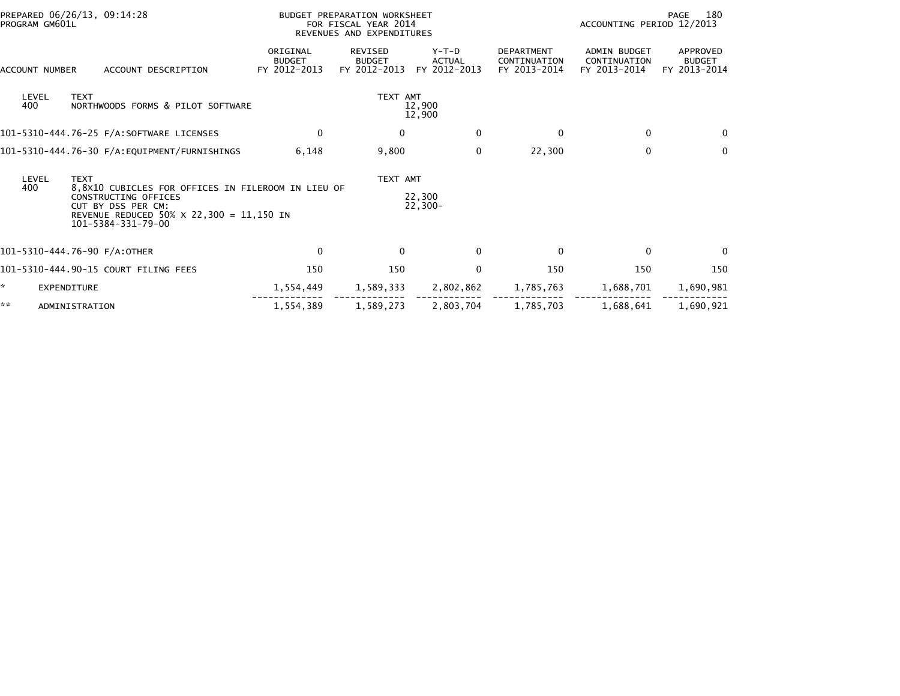PREPARED 06/26/13, 09:14:28
PROGRAM GM601L

BUDGET PREPARATION WORKSHEET
FOR FISCAL YEAR 2014
REVENUES AND EXPENDITURES

ACCOUNTING PERIOD 12/2013

| ACCOUNT NUMBER | ACCOUNT DESCRIPTION | ORIGINAL BUDGET FY 2012-2013 | REVISED BUDGET FY 2012-2013 | Y-T-D ACTUAL FY 2012-2013 | DEPARTMENT CONTINUATION FY 2013-2014 | ADMIN BUDGET CONTINUATION FY 2013-2014 | APPROVED BUDGET FY 2013-2014 |
|---|---|---|---|---|---|---|---|
| LEVEL 400 | TEXT NORTHWOODS FORMS & PILOT SOFTWARE | | TEXT AMT | 12,900 12,900 | | | |
| 101-5310-444.76-25 | F/A:SOFTWARE LICENSES | 0 | 0 | 0 | 0 | 0 | 0 |
| 101-5310-444.76-30 | F/A:EQUIPMENT/FURNISHINGS | 6,148 | 9,800 | 0 | 22,300 | 0 | 0 |
| LEVEL 400 | TEXT 8,8X10 CUBICLES FOR OFFICES IN FILEROOM IN LIEU OF CONSTRUCTING OFFICES CUT BY DSS PER CM: REVENUE REDUCED 50% X 22,300 = 11,150 IN 101-5384-331-79-00 | | TEXT AMT | 22,300 22,300- | | | |
| 101-5310-444.76-90 | F/A:OTHER | 0 | 0 | 0 | 0 | 0 | 0 |
| 101-5310-444.90-15 | COURT FILING FEES | 150 | 150 | 0 | 150 | 150 | 150 |
| * | EXPENDITURE | 1,554,449 | 1,589,333 | 2,802,862 | 1,785,763 | 1,688,701 | 1,690,981 |
| ** | ADMINISTRATION | 1,554,389 | 1,589,273 | 2,803,704 | 1,785,703 | 1,688,641 | 1,690,921 |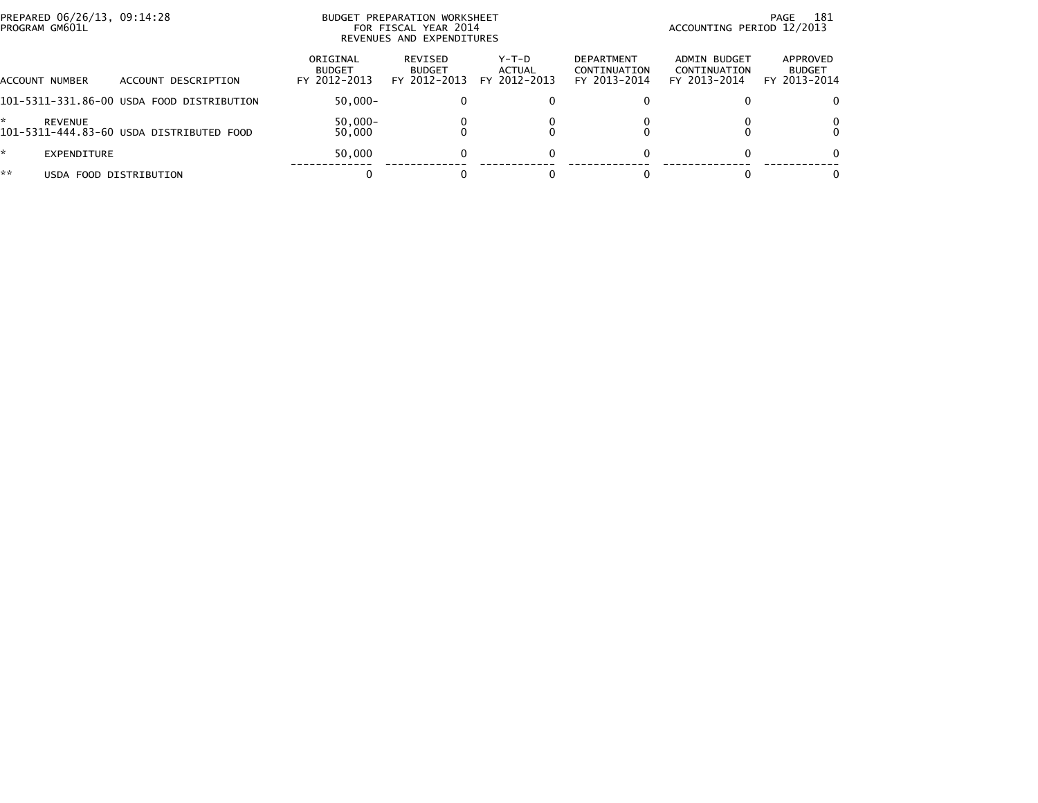PREPARED 06/26/13, 09:14:28
PROGRAM GM601L

BUDGET PREPARATION WORKSHEET
FOR FISCAL YEAR 2014
REVENUES AND EXPENDITURES

ACCOUNTING PERIOD 12/2013

| ACCOUNT NUMBER | ACCOUNT DESCRIPTION | ORIGINAL BUDGET FY 2012-2013 | REVISED BUDGET FY 2012-2013 | Y-T-D ACTUAL FY 2012-2013 | DEPARTMENT CONTINUATION FY 2013-2014 | ADMIN BUDGET CONTINUATION FY 2013-2014 | APPROVED BUDGET FY 2013-2014 |
|---|---|---|---|---|---|---|---|
| 101-5311-331.86-00 | USDA FOOD DISTRIBUTION | 50,000- | 0 | 0 | 0 | 0 | 0 |
| * | REVENUE | 50,000- | 0 | 0 | 0 | 0 | 0 |
| 101-5311-444.83-60 | USDA DISTRIBUTED FOOD | 50,000 | 0 | 0 | 0 | 0 | 0 |
| * | EXPENDITURE | 50,000 | 0 | 0 | 0 | 0 | 0 |
| ** | USDA FOOD DISTRIBUTION | 0 | 0 | 0 | 0 | 0 | 0 |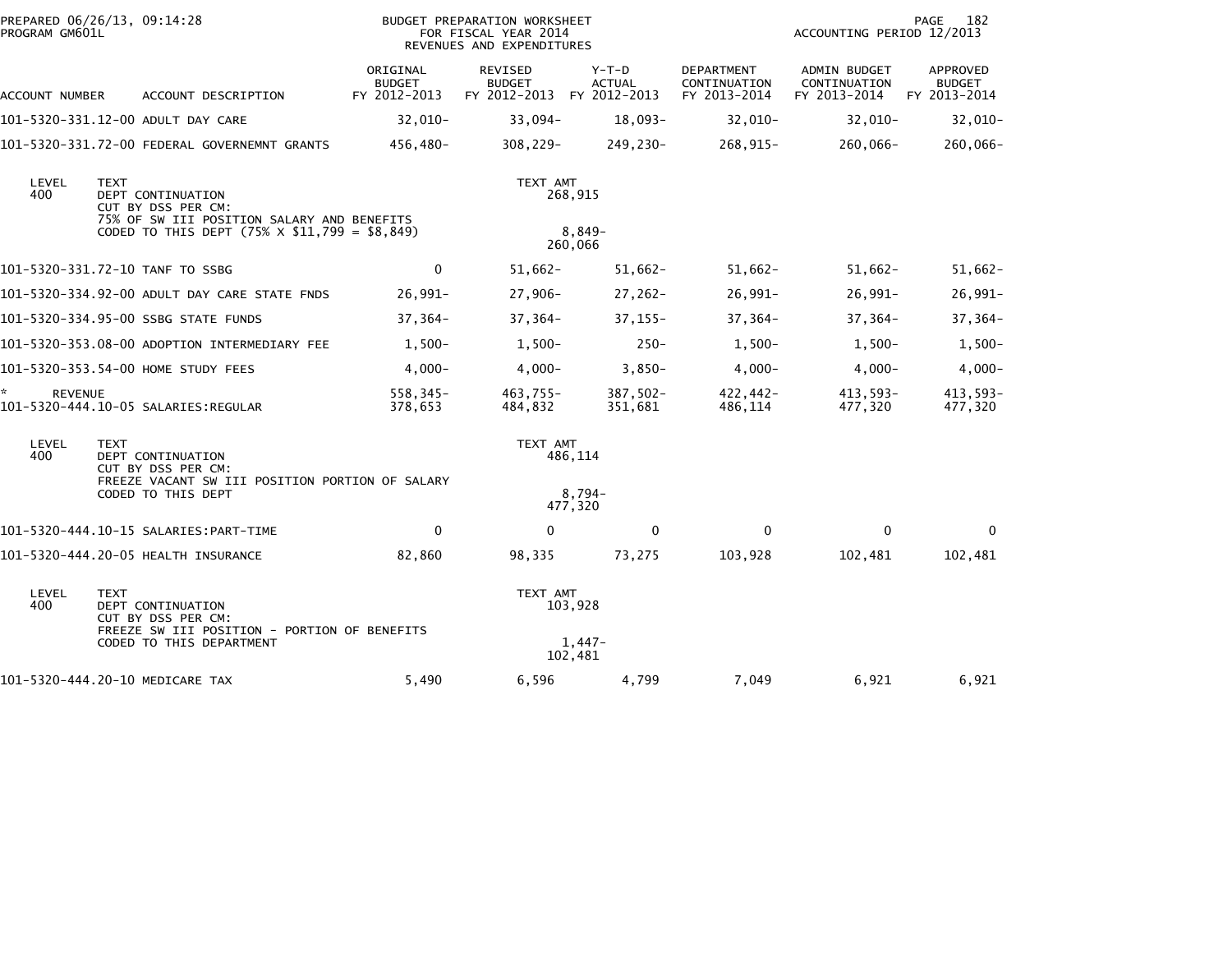PREPARED 06/26/13, 09:14:28
PROGRAM GM601L

BUDGET PREPARATION WORKSHEET
FOR FISCAL YEAR 2014
REVENUES AND EXPENDITURES

ACCOUNTING PERIOD 12/2013

| ACCOUNT NUMBER | ACCOUNT DESCRIPTION | ORIGINAL BUDGET FY 2012-2013 | REVISED BUDGET FY 2012-2013 | Y-T-D ACTUAL FY 2012-2013 | DEPARTMENT CONTINUATION FY 2013-2014 | ADMIN BUDGET CONTINUATION FY 2013-2014 | APPROVED BUDGET FY 2013-2014 |
|---|---|---|---|---|---|---|---|
| 101-5320-331.12-00 | ADULT DAY CARE | 32,010- | 33,094- | 18,093- | 32,010- | 32,010- | 32,010- |
| 101-5320-331.72-00 | FEDERAL GOVERNEMNT GRANTS | 456,480- | 308,229- | 249,230- | 268,915- | 260,066- | 260,066- |

| LEVEL | TEXT | TEXT AMT |
|---|---|---|
| 400 | DEPT CONTINUATION | 268,915 |
| | CUT BY DSS PER CM: | |
| | 75% OF SW III POSITION SALARY AND BENEFITS | |
| | CODED TO THIS DEPT (75% X $11,799 = $8,849) | 8,849- |
| | | 260,066 |

| ACCOUNT NUMBER | ACCOUNT DESCRIPTION | ORIGINAL BUDGET FY 2012-2013 | REVISED BUDGET FY 2012-2013 | Y-T-D ACTUAL FY 2012-2013 | DEPARTMENT CONTINUATION FY 2013-2014 | ADMIN BUDGET CONTINUATION FY 2013-2014 | APPROVED BUDGET FY 2013-2014 |
|---|---|---|---|---|---|---|---|
| 101-5320-331.72-10 | TANF TO SSBG | 0 | 51,662- | 51,662- | 51,662- | 51,662- | 51,662- |
| 101-5320-334.92-00 | ADULT DAY CARE STATE FNDS | 26,991- | 27,906- | 27,262- | 26,991- | 26,991- | 26,991- |
| 101-5320-334.95-00 | SSBG STATE FUNDS | 37,364- | 37,364- | 37,155- | 37,364- | 37,364- | 37,364- |
| 101-5320-353.08-00 | ADOPTION INTERMEDIARY FEE | 1,500- | 1,500- | 250- | 1,500- | 1,500- | 1,500- |
| 101-5320-353.54-00 | HOME STUDY FEES | 4,000- | 4,000- | 3,850- | 4,000- | 4,000- | 4,000- |
| * REVENUE | | 558,345- | 463,755- | 387,502- | 422,442- | 413,593- | 413,593- |
| 101-5320-444.10-05 | SALARIES:REGULAR | 378,653 | 484,832 | 351,681 | 486,114 | 477,320 | 477,320 |

| LEVEL | TEXT | TEXT AMT |
|---|---|---|
| 400 | DEPT CONTINUATION | 486,114 |
| | CUT BY DSS PER CM: | |
| | FREEZE VACANT SW III POSITION PORTION OF SALARY | |
| | CODED TO THIS DEPT | 8,794- |
| | | 477,320 |

| ACCOUNT NUMBER | ACCOUNT DESCRIPTION | ORIGINAL BUDGET FY 2012-2013 | REVISED BUDGET FY 2012-2013 | Y-T-D ACTUAL FY 2012-2013 | DEPARTMENT CONTINUATION FY 2013-2014 | ADMIN BUDGET CONTINUATION FY 2013-2014 | APPROVED BUDGET FY 2013-2014 |
|---|---|---|---|---|---|---|---|
| 101-5320-444.10-15 | SALARIES:PART-TIME | 0 | 0 | 0 | 0 | 0 | 0 |
| 101-5320-444.20-05 | HEALTH INSURANCE | 82,860 | 98,335 | 73,275 | 103,928 | 102,481 | 102,481 |

| LEVEL | TEXT | TEXT AMT |
|---|---|---|
| 400 | DEPT CONTINUATION | 103,928 |
| | CUT BY DSS PER CM: | |
| | FREEZE SW III POSITION - PORTION OF BENEFITS | |
| | CODED TO THIS DEPARTMENT | 1,447- |
| | | 102,481 |

| ACCOUNT NUMBER | ACCOUNT DESCRIPTION | ORIGINAL BUDGET FY 2012-2013 | REVISED BUDGET FY 2012-2013 | Y-T-D ACTUAL FY 2012-2013 | DEPARTMENT CONTINUATION FY 2013-2014 | ADMIN BUDGET CONTINUATION FY 2013-2014 | APPROVED BUDGET FY 2013-2014 |
|---|---|---|---|---|---|---|---|
| 101-5320-444.20-10 | MEDICARE TAX | 5,490 | 6,596 | 4,799 | 7,049 | 6,921 | 6,921 |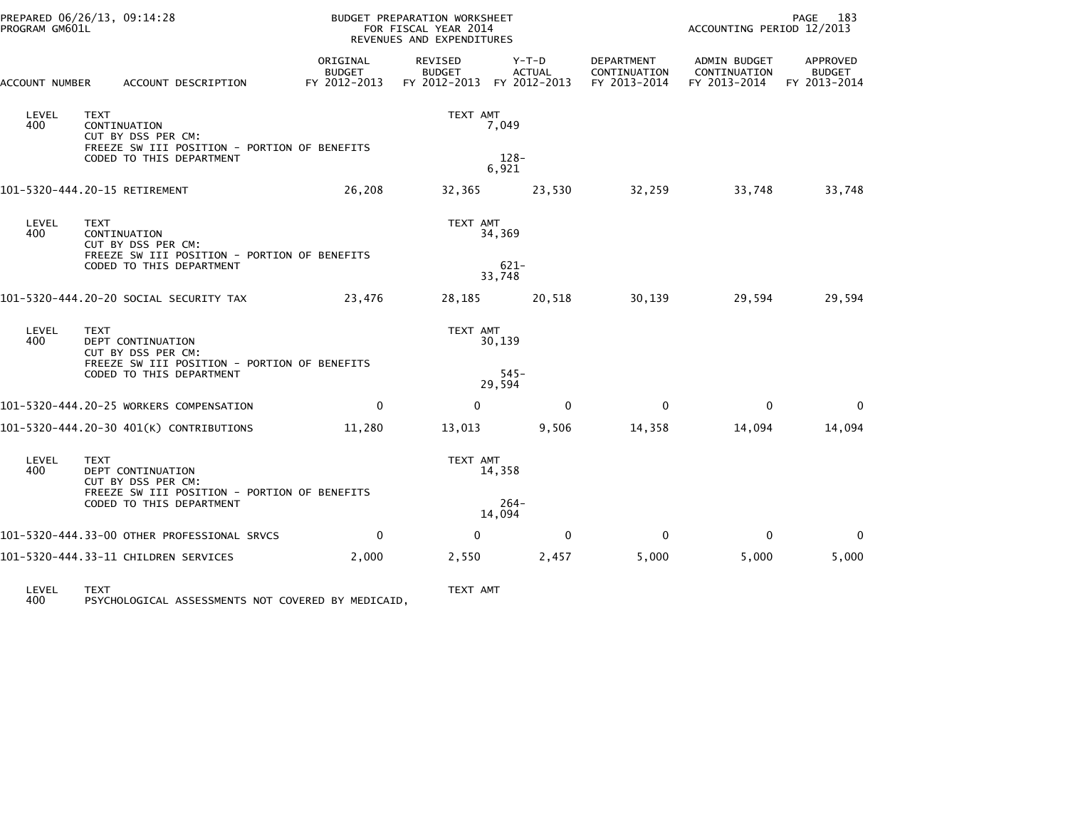PREPARED 06/26/13, 09:14:28
PROGRAM GM601L

BUDGET PREPARATION WORKSHEET
FOR FISCAL YEAR 2014
REVENUES AND EXPENDITURES

ACCOUNTING PERIOD 12/2013

| ACCOUNT NUMBER | ACCOUNT DESCRIPTION | ORIGINAL BUDGET FY 2012-2013 | REVISED BUDGET FY 2012-2013 | Y-T-D ACTUAL FY 2012-2013 | DEPARTMENT CONTINUATION FY 2013-2014 | ADMIN BUDGET CONTINUATION FY 2013-2014 | APPROVED BUDGET FY 2013-2014 |
|---|---|---|---|---|---|---|---|
| LEVEL 400 | TEXT<br>CONTINUATION<br>CUT BY DSS PER CM:<br>FREEZE SW III POSITION - PORTION OF BENEFITS<br>CODED TO THIS DEPARTMENT | | TEXT AMT<br>7,049<br><br>128-<br>6,921 | | | | |
| 101-5320-444.20-15 | RETIREMENT | 26,208 | 32,365 | 23,530 | 32,259 | 33,748 | 33,748 |
| LEVEL 400 | TEXT<br>CONTINUATION<br>CUT BY DSS PER CM:<br>FREEZE SW III POSITION - PORTION OF BENEFITS<br>CODED TO THIS DEPARTMENT | | TEXT AMT<br>34,369<br><br>621-<br>33,748 | | | | |
| 101-5320-444.20-20 | SOCIAL SECURITY TAX | 23,476 | 28,185 | 20,518 | 30,139 | 29,594 | 29,594 |
| LEVEL 400 | TEXT<br>DEPT CONTINUATION<br>CUT BY DSS PER CM:<br>FREEZE SW III POSITION - PORTION OF BENEFITS<br>CODED TO THIS DEPARTMENT | | TEXT AMT<br>30,139<br><br>545-<br>29,594 | | | | |
| 101-5320-444.20-25 | WORKERS COMPENSATION | 0 | 0 | 0 | 0 | 0 | 0 |
| 101-5320-444.20-30 | 401(K) CONTRIBUTIONS | 11,280 | 13,013 | 9,506 | 14,358 | 14,094 | 14,094 |
| LEVEL 400 | TEXT<br>DEPT CONTINUATION<br>CUT BY DSS PER CM:<br>FREEZE SW III POSITION - PORTION OF BENEFITS<br>CODED TO THIS DEPARTMENT | | TEXT AMT<br>14,358<br><br>264-<br>14,094 | | | | |
| 101-5320-444.33-00 | OTHER PROFESSIONAL SRVCS | 0 | 0 | 0 | 0 | 0 | 0 |
| 101-5320-444.33-11 | CHILDREN SERVICES | 2,000 | 2,550 | 2,457 | 5,000 | 5,000 | 5,000 |
| LEVEL 400 | TEXT<br>PSYCHOLOGICAL ASSESSMENTS NOT COVERED BY MEDICAID, | | TEXT AMT | | | | |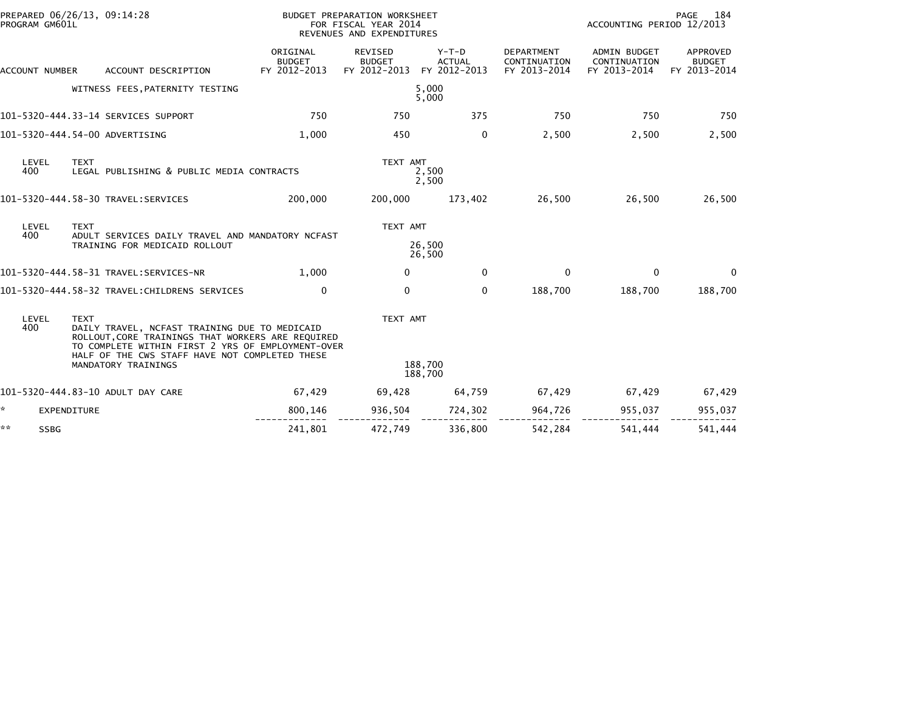| ACCOUNT NUMBER | ACCOUNT DESCRIPTION | ORIGINAL BUDGET FY 2012-2013 | REVISED BUDGET FY 2012-2013 | Y-T-D ACTUAL FY 2012-2013 | DEPARTMENT CONTINUATION FY 2013-2014 | ADMIN BUDGET CONTINUATION FY 2013-2014 | APPROVED BUDGET FY 2013-2014 |
|---|---|---|---|---|---|---|---|
| | WITNESS FEES,PATERNITY TESTING | | | 5,000<br>5,000 | | | |
| 101-5320-444.33-14 | SERVICES SUPPORT | 750 | 750 | 375 | 750 | 750 | 750 |
| 101-5320-444.54-00 | ADVERTISING | 1,000 | 450 | 0 | 2,500 | 2,500 | 2,500 |
| LEVEL 400 | TEXT<br>LEGAL PUBLISHING & PUBLIC MEDIA CONTRACTS | | TEXT AMT | 2,500<br>2,500 | | | |
| 101-5320-444.58-30 | TRAVEL:SERVICES | 200,000 | 200,000 | 173,402 | 26,500 | 26,500 | 26,500 |
| LEVEL 400 | TEXT<br>ADULT SERVICES DAILY TRAVEL AND MANDATORY NCFAST TRAINING FOR MEDICAID ROLLOUT | | TEXT AMT | 26,500<br>26,500 | | | |
| 101-5320-444.58-31 | TRAVEL:SERVICES-NR | 1,000 | 0 | 0 | 0 | 0 | 0 |
| 101-5320-444.58-32 | TRAVEL:CHILDRENS SERVICES | 0 | 0 | 0 | 188,700 | 188,700 | 188,700 |
| LEVEL 400 | TEXT<br>DAILY TRAVEL, NCFAST TRAINING DUE TO MEDICAID ROLLOUT,CORE TRAININGS THAT WORKERS ARE REQUIRED TO COMPLETE WITHIN FIRST 2 YRS OF EMPLOYMENT-OVER HALF OF THE CWS STAFF HAVE NOT COMPLETED THESE MANDATORY TRAININGS | | TEXT AMT | 188,700<br>188,700 | | | |
| 101-5320-444.83-10 | ADULT DAY CARE | 67,429 | 69,428 | 64,759 | 67,429 | 67,429 | 67,429 |
| * | EXPENDITURE | 800,146 | 936,504 | 724,302 | 964,726 | 955,037 | 955,037 |
| ** | SSBG | 241,801 | 472,749 | 336,800 | 542,284 | 541,444 | 541,444 |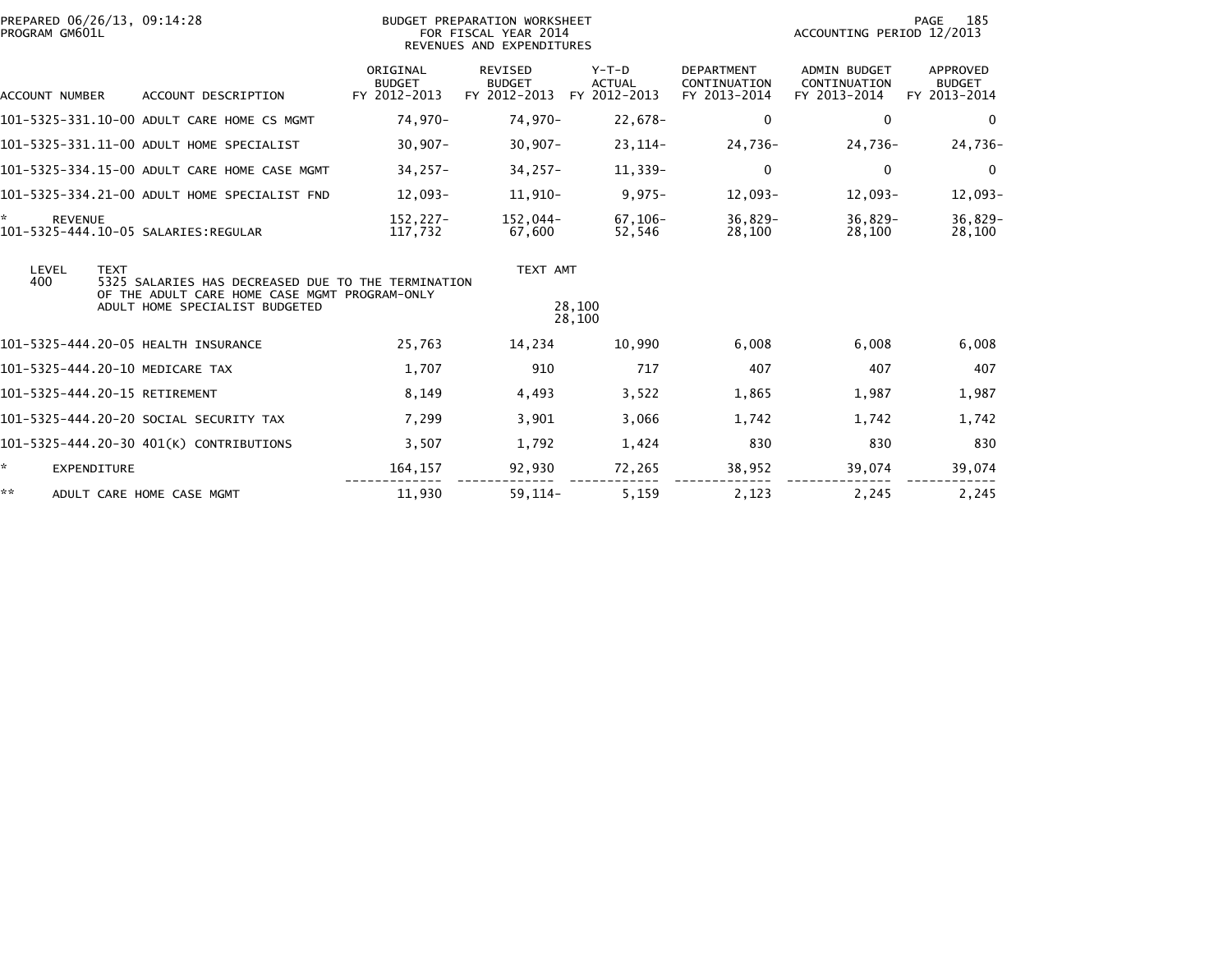BUDGET PREPARATION WORKSHEET
FOR FISCAL YEAR 2014
REVENUES AND EXPENDITURES

PREPARED 06/26/13, 09:14:28
PROGRAM GM601L

ACCOUNTING PERIOD 12/2013

| ACCOUNT NUMBER | ACCOUNT DESCRIPTION | ORIGINAL BUDGET FY 2012-2013 | REVISED BUDGET FY 2012-2013 | Y-T-D ACTUAL FY 2012-2013 | DEPARTMENT CONTINUATION FY 2013-2014 | ADMIN BUDGET CONTINUATION FY 2013-2014 | APPROVED BUDGET FY 2013-2014 |
|---|---|---|---|---|---|---|---|
| 101-5325-331.10-00 | ADULT CARE HOME CS MGMT | 74,970- | 74,970- | 22,678- | 0 | 0 | 0 |
| 101-5325-331.11-00 | ADULT HOME SPECIALIST | 30,907- | 30,907- | 23,114- | 24,736- | 24,736- | 24,736- |
| 101-5325-334.15-00 | ADULT CARE HOME CASE MGMT | 34,257- | 34,257- | 11,339- | 0 | 0 | 0 |
| 101-5325-334.21-00 | ADULT HOME SPECIALIST FND | 12,093- | 11,910- | 9,975- | 12,093- | 12,093- | 12,093- |
| * | REVENUE | 152,227- | 152,044- | 67,106- | 36,829- | 36,829- | 36,829- |
| 101-5325-444.10-05 | SALARIES:REGULAR | 117,732 | 67,600 | 52,546 | 28,100 | 28,100 | 28,100 |

| LEVEL | TEXT | TEXT AMT |
|---|---|---|
| 400 | 5325 SALARIES HAS DECREASED DUE TO THE TERMINATION OF THE ADULT CARE HOME CASE MGMT PROGRAM-ONLY ADULT HOME SPECIALIST BUDGETED | 28,100 |
| | | 28,100 |

| ACCOUNT NUMBER | ACCOUNT DESCRIPTION | ORIGINAL BUDGET FY 2012-2013 | REVISED BUDGET FY 2012-2013 | Y-T-D ACTUAL FY 2012-2013 | DEPARTMENT CONTINUATION FY 2013-2014 | ADMIN BUDGET CONTINUATION FY 2013-2014 | APPROVED BUDGET FY 2013-2014 |
|---|---|---|---|---|---|---|---|
| 101-5325-444.20-05 | HEALTH INSURANCE | 25,763 | 14,234 | 10,990 | 6,008 | 6,008 | 6,008 |
| 101-5325-444.20-10 | MEDICARE TAX | 1,707 | 910 | 717 | 407 | 407 | 407 |
| 101-5325-444.20-15 | RETIREMENT | 8,149 | 4,493 | 3,522 | 1,865 | 1,987 | 1,987 |
| 101-5325-444.20-20 | SOCIAL SECURITY TAX | 7,299 | 3,901 | 3,066 | 1,742 | 1,742 | 1,742 |
| 101-5325-444.20-30 | 401(K) CONTRIBUTIONS | 3,507 | 1,792 | 1,424 | 830 | 830 | 830 |
| * | EXPENDITURE | 164,157 | 92,930 | 72,265 | 38,952 | 39,074 | 39,074 |
| ** | ADULT CARE HOME CASE MGMT | 11,930 | 59,114- | 5,159 | 2,123 | 2,245 | 2,245 |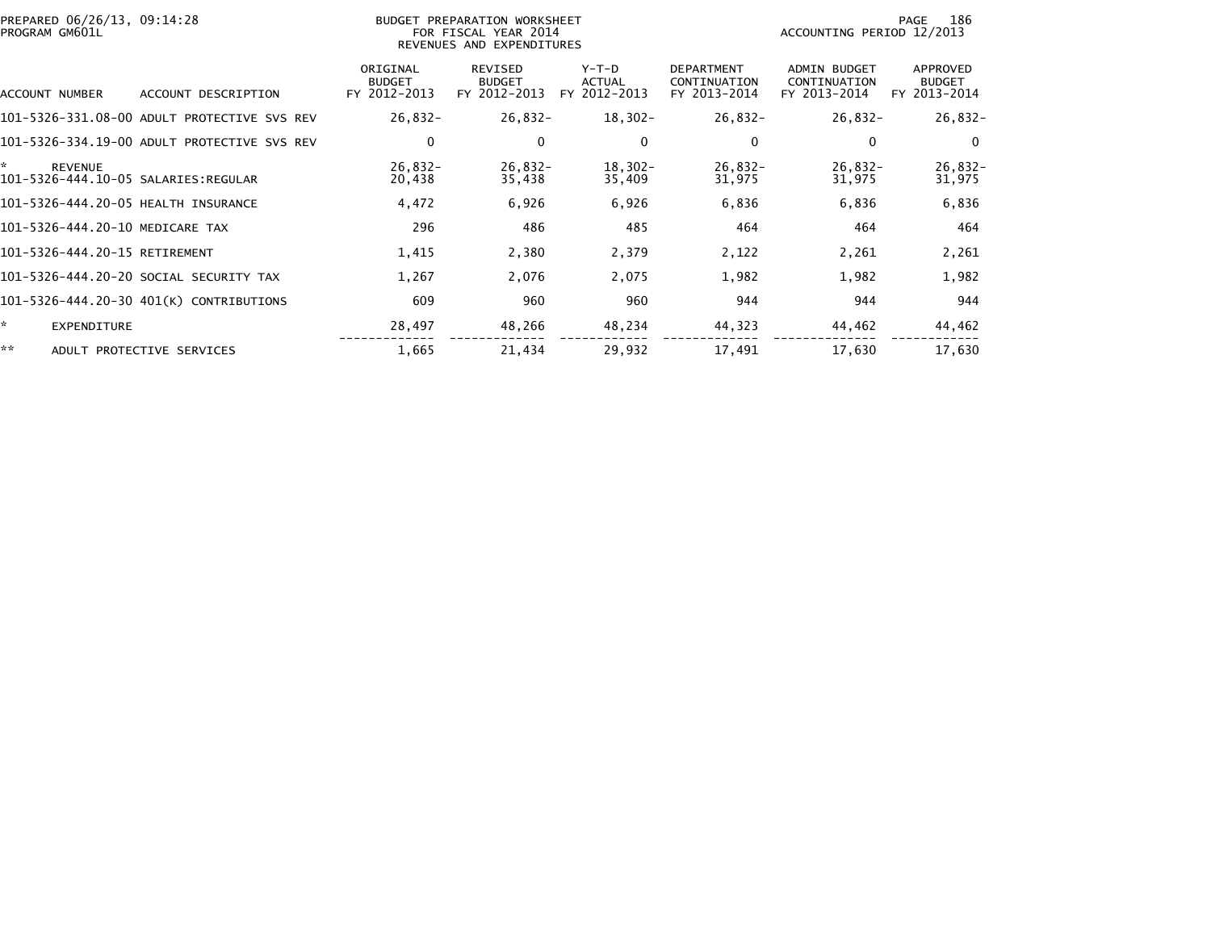PREPARED 06/26/13, 09:14:28
PROGRAM GM601L

BUDGET PREPARATION WORKSHEET
FOR FISCAL YEAR 2014
REVENUES AND EXPENDITURES

ACCOUNTING PERIOD 12/2013

| ACCOUNT NUMBER | ACCOUNT DESCRIPTION | ORIGINAL BUDGET FY 2012-2013 | REVISED BUDGET FY 2012-2013 | Y-T-D ACTUAL FY 2012-2013 | DEPARTMENT CONTINUATION FY 2013-2014 | ADMIN BUDGET CONTINUATION FY 2013-2014 | APPROVED BUDGET FY 2013-2014 |
|---|---|---|---|---|---|---|---|
| 101-5326-331.08-00 | ADULT PROTECTIVE SVS REV | 26,832- | 26,832- | 18,302- | 26,832- | 26,832- | 26,832- |
| 101-5326-334.19-00 | ADULT PROTECTIVE SVS REV | 0 | 0 | 0 | 0 | 0 | 0 |
| * | REVENUE | 26,832- | 26,832- | 18,302- | 26,832- | 26,832- | 26,832- |
| 101-5326-444.10-05 | SALARIES:REGULAR | 20,438 | 35,438 | 35,409 | 31,975 | 31,975 | 31,975 |
| 101-5326-444.20-05 | HEALTH INSURANCE | 4,472 | 6,926 | 6,926 | 6,836 | 6,836 | 6,836 |
| 101-5326-444.20-10 | MEDICARE TAX | 296 | 486 | 485 | 464 | 464 | 464 |
| 101-5326-444.20-15 | RETIREMENT | 1,415 | 2,380 | 2,379 | 2,122 | 2,261 | 2,261 |
| 101-5326-444.20-20 | SOCIAL SECURITY TAX | 1,267 | 2,076 | 2,075 | 1,982 | 1,982 | 1,982 |
| 101-5326-444.20-30 | 401(K) CONTRIBUTIONS | 609 | 960 | 960 | 944 | 944 | 944 |
| * | EXPENDITURE | 28,497 | 48,266 | 48,234 | 44,323 | 44,462 | 44,462 |
| ** | ADULT PROTECTIVE SERVICES | 1,665 | 21,434 | 29,932 | 17,491 | 17,630 | 17,630 |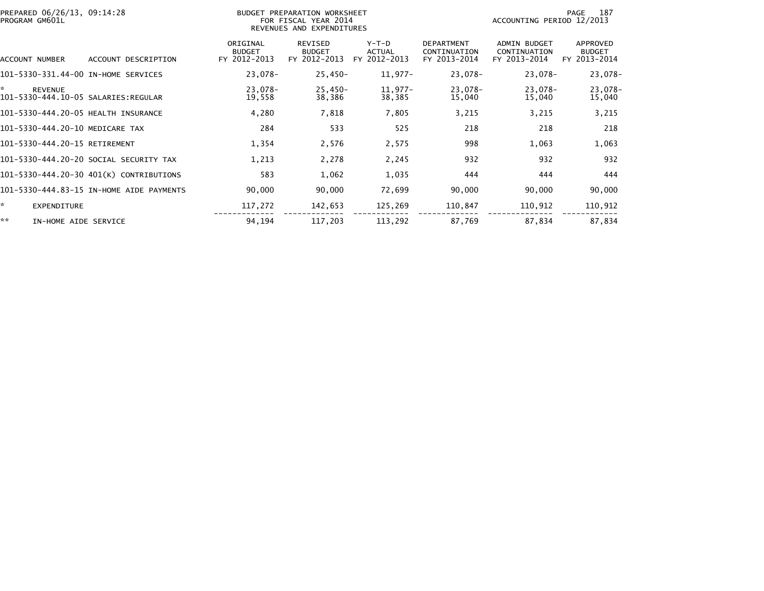PREPARED 06/26/13, 09:14:28
PROGRAM GM601L

BUDGET PREPARATION WORKSHEET
FOR FISCAL YEAR 2014
REVENUES AND EXPENDITURES

ACCOUNTING PERIOD 12/2013

| ACCOUNT NUMBER | ACCOUNT DESCRIPTION | ORIGINAL BUDGET FY 2012-2013 | REVISED BUDGET FY 2012-2013 | Y-T-D ACTUAL FY 2012-2013 | DEPARTMENT CONTINUATION FY 2013-2014 | ADMIN BUDGET CONTINUATION FY 2013-2014 | APPROVED BUDGET FY 2013-2014 |
|---|---|---|---|---|---|---|---|
| 101-5330-331.44-00 | IN-HOME SERVICES | 23,078- | 25,450- | 11,977- | 23,078- | 23,078- | 23,078- |
| * | REVENUE | 23,078- | 25,450- | 11,977- | 23,078- | 23,078- | 23,078- |
| 101-5330-444.10-05 | SALARIES:REGULAR | 19,558 | 38,386 | 38,385 | 15,040 | 15,040 | 15,040 |
| 101-5330-444.20-05 | HEALTH INSURANCE | 4,280 | 7,818 | 7,805 | 3,215 | 3,215 | 3,215 |
| 101-5330-444.20-10 | MEDICARE TAX | 284 | 533 | 525 | 218 | 218 | 218 |
| 101-5330-444.20-15 | RETIREMENT | 1,354 | 2,576 | 2,575 | 998 | 1,063 | 1,063 |
| 101-5330-444.20-20 | SOCIAL SECURITY TAX | 1,213 | 2,278 | 2,245 | 932 | 932 | 932 |
| 101-5330-444.20-30 | 401(K) CONTRIBUTIONS | 583 | 1,062 | 1,035 | 444 | 444 | 444 |
| 101-5330-444.83-15 | IN-HOME AIDE PAYMENTS | 90,000 | 90,000 | 72,699 | 90,000 | 90,000 | 90,000 |
| * | EXPENDITURE | 117,272 | 142,653 | 125,269 | 110,847 | 110,912 | 110,912 |
| ** | IN-HOME AIDE SERVICE | 94,194 | 117,203 | 113,292 | 87,769 | 87,834 | 87,834 |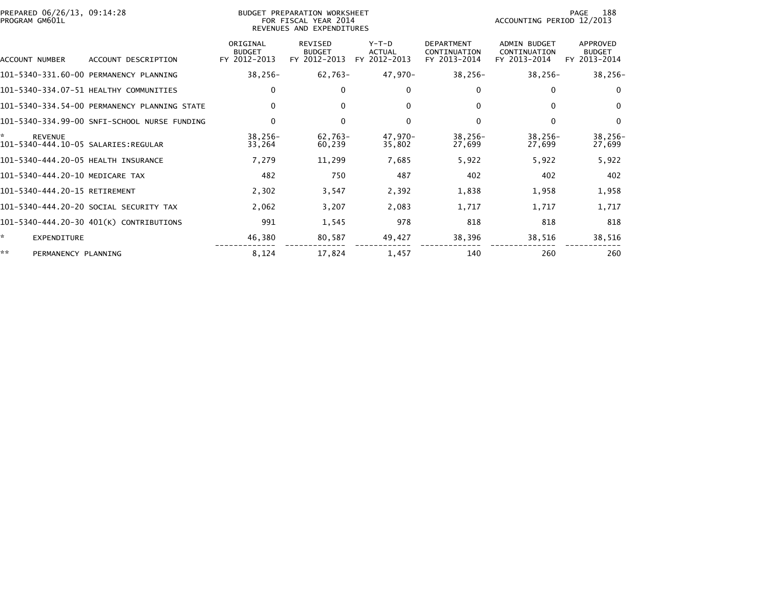PREPARED 06/26/13, 09:14:28
PROGRAM GM601L

BUDGET PREPARATION WORKSHEET
FOR FISCAL YEAR 2014
REVENUES AND EXPENDITURES

ACCOUNTING PERIOD 12/2013

| ACCOUNT NUMBER | ACCOUNT DESCRIPTION | ORIGINAL BUDGET FY 2012-2013 | REVISED BUDGET FY 2012-2013 | Y-T-D ACTUAL FY 2012-2013 | DEPARTMENT CONTINUATION FY 2013-2014 | ADMIN BUDGET CONTINUATION FY 2013-2014 | APPROVED BUDGET FY 2013-2014 |
|---|---|---|---|---|---|---|---|
| 101-5340-331.60-00 | PERMANENCY PLANNING | 38,256- | 62,763- | 47,970- | 38,256- | 38,256- | 38,256- |
| 101-5340-334.07-51 | HEALTHY COMMUNITIES | 0 | 0 | 0 | 0 | 0 | 0 |
| 101-5340-334.54-00 | PERMANENCY PLANNING STATE | 0 | 0 | 0 | 0 | 0 | 0 |
| 101-5340-334.99-00 | SNFI-SCHOOL NURSE FUNDING | 0 | 0 | 0 | 0 | 0 | 0 |
| * | REVENUE | 38,256- | 62,763- | 47,970- | 38,256- | 38,256- | 38,256- |
| 101-5340-444.10-05 | SALARIES:REGULAR | 33,264 | 60,239 | 35,802 | 27,699 | 27,699 | 27,699 |
| 101-5340-444.20-05 | HEALTH INSURANCE | 7,279 | 11,299 | 7,685 | 5,922 | 5,922 | 5,922 |
| 101-5340-444.20-10 | MEDICARE TAX | 482 | 750 | 487 | 402 | 402 | 402 |
| 101-5340-444.20-15 | RETIREMENT | 2,302 | 3,547 | 2,392 | 1,838 | 1,958 | 1,958 |
| 101-5340-444.20-20 | SOCIAL SECURITY TAX | 2,062 | 3,207 | 2,083 | 1,717 | 1,717 | 1,717 |
| 101-5340-444.20-30 | 401(K) CONTRIBUTIONS | 991 | 1,545 | 978 | 818 | 818 | 818 |
| * | EXPENDITURE | 46,380 | 80,587 | 49,427 | 38,396 | 38,516 | 38,516 |
| ** | PERMANENCY PLANNING | 8,124 | 17,824 | 1,457 | 140 | 260 | 260 |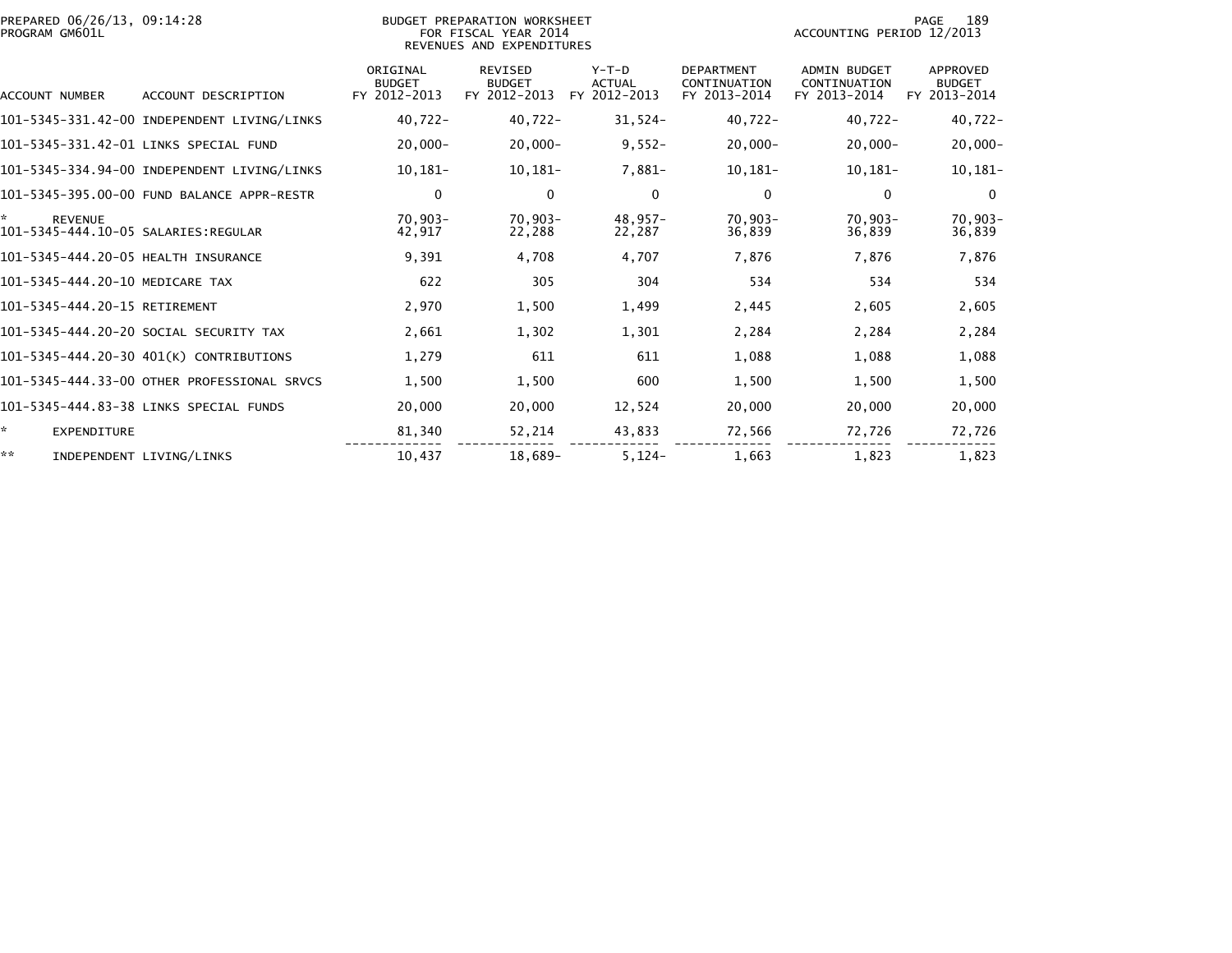PREPARED 06/26/13, 09:14:28
PROGRAM GM601L

BUDGET PREPARATION WORKSHEET
FOR FISCAL YEAR 2014
REVENUES AND EXPENDITURES

ACCOUNTING PERIOD 12/2013

| ACCOUNT NUMBER | ACCOUNT DESCRIPTION | ORIGINAL BUDGET FY 2012-2013 | REVISED BUDGET FY 2012-2013 | Y-T-D ACTUAL FY 2012-2013 | DEPARTMENT CONTINUATION FY 2013-2014 | ADMIN BUDGET CONTINUATION FY 2013-2014 | APPROVED BUDGET FY 2013-2014 |
|---|---|---|---|---|---|---|---|
| 101-5345-331.42-00 | INDEPENDENT LIVING/LINKS | 40,722- | 40,722- | 31,524- | 40,722- | 40,722- | 40,722- |
| 101-5345-331.42-01 | LINKS SPECIAL FUND | 20,000- | 20,000- | 9,552- | 20,000- | 20,000- | 20,000- |
| 101-5345-334.94-00 | INDEPENDENT LIVING/LINKS | 10,181- | 10,181- | 7,881- | 10,181- | 10,181- | 10,181- |
| 101-5345-395.00-00 | FUND BALANCE APPR-RESTR | 0 | 0 | 0 | 0 | 0 | 0 |
| * | REVENUE | 70,903- | 70,903- | 48,957- | 70,903- | 70,903- | 70,903- |
| 101-5345-444.10-05 | SALARIES:REGULAR | 42,917 | 22,288 | 22,287 | 36,839 | 36,839 | 36,839 |
| 101-5345-444.20-05 | HEALTH INSURANCE | 9,391 | 4,708 | 4,707 | 7,876 | 7,876 | 7,876 |
| 101-5345-444.20-10 | MEDICARE TAX | 622 | 305 | 304 | 534 | 534 | 534 |
| 101-5345-444.20-15 | RETIREMENT | 2,970 | 1,500 | 1,499 | 2,445 | 2,605 | 2,605 |
| 101-5345-444.20-20 | SOCIAL SECURITY TAX | 2,661 | 1,302 | 1,301 | 2,284 | 2,284 | 2,284 |
| 101-5345-444.20-30 | 401(K) CONTRIBUTIONS | 1,279 | 611 | 611 | 1,088 | 1,088 | 1,088 |
| 101-5345-444.33-00 | OTHER PROFESSIONAL SRVCS | 1,500 | 1,500 | 600 | 1,500 | 1,500 | 1,500 |
| 101-5345-444.83-38 | LINKS SPECIAL FUNDS | 20,000 | 20,000 | 12,524 | 20,000 | 20,000 | 20,000 |
| * | EXPENDITURE | 81,340 | 52,214 | 43,833 | 72,566 | 72,726 | 72,726 |
| ** | INDEPENDENT LIVING/LINKS | 10,437 | 18,689- | 5,124- | 1,663 | 1,823 | 1,823 |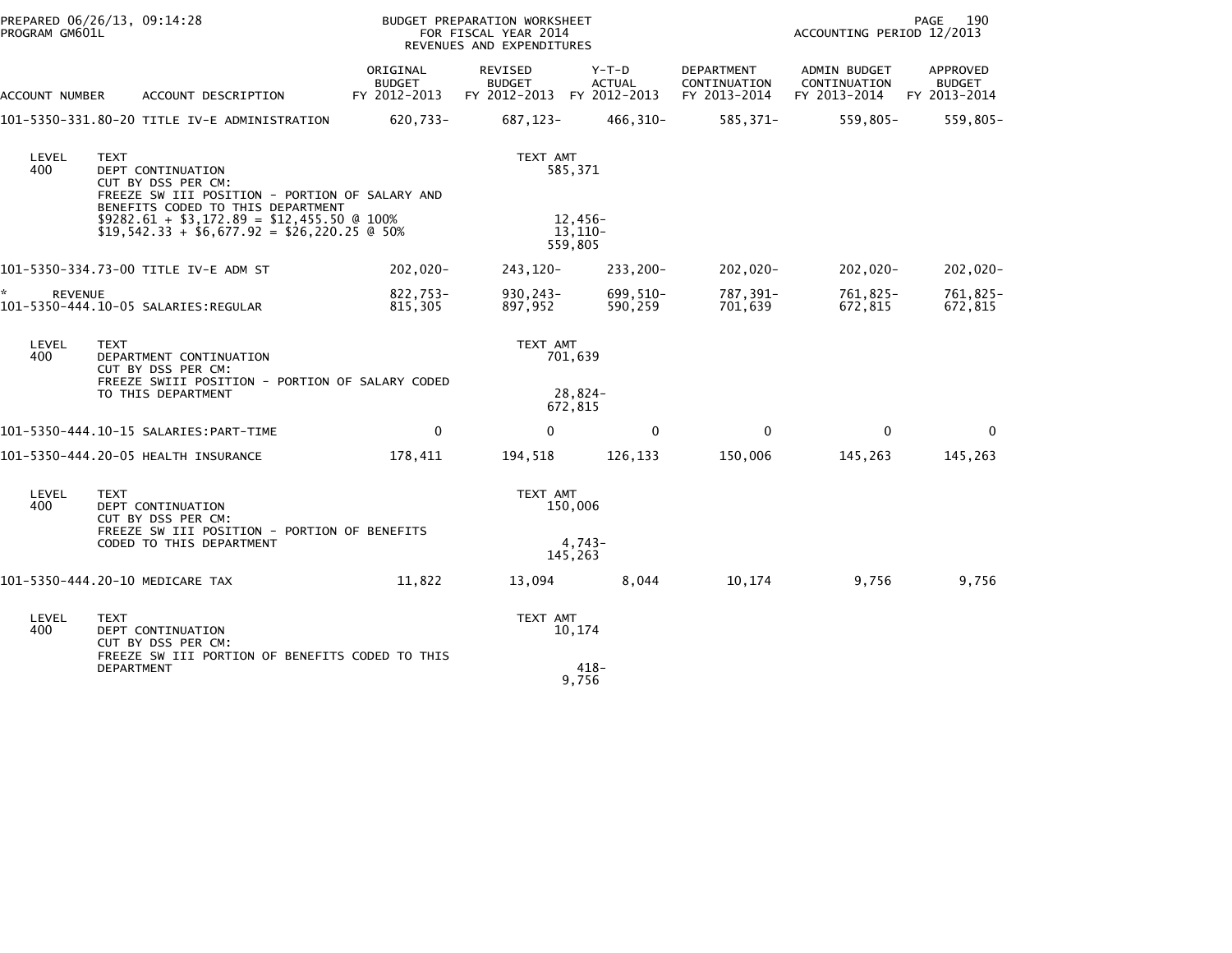PREPARED 06/26/13, 09:14:28
PROGRAM GM601L

BUDGET PREPARATION WORKSHEET
FOR FISCAL YEAR 2014
REVENUES AND EXPENDITURES

ACCOUNTING PERIOD 12/2013

| ACCOUNT NUMBER | ACCOUNT DESCRIPTION | ORIGINAL BUDGET FY 2012-2013 | REVISED BUDGET FY 2012-2013 | Y-T-D ACTUAL FY 2012-2013 | DEPARTMENT CONTINUATION FY 2013-2014 | ADMIN BUDGET CONTINUATION FY 2013-2014 | APPROVED BUDGET FY 2013-2014 |
|---|---|---|---|---|---|---|---|
| 101-5350-331.80-20 | TITLE IV-E ADMINISTRATION | 620,733- | 687,123- | 466,310- | 585,371- | 559,805- | 559,805- |

| LEVEL | TEXT | TEXT AMT |
|---|---|---|
| 400 | DEPT CONTINUATION | 585,371 |
| | CUT BY DSS PER CM: | |
| | FREEZE SW III POSITION - PORTION OF SALARY AND BENEFITS CODED TO THIS DEPARTMENT | |
| | $9282.61 + $3,172.89 = $12,455.50 @ 100% | 12,456- |
| | $19,542.33 + $6,677.92 = $26,220.25 @ 50% | 13,110- |
| | | 559,805 |

| ACCOUNT NUMBER | ACCOUNT DESCRIPTION | ORIGINAL BUDGET FY 2012-2013 | REVISED BUDGET FY 2012-2013 | Y-T-D ACTUAL FY 2012-2013 | DEPARTMENT CONTINUATION FY 2013-2014 | ADMIN BUDGET CONTINUATION FY 2013-2014 | APPROVED BUDGET FY 2013-2014 |
|---|---|---|---|---|---|---|---|
| 101-5350-334.73-00 | TITLE IV-E ADM ST | 202,020- | 243,120- | 233,200- | 202,020- | 202,020- | 202,020- |
| * REVENUE | | 822,753- | 930,243- | 699,510- | 787,391- | 761,825- | 761,825- |
| 101-5350-444.10-05 | SALARIES:REGULAR | 815,305 | 897,952 | 590,259 | 701,639 | 672,815 | 672,815 |

| LEVEL | TEXT | TEXT AMT |
|---|---|---|
| 400 | DEPARTMENT CONTINUATION | 701,639 |
| | CUT BY DSS PER CM: | |
| | FREEZE SWIII POSITION - PORTION OF SALARY CODED TO THIS DEPARTMENT | 28,824- |
| | | 672,815 |

| ACCOUNT NUMBER | ACCOUNT DESCRIPTION | ORIGINAL BUDGET FY 2012-2013 | REVISED BUDGET FY 2012-2013 | Y-T-D ACTUAL FY 2012-2013 | DEPARTMENT CONTINUATION FY 2013-2014 | ADMIN BUDGET CONTINUATION FY 2013-2014 | APPROVED BUDGET FY 2013-2014 |
|---|---|---|---|---|---|---|---|
| 101-5350-444.10-15 | SALARIES:PART-TIME | 0 | 0 | 0 | 0 | 0 | 0 |
| 101-5350-444.20-05 | HEALTH INSURANCE | 178,411 | 194,518 | 126,133 | 150,006 | 145,263 | 145,263 |

| LEVEL | TEXT | TEXT AMT |
|---|---|---|
| 400 | DEPT CONTINUATION | 150,006 |
| | CUT BY DSS PER CM: | |
| | FREEZE SW III POSITION - PORTION OF BENEFITS CODED TO THIS DEPARTMENT | 4,743- |
| | | 145,263 |

| ACCOUNT NUMBER | ACCOUNT DESCRIPTION | ORIGINAL BUDGET FY 2012-2013 | REVISED BUDGET FY 2012-2013 | Y-T-D ACTUAL FY 2012-2013 | DEPARTMENT CONTINUATION FY 2013-2014 | ADMIN BUDGET CONTINUATION FY 2013-2014 | APPROVED BUDGET FY 2013-2014 |
|---|---|---|---|---|---|---|---|
| 101-5350-444.20-10 | MEDICARE TAX | 11,822 | 13,094 | 8,044 | 10,174 | 9,756 | 9,756 |

| LEVEL | TEXT | TEXT AMT |
|---|---|---|
| 400 | DEPT CONTINUATION | 10,174 |
| | CUT BY DSS PER CM: | |
| | FREEZE SW III PORTION OF BENEFITS CODED TO THIS DEPARTMENT | 418- |
| | | 9,756 |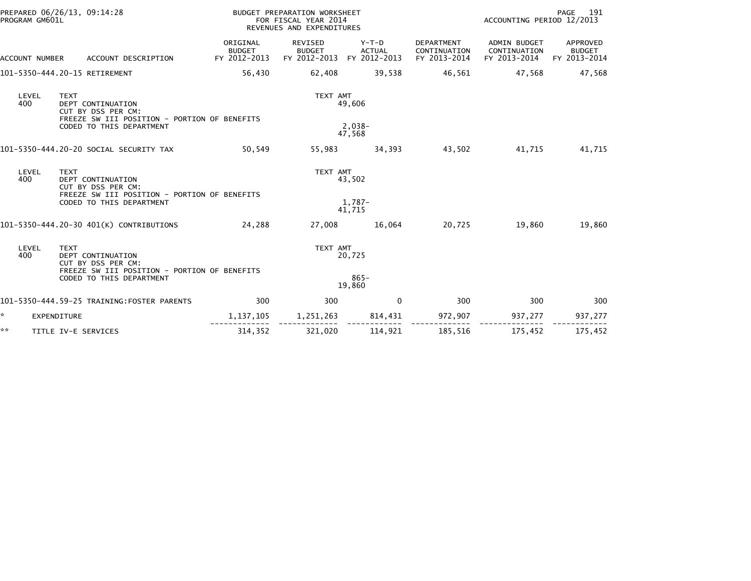PREPARED 06/26/13, 09:14:28
PROGRAM GM601L

BUDGET PREPARATION WORKSHEET
FOR FISCAL YEAR 2014
REVENUES AND EXPENDITURES

ACCOUNTING PERIOD 12/2013

| ACCOUNT NUMBER | ACCOUNT DESCRIPTION | ORIGINAL BUDGET FY 2012-2013 | REVISED BUDGET FY 2012-2013 | Y-T-D ACTUAL FY 2012-2013 | DEPARTMENT CONTINUATION FY 2013-2014 | ADMIN BUDGET CONTINUATION FY 2013-2014 | APPROVED BUDGET FY 2013-2014 |
|---|---|---|---|---|---|---|---|
| 101-5350-444.20-15 | RETIREMENT | 56,430 | 62,408 | 39,538 | 46,561 | 47,568 | 47,568 |

| LEVEL | TEXT | TEXT AMT |
|---|---|---|
| 400 | DEPT CONTINUATION | 49,606 |
| | CUT BY DSS PER CM: FREEZE SW III POSITION - PORTION OF BENEFITS CODED TO THIS DEPARTMENT | 2,038- |
| | | 47,568 |

| ACCOUNT NUMBER | ACCOUNT DESCRIPTION | ORIGINAL BUDGET FY 2012-2013 | REVISED BUDGET FY 2012-2013 | Y-T-D ACTUAL FY 2012-2013 | DEPARTMENT CONTINUATION FY 2013-2014 | ADMIN BUDGET CONTINUATION FY 2013-2014 | APPROVED BUDGET FY 2013-2014 |
|---|---|---|---|---|---|---|---|
| 101-5350-444.20-20 | SOCIAL SECURITY TAX | 50,549 | 55,983 | 34,393 | 43,502 | 41,715 | 41,715 |

| LEVEL | TEXT | TEXT AMT |
|---|---|---|
| 400 | DEPT CONTINUATION | 43,502 |
| | CUT BY DSS PER CM: FREEZE SW III POSITION - PORTION OF BENEFITS CODED TO THIS DEPARTMENT | 1,787- |
| | | 41,715 |

| ACCOUNT NUMBER | ACCOUNT DESCRIPTION | ORIGINAL BUDGET FY 2012-2013 | REVISED BUDGET FY 2012-2013 | Y-T-D ACTUAL FY 2012-2013 | DEPARTMENT CONTINUATION FY 2013-2014 | ADMIN BUDGET CONTINUATION FY 2013-2014 | APPROVED BUDGET FY 2013-2014 |
|---|---|---|---|---|---|---|---|
| 101-5350-444.20-30 | 401(K) CONTRIBUTIONS | 24,288 | 27,008 | 16,064 | 20,725 | 19,860 | 19,860 |

| LEVEL | TEXT | TEXT AMT |
|---|---|---|
| 400 | DEPT CONTINUATION | 20,725 |
| | CUT BY DSS PER CM: FREEZE SW III POSITION - PORTION OF BENEFITS CODED TO THIS DEPARTMENT | 865- |
| | | 19,860 |

| ACCOUNT NUMBER | ACCOUNT DESCRIPTION | ORIGINAL BUDGET FY 2012-2013 | REVISED BUDGET FY 2012-2013 | Y-T-D ACTUAL FY 2012-2013 | DEPARTMENT CONTINUATION FY 2013-2014 | ADMIN BUDGET CONTINUATION FY 2013-2014 | APPROVED BUDGET FY 2013-2014 |
|---|---|---|---|---|---|---|---|
| 101-5350-444.59-25 | TRAINING:FOSTER PARENTS | 300 | 300 | 0 | 300 | 300 | 300 |
| * | EXPENDITURE | 1,137,105 | 1,251,263 | 814,431 | 972,907 | 937,277 | 937,277 |
| ** | TITLE IV-E SERVICES | 314,352 | 321,020 | 114,921 | 185,516 | 175,452 | 175,452 |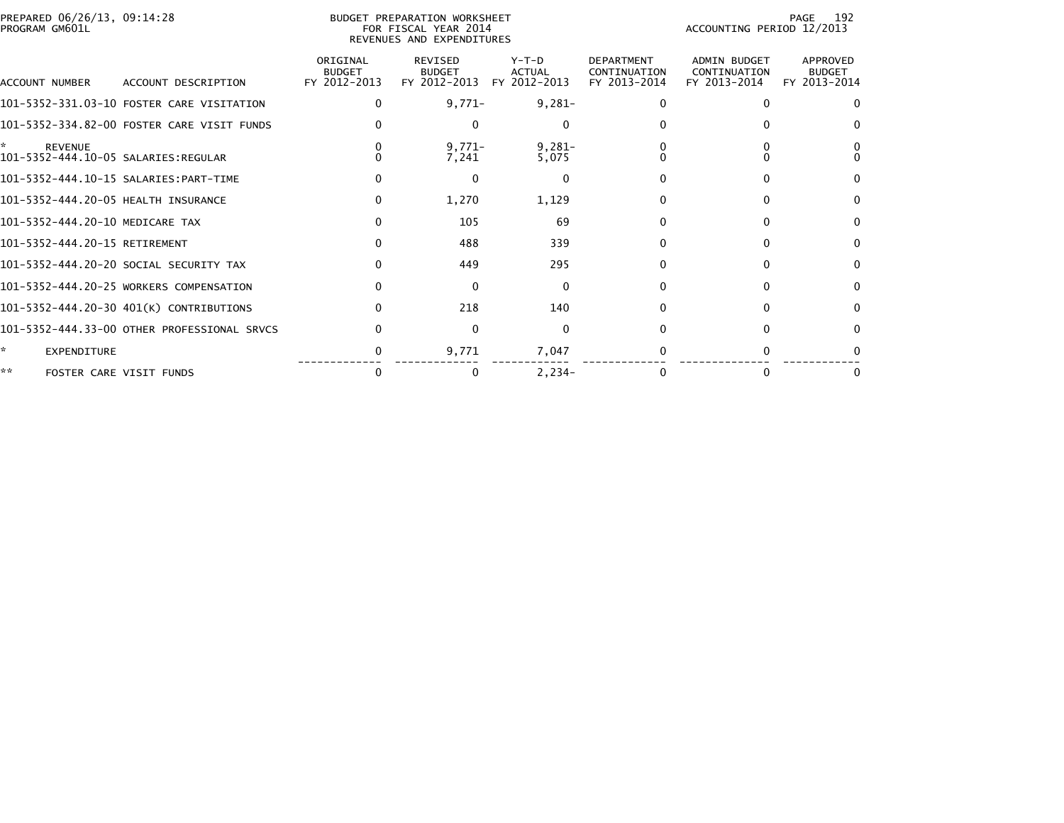PREPARED 06/26/13, 09:14:28
PROGRAM GM601L

BUDGET PREPARATION WORKSHEET
FOR FISCAL YEAR 2014
REVENUES AND EXPENDITURES

ACCOUNTING PERIOD 12/2013

| ACCOUNT NUMBER | ACCOUNT DESCRIPTION | ORIGINAL BUDGET FY 2012-2013 | REVISED BUDGET FY 2012-2013 | Y-T-D ACTUAL FY 2012-2013 | DEPARTMENT CONTINUATION FY 2013-2014 | ADMIN BUDGET CONTINUATION FY 2013-2014 | APPROVED BUDGET FY 2013-2014 |
|---|---|---|---|---|---|---|---|
| 101-5352-331.03-10 | FOSTER CARE VISITATION | 0 | 9,771- | 9,281- | 0 | 0 | 0 |
| 101-5352-334.82-00 | FOSTER CARE VISIT FUNDS | 0 | 0 | 0 | 0 | 0 | 0 |
| * | REVENUE | 0 | 9,771- | 9,281- | 0 | 0 | 0 |
| 101-5352-444.10-05 | SALARIES:REGULAR | 0 | 7,241 | 5,075 | 0 | 0 | 0 |
| 101-5352-444.10-15 | SALARIES:PART-TIME | 0 | 0 | 0 | 0 | 0 | 0 |
| 101-5352-444.20-05 | HEALTH INSURANCE | 0 | 1,270 | 1,129 | 0 | 0 | 0 |
| 101-5352-444.20-10 | MEDICARE TAX | 0 | 105 | 69 | 0 | 0 | 0 |
| 101-5352-444.20-15 | RETIREMENT | 0 | 488 | 339 | 0 | 0 | 0 |
| 101-5352-444.20-20 | SOCIAL SECURITY TAX | 0 | 449 | 295 | 0 | 0 | 0 |
| 101-5352-444.20-25 | WORKERS COMPENSATION | 0 | 0 | 0 | 0 | 0 | 0 |
| 101-5352-444.20-30 | 401(K) CONTRIBUTIONS | 0 | 218 | 140 | 0 | 0 | 0 |
| 101-5352-444.33-00 | OTHER PROFESSIONAL SRVCS | 0 | 0 | 0 | 0 | 0 | 0 |
| * | EXPENDITURE | 0 | 9,771 | 7,047 | 0 | 0 | 0 |
| ** | FOSTER CARE VISIT FUNDS | 0 | 0 | 2,234- | 0 | 0 | 0 |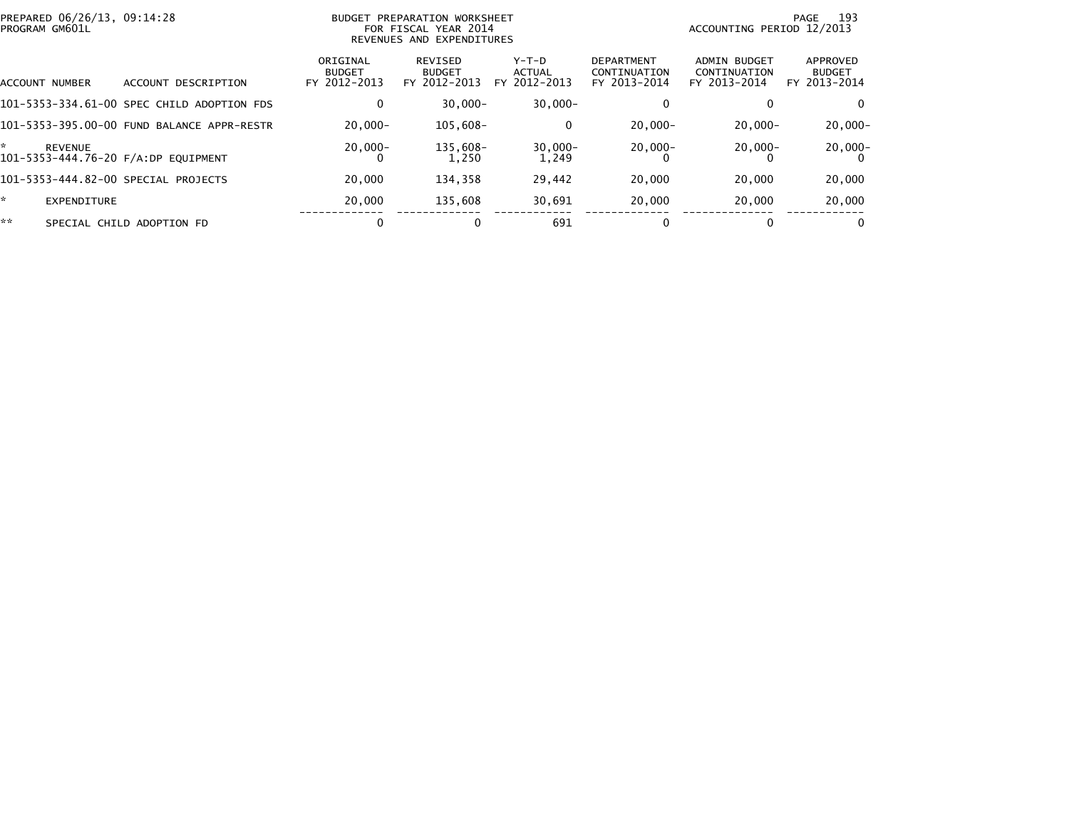PREPARED 06/26/13, 09:14:28
PROGRAM GM601L

BUDGET PREPARATION WORKSHEET
FOR FISCAL YEAR 2014
REVENUES AND EXPENDITURES

ACCOUNTING PERIOD 12/2013

| ACCOUNT NUMBER | ACCOUNT DESCRIPTION | ORIGINAL BUDGET FY 2012-2013 | REVISED BUDGET FY 2012-2013 | Y-T-D ACTUAL FY 2012-2013 | DEPARTMENT CONTINUATION FY 2013-2014 | ADMIN BUDGET CONTINUATION FY 2013-2014 | APPROVED BUDGET FY 2013-2014 |
|---|---|---|---|---|---|---|---|
| 101-5353-334.61-00 | SPEC CHILD ADOPTION FDS | 0 | 30,000- | 30,000- | 0 | 0 | 0 |
| 101-5353-395.00-00 | FUND BALANCE APPR-RESTR | 20,000- | 105,608- | 0 | 20,000- | 20,000- | 20,000- |
| * | REVENUE | 20,000- | 135,608- | 30,000- | 20,000- | 20,000- | 20,000- |
| 101-5353-444.76-20 | F/A:DP EQUIPMENT | 0 | 1,250 | 1,249 | 0 | 0 | 0 |
| 101-5353-444.82-00 | SPECIAL PROJECTS | 20,000 | 134,358 | 29,442 | 20,000 | 20,000 | 20,000 |
| * | EXPENDITURE | 20,000 | 135,608 | 30,691 | 20,000 | 20,000 | 20,000 |
| ** | SPECIAL CHILD ADOPTION FD | 0 | 0 | 691 | 0 | 0 | 0 |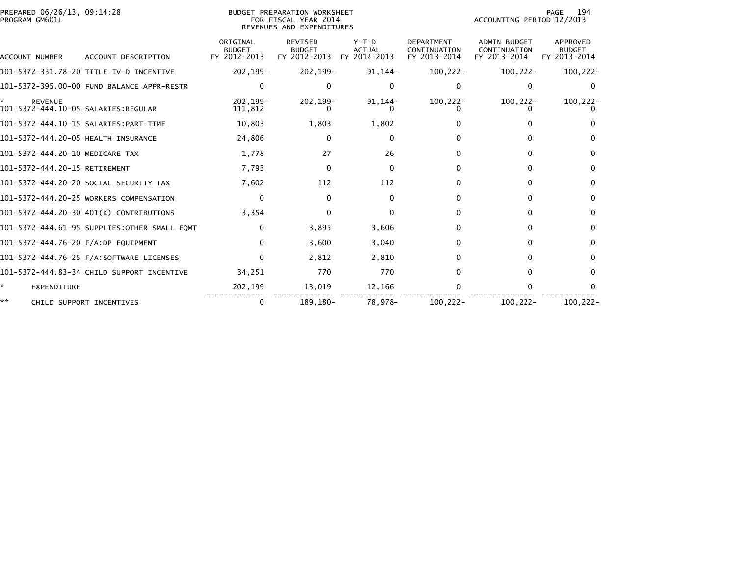BUDGET PREPARATION WORKSHEET
FOR FISCAL YEAR 2014
REVENUES AND EXPENDITURES

PREPARED 06/26/13, 09:14:28
PROGRAM GM601L

ACCOUNTING PERIOD 12/2013

| ACCOUNT NUMBER | ACCOUNT DESCRIPTION | ORIGINAL BUDGET FY 2012-2013 | REVISED BUDGET FY 2012-2013 | Y-T-D ACTUAL FY 2012-2013 | DEPARTMENT CONTINUATION FY 2013-2014 | ADMIN BUDGET CONTINUATION FY 2013-2014 | APPROVED BUDGET FY 2013-2014 |
|---|---|---|---|---|---|---|---|
| 101-5372-331.78-20 | TITLE IV-D INCENTIVE | 202,199- | 202,199- | 91,144- | 100,222- | 100,222- | 100,222- |
| 101-5372-395.00-00 | FUND BALANCE APPR-RESTR | 0 | 0 | 0 | 0 | 0 | 0 |
| * | REVENUE | 202,199- | 202,199- | 91,144- | 100,222- | 100,222- | 100,222- |
| 101-5372-444.10-05 | SALARIES:REGULAR | 111,812 | 0 | 0 | 0 | 0 | 0 |
| 101-5372-444.10-15 | SALARIES:PART-TIME | 10,803 | 1,803 | 1,802 | 0 | 0 | 0 |
| 101-5372-444.20-05 | HEALTH INSURANCE | 24,806 | 0 | 0 | 0 | 0 | 0 |
| 101-5372-444.20-10 | MEDICARE TAX | 1,778 | 27 | 26 | 0 | 0 | 0 |
| 101-5372-444.20-15 | RETIREMENT | 7,793 | 0 | 0 | 0 | 0 | 0 |
| 101-5372-444.20-20 | SOCIAL SECURITY TAX | 7,602 | 112 | 112 | 0 | 0 | 0 |
| 101-5372-444.20-25 | WORKERS COMPENSATION | 0 | 0 | 0 | 0 | 0 | 0 |
| 101-5372-444.20-30 | 401(K) CONTRIBUTIONS | 3,354 | 0 | 0 | 0 | 0 | 0 |
| 101-5372-444.61-95 | SUPPLIES:OTHER SMALL EQMT | 0 | 3,895 | 3,606 | 0 | 0 | 0 |
| 101-5372-444.76-20 | F/A:DP EQUIPMENT | 0 | 3,600 | 3,040 | 0 | 0 | 0 |
| 101-5372-444.76-25 | F/A:SOFTWARE LICENSES | 0 | 2,812 | 2,810 | 0 | 0 | 0 |
| 101-5372-444.83-34 | CHILD SUPPORT INCENTIVE | 34,251 | 770 | 770 | 0 | 0 | 0 |
| * | EXPENDITURE | 202,199 | 13,019 | 12,166 | 0 | 0 | 0 |
| ** | CHILD SUPPORT INCENTIVES | 0 | 189,180- | 78,978- | 100,222- | 100,222- | 100,222- |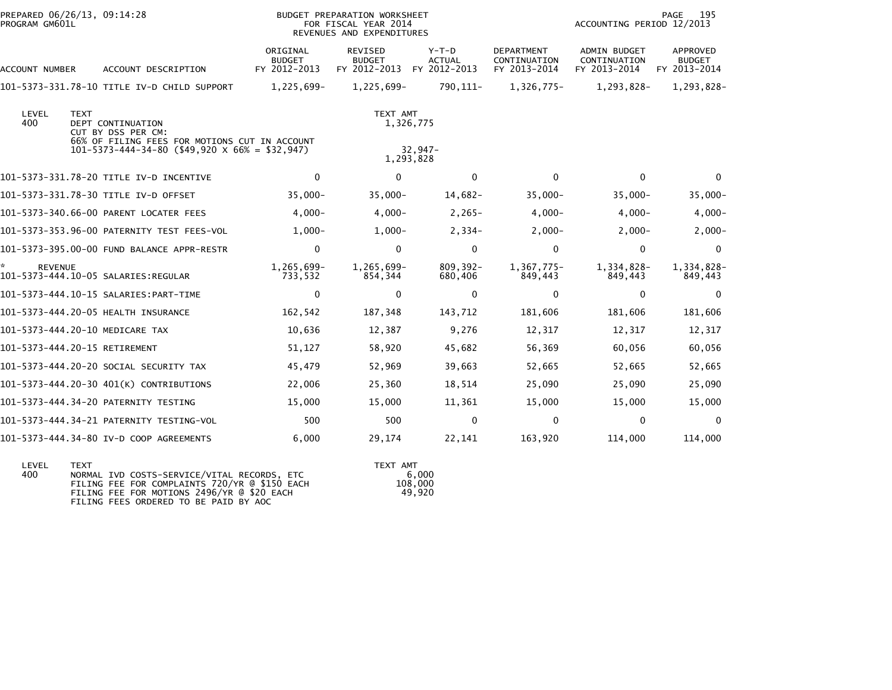PREPARED 06/26/13, 09:14:28
PROGRAM GM601L

BUDGET PREPARATION WORKSHEET
FOR FISCAL YEAR 2014
REVENUES AND EXPENDITURES

ACCOUNTING PERIOD 12/2013

| ACCOUNT NUMBER | ACCOUNT DESCRIPTION | ORIGINAL BUDGET FY 2012-2013 | REVISED BUDGET FY 2012-2013 | Y-T-D ACTUAL FY 2012-2013 | DEPARTMENT CONTINUATION FY 2013-2014 | ADMIN BUDGET CONTINUATION FY 2013-2014 | APPROVED BUDGET FY 2013-2014 |
|---|---|---|---|---|---|---|---|
| 101-5373-331.78-10 | TITLE IV-D CHILD SUPPORT | 1,225,699- | 1,225,699- | 790,111- | 1,326,775- | 1,293,828- | 1,293,828- |

| LEVEL | TEXT | TEXT AMT |
|---|---|---|
| 400 | DEPT CONTINUATION | 1,326,775 |
| | CUT BY DSS PER CM: | |
| | 66% OF FILING FEES FOR MOTIONS CUT IN ACCOUNT | |
| | 101-5373-444-34-80 ($49,920 X 66% = $32,947) | 32,947- |
| | | 1,293,828 |

| ACCOUNT NUMBER | ACCOUNT DESCRIPTION | ORIGINAL BUDGET FY 2012-2013 | REVISED BUDGET FY 2012-2013 | Y-T-D ACTUAL FY 2012-2013 | DEPARTMENT CONTINUATION FY 2013-2014 | ADMIN BUDGET CONTINUATION FY 2013-2014 | APPROVED BUDGET FY 2013-2014 |
|---|---|---|---|---|---|---|---|
| 101-5373-331.78-20 | TITLE IV-D INCENTIVE | 0 | 0 | 0 | 0 | 0 | 0 |
| 101-5373-331.78-30 | TITLE IV-D OFFSET | 35,000- | 35,000- | 14,682- | 35,000- | 35,000- | 35,000- |
| 101-5373-340.66-00 | PARENT LOCATER FEES | 4,000- | 4,000- | 2,265- | 4,000- | 4,000- | 4,000- |
| 101-5373-353.96-00 | PATERNITY TEST FEES-VOL | 1,000- | 1,000- | 2,334- | 2,000- | 2,000- | 2,000- |
| 101-5373-395.00-00 | FUND BALANCE APPR-RESTR | 0 | 0 | 0 | 0 | 0 | 0 |
| * REVENUE | | 1,265,699- | 1,265,699- | 809,392- | 1,367,775- | 1,334,828- | 1,334,828- |
| 101-5373-444.10-05 | SALARIES:REGULAR | 733,532 | 854,344 | 680,406 | 849,443 | 849,443 | 849,443 |
| 101-5373-444.10-15 | SALARIES:PART-TIME | 0 | 0 | 0 | 0 | 0 | 0 |
| 101-5373-444.20-05 | HEALTH INSURANCE | 162,542 | 187,348 | 143,712 | 181,606 | 181,606 | 181,606 |
| 101-5373-444.20-10 | MEDICARE TAX | 10,636 | 12,387 | 9,276 | 12,317 | 12,317 | 12,317 |
| 101-5373-444.20-15 | RETIREMENT | 51,127 | 58,920 | 45,682 | 56,369 | 60,056 | 60,056 |
| 101-5373-444.20-20 | SOCIAL SECURITY TAX | 45,479 | 52,969 | 39,663 | 52,665 | 52,665 | 52,665 |
| 101-5373-444.20-30 | 401(K) CONTRIBUTIONS | 22,006 | 25,360 | 18,514 | 25,090 | 25,090 | 25,090 |
| 101-5373-444.34-20 | PATERNITY TESTING | 15,000 | 15,000 | 11,361 | 15,000 | 15,000 | 15,000 |
| 101-5373-444.34-21 | PATERNITY TESTING-VOL | 500 | 500 | 0 | 0 | 0 | 0 |
| 101-5373-444.34-80 | IV-D COOP AGREEMENTS | 6,000 | 29,174 | 22,141 | 163,920 | 114,000 | 114,000 |

| LEVEL | TEXT | TEXT AMT |
|---|---|---|
| 400 | NORMAL IVD COSTS-SERVICE/VITAL RECORDS, ETC | 6,000 |
| | FILING FEE FOR COMPLAINTS 720/YR @ $150 EACH | 108,000 |
| | FILING FEE FOR MOTIONS 2496/YR @ $20 EACH | 49,920 |
| | FILING FEES ORDERED TO BE PAID BY AOC | |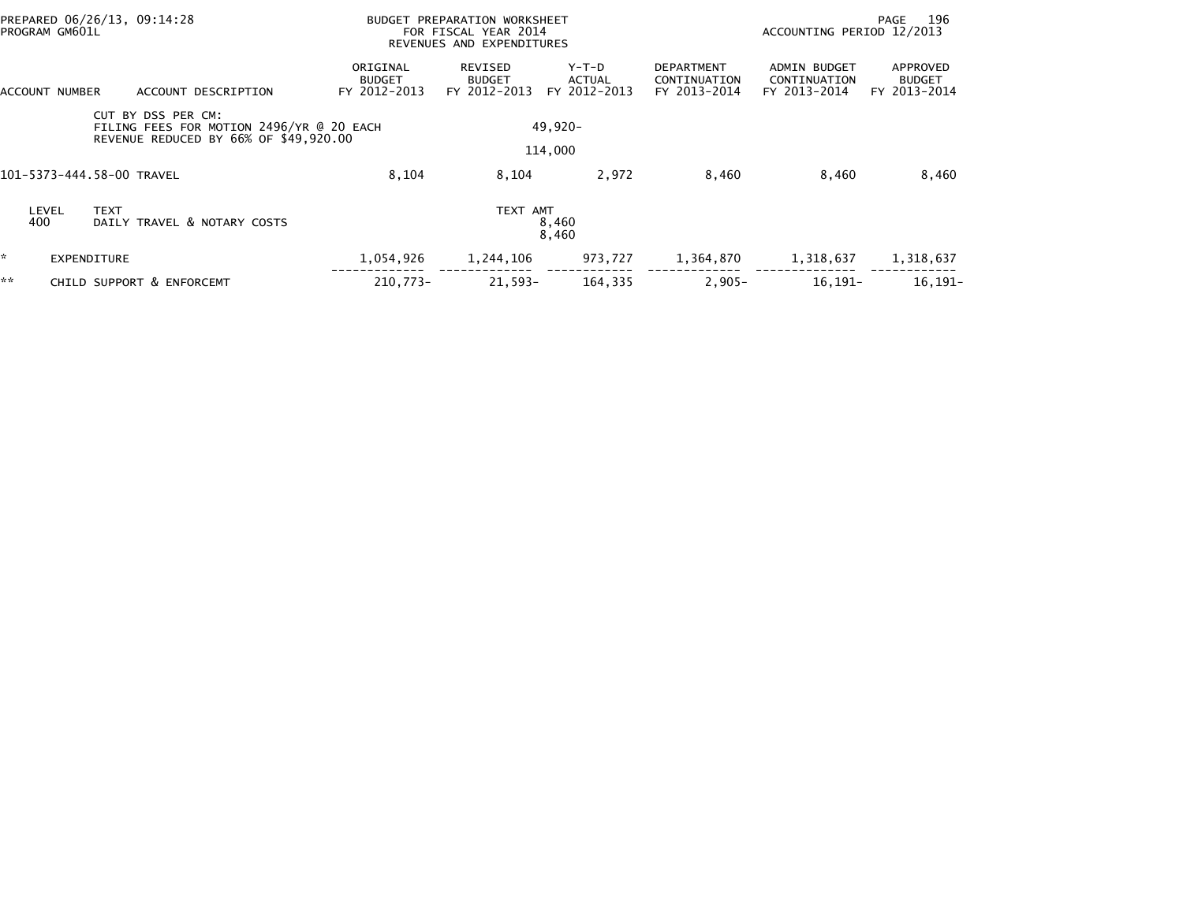PREPARED 06/26/13, 09:14:28
PROGRAM GM601L

BUDGET PREPARATION WORKSHEET
FOR FISCAL YEAR 2014
REVENUES AND EXPENDITURES

ACCOUNTING PERIOD 12/2013

| ACCOUNT NUMBER | ACCOUNT DESCRIPTION | ORIGINAL BUDGET FY 2012-2013 | REVISED BUDGET FY 2012-2013 | Y-T-D ACTUAL FY 2012-2013 | DEPARTMENT CONTINUATION FY 2013-2014 | ADMIN BUDGET CONTINUATION FY 2013-2014 | APPROVED BUDGET FY 2013-2014 |
|---|---|---|---|---|---|---|---|
| | CUT BY DSS PER CM: FILING FEES FOR MOTION 2496/YR @ 20 EACH REVENUE REDUCED BY 66% OF $49,920.00 | | | 49,920- | | | |
| | | | | 114,000 | | | |
| 101-5373-444.58-00 | TRAVEL | 8,104 | 8,104 | 2,972 | 8,460 | 8,460 | 8,460 |
| LEVEL 400 | TEXT: DAILY TRAVEL & NOTARY COSTS | | TEXT AMT | 8,460 | | | |
| | | | | 8,460 | | | |
| * | EXPENDITURE | 1,054,926 | 1,244,106 | 973,727 | 1,364,870 | 1,318,637 | 1,318,637 |
| ** | CHILD SUPPORT & ENFORCEMT | 210,773- | 21,593- | 164,335 | 2,905- | 16,191- | 16,191- |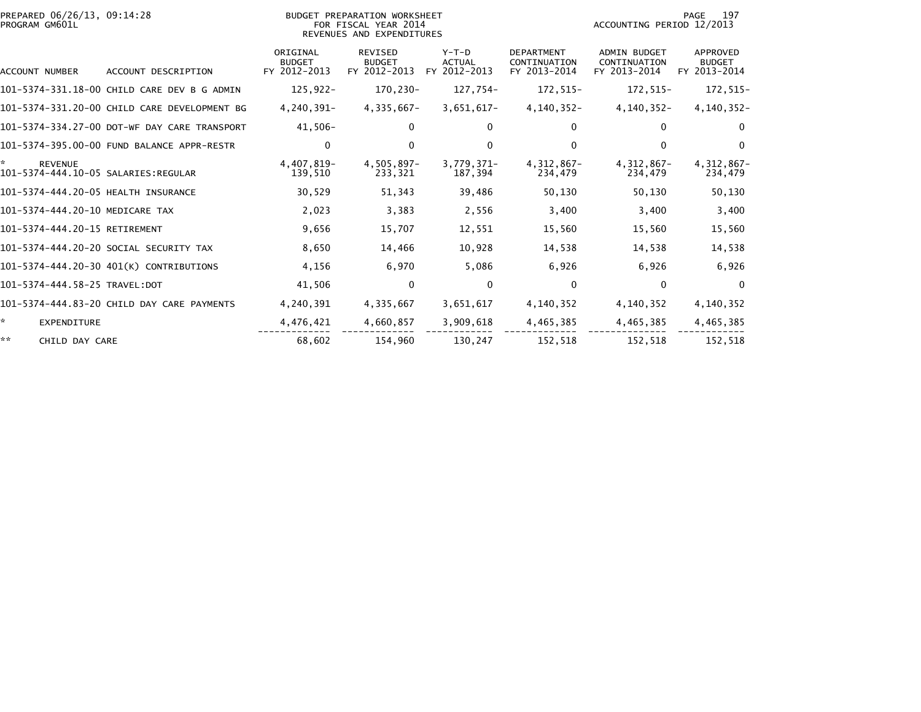PREPARED 06/26/13, 09:14:28
PROGRAM GM601L

BUDGET PREPARATION WORKSHEET
FOR FISCAL YEAR 2014
REVENUES AND EXPENDITURES

ACCOUNTING PERIOD 12/2013

| ACCOUNT NUMBER | ACCOUNT DESCRIPTION | ORIGINAL BUDGET FY 2012-2013 | REVISED BUDGET FY 2012-2013 | Y-T-D ACTUAL FY 2012-2013 | DEPARTMENT CONTINUATION FY 2013-2014 | ADMIN BUDGET CONTINUATION FY 2013-2014 | APPROVED BUDGET FY 2013-2014 |
|---|---|---|---|---|---|---|---|
| 101-5374-331.18-00 | CHILD CARE DEV B G ADMIN | 125,922- | 170,230- | 127,754- | 172,515- | 172,515- | 172,515- |
| 101-5374-331.20-00 | CHILD CARE DEVELOPMENT BG | 4,240,391- | 4,335,667- | 3,651,617- | 4,140,352- | 4,140,352- | 4,140,352- |
| 101-5374-334.27-00 | DOT-WF DAY CARE TRANSPORT | 41,506- | 0 | 0 | 0 | 0 | 0 |
| 101-5374-395.00-00 | FUND BALANCE APPR-RESTR | 0 | 0 | 0 | 0 | 0 | 0 |
| * | REVENUE | 4,407,819- | 4,505,897- | 3,779,371- | 4,312,867- | 4,312,867- | 4,312,867- |
| 101-5374-444.10-05 | SALARIES:REGULAR | 139,510 | 233,321 | 187,394 | 234,479 | 234,479 | 234,479 |
| 101-5374-444.20-05 | HEALTH INSURANCE | 30,529 | 51,343 | 39,486 | 50,130 | 50,130 | 50,130 |
| 101-5374-444.20-10 | MEDICARE TAX | 2,023 | 3,383 | 2,556 | 3,400 | 3,400 | 3,400 |
| 101-5374-444.20-15 | RETIREMENT | 9,656 | 15,707 | 12,551 | 15,560 | 15,560 | 15,560 |
| 101-5374-444.20-20 | SOCIAL SECURITY TAX | 8,650 | 14,466 | 10,928 | 14,538 | 14,538 | 14,538 |
| 101-5374-444.20-30 | 401(K) CONTRIBUTIONS | 4,156 | 6,970 | 5,086 | 6,926 | 6,926 | 6,926 |
| 101-5374-444.58-25 | TRAVEL:DOT | 41,506 | 0 | 0 | 0 | 0 | 0 |
| 101-5374-444.83-20 | CHILD DAY CARE PAYMENTS | 4,240,391 | 4,335,667 | 3,651,617 | 4,140,352 | 4,140,352 | 4,140,352 |
| * | EXPENDITURE | 4,476,421 | 4,660,857 | 3,909,618 | 4,465,385 | 4,465,385 | 4,465,385 |
| ** | CHILD DAY CARE | 68,602 | 154,960 | 130,247 | 152,518 | 152,518 | 152,518 |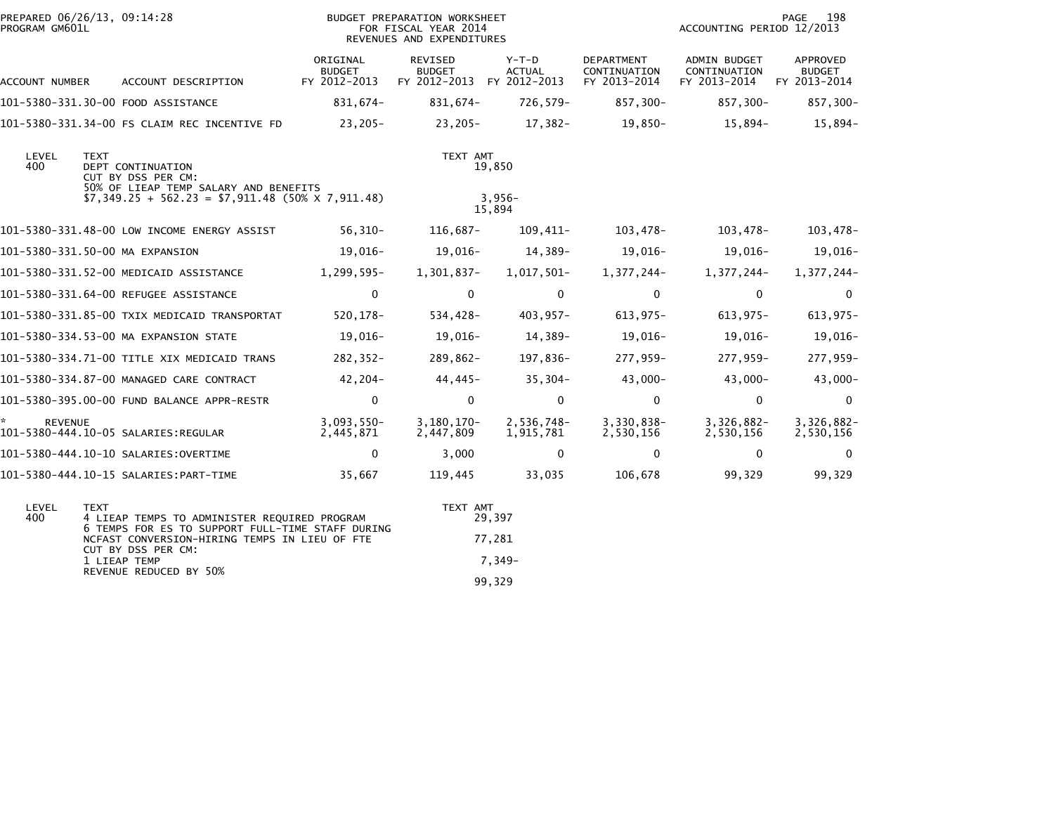PREPARED 06/26/13, 09:14:28
PROGRAM GM601L

BUDGET PREPARATION WORKSHEET
FOR FISCAL YEAR 2014
REVENUES AND EXPENDITURES

ACCOUNTING PERIOD 12/2013

| ACCOUNT NUMBER | ACCOUNT DESCRIPTION | ORIGINAL BUDGET FY 2012-2013 | REVISED BUDGET FY 2012-2013 | Y-T-D ACTUAL FY 2012-2013 | DEPARTMENT CONTINUATION FY 2013-2014 | ADMIN BUDGET CONTINUATION FY 2013-2014 | APPROVED BUDGET FY 2013-2014 |
|---|---|---|---|---|---|---|---|
| 101-5380-331.30-00 | FOOD ASSISTANCE | 831,674- | 831,674- | 726,579- | 857,300- | 857,300- | 857,300- |
| 101-5380-331.34-00 | FS CLAIM REC INCENTIVE FD | 23,205- | 23,205- | 17,382- | 19,850- | 15,894- | 15,894- |

| LEVEL | TEXT | TEXT AMT |
|---|---|---|
| 400 | DEPT CONTINUATION | 19,850 |
| | CUT BY DSS PER CM: | |
| | 50% OF LIEAP TEMP SALARY AND BENEFITS | |
| | $7,349.25 + 562.23 = $7,911.48 (50% X 7,911.48) | 3,956- |
| | | 15,894 |

| ACCOUNT NUMBER | ACCOUNT DESCRIPTION | ORIGINAL BUDGET FY 2012-2013 | REVISED BUDGET FY 2012-2013 | Y-T-D ACTUAL FY 2012-2013 | DEPARTMENT CONTINUATION FY 2013-2014 | ADMIN BUDGET CONTINUATION FY 2013-2014 | APPROVED BUDGET FY 2013-2014 |
|---|---|---|---|---|---|---|---|
| 101-5380-331.48-00 | LOW INCOME ENERGY ASSIST | 56,310- | 116,687- | 109,411- | 103,478- | 103,478- | 103,478- |
| 101-5380-331.50-00 | MA EXPANSION | 19,016- | 19,016- | 14,389- | 19,016- | 19,016- | 19,016- |
| 101-5380-331.52-00 | MEDICAID ASSISTANCE | 1,299,595- | 1,301,837- | 1,017,501- | 1,377,244- | 1,377,244- | 1,377,244- |
| 101-5380-331.64-00 | REFUGEE ASSISTANCE | 0 | 0 | 0 | 0 | 0 | 0 |
| 101-5380-331.85-00 | TXIX MEDICAID TRANSPORTAT | 520,178- | 534,428- | 403,957- | 613,975- | 613,975- | 613,975- |
| 101-5380-334.53-00 | MA EXPANSION STATE | 19,016- | 19,016- | 14,389- | 19,016- | 19,016- | 19,016- |
| 101-5380-334.71-00 | TITLE XIX MEDICAID TRANS | 282,352- | 289,862- | 197,836- | 277,959- | 277,959- | 277,959- |
| 101-5380-334.87-00 | MANAGED CARE CONTRACT | 42,204- | 44,445- | 35,304- | 43,000- | 43,000- | 43,000- |
| 101-5380-395.00-00 | FUND BALANCE APPR-RESTR | 0 | 0 | 0 | 0 | 0 | 0 |
| * REVENUE | | 3,093,550- | 3,180,170- | 2,536,748- | 3,330,838- | 3,326,882- | 3,326,882- |
| 101-5380-444.10-05 | SALARIES:REGULAR | 2,445,871 | 2,447,809 | 1,915,781 | 2,530,156 | 2,530,156 | 2,530,156 |
| 101-5380-444.10-10 | SALARIES:OVERTIME | 0 | 3,000 | 0 | 0 | 0 | 0 |
| 101-5380-444.10-15 | SALARIES:PART-TIME | 35,667 | 119,445 | 33,035 | 106,678 | 99,329 | 99,329 |

| LEVEL | TEXT | TEXT AMT |
|---|---|---|
| 400 | 4 LIEAP TEMPS TO ADMINISTER REQUIRED PROGRAM | 29,397 |
| | 6 TEMPS FOR ES TO SUPPORT FULL-TIME STAFF DURING | |
| | NCFAST CONVERSION-HIRING TEMPS IN LIEU OF FTE | 77,281 |
| | CUT BY DSS PER CM: | |
| | 1 LIEAP TEMP | 7,349- |
| | REVENUE REDUCED BY 50% | |
| | | 99,329 |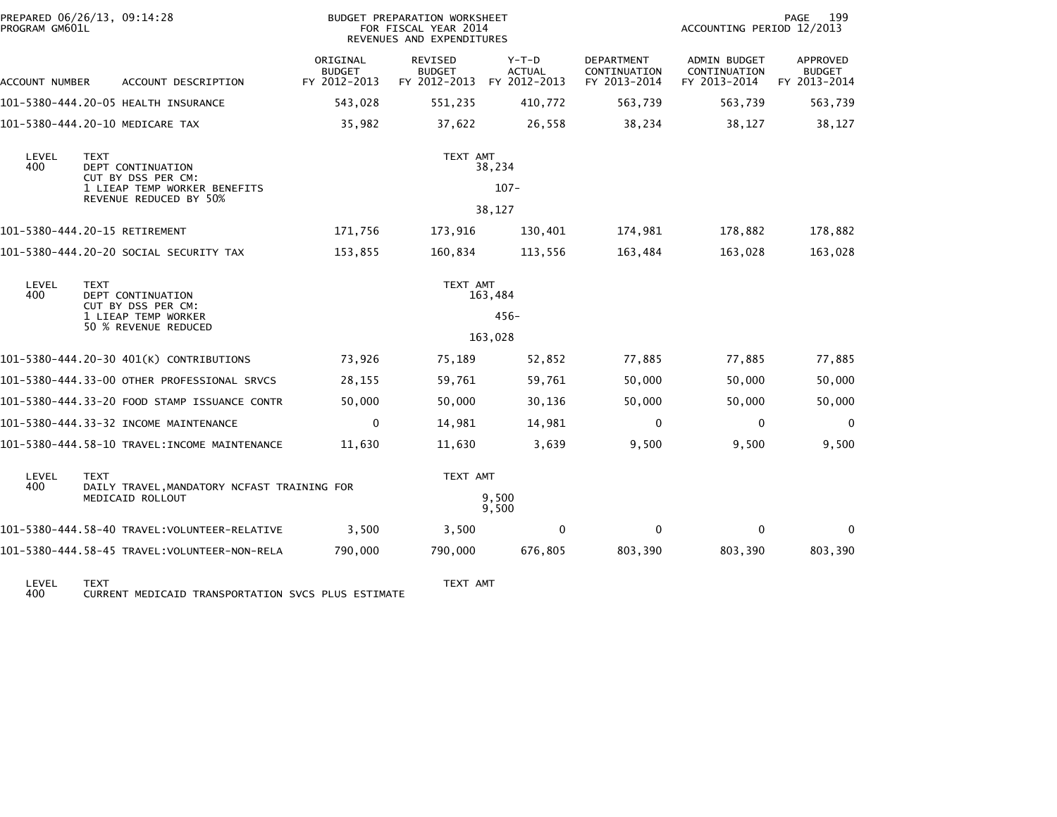PREPARED 06/26/13, 09:14:28
PROGRAM GM601L

BUDGET PREPARATION WORKSHEET
FOR FISCAL YEAR 2014
REVENUES AND EXPENDITURES

ACCOUNTING PERIOD 12/2013

| ACCOUNT NUMBER | ACCOUNT DESCRIPTION | ORIGINAL BUDGET FY 2012-2013 | REVISED BUDGET FY 2012-2013 | Y-T-D ACTUAL FY 2012-2013 | DEPARTMENT CONTINUATION FY 2013-2014 | ADMIN BUDGET CONTINUATION FY 2013-2014 | APPROVED BUDGET FY 2013-2014 |
|---|---|---|---|---|---|---|---|
| 101-5380-444.20-05 | HEALTH INSURANCE | 543,028 | 551,235 | 410,772 | 563,739 | 563,739 | 563,739 |
| 101-5380-444.20-10 | MEDICARE TAX | 35,982 | 37,622 | 26,558 | 38,234 | 38,127 | 38,127 |

| LEVEL | TEXT | TEXT AMT |
|---|---|---|
| 400 | DEPT CONTINUATION | 38,234 |
| | CUT BY DSS PER CM: | |
| | 1 LIEAP TEMP WORKER BENEFITS | 107- |
| | REVENUE REDUCED BY 50% | |
| | | 38,127 |

| ACCOUNT NUMBER | ACCOUNT DESCRIPTION | ORIGINAL BUDGET FY 2012-2013 | REVISED BUDGET FY 2012-2013 | Y-T-D ACTUAL FY 2012-2013 | DEPARTMENT CONTINUATION FY 2013-2014 | ADMIN BUDGET CONTINUATION FY 2013-2014 | APPROVED BUDGET FY 2013-2014 |
|---|---|---|---|---|---|---|---|
| 101-5380-444.20-15 | RETIREMENT | 171,756 | 173,916 | 130,401 | 174,981 | 178,882 | 178,882 |
| 101-5380-444.20-20 | SOCIAL SECURITY TAX | 153,855 | 160,834 | 113,556 | 163,484 | 163,028 | 163,028 |

| LEVEL | TEXT | TEXT AMT |
|---|---|---|
| 400 | DEPT CONTINUATION | 163,484 |
| | CUT BY DSS PER CM: | |
| | 1 LIEAP TEMP WORKER | 456- |
| | 50 % REVENUE REDUCED | |
| | | 163,028 |

| ACCOUNT NUMBER | ACCOUNT DESCRIPTION | ORIGINAL BUDGET FY 2012-2013 | REVISED BUDGET FY 2012-2013 | Y-T-D ACTUAL FY 2012-2013 | DEPARTMENT CONTINUATION FY 2013-2014 | ADMIN BUDGET CONTINUATION FY 2013-2014 | APPROVED BUDGET FY 2013-2014 |
|---|---|---|---|---|---|---|---|
| 101-5380-444.20-30 | 401(K) CONTRIBUTIONS | 73,926 | 75,189 | 52,852 | 77,885 | 77,885 | 77,885 |
| 101-5380-444.33-00 | OTHER PROFESSIONAL SRVCS | 28,155 | 59,761 | 59,761 | 50,000 | 50,000 | 50,000 |
| 101-5380-444.33-20 | FOOD STAMP ISSUANCE CONTR | 50,000 | 50,000 | 30,136 | 50,000 | 50,000 | 50,000 |
| 101-5380-444.33-32 | INCOME MAINTENANCE | 0 | 14,981 | 14,981 | 0 | 0 | 0 |
| 101-5380-444.58-10 | TRAVEL:INCOME MAINTENANCE | 11,630 | 11,630 | 3,639 | 9,500 | 9,500 | 9,500 |

| LEVEL | TEXT | TEXT AMT |
|---|---|---|
| 400 | DAILY TRAVEL,MANDATORY NCFAST TRAINING FOR | |
| | MEDICAID ROLLOUT | 9,500 |
| | | 9,500 |

| ACCOUNT NUMBER | ACCOUNT DESCRIPTION | ORIGINAL BUDGET FY 2012-2013 | REVISED BUDGET FY 2012-2013 | Y-T-D ACTUAL FY 2012-2013 | DEPARTMENT CONTINUATION FY 2013-2014 | ADMIN BUDGET CONTINUATION FY 2013-2014 | APPROVED BUDGET FY 2013-2014 |
|---|---|---|---|---|---|---|---|
| 101-5380-444.58-40 | TRAVEL:VOLUNTEER-RELATIVE | 3,500 | 3,500 | 0 | 0 | 0 | 0 |
| 101-5380-444.58-45 | TRAVEL:VOLUNTEER-NON-RELA | 790,000 | 790,000 | 676,805 | 803,390 | 803,390 | 803,390 |

| LEVEL | TEXT | TEXT AMT |
|---|---|---|
| 400 | CURRENT MEDICAID TRANSPORTATION SVCS PLUS ESTIMATE | |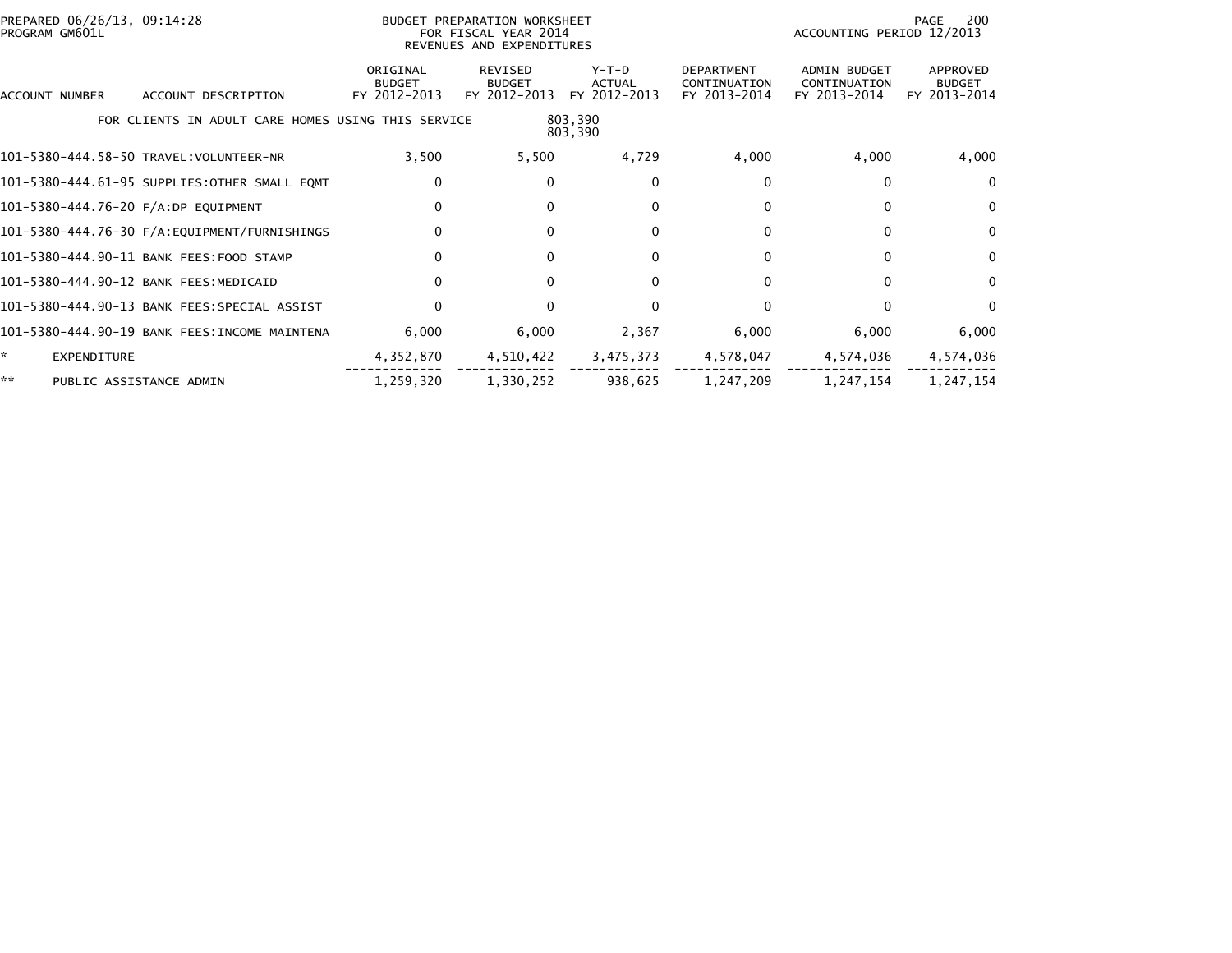BUDGET PREPARATION WORKSHEET
FOR FISCAL YEAR 2014
REVENUES AND EXPENDITURES

PREPARED 06/26/13, 09:14:28
PROGRAM GM601L

ACCOUNTING PERIOD 12/2013

| ACCOUNT NUMBER | ACCOUNT DESCRIPTION | ORIGINAL BUDGET FY 2012-2013 | REVISED BUDGET FY 2012-2013 | Y-T-D ACTUAL FY 2012-2013 | DEPARTMENT CONTINUATION FY 2013-2014 | ADMIN BUDGET CONTINUATION FY 2013-2014 | APPROVED BUDGET FY 2013-2014 |
|---|---|---|---|---|---|---|---|
| | FOR CLIENTS IN ADULT CARE HOMES USING THIS SERVICE | | 803,390 803,390 | | | | |
| 101-5380-444.58-50 | TRAVEL:VOLUNTEER-NR | 3,500 | 5,500 | 4,729 | 4,000 | 4,000 | 4,000 |
| 101-5380-444.61-95 | SUPPLIES:OTHER SMALL EQMT | 0 | 0 | 0 | 0 | 0 | 0 |
| 101-5380-444.76-20 | F/A:DP EQUIPMENT | 0 | 0 | 0 | 0 | 0 | 0 |
| 101-5380-444.76-30 | F/A:EQUIPMENT/FURNISHINGS | 0 | 0 | 0 | 0 | 0 | 0 |
| 101-5380-444.90-11 | BANK FEES:FOOD STAMP | 0 | 0 | 0 | 0 | 0 | 0 |
| 101-5380-444.90-12 | BANK FEES:MEDICAID | 0 | 0 | 0 | 0 | 0 | 0 |
| 101-5380-444.90-13 | BANK FEES:SPECIAL ASSIST | 0 | 0 | 0 | 0 | 0 | 0 |
| 101-5380-444.90-19 | BANK FEES:INCOME MAINTENA | 6,000 | 6,000 | 2,367 | 6,000 | 6,000 | 6,000 |
| * | EXPENDITURE | 4,352,870 | 4,510,422 | 3,475,373 | 4,578,047 | 4,574,036 | 4,574,036 |
| ** | PUBLIC ASSISTANCE ADMIN | 1,259,320 | 1,330,252 | 938,625 | 1,247,209 | 1,247,154 | 1,247,154 |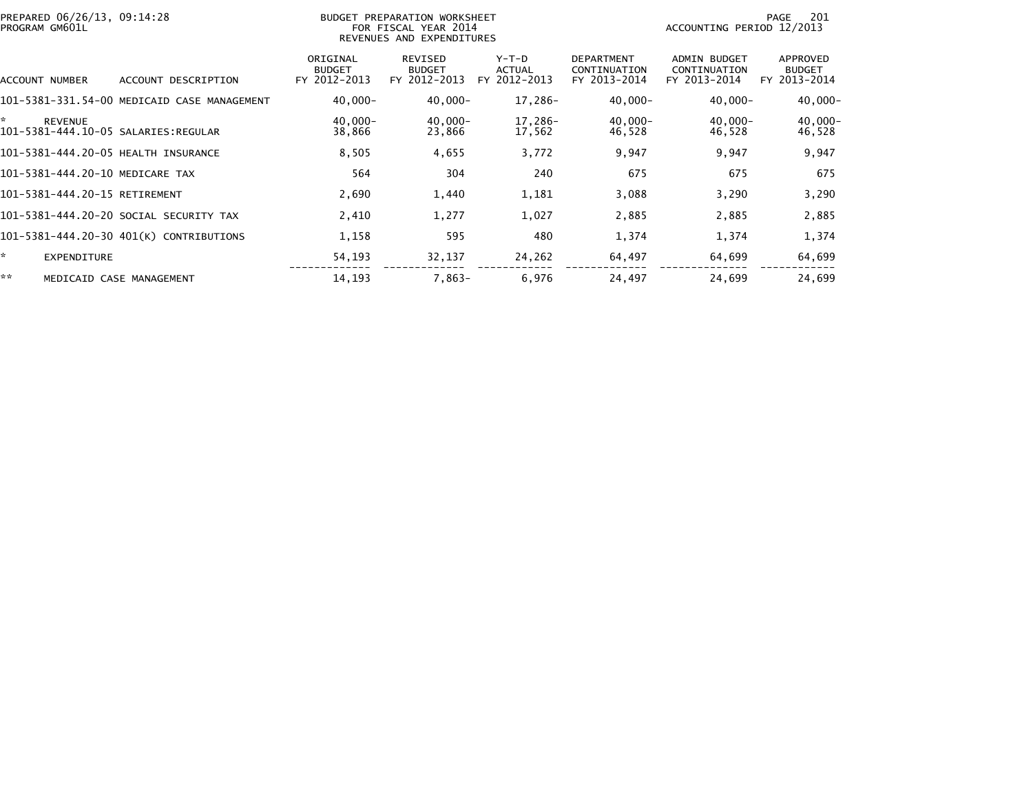PREPARED 06/26/13, 09:14:28
PROGRAM GM601L

BUDGET PREPARATION WORKSHEET
FOR FISCAL YEAR 2014
REVENUES AND EXPENDITURES

ACCOUNTING PERIOD 12/2013

| ACCOUNT NUMBER | ACCOUNT DESCRIPTION | ORIGINAL BUDGET FY 2012-2013 | REVISED BUDGET FY 2012-2013 | Y-T-D ACTUAL FY 2012-2013 | DEPARTMENT CONTINUATION FY 2013-2014 | ADMIN BUDGET CONTINUATION FY 2013-2014 | APPROVED BUDGET FY 2013-2014 |
|---|---|---|---|---|---|---|---|
| 101-5381-331.54-00 | MEDICAID CASE MANAGEMENT | 40,000- | 40,000- | 17,286- | 40,000- | 40,000- | 40,000- |
| * | REVENUE | 40,000- | 40,000- | 17,286- | 40,000- | 40,000- | 40,000- |
| 101-5381-444.10-05 | SALARIES:REGULAR | 38,866 | 23,866 | 17,562 | 46,528 | 46,528 | 46,528 |
| 101-5381-444.20-05 | HEALTH INSURANCE | 8,505 | 4,655 | 3,772 | 9,947 | 9,947 | 9,947 |
| 101-5381-444.20-10 | MEDICARE TAX | 564 | 304 | 240 | 675 | 675 | 675 |
| 101-5381-444.20-15 | RETIREMENT | 2,690 | 1,440 | 1,181 | 3,088 | 3,290 | 3,290 |
| 101-5381-444.20-20 | SOCIAL SECURITY TAX | 2,410 | 1,277 | 1,027 | 2,885 | 2,885 | 2,885 |
| 101-5381-444.20-30 | 401(K) CONTRIBUTIONS | 1,158 | 595 | 480 | 1,374 | 1,374 | 1,374 |
| * | EXPENDITURE | 54,193 | 32,137 | 24,262 | 64,497 | 64,699 | 64,699 |
| ** | MEDICAID CASE MANAGEMENT | 14,193 | 7,863- | 6,976 | 24,497 | 24,699 | 24,699 |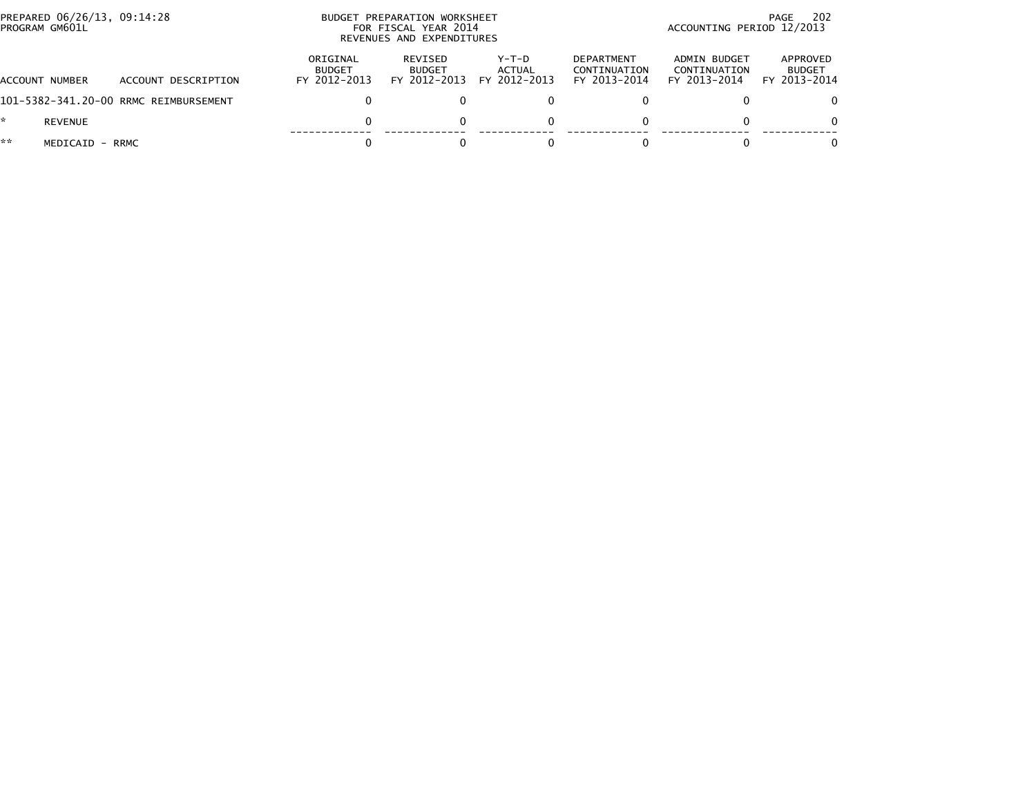BUDGET PREPARATION WORKSHEET
FOR FISCAL YEAR 2014
REVENUES AND EXPENDITURES

PREPARED 06/26/13, 09:14:28
PROGRAM GM601L

ACCOUNTING PERIOD 12/2013

| ACCOUNT NUMBER | ACCOUNT DESCRIPTION | ORIGINAL BUDGET FY 2012-2013 | REVISED BUDGET FY 2012-2013 | Y-T-D ACTUAL FY 2012-2013 | DEPARTMENT CONTINUATION FY 2013-2014 | ADMIN BUDGET CONTINUATION FY 2013-2014 | APPROVED BUDGET FY 2013-2014 |
|---|---|---|---|---|---|---|---|
| 101-5382-341.20-00 | RRMC REIMBURSEMENT | 0 | 0 | 0 | 0 | 0 | 0 |
| * | REVENUE | 0 | 0 | 0 | 0 | 0 | 0 |
| ** | MEDICAID - RRMC | 0 | 0 | 0 | 0 | 0 | 0 |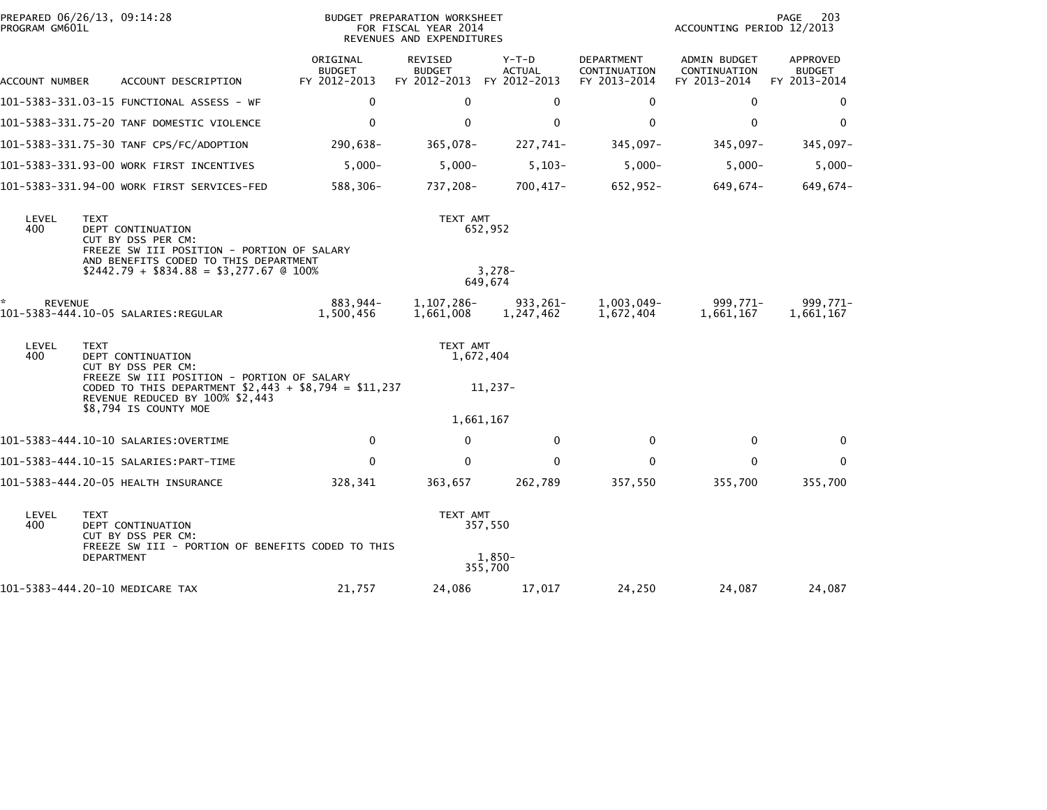# BUDGET PREPARATION WORKSHEET
## FOR FISCAL YEAR 2014
### REVENUES AND EXPENDITURES

PREPARED 06/26/13, 09:14:28
PROGRAM GM601L
ACCOUNTING PERIOD 12/2013

| ACCOUNT NUMBER | ACCOUNT DESCRIPTION | ORIGINAL BUDGET FY 2012-2013 | REVISED BUDGET FY 2012-2013 | Y-T-D ACTUAL FY 2012-2013 | DEPARTMENT CONTINUATION FY 2013-2014 | ADMIN BUDGET CONTINUATION FY 2013-2014 | APPROVED BUDGET FY 2013-2014 |
|---|---|---|---|---|---|---|---|
| 101-5383-331.03-15 | FUNCTIONAL ASSESS - WF | 0 | 0 | 0 | 0 | 0 | 0 |
| 101-5383-331.75-20 | TANF DOMESTIC VIOLENCE | 0 | 0 | 0 | 0 | 0 | 0 |
| 101-5383-331.75-30 | TANF CPS/FC/ADOPTION | 290,638- | 365,078- | 227,741- | 345,097- | 345,097- | 345,097- |
| 101-5383-331.93-00 | WORK FIRST INCENTIVES | 5,000- | 5,000- | 5,103- | 5,000- | 5,000- | 5,000- |
| 101-5383-331.94-00 | WORK FIRST SERVICES-FED | 588,306- | 737,208- | 700,417- | 652,952- | 649,674- | 649,674- |

| LEVEL | TEXT | TEXT AMT |
|---|---|---|
| 400 | DEPT CONTINUATION | 652,952 |
| | CUT BY DSS PER CM: FREEZE SW III POSITION - PORTION OF SALARY AND BENEFITS CODED TO THIS DEPARTMENT $2442.79 + $834.88 = $3,277.67 @ 100% | 3,278- |
| | | 649,674 |

| ACCOUNT NUMBER | ACCOUNT DESCRIPTION | ORIGINAL BUDGET FY 2012-2013 | REVISED BUDGET FY 2012-2013 | Y-T-D ACTUAL FY 2012-2013 | DEPARTMENT CONTINUATION FY 2013-2014 | ADMIN BUDGET CONTINUATION FY 2013-2014 | APPROVED BUDGET FY 2013-2014 |
|---|---|---|---|---|---|---|---|
| * | REVENUE | 883,944- | 1,107,286- | 933,261- | 1,003,049- | 999,771- | 999,771- |
| 101-5383-444.10-05 | SALARIES:REGULAR | 1,500,456 | 1,661,008 | 1,247,462 | 1,672,404 | 1,661,167 | 1,661,167 |

| LEVEL | TEXT | TEXT AMT |
|---|---|---|
| 400 | DEPT CONTINUATION | 1,672,404 |
| | CUT BY DSS PER CM: FREEZE SW III POSITION - PORTION OF SALARY CODED TO THIS DEPARTMENT $2,443 + $8,794 = $11,237 REVENUE REDUCED BY 100% $2,443 $8,794 IS COUNTY MOE | 11,237- |
| | | 1,661,167 |

| ACCOUNT NUMBER | ACCOUNT DESCRIPTION | ORIGINAL BUDGET FY 2012-2013 | REVISED BUDGET FY 2012-2013 | Y-T-D ACTUAL FY 2012-2013 | DEPARTMENT CONTINUATION FY 2013-2014 | ADMIN BUDGET CONTINUATION FY 2013-2014 | APPROVED BUDGET FY 2013-2014 |
|---|---|---|---|---|---|---|---|
| 101-5383-444.10-10 | SALARIES:OVERTIME | 0 | 0 | 0 | 0 | 0 | 0 |
| 101-5383-444.10-15 | SALARIES:PART-TIME | 0 | 0 | 0 | 0 | 0 | 0 |
| 101-5383-444.20-05 | HEALTH INSURANCE | 328,341 | 363,657 | 262,789 | 357,550 | 355,700 | 355,700 |

| LEVEL | TEXT | TEXT AMT |
|---|---|---|
| 400 | DEPT CONTINUATION | 357,550 |
| | CUT BY DSS PER CM: FREEZE SW III - PORTION OF BENEFITS CODED TO THIS DEPARTMENT | 1,850- |
| | | 355,700 |

| ACCOUNT NUMBER | ACCOUNT DESCRIPTION | ORIGINAL BUDGET FY 2012-2013 | REVISED BUDGET FY 2012-2013 | Y-T-D ACTUAL FY 2012-2013 | DEPARTMENT CONTINUATION FY 2013-2014 | ADMIN BUDGET CONTINUATION FY 2013-2014 | APPROVED BUDGET FY 2013-2014 |
|---|---|---|---|---|---|---|---|
| 101-5383-444.20-10 | MEDICARE TAX | 21,757 | 24,086 | 17,017 | 24,250 | 24,087 | 24,087 |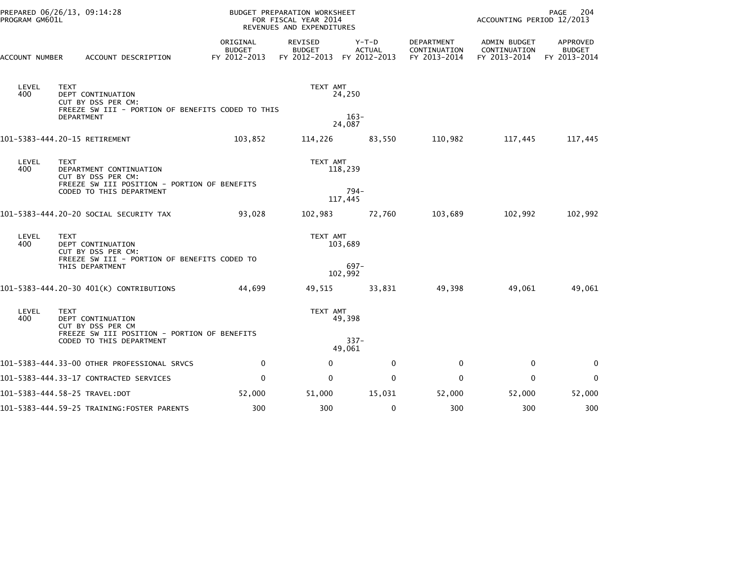BUDGET PREPARATION WORKSHEET
FOR FISCAL YEAR 2014
REVENUES AND EXPENDITURES

PREPARED 06/26/13, 09:14:28
PROGRAM GM601L

ACCOUNTING PERIOD 12/2013

| ACCOUNT NUMBER | ACCOUNT DESCRIPTION | ORIGINAL BUDGET FY 2012-2013 | REVISED BUDGET FY 2012-2013 | Y-T-D ACTUAL FY 2012-2013 | DEPARTMENT CONTINUATION FY 2013-2014 | ADMIN BUDGET CONTINUATION FY 2013-2014 | APPROVED BUDGET FY 2013-2014 |
|---|---|---|---|---|---|---|---|
| LEVEL 400 | TEXT<br>DEPT CONTINUATION<br>CUT BY DSS PER CM:<br>FREEZE SW III - PORTION OF BENEFITS CODED TO THIS DEPARTMENT | | TEXT AMT<br>24,250<br><br>163-<br>24,087 | | | | |
| 101-5383-444.20-15 | RETIREMENT | 103,852 | 114,226 | 83,550 | 110,982 | 117,445 | 117,445 |
| LEVEL 400 | TEXT<br>DEPARTMENT CONTINUATION<br>CUT BY DSS PER CM:<br>FREEZE SW III POSITION - PORTION OF BENEFITS CODED TO THIS DEPARTMENT | | TEXT AMT<br>118,239<br><br>794-<br>117,445 | | | | |
| 101-5383-444.20-20 | SOCIAL SECURITY TAX | 93,028 | 102,983 | 72,760 | 103,689 | 102,992 | 102,992 |
| LEVEL 400 | TEXT<br>DEPT CONTINUATION<br>CUT BY DSS PER CM:<br>FREEZE SW III - PORTION OF BENEFITS CODED TO THIS DEPARTMENT | | TEXT AMT<br>103,689<br><br>697-<br>102,992 | | | | |
| 101-5383-444.20-30 | 401(K) CONTRIBUTIONS | 44,699 | 49,515 | 33,831 | 49,398 | 49,061 | 49,061 |
| LEVEL 400 | TEXT<br>DEPT CONTINUATION<br>CUT BY DSS PER CM<br>FREEZE SW III POSITION - PORTION OF BENEFITS CODED TO THIS DEPARTMENT | | TEXT AMT<br>49,398<br><br>337-<br>49,061 | | | | |
| 101-5383-444.33-00 | OTHER PROFESSIONAL SRVCS | 0 | 0 | 0 | 0 | 0 | 0 |
| 101-5383-444.33-17 | CONTRACTED SERVICES | 0 | 0 | 0 | 0 | 0 | 0 |
| 101-5383-444.58-25 | TRAVEL:DOT | 52,000 | 51,000 | 15,031 | 52,000 | 52,000 | 52,000 |
| 101-5383-444.59-25 | TRAINING:FOSTER PARENTS | 300 | 300 | 0 | 300 | 300 | 300 |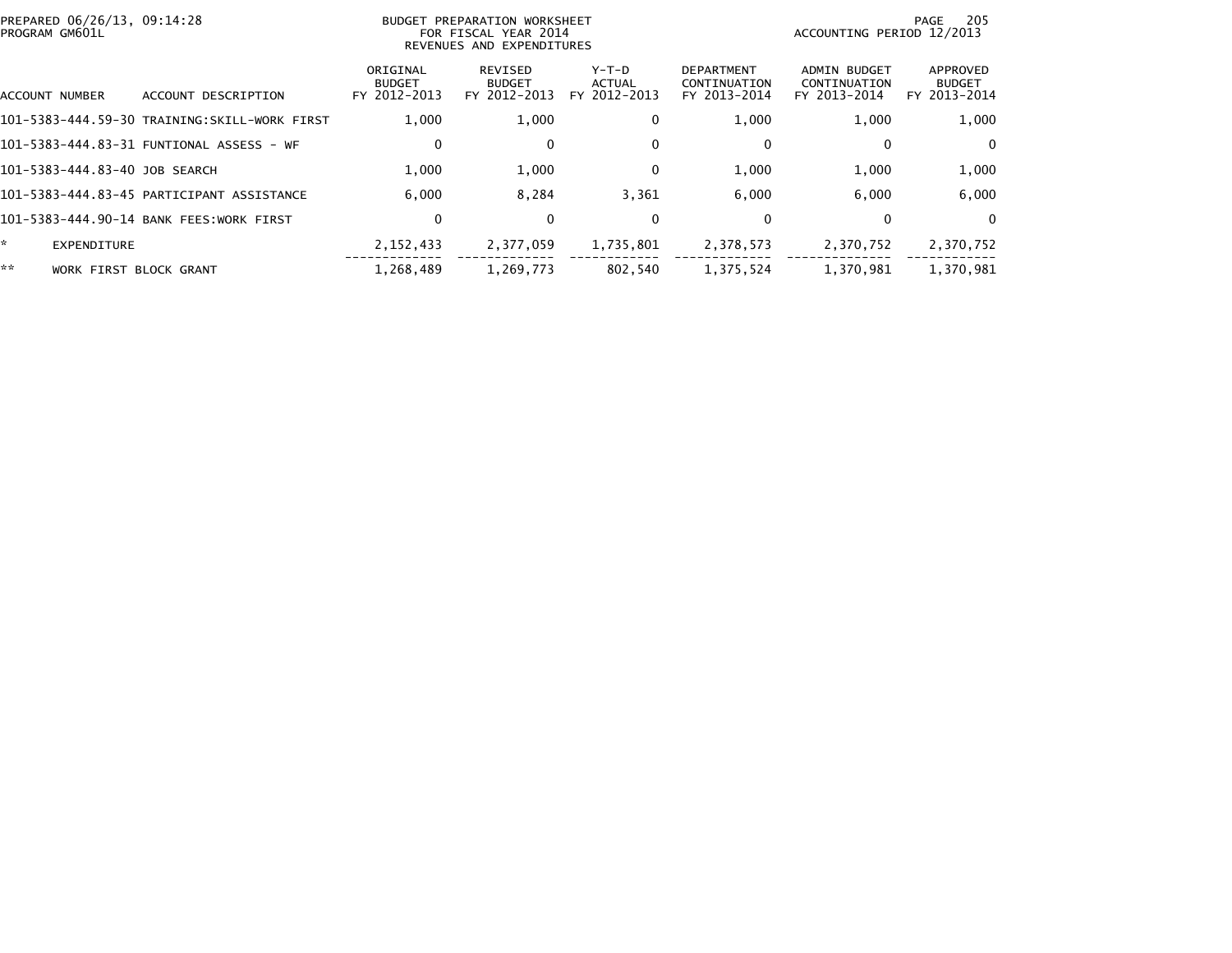PREPARED 06/26/13, 09:14:28
PROGRAM GM601L

BUDGET PREPARATION WORKSHEET
FOR FISCAL YEAR 2014
REVENUES AND EXPENDITURES

ACCOUNTING PERIOD 12/2013

| ACCOUNT NUMBER | ACCOUNT DESCRIPTION | ORIGINAL BUDGET FY 2012-2013 | REVISED BUDGET FY 2012-2013 | Y-T-D ACTUAL FY 2012-2013 | DEPARTMENT CONTINUATION FY 2013-2014 | ADMIN BUDGET CONTINUATION FY 2013-2014 | APPROVED BUDGET FY 2013-2014 |
|---|---|---|---|---|---|---|---|
| 101-5383-444.59-30 | TRAINING:SKILL-WORK FIRST | 1,000 | 1,000 | 0 | 1,000 | 1,000 | 1,000 |
| 101-5383-444.83-31 | FUNTIONAL ASSESS - WF | 0 | 0 | 0 | 0 | 0 | 0 |
| 101-5383-444.83-40 | JOB SEARCH | 1,000 | 1,000 | 0 | 1,000 | 1,000 | 1,000 |
| 101-5383-444.83-45 | PARTICIPANT ASSISTANCE | 6,000 | 8,284 | 3,361 | 6,000 | 6,000 | 6,000 |
| 101-5383-444.90-14 | BANK FEES:WORK FIRST | 0 | 0 | 0 | 0 | 0 | 0 |
| * | EXPENDITURE | 2,152,433 | 2,377,059 | 1,735,801 | 2,378,573 | 2,370,752 | 2,370,752 |
| ** | WORK FIRST BLOCK GRANT | 1,268,489 | 1,269,773 | 802,540 | 1,375,524 | 1,370,981 | 1,370,981 |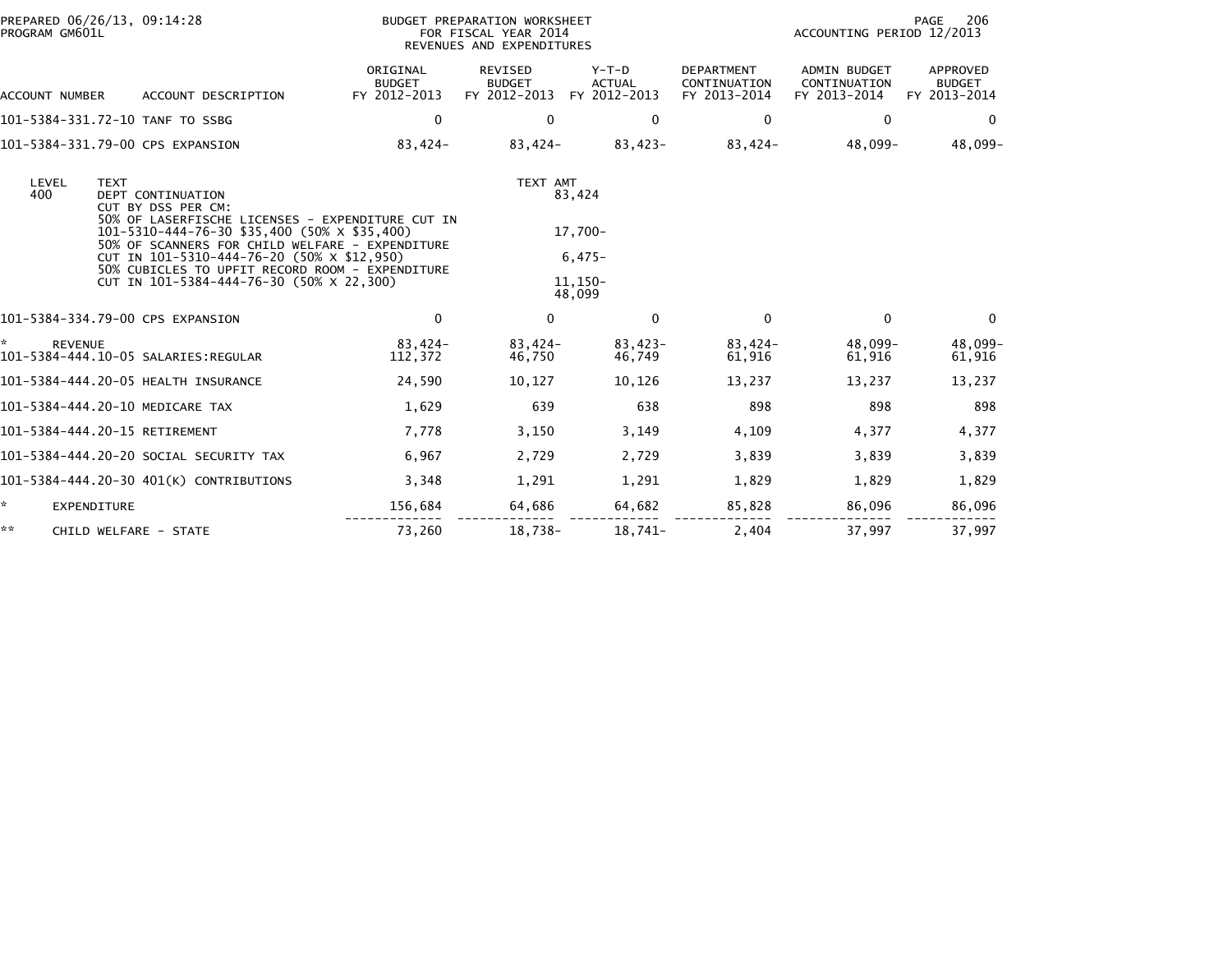PREPARED 06/26/13, 09:14:28
PROGRAM GM601L

BUDGET PREPARATION WORKSHEET
FOR FISCAL YEAR 2014
REVENUES AND EXPENDITURES

ACCOUNTING PERIOD 12/2013

| ACCOUNT NUMBER | ACCOUNT DESCRIPTION | ORIGINAL BUDGET FY 2012-2013 | REVISED BUDGET FY 2012-2013 | Y-T-D ACTUAL FY 2012-2013 | DEPARTMENT CONTINUATION FY 2013-2014 | ADMIN BUDGET CONTINUATION FY 2013-2014 | APPROVED BUDGET FY 2013-2014 |
|---|---|---|---|---|---|---|---|
| 101-5384-331.72-10 | TANF TO SSBG | 0 | 0 | 0 | 0 | 0 | 0 |
| 101-5384-331.79-00 | CPS EXPANSION | 83,424- | 83,424- | 83,423- | 83,424- | 48,099- | 48,099- |

| LEVEL | TEXT | TEXT AMT |
|---|---|---|
| 400 | DEPT CONTINUATION | 83,424 |
| | CUT BY DSS PER CM: | |
| | 50% OF LASERFISCHE LICENSES - EXPENDITURE CUT IN 101-5310-444-76-30 $35,400 (50% X $35,400) | 17,700- |
| | 50% OF SCANNERS FOR CHILD WELFARE - EXPENDITURE CUT IN 101-5310-444-76-20 (50% X $12,950) | 6,475- |
| | 50% CUBICLES TO UPFIT RECORD ROOM - EXPENDITURE CUT IN 101-5384-444-76-30 (50% X 22,300) | 11,150- |
| | | 48,099 |

| ACCOUNT NUMBER | ACCOUNT DESCRIPTION | ORIGINAL BUDGET FY 2012-2013 | REVISED BUDGET FY 2012-2013 | Y-T-D ACTUAL FY 2012-2013 | DEPARTMENT CONTINUATION FY 2013-2014 | ADMIN BUDGET CONTINUATION FY 2013-2014 | APPROVED BUDGET FY 2013-2014 |
|---|---|---|---|---|---|---|---|
| 101-5384-334.79-00 | CPS EXPANSION | 0 | 0 | 0 | 0 | 0 | 0 |
| * | REVENUE | 83,424- | 83,424- | 83,423- | 83,424- | 48,099- | 48,099- |
| 101-5384-444.10-05 | SALARIES:REGULAR | 112,372 | 46,750 | 46,749 | 61,916 | 61,916 | 61,916 |
| 101-5384-444.20-05 | HEALTH INSURANCE | 24,590 | 10,127 | 10,126 | 13,237 | 13,237 | 13,237 |
| 101-5384-444.20-10 | MEDICARE TAX | 1,629 | 639 | 638 | 898 | 898 | 898 |
| 101-5384-444.20-15 | RETIREMENT | 7,778 | 3,150 | 3,149 | 4,109 | 4,377 | 4,377 |
| 101-5384-444.20-20 | SOCIAL SECURITY TAX | 6,967 | 2,729 | 2,729 | 3,839 | 3,839 | 3,839 |
| 101-5384-444.20-30 | 401(K) CONTRIBUTIONS | 3,348 | 1,291 | 1,291 | 1,829 | 1,829 | 1,829 |
| * | EXPENDITURE | 156,684 | 64,686 | 64,682 | 85,828 | 86,096 | 86,096 |
| ** | CHILD WELFARE - STATE | 73,260 | 18,738- | 18,741- | 2,404 | 37,997 | 37,997 |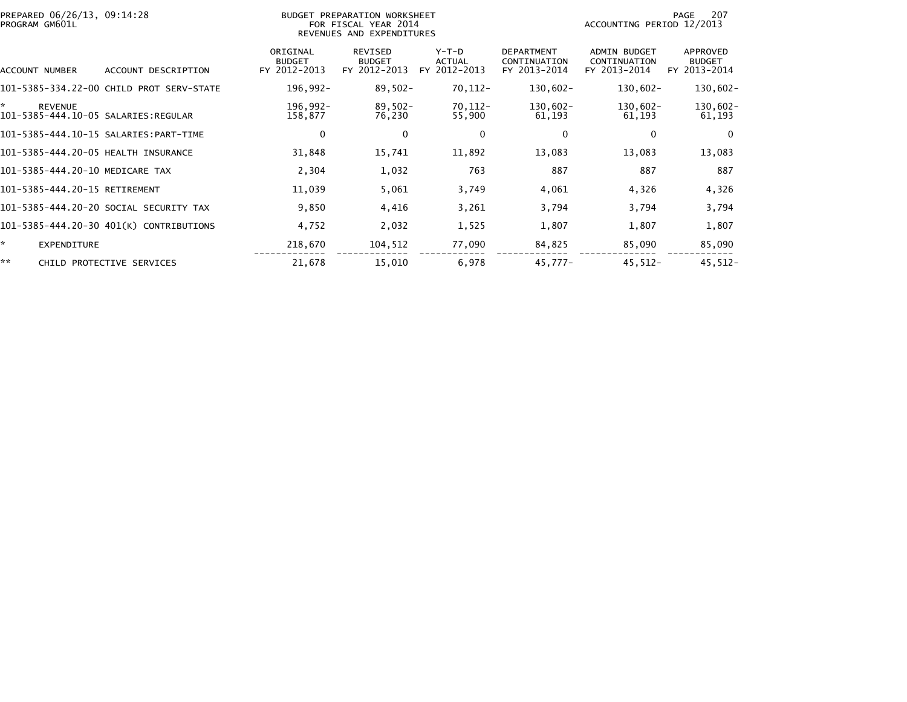PREPARED 06/26/13, 09:14:28
PROGRAM GM601L

BUDGET PREPARATION WORKSHEET
FOR FISCAL YEAR 2014
REVENUES AND EXPENDITURES

ACCOUNTING PERIOD 12/2013

| ACCOUNT NUMBER | ACCOUNT DESCRIPTION | ORIGINAL BUDGET FY 2012-2013 | REVISED BUDGET FY 2012-2013 | Y-T-D ACTUAL FY 2012-2013 | DEPARTMENT CONTINUATION FY 2013-2014 | ADMIN BUDGET CONTINUATION FY 2013-2014 | APPROVED BUDGET FY 2013-2014 |
|---|---|---|---|---|---|---|---|
| 101-5385-334.22-00 | CHILD PROT SERV-STATE | 196,992- | 89,502- | 70,112- | 130,602- | 130,602- | 130,602- |
| * | REVENUE | 196,992- | 89,502- | 70,112- | 130,602- | 130,602- | 130,602- |
| 101-5385-444.10-05 | SALARIES:REGULAR | 158,877 | 76,230 | 55,900 | 61,193 | 61,193 | 61,193 |
| 101-5385-444.10-15 | SALARIES:PART-TIME | 0 | 0 | 0 | 0 | 0 | 0 |
| 101-5385-444.20-05 | HEALTH INSURANCE | 31,848 | 15,741 | 11,892 | 13,083 | 13,083 | 13,083 |
| 101-5385-444.20-10 | MEDICARE TAX | 2,304 | 1,032 | 763 | 887 | 887 | 887 |
| 101-5385-444.20-15 | RETIREMENT | 11,039 | 5,061 | 3,749 | 4,061 | 4,326 | 4,326 |
| 101-5385-444.20-20 | SOCIAL SECURITY TAX | 9,850 | 4,416 | 3,261 | 3,794 | 3,794 | 3,794 |
| 101-5385-444.20-30 | 401(K) CONTRIBUTIONS | 4,752 | 2,032 | 1,525 | 1,807 | 1,807 | 1,807 |
| * | EXPENDITURE | 218,670 | 104,512 | 77,090 | 84,825 | 85,090 | 85,090 |
| ** | CHILD PROTECTIVE SERVICES | 21,678 | 15,010 | 6,978 | 45,777- | 45,512- | 45,512- |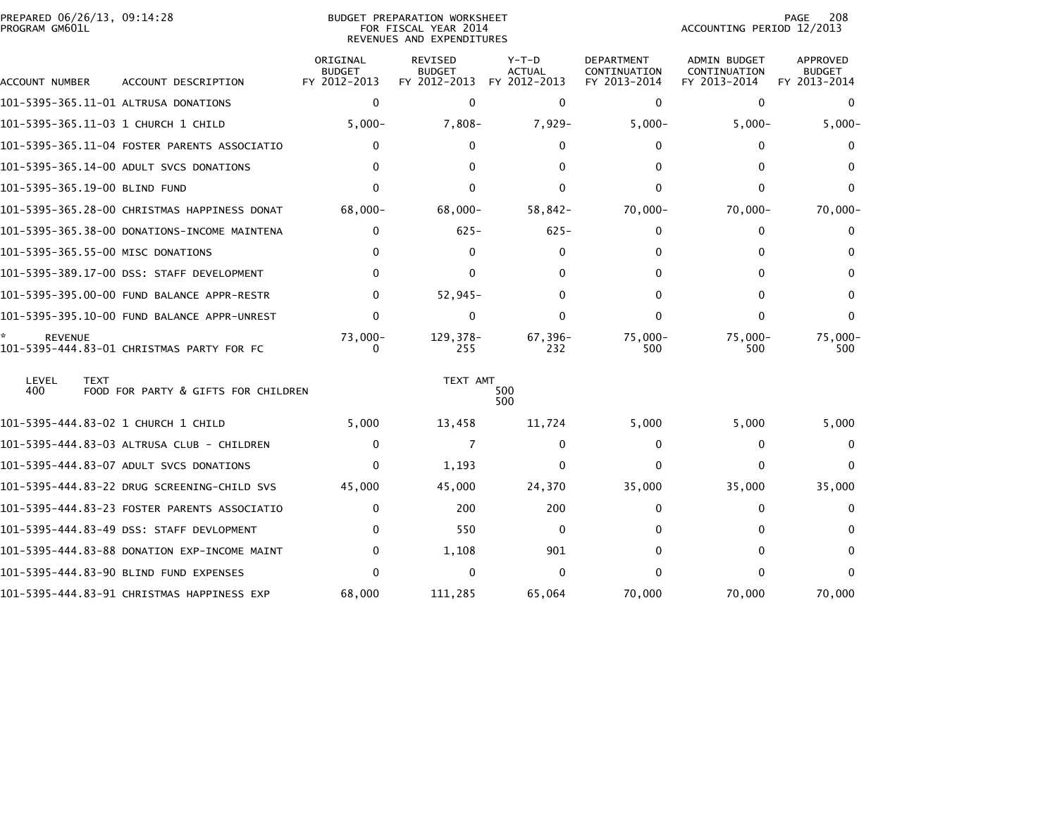PREPARED 06/26/13, 09:14:28
PROGRAM GM601L

BUDGET PREPARATION WORKSHEET
FOR FISCAL YEAR 2014
REVENUES AND EXPENDITURES

ACCOUNTING PERIOD 12/2013

| ACCOUNT NUMBER | ACCOUNT DESCRIPTION | ORIGINAL BUDGET FY 2012-2013 | REVISED BUDGET FY 2012-2013 | Y-T-D ACTUAL FY 2012-2013 | DEPARTMENT CONTINUATION FY 2013-2014 | ADMIN BUDGET CONTINUATION FY 2013-2014 | APPROVED BUDGET FY 2013-2014 |
|---|---|---|---|---|---|---|---|
| 101-5395-365.11-01 | ALTRUSA DONATIONS | 0 | 0 | 0 | 0 | 0 | 0 |
| 101-5395-365.11-03 | 1 CHURCH 1 CHILD | 5,000- | 7,808- | 7,929- | 5,000- | 5,000- | 5,000- |
| 101-5395-365.11-04 | FOSTER PARENTS ASSOCIATIO | 0 | 0 | 0 | 0 | 0 | 0 |
| 101-5395-365.14-00 | ADULT SVCS DONATIONS | 0 | 0 | 0 | 0 | 0 | 0 |
| 101-5395-365.19-00 | BLIND FUND | 0 | 0 | 0 | 0 | 0 | 0 |
| 101-5395-365.28-00 | CHRISTMAS HAPPINESS DONAT | 68,000- | 68,000- | 58,842- | 70,000- | 70,000- | 70,000- |
| 101-5395-365.38-00 | DONATIONS-INCOME MAINTENA | 0 | 625- | 625- | 0 | 0 | 0 |
| 101-5395-365.55-00 | MISC DONATIONS | 0 | 0 | 0 | 0 | 0 | 0 |
| 101-5395-389.17-00 | DSS: STAFF DEVELOPMENT | 0 | 0 | 0 | 0 | 0 | 0 |
| 101-5395-395.00-00 | FUND BALANCE APPR-RESTR | 0 | 52,945- | 0 | 0 | 0 | 0 |
| 101-5395-395.10-00 | FUND BALANCE APPR-UNREST | 0 | 0 | 0 | 0 | 0 | 0 |
| * REVENUE | | 73,000- | 129,378- | 67,396- | 75,000- | 75,000- | 75,000- |
| 101-5395-444.83-01 | CHRISTMAS PARTY FOR FC | 0 | 255 | 232 | 500 | 500 | 500 |

| LEVEL | TEXT | TEXT AMT |
|---|---|---|
| 400 | FOOD FOR PARTY & GIFTS FOR CHILDREN | 500 |
| | | 500 |

| ACCOUNT NUMBER | ACCOUNT DESCRIPTION | ORIGINAL BUDGET FY 2012-2013 | REVISED BUDGET FY 2012-2013 | Y-T-D ACTUAL FY 2012-2013 | DEPARTMENT CONTINUATION FY 2013-2014 | ADMIN BUDGET CONTINUATION FY 2013-2014 | APPROVED BUDGET FY 2013-2014 |
|---|---|---|---|---|---|---|---|
| 101-5395-444.83-02 | 1 CHURCH 1 CHILD | 5,000 | 13,458 | 11,724 | 5,000 | 5,000 | 5,000 |
| 101-5395-444.83-03 | ALTRUSA CLUB - CHILDREN | 0 | 7 | 0 | 0 | 0 | 0 |
| 101-5395-444.83-07 | ADULT SVCS DONATIONS | 0 | 1,193 | 0 | 0 | 0 | 0 |
| 101-5395-444.83-22 | DRUG SCREENING-CHILD SVS | 45,000 | 45,000 | 24,370 | 35,000 | 35,000 | 35,000 |
| 101-5395-444.83-23 | FOSTER PARENTS ASSOCIATIO | 0 | 200 | 200 | 0 | 0 | 0 |
| 101-5395-444.83-49 | DSS: STAFF DEVLOPMENT | 0 | 550 | 0 | 0 | 0 | 0 |
| 101-5395-444.83-88 | DONATION EXP-INCOME MAINT | 0 | 1,108 | 901 | 0 | 0 | 0 |
| 101-5395-444.83-90 | BLIND FUND EXPENSES | 0 | 0 | 0 | 0 | 0 | 0 |
| 101-5395-444.83-91 | CHRISTMAS HAPPINESS EXP | 68,000 | 111,285 | 65,064 | 70,000 | 70,000 | 70,000 |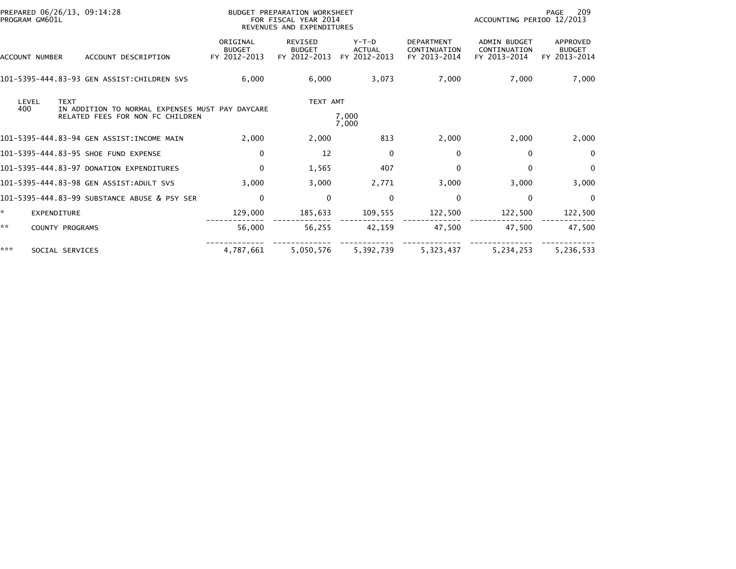BUDGET PREPARATION WORKSHEET
FOR FISCAL YEAR 2014
REVENUES AND EXPENDITURES

PREPARED 06/26/13, 09:14:28
PROGRAM GM601L

ACCOUNTING PERIOD 12/2013

| ACCOUNT NUMBER | ACCOUNT DESCRIPTION | ORIGINAL BUDGET FY 2012-2013 | REVISED BUDGET FY 2012-2013 | Y-T-D ACTUAL FY 2012-2013 | DEPARTMENT CONTINUATION FY 2013-2014 | ADMIN BUDGET CONTINUATION FY 2013-2014 | APPROVED BUDGET FY 2013-2014 |
|---|---|---|---|---|---|---|---|
| 101-5395-444.83-93 | GEN ASSIST:CHILDREN SVS | 6,000 | 6,000 | 3,073 | 7,000 | 7,000 | 7,000 |

| LEVEL | TEXT | TEXT AMT |
|---|---|---|
| 400 | IN ADDITION TO NORMAL EXPENSES MUST PAY DAYCARE RELATED FEES FOR NON FC CHILDREN | 7,000 |
| | | 7,000 |

| ACCOUNT NUMBER | ACCOUNT DESCRIPTION | ORIGINAL BUDGET FY 2012-2013 | REVISED BUDGET FY 2012-2013 | Y-T-D ACTUAL FY 2012-2013 | DEPARTMENT CONTINUATION FY 2013-2014 | ADMIN BUDGET CONTINUATION FY 2013-2014 | APPROVED BUDGET FY 2013-2014 |
|---|---|---|---|---|---|---|---|
| 101-5395-444.83-94 | GEN ASSIST:INCOME MAIN | 2,000 | 2,000 | 813 | 2,000 | 2,000 | 2,000 |
| 101-5395-444.83-95 | SHOE FUND EXPENSE | 0 | 12 | 0 | 0 | 0 | 0 |
| 101-5395-444.83-97 | DONATION EXPENDITURES | 0 | 1,565 | 407 | 0 | 0 | 0 |
| 101-5395-444.83-98 | GEN ASSIST:ADULT SVS | 3,000 | 3,000 | 2,771 | 3,000 | 3,000 | 3,000 |
| 101-5395-444.83-99 | SUBSTANCE ABUSE & PSY SER | 0 | 0 | 0 | 0 | 0 | 0 |
| * | EXPENDITURE | 129,000 | 185,633 | 109,555 | 122,500 | 122,500 | 122,500 |
| ** | COUNTY PROGRAMS | 56,000 | 56,255 | 42,159 | 47,500 | 47,500 | 47,500 |
| *** | SOCIAL SERVICES | 4,787,661 | 5,050,576 | 5,392,739 | 5,323,437 | 5,234,253 | 5,236,533 |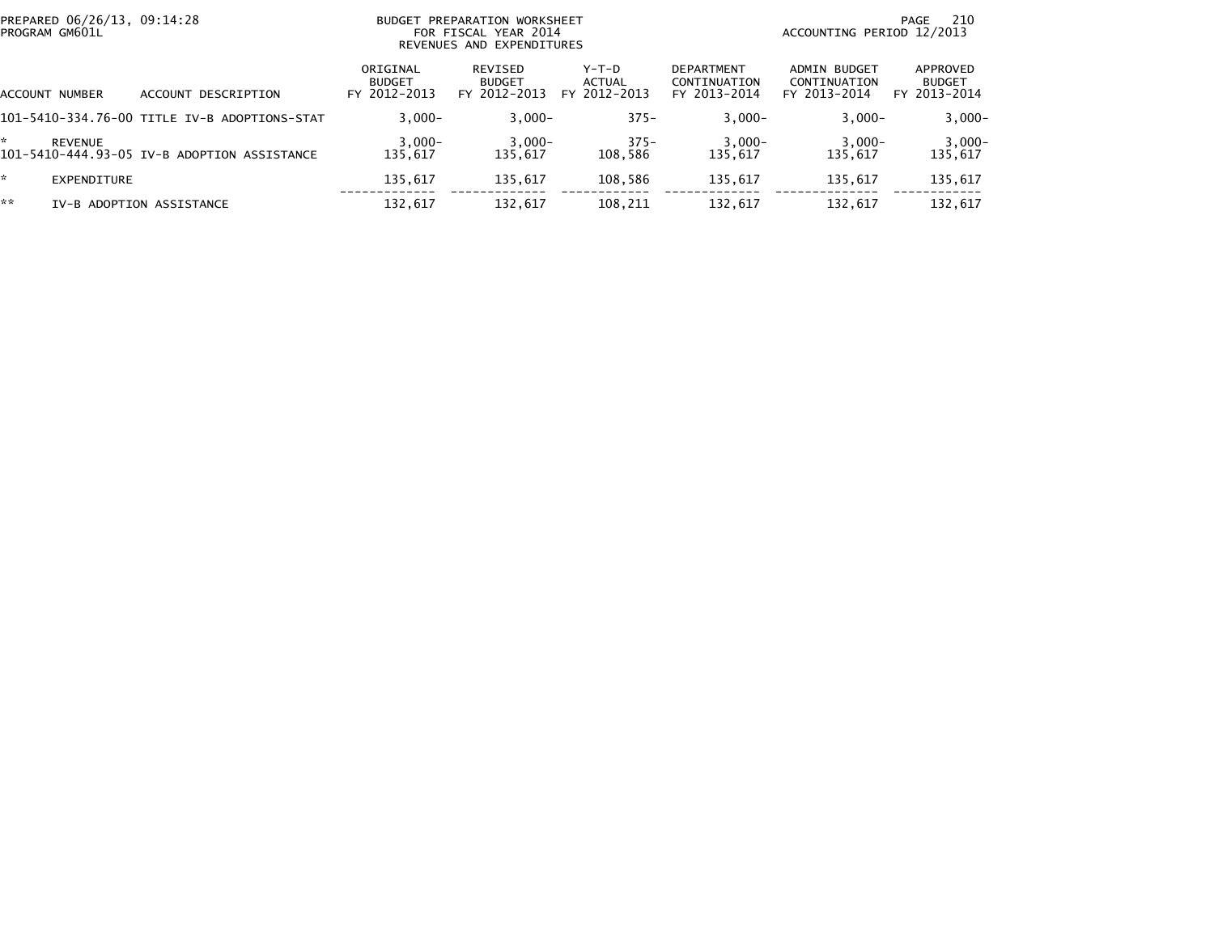PREPARED 06/26/13, 09:14:28
PROGRAM GM601L

BUDGET PREPARATION WORKSHEET
FOR FISCAL YEAR 2014
REVENUES AND EXPENDITURES

ACCOUNTING PERIOD 12/2013

| ACCOUNT NUMBER | ACCOUNT DESCRIPTION | ORIGINAL BUDGET FY 2012-2013 | REVISED BUDGET FY 2012-2013 | Y-T-D ACTUAL FY 2012-2013 | DEPARTMENT CONTINUATION FY 2013-2014 | ADMIN BUDGET CONTINUATION FY 2013-2014 | APPROVED BUDGET FY 2013-2014 |
|---|---|---|---|---|---|---|---|
| 101-5410-334.76-00 | TITLE IV-B ADOPTIONS-STAT | 3,000- | 3,000- | 375- | 3,000- | 3,000- | 3,000- |
| * | REVENUE | 3,000- | 3,000- | 375- | 3,000- | 3,000- | 3,000- |
| 101-5410-444.93-05 | IV-B ADOPTION ASSISTANCE | 135,617 | 135,617 | 108,586 | 135,617 | 135,617 | 135,617 |
| * | EXPENDITURE | 135,617 | 135,617 | 108,586 | 135,617 | 135,617 | 135,617 |
| ** | IV-B ADOPTION ASSISTANCE | 132,617 | 132,617 | 108,211 | 132,617 | 132,617 | 132,617 |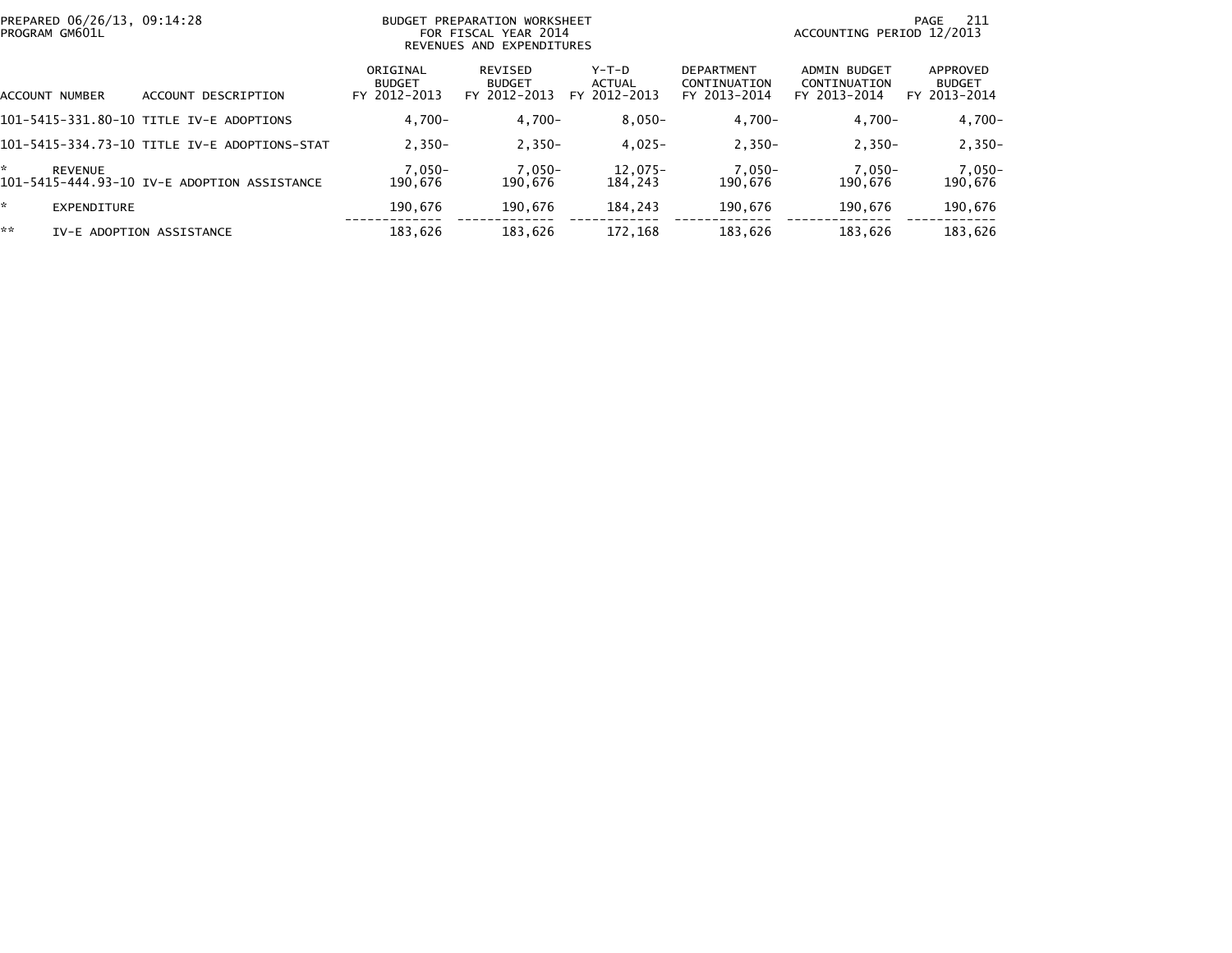PREPARED 06/26/13, 09:14:28
PROGRAM GM601L

BUDGET PREPARATION WORKSHEET
FOR FISCAL YEAR 2014
REVENUES AND EXPENDITURES

ACCOUNTING PERIOD 12/2013

| ACCOUNT NUMBER | ACCOUNT DESCRIPTION | ORIGINAL BUDGET FY 2012-2013 | REVISED BUDGET FY 2012-2013 | Y-T-D ACTUAL FY 2012-2013 | DEPARTMENT CONTINUATION FY 2013-2014 | ADMIN BUDGET CONTINUATION FY 2013-2014 | APPROVED BUDGET FY 2013-2014 |
|---|---|---|---|---|---|---|---|
| 101-5415-331.80-10 | TITLE IV-E ADOPTIONS | 4,700- | 4,700- | 8,050- | 4,700- | 4,700- | 4,700- |
| 101-5415-334.73-10 | TITLE IV-E ADOPTIONS-STAT | 2,350- | 2,350- | 4,025- | 2,350- | 2,350- | 2,350- |
| * | REVENUE | 7,050- | 7,050- | 12,075- | 7,050- | 7,050- | 7,050- |
| 101-5415-444.93-10 | IV-E ADOPTION ASSISTANCE | 190,676 | 190,676 | 184,243 | 190,676 | 190,676 | 190,676 |
| * | EXPENDITURE | 190,676 | 190,676 | 184,243 | 190,676 | 190,676 | 190,676 |
| ** | IV-E ADOPTION ASSISTANCE | 183,626 | 183,626 | 172,168 | 183,626 | 183,626 | 183,626 |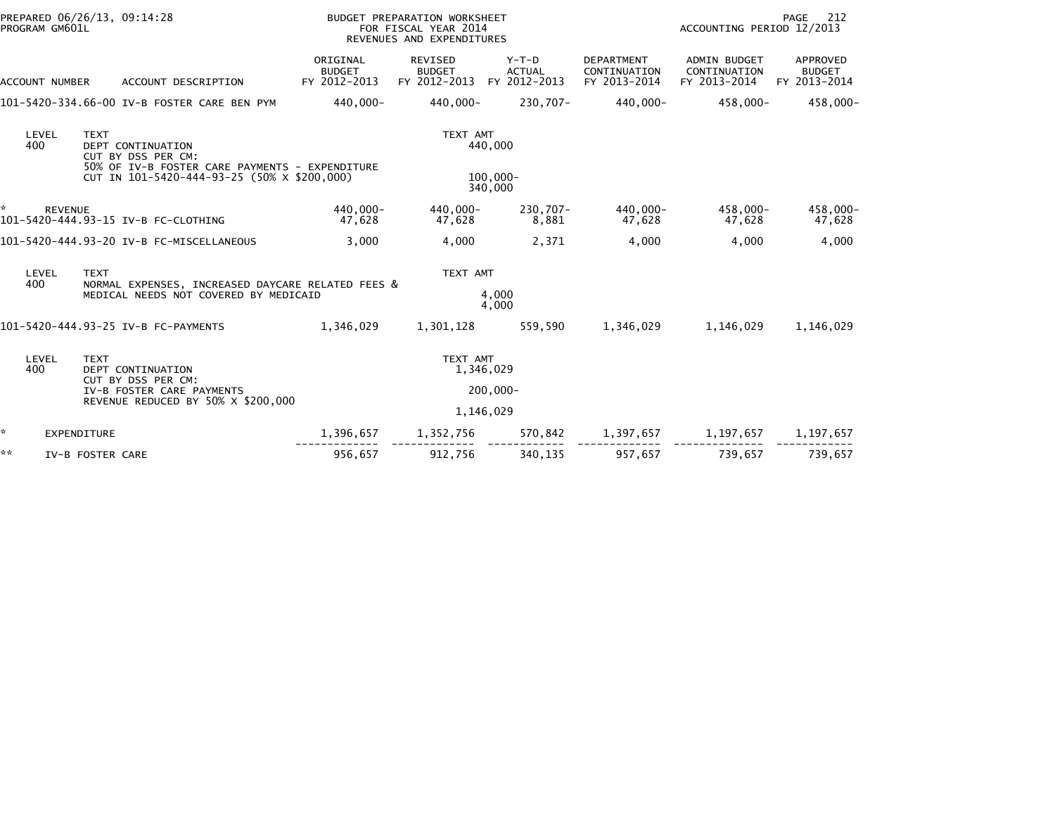PREPARED 06/26/13, 09:14:28
PROGRAM GM601L

BUDGET PREPARATION WORKSHEET
FOR FISCAL YEAR 2014
REVENUES AND EXPENDITURES

ACCOUNTING PERIOD 12/2013

| ACCOUNT NUMBER | ACCOUNT DESCRIPTION | ORIGINAL BUDGET FY 2012-2013 | REVISED BUDGET FY 2012-2013 | Y-T-D ACTUAL FY 2012-2013 | DEPARTMENT CONTINUATION FY 2013-2014 | ADMIN BUDGET CONTINUATION FY 2013-2014 | APPROVED BUDGET FY 2013-2014 |
|---|---|---|---|---|---|---|---|
| 101-5420-334.66-00 | IV-B FOSTER CARE BEN PYM | 440,000- | 440,000- | 230,707- | 440,000- | 458,000- | 458,000- |

| LEVEL | TEXT | TEXT AMT |
|---|---|---|
| 400 | DEPT CONTINUATION | 440,000 |
| | CUT BY DSS PER CM: | |
| | 50% OF IV-B FOSTER CARE PAYMENTS - EXPENDITURE | |
| | CUT IN 101-5420-444-93-25 (50% X $200,000) | 100,000- |
| | | 340,000 |

| ACCOUNT NUMBER | ACCOUNT DESCRIPTION | ORIGINAL BUDGET FY 2012-2013 | REVISED BUDGET FY 2012-2013 | Y-T-D ACTUAL FY 2012-2013 | DEPARTMENT CONTINUATION FY 2013-2014 | ADMIN BUDGET CONTINUATION FY 2013-2014 | APPROVED BUDGET FY 2013-2014 |
|---|---|---|---|---|---|---|---|
| * | REVENUE | 440,000- | 440,000- | 230,707- | 440,000- | 458,000- | 458,000- |
| 101-5420-444.93-15 | IV-B FC-CLOTHING | 47,628 | 47,628 | 8,881 | 47,628 | 47,628 | 47,628 |
| 101-5420-444.93-20 | IV-B FC-MISCELLANEOUS | 3,000 | 4,000 | 2,371 | 4,000 | 4,000 | 4,000 |

| LEVEL | TEXT | TEXT AMT |
|---|---|---|
| 400 | NORMAL EXPENSES, INCREASED DAYCARE RELATED FEES & | |
| | MEDICAL NEEDS NOT COVERED BY MEDICAID | 4,000 |
| | | 4,000 |

| ACCOUNT NUMBER | ACCOUNT DESCRIPTION | ORIGINAL BUDGET FY 2012-2013 | REVISED BUDGET FY 2012-2013 | Y-T-D ACTUAL FY 2012-2013 | DEPARTMENT CONTINUATION FY 2013-2014 | ADMIN BUDGET CONTINUATION FY 2013-2014 | APPROVED BUDGET FY 2013-2014 |
|---|---|---|---|---|---|---|---|
| 101-5420-444.93-25 | IV-B FC-PAYMENTS | 1,346,029 | 1,301,128 | 559,590 | 1,346,029 | 1,146,029 | 1,146,029 |

| LEVEL | TEXT | TEXT AMT |
|---|---|---|
| 400 | DEPT CONTINUATION | 1,346,029 |
| | CUT BY DSS PER CM: | |
| | IV-B FOSTER CARE PAYMENTS | 200,000- |
| | REVENUE REDUCED BY 50% X $200,000 | |
| | | 1,146,029 |

| ACCOUNT NUMBER | ACCOUNT DESCRIPTION | ORIGINAL BUDGET FY 2012-2013 | REVISED BUDGET FY 2012-2013 | Y-T-D ACTUAL FY 2012-2013 | DEPARTMENT CONTINUATION FY 2013-2014 | ADMIN BUDGET CONTINUATION FY 2013-2014 | APPROVED BUDGET FY 2013-2014 |
|---|---|---|---|---|---|---|---|
| * | EXPENDITURE | 1,396,657 | 1,352,756 | 570,842 | 1,397,657 | 1,197,657 | 1,197,657 |
| ** | IV-B FOSTER CARE | 956,657 | 912,756 | 340,135 | 957,657 | 739,657 | 739,657 |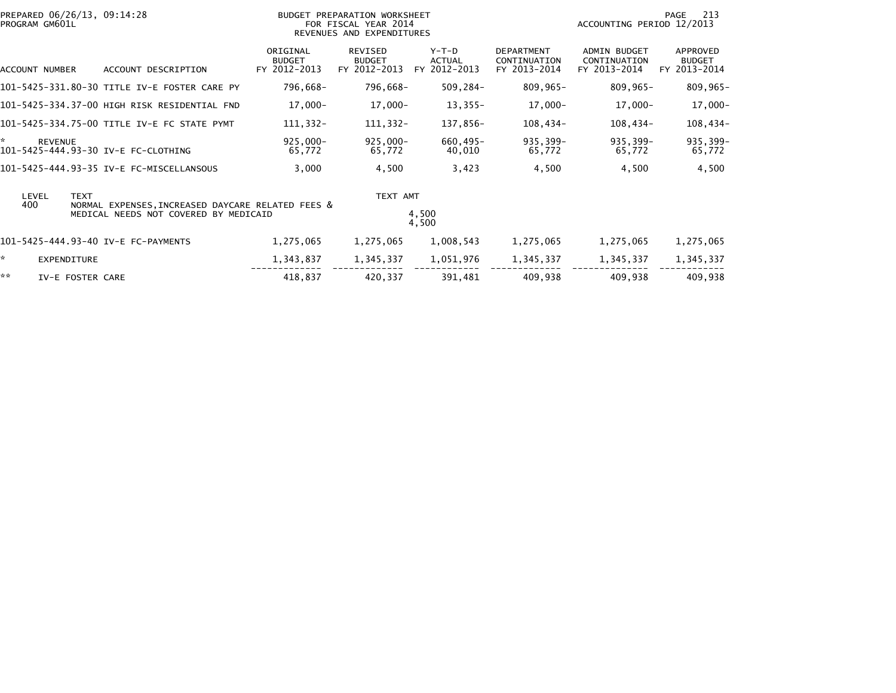PREPARED 06/26/13, 09:14:28
PROGRAM GM601L

BUDGET PREPARATION WORKSHEET
FOR FISCAL YEAR 2014
REVENUES AND EXPENDITURES

ACCOUNTING PERIOD 12/2013

| ACCOUNT NUMBER | ACCOUNT DESCRIPTION | ORIGINAL BUDGET FY 2012-2013 | REVISED BUDGET FY 2012-2013 | Y-T-D ACTUAL FY 2012-2013 | DEPARTMENT CONTINUATION FY 2013-2014 | ADMIN BUDGET CONTINUATION FY 2013-2014 | APPROVED BUDGET FY 2013-2014 |
|---|---|---|---|---|---|---|---|
| 101-5425-331.80-30 | TITLE IV-E FOSTER CARE PY | 796,668- | 796,668- | 509,284- | 809,965- | 809,965- | 809,965- |
| 101-5425-334.37-00 | HIGH RISK RESIDENTIAL FND | 17,000- | 17,000- | 13,355- | 17,000- | 17,000- | 17,000- |
| 101-5425-334.75-00 | TITLE IV-E FC STATE PYMT | 111,332- | 111,332- | 137,856- | 108,434- | 108,434- | 108,434- |
| * | REVENUE | 925,000- | 925,000- | 660,495- | 935,399- | 935,399- | 935,399- |
| 101-5425-444.93-30 | IV-E FC-CLOTHING | 65,772 | 65,772 | 40,010 | 65,772 | 65,772 | 65,772 |
| 101-5425-444.93-35 | IV-E FC-MISCELLANSOUS | 3,000 | 4,500 | 3,423 | 4,500 | 4,500 | 4,500 |

| LEVEL | TEXT | TEXT AMT |
|---|---|---|
| 400 | NORMAL EXPENSES, INCREASED DAYCARE RELATED FEES & MEDICAL NEEDS NOT COVERED BY MEDICAID | 4,500 |
| | | 4,500 |

| ACCOUNT NUMBER | ACCOUNT DESCRIPTION | ORIGINAL BUDGET FY 2012-2013 | REVISED BUDGET FY 2012-2013 | Y-T-D ACTUAL FY 2012-2013 | DEPARTMENT CONTINUATION FY 2013-2014 | ADMIN BUDGET CONTINUATION FY 2013-2014 | APPROVED BUDGET FY 2013-2014 |
|---|---|---|---|---|---|---|---|
| 101-5425-444.93-40 | IV-E FC-PAYMENTS | 1,275,065 | 1,275,065 | 1,008,543 | 1,275,065 | 1,275,065 | 1,275,065 |
| * | EXPENDITURE | 1,343,837 | 1,345,337 | 1,051,976 | 1,345,337 | 1,345,337 | 1,345,337 |
| ** | IV-E FOSTER CARE | 418,837 | 420,337 | 391,481 | 409,938 | 409,938 | 409,938 |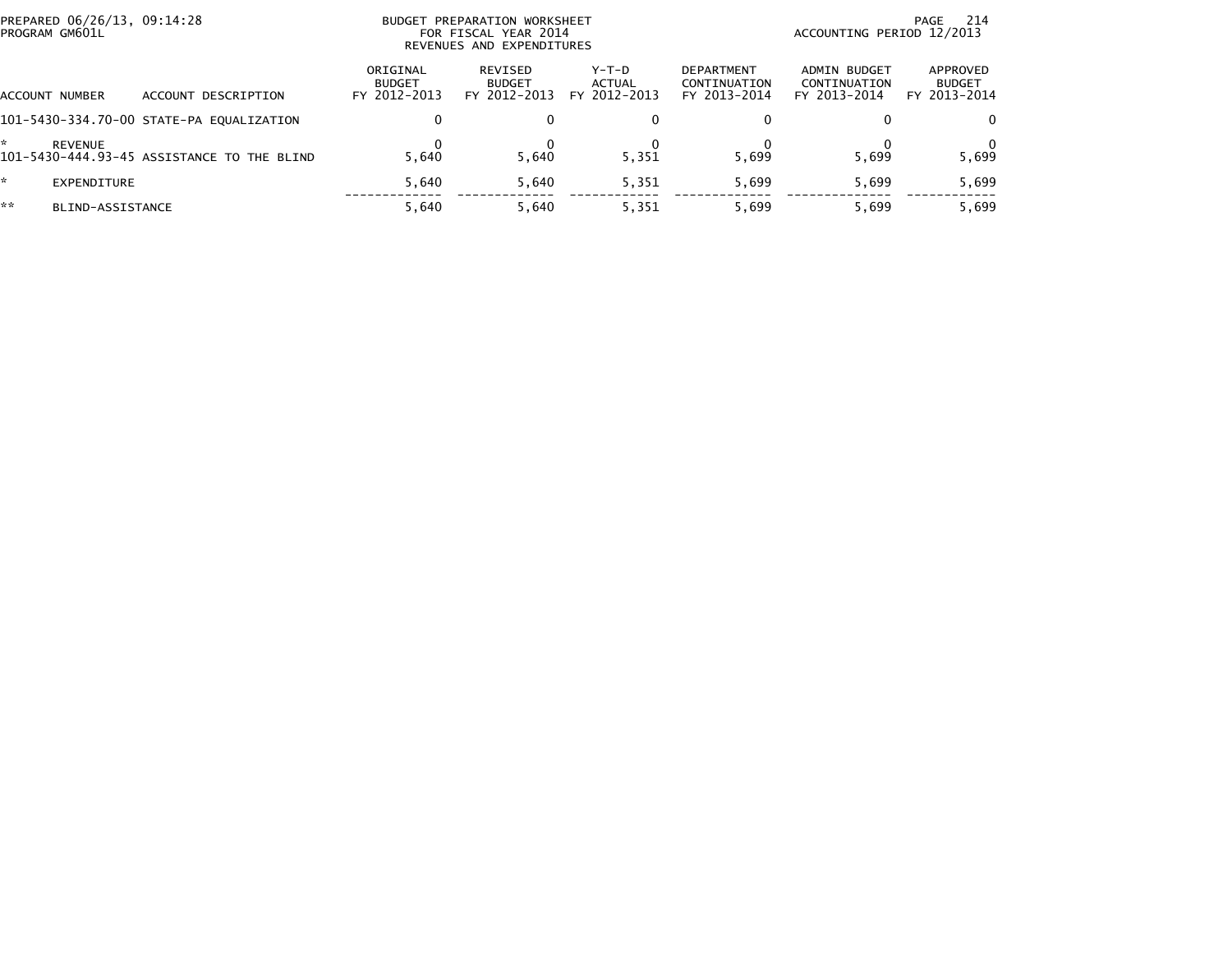BUDGET PREPARATION WORKSHEET
FOR FISCAL YEAR 2014
REVENUES AND EXPENDITURES

PREPARED 06/26/13, 09:14:28
PROGRAM GM601L

ACCOUNTING PERIOD 12/2013

| ACCOUNT NUMBER | ACCOUNT DESCRIPTION | ORIGINAL BUDGET FY 2012-2013 | REVISED BUDGET FY 2012-2013 | Y-T-D ACTUAL FY 2012-2013 | DEPARTMENT CONTINUATION FY 2013-2014 | ADMIN BUDGET CONTINUATION FY 2013-2014 | APPROVED BUDGET FY 2013-2014 |
|---|---|---|---|---|---|---|---|
| 101-5430-334.70-00 | STATE-PA EQUALIZATION | 0 | 0 | 0 | 0 | 0 | 0 |
| * | REVENUE | 0 | 0 | 0 | 0 | 0 | 0 |
| 101-5430-444.93-45 | ASSISTANCE TO THE BLIND | 5,640 | 5,640 | 5,351 | 5,699 | 5,699 | 5,699 |
| * | EXPENDITURE | 5,640 | 5,640 | 5,351 | 5,699 | 5,699 | 5,699 |
| ** | BLIND-ASSISTANCE | 5,640 | 5,640 | 5,351 | 5,699 | 5,699 | 5,699 |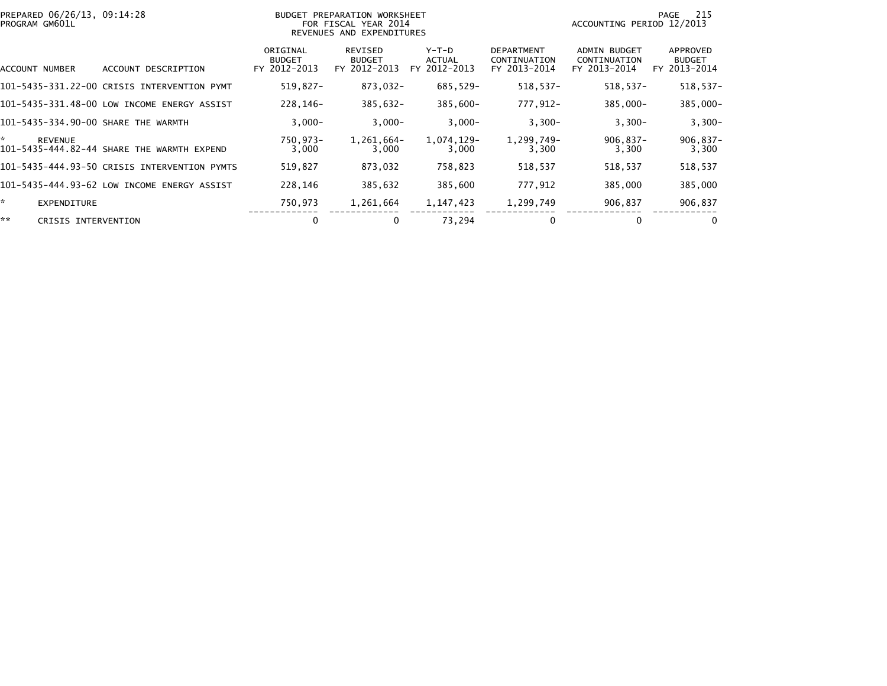PREPARED 06/26/13, 09:14:28
PROGRAM GM601L

BUDGET PREPARATION WORKSHEET
FOR FISCAL YEAR 2014
REVENUES AND EXPENDITURES

ACCOUNTING PERIOD 12/2013

| ACCOUNT NUMBER | ACCOUNT DESCRIPTION | ORIGINAL BUDGET FY 2012-2013 | REVISED BUDGET FY 2012-2013 | Y-T-D ACTUAL FY 2012-2013 | DEPARTMENT CONTINUATION FY 2013-2014 | ADMIN BUDGET CONTINUATION FY 2013-2014 | APPROVED BUDGET FY 2013-2014 |
|---|---|---|---|---|---|---|---|
| 101-5435-331.22-00 | CRISIS INTERVENTION PYMT | 519,827- | 873,032- | 685,529- | 518,537- | 518,537- | 518,537- |
| 101-5435-331.48-00 | LOW INCOME ENERGY ASSIST | 228,146- | 385,632- | 385,600- | 777,912- | 385,000- | 385,000- |
| 101-5435-334.90-00 | SHARE THE WARMTH | 3,000- | 3,000- | 3,000- | 3,300- | 3,300- | 3,300- |
| * | REVENUE | 750,973- | 1,261,664- | 1,074,129- | 1,299,749- | 906,837- | 906,837- |
| 101-5435-444.82-44 | SHARE THE WARMTH EXPEND | 3,000 | 3,000 | 3,000 | 3,300 | 3,300 | 3,300 |
| 101-5435-444.93-50 | CRISIS INTERVENTION PYMTS | 519,827 | 873,032 | 758,823 | 518,537 | 518,537 | 518,537 |
| 101-5435-444.93-62 | LOW INCOME ENERGY ASSIST | 228,146 | 385,632 | 385,600 | 777,912 | 385,000 | 385,000 |
| * | EXPENDITURE | 750,973 | 1,261,664 | 1,147,423 | 1,299,749 | 906,837 | 906,837 |
| ** | CRISIS INTERVENTION | 0 | 0 | 73,294 | 0 | 0 | 0 |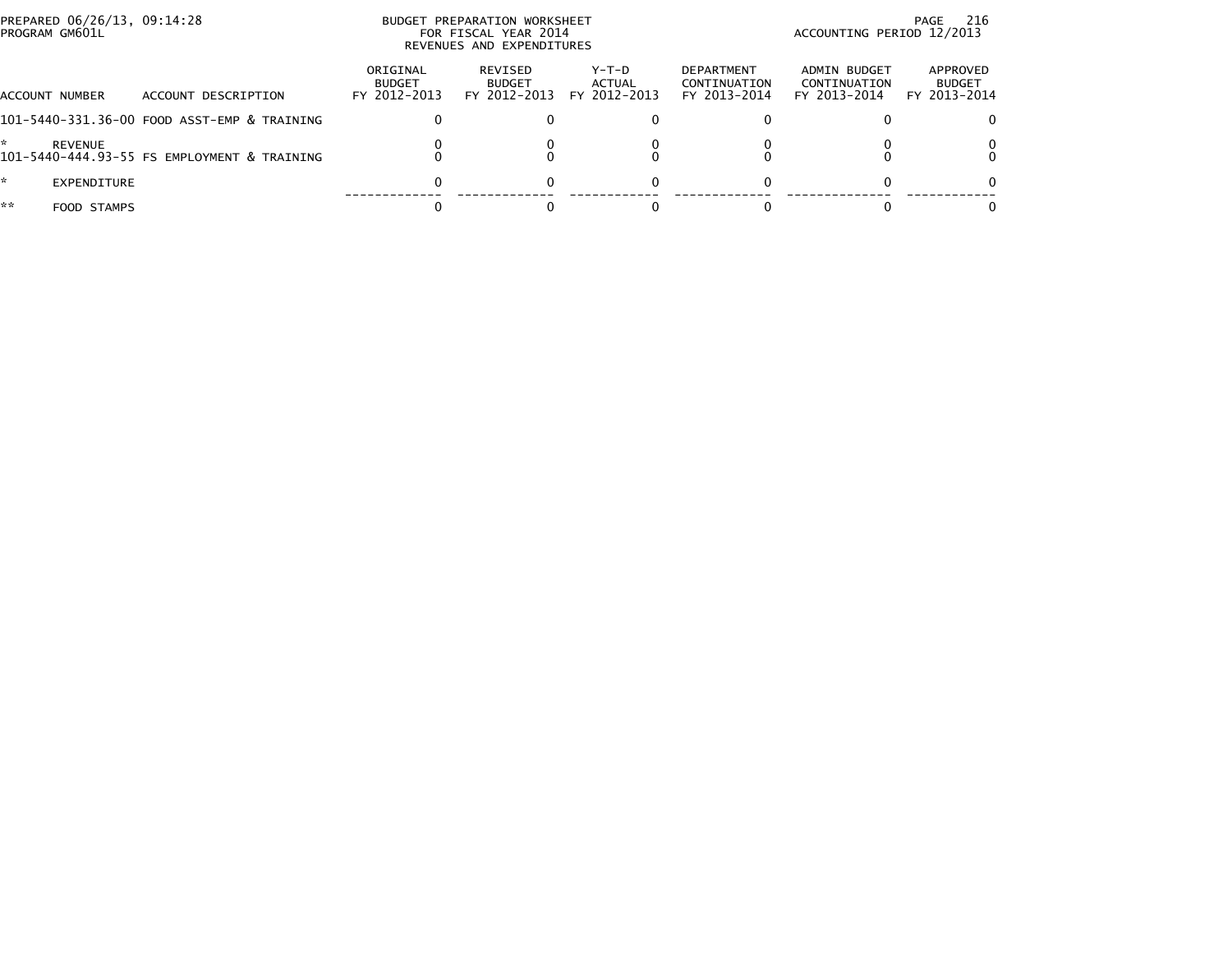PREPARED 06/26/13, 09:14:28
PROGRAM GM601L

BUDGET PREPARATION WORKSHEET
FOR FISCAL YEAR 2014
REVENUES AND EXPENDITURES

ACCOUNTING PERIOD 12/2013

| ACCOUNT NUMBER | ACCOUNT DESCRIPTION | ORIGINAL BUDGET FY 2012-2013 | REVISED BUDGET FY 2012-2013 | Y-T-D ACTUAL FY 2012-2013 | DEPARTMENT CONTINUATION FY 2013-2014 | ADMIN BUDGET CONTINUATION FY 2013-2014 | APPROVED BUDGET FY 2013-2014 |
|---|---|---|---|---|---|---|---|
| 101-5440-331.36-00 | FOOD ASST-EMP & TRAINING | 0 | 0 | 0 | 0 | 0 | 0 |
| * | REVENUE | 0 | 0 | 0 | 0 | 0 | 0 |
| 101-5440-444.93-55 | FS EMPLOYMENT & TRAINING | 0 | 0 | 0 | 0 | 0 | 0 |
| * | EXPENDITURE | 0 | 0 | 0 | 0 | 0 | 0 |
| ** | FOOD STAMPS | 0 | 0 | 0 | 0 | 0 | 0 |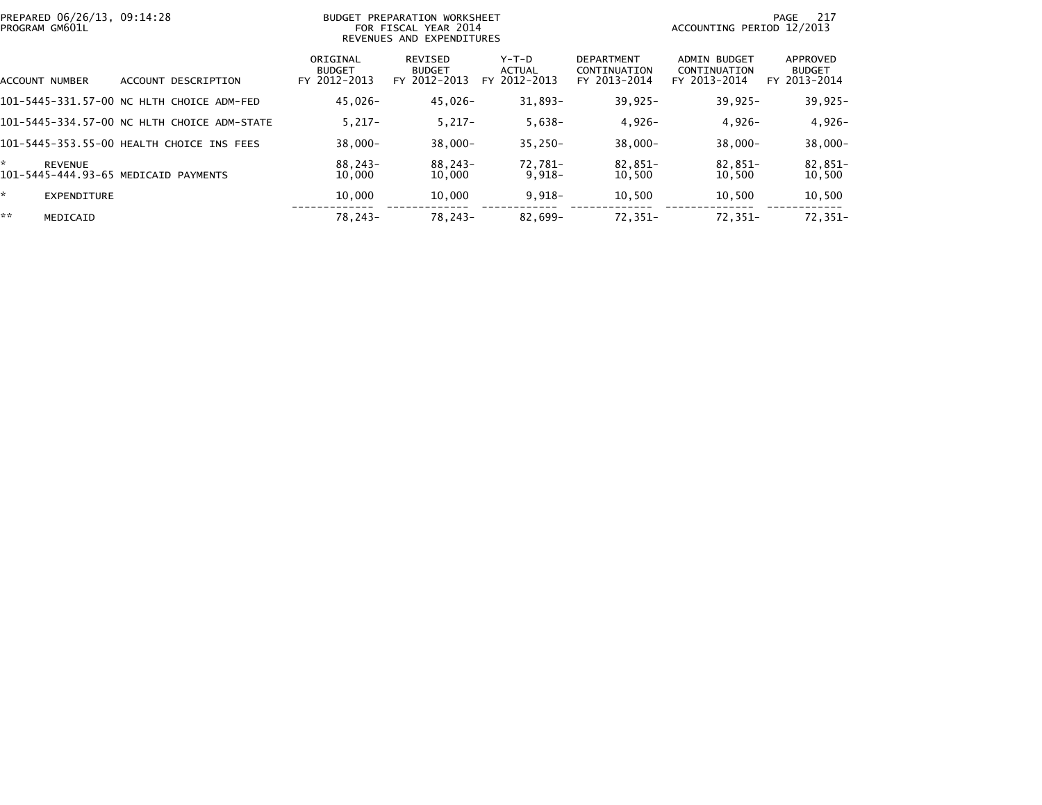PREPARED 06/26/13, 09:14:28
PROGRAM GM601L

BUDGET PREPARATION WORKSHEET
FOR FISCAL YEAR 2014
REVENUES AND EXPENDITURES

ACCOUNTING PERIOD 12/2013

| ACCOUNT NUMBER | ACCOUNT DESCRIPTION | ORIGINAL BUDGET FY 2012-2013 | REVISED BUDGET FY 2012-2013 | Y-T-D ACTUAL FY 2012-2013 | DEPARTMENT CONTINUATION FY 2013-2014 | ADMIN BUDGET CONTINUATION FY 2013-2014 | APPROVED BUDGET FY 2013-2014 |
|---|---|---|---|---|---|---|---|
| 101-5445-331.57-00 | NC HLTH CHOICE ADM-FED | 45,026- | 45,026- | 31,893- | 39,925- | 39,925- | 39,925- |
| 101-5445-334.57-00 | NC HLTH CHOICE ADM-STATE | 5,217- | 5,217- | 5,638- | 4,926- | 4,926- | 4,926- |
| 101-5445-353.55-00 | HEALTH CHOICE INS FEES | 38,000- | 38,000- | 35,250- | 38,000- | 38,000- | 38,000- |
| * | REVENUE | 88,243- | 88,243- | 72,781- | 82,851- | 82,851- | 82,851- |
| 101-5445-444.93-65 | MEDICAID PAYMENTS | 10,000 | 10,000 | 9,918- | 10,500 | 10,500 | 10,500 |
| * | EXPENDITURE | 10,000 | 10,000 | 9,918- | 10,500 | 10,500 | 10,500 |
| ** | MEDICAID | 78,243- | 78,243- | 82,699- | 72,351- | 72,351- | 72,351- |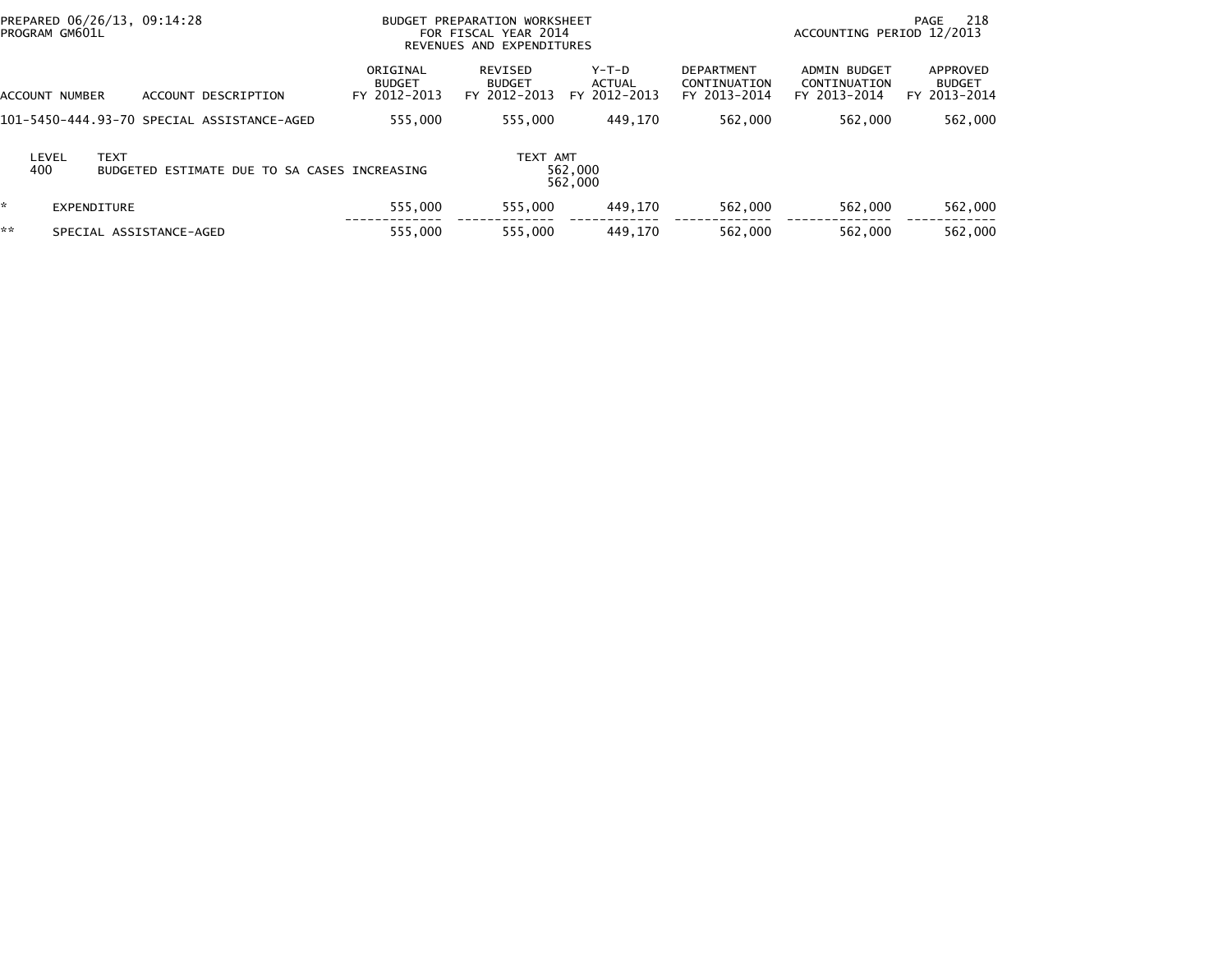PREPARED 06/26/13, 09:14:28
PROGRAM GM601L

BUDGET PREPARATION WORKSHEET
FOR FISCAL YEAR 2014
REVENUES AND EXPENDITURES

ACCOUNTING PERIOD 12/2013

| ACCOUNT NUMBER | ACCOUNT DESCRIPTION | ORIGINAL BUDGET FY 2012-2013 | REVISED BUDGET FY 2012-2013 | Y-T-D ACTUAL FY 2012-2013 | DEPARTMENT CONTINUATION FY 2013-2014 | ADMIN BUDGET CONTINUATION FY 2013-2014 | APPROVED BUDGET FY 2013-2014 |
|---|---|---|---|---|---|---|---|
| 101-5450-444.93-70 | SPECIAL ASSISTANCE-AGED | 555,000 | 555,000 | 449,170 | 562,000 | 562,000 | 562,000 |

| LEVEL | TEXT | TEXT AMT |
|---|---|---|
| 400 | BUDGETED ESTIMATE DUE TO SA CASES INCREASING | 562,000 |
| | | 562,000 |

| | | ORIGINAL BUDGET FY 2012-2013 | REVISED BUDGET FY 2012-2013 | Y-T-D ACTUAL FY 2012-2013 | DEPARTMENT CONTINUATION FY 2013-2014 | ADMIN BUDGET CONTINUATION FY 2013-2014 | APPROVED BUDGET FY 2013-2014 |
|---|---|---|---|---|---|---|---|
| * | EXPENDITURE | 555,000 | 555,000 | 449,170 | 562,000 | 562,000 | 562,000 |
| ** | SPECIAL ASSISTANCE-AGED | 555,000 | 555,000 | 449,170 | 562,000 | 562,000 | 562,000 |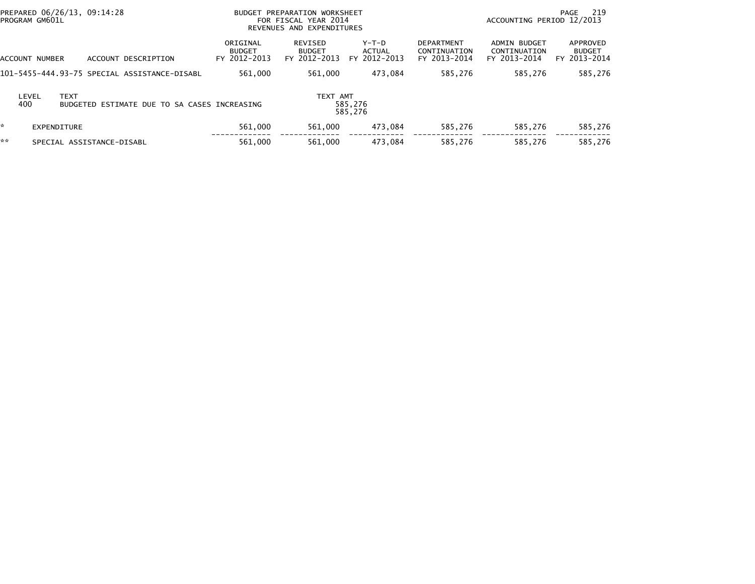PREPARED 06/26/13, 09:14:28
PROGRAM GM601L

BUDGET PREPARATION WORKSHEET
FOR FISCAL YEAR 2014
REVENUES AND EXPENDITURES

ACCOUNTING PERIOD 12/2013

| ACCOUNT NUMBER | ACCOUNT DESCRIPTION | ORIGINAL BUDGET FY 2012-2013 | REVISED BUDGET FY 2012-2013 | Y-T-D ACTUAL FY 2012-2013 | DEPARTMENT CONTINUATION FY 2013-2014 | ADMIN BUDGET CONTINUATION FY 2013-2014 | APPROVED BUDGET FY 2013-2014 |
|---|---|---|---|---|---|---|---|
| 101-5455-444.93-75 | SPECIAL ASSISTANCE-DISABL | 561,000 | 561,000 | 473,084 | 585,276 | 585,276 | 585,276 |

| LEVEL | TEXT | TEXT AMT |
|---|---|---|
| 400 | BUDGETED ESTIMATE DUE TO SA CASES INCREASING | 585,276 |
| | | 585,276 |

| | | ORIGINAL BUDGET FY 2012-2013 | REVISED BUDGET FY 2012-2013 | Y-T-D ACTUAL FY 2012-2013 | DEPARTMENT CONTINUATION FY 2013-2014 | ADMIN BUDGET CONTINUATION FY 2013-2014 | APPROVED BUDGET FY 2013-2014 |
|---|---|---|---|---|---|---|---|
| * | EXPENDITURE | 561,000 | 561,000 | 473,084 | 585,276 | 585,276 | 585,276 |
| ** | SPECIAL ASSISTANCE-DISABL | 561,000 | 561,000 | 473,084 | 585,276 | 585,276 | 585,276 |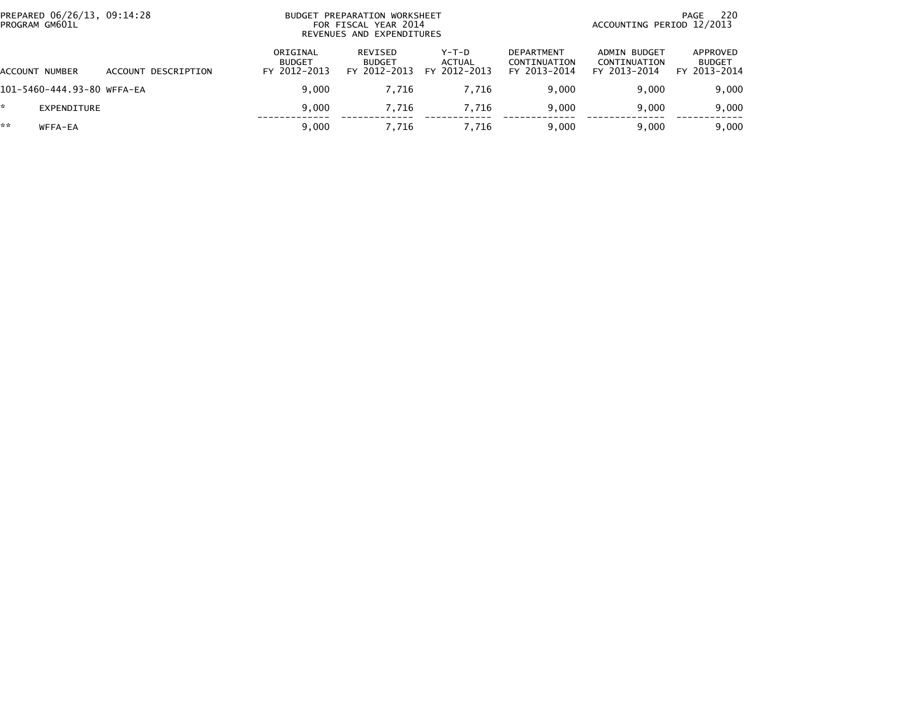BUDGET PREPARATION WORKSHEET
FOR FISCAL YEAR 2014
REVENUES AND EXPENDITURES

PREPARED 06/26/13, 09:14:28
PROGRAM GM601L

ACCOUNTING PERIOD 12/2013

| ACCOUNT NUMBER | ACCOUNT DESCRIPTION | ORIGINAL BUDGET FY 2012-2013 | REVISED BUDGET FY 2012-2013 | Y-T-D ACTUAL FY 2012-2013 | DEPARTMENT CONTINUATION FY 2013-2014 | ADMIN BUDGET CONTINUATION FY 2013-2014 | APPROVED BUDGET FY 2013-2014 |
|---|---|---|---|---|---|---|---|
| 101-5460-444.93-80 | WFFA-EA | 9,000 | 7,716 | 7,716 | 9,000 | 9,000 | 9,000 |
| * | EXPENDITURE | 9,000 | 7,716 | 7,716 | 9,000 | 9,000 | 9,000 |
| ** | WFFA-EA | 9,000 | 7,716 | 7,716 | 9,000 | 9,000 | 9,000 |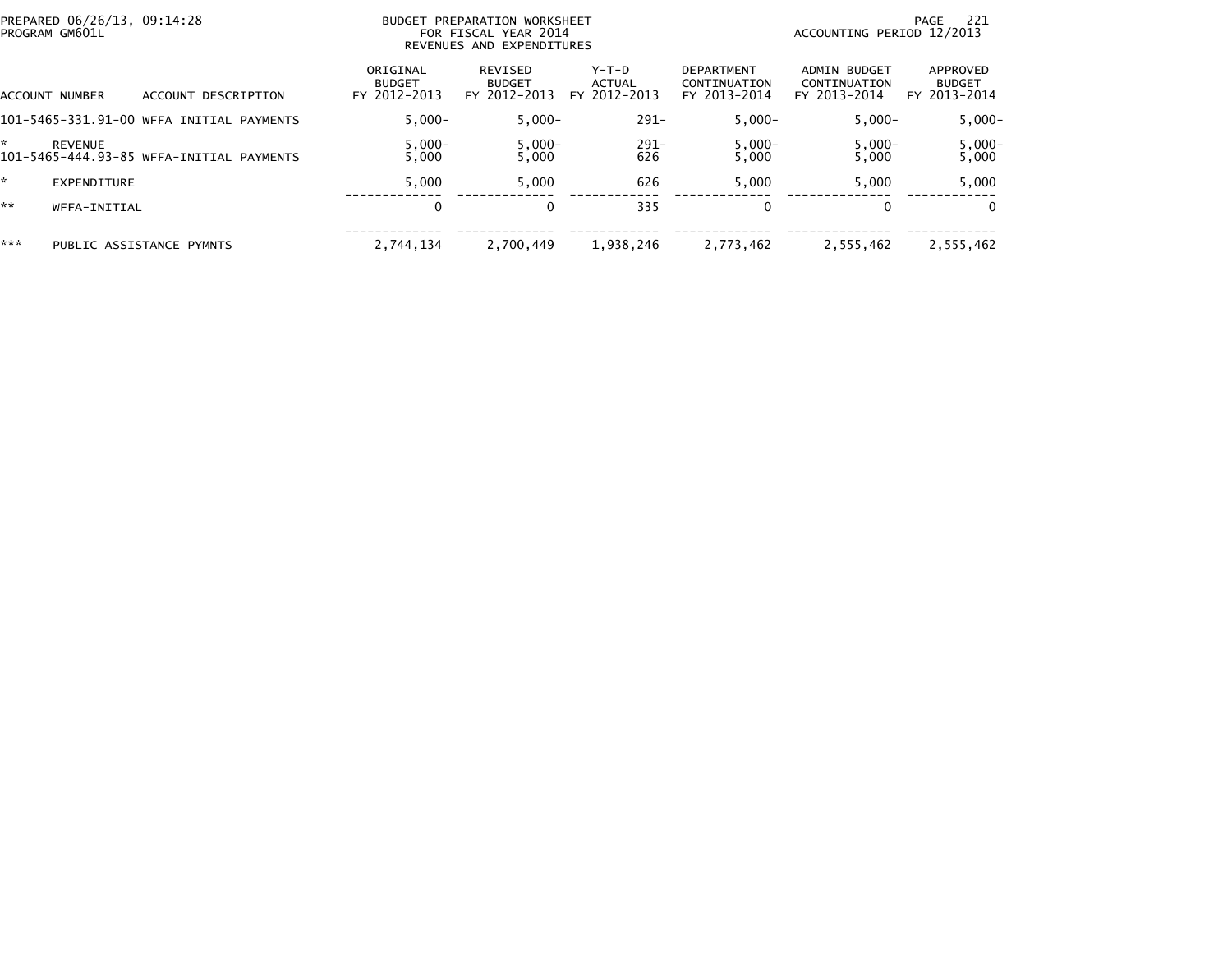BUDGET PREPARATION WORKSHEET
FOR FISCAL YEAR 2014
REVENUES AND EXPENDITURES

PREPARED 06/26/13, 09:14:28
PROGRAM GM601L

ACCOUNTING PERIOD 12/2013

| ACCOUNT NUMBER | ACCOUNT DESCRIPTION | ORIGINAL BUDGET FY 2012-2013 | REVISED BUDGET FY 2012-2013 | Y-T-D ACTUAL FY 2012-2013 | DEPARTMENT CONTINUATION FY 2013-2014 | ADMIN BUDGET CONTINUATION FY 2013-2014 | APPROVED BUDGET FY 2013-2014 |
|---|---|---|---|---|---|---|---|
| 101-5465-331.91-00 | WFFA INITIAL PAYMENTS | 5,000- | 5,000- | 291- | 5,000- | 5,000- | 5,000- |
| * | REVENUE | 5,000- | 5,000- | 291- | 5,000- | 5,000- | 5,000- |
| 101-5465-444.93-85 | WFFA-INITIAL PAYMENTS | 5,000 | 5,000 | 626 | 5,000 | 5,000 | 5,000 |
| * | EXPENDITURE | 5,000 | 5,000 | 626 | 5,000 | 5,000 | 5,000 |
| ** | WFFA-INITIAL | 0 | 0 | 335 | 0 | 0 | 0 |
| *** | PUBLIC ASSISTANCE PYMNTS | 2,744,134 | 2,700,449 | 1,938,246 | 2,773,462 | 2,555,462 | 2,555,462 |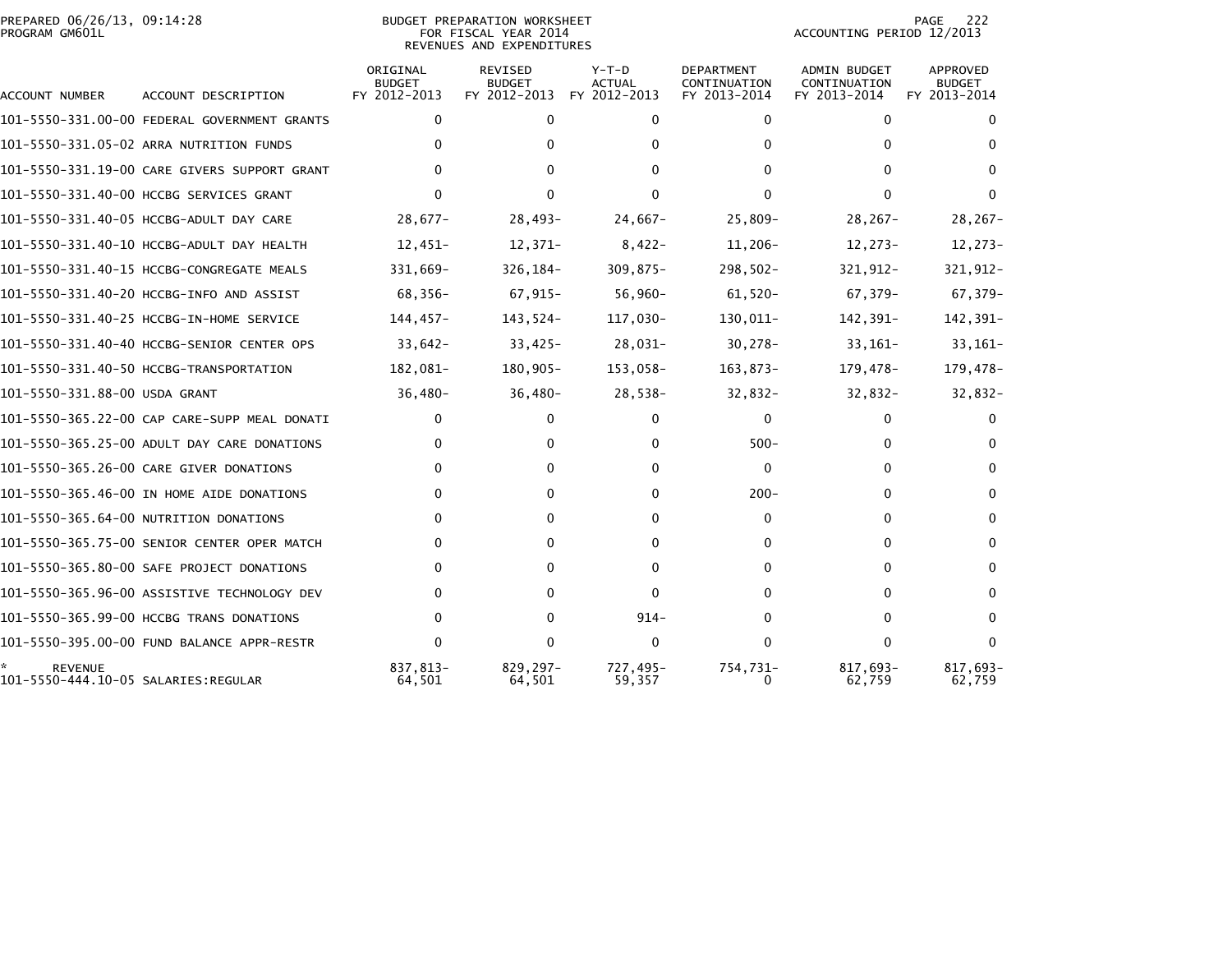PREPARED 06/26/13, 09:14:28
PROGRAM GM601L

BUDGET PREPARATION WORKSHEET
FOR FISCAL YEAR 2014
REVENUES AND EXPENDITURES

ACCOUNTING PERIOD 12/2013

| ACCOUNT NUMBER | ACCOUNT DESCRIPTION | ORIGINAL BUDGET FY 2012-2013 | REVISED BUDGET FY 2012-2013 | Y-T-D ACTUAL FY 2012-2013 | DEPARTMENT CONTINUATION FY 2013-2014 | ADMIN BUDGET CONTINUATION FY 2013-2014 | APPROVED BUDGET FY 2013-2014 |
|---|---|---|---|---|---|---|---|
| 101-5550-331.00-00 | FEDERAL GOVERNMENT GRANTS | 0 | 0 | 0 | 0 | 0 | 0 |
| 101-5550-331.05-02 | ARRA NUTRITION FUNDS | 0 | 0 | 0 | 0 | 0 | 0 |
| 101-5550-331.19-00 | CARE GIVERS SUPPORT GRANT | 0 | 0 | 0 | 0 | 0 | 0 |
| 101-5550-331.40-00 | HCCBG SERVICES GRANT | 0 | 0 | 0 | 0 | 0 | 0 |
| 101-5550-331.40-05 | HCCBG-ADULT DAY CARE | 28,677- | 28,493- | 24,667- | 25,809- | 28,267- | 28,267- |
| 101-5550-331.40-10 | HCCBG-ADULT DAY HEALTH | 12,451- | 12,371- | 8,422- | 11,206- | 12,273- | 12,273- |
| 101-5550-331.40-15 | HCCBG-CONGREGATE MEALS | 331,669- | 326,184- | 309,875- | 298,502- | 321,912- | 321,912- |
| 101-5550-331.40-20 | HCCBG-INFO AND ASSIST | 68,356- | 67,915- | 56,960- | 61,520- | 67,379- | 67,379- |
| 101-5550-331.40-25 | HCCBG-IN-HOME SERVICE | 144,457- | 143,524- | 117,030- | 130,011- | 142,391- | 142,391- |
| 101-5550-331.40-40 | HCCBG-SENIOR CENTER OPS | 33,642- | 33,425- | 28,031- | 30,278- | 33,161- | 33,161- |
| 101-5550-331.40-50 | HCCBG-TRANSPORTATION | 182,081- | 180,905- | 153,058- | 163,873- | 179,478- | 179,478- |
| 101-5550-331.88-00 | USDA GRANT | 36,480- | 36,480- | 28,538- | 32,832- | 32,832- | 32,832- |
| 101-5550-365.22-00 | CAP CARE-SUPP MEAL DONATI | 0 | 0 | 0 | 0 | 0 | 0 |
| 101-5550-365.25-00 | ADULT DAY CARE DONATIONS | 0 | 0 | 0 | 500- | 0 | 0 |
| 101-5550-365.26-00 | CARE GIVER DONATIONS | 0 | 0 | 0 | 0 | 0 | 0 |
| 101-5550-365.46-00 | IN HOME AIDE DONATIONS | 0 | 0 | 0 | 200- | 0 | 0 |
| 101-5550-365.64-00 | NUTRITION DONATIONS | 0 | 0 | 0 | 0 | 0 | 0 |
| 101-5550-365.75-00 | SENIOR CENTER OPER MATCH | 0 | 0 | 0 | 0 | 0 | 0 |
| 101-5550-365.80-00 | SAFE PROJECT DONATIONS | 0 | 0 | 0 | 0 | 0 | 0 |
| 101-5550-365.96-00 | ASSISTIVE TECHNOLOGY DEV | 0 | 0 | 0 | 0 | 0 | 0 |
| 101-5550-365.99-00 | HCCBG TRANS DONATIONS | 0 | 0 | 914- | 0 | 0 | 0 |
| 101-5550-395.00-00 | FUND BALANCE APPR-RESTR | 0 | 0 | 0 | 0 | 0 | 0 |
| * REVENUE | | 837,813- | 829,297- | 727,495- | 754,731- | 817,693- | 817,693- |
| 101-5550-444.10-05 | SALARIES:REGULAR | 64,501 | 64,501 | 59,357 | 0 | 62,759 | 62,759 |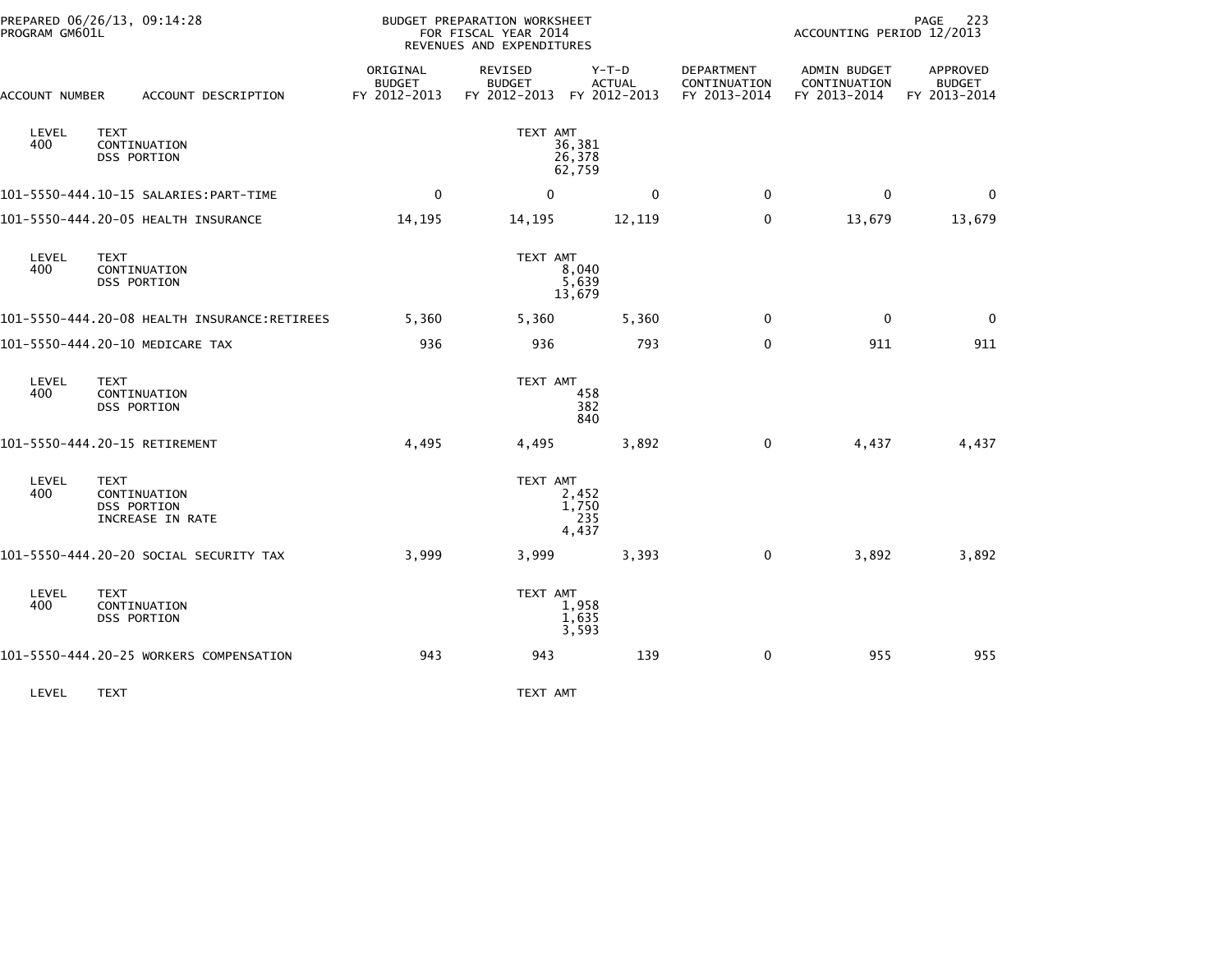BUDGET PREPARATION WORKSHEET
FOR FISCAL YEAR 2014
REVENUES AND EXPENDITURES

PREPARED 06/26/13, 09:14:28
PROGRAM GM601L

ACCOUNTING PERIOD 12/2013

| ACCOUNT NUMBER | ACCOUNT DESCRIPTION | ORIGINAL BUDGET FY 2012-2013 | REVISED BUDGET FY 2012-2013 | Y-T-D ACTUAL FY 2012-2013 | DEPARTMENT CONTINUATION FY 2013-2014 | ADMIN BUDGET CONTINUATION FY 2013-2014 | APPROVED BUDGET FY 2013-2014 |
|---|---|---|---|---|---|---|---|
| LEVEL 400 | TEXT<br>CONTINUATION<br>DSS PORTION | | TEXT AMT<br>36,381<br>26,378<br>62,759 | | | | |
| 101-5550-444.10-15 | SALARIES:PART-TIME | 0 | 0 | 0 | 0 | 0 | 0 |
| 101-5550-444.20-05 | HEALTH INSURANCE | 14,195 | 14,195 | 12,119 | 0 | 13,679 | 13,679 |
| LEVEL 400 | TEXT<br>CONTINUATION<br>DSS PORTION | | TEXT AMT<br>8,040<br>5,639<br>13,679 | | | | |
| 101-5550-444.20-08 | HEALTH INSURANCE:RETIREES | 5,360 | 5,360 | 5,360 | 0 | 0 | 0 |
| 101-5550-444.20-10 | MEDICARE TAX | 936 | 936 | 793 | 0 | 911 | 911 |
| LEVEL 400 | TEXT<br>CONTINUATION<br>DSS PORTION | | TEXT AMT<br>458<br>382<br>840 | | | | |
| 101-5550-444.20-15 | RETIREMENT | 4,495 | 4,495 | 3,892 | 0 | 4,437 | 4,437 |
| LEVEL 400 | TEXT<br>CONTINUATION<br>DSS PORTION<br>INCREASE IN RATE | | TEXT AMT<br>2,452<br>1,750<br>235<br>4,437 | | | | |
| 101-5550-444.20-20 | SOCIAL SECURITY TAX | 3,999 | 3,999 | 3,393 | 0 | 3,892 | 3,892 |
| LEVEL 400 | TEXT<br>CONTINUATION<br>DSS PORTION | | TEXT AMT<br>1,958<br>1,635<br>3,593 | | | | |
| 101-5550-444.20-25 | WORKERS COMPENSATION | 943 | 943 | 139 | 0 | 955 | 955 |
| LEVEL | TEXT | | TEXT AMT | | | | |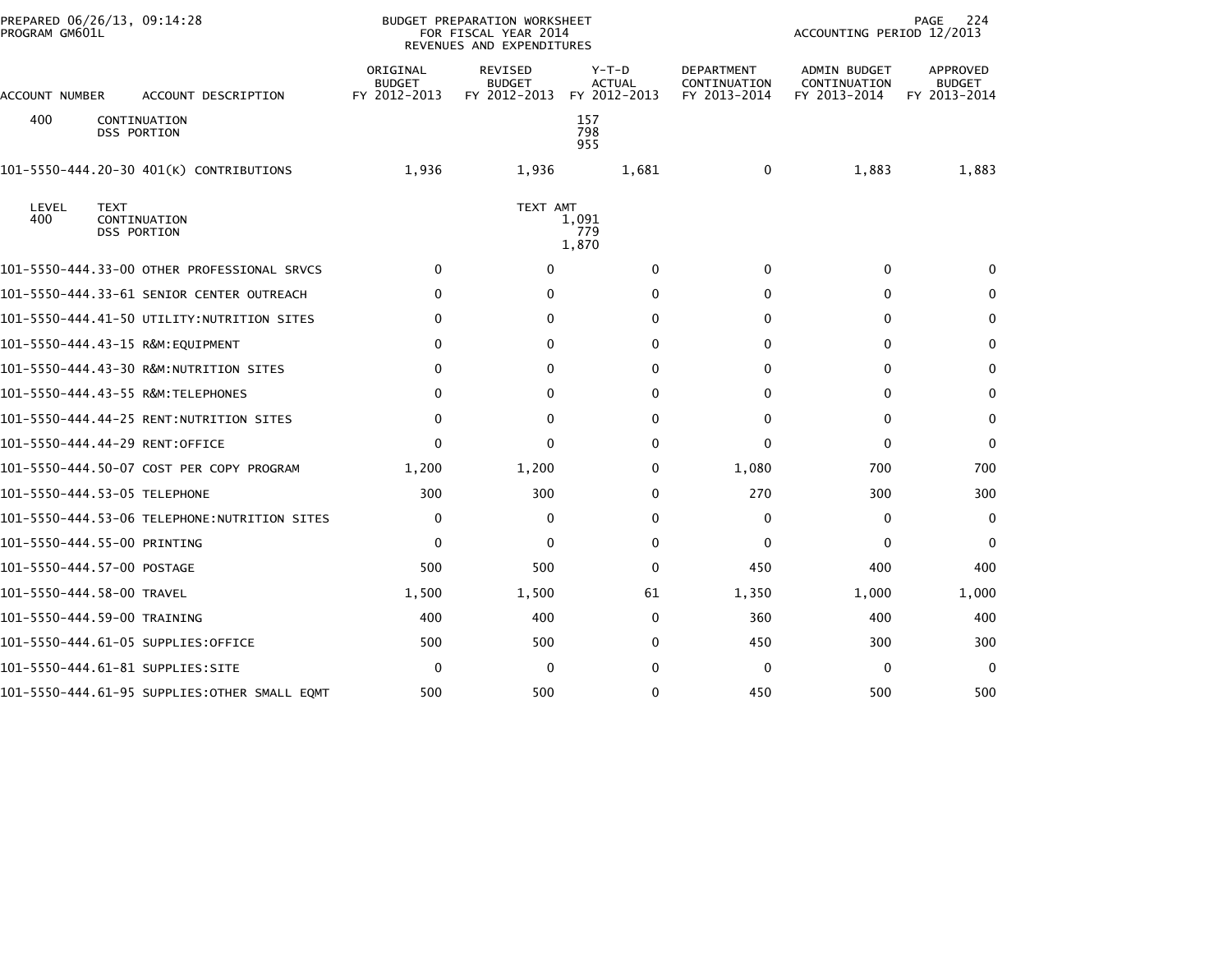PREPARED 06/26/13, 09:14:28 PROGRAM GM601L

BUDGET PREPARATION WORKSHEET FOR FISCAL YEAR 2014 REVENUES AND EXPENDITURES

ACCOUNTING PERIOD 12/2013

| ACCOUNT NUMBER | ACCOUNT DESCRIPTION | ORIGINAL BUDGET FY 2012-2013 | REVISED BUDGET FY 2012-2013 | Y-T-D ACTUAL FY 2012-2013 | DEPARTMENT CONTINUATION FY 2013-2014 | ADMIN BUDGET CONTINUATION FY 2013-2014 | APPROVED BUDGET FY 2013-2014 |
|---|---|---|---|---|---|---|---|
| 400 | CONTINUATION | | | 157 | | | |
| | DSS PORTION | | | 798 | | | |
| | | | | 955 | | | |
| 101-5550-444.20-30 | 401(K) CONTRIBUTIONS | 1,936 | 1,936 | 1,681 | 0 | 1,883 | 1,883 |
| LEVEL | TEXT | | TEXT AMT | | | | |
| 400 | CONTINUATION | | | 1,091 | | | |
| | DSS PORTION | | | 779 | | | |
| | | | | 1,870 | | | |
| 101-5550-444.33-00 | OTHER PROFESSIONAL SRVCS | 0 | 0 | 0 | 0 | 0 | 0 |
| 101-5550-444.33-61 | SENIOR CENTER OUTREACH | 0 | 0 | 0 | 0 | 0 | 0 |
| 101-5550-444.41-50 | UTILITY:NUTRITION SITES | 0 | 0 | 0 | 0 | 0 | 0 |
| 101-5550-444.43-15 | R&M:EQUIPMENT | 0 | 0 | 0 | 0 | 0 | 0 |
| 101-5550-444.43-30 | R&M:NUTRITION SITES | 0 | 0 | 0 | 0 | 0 | 0 |
| 101-5550-444.43-55 | R&M:TELEPHONES | 0 | 0 | 0 | 0 | 0 | 0 |
| 101-5550-444.44-25 | RENT:NUTRITION SITES | 0 | 0 | 0 | 0 | 0 | 0 |
| 101-5550-444.44-29 | RENT:OFFICE | 0 | 0 | 0 | 0 | 0 | 0 |
| 101-5550-444.50-07 | COST PER COPY PROGRAM | 1,200 | 1,200 | 0 | 1,080 | 700 | 700 |
| 101-5550-444.53-05 | TELEPHONE | 300 | 300 | 0 | 270 | 300 | 300 |
| 101-5550-444.53-06 | TELEPHONE:NUTRITION SITES | 0 | 0 | 0 | 0 | 0 | 0 |
| 101-5550-444.55-00 | PRINTING | 0 | 0 | 0 | 0 | 0 | 0 |
| 101-5550-444.57-00 | POSTAGE | 500 | 500 | 0 | 450 | 400 | 400 |
| 101-5550-444.58-00 | TRAVEL | 1,500 | 1,500 | 61 | 1,350 | 1,000 | 1,000 |
| 101-5550-444.59-00 | TRAINING | 400 | 400 | 0 | 360 | 400 | 400 |
| 101-5550-444.61-05 | SUPPLIES:OFFICE | 500 | 500 | 0 | 450 | 300 | 300 |
| 101-5550-444.61-81 | SUPPLIES:SITE | 0 | 0 | 0 | 0 | 0 | 0 |
| 101-5550-444.61-95 | SUPPLIES:OTHER SMALL EQMT | 500 | 500 | 0 | 450 | 500 | 500 |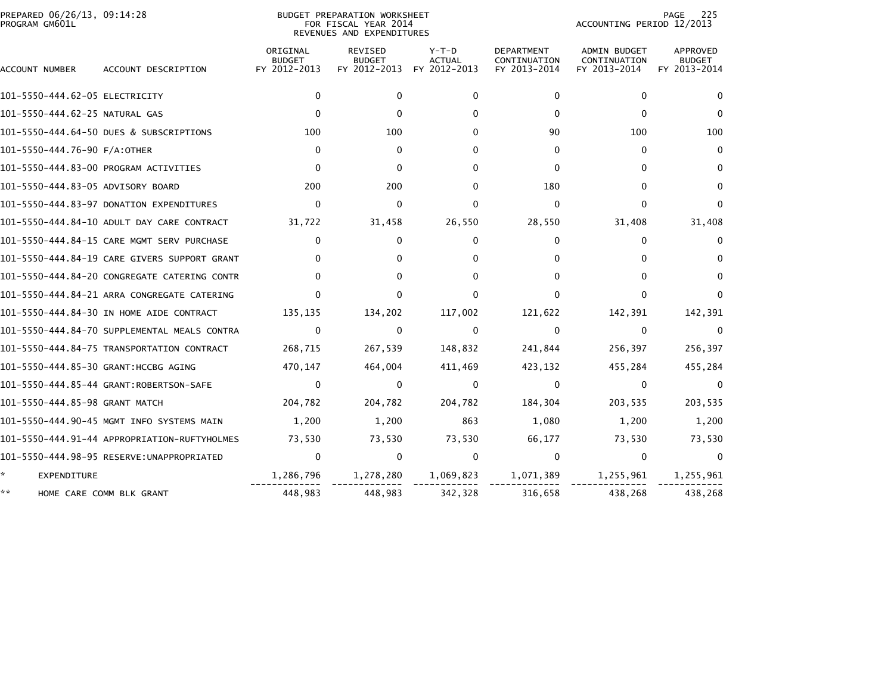PREPARED 06/26/13, 09:14:28
PROGRAM GM601L

BUDGET PREPARATION WORKSHEET
FOR FISCAL YEAR 2014
REVENUES AND EXPENDITURES

ACCOUNTING PERIOD 12/2013

| ACCOUNT NUMBER | ACCOUNT DESCRIPTION | ORIGINAL BUDGET FY 2012-2013 | REVISED BUDGET FY 2012-2013 | Y-T-D ACTUAL FY 2012-2013 | DEPARTMENT CONTINUATION FY 2013-2014 | ADMIN BUDGET CONTINUATION FY 2013-2014 | APPROVED BUDGET FY 2013-2014 |
|---|---|---|---|---|---|---|---|
| 101-5550-444.62-05 | ELECTRICITY | 0 | 0 | 0 | 0 | 0 | 0 |
| 101-5550-444.62-25 | NATURAL GAS | 0 | 0 | 0 | 0 | 0 | 0 |
| 101-5550-444.64-50 | DUES & SUBSCRIPTIONS | 100 | 100 | 0 | 90 | 100 | 100 |
| 101-5550-444.76-90 | F/A:OTHER | 0 | 0 | 0 | 0 | 0 | 0 |
| 101-5550-444.83-00 | PROGRAM ACTIVITIES | 0 | 0 | 0 | 0 | 0 | 0 |
| 101-5550-444.83-05 | ADVISORY BOARD | 200 | 200 | 0 | 180 | 0 | 0 |
| 101-5550-444.83-97 | DONATION EXPENDITURES | 0 | 0 | 0 | 0 | 0 | 0 |
| 101-5550-444.84-10 | ADULT DAY CARE CONTRACT | 31,722 | 31,458 | 26,550 | 28,550 | 31,408 | 31,408 |
| 101-5550-444.84-15 | CARE MGMT SERV PURCHASE | 0 | 0 | 0 | 0 | 0 | 0 |
| 101-5550-444.84-19 | CARE GIVERS SUPPORT GRANT | 0 | 0 | 0 | 0 | 0 | 0 |
| 101-5550-444.84-20 | CONGREGATE CATERING CONTR | 0 | 0 | 0 | 0 | 0 | 0 |
| 101-5550-444.84-21 | ARRA CONGREGATE CATERING | 0 | 0 | 0 | 0 | 0 | 0 |
| 101-5550-444.84-30 | IN HOME AIDE CONTRACT | 135,135 | 134,202 | 117,002 | 121,622 | 142,391 | 142,391 |
| 101-5550-444.84-70 | SUPPLEMENTAL MEALS CONTRA | 0 | 0 | 0 | 0 | 0 | 0 |
| 101-5550-444.84-75 | TRANSPORTATION CONTRACT | 268,715 | 267,539 | 148,832 | 241,844 | 256,397 | 256,397 |
| 101-5550-444.85-30 | GRANT:HCCBG AGING | 470,147 | 464,004 | 411,469 | 423,132 | 455,284 | 455,284 |
| 101-5550-444.85-44 | GRANT:ROBERTSON-SAFE | 0 | 0 | 0 | 0 | 0 | 0 |
| 101-5550-444.85-98 | GRANT MATCH | 204,782 | 204,782 | 204,782 | 184,304 | 203,535 | 203,535 |
| 101-5550-444.90-45 | MGMT INFO SYSTEMS MAIN | 1,200 | 1,200 | 863 | 1,080 | 1,200 | 1,200 |
| 101-5550-444.91-44 | APPROPRIATION-RUFTYHOLMES | 73,530 | 73,530 | 73,530 | 66,177 | 73,530 | 73,530 |
| 101-5550-444.98-95 | RESERVE:UNAPPROPRIATED | 0 | 0 | 0 | 0 | 0 | 0 |
| * | EXPENDITURE | 1,286,796 | 1,278,280 | 1,069,823 | 1,071,389 | 1,255,961 | 1,255,961 |
| ** | HOME CARE COMM BLK GRANT | 448,983 | 448,983 | 342,328 | 316,658 | 438,268 | 438,268 |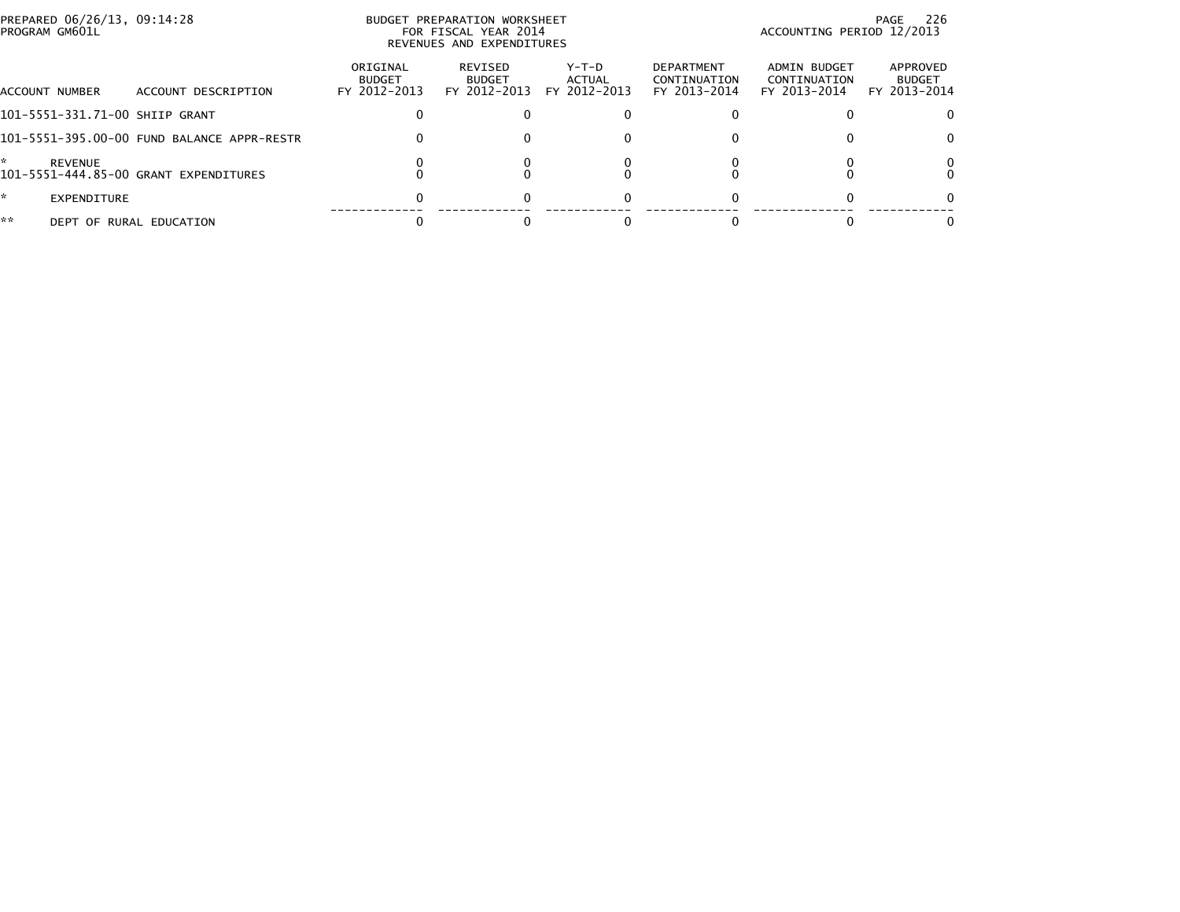BUDGET PREPARATION WORKSHEET
FOR FISCAL YEAR 2014
REVENUES AND EXPENDITURES

PREPARED 06/26/13, 09:14:28
PROGRAM GM601L

ACCOUNTING PERIOD 12/2013

| ACCOUNT NUMBER | ACCOUNT DESCRIPTION | ORIGINAL BUDGET FY 2012-2013 | REVISED BUDGET FY 2012-2013 | Y-T-D ACTUAL FY 2012-2013 | DEPARTMENT CONTINUATION FY 2013-2014 | ADMIN BUDGET CONTINUATION FY 2013-2014 | APPROVED BUDGET FY 2013-2014 |
|---|---|---|---|---|---|---|---|
| 101-5551-331.71-00 | SHIIP GRANT | 0 | 0 | 0 | 0 | 0 | 0 |
| 101-5551-395.00-00 | FUND BALANCE APPR-RESTR | 0 | 0 | 0 | 0 | 0 | 0 |
| * | REVENUE | 0 | 0 | 0 | 0 | 0 | 0 |
| 101-5551-444.85-00 | GRANT EXPENDITURES | 0 | 0 | 0 | 0 | 0 | 0 |
| * | EXPENDITURE | 0 | 0 | 0 | 0 | 0 | 0 |
| ** | DEPT OF RURAL EDUCATION | 0 | 0 | 0 | 0 | 0 | 0 |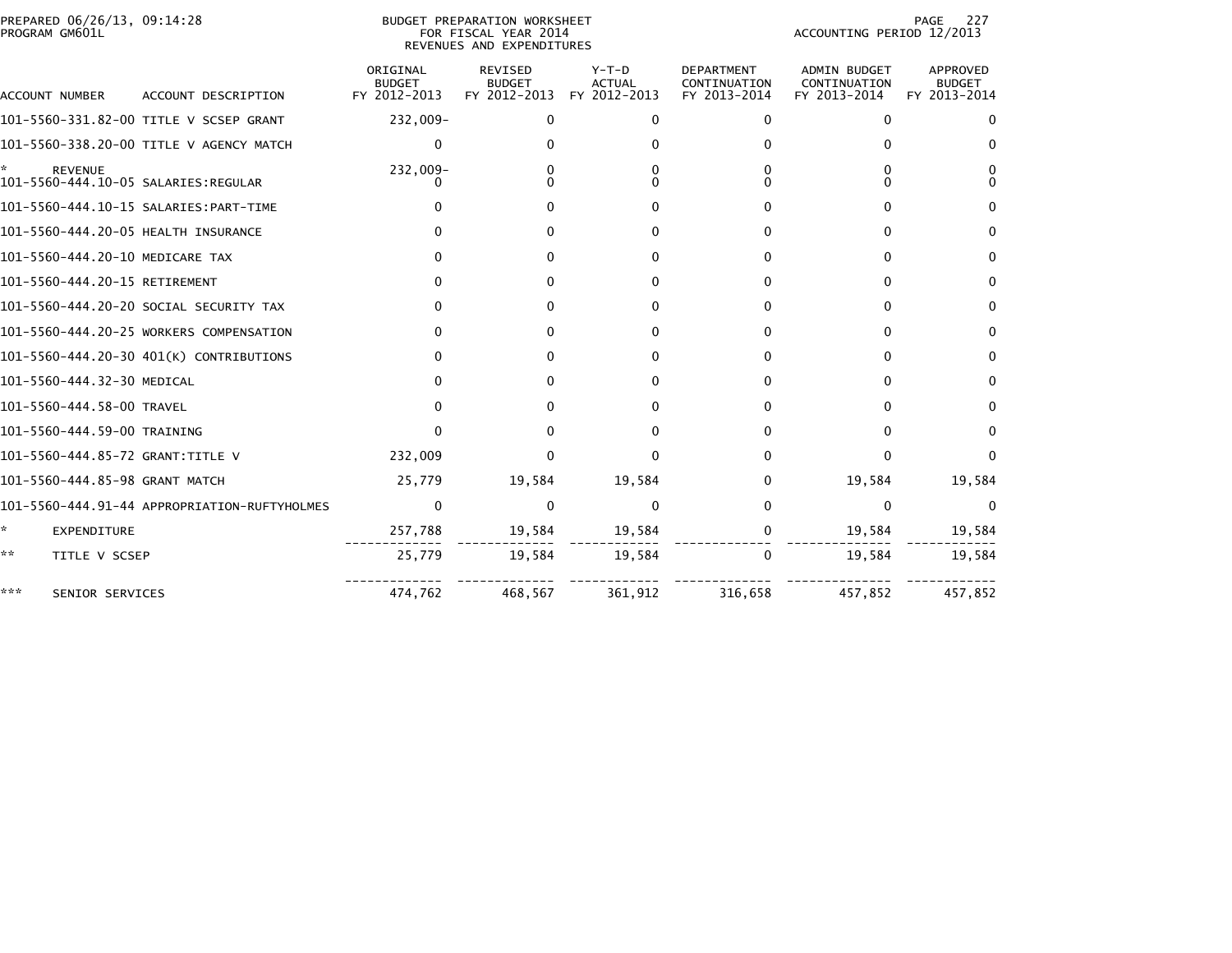PREPARED 06/26/13, 09:14:28
PROGRAM GM601L

BUDGET PREPARATION WORKSHEET
FOR FISCAL YEAR 2014
REVENUES AND EXPENDITURES

ACCOUNTING PERIOD 12/2013

| ACCOUNT NUMBER | ACCOUNT DESCRIPTION | ORIGINAL BUDGET FY 2012-2013 | REVISED BUDGET FY 2012-2013 | Y-T-D ACTUAL FY 2012-2013 | DEPARTMENT CONTINUATION FY 2013-2014 | ADMIN BUDGET CONTINUATION FY 2013-2014 | APPROVED BUDGET FY 2013-2014 |
|---|---|---|---|---|---|---|---|
| 101-5560-331.82-00 | TITLE V SCSEP GRANT | 232,009- | 0 | 0 | 0 | 0 | 0 |
| 101-5560-338.20-00 | TITLE V AGENCY MATCH | 0 | 0 | 0 | 0 | 0 | 0 |
| * | REVENUE | 232,009- | 0 | 0 | 0 | 0 | 0 |
| 101-5560-444.10-05 | SALARIES:REGULAR | 0 | 0 | 0 | 0 | 0 | 0 |
| 101-5560-444.10-15 | SALARIES:PART-TIME | 0 | 0 | 0 | 0 | 0 | 0 |
| 101-5560-444.20-05 | HEALTH INSURANCE | 0 | 0 | 0 | 0 | 0 | 0 |
| 101-5560-444.20-10 | MEDICARE TAX | 0 | 0 | 0 | 0 | 0 | 0 |
| 101-5560-444.20-15 | RETIREMENT | 0 | 0 | 0 | 0 | 0 | 0 |
| 101-5560-444.20-20 | SOCIAL SECURITY TAX | 0 | 0 | 0 | 0 | 0 | 0 |
| 101-5560-444.20-25 | WORKERS COMPENSATION | 0 | 0 | 0 | 0 | 0 | 0 |
| 101-5560-444.20-30 | 401(K) CONTRIBUTIONS | 0 | 0 | 0 | 0 | 0 | 0 |
| 101-5560-444.32-30 | MEDICAL | 0 | 0 | 0 | 0 | 0 | 0 |
| 101-5560-444.58-00 | TRAVEL | 0 | 0 | 0 | 0 | 0 | 0 |
| 101-5560-444.59-00 | TRAINING | 0 | 0 | 0 | 0 | 0 | 0 |
| 101-5560-444.85-72 | GRANT:TITLE V | 232,009 | 0 | 0 | 0 | 0 | 0 |
| 101-5560-444.85-98 | GRANT MATCH | 25,779 | 19,584 | 19,584 | 0 | 19,584 | 19,584 |
| 101-5560-444.91-44 | APPROPRIATION-RUFTYHOLMES | 0 | 0 | 0 | 0 | 0 | 0 |
| * | EXPENDITURE | 257,788 | 19,584 | 19,584 | 0 | 19,584 | 19,584 |
| ** | TITLE V SCSEP | 25,779 | 19,584 | 19,584 | 0 | 19,584 | 19,584 |
| *** | SENIOR SERVICES | 474,762 | 468,567 | 361,912 | 316,658 | 457,852 | 457,852 |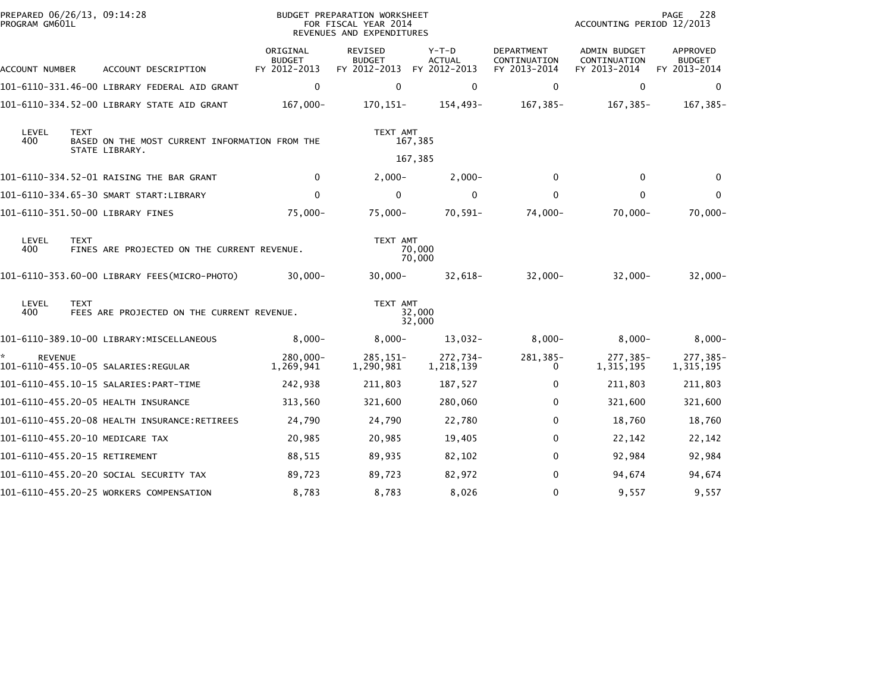PREPARED 06/26/13, 09:14:28
PROGRAM GM601L

BUDGET PREPARATION WORKSHEET
FOR FISCAL YEAR 2014
REVENUES AND EXPENDITURES

ACCOUNTING PERIOD 12/2013

| ACCOUNT NUMBER | ACCOUNT DESCRIPTION | ORIGINAL BUDGET FY 2012-2013 | REVISED BUDGET FY 2012-2013 | Y-T-D ACTUAL FY 2012-2013 | DEPARTMENT CONTINUATION FY 2013-2014 | ADMIN BUDGET CONTINUATION FY 2013-2014 | APPROVED BUDGET FY 2013-2014 |
|---|---|---|---|---|---|---|---|
| 101-6110-331.46-00 | LIBRARY FEDERAL AID GRANT | 0 | 0 | 0 | 0 | 0 | 0 |
| 101-6110-334.52-00 | LIBRARY STATE AID GRANT | 167,000- | 170,151- | 154,493- | 167,385- | 167,385- | 167,385- |
| LEVEL 400 | TEXT: BASED ON THE MOST CURRENT INFORMATION FROM THE STATE LIBRARY. | | TEXT AMT 167,385 / 167,385 | | | | |
| 101-6110-334.52-01 | RAISING THE BAR GRANT | 0 | 2,000- | 2,000- | 0 | 0 | 0 |
| 101-6110-334.65-30 | SMART START:LIBRARY | 0 | 0 | 0 | 0 | 0 | 0 |
| 101-6110-351.50-00 | LIBRARY FINES | 75,000- | 75,000- | 70,591- | 74,000- | 70,000- | 70,000- |
| LEVEL 400 | TEXT: FINES ARE PROJECTED ON THE CURRENT REVENUE. | | TEXT AMT 70,000 / 70,000 | | | | |
| 101-6110-353.60-00 | LIBRARY FEES(MICRO-PHOTO) | 30,000- | 30,000- | 32,618- | 32,000- | 32,000- | 32,000- |
| LEVEL 400 | TEXT: FEES ARE PROJECTED ON THE CURRENT REVENUE. | | TEXT AMT 32,000 / 32,000 | | | | |
| 101-6110-389.10-00 | LIBRARY:MISCELLANEOUS | 8,000- | 8,000- | 13,032- | 8,000- | 8,000- | 8,000- |
| * REVENUE | | 280,000- | 285,151- | 272,734- | 281,385- | 277,385- | 277,385- |
| 101-6110-455.10-05 | SALARIES:REGULAR | 1,269,941 | 1,290,981 | 1,218,139 | 0 | 1,315,195 | 1,315,195 |
| 101-6110-455.10-15 | SALARIES:PART-TIME | 242,938 | 211,803 | 187,527 | 0 | 211,803 | 211,803 |
| 101-6110-455.20-05 | HEALTH INSURANCE | 313,560 | 321,600 | 280,060 | 0 | 321,600 | 321,600 |
| 101-6110-455.20-08 | HEALTH INSURANCE:RETIREES | 24,790 | 24,790 | 22,780 | 0 | 18,760 | 18,760 |
| 101-6110-455.20-10 | MEDICARE TAX | 20,985 | 20,985 | 19,405 | 0 | 22,142 | 22,142 |
| 101-6110-455.20-15 | RETIREMENT | 88,515 | 89,935 | 82,102 | 0 | 92,984 | 92,984 |
| 101-6110-455.20-20 | SOCIAL SECURITY TAX | 89,723 | 89,723 | 82,972 | 0 | 94,674 | 94,674 |
| 101-6110-455.20-25 | WORKERS COMPENSATION | 8,783 | 8,783 | 8,026 | 0 | 9,557 | 9,557 |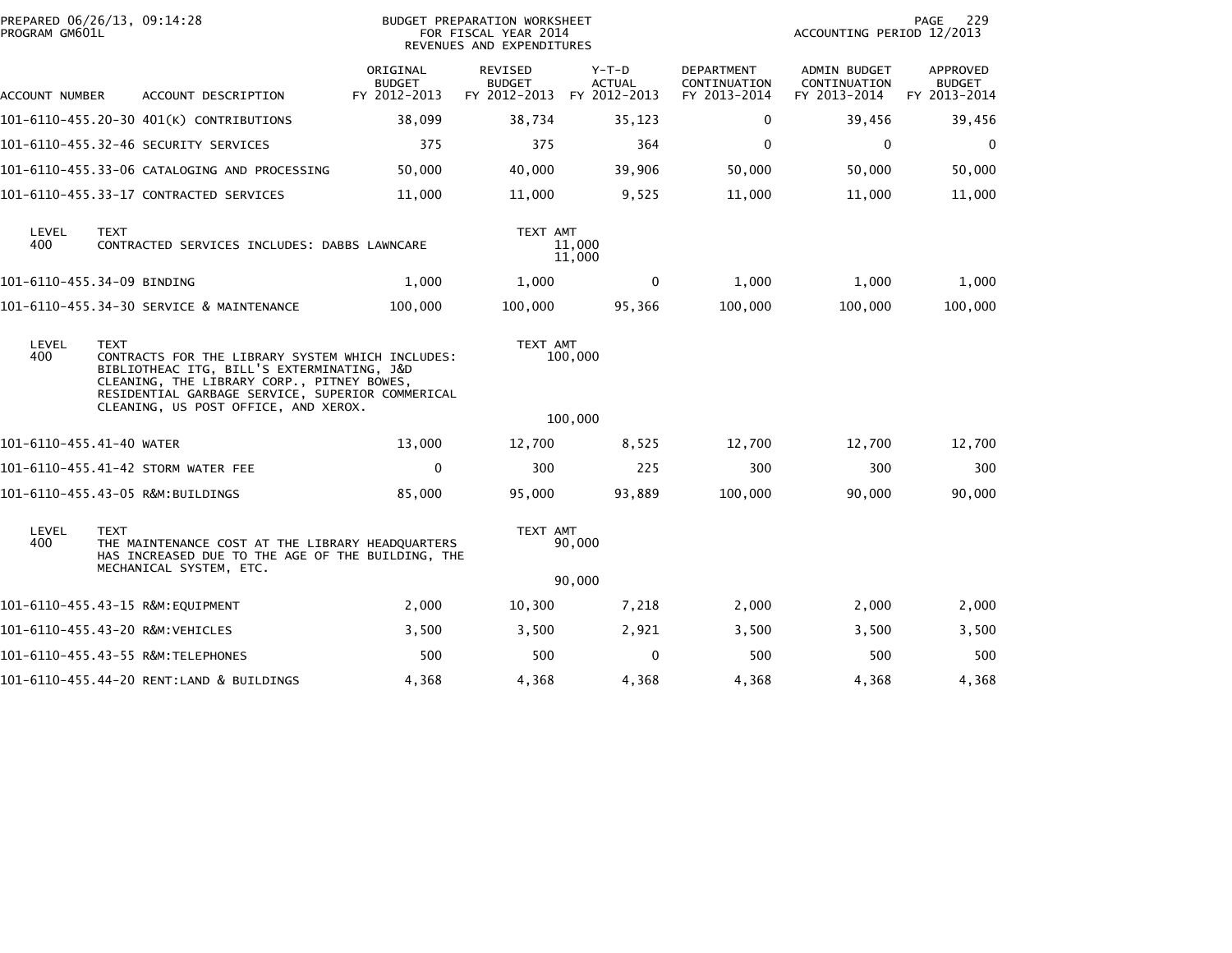BUDGET PREPARATION WORKSHEET
FOR FISCAL YEAR 2014
REVENUES AND EXPENDITURES

PREPARED 06/26/13, 09:14:28
PROGRAM GM601L

ACCOUNTING PERIOD 12/2013

| ACCOUNT NUMBER | ACCOUNT DESCRIPTION | ORIGINAL BUDGET FY 2012-2013 | REVISED BUDGET FY 2012-2013 | Y-T-D ACTUAL FY 2012-2013 | DEPARTMENT CONTINUATION FY 2013-2014 | ADMIN BUDGET CONTINUATION FY 2013-2014 | APPROVED BUDGET FY 2013-2014 |
|---|---|---|---|---|---|---|---|
| 101-6110-455.20-30 | 401(K) CONTRIBUTIONS | 38,099 | 38,734 | 35,123 | 0 | 39,456 | 39,456 |
| 101-6110-455.32-46 | SECURITY SERVICES | 375 | 375 | 364 | 0 | 0 | 0 |
| 101-6110-455.33-06 | CATALOGING AND PROCESSING | 50,000 | 40,000 | 39,906 | 50,000 | 50,000 | 50,000 |
| 101-6110-455.33-17 | CONTRACTED SERVICES | 11,000 | 11,000 | 9,525 | 11,000 | 11,000 | 11,000 |

| LEVEL | TEXT | TEXT AMT |
|---|---|---|
| 400 | CONTRACTED SERVICES INCLUDES: DABBS LAWNCARE | 11,000 |
| | | 11,000 |

| ACCOUNT NUMBER | ACCOUNT DESCRIPTION | ORIGINAL BUDGET FY 2012-2013 | REVISED BUDGET FY 2012-2013 | Y-T-D ACTUAL FY 2012-2013 | DEPARTMENT CONTINUATION FY 2013-2014 | ADMIN BUDGET CONTINUATION FY 2013-2014 | APPROVED BUDGET FY 2013-2014 |
|---|---|---|---|---|---|---|---|
| 101-6110-455.34-09 | BINDING | 1,000 | 1,000 | 0 | 1,000 | 1,000 | 1,000 |
| 101-6110-455.34-30 | SERVICE & MAINTENANCE | 100,000 | 100,000 | 95,366 | 100,000 | 100,000 | 100,000 |

| LEVEL | TEXT | TEXT AMT |
|---|---|---|
| 400 | CONTRACTS FOR THE LIBRARY SYSTEM WHICH INCLUDES: BIBLIOTHEAC ITG, BILL'S EXTERMINATING, J&D CLEANING, THE LIBRARY CORP., PITNEY BOWES, RESIDENTIAL GARBAGE SERVICE, SUPERIOR COMMERICAL CLEANING, US POST OFFICE, AND XEROX. | 100,000 |
| | | 100,000 |

| ACCOUNT NUMBER | ACCOUNT DESCRIPTION | ORIGINAL BUDGET FY 2012-2013 | REVISED BUDGET FY 2012-2013 | Y-T-D ACTUAL FY 2012-2013 | DEPARTMENT CONTINUATION FY 2013-2014 | ADMIN BUDGET CONTINUATION FY 2013-2014 | APPROVED BUDGET FY 2013-2014 |
|---|---|---|---|---|---|---|---|
| 101-6110-455.41-40 | WATER | 13,000 | 12,700 | 8,525 | 12,700 | 12,700 | 12,700 |
| 101-6110-455.41-42 | STORM WATER FEE | 0 | 300 | 225 | 300 | 300 | 300 |
| 101-6110-455.43-05 | R&M:BUILDINGS | 85,000 | 95,000 | 93,889 | 100,000 | 90,000 | 90,000 |

| LEVEL | TEXT | TEXT AMT |
|---|---|---|
| 400 | THE MAINTENANCE COST AT THE LIBRARY HEADQUARTERS HAS INCREASED DUE TO THE AGE OF THE BUILDING, THE MECHANICAL SYSTEM, ETC. | 90,000 |
| | | 90,000 |

| ACCOUNT NUMBER | ACCOUNT DESCRIPTION | ORIGINAL BUDGET FY 2012-2013 | REVISED BUDGET FY 2012-2013 | Y-T-D ACTUAL FY 2012-2013 | DEPARTMENT CONTINUATION FY 2013-2014 | ADMIN BUDGET CONTINUATION FY 2013-2014 | APPROVED BUDGET FY 2013-2014 |
|---|---|---|---|---|---|---|---|
| 101-6110-455.43-15 | R&M:EQUIPMENT | 2,000 | 10,300 | 7,218 | 2,000 | 2,000 | 2,000 |
| 101-6110-455.43-20 | R&M:VEHICLES | 3,500 | 3,500 | 2,921 | 3,500 | 3,500 | 3,500 |
| 101-6110-455.43-55 | R&M:TELEPHONES | 500 | 500 | 0 | 500 | 500 | 500 |
| 101-6110-455.44-20 | RENT:LAND & BUILDINGS | 4,368 | 4,368 | 4,368 | 4,368 | 4,368 | 4,368 |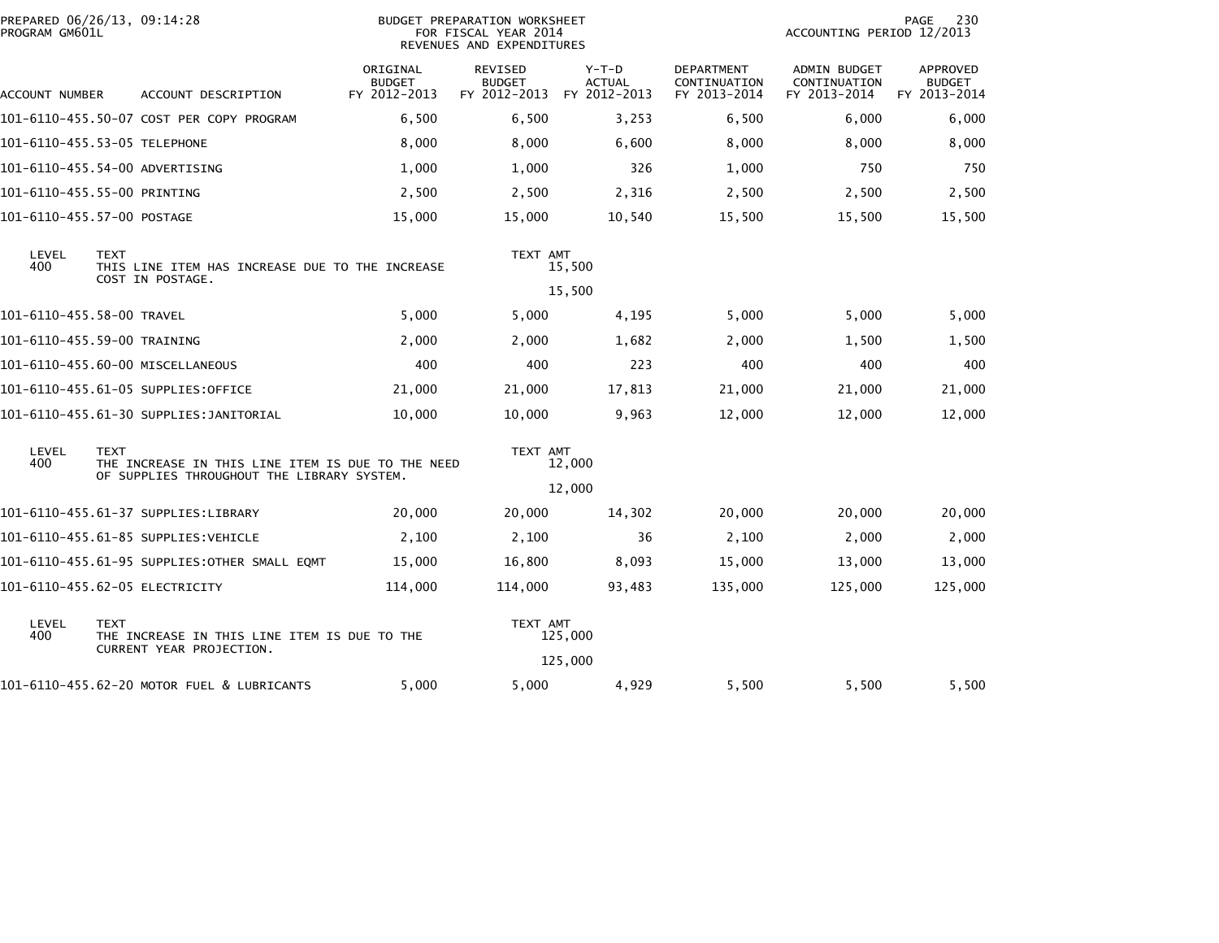PREPARED 06/26/13, 09:14:28
PROGRAM GM601L

BUDGET PREPARATION WORKSHEET
FOR FISCAL YEAR 2014
REVENUES AND EXPENDITURES

ACCOUNTING PERIOD 12/2013

| ACCOUNT NUMBER | ACCOUNT DESCRIPTION | ORIGINAL BUDGET FY 2012-2013 | REVISED BUDGET FY 2012-2013 | Y-T-D ACTUAL FY 2012-2013 | DEPARTMENT CONTINUATION FY 2013-2014 | ADMIN BUDGET CONTINUATION FY 2013-2014 | APPROVED BUDGET FY 2013-2014 |
|---|---|---|---|---|---|---|---|
| 101-6110-455.50-07 | COST PER COPY PROGRAM | 6,500 | 6,500 | 3,253 | 6,500 | 6,000 | 6,000 |
| 101-6110-455.53-05 | TELEPHONE | 8,000 | 8,000 | 6,600 | 8,000 | 8,000 | 8,000 |
| 101-6110-455.54-00 | ADVERTISING | 1,000 | 1,000 | 326 | 1,000 | 750 | 750 |
| 101-6110-455.55-00 | PRINTING | 2,500 | 2,500 | 2,316 | 2,500 | 2,500 | 2,500 |
| 101-6110-455.57-00 | POSTAGE | 15,000 | 15,000 | 10,540 | 15,500 | 15,500 | 15,500 |
| LEVEL 400 | TEXT: THIS LINE ITEM HAS INCREASE DUE TO THE INCREASE COST IN POSTAGE. | | TEXT AMT 15,500 | | | | |
| | | | 15,500 | | | | |
| 101-6110-455.58-00 | TRAVEL | 5,000 | 5,000 | 4,195 | 5,000 | 5,000 | 5,000 |
| 101-6110-455.59-00 | TRAINING | 2,000 | 2,000 | 1,682 | 2,000 | 1,500 | 1,500 |
| 101-6110-455.60-00 | MISCELLANEOUS | 400 | 400 | 223 | 400 | 400 | 400 |
| 101-6110-455.61-05 | SUPPLIES:OFFICE | 21,000 | 21,000 | 17,813 | 21,000 | 21,000 | 21,000 |
| 101-6110-455.61-30 | SUPPLIES:JANITORIAL | 10,000 | 10,000 | 9,963 | 12,000 | 12,000 | 12,000 |
| LEVEL 400 | TEXT: THE INCREASE IN THIS LINE ITEM IS DUE TO THE NEED OF SUPPLIES THROUGHOUT THE LIBRARY SYSTEM. | | TEXT AMT 12,000 | | | | |
| | | | 12,000 | | | | |
| 101-6110-455.61-37 | SUPPLIES:LIBRARY | 20,000 | 20,000 | 14,302 | 20,000 | 20,000 | 20,000 |
| 101-6110-455.61-85 | SUPPLIES:VEHICLE | 2,100 | 2,100 | 36 | 2,100 | 2,000 | 2,000 |
| 101-6110-455.61-95 | SUPPLIES:OTHER SMALL EQMT | 15,000 | 16,800 | 8,093 | 15,000 | 13,000 | 13,000 |
| 101-6110-455.62-05 | ELECTRICITY | 114,000 | 114,000 | 93,483 | 135,000 | 125,000 | 125,000 |
| LEVEL 400 | TEXT: THE INCREASE IN THIS LINE ITEM IS DUE TO THE CURRENT YEAR PROJECTION. | | TEXT AMT 125,000 | | | | |
| | | | 125,000 | | | | |
| 101-6110-455.62-20 | MOTOR FUEL & LUBRICANTS | 5,000 | 5,000 | 4,929 | 5,500 | 5,500 | 5,500 |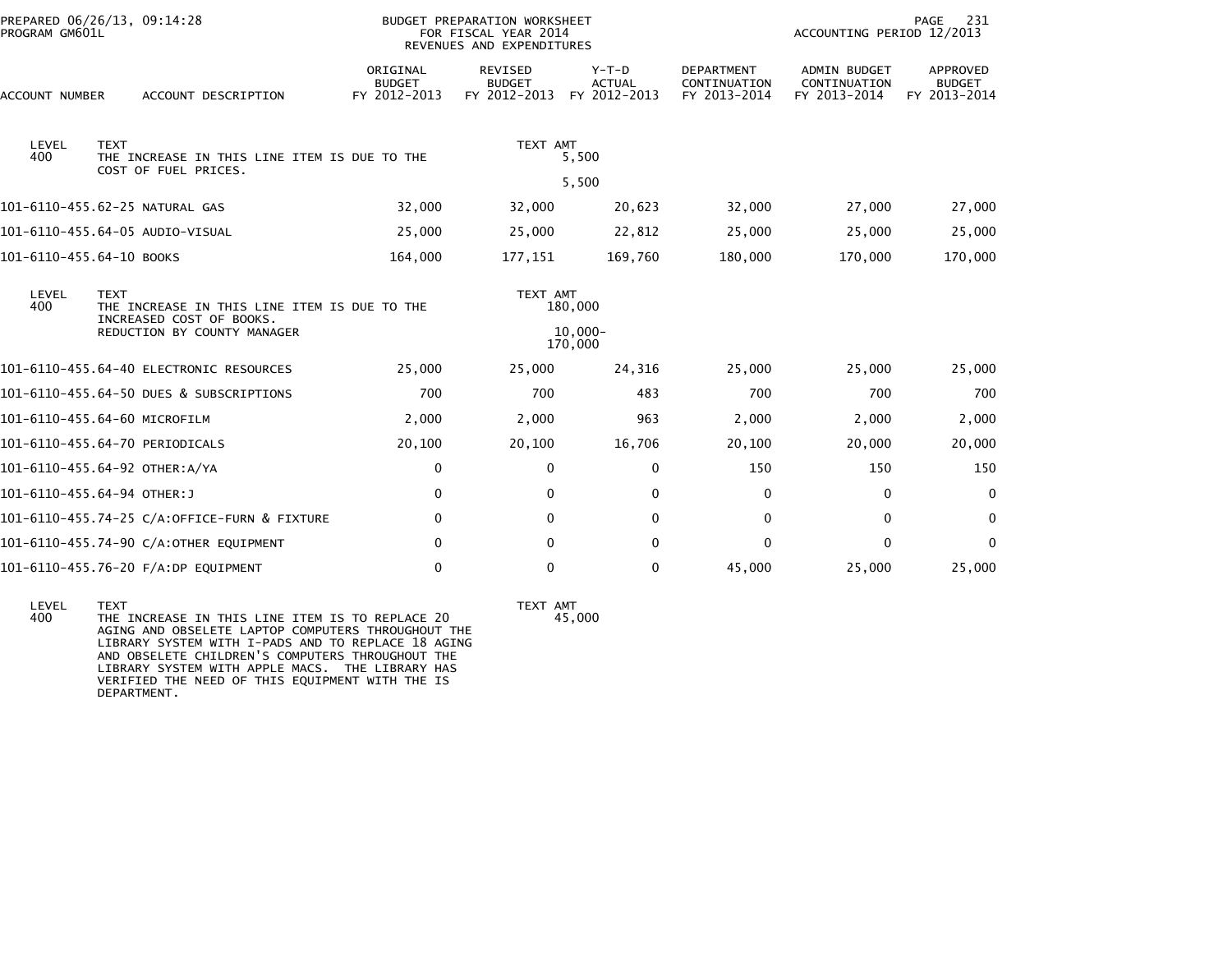BUDGET PREPARATION WORKSHEET
FOR FISCAL YEAR 2014
REVENUES AND EXPENDITURES

PREPARED 06/26/13, 09:14:28
PROGRAM GM601L

ACCOUNTING PERIOD 12/2013

| ACCOUNT NUMBER | ACCOUNT DESCRIPTION | ORIGINAL BUDGET FY 2012-2013 | REVISED BUDGET FY 2012-2013 | Y-T-D ACTUAL FY 2012-2013 | DEPARTMENT CONTINUATION FY 2013-2014 | ADMIN BUDGET CONTINUATION FY 2013-2014 | APPROVED BUDGET FY 2013-2014 |
|---|---|---|---|---|---|---|---|

| LEVEL | TEXT | TEXT AMT |
|---|---|---|
| 400 | THE INCREASE IN THIS LINE ITEM IS DUE TO THE COST OF FUEL PRICES. | 5,500 |
| | | 5,500 |

| ACCOUNT NUMBER | ACCOUNT DESCRIPTION | ORIGINAL BUDGET FY 2012-2013 | REVISED BUDGET FY 2012-2013 | Y-T-D ACTUAL FY 2012-2013 | DEPARTMENT CONTINUATION FY 2013-2014 | ADMIN BUDGET CONTINUATION FY 2013-2014 | APPROVED BUDGET FY 2013-2014 |
|---|---|---|---|---|---|---|---|
| 101-6110-455.62-25 | NATURAL GAS | 32,000 | 32,000 | 20,623 | 32,000 | 27,000 | 27,000 |
| 101-6110-455.64-05 | AUDIO-VISUAL | 25,000 | 25,000 | 22,812 | 25,000 | 25,000 | 25,000 |
| 101-6110-455.64-10 | BOOKS | 164,000 | 177,151 | 169,760 | 180,000 | 170,000 | 170,000 |

| LEVEL | TEXT | TEXT AMT |
|---|---|---|
| 400 | THE INCREASE IN THIS LINE ITEM IS DUE TO THE INCREASED COST OF BOOKS. | 180,000 |
| | REDUCTION BY COUNTY MANAGER | 10,000- |
| | | 170,000 |

| ACCOUNT NUMBER | ACCOUNT DESCRIPTION | ORIGINAL BUDGET FY 2012-2013 | REVISED BUDGET FY 2012-2013 | Y-T-D ACTUAL FY 2012-2013 | DEPARTMENT CONTINUATION FY 2013-2014 | ADMIN BUDGET CONTINUATION FY 2013-2014 | APPROVED BUDGET FY 2013-2014 |
|---|---|---|---|---|---|---|---|
| 101-6110-455.64-40 | ELECTRONIC RESOURCES | 25,000 | 25,000 | 24,316 | 25,000 | 25,000 | 25,000 |
| 101-6110-455.64-50 | DUES & SUBSCRIPTIONS | 700 | 700 | 483 | 700 | 700 | 700 |
| 101-6110-455.64-60 | MICROFILM | 2,000 | 2,000 | 963 | 2,000 | 2,000 | 2,000 |
| 101-6110-455.64-70 | PERIODICALS | 20,100 | 20,100 | 16,706 | 20,100 | 20,000 | 20,000 |
| 101-6110-455.64-92 | OTHER:A/YA | 0 | 0 | 0 | 150 | 150 | 150 |
| 101-6110-455.64-94 | OTHER:J | 0 | 0 | 0 | 0 | 0 | 0 |
| 101-6110-455.74-25 | C/A:OFFICE-FURN & FIXTURE | 0 | 0 | 0 | 0 | 0 | 0 |
| 101-6110-455.74-90 | C/A:OTHER EQUIPMENT | 0 | 0 | 0 | 0 | 0 | 0 |
| 101-6110-455.76-20 | F/A:DP EQUIPMENT | 0 | 0 | 0 | 45,000 | 25,000 | 25,000 |

| LEVEL | TEXT | TEXT AMT |
|---|---|---|
| 400 | THE INCREASE IN THIS LINE ITEM IS TO REPLACE 20 AGING AND OBSELETE LAPTOP COMPUTERS THROUGHOUT THE LIBRARY SYSTEM WITH I-PADS AND TO REPLACE 18 AGING AND OBSELETE CHILDREN'S COMPUTERS THROUGHOUT THE LIBRARY SYSTEM WITH APPLE MACS. THE LIBRARY HAS VERIFIED THE NEED OF THIS EQUIPMENT WITH THE IS DEPARTMENT. | 45,000 |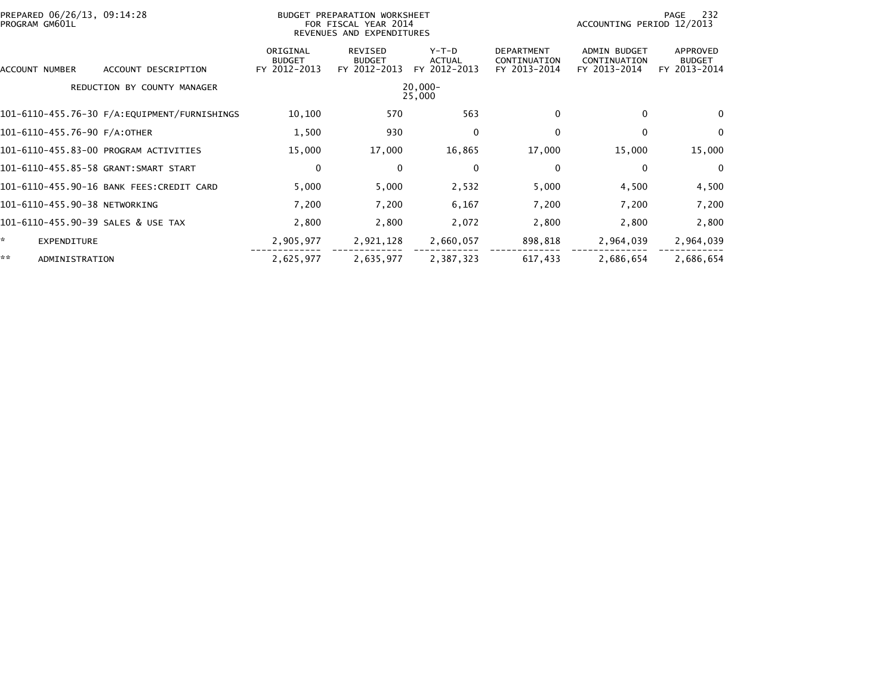PREPARED 06/26/13, 09:14:28
PROGRAM GM601L

BUDGET PREPARATION WORKSHEET
FOR FISCAL YEAR 2014
REVENUES AND EXPENDITURES

ACCOUNTING PERIOD 12/2013

| ACCOUNT NUMBER | ACCOUNT DESCRIPTION | ORIGINAL BUDGET FY 2012-2013 | REVISED BUDGET FY 2012-2013 | Y-T-D ACTUAL FY 2012-2013 | DEPARTMENT CONTINUATION FY 2013-2014 | ADMIN BUDGET CONTINUATION FY 2013-2014 | APPROVED BUDGET FY 2013-2014 |
|---|---|---|---|---|---|---|---|
| | REDUCTION BY COUNTY MANAGER | | | 20,000- 25,000 | | | |
| 101-6110-455.76-30 | F/A:EQUIPMENT/FURNISHINGS | 10,100 | 570 | 563 | 0 | 0 | 0 |
| 101-6110-455.76-90 | F/A:OTHER | 1,500 | 930 | 0 | 0 | 0 | 0 |
| 101-6110-455.83-00 | PROGRAM ACTIVITIES | 15,000 | 17,000 | 16,865 | 17,000 | 15,000 | 15,000 |
| 101-6110-455.85-58 | GRANT:SMART START | 0 | 0 | 0 | 0 | 0 | 0 |
| 101-6110-455.90-16 | BANK FEES:CREDIT CARD | 5,000 | 5,000 | 2,532 | 5,000 | 4,500 | 4,500 |
| 101-6110-455.90-38 | NETWORKING | 7,200 | 7,200 | 6,167 | 7,200 | 7,200 | 7,200 |
| 101-6110-455.90-39 | SALES & USE TAX | 2,800 | 2,800 | 2,072 | 2,800 | 2,800 | 2,800 |
| * | EXPENDITURE | 2,905,977 | 2,921,128 | 2,660,057 | 898,818 | 2,964,039 | 2,964,039 |
| ** | ADMINISTRATION | 2,625,977 | 2,635,977 | 2,387,323 | 617,433 | 2,686,654 | 2,686,654 |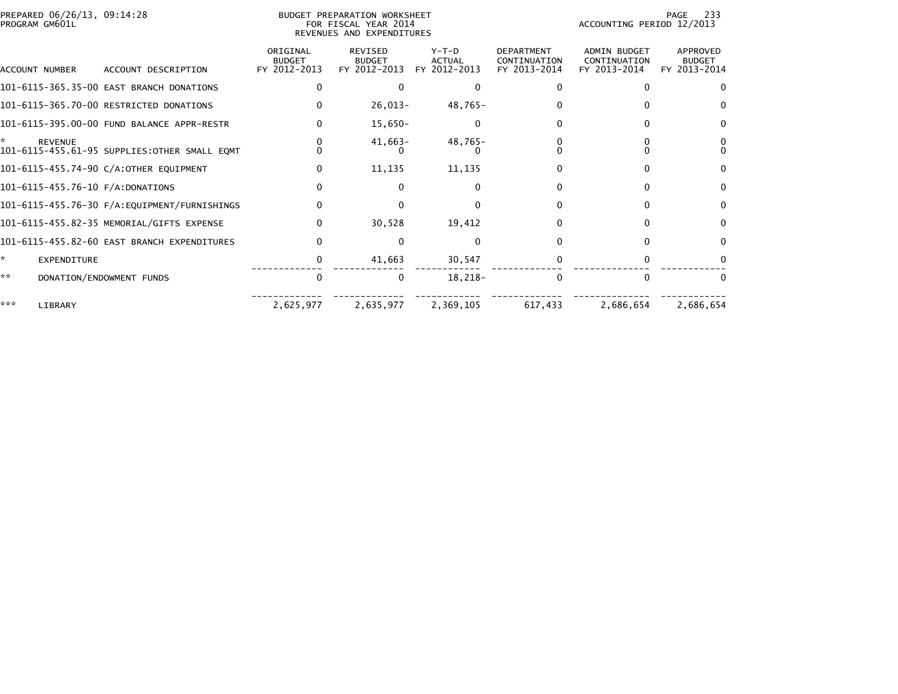PREPARED 06/26/13, 09:14:28
PROGRAM GM601L

BUDGET PREPARATION WORKSHEET
FOR FISCAL YEAR 2014
REVENUES AND EXPENDITURES

ACCOUNTING PERIOD 12/2013

| ACCOUNT NUMBER | ACCOUNT DESCRIPTION | ORIGINAL BUDGET FY 2012-2013 | REVISED BUDGET FY 2012-2013 | Y-T-D ACTUAL FY 2012-2013 | DEPARTMENT CONTINUATION FY 2013-2014 | ADMIN BUDGET CONTINUATION FY 2013-2014 | APPROVED BUDGET FY 2013-2014 |
|---|---|---|---|---|---|---|---|
| 101-6115-365.35-00 | EAST BRANCH DONATIONS | 0 | 0 | 0 | 0 | 0 | 0 |
| 101-6115-365.70-00 | RESTRICTED DONATIONS | 0 | 26,013- | 48,765- | 0 | 0 | 0 |
| 101-6115-395.00-00 | FUND BALANCE APPR-RESTR | 0 | 15,650- | 0 | 0 | 0 | 0 |
| * | REVENUE | 0 | 41,663- | 48,765- | 0 | 0 | 0 |
| 101-6115-455.61-95 | SUPPLIES:OTHER SMALL EQMT | 0 | 0 | 0 | 0 | 0 | 0 |
| 101-6115-455.74-90 | C/A:OTHER EQUIPMENT | 0 | 11,135 | 11,135 | 0 | 0 | 0 |
| 101-6115-455.76-10 | F/A:DONATIONS | 0 | 0 | 0 | 0 | 0 | 0 |
| 101-6115-455.76-30 | F/A:EQUIPMENT/FURNISHINGS | 0 | 0 | 0 | 0 | 0 | 0 |
| 101-6115-455.82-35 | MEMORIAL/GIFTS EXPENSE | 0 | 30,528 | 19,412 | 0 | 0 | 0 |
| 101-6115-455.82-60 | EAST BRANCH EXPENDITURES | 0 | 0 | 0 | 0 | 0 | 0 |
| * | EXPENDITURE | 0 | 41,663 | 30,547 | 0 | 0 | 0 |
| ** | DONATION/ENDOWMENT FUNDS | 0 | 0 | 18,218- | 0 | 0 | 0 |
| *** | LIBRARY | 2,625,977 | 2,635,977 | 2,369,105 | 617,433 | 2,686,654 | 2,686,654 |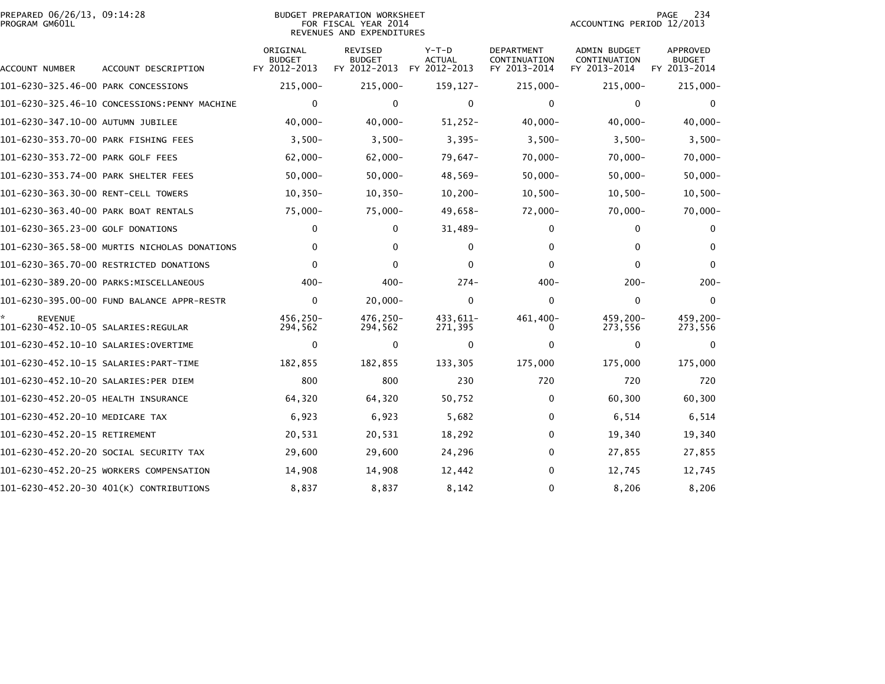PREPARED 06/26/13, 09:14:28
PROGRAM GM601L

BUDGET PREPARATION WORKSHEET
FOR FISCAL YEAR 2014
REVENUES AND EXPENDITURES

ACCOUNTING PERIOD 12/2013

| ACCOUNT NUMBER | ACCOUNT DESCRIPTION | ORIGINAL BUDGET FY 2012-2013 | REVISED BUDGET FY 2012-2013 | Y-T-D ACTUAL FY 2012-2013 | DEPARTMENT CONTINUATION FY 2013-2014 | ADMIN BUDGET CONTINUATION FY 2013-2014 | APPROVED BUDGET FY 2013-2014 |
|---|---|---|---|---|---|---|---|
| 101-6230-325.46-00 | PARK CONCESSIONS | 215,000- | 215,000- | 159,127- | 215,000- | 215,000- | 215,000- |
| 101-6230-325.46-10 | CONCESSIONS:PENNY MACHINE | 0 | 0 | 0 | 0 | 0 | 0 |
| 101-6230-347.10-00 | AUTUMN JUBILEE | 40,000- | 40,000- | 51,252- | 40,000- | 40,000- | 40,000- |
| 101-6230-353.70-00 | PARK FISHING FEES | 3,500- | 3,500- | 3,395- | 3,500- | 3,500- | 3,500- |
| 101-6230-353.72-00 | PARK GOLF FEES | 62,000- | 62,000- | 79,647- | 70,000- | 70,000- | 70,000- |
| 101-6230-353.74-00 | PARK SHELTER FEES | 50,000- | 50,000- | 48,569- | 50,000- | 50,000- | 50,000- |
| 101-6230-363.30-00 | RENT-CELL TOWERS | 10,350- | 10,350- | 10,200- | 10,500- | 10,500- | 10,500- |
| 101-6230-363.40-00 | PARK BOAT RENTALS | 75,000- | 75,000- | 49,658- | 72,000- | 70,000- | 70,000- |
| 101-6230-365.23-00 | GOLF DONATIONS | 0 | 0 | 31,489- | 0 | 0 | 0 |
| 101-6230-365.58-00 | MURTIS NICHOLAS DONATIONS | 0 | 0 | 0 | 0 | 0 | 0 |
| 101-6230-365.70-00 | RESTRICTED DONATIONS | 0 | 0 | 0 | 0 | 0 | 0 |
| 101-6230-389.20-00 | PARKS:MISCELLANEOUS | 400- | 400- | 274- | 400- | 200- | 200- |
| 101-6230-395.00-00 | FUND BALANCE APPR-RESTR | 0 | 20,000- | 0 | 0 | 0 | 0 |
| * REVENUE | | 456,250- | 476,250- | 433,611- | 461,400- | 459,200- | 459,200- |
| 101-6230-452.10-05 | SALARIES:REGULAR | 294,562 | 294,562 | 271,395 | 0 | 273,556 | 273,556 |
| 101-6230-452.10-10 | SALARIES:OVERTIME | 0 | 0 | 0 | 0 | 0 | 0 |
| 101-6230-452.10-15 | SALARIES:PART-TIME | 182,855 | 182,855 | 133,305 | 175,000 | 175,000 | 175,000 |
| 101-6230-452.10-20 | SALARIES:PER DIEM | 800 | 800 | 230 | 720 | 720 | 720 |
| 101-6230-452.20-05 | HEALTH INSURANCE | 64,320 | 64,320 | 50,752 | 0 | 60,300 | 60,300 |
| 101-6230-452.20-10 | MEDICARE TAX | 6,923 | 6,923 | 5,682 | 0 | 6,514 | 6,514 |
| 101-6230-452.20-15 | RETIREMENT | 20,531 | 20,531 | 18,292 | 0 | 19,340 | 19,340 |
| 101-6230-452.20-20 | SOCIAL SECURITY TAX | 29,600 | 29,600 | 24,296 | 0 | 27,855 | 27,855 |
| 101-6230-452.20-25 | WORKERS COMPENSATION | 14,908 | 14,908 | 12,442 | 0 | 12,745 | 12,745 |
| 101-6230-452.20-30 | 401(K) CONTRIBUTIONS | 8,837 | 8,837 | 8,142 | 0 | 8,206 | 8,206 |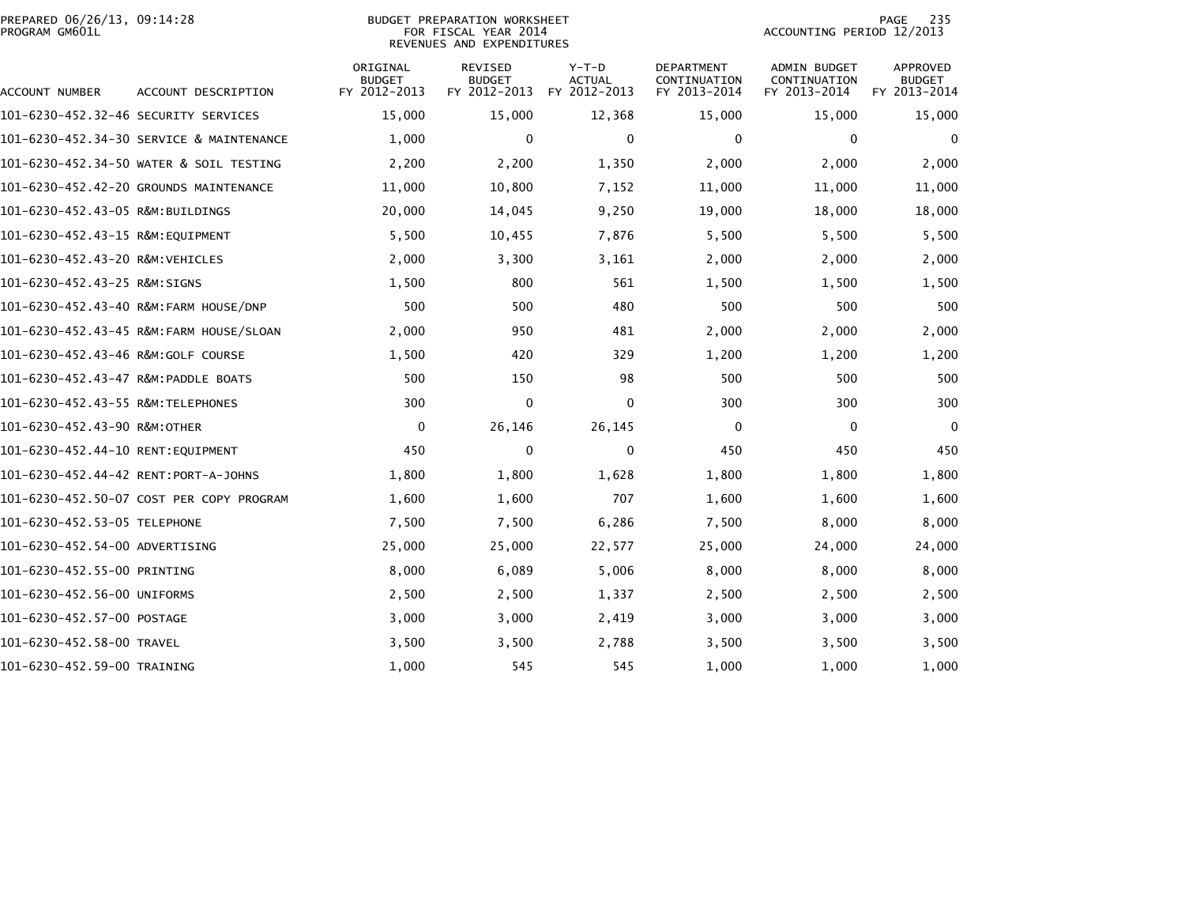| ACCOUNT NUMBER | ACCOUNT DESCRIPTION | ORIGINAL BUDGET FY 2012-2013 | REVISED BUDGET FY 2012-2013 | Y-T-D ACTUAL FY 2012-2013 | DEPARTMENT CONTINUATION FY 2013-2014 | ADMIN BUDGET CONTINUATION FY 2013-2014 | APPROVED BUDGET FY 2013-2014 |
|---|---|---|---|---|---|---|---|
| 101-6230-452.32-46 | SECURITY SERVICES | 15,000 | 15,000 | 12,368 | 15,000 | 15,000 | 15,000 |
| 101-6230-452.34-30 | SERVICE & MAINTENANCE | 1,000 | 0 | 0 | 0 | 0 | 0 |
| 101-6230-452.34-50 | WATER & SOIL TESTING | 2,200 | 2,200 | 1,350 | 2,000 | 2,000 | 2,000 |
| 101-6230-452.42-20 | GROUNDS MAINTENANCE | 11,000 | 10,800 | 7,152 | 11,000 | 11,000 | 11,000 |
| 101-6230-452.43-05 | R&M:BUILDINGS | 20,000 | 14,045 | 9,250 | 19,000 | 18,000 | 18,000 |
| 101-6230-452.43-15 | R&M:EQUIPMENT | 5,500 | 10,455 | 7,876 | 5,500 | 5,500 | 5,500 |
| 101-6230-452.43-20 | R&M:VEHICLES | 2,000 | 3,300 | 3,161 | 2,000 | 2,000 | 2,000 |
| 101-6230-452.43-25 | R&M:SIGNS | 1,500 | 800 | 561 | 1,500 | 1,500 | 1,500 |
| 101-6230-452.43-40 | R&M:FARM HOUSE/DNP | 500 | 500 | 480 | 500 | 500 | 500 |
| 101-6230-452.43-45 | R&M:FARM HOUSE/SLOAN | 2,000 | 950 | 481 | 2,000 | 2,000 | 2,000 |
| 101-6230-452.43-46 | R&M:GOLF COURSE | 1,500 | 420 | 329 | 1,200 | 1,200 | 1,200 |
| 101-6230-452.43-47 | R&M:PADDLE BOATS | 500 | 150 | 98 | 500 | 500 | 500 |
| 101-6230-452.43-55 | R&M:TELEPHONES | 300 | 0 | 0 | 300 | 300 | 300 |
| 101-6230-452.43-90 | R&M:OTHER | 0 | 26,146 | 26,145 | 0 | 0 | 0 |
| 101-6230-452.44-10 | RENT:EQUIPMENT | 450 | 0 | 0 | 450 | 450 | 450 |
| 101-6230-452.44-42 | RENT:PORT-A-JOHNS | 1,800 | 1,800 | 1,628 | 1,800 | 1,800 | 1,800 |
| 101-6230-452.50-07 | COST PER COPY PROGRAM | 1,600 | 1,600 | 707 | 1,600 | 1,600 | 1,600 |
| 101-6230-452.53-05 | TELEPHONE | 7,500 | 7,500 | 6,286 | 7,500 | 8,000 | 8,000 |
| 101-6230-452.54-00 | ADVERTISING | 25,000 | 25,000 | 22,577 | 25,000 | 24,000 | 24,000 |
| 101-6230-452.55-00 | PRINTING | 8,000 | 6,089 | 5,006 | 8,000 | 8,000 | 8,000 |
| 101-6230-452.56-00 | UNIFORMS | 2,500 | 2,500 | 1,337 | 2,500 | 2,500 | 2,500 |
| 101-6230-452.57-00 | POSTAGE | 3,000 | 3,000 | 2,419 | 3,000 | 3,000 | 3,000 |
| 101-6230-452.58-00 | TRAVEL | 3,500 | 3,500 | 2,788 | 3,500 | 3,500 | 3,500 |
| 101-6230-452.59-00 | TRAINING | 1,000 | 545 | 545 | 1,000 | 1,000 | 1,000 |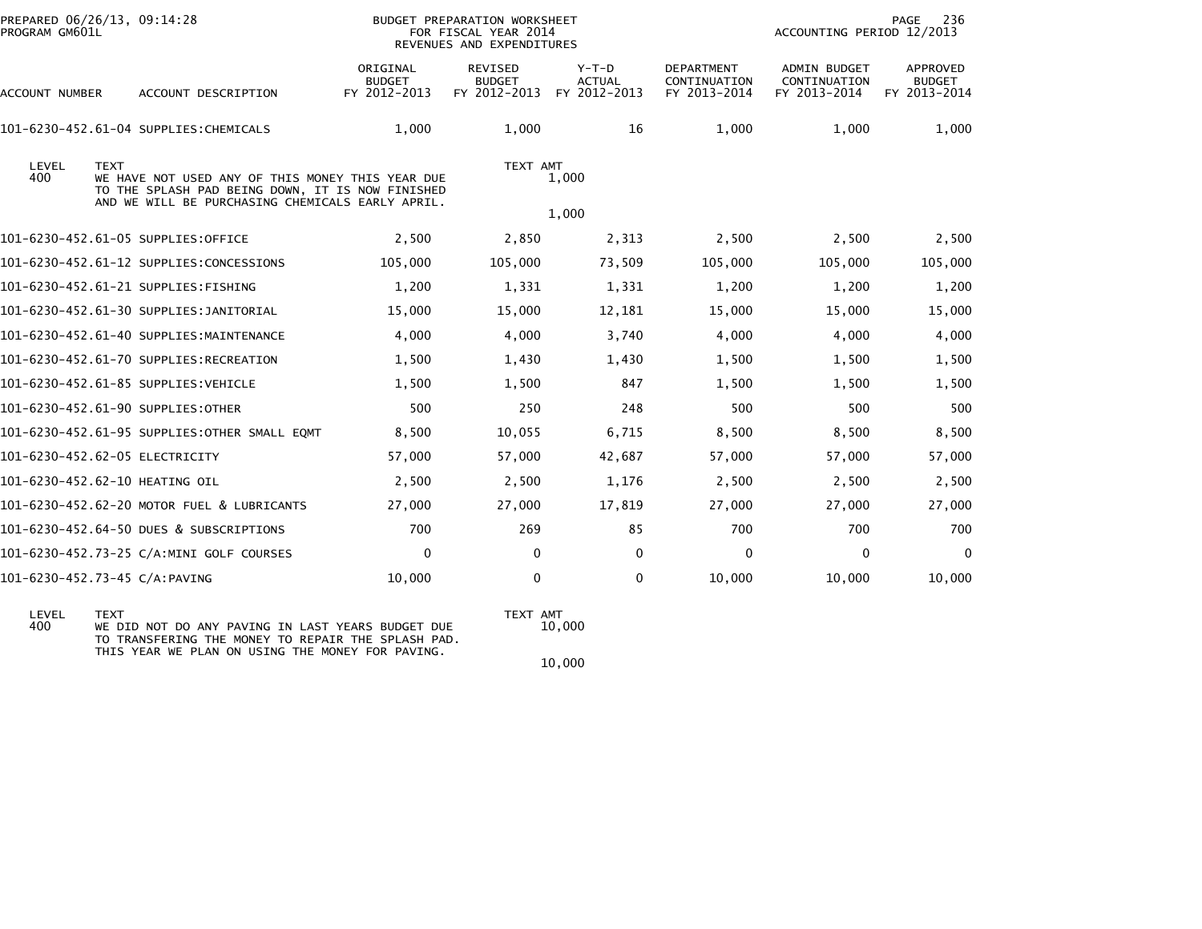PREPARED 06/26/13, 09:14:28
PROGRAM GM601L

BUDGET PREPARATION WORKSHEET
FOR FISCAL YEAR 2014
REVENUES AND EXPENDITURES

ACCOUNTING PERIOD 12/2013

| ACCOUNT NUMBER | ACCOUNT DESCRIPTION | ORIGINAL BUDGET FY 2012-2013 | REVISED BUDGET FY 2012-2013 | Y-T-D ACTUAL FY 2012-2013 | DEPARTMENT CONTINUATION FY 2013-2014 | ADMIN BUDGET CONTINUATION FY 2013-2014 | APPROVED BUDGET FY 2013-2014 |
|---|---|---|---|---|---|---|---|
| 101-6230-452.61-04 | SUPPLIES:CHEMICALS | 1,000 | 1,000 | 16 | 1,000 | 1,000 | 1,000 |

| LEVEL | TEXT | TEXT AMT |
|---|---|---|
| 400 | WE HAVE NOT USED ANY OF THIS MONEY THIS YEAR DUE TO THE SPLASH PAD BEING DOWN, IT IS NOW FINISHED AND WE WILL BE PURCHASING CHEMICALS EARLY APRIL. | 1,000 |
| | | 1,000 |

| ACCOUNT NUMBER | ACCOUNT DESCRIPTION | ORIGINAL BUDGET FY 2012-2013 | REVISED BUDGET FY 2012-2013 | Y-T-D ACTUAL FY 2012-2013 | DEPARTMENT CONTINUATION FY 2013-2014 | ADMIN BUDGET CONTINUATION FY 2013-2014 | APPROVED BUDGET FY 2013-2014 |
|---|---|---|---|---|---|---|---|
| 101-6230-452.61-05 | SUPPLIES:OFFICE | 2,500 | 2,850 | 2,313 | 2,500 | 2,500 | 2,500 |
| 101-6230-452.61-12 | SUPPLIES:CONCESSIONS | 105,000 | 105,000 | 73,509 | 105,000 | 105,000 | 105,000 |
| 101-6230-452.61-21 | SUPPLIES:FISHING | 1,200 | 1,331 | 1,331 | 1,200 | 1,200 | 1,200 |
| 101-6230-452.61-30 | SUPPLIES:JANITORIAL | 15,000 | 15,000 | 12,181 | 15,000 | 15,000 | 15,000 |
| 101-6230-452.61-40 | SUPPLIES:MAINTENANCE | 4,000 | 4,000 | 3,740 | 4,000 | 4,000 | 4,000 |
| 101-6230-452.61-70 | SUPPLIES:RECREATION | 1,500 | 1,430 | 1,430 | 1,500 | 1,500 | 1,500 |
| 101-6230-452.61-85 | SUPPLIES:VEHICLE | 1,500 | 1,500 | 847 | 1,500 | 1,500 | 1,500 |
| 101-6230-452.61-90 | SUPPLIES:OTHER | 500 | 250 | 248 | 500 | 500 | 500 |
| 101-6230-452.61-95 | SUPPLIES:OTHER SMALL EQMT | 8,500 | 10,055 | 6,715 | 8,500 | 8,500 | 8,500 |
| 101-6230-452.62-05 | ELECTRICITY | 57,000 | 57,000 | 42,687 | 57,000 | 57,000 | 57,000 |
| 101-6230-452.62-10 | HEATING OIL | 2,500 | 2,500 | 1,176 | 2,500 | 2,500 | 2,500 |
| 101-6230-452.62-20 | MOTOR FUEL & LUBRICANTS | 27,000 | 27,000 | 17,819 | 27,000 | 27,000 | 27,000 |
| 101-6230-452.64-50 | DUES & SUBSCRIPTIONS | 700 | 269 | 85 | 700 | 700 | 700 |
| 101-6230-452.73-25 | C/A:MINI GOLF COURSES | 0 | 0 | 0 | 0 | 0 | 0 |
| 101-6230-452.73-45 | C/A:PAVING | 10,000 | 0 | 0 | 10,000 | 10,000 | 10,000 |

| LEVEL | TEXT | TEXT AMT |
|---|---|---|
| 400 | WE DID NOT DO ANY PAVING IN LAST YEARS BUDGET DUE TO TRANSFERING THE MONEY TO REPAIR THE SPLASH PAD. THIS YEAR WE PLAN ON USING THE MONEY FOR PAVING. | 10,000 |
| | | 10,000 |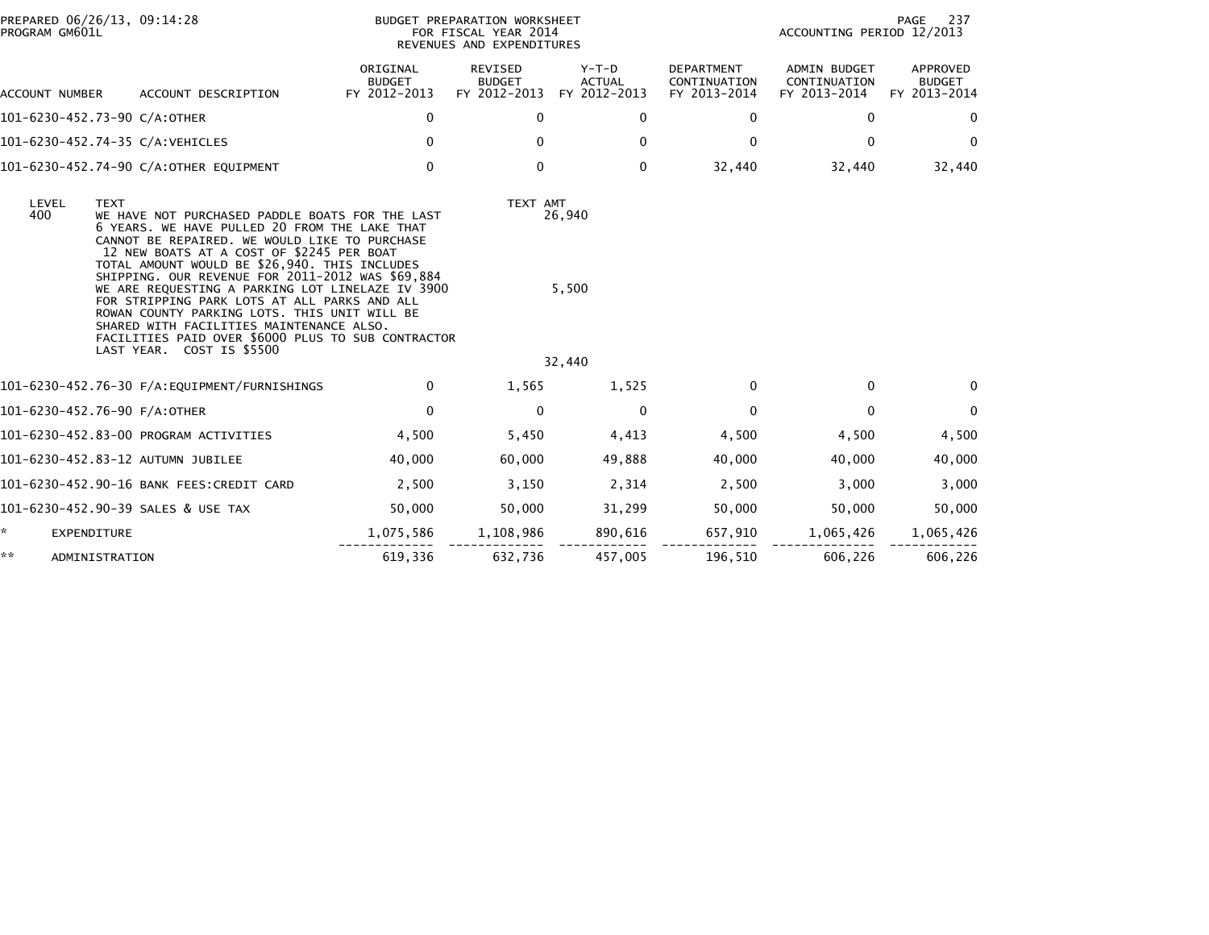PREPARED 06/26/13, 09:14:28
PROGRAM GM601L

BUDGET PREPARATION WORKSHEET
FOR FISCAL YEAR 2014
REVENUES AND EXPENDITURES

ACCOUNTING PERIOD 12/2013

| ACCOUNT NUMBER | ACCOUNT DESCRIPTION | ORIGINAL BUDGET FY 2012-2013 | REVISED BUDGET FY 2012-2013 | Y-T-D ACTUAL FY 2012-2013 | DEPARTMENT CONTINUATION FY 2013-2014 | ADMIN BUDGET CONTINUATION FY 2013-2014 | APPROVED BUDGET FY 2013-2014 |
|---|---|---|---|---|---|---|---|
| 101-6230-452.73-90 | C/A:OTHER | 0 | 0 | 0 | 0 | 0 | 0 |
| 101-6230-452.74-35 | C/A:VEHICLES | 0 | 0 | 0 | 0 | 0 | 0 |
| 101-6230-452.74-90 | C/A:OTHER EQUIPMENT | 0 | 0 | 0 | 32,440 | 32,440 | 32,440 |

| LEVEL | TEXT | TEXT AMT |
|---|---|---|
| 400 | WE HAVE NOT PURCHASED PADDLE BOATS FOR THE LAST 6 YEARS. WE HAVE PULLED 20 FROM THE LAKE THAT CANNOT BE REPAIRED. WE WOULD LIKE TO PURCHASE 12 NEW BOATS AT A COST OF $2245 PER BOAT TOTAL AMOUNT WOULD BE $26,940. THIS INCLUDES SHIPPING. OUR REVENUE FOR 2011-2012 WAS $69,884 | 26,940 |
| | WE ARE REQUESTING A PARKING LOT LINELAZE IV 3900 FOR STRIPPING PARK LOTS AT ALL PARKS AND ALL ROWAN COUNTY PARKING LOTS. THIS UNIT WILL BE SHARED WITH FACILITIES MAINTENANCE ALSO. FACILITIES PAID OVER $6000 PLUS TO SUB CONTRACTOR LAST YEAR. COST IS $5500 | 5,500 |
| | | 32,440 |

| ACCOUNT NUMBER | ACCOUNT DESCRIPTION | ORIGINAL BUDGET FY 2012-2013 | REVISED BUDGET FY 2012-2013 | Y-T-D ACTUAL FY 2012-2013 | DEPARTMENT CONTINUATION FY 2013-2014 | ADMIN BUDGET CONTINUATION FY 2013-2014 | APPROVED BUDGET FY 2013-2014 |
|---|---|---|---|---|---|---|---|
| 101-6230-452.76-30 | F/A:EQUIPMENT/FURNISHINGS | 0 | 1,565 | 1,525 | 0 | 0 | 0 |
| 101-6230-452.76-90 | F/A:OTHER | 0 | 0 | 0 | 0 | 0 | 0 |
| 101-6230-452.83-00 | PROGRAM ACTIVITIES | 4,500 | 5,450 | 4,413 | 4,500 | 4,500 | 4,500 |
| 101-6230-452.83-12 | AUTUMN JUBILEE | 40,000 | 60,000 | 49,888 | 40,000 | 40,000 | 40,000 |
| 101-6230-452.90-16 | BANK FEES:CREDIT CARD | 2,500 | 3,150 | 2,314 | 2,500 | 3,000 | 3,000 |
| 101-6230-452.90-39 | SALES & USE TAX | 50,000 | 50,000 | 31,299 | 50,000 | 50,000 | 50,000 |
| * | EXPENDITURE | 1,075,586 | 1,108,986 | 890,616 | 657,910 | 1,065,426 | 1,065,426 |
| ** | ADMINISTRATION | 619,336 | 632,736 | 457,005 | 196,510 | 606,226 | 606,226 |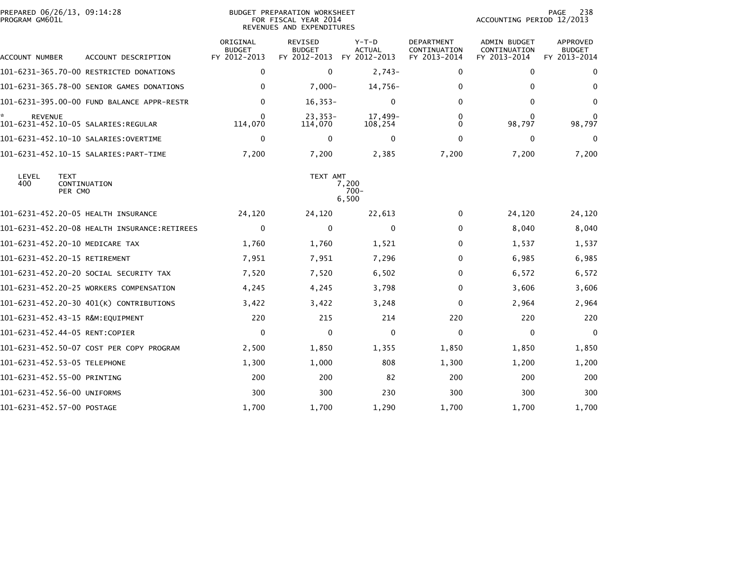PREPARED 06/26/13, 09:14:28
PROGRAM GM601L

BUDGET PREPARATION WORKSHEET
FOR FISCAL YEAR 2014
REVENUES AND EXPENDITURES

ACCOUNTING PERIOD 12/2013

| ACCOUNT NUMBER | ACCOUNT DESCRIPTION | ORIGINAL BUDGET FY 2012-2013 | REVISED BUDGET FY 2012-2013 | Y-T-D ACTUAL FY 2012-2013 | DEPARTMENT CONTINUATION FY 2013-2014 | ADMIN BUDGET CONTINUATION FY 2013-2014 | APPROVED BUDGET FY 2013-2014 |
|---|---|---|---|---|---|---|---|
| 101-6231-365.70-00 | RESTRICTED DONATIONS | 0 | 0 | 2,743- | 0 | 0 | 0 |
| 101-6231-365.78-00 | SENIOR GAMES DONATIONS | 0 | 7,000- | 14,756- | 0 | 0 | 0 |
| 101-6231-395.00-00 | FUND BALANCE APPR-RESTR | 0 | 16,353- | 0 | 0 | 0 | 0 |
| * REVENUE | | 0 | 23,353- | 17,499- | 0 | 0 | 0 |
| 101-6231-452.10-05 | SALARIES:REGULAR | 114,070 | 114,070 | 108,254 | 0 | 98,797 | 98,797 |
| 101-6231-452.10-10 | SALARIES:OVERTIME | 0 | 0 | 0 | 0 | 0 | 0 |
| 101-6231-452.10-15 | SALARIES:PART-TIME | 7,200 | 7,200 | 2,385 | 7,200 | 7,200 | 7,200 |

| LEVEL | TEXT | TEXT AMT |
|---|---|---|
| 400 | CONTINUATION | 7,200 |
| | PER CMO | 700- |
| | | 6,500 |

| ACCOUNT NUMBER | ACCOUNT DESCRIPTION | ORIGINAL BUDGET FY 2012-2013 | REVISED BUDGET FY 2012-2013 | Y-T-D ACTUAL FY 2012-2013 | DEPARTMENT CONTINUATION FY 2013-2014 | ADMIN BUDGET CONTINUATION FY 2013-2014 | APPROVED BUDGET FY 2013-2014 |
|---|---|---|---|---|---|---|---|
| 101-6231-452.20-05 | HEALTH INSURANCE | 24,120 | 24,120 | 22,613 | 0 | 24,120 | 24,120 |
| 101-6231-452.20-08 | HEALTH INSURANCE:RETIREES | 0 | 0 | 0 | 0 | 8,040 | 8,040 |
| 101-6231-452.20-10 | MEDICARE TAX | 1,760 | 1,760 | 1,521 | 0 | 1,537 | 1,537 |
| 101-6231-452.20-15 | RETIREMENT | 7,951 | 7,951 | 7,296 | 0 | 6,985 | 6,985 |
| 101-6231-452.20-20 | SOCIAL SECURITY TAX | 7,520 | 7,520 | 6,502 | 0 | 6,572 | 6,572 |
| 101-6231-452.20-25 | WORKERS COMPENSATION | 4,245 | 4,245 | 3,798 | 0 | 3,606 | 3,606 |
| 101-6231-452.20-30 | 401(K) CONTRIBUTIONS | 3,422 | 3,422 | 3,248 | 0 | 2,964 | 2,964 |
| 101-6231-452.43-15 | R&M:EQUIPMENT | 220 | 215 | 214 | 220 | 220 | 220 |
| 101-6231-452.44-05 | RENT:COPIER | 0 | 0 | 0 | 0 | 0 | 0 |
| 101-6231-452.50-07 | COST PER COPY PROGRAM | 2,500 | 1,850 | 1,355 | 1,850 | 1,850 | 1,850 |
| 101-6231-452.53-05 | TELEPHONE | 1,300 | 1,000 | 808 | 1,300 | 1,200 | 1,200 |
| 101-6231-452.55-00 | PRINTING | 200 | 200 | 82 | 200 | 200 | 200 |
| 101-6231-452.56-00 | UNIFORMS | 300 | 300 | 230 | 300 | 300 | 300 |
| 101-6231-452.57-00 | POSTAGE | 1,700 | 1,700 | 1,290 | 1,700 | 1,700 | 1,700 |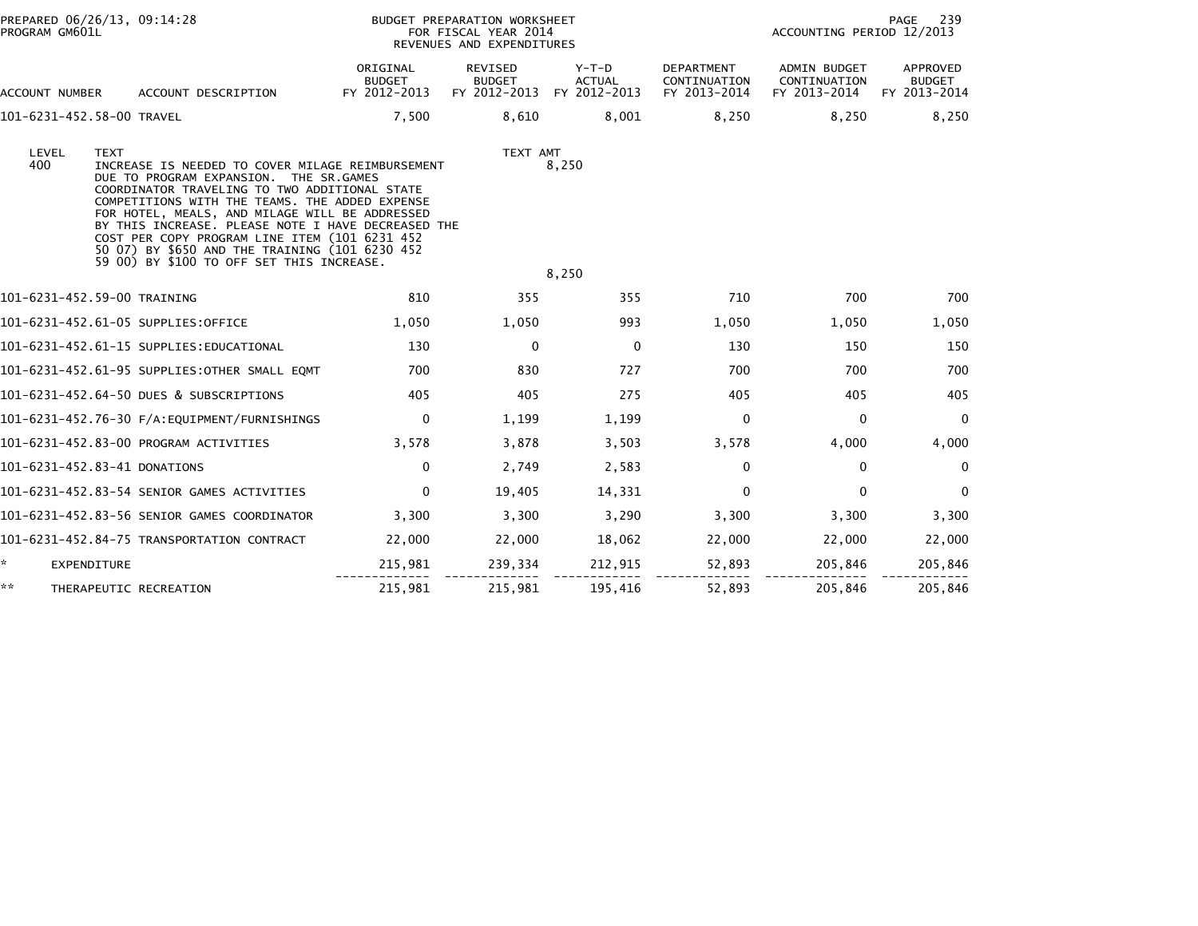PREPARED 06/26/13, 09:14:28
PROGRAM GM601L

BUDGET PREPARATION WORKSHEET
FOR FISCAL YEAR 2014
REVENUES AND EXPENDITURES

ACCOUNTING PERIOD 12/2013

| ACCOUNT NUMBER | ACCOUNT DESCRIPTION | ORIGINAL BUDGET FY 2012-2013 | REVISED BUDGET FY 2012-2013 | Y-T-D ACTUAL FY 2012-2013 | DEPARTMENT CONTINUATION FY 2013-2014 | ADMIN BUDGET CONTINUATION FY 2013-2014 | APPROVED BUDGET FY 2013-2014 |
|---|---|---|---|---|---|---|---|
| 101-6231-452.58-00 | TRAVEL | 7,500 | 8,610 | 8,001 | 8,250 | 8,250 | 8,250 |

| LEVEL | TEXT | TEXT AMT |
|---|---|---|
| 400 | INCREASE IS NEEDED TO COVER MILAGE REIMBURSEMENT DUE TO PROGRAM EXPANSION. THE SR.GAMES COORDINATOR TRAVELING TO TWO ADDITIONAL STATE COMPETITIONS WITH THE TEAMS. THE ADDED EXPENSE FOR HOTEL, MEALS, AND MILAGE WILL BE ADDRESSED BY THIS INCREASE. PLEASE NOTE I HAVE DECREASED THE COST PER COPY PROGRAM LINE ITEM (101 6231 452 50 07) BY $650 AND THE TRAINING (101 6230 452 59 00) BY $100 TO OFF SET THIS INCREASE. | 8,250 |
| | | 8,250 |

| ACCOUNT NUMBER | ACCOUNT DESCRIPTION | ORIGINAL BUDGET FY 2012-2013 | REVISED BUDGET FY 2012-2013 | Y-T-D ACTUAL FY 2012-2013 | DEPARTMENT CONTINUATION FY 2013-2014 | ADMIN BUDGET CONTINUATION FY 2013-2014 | APPROVED BUDGET FY 2013-2014 |
|---|---|---|---|---|---|---|---|
| 101-6231-452.59-00 | TRAINING | 810 | 355 | 355 | 710 | 700 | 700 |
| 101-6231-452.61-05 | SUPPLIES:OFFICE | 1,050 | 1,050 | 993 | 1,050 | 1,050 | 1,050 |
| 101-6231-452.61-15 | SUPPLIES:EDUCATIONAL | 130 | 0 | 0 | 130 | 150 | 150 |
| 101-6231-452.61-95 | SUPPLIES:OTHER SMALL EQMT | 700 | 830 | 727 | 700 | 700 | 700 |
| 101-6231-452.64-50 | DUES & SUBSCRIPTIONS | 405 | 405 | 275 | 405 | 405 | 405 |
| 101-6231-452.76-30 | F/A:EQUIPMENT/FURNISHINGS | 0 | 1,199 | 1,199 | 0 | 0 | 0 |
| 101-6231-452.83-00 | PROGRAM ACTIVITIES | 3,578 | 3,878 | 3,503 | 3,578 | 4,000 | 4,000 |
| 101-6231-452.83-41 | DONATIONS | 0 | 2,749 | 2,583 | 0 | 0 | 0 |
| 101-6231-452.83-54 | SENIOR GAMES ACTIVITIES | 0 | 19,405 | 14,331 | 0 | 0 | 0 |
| 101-6231-452.83-56 | SENIOR GAMES COORDINATOR | 3,300 | 3,300 | 3,290 | 3,300 | 3,300 | 3,300 |
| 101-6231-452.84-75 | TRANSPORTATION CONTRACT | 22,000 | 22,000 | 18,062 | 22,000 | 22,000 | 22,000 |
| * | EXPENDITURE | 215,981 | 239,334 | 212,915 | 52,893 | 205,846 | 205,846 |
| ** | THERAPEUTIC RECREATION | 215,981 | 215,981 | 195,416 | 52,893 | 205,846 | 205,846 |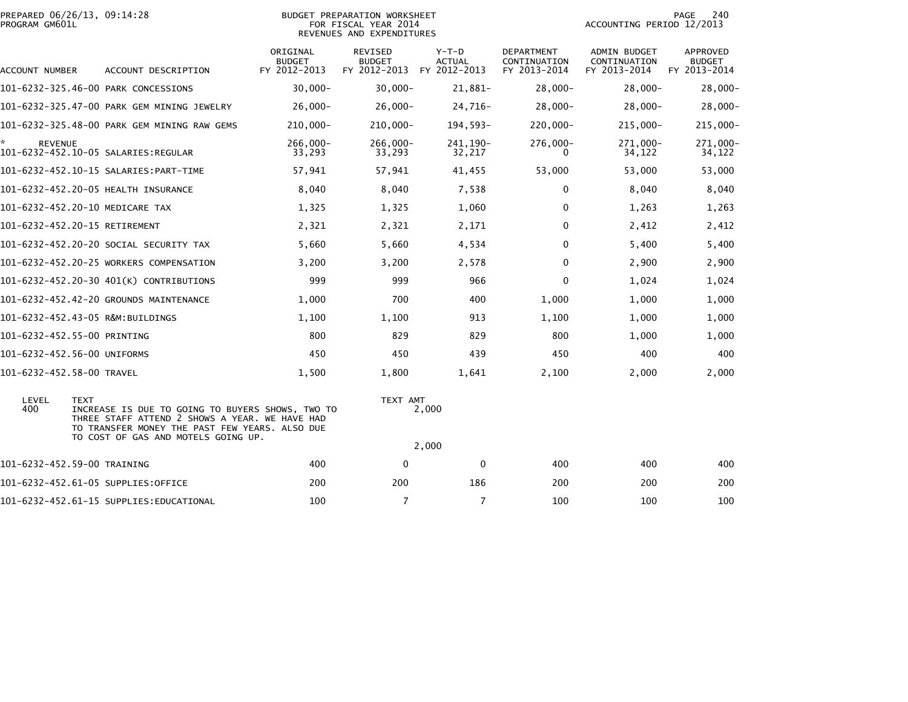PREPARED 06/26/13, 09:14:28
PROGRAM GM601L

BUDGET PREPARATION WORKSHEET
FOR FISCAL YEAR 2014
REVENUES AND EXPENDITURES

ACCOUNTING PERIOD 12/2013

| ACCOUNT NUMBER | ACCOUNT DESCRIPTION | ORIGINAL BUDGET FY 2012-2013 | REVISED BUDGET FY 2012-2013 | Y-T-D ACTUAL FY 2012-2013 | DEPARTMENT CONTINUATION FY 2013-2014 | ADMIN BUDGET CONTINUATION FY 2013-2014 | APPROVED BUDGET FY 2013-2014 |
|---|---|---|---|---|---|---|---|
| 101-6232-325.46-00 | PARK CONCESSIONS | 30,000- | 30,000- | 21,881- | 28,000- | 28,000- | 28,000- |
| 101-6232-325.47-00 | PARK GEM MINING JEWELRY | 26,000- | 26,000- | 24,716- | 28,000- | 28,000- | 28,000- |
| 101-6232-325.48-00 | PARK GEM MINING RAW GEMS | 210,000- | 210,000- | 194,593- | 220,000- | 215,000- | 215,000- |
| * | REVENUE | 266,000- | 266,000- | 241,190- | 276,000- | 271,000- | 271,000- |
| 101-6232-452.10-05 | SALARIES:REGULAR | 33,293 | 33,293 | 32,217 | 0 | 34,122 | 34,122 |
| 101-6232-452.10-15 | SALARIES:PART-TIME | 57,941 | 57,941 | 41,455 | 53,000 | 53,000 | 53,000 |
| 101-6232-452.20-05 | HEALTH INSURANCE | 8,040 | 8,040 | 7,538 | 0 | 8,040 | 8,040 |
| 101-6232-452.20-10 | MEDICARE TAX | 1,325 | 1,325 | 1,060 | 0 | 1,263 | 1,263 |
| 101-6232-452.20-15 | RETIREMENT | 2,321 | 2,321 | 2,171 | 0 | 2,412 | 2,412 |
| 101-6232-452.20-20 | SOCIAL SECURITY TAX | 5,660 | 5,660 | 4,534 | 0 | 5,400 | 5,400 |
| 101-6232-452.20-25 | WORKERS COMPENSATION | 3,200 | 3,200 | 2,578 | 0 | 2,900 | 2,900 |
| 101-6232-452.20-30 | 401(K) CONTRIBUTIONS | 999 | 999 | 966 | 0 | 1,024 | 1,024 |
| 101-6232-452.42-20 | GROUNDS MAINTENANCE | 1,000 | 700 | 400 | 1,000 | 1,000 | 1,000 |
| 101-6232-452.43-05 | R&M:BUILDINGS | 1,100 | 1,100 | 913 | 1,100 | 1,000 | 1,000 |
| 101-6232-452.55-00 | PRINTING | 800 | 829 | 829 | 800 | 1,000 | 1,000 |
| 101-6232-452.56-00 | UNIFORMS | 450 | 450 | 439 | 450 | 400 | 400 |
| 101-6232-452.58-00 | TRAVEL | 1,500 | 1,800 | 1,641 | 2,100 | 2,000 | 2,000 |

| LEVEL | TEXT | TEXT AMT |
|---|---|---|
| 400 | INCREASE IS DUE TO GOING TO BUYERS SHOWS, TWO TO THREE STAFF ATTEND 2 SHOWS A YEAR. WE HAVE HAD TO TRANSFER MONEY THE PAST FEW YEARS. ALSO DUE TO COST OF GAS AND MOTELS GOING UP. | 2,000 |
| | | 2,000 |

| ACCOUNT NUMBER | ACCOUNT DESCRIPTION | ORIGINAL BUDGET FY 2012-2013 | REVISED BUDGET FY 2012-2013 | Y-T-D ACTUAL FY 2012-2013 | DEPARTMENT CONTINUATION FY 2013-2014 | ADMIN BUDGET CONTINUATION FY 2013-2014 | APPROVED BUDGET FY 2013-2014 |
|---|---|---|---|---|---|---|---|
| 101-6232-452.59-00 | TRAINING | 400 | 0 | 0 | 400 | 400 | 400 |
| 101-6232-452.61-05 | SUPPLIES:OFFICE | 200 | 200 | 186 | 200 | 200 | 200 |
| 101-6232-452.61-15 | SUPPLIES:EDUCATIONAL | 100 | 7 | 7 | 100 | 100 | 100 |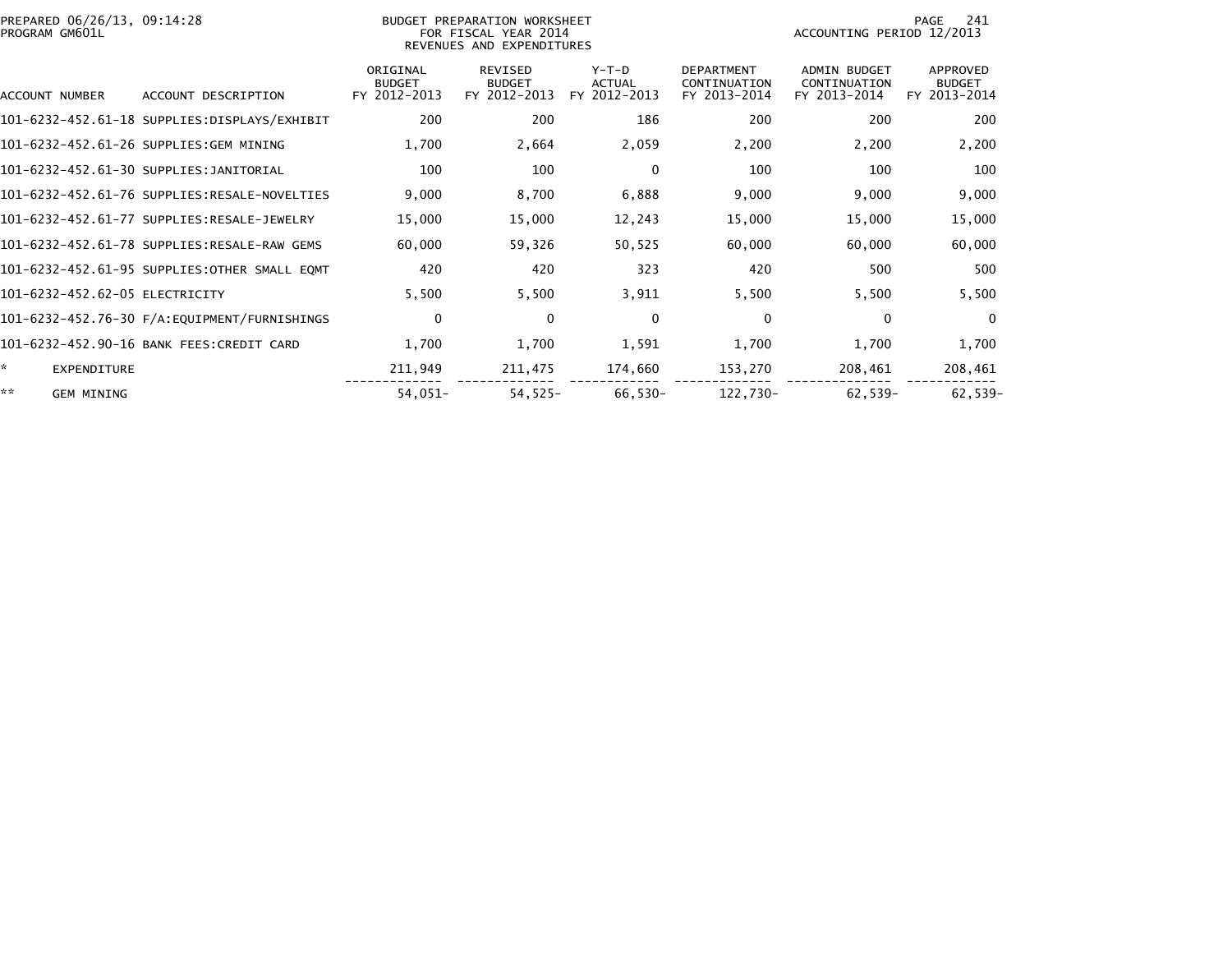PREPARED 06/26/13, 09:14:28
PROGRAM GM601L

BUDGET PREPARATION WORKSHEET
FOR FISCAL YEAR 2014
REVENUES AND EXPENDITURES

ACCOUNTING PERIOD 12/2013

| ACCOUNT NUMBER | ACCOUNT DESCRIPTION | ORIGINAL BUDGET FY 2012-2013 | REVISED BUDGET FY 2012-2013 | Y-T-D ACTUAL FY 2012-2013 | DEPARTMENT CONTINUATION FY 2013-2014 | ADMIN BUDGET CONTINUATION FY 2013-2014 | APPROVED BUDGET FY 2013-2014 |
|---|---|---|---|---|---|---|---|
| 101-6232-452.61-18 | SUPPLIES:DISPLAYS/EXHIBIT | 200 | 200 | 186 | 200 | 200 | 200 |
| 101-6232-452.61-26 | SUPPLIES:GEM MINING | 1,700 | 2,664 | 2,059 | 2,200 | 2,200 | 2,200 |
| 101-6232-452.61-30 | SUPPLIES:JANITORIAL | 100 | 100 | 0 | 100 | 100 | 100 |
| 101-6232-452.61-76 | SUPPLIES:RESALE-NOVELTIES | 9,000 | 8,700 | 6,888 | 9,000 | 9,000 | 9,000 |
| 101-6232-452.61-77 | SUPPLIES:RESALE-JEWELRY | 15,000 | 15,000 | 12,243 | 15,000 | 15,000 | 15,000 |
| 101-6232-452.61-78 | SUPPLIES:RESALE-RAW GEMS | 60,000 | 59,326 | 50,525 | 60,000 | 60,000 | 60,000 |
| 101-6232-452.61-95 | SUPPLIES:OTHER SMALL EQMT | 420 | 420 | 323 | 420 | 500 | 500 |
| 101-6232-452.62-05 | ELECTRICITY | 5,500 | 5,500 | 3,911 | 5,500 | 5,500 | 5,500 |
| 101-6232-452.76-30 | F/A:EQUIPMENT/FURNISHINGS | 0 | 0 | 0 | 0 | 0 | 0 |
| 101-6232-452.90-16 | BANK FEES:CREDIT CARD | 1,700 | 1,700 | 1,591 | 1,700 | 1,700 | 1,700 |
| * | EXPENDITURE | 211,949 | 211,475 | 174,660 | 153,270 | 208,461 | 208,461 |
| ** | GEM MINING | 54,051- | 54,525- | 66,530- | 122,730- | 62,539- | 62,539- |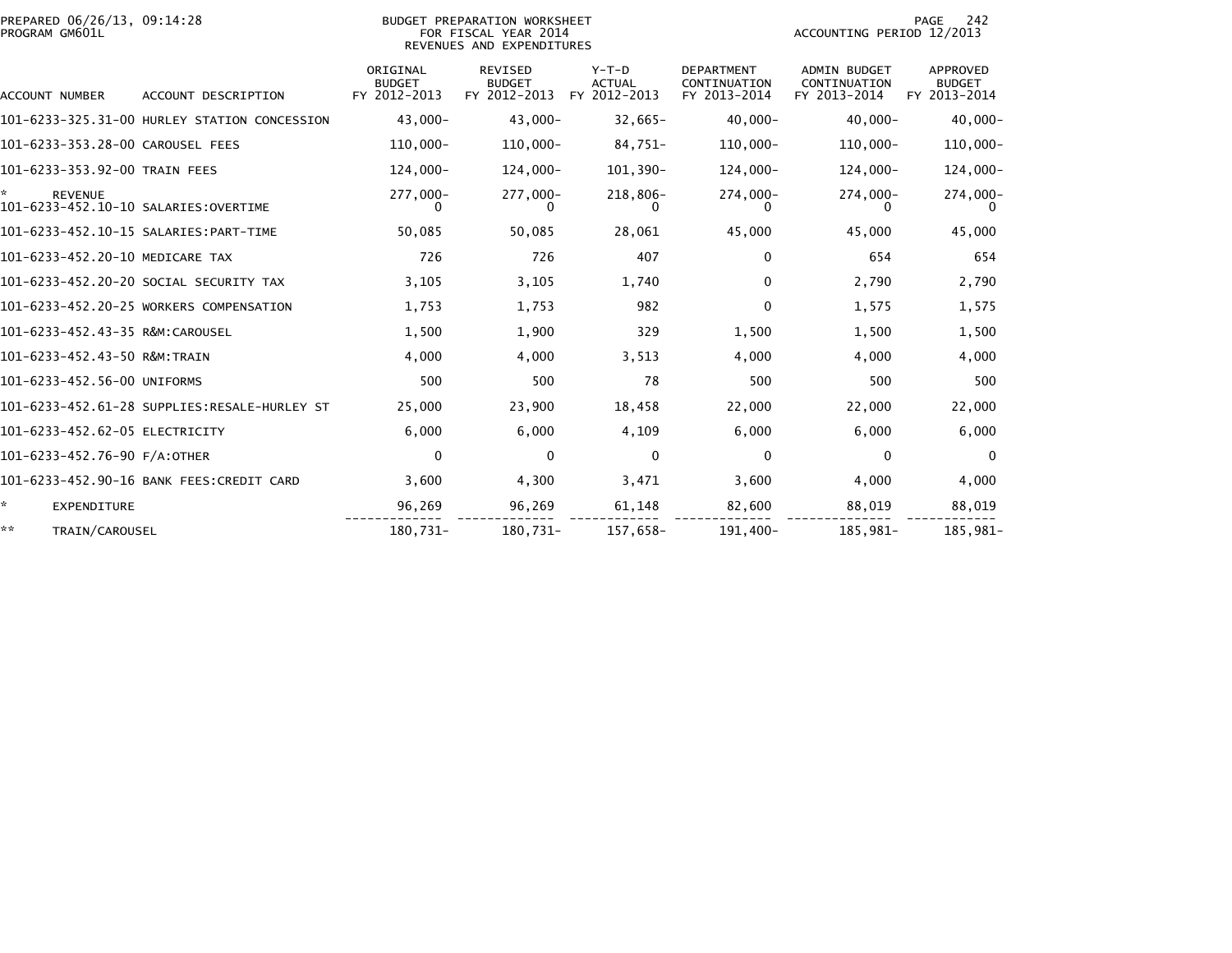PREPARED 06/26/13, 09:14:28
PROGRAM GM601L

BUDGET PREPARATION WORKSHEET
FOR FISCAL YEAR 2014
REVENUES AND EXPENDITURES

ACCOUNTING PERIOD 12/2013

| ACCOUNT NUMBER | ACCOUNT DESCRIPTION | ORIGINAL BUDGET FY 2012-2013 | REVISED BUDGET FY 2012-2013 | Y-T-D ACTUAL FY 2012-2013 | DEPARTMENT CONTINUATION FY 2013-2014 | ADMIN BUDGET CONTINUATION FY 2013-2014 | APPROVED BUDGET FY 2013-2014 |
|---|---|---|---|---|---|---|---|
| 101-6233-325.31-00 | HURLEY STATION CONCESSION | 43,000- | 43,000- | 32,665- | 40,000- | 40,000- | 40,000- |
| 101-6233-353.28-00 | CAROUSEL FEES | 110,000- | 110,000- | 84,751- | 110,000- | 110,000- | 110,000- |
| 101-6233-353.92-00 | TRAIN FEES | 124,000- | 124,000- | 101,390- | 124,000- | 124,000- | 124,000- |
| * | REVENUE | 277,000- | 277,000- | 218,806- | 274,000- | 274,000- | 274,000- |
| 101-6233-452.10-10 | SALARIES:OVERTIME | 0 | 0 | 0 | 0 | 0 | 0 |
| 101-6233-452.10-15 | SALARIES:PART-TIME | 50,085 | 50,085 | 28,061 | 45,000 | 45,000 | 45,000 |
| 101-6233-452.20-10 | MEDICARE TAX | 726 | 726 | 407 | 0 | 654 | 654 |
| 101-6233-452.20-20 | SOCIAL SECURITY TAX | 3,105 | 3,105 | 1,740 | 0 | 2,790 | 2,790 |
| 101-6233-452.20-25 | WORKERS COMPENSATION | 1,753 | 1,753 | 982 | 0 | 1,575 | 1,575 |
| 101-6233-452.43-35 | R&M:CAROUSEL | 1,500 | 1,900 | 329 | 1,500 | 1,500 | 1,500 |
| 101-6233-452.43-50 | R&M:TRAIN | 4,000 | 4,000 | 3,513 | 4,000 | 4,000 | 4,000 |
| 101-6233-452.56-00 | UNIFORMS | 500 | 500 | 78 | 500 | 500 | 500 |
| 101-6233-452.61-28 | SUPPLIES:RESALE-HURLEY ST | 25,000 | 23,900 | 18,458 | 22,000 | 22,000 | 22,000 |
| 101-6233-452.62-05 | ELECTRICITY | 6,000 | 6,000 | 4,109 | 6,000 | 6,000 | 6,000 |
| 101-6233-452.76-90 | F/A:OTHER | 0 | 0 | 0 | 0 | 0 | 0 |
| 101-6233-452.90-16 | BANK FEES:CREDIT CARD | 3,600 | 4,300 | 3,471 | 3,600 | 4,000 | 4,000 |
| * | EXPENDITURE | 96,269 | 96,269 | 61,148 | 82,600 | 88,019 | 88,019 |
| ** | TRAIN/CAROUSEL | 180,731- | 180,731- | 157,658- | 191,400- | 185,981- | 185,981- |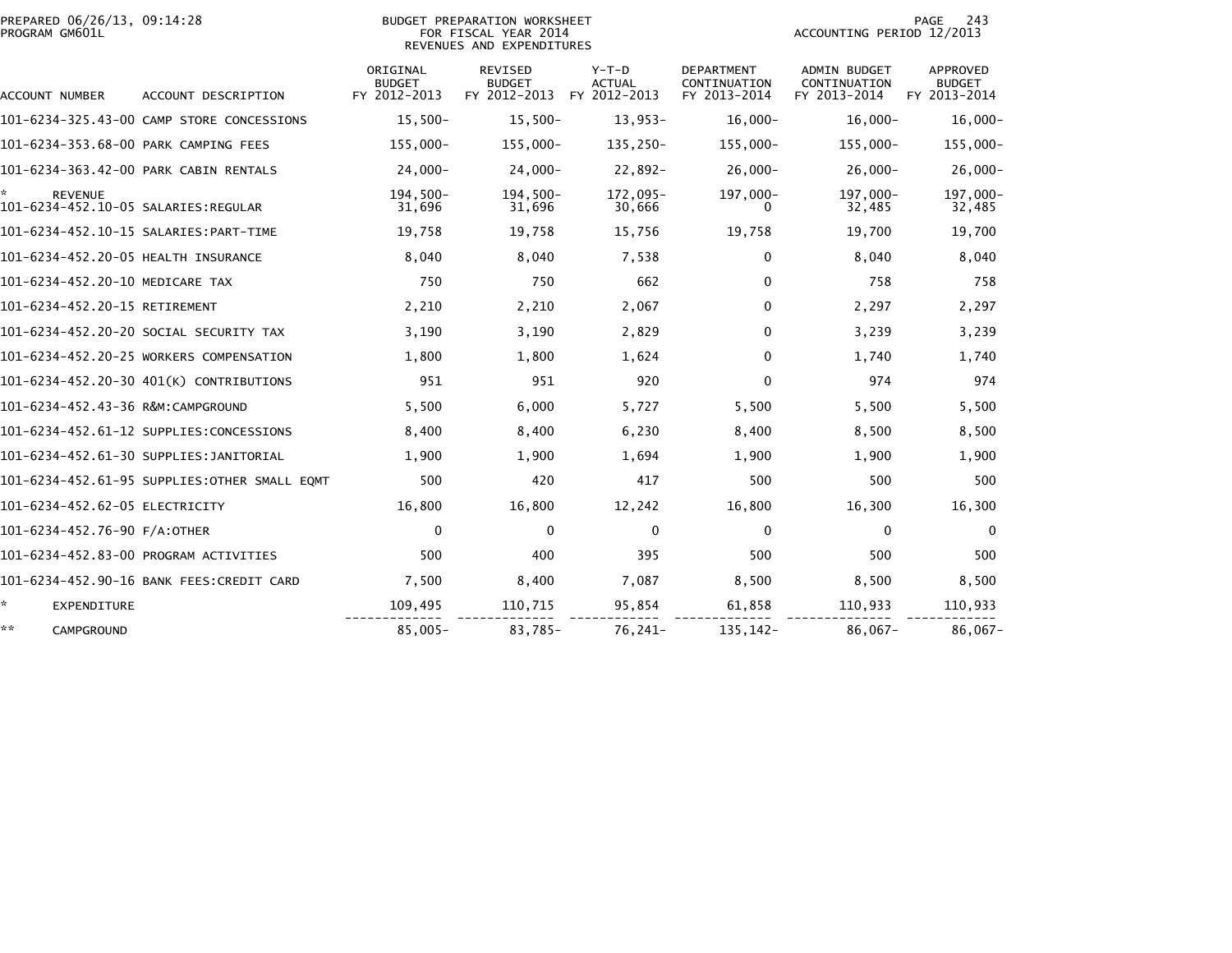PREPARED 06/26/13, 09:14:28
PROGRAM GM601L

BUDGET PREPARATION WORKSHEET
FOR FISCAL YEAR 2014
REVENUES AND EXPENDITURES

ACCOUNTING PERIOD 12/2013

| ACCOUNT NUMBER | ACCOUNT DESCRIPTION | ORIGINAL BUDGET FY 2012-2013 | REVISED BUDGET FY 2012-2013 | Y-T-D ACTUAL FY 2012-2013 | DEPARTMENT CONTINUATION FY 2013-2014 | ADMIN BUDGET CONTINUATION FY 2013-2014 | APPROVED BUDGET FY 2013-2014 |
|---|---|---|---|---|---|---|---|
| 101-6234-325.43-00 | CAMP STORE CONCESSIONS | 15,500- | 15,500- | 13,953- | 16,000- | 16,000- | 16,000- |
| 101-6234-353.68-00 | PARK CAMPING FEES | 155,000- | 155,000- | 135,250- | 155,000- | 155,000- | 155,000- |
| 101-6234-363.42-00 | PARK CABIN RENTALS | 24,000- | 24,000- | 22,892- | 26,000- | 26,000- | 26,000- |
| * | REVENUE | 194,500- | 194,500- | 172,095- | 197,000- | 197,000- | 197,000- |
| 101-6234-452.10-05 | SALARIES:REGULAR | 31,696 | 31,696 | 30,666 | 0 | 32,485 | 32,485 |
| 101-6234-452.10-15 | SALARIES:PART-TIME | 19,758 | 19,758 | 15,756 | 19,758 | 19,700 | 19,700 |
| 101-6234-452.20-05 | HEALTH INSURANCE | 8,040 | 8,040 | 7,538 | 0 | 8,040 | 8,040 |
| 101-6234-452.20-10 | MEDICARE TAX | 750 | 750 | 662 | 0 | 758 | 758 |
| 101-6234-452.20-15 | RETIREMENT | 2,210 | 2,210 | 2,067 | 0 | 2,297 | 2,297 |
| 101-6234-452.20-20 | SOCIAL SECURITY TAX | 3,190 | 3,190 | 2,829 | 0 | 3,239 | 3,239 |
| 101-6234-452.20-25 | WORKERS COMPENSATION | 1,800 | 1,800 | 1,624 | 0 | 1,740 | 1,740 |
| 101-6234-452.20-30 | 401(K) CONTRIBUTIONS | 951 | 951 | 920 | 0 | 974 | 974 |
| 101-6234-452.43-36 | R&M:CAMPGROUND | 5,500 | 6,000 | 5,727 | 5,500 | 5,500 | 5,500 |
| 101-6234-452.61-12 | SUPPLIES:CONCESSIONS | 8,400 | 8,400 | 6,230 | 8,400 | 8,500 | 8,500 |
| 101-6234-452.61-30 | SUPPLIES:JANITORIAL | 1,900 | 1,900 | 1,694 | 1,900 | 1,900 | 1,900 |
| 101-6234-452.61-95 | SUPPLIES:OTHER SMALL EQMT | 500 | 420 | 417 | 500 | 500 | 500 |
| 101-6234-452.62-05 | ELECTRICITY | 16,800 | 16,800 | 12,242 | 16,800 | 16,300 | 16,300 |
| 101-6234-452.76-90 | F/A:OTHER | 0 | 0 | 0 | 0 | 0 | 0 |
| 101-6234-452.83-00 | PROGRAM ACTIVITIES | 500 | 400 | 395 | 500 | 500 | 500 |
| 101-6234-452.90-16 | BANK FEES:CREDIT CARD | 7,500 | 8,400 | 7,087 | 8,500 | 8,500 | 8,500 |
| * | EXPENDITURE | 109,495 | 110,715 | 95,854 | 61,858 | 110,933 | 110,933 |
| ** | CAMPGROUND | 85,005- | 83,785- | 76,241- | 135,142- | 86,067- | 86,067- |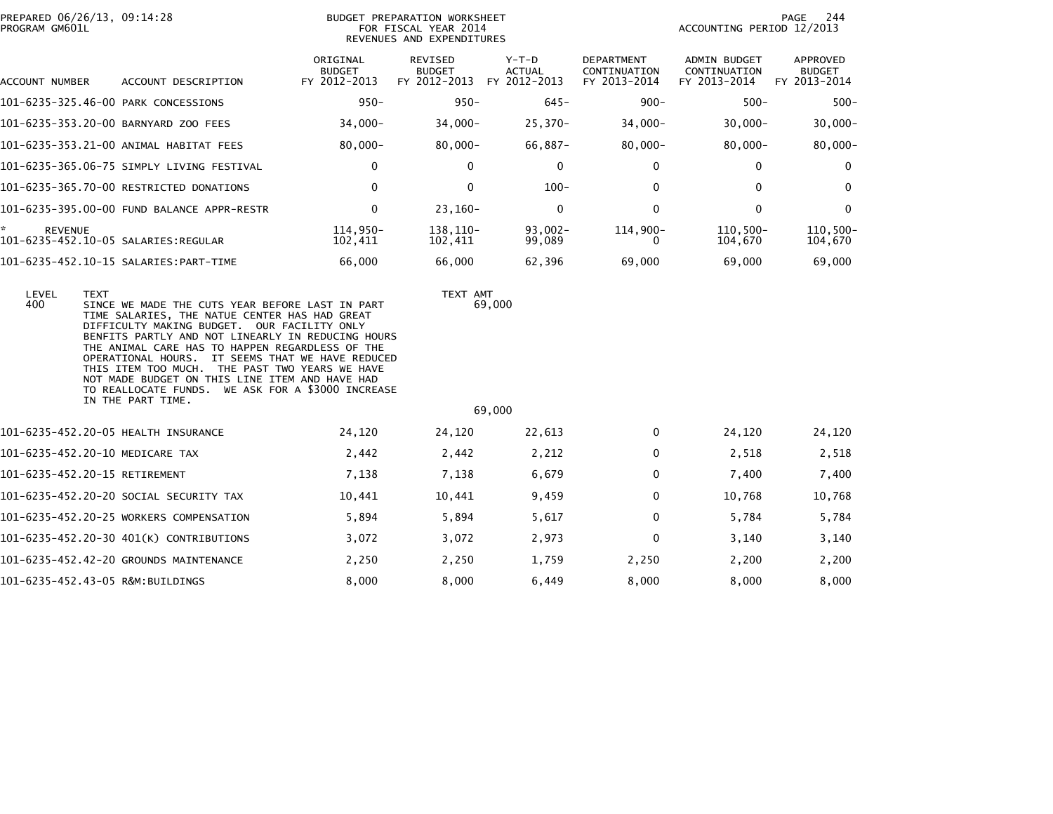BUDGET PREPARATION WORKSHEET
FOR FISCAL YEAR 2014
REVENUES AND EXPENDITURES

PREPARED 06/26/13, 09:14:28
PROGRAM GM601L

ACCOUNTING PERIOD 12/2013

| ACCOUNT NUMBER | ACCOUNT DESCRIPTION | ORIGINAL BUDGET FY 2012-2013 | REVISED BUDGET FY 2012-2013 | Y-T-D ACTUAL FY 2012-2013 | DEPARTMENT CONTINUATION FY 2013-2014 | ADMIN BUDGET CONTINUATION FY 2013-2014 | APPROVED BUDGET FY 2013-2014 |
|---|---|---|---|---|---|---|---|
| 101-6235-325.46-00 | PARK CONCESSIONS | 950- | 950- | 645- | 900- | 500- | 500- |
| 101-6235-353.20-00 | BARNYARD ZOO FEES | 34,000- | 34,000- | 25,370- | 34,000- | 30,000- | 30,000- |
| 101-6235-353.21-00 | ANIMAL HABITAT FEES | 80,000- | 80,000- | 66,887- | 80,000- | 80,000- | 80,000- |
| 101-6235-365.06-75 | SIMPLY LIVING FESTIVAL | 0 | 0 | 0 | 0 | 0 | 0 |
| 101-6235-365.70-00 | RESTRICTED DONATIONS | 0 | 0 | 100- | 0 | 0 | 0 |
| 101-6235-395.00-00 | FUND BALANCE APPR-RESTR | 0 | 23,160- | 0 | 0 | 0 | 0 |
| * REVENUE | | 114,950- | 138,110- | 93,002- | 114,900- | 110,500- | 110,500- |
| 101-6235-452.10-05 | SALARIES:REGULAR | 102,411 | 102,411 | 99,089 | 0 | 104,670 | 104,670 |
| 101-6235-452.10-15 | SALARIES:PART-TIME | 66,000 | 66,000 | 62,396 | 69,000 | 69,000 | 69,000 |

| LEVEL | TEXT | TEXT AMT |
|---|---|---|
| 400 | SINCE WE MADE THE CUTS YEAR BEFORE LAST IN PART TIME SALARIES, THE NATUE CENTER HAS HAD GREAT DIFFICULTY MAKING BUDGET. OUR FACILITY ONLY BENFITS PARTLY AND NOT LINEARLY IN REDUCING HOURS THE ANIMAL CARE HAS TO HAPPEN REGARDLESS OF THE OPERATIONAL HOURS. IT SEEMS THAT WE HAVE REDUCED THIS ITEM TOO MUCH. THE PAST TWO YEARS WE HAVE NOT MADE BUDGET ON THIS LINE ITEM AND HAVE HAD TO REALLOCATE FUNDS. WE ASK FOR A $3000 INCREASE IN THE PART TIME. | 69,000 |
| | | 69,000 |

| ACCOUNT NUMBER | ACCOUNT DESCRIPTION | ORIGINAL BUDGET FY 2012-2013 | REVISED BUDGET FY 2012-2013 | Y-T-D ACTUAL FY 2012-2013 | DEPARTMENT CONTINUATION FY 2013-2014 | ADMIN BUDGET CONTINUATION FY 2013-2014 | APPROVED BUDGET FY 2013-2014 |
|---|---|---|---|---|---|---|---|
| 101-6235-452.20-05 | HEALTH INSURANCE | 24,120 | 24,120 | 22,613 | 0 | 24,120 | 24,120 |
| 101-6235-452.20-10 | MEDICARE TAX | 2,442 | 2,442 | 2,212 | 0 | 2,518 | 2,518 |
| 101-6235-452.20-15 | RETIREMENT | 7,138 | 7,138 | 6,679 | 0 | 7,400 | 7,400 |
| 101-6235-452.20-20 | SOCIAL SECURITY TAX | 10,441 | 10,441 | 9,459 | 0 | 10,768 | 10,768 |
| 101-6235-452.20-25 | WORKERS COMPENSATION | 5,894 | 5,894 | 5,617 | 0 | 5,784 | 5,784 |
| 101-6235-452.20-30 | 401(K) CONTRIBUTIONS | 3,072 | 3,072 | 2,973 | 0 | 3,140 | 3,140 |
| 101-6235-452.42-20 | GROUNDS MAINTENANCE | 2,250 | 2,250 | 1,759 | 2,250 | 2,200 | 2,200 |
| 101-6235-452.43-05 | R&M:BUILDINGS | 8,000 | 8,000 | 6,449 | 8,000 | 8,000 | 8,000 |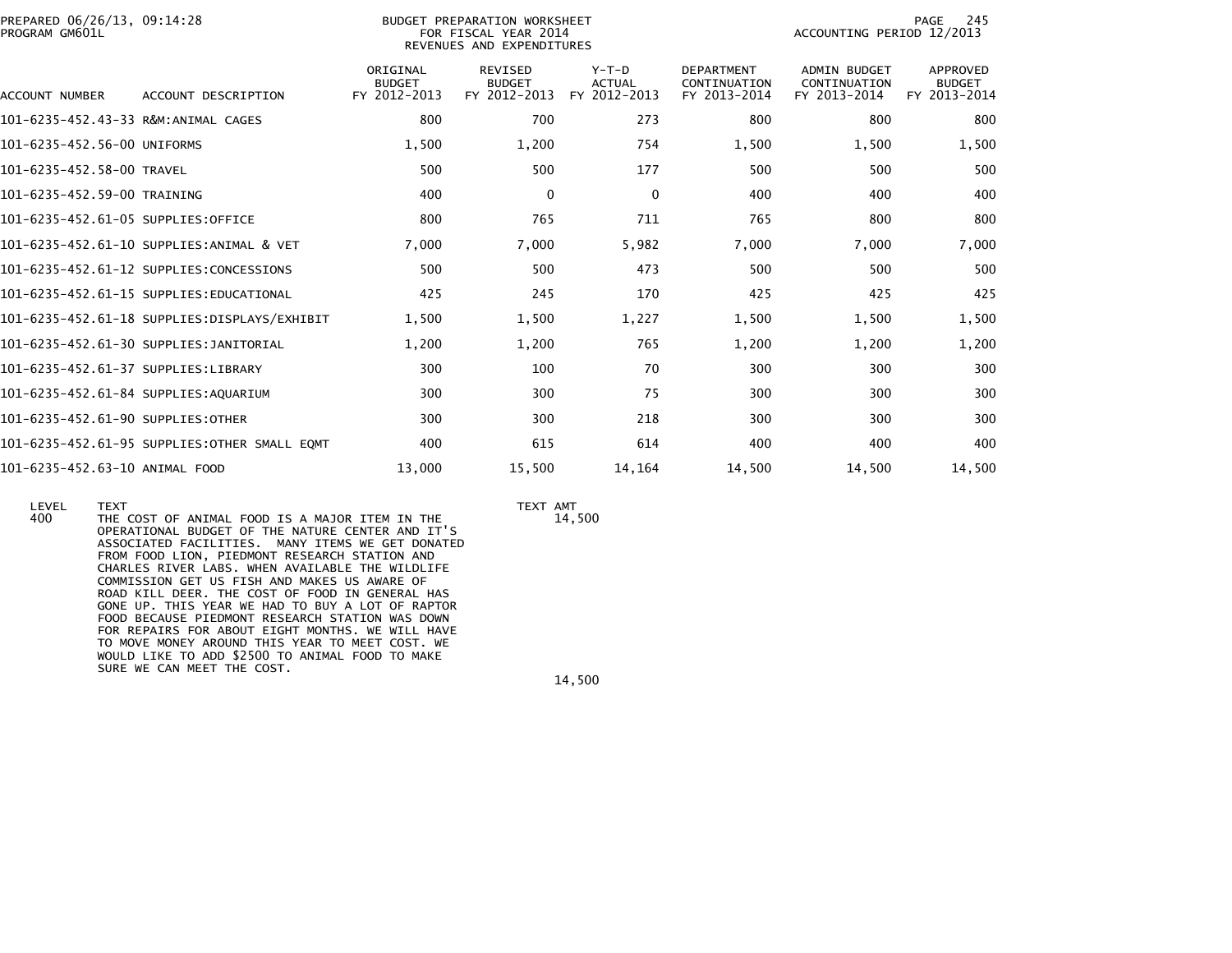PREPARED 06/26/13, 09:14:28
PROGRAM GM601L

BUDGET PREPARATION WORKSHEET
FOR FISCAL YEAR 2014
REVENUES AND EXPENDITURES

ACCOUNTING PERIOD 12/2013

| ACCOUNT NUMBER | ACCOUNT DESCRIPTION | ORIGINAL BUDGET FY 2012-2013 | REVISED BUDGET FY 2012-2013 | Y-T-D ACTUAL FY 2012-2013 | DEPARTMENT CONTINUATION FY 2013-2014 | ADMIN BUDGET CONTINUATION FY 2013-2014 | APPROVED BUDGET FY 2013-2014 |
|---|---|---|---|---|---|---|---|
| 101-6235-452.43-33 | R&M:ANIMAL CAGES | 800 | 700 | 273 | 800 | 800 | 800 |
| 101-6235-452.56-00 | UNIFORMS | 1,500 | 1,200 | 754 | 1,500 | 1,500 | 1,500 |
| 101-6235-452.58-00 | TRAVEL | 500 | 500 | 177 | 500 | 500 | 500 |
| 101-6235-452.59-00 | TRAINING | 400 | 0 | 0 | 400 | 400 | 400 |
| 101-6235-452.61-05 | SUPPLIES:OFFICE | 800 | 765 | 711 | 765 | 800 | 800 |
| 101-6235-452.61-10 | SUPPLIES:ANIMAL & VET | 7,000 | 7,000 | 5,982 | 7,000 | 7,000 | 7,000 |
| 101-6235-452.61-12 | SUPPLIES:CONCESSIONS | 500 | 500 | 473 | 500 | 500 | 500 |
| 101-6235-452.61-15 | SUPPLIES:EDUCATIONAL | 425 | 245 | 170 | 425 | 425 | 425 |
| 101-6235-452.61-18 | SUPPLIES:DISPLAYS/EXHIBIT | 1,500 | 1,500 | 1,227 | 1,500 | 1,500 | 1,500 |
| 101-6235-452.61-30 | SUPPLIES:JANITORIAL | 1,200 | 1,200 | 765 | 1,200 | 1,200 | 1,200 |
| 101-6235-452.61-37 | SUPPLIES:LIBRARY | 300 | 100 | 70 | 300 | 300 | 300 |
| 101-6235-452.61-84 | SUPPLIES:AQUARIUM | 300 | 300 | 75 | 300 | 300 | 300 |
| 101-6235-452.61-90 | SUPPLIES:OTHER | 300 | 300 | 218 | 300 | 300 | 300 |
| 101-6235-452.61-95 | SUPPLIES:OTHER SMALL EQMT | 400 | 615 | 614 | 400 | 400 | 400 |
| 101-6235-452.63-10 | ANIMAL FOOD | 13,000 | 15,500 | 14,164 | 14,500 | 14,500 | 14,500 |

| LEVEL | TEXT | TEXT AMT |
|---|---|---|
| 400 | THE COST OF ANIMAL FOOD IS A MAJOR ITEM IN THE OPERATIONAL BUDGET OF THE NATURE CENTER AND IT'S ASSOCIATED FACILITIES. MANY ITEMS WE GET DONATED FROM FOOD LION, PIEDMONT RESEARCH STATION AND CHARLES RIVER LABS. WHEN AVAILABLE THE WILDLIFE COMMISSION GET US FISH AND MAKES US AWARE OF ROAD KILL DEER. THE COST OF FOOD IN GENERAL HAS GONE UP. THIS YEAR WE HAD TO BUY A LOT OF RAPTOR FOOD BECAUSE PIEDMONT RESEARCH STATION WAS DOWN FOR REPAIRS FOR ABOUT EIGHT MONTHS. WE WILL HAVE TO MOVE MONEY AROUND THIS YEAR TO MEET COST. WE WOULD LIKE TO ADD $2500 TO ANIMAL FOOD TO MAKE SURE WE CAN MEET THE COST. | 14,500 |
| | | 14,500 |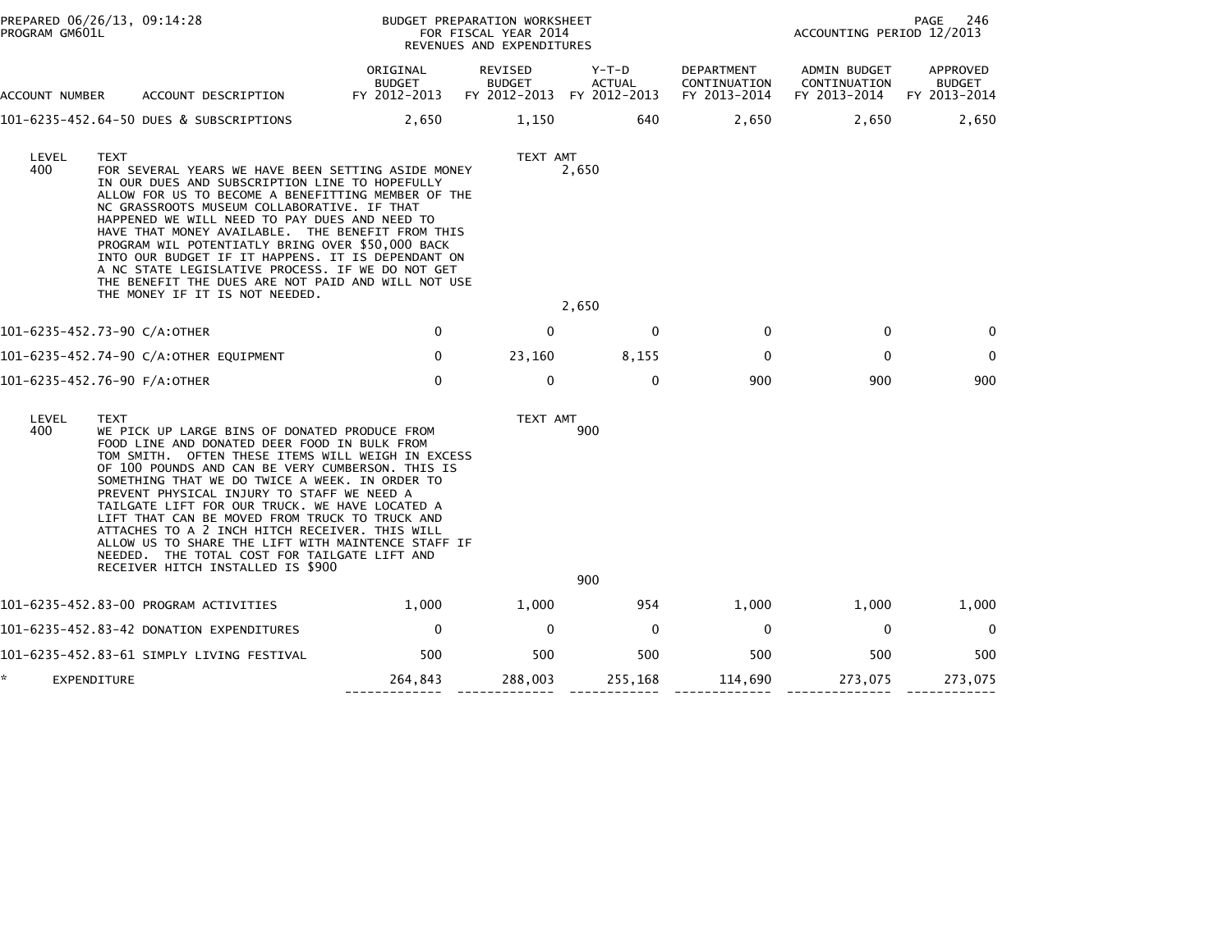BUDGET PREPARATION WORKSHEET
FOR FISCAL YEAR 2014
REVENUES AND EXPENDITURES

PREPARED 06/26/13, 09:14:28
PROGRAM GM601L

ACCOUNTING PERIOD 12/2013

| ACCOUNT NUMBER | ACCOUNT DESCRIPTION | ORIGINAL BUDGET FY 2012-2013 | REVISED BUDGET FY 2012-2013 | Y-T-D ACTUAL FY 2012-2013 | DEPARTMENT CONTINUATION FY 2013-2014 | ADMIN BUDGET CONTINUATION FY 2013-2014 | APPROVED BUDGET FY 2013-2014 |
|---|---|---|---|---|---|---|---|
| 101-6235-452.64-50 | DUES & SUBSCRIPTIONS | 2,650 | 1,150 | 640 | 2,650 | 2,650 | 2,650 |

| LEVEL | TEXT | TEXT AMT |
|---|---|---|
| 400 | FOR SEVERAL YEARS WE HAVE BEEN SETTING ASIDE MONEY IN OUR DUES AND SUBSCRIPTION LINE TO HOPEFULLY ALLOW FOR US TO BECOME A BENEFITTING MEMBER OF THE NC GRASSROOTS MUSEUM COLLABORATIVE. IF THAT HAPPENED WE WILL NEED TO PAY DUES AND NEED TO HAVE THAT MONEY AVAILABLE. THE BENEFIT FROM THIS PROGRAM WIL POTENTIATLY BRING OVER $50,000 BACK INTO OUR BUDGET IF IT HAPPENS. IT IS DEPENDANT ON A NC STATE LEGISLATIVE PROCESS. IF WE DO NOT GET THE BENEFIT THE DUES ARE NOT PAID AND WILL NOT USE THE MONEY IF IT IS NOT NEEDED. | 2,650 |
| | | 2,650 |

| ACCOUNT NUMBER | ACCOUNT DESCRIPTION | ORIGINAL BUDGET FY 2012-2013 | REVISED BUDGET FY 2012-2013 | Y-T-D ACTUAL FY 2012-2013 | DEPARTMENT CONTINUATION FY 2013-2014 | ADMIN BUDGET CONTINUATION FY 2013-2014 | APPROVED BUDGET FY 2013-2014 |
|---|---|---|---|---|---|---|---|
| 101-6235-452.73-90 | C/A:OTHER | 0 | 0 | 0 | 0 | 0 | 0 |
| 101-6235-452.74-90 | C/A:OTHER EQUIPMENT | 0 | 23,160 | 8,155 | 0 | 0 | 0 |
| 101-6235-452.76-90 | F/A:OTHER | 0 | 0 | 0 | 900 | 900 | 900 |

| LEVEL | TEXT | TEXT AMT |
|---|---|---|
| 400 | WE PICK UP LARGE BINS OF DONATED PRODUCE FROM FOOD LINE AND DONATED DEER FOOD IN BULK FROM TOM SMITH. OFTEN THESE ITEMS WILL WEIGH IN EXCESS OF 100 POUNDS AND CAN BE VERY CUMBERSON. THIS IS SOMETHING THAT WE DO TWICE A WEEK. IN ORDER TO PREVENT PHYSICAL INJURY TO STAFF WE NEED A TAILGATE LIFT FOR OUR TRUCK. WE HAVE LOCATED A LIFT THAT CAN BE MOVED FROM TRUCK TO TRUCK AND ATTACHES TO A 2 INCH HITCH RECEIVER. THIS WILL ALLOW US TO SHARE THE LIFT WITH MAINTENCE STAFF IF NEEDED. THE TOTAL COST FOR TAILGATE LIFT AND RECEIVER HITCH INSTALLED IS $900 | 900 |
| | | 900 |

| ACCOUNT NUMBER | ACCOUNT DESCRIPTION | ORIGINAL BUDGET FY 2012-2013 | REVISED BUDGET FY 2012-2013 | Y-T-D ACTUAL FY 2012-2013 | DEPARTMENT CONTINUATION FY 2013-2014 | ADMIN BUDGET CONTINUATION FY 2013-2014 | APPROVED BUDGET FY 2013-2014 |
|---|---|---|---|---|---|---|---|
| 101-6235-452.83-00 | PROGRAM ACTIVITIES | 1,000 | 1,000 | 954 | 1,000 | 1,000 | 1,000 |
| 101-6235-452.83-42 | DONATION EXPENDITURES | 0 | 0 | 0 | 0 | 0 | 0 |
| 101-6235-452.83-61 | SIMPLY LIVING FESTIVAL | 500 | 500 | 500 | 500 | 500 | 500 |
| * | EXPENDITURE | 264,843 | 288,003 | 255,168 | 114,690 | 273,075 | 273,075 |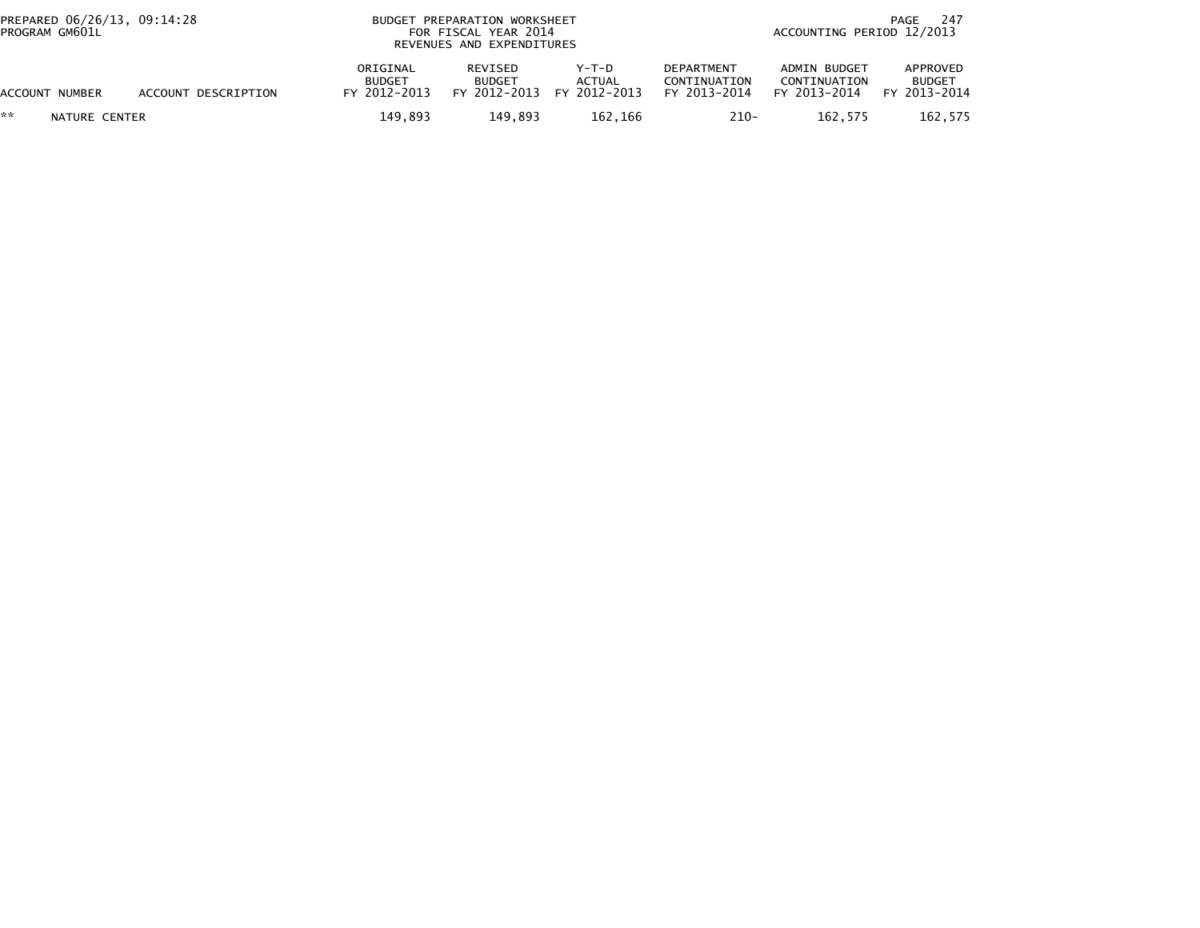# BUDGET PREPARATION WORKSHEET
## FOR FISCAL YEAR 2014
### REVENUES AND EXPENDITURES

PREPARED 06/26/13, 09:14:28
PROGRAM GM601L

ACCOUNTING PERIOD 12/2013

| ACCOUNT NUMBER | ACCOUNT DESCRIPTION | ORIGINAL BUDGET FY 2012-2013 | REVISED BUDGET FY 2012-2013 | Y-T-D ACTUAL FY 2012-2013 | DEPARTMENT CONTINUATION FY 2013-2014 | ADMIN BUDGET CONTINUATION FY 2013-2014 | APPROVED BUDGET FY 2013-2014 |
|---|---|---|---|---|---|---|---|
| ** | NATURE CENTER | 149,893 | 149,893 | 162,166 | 210- | 162,575 | 162,575 |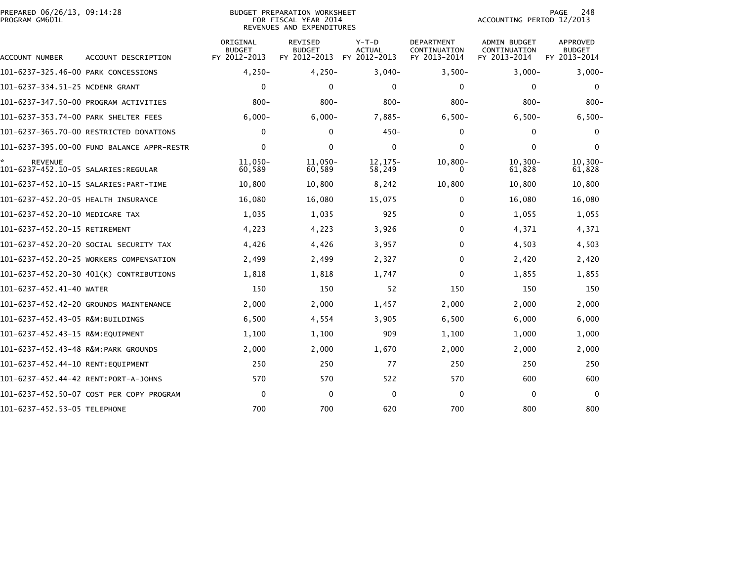PREPARED 06/26/13, 09:14:28
PROGRAM GM601L

BUDGET PREPARATION WORKSHEET
FOR FISCAL YEAR 2014
REVENUES AND EXPENDITURES

ACCOUNTING PERIOD 12/2013

| ACCOUNT NUMBER | ACCOUNT DESCRIPTION | ORIGINAL BUDGET FY 2012-2013 | REVISED BUDGET FY 2012-2013 | Y-T-D ACTUAL FY 2012-2013 | DEPARTMENT CONTINUATION FY 2013-2014 | ADMIN BUDGET CONTINUATION FY 2013-2014 | APPROVED BUDGET FY 2013-2014 |
|---|---|---|---|---|---|---|---|
| 101-6237-325.46-00 | PARK CONCESSIONS | 4,250- | 4,250- | 3,040- | 3,500- | 3,000- | 3,000- |
| 101-6237-334.51-25 | NCDENR GRANT | 0 | 0 | 0 | 0 | 0 | 0 |
| 101-6237-347.50-00 | PROGRAM ACTIVITIES | 800- | 800- | 800- | 800- | 800- | 800- |
| 101-6237-353.74-00 | PARK SHELTER FEES | 6,000- | 6,000- | 7,885- | 6,500- | 6,500- | 6,500- |
| 101-6237-365.70-00 | RESTRICTED DONATIONS | 0 | 0 | 450- | 0 | 0 | 0 |
| 101-6237-395.00-00 | FUND BALANCE APPR-RESTR | 0 | 0 | 0 | 0 | 0 | 0 |
| * REVENUE | | 11,050- | 11,050- | 12,175- | 10,800- | 10,300- | 10,300- |
| 101-6237-452.10-05 | SALARIES:REGULAR | 60,589 | 60,589 | 58,249 | 0 | 61,828 | 61,828 |
| 101-6237-452.10-15 | SALARIES:PART-TIME | 10,800 | 10,800 | 8,242 | 10,800 | 10,800 | 10,800 |
| 101-6237-452.20-05 | HEALTH INSURANCE | 16,080 | 16,080 | 15,075 | 0 | 16,080 | 16,080 |
| 101-6237-452.20-10 | MEDICARE TAX | 1,035 | 1,035 | 925 | 0 | 1,055 | 1,055 |
| 101-6237-452.20-15 | RETIREMENT | 4,223 | 4,223 | 3,926 | 0 | 4,371 | 4,371 |
| 101-6237-452.20-20 | SOCIAL SECURITY TAX | 4,426 | 4,426 | 3,957 | 0 | 4,503 | 4,503 |
| 101-6237-452.20-25 | WORKERS COMPENSATION | 2,499 | 2,499 | 2,327 | 0 | 2,420 | 2,420 |
| 101-6237-452.20-30 | 401(K) CONTRIBUTIONS | 1,818 | 1,818 | 1,747 | 0 | 1,855 | 1,855 |
| 101-6237-452.41-40 | WATER | 150 | 150 | 52 | 150 | 150 | 150 |
| 101-6237-452.42-20 | GROUNDS MAINTENANCE | 2,000 | 2,000 | 1,457 | 2,000 | 2,000 | 2,000 |
| 101-6237-452.43-05 | R&M:BUILDINGS | 6,500 | 4,554 | 3,905 | 6,500 | 6,000 | 6,000 |
| 101-6237-452.43-15 | R&M:EQUIPMENT | 1,100 | 1,100 | 909 | 1,100 | 1,000 | 1,000 |
| 101-6237-452.43-48 | R&M:PARK GROUNDS | 2,000 | 2,000 | 1,670 | 2,000 | 2,000 | 2,000 |
| 101-6237-452.44-10 | RENT:EQUIPMENT | 250 | 250 | 77 | 250 | 250 | 250 |
| 101-6237-452.44-42 | RENT:PORT-A-JOHNS | 570 | 570 | 522 | 570 | 600 | 600 |
| 101-6237-452.50-07 | COST PER COPY PROGRAM | 0 | 0 | 0 | 0 | 0 | 0 |
| 101-6237-452.53-05 | TELEPHONE | 700 | 700 | 620 | 700 | 800 | 800 |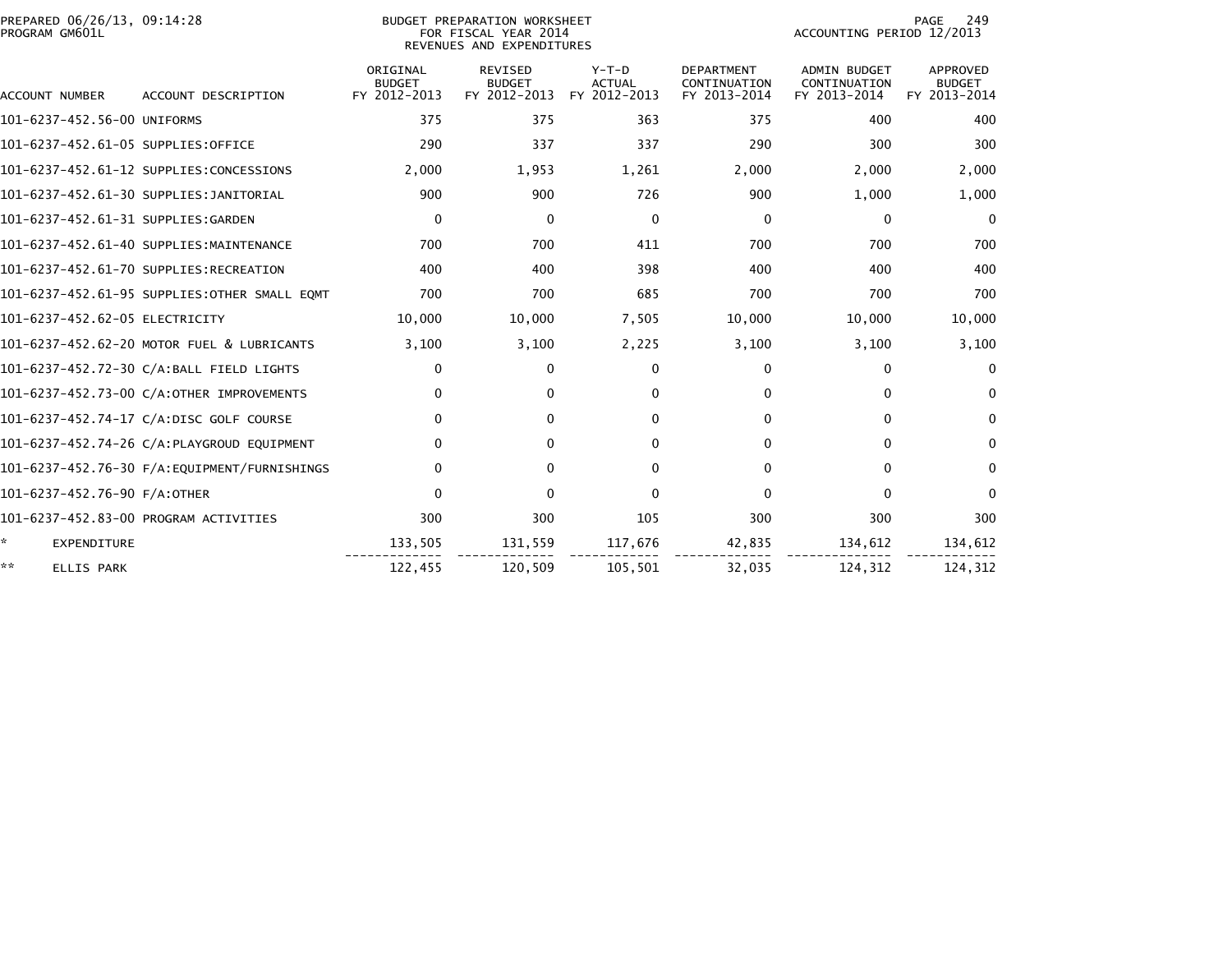PREPARED 06/26/13, 09:14:28
PROGRAM GM601L

BUDGET PREPARATION WORKSHEET
FOR FISCAL YEAR 2014
REVENUES AND EXPENDITURES

ACCOUNTING PERIOD 12/2013

| ACCOUNT NUMBER | ACCOUNT DESCRIPTION | ORIGINAL BUDGET FY 2012-2013 | REVISED BUDGET FY 2012-2013 | Y-T-D ACTUAL FY 2012-2013 | DEPARTMENT CONTINUATION FY 2013-2014 | ADMIN BUDGET CONTINUATION FY 2013-2014 | APPROVED BUDGET FY 2013-2014 |
|---|---|---|---|---|---|---|---|
| 101-6237-452.56-00 | UNIFORMS | 375 | 375 | 363 | 375 | 400 | 400 |
| 101-6237-452.61-05 | SUPPLIES:OFFICE | 290 | 337 | 337 | 290 | 300 | 300 |
| 101-6237-452.61-12 | SUPPLIES:CONCESSIONS | 2,000 | 1,953 | 1,261 | 2,000 | 2,000 | 2,000 |
| 101-6237-452.61-30 | SUPPLIES:JANITORIAL | 900 | 900 | 726 | 900 | 1,000 | 1,000 |
| 101-6237-452.61-31 | SUPPLIES:GARDEN | 0 | 0 | 0 | 0 | 0 | 0 |
| 101-6237-452.61-40 | SUPPLIES:MAINTENANCE | 700 | 700 | 411 | 700 | 700 | 700 |
| 101-6237-452.61-70 | SUPPLIES:RECREATION | 400 | 400 | 398 | 400 | 400 | 400 |
| 101-6237-452.61-95 | SUPPLIES:OTHER SMALL EQMT | 700 | 700 | 685 | 700 | 700 | 700 |
| 101-6237-452.62-05 | ELECTRICITY | 10,000 | 10,000 | 7,505 | 10,000 | 10,000 | 10,000 |
| 101-6237-452.62-20 | MOTOR FUEL & LUBRICANTS | 3,100 | 3,100 | 2,225 | 3,100 | 3,100 | 3,100 |
| 101-6237-452.72-30 | C/A:BALL FIELD LIGHTS | 0 | 0 | 0 | 0 | 0 | 0 |
| 101-6237-452.73-00 | C/A:OTHER IMPROVEMENTS | 0 | 0 | 0 | 0 | 0 | 0 |
| 101-6237-452.74-17 | C/A:DISC GOLF COURSE | 0 | 0 | 0 | 0 | 0 | 0 |
| 101-6237-452.74-26 | C/A:PLAYGROUD EQUIPMENT | 0 | 0 | 0 | 0 | 0 | 0 |
| 101-6237-452.76-30 | F/A:EQUIPMENT/FURNISHINGS | 0 | 0 | 0 | 0 | 0 | 0 |
| 101-6237-452.76-90 | F/A:OTHER | 0 | 0 | 0 | 0 | 0 | 0 |
| 101-6237-452.83-00 | PROGRAM ACTIVITIES | 300 | 300 | 105 | 300 | 300 | 300 |
| * | EXPENDITURE | 133,505 | 131,559 | 117,676 | 42,835 | 134,612 | 134,612 |
| ** | ELLIS PARK | 122,455 | 120,509 | 105,501 | 32,035 | 124,312 | 124,312 |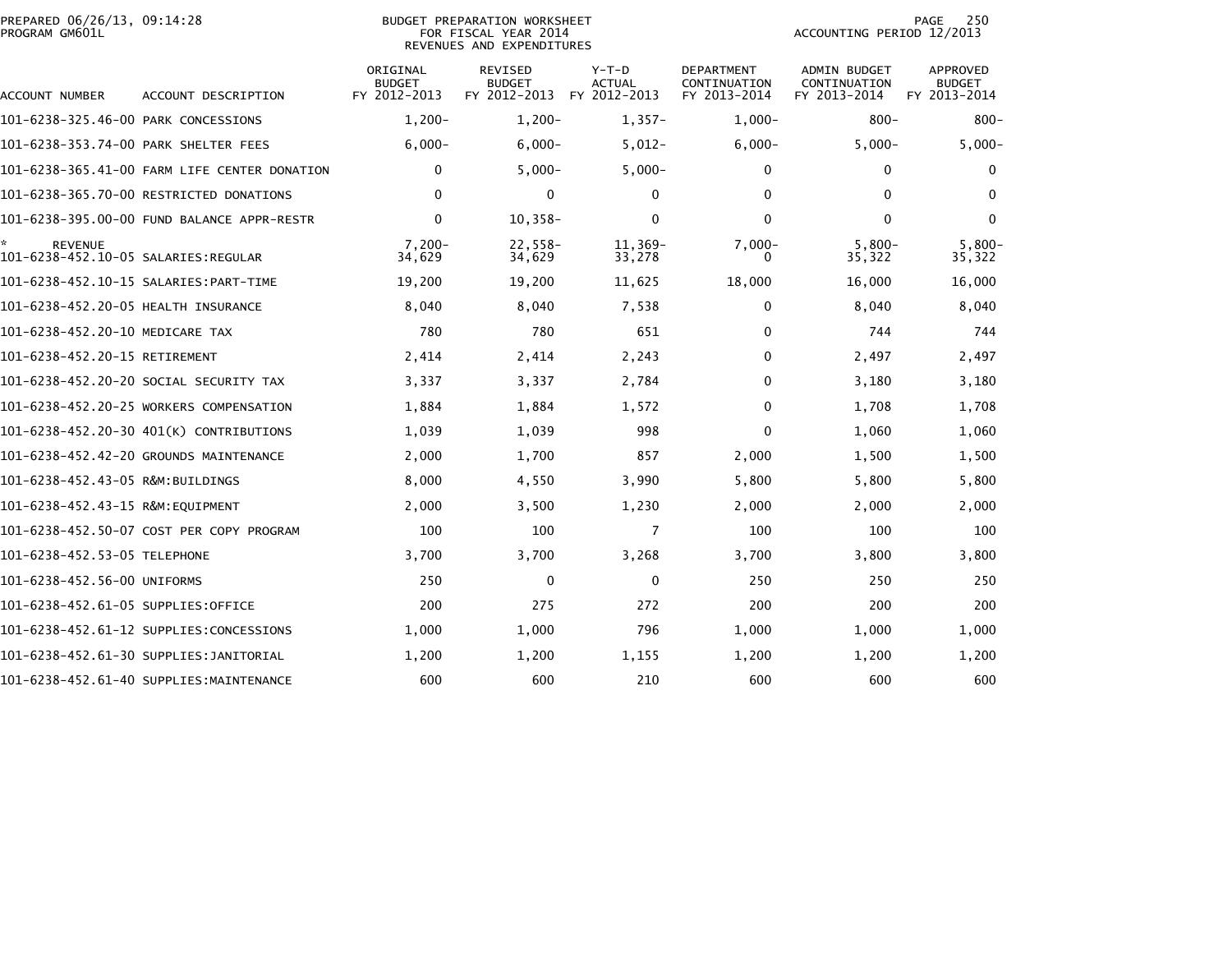BUDGET PREPARATION WORKSHEET
FOR FISCAL YEAR 2014
REVENUES AND EXPENDITURES

PREPARED 06/26/13, 09:14:28
PROGRAM GM601L

ACCOUNTING PERIOD 12/2013

| ACCOUNT NUMBER | ACCOUNT DESCRIPTION | ORIGINAL BUDGET FY 2012-2013 | REVISED BUDGET FY 2012-2013 | Y-T-D ACTUAL FY 2012-2013 | DEPARTMENT CONTINUATION FY 2013-2014 | ADMIN BUDGET CONTINUATION FY 2013-2014 | APPROVED BUDGET FY 2013-2014 |
|---|---|---|---|---|---|---|---|
| 101-6238-325.46-00 | PARK CONCESSIONS | 1,200- | 1,200- | 1,357- | 1,000- | 800- | 800- |
| 101-6238-353.74-00 | PARK SHELTER FEES | 6,000- | 6,000- | 5,012- | 6,000- | 5,000- | 5,000- |
| 101-6238-365.41-00 | FARM LIFE CENTER DONATION | 0 | 5,000- | 5,000- | 0 | 0 | 0 |
| 101-6238-365.70-00 | RESTRICTED DONATIONS | 0 | 0 | 0 | 0 | 0 | 0 |
| 101-6238-395.00-00 | FUND BALANCE APPR-RESTR | 0 | 10,358- | 0 | 0 | 0 | 0 |
| * REVENUE | | 7,200- | 22,558- | 11,369- | 7,000- | 5,800- | 5,800- |
| 101-6238-452.10-05 | SALARIES:REGULAR | 34,629 | 34,629 | 33,278 | 0 | 35,322 | 35,322 |
| 101-6238-452.10-15 | SALARIES:PART-TIME | 19,200 | 19,200 | 11,625 | 18,000 | 16,000 | 16,000 |
| 101-6238-452.20-05 | HEALTH INSURANCE | 8,040 | 8,040 | 7,538 | 0 | 8,040 | 8,040 |
| 101-6238-452.20-10 | MEDICARE TAX | 780 | 780 | 651 | 0 | 744 | 744 |
| 101-6238-452.20-15 | RETIREMENT | 2,414 | 2,414 | 2,243 | 0 | 2,497 | 2,497 |
| 101-6238-452.20-20 | SOCIAL SECURITY TAX | 3,337 | 3,337 | 2,784 | 0 | 3,180 | 3,180 |
| 101-6238-452.20-25 | WORKERS COMPENSATION | 1,884 | 1,884 | 1,572 | 0 | 1,708 | 1,708 |
| 101-6238-452.20-30 | 401(K) CONTRIBUTIONS | 1,039 | 1,039 | 998 | 0 | 1,060 | 1,060 |
| 101-6238-452.42-20 | GROUNDS MAINTENANCE | 2,000 | 1,700 | 857 | 2,000 | 1,500 | 1,500 |
| 101-6238-452.43-05 | R&M:BUILDINGS | 8,000 | 4,550 | 3,990 | 5,800 | 5,800 | 5,800 |
| 101-6238-452.43-15 | R&M:EQUIPMENT | 2,000 | 3,500 | 1,230 | 2,000 | 2,000 | 2,000 |
| 101-6238-452.50-07 | COST PER COPY PROGRAM | 100 | 100 | 7 | 100 | 100 | 100 |
| 101-6238-452.53-05 | TELEPHONE | 3,700 | 3,700 | 3,268 | 3,700 | 3,800 | 3,800 |
| 101-6238-452.56-00 | UNIFORMS | 250 | 0 | 0 | 250 | 250 | 250 |
| 101-6238-452.61-05 | SUPPLIES:OFFICE | 200 | 275 | 272 | 200 | 200 | 200 |
| 101-6238-452.61-12 | SUPPLIES:CONCESSIONS | 1,000 | 1,000 | 796 | 1,000 | 1,000 | 1,000 |
| 101-6238-452.61-30 | SUPPLIES:JANITORIAL | 1,200 | 1,200 | 1,155 | 1,200 | 1,200 | 1,200 |
| 101-6238-452.61-40 | SUPPLIES:MAINTENANCE | 600 | 600 | 210 | 600 | 600 | 600 |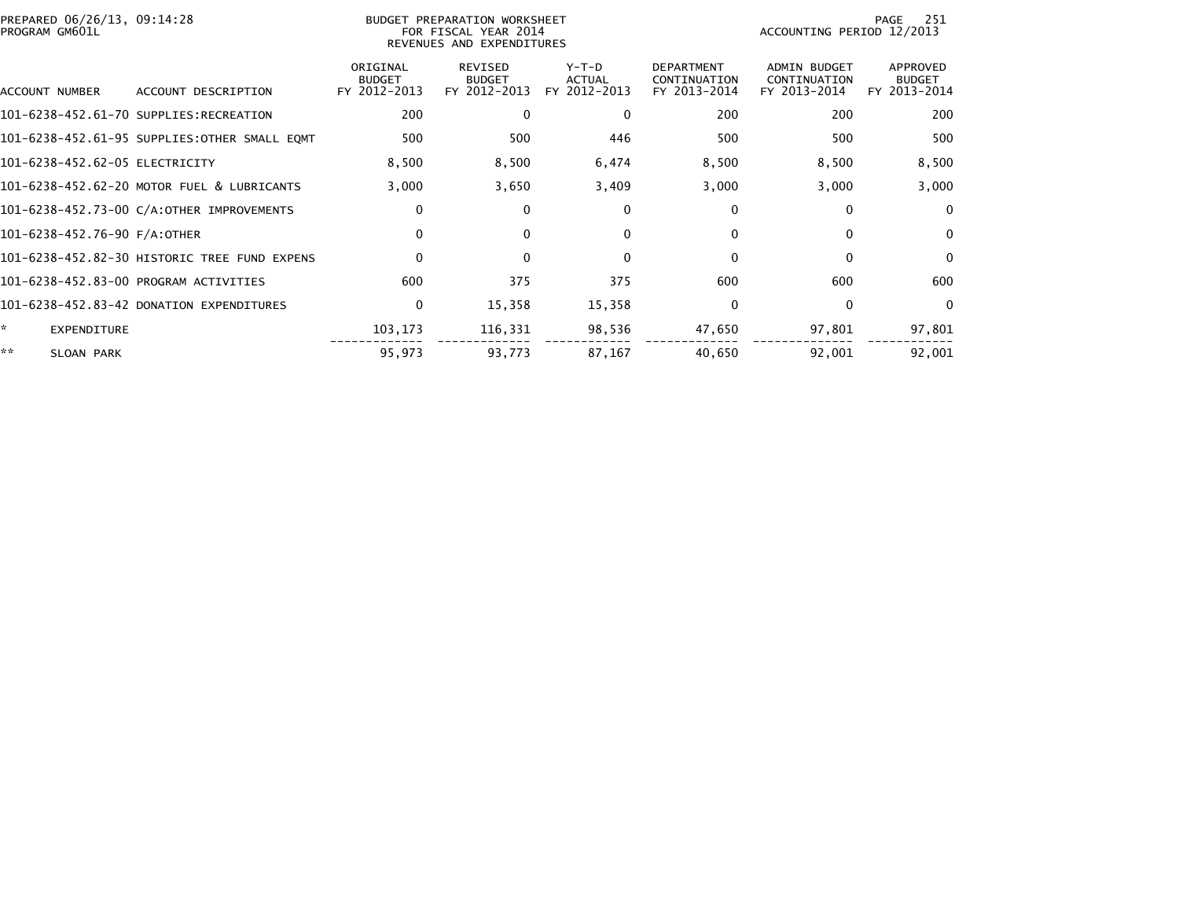BUDGET PREPARATION WORKSHEET
FOR FISCAL YEAR 2014
REVENUES AND EXPENDITURES

PREPARED 06/26/13, 09:14:28
PROGRAM GM601L

ACCOUNTING PERIOD 12/2013

| ACCOUNT NUMBER | ACCOUNT DESCRIPTION | ORIGINAL BUDGET FY 2012-2013 | REVISED BUDGET FY 2012-2013 | Y-T-D ACTUAL FY 2012-2013 | DEPARTMENT CONTINUATION FY 2013-2014 | ADMIN BUDGET CONTINUATION FY 2013-2014 | APPROVED BUDGET FY 2013-2014 |
|---|---|---|---|---|---|---|---|
| 101-6238-452.61-70 | SUPPLIES:RECREATION | 200 | 0 | 0 | 200 | 200 | 200 |
| 101-6238-452.61-95 | SUPPLIES:OTHER SMALL EQMT | 500 | 500 | 446 | 500 | 500 | 500 |
| 101-6238-452.62-05 | ELECTRICITY | 8,500 | 8,500 | 6,474 | 8,500 | 8,500 | 8,500 |
| 101-6238-452.62-20 | MOTOR FUEL & LUBRICANTS | 3,000 | 3,650 | 3,409 | 3,000 | 3,000 | 3,000 |
| 101-6238-452.73-00 | C/A:OTHER IMPROVEMENTS | 0 | 0 | 0 | 0 | 0 | 0 |
| 101-6238-452.76-90 | F/A:OTHER | 0 | 0 | 0 | 0 | 0 | 0 |
| 101-6238-452.82-30 | HISTORIC TREE FUND EXPENS | 0 | 0 | 0 | 0 | 0 | 0 |
| 101-6238-452.83-00 | PROGRAM ACTIVITIES | 600 | 375 | 375 | 600 | 600 | 600 |
| 101-6238-452.83-42 | DONATION EXPENDITURES | 0 | 15,358 | 15,358 | 0 | 0 | 0 |
| * | EXPENDITURE | 103,173 | 116,331 | 98,536 | 47,650 | 97,801 | 97,801 |
| ** | SLOAN PARK | 95,973 | 93,773 | 87,167 | 40,650 | 92,001 | 92,001 |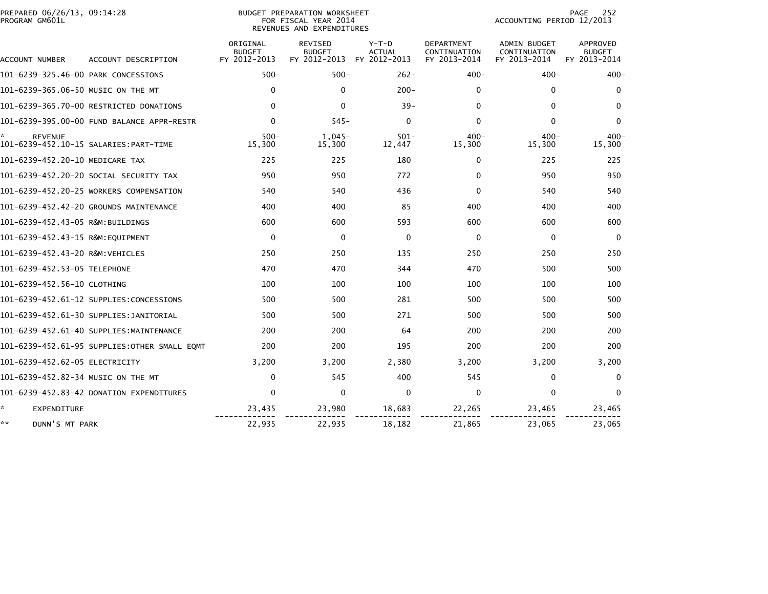PREPARED 06/26/13, 09:14:28
PROGRAM GM601L

BUDGET PREPARATION WORKSHEET
FOR FISCAL YEAR 2014
REVENUES AND EXPENDITURES

ACCOUNTING PERIOD 12/2013

| ACCOUNT NUMBER | ACCOUNT DESCRIPTION | ORIGINAL BUDGET FY 2012-2013 | REVISED BUDGET FY 2012-2013 | Y-T-D ACTUAL FY 2012-2013 | DEPARTMENT CONTINUATION FY 2013-2014 | ADMIN BUDGET CONTINUATION FY 2013-2014 | APPROVED BUDGET FY 2013-2014 |
|---|---|---|---|---|---|---|---|
| 101-6239-325.46-00 | PARK CONCESSIONS | 500- | 500- | 262- | 400- | 400- | 400- |
| 101-6239-365.06-50 | MUSIC ON THE MT | 0 | 0 | 200- | 0 | 0 | 0 |
| 101-6239-365.70-00 | RESTRICTED DONATIONS | 0 | 0 | 39- | 0 | 0 | 0 |
| 101-6239-395.00-00 | FUND BALANCE APPR-RESTR | 0 | 545- | 0 | 0 | 0 | 0 |
| * | REVENUE | 500- | 1,045- | 501- | 400- | 400- | 400- |
| 101-6239-452.10-15 | SALARIES:PART-TIME | 15,300 | 15,300 | 12,447 | 15,300 | 15,300 | 15,300 |
| 101-6239-452.20-10 | MEDICARE TAX | 225 | 225 | 180 | 0 | 225 | 225 |
| 101-6239-452.20-20 | SOCIAL SECURITY TAX | 950 | 950 | 772 | 0 | 950 | 950 |
| 101-6239-452.20-25 | WORKERS COMPENSATION | 540 | 540 | 436 | 0 | 540 | 540 |
| 101-6239-452.42-20 | GROUNDS MAINTENANCE | 400 | 400 | 85 | 400 | 400 | 400 |
| 101-6239-452.43-05 | R&M:BUILDINGS | 600 | 600 | 593 | 600 | 600 | 600 |
| 101-6239-452.43-15 | R&M:EQUIPMENT | 0 | 0 | 0 | 0 | 0 | 0 |
| 101-6239-452.43-20 | R&M:VEHICLES | 250 | 250 | 135 | 250 | 250 | 250 |
| 101-6239-452.53-05 | TELEPHONE | 470 | 470 | 344 | 470 | 500 | 500 |
| 101-6239-452.56-10 | CLOTHING | 100 | 100 | 100 | 100 | 100 | 100 |
| 101-6239-452.61-12 | SUPPLIES:CONCESSIONS | 500 | 500 | 281 | 500 | 500 | 500 |
| 101-6239-452.61-30 | SUPPLIES:JANITORIAL | 500 | 500 | 271 | 500 | 500 | 500 |
| 101-6239-452.61-40 | SUPPLIES:MAINTENANCE | 200 | 200 | 64 | 200 | 200 | 200 |
| 101-6239-452.61-95 | SUPPLIES:OTHER SMALL EQMT | 200 | 200 | 195 | 200 | 200 | 200 |
| 101-6239-452.62-05 | ELECTRICITY | 3,200 | 3,200 | 2,380 | 3,200 | 3,200 | 3,200 |
| 101-6239-452.82-34 | MUSIC ON THE MT | 0 | 545 | 400 | 545 | 0 | 0 |
| 101-6239-452.83-42 | DONATION EXPENDITURES | 0 | 0 | 0 | 0 | 0 | 0 |
| * | EXPENDITURE | 23,435 | 23,980 | 18,683 | 22,265 | 23,465 | 23,465 |
| ** | DUNN'S MT PARK | 22,935 | 22,935 | 18,182 | 21,865 | 23,065 | 23,065 |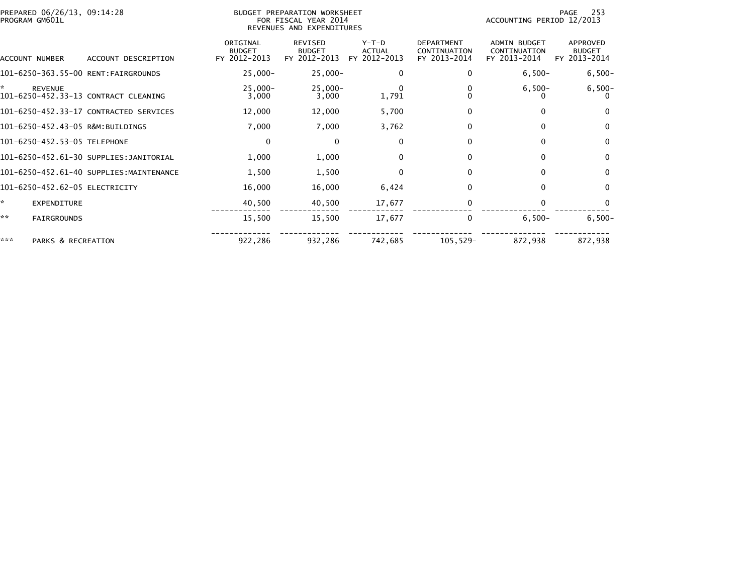PREPARED 06/26/13, 09:14:28
PROGRAM GM601L

BUDGET PREPARATION WORKSHEET
FOR FISCAL YEAR 2014
REVENUES AND EXPENDITURES

ACCOUNTING PERIOD 12/2013

| ACCOUNT NUMBER | ACCOUNT DESCRIPTION | ORIGINAL BUDGET FY 2012-2013 | REVISED BUDGET FY 2012-2013 | Y-T-D ACTUAL FY 2012-2013 | DEPARTMENT CONTINUATION FY 2013-2014 | ADMIN BUDGET CONTINUATION FY 2013-2014 | APPROVED BUDGET FY 2013-2014 |
|---|---|---|---|---|---|---|---|
| 101-6250-363.55-00 | RENT:FAIRGROUNDS | 25,000- | 25,000- | 0 | 0 | 6,500- | 6,500- |
| * | REVENUE | 25,000- | 25,000- | 0 | 0 | 6,500- | 6,500- |
| 101-6250-452.33-13 | CONTRACT CLEANING | 3,000 | 3,000 | 1,791 | 0 | 0 | 0 |
| 101-6250-452.33-17 | CONTRACTED SERVICES | 12,000 | 12,000 | 5,700 | 0 | 0 | 0 |
| 101-6250-452.43-05 | R&M:BUILDINGS | 7,000 | 7,000 | 3,762 | 0 | 0 | 0 |
| 101-6250-452.53-05 | TELEPHONE | 0 | 0 | 0 | 0 | 0 | 0 |
| 101-6250-452.61-30 | SUPPLIES:JANITORIAL | 1,000 | 1,000 | 0 | 0 | 0 | 0 |
| 101-6250-452.61-40 | SUPPLIES:MAINTENANCE | 1,500 | 1,500 | 0 | 0 | 0 | 0 |
| 101-6250-452.62-05 | ELECTRICITY | 16,000 | 16,000 | 6,424 | 0 | 0 | 0 |
| * | EXPENDITURE | 40,500 | 40,500 | 17,677 | 0 | 0 | 0 |
| ** | FAIRGROUNDS | 15,500 | 15,500 | 17,677 | 0 | 6,500- | 6,500- |
| *** | PARKS & RECREATION | 922,286 | 932,286 | 742,685 | 105,529- | 872,938 | 872,938 |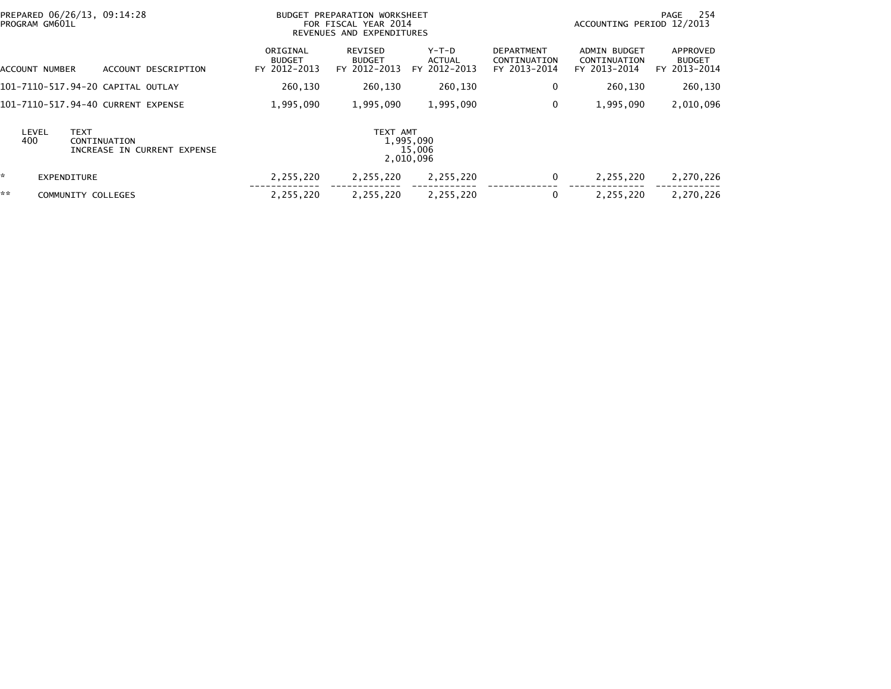BUDGET PREPARATION WORKSHEET
FOR FISCAL YEAR 2014
REVENUES AND EXPENDITURES

PREPARED 06/26/13, 09:14:28
PROGRAM GM601L

ACCOUNTING PERIOD 12/2013

| ACCOUNT NUMBER | ACCOUNT DESCRIPTION | ORIGINAL BUDGET FY 2012-2013 | REVISED BUDGET FY 2012-2013 | Y-T-D ACTUAL FY 2012-2013 | DEPARTMENT CONTINUATION FY 2013-2014 | ADMIN BUDGET CONTINUATION FY 2013-2014 | APPROVED BUDGET FY 2013-2014 |
|---|---|---|---|---|---|---|---|
| 101-7110-517.94-20 | CAPITAL OUTLAY | 260,130 | 260,130 | 260,130 | 0 | 260,130 | 260,130 |
| 101-7110-517.94-40 | CURRENT EXPENSE | 1,995,090 | 1,995,090 | 1,995,090 | 0 | 1,995,090 | 2,010,096 |

| LEVEL | TEXT | TEXT AMT |
|---|---|---|
| 400 | CONTINUATION | 1,995,090 |
| | INCREASE IN CURRENT EXPENSE | 15,006 |
| | | 2,010,096 |

| | | ORIGINAL BUDGET FY 2012-2013 | REVISED BUDGET FY 2012-2013 | Y-T-D ACTUAL FY 2012-2013 | DEPARTMENT CONTINUATION FY 2013-2014 | ADMIN BUDGET CONTINUATION FY 2013-2014 | APPROVED BUDGET FY 2013-2014 |
|---|---|---|---|---|---|---|---|
| * | EXPENDITURE | 2,255,220 | 2,255,220 | 2,255,220 | 0 | 2,255,220 | 2,270,226 |
| ** | COMMUNITY COLLEGES | 2,255,220 | 2,255,220 | 2,255,220 | 0 | 2,255,220 | 2,270,226 |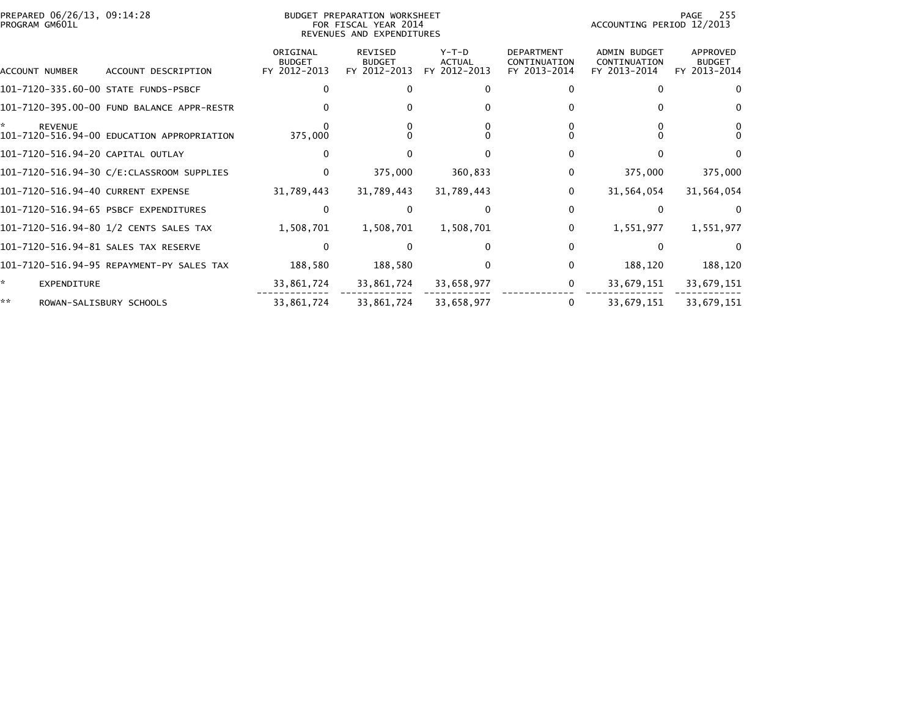PREPARED 06/26/13, 09:14:28
PROGRAM GM601L

BUDGET PREPARATION WORKSHEET
FOR FISCAL YEAR 2014
REVENUES AND EXPENDITURES

ACCOUNTING PERIOD 12/2013

| ACCOUNT NUMBER | ACCOUNT DESCRIPTION | ORIGINAL BUDGET FY 2012-2013 | REVISED BUDGET FY 2012-2013 | Y-T-D ACTUAL FY 2012-2013 | DEPARTMENT CONTINUATION FY 2013-2014 | ADMIN BUDGET CONTINUATION FY 2013-2014 | APPROVED BUDGET FY 2013-2014 |
|---|---|---|---|---|---|---|---|
| 101-7120-335.60-00 | STATE FUNDS-PSBCF | 0 | 0 | 0 | 0 | 0 | 0 |
| 101-7120-395.00-00 | FUND BALANCE APPR-RESTR | 0 | 0 | 0 | 0 | 0 | 0 |
| * | REVENUE | 0 | 0 | 0 | 0 | 0 | 0 |
| 101-7120-516.94-00 | EDUCATION APPROPRIATION | 375,000 | 0 | 0 | 0 | 0 | 0 |
| 101-7120-516.94-20 | CAPITAL OUTLAY | 0 | 0 | 0 | 0 | 0 | 0 |
| 101-7120-516.94-30 | C/E:CLASSROOM SUPPLIES | 0 | 375,000 | 360,833 | 0 | 375,000 | 375,000 |
| 101-7120-516.94-40 | CURRENT EXPENSE | 31,789,443 | 31,789,443 | 31,789,443 | 0 | 31,564,054 | 31,564,054 |
| 101-7120-516.94-65 | PSBCF EXPENDITURES | 0 | 0 | 0 | 0 | 0 | 0 |
| 101-7120-516.94-80 | 1/2 CENTS SALES TAX | 1,508,701 | 1,508,701 | 1,508,701 | 0 | 1,551,977 | 1,551,977 |
| 101-7120-516.94-81 | SALES TAX RESERVE | 0 | 0 | 0 | 0 | 0 | 0 |
| 101-7120-516.94-95 | REPAYMENT-PY SALES TAX | 188,580 | 188,580 | 0 | 0 | 188,120 | 188,120 |
| * | EXPENDITURE | 33,861,724 | 33,861,724 | 33,658,977 | 0 | 33,679,151 | 33,679,151 |
| ** | ROWAN-SALISBURY SCHOOLS | 33,861,724 | 33,861,724 | 33,658,977 | 0 | 33,679,151 | 33,679,151 |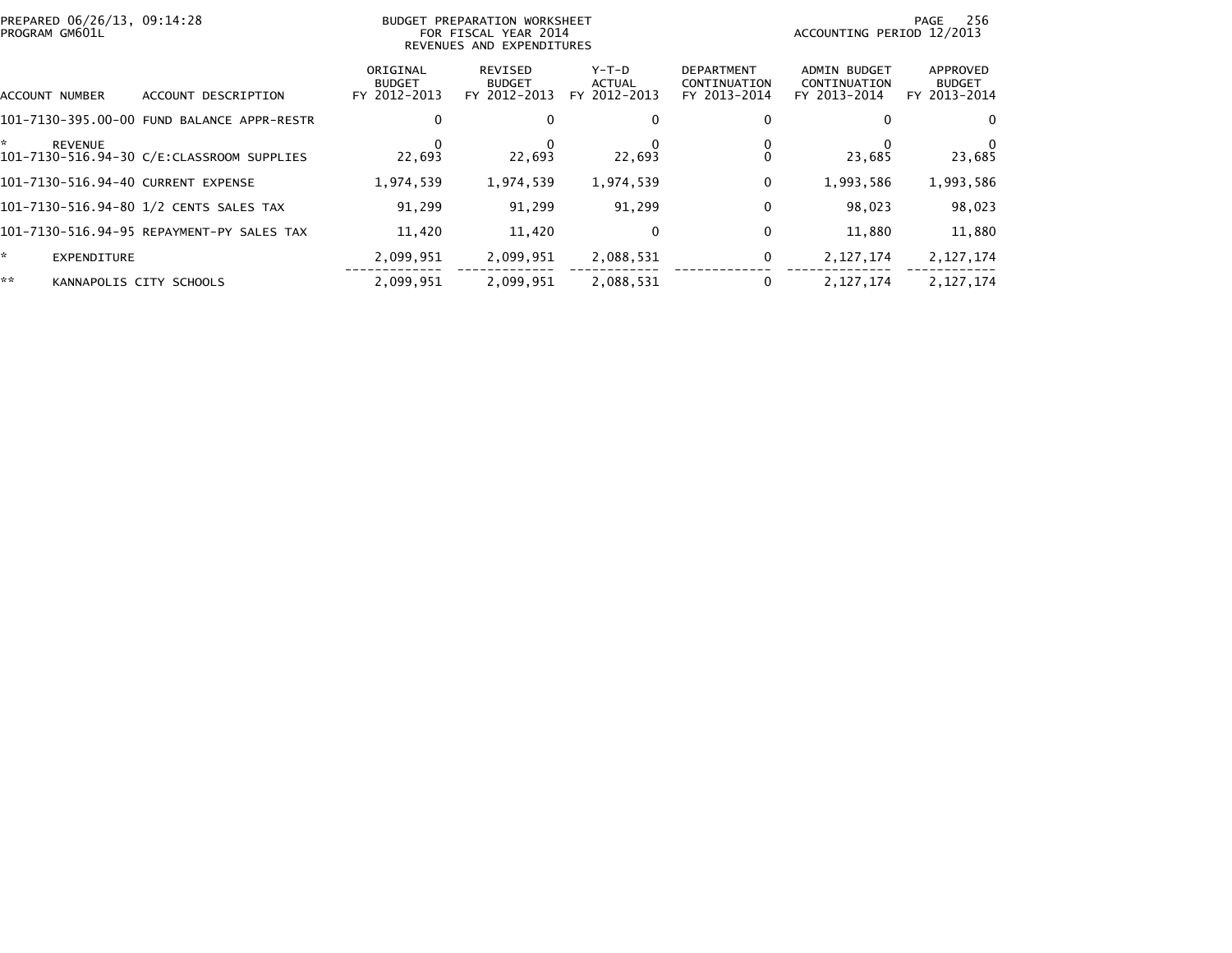PREPARED 06/26/13, 09:14:28
PROGRAM GM601L

BUDGET PREPARATION WORKSHEET
FOR FISCAL YEAR 2014
REVENUES AND EXPENDITURES

ACCOUNTING PERIOD 12/2013

| ACCOUNT NUMBER | ACCOUNT DESCRIPTION | ORIGINAL BUDGET FY 2012-2013 | REVISED BUDGET FY 2012-2013 | Y-T-D ACTUAL FY 2012-2013 | DEPARTMENT CONTINUATION FY 2013-2014 | ADMIN BUDGET CONTINUATION FY 2013-2014 | APPROVED BUDGET FY 2013-2014 |
|---|---|---|---|---|---|---|---|
| 101-7130-395.00-00 | FUND BALANCE APPR-RESTR | 0 | 0 | 0 | 0 | 0 | 0 |
| * | REVENUE | 0 | 0 | 0 | 0 | 0 | 0 |
| 101-7130-516.94-30 | C/E:CLASSROOM SUPPLIES | 22,693 | 22,693 | 22,693 | 0 | 23,685 | 23,685 |
| 101-7130-516.94-40 | CURRENT EXPENSE | 1,974,539 | 1,974,539 | 1,974,539 | 0 | 1,993,586 | 1,993,586 |
| 101-7130-516.94-80 | 1/2 CENTS SALES TAX | 91,299 | 91,299 | 91,299 | 0 | 98,023 | 98,023 |
| 101-7130-516.94-95 | REPAYMENT-PY SALES TAX | 11,420 | 11,420 | 0 | 0 | 11,880 | 11,880 |
| * | EXPENDITURE | 2,099,951 | 2,099,951 | 2,088,531 | 0 | 2,127,174 | 2,127,174 |
| ** | KANNAPOLIS CITY SCHOOLS | 2,099,951 | 2,099,951 | 2,088,531 | 0 | 2,127,174 | 2,127,174 |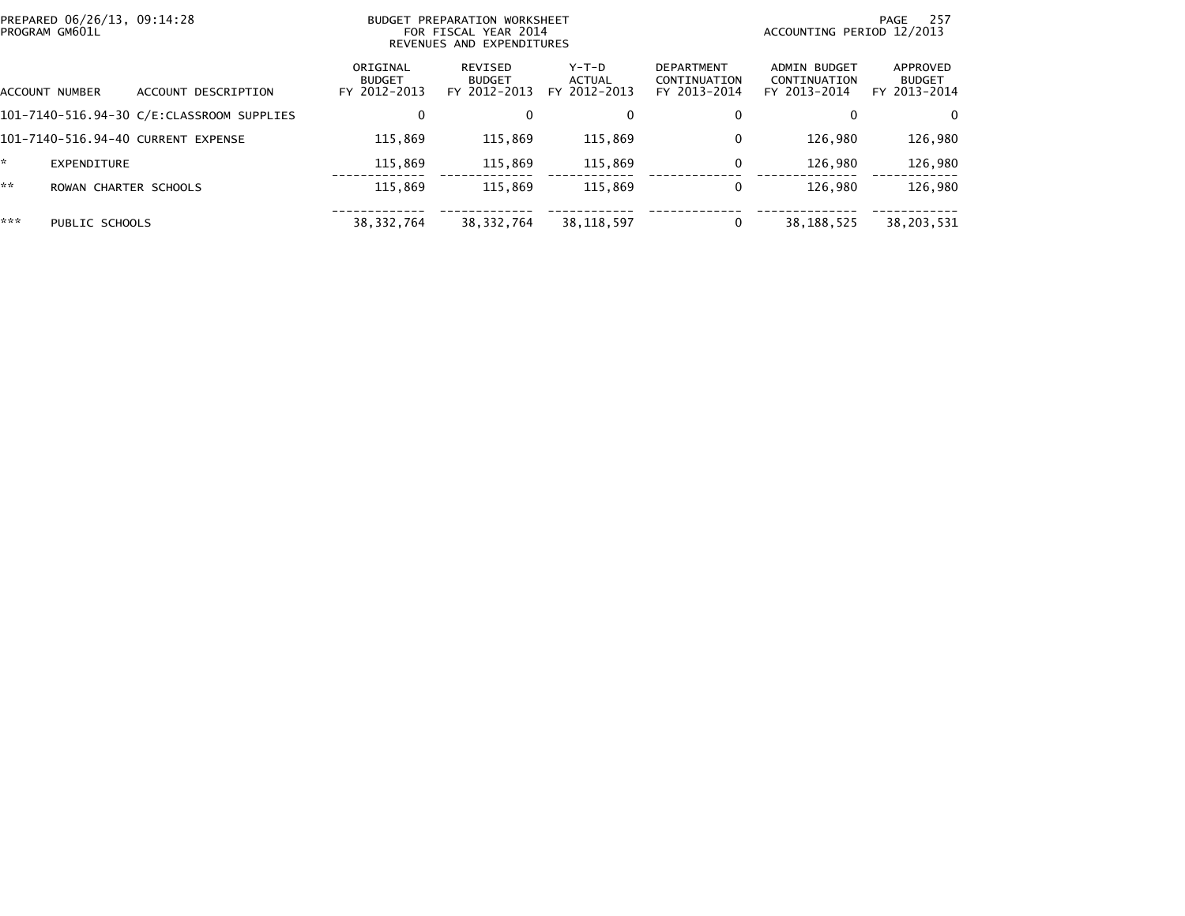PREPARED 06/26/13, 09:14:28
PROGRAM GM601L

BUDGET PREPARATION WORKSHEET
FOR FISCAL YEAR 2014
REVENUES AND EXPENDITURES

ACCOUNTING PERIOD 12/2013

| ACCOUNT NUMBER | ACCOUNT DESCRIPTION | ORIGINAL BUDGET FY 2012-2013 | REVISED BUDGET FY 2012-2013 | Y-T-D ACTUAL FY 2012-2013 | DEPARTMENT CONTINUATION FY 2013-2014 | ADMIN BUDGET CONTINUATION FY 2013-2014 | APPROVED BUDGET FY 2013-2014 |
|---|---|---|---|---|---|---|---|
| 101-7140-516.94-30 | C/E:CLASSROOM SUPPLIES | 0 | 0 | 0 | 0 | 0 | 0 |
| 101-7140-516.94-40 | CURRENT EXPENSE | 115,869 | 115,869 | 115,869 | 0 | 126,980 | 126,980 |
| * | EXPENDITURE | 115,869 | 115,869 | 115,869 | 0 | 126,980 | 126,980 |
| ** | ROWAN CHARTER SCHOOLS | 115,869 | 115,869 | 115,869 | 0 | 126,980 | 126,980 |
| *** | PUBLIC SCHOOLS | 38,332,764 | 38,332,764 | 38,118,597 | 0 | 38,188,525 | 38,203,531 |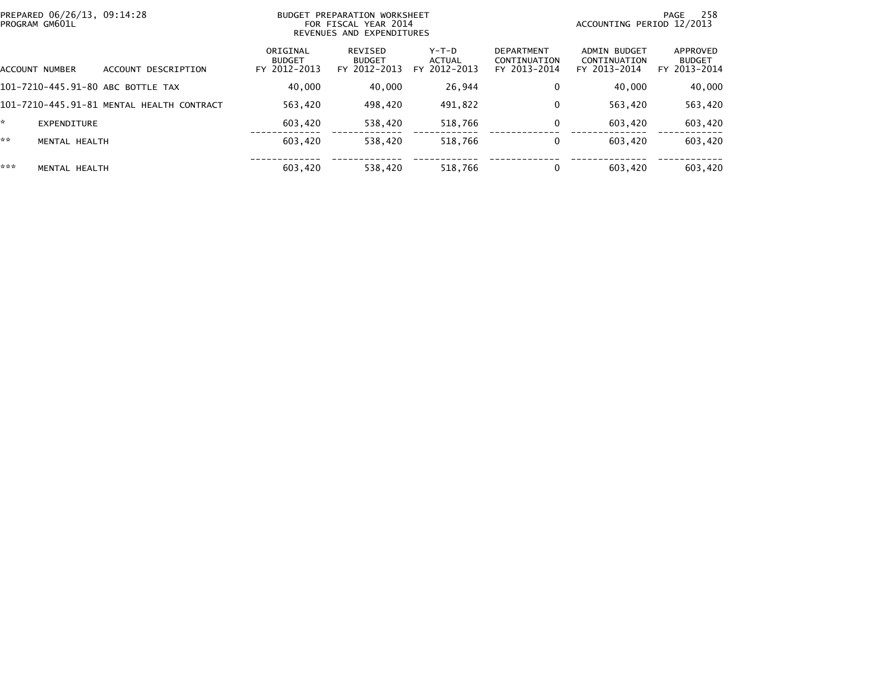BUDGET PREPARATION WORKSHEET
FOR FISCAL YEAR 2014
REVENUES AND EXPENDITURES

PREPARED 06/26/13, 09:14:28
PROGRAM GM601L

ACCOUNTING PERIOD 12/2013

| ACCOUNT NUMBER | ACCOUNT DESCRIPTION | ORIGINAL BUDGET FY 2012-2013 | REVISED BUDGET FY 2012-2013 | Y-T-D ACTUAL FY 2012-2013 | DEPARTMENT CONTINUATION FY 2013-2014 | ADMIN BUDGET CONTINUATION FY 2013-2014 | APPROVED BUDGET FY 2013-2014 |
|---|---|---|---|---|---|---|---|
| 101-7210-445.91-80 | ABC BOTTLE TAX | 40,000 | 40,000 | 26,944 | 0 | 40,000 | 40,000 |
| 101-7210-445.91-81 | MENTAL HEALTH CONTRACT | 563,420 | 498,420 | 491,822 | 0 | 563,420 | 563,420 |
| * | EXPENDITURE | 603,420 | 538,420 | 518,766 | 0 | 603,420 | 603,420 |
| ** | MENTAL HEALTH | 603,420 | 538,420 | 518,766 | 0 | 603,420 | 603,420 |
| *** | MENTAL HEALTH | 603,420 | 538,420 | 518,766 | 0 | 603,420 | 603,420 |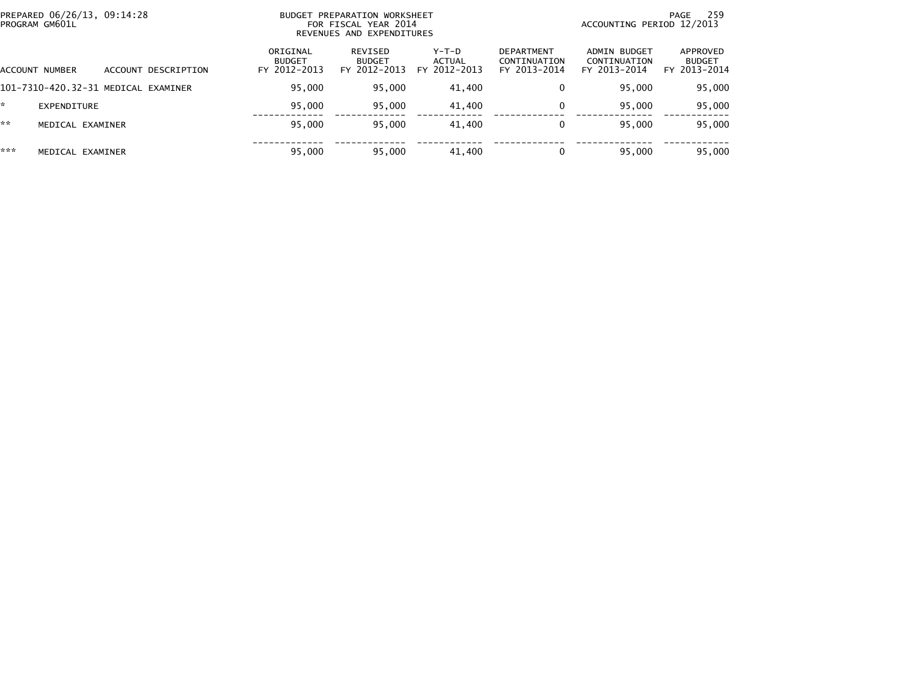BUDGET PREPARATION WORKSHEET
FOR FISCAL YEAR 2014
REVENUES AND EXPENDITURES

PREPARED 06/26/13, 09:14:28
PROGRAM GM601L

ACCOUNTING PERIOD 12/2013

| ACCOUNT NUMBER | ACCOUNT DESCRIPTION | ORIGINAL BUDGET FY 2012-2013 | REVISED BUDGET FY 2012-2013 | Y-T-D ACTUAL FY 2012-2013 | DEPARTMENT CONTINUATION FY 2013-2014 | ADMIN BUDGET CONTINUATION FY 2013-2014 | APPROVED BUDGET FY 2013-2014 |
|---|---|---|---|---|---|---|---|
| 101-7310-420.32-31 | MEDICAL EXAMINER | 95,000 | 95,000 | 41,400 | 0 | 95,000 | 95,000 |
| * | EXPENDITURE | 95,000 | 95,000 | 41,400 | 0 | 95,000 | 95,000 |
| ** | MEDICAL EXAMINER | 95,000 | 95,000 | 41,400 | 0 | 95,000 | 95,000 |
| *** | MEDICAL EXAMINER | 95,000 | 95,000 | 41,400 | 0 | 95,000 | 95,000 |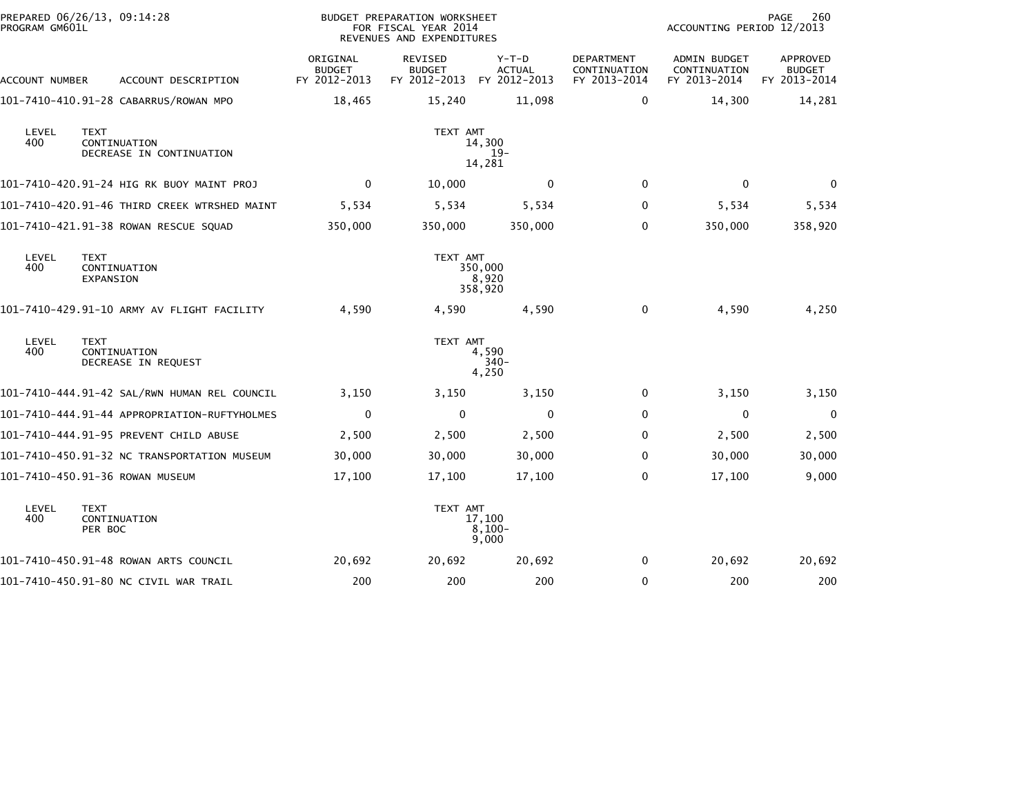PREPARED 06/26/13, 09:14:28
PROGRAM GM601L

BUDGET PREPARATION WORKSHEET
FOR FISCAL YEAR 2014
REVENUES AND EXPENDITURES

ACCOUNTING PERIOD 12/2013

| ACCOUNT NUMBER | ACCOUNT DESCRIPTION | ORIGINAL BUDGET FY 2012-2013 | REVISED BUDGET FY 2012-2013 | Y-T-D ACTUAL FY 2012-2013 | DEPARTMENT CONTINUATION FY 2013-2014 | ADMIN BUDGET CONTINUATION FY 2013-2014 | APPROVED BUDGET FY 2013-2014 |
|---|---|---|---|---|---|---|---|
| 101-7410-410.91-28 | CABARRUS/ROWAN MPO | 18,465 | 15,240 | 11,098 | 0 | 14,300 | 14,281 |

| LEVEL | TEXT | TEXT AMT |
|---|---|---|
| 400 | CONTINUATION | 14,300 |
| | DECREASE IN CONTINUATION | 19- |
| | | 14,281 |

| ACCOUNT NUMBER | ACCOUNT DESCRIPTION | ORIGINAL BUDGET FY 2012-2013 | REVISED BUDGET FY 2012-2013 | Y-T-D ACTUAL FY 2012-2013 | DEPARTMENT CONTINUATION FY 2013-2014 | ADMIN BUDGET CONTINUATION FY 2013-2014 | APPROVED BUDGET FY 2013-2014 |
|---|---|---|---|---|---|---|---|
| 101-7410-420.91-24 | HIG RK BUOY MAINT PROJ | 0 | 10,000 | 0 | 0 | 0 | 0 |
| 101-7410-420.91-46 | THIRD CREEK WTRSHED MAINT | 5,534 | 5,534 | 5,534 | 0 | 5,534 | 5,534 |
| 101-7410-421.91-38 | ROWAN RESCUE SQUAD | 350,000 | 350,000 | 350,000 | 0 | 350,000 | 358,920 |

| LEVEL | TEXT | TEXT AMT |
|---|---|---|
| 400 | CONTINUATION | 350,000 |
| | EXPANSION | 8,920 |
| | | 358,920 |

| ACCOUNT NUMBER | ACCOUNT DESCRIPTION | ORIGINAL BUDGET FY 2012-2013 | REVISED BUDGET FY 2012-2013 | Y-T-D ACTUAL FY 2012-2013 | DEPARTMENT CONTINUATION FY 2013-2014 | ADMIN BUDGET CONTINUATION FY 2013-2014 | APPROVED BUDGET FY 2013-2014 |
|---|---|---|---|---|---|---|---|
| 101-7410-429.91-10 | ARMY AV FLIGHT FACILITY | 4,590 | 4,590 | 4,590 | 0 | 4,590 | 4,250 |

| LEVEL | TEXT | TEXT AMT |
|---|---|---|
| 400 | CONTINUATION | 4,590 |
| | DECREASE IN REQUEST | 340- |
| | | 4,250 |

| ACCOUNT NUMBER | ACCOUNT DESCRIPTION | ORIGINAL BUDGET FY 2012-2013 | REVISED BUDGET FY 2012-2013 | Y-T-D ACTUAL FY 2012-2013 | DEPARTMENT CONTINUATION FY 2013-2014 | ADMIN BUDGET CONTINUATION FY 2013-2014 | APPROVED BUDGET FY 2013-2014 |
|---|---|---|---|---|---|---|---|
| 101-7410-444.91-42 | SAL/RWN HUMAN REL COUNCIL | 3,150 | 3,150 | 3,150 | 0 | 3,150 | 3,150 |
| 101-7410-444.91-44 | APPROPRIATION-RUFTYHOLMES | 0 | 0 | 0 | 0 | 0 | 0 |
| 101-7410-444.91-95 | PREVENT CHILD ABUSE | 2,500 | 2,500 | 2,500 | 0 | 2,500 | 2,500 |
| 101-7410-450.91-32 | NC TRANSPORTATION MUSEUM | 30,000 | 30,000 | 30,000 | 0 | 30,000 | 30,000 |
| 101-7410-450.91-36 | ROWAN MUSEUM | 17,100 | 17,100 | 17,100 | 0 | 17,100 | 9,000 |

| LEVEL | TEXT | TEXT AMT |
|---|---|---|
| 400 | CONTINUATION | 17,100 |
| | PER BOC | 8,100- |
| | | 9,000 |

| ACCOUNT NUMBER | ACCOUNT DESCRIPTION | ORIGINAL BUDGET FY 2012-2013 | REVISED BUDGET FY 2012-2013 | Y-T-D ACTUAL FY 2012-2013 | DEPARTMENT CONTINUATION FY 2013-2014 | ADMIN BUDGET CONTINUATION FY 2013-2014 | APPROVED BUDGET FY 2013-2014 |
|---|---|---|---|---|---|---|---|
| 101-7410-450.91-48 | ROWAN ARTS COUNCIL | 20,692 | 20,692 | 20,692 | 0 | 20,692 | 20,692 |
| 101-7410-450.91-80 | NC CIVIL WAR TRAIL | 200 | 200 | 200 | 0 | 200 | 200 |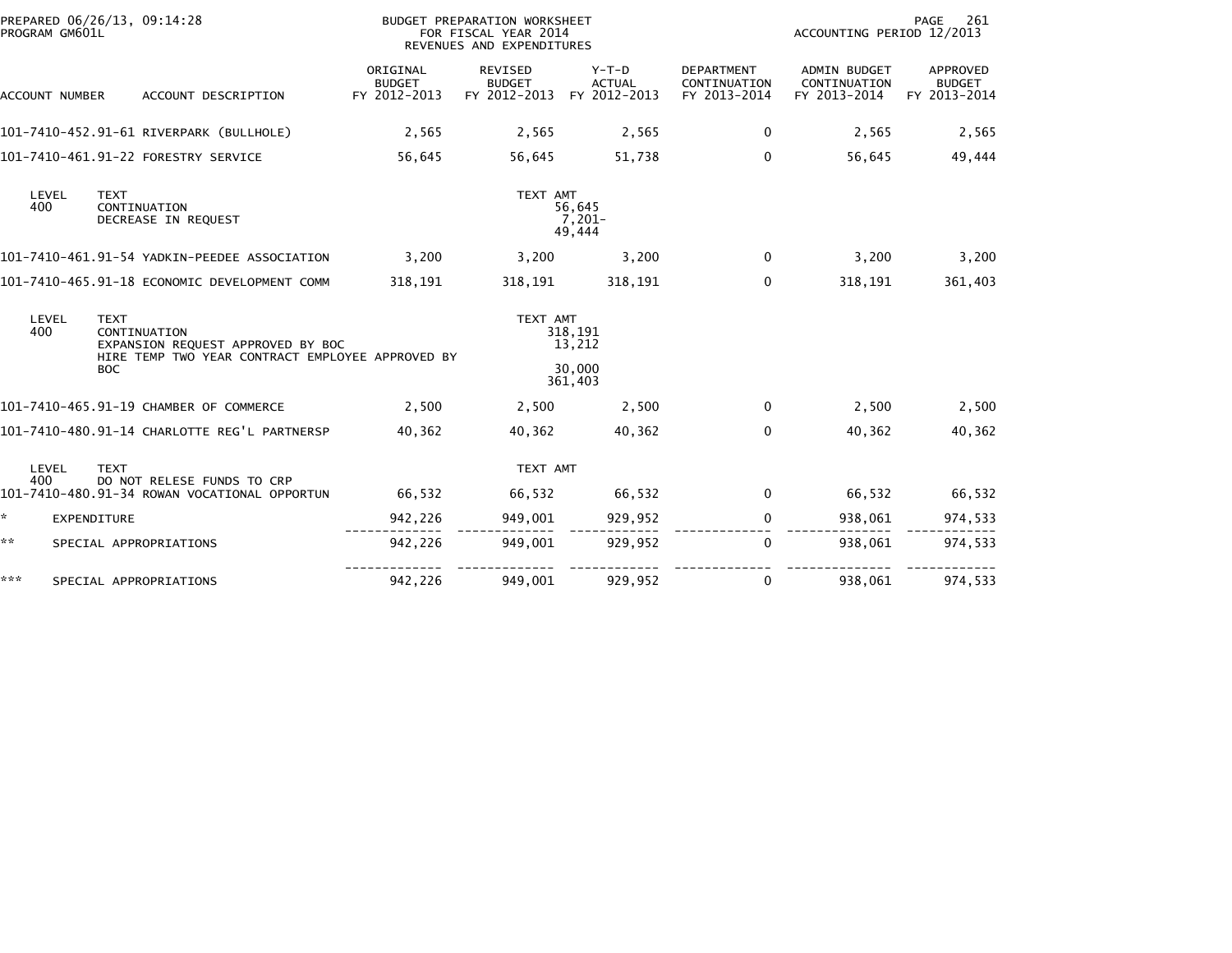PREPARED 06/26/13, 09:14:28
PROGRAM GM601L

BUDGET PREPARATION WORKSHEET
FOR FISCAL YEAR 2014
REVENUES AND EXPENDITURES

ACCOUNTING PERIOD 12/2013

| ACCOUNT NUMBER | ACCOUNT DESCRIPTION | ORIGINAL BUDGET FY 2012-2013 | REVISED BUDGET FY 2012-2013 | Y-T-D ACTUAL FY 2012-2013 | DEPARTMENT CONTINUATION FY 2013-2014 | ADMIN BUDGET CONTINUATION FY 2013-2014 | APPROVED BUDGET FY 2013-2014 |
|---|---|---|---|---|---|---|---|
| 101-7410-452.91-61 | RIVERPARK (BULLHOLE) | 2,565 | 2,565 | 2,565 | 0 | 2,565 | 2,565 |
| 101-7410-461.91-22 | FORESTRY SERVICE | 56,645 | 56,645 | 51,738 | 0 | 56,645 | 49,444 |

| LEVEL | TEXT | TEXT AMT |
|---|---|---|
| 400 | CONTINUATION | 56,645 |
| | DECREASE IN REQUEST | 7,201- |
| | | 49,444 |

| ACCOUNT NUMBER | ACCOUNT DESCRIPTION | ORIGINAL BUDGET FY 2012-2013 | REVISED BUDGET FY 2012-2013 | Y-T-D ACTUAL FY 2012-2013 | DEPARTMENT CONTINUATION FY 2013-2014 | ADMIN BUDGET CONTINUATION FY 2013-2014 | APPROVED BUDGET FY 2013-2014 |
|---|---|---|---|---|---|---|---|
| 101-7410-461.91-54 | YADKIN-PEEDEE ASSOCIATION | 3,200 | 3,200 | 3,200 | 0 | 3,200 | 3,200 |
| 101-7410-465.91-18 | ECONOMIC DEVELOPMENT COMM | 318,191 | 318,191 | 318,191 | 0 | 318,191 | 361,403 |

| LEVEL | TEXT | TEXT AMT |
|---|---|---|
| 400 | CONTINUATION | 318,191 |
| | EXPANSION REQUEST APPROVED BY BOC | 13,212 |
| | HIRE TEMP TWO YEAR CONTRACT EMPLOYEE APPROVED BY BOC | 30,000 |
| | | 361,403 |

| ACCOUNT NUMBER | ACCOUNT DESCRIPTION | ORIGINAL BUDGET FY 2012-2013 | REVISED BUDGET FY 2012-2013 | Y-T-D ACTUAL FY 2012-2013 | DEPARTMENT CONTINUATION FY 2013-2014 | ADMIN BUDGET CONTINUATION FY 2013-2014 | APPROVED BUDGET FY 2013-2014 |
|---|---|---|---|---|---|---|---|
| 101-7410-465.91-19 | CHAMBER OF COMMERCE | 2,500 | 2,500 | 2,500 | 0 | 2,500 | 2,500 |
| 101-7410-480.91-14 | CHARLOTTE REG'L PARTNERSP | 40,362 | 40,362 | 40,362 | 0 | 40,362 | 40,362 |

| LEVEL | TEXT | TEXT AMT |
|---|---|---|
| 400 | DO NOT RELESE FUNDS TO CRP | |

| ACCOUNT NUMBER | ACCOUNT DESCRIPTION | ORIGINAL BUDGET FY 2012-2013 | REVISED BUDGET FY 2012-2013 | Y-T-D ACTUAL FY 2012-2013 | DEPARTMENT CONTINUATION FY 2013-2014 | ADMIN BUDGET CONTINUATION FY 2013-2014 | APPROVED BUDGET FY 2013-2014 |
|---|---|---|---|---|---|---|---|
| 101-7410-480.91-34 | ROWAN VOCATIONAL OPPORTUN | 66,532 | 66,532 | 66,532 | 0 | 66,532 | 66,532 |
| * | EXPENDITURE | 942,226 | 949,001 | 929,952 | 0 | 938,061 | 974,533 |
| ** | SPECIAL APPROPRIATIONS | 942,226 | 949,001 | 929,952 | 0 | 938,061 | 974,533 |
| *** | SPECIAL APPROPRIATIONS | 942,226 | 949,001 | 929,952 | 0 | 938,061 | 974,533 |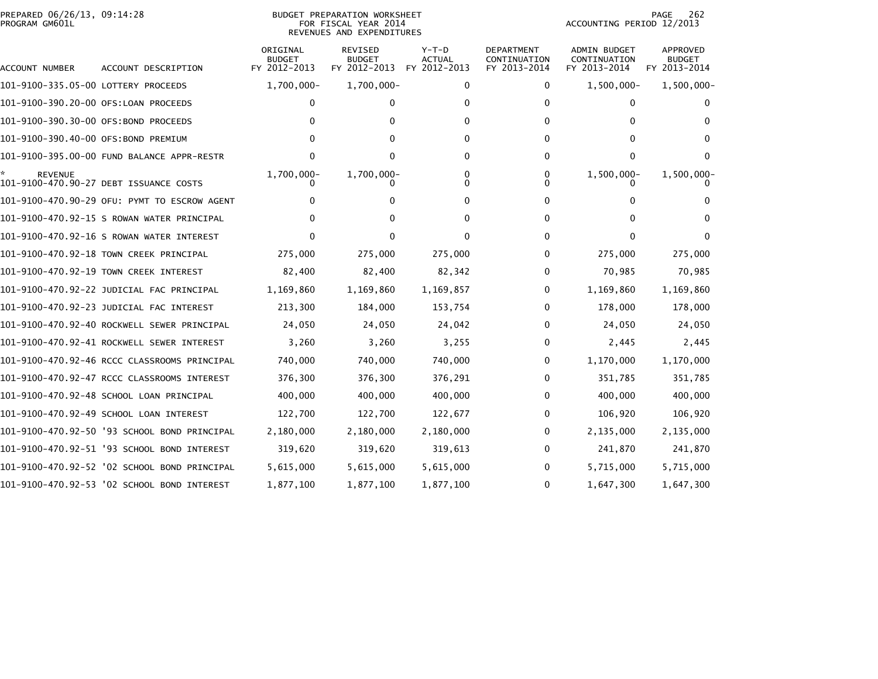PREPARED 06/26/13, 09:14:28
PROGRAM GM601L

BUDGET PREPARATION WORKSHEET
FOR FISCAL YEAR 2014
REVENUES AND EXPENDITURES

ACCOUNTING PERIOD 12/2013

| ACCOUNT NUMBER | ACCOUNT DESCRIPTION | ORIGINAL BUDGET FY 2012-2013 | REVISED BUDGET FY 2012-2013 | Y-T-D ACTUAL FY 2012-2013 | DEPARTMENT CONTINUATION FY 2013-2014 | ADMIN BUDGET CONTINUATION FY 2013-2014 | APPROVED BUDGET FY 2013-2014 |
|---|---|---|---|---|---|---|---|
| 101-9100-335.05-00 | LOTTERY PROCEEDS | 1,700,000- | 1,700,000- | 0 | 0 | 1,500,000- | 1,500,000- |
| 101-9100-390.20-00 | OFS:LOAN PROCEEDS | 0 | 0 | 0 | 0 | 0 | 0 |
| 101-9100-390.30-00 | OFS:BOND PROCEEDS | 0 | 0 | 0 | 0 | 0 | 0 |
| 101-9100-390.40-00 | OFS:BOND PREMIUM | 0 | 0 | 0 | 0 | 0 | 0 |
| 101-9100-395.00-00 | FUND BALANCE APPR-RESTR | 0 | 0 | 0 | 0 | 0 | 0 |
| * REVENUE | | 1,700,000- | 1,700,000- | 0 | 0 | 1,500,000- | 1,500,000- |
| 101-9100-470.90-27 | DEBT ISSUANCE COSTS | 0 | 0 | 0 | 0 | 0 | 0 |
| 101-9100-470.90-29 | OFU: PYMT TO ESCROW AGENT | 0 | 0 | 0 | 0 | 0 | 0 |
| 101-9100-470.92-15 | S ROWAN WATER PRINCIPAL | 0 | 0 | 0 | 0 | 0 | 0 |
| 101-9100-470.92-16 | S ROWAN WATER INTEREST | 0 | 0 | 0 | 0 | 0 | 0 |
| 101-9100-470.92-18 | TOWN CREEK PRINCIPAL | 275,000 | 275,000 | 275,000 | 0 | 275,000 | 275,000 |
| 101-9100-470.92-19 | TOWN CREEK INTEREST | 82,400 | 82,400 | 82,342 | 0 | 70,985 | 70,985 |
| 101-9100-470.92-22 | JUDICIAL FAC PRINCIPAL | 1,169,860 | 1,169,860 | 1,169,857 | 0 | 1,169,860 | 1,169,860 |
| 101-9100-470.92-23 | JUDICIAL FAC INTEREST | 213,300 | 184,000 | 153,754 | 0 | 178,000 | 178,000 |
| 101-9100-470.92-40 | ROCKWELL SEWER PRINCIPAL | 24,050 | 24,050 | 24,042 | 0 | 24,050 | 24,050 |
| 101-9100-470.92-41 | ROCKWELL SEWER INTEREST | 3,260 | 3,260 | 3,255 | 0 | 2,445 | 2,445 |
| 101-9100-470.92-46 | RCCC CLASSROOMS PRINCIPAL | 740,000 | 740,000 | 740,000 | 0 | 1,170,000 | 1,170,000 |
| 101-9100-470.92-47 | RCCC CLASSROOMS INTEREST | 376,300 | 376,300 | 376,291 | 0 | 351,785 | 351,785 |
| 101-9100-470.92-48 | SCHOOL LOAN PRINCIPAL | 400,000 | 400,000 | 400,000 | 0 | 400,000 | 400,000 |
| 101-9100-470.92-49 | SCHOOL LOAN INTEREST | 122,700 | 122,700 | 122,677 | 0 | 106,920 | 106,920 |
| 101-9100-470.92-50 | '93 SCHOOL BOND PRINCIPAL | 2,180,000 | 2,180,000 | 2,180,000 | 0 | 2,135,000 | 2,135,000 |
| 101-9100-470.92-51 | '93 SCHOOL BOND INTEREST | 319,620 | 319,620 | 319,613 | 0 | 241,870 | 241,870 |
| 101-9100-470.92-52 | '02 SCHOOL BOND PRINCIPAL | 5,615,000 | 5,615,000 | 5,615,000 | 0 | 5,715,000 | 5,715,000 |
| 101-9100-470.92-53 | '02 SCHOOL BOND INTEREST | 1,877,100 | 1,877,100 | 1,877,100 | 0 | 1,647,300 | 1,647,300 |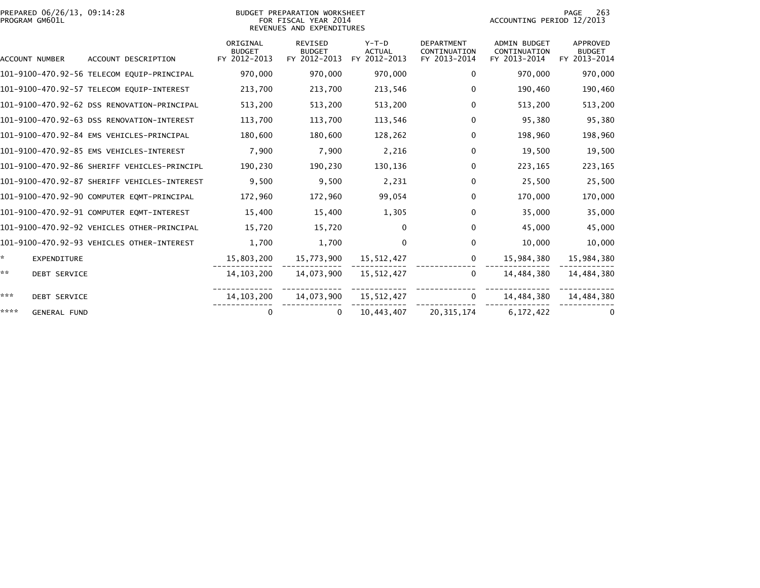PREPARED 06/26/13, 09:14:28
PROGRAM GM601L

BUDGET PREPARATION WORKSHEET
FOR FISCAL YEAR 2014
REVENUES AND EXPENDITURES

ACCOUNTING PERIOD 12/2013

| ACCOUNT NUMBER | ACCOUNT DESCRIPTION | ORIGINAL BUDGET FY 2012-2013 | REVISED BUDGET FY 2012-2013 | Y-T-D ACTUAL FY 2012-2013 | DEPARTMENT CONTINUATION FY 2013-2014 | ADMIN BUDGET CONTINUATION FY 2013-2014 | APPROVED BUDGET FY 2013-2014 |
|---|---|---|---|---|---|---|---|
| 101-9100-470.92-56 | TELECOM EQUIP-PRINCIPAL | 970,000 | 970,000 | 970,000 | 0 | 970,000 | 970,000 |
| 101-9100-470.92-57 | TELECOM EQUIP-INTEREST | 213,700 | 213,700 | 213,546 | 0 | 190,460 | 190,460 |
| 101-9100-470.92-62 | DSS RENOVATION-PRINCIPAL | 513,200 | 513,200 | 513,200 | 0 | 513,200 | 513,200 |
| 101-9100-470.92-63 | DSS RENOVATION-INTEREST | 113,700 | 113,700 | 113,546 | 0 | 95,380 | 95,380 |
| 101-9100-470.92-84 | EMS VEHICLES-PRINCIPAL | 180,600 | 180,600 | 128,262 | 0 | 198,960 | 198,960 |
| 101-9100-470.92-85 | EMS VEHICLES-INTEREST | 7,900 | 7,900 | 2,216 | 0 | 19,500 | 19,500 |
| 101-9100-470.92-86 | SHERIFF VEHICLES-PRINCIPL | 190,230 | 190,230 | 130,136 | 0 | 223,165 | 223,165 |
| 101-9100-470.92-87 | SHERIFF VEHICLES-INTEREST | 9,500 | 9,500 | 2,231 | 0 | 25,500 | 25,500 |
| 101-9100-470.92-90 | COMPUTER EQMT-PRINCIPAL | 172,960 | 172,960 | 99,054 | 0 | 170,000 | 170,000 |
| 101-9100-470.92-91 | COMPUTER EQMT-INTEREST | 15,400 | 15,400 | 1,305 | 0 | 35,000 | 35,000 |
| 101-9100-470.92-92 | VEHICLES OTHER-PRINCIPAL | 15,720 | 15,720 | 0 | 0 | 45,000 | 45,000 |
| 101-9100-470.92-93 | VEHICLES OTHER-INTEREST | 1,700 | 1,700 | 0 | 0 | 10,000 | 10,000 |
| * | EXPENDITURE | 15,803,200 | 15,773,900 | 15,512,427 | 0 | 15,984,380 | 15,984,380 |
| ** | DEBT SERVICE | 14,103,200 | 14,073,900 | 15,512,427 | 0 | 14,484,380 | 14,484,380 |
| *** | DEBT SERVICE | 14,103,200 | 14,073,900 | 15,512,427 | 0 | 14,484,380 | 14,484,380 |
| **** | GENERAL FUND | 0 | 0 | 10,443,407 | 20,315,174 | 6,172,422 | 0 |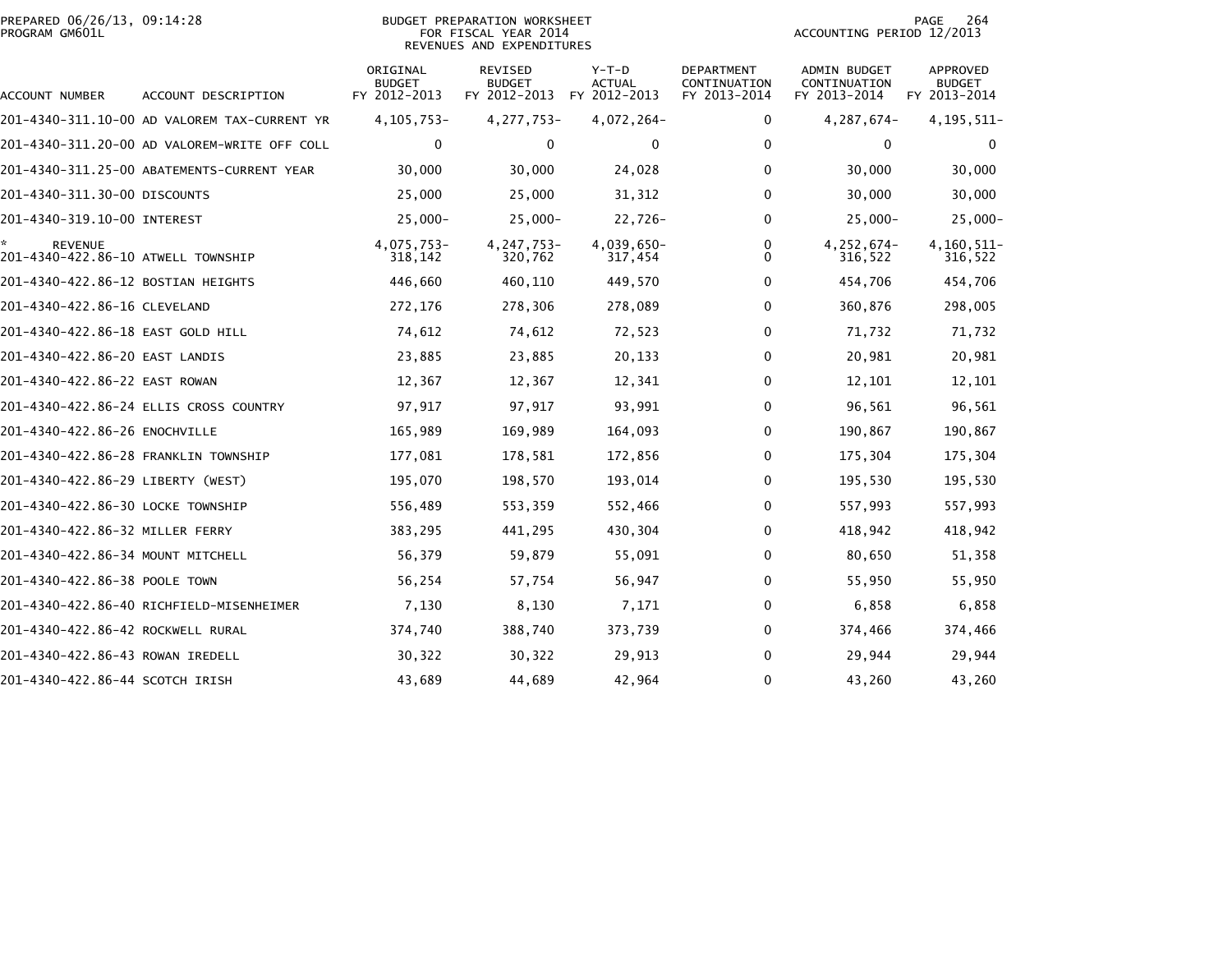PREPARED 06/26/13, 09:14:28
PROGRAM GM601L

BUDGET PREPARATION WORKSHEET
FOR FISCAL YEAR 2014
REVENUES AND EXPENDITURES

ACCOUNTING PERIOD 12/2013

| ACCOUNT NUMBER | ACCOUNT DESCRIPTION | ORIGINAL BUDGET FY 2012-2013 | REVISED BUDGET FY 2012-2013 | Y-T-D ACTUAL FY 2012-2013 | DEPARTMENT CONTINUATION FY 2013-2014 | ADMIN BUDGET CONTINUATION FY 2013-2014 | APPROVED BUDGET FY 2013-2014 |
|---|---|---|---|---|---|---|---|
| 201-4340-311.10-00 | AD VALOREM TAX-CURRENT YR | 4,105,753- | 4,277,753- | 4,072,264- | 0 | 4,287,674- | 4,195,511- |
| 201-4340-311.20-00 | AD VALOREM-WRITE OFF COLL | 0 | 0 | 0 | 0 | 0 | 0 |
| 201-4340-311.25-00 | ABATEMENTS-CURRENT YEAR | 30,000 | 30,000 | 24,028 | 0 | 30,000 | 30,000 |
| 201-4340-311.30-00 | DISCOUNTS | 25,000 | 25,000 | 31,312 | 0 | 30,000 | 30,000 |
| 201-4340-319.10-00 | INTEREST | 25,000- | 25,000- | 22,726- | 0 | 25,000- | 25,000- |
| * | REVENUE | 4,075,753- | 4,247,753- | 4,039,650- | 0 | 4,252,674- | 4,160,511- |
| 201-4340-422.86-10 | ATWELL TOWNSHIP | 318,142 | 320,762 | 317,454 | 0 | 316,522 | 316,522 |
| 201-4340-422.86-12 | BOSTIAN HEIGHTS | 446,660 | 460,110 | 449,570 | 0 | 454,706 | 454,706 |
| 201-4340-422.86-16 | CLEVELAND | 272,176 | 278,306 | 278,089 | 0 | 360,876 | 298,005 |
| 201-4340-422.86-18 | EAST GOLD HILL | 74,612 | 74,612 | 72,523 | 0 | 71,732 | 71,732 |
| 201-4340-422.86-20 | EAST LANDIS | 23,885 | 23,885 | 20,133 | 0 | 20,981 | 20,981 |
| 201-4340-422.86-22 | EAST ROWAN | 12,367 | 12,367 | 12,341 | 0 | 12,101 | 12,101 |
| 201-4340-422.86-24 | ELLIS CROSS COUNTRY | 97,917 | 97,917 | 93,991 | 0 | 96,561 | 96,561 |
| 201-4340-422.86-26 | ENOCHVILLE | 165,989 | 169,989 | 164,093 | 0 | 190,867 | 190,867 |
| 201-4340-422.86-28 | FRANKLIN TOWNSHIP | 177,081 | 178,581 | 172,856 | 0 | 175,304 | 175,304 |
| 201-4340-422.86-29 | LIBERTY (WEST) | 195,070 | 198,570 | 193,014 | 0 | 195,530 | 195,530 |
| 201-4340-422.86-30 | LOCKE TOWNSHIP | 556,489 | 553,359 | 552,466 | 0 | 557,993 | 557,993 |
| 201-4340-422.86-32 | MILLER FERRY | 383,295 | 441,295 | 430,304 | 0 | 418,942 | 418,942 |
| 201-4340-422.86-34 | MOUNT MITCHELL | 56,379 | 59,879 | 55,091 | 0 | 80,650 | 51,358 |
| 201-4340-422.86-38 | POOLE TOWN | 56,254 | 57,754 | 56,947 | 0 | 55,950 | 55,950 |
| 201-4340-422.86-40 | RICHFIELD-MISENHEIMER | 7,130 | 8,130 | 7,171 | 0 | 6,858 | 6,858 |
| 201-4340-422.86-42 | ROCKWELL RURAL | 374,740 | 388,740 | 373,739 | 0 | 374,466 | 374,466 |
| 201-4340-422.86-43 | ROWAN IREDELL | 30,322 | 30,322 | 29,913 | 0 | 29,944 | 29,944 |
| 201-4340-422.86-44 | SCOTCH IRISH | 43,689 | 44,689 | 42,964 | 0 | 43,260 | 43,260 |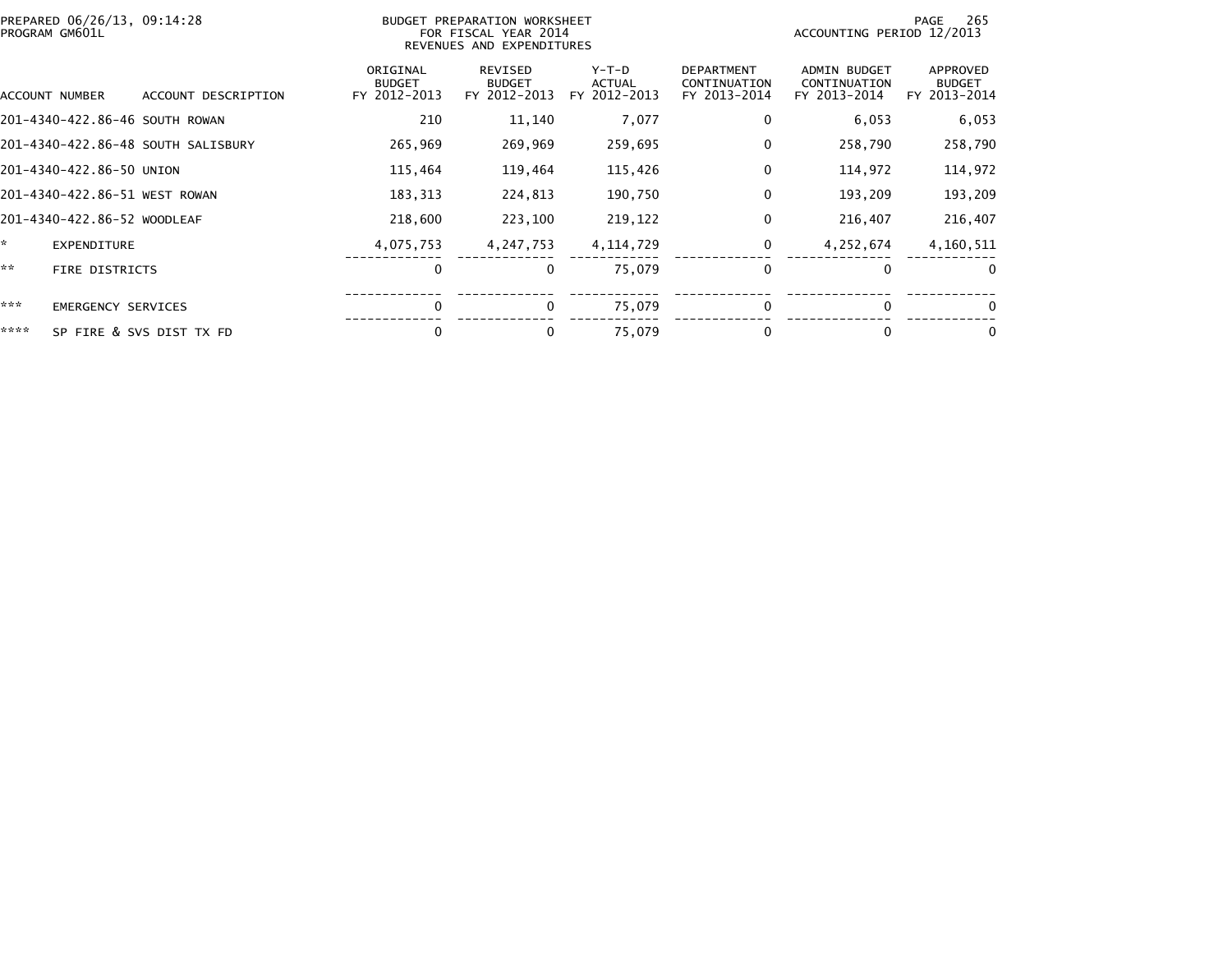BUDGET PREPARATION WORKSHEET
FOR FISCAL YEAR 2014
REVENUES AND EXPENDITURES

PREPARED 06/26/13, 09:14:28
PROGRAM GM601L

ACCOUNTING PERIOD 12/2013

| ACCOUNT NUMBER | ACCOUNT DESCRIPTION | ORIGINAL BUDGET FY 2012-2013 | REVISED BUDGET FY 2012-2013 | Y-T-D ACTUAL FY 2012-2013 | DEPARTMENT CONTINUATION FY 2013-2014 | ADMIN BUDGET CONTINUATION FY 2013-2014 | APPROVED BUDGET FY 2013-2014 |
|---|---|---|---|---|---|---|---|
| 201-4340-422.86-46 | SOUTH ROWAN | 210 | 11,140 | 7,077 | 0 | 6,053 | 6,053 |
| 201-4340-422.86-48 | SOUTH SALISBURY | 265,969 | 269,969 | 259,695 | 0 | 258,790 | 258,790 |
| 201-4340-422.86-50 | UNION | 115,464 | 119,464 | 115,426 | 0 | 114,972 | 114,972 |
| 201-4340-422.86-51 | WEST ROWAN | 183,313 | 224,813 | 190,750 | 0 | 193,209 | 193,209 |
| 201-4340-422.86-52 | WOODLEAF | 218,600 | 223,100 | 219,122 | 0 | 216,407 | 216,407 |
| * | EXPENDITURE | 4,075,753 | 4,247,753 | 4,114,729 | 0 | 4,252,674 | 4,160,511 |
| ** | FIRE DISTRICTS | 0 | 0 | 75,079 | 0 | 0 | 0 |
| *** | EMERGENCY SERVICES | 0 | 0 | 75,079 | 0 | 0 | 0 |
| **** | SP FIRE & SVS DIST TX FD | 0 | 0 | 75,079 | 0 | 0 | 0 |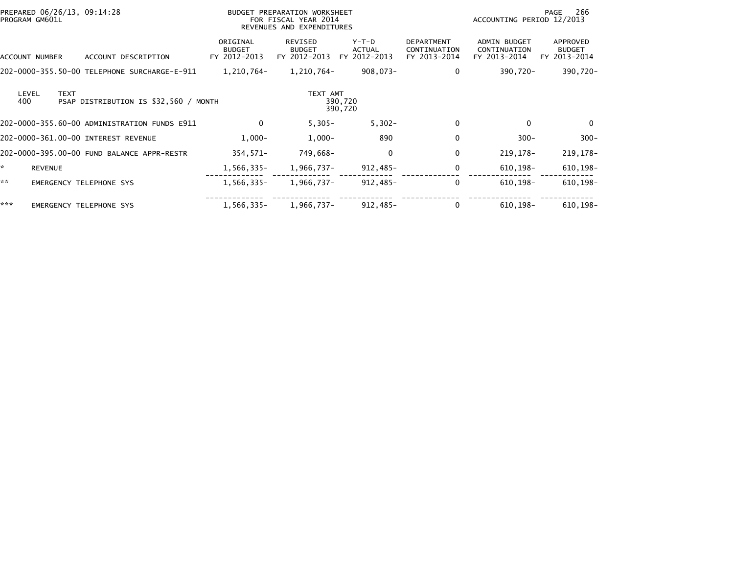PREPARED 06/26/13, 09:14:28
PROGRAM GM601L

BUDGET PREPARATION WORKSHEET
FOR FISCAL YEAR 2014
REVENUES AND EXPENDITURES

ACCOUNTING PERIOD 12/2013

| ACCOUNT NUMBER | ACCOUNT DESCRIPTION | ORIGINAL BUDGET FY 2012-2013 | REVISED BUDGET FY 2012-2013 | Y-T-D ACTUAL FY 2012-2013 | DEPARTMENT CONTINUATION FY 2013-2014 | ADMIN BUDGET CONTINUATION FY 2013-2014 | APPROVED BUDGET FY 2013-2014 |
|---|---|---|---|---|---|---|---|
| 202-0000-355.50-00 | TELEPHONE SURCHARGE-E-911 | 1,210,764- | 1,210,764- | 908,073- | 0 | 390,720- | 390,720- |
| LEVEL 400 | TEXT: PSAP DISTRIBUTION IS $32,560 / MONTH | | TEXT AMT 390,720 / 390,720 | | | | |
| 202-0000-355.60-00 | ADMINISTRATION FUNDS E911 | 0 | 5,305- | 5,302- | 0 | 0 | 0 |
| 202-0000-361.00-00 | INTEREST REVENUE | 1,000- | 1,000- | 890 | 0 | 300- | 300- |
| 202-0000-395.00-00 | FUND BALANCE APPR-RESTR | 354,571- | 749,668- | 0 | 0 | 219,178- | 219,178- |
| * | REVENUE | 1,566,335- | 1,966,737- | 912,485- | 0 | 610,198- | 610,198- |
| ** | EMERGENCY TELEPHONE SYS | 1,566,335- | 1,966,737- | 912,485- | 0 | 610,198- | 610,198- |
| *** | EMERGENCY TELEPHONE SYS | 1,566,335- | 1,966,737- | 912,485- | 0 | 610,198- | 610,198- |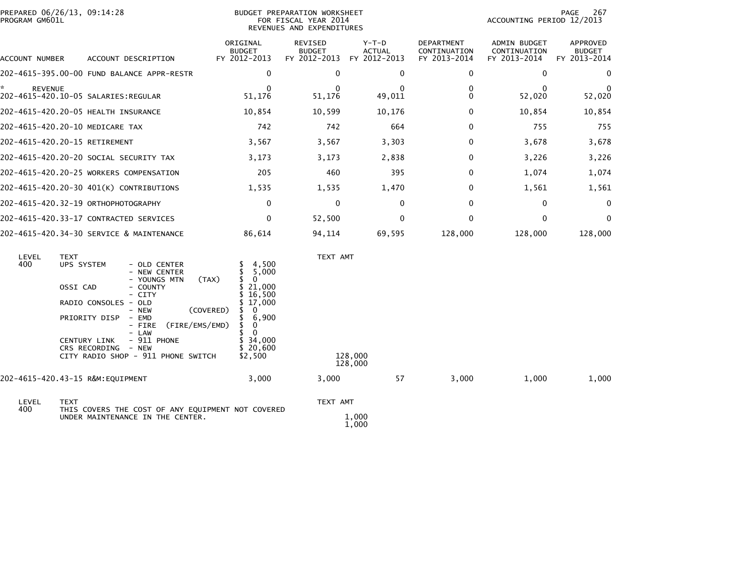PREPARED 06/26/13, 09:14:28
PROGRAM GM601L

BUDGET PREPARATION WORKSHEET
FOR FISCAL YEAR 2014
REVENUES AND EXPENDITURES

ACCOUNTING PERIOD 12/2013

| ACCOUNT NUMBER | ACCOUNT DESCRIPTION | ORIGINAL BUDGET FY 2012-2013 | REVISED BUDGET FY 2012-2013 | Y-T-D ACTUAL FY 2012-2013 | DEPARTMENT CONTINUATION FY 2013-2014 | ADMIN BUDGET CONTINUATION FY 2013-2014 | APPROVED BUDGET FY 2013-2014 |
|---|---|---|---|---|---|---|---|
| 202-4615-395.00-00 | FUND BALANCE APPR-RESTR | 0 | 0 | 0 | 0 | 0 | 0 |
| * REVENUE | | 0 | 0 | 0 | 0 | 0 | 0 |
| 202-4615-420.10-05 | SALARIES:REGULAR | 51,176 | 51,176 | 49,011 | 0 | 52,020 | 52,020 |
| 202-4615-420.20-05 | HEALTH INSURANCE | 10,854 | 10,599 | 10,176 | 0 | 10,854 | 10,854 |
| 202-4615-420.20-10 | MEDICARE TAX | 742 | 742 | 664 | 0 | 755 | 755 |
| 202-4615-420.20-15 | RETIREMENT | 3,567 | 3,567 | 3,303 | 0 | 3,678 | 3,678 |
| 202-4615-420.20-20 | SOCIAL SECURITY TAX | 3,173 | 3,173 | 2,838 | 0 | 3,226 | 3,226 |
| 202-4615-420.20-25 | WORKERS COMPENSATION | 205 | 460 | 395 | 0 | 1,074 | 1,074 |
| 202-4615-420.20-30 | 401(K) CONTRIBUTIONS | 1,535 | 1,535 | 1,470 | 0 | 1,561 | 1,561 |
| 202-4615-420.32-19 | ORTHOPHOTOGRAPHY | 0 | 0 | 0 | 0 | 0 | 0 |
| 202-4615-420.33-17 | CONTRACTED SERVICES | 0 | 52,500 | 0 | 0 | 0 | 0 |
| 202-4615-420.34-30 | SERVICE & MAINTENANCE | 86,614 | 94,114 | 69,595 | 128,000 | 128,000 | 128,000 |

| LEVEL | TEXT | | TEXT AMT |
|---|---|---|---|
| 400 | UPS SYSTEM - OLD CENTER | $ 4,500 | |
| | - NEW CENTER | $ 5,000 | |
| | - YOUNGS MTN (TAX) | $ 0 | |
| | OSSI CAD - COUNTY | $ 21,000 | |
| | - CITY | $ 16,500 | |
| | RADIO CONSOLES - OLD | $ 17,000 | |
| | - NEW (COVERED) | $ 0 | |
| | PRIORITY DISP - EMD | $ 6,900 | |
| | - FIRE (FIRE/EMS/EMD) | $ 0 | |
| | - LAW | $ 0 | |
| | CENTURY LINK - 911 PHONE | $ 34,000 | |
| | CRS RECORDING - NEW | $ 20,600 | |
| | CITY RADIO SHOP - 911 PHONE SWITCH | $2,500 | 128,000 |
| | | | 128,000 |

| ACCOUNT NUMBER | ACCOUNT DESCRIPTION | ORIGINAL BUDGET FY 2012-2013 | REVISED BUDGET FY 2012-2013 | Y-T-D ACTUAL FY 2012-2013 | DEPARTMENT CONTINUATION FY 2013-2014 | ADMIN BUDGET CONTINUATION FY 2013-2014 | APPROVED BUDGET FY 2013-2014 |
|---|---|---|---|---|---|---|---|
| 202-4615-420.43-15 | R&M:EQUIPMENT | 3,000 | 3,000 | 57 | 3,000 | 1,000 | 1,000 |

| LEVEL | TEXT | TEXT AMT |
|---|---|---|
| 400 | THIS COVERS THE COST OF ANY EQUIPMENT NOT COVERED UNDER MAINTENANCE IN THE CENTER. | 1,000 |
| | | 1,000 |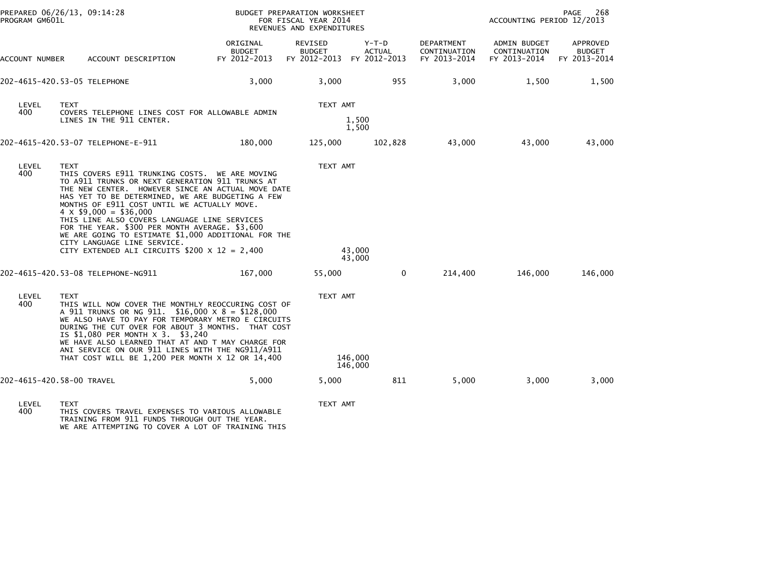BUDGET PREPARATION WORKSHEET
FOR FISCAL YEAR 2014
REVENUES AND EXPENDITURES

PREPARED 06/26/13, 09:14:28
PROGRAM GM601L

ACCOUNTING PERIOD 12/2013

| ACCOUNT NUMBER | ACCOUNT DESCRIPTION | ORIGINAL BUDGET FY 2012-2013 | REVISED BUDGET FY 2012-2013 | Y-T-D ACTUAL FY 2012-2013 | DEPARTMENT CONTINUATION FY 2013-2014 | ADMIN BUDGET CONTINUATION FY 2013-2014 | APPROVED BUDGET FY 2013-2014 |
|---|---|---|---|---|---|---|---|
| 202-4615-420.53-05 | TELEPHONE | 3,000 | 3,000 | 955 | 3,000 | 1,500 | 1,500 |

LEVEL 400

TEXT: COVERS TELEPHONE LINES COST FOR ALLOWABLE ADMIN LINES IN THE 911 CENTER.

TEXT AMT: 1,500
1,500

| ACCOUNT NUMBER | ACCOUNT DESCRIPTION | ORIGINAL BUDGET FY 2012-2013 | REVISED BUDGET FY 2012-2013 | Y-T-D ACTUAL FY 2012-2013 | DEPARTMENT CONTINUATION FY 2013-2014 | ADMIN BUDGET CONTINUATION FY 2013-2014 | APPROVED BUDGET FY 2013-2014 |
|---|---|---|---|---|---|---|---|
| 202-4615-420.53-07 | TELEPHONE-E-911 | 180,000 | 125,000 | 102,828 | 43,000 | 43,000 | 43,000 |

LEVEL 400

TEXT: THIS COVERS E911 TRUNKING COSTS. WE ARE MOVING TO A911 TRUNKS OR NEXT GENERATION 911 TRUNKS AT THE NEW CENTER. HOWEVER SINCE AN ACTUAL MOVE DATE HAS YET TO BE DETERMINED, WE ARE BUDGETING A FEW MONTHS OF E911 COST UNTIL WE ACTUALLY MOVE.
4 X $9,000 = $36,000
THIS LINE ALSO COVERS LANGUAGE LINE SERVICES FOR THE YEAR. $300 PER MONTH AVERAGE. $3,600
WE ARE GOING TO ESTIMATE $1,000 ADDITIONAL FOR THE CITY LANGUAGE LINE SERVICE.
CITY EXTENDED ALI CIRCUITS $200 X 12 = 2,400

TEXT AMT: 43,000
43,000

| ACCOUNT NUMBER | ACCOUNT DESCRIPTION | ORIGINAL BUDGET FY 2012-2013 | REVISED BUDGET FY 2012-2013 | Y-T-D ACTUAL FY 2012-2013 | DEPARTMENT CONTINUATION FY 2013-2014 | ADMIN BUDGET CONTINUATION FY 2013-2014 | APPROVED BUDGET FY 2013-2014 |
|---|---|---|---|---|---|---|---|
| 202-4615-420.53-08 | TELEPHONE-NG911 | 167,000 | 55,000 | 0 | 214,400 | 146,000 | 146,000 |

LEVEL 400

TEXT: THIS WILL NOW COVER THE MONTHLY REOCCURING COST OF A 911 TRUNKS OR NG 911. $16,000 X 8 = $128,000
WE ALSO HAVE TO PAY FOR TEMPORARY METRO E CIRCUITS DURING THE CUT OVER FOR ABOUT 3 MONTHS. THAT COST IS $1,080 PER MONTH X 3. $3,240
WE HAVE ALSO LEARNED THAT AT AND T MAY CHARGE FOR ANI SERVICE ON OUR 911 LINES WITH THE NG911/A911
THAT COST WILL BE 1,200 PER MONTH X 12 OR 14,400

TEXT AMT: 146,000
146,000

| ACCOUNT NUMBER | ACCOUNT DESCRIPTION | ORIGINAL BUDGET FY 2012-2013 | REVISED BUDGET FY 2012-2013 | Y-T-D ACTUAL FY 2012-2013 | DEPARTMENT CONTINUATION FY 2013-2014 | ADMIN BUDGET CONTINUATION FY 2013-2014 | APPROVED BUDGET FY 2013-2014 |
|---|---|---|---|---|---|---|---|
| 202-4615-420.58-00 | TRAVEL | 5,000 | 5,000 | 811 | 5,000 | 3,000 | 3,000 |

LEVEL 400

TEXT: THIS COVERS TRAVEL EXPENSES TO VARIOUS ALLOWABLE TRAINING FROM 911 FUNDS THROUGH OUT THE YEAR.
WE ARE ATTEMPTING TO COVER A LOT OF TRAINING THIS

TEXT AMT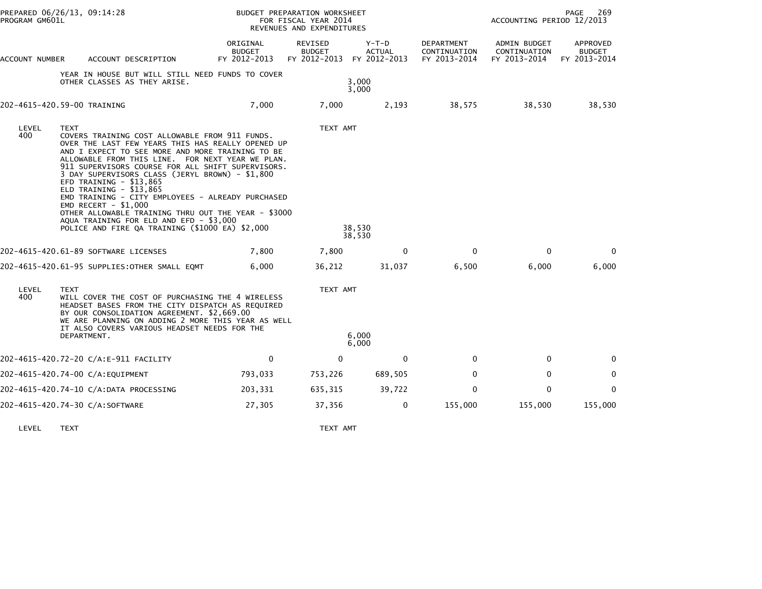PREPARED 06/26/13, 09:14:28
PROGRAM GM601L

BUDGET PREPARATION WORKSHEET
FOR FISCAL YEAR 2014
REVENUES AND EXPENDITURES

ACCOUNTING PERIOD 12/2013

| ACCOUNT NUMBER | ACCOUNT DESCRIPTION | ORIGINAL BUDGET FY 2012-2013 | REVISED BUDGET FY 2012-2013 | Y-T-D ACTUAL FY 2012-2013 | DEPARTMENT CONTINUATION FY 2013-2014 | ADMIN BUDGET CONTINUATION FY 2013-2014 | APPROVED BUDGET FY 2013-2014 |
|---|---|---|---|---|---|---|---|
| | YEAR IN HOUSE BUT WILL STILL NEED FUNDS TO COVER OTHER CLASSES AS THEY ARISE. | | | 3,000 3,000 | | | |
| 202-4615-420.59-00 | TRAINING | 7,000 | 7,000 | 2,193 | 38,575 | 38,530 | 38,530 |

LEVEL 400

TEXT
COVERS TRAINING COST ALLOWABLE FROM 911 FUNDS.
OVER THE LAST FEW YEARS THIS HAS REALLY OPENED UP
AND I EXPECT TO SEE MORE AND MORE TRAINING TO BE
ALLOWABLE FROM THIS LINE. FOR NEXT YEAR WE PLAN.
911 SUPERVISORS COURSE FOR ALL SHIFT SUPERVISORS.
3 DAY SUPERVISORS CLASS (JERYL BROWN) - $1,800
EFD TRAINING - $13,865
ELD TRAINING - $13,865
EMD TRAINING - CITY EMPLOYEES - ALREADY PURCHASED
EMD RECERT - $1,000
OTHER ALLOWABLE TRAINING THRU OUT THE YEAR - $3000
AQUA TRAINING FOR ELD AND EFD - $3,000
POLICE AND FIRE QA TRAINING ($1000 EA) $2,000

TEXT AMT 38,530 38,530

| ACCOUNT NUMBER | ACCOUNT DESCRIPTION | ORIGINAL BUDGET FY 2012-2013 | REVISED BUDGET FY 2012-2013 | Y-T-D ACTUAL FY 2012-2013 | DEPARTMENT CONTINUATION FY 2013-2014 | ADMIN BUDGET CONTINUATION FY 2013-2014 | APPROVED BUDGET FY 2013-2014 |
|---|---|---|---|---|---|---|---|
| 202-4615-420.61-89 | SOFTWARE LICENSES | 7,800 | 7,800 | 0 | 0 | 0 | 0 |
| 202-4615-420.61-95 | SUPPLIES:OTHER SMALL EQMT | 6,000 | 36,212 | 31,037 | 6,500 | 6,000 | 6,000 |

LEVEL 400

TEXT
WILL COVER THE COST OF PURCHASING THE 4 WIRELESS
HEADSET BASES FROM THE CITY DISPATCH AS REQUIRED
BY OUR CONSOLIDATION AGREEMENT. $2,669.00
WE ARE PLANNING ON ADDING 2 MORE THIS YEAR AS WELL
IT ALSO COVERS VARIOUS HEADSET NEEDS FOR THE
DEPARTMENT.

TEXT AMT 6,000 6,000

| ACCOUNT NUMBER | ACCOUNT DESCRIPTION | ORIGINAL BUDGET FY 2012-2013 | REVISED BUDGET FY 2012-2013 | Y-T-D ACTUAL FY 2012-2013 | DEPARTMENT CONTINUATION FY 2013-2014 | ADMIN BUDGET CONTINUATION FY 2013-2014 | APPROVED BUDGET FY 2013-2014 |
|---|---|---|---|---|---|---|---|
| 202-4615-420.72-20 | C/A:E-911 FACILITY | 0 | 0 | 0 | 0 | 0 | 0 |
| 202-4615-420.74-00 | C/A:EQUIPMENT | 793,033 | 753,226 | 689,505 | 0 | 0 | 0 |
| 202-4615-420.74-10 | C/A:DATA PROCESSING | 203,331 | 635,315 | 39,722 | 0 | 0 | 0 |
| 202-4615-420.74-30 | C/A:SOFTWARE | 27,305 | 37,356 | 0 | 155,000 | 155,000 | 155,000 |

LEVEL TEXT TEXT AMT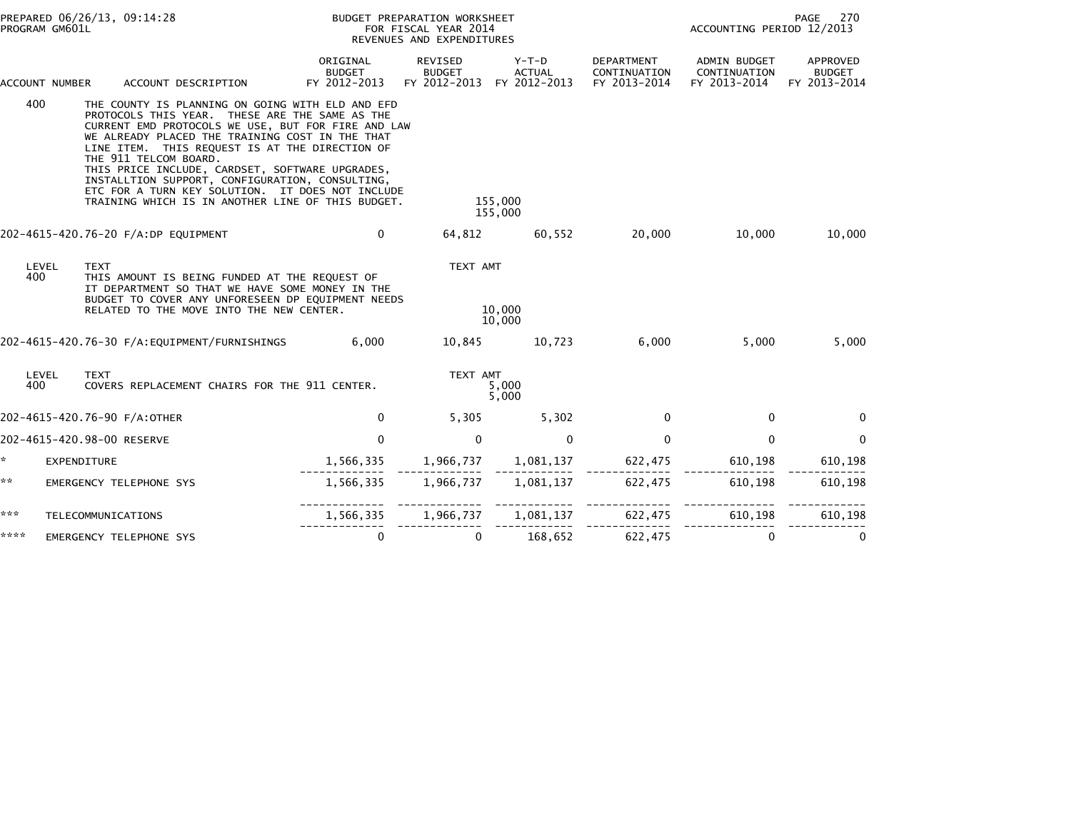PREPARED 06/26/13, 09:14:28
PROGRAM GM601L

BUDGET PREPARATION WORKSHEET
FOR FISCAL YEAR 2014
REVENUES AND EXPENDITURES

ACCOUNTING PERIOD 12/2013

| ACCOUNT NUMBER | ACCOUNT DESCRIPTION | ORIGINAL BUDGET FY 2012-2013 | REVISED BUDGET FY 2012-2013 | Y-T-D ACTUAL FY 2012-2013 | DEPARTMENT CONTINUATION FY 2013-2014 | ADMIN BUDGET CONTINUATION FY 2013-2014 | APPROVED BUDGET FY 2013-2014 |
|---|---|---|---|---|---|---|---|
| 400 | THE COUNTY IS PLANNING ON GOING WITH ELD AND EFD PROTOCOLS THIS YEAR. THESE ARE THE SAME AS THE CURRENT EMD PROTOCOLS WE USE, BUT FOR FIRE AND LAW WE ALREADY PLACED THE TRAINING COST IN THE THAT LINE ITEM. THIS REQUEST IS AT THE DIRECTION OF THE 911 TELCOM BOARD. THIS PRICE INCLUDE, CARDSET, SOFTWARE UPGRADES, INSTALLTION SUPPORT, CONFIGURATION, CONSULTING, ETC FOR A TURN KEY SOLUTION. IT DOES NOT INCLUDE TRAINING WHICH IS IN ANOTHER LINE OF THIS BUDGET. | | | 155,000<br>155,000 | | | |
| 202-4615-420.76-20 | F/A:DP EQUIPMENT | 0 | 64,812 | 60,552 | 20,000 | 10,000 | 10,000 |
| LEVEL 400 | TEXT<br>THIS AMOUNT IS BEING FUNDED AT THE REQUEST OF IT DEPARTMENT SO THAT WE HAVE SOME MONEY IN THE BUDGET TO COVER ANY UNFORESEEN DP EQUIPMENT NEEDS RELATED TO THE MOVE INTO THE NEW CENTER. | | TEXT AMT | 10,000<br>10,000 | | | |
| 202-4615-420.76-30 | F/A:EQUIPMENT/FURNISHINGS | 6,000 | 10,845 | 10,723 | 6,000 | 5,000 | 5,000 |
| LEVEL 400 | TEXT<br>COVERS REPLACEMENT CHAIRS FOR THE 911 CENTER. | | TEXT AMT | 5,000<br>5,000 | | | |
| 202-4615-420.76-90 | F/A:OTHER | 0 | 5,305 | 5,302 | 0 | 0 | 0 |
| 202-4615-420.98-00 | RESERVE | 0 | 0 | 0 | 0 | 0 | 0 |
| * | EXPENDITURE | 1,566,335 | 1,966,737 | 1,081,137 | 622,475 | 610,198 | 610,198 |
| ** | EMERGENCY TELEPHONE SYS | 1,566,335 | 1,966,737 | 1,081,137 | 622,475 | 610,198 | 610,198 |
| *** | TELECOMMUNICATIONS | 1,566,335 | 1,966,737 | 1,081,137 | 622,475 | 610,198 | 610,198 |
| **** | EMERGENCY TELEPHONE SYS | 0 | 0 | 168,652 | 622,475 | 0 | 0 |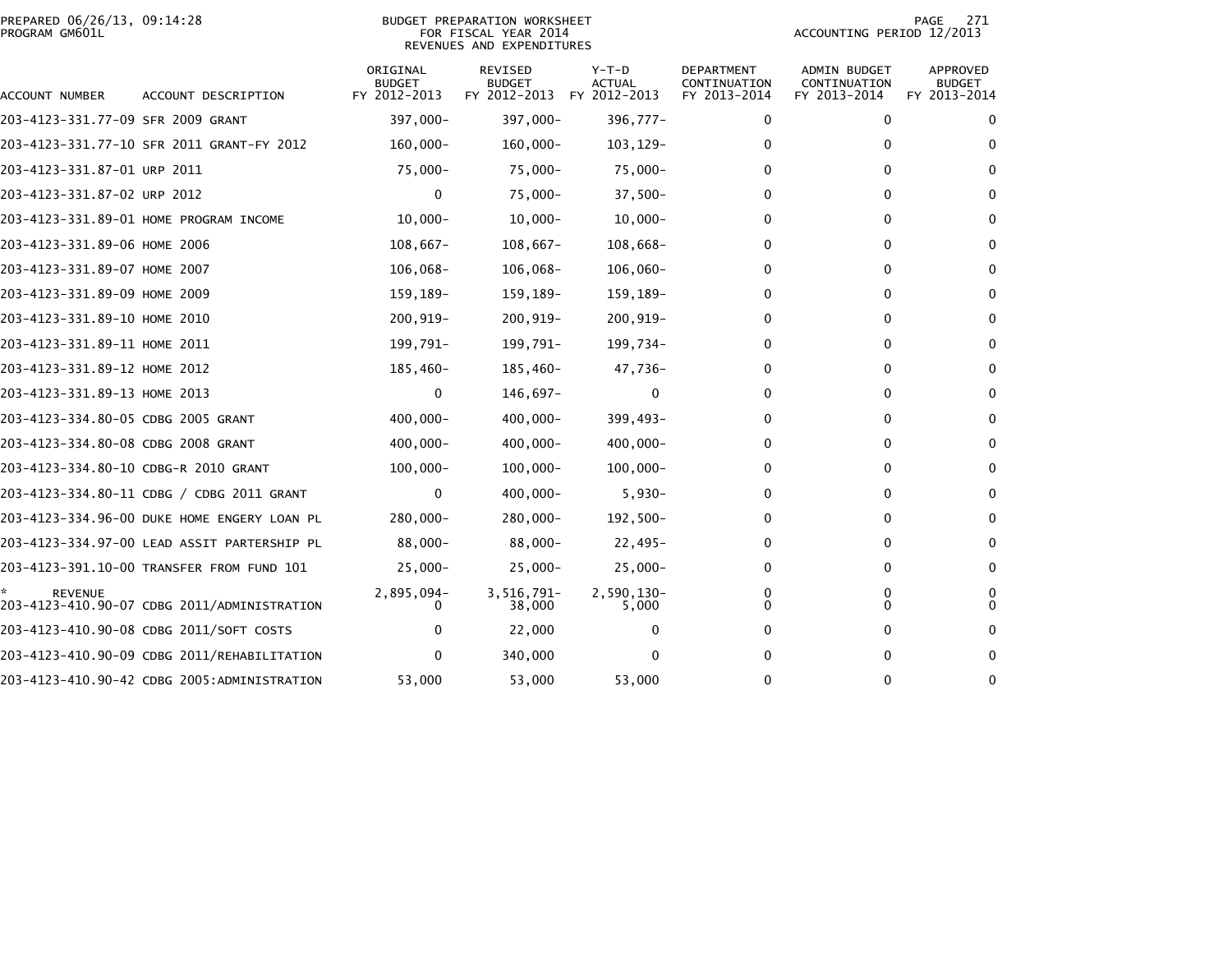PREPARED 06/26/13, 09:14:28
PROGRAM GM601L

BUDGET PREPARATION WORKSHEET
FOR FISCAL YEAR 2014
REVENUES AND EXPENDITURES

ACCOUNTING PERIOD 12/2013

| ACCOUNT NUMBER | ACCOUNT DESCRIPTION | ORIGINAL BUDGET FY 2012-2013 | REVISED BUDGET FY 2012-2013 | Y-T-D ACTUAL FY 2012-2013 | DEPARTMENT CONTINUATION FY 2013-2014 | ADMIN BUDGET CONTINUATION FY 2013-2014 | APPROVED BUDGET FY 2013-2014 |
|---|---|---|---|---|---|---|---|
| 203-4123-331.77-09 | SFR 2009 GRANT | 397,000- | 397,000- | 396,777- | 0 | 0 | 0 |
| 203-4123-331.77-10 | SFR 2011 GRANT-FY 2012 | 160,000- | 160,000- | 103,129- | 0 | 0 | 0 |
| 203-4123-331.87-01 | URP 2011 | 75,000- | 75,000- | 75,000- | 0 | 0 | 0 |
| 203-4123-331.87-02 | URP 2012 | 0 | 75,000- | 37,500- | 0 | 0 | 0 |
| 203-4123-331.89-01 | HOME PROGRAM INCOME | 10,000- | 10,000- | 10,000- | 0 | 0 | 0 |
| 203-4123-331.89-06 | HOME 2006 | 108,667- | 108,667- | 108,668- | 0 | 0 | 0 |
| 203-4123-331.89-07 | HOME 2007 | 106,068- | 106,068- | 106,060- | 0 | 0 | 0 |
| 203-4123-331.89-09 | HOME 2009 | 159,189- | 159,189- | 159,189- | 0 | 0 | 0 |
| 203-4123-331.89-10 | HOME 2010 | 200,919- | 200,919- | 200,919- | 0 | 0 | 0 |
| 203-4123-331.89-11 | HOME 2011 | 199,791- | 199,791- | 199,734- | 0 | 0 | 0 |
| 203-4123-331.89-12 | HOME 2012 | 185,460- | 185,460- | 47,736- | 0 | 0 | 0 |
| 203-4123-331.89-13 | HOME 2013 | 0 | 146,697- | 0 | 0 | 0 | 0 |
| 203-4123-334.80-05 | CDBG 2005 GRANT | 400,000- | 400,000- | 399,493- | 0 | 0 | 0 |
| 203-4123-334.80-08 | CDBG 2008 GRANT | 400,000- | 400,000- | 400,000- | 0 | 0 | 0 |
| 203-4123-334.80-10 | CDBG-R 2010 GRANT | 100,000- | 100,000- | 100,000- | 0 | 0 | 0 |
| 203-4123-334.80-11 | CDBG / CDBG 2011 GRANT | 0 | 400,000- | 5,930- | 0 | 0 | 0 |
| 203-4123-334.96-00 | DUKE HOME ENGERY LOAN PL | 280,000- | 280,000- | 192,500- | 0 | 0 | 0 |
| 203-4123-334.97-00 | LEAD ASSIT PARTERSHIP PL | 88,000- | 88,000- | 22,495- | 0 | 0 | 0 |
| 203-4123-391.10-00 | TRANSFER FROM FUND 101 | 25,000- | 25,000- | 25,000- | 0 | 0 | 0 |
| * REVENUE | | 2,895,094- | 3,516,791- | 2,590,130- | 0 | 0 | 0 |
| 203-4123-410.90-07 | CDBG 2011/ADMINISTRATION | 0 | 38,000 | 5,000 | 0 | 0 | 0 |
| 203-4123-410.90-08 | CDBG 2011/SOFT COSTS | 0 | 22,000 | 0 | 0 | 0 | 0 |
| 203-4123-410.90-09 | CDBG 2011/REHABILITATION | 0 | 340,000 | 0 | 0 | 0 | 0 |
| 203-4123-410.90-42 | CDBG 2005:ADMINISTRATION | 53,000 | 53,000 | 53,000 | 0 | 0 | 0 |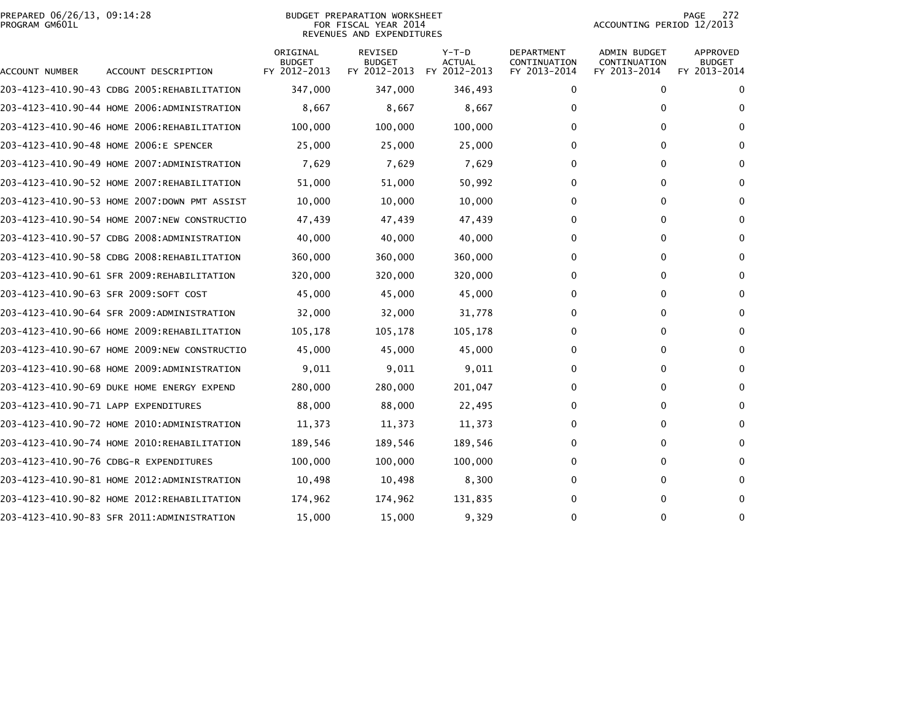BUDGET PREPARATION WORKSHEET
FOR FISCAL YEAR 2014
REVENUES AND EXPENDITURES

PREPARED 06/26/13, 09:14:28
PROGRAM GM601L

ACCOUNTING PERIOD 12/2013

| ACCOUNT NUMBER | ACCOUNT DESCRIPTION | ORIGINAL BUDGET FY 2012-2013 | REVISED BUDGET FY 2012-2013 | Y-T-D ACTUAL FY 2012-2013 | DEPARTMENT CONTINUATION FY 2013-2014 | ADMIN BUDGET CONTINUATION FY 2013-2014 | APPROVED BUDGET FY 2013-2014 |
|---|---|---|---|---|---|---|---|
| 203-4123-410.90-43 | CDBG 2005:REHABILITATION | 347,000 | 347,000 | 346,493 | 0 | 0 | 0 |
| 203-4123-410.90-44 | HOME 2006:ADMINISTRATION | 8,667 | 8,667 | 8,667 | 0 | 0 | 0 |
| 203-4123-410.90-46 | HOME 2006:REHABILITATION | 100,000 | 100,000 | 100,000 | 0 | 0 | 0 |
| 203-4123-410.90-48 | HOME 2006:E SPENCER | 25,000 | 25,000 | 25,000 | 0 | 0 | 0 |
| 203-4123-410.90-49 | HOME 2007:ADMINISTRATION | 7,629 | 7,629 | 7,629 | 0 | 0 | 0 |
| 203-4123-410.90-52 | HOME 2007:REHABILITATION | 51,000 | 51,000 | 50,992 | 0 | 0 | 0 |
| 203-4123-410.90-53 | HOME 2007:DOWN PMT ASSIST | 10,000 | 10,000 | 10,000 | 0 | 0 | 0 |
| 203-4123-410.90-54 | HOME 2007:NEW CONSTRUCTIO | 47,439 | 47,439 | 47,439 | 0 | 0 | 0 |
| 203-4123-410.90-57 | CDBG 2008:ADMINISTRATION | 40,000 | 40,000 | 40,000 | 0 | 0 | 0 |
| 203-4123-410.90-58 | CDBG 2008:REHABILITATION | 360,000 | 360,000 | 360,000 | 0 | 0 | 0 |
| 203-4123-410.90-61 | SFR 2009:REHABILITATION | 320,000 | 320,000 | 320,000 | 0 | 0 | 0 |
| 203-4123-410.90-63 | SFR 2009:SOFT COST | 45,000 | 45,000 | 45,000 | 0 | 0 | 0 |
| 203-4123-410.90-64 | SFR 2009:ADMINISTRATION | 32,000 | 32,000 | 31,778 | 0 | 0 | 0 |
| 203-4123-410.90-66 | HOME 2009:REHABILITATION | 105,178 | 105,178 | 105,178 | 0 | 0 | 0 |
| 203-4123-410.90-67 | HOME 2009:NEW CONSTRUCTIO | 45,000 | 45,000 | 45,000 | 0 | 0 | 0 |
| 203-4123-410.90-68 | HOME 2009:ADMINISTRATION | 9,011 | 9,011 | 9,011 | 0 | 0 | 0 |
| 203-4123-410.90-69 | DUKE HOME ENERGY EXPEND | 280,000 | 280,000 | 201,047 | 0 | 0 | 0 |
| 203-4123-410.90-71 | LAPP EXPENDITURES | 88,000 | 88,000 | 22,495 | 0 | 0 | 0 |
| 203-4123-410.90-72 | HOME 2010:ADMINISTRATION | 11,373 | 11,373 | 11,373 | 0 | 0 | 0 |
| 203-4123-410.90-74 | HOME 2010:REHABILITATION | 189,546 | 189,546 | 189,546 | 0 | 0 | 0 |
| 203-4123-410.90-76 | CDBG-R EXPENDITURES | 100,000 | 100,000 | 100,000 | 0 | 0 | 0 |
| 203-4123-410.90-81 | HOME 2012:ADMINISTRATION | 10,498 | 10,498 | 8,300 | 0 | 0 | 0 |
| 203-4123-410.90-82 | HOME 2012:REHABILITATION | 174,962 | 174,962 | 131,835 | 0 | 0 | 0 |
| 203-4123-410.90-83 | SFR 2011:ADMINISTRATION | 15,000 | 15,000 | 9,329 | 0 | 0 | 0 |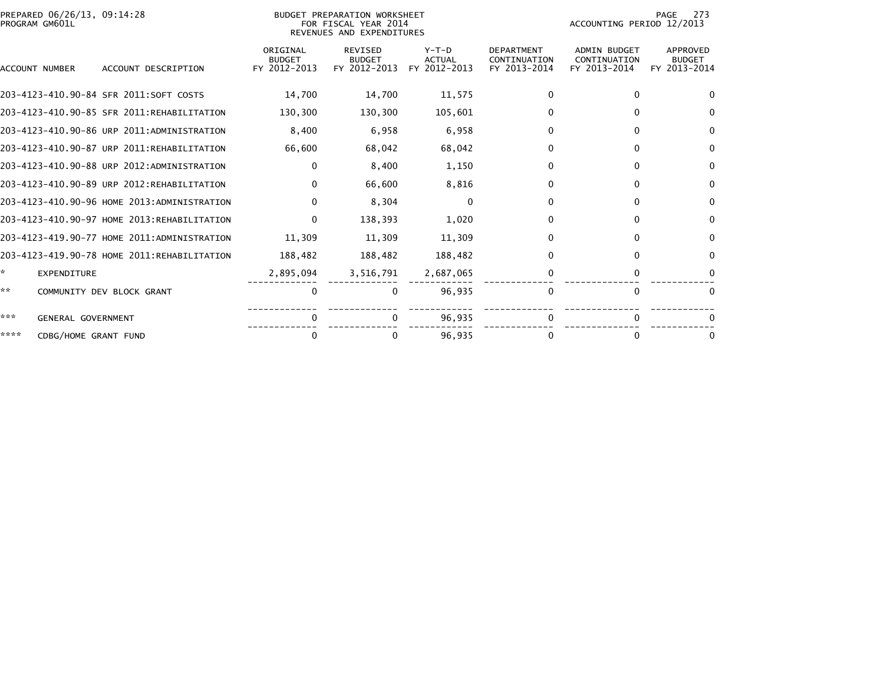BUDGET PREPARATION WORKSHEET
FOR FISCAL YEAR 2014
REVENUES AND EXPENDITURES

PREPARED 06/26/13, 09:14:28
PROGRAM GM601L

ACCOUNTING PERIOD 12/2013

| ACCOUNT NUMBER | ACCOUNT DESCRIPTION | ORIGINAL BUDGET FY 2012-2013 | REVISED BUDGET FY 2012-2013 | Y-T-D ACTUAL FY 2012-2013 | DEPARTMENT CONTINUATION FY 2013-2014 | ADMIN BUDGET CONTINUATION FY 2013-2014 | APPROVED BUDGET FY 2013-2014 |
|---|---|---|---|---|---|---|---|
| 203-4123-410.90-84 | SFR 2011:SOFT COSTS | 14,700 | 14,700 | 11,575 | 0 | 0 | 0 |
| 203-4123-410.90-85 | SFR 2011:REHABILITATION | 130,300 | 130,300 | 105,601 | 0 | 0 | 0 |
| 203-4123-410.90-86 | URP 2011:ADMINISTRATION | 8,400 | 6,958 | 6,958 | 0 | 0 | 0 |
| 203-4123-410.90-87 | URP 2011:REHABILITATION | 66,600 | 68,042 | 68,042 | 0 | 0 | 0 |
| 203-4123-410.90-88 | URP 2012:ADMINISTRATION | 0 | 8,400 | 1,150 | 0 | 0 | 0 |
| 203-4123-410.90-89 | URP 2012:REHABILITATION | 0 | 66,600 | 8,816 | 0 | 0 | 0 |
| 203-4123-410.90-96 | HOME 2013:ADMINISTRATION | 0 | 8,304 | 0 | 0 | 0 | 0 |
| 203-4123-410.90-97 | HOME 2013:REHABILITATION | 0 | 138,393 | 1,020 | 0 | 0 | 0 |
| 203-4123-419.90-77 | HOME 2011:ADMINISTRATION | 11,309 | 11,309 | 11,309 | 0 | 0 | 0 |
| 203-4123-419.90-78 | HOME 2011:REHABILITATION | 188,482 | 188,482 | 188,482 | 0 | 0 | 0 |
| * | EXPENDITURE | 2,895,094 | 3,516,791 | 2,687,065 | 0 | 0 | 0 |
| ** | COMMUNITY DEV BLOCK GRANT | 0 | 0 | 96,935 | 0 | 0 | 0 |
| *** | GENERAL GOVERNMENT | 0 | 0 | 96,935 | 0 | 0 | 0 |
| **** | CDBG/HOME GRANT FUND | 0 | 0 | 96,935 | 0 | 0 | 0 |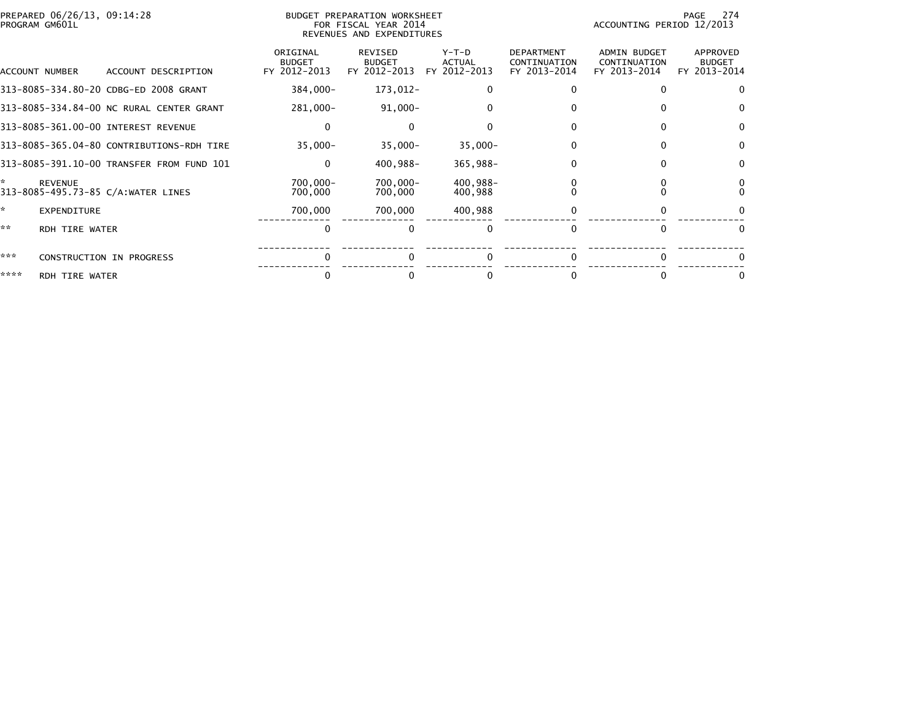BUDGET PREPARATION WORKSHEET
FOR FISCAL YEAR 2014
REVENUES AND EXPENDITURES

PREPARED 06/26/13, 09:14:28
PROGRAM GM601L

ACCOUNTING PERIOD 12/2013

| ACCOUNT NUMBER | ACCOUNT DESCRIPTION | ORIGINAL BUDGET FY 2012-2013 | REVISED BUDGET FY 2012-2013 | Y-T-D ACTUAL FY 2012-2013 | DEPARTMENT CONTINUATION FY 2013-2014 | ADMIN BUDGET CONTINUATION FY 2013-2014 | APPROVED BUDGET FY 2013-2014 |
|---|---|---|---|---|---|---|---|
| 313-8085-334.80-20 | CDBG-ED 2008 GRANT | 384,000- | 173,012- | 0 | 0 | 0 | 0 |
| 313-8085-334.84-00 | NC RURAL CENTER GRANT | 281,000- | 91,000- | 0 | 0 | 0 | 0 |
| 313-8085-361.00-00 | INTEREST REVENUE | 0 | 0 | 0 | 0 | 0 | 0 |
| 313-8085-365.04-80 | CONTRIBUTIONS-RDH TIRE | 35,000- | 35,000- | 35,000- | 0 | 0 | 0 |
| 313-8085-391.10-00 | TRANSFER FROM FUND 101 | 0 | 400,988- | 365,988- | 0 | 0 | 0 |
| * | REVENUE | 700,000- | 700,000- | 400,988- | 0 | 0 | 0 |
| 313-8085-495.73-85 | C/A:WATER LINES | 700,000 | 700,000 | 400,988 | 0 | 0 | 0 |
| * | EXPENDITURE | 700,000 | 700,000 | 400,988 | 0 | 0 | 0 |
| ** | RDH TIRE WATER | 0 | 0 | 0 | 0 | 0 | 0 |
| *** | CONSTRUCTION IN PROGRESS | 0 | 0 | 0 | 0 | 0 | 0 |
| **** | RDH TIRE WATER | 0 | 0 | 0 | 0 | 0 | 0 |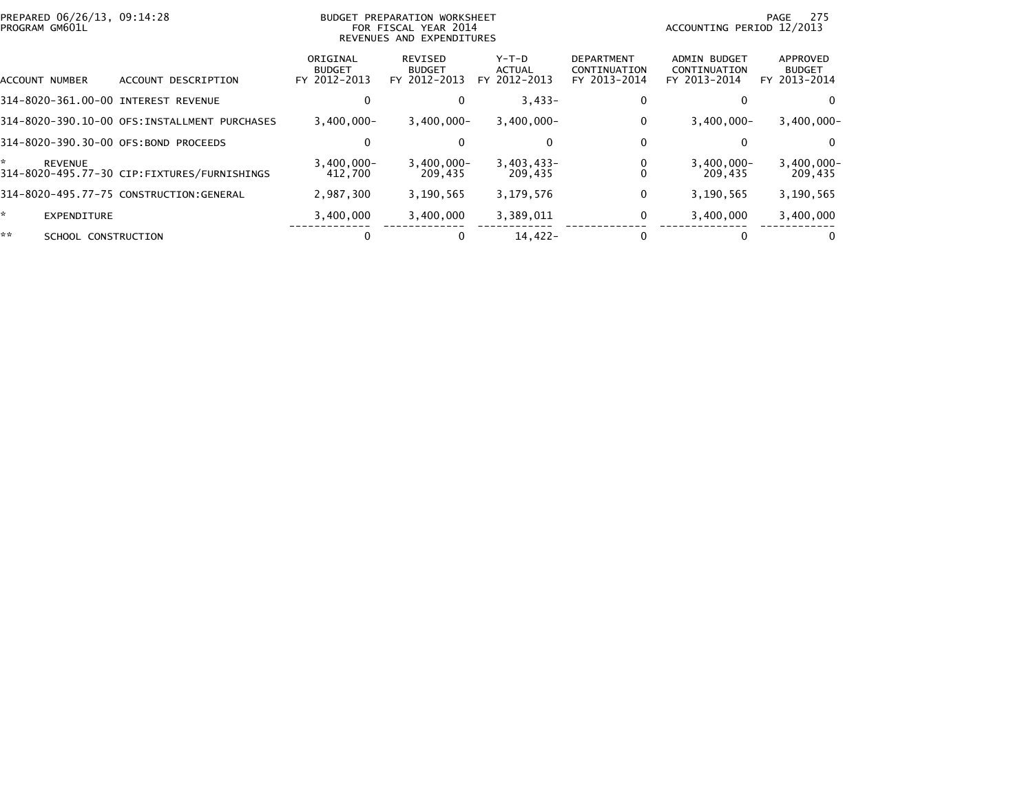PREPARED 06/26/13, 09:14:28
PROGRAM GM601L

BUDGET PREPARATION WORKSHEET
FOR FISCAL YEAR 2014
REVENUES AND EXPENDITURES

ACCOUNTING PERIOD 12/2013

| ACCOUNT NUMBER | ACCOUNT DESCRIPTION | ORIGINAL BUDGET FY 2012-2013 | REVISED BUDGET FY 2012-2013 | Y-T-D ACTUAL FY 2012-2013 | DEPARTMENT CONTINUATION FY 2013-2014 | ADMIN BUDGET CONTINUATION FY 2013-2014 | APPROVED BUDGET FY 2013-2014 |
|---|---|---|---|---|---|---|---|
| 314-8020-361.00-00 | INTEREST REVENUE | 0 | 0 | 3,433- | 0 | 0 | 0 |
| 314-8020-390.10-00 | OFS:INSTALLMENT PURCHASES | 3,400,000- | 3,400,000- | 3,400,000- | 0 | 3,400,000- | 3,400,000- |
| 314-8020-390.30-00 | OFS:BOND PROCEEDS | 0 | 0 | 0 | 0 | 0 | 0 |
| * | REVENUE | 3,400,000- | 3,400,000- | 3,403,433- | 0 | 3,400,000- | 3,400,000- |
| 314-8020-495.77-30 | CIP:FIXTURES/FURNISHINGS | 412,700 | 209,435 | 209,435 | 0 | 209,435 | 209,435 |
| 314-8020-495.77-75 | CONSTRUCTION:GENERAL | 2,987,300 | 3,190,565 | 3,179,576 | 0 | 3,190,565 | 3,190,565 |
| * | EXPENDITURE | 3,400,000 | 3,400,000 | 3,389,011 | 0 | 3,400,000 | 3,400,000 |
| ** | SCHOOL CONSTRUCTION | 0 | 0 | 14,422- | 0 | 0 | 0 |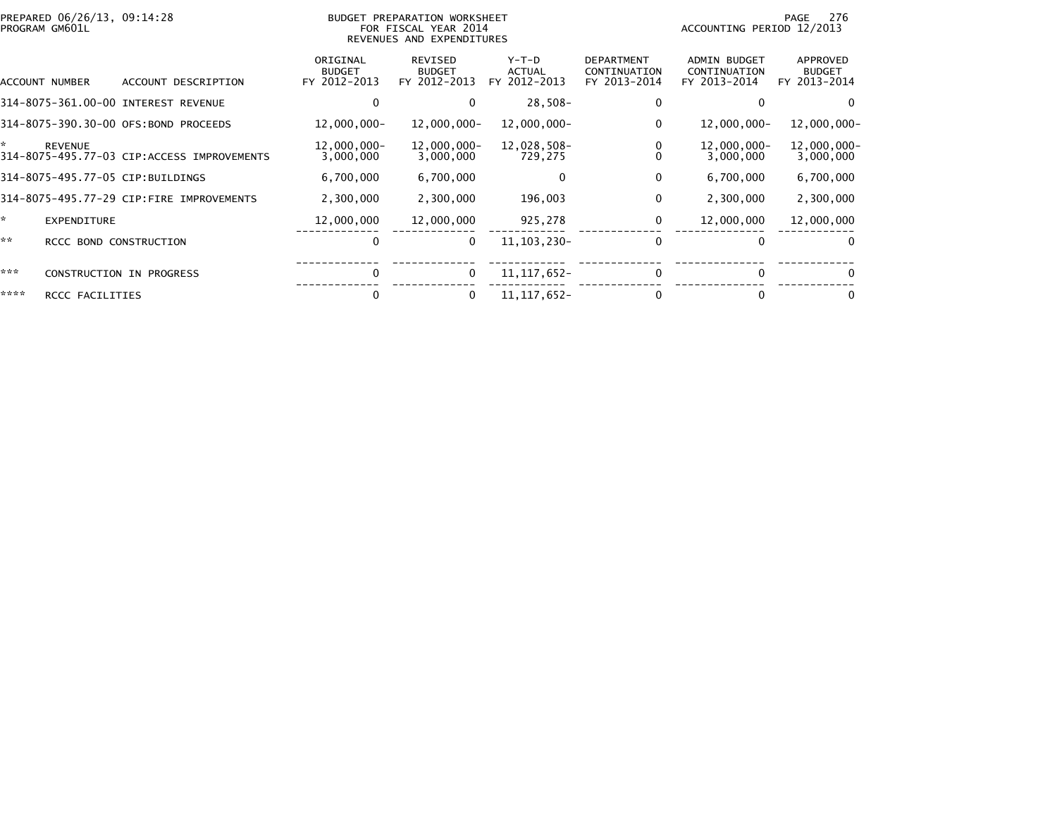PREPARED 06/26/13, 09:14:28
PROGRAM GM601L

BUDGET PREPARATION WORKSHEET
FOR FISCAL YEAR 2014
REVENUES AND EXPENDITURES

ACCOUNTING PERIOD 12/2013

| ACCOUNT NUMBER | ACCOUNT DESCRIPTION | ORIGINAL BUDGET FY 2012-2013 | REVISED BUDGET FY 2012-2013 | Y-T-D ACTUAL FY 2012-2013 | DEPARTMENT CONTINUATION FY 2013-2014 | ADMIN BUDGET CONTINUATION FY 2013-2014 | APPROVED BUDGET FY 2013-2014 |
|---|---|---|---|---|---|---|---|
| 314-8075-361.00-00 | INTEREST REVENUE | 0 | 0 | 28,508- | 0 | 0 | 0 |
| 314-8075-390.30-00 | OFS:BOND PROCEEDS | 12,000,000- | 12,000,000- | 12,000,000- | 0 | 12,000,000- | 12,000,000- |
| * | REVENUE | 12,000,000- | 12,000,000- | 12,028,508- | 0 | 12,000,000- | 12,000,000- |
| 314-8075-495.77-03 | CIP:ACCESS IMPROVEMENTS | 3,000,000 | 3,000,000 | 729,275 | 0 | 3,000,000 | 3,000,000 |
| 314-8075-495.77-05 | CIP:BUILDINGS | 6,700,000 | 6,700,000 | 0 | 0 | 6,700,000 | 6,700,000 |
| 314-8075-495.77-29 | CIP:FIRE IMPROVEMENTS | 2,300,000 | 2,300,000 | 196,003 | 0 | 2,300,000 | 2,300,000 |
| * | EXPENDITURE | 12,000,000 | 12,000,000 | 925,278 | 0 | 12,000,000 | 12,000,000 |
| ** | RCCC BOND CONSTRUCTION | 0 | 0 | 11,103,230- | 0 | 0 | 0 |
| *** | CONSTRUCTION IN PROGRESS | 0 | 0 | 11,117,652- | 0 | 0 | 0 |
| **** | RCCC FACILITIES | 0 | 0 | 11,117,652- | 0 | 0 | 0 |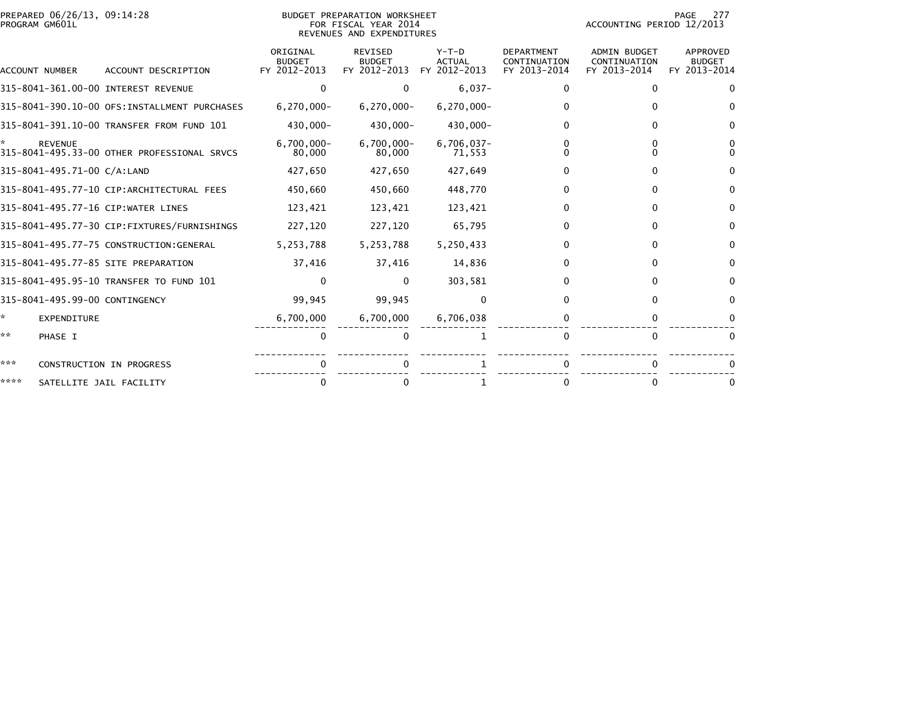PREPARED 06/26/13, 09:14:28
PROGRAM GM601L

BUDGET PREPARATION WORKSHEET
FOR FISCAL YEAR 2014
REVENUES AND EXPENDITURES

ACCOUNTING PERIOD 12/2013

| ACCOUNT NUMBER | ACCOUNT DESCRIPTION | ORIGINAL BUDGET FY 2012-2013 | REVISED BUDGET FY 2012-2013 | Y-T-D ACTUAL FY 2012-2013 | DEPARTMENT CONTINUATION FY 2013-2014 | ADMIN BUDGET CONTINUATION FY 2013-2014 | APPROVED BUDGET FY 2013-2014 |
|---|---|---|---|---|---|---|---|
| 315-8041-361.00-00 | INTEREST REVENUE | 0 | 0 | 6,037- | 0 | 0 | 0 |
| 315-8041-390.10-00 | OFS:INSTALLMENT PURCHASES | 6,270,000- | 6,270,000- | 6,270,000- | 0 | 0 | 0 |
| 315-8041-391.10-00 | TRANSFER FROM FUND 101 | 430,000- | 430,000- | 430,000- | 0 | 0 | 0 |
| * | REVENUE | 6,700,000- | 6,700,000- | 6,706,037- | 0 | 0 | 0 |
| 315-8041-495.33-00 | OTHER PROFESSIONAL SRVCS | 80,000 | 80,000 | 71,553 | 0 | 0 | 0 |
| 315-8041-495.71-00 | C/A:LAND | 427,650 | 427,650 | 427,649 | 0 | 0 | 0 |
| 315-8041-495.77-10 | CIP:ARCHITECTURAL FEES | 450,660 | 450,660 | 448,770 | 0 | 0 | 0 |
| 315-8041-495.77-16 | CIP:WATER LINES | 123,421 | 123,421 | 123,421 | 0 | 0 | 0 |
| 315-8041-495.77-30 | CIP:FIXTURES/FURNISHINGS | 227,120 | 227,120 | 65,795 | 0 | 0 | 0 |
| 315-8041-495.77-75 | CONSTRUCTION:GENERAL | 5,253,788 | 5,253,788 | 5,250,433 | 0 | 0 | 0 |
| 315-8041-495.77-85 | SITE PREPARATION | 37,416 | 37,416 | 14,836 | 0 | 0 | 0 |
| 315-8041-495.95-10 | TRANSFER TO FUND 101 | 0 | 0 | 303,581 | 0 | 0 | 0 |
| 315-8041-495.99-00 | CONTINGENCY | 99,945 | 99,945 | 0 | 0 | 0 | 0 |
| * | EXPENDITURE | 6,700,000 | 6,700,000 | 6,706,038 | 0 | 0 | 0 |
| ** | PHASE I | 0 | 0 | 1 | 0 | 0 | 0 |
| *** | CONSTRUCTION IN PROGRESS | 0 | 0 | 1 | 0 | 0 | 0 |
| **** | SATELLITE JAIL FACILITY | 0 | 0 | 1 | 0 | 0 | 0 |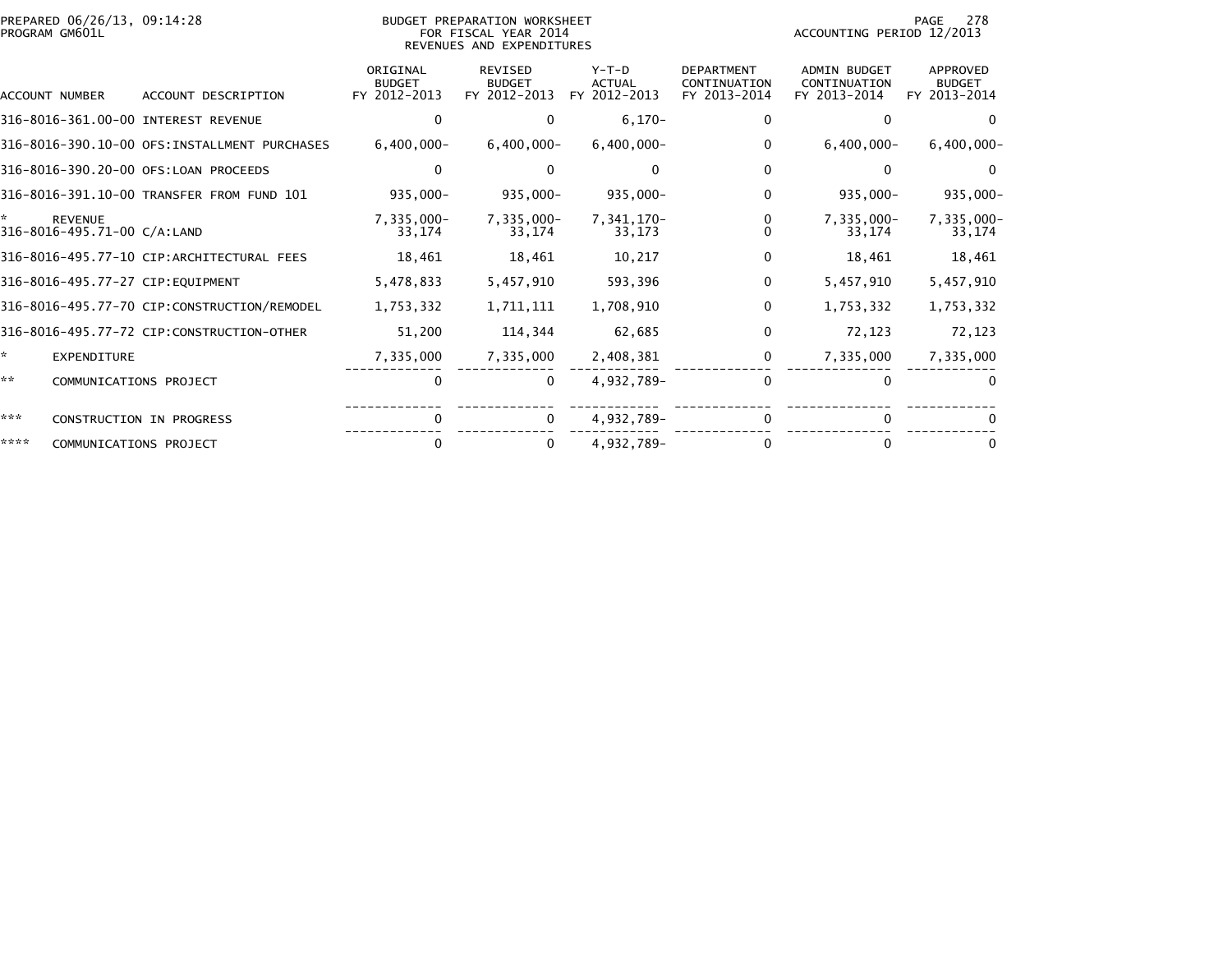BUDGET PREPARATION WORKSHEET
FOR FISCAL YEAR 2014
REVENUES AND EXPENDITURES

PREPARED 06/26/13, 09:14:28
PROGRAM GM601L

ACCOUNTING PERIOD 12/2013

| ACCOUNT NUMBER | ACCOUNT DESCRIPTION | ORIGINAL BUDGET FY 2012-2013 | REVISED BUDGET FY 2012-2013 | Y-T-D ACTUAL FY 2012-2013 | DEPARTMENT CONTINUATION FY 2013-2014 | ADMIN BUDGET CONTINUATION FY 2013-2014 | APPROVED BUDGET FY 2013-2014 |
|---|---|---|---|---|---|---|---|
| 316-8016-361.00-00 | INTEREST REVENUE | 0 | 0 | 6,170- | 0 | 0 | 0 |
| 316-8016-390.10-00 | OFS:INSTALLMENT PURCHASES | 6,400,000- | 6,400,000- | 6,400,000- | 0 | 6,400,000- | 6,400,000- |
| 316-8016-390.20-00 | OFS:LOAN PROCEEDS | 0 | 0 | 0 | 0 | 0 | 0 |
| 316-8016-391.10-00 | TRANSFER FROM FUND 101 | 935,000- | 935,000- | 935,000- | 0 | 935,000- | 935,000- |
| * | REVENUE | 7,335,000- | 7,335,000- | 7,341,170- | 0 | 7,335,000- | 7,335,000- |
| 316-8016-495.71-00 | C/A:LAND | 33,174 | 33,174 | 33,173 | 0 | 33,174 | 33,174 |
| 316-8016-495.77-10 | CIP:ARCHITECTURAL FEES | 18,461 | 18,461 | 10,217 | 0 | 18,461 | 18,461 |
| 316-8016-495.77-27 | CIP:EQUIPMENT | 5,478,833 | 5,457,910 | 593,396 | 0 | 5,457,910 | 5,457,910 |
| 316-8016-495.77-70 | CIP:CONSTRUCTION/REMODEL | 1,753,332 | 1,711,111 | 1,708,910 | 0 | 1,753,332 | 1,753,332 |
| 316-8016-495.77-72 | CIP:CONSTRUCTION-OTHER | 51,200 | 114,344 | 62,685 | 0 | 72,123 | 72,123 |
| * | EXPENDITURE | 7,335,000 | 7,335,000 | 2,408,381 | 0 | 7,335,000 | 7,335,000 |
| ** | COMMUNICATIONS PROJECT | 0 | 0 | 4,932,789- | 0 | 0 | 0 |
| *** | CONSTRUCTION IN PROGRESS | 0 | 0 | 4,932,789- | 0 | 0 | 0 |
| **** | COMMUNICATIONS PROJECT | 0 | 0 | 4,932,789- | 0 | 0 | 0 |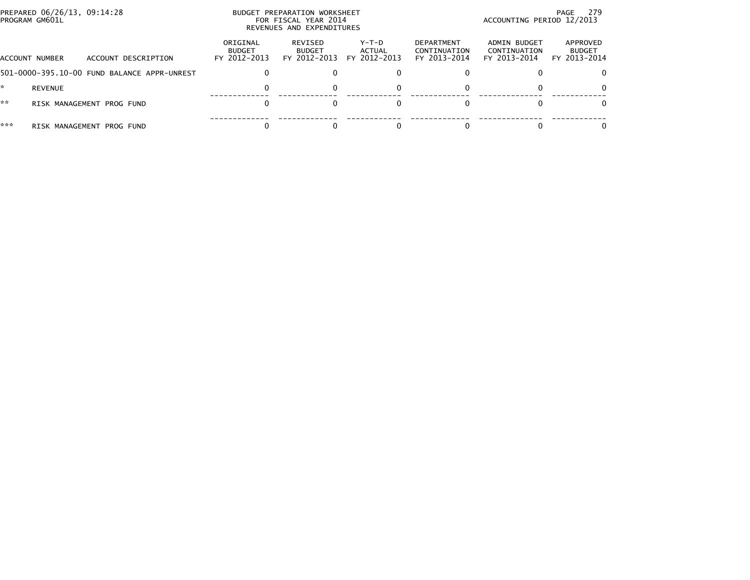BUDGET PREPARATION WORKSHEET
FOR FISCAL YEAR 2014
REVENUES AND EXPENDITURES

PREPARED 06/26/13, 09:14:28
PROGRAM GM601L

ACCOUNTING PERIOD 12/2013

| ACCOUNT NUMBER | ACCOUNT DESCRIPTION | ORIGINAL BUDGET FY 2012-2013 | REVISED BUDGET FY 2012-2013 | Y-T-D ACTUAL FY 2012-2013 | DEPARTMENT CONTINUATION FY 2013-2014 | ADMIN BUDGET CONTINUATION FY 2013-2014 | APPROVED BUDGET FY 2013-2014 |
|---|---|---|---|---|---|---|---|
| 501-0000-395.10-00 | FUND BALANCE APPR-UNREST | 0 | 0 | 0 | 0 | 0 | 0 |
| * | REVENUE | 0 | 0 | 0 | 0 | 0 | 0 |
| ** | RISK MANAGEMENT PROG FUND | 0 | 0 | 0 | 0 | 0 | 0 |
| *** | RISK MANAGEMENT PROG FUND | 0 | 0 | 0 | 0 | 0 | 0 |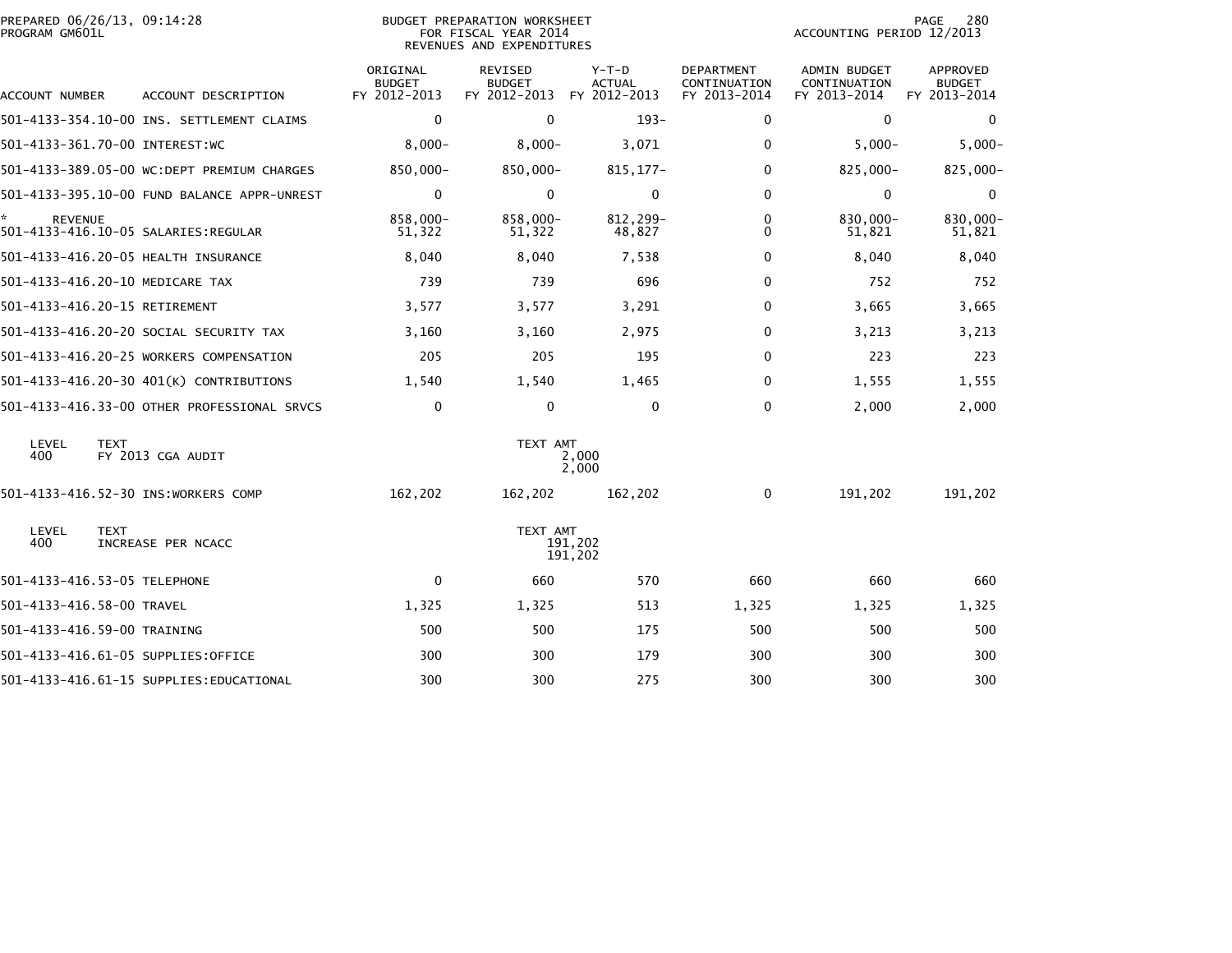PREPARED 06/26/13, 09:14:28
PROGRAM GM601L

BUDGET PREPARATION WORKSHEET
FOR FISCAL YEAR 2014
REVENUES AND EXPENDITURES

ACCOUNTING PERIOD 12/2013

| ACCOUNT NUMBER | ACCOUNT DESCRIPTION | ORIGINAL BUDGET FY 2012-2013 | REVISED BUDGET FY 2012-2013 | Y-T-D ACTUAL FY 2012-2013 | DEPARTMENT CONTINUATION FY 2013-2014 | ADMIN BUDGET CONTINUATION FY 2013-2014 | APPROVED BUDGET FY 2013-2014 |
|---|---|---|---|---|---|---|---|
| 501-4133-354.10-00 | INS. SETTLEMENT CLAIMS | 0 | 0 | 193- | 0 | 0 | 0 |
| 501-4133-361.70-00 | INTEREST:WC | 8,000- | 8,000- | 3,071 | 0 | 5,000- | 5,000- |
| 501-4133-389.05-00 | WC:DEPT PREMIUM CHARGES | 850,000- | 850,000- | 815,177- | 0 | 825,000- | 825,000- |
| 501-4133-395.10-00 | FUND BALANCE APPR-UNREST | 0 | 0 | 0 | 0 | 0 | 0 |
| * REVENUE | | 858,000- | 858,000- | 812,299- | 0 | 830,000- | 830,000- |
| 501-4133-416.10-05 | SALARIES:REGULAR | 51,322 | 51,322 | 48,827 | 0 | 51,821 | 51,821 |
| 501-4133-416.20-05 | HEALTH INSURANCE | 8,040 | 8,040 | 7,538 | 0 | 8,040 | 8,040 |
| 501-4133-416.20-10 | MEDICARE TAX | 739 | 739 | 696 | 0 | 752 | 752 |
| 501-4133-416.20-15 | RETIREMENT | 3,577 | 3,577 | 3,291 | 0 | 3,665 | 3,665 |
| 501-4133-416.20-20 | SOCIAL SECURITY TAX | 3,160 | 3,160 | 2,975 | 0 | 3,213 | 3,213 |
| 501-4133-416.20-25 | WORKERS COMPENSATION | 205 | 205 | 195 | 0 | 223 | 223 |
| 501-4133-416.20-30 | 401(K) CONTRIBUTIONS | 1,540 | 1,540 | 1,465 | 0 | 1,555 | 1,555 |
| 501-4133-416.33-00 | OTHER PROFESSIONAL SRVCS | 0 | 0 | 0 | 0 | 2,000 | 2,000 |

| LEVEL | TEXT | TEXT AMT |
|---|---|---|
| 400 | FY 2013 CGA AUDIT | 2,000 |
| | | 2,000 |

| ACCOUNT NUMBER | ACCOUNT DESCRIPTION | ORIGINAL BUDGET FY 2012-2013 | REVISED BUDGET FY 2012-2013 | Y-T-D ACTUAL FY 2012-2013 | DEPARTMENT CONTINUATION FY 2013-2014 | ADMIN BUDGET CONTINUATION FY 2013-2014 | APPROVED BUDGET FY 2013-2014 |
|---|---|---|---|---|---|---|---|
| 501-4133-416.52-30 | INS:WORKERS COMP | 162,202 | 162,202 | 162,202 | 0 | 191,202 | 191,202 |

| LEVEL | TEXT | TEXT AMT |
|---|---|---|
| 400 | INCREASE PER NCACC | 191,202 |
| | | 191,202 |

| ACCOUNT NUMBER | ACCOUNT DESCRIPTION | ORIGINAL BUDGET FY 2012-2013 | REVISED BUDGET FY 2012-2013 | Y-T-D ACTUAL FY 2012-2013 | DEPARTMENT CONTINUATION FY 2013-2014 | ADMIN BUDGET CONTINUATION FY 2013-2014 | APPROVED BUDGET FY 2013-2014 |
|---|---|---|---|---|---|---|---|
| 501-4133-416.53-05 | TELEPHONE | 0 | 660 | 570 | 660 | 660 | 660 |
| 501-4133-416.58-00 | TRAVEL | 1,325 | 1,325 | 513 | 1,325 | 1,325 | 1,325 |
| 501-4133-416.59-00 | TRAINING | 500 | 500 | 175 | 500 | 500 | 500 |
| 501-4133-416.61-05 | SUPPLIES:OFFICE | 300 | 300 | 179 | 300 | 300 | 300 |
| 501-4133-416.61-15 | SUPPLIES:EDUCATIONAL | 300 | 300 | 275 | 300 | 300 | 300 |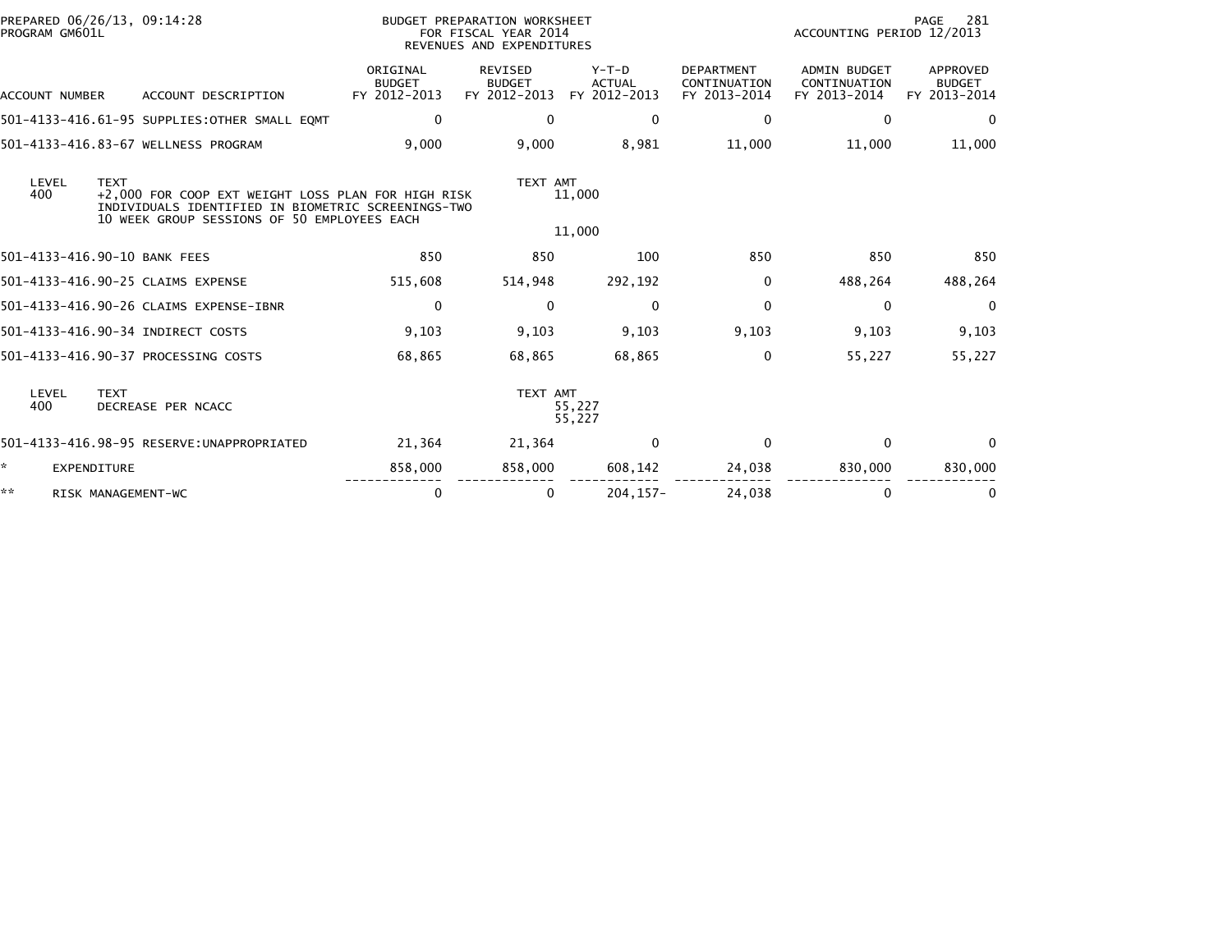BUDGET PREPARATION WORKSHEET
FOR FISCAL YEAR 2014
REVENUES AND EXPENDITURES

PREPARED 06/26/13, 09:14:28
PROGRAM GM601L

ACCOUNTING PERIOD 12/2013

| ACCOUNT NUMBER | ACCOUNT DESCRIPTION | ORIGINAL BUDGET FY 2012-2013 | REVISED BUDGET FY 2012-2013 | Y-T-D ACTUAL FY 2012-2013 | DEPARTMENT CONTINUATION FY 2013-2014 | ADMIN BUDGET CONTINUATION FY 2013-2014 | APPROVED BUDGET FY 2013-2014 |
|---|---|---|---|---|---|---|---|
| 501-4133-416.61-95 | SUPPLIES:OTHER SMALL EQMT | 0 | 0 | 0 | 0 | 0 | 0 |
| 501-4133-416.83-67 | WELLNESS PROGRAM | 9,000 | 9,000 | 8,981 | 11,000 | 11,000 | 11,000 |

| LEVEL | TEXT | TEXT AMT |
|---|---|---|
| 400 | +2,000 FOR COOP EXT WEIGHT LOSS PLAN FOR HIGH RISK INDIVIDUALS IDENTIFIED IN BIOMETRIC SCREENINGS-TWO 10 WEEK GROUP SESSIONS OF 50 EMPLOYEES EACH | 11,000 |
| | | 11,000 |

| ACCOUNT NUMBER | ACCOUNT DESCRIPTION | ORIGINAL BUDGET FY 2012-2013 | REVISED BUDGET FY 2012-2013 | Y-T-D ACTUAL FY 2012-2013 | DEPARTMENT CONTINUATION FY 2013-2014 | ADMIN BUDGET CONTINUATION FY 2013-2014 | APPROVED BUDGET FY 2013-2014 |
|---|---|---|---|---|---|---|---|
| 501-4133-416.90-10 | BANK FEES | 850 | 850 | 100 | 850 | 850 | 850 |
| 501-4133-416.90-25 | CLAIMS EXPENSE | 515,608 | 514,948 | 292,192 | 0 | 488,264 | 488,264 |
| 501-4133-416.90-26 | CLAIMS EXPENSE-IBNR | 0 | 0 | 0 | 0 | 0 | 0 |
| 501-4133-416.90-34 | INDIRECT COSTS | 9,103 | 9,103 | 9,103 | 9,103 | 9,103 | 9,103 |
| 501-4133-416.90-37 | PROCESSING COSTS | 68,865 | 68,865 | 68,865 | 0 | 55,227 | 55,227 |

| LEVEL | TEXT | TEXT AMT |
|---|---|---|
| 400 | DECREASE PER NCACC | 55,227 |
| | | 55,227 |

| ACCOUNT NUMBER | ACCOUNT DESCRIPTION | ORIGINAL BUDGET FY 2012-2013 | REVISED BUDGET FY 2012-2013 | Y-T-D ACTUAL FY 2012-2013 | DEPARTMENT CONTINUATION FY 2013-2014 | ADMIN BUDGET CONTINUATION FY 2013-2014 | APPROVED BUDGET FY 2013-2014 |
|---|---|---|---|---|---|---|---|
| 501-4133-416.98-95 | RESERVE:UNAPPROPRIATED | 21,364 | 21,364 | 0 | 0 | 0 | 0 |
| * | EXPENDITURE | 858,000 | 858,000 | 608,142 | 24,038 | 830,000 | 830,000 |
| ** | RISK MANAGEMENT-WC | 0 | 0 | 204,157- | 24,038 | 0 | 0 |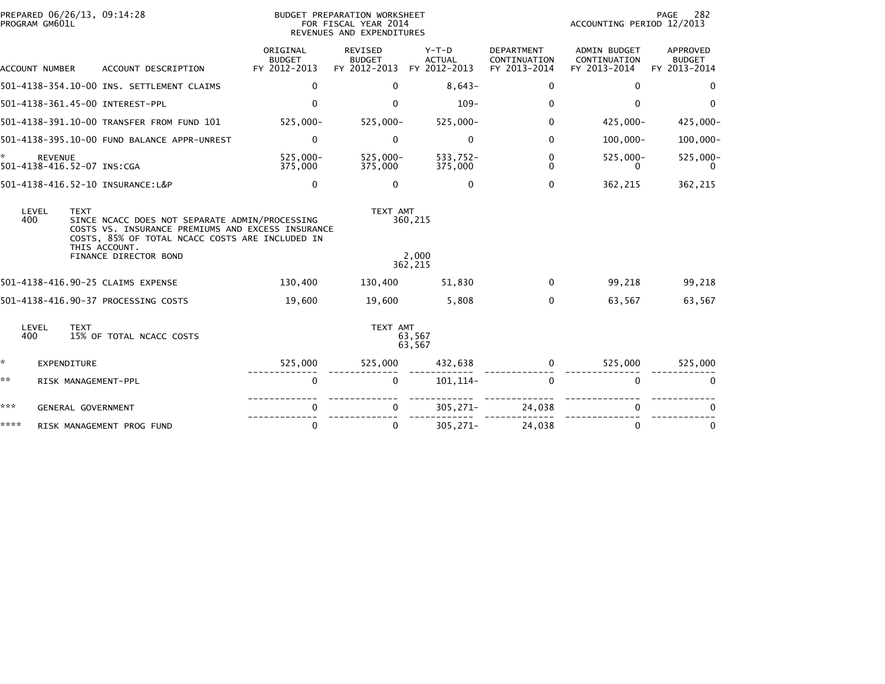PREPARED 06/26/13, 09:14:28
PROGRAM GM601L

BUDGET PREPARATION WORKSHEET
FOR FISCAL YEAR 2014
REVENUES AND EXPENDITURES

ACCOUNTING PERIOD 12/2013

| ACCOUNT NUMBER | ACCOUNT DESCRIPTION | ORIGINAL BUDGET FY 2012-2013 | REVISED BUDGET FY 2012-2013 | Y-T-D ACTUAL FY 2012-2013 | DEPARTMENT CONTINUATION FY 2013-2014 | ADMIN BUDGET CONTINUATION FY 2013-2014 | APPROVED BUDGET FY 2013-2014 |
|---|---|---|---|---|---|---|---|
| 501-4138-354.10-00 | INS. SETTLEMENT CLAIMS | 0 | 0 | 8,643- | 0 | 0 | 0 |
| 501-4138-361.45-00 | INTEREST-PPL | 0 | 0 | 109- | 0 | 0 | 0 |
| 501-4138-391.10-00 | TRANSFER FROM FUND 101 | 525,000- | 525,000- | 525,000- | 0 | 425,000- | 425,000- |
| 501-4138-395.10-00 | FUND BALANCE APPR-UNREST | 0 | 0 | 0 | 0 | 100,000- | 100,000- |
| * | REVENUE | 525,000- | 525,000- | 533,752- | 0 | 525,000- | 525,000- |
| 501-4138-416.52-07 | INS:CGA | 375,000 | 375,000 | 375,000 | 0 | 0 | 0 |
| 501-4138-416.52-10 | INSURANCE:L&P | 0 | 0 | 0 | 0 | 362,215 | 362,215 |

| LEVEL | TEXT | TEXT AMT |
|---|---|---|
| 400 | SINCE NCACC DOES NOT SEPARATE ADMIN/PROCESSING COSTS VS. INSURANCE PREMIUMS AND EXCESS INSURANCE COSTS, 85% OF TOTAL NCACC COSTS ARE INCLUDED IN THIS ACCOUNT. | 360,215 |
| | FINANCE DIRECTOR BOND | 2,000 |
| | | 362,215 |

| ACCOUNT NUMBER | ACCOUNT DESCRIPTION | ORIGINAL BUDGET FY 2012-2013 | REVISED BUDGET FY 2012-2013 | Y-T-D ACTUAL FY 2012-2013 | DEPARTMENT CONTINUATION FY 2013-2014 | ADMIN BUDGET CONTINUATION FY 2013-2014 | APPROVED BUDGET FY 2013-2014 |
|---|---|---|---|---|---|---|---|
| 501-4138-416.90-25 | CLAIMS EXPENSE | 130,400 | 130,400 | 51,830 | 0 | 99,218 | 99,218 |
| 501-4138-416.90-37 | PROCESSING COSTS | 19,600 | 19,600 | 5,808 | 0 | 63,567 | 63,567 |

| LEVEL | TEXT | TEXT AMT |
|---|---|---|
| 400 | 15% OF TOTAL NCACC COSTS | 63,567 |
| | | 63,567 |

| | | ORIGINAL BUDGET FY 2012-2013 | REVISED BUDGET FY 2012-2013 | Y-T-D ACTUAL FY 2012-2013 | DEPARTMENT CONTINUATION FY 2013-2014 | ADMIN BUDGET CONTINUATION FY 2013-2014 | APPROVED BUDGET FY 2013-2014 |
|---|---|---|---|---|---|---|---|
| * | EXPENDITURE | 525,000 | 525,000 | 432,638 | 0 | 525,000 | 525,000 |
| ** | RISK MANAGEMENT-PPL | 0 | 0 | 101,114- | 0 | 0 | 0 |
| *** | GENERAL GOVERNMENT | 0 | 0 | 305,271- | 24,038 | 0 | 0 |
| **** | RISK MANAGEMENT PROG FUND | 0 | 0 | 305,271- | 24,038 | 0 | 0 |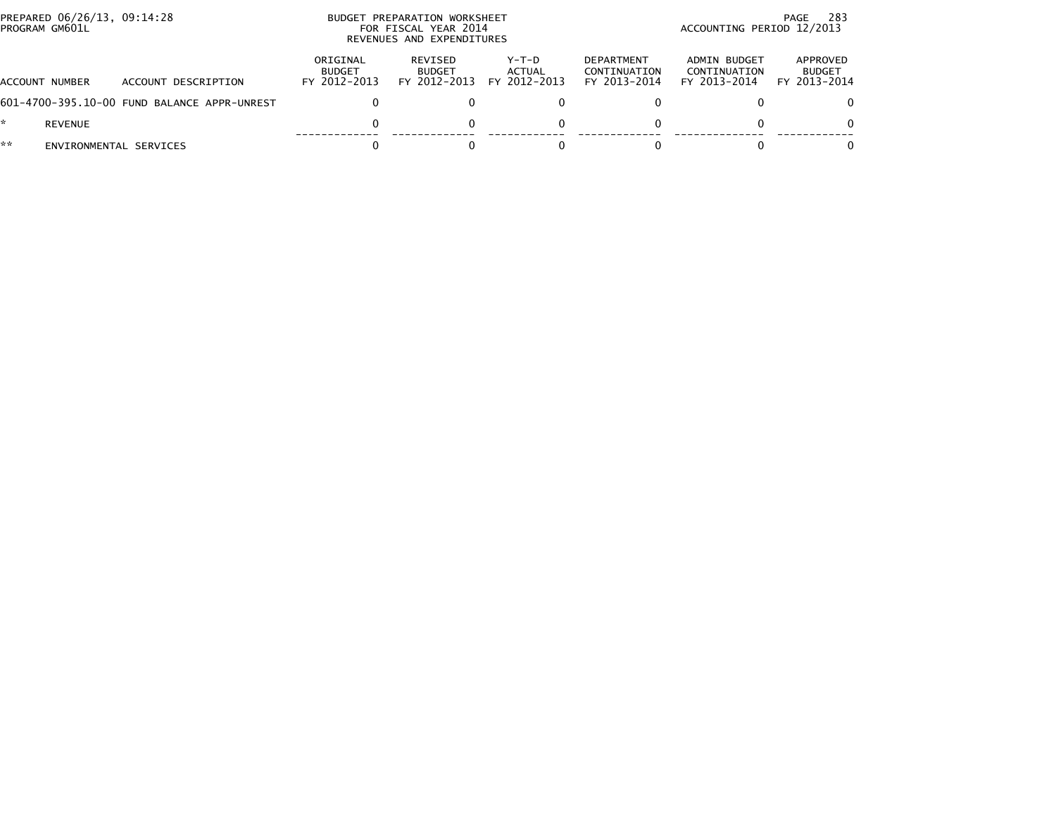PREPARED 06/26/13, 09:14:28
PROGRAM GM601L

BUDGET PREPARATION WORKSHEET
FOR FISCAL YEAR 2014
REVENUES AND EXPENDITURES

ACCOUNTING PERIOD 12/2013

| ACCOUNT NUMBER | ACCOUNT DESCRIPTION | ORIGINAL BUDGET FY 2012-2013 | REVISED BUDGET FY 2012-2013 | Y-T-D ACTUAL FY 2012-2013 | DEPARTMENT CONTINUATION FY 2013-2014 | ADMIN BUDGET CONTINUATION FY 2013-2014 | APPROVED BUDGET FY 2013-2014 |
|---|---|---|---|---|---|---|---|
| 601-4700-395.10-00 | FUND BALANCE APPR-UNREST | 0 | 0 | 0 | 0 | 0 | 0 |
| * | REVENUE | 0 | 0 | 0 | 0 | 0 | 0 |
| ** | ENVIRONMENTAL SERVICES | 0 | 0 | 0 | 0 | 0 | 0 |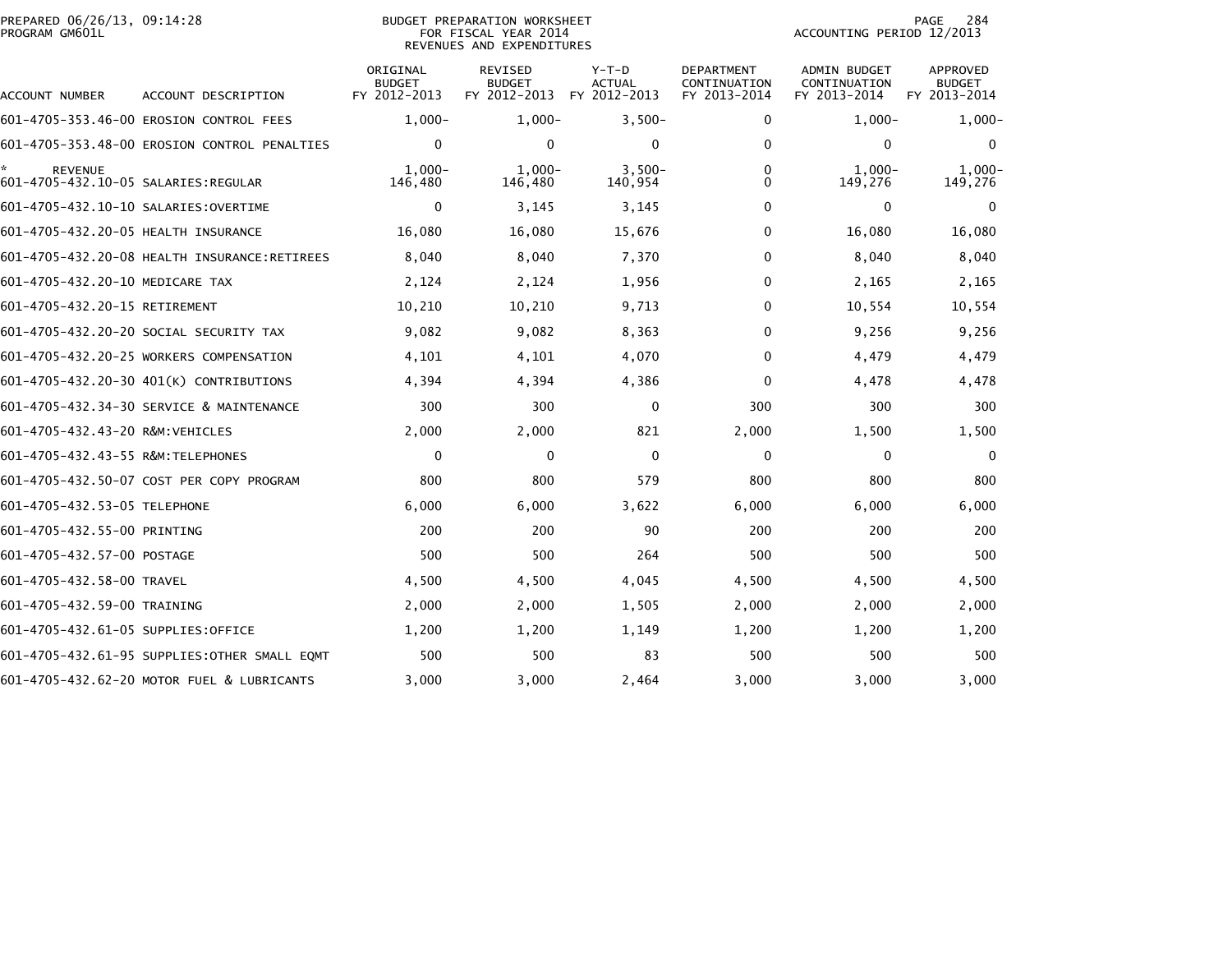# BUDGET PREPARATION WORKSHEET
## FOR FISCAL YEAR 2014
## REVENUES AND EXPENDITURES

PREPARED 06/26/13, 09:14:28
PROGRAM GM601L

ACCOUNTING PERIOD 12/2013

| ACCOUNT NUMBER | ACCOUNT DESCRIPTION | ORIGINAL BUDGET FY 2012-2013 | REVISED BUDGET FY 2012-2013 | Y-T-D ACTUAL FY 2012-2013 | DEPARTMENT CONTINUATION FY 2013-2014 | ADMIN BUDGET CONTINUATION FY 2013-2014 | APPROVED BUDGET FY 2013-2014 |
|---|---|---|---|---|---|---|---|
| 601-4705-353.46-00 | EROSION CONTROL FEES | 1,000- | 1,000- | 3,500- | 0 | 1,000- | 1,000- |
| 601-4705-353.48-00 | EROSION CONTROL PENALTIES | 0 | 0 | 0 | 0 | 0 | 0 |
| * | REVENUE | 1,000- | 1,000- | 3,500- | 0 | 1,000- | 1,000- |
| 601-4705-432.10-05 | SALARIES:REGULAR | 146,480 | 146,480 | 140,954 | 0 | 149,276 | 149,276 |
| 601-4705-432.10-10 | SALARIES:OVERTIME | 0 | 3,145 | 3,145 | 0 | 0 | 0 |
| 601-4705-432.20-05 | HEALTH INSURANCE | 16,080 | 16,080 | 15,676 | 0 | 16,080 | 16,080 |
| 601-4705-432.20-08 | HEALTH INSURANCE:RETIREES | 8,040 | 8,040 | 7,370 | 0 | 8,040 | 8,040 |
| 601-4705-432.20-10 | MEDICARE TAX | 2,124 | 2,124 | 1,956 | 0 | 2,165 | 2,165 |
| 601-4705-432.20-15 | RETIREMENT | 10,210 | 10,210 | 9,713 | 0 | 10,554 | 10,554 |
| 601-4705-432.20-20 | SOCIAL SECURITY TAX | 9,082 | 9,082 | 8,363 | 0 | 9,256 | 9,256 |
| 601-4705-432.20-25 | WORKERS COMPENSATION | 4,101 | 4,101 | 4,070 | 0 | 4,479 | 4,479 |
| 601-4705-432.20-30 | 401(K) CONTRIBUTIONS | 4,394 | 4,394 | 4,386 | 0 | 4,478 | 4,478 |
| 601-4705-432.34-30 | SERVICE & MAINTENANCE | 300 | 300 | 0 | 300 | 300 | 300 |
| 601-4705-432.43-20 | R&M:VEHICLES | 2,000 | 2,000 | 821 | 2,000 | 1,500 | 1,500 |
| 601-4705-432.43-55 | R&M:TELEPHONES | 0 | 0 | 0 | 0 | 0 | 0 |
| 601-4705-432.50-07 | COST PER COPY PROGRAM | 800 | 800 | 579 | 800 | 800 | 800 |
| 601-4705-432.53-05 | TELEPHONE | 6,000 | 6,000 | 3,622 | 6,000 | 6,000 | 6,000 |
| 601-4705-432.55-00 | PRINTING | 200 | 200 | 90 | 200 | 200 | 200 |
| 601-4705-432.57-00 | POSTAGE | 500 | 500 | 264 | 500 | 500 | 500 |
| 601-4705-432.58-00 | TRAVEL | 4,500 | 4,500 | 4,045 | 4,500 | 4,500 | 4,500 |
| 601-4705-432.59-00 | TRAINING | 2,000 | 2,000 | 1,505 | 2,000 | 2,000 | 2,000 |
| 601-4705-432.61-05 | SUPPLIES:OFFICE | 1,200 | 1,200 | 1,149 | 1,200 | 1,200 | 1,200 |
| 601-4705-432.61-95 | SUPPLIES:OTHER SMALL EQMT | 500 | 500 | 83 | 500 | 500 | 500 |
| 601-4705-432.62-20 | MOTOR FUEL & LUBRICANTS | 3,000 | 3,000 | 2,464 | 3,000 | 3,000 | 3,000 |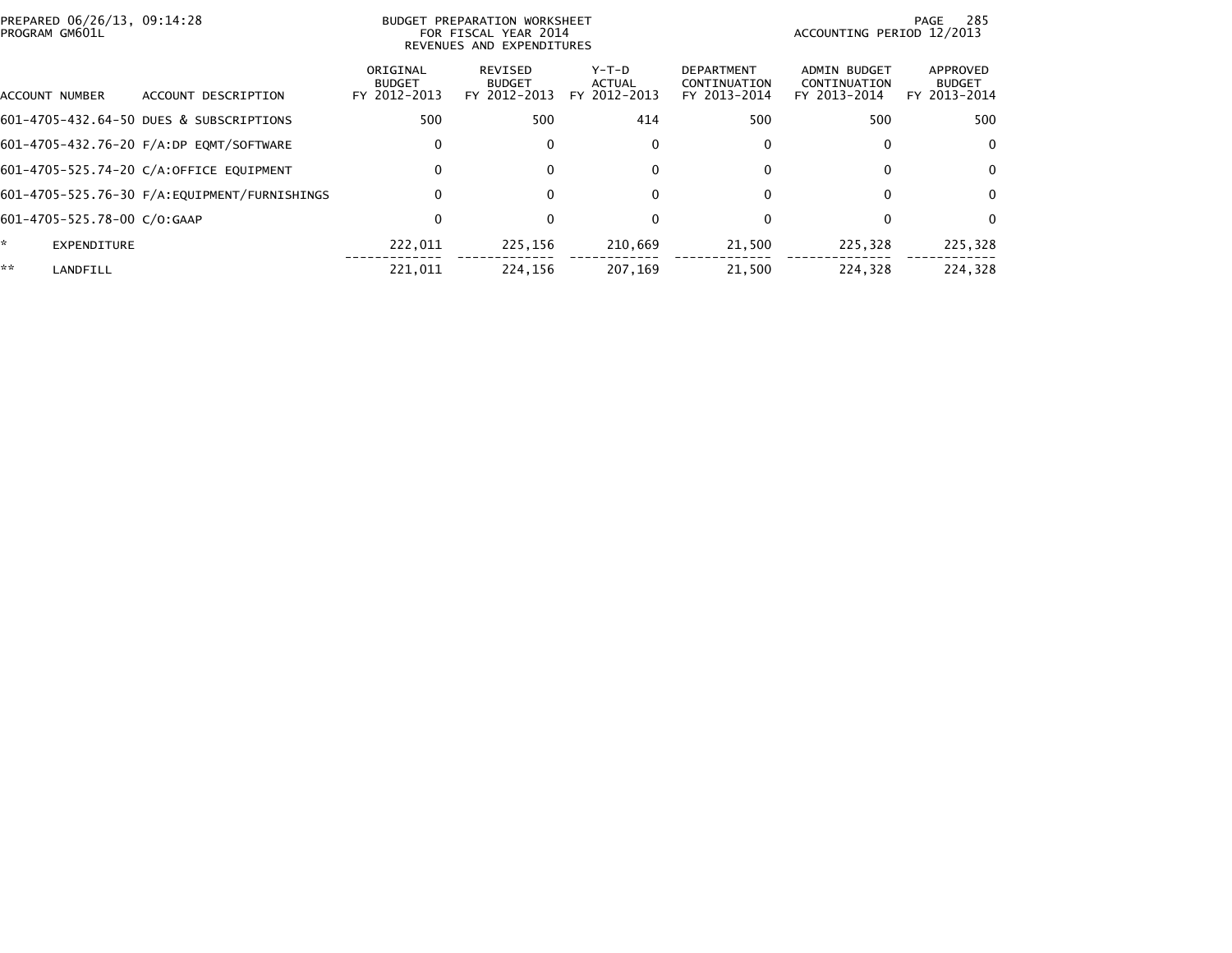PREPARED 06/26/13, 09:14:28
PROGRAM GM601L

BUDGET PREPARATION WORKSHEET
FOR FISCAL YEAR 2014
REVENUES AND EXPENDITURES

ACCOUNTING PERIOD 12/2013

| ACCOUNT NUMBER | ACCOUNT DESCRIPTION | ORIGINAL BUDGET FY 2012-2013 | REVISED BUDGET FY 2012-2013 | Y-T-D ACTUAL FY 2012-2013 | DEPARTMENT CONTINUATION FY 2013-2014 | ADMIN BUDGET CONTINUATION FY 2013-2014 | APPROVED BUDGET FY 2013-2014 |
|---|---|---|---|---|---|---|---|
| 601-4705-432.64-50 | DUES & SUBSCRIPTIONS | 500 | 500 | 414 | 500 | 500 | 500 |
| 601-4705-432.76-20 | F/A:DP EQMT/SOFTWARE | 0 | 0 | 0 | 0 | 0 | 0 |
| 601-4705-525.74-20 | C/A:OFFICE EQUIPMENT | 0 | 0 | 0 | 0 | 0 | 0 |
| 601-4705-525.76-30 | F/A:EQUIPMENT/FURNISHINGS | 0 | 0 | 0 | 0 | 0 | 0 |
| 601-4705-525.78-00 | C/O:GAAP | 0 | 0 | 0 | 0 | 0 | 0 |
| * | EXPENDITURE | 222,011 | 225,156 | 210,669 | 21,500 | 225,328 | 225,328 |
| ** | LANDFILL | 221,011 | 224,156 | 207,169 | 21,500 | 224,328 | 224,328 |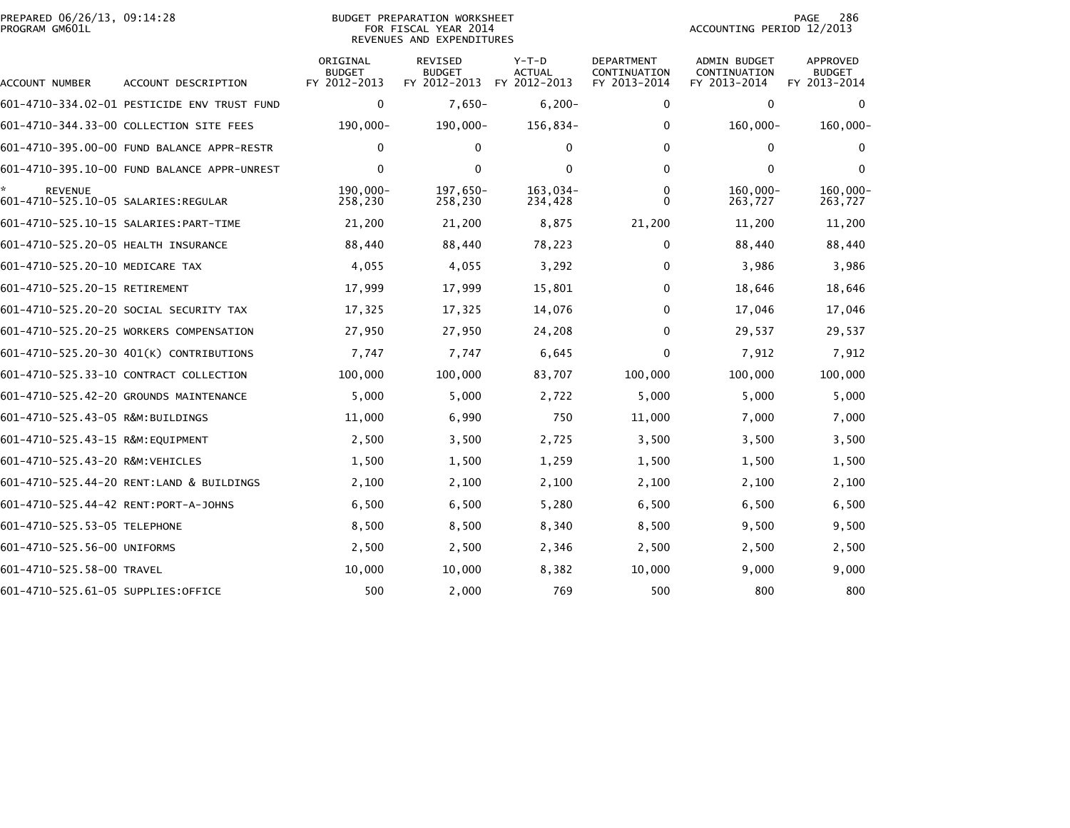PREPARED 06/26/13, 09:14:28
PROGRAM GM601L

BUDGET PREPARATION WORKSHEET
FOR FISCAL YEAR 2014
REVENUES AND EXPENDITURES

ACCOUNTING PERIOD 12/2013

| ACCOUNT NUMBER | ACCOUNT DESCRIPTION | ORIGINAL BUDGET FY 2012-2013 | REVISED BUDGET FY 2012-2013 | Y-T-D ACTUAL FY 2012-2013 | DEPARTMENT CONTINUATION FY 2013-2014 | ADMIN BUDGET CONTINUATION FY 2013-2014 | APPROVED BUDGET FY 2013-2014 |
|---|---|---|---|---|---|---|---|
| 601-4710-334.02-01 | PESTICIDE ENV TRUST FUND | 0 | 7,650- | 6,200- | 0 | 0 | 0 |
| 601-4710-344.33-00 | COLLECTION SITE FEES | 190,000- | 190,000- | 156,834- | 0 | 160,000- | 160,000- |
| 601-4710-395.00-00 | FUND BALANCE APPR-RESTR | 0 | 0 | 0 | 0 | 0 | 0 |
| 601-4710-395.10-00 | FUND BALANCE APPR-UNREST | 0 | 0 | 0 | 0 | 0 | 0 |
| * | REVENUE | 190,000- | 197,650- | 163,034- | 0 | 160,000- | 160,000- |
| 601-4710-525.10-05 | SALARIES:REGULAR | 258,230 | 258,230 | 234,428 | 0 | 263,727 | 263,727 |
| 601-4710-525.10-15 | SALARIES:PART-TIME | 21,200 | 21,200 | 8,875 | 21,200 | 11,200 | 11,200 |
| 601-4710-525.20-05 | HEALTH INSURANCE | 88,440 | 88,440 | 78,223 | 0 | 88,440 | 88,440 |
| 601-4710-525.20-10 | MEDICARE TAX | 4,055 | 4,055 | 3,292 | 0 | 3,986 | 3,986 |
| 601-4710-525.20-15 | RETIREMENT | 17,999 | 17,999 | 15,801 | 0 | 18,646 | 18,646 |
| 601-4710-525.20-20 | SOCIAL SECURITY TAX | 17,325 | 17,325 | 14,076 | 0 | 17,046 | 17,046 |
| 601-4710-525.20-25 | WORKERS COMPENSATION | 27,950 | 27,950 | 24,208 | 0 | 29,537 | 29,537 |
| 601-4710-525.20-30 | 401(K) CONTRIBUTIONS | 7,747 | 7,747 | 6,645 | 0 | 7,912 | 7,912 |
| 601-4710-525.33-10 | CONTRACT COLLECTION | 100,000 | 100,000 | 83,707 | 100,000 | 100,000 | 100,000 |
| 601-4710-525.42-20 | GROUNDS MAINTENANCE | 5,000 | 5,000 | 2,722 | 5,000 | 5,000 | 5,000 |
| 601-4710-525.43-05 | R&M:BUILDINGS | 11,000 | 6,990 | 750 | 11,000 | 7,000 | 7,000 |
| 601-4710-525.43-15 | R&M:EQUIPMENT | 2,500 | 3,500 | 2,725 | 3,500 | 3,500 | 3,500 |
| 601-4710-525.43-20 | R&M:VEHICLES | 1,500 | 1,500 | 1,259 | 1,500 | 1,500 | 1,500 |
| 601-4710-525.44-20 | RENT:LAND & BUILDINGS | 2,100 | 2,100 | 2,100 | 2,100 | 2,100 | 2,100 |
| 601-4710-525.44-42 | RENT:PORT-A-JOHNS | 6,500 | 6,500 | 5,280 | 6,500 | 6,500 | 6,500 |
| 601-4710-525.53-05 | TELEPHONE | 8,500 | 8,500 | 8,340 | 8,500 | 9,500 | 9,500 |
| 601-4710-525.56-00 | UNIFORMS | 2,500 | 2,500 | 2,346 | 2,500 | 2,500 | 2,500 |
| 601-4710-525.58-00 | TRAVEL | 10,000 | 10,000 | 8,382 | 10,000 | 9,000 | 9,000 |
| 601-4710-525.61-05 | SUPPLIES:OFFICE | 500 | 2,000 | 769 | 500 | 800 | 800 |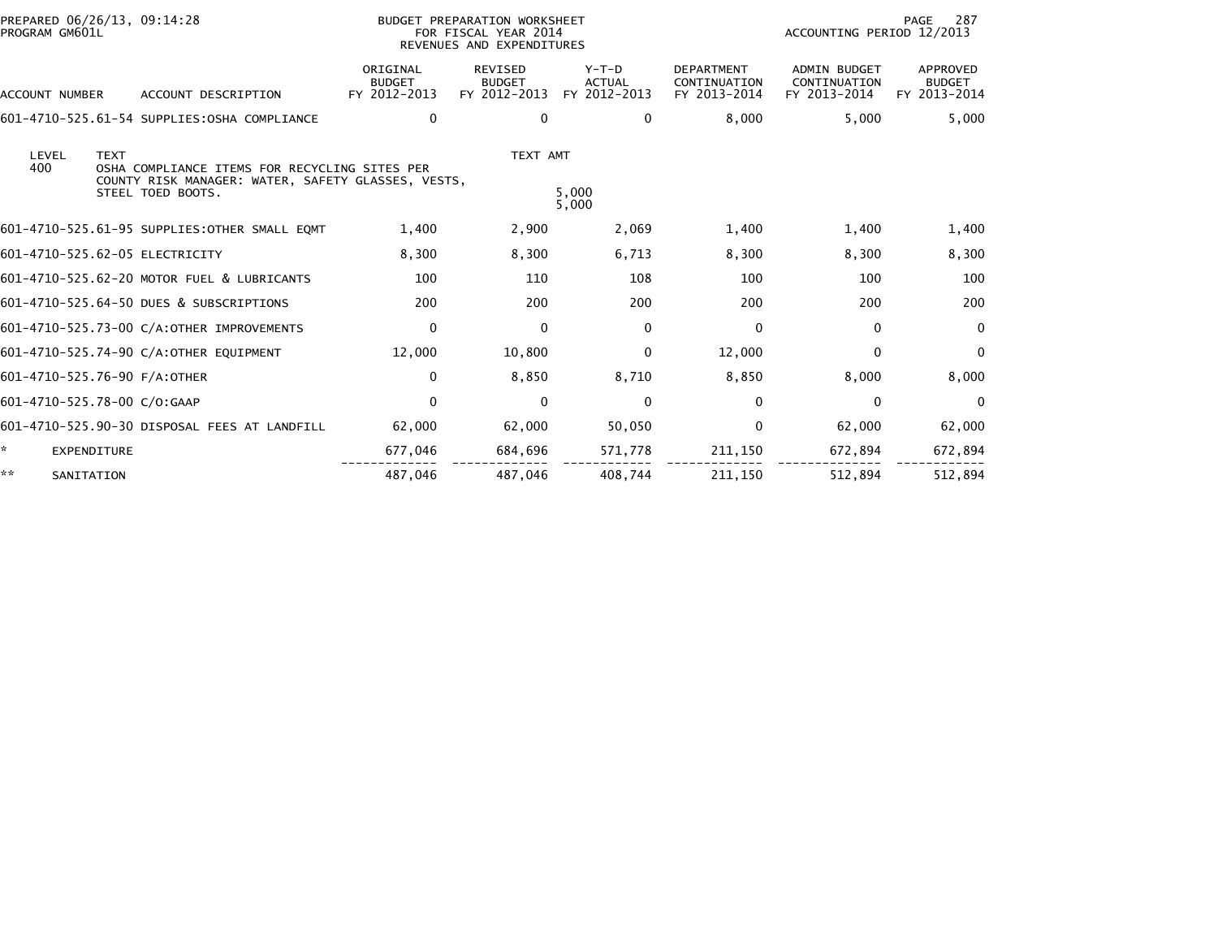PREPARED 06/26/13, 09:14:28
PROGRAM GM601L

BUDGET PREPARATION WORKSHEET
FOR FISCAL YEAR 2014
REVENUES AND EXPENDITURES

ACCOUNTING PERIOD 12/2013

| ACCOUNT NUMBER | ACCOUNT DESCRIPTION | ORIGINAL BUDGET FY 2012-2013 | REVISED BUDGET FY 2012-2013 | Y-T-D ACTUAL FY 2012-2013 | DEPARTMENT CONTINUATION FY 2013-2014 | ADMIN BUDGET CONTINUATION FY 2013-2014 | APPROVED BUDGET FY 2013-2014 |
|---|---|---|---|---|---|---|---|
| 601-4710-525.61-54 | SUPPLIES:OSHA COMPLIANCE | 0 | 0 | 0 | 8,000 | 5,000 | 5,000 |

| LEVEL | TEXT | TEXT AMT |
|---|---|---|
| 400 | OSHA COMPLIANCE ITEMS FOR RECYCLING SITES PER COUNTY RISK MANAGER: WATER, SAFETY GLASSES, VESTS, STEEL TOED BOOTS. | 5,000 |
| | | 5,000 |

| ACCOUNT NUMBER | ACCOUNT DESCRIPTION | ORIGINAL BUDGET FY 2012-2013 | REVISED BUDGET FY 2012-2013 | Y-T-D ACTUAL FY 2012-2013 | DEPARTMENT CONTINUATION FY 2013-2014 | ADMIN BUDGET CONTINUATION FY 2013-2014 | APPROVED BUDGET FY 2013-2014 |
|---|---|---|---|---|---|---|---|
| 601-4710-525.61-95 | SUPPLIES:OTHER SMALL EQMT | 1,400 | 2,900 | 2,069 | 1,400 | 1,400 | 1,400 |
| 601-4710-525.62-05 | ELECTRICITY | 8,300 | 8,300 | 6,713 | 8,300 | 8,300 | 8,300 |
| 601-4710-525.62-20 | MOTOR FUEL & LUBRICANTS | 100 | 110 | 108 | 100 | 100 | 100 |
| 601-4710-525.64-50 | DUES & SUBSCRIPTIONS | 200 | 200 | 200 | 200 | 200 | 200 |
| 601-4710-525.73-00 | C/A:OTHER IMPROVEMENTS | 0 | 0 | 0 | 0 | 0 | 0 |
| 601-4710-525.74-90 | C/A:OTHER EQUIPMENT | 12,000 | 10,800 | 0 | 12,000 | 0 | 0 |
| 601-4710-525.76-90 | F/A:OTHER | 0 | 8,850 | 8,710 | 8,850 | 8,000 | 8,000 |
| 601-4710-525.78-00 | C/O:GAAP | 0 | 0 | 0 | 0 | 0 | 0 |
| 601-4710-525.90-30 | DISPOSAL FEES AT LANDFILL | 62,000 | 62,000 | 50,050 | 0 | 62,000 | 62,000 |
| * | EXPENDITURE | 677,046 | 684,696 | 571,778 | 211,150 | 672,894 | 672,894 |
| ** | SANITATION | 487,046 | 487,046 | 408,744 | 211,150 | 512,894 | 512,894 |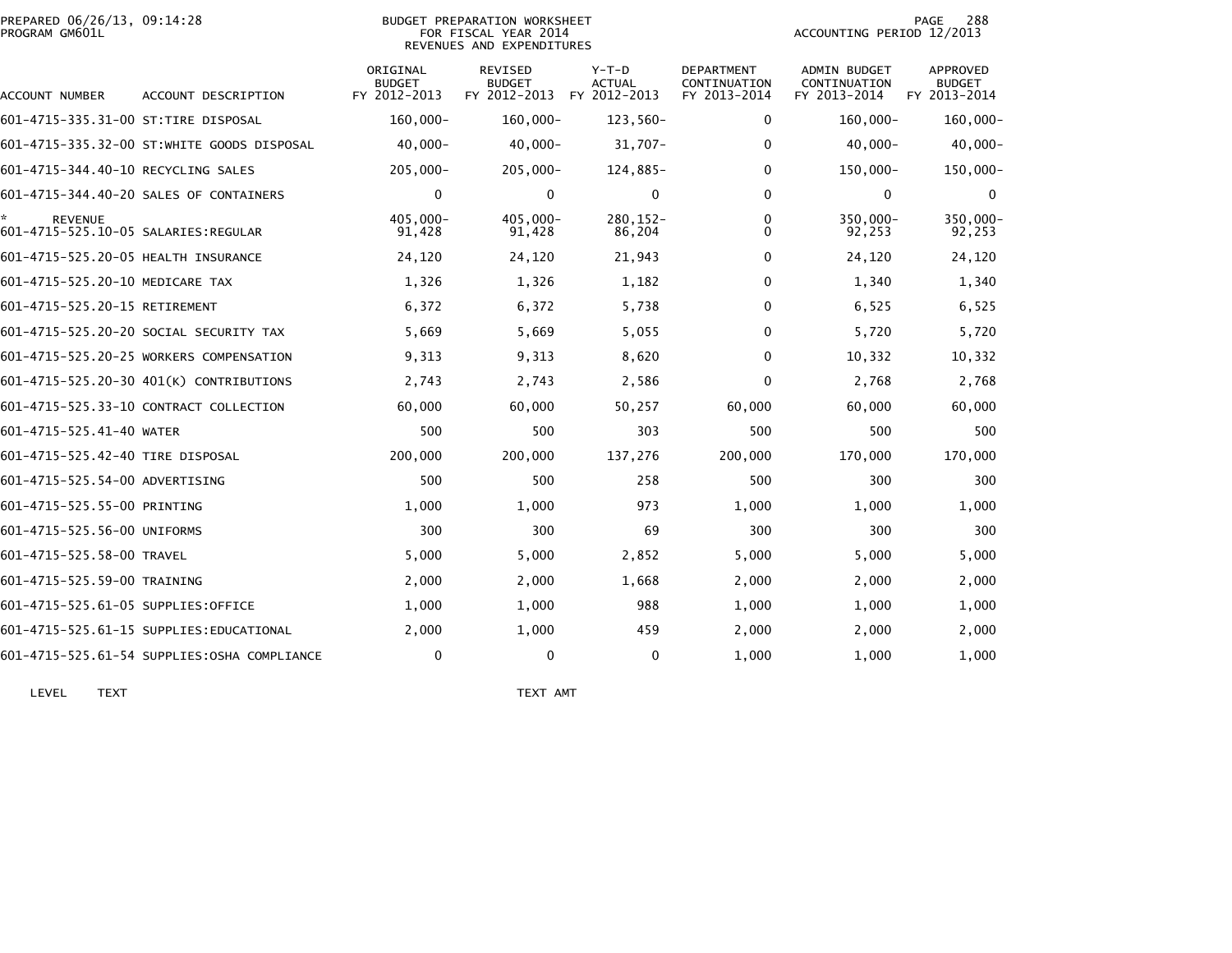PREPARED 06/26/13, 09:14:28
PROGRAM GM601L

BUDGET PREPARATION WORKSHEET
FOR FISCAL YEAR 2014
REVENUES AND EXPENDITURES

ACCOUNTING PERIOD 12/2013

| ACCOUNT NUMBER | ACCOUNT DESCRIPTION | ORIGINAL BUDGET FY 2012-2013 | REVISED BUDGET FY 2012-2013 | Y-T-D ACTUAL FY 2012-2013 | DEPARTMENT CONTINUATION FY 2013-2014 | ADMIN BUDGET CONTINUATION FY 2013-2014 | APPROVED BUDGET FY 2013-2014 |
|---|---|---|---|---|---|---|---|
| 601-4715-335.31-00 | ST:TIRE DISPOSAL | 160,000- | 160,000- | 123,560- | 0 | 160,000- | 160,000- |
| 601-4715-335.32-00 | ST:WHITE GOODS DISPOSAL | 40,000- | 40,000- | 31,707- | 0 | 40,000- | 40,000- |
| 601-4715-344.40-10 | RECYCLING SALES | 205,000- | 205,000- | 124,885- | 0 | 150,000- | 150,000- |
| 601-4715-344.40-20 | SALES OF CONTAINERS | 0 | 0 | 0 | 0 | 0 | 0 |
| * | REVENUE | 405,000- | 405,000- | 280,152- | 0 | 350,000- | 350,000- |
| 601-4715-525.10-05 | SALARIES:REGULAR | 91,428 | 91,428 | 86,204 | 0 | 92,253 | 92,253 |
| 601-4715-525.20-05 | HEALTH INSURANCE | 24,120 | 24,120 | 21,943 | 0 | 24,120 | 24,120 |
| 601-4715-525.20-10 | MEDICARE TAX | 1,326 | 1,326 | 1,182 | 0 | 1,340 | 1,340 |
| 601-4715-525.20-15 | RETIREMENT | 6,372 | 6,372 | 5,738 | 0 | 6,525 | 6,525 |
| 601-4715-525.20-20 | SOCIAL SECURITY TAX | 5,669 | 5,669 | 5,055 | 0 | 5,720 | 5,720 |
| 601-4715-525.20-25 | WORKERS COMPENSATION | 9,313 | 9,313 | 8,620 | 0 | 10,332 | 10,332 |
| 601-4715-525.20-30 | 401(K) CONTRIBUTIONS | 2,743 | 2,743 | 2,586 | 0 | 2,768 | 2,768 |
| 601-4715-525.33-10 | CONTRACT COLLECTION | 60,000 | 60,000 | 50,257 | 60,000 | 60,000 | 60,000 |
| 601-4715-525.41-40 | WATER | 500 | 500 | 303 | 500 | 500 | 500 |
| 601-4715-525.42-40 | TIRE DISPOSAL | 200,000 | 200,000 | 137,276 | 200,000 | 170,000 | 170,000 |
| 601-4715-525.54-00 | ADVERTISING | 500 | 500 | 258 | 500 | 300 | 300 |
| 601-4715-525.55-00 | PRINTING | 1,000 | 1,000 | 973 | 1,000 | 1,000 | 1,000 |
| 601-4715-525.56-00 | UNIFORMS | 300 | 300 | 69 | 300 | 300 | 300 |
| 601-4715-525.58-00 | TRAVEL | 5,000 | 5,000 | 2,852 | 5,000 | 5,000 | 5,000 |
| 601-4715-525.59-00 | TRAINING | 2,000 | 2,000 | 1,668 | 2,000 | 2,000 | 2,000 |
| 601-4715-525.61-05 | SUPPLIES:OFFICE | 1,000 | 1,000 | 988 | 1,000 | 1,000 | 1,000 |
| 601-4715-525.61-15 | SUPPLIES:EDUCATIONAL | 2,000 | 1,000 | 459 | 2,000 | 2,000 | 2,000 |
| 601-4715-525.61-54 | SUPPLIES:OSHA COMPLIANCE | 0 | 0 | 0 | 1,000 | 1,000 | 1,000 |

| LEVEL | TEXT | TEXT AMT |
|---|---|---|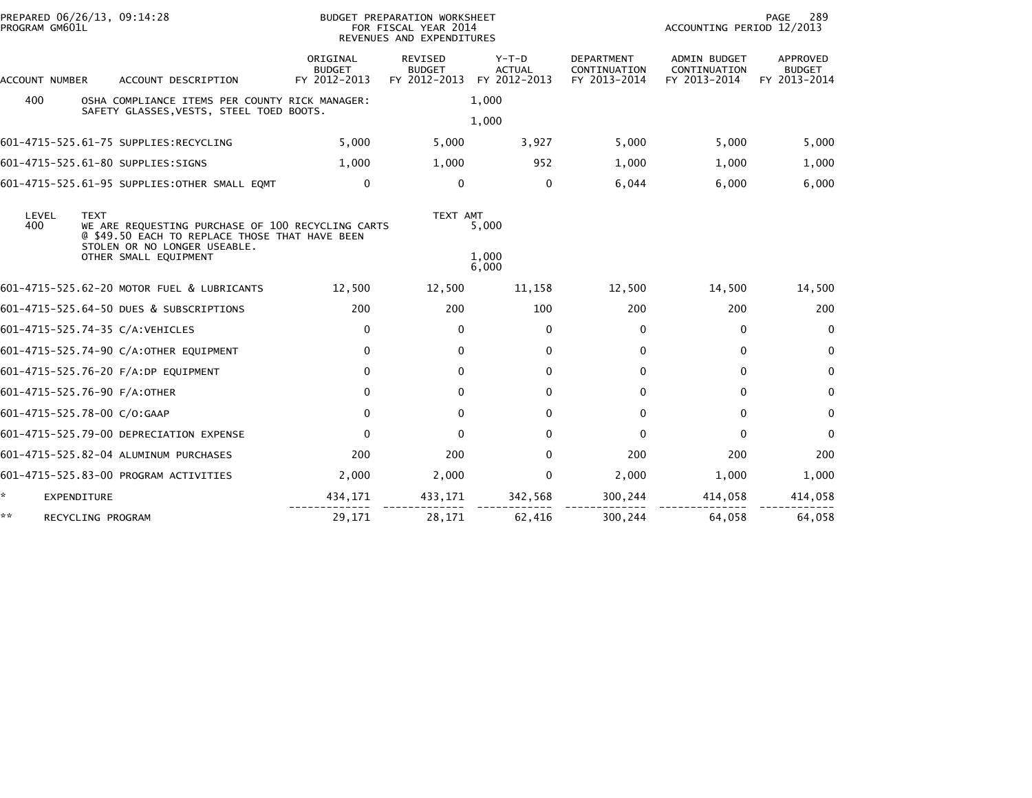BUDGET PREPARATION WORKSHEET
FOR FISCAL YEAR 2014
REVENUES AND EXPENDITURES

PREPARED 06/26/13, 09:14:28
PROGRAM GM601L

ACCOUNTING PERIOD 12/2013

| ACCOUNT NUMBER | ACCOUNT DESCRIPTION | ORIGINAL BUDGET FY 2012-2013 | REVISED BUDGET FY 2012-2013 | Y-T-D ACTUAL FY 2012-2013 | DEPARTMENT CONTINUATION FY 2013-2014 | ADMIN BUDGET CONTINUATION FY 2013-2014 | APPROVED BUDGET FY 2013-2014 |
|---|---|---|---|---|---|---|---|
| 400 | OSHA COMPLIANCE ITEMS PER COUNTY RICK MANAGER: SAFETY GLASSES,VESTS, STEEL TOED BOOTS. | | | 1,000 | | | |
| | | | | 1,000 | | | |
| 601-4715-525.61-75 | SUPPLIES:RECYCLING | 5,000 | 5,000 | 3,927 | 5,000 | 5,000 | 5,000 |
| 601-4715-525.61-80 | SUPPLIES:SIGNS | 1,000 | 1,000 | 952 | 1,000 | 1,000 | 1,000 |
| 601-4715-525.61-95 | SUPPLIES:OTHER SMALL EQMT | 0 | 0 | 0 | 6,044 | 6,000 | 6,000 |
| LEVEL | TEXT | | TEXT AMT | | | | |
| 400 | WE ARE REQUESTING PURCHASE OF 100 RECYCLING CARTS @ $49.50 EACH TO REPLACE THOSE THAT HAVE BEEN STOLEN OR NO LONGER USEABLE. | | | 5,000 | | | |
| | OTHER SMALL EQUIPMENT | | | 1,000 | | | |
| | | | | 6,000 | | | |
| 601-4715-525.62-20 | MOTOR FUEL & LUBRICANTS | 12,500 | 12,500 | 11,158 | 12,500 | 14,500 | 14,500 |
| 601-4715-525.64-50 | DUES & SUBSCRIPTIONS | 200 | 200 | 100 | 200 | 200 | 200 |
| 601-4715-525.74-35 | C/A:VEHICLES | 0 | 0 | 0 | 0 | 0 | 0 |
| 601-4715-525.74-90 | C/A:OTHER EQUIPMENT | 0 | 0 | 0 | 0 | 0 | 0 |
| 601-4715-525.76-20 | F/A:DP EQUIPMENT | 0 | 0 | 0 | 0 | 0 | 0 |
| 601-4715-525.76-90 | F/A:OTHER | 0 | 0 | 0 | 0 | 0 | 0 |
| 601-4715-525.78-00 | C/O:GAAP | 0 | 0 | 0 | 0 | 0 | 0 |
| 601-4715-525.79-00 | DEPRECIATION EXPENSE | 0 | 0 | 0 | 0 | 0 | 0 |
| 601-4715-525.82-04 | ALUMINUM PURCHASES | 200 | 200 | 0 | 200 | 200 | 200 |
| 601-4715-525.83-00 | PROGRAM ACTIVITIES | 2,000 | 2,000 | 0 | 2,000 | 1,000 | 1,000 |
| * | EXPENDITURE | 434,171 | 433,171 | 342,568 | 300,244 | 414,058 | 414,058 |
| ** | RECYCLING PROGRAM | 29,171 | 28,171 | 62,416 | 300,244 | 64,058 | 64,058 |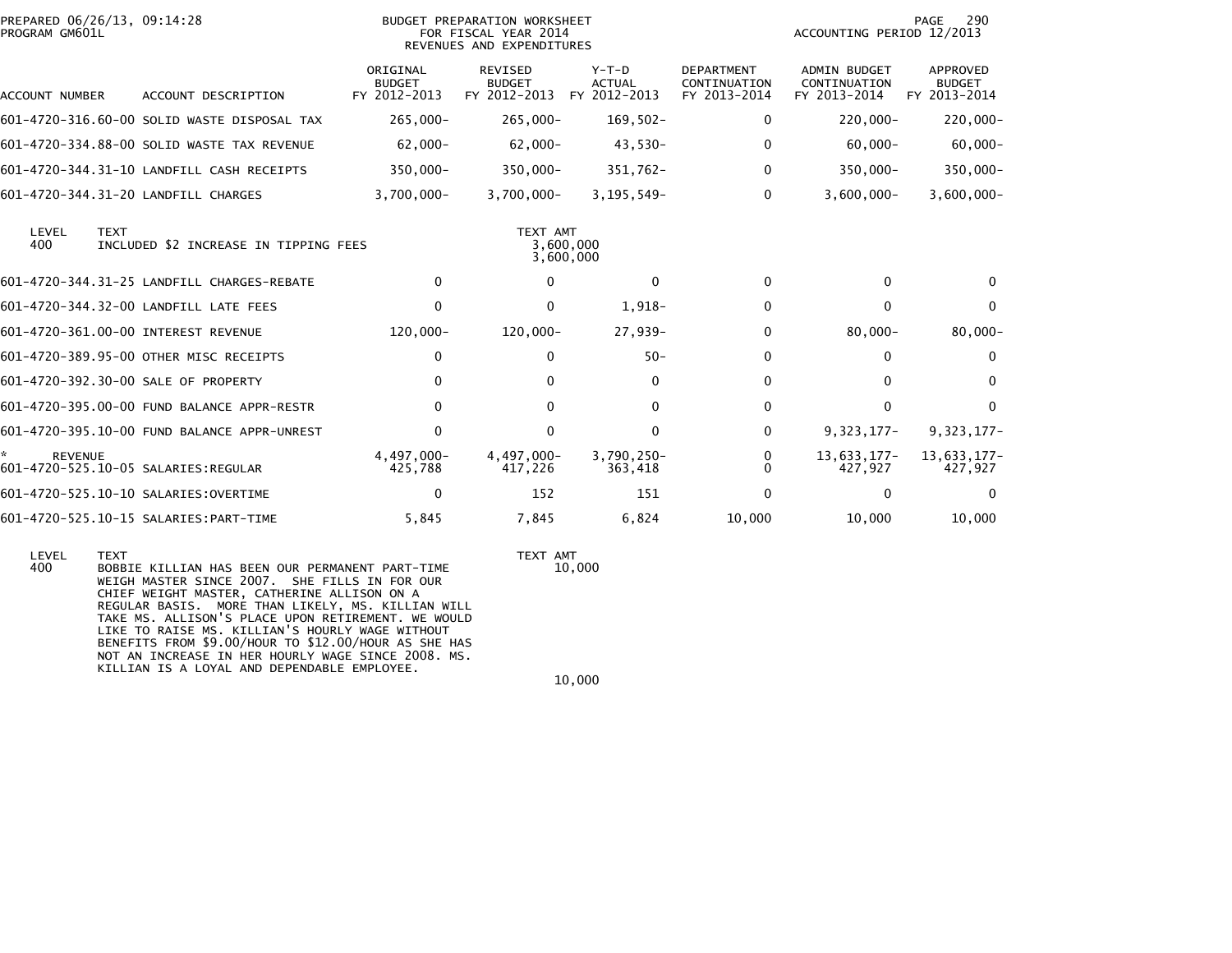PREPARED 06/26/13, 09:14:28
PROGRAM GM601L

BUDGET PREPARATION WORKSHEET
FOR FISCAL YEAR 2014
REVENUES AND EXPENDITURES

ACCOUNTING PERIOD 12/2013

| ACCOUNT NUMBER | ACCOUNT DESCRIPTION | ORIGINAL BUDGET FY 2012-2013 | REVISED BUDGET FY 2012-2013 | Y-T-D ACTUAL FY 2012-2013 | DEPARTMENT CONTINUATION FY 2013-2014 | ADMIN BUDGET CONTINUATION FY 2013-2014 | APPROVED BUDGET FY 2013-2014 |
|---|---|---|---|---|---|---|---|
| 601-4720-316.60-00 | SOLID WASTE DISPOSAL TAX | 265,000- | 265,000- | 169,502- | 0 | 220,000- | 220,000- |
| 601-4720-334.88-00 | SOLID WASTE TAX REVENUE | 62,000- | 62,000- | 43,530- | 0 | 60,000- | 60,000- |
| 601-4720-344.31-10 | LANDFILL CASH RECEIPTS | 350,000- | 350,000- | 351,762- | 0 | 350,000- | 350,000- |
| 601-4720-344.31-20 | LANDFILL CHARGES | 3,700,000- | 3,700,000- | 3,195,549- | 0 | 3,600,000- | 3,600,000- |

| LEVEL | TEXT | TEXT AMT |
|---|---|---|
| 400 | INCLUDED $2 INCREASE IN TIPPING FEES | 3,600,000 |
| | | 3,600,000 |

| ACCOUNT NUMBER | ACCOUNT DESCRIPTION | ORIGINAL BUDGET FY 2012-2013 | REVISED BUDGET FY 2012-2013 | Y-T-D ACTUAL FY 2012-2013 | DEPARTMENT CONTINUATION FY 2013-2014 | ADMIN BUDGET CONTINUATION FY 2013-2014 | APPROVED BUDGET FY 2013-2014 |
|---|---|---|---|---|---|---|---|
| 601-4720-344.31-25 | LANDFILL CHARGES-REBATE | 0 | 0 | 0 | 0 | 0 | 0 |
| 601-4720-344.32-00 | LANDFILL LATE FEES | 0 | 0 | 1,918- | 0 | 0 | 0 |
| 601-4720-361.00-00 | INTEREST REVENUE | 120,000- | 120,000- | 27,939- | 0 | 80,000- | 80,000- |
| 601-4720-389.95-00 | OTHER MISC RECEIPTS | 0 | 0 | 50- | 0 | 0 | 0 |
| 601-4720-392.30-00 | SALE OF PROPERTY | 0 | 0 | 0 | 0 | 0 | 0 |
| 601-4720-395.00-00 | FUND BALANCE APPR-RESTR | 0 | 0 | 0 | 0 | 0 | 0 |
| 601-4720-395.10-00 | FUND BALANCE APPR-UNREST | 0 | 0 | 0 | 0 | 9,323,177- | 9,323,177- |
| * | REVENUE | 4,497,000- | 4,497,000- | 3,790,250- | 0 | 13,633,177- | 13,633,177- |
| 601-4720-525.10-05 | SALARIES:REGULAR | 425,788 | 417,226 | 363,418 | 0 | 427,927 | 427,927 |
| 601-4720-525.10-10 | SALARIES:OVERTIME | 0 | 152 | 151 | 0 | 0 | 0 |
| 601-4720-525.10-15 | SALARIES:PART-TIME | 5,845 | 7,845 | 6,824 | 10,000 | 10,000 | 10,000 |

| LEVEL | TEXT | TEXT AMT |
|---|---|---|
| 400 | BOBBIE KILLIAN HAS BEEN OUR PERMANENT PART-TIME WEIGH MASTER SINCE 2007. SHE FILLS IN FOR OUR CHIEF WEIGHT MASTER, CATHERINE ALLISON ON A REGULAR BASIS. MORE THAN LIKELY, MS. KILLIAN WILL TAKE MS. ALLISON'S PLACE UPON RETIREMENT. WE WOULD LIKE TO RAISE MS. KILLIAN'S HOURLY WAGE WITHOUT BENEFITS FROM $9.00/HOUR TO $12.00/HOUR AS SHE HAS NOT AN INCREASE IN HER HOURLY WAGE SINCE 2008. MS. KILLIAN IS A LOYAL AND DEPENDABLE EMPLOYEE. | 10,000 |
| | | 10,000 |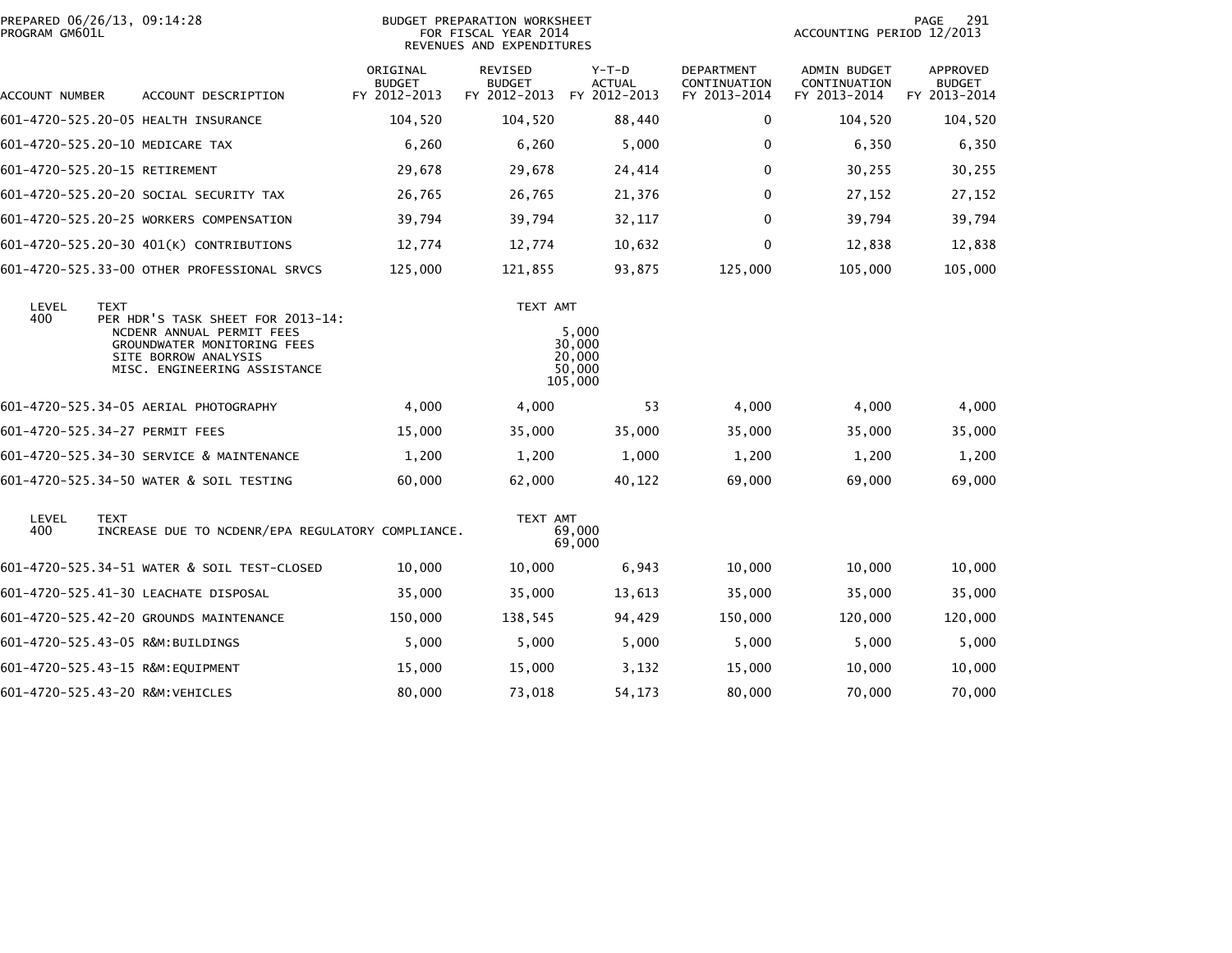PREPARED 06/26/13, 09:14:28
PROGRAM GM601L

BUDGET PREPARATION WORKSHEET
FOR FISCAL YEAR 2014
REVENUES AND EXPENDITURES

ACCOUNTING PERIOD 12/2013

| ACCOUNT NUMBER | ACCOUNT DESCRIPTION | ORIGINAL BUDGET FY 2012-2013 | REVISED BUDGET FY 2012-2013 | Y-T-D ACTUAL FY 2012-2013 | DEPARTMENT CONTINUATION FY 2013-2014 | ADMIN BUDGET CONTINUATION FY 2013-2014 | APPROVED BUDGET FY 2013-2014 |
|---|---|---|---|---|---|---|---|
| 601-4720-525.20-05 | HEALTH INSURANCE | 104,520 | 104,520 | 88,440 | 0 | 104,520 | 104,520 |
| 601-4720-525.20-10 | MEDICARE TAX | 6,260 | 6,260 | 5,000 | 0 | 6,350 | 6,350 |
| 601-4720-525.20-15 | RETIREMENT | 29,678 | 29,678 | 24,414 | 0 | 30,255 | 30,255 |
| 601-4720-525.20-20 | SOCIAL SECURITY TAX | 26,765 | 26,765 | 21,376 | 0 | 27,152 | 27,152 |
| 601-4720-525.20-25 | WORKERS COMPENSATION | 39,794 | 39,794 | 32,117 | 0 | 39,794 | 39,794 |
| 601-4720-525.20-30 | 401(K) CONTRIBUTIONS | 12,774 | 12,774 | 10,632 | 0 | 12,838 | 12,838 |
| 601-4720-525.33-00 | OTHER PROFESSIONAL SRVCS | 125,000 | 121,855 | 93,875 | 125,000 | 105,000 | 105,000 |

| LEVEL | TEXT | TEXT AMT |
|---|---|---|
| 400 | PER HDR'S TASK SHEET FOR 2013-14: | |
| | NCDENR ANNUAL PERMIT FEES | 5,000 |
| | GROUNDWATER MONITORING FEES | 30,000 |
| | SITE BORROW ANALYSIS | 20,000 |
| | MISC. ENGINEERING ASSISTANCE | 50,000 |
| | | 105,000 |

| ACCOUNT NUMBER | ACCOUNT DESCRIPTION | ORIGINAL BUDGET FY 2012-2013 | REVISED BUDGET FY 2012-2013 | Y-T-D ACTUAL FY 2012-2013 | DEPARTMENT CONTINUATION FY 2013-2014 | ADMIN BUDGET CONTINUATION FY 2013-2014 | APPROVED BUDGET FY 2013-2014 |
|---|---|---|---|---|---|---|---|
| 601-4720-525.34-05 | AERIAL PHOTOGRAPHY | 4,000 | 4,000 | 53 | 4,000 | 4,000 | 4,000 |
| 601-4720-525.34-27 | PERMIT FEES | 15,000 | 35,000 | 35,000 | 35,000 | 35,000 | 35,000 |
| 601-4720-525.34-30 | SERVICE & MAINTENANCE | 1,200 | 1,200 | 1,000 | 1,200 | 1,200 | 1,200 |
| 601-4720-525.34-50 | WATER & SOIL TESTING | 60,000 | 62,000 | 40,122 | 69,000 | 69,000 | 69,000 |

| LEVEL | TEXT | TEXT AMT |
|---|---|---|
| 400 | INCREASE DUE TO NCDENR/EPA REGULATORY COMPLIANCE. | 69,000 |
| | | 69,000 |

| ACCOUNT NUMBER | ACCOUNT DESCRIPTION | ORIGINAL BUDGET FY 2012-2013 | REVISED BUDGET FY 2012-2013 | Y-T-D ACTUAL FY 2012-2013 | DEPARTMENT CONTINUATION FY 2013-2014 | ADMIN BUDGET CONTINUATION FY 2013-2014 | APPROVED BUDGET FY 2013-2014 |
|---|---|---|---|---|---|---|---|
| 601-4720-525.34-51 | WATER & SOIL TEST-CLOSED | 10,000 | 10,000 | 6,943 | 10,000 | 10,000 | 10,000 |
| 601-4720-525.41-30 | LEACHATE DISPOSAL | 35,000 | 35,000 | 13,613 | 35,000 | 35,000 | 35,000 |
| 601-4720-525.42-20 | GROUNDS MAINTENANCE | 150,000 | 138,545 | 94,429 | 150,000 | 120,000 | 120,000 |
| 601-4720-525.43-05 | R&M:BUILDINGS | 5,000 | 5,000 | 5,000 | 5,000 | 5,000 | 5,000 |
| 601-4720-525.43-15 | R&M:EQUIPMENT | 15,000 | 15,000 | 3,132 | 15,000 | 10,000 | 10,000 |
| 601-4720-525.43-20 | R&M:VEHICLES | 80,000 | 73,018 | 54,173 | 80,000 | 70,000 | 70,000 |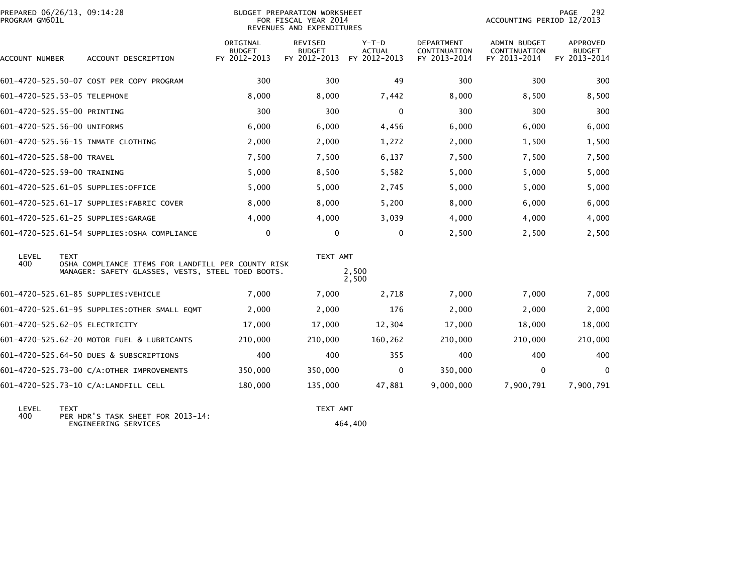PREPARED 06/26/13, 09:14:28
PROGRAM GM601L

BUDGET PREPARATION WORKSHEET
FOR FISCAL YEAR 2014
REVENUES AND EXPENDITURES

ACCOUNTING PERIOD 12/2013

| ACCOUNT NUMBER | ACCOUNT DESCRIPTION | ORIGINAL BUDGET FY 2012-2013 | REVISED BUDGET FY 2012-2013 | Y-T-D ACTUAL FY 2012-2013 | DEPARTMENT CONTINUATION FY 2013-2014 | ADMIN BUDGET CONTINUATION FY 2013-2014 | APPROVED BUDGET FY 2013-2014 |
|---|---|---|---|---|---|---|---|
| 601-4720-525.50-07 | COST PER COPY PROGRAM | 300 | 300 | 49 | 300 | 300 | 300 |
| 601-4720-525.53-05 | TELEPHONE | 8,000 | 8,000 | 7,442 | 8,000 | 8,500 | 8,500 |
| 601-4720-525.55-00 | PRINTING | 300 | 300 | 0 | 300 | 300 | 300 |
| 601-4720-525.56-00 | UNIFORMS | 6,000 | 6,000 | 4,456 | 6,000 | 6,000 | 6,000 |
| 601-4720-525.56-15 | INMATE CLOTHING | 2,000 | 2,000 | 1,272 | 2,000 | 1,500 | 1,500 |
| 601-4720-525.58-00 | TRAVEL | 7,500 | 7,500 | 6,137 | 7,500 | 7,500 | 7,500 |
| 601-4720-525.59-00 | TRAINING | 5,000 | 8,500 | 5,582 | 5,000 | 5,000 | 5,000 |
| 601-4720-525.61-05 | SUPPLIES:OFFICE | 5,000 | 5,000 | 2,745 | 5,000 | 5,000 | 5,000 |
| 601-4720-525.61-17 | SUPPLIES:FABRIC COVER | 8,000 | 8,000 | 5,200 | 8,000 | 6,000 | 6,000 |
| 601-4720-525.61-25 | SUPPLIES:GARAGE | 4,000 | 4,000 | 3,039 | 4,000 | 4,000 | 4,000 |
| 601-4720-525.61-54 | SUPPLIES:OSHA COMPLIANCE | 0 | 0 | 0 | 2,500 | 2,500 | 2,500 |

| LEVEL | TEXT | TEXT AMT |
|---|---|---|
| 400 | OSHA COMPLIANCE ITEMS FOR LANDFILL PER COUNTY RISK MANAGER: SAFETY GLASSES, VESTS, STEEL TOED BOOTS. | 2,500 |
| | | 2,500 |

| ACCOUNT NUMBER | ACCOUNT DESCRIPTION | ORIGINAL BUDGET FY 2012-2013 | REVISED BUDGET FY 2012-2013 | Y-T-D ACTUAL FY 2012-2013 | DEPARTMENT CONTINUATION FY 2013-2014 | ADMIN BUDGET CONTINUATION FY 2013-2014 | APPROVED BUDGET FY 2013-2014 |
|---|---|---|---|---|---|---|---|
| 601-4720-525.61-85 | SUPPLIES:VEHICLE | 7,000 | 7,000 | 2,718 | 7,000 | 7,000 | 7,000 |
| 601-4720-525.61-95 | SUPPLIES:OTHER SMALL EQMT | 2,000 | 2,000 | 176 | 2,000 | 2,000 | 2,000 |
| 601-4720-525.62-05 | ELECTRICITY | 17,000 | 17,000 | 12,304 | 17,000 | 18,000 | 18,000 |
| 601-4720-525.62-20 | MOTOR FUEL & LUBRICANTS | 210,000 | 210,000 | 160,262 | 210,000 | 210,000 | 210,000 |
| 601-4720-525.64-50 | DUES & SUBSCRIPTIONS | 400 | 400 | 355 | 400 | 400 | 400 |
| 601-4720-525.73-00 | C/A:OTHER IMPROVEMENTS | 350,000 | 350,000 | 0 | 350,000 | 0 | 0 |
| 601-4720-525.73-10 | C/A:LANDFILL CELL | 180,000 | 135,000 | 47,881 | 9,000,000 | 7,900,791 | 7,900,791 |

| LEVEL | TEXT | TEXT AMT |
|---|---|---|
| 400 | PER HDR'S TASK SHEET FOR 2013-14: | |
| | ENGINEERING SERVICES | 464,400 |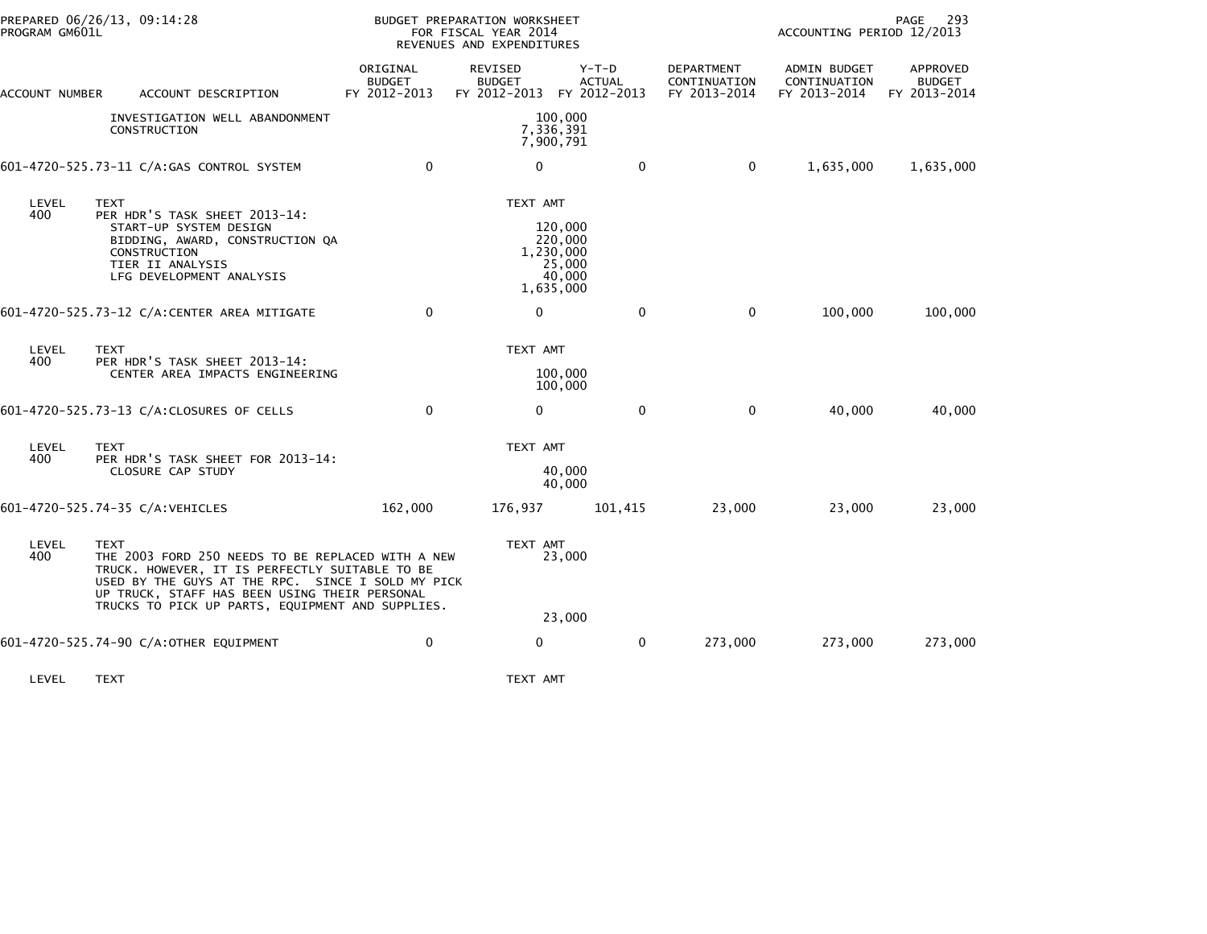PREPARED 06/26/13, 09:14:28
PROGRAM GM601L

BUDGET PREPARATION WORKSHEET
FOR FISCAL YEAR 2014
REVENUES AND EXPENDITURES

ACCOUNTING PERIOD 12/2013

| ACCOUNT NUMBER | ACCOUNT DESCRIPTION | ORIGINAL BUDGET FY 2012-2013 | REVISED BUDGET FY 2012-2013 | Y-T-D ACTUAL FY 2012-2013 | DEPARTMENT CONTINUATION FY 2013-2014 | ADMIN BUDGET CONTINUATION FY 2013-2014 | APPROVED BUDGET FY 2013-2014 |
|---|---|---|---|---|---|---|---|
| | INVESTIGATION WELL ABANDONMENT | | 100,000 | | | | |
| | CONSTRUCTION | | 7,336,391 | | | | |
| | | | 7,900,791 | | | | |
| 601-4720-525.73-11 | C/A:GAS CONTROL SYSTEM | 0 | 0 | 0 | 0 | 1,635,000 | 1,635,000 |
| LEVEL | TEXT | | TEXT AMT | | | | |
| 400 | PER HDR'S TASK SHEET 2013-14: | | | | | | |
| | START-UP SYSTEM DESIGN | | 120,000 | | | | |
| | BIDDING, AWARD, CONSTRUCTION QA | | 220,000 | | | | |
| | CONSTRUCTION | | 1,230,000 | | | | |
| | TIER II ANALYSIS | | 25,000 | | | | |
| | LFG DEVELOPMENT ANALYSIS | | 40,000 | | | | |
| | | | 1,635,000 | | | | |
| 601-4720-525.73-12 | C/A:CENTER AREA MITIGATE | 0 | 0 | 0 | 0 | 100,000 | 100,000 |
| LEVEL | TEXT | | TEXT AMT | | | | |
| 400 | PER HDR'S TASK SHEET 2013-14: | | | | | | |
| | CENTER AREA IMPACTS ENGINEERING | | 100,000 | | | | |
| | | | 100,000 | | | | |
| 601-4720-525.73-13 | C/A:CLOSURES OF CELLS | 0 | 0 | 0 | 0 | 40,000 | 40,000 |
| LEVEL | TEXT | | TEXT AMT | | | | |
| 400 | PER HDR'S TASK SHEET FOR 2013-14: | | | | | | |
| | CLOSURE CAP STUDY | | 40,000 | | | | |
| | | | 40,000 | | | | |
| 601-4720-525.74-35 | C/A:VEHICLES | 162,000 | 176,937 | 101,415 | 23,000 | 23,000 | 23,000 |
| LEVEL | TEXT | | TEXT AMT | | | | |
| 400 | THE 2003 FORD 250 NEEDS TO BE REPLACED WITH A NEW TRUCK. HOWEVER, IT IS PERFECTLY SUITABLE TO BE USED BY THE GUYS AT THE RPC. SINCE I SOLD MY PICK UP TRUCK, STAFF HAS BEEN USING THEIR PERSONAL TRUCKS TO PICK UP PARTS, EQUIPMENT AND SUPPLIES. | | 23,000 | | | | |
| | | | 23,000 | | | | |
| 601-4720-525.74-90 | C/A:OTHER EQUIPMENT | 0 | 0 | 0 | 273,000 | 273,000 | 273,000 |
| LEVEL | TEXT | | TEXT AMT | | | | |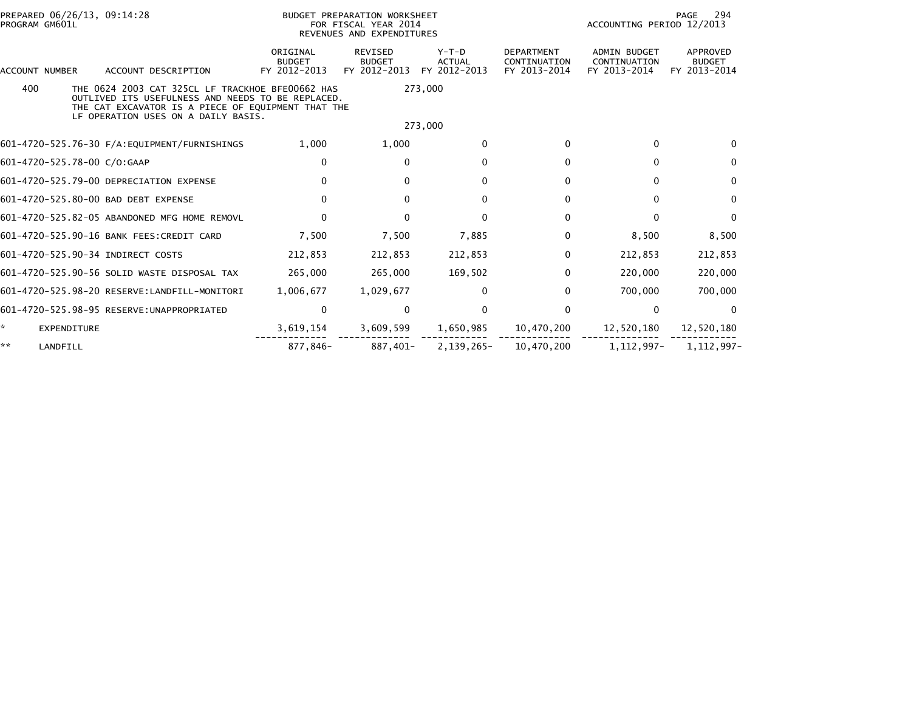BUDGET PREPARATION WORKSHEET
FOR FISCAL YEAR 2014
REVENUES AND EXPENDITURES

PREPARED 06/26/13, 09:14:28
PROGRAM GM601L

ACCOUNTING PERIOD 12/2013

| ACCOUNT NUMBER | ACCOUNT DESCRIPTION | ORIGINAL BUDGET FY 2012-2013 | REVISED BUDGET FY 2012-2013 | Y-T-D ACTUAL FY 2012-2013 | DEPARTMENT CONTINUATION FY 2013-2014 | ADMIN BUDGET CONTINUATION FY 2013-2014 | APPROVED BUDGET FY 2013-2014 |
|---|---|---|---|---|---|---|---|
| 400 | THE 0624 2003 CAT 325CL LF TRACKHOE BFE00662 HAS OUTLIVED ITS USEFULNESS AND NEEDS TO BE REPLACED. THE CAT EXCAVATOR IS A PIECE OF EQUIPMENT THAT THE LF OPERATION USES ON A DAILY BASIS. | | 273,000 | | | | |
| | | | 273,000 | | | | |
| 601-4720-525.76-30 | F/A:EQUIPMENT/FURNISHINGS | 1,000 | 1,000 | 0 | 0 | 0 | 0 |
| 601-4720-525.78-00 | C/O:GAAP | 0 | 0 | 0 | 0 | 0 | 0 |
| 601-4720-525.79-00 | DEPRECIATION EXPENSE | 0 | 0 | 0 | 0 | 0 | 0 |
| 601-4720-525.80-00 | BAD DEBT EXPENSE | 0 | 0 | 0 | 0 | 0 | 0 |
| 601-4720-525.82-05 | ABANDONED MFG HOME REMOVL | 0 | 0 | 0 | 0 | 0 | 0 |
| 601-4720-525.90-16 | BANK FEES:CREDIT CARD | 7,500 | 7,500 | 7,885 | 0 | 8,500 | 8,500 |
| 601-4720-525.90-34 | INDIRECT COSTS | 212,853 | 212,853 | 212,853 | 0 | 212,853 | 212,853 |
| 601-4720-525.90-56 | SOLID WASTE DISPOSAL TAX | 265,000 | 265,000 | 169,502 | 0 | 220,000 | 220,000 |
| 601-4720-525.98-20 | RESERVE:LANDFILL-MONITORI | 1,006,677 | 1,029,677 | 0 | 0 | 700,000 | 700,000 |
| 601-4720-525.98-95 | RESERVE:UNAPPROPRIATED | 0 | 0 | 0 | 0 | 0 | 0 |
| * | EXPENDITURE | 3,619,154 | 3,609,599 | 1,650,985 | 10,470,200 | 12,520,180 | 12,520,180 |
| ** | LANDFILL | 877,846- | 887,401- | 2,139,265- | 10,470,200 | 1,112,997- | 1,112,997- |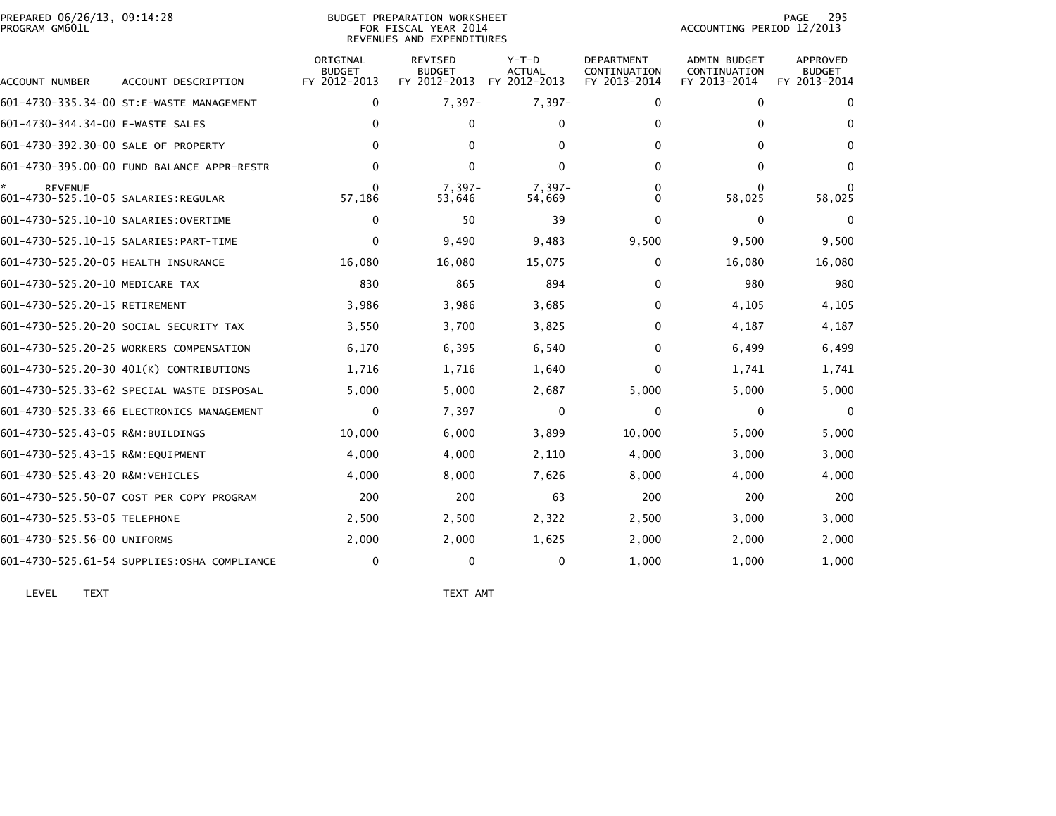PREPARED 06/26/13, 09:14:28
PROGRAM GM601L

BUDGET PREPARATION WORKSHEET
FOR FISCAL YEAR 2014
REVENUES AND EXPENDITURES

ACCOUNTING PERIOD 12/2013

| ACCOUNT NUMBER | ACCOUNT DESCRIPTION | ORIGINAL BUDGET FY 2012-2013 | REVISED BUDGET FY 2012-2013 | Y-T-D ACTUAL FY 2012-2013 | DEPARTMENT CONTINUATION FY 2013-2014 | ADMIN BUDGET CONTINUATION FY 2013-2014 | APPROVED BUDGET FY 2013-2014 |
|---|---|---|---|---|---|---|---|
| 601-4730-335.34-00 | ST:E-WASTE MANAGEMENT | 0 | 7,397- | 7,397- | 0 | 0 | 0 |
| 601-4730-344.34-00 | E-WASTE SALES | 0 | 0 | 0 | 0 | 0 | 0 |
| 601-4730-392.30-00 | SALE OF PROPERTY | 0 | 0 | 0 | 0 | 0 | 0 |
| 601-4730-395.00-00 | FUND BALANCE APPR-RESTR | 0 | 0 | 0 | 0 | 0 | 0 |
| * REVENUE | | 0 | 7,397- | 7,397- | 0 | 0 | 0 |
| 601-4730-525.10-05 | SALARIES:REGULAR | 57,186 | 53,646 | 54,669 | 0 | 58,025 | 58,025 |
| 601-4730-525.10-10 | SALARIES:OVERTIME | 0 | 50 | 39 | 0 | 0 | 0 |
| 601-4730-525.10-15 | SALARIES:PART-TIME | 0 | 9,490 | 9,483 | 9,500 | 9,500 | 9,500 |
| 601-4730-525.20-05 | HEALTH INSURANCE | 16,080 | 16,080 | 15,075 | 0 | 16,080 | 16,080 |
| 601-4730-525.20-10 | MEDICARE TAX | 830 | 865 | 894 | 0 | 980 | 980 |
| 601-4730-525.20-15 | RETIREMENT | 3,986 | 3,986 | 3,685 | 0 | 4,105 | 4,105 |
| 601-4730-525.20-20 | SOCIAL SECURITY TAX | 3,550 | 3,700 | 3,825 | 0 | 4,187 | 4,187 |
| 601-4730-525.20-25 | WORKERS COMPENSATION | 6,170 | 6,395 | 6,540 | 0 | 6,499 | 6,499 |
| 601-4730-525.20-30 | 401(K) CONTRIBUTIONS | 1,716 | 1,716 | 1,640 | 0 | 1,741 | 1,741 |
| 601-4730-525.33-62 | SPECIAL WASTE DISPOSAL | 5,000 | 5,000 | 2,687 | 5,000 | 5,000 | 5,000 |
| 601-4730-525.33-66 | ELECTRONICS MANAGEMENT | 0 | 7,397 | 0 | 0 | 0 | 0 |
| 601-4730-525.43-05 | R&M:BUILDINGS | 10,000 | 6,000 | 3,899 | 10,000 | 5,000 | 5,000 |
| 601-4730-525.43-15 | R&M:EQUIPMENT | 4,000 | 4,000 | 2,110 | 4,000 | 3,000 | 3,000 |
| 601-4730-525.43-20 | R&M:VEHICLES | 4,000 | 8,000 | 7,626 | 8,000 | 4,000 | 4,000 |
| 601-4730-525.50-07 | COST PER COPY PROGRAM | 200 | 200 | 63 | 200 | 200 | 200 |
| 601-4730-525.53-05 | TELEPHONE | 2,500 | 2,500 | 2,322 | 2,500 | 3,000 | 3,000 |
| 601-4730-525.56-00 | UNIFORMS | 2,000 | 2,000 | 1,625 | 2,000 | 2,000 | 2,000 |
| 601-4730-525.61-54 | SUPPLIES:OSHA COMPLIANCE | 0 | 0 | 0 | 1,000 | 1,000 | 1,000 |

| LEVEL | TEXT | TEXT AMT |
|---|---|---|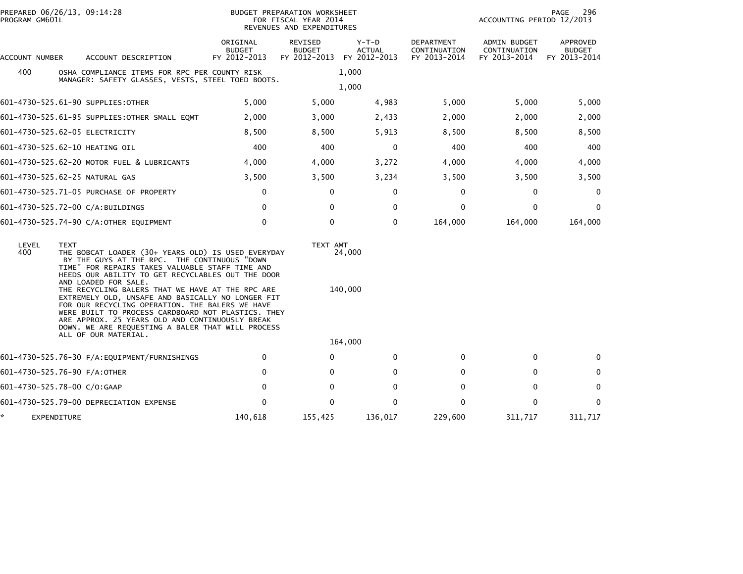PREPARED 06/26/13, 09:14:28
PROGRAM GM601L

BUDGET PREPARATION WORKSHEET
FOR FISCAL YEAR 2014
REVENUES AND EXPENDITURES

ACCOUNTING PERIOD 12/2013

| ACCOUNT NUMBER | ACCOUNT DESCRIPTION | ORIGINAL BUDGET FY 2012-2013 | REVISED BUDGET FY 2012-2013 | Y-T-D ACTUAL FY 2012-2013 | DEPARTMENT CONTINUATION FY 2013-2014 | ADMIN BUDGET CONTINUATION FY 2013-2014 | APPROVED BUDGET FY 2013-2014 |
|---|---|---|---|---|---|---|---|
| 400 | OSHA COMPLIANCE ITEMS FOR RPC PER COUNTY RISK MANAGER: SAFETY GLASSES, VESTS, STEEL TOED BOOTS. | | 1,000 | | | | |
| | | | 1,000 | | | | |
| 601-4730-525.61-90 | SUPPLIES:OTHER | 5,000 | 5,000 | 4,983 | 5,000 | 5,000 | 5,000 |
| 601-4730-525.61-95 | SUPPLIES:OTHER SMALL EQMT | 2,000 | 3,000 | 2,433 | 2,000 | 2,000 | 2,000 |
| 601-4730-525.62-05 | ELECTRICITY | 8,500 | 8,500 | 5,913 | 8,500 | 8,500 | 8,500 |
| 601-4730-525.62-10 | HEATING OIL | 400 | 400 | 0 | 400 | 400 | 400 |
| 601-4730-525.62-20 | MOTOR FUEL & LUBRICANTS | 4,000 | 4,000 | 3,272 | 4,000 | 4,000 | 4,000 |
| 601-4730-525.62-25 | NATURAL GAS | 3,500 | 3,500 | 3,234 | 3,500 | 3,500 | 3,500 |
| 601-4730-525.71-05 | PURCHASE OF PROPERTY | 0 | 0 | 0 | 0 | 0 | 0 |
| 601-4730-525.72-00 | C/A:BUILDINGS | 0 | 0 | 0 | 0 | 0 | 0 |
| 601-4730-525.74-90 | C/A:OTHER EQUIPMENT | 0 | 0 | 0 | 164,000 | 164,000 | 164,000 |
| LEVEL | TEXT | | TEXT AMT | | | | |
| 400 | THE BOBCAT LOADER (30+ YEARS OLD) IS USED EVERYDAY BY THE GUYS AT THE RPC. THE CONTINUOUS "DOWN TIME" FOR REPAIRS TAKES VALUABLE STAFF TIME AND HEEDS OUR ABILITY TO GET RECYCLABLES OUT THE DOOR AND LOADED FOR SALE. | | 24,000 | | | | |
| | THE RECYCLING BALERS THAT WE HAVE AT THE RPC ARE EXTREMELY OLD, UNSAFE AND BASICALLY NO LONGER FIT FOR OUR RECYCLING OPERATION. THE BALERS WE HAVE WERE BUILT TO PROCESS CARDBOARD NOT PLASTICS. THEY ARE APPROX. 25 YEARS OLD AND CONTINUOUSLY BREAK DOWN. WE ARE REQUESTING A BALER THAT WILL PROCESS ALL OF OUR MATERIAL. | | 140,000 | | | | |
| | | | 164,000 | | | | |
| 601-4730-525.76-30 | F/A:EQUIPMENT/FURNISHINGS | 0 | 0 | 0 | 0 | 0 | 0 |
| 601-4730-525.76-90 | F/A:OTHER | 0 | 0 | 0 | 0 | 0 | 0 |
| 601-4730-525.78-00 | C/O:GAAP | 0 | 0 | 0 | 0 | 0 | 0 |
| 601-4730-525.79-00 | DEPRECIATION EXPENSE | 0 | 0 | 0 | 0 | 0 | 0 |
| * | EXPENDITURE | 140,618 | 155,425 | 136,017 | 229,600 | 311,717 | 311,717 |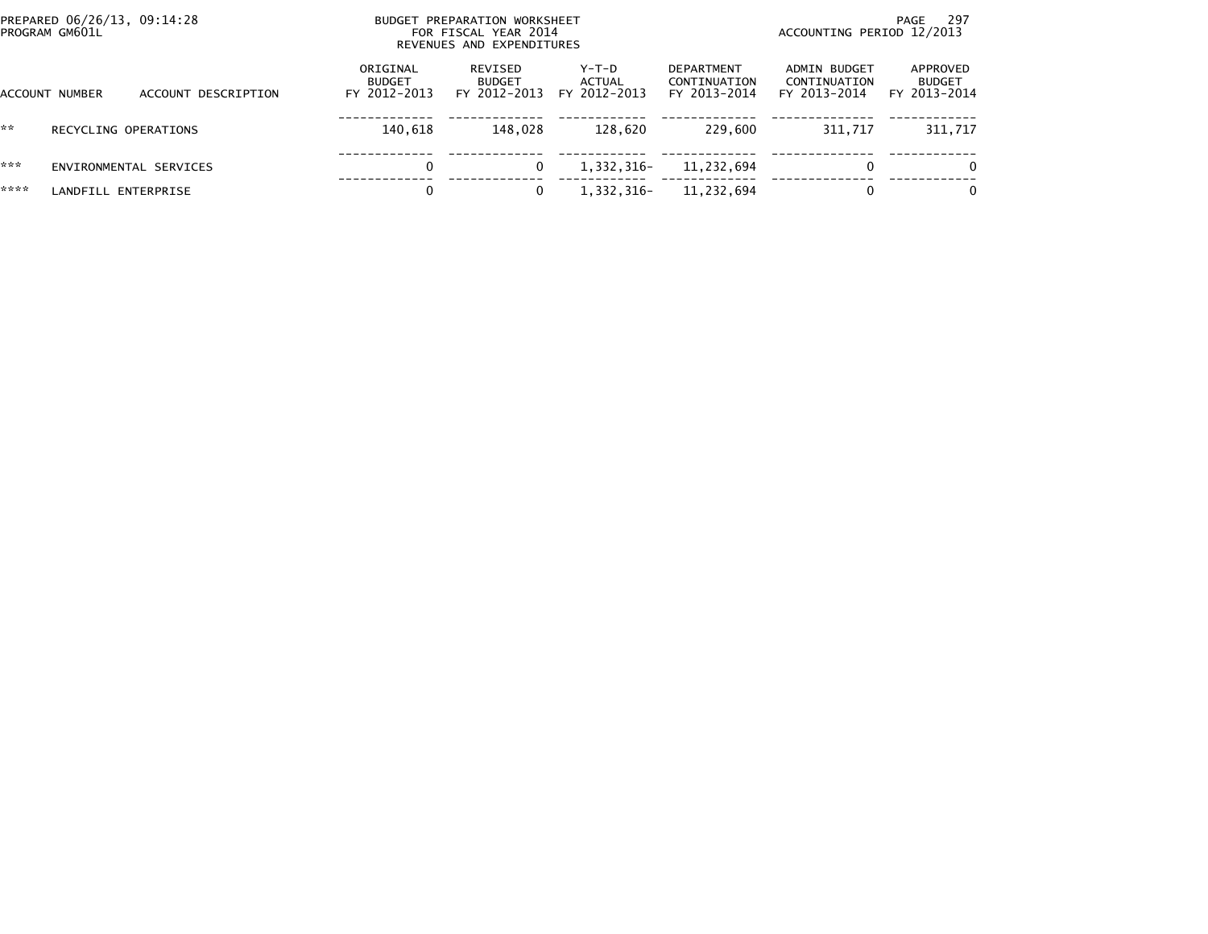PREPARED 06/26/13, 09:14:28
PROGRAM GM601L

BUDGET PREPARATION WORKSHEET
FOR FISCAL YEAR 2014
REVENUES AND EXPENDITURES

ACCOUNTING PERIOD 12/2013

| ACCOUNT NUMBER | ACCOUNT DESCRIPTION | ORIGINAL BUDGET FY 2012-2013 | REVISED BUDGET FY 2012-2013 | Y-T-D ACTUAL FY 2012-2013 | DEPARTMENT CONTINUATION FY 2013-2014 | ADMIN BUDGET CONTINUATION FY 2013-2014 | APPROVED BUDGET FY 2013-2014 |
|---|---|---|---|---|---|---|---|
| ** | RECYCLING OPERATIONS | 140,618 | 148,028 | 128,620 | 229,600 | 311,717 | 311,717 |
| *** | ENVIRONMENTAL SERVICES | 0 | 0 | 1,332,316- | 11,232,694 | 0 | 0 |
| **** | LANDFILL ENTERPRISE | 0 | 0 | 1,332,316- | 11,232,694 | 0 | 0 |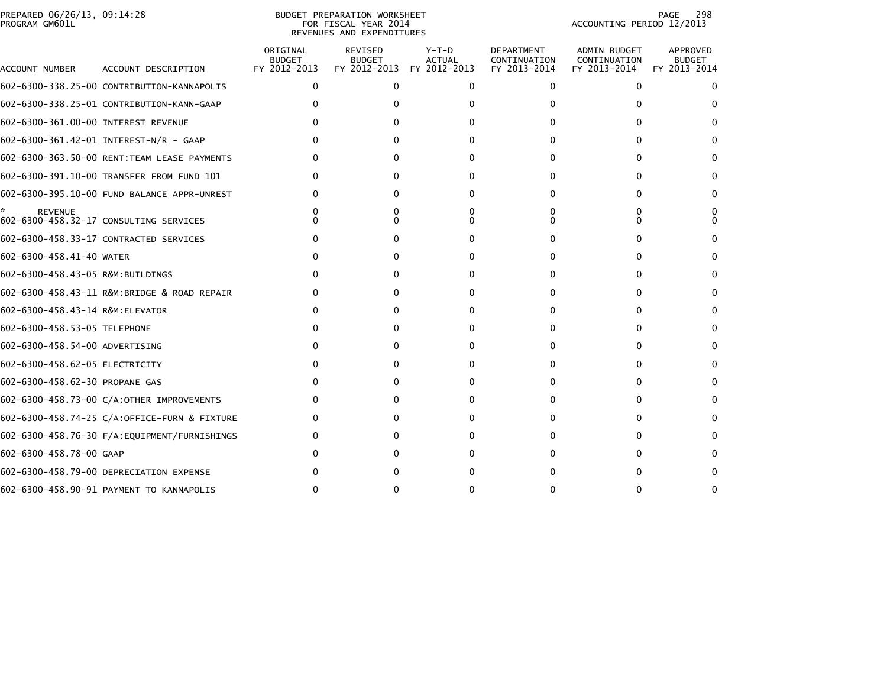PREPARED 06/26/13, 09:14:28
PROGRAM GM601L

BUDGET PREPARATION WORKSHEET
FOR FISCAL YEAR 2014
REVENUES AND EXPENDITURES

ACCOUNTING PERIOD 12/2013

| ACCOUNT NUMBER | ACCOUNT DESCRIPTION | ORIGINAL BUDGET FY 2012-2013 | REVISED BUDGET FY 2012-2013 | Y-T-D ACTUAL FY 2012-2013 | DEPARTMENT CONTINUATION FY 2013-2014 | ADMIN BUDGET CONTINUATION FY 2013-2014 | APPROVED BUDGET FY 2013-2014 |
|---|---|---|---|---|---|---|---|
| 602-6300-338.25-00 | CONTRIBUTION-KANNAPOLIS | 0 | 0 | 0 | 0 | 0 | 0 |
| 602-6300-338.25-01 | CONTRIBUTION-KANN-GAAP | 0 | 0 | 0 | 0 | 0 | 0 |
| 602-6300-361.00-00 | INTEREST REVENUE | 0 | 0 | 0 | 0 | 0 | 0 |
| 602-6300-361.42-01 | INTEREST-N/R - GAAP | 0 | 0 | 0 | 0 | 0 | 0 |
| 602-6300-363.50-00 | RENT:TEAM LEASE PAYMENTS | 0 | 0 | 0 | 0 | 0 | 0 |
| 602-6300-391.10-00 | TRANSFER FROM FUND 101 | 0 | 0 | 0 | 0 | 0 | 0 |
| 602-6300-395.10-00 | FUND BALANCE APPR-UNREST | 0 | 0 | 0 | 0 | 0 | 0 |
| * | REVENUE | 0 | 0 | 0 | 0 | 0 | 0 |
| 602-6300-458.32-17 | CONSULTING SERVICES | 0 | 0 | 0 | 0 | 0 | 0 |
| 602-6300-458.33-17 | CONTRACTED SERVICES | 0 | 0 | 0 | 0 | 0 | 0 |
| 602-6300-458.41-40 | WATER | 0 | 0 | 0 | 0 | 0 | 0 |
| 602-6300-458.43-05 | R&M:BUILDINGS | 0 | 0 | 0 | 0 | 0 | 0 |
| 602-6300-458.43-11 | R&M:BRIDGE & ROAD REPAIR | 0 | 0 | 0 | 0 | 0 | 0 |
| 602-6300-458.43-14 | R&M:ELEVATOR | 0 | 0 | 0 | 0 | 0 | 0 |
| 602-6300-458.53-05 | TELEPHONE | 0 | 0 | 0 | 0 | 0 | 0 |
| 602-6300-458.54-00 | ADVERTISING | 0 | 0 | 0 | 0 | 0 | 0 |
| 602-6300-458.62-05 | ELECTRICITY | 0 | 0 | 0 | 0 | 0 | 0 |
| 602-6300-458.62-30 | PROPANE GAS | 0 | 0 | 0 | 0 | 0 | 0 |
| 602-6300-458.73-00 | C/A:OTHER IMPROVEMENTS | 0 | 0 | 0 | 0 | 0 | 0 |
| 602-6300-458.74-25 | C/A:OFFICE-FURN & FIXTURE | 0 | 0 | 0 | 0 | 0 | 0 |
| 602-6300-458.76-30 | F/A:EQUIPMENT/FURNISHINGS | 0 | 0 | 0 | 0 | 0 | 0 |
| 602-6300-458.78-00 | GAAP | 0 | 0 | 0 | 0 | 0 | 0 |
| 602-6300-458.79-00 | DEPRECIATION EXPENSE | 0 | 0 | 0 | 0 | 0 | 0 |
| 602-6300-458.90-91 | PAYMENT TO KANNAPOLIS | 0 | 0 | 0 | 0 | 0 | 0 |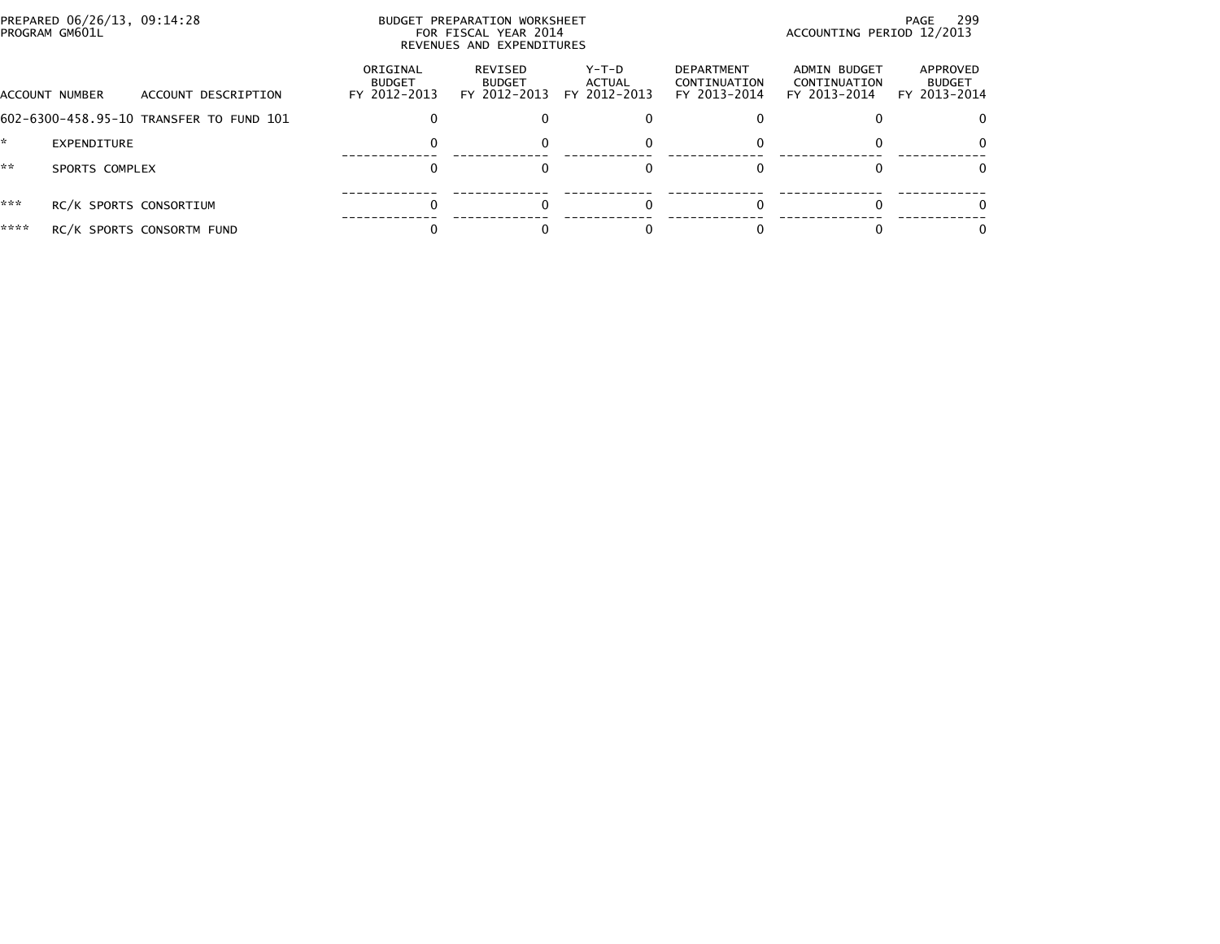PREPARED 06/26/13, 09:14:28
PROGRAM GM601L

BUDGET PREPARATION WORKSHEET
FOR FISCAL YEAR 2014
REVENUES AND EXPENDITURES

ACCOUNTING PERIOD 12/2013

| ACCOUNT NUMBER | ACCOUNT DESCRIPTION | ORIGINAL BUDGET FY 2012-2013 | REVISED BUDGET FY 2012-2013 | Y-T-D ACTUAL FY 2012-2013 | DEPARTMENT CONTINUATION FY 2013-2014 | ADMIN BUDGET CONTINUATION FY 2013-2014 | APPROVED BUDGET FY 2013-2014 |
|---|---|---|---|---|---|---|---|
| 602-6300-458.95-10 | TRANSFER TO FUND 101 | 0 | 0 | 0 | 0 | 0 | 0 |
| * | EXPENDITURE | 0 | 0 | 0 | 0 | 0 | 0 |
| ** | SPORTS COMPLEX | 0 | 0 | 0 | 0 | 0 | 0 |
| *** | RC/K SPORTS CONSORTIUM | 0 | 0 | 0 | 0 | 0 | 0 |
| **** | RC/K SPORTS CONSORTM FUND | 0 | 0 | 0 | 0 | 0 | 0 |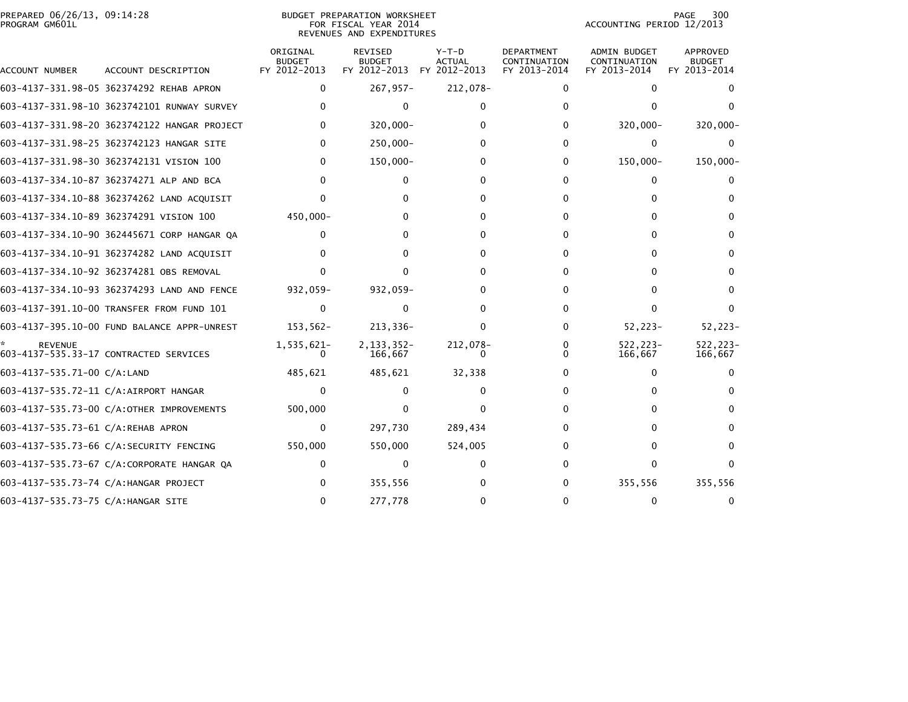BUDGET PREPARATION WORKSHEET
FOR FISCAL YEAR 2014
REVENUES AND EXPENDITURES

PREPARED 06/26/13, 09:14:28
PROGRAM GM601L

ACCOUNTING PERIOD 12/2013

| ACCOUNT NUMBER | ACCOUNT DESCRIPTION | ORIGINAL BUDGET FY 2012-2013 | REVISED BUDGET FY 2012-2013 | Y-T-D ACTUAL FY 2012-2013 | DEPARTMENT CONTINUATION FY 2013-2014 | ADMIN BUDGET CONTINUATION FY 2013-2014 | APPROVED BUDGET FY 2013-2014 |
|---|---|---|---|---|---|---|---|
| 603-4137-331.98-05 | 362374292 REHAB APRON | 0 | 267,957- | 212,078- | 0 | 0 | 0 |
| 603-4137-331.98-10 | 3623742101 RUNWAY SURVEY | 0 | 0 | 0 | 0 | 0 | 0 |
| 603-4137-331.98-20 | 3623742122 HANGAR PROJECT | 0 | 320,000- | 0 | 0 | 320,000- | 320,000- |
| 603-4137-331.98-25 | 3623742123 HANGAR SITE | 0 | 250,000- | 0 | 0 | 0 | 0 |
| 603-4137-331.98-30 | 3623742131 VISION 100 | 0 | 150,000- | 0 | 0 | 150,000- | 150,000- |
| 603-4137-334.10-87 | 362374271 ALP AND BCA | 0 | 0 | 0 | 0 | 0 | 0 |
| 603-4137-334.10-88 | 362374262 LAND ACQUISIT | 0 | 0 | 0 | 0 | 0 | 0 |
| 603-4137-334.10-89 | 362374291 VISION 100 | 450,000- | 0 | 0 | 0 | 0 | 0 |
| 603-4137-334.10-90 | 362445671 CORP HANGAR QA | 0 | 0 | 0 | 0 | 0 | 0 |
| 603-4137-334.10-91 | 362374282 LAND ACQUISIT | 0 | 0 | 0 | 0 | 0 | 0 |
| 603-4137-334.10-92 | 362374281 OBS REMOVAL | 0 | 0 | 0 | 0 | 0 | 0 |
| 603-4137-334.10-93 | 362374293 LAND AND FENCE | 932,059- | 932,059- | 0 | 0 | 0 | 0 |
| 603-4137-391.10-00 | TRANSFER FROM FUND 101 | 0 | 0 | 0 | 0 | 0 | 0 |
| 603-4137-395.10-00 | FUND BALANCE APPR-UNREST | 153,562- | 213,336- | 0 | 0 | 52,223- | 52,223- |
| * | REVENUE | 1,535,621- | 2,133,352- | 212,078- | 0 | 522,223- | 522,223- |
| 603-4137-535.33-17 | CONTRACTED SERVICES | 0 | 166,667 | 0 | 0 | 166,667 | 166,667 |
| 603-4137-535.71-00 | C/A:LAND | 485,621 | 485,621 | 32,338 | 0 | 0 | 0 |
| 603-4137-535.72-11 | C/A:AIRPORT HANGAR | 0 | 0 | 0 | 0 | 0 | 0 |
| 603-4137-535.73-00 | C/A:OTHER IMPROVEMENTS | 500,000 | 0 | 0 | 0 | 0 | 0 |
| 603-4137-535.73-61 | C/A:REHAB APRON | 0 | 297,730 | 289,434 | 0 | 0 | 0 |
| 603-4137-535.73-66 | C/A:SECURITY FENCING | 550,000 | 550,000 | 524,005 | 0 | 0 | 0 |
| 603-4137-535.73-67 | C/A:CORPORATE HANGAR QA | 0 | 0 | 0 | 0 | 0 | 0 |
| 603-4137-535.73-74 | C/A:HANGAR PROJECT | 0 | 355,556 | 0 | 0 | 355,556 | 355,556 |
| 603-4137-535.73-75 | C/A:HANGAR SITE | 0 | 277,778 | 0 | 0 | 0 | 0 |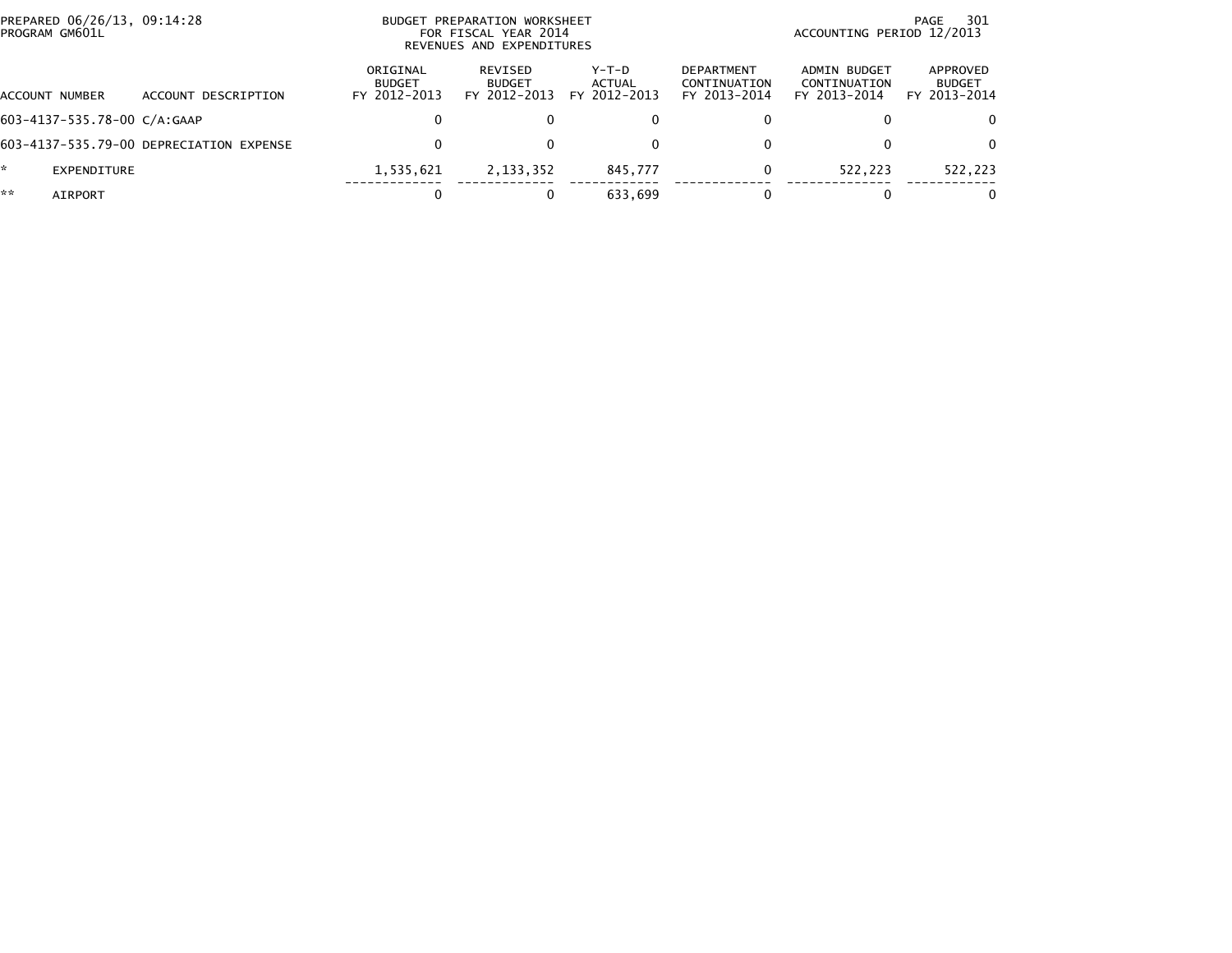PREPARED 06/26/13, 09:14:28
PROGRAM GM601L

BUDGET PREPARATION WORKSHEET
FOR FISCAL YEAR 2014
REVENUES AND EXPENDITURES

ACCOUNTING PERIOD 12/2013

| ACCOUNT NUMBER | ACCOUNT DESCRIPTION | ORIGINAL BUDGET FY 2012-2013 | REVISED BUDGET FY 2012-2013 | Y-T-D ACTUAL FY 2012-2013 | DEPARTMENT CONTINUATION FY 2013-2014 | ADMIN BUDGET CONTINUATION FY 2013-2014 | APPROVED BUDGET FY 2013-2014 |
|---|---|---|---|---|---|---|---|
| 603-4137-535.78-00 | C/A:GAAP | 0 | 0 | 0 | 0 | 0 | 0 |
| 603-4137-535.79-00 | DEPRECIATION EXPENSE | 0 | 0 | 0 | 0 | 0 | 0 |
| * | EXPENDITURE | 1,535,621 | 2,133,352 | 845,777 | 0 | 522,223 | 522,223 |
| ** | AIRPORT | 0 | 0 | 633,699 | 0 | 0 | 0 |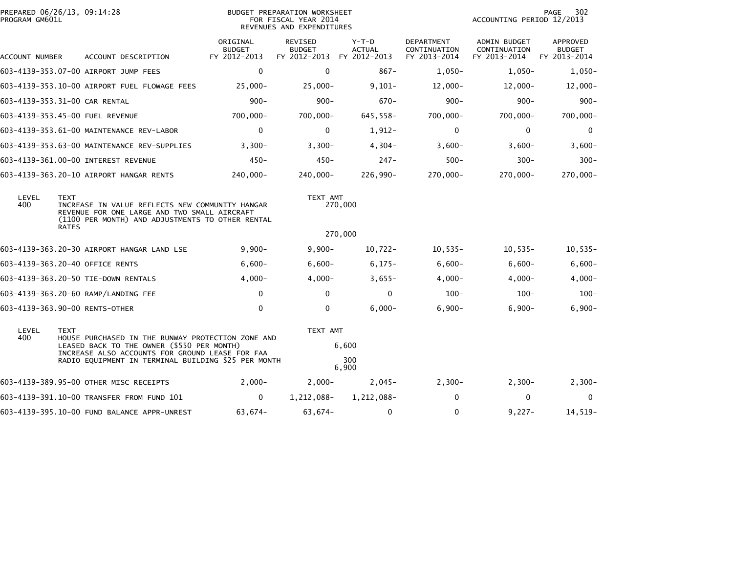PREPARED 06/26/13, 09:14:28
PROGRAM GM601L

BUDGET PREPARATION WORKSHEET
FOR FISCAL YEAR 2014
REVENUES AND EXPENDITURES

ACCOUNTING PERIOD 12/2013

| ACCOUNT NUMBER | ACCOUNT DESCRIPTION | ORIGINAL BUDGET FY 2012-2013 | REVISED BUDGET FY 2012-2013 | Y-T-D ACTUAL FY 2012-2013 | DEPARTMENT CONTINUATION FY 2013-2014 | ADMIN BUDGET CONTINUATION FY 2013-2014 | APPROVED BUDGET FY 2013-2014 |
|---|---|---|---|---|---|---|---|
| 603-4139-353.07-00 | AIRPORT JUMP FEES | 0 | 0 | 867- | 1,050- | 1,050- | 1,050- |
| 603-4139-353.10-00 | AIRPORT FUEL FLOWAGE FEES | 25,000- | 25,000- | 9,101- | 12,000- | 12,000- | 12,000- |
| 603-4139-353.31-00 | CAR RENTAL | 900- | 900- | 670- | 900- | 900- | 900- |
| 603-4139-353.45-00 | FUEL REVENUE | 700,000- | 700,000- | 645,558- | 700,000- | 700,000- | 700,000- |
| 603-4139-353.61-00 | MAINTENANCE REV-LABOR | 0 | 0 | 1,912- | 0 | 0 | 0 |
| 603-4139-353.63-00 | MAINTENANCE REV-SUPPLIES | 3,300- | 3,300- | 4,304- | 3,600- | 3,600- | 3,600- |
| 603-4139-361.00-00 | INTEREST REVENUE | 450- | 450- | 247- | 500- | 300- | 300- |
| 603-4139-363.20-10 | AIRPORT HANGAR RENTS | 240,000- | 240,000- | 226,990- | 270,000- | 270,000- | 270,000- |

| LEVEL | TEXT | TEXT AMT |
|---|---|---|
| 400 | INCREASE IN VALUE REFLECTS NEW COMMUNITY HANGAR REVENUE FOR ONE LARGE AND TWO SMALL AIRCRAFT (1100 PER MONTH) AND ADJUSTMENTS TO OTHER RENTAL RATES | 270,000 |
| | | 270,000 |

| ACCOUNT NUMBER | ACCOUNT DESCRIPTION | ORIGINAL BUDGET FY 2012-2013 | REVISED BUDGET FY 2012-2013 | Y-T-D ACTUAL FY 2012-2013 | DEPARTMENT CONTINUATION FY 2013-2014 | ADMIN BUDGET CONTINUATION FY 2013-2014 | APPROVED BUDGET FY 2013-2014 |
|---|---|---|---|---|---|---|---|
| 603-4139-363.20-30 | AIRPORT HANGAR LAND LSE | 9,900- | 9,900- | 10,722- | 10,535- | 10,535- | 10,535- |
| 603-4139-363.20-40 | OFFICE RENTS | 6,600- | 6,600- | 6,175- | 6,600- | 6,600- | 6,600- |
| 603-4139-363.20-50 | TIE-DOWN RENTALS | 4,000- | 4,000- | 3,655- | 4,000- | 4,000- | 4,000- |
| 603-4139-363.20-60 | RAMP/LANDING FEE | 0 | 0 | 0 | 100- | 100- | 100- |
| 603-4139-363.90-00 | RENTS-OTHER | 0 | 0 | 6,000- | 6,900- | 6,900- | 6,900- |

| LEVEL | TEXT | TEXT AMT |
|---|---|---|
| 400 | HOUSE PURCHASED IN THE RUNWAY PROTECTION ZONE AND LEASED BACK TO THE OWNER ($550 PER MONTH) | 6,600 |
| | INCREASE ALSO ACCOUNTS FOR GROUND LEASE FOR FAA RADIO EQUIPMENT IN TERMINAL BUILDING $25 PER MONTH | 300 |
| | | 6,900 |

| ACCOUNT NUMBER | ACCOUNT DESCRIPTION | ORIGINAL BUDGET FY 2012-2013 | REVISED BUDGET FY 2012-2013 | Y-T-D ACTUAL FY 2012-2013 | DEPARTMENT CONTINUATION FY 2013-2014 | ADMIN BUDGET CONTINUATION FY 2013-2014 | APPROVED BUDGET FY 2013-2014 |
|---|---|---|---|---|---|---|---|
| 603-4139-389.95-00 | OTHER MISC RECEIPTS | 2,000- | 2,000- | 2,045- | 2,300- | 2,300- | 2,300- |
| 603-4139-391.10-00 | TRANSFER FROM FUND 101 | 0 | 1,212,088- | 1,212,088- | 0 | 0 | 0 |
| 603-4139-395.10-00 | FUND BALANCE APPR-UNREST | 63,674- | 63,674- | 0 | 0 | 9,227- | 14,519- |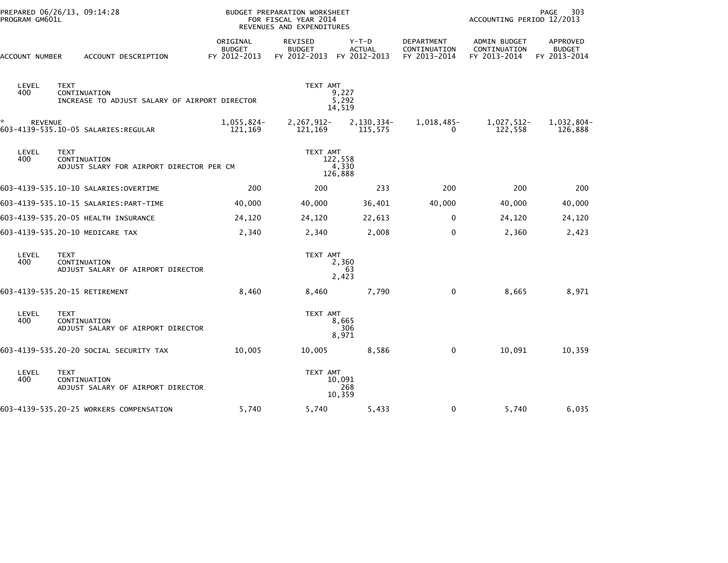PREPARED 06/26/13, 09:14:28
PROGRAM GM601L

BUDGET PREPARATION WORKSHEET
FOR FISCAL YEAR 2014
REVENUES AND EXPENDITURES

ACCOUNTING PERIOD 12/2013

| ACCOUNT NUMBER | ACCOUNT DESCRIPTION | ORIGINAL BUDGET FY 2012-2013 | REVISED BUDGET FY 2012-2013 | Y-T-D ACTUAL FY 2012-2013 | DEPARTMENT CONTINUATION FY 2013-2014 | ADMIN BUDGET CONTINUATION FY 2013-2014 | APPROVED BUDGET FY 2013-2014 |
|---|---|---|---|---|---|---|---|
| LEVEL 400 | TEXT CONTINUATION INCREASE TO ADJUST SALARY OF AIRPORT DIRECTOR | | TEXT AMT 9,227 5,292 14,519 | | | | |
| * REVENUE | | 1,055,824- | 2,267,912- | 2,130,334- | 1,018,485- | 1,027,512- | 1,032,804- |
| 603-4139-535.10-05 | SALARIES:REGULAR | 121,169 | 121,169 | 115,575 | 0 | 122,558 | 126,888 |
| LEVEL 400 | TEXT CONTINUATION ADJUST SLARY FOR AIRPORT DIRECTOR PER CM | | TEXT AMT 122,558 4,330 126,888 | | | | |
| 603-4139-535.10-10 | SALARIES:OVERTIME | 200 | 200 | 233 | 200 | 200 | 200 |
| 603-4139-535.10-15 | SALARIES:PART-TIME | 40,000 | 40,000 | 36,401 | 40,000 | 40,000 | 40,000 |
| 603-4139-535.20-05 | HEALTH INSURANCE | 24,120 | 24,120 | 22,613 | 0 | 24,120 | 24,120 |
| 603-4139-535.20-10 | MEDICARE TAX | 2,340 | 2,340 | 2,008 | 0 | 2,360 | 2,423 |
| LEVEL 400 | TEXT CONTINUATION ADJUST SALARY OF AIRPORT DIRECTOR | | TEXT AMT 2,360 63 2,423 | | | | |
| 603-4139-535.20-15 | RETIREMENT | 8,460 | 8,460 | 7,790 | 0 | 8,665 | 8,971 |
| LEVEL 400 | TEXT CONTINUATION ADJUST SALARY OF AIRPORT DIRECTOR | | TEXT AMT 8,665 306 8,971 | | | | |
| 603-4139-535.20-20 | SOCIAL SECURITY TAX | 10,005 | 10,005 | 8,586 | 0 | 10,091 | 10,359 |
| LEVEL 400 | TEXT CONTINUATION ADJUST SALARY OF AIRPORT DIRECTOR | | TEXT AMT 10,091 268 10,359 | | | | |
| 603-4139-535.20-25 | WORKERS COMPENSATION | 5,740 | 5,740 | 5,433 | 0 | 5,740 | 6,035 |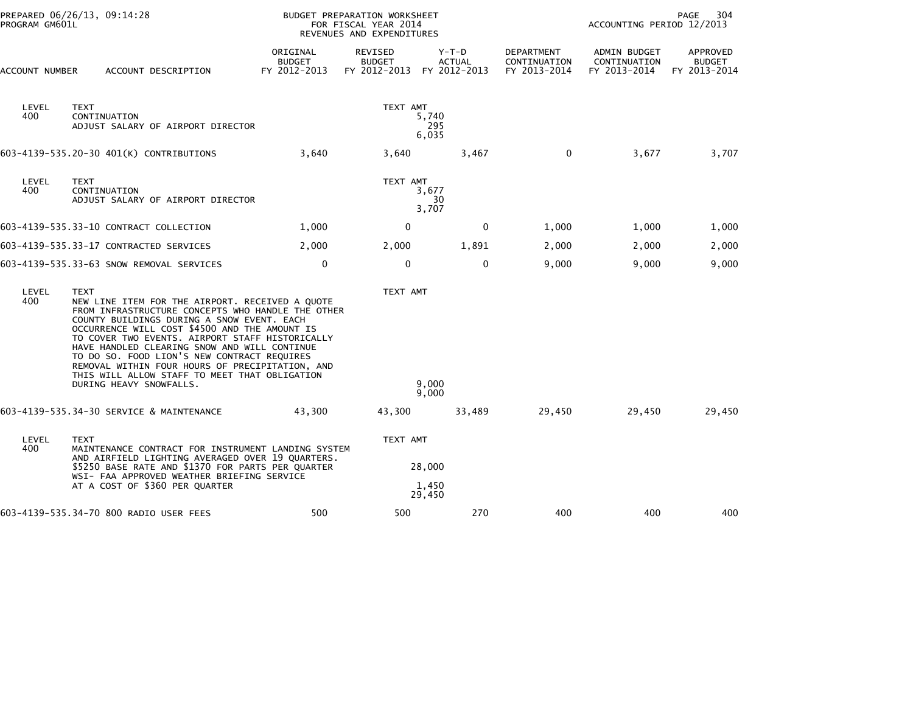PREPARED 06/26/13, 09:14:28
PROGRAM GM601L

BUDGET PREPARATION WORKSHEET
FOR FISCAL YEAR 2014
REVENUES AND EXPENDITURES

ACCOUNTING PERIOD 12/2013

| ACCOUNT NUMBER | ACCOUNT DESCRIPTION | ORIGINAL BUDGET FY 2012-2013 | REVISED BUDGET FY 2012-2013 | Y-T-D ACTUAL FY 2012-2013 | DEPARTMENT CONTINUATION FY 2013-2014 | ADMIN BUDGET CONTINUATION FY 2013-2014 | APPROVED BUDGET FY 2013-2014 |
|---|---|---|---|---|---|---|---|
| LEVEL 400 | TEXT<br>CONTINUATION<br>ADJUST SALARY OF AIRPORT DIRECTOR | | TEXT AMT<br>5,740<br>295<br>6,035 | | | | |
| 603-4139-535.20-30 | 401(K) CONTRIBUTIONS | 3,640 | 3,640 | 3,467 | 0 | 3,677 | 3,707 |
| LEVEL 400 | TEXT<br>CONTINUATION<br>ADJUST SALARY OF AIRPORT DIRECTOR | | TEXT AMT<br>3,677<br>30<br>3,707 | | | | |
| 603-4139-535.33-10 | CONTRACT COLLECTION | 1,000 | 0 | 0 | 1,000 | 1,000 | 1,000 |
| 603-4139-535.33-17 | CONTRACTED SERVICES | 2,000 | 2,000 | 1,891 | 2,000 | 2,000 | 2,000 |
| 603-4139-535.33-63 | SNOW REMOVAL SERVICES | 0 | 0 | 0 | 9,000 | 9,000 | 9,000 |
| LEVEL 400 | TEXT<br>NEW LINE ITEM FOR THE AIRPORT. RECEIVED A QUOTE FROM INFRASTRUCTURE CONCEPTS WHO HANDLE THE OTHER COUNTY BUILDINGS DURING A SNOW EVENT. EACH OCCURRENCE WILL COST $4500 AND THE AMOUNT IS TO COVER TWO EVENTS. AIRPORT STAFF HISTORICALLY HAVE HANDLED CLEARING SNOW AND WILL CONTINUE TO DO SO. FOOD LION'S NEW CONTRACT REQUIRES REMOVAL WITHIN FOUR HOURS OF PRECIPITATION, AND THIS WILL ALLOW STAFF TO MEET THAT OBLIGATION DURING HEAVY SNOWFALLS. | | TEXT AMT<br>9,000<br>9,000 | | | | |
| 603-4139-535.34-30 | SERVICE & MAINTENANCE | 43,300 | 43,300 | 33,489 | 29,450 | 29,450 | 29,450 |
| LEVEL 400 | TEXT<br>MAINTENANCE CONTRACT FOR INSTRUMENT LANDING SYSTEM AND AIRFIELD LIGHTING AVERAGED OVER 19 QUARTERS. $5250 BASE RATE AND $1370 FOR PARTS PER QUARTER<br>WSI- FAA APPROVED WEATHER BRIEFING SERVICE AT A COST OF $360 PER QUARTER | | TEXT AMT<br>28,000<br>1,450<br>29,450 | | | | |
| 603-4139-535.34-70 | 800 RADIO USER FEES | 500 | 500 | 270 | 400 | 400 | 400 |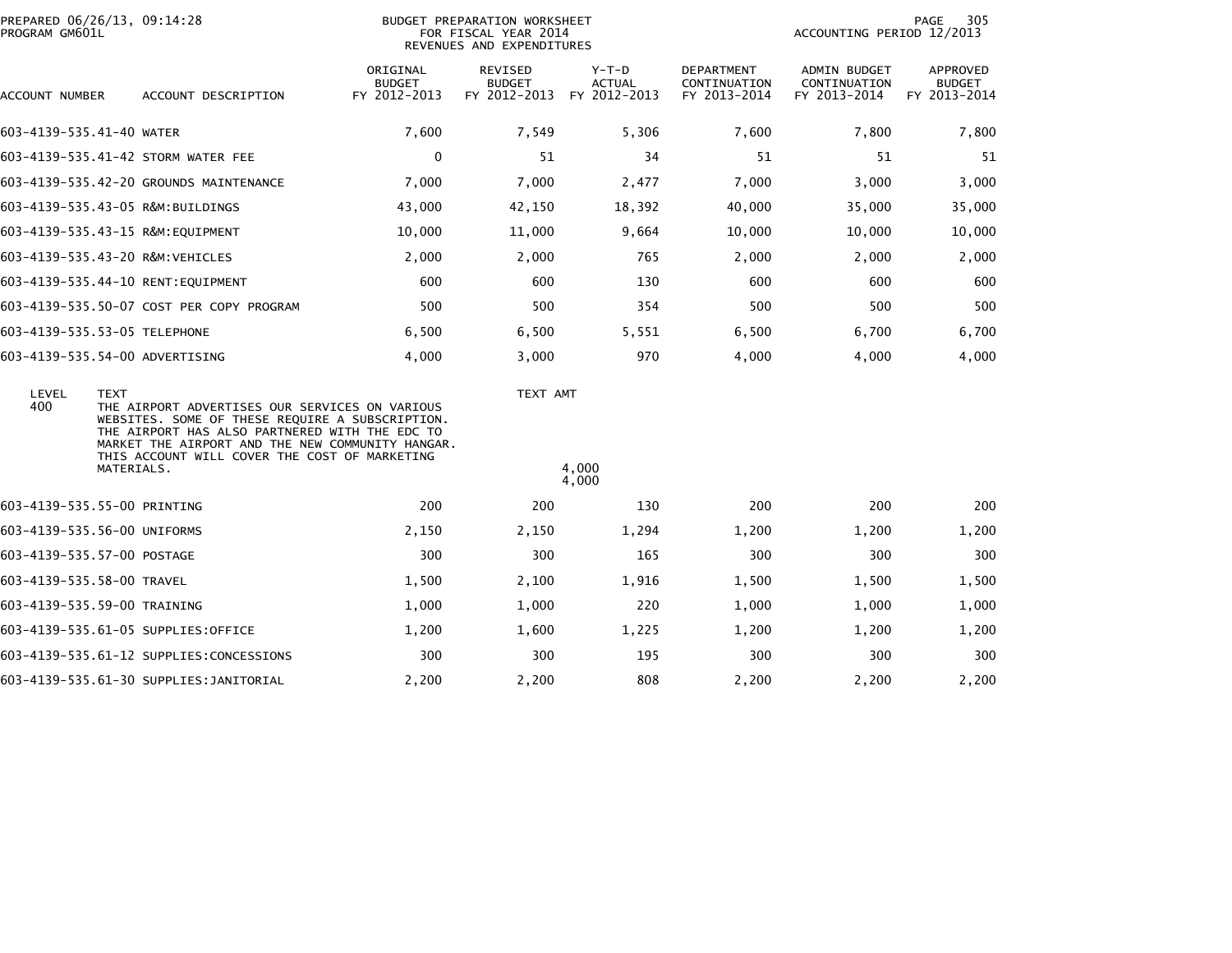PREPARED 06/26/13, 09:14:28
PROGRAM GM601L

BUDGET PREPARATION WORKSHEET
FOR FISCAL YEAR 2014
REVENUES AND EXPENDITURES

ACCOUNTING PERIOD 12/2013

| ACCOUNT NUMBER | ACCOUNT DESCRIPTION | ORIGINAL BUDGET FY 2012-2013 | REVISED BUDGET FY 2012-2013 | Y-T-D ACTUAL FY 2012-2013 | DEPARTMENT CONTINUATION FY 2013-2014 | ADMIN BUDGET CONTINUATION FY 2013-2014 | APPROVED BUDGET FY 2013-2014 |
|---|---|---|---|---|---|---|---|
| 603-4139-535.41-40 | WATER | 7,600 | 7,549 | 5,306 | 7,600 | 7,800 | 7,800 |
| 603-4139-535.41-42 | STORM WATER FEE | 0 | 51 | 34 | 51 | 51 | 51 |
| 603-4139-535.42-20 | GROUNDS MAINTENANCE | 7,000 | 7,000 | 2,477 | 7,000 | 3,000 | 3,000 |
| 603-4139-535.43-05 | R&M:BUILDINGS | 43,000 | 42,150 | 18,392 | 40,000 | 35,000 | 35,000 |
| 603-4139-535.43-15 | R&M:EQUIPMENT | 10,000 | 11,000 | 9,664 | 10,000 | 10,000 | 10,000 |
| 603-4139-535.43-20 | R&M:VEHICLES | 2,000 | 2,000 | 765 | 2,000 | 2,000 | 2,000 |
| 603-4139-535.44-10 | RENT:EQUIPMENT | 600 | 600 | 130 | 600 | 600 | 600 |
| 603-4139-535.50-07 | COST PER COPY PROGRAM | 500 | 500 | 354 | 500 | 500 | 500 |
| 603-4139-535.53-05 | TELEPHONE | 6,500 | 6,500 | 5,551 | 6,500 | 6,700 | 6,700 |
| 603-4139-535.54-00 | ADVERTISING | 4,000 | 3,000 | 970 | 4,000 | 4,000 | 4,000 |

| LEVEL | TEXT | TEXT AMT |
|---|---|---|
| 400 | THE AIRPORT ADVERTISES OUR SERVICES ON VARIOUS WEBSITES. SOME OF THESE REQUIRE A SUBSCRIPTION. THE AIRPORT HAS ALSO PARTNERED WITH THE EDC TO MARKET THE AIRPORT AND THE NEW COMMUNITY HANGAR. THIS ACCOUNT WILL COVER THE COST OF MARKETING MATERIALS. | 4,000 |
| | | 4,000 |

| ACCOUNT NUMBER | ACCOUNT DESCRIPTION | ORIGINAL BUDGET FY 2012-2013 | REVISED BUDGET FY 2012-2013 | Y-T-D ACTUAL FY 2012-2013 | DEPARTMENT CONTINUATION FY 2013-2014 | ADMIN BUDGET CONTINUATION FY 2013-2014 | APPROVED BUDGET FY 2013-2014 |
|---|---|---|---|---|---|---|---|
| 603-4139-535.55-00 | PRINTING | 200 | 200 | 130 | 200 | 200 | 200 |
| 603-4139-535.56-00 | UNIFORMS | 2,150 | 2,150 | 1,294 | 1,200 | 1,200 | 1,200 |
| 603-4139-535.57-00 | POSTAGE | 300 | 300 | 165 | 300 | 300 | 300 |
| 603-4139-535.58-00 | TRAVEL | 1,500 | 2,100 | 1,916 | 1,500 | 1,500 | 1,500 |
| 603-4139-535.59-00 | TRAINING | 1,000 | 1,000 | 220 | 1,000 | 1,000 | 1,000 |
| 603-4139-535.61-05 | SUPPLIES:OFFICE | 1,200 | 1,600 | 1,225 | 1,200 | 1,200 | 1,200 |
| 603-4139-535.61-12 | SUPPLIES:CONCESSIONS | 300 | 300 | 195 | 300 | 300 | 300 |
| 603-4139-535.61-30 | SUPPLIES:JANITORIAL | 2,200 | 2,200 | 808 | 2,200 | 2,200 | 2,200 |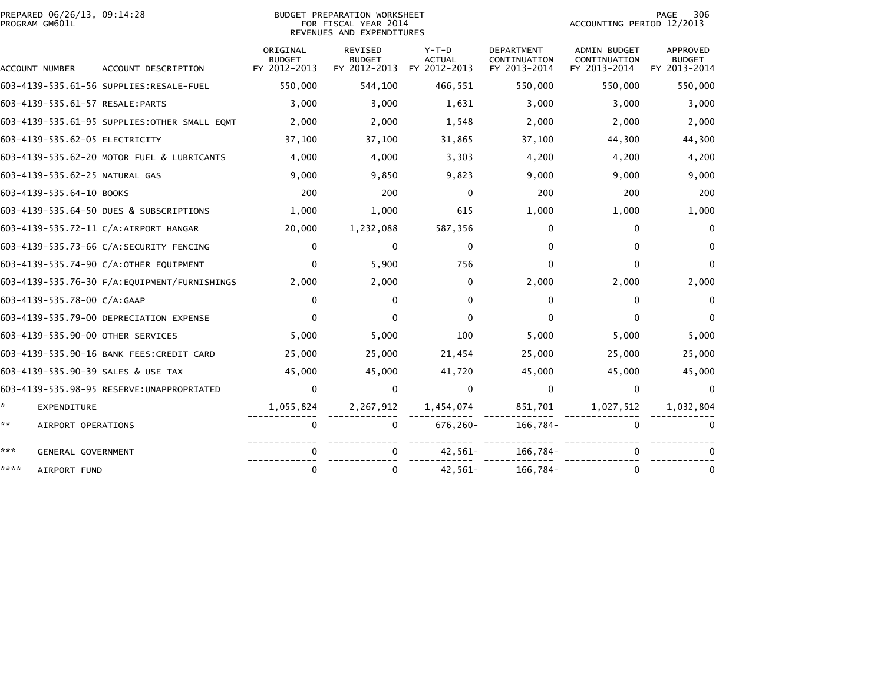BUDGET PREPARATION WORKSHEET
FOR FISCAL YEAR 2014
REVENUES AND EXPENDITURES

PREPARED 06/26/13, 09:14:28
PROGRAM GM601L

ACCOUNTING PERIOD 12/2013

| ACCOUNT NUMBER | ACCOUNT DESCRIPTION | ORIGINAL BUDGET FY 2012-2013 | REVISED BUDGET FY 2012-2013 | Y-T-D ACTUAL FY 2012-2013 | DEPARTMENT CONTINUATION FY 2013-2014 | ADMIN BUDGET CONTINUATION FY 2013-2014 | APPROVED BUDGET FY 2013-2014 |
|---|---|---|---|---|---|---|---|
| 603-4139-535.61-56 | SUPPLIES:RESALE-FUEL | 550,000 | 544,100 | 466,551 | 550,000 | 550,000 | 550,000 |
| 603-4139-535.61-57 | RESALE:PARTS | 3,000 | 3,000 | 1,631 | 3,000 | 3,000 | 3,000 |
| 603-4139-535.61-95 | SUPPLIES:OTHER SMALL EQMT | 2,000 | 2,000 | 1,548 | 2,000 | 2,000 | 2,000 |
| 603-4139-535.62-05 | ELECTRICITY | 37,100 | 37,100 | 31,865 | 37,100 | 44,300 | 44,300 |
| 603-4139-535.62-20 | MOTOR FUEL & LUBRICANTS | 4,000 | 4,000 | 3,303 | 4,200 | 4,200 | 4,200 |
| 603-4139-535.62-25 | NATURAL GAS | 9,000 | 9,850 | 9,823 | 9,000 | 9,000 | 9,000 |
| 603-4139-535.64-10 | BOOKS | 200 | 200 | 0 | 200 | 200 | 200 |
| 603-4139-535.64-50 | DUES & SUBSCRIPTIONS | 1,000 | 1,000 | 615 | 1,000 | 1,000 | 1,000 |
| 603-4139-535.72-11 | C/A:AIRPORT HANGAR | 20,000 | 1,232,088 | 587,356 | 0 | 0 | 0 |
| 603-4139-535.73-66 | C/A:SECURITY FENCING | 0 | 0 | 0 | 0 | 0 | 0 |
| 603-4139-535.74-90 | C/A:OTHER EQUIPMENT | 0 | 5,900 | 756 | 0 | 0 | 0 |
| 603-4139-535.76-30 | F/A:EQUIPMENT/FURNISHINGS | 2,000 | 2,000 | 0 | 2,000 | 2,000 | 2,000 |
| 603-4139-535.78-00 | C/A:GAAP | 0 | 0 | 0 | 0 | 0 | 0 |
| 603-4139-535.79-00 | DEPRECIATION EXPENSE | 0 | 0 | 0 | 0 | 0 | 0 |
| 603-4139-535.90-00 | OTHER SERVICES | 5,000 | 5,000 | 100 | 5,000 | 5,000 | 5,000 |
| 603-4139-535.90-16 | BANK FEES:CREDIT CARD | 25,000 | 25,000 | 21,454 | 25,000 | 25,000 | 25,000 |
| 603-4139-535.90-39 | SALES & USE TAX | 45,000 | 45,000 | 41,720 | 45,000 | 45,000 | 45,000 |
| 603-4139-535.98-95 | RESERVE:UNAPPROPRIATED | 0 | 0 | 0 | 0 | 0 | 0 |
| * | EXPENDITURE | 1,055,824 | 2,267,912 | 1,454,074 | 851,701 | 1,027,512 | 1,032,804 |
| ** | AIRPORT OPERATIONS | 0 | 0 | 676,260- | 166,784- | 0 | 0 |
| *** | GENERAL GOVERNMENT | 0 | 0 | 42,561- | 166,784- | 0 | 0 |
| **** | AIRPORT FUND | 0 | 0 | 42,561- | 166,784- | 0 | 0 |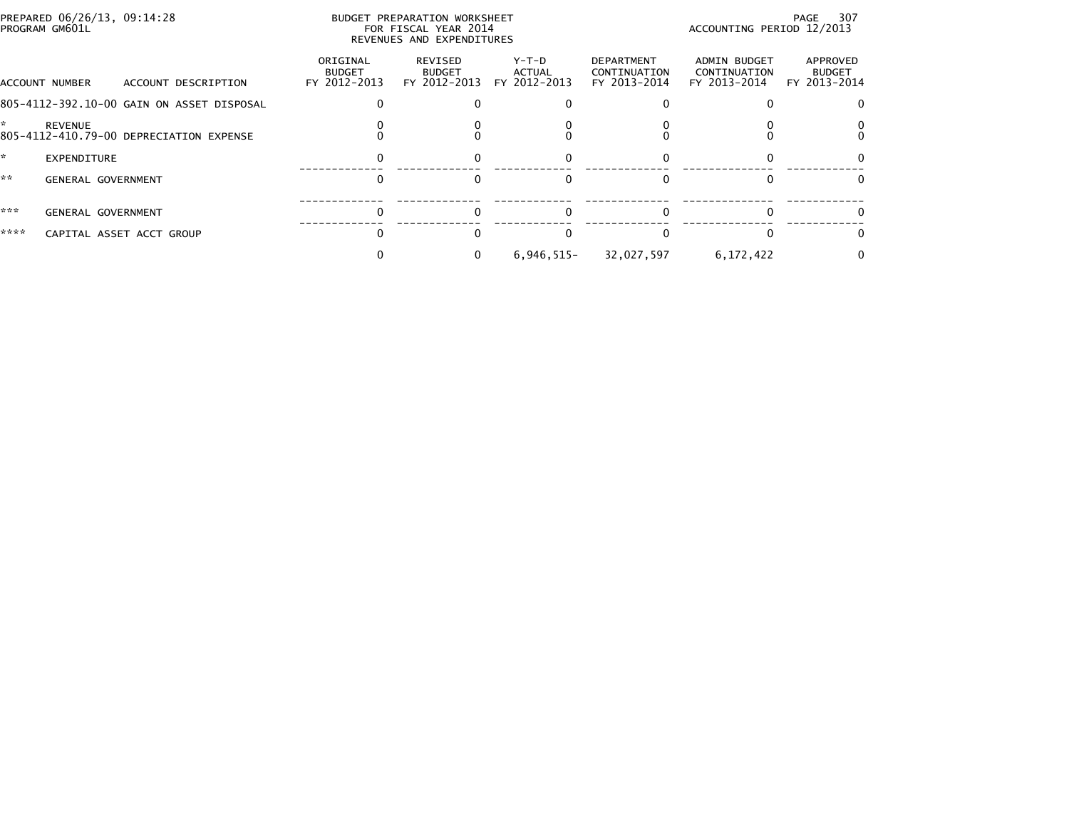BUDGET PREPARATION WORKSHEET
FOR FISCAL YEAR 2014
REVENUES AND EXPENDITURES

PREPARED 06/26/13, 09:14:28
PROGRAM GM601L

ACCOUNTING PERIOD 12/2013

| ACCOUNT NUMBER | ACCOUNT DESCRIPTION | ORIGINAL BUDGET FY 2012-2013 | REVISED BUDGET FY 2012-2013 | Y-T-D ACTUAL FY 2012-2013 | DEPARTMENT CONTINUATION FY 2013-2014 | ADMIN BUDGET CONTINUATION FY 2013-2014 | APPROVED BUDGET FY 2013-2014 |
|---|---|---|---|---|---|---|---|
| 805-4112-392.10-00 | GAIN ON ASSET DISPOSAL | 0 | 0 | 0 | 0 | 0 | 0 |
| * | REVENUE | 0 | 0 | 0 | 0 | 0 | 0 |
| 805-4112-410.79-00 | DEPRECIATION EXPENSE | 0 | 0 | 0 | 0 | 0 | 0 |
| * | EXPENDITURE | 0 | 0 | 0 | 0 | 0 | 0 |
| ** | GENERAL GOVERNMENT | 0 | 0 | 0 | 0 | 0 | 0 |
| *** | GENERAL GOVERNMENT | 0 | 0 | 0 | 0 | 0 | 0 |
| **** | CAPITAL ASSET ACCT GROUP | 0 | 0 | 0 | 0 | 0 | 0 |
| | | 0 | 0 | 6,946,515- | 32,027,597 | 6,172,422 | 0 |